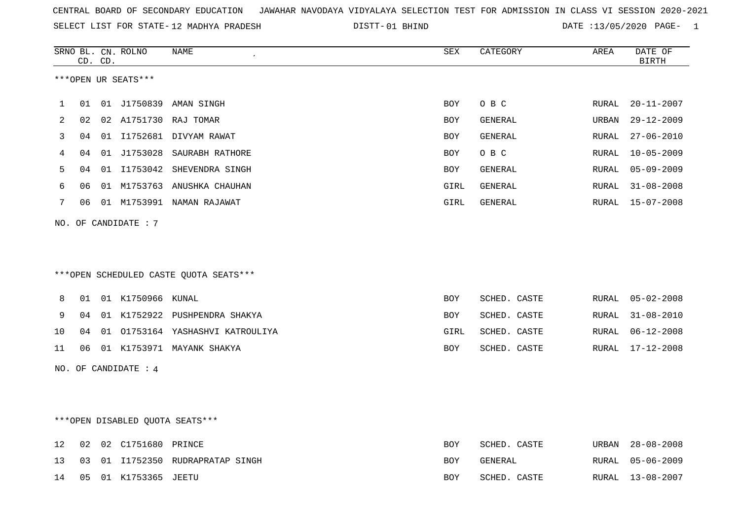CENTRAL BOARD OF SECONDARY EDUCATION JAWAHAR NAVODAYA VIDYALAYA SELECTION TEST FOR ADMISSION IN CLASS VI SESSION 2020-2021

SELECT LIST FOR STATE- 12 MADHYA PRADESH DISTT- 01 BHIND DATE :13/05/2020

***OPEN UR SEATS***

| SRNO | BL. CD. | CN. CD. | ROLNO | NAME | SEX | CATEGORY | AREA | DATE OF BIRTH |
|---|---|---|---|---|---|---|---|---|
| 1 | 01 | 01 | J1750839 | AMAN SINGH | BOY | O B C | RURAL | 20-11-2007 |
| 2 | 02 | 02 | A1751730 | RAJ TOMAR | BOY | GENERAL | URBAN | 29-12-2009 |
| 3 | 04 | 01 | I1752681 | DIVYAM RAWAT | BOY | GENERAL | RURAL | 27-06-2010 |
| 4 | 04 | 01 | J1753028 | SAURABH RATHORE | BOY | O B C | RURAL | 10-05-2009 |
| 5 | 04 | 01 | I1753042 | SHEVENDRA SINGH | BOY | GENERAL | RURAL | 05-09-2009 |
| 6 | 06 | 01 | M1753763 | ANUSHKA CHAUHAN | GIRL | GENERAL | RURAL | 31-08-2008 |
| 7 | 06 | 01 | M1753991 | NAMAN RAJAWAT | GIRL | GENERAL | RURAL | 15-07-2008 |

NO. OF CANDIDATE : 7

***OPEN SCHEDULED CASTE QUOTA SEATS***

| SRNO | BL. CD. | CN. CD. | ROLNO | NAME | SEX | CATEGORY | AREA | DATE OF BIRTH |
|---|---|---|---|---|---|---|---|---|
| 8 | 01 | 01 | K1750966 | KUNAL | BOY | SCHED. CASTE | RURAL | 05-02-2008 |
| 9 | 04 | 01 | K1752922 | PUSHPENDRA SHAKYA | BOY | SCHED. CASTE | RURAL | 31-08-2010 |
| 10 | 04 | 01 | O1753164 | YASHASHVI KATROULIYA | GIRL | SCHED. CASTE | RURAL | 06-12-2008 |
| 11 | 06 | 01 | K1753971 | MAYANK SHAKYA | BOY | SCHED. CASTE | RURAL | 17-12-2008 |

NO. OF CANDIDATE : 4

***OPEN DISABLED QUOTA SEATS***

| SRNO | BL. CD. | CN. CD. | ROLNO | NAME | SEX | CATEGORY | AREA | DATE OF BIRTH |
|---|---|---|---|---|---|---|---|---|
| 12 | 02 | 02 | C1751680 | PRINCE | BOY | SCHED. CASTE | URBAN | 28-08-2008 |
| 13 | 03 | 01 | I1752350 | RUDRAPRATAP SINGH | BOY | GENERAL | RURAL | 05-06-2009 |
| 14 | 05 | 01 | K1753365 | JEETU | BOY | SCHED. CASTE | RURAL | 13-08-2007 |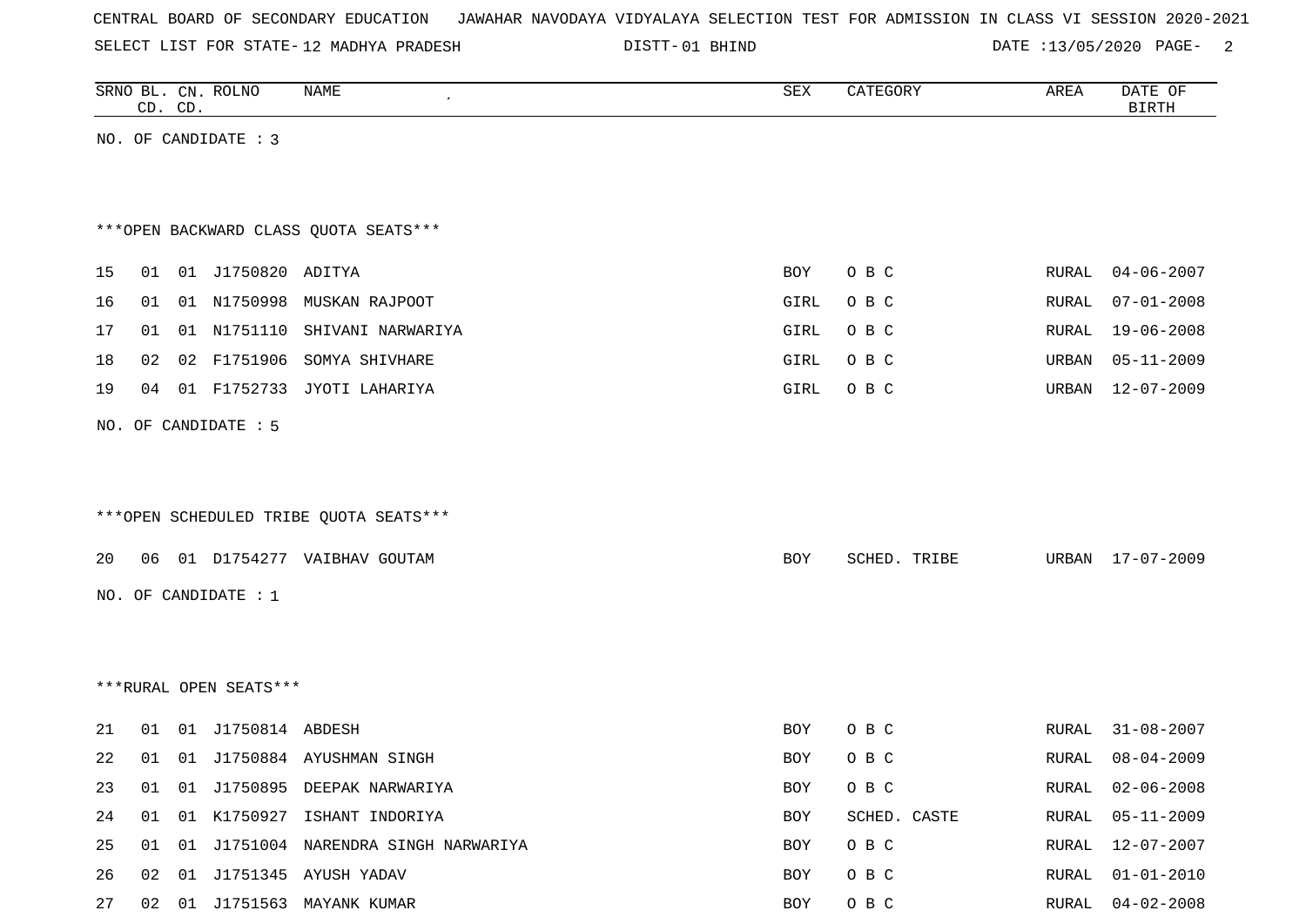CENTRAL BOARD OF SECONDARY EDUCATION JAWAHAR NAVODAYA VIDYALAYA SELECTION TEST FOR ADMISSION IN CLASS VI SESSION 2020-2021

SELECT LIST FOR STATE- 12 MADHYA PRADESH DISTT- 01 BHIND DATE :13/05/2020

| SRNO | BL. CD. | CN. CD. | ROLNO | NAME | SEX | CATEGORY | AREA | DATE OF BIRTH |
|---|---|---|---|---|---|---|---|---|

NO. OF CANDIDATE : 3

***OPEN BACKWARD CLASS QUOTA SEATS***

| SRNO | BL. CD. | CN. CD. | ROLNO | NAME | SEX | CATEGORY | AREA | DATE OF BIRTH |
|---|---|---|---|---|---|---|---|---|
| 15 | 01 | 01 | J1750820 | ADITYA | BOY | O B C | RURAL | 04-06-2007 |
| 16 | 01 | 01 | N1750998 | MUSKAN RAJPOOT | GIRL | O B C | RURAL | 07-01-2008 |
| 17 | 01 | 01 | N1751110 | SHIVANI NARWARIYA | GIRL | O B C | RURAL | 19-06-2008 |
| 18 | 02 | 02 | F1751906 | SOMYA SHIVHARE | GIRL | O B C | URBAN | 05-11-2009 |
| 19 | 04 | 01 | F1752733 | JYOTI LAHARIYA | GIRL | O B C | URBAN | 12-07-2009 |

NO. OF CANDIDATE : 5

***OPEN SCHEDULED TRIBE QUOTA SEATS***

| SRNO | BL. CD. | CN. CD. | ROLNO | NAME | SEX | CATEGORY | AREA | DATE OF BIRTH |
|---|---|---|---|---|---|---|---|---|
| 20 | 06 | 01 | D1754277 | VAIBHAV GOUTAM | BOY | SCHED. TRIBE | URBAN | 17-07-2009 |

NO. OF CANDIDATE : 1

***RURAL OPEN SEATS***

| SRNO | BL. CD. | CN. CD. | ROLNO | NAME | SEX | CATEGORY | AREA | DATE OF BIRTH |
|---|---|---|---|---|---|---|---|---|
| 21 | 01 | 01 | J1750814 | ABDESH | BOY | O B C | RURAL | 31-08-2007 |
| 22 | 01 | 01 | J1750884 | AYUSHMAN SINGH | BOY | O B C | RURAL | 08-04-2009 |
| 23 | 01 | 01 | J1750895 | DEEPAK NARWARIYA | BOY | O B C | RURAL | 02-06-2008 |
| 24 | 01 | 01 | K1750927 | ISHANT INDORIYA | BOY | SCHED. CASTE | RURAL | 05-11-2009 |
| 25 | 01 | 01 | J1751004 | NARENDRA SINGH NARWARIYA | BOY | O B C | RURAL | 12-07-2007 |
| 26 | 02 | 01 | J1751345 | AYUSH YADAV | BOY | O B C | RURAL | 01-01-2010 |
| 27 | 02 | 01 | J1751563 | MAYANK KUMAR | BOY | O B C | RURAL | 04-02-2008 |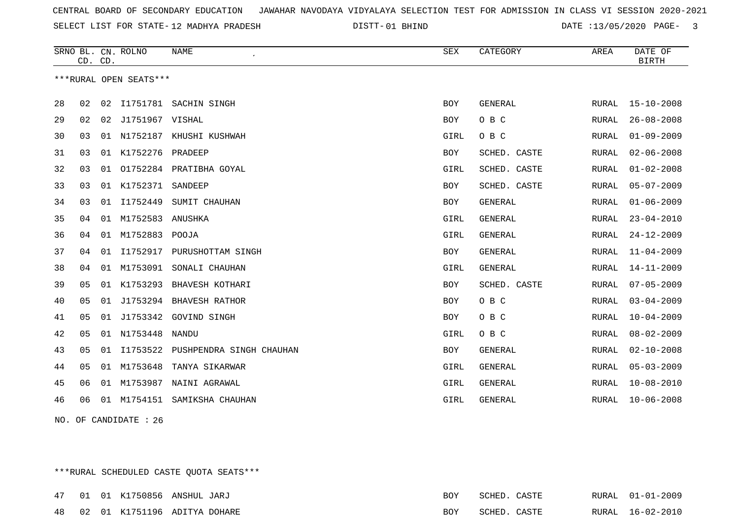CENTRAL BOARD OF SECONDARY EDUCATION JAWAHAR NAVODAYA VIDYALAYA SELECTION TEST FOR ADMISSION IN CLASS VI SESSION 2020-2021

SELECT LIST FOR STATE- 12 MADHYA PRADESH DISTT- 01 BHIND DATE :13/05/2020

***RURAL OPEN SEATS***

| SRNO | BL. CD. | CN. CD. | ROLNO | NAME | SEX | CATEGORY | AREA | DATE OF BIRTH |
|---|---|---|---|---|---|---|---|---|
| 28 | 02 | 02 | I1751781 | SACHIN SINGH | BOY | GENERAL | RURAL | 15-10-2008 |
| 29 | 02 | 02 | J1751967 | VISHAL | BOY | O B C | RURAL | 26-08-2008 |
| 30 | 03 | 01 | N1752187 | KHUSHI KUSHWAH | GIRL | O B C | RURAL | 01-09-2009 |
| 31 | 03 | 01 | K1752276 | PRADEEP | BOY | SCHED. CASTE | RURAL | 02-06-2008 |
| 32 | 03 | 01 | O1752284 | PRATIBHA GOYAL | GIRL | SCHED. CASTE | RURAL | 01-02-2008 |
| 33 | 03 | 01 | K1752371 | SANDEEP | BOY | SCHED. CASTE | RURAL | 05-07-2009 |
| 34 | 03 | 01 | I1752449 | SUMIT CHAUHAN | BOY | GENERAL | RURAL | 01-06-2009 |
| 35 | 04 | 01 | M1752583 | ANUSHKA | GIRL | GENERAL | RURAL | 23-04-2010 |
| 36 | 04 | 01 | M1752883 | POOJA | GIRL | GENERAL | RURAL | 24-12-2009 |
| 37 | 04 | 01 | I1752917 | PURUSHOTTAM SINGH | BOY | GENERAL | RURAL | 11-04-2009 |
| 38 | 04 | 01 | M1753091 | SONALI CHAUHAN | GIRL | GENERAL | RURAL | 14-11-2009 |
| 39 | 05 | 01 | K1753293 | BHAVESH KOTHARI | BOY | SCHED. CASTE | RURAL | 07-05-2009 |
| 40 | 05 | 01 | J1753294 | BHAVESH RATHOR | BOY | O B C | RURAL | 03-04-2009 |
| 41 | 05 | 01 | J1753342 | GOVIND SINGH | BOY | O B C | RURAL | 10-04-2009 |
| 42 | 05 | 01 | N1753448 | NANDU | GIRL | O B C | RURAL | 08-02-2009 |
| 43 | 05 | 01 | I1753522 | PUSHPENDRA SINGH CHAUHAN | BOY | GENERAL | RURAL | 02-10-2008 |
| 44 | 05 | 01 | M1753648 | TANYA SIKARWAR | GIRL | GENERAL | RURAL | 05-03-2009 |
| 45 | 06 | 01 | M1753987 | NAINI AGRAWAL | GIRL | GENERAL | RURAL | 10-08-2010 |
| 46 | 06 | 01 | M1754151 | SAMIKSHA CHAUHAN | GIRL | GENERAL | RURAL | 10-06-2008 |

NO. OF CANDIDATE : 26

***RURAL SCHEDULED CASTE QUOTA SEATS***

| SRNO | BL. CD. | CN. CD. | ROLNO | NAME | SEX | CATEGORY | AREA | DATE OF BIRTH |
|---|---|---|---|---|---|---|---|---|
| 47 | 01 | 01 | K1750856 | ANSHUL JARJ | BOY | SCHED. CASTE | RURAL | 01-01-2009 |
| 48 | 02 | 01 | K1751196 | ADITYA DOHARE | BOY | SCHED. CASTE | RURAL | 16-02-2010 |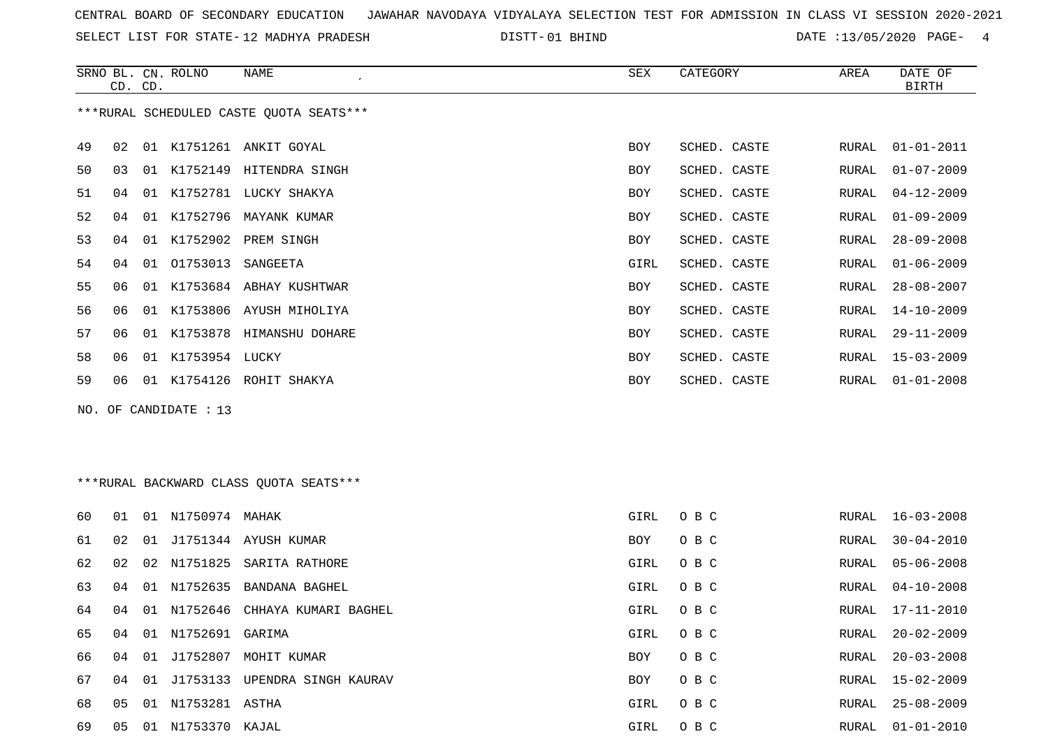CENTRAL BOARD OF SECONDARY EDUCATION   JAWAHAR NAVODAYA VIDYALAYA SELECTION TEST FOR ADMISSION IN CLASS VI SESSION 2020-2021

SELECT LIST FOR STATE- 12 MADHYA PRADESH   DISTT- 01 BHIND   DATE :13/05/2020

***RURAL SCHEDULED CASTE QUOTA SEATS***

| SRNO | BL. CD. | CN. CD. | ROLNO | NAME | SEX | CATEGORY | AREA | DATE OF BIRTH |
|---|---|---|---|---|---|---|---|---|
| 49 | 02 | 01 | K1751261 | ANKIT GOYAL | BOY | SCHED. CASTE | RURAL | 01-01-2011 |
| 50 | 03 | 01 | K1752149 | HITENDRA SINGH | BOY | SCHED. CASTE | RURAL | 01-07-2009 |
| 51 | 04 | 01 | K1752781 | LUCKY SHAKYA | BOY | SCHED. CASTE | RURAL | 04-12-2009 |
| 52 | 04 | 01 | K1752796 | MAYANK KUMAR | BOY | SCHED. CASTE | RURAL | 01-09-2009 |
| 53 | 04 | 01 | K1752902 | PREM SINGH | BOY | SCHED. CASTE | RURAL | 28-09-2008 |
| 54 | 04 | 01 | O1753013 | SANGEETA | GIRL | SCHED. CASTE | RURAL | 01-06-2009 |
| 55 | 06 | 01 | K1753684 | ABHAY KUSHTWAR | BOY | SCHED. CASTE | RURAL | 28-08-2007 |
| 56 | 06 | 01 | K1753806 | AYUSH MIHOLIYA | BOY | SCHED. CASTE | RURAL | 14-10-2009 |
| 57 | 06 | 01 | K1753878 | HIMANSHU DOHARE | BOY | SCHED. CASTE | RURAL | 29-11-2009 |
| 58 | 06 | 01 | K1753954 | LUCKY | BOY | SCHED. CASTE | RURAL | 15-03-2009 |
| 59 | 06 | 01 | K1754126 | ROHIT SHAKYA | BOY | SCHED. CASTE | RURAL | 01-01-2008 |

NO. OF CANDIDATE : 13

***RURAL BACKWARD CLASS QUOTA SEATS***

| SRNO | BL. CD. | CN. CD. | ROLNO | NAME | SEX | CATEGORY | AREA | DATE OF BIRTH |
|---|---|---|---|---|---|---|---|---|
| 60 | 01 | 01 | N1750974 | MAHAK | GIRL | O B C | RURAL | 16-03-2008 |
| 61 | 02 | 01 | J1751344 | AYUSH KUMAR | BOY | O B C | RURAL | 30-04-2010 |
| 62 | 02 | 02 | N1751825 | SARITA RATHORE | GIRL | O B C | RURAL | 05-06-2008 |
| 63 | 04 | 01 | N1752635 | BANDANA BAGHEL | GIRL | O B C | RURAL | 04-10-2008 |
| 64 | 04 | 01 | N1752646 | CHHAYA KUMARI BAGHEL | GIRL | O B C | RURAL | 17-11-2010 |
| 65 | 04 | 01 | N1752691 | GARIMA | GIRL | O B C | RURAL | 20-02-2009 |
| 66 | 04 | 01 | J1752807 | MOHIT KUMAR | BOY | O B C | RURAL | 20-03-2008 |
| 67 | 04 | 01 | J1753133 | UPENDRA SINGH KAURAV | BOY | O B C | RURAL | 15-02-2009 |
| 68 | 05 | 01 | N1753281 | ASTHA | GIRL | O B C | RURAL | 25-08-2009 |
| 69 | 05 | 01 | N1753370 | KAJAL | GIRL | O B C | RURAL | 01-01-2010 |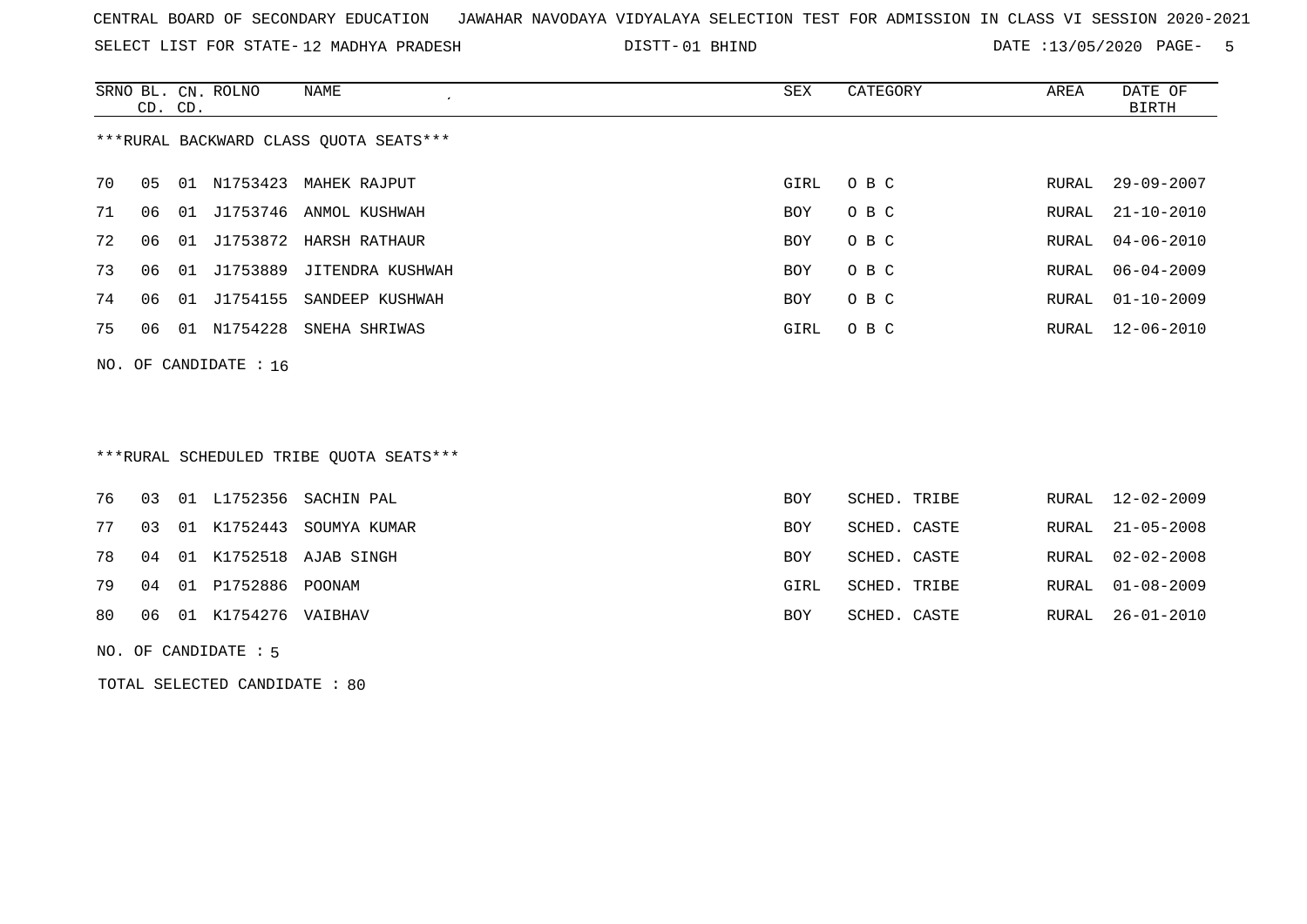CENTRAL BOARD OF SECONDARY EDUCATION JAWAHAR NAVODAYA VIDYALAYA SELECTION TEST FOR ADMISSION IN CLASS VI SESSION 2020-2021

SELECT LIST FOR STATE- 12 MADHYA PRADESH DISTT- 01 BHIND DATE :13/05/2020

***RURAL BACKWARD CLASS QUOTA SEATS***

| SRNO | BL. CD. | CN. CD. | ROLNO | NAME | SEX | CATEGORY | AREA | DATE OF BIRTH |
|---|---|---|---|---|---|---|---|---|
| 70 | 05 | 01 | N1753423 | MAHEK RAJPUT | GIRL | O B C | RURAL | 29-09-2007 |
| 71 | 06 | 01 | J1753746 | ANMOL KUSHWAH | BOY | O B C | RURAL | 21-10-2010 |
| 72 | 06 | 01 | J1753872 | HARSH RATHAUR | BOY | O B C | RURAL | 04-06-2010 |
| 73 | 06 | 01 | J1753889 | JITENDRA KUSHWAH | BOY | O B C | RURAL | 06-04-2009 |
| 74 | 06 | 01 | J1754155 | SANDEEP KUSHWAH | BOY | O B C | RURAL | 01-10-2009 |
| 75 | 06 | 01 | N1754228 | SNEHA SHRIWAS | GIRL | O B C | RURAL | 12-06-2010 |

NO. OF CANDIDATE : 16

***RURAL SCHEDULED TRIBE QUOTA SEATS***

| SRNO | BL. CD. | CN. CD. | ROLNO | NAME | SEX | CATEGORY | AREA | DATE OF BIRTH |
|---|---|---|---|---|---|---|---|---|
| 76 | 03 | 01 | L1752356 | SACHIN PAL | BOY | SCHED. TRIBE | RURAL | 12-02-2009 |
| 77 | 03 | 01 | K1752443 | SOUMYA KUMAR | BOY | SCHED. CASTE | RURAL | 21-05-2008 |
| 78 | 04 | 01 | K1752518 | AJAB SINGH | BOY | SCHED. CASTE | RURAL | 02-02-2008 |
| 79 | 04 | 01 | P1752886 | POONAM | GIRL | SCHED. TRIBE | RURAL | 01-08-2009 |
| 80 | 06 | 01 | K1754276 | VAIBHAV | BOY | SCHED. CASTE | RURAL | 26-01-2010 |

NO. OF CANDIDATE : 5

TOTAL SELECTED CANDIDATE : 80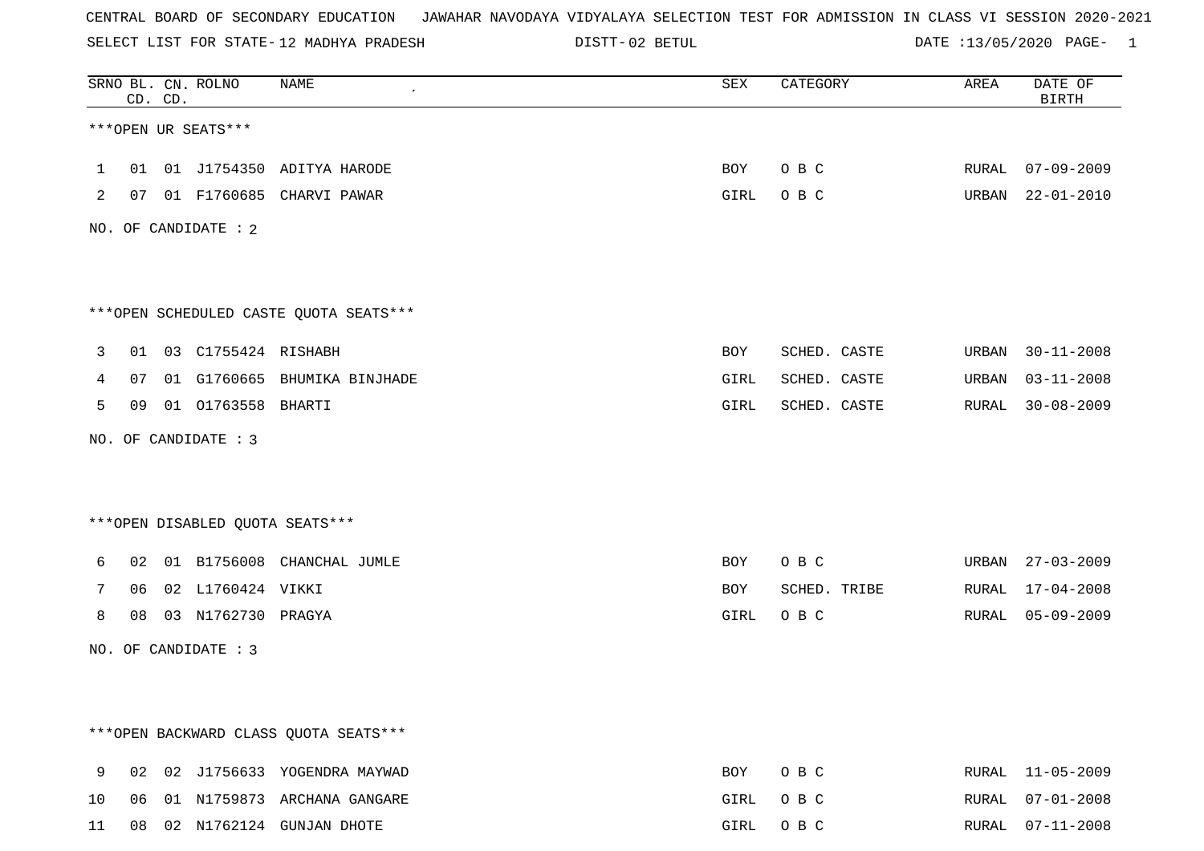CENTRAL BOARD OF SECONDARY EDUCATION JAWAHAR NAVODAYA VIDYALAYA SELECTION TEST FOR ADMISSION IN CLASS VI SESSION 2020-2021

SELECT LIST FOR STATE- 12 MADHYA PRADESH DISTT- 02 BETUL DATE :13/05/2020

| SRNO | BL. CD. | CN. CD. | ROLNO | NAME | SEX | CATEGORY | AREA | DATE OF BIRTH |
|---|---|---|---|---|---|---|---|---|

***OPEN UR SEATS***

| SRNO | BL. CD. | CN. CD. | ROLNO | NAME | SEX | CATEGORY | AREA | DATE OF BIRTH |
|---|---|---|---|---|---|---|---|---|
| 1 | 01 | 01 | J1754350 | ADITYA HARODE | BOY | O B C | RURAL | 07-09-2009 |
| 2 | 07 | 01 | F1760685 | CHARVI PAWAR | GIRL | O B C | URBAN | 22-01-2010 |

NO. OF CANDIDATE : 2

***OPEN SCHEDULED CASTE QUOTA SEATS***

| SRNO | BL. CD. | CN. CD. | ROLNO | NAME | SEX | CATEGORY | AREA | DATE OF BIRTH |
|---|---|---|---|---|---|---|---|---|
| 3 | 01 | 03 | C1755424 | RISHABH | BOY | SCHED. CASTE | URBAN | 30-11-2008 |
| 4 | 07 | 01 | G1760665 | BHUMIKA BINJHADE | GIRL | SCHED. CASTE | URBAN | 03-11-2008 |
| 5 | 09 | 01 | O1763558 | BHARTI | GIRL | SCHED. CASTE | RURAL | 30-08-2009 |

NO. OF CANDIDATE : 3

***OPEN DISABLED QUOTA SEATS***

| SRNO | BL. CD. | CN. CD. | ROLNO | NAME | SEX | CATEGORY | AREA | DATE OF BIRTH |
|---|---|---|---|---|---|---|---|---|
| 6 | 02 | 01 | B1756008 | CHANCHAL JUMLE | BOY | O B C | URBAN | 27-03-2009 |
| 7 | 06 | 02 | L1760424 | VIKKI | BOY | SCHED. TRIBE | RURAL | 17-04-2008 |
| 8 | 08 | 03 | N1762730 | PRAGYA | GIRL | O B C | RURAL | 05-09-2009 |

NO. OF CANDIDATE : 3

***OPEN BACKWARD CLASS QUOTA SEATS***

| SRNO | BL. CD. | CN. CD. | ROLNO | NAME | SEX | CATEGORY | AREA | DATE OF BIRTH |
|---|---|---|---|---|---|---|---|---|
| 9 | 02 | 02 | J1756633 | YOGENDRA MAYWAD | BOY | O B C | RURAL | 11-05-2009 |
| 10 | 06 | 01 | N1759873 | ARCHANA GANGARE | GIRL | O B C | RURAL | 07-01-2008 |
| 11 | 08 | 02 | N1762124 | GUNJAN DHOTE | GIRL | O B C | RURAL | 07-11-2008 |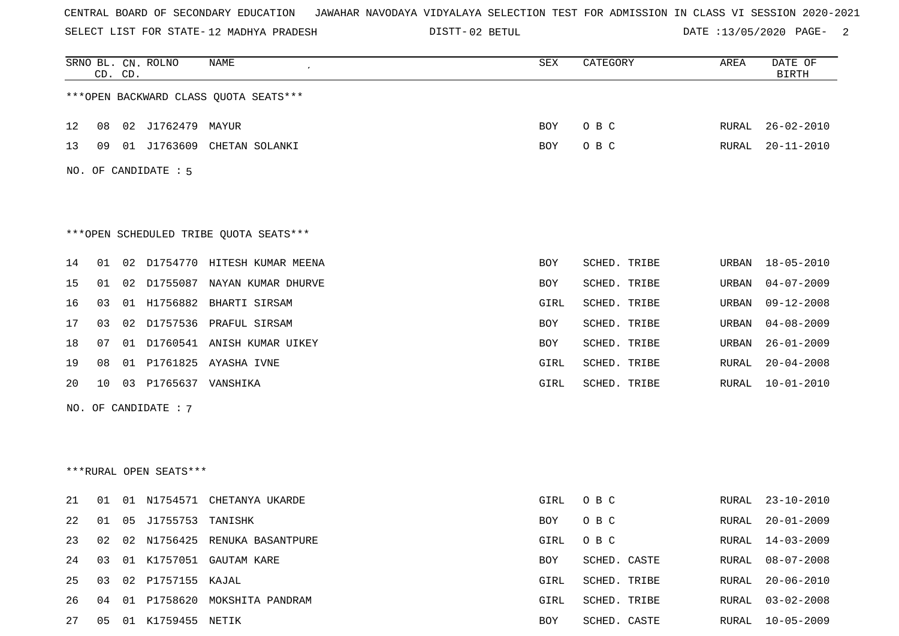CENTRAL BOARD OF SECONDARY EDUCATION JAWAHAR NAVODAYA VIDYALAYA SELECTION TEST FOR ADMISSION IN CLASS VI SESSION 2020-2021

SELECT LIST FOR STATE- 12 MADHYA PRADESH DISTT- 02 BETUL DATE :13/05/2020

| SRNO | BL. CD. | CN. CD. | ROLNO | NAME | SEX | CATEGORY | AREA | DATE OF BIRTH |
|---|---|---|---|---|---|---|---|---|

***OPEN BACKWARD CLASS QUOTA SEATS***

| SRNO | BL. CD. | CN. CD. | ROLNO | NAME | SEX | CATEGORY | AREA | DATE OF BIRTH |
|---|---|---|---|---|---|---|---|---|
| 12 | 08 | 02 | J1762479 | MAYUR | BOY | O B C | RURAL | 26-02-2010 |
| 13 | 09 | 01 | J1763609 | CHETAN SOLANKI | BOY | O B C | RURAL | 20-11-2010 |

NO. OF CANDIDATE : 5

***OPEN SCHEDULED TRIBE QUOTA SEATS***

| SRNO | BL. CD. | CN. CD. | ROLNO | NAME | SEX | CATEGORY | AREA | DATE OF BIRTH |
|---|---|---|---|---|---|---|---|---|
| 14 | 01 | 02 | D1754770 | HITESH KUMAR MEENA | BOY | SCHED. TRIBE | URBAN | 18-05-2010 |
| 15 | 01 | 02 | D1755087 | NAYAN KUMAR DHURVE | BOY | SCHED. TRIBE | URBAN | 04-07-2009 |
| 16 | 03 | 01 | H1756882 | BHARTI SIRSAM | GIRL | SCHED. TRIBE | URBAN | 09-12-2008 |
| 17 | 03 | 02 | D1757536 | PRAFUL SIRSAM | BOY | SCHED. TRIBE | URBAN | 04-08-2009 |
| 18 | 07 | 01 | D1760541 | ANISH KUMAR UIKEY | BOY | SCHED. TRIBE | URBAN | 26-01-2009 |
| 19 | 08 | 01 | P1761825 | AYASHA IVNE | GIRL | SCHED. TRIBE | RURAL | 20-04-2008 |
| 20 | 10 | 03 | P1765637 | VANSHIKA | GIRL | SCHED. TRIBE | RURAL | 10-01-2010 |

NO. OF CANDIDATE : 7

***RURAL OPEN SEATS***

| SRNO | BL. CD. | CN. CD. | ROLNO | NAME | SEX | CATEGORY | AREA | DATE OF BIRTH |
|---|---|---|---|---|---|---|---|---|
| 21 | 01 | 01 | N1754571 | CHETANYA UKARDE | GIRL | O B C | RURAL | 23-10-2010 |
| 22 | 01 | 05 | J1755753 | TANISHK | BOY | O B C | RURAL | 20-01-2009 |
| 23 | 02 | 02 | N1756425 | RENUKA BASANTPURE | GIRL | O B C | RURAL | 14-03-2009 |
| 24 | 03 | 01 | K1757051 | GAUTAM KARE | BOY | SCHED. CASTE | RURAL | 08-07-2008 |
| 25 | 03 | 02 | P1757155 | KAJAL | GIRL | SCHED. TRIBE | RURAL | 20-06-2010 |
| 26 | 04 | 01 | P1758620 | MOKSHITA PANDRAM | GIRL | SCHED. TRIBE | RURAL | 03-02-2008 |
| 27 | 05 | 01 | K1759455 | NETIK | BOY | SCHED. CASTE | RURAL | 10-05-2009 |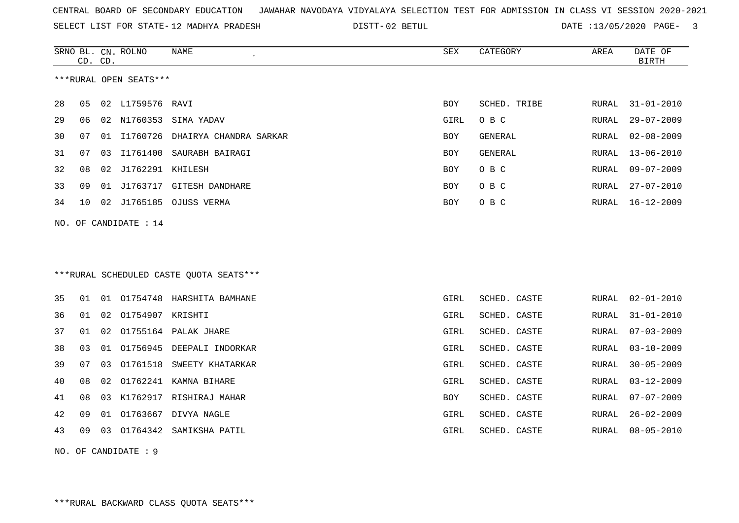CENTRAL BOARD OF SECONDARY EDUCATION JAWAHAR NAVODAYA VIDYALAYA SELECTION TEST FOR ADMISSION IN CLASS VI SESSION 2020-2021

SELECT LIST FOR STATE- 12 MADHYA PRADESH DISTT- 02 BETUL DATE :13/05/2020

***RURAL OPEN SEATS***

| SRNO | BL. CD. | CN. CD. | ROLNO | NAME | SEX | CATEGORY | AREA | DATE OF BIRTH |
|---|---|---|---|---|---|---|---|---|
| 28 | 05 | 02 | L1759576 | RAVI | BOY | SCHED. TRIBE | RURAL | 31-01-2010 |
| 29 | 06 | 02 | N1760353 | SIMA YADAV | GIRL | O B C | RURAL | 29-07-2009 |
| 30 | 07 | 01 | I1760726 | DHAIRYA CHANDRA SARKAR | BOY | GENERAL | RURAL | 02-08-2009 |
| 31 | 07 | 03 | I1761400 | SAURABH BAIRAGI | BOY | GENERAL | RURAL | 13-06-2010 |
| 32 | 08 | 02 | J1762291 | KHILESH | BOY | O B C | RURAL | 09-07-2009 |
| 33 | 09 | 01 | J1763717 | GITESH DANDHARE | BOY | O B C | RURAL | 27-07-2010 |
| 34 | 10 | 02 | J1765185 | OJUSS VERMA | BOY | O B C | RURAL | 16-12-2009 |

NO. OF CANDIDATE : 14

***RURAL SCHEDULED CASTE QUOTA SEATS***

| SRNO | BL. CD. | CN. CD. | ROLNO | NAME | SEX | CATEGORY | AREA | DATE OF BIRTH |
|---|---|---|---|---|---|---|---|---|
| 35 | 01 | 01 | O1754748 | HARSHITA BAMHANE | GIRL | SCHED. CASTE | RURAL | 02-01-2010 |
| 36 | 01 | 02 | O1754907 | KRISHTI | GIRL | SCHED. CASTE | RURAL | 31-01-2010 |
| 37 | 01 | 02 | O1755164 | PALAK JHARE | GIRL | SCHED. CASTE | RURAL | 07-03-2009 |
| 38 | 03 | 01 | O1756945 | DEEPALI INDORKAR | GIRL | SCHED. CASTE | RURAL | 03-10-2009 |
| 39 | 07 | 03 | O1761518 | SWEETY KHATARKAR | GIRL | SCHED. CASTE | RURAL | 30-05-2009 |
| 40 | 08 | 02 | O1762241 | KAMNA BIHARE | GIRL | SCHED. CASTE | RURAL | 03-12-2009 |
| 41 | 08 | 03 | K1762917 | RISHIRAJ MAHAR | BOY | SCHED. CASTE | RURAL | 07-07-2009 |
| 42 | 09 | 01 | O1763667 | DIVYA NAGLE | GIRL | SCHED. CASTE | RURAL | 26-02-2009 |
| 43 | 09 | 03 | O1764342 | SAMIKSHA PATIL | GIRL | SCHED. CASTE | RURAL | 08-05-2010 |

NO. OF CANDIDATE : 9

***RURAL BACKWARD CLASS QUOTA SEATS***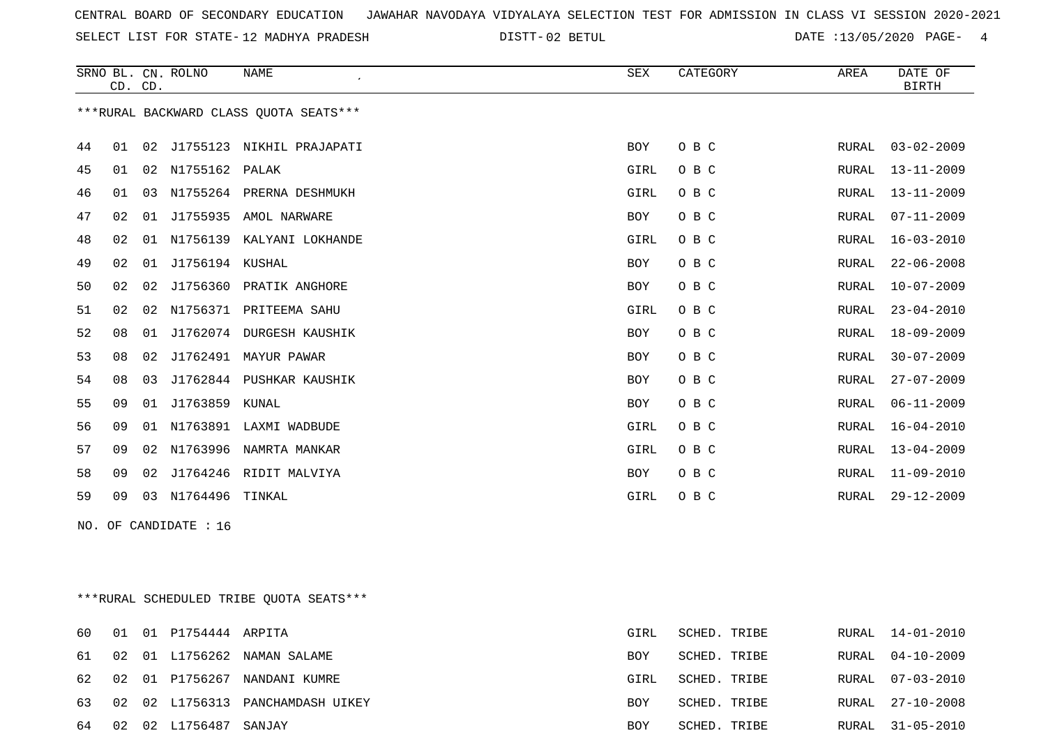CENTRAL BOARD OF SECONDARY EDUCATION   JAWAHAR NAVODAYA VIDYALAYA SELECTION TEST FOR ADMISSION IN CLASS VI SESSION 2020-2021

SELECT LIST FOR STATE- 12 MADHYA PRADESH   DISTT- 02 BETUL   DATE :13/05/2020

***RURAL BACKWARD CLASS QUOTA SEATS***

| SRNO | BL. CD. | CN. CD. | ROLNO | NAME | SEX | CATEGORY | AREA | DATE OF BIRTH |
|---|---|---|---|---|---|---|---|---|
| 44 | 01 | 02 | J1755123 | NIKHIL PRAJAPATI | BOY | O B C | RURAL | 03-02-2009 |
| 45 | 01 | 02 | N1755162 | PALAK | GIRL | O B C | RURAL | 13-11-2009 |
| 46 | 01 | 03 | N1755264 | PRERNA DESHMUKH | GIRL | O B C | RURAL | 13-11-2009 |
| 47 | 02 | 01 | J1755935 | AMOL NARWARE | BOY | O B C | RURAL | 07-11-2009 |
| 48 | 02 | 01 | N1756139 | KALYANI LOKHANDE | GIRL | O B C | RURAL | 16-03-2010 |
| 49 | 02 | 01 | J1756194 | KUSHAL | BOY | O B C | RURAL | 22-06-2008 |
| 50 | 02 | 02 | J1756360 | PRATIK ANGHORE | BOY | O B C | RURAL | 10-07-2009 |
| 51 | 02 | 02 | N1756371 | PRITEEMA SAHU | GIRL | O B C | RURAL | 23-04-2010 |
| 52 | 08 | 01 | J1762074 | DURGESH KAUSHIK | BOY | O B C | RURAL | 18-09-2009 |
| 53 | 08 | 02 | J1762491 | MAYUR PAWAR | BOY | O B C | RURAL | 30-07-2009 |
| 54 | 08 | 03 | J1762844 | PUSHKAR KAUSHIK | BOY | O B C | RURAL | 27-07-2009 |
| 55 | 09 | 01 | J1763859 | KUNAL | BOY | O B C | RURAL | 06-11-2009 |
| 56 | 09 | 01 | N1763891 | LAXMI WADBUDE | GIRL | O B C | RURAL | 16-04-2010 |
| 57 | 09 | 02 | N1763996 | NAMRTA MANKAR | GIRL | O B C | RURAL | 13-04-2009 |
| 58 | 09 | 02 | J1764246 | RIDIT MALVIYA | BOY | O B C | RURAL | 11-09-2010 |
| 59 | 09 | 03 | N1764496 | TINKAL | GIRL | O B C | RURAL | 29-12-2009 |

NO. OF CANDIDATE : 16

***RURAL SCHEDULED TRIBE QUOTA SEATS***

| SRNO | BL. CD. | CN. CD. | ROLNO | NAME | SEX | CATEGORY | AREA | DATE OF BIRTH |
|---|---|---|---|---|---|---|---|---|
| 60 | 01 | 01 | P1754444 | ARPITA | GIRL | SCHED. TRIBE | RURAL | 14-01-2010 |
| 61 | 02 | 01 | L1756262 | NAMAN SALAME | BOY | SCHED. TRIBE | RURAL | 04-10-2009 |
| 62 | 02 | 01 | P1756267 | NANDANI KUMRE | GIRL | SCHED. TRIBE | RURAL | 07-03-2010 |
| 63 | 02 | 02 | L1756313 | PANCHAMDASH UIKEY | BOY | SCHED. TRIBE | RURAL | 27-10-2008 |
| 64 | 02 | 02 | L1756487 | SANJAY | BOY | SCHED. TRIBE | RURAL | 31-05-2010 |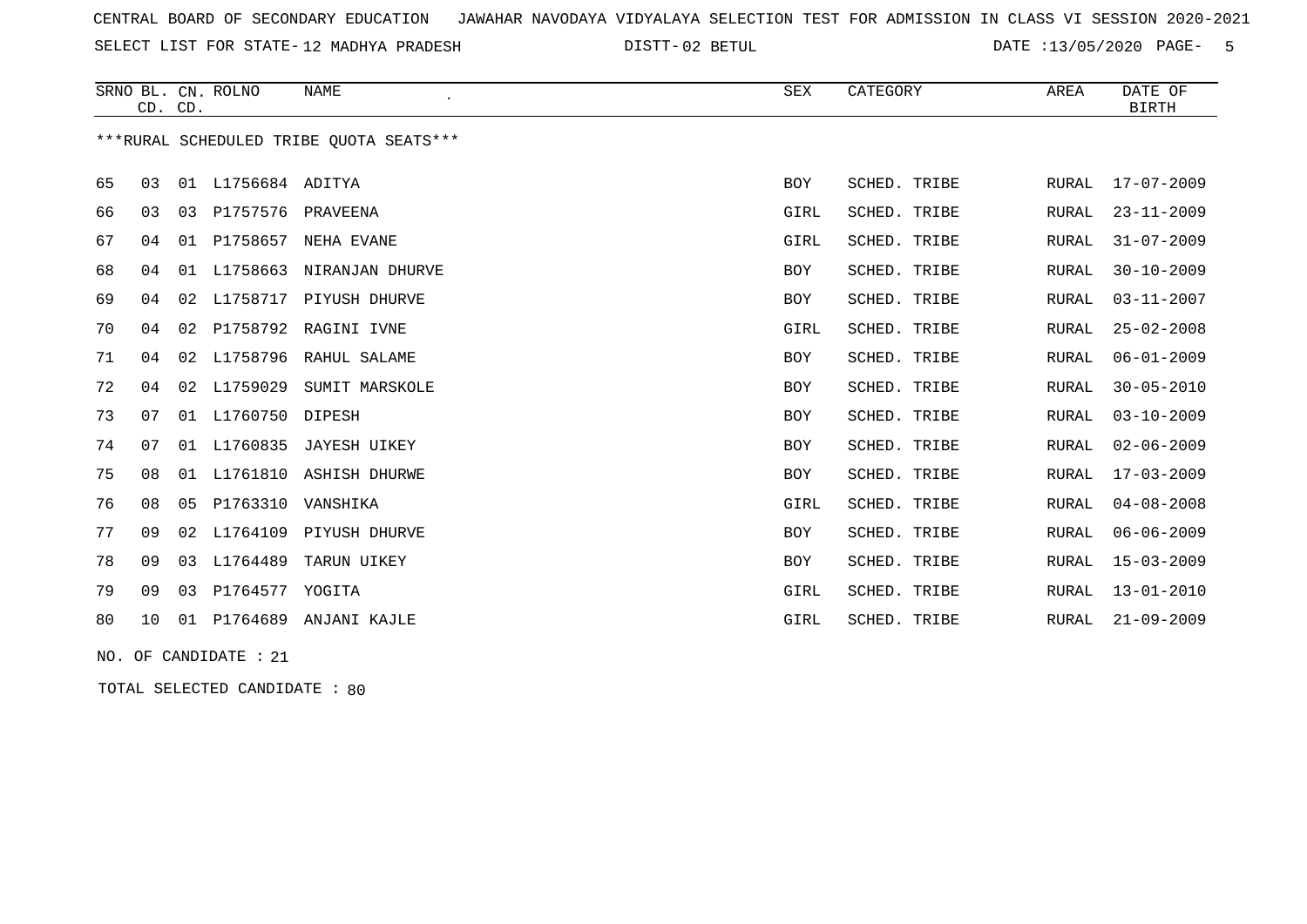CENTRAL BOARD OF SECONDARY EDUCATION JAWAHAR NAVODAYA VIDYALAYA SELECTION TEST FOR ADMISSION IN CLASS VI SESSION 2020-2021

SELECT LIST FOR STATE- 12 MADHYA PRADESH DISTT- 02 BETUL DATE :13/05/2020

| SRNO | BL. CD. | CN. CD. | ROLNO | NAME | SEX | CATEGORY | AREA | DATE OF BIRTH |
|---|---|---|---|---|---|---|---|---|

***RURAL SCHEDULED TRIBE QUOTA SEATS***

| SRNO | BL. CD. | CN. CD. | ROLNO | NAME | SEX | CATEGORY | AREA | DATE OF BIRTH |
|---|---|---|---|---|---|---|---|---|
| 65 | 03 | 01 | L1756684 | ADITYA | BOY | SCHED. TRIBE | RURAL | 17-07-2009 |
| 66 | 03 | 03 | P1757576 | PRAVEENA | GIRL | SCHED. TRIBE | RURAL | 23-11-2009 |
| 67 | 04 | 01 | P1758657 | NEHA EVANE | GIRL | SCHED. TRIBE | RURAL | 31-07-2009 |
| 68 | 04 | 01 | L1758663 | NIRANJAN DHURVE | BOY | SCHED. TRIBE | RURAL | 30-10-2009 |
| 69 | 04 | 02 | L1758717 | PIYUSH DHURVE | BOY | SCHED. TRIBE | RURAL | 03-11-2007 |
| 70 | 04 | 02 | P1758792 | RAGINI IVNE | GIRL | SCHED. TRIBE | RURAL | 25-02-2008 |
| 71 | 04 | 02 | L1758796 | RAHUL SALAME | BOY | SCHED. TRIBE | RURAL | 06-01-2009 |
| 72 | 04 | 02 | L1759029 | SUMIT MARSKOLE | BOY | SCHED. TRIBE | RURAL | 30-05-2010 |
| 73 | 07 | 01 | L1760750 | DIPESH | BOY | SCHED. TRIBE | RURAL | 03-10-2009 |
| 74 | 07 | 01 | L1760835 | JAYESH UIKEY | BOY | SCHED. TRIBE | RURAL | 02-06-2009 |
| 75 | 08 | 01 | L1761810 | ASHISH DHURWE | BOY | SCHED. TRIBE | RURAL | 17-03-2009 |
| 76 | 08 | 05 | P1763310 | VANSHIKA | GIRL | SCHED. TRIBE | RURAL | 04-08-2008 |
| 77 | 09 | 02 | L1764109 | PIYUSH DHURVE | BOY | SCHED. TRIBE | RURAL | 06-06-2009 |
| 78 | 09 | 03 | L1764489 | TARUN UIKEY | BOY | SCHED. TRIBE | RURAL | 15-03-2009 |
| 79 | 09 | 03 | P1764577 | YOGITA | GIRL | SCHED. TRIBE | RURAL | 13-01-2010 |
| 80 | 10 | 01 | P1764689 | ANJANI KAJLE | GIRL | SCHED. TRIBE | RURAL | 21-09-2009 |

NO. OF CANDIDATE : 21

TOTAL SELECTED CANDIDATE : 80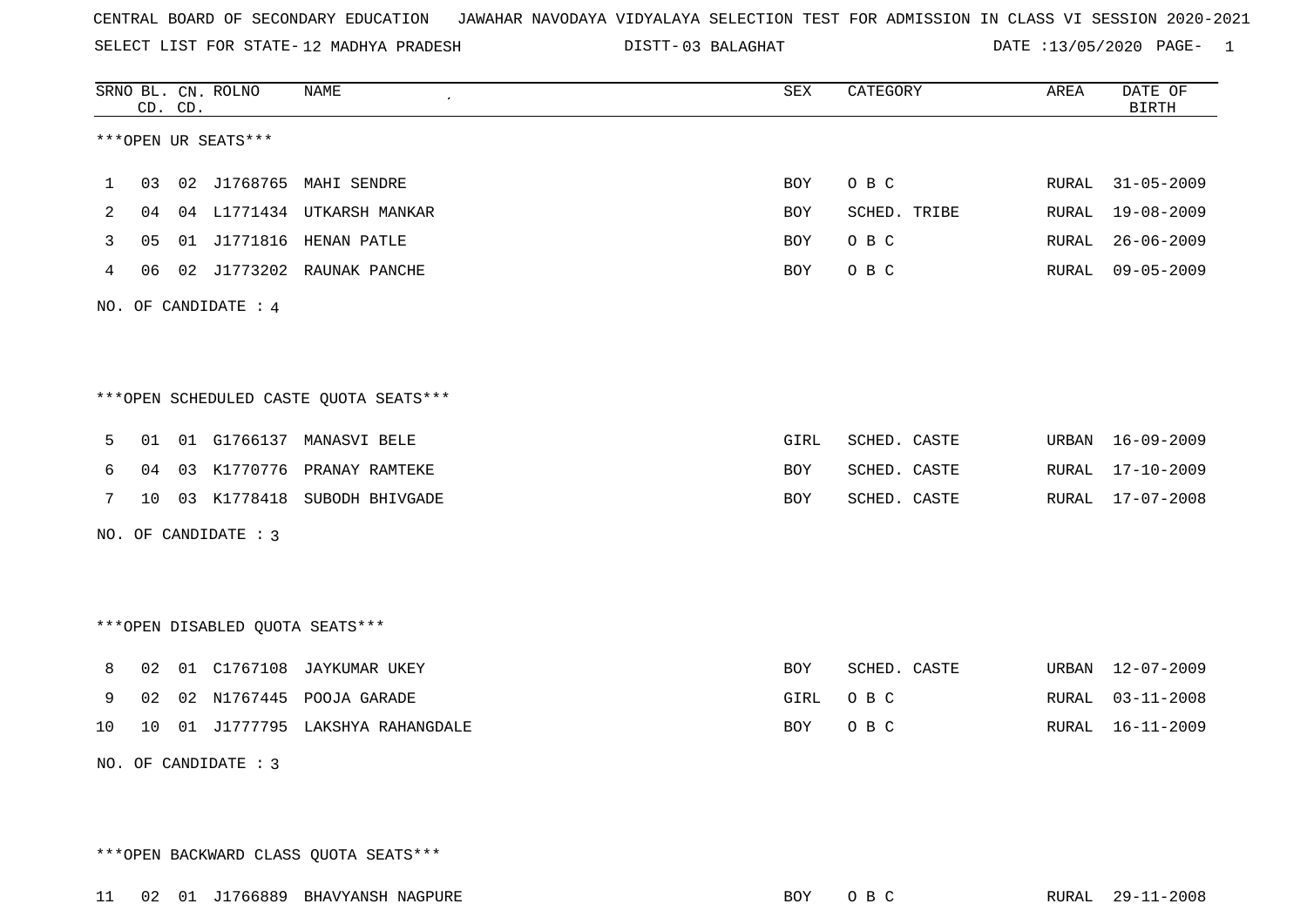CENTRAL BOARD OF SECONDARY EDUCATION JAWAHAR NAVODAYA VIDYALAYA SELECTION TEST FOR ADMISSION IN CLASS VI SESSION 2020-2021

SELECT LIST FOR STATE- 12 MADHYA PRADESH DISTT- 03 BALAGHAT DATE :13/05/2020

| SRNO | BL. CD. | CN. CD. | ROLNO | NAME | SEX | CATEGORY | AREA | DATE OF BIRTH |
|---|---|---|---|---|---|---|---|---|

***OPEN UR SEATS***

| SRNO | BL. CD. | CN. CD. | ROLNO | NAME | SEX | CATEGORY | AREA | DATE OF BIRTH |
|---|---|---|---|---|---|---|---|---|
| 1 | 03 | 02 | J1768765 | MAHI SENDRE | BOY | O B C | RURAL | 31-05-2009 |
| 2 | 04 | 04 | L1771434 | UTKARSH MANKAR | BOY | SCHED. TRIBE | RURAL | 19-08-2009 |
| 3 | 05 | 01 | J1771816 | HENAN PATLE | BOY | O B C | RURAL | 26-06-2009 |
| 4 | 06 | 02 | J1773202 | RAUNAK PANCHE | BOY | O B C | RURAL | 09-05-2009 |

NO. OF CANDIDATE : 4

***OPEN SCHEDULED CASTE QUOTA SEATS***

| SRNO | BL. CD. | CN. CD. | ROLNO | NAME | SEX | CATEGORY | AREA | DATE OF BIRTH |
|---|---|---|---|---|---|---|---|---|
| 5 | 01 | 01 | G1766137 | MANASVI BELE | GIRL | SCHED. CASTE | URBAN | 16-09-2009 |
| 6 | 04 | 03 | K1770776 | PRANAY RAMTEKE | BOY | SCHED. CASTE | RURAL | 17-10-2009 |
| 7 | 10 | 03 | K1778418 | SUBODH BHIVGADE | BOY | SCHED. CASTE | RURAL | 17-07-2008 |

NO. OF CANDIDATE : 3

***OPEN DISABLED QUOTA SEATS***

| SRNO | BL. CD. | CN. CD. | ROLNO | NAME | SEX | CATEGORY | AREA | DATE OF BIRTH |
|---|---|---|---|---|---|---|---|---|
| 8 | 02 | 01 | C1767108 | JAYKUMAR UKEY | BOY | SCHED. CASTE | URBAN | 12-07-2009 |
| 9 | 02 | 02 | N1767445 | POOJA GARADE | GIRL | O B C | RURAL | 03-11-2008 |
| 10 | 10 | 01 | J1777795 | LAKSHYA RAHANGDALE | BOY | O B C | RURAL | 16-11-2009 |

NO. OF CANDIDATE : 3

***OPEN BACKWARD CLASS QUOTA SEATS***

| SRNO | BL. CD. | CN. CD. | ROLNO | NAME | SEX | CATEGORY | AREA | DATE OF BIRTH |
|---|---|---|---|---|---|---|---|---|
| 11 | 02 | 01 | J1766889 | BHAVYANSH NAGPURE | BOY | O B C | RURAL | 29-11-2008 |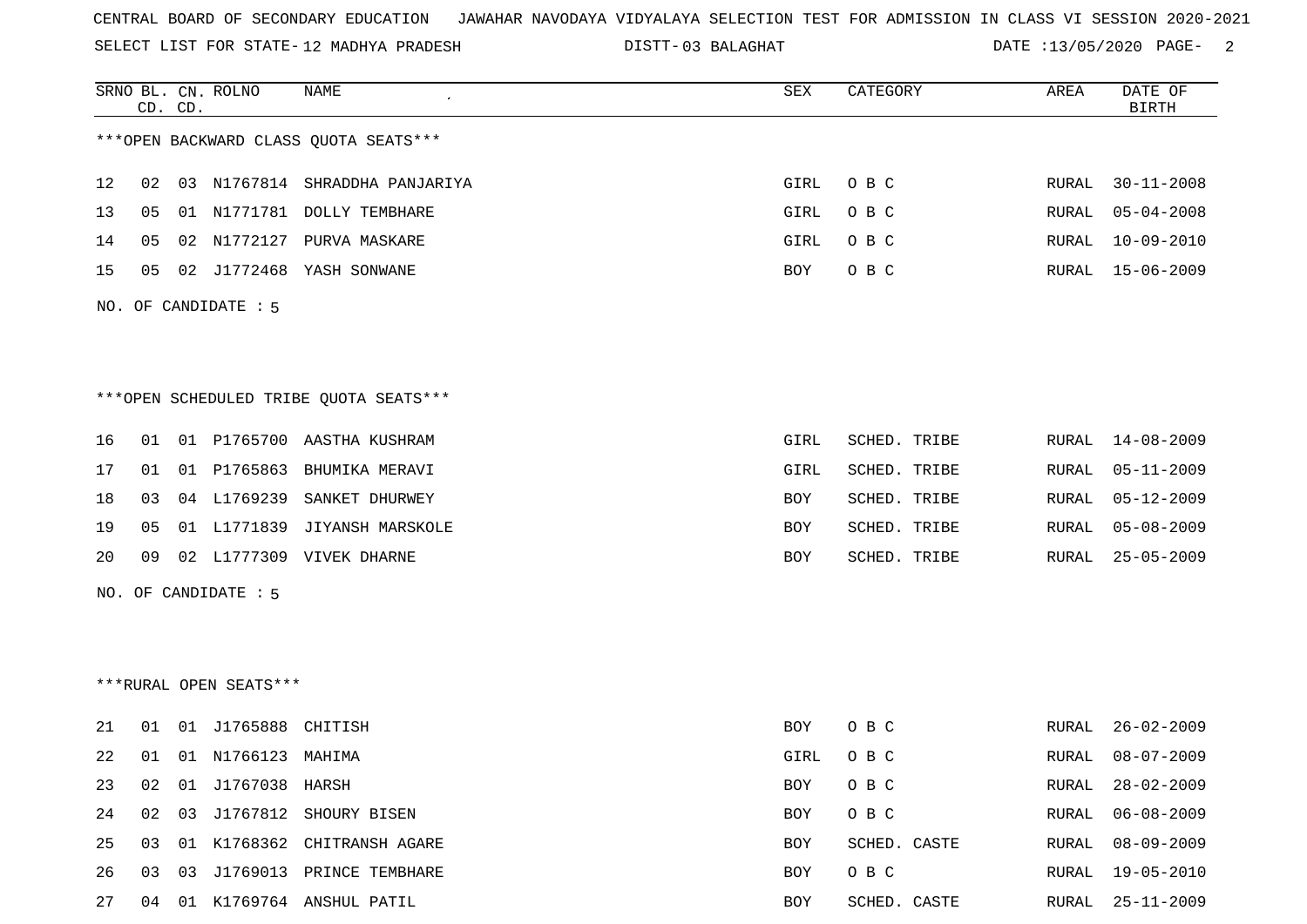CENTRAL BOARD OF SECONDARY EDUCATION   JAWAHAR NAVODAYA VIDYALAYA SELECTION TEST FOR ADMISSION IN CLASS VI SESSION 2020-2021

SELECT LIST FOR STATE- 12 MADHYA PRADESH   DISTT- 03 BALAGHAT   DATE :13/05/2020

***OPEN BACKWARD CLASS QUOTA SEATS***

| SRNO | BL. CD. | CN. CD. | ROLNO | NAME | SEX | CATEGORY | AREA | DATE OF BIRTH |
|---|---|---|---|---|---|---|---|---|
| 12 | 02 | 03 | N1767814 | SHRADDHA PANJARIYA | GIRL | O B C | RURAL | 30-11-2008 |
| 13 | 05 | 01 | N1771781 | DOLLY TEMBHARE | GIRL | O B C | RURAL | 05-04-2008 |
| 14 | 05 | 02 | N1772127 | PURVA MASKARE | GIRL | O B C | RURAL | 10-09-2010 |
| 15 | 05 | 02 | J1772468 | YASH SONWANE | BOY | O B C | RURAL | 15-06-2009 |

NO. OF CANDIDATE : 5

***OPEN SCHEDULED TRIBE QUOTA SEATS***

| SRNO | BL. CD. | CN. CD. | ROLNO | NAME | SEX | CATEGORY | AREA | DATE OF BIRTH |
|---|---|---|---|---|---|---|---|---|
| 16 | 01 | 01 | P1765700 | AASTHA KUSHRAM | GIRL | SCHED. TRIBE | RURAL | 14-08-2009 |
| 17 | 01 | 01 | P1765863 | BHUMIKA MERAVI | GIRL | SCHED. TRIBE | RURAL | 05-11-2009 |
| 18 | 03 | 04 | L1769239 | SANKET DHURWEY | BOY | SCHED. TRIBE | RURAL | 05-12-2009 |
| 19 | 05 | 01 | L1771839 | JIYANSH MARSKOLE | BOY | SCHED. TRIBE | RURAL | 05-08-2009 |
| 20 | 09 | 02 | L1777309 | VIVEK DHARNE | BOY | SCHED. TRIBE | RURAL | 25-05-2009 |

NO. OF CANDIDATE : 5

***RURAL OPEN SEATS***

| SRNO | BL. CD. | CN. CD. | ROLNO | NAME | SEX | CATEGORY | AREA | DATE OF BIRTH |
|---|---|---|---|---|---|---|---|---|
| 21 | 01 | 01 | J1765888 | CHITISH | BOY | O B C | RURAL | 26-02-2009 |
| 22 | 01 | 01 | N1766123 | MAHIMA | GIRL | O B C | RURAL | 08-07-2009 |
| 23 | 02 | 01 | J1767038 | HARSH | BOY | O B C | RURAL | 28-02-2009 |
| 24 | 02 | 03 | J1767812 | SHOURY BISEN | BOY | O B C | RURAL | 06-08-2009 |
| 25 | 03 | 01 | K1768362 | CHITRANSH AGARE | BOY | SCHED. CASTE | RURAL | 08-09-2009 |
| 26 | 03 | 03 | J1769013 | PRINCE TEMBHARE | BOY | O B C | RURAL | 19-05-2010 |
| 27 | 04 | 01 | K1769764 | ANSHUL PATIL | BOY | SCHED. CASTE | RURAL | 25-11-2009 |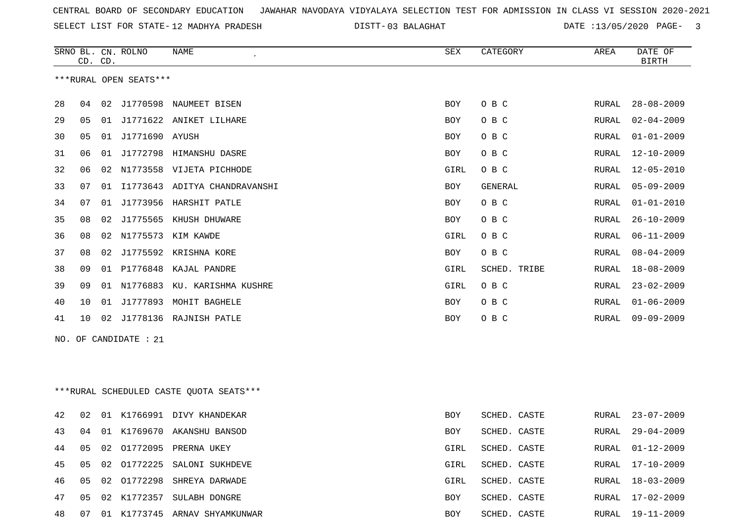CENTRAL BOARD OF SECONDARY EDUCATION JAWAHAR NAVODAYA VIDYALAYA SELECTION TEST FOR ADMISSION IN CLASS VI SESSION 2020-2021

SELECT LIST FOR STATE- 12 MADHYA PRADESH DISTT- 03 BALAGHAT DATE :13/05/2020

| SRNO | BL. CD. | CN. CD. | ROLNO | NAME | SEX | CATEGORY | AREA | DATE OF BIRTH |
|---|---|---|---|---|---|---|---|---|

***RURAL OPEN SEATS***

| SRNO | BL. CD. | CN. CD. | ROLNO | NAME | SEX | CATEGORY | AREA | DATE OF BIRTH |
|---|---|---|---|---|---|---|---|---|
| 28 | 04 | 02 | J1770598 | NAUMEET BISEN | BOY | O B C | RURAL | 28-08-2009 |
| 29 | 05 | 01 | J1771622 | ANIKET LILHARE | BOY | O B C | RURAL | 02-04-2009 |
| 30 | 05 | 01 | J1771690 | AYUSH | BOY | O B C | RURAL | 01-01-2009 |
| 31 | 06 | 01 | J1772798 | HIMANSHU DASRE | BOY | O B C | RURAL | 12-10-2009 |
| 32 | 06 | 02 | N1773558 | VIJETA PICHHODE | GIRL | O B C | RURAL | 12-05-2010 |
| 33 | 07 | 01 | I1773643 | ADITYA CHANDRAVANSHI | BOY | GENERAL | RURAL | 05-09-2009 |
| 34 | 07 | 01 | J1773956 | HARSHIT PATLE | BOY | O B C | RURAL | 01-01-2010 |
| 35 | 08 | 02 | J1775565 | KHUSH DHUWARE | BOY | O B C | RURAL | 26-10-2009 |
| 36 | 08 | 02 | N1775573 | KIM KAWDE | GIRL | O B C | RURAL | 06-11-2009 |
| 37 | 08 | 02 | J1775592 | KRISHNA KORE | BOY | O B C | RURAL | 08-04-2009 |
| 38 | 09 | 01 | P1776848 | KAJAL PANDRE | GIRL | SCHED. TRIBE | RURAL | 18-08-2009 |
| 39 | 09 | 01 | N1776883 | KU. KARISHMA KUSHRE | GIRL | O B C | RURAL | 23-02-2009 |
| 40 | 10 | 01 | J1777893 | MOHIT BAGHELE | BOY | O B C | RURAL | 01-06-2009 |
| 41 | 10 | 02 | J1778136 | RAJNISH PATLE | BOY | O B C | RURAL | 09-09-2009 |

NO. OF CANDIDATE : 21

***RURAL SCHEDULED CASTE QUOTA SEATS***

| SRNO | BL. CD. | CN. CD. | ROLNO | NAME | SEX | CATEGORY | AREA | DATE OF BIRTH |
|---|---|---|---|---|---|---|---|---|
| 42 | 02 | 01 | K1766991 | DIVY KHANDEKAR | BOY | SCHED. CASTE | RURAL | 23-07-2009 |
| 43 | 04 | 01 | K1769670 | AKANSHU BANSOD | BOY | SCHED. CASTE | RURAL | 29-04-2009 |
| 44 | 05 | 02 | O1772095 | PRERNA UKEY | GIRL | SCHED. CASTE | RURAL | 01-12-2009 |
| 45 | 05 | 02 | O1772225 | SALONI SUKHDEVE | GIRL | SCHED. CASTE | RURAL | 17-10-2009 |
| 46 | 05 | 02 | O1772298 | SHREYA DARWADE | GIRL | SCHED. CASTE | RURAL | 18-03-2009 |
| 47 | 05 | 02 | K1772357 | SULABH DONGRE | BOY | SCHED. CASTE | RURAL | 17-02-2009 |
| 48 | 07 | 01 | K1773745 | ARNAV SHYAMKUNWAR | BOY | SCHED. CASTE | RURAL | 19-11-2009 |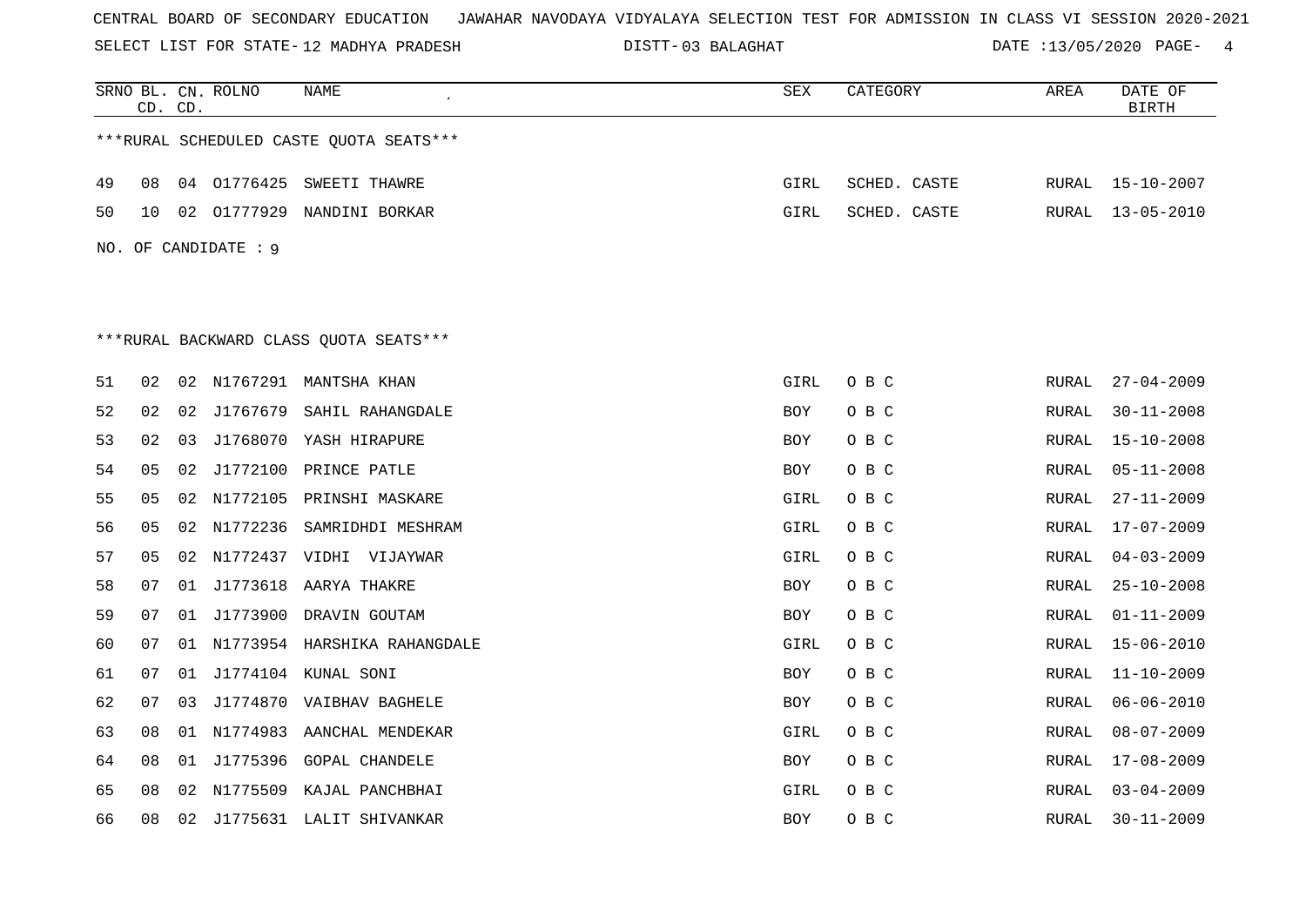CENTRAL BOARD OF SECONDARY EDUCATION JAWAHAR NAVODAYA VIDYALAYA SELECTION TEST FOR ADMISSION IN CLASS VI SESSION 2020-2021

SELECT LIST FOR STATE- 12 MADHYA PRADESH DISTT- 03 BALAGHAT DATE :13/05/2020

| SRNO | BL. CD. | CN. CD. | ROLNO | NAME | SEX | CATEGORY | AREA | DATE OF BIRTH |
|---|---|---|---|---|---|---|---|---|

***RURAL SCHEDULED CASTE QUOTA SEATS***

| SRNO | BL. CD. | CN. CD. | ROLNO | NAME | SEX | CATEGORY | AREA | DATE OF BIRTH |
|---|---|---|---|---|---|---|---|---|
| 49 | 08 | 04 | O1776425 | SWEETI THAWRE | GIRL | SCHED. CASTE | RURAL | 15-10-2007 |
| 50 | 10 | 02 | O1777929 | NANDINI BORKAR | GIRL | SCHED. CASTE | RURAL | 13-05-2010 |

NO. OF CANDIDATE : 9

***RURAL BACKWARD CLASS QUOTA SEATS***

| SRNO | BL. CD. | CN. CD. | ROLNO | NAME | SEX | CATEGORY | AREA | DATE OF BIRTH |
|---|---|---|---|---|---|---|---|---|
| 51 | 02 | 02 | N1767291 | MANTSHA KHAN | GIRL | O B C | RURAL | 27-04-2009 |
| 52 | 02 | 02 | J1767679 | SAHIL RAHANGDALE | BOY | O B C | RURAL | 30-11-2008 |
| 53 | 02 | 03 | J1768070 | YASH HIRAPURE | BOY | O B C | RURAL | 15-10-2008 |
| 54 | 05 | 02 | J1772100 | PRINCE PATLE | BOY | O B C | RURAL | 05-11-2008 |
| 55 | 05 | 02 | N1772105 | PRINSHI MASKARE | GIRL | O B C | RURAL | 27-11-2009 |
| 56 | 05 | 02 | N1772236 | SAMRIDHDI MESHRAM | GIRL | O B C | RURAL | 17-07-2009 |
| 57 | 05 | 02 | N1772437 | VIDHI VIJAYWAR | GIRL | O B C | RURAL | 04-03-2009 |
| 58 | 07 | 01 | J1773618 | AARYA THAKRE | BOY | O B C | RURAL | 25-10-2008 |
| 59 | 07 | 01 | J1773900 | DRAVIN GOUTAM | BOY | O B C | RURAL | 01-11-2009 |
| 60 | 07 | 01 | N1773954 | HARSHIKA RAHANGDALE | GIRL | O B C | RURAL | 15-06-2010 |
| 61 | 07 | 01 | J1774104 | KUNAL SONI | BOY | O B C | RURAL | 11-10-2009 |
| 62 | 07 | 03 | J1774870 | VAIBHAV BAGHELE | BOY | O B C | RURAL | 06-06-2010 |
| 63 | 08 | 01 | N1774983 | AANCHAL MENDEKAR | GIRL | O B C | RURAL | 08-07-2009 |
| 64 | 08 | 01 | J1775396 | GOPAL CHANDELE | BOY | O B C | RURAL | 17-08-2009 |
| 65 | 08 | 02 | N1775509 | KAJAL PANCHBHAI | GIRL | O B C | RURAL | 03-04-2009 |
| 66 | 08 | 02 | J1775631 | LALIT SHIVANKAR | BOY | O B C | RURAL | 30-11-2009 |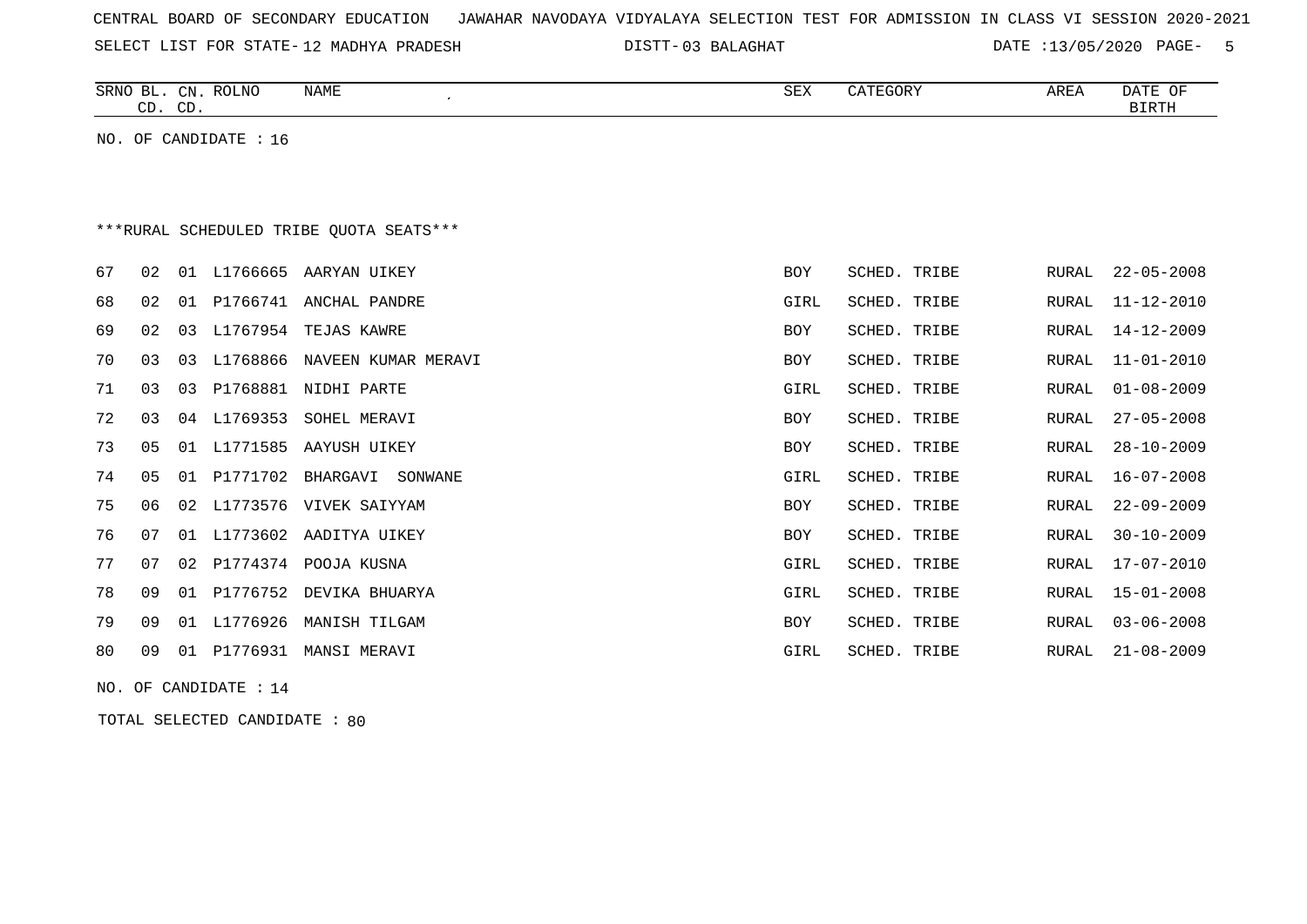CENTRAL BOARD OF SECONDARY EDUCATION   JAWAHAR NAVODAYA VIDYALAYA SELECTION TEST FOR ADMISSION IN CLASS VI SESSION 2020-2021

SELECT LIST FOR STATE- 12 MADHYA PRADESH   DISTT- 03 BALAGHAT   DATE :13/05/2020

| SRNO | BL. CD. | CN. CD. | ROLNO | NAME | SEX | CATEGORY | AREA | DATE OF BIRTH |
|---|---|---|---|---|---|---|---|---|

NO. OF CANDIDATE : 16

***RURAL SCHEDULED TRIBE QUOTA SEATS***

| SRNO | BL. CD. | CN. CD. | ROLNO | NAME | SEX | CATEGORY | AREA | DATE OF BIRTH |
|---|---|---|---|---|---|---|---|---|
| 67 | 02 | 01 | L1766665 | AARYAN UIKEY | BOY | SCHED. TRIBE | RURAL | 22-05-2008 |
| 68 | 02 | 01 | P1766741 | ANCHAL PANDRE | GIRL | SCHED. TRIBE | RURAL | 11-12-2010 |
| 69 | 02 | 03 | L1767954 | TEJAS KAWRE | BOY | SCHED. TRIBE | RURAL | 14-12-2009 |
| 70 | 03 | 03 | L1768866 | NAVEEN KUMAR MERAVI | BOY | SCHED. TRIBE | RURAL | 11-01-2010 |
| 71 | 03 | 03 | P1768881 | NIDHI PARTE | GIRL | SCHED. TRIBE | RURAL | 01-08-2009 |
| 72 | 03 | 04 | L1769353 | SOHEL MERAVI | BOY | SCHED. TRIBE | RURAL | 27-05-2008 |
| 73 | 05 | 01 | L1771585 | AAYUSH UIKEY | BOY | SCHED. TRIBE | RURAL | 28-10-2009 |
| 74 | 05 | 01 | P1771702 | BHARGAVI SONWANE | GIRL | SCHED. TRIBE | RURAL | 16-07-2008 |
| 75 | 06 | 02 | L1773576 | VIVEK SAIYYAM | BOY | SCHED. TRIBE | RURAL | 22-09-2009 |
| 76 | 07 | 01 | L1773602 | AADITYA UIKEY | BOY | SCHED. TRIBE | RURAL | 30-10-2009 |
| 77 | 07 | 02 | P1774374 | POOJA KUSNA | GIRL | SCHED. TRIBE | RURAL | 17-07-2010 |
| 78 | 09 | 01 | P1776752 | DEVIKA BHUARYA | GIRL | SCHED. TRIBE | RURAL | 15-01-2008 |
| 79 | 09 | 01 | L1776926 | MANISH TILGAM | BOY | SCHED. TRIBE | RURAL | 03-06-2008 |
| 80 | 09 | 01 | P1776931 | MANSI MERAVI | GIRL | SCHED. TRIBE | RURAL | 21-08-2009 |

NO. OF CANDIDATE : 14

TOTAL SELECTED CANDIDATE : 80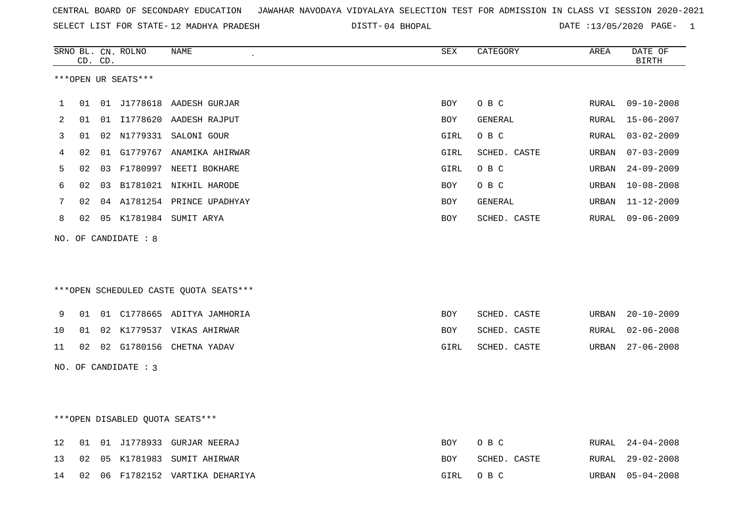CENTRAL BOARD OF SECONDARY EDUCATION JAWAHAR NAVODAYA VIDYALAYA SELECTION TEST FOR ADMISSION IN CLASS VI SESSION 2020-2021

SELECT LIST FOR STATE- 12 MADHYA PRADESH DISTT- 04 BHOPAL DATE :13/05/2020 PAGE- 1

***OPEN UR SEATS***

| SRNO | BL. CD. | CN. CD. | ROLNO | NAME | SEX | CATEGORY | AREA | DATE OF BIRTH |
|---|---|---|---|---|---|---|---|---|
| 1 | 01 | 01 | J1778618 | AADESH GURJAR | BOY | O B C | RURAL | 09-10-2008 |
| 2 | 01 | 01 | I1778620 | AADESH RAJPUT | BOY | GENERAL | RURAL | 15-06-2007 |
| 3 | 01 | 02 | N1779331 | SALONI GOUR | GIRL | O B C | RURAL | 03-02-2009 |
| 4 | 02 | 01 | G1779767 | ANAMIKA AHIRWAR | GIRL | SCHED. CASTE | URBAN | 07-03-2009 |
| 5 | 02 | 03 | F1780997 | NEETI BOKHARE | GIRL | O B C | URBAN | 24-09-2009 |
| 6 | 02 | 03 | B1781021 | NIKHIL HARODE | BOY | O B C | URBAN | 10-08-2008 |
| 7 | 02 | 04 | A1781254 | PRINCE UPADHYAY | BOY | GENERAL | URBAN | 11-12-2009 |
| 8 | 02 | 05 | K1781984 | SUMIT ARYA | BOY | SCHED. CASTE | RURAL | 09-06-2009 |

NO. OF CANDIDATE : 8

***OPEN SCHEDULED CASTE QUOTA SEATS***

| SRNO | BL. CD. | CN. CD. | ROLNO | NAME | SEX | CATEGORY | AREA | DATE OF BIRTH |
|---|---|---|---|---|---|---|---|---|
| 9 | 01 | 01 | C1778665 | ADITYA JAMHORIA | BOY | SCHED. CASTE | URBAN | 20-10-2009 |
| 10 | 01 | 02 | K1779537 | VIKAS AHIRWAR | BOY | SCHED. CASTE | RURAL | 02-06-2008 |
| 11 | 02 | 02 | G1780156 | CHETNA YADAV | GIRL | SCHED. CASTE | URBAN | 27-06-2008 |

NO. OF CANDIDATE : 3

***OPEN DISABLED QUOTA SEATS***

| SRNO | BL. CD. | CN. CD. | ROLNO | NAME | SEX | CATEGORY | AREA | DATE OF BIRTH |
|---|---|---|---|---|---|---|---|---|
| 12 | 01 | 01 | J1778933 | GURJAR NEERAJ | BOY | O B C | RURAL | 24-04-2008 |
| 13 | 02 | 05 | K1781983 | SUMIT AHIRWAR | BOY | SCHED. CASTE | RURAL | 29-02-2008 |
| 14 | 02 | 06 | F1782152 | VARTIKA DEHARIYA | GIRL | O B C | URBAN | 05-04-2008 |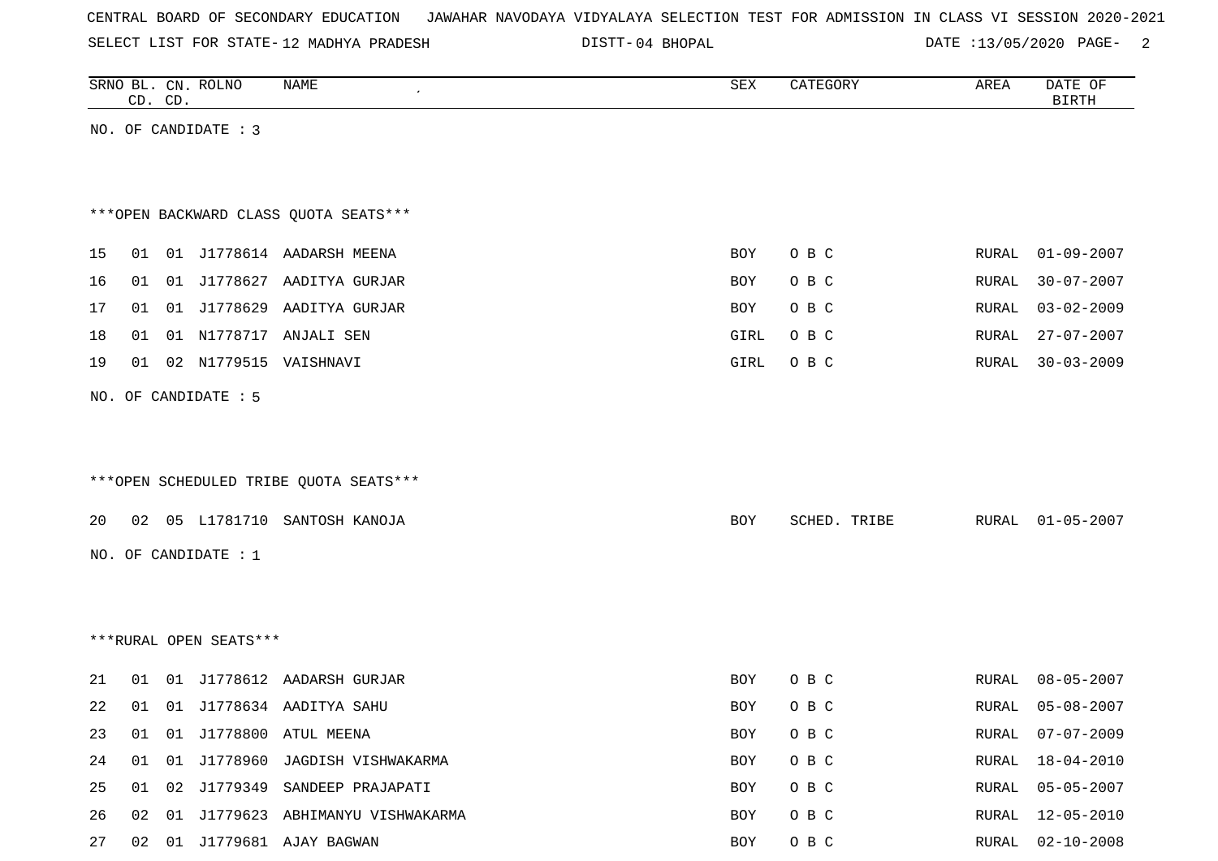CENTRAL BOARD OF SECONDARY EDUCATION JAWAHAR NAVODAYA VIDYALAYA SELECTION TEST FOR ADMISSION IN CLASS VI SESSION 2020-2021

SELECT LIST FOR STATE- 12 MADHYA PRADESH DISTT- 04 BHOPAL DATE :13/05/2020

| SRNO | BL. CD. | CN. CD. | ROLNO | NAME | SEX | CATEGORY | AREA | DATE OF BIRTH |
|---|---|---|---|---|---|---|---|---|

NO. OF CANDIDATE : 3

***OPEN BACKWARD CLASS QUOTA SEATS***

| SRNO | BL. CD. | CN. CD. | ROLNO | NAME | SEX | CATEGORY | AREA | DATE OF BIRTH |
|---|---|---|---|---|---|---|---|---|
| 15 | 01 | 01 | J1778614 | AADARSH MEENA | BOY | O B C | RURAL | 01-09-2007 |
| 16 | 01 | 01 | J1778627 | AADITYA GURJAR | BOY | O B C | RURAL | 30-07-2007 |
| 17 | 01 | 01 | J1778629 | AADITYA GURJAR | BOY | O B C | RURAL | 03-02-2009 |
| 18 | 01 | 01 | N1778717 | ANJALI SEN | GIRL | O B C | RURAL | 27-07-2007 |
| 19 | 01 | 02 | N1779515 | VAISHNAVI | GIRL | O B C | RURAL | 30-03-2009 |

NO. OF CANDIDATE : 5

***OPEN SCHEDULED TRIBE QUOTA SEATS***

| SRNO | BL. CD. | CN. CD. | ROLNO | NAME | SEX | CATEGORY | AREA | DATE OF BIRTH |
|---|---|---|---|---|---|---|---|---|
| 20 | 02 | 05 | L1781710 | SANTOSH KANOJA | BOY | SCHED. TRIBE | RURAL | 01-05-2007 |

NO. OF CANDIDATE : 1

***RURAL OPEN SEATS***

| SRNO | BL. CD. | CN. CD. | ROLNO | NAME | SEX | CATEGORY | AREA | DATE OF BIRTH |
|---|---|---|---|---|---|---|---|---|
| 21 | 01 | 01 | J1778612 | AADARSH GURJAR | BOY | O B C | RURAL | 08-05-2007 |
| 22 | 01 | 01 | J1778634 | AADITYA SAHU | BOY | O B C | RURAL | 05-08-2007 |
| 23 | 01 | 01 | J1778800 | ATUL MEENA | BOY | O B C | RURAL | 07-07-2009 |
| 24 | 01 | 01 | J1778960 | JAGDISH VISHWAKARMA | BOY | O B C | RURAL | 18-04-2010 |
| 25 | 01 | 02 | J1779349 | SANDEEP PRAJAPATI | BOY | O B C | RURAL | 05-05-2007 |
| 26 | 02 | 01 | J1779623 | ABHIMANYU VISHWAKARMA | BOY | O B C | RURAL | 12-05-2010 |
| 27 | 02 | 01 | J1779681 | AJAY BAGWAN | BOY | O B C | RURAL | 02-10-2008 |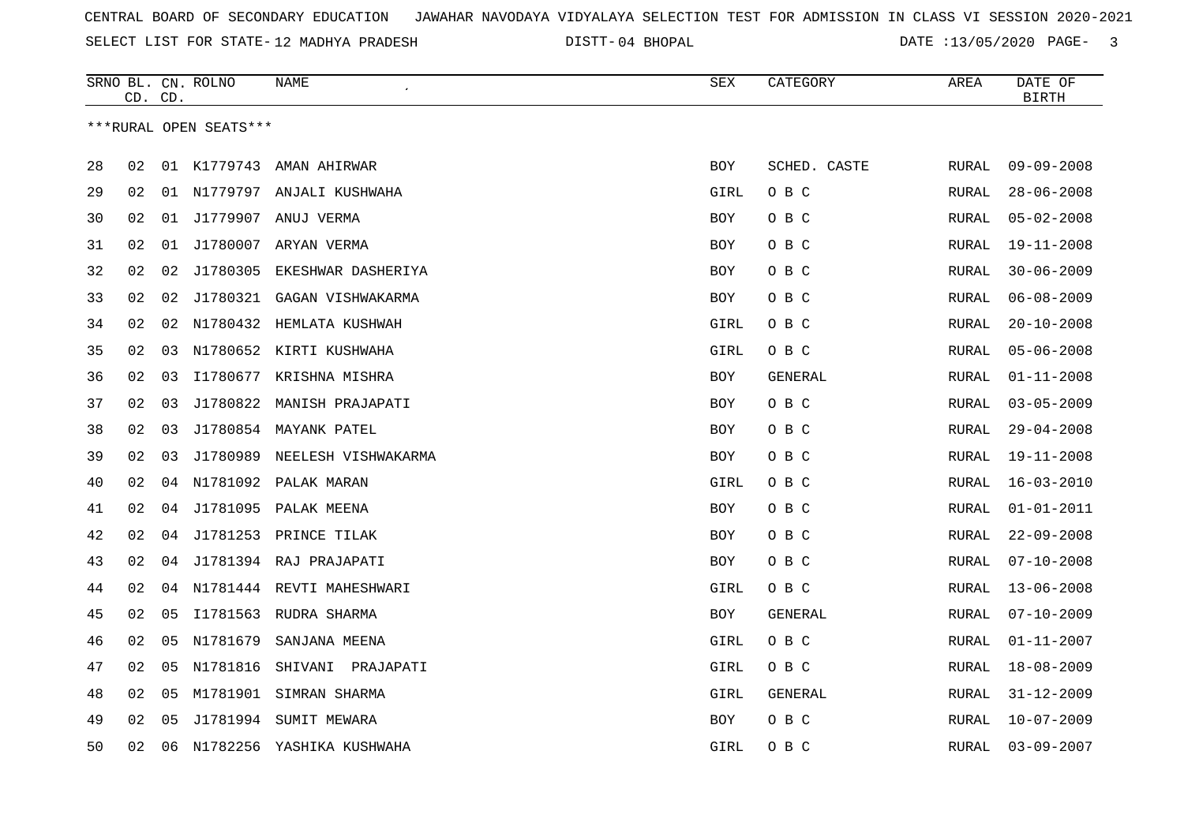CENTRAL BOARD OF SECONDARY EDUCATION JAWAHAR NAVODAYA VIDYALAYA SELECTION TEST FOR ADMISSION IN CLASS VI SESSION 2020-2021

SELECT LIST FOR STATE- 12 MADHYA PRADESH DISTT- 04 BHOPAL DATE :13/05/2020

***RURAL OPEN SEATS***

| SRNO | BL. CD. | CN. CD. | ROLNO | NAME | SEX | CATEGORY | AREA | DATE OF BIRTH |
|---|---|---|---|---|---|---|---|---|
| 28 | 02 | 01 | K1779743 | AMAN AHIRWAR | BOY | SCHED. CASTE | RURAL | 09-09-2008 |
| 29 | 02 | 01 | N1779797 | ANJALI KUSHWAHA | GIRL | O B C | RURAL | 28-06-2008 |
| 30 | 02 | 01 | J1779907 | ANUJ VERMA | BOY | O B C | RURAL | 05-02-2008 |
| 31 | 02 | 01 | J1780007 | ARYAN VERMA | BOY | O B C | RURAL | 19-11-2008 |
| 32 | 02 | 02 | J1780305 | EKESHWAR DASHERIYA | BOY | O B C | RURAL | 30-06-2009 |
| 33 | 02 | 02 | J1780321 | GAGAN VISHWAKARMA | BOY | O B C | RURAL | 06-08-2009 |
| 34 | 02 | 02 | N1780432 | HEMLATA KUSHWAH | GIRL | O B C | RURAL | 20-10-2008 |
| 35 | 02 | 03 | N1780652 | KIRTI KUSHWAHA | GIRL | O B C | RURAL | 05-06-2008 |
| 36 | 02 | 03 | I1780677 | KRISHNA MISHRA | BOY | GENERAL | RURAL | 01-11-2008 |
| 37 | 02 | 03 | J1780822 | MANISH PRAJAPATI | BOY | O B C | RURAL | 03-05-2009 |
| 38 | 02 | 03 | J1780854 | MAYANK PATEL | BOY | O B C | RURAL | 29-04-2008 |
| 39 | 02 | 03 | J1780989 | NEELESH VISHWAKARMA | BOY | O B C | RURAL | 19-11-2008 |
| 40 | 02 | 04 | N1781092 | PALAK MARAN | GIRL | O B C | RURAL | 16-03-2010 |
| 41 | 02 | 04 | J1781095 | PALAK MEENA | BOY | O B C | RURAL | 01-01-2011 |
| 42 | 02 | 04 | J1781253 | PRINCE TILAK | BOY | O B C | RURAL | 22-09-2008 |
| 43 | 02 | 04 | J1781394 | RAJ PRAJAPATI | BOY | O B C | RURAL | 07-10-2008 |
| 44 | 02 | 04 | N1781444 | REVTI MAHESHWARI | GIRL | O B C | RURAL | 13-06-2008 |
| 45 | 02 | 05 | I1781563 | RUDRA SHARMA | BOY | GENERAL | RURAL | 07-10-2009 |
| 46 | 02 | 05 | N1781679 | SANJANA MEENA | GIRL | O B C | RURAL | 01-11-2007 |
| 47 | 02 | 05 | N1781816 | SHIVANI PRAJAPATI | GIRL | O B C | RURAL | 18-08-2009 |
| 48 | 02 | 05 | M1781901 | SIMRAN SHARMA | GIRL | GENERAL | RURAL | 31-12-2009 |
| 49 | 02 | 05 | J1781994 | SUMIT MEWARA | BOY | O B C | RURAL | 10-07-2009 |
| 50 | 02 | 06 | N1782256 | YASHIKA KUSHWAHA | GIRL | O B C | RURAL | 03-09-2007 |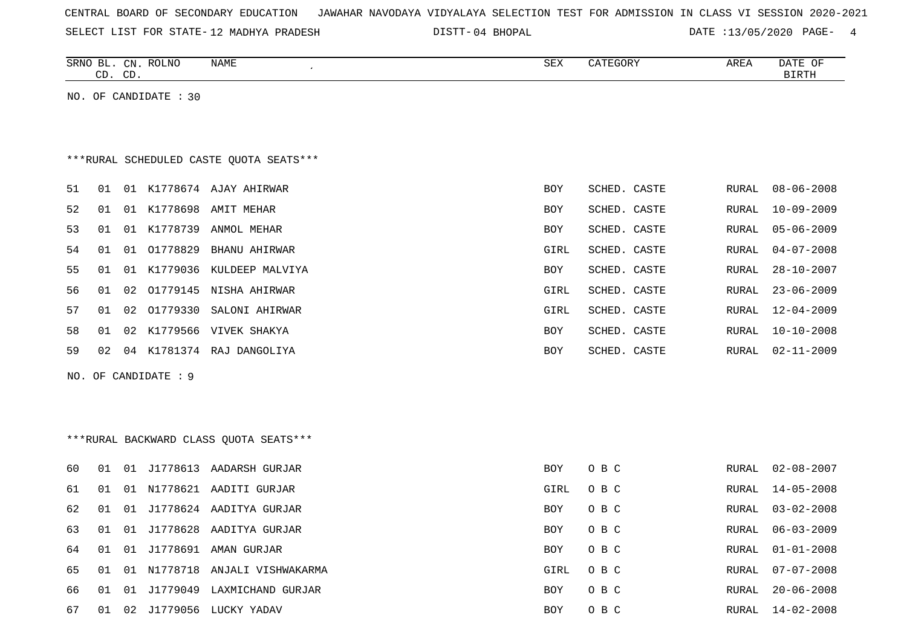CENTRAL BOARD OF SECONDARY EDUCATION JAWAHAR NAVODAYA VIDYALAYA SELECTION TEST FOR ADMISSION IN CLASS VI SESSION 2020-2021

SELECT LIST FOR STATE- 12 MADHYA PRADESH DISTT- 04 BHOPAL DATE :13/05/2020

| SRNO | BL. CD. | CN. CD. | ROLNO | NAME | SEX | CATEGORY | AREA | DATE OF BIRTH |
|---|---|---|---|---|---|---|---|---|

NO. OF CANDIDATE : 30

***RURAL SCHEDULED CASTE QUOTA SEATS***

| SRNO | BL. CD. | CN. CD. | ROLNO | NAME | SEX | CATEGORY | AREA | DATE OF BIRTH |
|---|---|---|---|---|---|---|---|---|
| 51 | 01 | 01 | K1778674 | AJAY AHIRWAR | BOY | SCHED. CASTE | RURAL | 08-06-2008 |
| 52 | 01 | 01 | K1778698 | AMIT MEHAR | BOY | SCHED. CASTE | RURAL | 10-09-2009 |
| 53 | 01 | 01 | K1778739 | ANMOL MEHAR | BOY | SCHED. CASTE | RURAL | 05-06-2009 |
| 54 | 01 | 01 | O1778829 | BHANU AHIRWAR | GIRL | SCHED. CASTE | RURAL | 04-07-2008 |
| 55 | 01 | 01 | K1779036 | KULDEEP MALVIYA | BOY | SCHED. CASTE | RURAL | 28-10-2007 |
| 56 | 01 | 02 | O1779145 | NISHA AHIRWAR | GIRL | SCHED. CASTE | RURAL | 23-06-2009 |
| 57 | 01 | 02 | O1779330 | SALONI AHIRWAR | GIRL | SCHED. CASTE | RURAL | 12-04-2009 |
| 58 | 01 | 02 | K1779566 | VIVEK SHAKYA | BOY | SCHED. CASTE | RURAL | 10-10-2008 |
| 59 | 02 | 04 | K1781374 | RAJ DANGOLIYA | BOY | SCHED. CASTE | RURAL | 02-11-2009 |

NO. OF CANDIDATE : 9

***RURAL BACKWARD CLASS QUOTA SEATS***

| SRNO | BL. CD. | CN. CD. | ROLNO | NAME | SEX | CATEGORY | AREA | DATE OF BIRTH |
|---|---|---|---|---|---|---|---|---|
| 60 | 01 | 01 | J1778613 | AADARSH GURJAR | BOY | O B C | RURAL | 02-08-2007 |
| 61 | 01 | 01 | N1778621 | AADITI GURJAR | GIRL | O B C | RURAL | 14-05-2008 |
| 62 | 01 | 01 | J1778624 | AADITYA GURJAR | BOY | O B C | RURAL | 03-02-2008 |
| 63 | 01 | 01 | J1778628 | AADITYA GURJAR | BOY | O B C | RURAL | 06-03-2009 |
| 64 | 01 | 01 | J1778691 | AMAN GURJAR | BOY | O B C | RURAL | 01-01-2008 |
| 65 | 01 | 01 | N1778718 | ANJALI VISHWAKARMA | GIRL | O B C | RURAL | 07-07-2008 |
| 66 | 01 | 01 | J1779049 | LAXMICHAND GURJAR | BOY | O B C | RURAL | 20-06-2008 |
| 67 | 01 | 02 | J1779056 | LUCKY YADAV | BOY | O B C | RURAL | 14-02-2008 |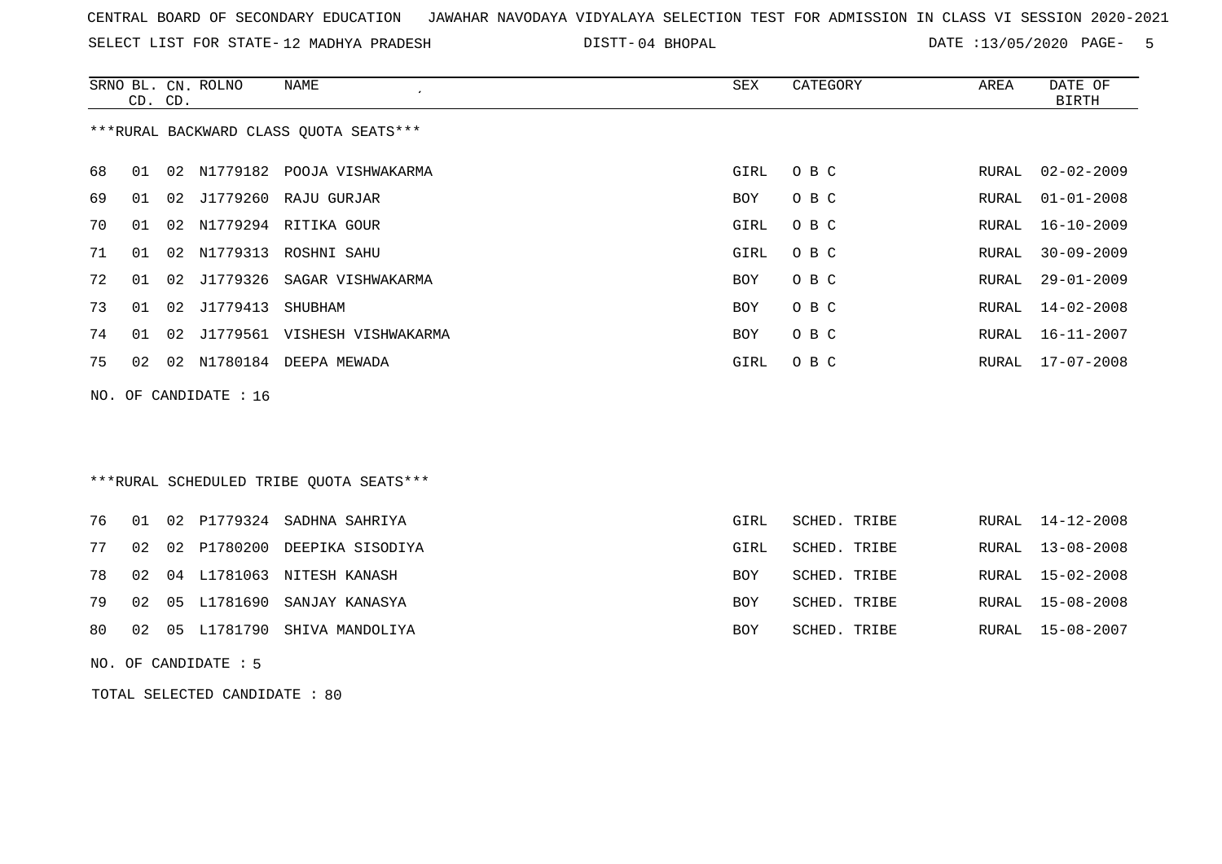CENTRAL BOARD OF SECONDARY EDUCATION JAWAHAR NAVODAYA VIDYALAYA SELECTION TEST FOR ADMISSION IN CLASS VI SESSION 2020-2021

SELECT LIST FOR STATE- 12 MADHYA PRADESH DISTT- 04 BHOPAL DATE :13/05/2020

| SRNO | BL. CD. | CN. CD. | ROLNO | NAME | SEX | CATEGORY | AREA | DATE OF BIRTH |
|---|---|---|---|---|---|---|---|---|

***RURAL BACKWARD CLASS QUOTA SEATS***

| SRNO | BL. CD. | CN. CD. | ROLNO | NAME | SEX | CATEGORY | AREA | DATE OF BIRTH |
|---|---|---|---|---|---|---|---|---|
| 68 | 01 | 02 | N1779182 | POOJA VISHWAKARMA | GIRL | O B C | RURAL | 02-02-2009 |
| 69 | 01 | 02 | J1779260 | RAJU GURJAR | BOY | O B C | RURAL | 01-01-2008 |
| 70 | 01 | 02 | N1779294 | RITIKA GOUR | GIRL | O B C | RURAL | 16-10-2009 |
| 71 | 01 | 02 | N1779313 | ROSHNI SAHU | GIRL | O B C | RURAL | 30-09-2009 |
| 72 | 01 | 02 | J1779326 | SAGAR VISHWAKARMA | BOY | O B C | RURAL | 29-01-2009 |
| 73 | 01 | 02 | J1779413 | SHUBHAM | BOY | O B C | RURAL | 14-02-2008 |
| 74 | 01 | 02 | J1779561 | VISHESH VISHWAKARMA | BOY | O B C | RURAL | 16-11-2007 |
| 75 | 02 | 02 | N1780184 | DEEPA MEWADA | GIRL | O B C | RURAL | 17-07-2008 |

NO. OF CANDIDATE : 16

***RURAL SCHEDULED TRIBE QUOTA SEATS***

| SRNO | BL. CD. | CN. CD. | ROLNO | NAME | SEX | CATEGORY | AREA | DATE OF BIRTH |
|---|---|---|---|---|---|---|---|---|
| 76 | 01 | 02 | P1779324 | SADHNA SAHRIYA | GIRL | SCHED. TRIBE | RURAL | 14-12-2008 |
| 77 | 02 | 02 | P1780200 | DEEPIKA SISODIYA | GIRL | SCHED. TRIBE | RURAL | 13-08-2008 |
| 78 | 02 | 04 | L1781063 | NITESH KANASH | BOY | SCHED. TRIBE | RURAL | 15-02-2008 |
| 79 | 02 | 05 | L1781690 | SANJAY KANASYA | BOY | SCHED. TRIBE | RURAL | 15-08-2008 |
| 80 | 02 | 05 | L1781790 | SHIVA MANDOLIYA | BOY | SCHED. TRIBE | RURAL | 15-08-2007 |

NO. OF CANDIDATE : 5

TOTAL SELECTED CANDIDATE : 80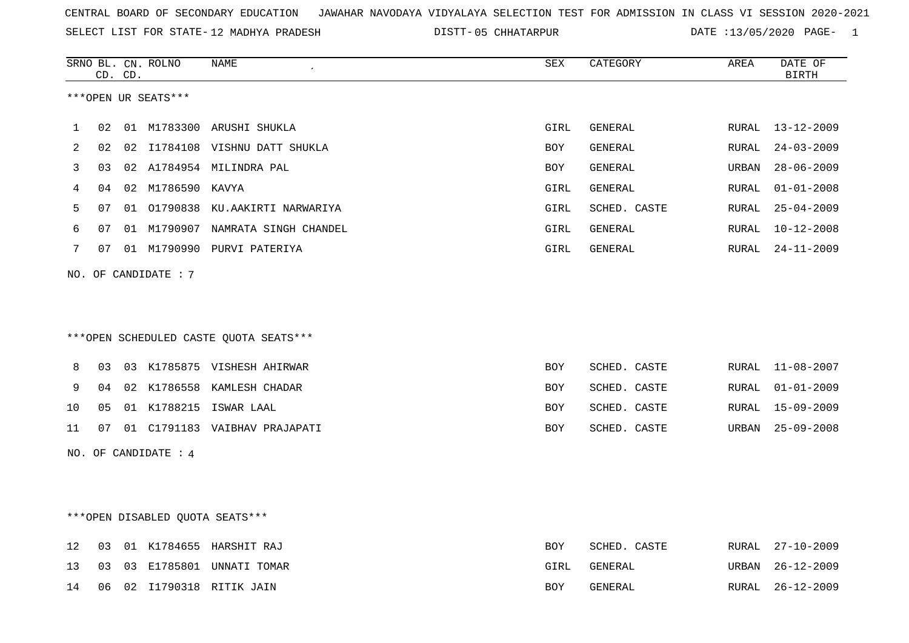CENTRAL BOARD OF SECONDARY EDUCATION JAWAHAR NAVODAYA VIDYALAYA SELECTION TEST FOR ADMISSION IN CLASS VI SESSION 2020-2021

SELECT LIST FOR STATE- 12 MADHYA PRADESH DISTT- 05 CHHATARPUR DATE :13/05/2020 PAGE- 1

***OPEN UR SEATS***

| SRNO | BL. CD. | CN. CD. | ROLNO | NAME | SEX | CATEGORY | AREA | DATE OF BIRTH |
|---|---|---|---|---|---|---|---|---|
| 1 | 02 | 01 | M1783300 | ARUSHI SHUKLA | GIRL | GENERAL | RURAL | 13-12-2009 |
| 2 | 02 | 02 | I1784108 | VISHNU DATT SHUKLA | BOY | GENERAL | RURAL | 24-03-2009 |
| 3 | 03 | 02 | A1784954 | MILINDRA PAL | BOY | GENERAL | URBAN | 28-06-2009 |
| 4 | 04 | 02 | M1786590 | KAVYA | GIRL | GENERAL | RURAL | 01-01-2008 |
| 5 | 07 | 01 | O1790838 | KU.AAKIRTI NARWARIYA | GIRL | SCHED. CASTE | RURAL | 25-04-2009 |
| 6 | 07 | 01 | M1790907 | NAMRATA SINGH CHANDEL | GIRL | GENERAL | RURAL | 10-12-2008 |
| 7 | 07 | 01 | M1790990 | PURVI PATERIYA | GIRL | GENERAL | RURAL | 24-11-2009 |

NO. OF CANDIDATE : 7

***OPEN SCHEDULED CASTE QUOTA SEATS***

| SRNO | BL. CD. | CN. CD. | ROLNO | NAME | SEX | CATEGORY | AREA | DATE OF BIRTH |
|---|---|---|---|---|---|---|---|---|
| 8 | 03 | 03 | K1785875 | VISHESH AHIRWAR | BOY | SCHED. CASTE | RURAL | 11-08-2007 |
| 9 | 04 | 02 | K1786558 | KAMLESH CHADAR | BOY | SCHED. CASTE | RURAL | 01-01-2009 |
| 10 | 05 | 01 | K1788215 | ISWAR LAAL | BOY | SCHED. CASTE | RURAL | 15-09-2009 |
| 11 | 07 | 01 | C1791183 | VAIBHAV PRAJAPATI | BOY | SCHED. CASTE | URBAN | 25-09-2008 |

NO. OF CANDIDATE : 4

***OPEN DISABLED QUOTA SEATS***

| SRNO | BL. CD. | CN. CD. | ROLNO | NAME | SEX | CATEGORY | AREA | DATE OF BIRTH |
|---|---|---|---|---|---|---|---|---|
| 12 | 03 | 01 | K1784655 | HARSHIT RAJ | BOY | SCHED. CASTE | RURAL | 27-10-2009 |
| 13 | 03 | 03 | E1785801 | UNNATI TOMAR | GIRL | GENERAL | URBAN | 26-12-2009 |
| 14 | 06 | 02 | I1790318 | RITIK JAIN | BOY | GENERAL | RURAL | 26-12-2009 |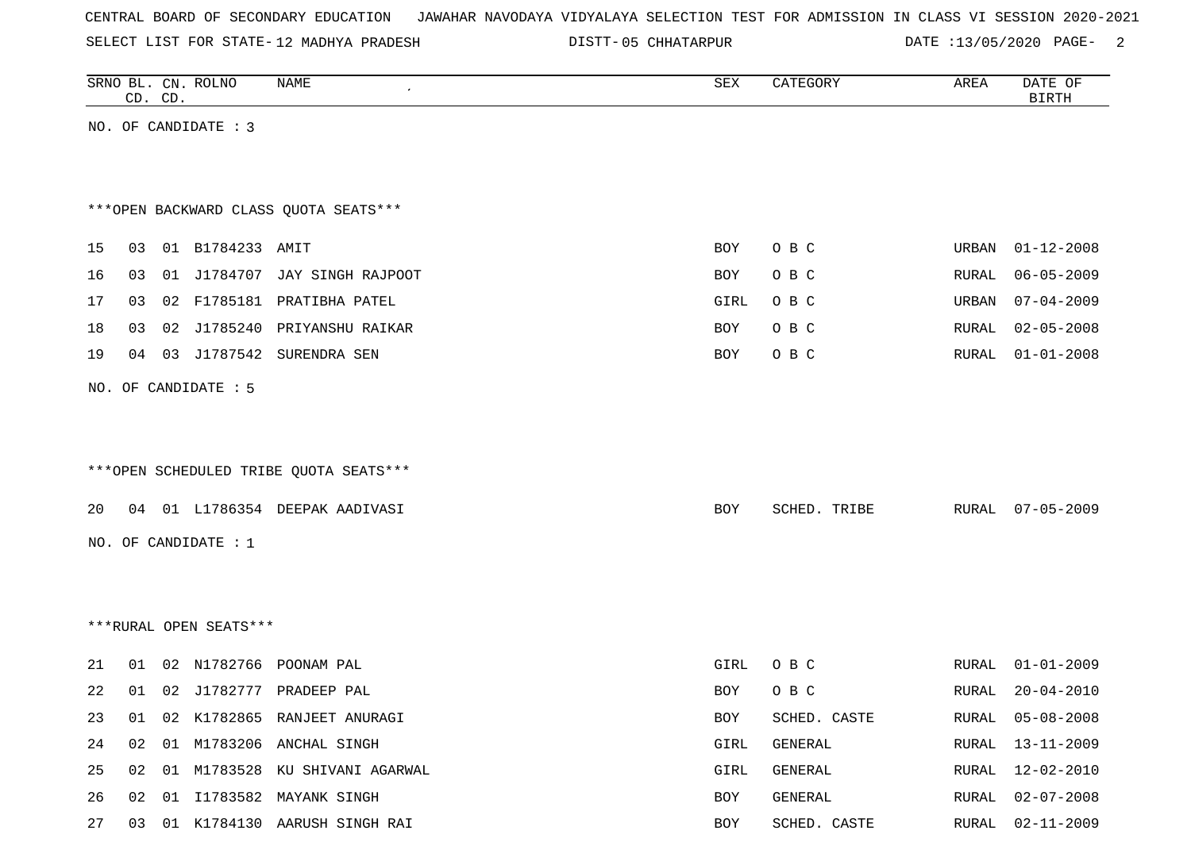CENTRAL BOARD OF SECONDARY EDUCATION JAWAHAR NAVODAYA VIDYALAYA SELECTION TEST FOR ADMISSION IN CLASS VI SESSION 2020-2021

SELECT LIST FOR STATE- 12 MADHYA PRADESH DISTT- 05 CHHATARPUR DATE :13/05/2020

| SRNO | BL. CD. | CN. CD. | ROLNO | NAME | SEX | CATEGORY | AREA | DATE OF BIRTH |
|---|---|---|---|---|---|---|---|---|

NO. OF CANDIDATE : 3

***OPEN BACKWARD CLASS QUOTA SEATS***

| SRNO | BL. CD. | CN. CD. | ROLNO | NAME | SEX | CATEGORY | AREA | DATE OF BIRTH |
|---|---|---|---|---|---|---|---|---|
| 15 | 03 | 01 | B1784233 | AMIT | BOY | O B C | URBAN | 01-12-2008 |
| 16 | 03 | 01 | J1784707 | JAY SINGH RAJPOOT | BOY | O B C | RURAL | 06-05-2009 |
| 17 | 03 | 02 | F1785181 | PRATIBHA PATEL | GIRL | O B C | URBAN | 07-04-2009 |
| 18 | 03 | 02 | J1785240 | PRIYANSHU RAIKAR | BOY | O B C | RURAL | 02-05-2008 |
| 19 | 04 | 03 | J1787542 | SURENDRA SEN | BOY | O B C | RURAL | 01-01-2008 |

NO. OF CANDIDATE : 5

***OPEN SCHEDULED TRIBE QUOTA SEATS***

| SRNO | BL. CD. | CN. CD. | ROLNO | NAME | SEX | CATEGORY | AREA | DATE OF BIRTH |
|---|---|---|---|---|---|---|---|---|
| 20 | 04 | 01 | L1786354 | DEEPAK AADIVASI | BOY | SCHED. TRIBE | RURAL | 07-05-2009 |

NO. OF CANDIDATE : 1

***RURAL OPEN SEATS***

| SRNO | BL. CD. | CN. CD. | ROLNO | NAME | SEX | CATEGORY | AREA | DATE OF BIRTH |
|---|---|---|---|---|---|---|---|---|
| 21 | 01 | 02 | N1782766 | POONAM PAL | GIRL | O B C | RURAL | 01-01-2009 |
| 22 | 01 | 02 | J1782777 | PRADEEP PAL | BOY | O B C | RURAL | 20-04-2010 |
| 23 | 01 | 02 | K1782865 | RANJEET ANURAGI | BOY | SCHED. CASTE | RURAL | 05-08-2008 |
| 24 | 02 | 01 | M1783206 | ANCHAL SINGH | GIRL | GENERAL | RURAL | 13-11-2009 |
| 25 | 02 | 01 | M1783528 | KU SHIVANI AGARWAL | GIRL | GENERAL | RURAL | 12-02-2010 |
| 26 | 02 | 01 | I1783582 | MAYANK SINGH | BOY | GENERAL | RURAL | 02-07-2008 |
| 27 | 03 | 01 | K1784130 | AARUSH SINGH RAI | BOY | SCHED. CASTE | RURAL | 02-11-2009 |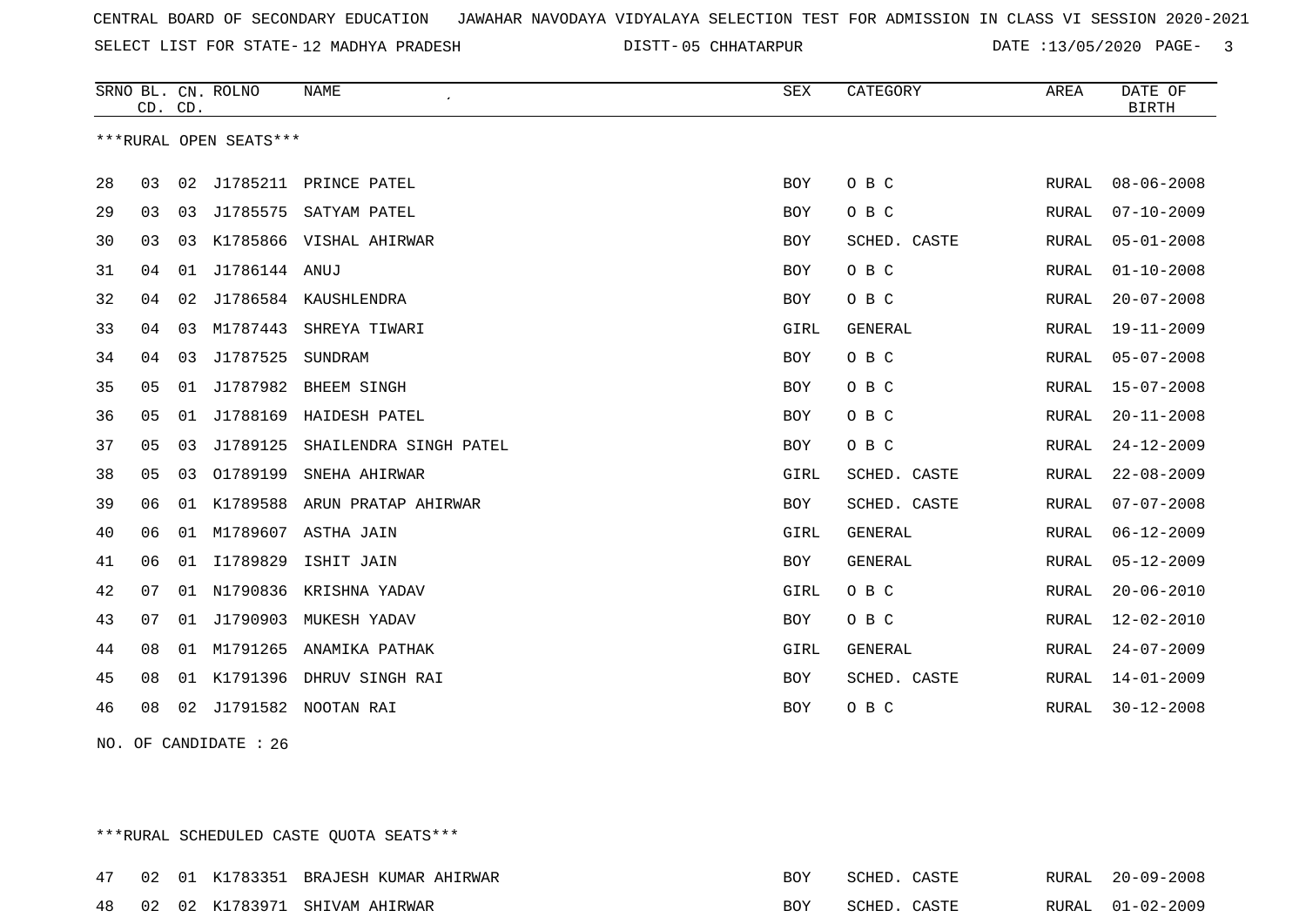CENTRAL BOARD OF SECONDARY EDUCATION JAWAHAR NAVODAYA VIDYALAYA SELECTION TEST FOR ADMISSION IN CLASS VI SESSION 2020-2021

SELECT LIST FOR STATE- 12 MADHYA PRADESH DISTT- 05 CHHATARPUR DATE :13/05/2020

***RURAL OPEN SEATS***

| SRNO | BL. CD. | CN. CD. | ROLNO | NAME | SEX | CATEGORY | AREA | DATE OF BIRTH |
|---|---|---|---|---|---|---|---|---|
| 28 | 03 | 02 | J1785211 | PRINCE PATEL | BOY | O B C | RURAL | 08-06-2008 |
| 29 | 03 | 03 | J1785575 | SATYAM PATEL | BOY | O B C | RURAL | 07-10-2009 |
| 30 | 03 | 03 | K1785866 | VISHAL AHIRWAR | BOY | SCHED. CASTE | RURAL | 05-01-2008 |
| 31 | 04 | 01 | J1786144 | ANUJ | BOY | O B C | RURAL | 01-10-2008 |
| 32 | 04 | 02 | J1786584 | KAUSHLENDRA | BOY | O B C | RURAL | 20-07-2008 |
| 33 | 04 | 03 | M1787443 | SHREYA TIWARI | GIRL | GENERAL | RURAL | 19-11-2009 |
| 34 | 04 | 03 | J1787525 | SUNDRAM | BOY | O B C | RURAL | 05-07-2008 |
| 35 | 05 | 01 | J1787982 | BHEEM SINGH | BOY | O B C | RURAL | 15-07-2008 |
| 36 | 05 | 01 | J1788169 | HAIDESH PATEL | BOY | O B C | RURAL | 20-11-2008 |
| 37 | 05 | 03 | J1789125 | SHAILENDRA SINGH PATEL | BOY | O B C | RURAL | 24-12-2009 |
| 38 | 05 | 03 | O1789199 | SNEHA AHIRWAR | GIRL | SCHED. CASTE | RURAL | 22-08-2009 |
| 39 | 06 | 01 | K1789588 | ARUN PRATAP AHIRWAR | BOY | SCHED. CASTE | RURAL | 07-07-2008 |
| 40 | 06 | 01 | M1789607 | ASTHA JAIN | GIRL | GENERAL | RURAL | 06-12-2009 |
| 41 | 06 | 01 | I1789829 | ISHIT JAIN | BOY | GENERAL | RURAL | 05-12-2009 |
| 42 | 07 | 01 | N1790836 | KRISHNA YADAV | GIRL | O B C | RURAL | 20-06-2010 |
| 43 | 07 | 01 | J1790903 | MUKESH YADAV | BOY | O B C | RURAL | 12-02-2010 |
| 44 | 08 | 01 | M1791265 | ANAMIKA PATHAK | GIRL | GENERAL | RURAL | 24-07-2009 |
| 45 | 08 | 01 | K1791396 | DHRUV SINGH RAI | BOY | SCHED. CASTE | RURAL | 14-01-2009 |
| 46 | 08 | 02 | J1791582 | NOOTAN RAI | BOY | O B C | RURAL | 30-12-2008 |

NO. OF CANDIDATE : 26

***RURAL SCHEDULED CASTE QUOTA SEATS***

| SRNO | BL. CD. | CN. CD. | ROLNO | NAME | SEX | CATEGORY | AREA | DATE OF BIRTH |
|---|---|---|---|---|---|---|---|---|
| 47 | 02 | 01 | K1783351 | BRAJESH KUMAR AHIRWAR | BOY | SCHED. CASTE | RURAL | 20-09-2008 |
| 48 | 02 | 02 | K1783971 | SHIVAM AHIRWAR | BOY | SCHED. CASTE | RURAL | 01-02-2009 |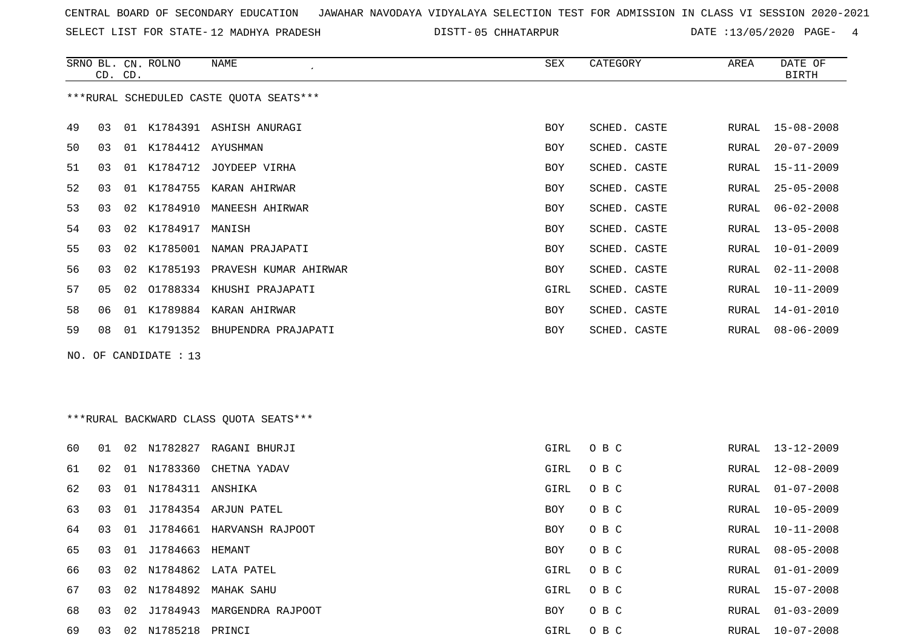CENTRAL BOARD OF SECONDARY EDUCATION JAWAHAR NAVODAYA VIDYALAYA SELECTION TEST FOR ADMISSION IN CLASS VI SESSION 2020-2021

SELECT LIST FOR STATE- 12 MADHYA PRADESH DISTT- 05 CHHATARPUR DATE :13/05/2020

***RURAL SCHEDULED CASTE QUOTA SEATS***

| SRNO | BL. CD. | CN. CD. | ROLNO | NAME | SEX | CATEGORY | AREA | DATE OF BIRTH |
|---|---|---|---|---|---|---|---|---|
| 49 | 03 | 01 | K1784391 | ASHISH ANURAGI | BOY | SCHED. CASTE | RURAL | 15-08-2008 |
| 50 | 03 | 01 | K1784412 | AYUSHMAN | BOY | SCHED. CASTE | RURAL | 20-07-2009 |
| 51 | 03 | 01 | K1784712 | JOYDEEP VIRHA | BOY | SCHED. CASTE | RURAL | 15-11-2009 |
| 52 | 03 | 01 | K1784755 | KARAN AHIRWAR | BOY | SCHED. CASTE | RURAL | 25-05-2008 |
| 53 | 03 | 02 | K1784910 | MANEESH AHIRWAR | BOY | SCHED. CASTE | RURAL | 06-02-2008 |
| 54 | 03 | 02 | K1784917 | MANISH | BOY | SCHED. CASTE | RURAL | 13-05-2008 |
| 55 | 03 | 02 | K1785001 | NAMAN PRAJAPATI | BOY | SCHED. CASTE | RURAL | 10-01-2009 |
| 56 | 03 | 02 | K1785193 | PRAVESH KUMAR AHIRWAR | BOY | SCHED. CASTE | RURAL | 02-11-2008 |
| 57 | 05 | 02 | O1788334 | KHUSHI PRAJAPATI | GIRL | SCHED. CASTE | RURAL | 10-11-2009 |
| 58 | 06 | 01 | K1789884 | KARAN AHIRWAR | BOY | SCHED. CASTE | RURAL | 14-01-2010 |
| 59 | 08 | 01 | K1791352 | BHUPENDRA PRAJAPATI | BOY | SCHED. CASTE | RURAL | 08-06-2009 |

NO. OF CANDIDATE : 13

***RURAL BACKWARD CLASS QUOTA SEATS***

| SRNO | BL. CD. | CN. CD. | ROLNO | NAME | SEX | CATEGORY | AREA | DATE OF BIRTH |
|---|---|---|---|---|---|---|---|---|
| 60 | 01 | 02 | N1782827 | RAGANI BHURJI | GIRL | O B C | RURAL | 13-12-2009 |
| 61 | 02 | 01 | N1783360 | CHETNA YADAV | GIRL | O B C | RURAL | 12-08-2009 |
| 62 | 03 | 01 | N1784311 | ANSHIKA | GIRL | O B C | RURAL | 01-07-2008 |
| 63 | 03 | 01 | J1784354 | ARJUN PATEL | BOY | O B C | RURAL | 10-05-2009 |
| 64 | 03 | 01 | J1784661 | HARVANSH RAJPOOT | BOY | O B C | RURAL | 10-11-2008 |
| 65 | 03 | 01 | J1784663 | HEMANT | BOY | O B C | RURAL | 08-05-2008 |
| 66 | 03 | 02 | N1784862 | LATA PATEL | GIRL | O B C | RURAL | 01-01-2009 |
| 67 | 03 | 02 | N1784892 | MAHAK SAHU | GIRL | O B C | RURAL | 15-07-2008 |
| 68 | 03 | 02 | J1784943 | MARGENDRA RAJPOOT | BOY | O B C | RURAL | 01-03-2009 |
| 69 | 03 | 02 | N1785218 | PRINCI | GIRL | O B C | RURAL | 10-07-2008 |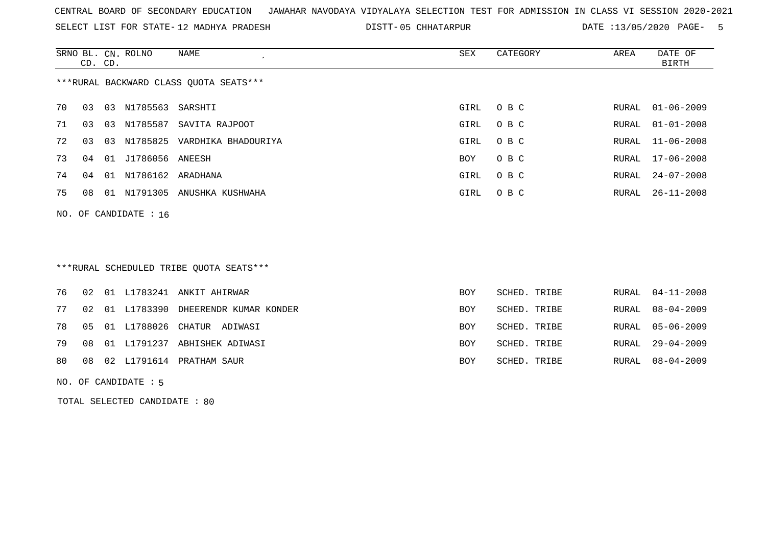CENTRAL BOARD OF SECONDARY EDUCATION JAWAHAR NAVODAYA VIDYALAYA SELECTION TEST FOR ADMISSION IN CLASS VI SESSION 2020-2021

SELECT LIST FOR STATE- 12 MADHYA PRADESH DISTT- 05 CHHATARPUR DATE :13/05/2020

***RURAL BACKWARD CLASS QUOTA SEATS***

| SRNO | BL. CD. | CN. CD. | ROLNO | NAME | SEX | CATEGORY | AREA | DATE OF BIRTH |
|---|---|---|---|---|---|---|---|---|
| 70 | 03 | 03 | N1785563 | SARSHTI | GIRL | O B C | RURAL | 01-06-2009 |
| 71 | 03 | 03 | N1785587 | SAVITA RAJPOOT | GIRL | O B C | RURAL | 01-01-2008 |
| 72 | 03 | 03 | N1785825 | VARDHIKA BHADOURIYA | GIRL | O B C | RURAL | 11-06-2008 |
| 73 | 04 | 01 | J1786056 | ANEESH | BOY | O B C | RURAL | 17-06-2008 |
| 74 | 04 | 01 | N1786162 | ARADHANA | GIRL | O B C | RURAL | 24-07-2008 |
| 75 | 08 | 01 | N1791305 | ANUSHKA KUSHWAHA | GIRL | O B C | RURAL | 26-11-2008 |

NO. OF CANDIDATE : 16

***RURAL SCHEDULED TRIBE QUOTA SEATS***

| SRNO | BL. CD. | CN. CD. | ROLNO | NAME | SEX | CATEGORY | AREA | DATE OF BIRTH |
|---|---|---|---|---|---|---|---|---|
| 76 | 02 | 01 | L1783241 | ANKIT AHIRWAR | BOY | SCHED. TRIBE | RURAL | 04-11-2008 |
| 77 | 02 | 01 | L1783390 | DHEERENDR KUMAR KONDER | BOY | SCHED. TRIBE | RURAL | 08-04-2009 |
| 78 | 05 | 01 | L1788026 | CHATUR ADIWASI | BOY | SCHED. TRIBE | RURAL | 05-06-2009 |
| 79 | 08 | 01 | L1791237 | ABHISHEK ADIWASI | BOY | SCHED. TRIBE | RURAL | 29-04-2009 |
| 80 | 08 | 02 | L1791614 | PRATHAM SAUR | BOY | SCHED. TRIBE | RURAL | 08-04-2009 |

NO. OF CANDIDATE : 5

TOTAL SELECTED CANDIDATE : 80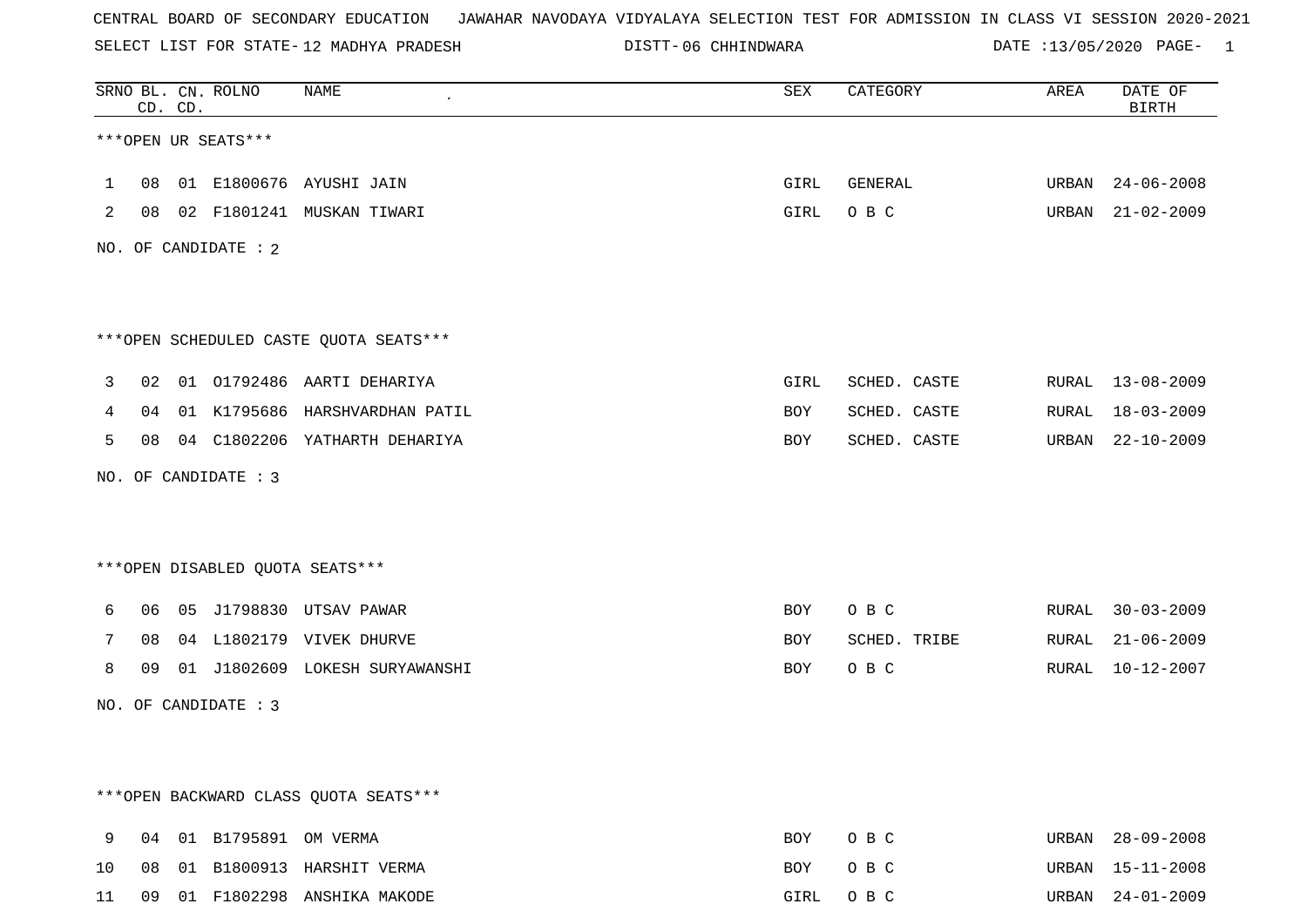CENTRAL BOARD OF SECONDARY EDUCATION JAWAHAR NAVODAYA VIDYALAYA SELECTION TEST FOR ADMISSION IN CLASS VI SESSION 2020-2021

SELECT LIST FOR STATE- 12 MADHYA PRADESH DISTT- 06 CHHINDWARA DATE :13/05/2020 PAGE- 1

| SRNO | BL. CD. | CN. CD. | ROLNO | NAME | SEX | CATEGORY | AREA | DATE OF BIRTH |
|---|---|---|---|---|---|---|---|---|

***OPEN UR SEATS***

| SRNO | BL. CD. | CN. CD. | ROLNO | NAME | SEX | CATEGORY | AREA | DATE OF BIRTH |
|---|---|---|---|---|---|---|---|---|
| 1 | 08 | 01 | E1800676 | AYUSHI JAIN | GIRL | GENERAL | URBAN | 24-06-2008 |
| 2 | 08 | 02 | F1801241 | MUSKAN TIWARI | GIRL | O B C | URBAN | 21-02-2009 |

NO. OF CANDIDATE : 2

***OPEN SCHEDULED CASTE QUOTA SEATS***

| SRNO | BL. CD. | CN. CD. | ROLNO | NAME | SEX | CATEGORY | AREA | DATE OF BIRTH |
|---|---|---|---|---|---|---|---|---|
| 3 | 02 | 01 | O1792486 | AARTI DEHARIYA | GIRL | SCHED. CASTE | RURAL | 13-08-2009 |
| 4 | 04 | 01 | K1795686 | HARSHVARDHAN PATIL | BOY | SCHED. CASTE | RURAL | 18-03-2009 |
| 5 | 08 | 04 | C1802206 | YATHARTH DEHARIYA | BOY | SCHED. CASTE | URBAN | 22-10-2009 |

NO. OF CANDIDATE : 3

***OPEN DISABLED QUOTA SEATS***

| SRNO | BL. CD. | CN. CD. | ROLNO | NAME | SEX | CATEGORY | AREA | DATE OF BIRTH |
|---|---|---|---|---|---|---|---|---|
| 6 | 06 | 05 | J1798830 | UTSAV PAWAR | BOY | O B C | RURAL | 30-03-2009 |
| 7 | 08 | 04 | L1802179 | VIVEK DHURVE | BOY | SCHED. TRIBE | RURAL | 21-06-2009 |
| 8 | 09 | 01 | J1802609 | LOKESH SURYAWANSHI | BOY | O B C | RURAL | 10-12-2007 |

NO. OF CANDIDATE : 3

***OPEN BACKWARD CLASS QUOTA SEATS***

| SRNO | BL. CD. | CN. CD. | ROLNO | NAME | SEX | CATEGORY | AREA | DATE OF BIRTH |
|---|---|---|---|---|---|---|---|---|
| 9 | 04 | 01 | B1795891 | OM VERMA | BOY | O B C | URBAN | 28-09-2008 |
| 10 | 08 | 01 | B1800913 | HARSHIT VERMA | BOY | O B C | URBAN | 15-11-2008 |
| 11 | 09 | 01 | F1802298 | ANSHIKA MAKODE | GIRL | O B C | URBAN | 24-01-2009 |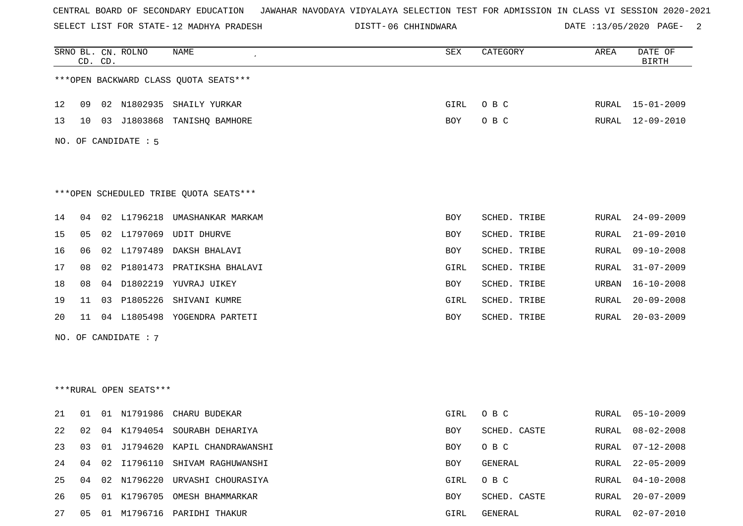| SRNO | BL. CD. | CN. CD. | ROLNO | NAME | SEX | CATEGORY | AREA | DATE OF BIRTH |
|---|---|---|---|---|---|---|---|---|

***OPEN BACKWARD CLASS QUOTA SEATS***

| SRNO | BL. CD. | CN. CD. | ROLNO | NAME | SEX | CATEGORY | AREA | DATE OF BIRTH |
|---|---|---|---|---|---|---|---|---|
| 12 | 09 | 02 | N1802935 | SHAILY YURKAR | GIRL | O B C | RURAL | 15-01-2009 |
| 13 | 10 | 03 | J1803868 | TANISHQ BAMHORE | BOY | O B C | RURAL | 12-09-2010 |

NO. OF CANDIDATE : 5

***OPEN SCHEDULED TRIBE QUOTA SEATS***

| SRNO | BL. CD. | CN. CD. | ROLNO | NAME | SEX | CATEGORY | AREA | DATE OF BIRTH |
|---|---|---|---|---|---|---|---|---|
| 14 | 04 | 02 | L1796218 | UMASHANKAR MARKAM | BOY | SCHED. TRIBE | RURAL | 24-09-2009 |
| 15 | 05 | 02 | L1797069 | UDIT DHURVE | BOY | SCHED. TRIBE | RURAL | 21-09-2010 |
| 16 | 06 | 02 | L1797489 | DAKSH BHALAVI | BOY | SCHED. TRIBE | RURAL | 09-10-2008 |
| 17 | 08 | 02 | P1801473 | PRATIKSHA BHALAVI | GIRL | SCHED. TRIBE | RURAL | 31-07-2009 |
| 18 | 08 | 04 | D1802219 | YUVRAJ UIKEY | BOY | SCHED. TRIBE | URBAN | 16-10-2008 |
| 19 | 11 | 03 | P1805226 | SHIVANI KUMRE | GIRL | SCHED. TRIBE | RURAL | 20-09-2008 |
| 20 | 11 | 04 | L1805498 | YOGENDRA PARTETI | BOY | SCHED. TRIBE | RURAL | 20-03-2009 |

NO. OF CANDIDATE : 7

***RURAL OPEN SEATS***

| SRNO | BL. CD. | CN. CD. | ROLNO | NAME | SEX | CATEGORY | AREA | DATE OF BIRTH |
|---|---|---|---|---|---|---|---|---|
| 21 | 01 | 01 | N1791986 | CHARU BUDEKAR | GIRL | O B C | RURAL | 05-10-2009 |
| 22 | 02 | 04 | K1794054 | SOURABH DEHARIYA | BOY | SCHED. CASTE | RURAL | 08-02-2008 |
| 23 | 03 | 01 | J1794620 | KAPIL CHANDRAWANSHI | BOY | O B C | RURAL | 07-12-2008 |
| 24 | 04 | 02 | I1796110 | SHIVAM RAGHUWANSHI | BOY | GENERAL | RURAL | 22-05-2009 |
| 25 | 04 | 02 | N1796220 | URVASHI CHOURASIYA | GIRL | O B C | RURAL | 04-10-2008 |
| 26 | 05 | 01 | K1796705 | OMESH BHAMMARKAR | BOY | SCHED. CASTE | RURAL | 20-07-2009 |
| 27 | 05 | 01 | M1796716 | PARIDHI THAKUR | GIRL | GENERAL | RURAL | 02-07-2010 |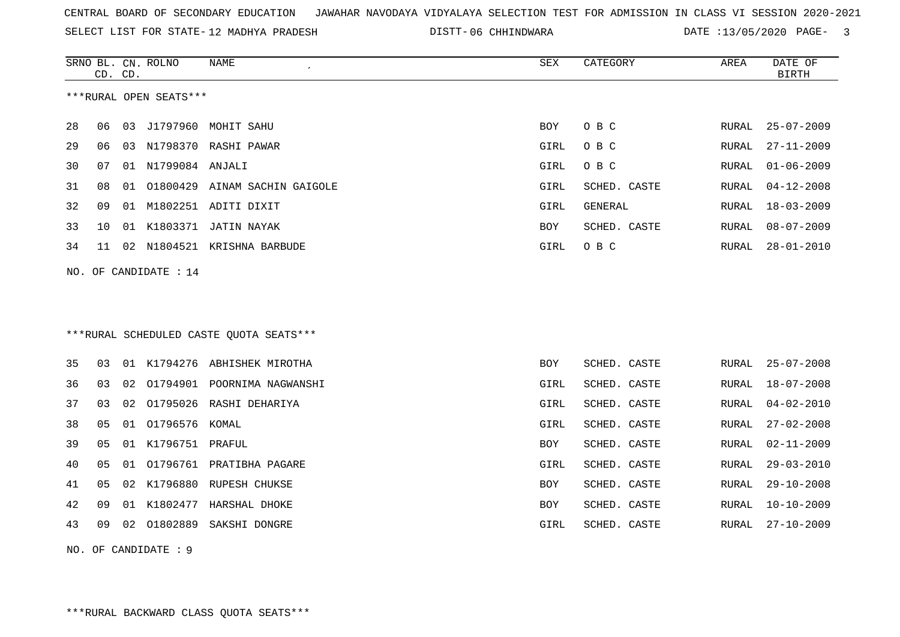CENTRAL BOARD OF SECONDARY EDUCATION JAWAHAR NAVODAYA VIDYALAYA SELECTION TEST FOR ADMISSION IN CLASS VI SESSION 2020-2021

SELECT LIST FOR STATE- 12 MADHYA PRADESH DISTT- 06 CHHINDWARA DATE :13/05/2020

***RURAL OPEN SEATS***

| SRNO | BL. CD. | CN. CD. | ROLNO | NAME | SEX | CATEGORY | AREA | DATE OF BIRTH |
|---|---|---|---|---|---|---|---|---|
| 28 | 06 | 03 | J1797960 | MOHIT SAHU | BOY | O B C | RURAL | 25-07-2009 |
| 29 | 06 | 03 | N1798370 | RASHI PAWAR | GIRL | O B C | RURAL | 27-11-2009 |
| 30 | 07 | 01 | N1799084 | ANJALI | GIRL | O B C | RURAL | 01-06-2009 |
| 31 | 08 | 01 | O1800429 | AINAM SACHIN GAIGOLE | GIRL | SCHED. CASTE | RURAL | 04-12-2008 |
| 32 | 09 | 01 | M1802251 | ADITI DIXIT | GIRL | GENERAL | RURAL | 18-03-2009 |
| 33 | 10 | 01 | K1803371 | JATIN NAYAK | BOY | SCHED. CASTE | RURAL | 08-07-2009 |
| 34 | 11 | 02 | N1804521 | KRISHNA BARBUDE | GIRL | O B C | RURAL | 28-01-2010 |

NO. OF CANDIDATE : 14

***RURAL SCHEDULED CASTE QUOTA SEATS***

| SRNO | BL. CD. | CN. CD. | ROLNO | NAME | SEX | CATEGORY | AREA | DATE OF BIRTH |
|---|---|---|---|---|---|---|---|---|
| 35 | 03 | 01 | K1794276 | ABHISHEK MIROTHA | BOY | SCHED. CASTE | RURAL | 25-07-2008 |
| 36 | 03 | 02 | O1794901 | POORNIMA NAGWANSHI | GIRL | SCHED. CASTE | RURAL | 18-07-2008 |
| 37 | 03 | 02 | O1795026 | RASHI DEHARIYA | GIRL | SCHED. CASTE | RURAL | 04-02-2010 |
| 38 | 05 | 01 | O1796576 | KOMAL | GIRL | SCHED. CASTE | RURAL | 27-02-2008 |
| 39 | 05 | 01 | K1796751 | PRAFUL | BOY | SCHED. CASTE | RURAL | 02-11-2009 |
| 40 | 05 | 01 | O1796761 | PRATIBHA PAGARE | GIRL | SCHED. CASTE | RURAL | 29-03-2010 |
| 41 | 05 | 02 | K1796880 | RUPESH CHUKSE | BOY | SCHED. CASTE | RURAL | 29-10-2008 |
| 42 | 09 | 01 | K1802477 | HARSHAL DHOKE | BOY | SCHED. CASTE | RURAL | 10-10-2009 |
| 43 | 09 | 02 | O1802889 | SAKSHI DONGRE | GIRL | SCHED. CASTE | RURAL | 27-10-2009 |

NO. OF CANDIDATE : 9

***RURAL BACKWARD CLASS QUOTA SEATS***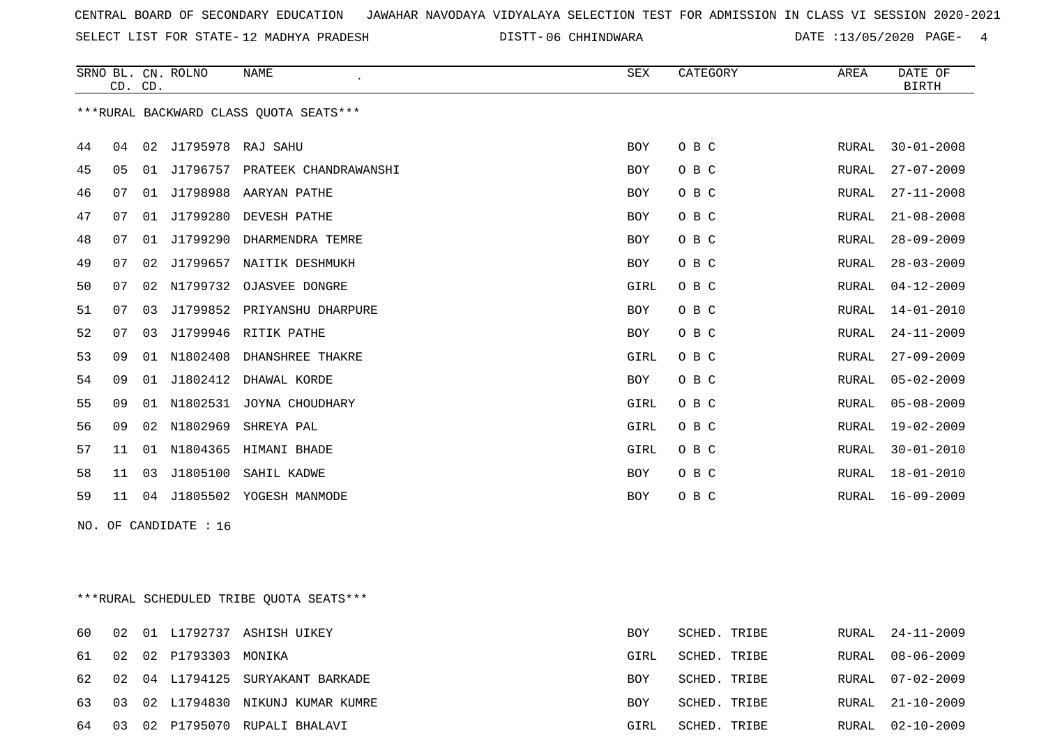CENTRAL BOARD OF SECONDARY EDUCATION JAWAHAR NAVODAYA VIDYALAYA SELECTION TEST FOR ADMISSION IN CLASS VI SESSION 2020-2021

SELECT LIST FOR STATE- 12 MADHYA PRADESH DISTT- 06 CHHINDWARA DATE :13/05/2020

***RURAL BACKWARD CLASS QUOTA SEATS***

| SRNO | BL. CD. | CN. CD. | ROLNO | NAME | SEX | CATEGORY | AREA | DATE OF BIRTH |
|---|---|---|---|---|---|---|---|---|
| 44 | 04 | 02 | J1795978 | RAJ SAHU | BOY | O B C | RURAL | 30-01-2008 |
| 45 | 05 | 01 | J1796757 | PRATEEK CHANDRAWANSHI | BOY | O B C | RURAL | 27-07-2009 |
| 46 | 07 | 01 | J1798988 | AARYAN PATHE | BOY | O B C | RURAL | 27-11-2008 |
| 47 | 07 | 01 | J1799280 | DEVESH PATHE | BOY | O B C | RURAL | 21-08-2008 |
| 48 | 07 | 01 | J1799290 | DHARMENDRA TEMRE | BOY | O B C | RURAL | 28-09-2009 |
| 49 | 07 | 02 | J1799657 | NAITIK DESHMUKH | BOY | O B C | RURAL | 28-03-2009 |
| 50 | 07 | 02 | N1799732 | OJASVEE DONGRE | GIRL | O B C | RURAL | 04-12-2009 |
| 51 | 07 | 03 | J1799852 | PRIYANSHU DHARPURE | BOY | O B C | RURAL | 14-01-2010 |
| 52 | 07 | 03 | J1799946 | RITIK PATHE | BOY | O B C | RURAL | 24-11-2009 |
| 53 | 09 | 01 | N1802408 | DHANSHREE THAKRE | GIRL | O B C | RURAL | 27-09-2009 |
| 54 | 09 | 01 | J1802412 | DHAWAL KORDE | BOY | O B C | RURAL | 05-02-2009 |
| 55 | 09 | 01 | N1802531 | JOYNA CHOUDHARY | GIRL | O B C | RURAL | 05-08-2009 |
| 56 | 09 | 02 | N1802969 | SHREYA PAL | GIRL | O B C | RURAL | 19-02-2009 |
| 57 | 11 | 01 | N1804365 | HIMANI BHADE | GIRL | O B C | RURAL | 30-01-2010 |
| 58 | 11 | 03 | J1805100 | SAHIL KADWE | BOY | O B C | RURAL | 18-01-2010 |
| 59 | 11 | 04 | J1805502 | YOGESH MANMODE | BOY | O B C | RURAL | 16-09-2009 |

NO. OF CANDIDATE : 16

***RURAL SCHEDULED TRIBE QUOTA SEATS***

| SRNO | BL. CD. | CN. CD. | ROLNO | NAME | SEX | CATEGORY | AREA | DATE OF BIRTH |
|---|---|---|---|---|---|---|---|---|
| 60 | 02 | 01 | L1792737 | ASHISH UIKEY | BOY | SCHED. TRIBE | RURAL | 24-11-2009 |
| 61 | 02 | 02 | P1793303 | MONIKA | GIRL | SCHED. TRIBE | RURAL | 08-06-2009 |
| 62 | 02 | 04 | L1794125 | SURYAKANT BARKADE | BOY | SCHED. TRIBE | RURAL | 07-02-2009 |
| 63 | 03 | 02 | L1794830 | NIKUNJ KUMAR KUMRE | BOY | SCHED. TRIBE | RURAL | 21-10-2009 |
| 64 | 03 | 02 | P1795070 | RUPALI BHALAVI | GIRL | SCHED. TRIBE | RURAL | 02-10-2009 |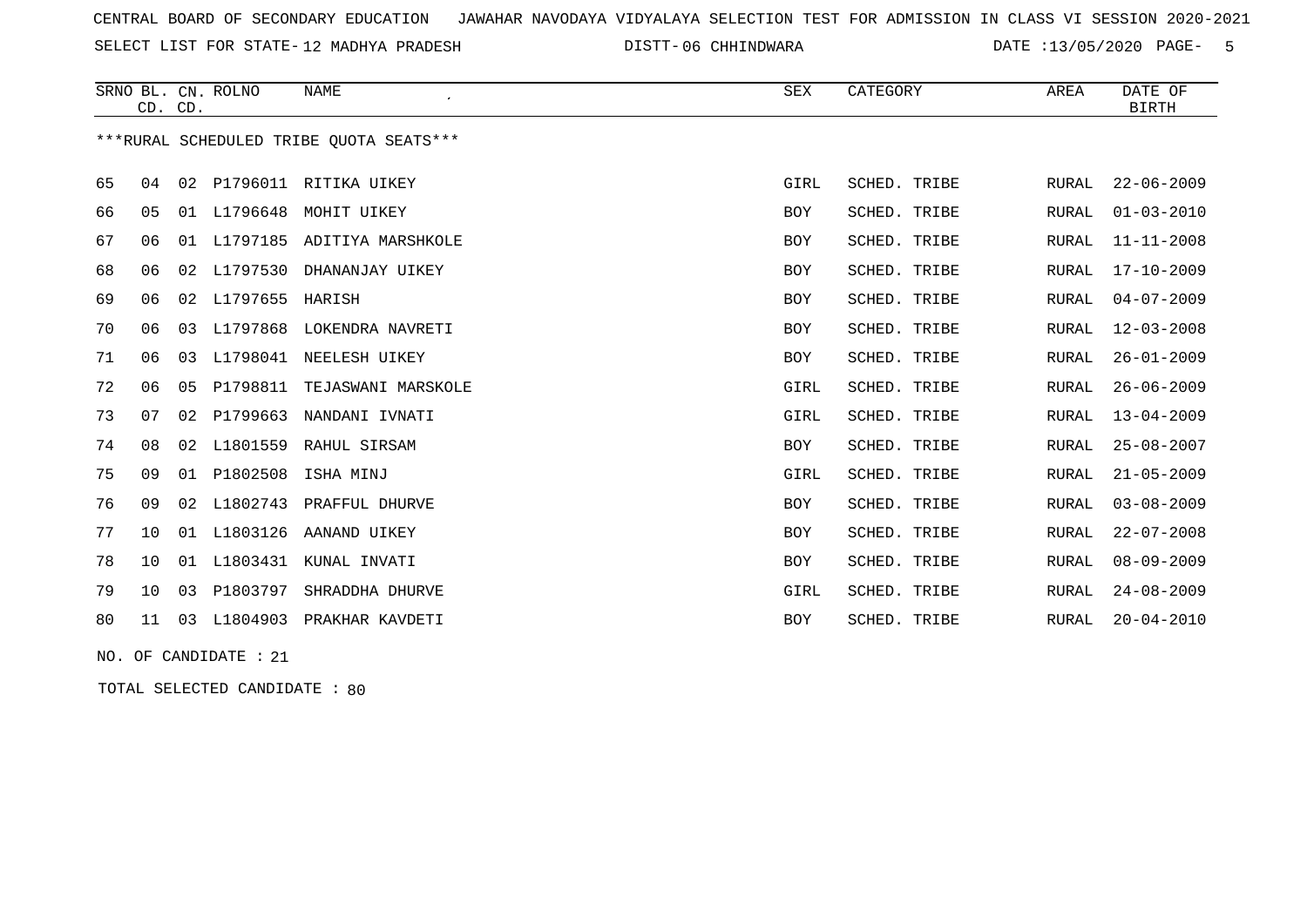CENTRAL BOARD OF SECONDARY EDUCATION JAWAHAR NAVODAYA VIDYALAYA SELECTION TEST FOR ADMISSION IN CLASS VI SESSION 2020-2021

SELECT LIST FOR STATE- 12 MADHYA PRADESH DISTT- 06 CHHINDWARA DATE :13/05/2020

| SRNO | BL. CD. | CN. CD. | ROLNO | NAME | SEX | CATEGORY | AREA | DATE OF BIRTH |
|---|---|---|---|---|---|---|---|---|

***RURAL SCHEDULED TRIBE QUOTA SEATS***

| SRNO | BL. CD. | CN. CD. | ROLNO | NAME | SEX | CATEGORY | AREA | DATE OF BIRTH |
|---|---|---|---|---|---|---|---|---|
| 65 | 04 | 02 | P1796011 | RITIKA UIKEY | GIRL | SCHED. TRIBE | RURAL | 22-06-2009 |
| 66 | 05 | 01 | L1796648 | MOHIT UIKEY | BOY | SCHED. TRIBE | RURAL | 01-03-2010 |
| 67 | 06 | 01 | L1797185 | ADITIYA MARSHKOLE | BOY | SCHED. TRIBE | RURAL | 11-11-2008 |
| 68 | 06 | 02 | L1797530 | DHANANJAY UIKEY | BOY | SCHED. TRIBE | RURAL | 17-10-2009 |
| 69 | 06 | 02 | L1797655 | HARISH | BOY | SCHED. TRIBE | RURAL | 04-07-2009 |
| 70 | 06 | 03 | L1797868 | LOKENDRA NAVRETI | BOY | SCHED. TRIBE | RURAL | 12-03-2008 |
| 71 | 06 | 03 | L1798041 | NEELESH UIKEY | BOY | SCHED. TRIBE | RURAL | 26-01-2009 |
| 72 | 06 | 05 | P1798811 | TEJASWANI MARSKOLE | GIRL | SCHED. TRIBE | RURAL | 26-06-2009 |
| 73 | 07 | 02 | P1799663 | NANDANI IVNATI | GIRL | SCHED. TRIBE | RURAL | 13-04-2009 |
| 74 | 08 | 02 | L1801559 | RAHUL SIRSAM | BOY | SCHED. TRIBE | RURAL | 25-08-2007 |
| 75 | 09 | 01 | P1802508 | ISHA MINJ | GIRL | SCHED. TRIBE | RURAL | 21-05-2009 |
| 76 | 09 | 02 | L1802743 | PRAFFUL DHURVE | BOY | SCHED. TRIBE | RURAL | 03-08-2009 |
| 77 | 10 | 01 | L1803126 | AANAND UIKEY | BOY | SCHED. TRIBE | RURAL | 22-07-2008 |
| 78 | 10 | 01 | L1803431 | KUNAL INVATI | BOY | SCHED. TRIBE | RURAL | 08-09-2009 |
| 79 | 10 | 03 | P1803797 | SHRADDHA DHURVE | GIRL | SCHED. TRIBE | RURAL | 24-08-2009 |
| 80 | 11 | 03 | L1804903 | PRAKHAR KAVDETI | BOY | SCHED. TRIBE | RURAL | 20-04-2010 |

NO. OF CANDIDATE : 21

TOTAL SELECTED CANDIDATE : 80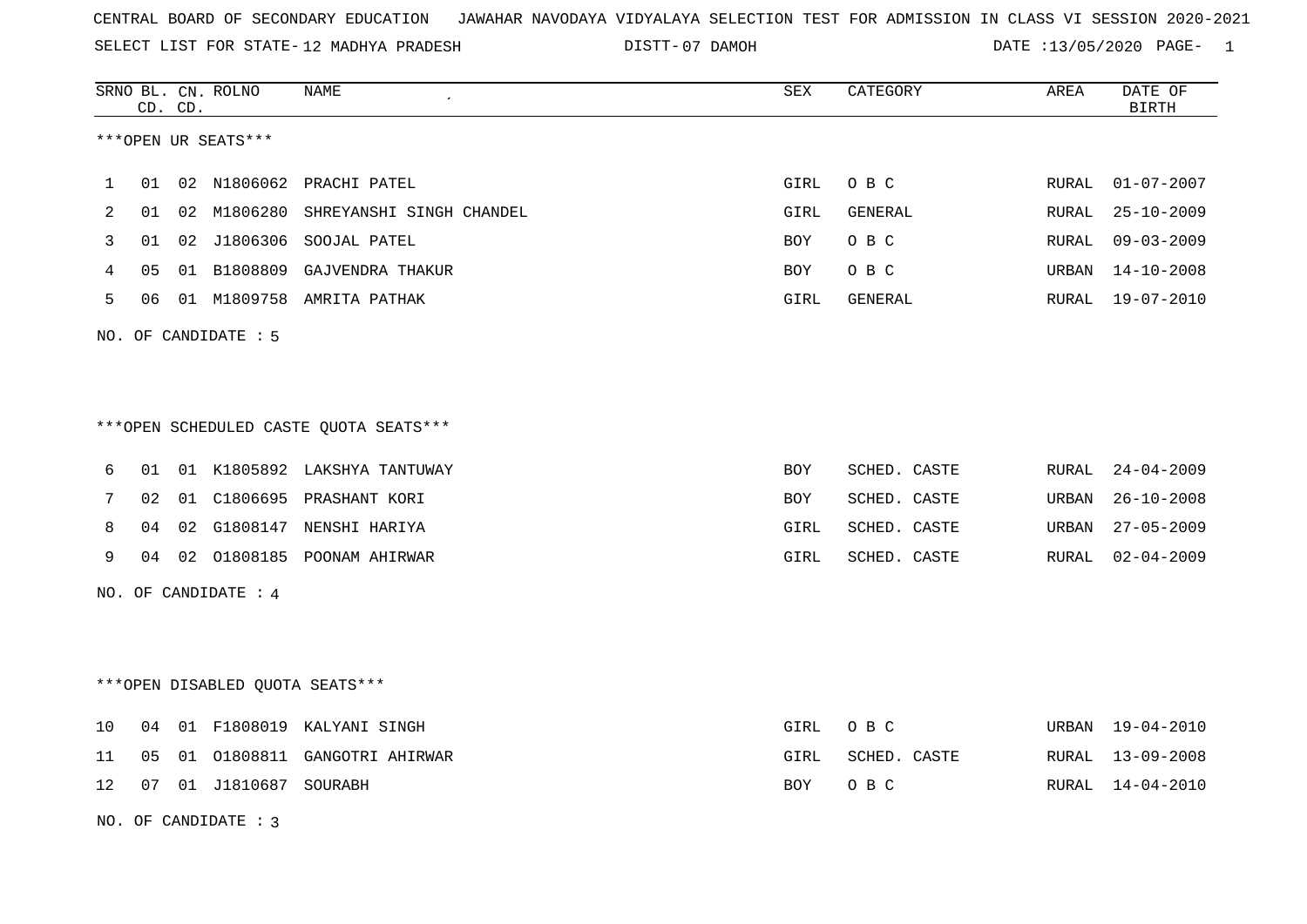CENTRAL BOARD OF SECONDARY EDUCATION JAWAHAR NAVODAYA VIDYALAYA SELECTION TEST FOR ADMISSION IN CLASS VI SESSION 2020-2021

SELECT LIST FOR STATE- 12 MADHYA PRADESH DISTT- 07 DAMOH DATE :13/05/2020

***OPEN UR SEATS***

| SRNO | BL. CD. | CN. CD. | ROLNO | NAME | SEX | CATEGORY | AREA | DATE OF BIRTH |
|---|---|---|---|---|---|---|---|---|
| 1 | 01 | 02 | N1806062 | PRACHI PATEL | GIRL | O B C | RURAL | 01-07-2007 |
| 2 | 01 | 02 | M1806280 | SHREYANSHI SINGH CHANDEL | GIRL | GENERAL | RURAL | 25-10-2009 |
| 3 | 01 | 02 | J1806306 | SOOJAL PATEL | BOY | O B C | RURAL | 09-03-2009 |
| 4 | 05 | 01 | B1808809 | GAJVENDRA THAKUR | BOY | O B C | URBAN | 14-10-2008 |
| 5 | 06 | 01 | M1809758 | AMRITA PATHAK | GIRL | GENERAL | RURAL | 19-07-2010 |

NO. OF CANDIDATE : 5

***OPEN SCHEDULED CASTE QUOTA SEATS***

| SRNO | BL. CD. | CN. CD. | ROLNO | NAME | SEX | CATEGORY | AREA | DATE OF BIRTH |
|---|---|---|---|---|---|---|---|---|
| 6 | 01 | 01 | K1805892 | LAKSHYA TANTUWAY | BOY | SCHED. CASTE | RURAL | 24-04-2009 |
| 7 | 02 | 01 | C1806695 | PRASHANT KORI | BOY | SCHED. CASTE | URBAN | 26-10-2008 |
| 8 | 04 | 02 | G1808147 | NENSHI HARIYA | GIRL | SCHED. CASTE | URBAN | 27-05-2009 |
| 9 | 04 | 02 | O1808185 | POONAM AHIRWAR | GIRL | SCHED. CASTE | RURAL | 02-04-2009 |

NO. OF CANDIDATE : 4

***OPEN DISABLED QUOTA SEATS***

| SRNO | BL. CD. | CN. CD. | ROLNO | NAME | SEX | CATEGORY | AREA | DATE OF BIRTH |
|---|---|---|---|---|---|---|---|---|
| 10 | 04 | 01 | F1808019 | KALYANI SINGH | GIRL | O B C | URBAN | 19-04-2010 |
| 11 | 05 | 01 | O1808811 | GANGOTRI AHIRWAR | GIRL | SCHED. CASTE | RURAL | 13-09-2008 |
| 12 | 07 | 01 | J1810687 | SOURABH | BOY | O B C | RURAL | 14-04-2010 |

NO. OF CANDIDATE : 3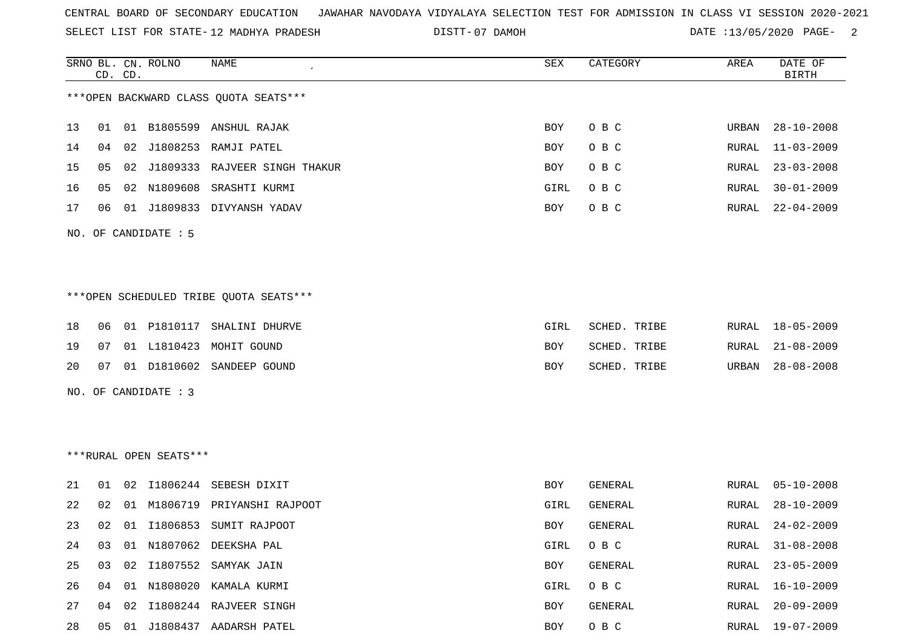CENTRAL BOARD OF SECONDARY EDUCATION JAWAHAR NAVODAYA VIDYALAYA SELECTION TEST FOR ADMISSION IN CLASS VI SESSION 2020-2021

SELECT LIST FOR STATE- 12 MADHYA PRADESH DISTT- 07 DAMOH DATE :13/05/2020

***OPEN BACKWARD CLASS QUOTA SEATS***

| SRNO | BL. CD. | CN. CD. | ROLNO | NAME | SEX | CATEGORY | AREA | DATE OF BIRTH |
|---|---|---|---|---|---|---|---|---|
| 13 | 01 | 01 | B1805599 | ANSHUL RAJAK | BOY | O B C | URBAN | 28-10-2008 |
| 14 | 04 | 02 | J1808253 | RAMJI PATEL | BOY | O B C | RURAL | 11-03-2009 |
| 15 | 05 | 02 | J1809333 | RAJVEER SINGH THAKUR | BOY | O B C | RURAL | 23-03-2008 |
| 16 | 05 | 02 | N1809608 | SRASHTI KURMI | GIRL | O B C | RURAL | 30-01-2009 |
| 17 | 06 | 01 | J1809833 | DIVYANSH YADAV | BOY | O B C | RURAL | 22-04-2009 |

NO. OF CANDIDATE : 5

***OPEN SCHEDULED TRIBE QUOTA SEATS***

| SRNO | BL. CD. | CN. CD. | ROLNO | NAME | SEX | CATEGORY | AREA | DATE OF BIRTH |
|---|---|---|---|---|---|---|---|---|
| 18 | 06 | 01 | P1810117 | SHALINI DHURVE | GIRL | SCHED. TRIBE | RURAL | 18-05-2009 |
| 19 | 07 | 01 | L1810423 | MOHIT GOUND | BOY | SCHED. TRIBE | RURAL | 21-08-2009 |
| 20 | 07 | 01 | D1810602 | SANDEEP GOUND | BOY | SCHED. TRIBE | URBAN | 28-08-2008 |

NO. OF CANDIDATE : 3

***RURAL OPEN SEATS***

| SRNO | BL. CD. | CN. CD. | ROLNO | NAME | SEX | CATEGORY | AREA | DATE OF BIRTH |
|---|---|---|---|---|---|---|---|---|
| 21 | 01 | 02 | I1806244 | SEBESH DIXIT | BOY | GENERAL | RURAL | 05-10-2008 |
| 22 | 02 | 01 | M1806719 | PRIYANSHI RAJPOOT | GIRL | GENERAL | RURAL | 28-10-2009 |
| 23 | 02 | 01 | I1806853 | SUMIT RAJPOOT | BOY | GENERAL | RURAL | 24-02-2009 |
| 24 | 03 | 01 | N1807062 | DEEKSHA PAL | GIRL | O B C | RURAL | 31-08-2008 |
| 25 | 03 | 02 | I1807552 | SAMYAK JAIN | BOY | GENERAL | RURAL | 23-05-2009 |
| 26 | 04 | 01 | N1808020 | KAMALA KURMI | GIRL | O B C | RURAL | 16-10-2009 |
| 27 | 04 | 02 | I1808244 | RAJVEER SINGH | BOY | GENERAL | RURAL | 20-09-2009 |
| 28 | 05 | 01 | J1808437 | AADARSH PATEL | BOY | O B C | RURAL | 19-07-2009 |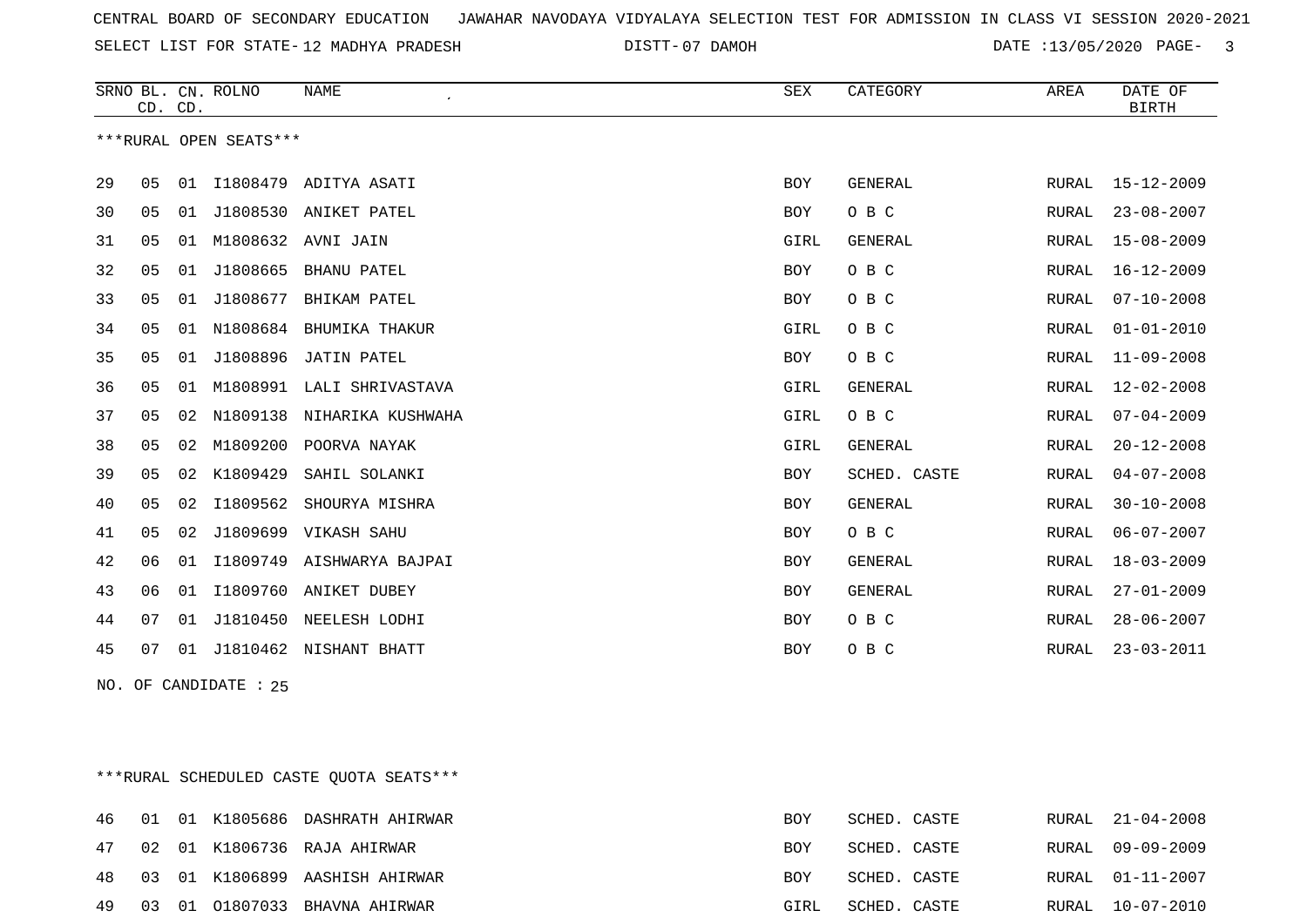CENTRAL BOARD OF SECONDARY EDUCATION   JAWAHAR NAVODAYA VIDYALAYA SELECTION TEST FOR ADMISSION IN CLASS VI SESSION 2020-2021

SELECT LIST FOR STATE- 12 MADHYA PRADESH   DISTT- 07 DAMOH   DATE :13/05/2020

| SRNO | BL. CD. | CN. CD. | ROLNO | NAME | SEX | CATEGORY | AREA | DATE OF BIRTH |
|---|---|---|---|---|---|---|---|---|

***RURAL OPEN SEATS***

| SRNO | BL. CD. | CN. CD. | ROLNO | NAME | SEX | CATEGORY | AREA | DATE OF BIRTH |
|---|---|---|---|---|---|---|---|---|
| 29 | 05 | 01 | I1808479 | ADITYA ASATI | BOY | GENERAL | RURAL | 15-12-2009 |
| 30 | 05 | 01 | J1808530 | ANIKET PATEL | BOY | O B C | RURAL | 23-08-2007 |
| 31 | 05 | 01 | M1808632 | AVNI JAIN | GIRL | GENERAL | RURAL | 15-08-2009 |
| 32 | 05 | 01 | J1808665 | BHANU PATEL | BOY | O B C | RURAL | 16-12-2009 |
| 33 | 05 | 01 | J1808677 | BHIKAM PATEL | BOY | O B C | RURAL | 07-10-2008 |
| 34 | 05 | 01 | N1808684 | BHUMIKA THAKUR | GIRL | O B C | RURAL | 01-01-2010 |
| 35 | 05 | 01 | J1808896 | JATIN PATEL | BOY | O B C | RURAL | 11-09-2008 |
| 36 | 05 | 01 | M1808991 | LALI SHRIVASTAVA | GIRL | GENERAL | RURAL | 12-02-2008 |
| 37 | 05 | 02 | N1809138 | NIHARIKA KUSHWAHA | GIRL | O B C | RURAL | 07-04-2009 |
| 38 | 05 | 02 | M1809200 | POORVA NAYAK | GIRL | GENERAL | RURAL | 20-12-2008 |
| 39 | 05 | 02 | K1809429 | SAHIL SOLANKI | BOY | SCHED. CASTE | RURAL | 04-07-2008 |
| 40 | 05 | 02 | I1809562 | SHOURYA MISHRA | BOY | GENERAL | RURAL | 30-10-2008 |
| 41 | 05 | 02 | J1809699 | VIKASH SAHU | BOY | O B C | RURAL | 06-07-2007 |
| 42 | 06 | 01 | I1809749 | AISHWARYA BAJPAI | BOY | GENERAL | RURAL | 18-03-2009 |
| 43 | 06 | 01 | I1809760 | ANIKET DUBEY | BOY | GENERAL | RURAL | 27-01-2009 |
| 44 | 07 | 01 | J1810450 | NEELESH LODHI | BOY | O B C | RURAL | 28-06-2007 |
| 45 | 07 | 01 | J1810462 | NISHANT BHATT | BOY | O B C | RURAL | 23-03-2011 |

NO. OF CANDIDATE : 25

***RURAL SCHEDULED CASTE QUOTA SEATS***

| SRNO | BL. CD. | CN. CD. | ROLNO | NAME | SEX | CATEGORY | AREA | DATE OF BIRTH |
|---|---|---|---|---|---|---|---|---|
| 46 | 01 | 01 | K1805686 | DASHRATH AHIRWAR | BOY | SCHED. CASTE | RURAL | 21-04-2008 |
| 47 | 02 | 01 | K1806736 | RAJA AHIRWAR | BOY | SCHED. CASTE | RURAL | 09-09-2009 |
| 48 | 03 | 01 | K1806899 | AASHISH AHIRWAR | BOY | SCHED. CASTE | RURAL | 01-11-2007 |
| 49 | 03 | 01 | O1807033 | BHAVNA AHIRWAR | GIRL | SCHED. CASTE | RURAL | 10-07-2010 |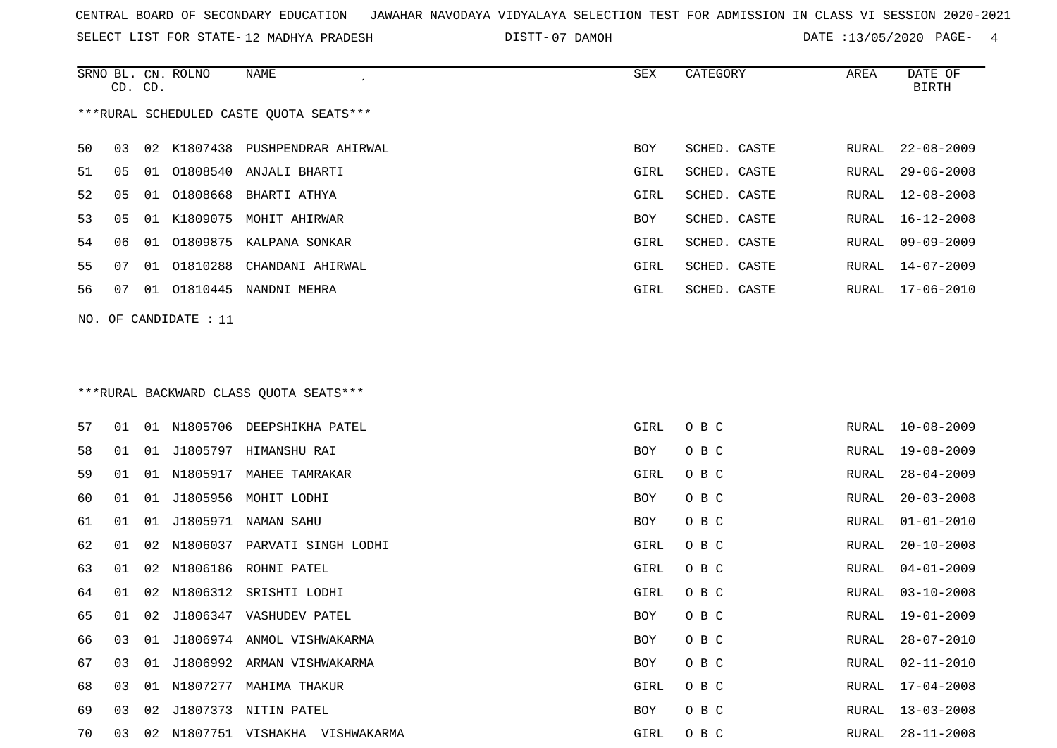CENTRAL BOARD OF SECONDARY EDUCATION JAWAHAR NAVODAYA VIDYALAYA SELECTION TEST FOR ADMISSION IN CLASS VI SESSION 2020-2021

SELECT LIST FOR STATE- 12 MADHYA PRADESH DISTT- 07 DAMOH DATE :13/05/2020

***RURAL SCHEDULED CASTE QUOTA SEATS***

| SRNO | BL. CD. | CN. CD. | ROLNO | NAME | SEX | CATEGORY | AREA | DATE OF BIRTH |
|---|---|---|---|---|---|---|---|---|
| 50 | 03 | 02 | K1807438 | PUSHPENDRAR AHIRWAL | BOY | SCHED. CASTE | RURAL | 22-08-2009 |
| 51 | 05 | 01 | O1808540 | ANJALI BHARTI | GIRL | SCHED. CASTE | RURAL | 29-06-2008 |
| 52 | 05 | 01 | O1808668 | BHARTI ATHYA | GIRL | SCHED. CASTE | RURAL | 12-08-2008 |
| 53 | 05 | 01 | K1809075 | MOHIT AHIRWAR | BOY | SCHED. CASTE | RURAL | 16-12-2008 |
| 54 | 06 | 01 | O1809875 | KALPANA SONKAR | GIRL | SCHED. CASTE | RURAL | 09-09-2009 |
| 55 | 07 | 01 | O1810288 | CHANDANI AHIRWAL | GIRL | SCHED. CASTE | RURAL | 14-07-2009 |
| 56 | 07 | 01 | O1810445 | NANDNI MEHRA | GIRL | SCHED. CASTE | RURAL | 17-06-2010 |

NO. OF CANDIDATE : 11

***RURAL BACKWARD CLASS QUOTA SEATS***

| SRNO | BL. CD. | CN. CD. | ROLNO | NAME | SEX | CATEGORY | AREA | DATE OF BIRTH |
|---|---|---|---|---|---|---|---|---|
| 57 | 01 | 01 | N1805706 | DEEPSHIKHA PATEL | GIRL | O B C | RURAL | 10-08-2009 |
| 58 | 01 | 01 | J1805797 | HIMANSHU RAI | BOY | O B C | RURAL | 19-08-2009 |
| 59 | 01 | 01 | N1805917 | MAHEE TAMRAKAR | GIRL | O B C | RURAL | 28-04-2009 |
| 60 | 01 | 01 | J1805956 | MOHIT LODHI | BOY | O B C | RURAL | 20-03-2008 |
| 61 | 01 | 01 | J1805971 | NAMAN SAHU | BOY | O B C | RURAL | 01-01-2010 |
| 62 | 01 | 02 | N1806037 | PARVATI SINGH LODHI | GIRL | O B C | RURAL | 20-10-2008 |
| 63 | 01 | 02 | N1806186 | ROHNI PATEL | GIRL | O B C | RURAL | 04-01-2009 |
| 64 | 01 | 02 | N1806312 | SRISHTI LODHI | GIRL | O B C | RURAL | 03-10-2008 |
| 65 | 01 | 02 | J1806347 | VASHUDEV PATEL | BOY | O B C | RURAL | 19-01-2009 |
| 66 | 03 | 01 | J1806974 | ANMOL VISHWAKARMA | BOY | O B C | RURAL | 28-07-2010 |
| 67 | 03 | 01 | J1806992 | ARMAN VISHWAKARMA | BOY | O B C | RURAL | 02-11-2010 |
| 68 | 03 | 01 | N1807277 | MAHIMA THAKUR | GIRL | O B C | RURAL | 17-04-2008 |
| 69 | 03 | 02 | J1807373 | NITIN PATEL | BOY | O B C | RURAL | 13-03-2008 |
| 70 | 03 | 02 | N1807751 | VISHAKHA VISHWAKARMA | GIRL | O B C | RURAL | 28-11-2008 |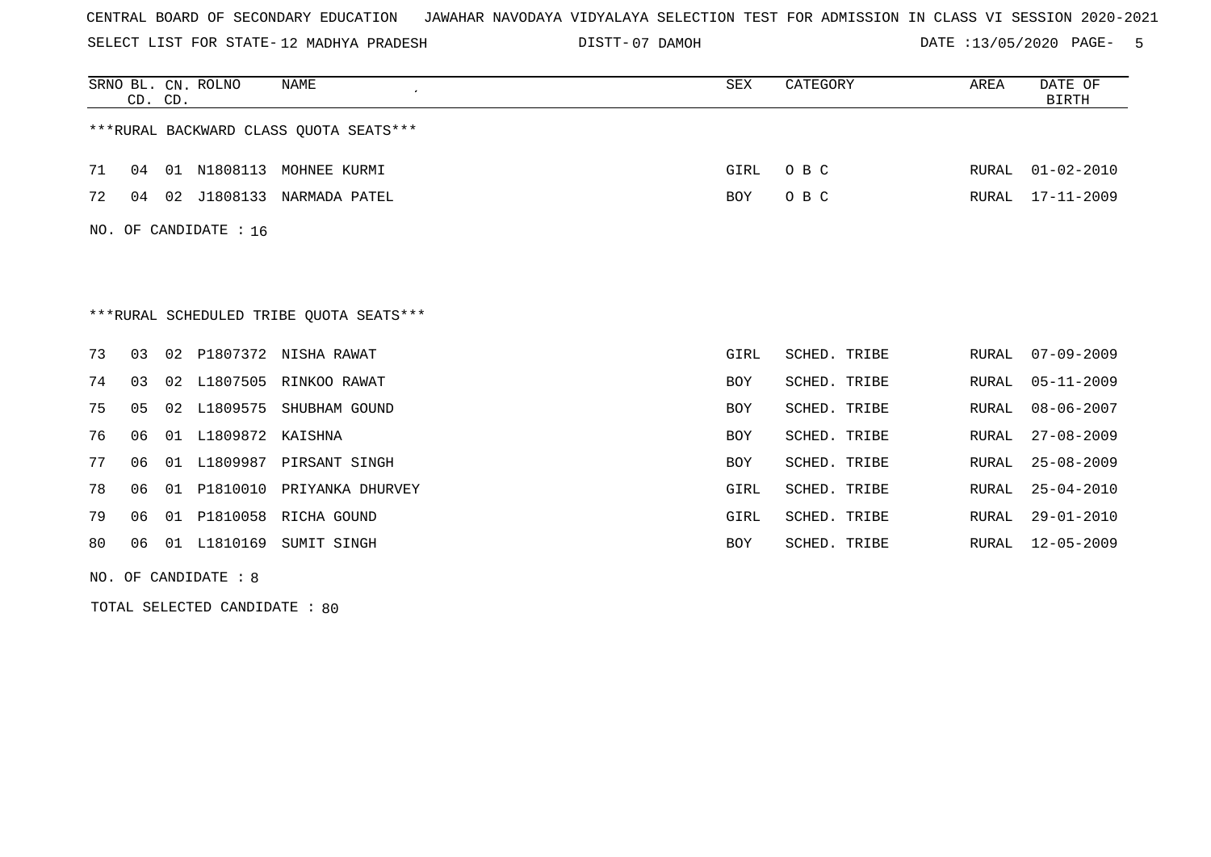CENTRAL BOARD OF SECONDARY EDUCATION JAWAHAR NAVODAYA VIDYALAYA SELECTION TEST FOR ADMISSION IN CLASS VI SESSION 2020-2021

SELECT LIST FOR STATE- 12 MADHYA PRADESH DISTT- 07 DAMOH DATE :13/05/2020

| SRNO | BL. CD. | CN. CD. | ROLNO | NAME | SEX | CATEGORY | AREA | DATE OF BIRTH |
|---|---|---|---|---|---|---|---|---|

***RURAL BACKWARD CLASS QUOTA SEATS***

| SRNO | BL. CD. | CN. CD. | ROLNO | NAME | SEX | CATEGORY | AREA | DATE OF BIRTH |
|---|---|---|---|---|---|---|---|---|
| 71 | 04 | 01 | N1808113 | MOHNEE KURMI | GIRL | O B C | RURAL | 01-02-2010 |
| 72 | 04 | 02 | J1808133 | NARMADA PATEL | BOY | O B C | RURAL | 17-11-2009 |

NO. OF CANDIDATE : 16

***RURAL SCHEDULED TRIBE QUOTA SEATS***

| SRNO | BL. CD. | CN. CD. | ROLNO | NAME | SEX | CATEGORY | AREA | DATE OF BIRTH |
|---|---|---|---|---|---|---|---|---|
| 73 | 03 | 02 | P1807372 | NISHA RAWAT | GIRL | SCHED. TRIBE | RURAL | 07-09-2009 |
| 74 | 03 | 02 | L1807505 | RINKOO RAWAT | BOY | SCHED. TRIBE | RURAL | 05-11-2009 |
| 75 | 05 | 02 | L1809575 | SHUBHAM GOUND | BOY | SCHED. TRIBE | RURAL | 08-06-2007 |
| 76 | 06 | 01 | L1809872 | KAISHNA | BOY | SCHED. TRIBE | RURAL | 27-08-2009 |
| 77 | 06 | 01 | L1809987 | PIRSANT SINGH | BOY | SCHED. TRIBE | RURAL | 25-08-2009 |
| 78 | 06 | 01 | P1810010 | PRIYANKA DHURVEY | GIRL | SCHED. TRIBE | RURAL | 25-04-2010 |
| 79 | 06 | 01 | P1810058 | RICHA GOUND | GIRL | SCHED. TRIBE | RURAL | 29-01-2010 |
| 80 | 06 | 01 | L1810169 | SUMIT SINGH | BOY | SCHED. TRIBE | RURAL | 12-05-2009 |

NO. OF CANDIDATE : 8

TOTAL SELECTED CANDIDATE : 80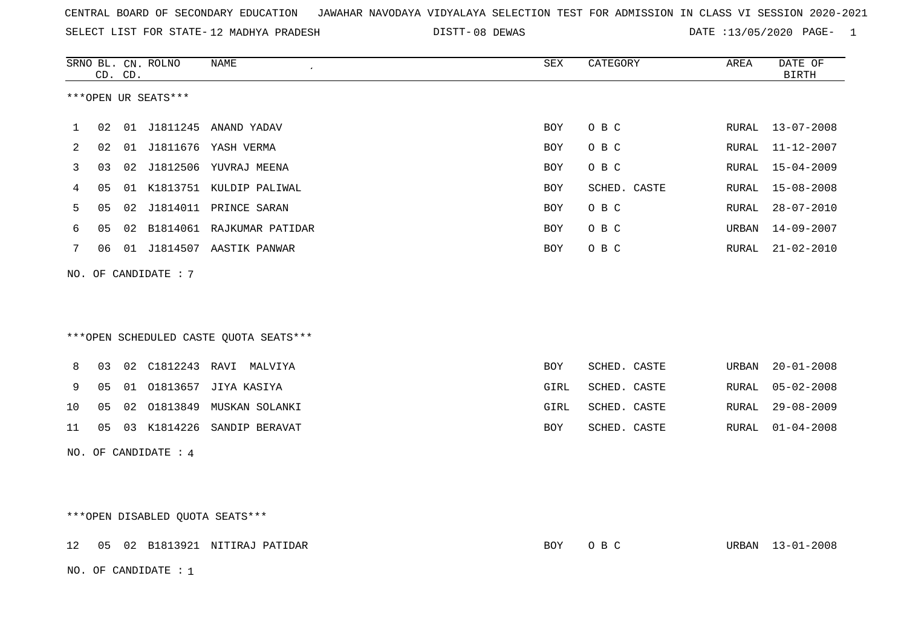CENTRAL BOARD OF SECONDARY EDUCATION JAWAHAR NAVODAYA VIDYALAYA SELECTION TEST FOR ADMISSION IN CLASS VI SESSION 2020-2021

SELECT LIST FOR STATE- 12 MADHYA PRADESH DISTT- 08 DEWAS DATE :13/05/2020

***OPEN UR SEATS***

| SRNO | BL. CD. | CN. CD. | ROLNO | NAME | SEX | CATEGORY | AREA | DATE OF BIRTH |
|---|---|---|---|---|---|---|---|---|
| 1 | 02 | 01 | J1811245 | ANAND YADAV | BOY | O B C | RURAL | 13-07-2008 |
| 2 | 02 | 01 | J1811676 | YASH VERMA | BOY | O B C | RURAL | 11-12-2007 |
| 3 | 03 | 02 | J1812506 | YUVRAJ MEENA | BOY | O B C | RURAL | 15-04-2009 |
| 4 | 05 | 01 | K1813751 | KULDIP PALIWAL | BOY | SCHED. CASTE | RURAL | 15-08-2008 |
| 5 | 05 | 02 | J1814011 | PRINCE SARAN | BOY | O B C | RURAL | 28-07-2010 |
| 6 | 05 | 02 | B1814061 | RAJKUMAR PATIDAR | BOY | O B C | URBAN | 14-09-2007 |
| 7 | 06 | 01 | J1814507 | AASTIK PANWAR | BOY | O B C | RURAL | 21-02-2010 |

NO. OF CANDIDATE : 7

***OPEN SCHEDULED CASTE QUOTA SEATS***

| SRNO | BL. CD. | CN. CD. | ROLNO | NAME | SEX | CATEGORY | AREA | DATE OF BIRTH |
|---|---|---|---|---|---|---|---|---|
| 8 | 03 | 02 | C1812243 | RAVI MALVIYA | BOY | SCHED. CASTE | URBAN | 20-01-2008 |
| 9 | 05 | 01 | O1813657 | JIYA KASIYA | GIRL | SCHED. CASTE | RURAL | 05-02-2008 |
| 10 | 05 | 02 | O1813849 | MUSKAN SOLANKI | GIRL | SCHED. CASTE | RURAL | 29-08-2009 |
| 11 | 05 | 03 | K1814226 | SANDIP BERAVAT | BOY | SCHED. CASTE | RURAL | 01-04-2008 |

NO. OF CANDIDATE : 4

***OPEN DISABLED QUOTA SEATS***

| SRNO | BL. CD. | CN. CD. | ROLNO | NAME | SEX | CATEGORY | AREA | DATE OF BIRTH |
|---|---|---|---|---|---|---|---|---|
| 12 | 05 | 02 | B1813921 | NITIRAJ PATIDAR | BOY | O B C | URBAN | 13-01-2008 |

NO. OF CANDIDATE : 1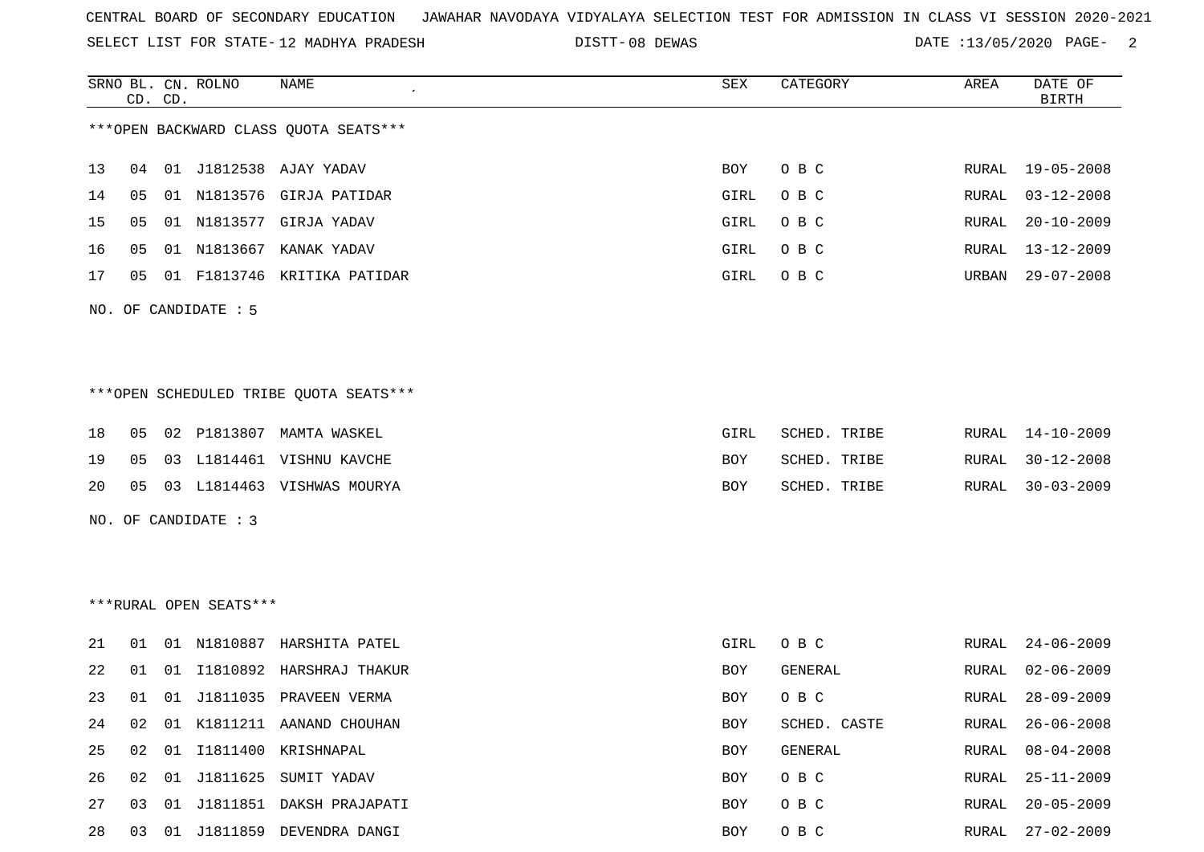CENTRAL BOARD OF SECONDARY EDUCATION   JAWAHAR NAVODAYA VIDYALAYA SELECTION TEST FOR ADMISSION IN CLASS VI SESSION 2020-2021

SELECT LIST FOR STATE- 12 MADHYA PRADESH   DISTT- 08 DEWAS   DATE :13/05/2020

***OPEN BACKWARD CLASS QUOTA SEATS***

| SRNO | BL. CD. | CN. CD. | ROLNO | NAME | SEX | CATEGORY | AREA | DATE OF BIRTH |
|---|---|---|---|---|---|---|---|---|
| 13 | 04 | 01 | J1812538 | AJAY YADAV | BOY | O B C | RURAL | 19-05-2008 |
| 14 | 05 | 01 | N1813576 | GIRJA PATIDAR | GIRL | O B C | RURAL | 03-12-2008 |
| 15 | 05 | 01 | N1813577 | GIRJA YADAV | GIRL | O B C | RURAL | 20-10-2009 |
| 16 | 05 | 01 | N1813667 | KANAK YADAV | GIRL | O B C | RURAL | 13-12-2009 |
| 17 | 05 | 01 | F1813746 | KRITIKA PATIDAR | GIRL | O B C | URBAN | 29-07-2008 |

NO. OF CANDIDATE : 5

***OPEN SCHEDULED TRIBE QUOTA SEATS***

| SRNO | BL. CD. | CN. CD. | ROLNO | NAME | SEX | CATEGORY | AREA | DATE OF BIRTH |
|---|---|---|---|---|---|---|---|---|
| 18 | 05 | 02 | P1813807 | MAMTA WASKEL | GIRL | SCHED. TRIBE | RURAL | 14-10-2009 |
| 19 | 05 | 03 | L1814461 | VISHNU KAVCHE | BOY | SCHED. TRIBE | RURAL | 30-12-2008 |
| 20 | 05 | 03 | L1814463 | VISHWAS MOURYA | BOY | SCHED. TRIBE | RURAL | 30-03-2009 |

NO. OF CANDIDATE : 3

***RURAL OPEN SEATS***

| SRNO | BL. CD. | CN. CD. | ROLNO | NAME | SEX | CATEGORY | AREA | DATE OF BIRTH |
|---|---|---|---|---|---|---|---|---|
| 21 | 01 | 01 | N1810887 | HARSHITA PATEL | GIRL | O B C | RURAL | 24-06-2009 |
| 22 | 01 | 01 | I1810892 | HARSHRAJ THAKUR | BOY | GENERAL | RURAL | 02-06-2009 |
| 23 | 01 | 01 | J1811035 | PRAVEEN VERMA | BOY | O B C | RURAL | 28-09-2009 |
| 24 | 02 | 01 | K1811211 | AANAND CHOUHAN | BOY | SCHED. CASTE | RURAL | 26-06-2008 |
| 25 | 02 | 01 | I1811400 | KRISHNAPAL | BOY | GENERAL | RURAL | 08-04-2008 |
| 26 | 02 | 01 | J1811625 | SUMIT YADAV | BOY | O B C | RURAL | 25-11-2009 |
| 27 | 03 | 01 | J1811851 | DAKSH PRAJAPATI | BOY | O B C | RURAL | 20-05-2009 |
| 28 | 03 | 01 | J1811859 | DEVENDRA DANGI | BOY | O B C | RURAL | 27-02-2009 |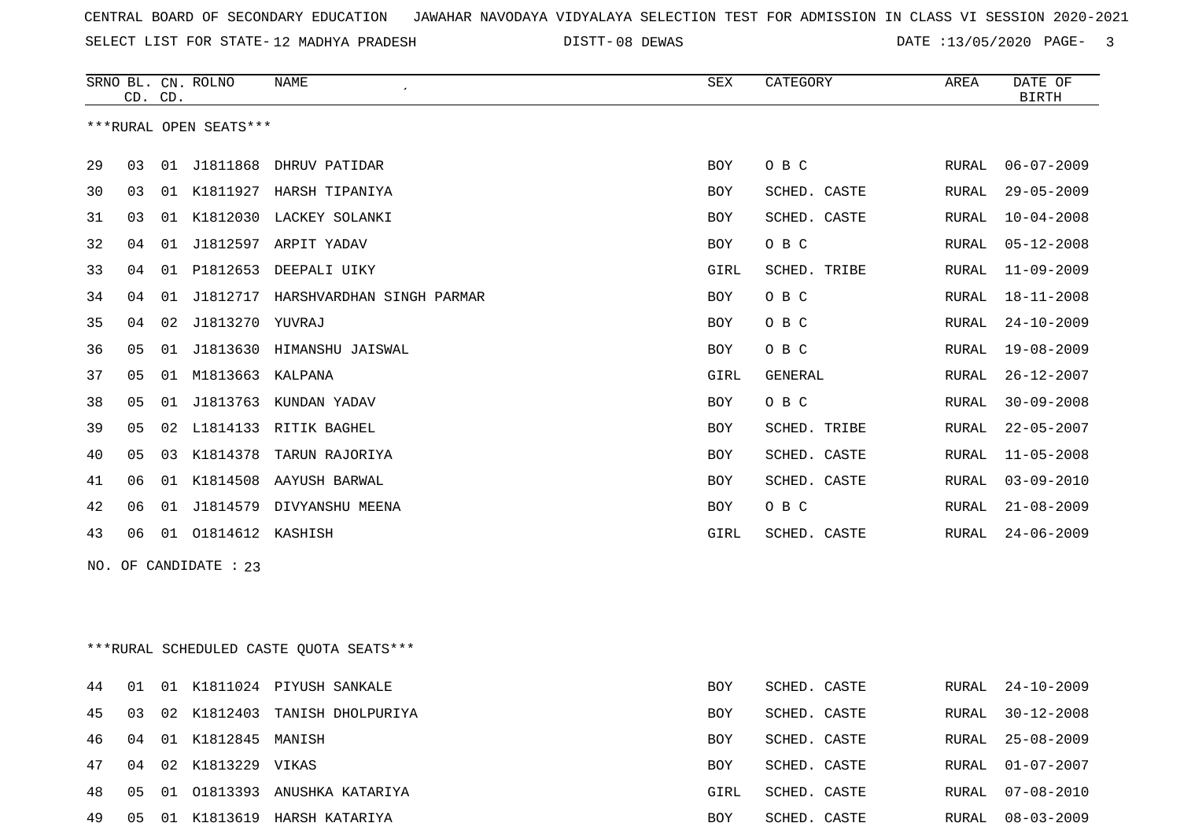CENTRAL BOARD OF SECONDARY EDUCATION JAWAHAR NAVODAYA VIDYALAYA SELECTION TEST FOR ADMISSION IN CLASS VI SESSION 2020-2021

SELECT LIST FOR STATE- 12 MADHYA PRADESH DISTT- 08 DEWAS DATE :13/05/2020

***RURAL OPEN SEATS***

| SRNO | BL. CD. | CN. CD. | ROLNO | NAME | SEX | CATEGORY | AREA | DATE OF BIRTH |
|---|---|---|---|---|---|---|---|---|
| 29 | 03 | 01 | J1811868 | DHRUV PATIDAR | BOY | O B C | RURAL | 06-07-2009 |
| 30 | 03 | 01 | K1811927 | HARSH TIPANIYA | BOY | SCHED. CASTE | RURAL | 29-05-2009 |
| 31 | 03 | 01 | K1812030 | LACKEY SOLANKI | BOY | SCHED. CASTE | RURAL | 10-04-2008 |
| 32 | 04 | 01 | J1812597 | ARPIT YADAV | BOY | O B C | RURAL | 05-12-2008 |
| 33 | 04 | 01 | P1812653 | DEEPALI UIKY | GIRL | SCHED. TRIBE | RURAL | 11-09-2009 |
| 34 | 04 | 01 | J1812717 | HARSHVARDHAN SINGH PARMAR | BOY | O B C | RURAL | 18-11-2008 |
| 35 | 04 | 02 | J1813270 | YUVRAJ | BOY | O B C | RURAL | 24-10-2009 |
| 36 | 05 | 01 | J1813630 | HIMANSHU JAISWAL | BOY | O B C | RURAL | 19-08-2009 |
| 37 | 05 | 01 | M1813663 | KALPANA | GIRL | GENERAL | RURAL | 26-12-2007 |
| 38 | 05 | 01 | J1813763 | KUNDAN YADAV | BOY | O B C | RURAL | 30-09-2008 |
| 39 | 05 | 02 | L1814133 | RITIK BAGHEL | BOY | SCHED. TRIBE | RURAL | 22-05-2007 |
| 40 | 05 | 03 | K1814378 | TARUN RAJORIYA | BOY | SCHED. CASTE | RURAL | 11-05-2008 |
| 41 | 06 | 01 | K1814508 | AAYUSH BARWAL | BOY | SCHED. CASTE | RURAL | 03-09-2010 |
| 42 | 06 | 01 | J1814579 | DIVYANSHU MEENA | BOY | O B C | RURAL | 21-08-2009 |
| 43 | 06 | 01 | O1814612 | KASHISH | GIRL | SCHED. CASTE | RURAL | 24-06-2009 |

NO. OF CANDIDATE : 23

***RURAL SCHEDULED CASTE QUOTA SEATS***

| SRNO | BL. CD. | CN. CD. | ROLNO | NAME | SEX | CATEGORY | AREA | DATE OF BIRTH |
|---|---|---|---|---|---|---|---|---|
| 44 | 01 | 01 | K1811024 | PIYUSH SANKALE | BOY | SCHED. CASTE | RURAL | 24-10-2009 |
| 45 | 03 | 02 | K1812403 | TANISH DHOLPURIYA | BOY | SCHED. CASTE | RURAL | 30-12-2008 |
| 46 | 04 | 01 | K1812845 | MANISH | BOY | SCHED. CASTE | RURAL | 25-08-2009 |
| 47 | 04 | 02 | K1813229 | VIKAS | BOY | SCHED. CASTE | RURAL | 01-07-2007 |
| 48 | 05 | 01 | O1813393 | ANUSHKA KATARIYA | GIRL | SCHED. CASTE | RURAL | 07-08-2010 |
| 49 | 05 | 01 | K1813619 | HARSH KATARIYA | BOY | SCHED. CASTE | RURAL | 08-03-2009 |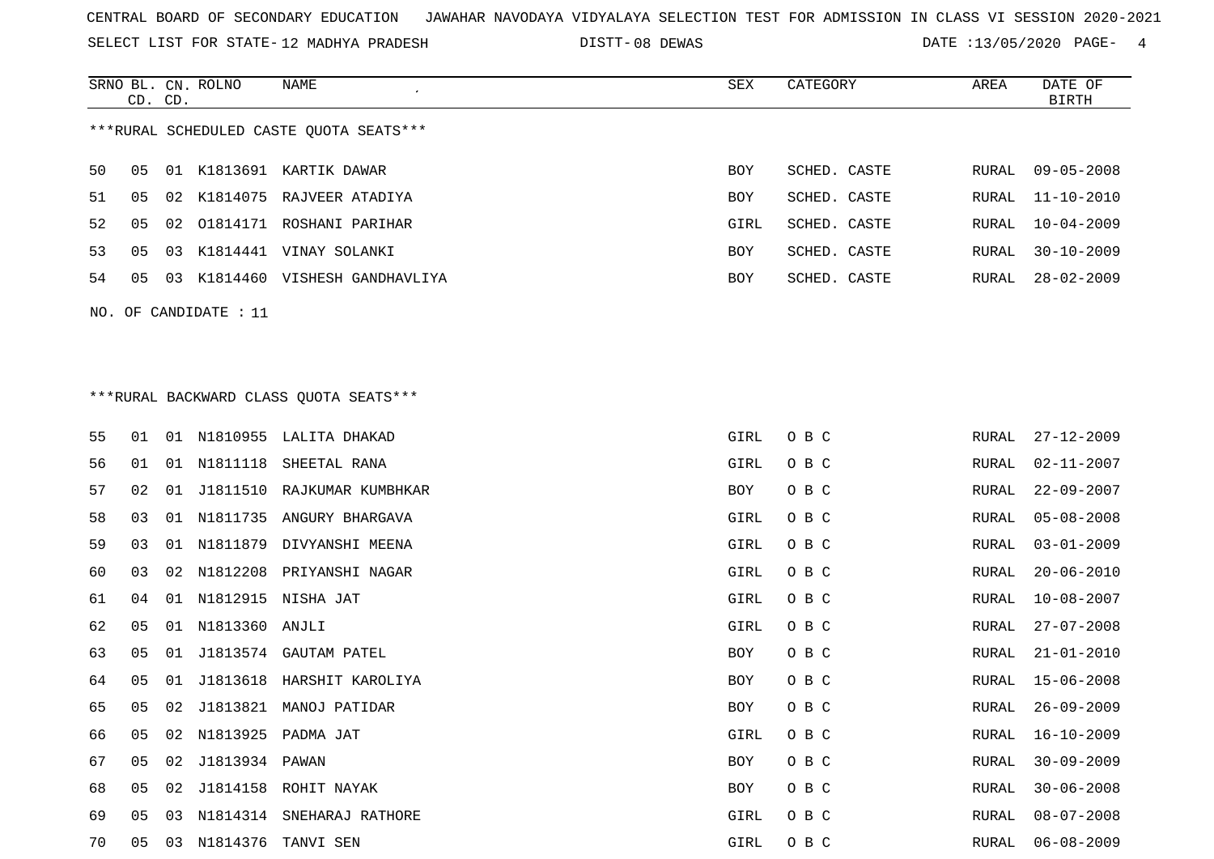CENTRAL BOARD OF SECONDARY EDUCATION JAWAHAR NAVODAYA VIDYALAYA SELECTION TEST FOR ADMISSION IN CLASS VI SESSION 2020-2021

SELECT LIST FOR STATE- 12 MADHYA PRADESH DISTT- 08 DEWAS DATE :13/05/2020

***RURAL SCHEDULED CASTE QUOTA SEATS***

| SRNO | BL. CD. | CN. CD. | ROLNO | NAME | SEX | CATEGORY | AREA | DATE OF BIRTH |
|---|---|---|---|---|---|---|---|---|
| 50 | 05 | 01 | K1813691 | KARTIK DAWAR | BOY | SCHED. CASTE | RURAL | 09-05-2008 |
| 51 | 05 | 02 | K1814075 | RAJVEER ATADIYA | BOY | SCHED. CASTE | RURAL | 11-10-2010 |
| 52 | 05 | 02 | O1814171 | ROSHANI PARIHAR | GIRL | SCHED. CASTE | RURAL | 10-04-2009 |
| 53 | 05 | 03 | K1814441 | VINAY SOLANKI | BOY | SCHED. CASTE | RURAL | 30-10-2009 |
| 54 | 05 | 03 | K1814460 | VISHESH GANDHAVLIYA | BOY | SCHED. CASTE | RURAL | 28-02-2009 |

NO. OF CANDIDATE : 11

***RURAL BACKWARD CLASS QUOTA SEATS***

| SRNO | BL. CD. | CN. CD. | ROLNO | NAME | SEX | CATEGORY | AREA | DATE OF BIRTH |
|---|---|---|---|---|---|---|---|---|
| 55 | 01 | 01 | N1810955 | LALITA DHAKAD | GIRL | O B C | RURAL | 27-12-2009 |
| 56 | 01 | 01 | N1811118 | SHEETAL RANA | GIRL | O B C | RURAL | 02-11-2007 |
| 57 | 02 | 01 | J1811510 | RAJKUMAR KUMBHKAR | BOY | O B C | RURAL | 22-09-2007 |
| 58 | 03 | 01 | N1811735 | ANGURY BHARGAVA | GIRL | O B C | RURAL | 05-08-2008 |
| 59 | 03 | 01 | N1811879 | DIVYANSHI MEENA | GIRL | O B C | RURAL | 03-01-2009 |
| 60 | 03 | 02 | N1812208 | PRIYANSHI NAGAR | GIRL | O B C | RURAL | 20-06-2010 |
| 61 | 04 | 01 | N1812915 | NISHA JAT | GIRL | O B C | RURAL | 10-08-2007 |
| 62 | 05 | 01 | N1813360 | ANJLI | GIRL | O B C | RURAL | 27-07-2008 |
| 63 | 05 | 01 | J1813574 | GAUTAM PATEL | BOY | O B C | RURAL | 21-01-2010 |
| 64 | 05 | 01 | J1813618 | HARSHIT KAROLIYA | BOY | O B C | RURAL | 15-06-2008 |
| 65 | 05 | 02 | J1813821 | MANOJ PATIDAR | BOY | O B C | RURAL | 26-09-2009 |
| 66 | 05 | 02 | N1813925 | PADMA JAT | GIRL | O B C | RURAL | 16-10-2009 |
| 67 | 05 | 02 | J1813934 | PAWAN | BOY | O B C | RURAL | 30-09-2009 |
| 68 | 05 | 02 | J1814158 | ROHIT NAYAK | BOY | O B C | RURAL | 30-06-2008 |
| 69 | 05 | 03 | N1814314 | SNEHARAJ RATHORE | GIRL | O B C | RURAL | 08-07-2008 |
| 70 | 05 | 03 | N1814376 | TANVI SEN | GIRL | O B C | RURAL | 06-08-2009 |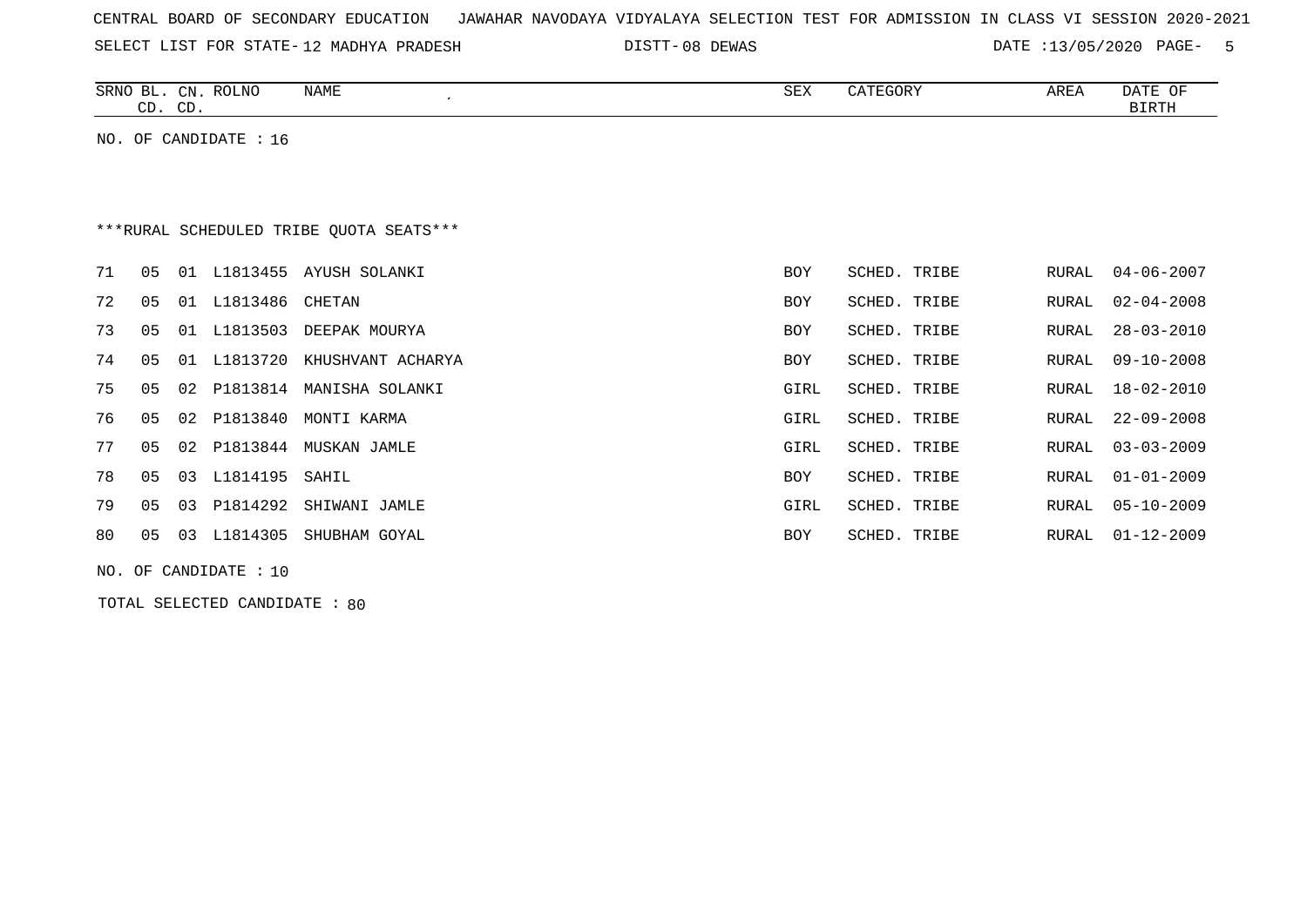CENTRAL BOARD OF SECONDARY EDUCATION JAWAHAR NAVODAYA VIDYALAYA SELECTION TEST FOR ADMISSION IN CLASS VI SESSION 2020-2021

SELECT LIST FOR STATE- 12 MADHYA PRADESH DISTT- 08 DEWAS DATE :13/05/2020

| SRNO | BL. CD. | CN. CD. | ROLNO | NAME | SEX | CATEGORY | AREA | DATE OF BIRTH |
|---|---|---|---|---|---|---|---|---|

NO. OF CANDIDATE : 16

***RURAL SCHEDULED TRIBE QUOTA SEATS***

| SRNO | BL. CD. | CN. CD. | ROLNO | NAME | SEX | CATEGORY | AREA | DATE OF BIRTH |
|---|---|---|---|---|---|---|---|---|
| 71 | 05 | 01 | L1813455 | AYUSH SOLANKI | BOY | SCHED. TRIBE | RURAL | 04-06-2007 |
| 72 | 05 | 01 | L1813486 | CHETAN | BOY | SCHED. TRIBE | RURAL | 02-04-2008 |
| 73 | 05 | 01 | L1813503 | DEEPAK MOURYA | BOY | SCHED. TRIBE | RURAL | 28-03-2010 |
| 74 | 05 | 01 | L1813720 | KHUSHVANT ACHARYA | BOY | SCHED. TRIBE | RURAL | 09-10-2008 |
| 75 | 05 | 02 | P1813814 | MANISHA SOLANKI | GIRL | SCHED. TRIBE | RURAL | 18-02-2010 |
| 76 | 05 | 02 | P1813840 | MONTI KARMA | GIRL | SCHED. TRIBE | RURAL | 22-09-2008 |
| 77 | 05 | 02 | P1813844 | MUSKAN JAMLE | GIRL | SCHED. TRIBE | RURAL | 03-03-2009 |
| 78 | 05 | 03 | L1814195 | SAHIL | BOY | SCHED. TRIBE | RURAL | 01-01-2009 |
| 79 | 05 | 03 | P1814292 | SHIWANI JAMLE | GIRL | SCHED. TRIBE | RURAL | 05-10-2009 |
| 80 | 05 | 03 | L1814305 | SHUBHAM GOYAL | BOY | SCHED. TRIBE | RURAL | 01-12-2009 |

NO. OF CANDIDATE : 10

TOTAL SELECTED CANDIDATE : 80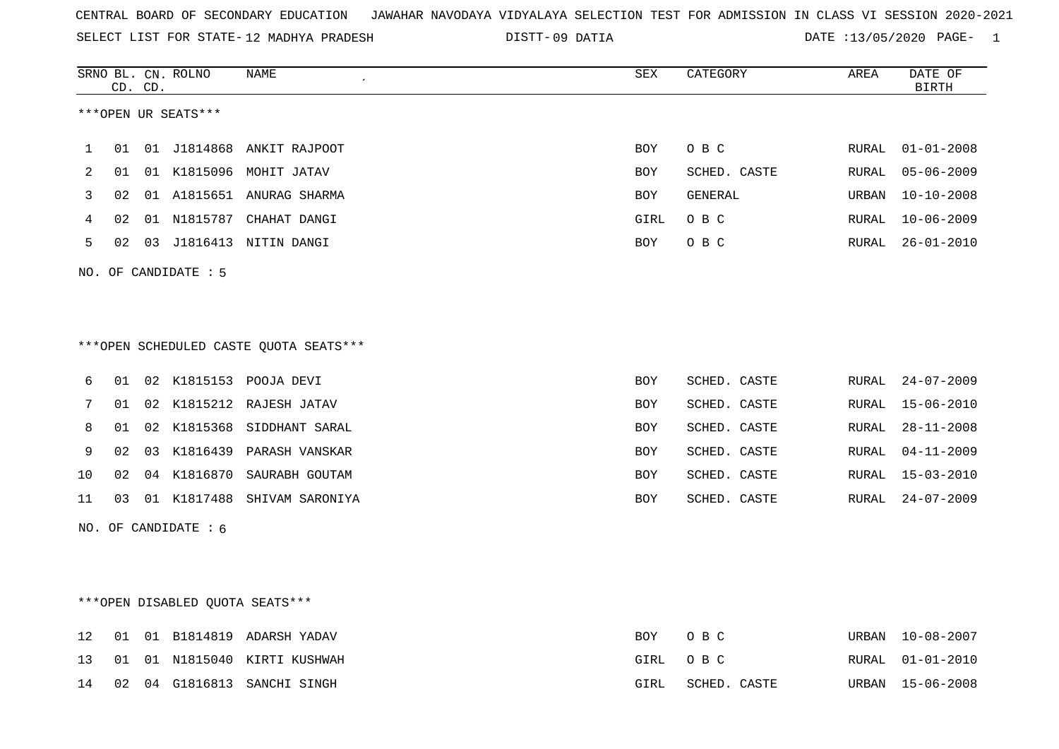CENTRAL BOARD OF SECONDARY EDUCATION JAWAHAR NAVODAYA VIDYALAYA SELECTION TEST FOR ADMISSION IN CLASS VI SESSION 2020-2021

SELECT LIST FOR STATE- 12 MADHYA PRADESH DISTT- 09 DATIA DATE :13/05/2020

***OPEN UR SEATS***

| SRNO | BL. CD. | CN. CD. | ROLNO | NAME | SEX | CATEGORY | AREA | DATE OF BIRTH |
|---|---|---|---|---|---|---|---|---|
| 1 | 01 | 01 | J1814868 | ANKIT RAJPOOT | BOY | O B C | RURAL | 01-01-2008 |
| 2 | 01 | 01 | K1815096 | MOHIT JATAV | BOY | SCHED. CASTE | RURAL | 05-06-2009 |
| 3 | 02 | 01 | A1815651 | ANURAG SHARMA | BOY | GENERAL | URBAN | 10-10-2008 |
| 4 | 02 | 01 | N1815787 | CHAHAT DANGI | GIRL | O B C | RURAL | 10-06-2009 |
| 5 | 02 | 03 | J1816413 | NITIN DANGI | BOY | O B C | RURAL | 26-01-2010 |

NO. OF CANDIDATE : 5

***OPEN SCHEDULED CASTE QUOTA SEATS***

| SRNO | BL. CD. | CN. CD. | ROLNO | NAME | SEX | CATEGORY | AREA | DATE OF BIRTH |
|---|---|---|---|---|---|---|---|---|
| 6 | 01 | 02 | K1815153 | POOJA DEVI | BOY | SCHED. CASTE | RURAL | 24-07-2009 |
| 7 | 01 | 02 | K1815212 | RAJESH JATAV | BOY | SCHED. CASTE | RURAL | 15-06-2010 |
| 8 | 01 | 02 | K1815368 | SIDDHANT SARAL | BOY | SCHED. CASTE | RURAL | 28-11-2008 |
| 9 | 02 | 03 | K1816439 | PARASH VANSKAR | BOY | SCHED. CASTE | RURAL | 04-11-2009 |
| 10 | 02 | 04 | K1816870 | SAURABH GOUTAM | BOY | SCHED. CASTE | RURAL | 15-03-2010 |
| 11 | 03 | 01 | K1817488 | SHIVAM SARONIYA | BOY | SCHED. CASTE | RURAL | 24-07-2009 |

NO. OF CANDIDATE : 6

***OPEN DISABLED QUOTA SEATS***

| SRNO | BL. CD. | CN. CD. | ROLNO | NAME | SEX | CATEGORY | AREA | DATE OF BIRTH |
|---|---|---|---|---|---|---|---|---|
| 12 | 01 | 01 | B1814819 | ADARSH YADAV | BOY | O B C | URBAN | 10-08-2007 |
| 13 | 01 | 01 | N1815040 | KIRTI KUSHWAH | GIRL | O B C | RURAL | 01-01-2010 |
| 14 | 02 | 04 | G1816813 | SANCHI SINGH | GIRL | SCHED. CASTE | URBAN | 15-06-2008 |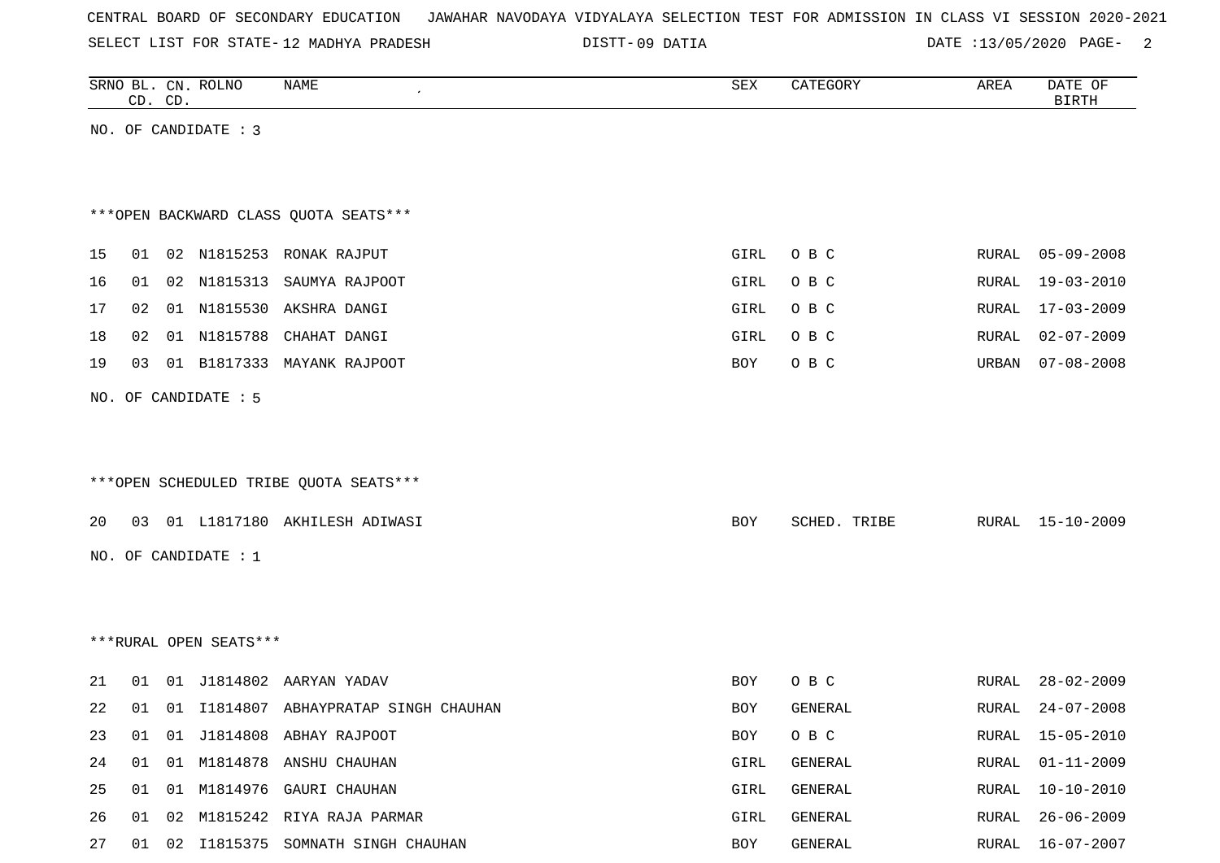CENTRAL BOARD OF SECONDARY EDUCATION   JAWAHAR NAVODAYA VIDYALAYA SELECTION TEST FOR ADMISSION IN CLASS VI SESSION 2020-2021

SELECT LIST FOR STATE- 12 MADHYA PRADESH   DISTT- 09 DATIA   DATE :13/05/2020

| SRNO | BL. CD. | CN. CD. | ROLNO | NAME | SEX | CATEGORY | AREA | DATE OF BIRTH |
|---|---|---|---|---|---|---|---|---|

NO. OF CANDIDATE : 3

***OPEN BACKWARD CLASS QUOTA SEATS***

| SRNO | BL. CD. | CN. CD. | ROLNO | NAME | SEX | CATEGORY | AREA | DATE OF BIRTH |
|---|---|---|---|---|---|---|---|---|
| 15 | 01 | 02 | N1815253 | RONAK RAJPUT | GIRL | O B C | RURAL | 05-09-2008 |
| 16 | 01 | 02 | N1815313 | SAUMYA RAJPOOT | GIRL | O B C | RURAL | 19-03-2010 |
| 17 | 02 | 01 | N1815530 | AKSHRA DANGI | GIRL | O B C | RURAL | 17-03-2009 |
| 18 | 02 | 01 | N1815788 | CHAHAT DANGI | GIRL | O B C | RURAL | 02-07-2009 |
| 19 | 03 | 01 | B1817333 | MAYANK RAJPOOT | BOY | O B C | URBAN | 07-08-2008 |

NO. OF CANDIDATE : 5

***OPEN SCHEDULED TRIBE QUOTA SEATS***

| SRNO | BL. CD. | CN. CD. | ROLNO | NAME | SEX | CATEGORY | AREA | DATE OF BIRTH |
|---|---|---|---|---|---|---|---|---|
| 20 | 03 | 01 | L1817180 | AKHILESH ADIWASI | BOY | SCHED. TRIBE | RURAL | 15-10-2009 |

NO. OF CANDIDATE : 1

***RURAL OPEN SEATS***

| SRNO | BL. CD. | CN. CD. | ROLNO | NAME | SEX | CATEGORY | AREA | DATE OF BIRTH |
|---|---|---|---|---|---|---|---|---|
| 21 | 01 | 01 | J1814802 | AARYAN YADAV | BOY | O B C | RURAL | 28-02-2009 |
| 22 | 01 | 01 | I1814807 | ABHAYPRATAP SINGH CHAUHAN | BOY | GENERAL | RURAL | 24-07-2008 |
| 23 | 01 | 01 | J1814808 | ABHAY RAJPOOT | BOY | O B C | RURAL | 15-05-2010 |
| 24 | 01 | 01 | M1814878 | ANSHU CHAUHAN | GIRL | GENERAL | RURAL | 01-11-2009 |
| 25 | 01 | 01 | M1814976 | GAURI CHAUHAN | GIRL | GENERAL | RURAL | 10-10-2010 |
| 26 | 01 | 02 | M1815242 | RIYA RAJA PARMAR | GIRL | GENERAL | RURAL | 26-06-2009 |
| 27 | 01 | 02 | I1815375 | SOMNATH SINGH CHAUHAN | BOY | GENERAL | RURAL | 16-07-2007 |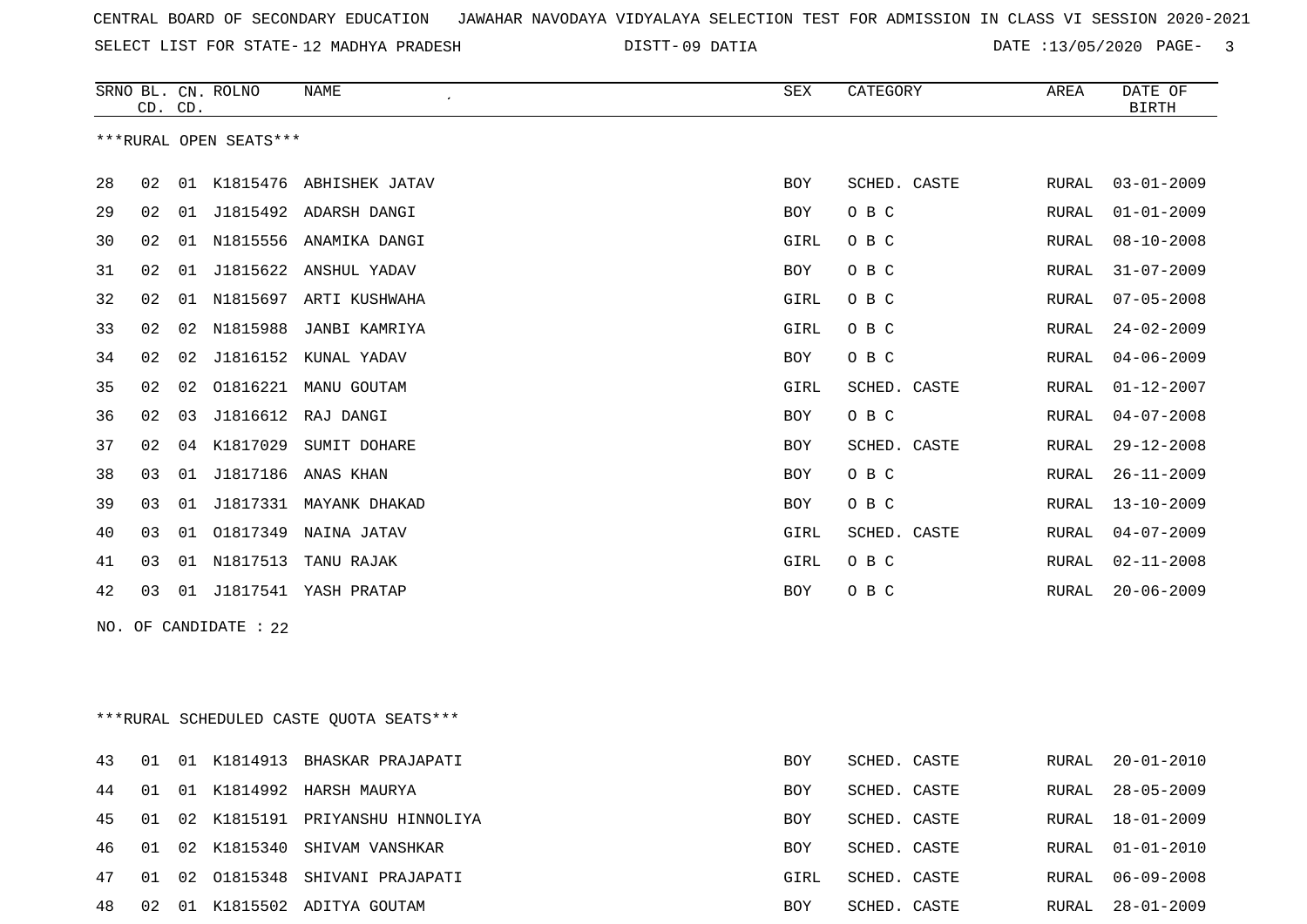CENTRAL BOARD OF SECONDARY EDUCATION JAWAHAR NAVODAYA VIDYALAYA SELECTION TEST FOR ADMISSION IN CLASS VI SESSION 2020-2021

SELECT LIST FOR STATE- 12 MADHYA PRADESH DISTT- 09 DATIA DATE :13/05/2020

***RURAL OPEN SEATS***

| SRNO | BL. CD. | CN. CD. | ROLNO | NAME | SEX | CATEGORY | AREA | DATE OF BIRTH |
|---|---|---|---|---|---|---|---|---|
| 28 | 02 | 01 | K1815476 | ABHISHEK JATAV | BOY | SCHED. CASTE | RURAL | 03-01-2009 |
| 29 | 02 | 01 | J1815492 | ADARSH DANGI | BOY | O B C | RURAL | 01-01-2009 |
| 30 | 02 | 01 | N1815556 | ANAMIKA DANGI | GIRL | O B C | RURAL | 08-10-2008 |
| 31 | 02 | 01 | J1815622 | ANSHUL YADAV | BOY | O B C | RURAL | 31-07-2009 |
| 32 | 02 | 01 | N1815697 | ARTI KUSHWAHA | GIRL | O B C | RURAL | 07-05-2008 |
| 33 | 02 | 02 | N1815988 | JANBI KAMRIYA | GIRL | O B C | RURAL | 24-02-2009 |
| 34 | 02 | 02 | J1816152 | KUNAL YADAV | BOY | O B C | RURAL | 04-06-2009 |
| 35 | 02 | 02 | O1816221 | MANU GOUTAM | GIRL | SCHED. CASTE | RURAL | 01-12-2007 |
| 36 | 02 | 03 | J1816612 | RAJ DANGI | BOY | O B C | RURAL | 04-07-2008 |
| 37 | 02 | 04 | K1817029 | SUMIT DOHARE | BOY | SCHED. CASTE | RURAL | 29-12-2008 |
| 38 | 03 | 01 | J1817186 | ANAS KHAN | BOY | O B C | RURAL | 26-11-2009 |
| 39 | 03 | 01 | J1817331 | MAYANK DHAKAD | BOY | O B C | RURAL | 13-10-2009 |
| 40 | 03 | 01 | O1817349 | NAINA JATAV | GIRL | SCHED. CASTE | RURAL | 04-07-2009 |
| 41 | 03 | 01 | N1817513 | TANU RAJAK | GIRL | O B C | RURAL | 02-11-2008 |
| 42 | 03 | 01 | J1817541 | YASH PRATAP | BOY | O B C | RURAL | 20-06-2009 |

NO. OF CANDIDATE : 22

***RURAL SCHEDULED CASTE QUOTA SEATS***

| SRNO | BL. CD. | CN. CD. | ROLNO | NAME | SEX | CATEGORY | AREA | DATE OF BIRTH |
|---|---|---|---|---|---|---|---|---|
| 43 | 01 | 01 | K1814913 | BHASKAR PRAJAPATI | BOY | SCHED. CASTE | RURAL | 20-01-2010 |
| 44 | 01 | 01 | K1814992 | HARSH MAURYA | BOY | SCHED. CASTE | RURAL | 28-05-2009 |
| 45 | 01 | 02 | K1815191 | PRIYANSHU HINNOLIYA | BOY | SCHED. CASTE | RURAL | 18-01-2009 |
| 46 | 01 | 02 | K1815340 | SHIVAM VANSHKAR | BOY | SCHED. CASTE | RURAL | 01-01-2010 |
| 47 | 01 | 02 | O1815348 | SHIVANI PRAJAPATI | GIRL | SCHED. CASTE | RURAL | 06-09-2008 |
| 48 | 02 | 01 | K1815502 | ADITYA GOUTAM | BOY | SCHED. CASTE | RURAL | 28-01-2009 |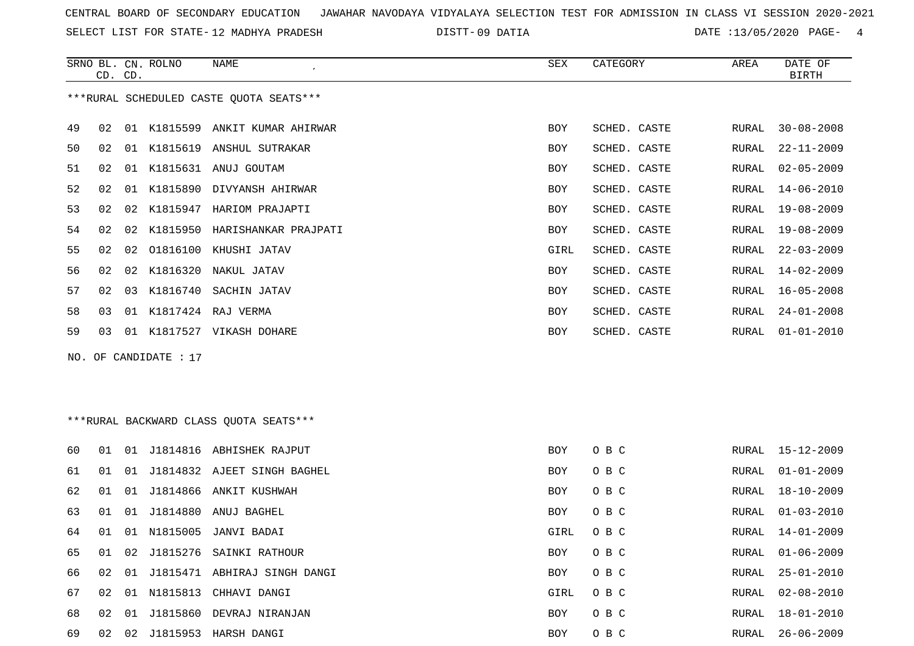CENTRAL BOARD OF SECONDARY EDUCATION JAWAHAR NAVODAYA VIDYALAYA SELECTION TEST FOR ADMISSION IN CLASS VI SESSION 2020-2021

SELECT LIST FOR STATE- 12 MADHYA PRADESH DISTT- 09 DATIA DATE :13/05/2020

***RURAL SCHEDULED CASTE QUOTA SEATS***

| SRNO | BL. CD. | CN. CD. | ROLNO | NAME | SEX | CATEGORY | AREA | DATE OF BIRTH |
|---|---|---|---|---|---|---|---|---|
| 49 | 02 | 01 | K1815599 | ANKIT KUMAR AHIRWAR | BOY | SCHED. CASTE | RURAL | 30-08-2008 |
| 50 | 02 | 01 | K1815619 | ANSHUL SUTRAKAR | BOY | SCHED. CASTE | RURAL | 22-11-2009 |
| 51 | 02 | 01 | K1815631 | ANUJ GOUTAM | BOY | SCHED. CASTE | RURAL | 02-05-2009 |
| 52 | 02 | 01 | K1815890 | DIVYANSH AHIRWAR | BOY | SCHED. CASTE | RURAL | 14-06-2010 |
| 53 | 02 | 02 | K1815947 | HARIOM PRAJAPTI | BOY | SCHED. CASTE | RURAL | 19-08-2009 |
| 54 | 02 | 02 | K1815950 | HARISHANKAR PRAJPATI | BOY | SCHED. CASTE | RURAL | 19-08-2009 |
| 55 | 02 | 02 | O1816100 | KHUSHI JATAV | GIRL | SCHED. CASTE | RURAL | 22-03-2009 |
| 56 | 02 | 02 | K1816320 | NAKUL JATAV | BOY | SCHED. CASTE | RURAL | 14-02-2009 |
| 57 | 02 | 03 | K1816740 | SACHIN JATAV | BOY | SCHED. CASTE | RURAL | 16-05-2008 |
| 58 | 03 | 01 | K1817424 | RAJ VERMA | BOY | SCHED. CASTE | RURAL | 24-01-2008 |
| 59 | 03 | 01 | K1817527 | VIKASH DOHARE | BOY | SCHED. CASTE | RURAL | 01-01-2010 |

NO. OF CANDIDATE : 17

***RURAL BACKWARD CLASS QUOTA SEATS***

| SRNO | BL. CD. | CN. CD. | ROLNO | NAME | SEX | CATEGORY | AREA | DATE OF BIRTH |
|---|---|---|---|---|---|---|---|---|
| 60 | 01 | 01 | J1814816 | ABHISHEK RAJPUT | BOY | O B C | RURAL | 15-12-2009 |
| 61 | 01 | 01 | J1814832 | AJEET SINGH BAGHEL | BOY | O B C | RURAL | 01-01-2009 |
| 62 | 01 | 01 | J1814866 | ANKIT KUSHWAH | BOY | O B C | RURAL | 18-10-2009 |
| 63 | 01 | 01 | J1814880 | ANUJ BAGHEL | BOY | O B C | RURAL | 01-03-2010 |
| 64 | 01 | 01 | N1815005 | JANVI BADAI | GIRL | O B C | RURAL | 14-01-2009 |
| 65 | 01 | 02 | J1815276 | SAINKI RATHOUR | BOY | O B C | RURAL | 01-06-2009 |
| 66 | 02 | 01 | J1815471 | ABHIRAJ SINGH DANGI | BOY | O B C | RURAL | 25-01-2010 |
| 67 | 02 | 01 | N1815813 | CHHAVI DANGI | GIRL | O B C | RURAL | 02-08-2010 |
| 68 | 02 | 01 | J1815860 | DEVRAJ NIRANJAN | BOY | O B C | RURAL | 18-01-2010 |
| 69 | 02 | 02 | J1815953 | HARSH DANGI | BOY | O B C | RURAL | 26-06-2009 |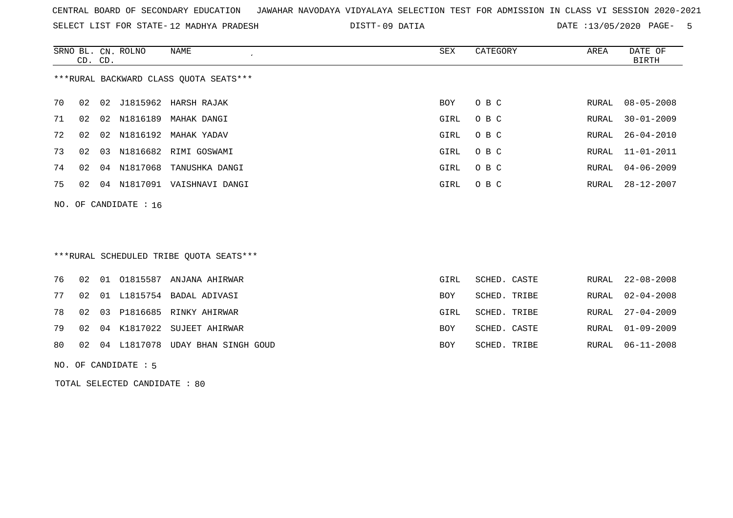CENTRAL BOARD OF SECONDARY EDUCATION JAWAHAR NAVODAYA VIDYALAYA SELECTION TEST FOR ADMISSION IN CLASS VI SESSION 2020-2021

SELECT LIST FOR STATE- 12 MADHYA PRADESH DISTT- 09 DATIA DATE :13/05/2020

***RURAL BACKWARD CLASS QUOTA SEATS***

| SRNO | BL. CD. | CN. CD. | ROLNO | NAME | SEX | CATEGORY | AREA | DATE OF BIRTH |
|---|---|---|---|---|---|---|---|---|
| 70 | 02 | 02 | J1815962 | HARSH RAJAK | BOY | O B C | RURAL | 08-05-2008 |
| 71 | 02 | 02 | N1816189 | MAHAK DANGI | GIRL | O B C | RURAL | 30-01-2009 |
| 72 | 02 | 02 | N1816192 | MAHAK YADAV | GIRL | O B C | RURAL | 26-04-2010 |
| 73 | 02 | 03 | N1816682 | RIMI GOSWAMI | GIRL | O B C | RURAL | 11-01-2011 |
| 74 | 02 | 04 | N1817068 | TANUSHKA DANGI | GIRL | O B C | RURAL | 04-06-2009 |
| 75 | 02 | 04 | N1817091 | VAISHNAVI DANGI | GIRL | O B C | RURAL | 28-12-2007 |

NO. OF CANDIDATE : 16

***RURAL SCHEDULED TRIBE QUOTA SEATS***

| SRNO | BL. CD. | CN. CD. | ROLNO | NAME | SEX | CATEGORY | AREA | DATE OF BIRTH |
|---|---|---|---|---|---|---|---|---|
| 76 | 02 | 01 | O1815587 | ANJANA AHIRWAR | GIRL | SCHED. CASTE | RURAL | 22-08-2008 |
| 77 | 02 | 01 | L1815754 | BADAL ADIVASI | BOY | SCHED. TRIBE | RURAL | 02-04-2008 |
| 78 | 02 | 03 | P1816685 | RINKY AHIRWAR | GIRL | SCHED. TRIBE | RURAL | 27-04-2009 |
| 79 | 02 | 04 | K1817022 | SUJEET AHIRWAR | BOY | SCHED. CASTE | RURAL | 01-09-2009 |
| 80 | 02 | 04 | L1817078 | UDAY BHAN SINGH GOUD | BOY | SCHED. TRIBE | RURAL | 06-11-2008 |

NO. OF CANDIDATE : 5

TOTAL SELECTED CANDIDATE : 80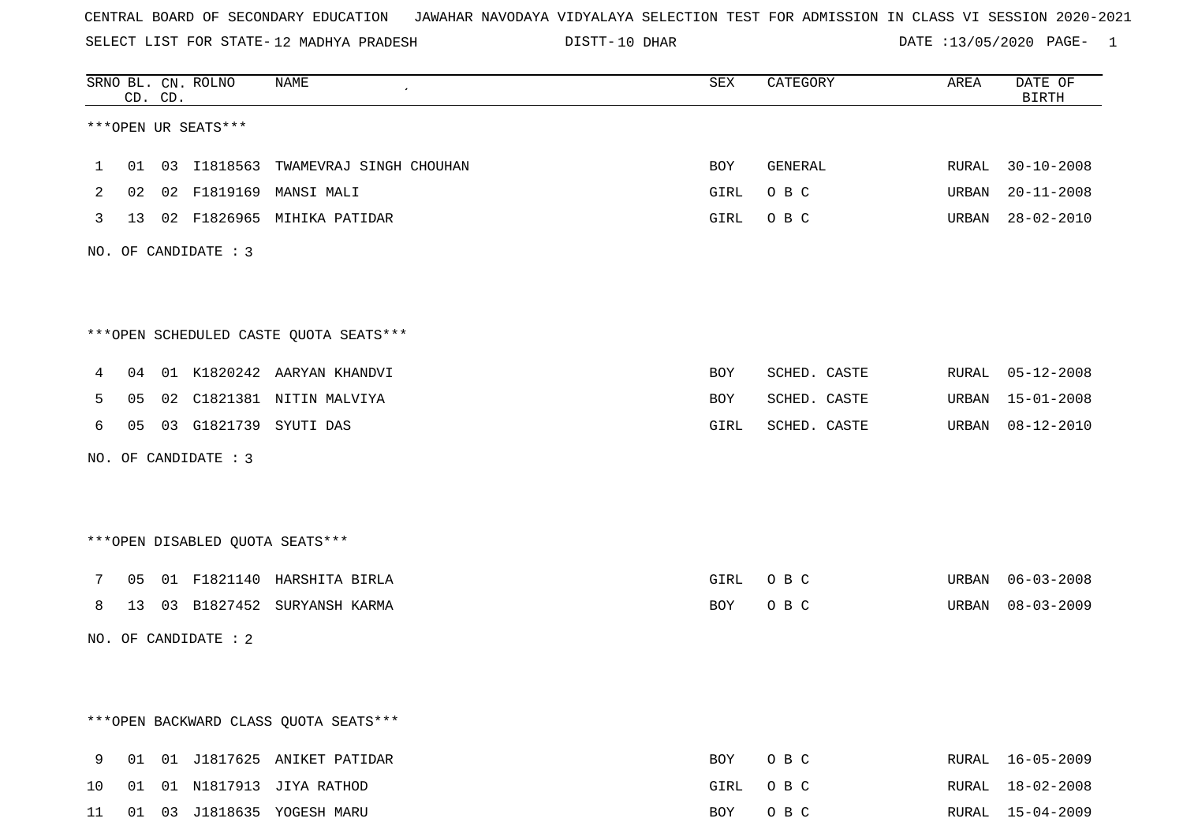CENTRAL BOARD OF SECONDARY EDUCATION JAWAHAR NAVODAYA VIDYALAYA SELECTION TEST FOR ADMISSION IN CLASS VI SESSION 2020-2021

SELECT LIST FOR STATE- 12 MADHYA PRADESH DISTT- 10 DHAR DATE :13/05/2020 PAGE- 1

***OPEN UR SEATS***

| SRNO | BL. CD. | CN. CD. | ROLNO | NAME | SEX | CATEGORY | AREA | DATE OF BIRTH |
|---|---|---|---|---|---|---|---|---|
| 1 | 01 | 03 | I1818563 | TWAMEVRAJ SINGH CHOUHAN | BOY | GENERAL | RURAL | 30-10-2008 |
| 2 | 02 | 02 | F1819169 | MANSI MALI | GIRL | O B C | URBAN | 20-11-2008 |
| 3 | 13 | 02 | F1826965 | MIHIKA PATIDAR | GIRL | O B C | URBAN | 28-02-2010 |

NO. OF CANDIDATE : 3

***OPEN SCHEDULED CASTE QUOTA SEATS***

| SRNO | BL. CD. | CN. CD. | ROLNO | NAME | SEX | CATEGORY | AREA | DATE OF BIRTH |
|---|---|---|---|---|---|---|---|---|
| 4 | 04 | 01 | K1820242 | AARYAN KHANDVI | BOY | SCHED. CASTE | RURAL | 05-12-2008 |
| 5 | 05 | 02 | C1821381 | NITIN MALVIYA | BOY | SCHED. CASTE | URBAN | 15-01-2008 |
| 6 | 05 | 03 | G1821739 | SYUTI DAS | GIRL | SCHED. CASTE | URBAN | 08-12-2010 |

NO. OF CANDIDATE : 3

***OPEN DISABLED QUOTA SEATS***

| SRNO | BL. CD. | CN. CD. | ROLNO | NAME | SEX | CATEGORY | AREA | DATE OF BIRTH |
|---|---|---|---|---|---|---|---|---|
| 7 | 05 | 01 | F1821140 | HARSHITA BIRLA | GIRL | O B C | URBAN | 06-03-2008 |
| 8 | 13 | 03 | B1827452 | SURYANSH KARMA | BOY | O B C | URBAN | 08-03-2009 |

NO. OF CANDIDATE : 2

***OPEN BACKWARD CLASS QUOTA SEATS***

| SRNO | BL. CD. | CN. CD. | ROLNO | NAME | SEX | CATEGORY | AREA | DATE OF BIRTH |
|---|---|---|---|---|---|---|---|---|
| 9 | 01 | 01 | J1817625 | ANIKET PATIDAR | BOY | O B C | RURAL | 16-05-2009 |
| 10 | 01 | 01 | N1817913 | JIYA RATHOD | GIRL | O B C | RURAL | 18-02-2008 |
| 11 | 01 | 03 | J1818635 | YOGESH MARU | BOY | O B C | RURAL | 15-04-2009 |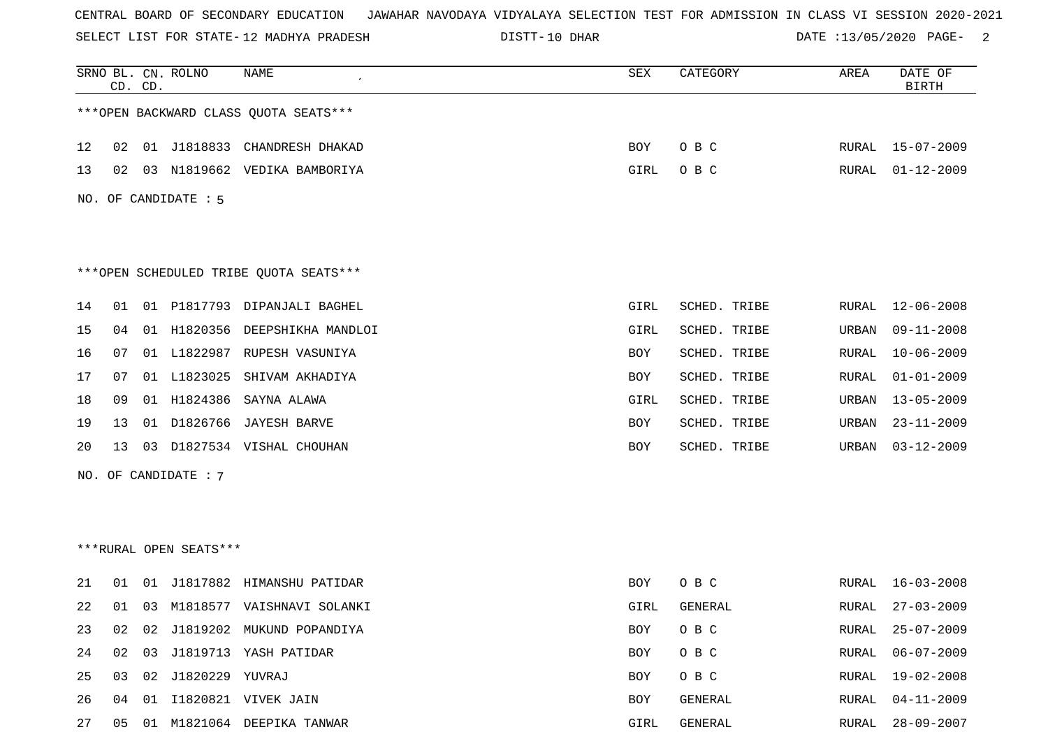CENTRAL BOARD OF SECONDARY EDUCATION JAWAHAR NAVODAYA VIDYALAYA SELECTION TEST FOR ADMISSION IN CLASS VI SESSION 2020-2021

SELECT LIST FOR STATE- 12 MADHYA PRADESH DISTT- 10 DHAR DATE :13/05/2020

***OPEN BACKWARD CLASS QUOTA SEATS***

| SRNO | BL. CD. | CN. CD. | ROLNO | NAME | SEX | CATEGORY | AREA | DATE OF BIRTH |
|---|---|---|---|---|---|---|---|---|
| 12 | 02 | 01 | J1818833 | CHANDRESH DHAKAD | BOY | O B C | RURAL | 15-07-2009 |
| 13 | 02 | 03 | N1819662 | VEDIKA BAMBORIYA | GIRL | O B C | RURAL | 01-12-2009 |

NO. OF CANDIDATE : 5

***OPEN SCHEDULED TRIBE QUOTA SEATS***

| SRNO | BL. CD. | CN. CD. | ROLNO | NAME | SEX | CATEGORY | AREA | DATE OF BIRTH |
|---|---|---|---|---|---|---|---|---|
| 14 | 01 | 01 | P1817793 | DIPANJALI BAGHEL | GIRL | SCHED. TRIBE | RURAL | 12-06-2008 |
| 15 | 04 | 01 | H1820356 | DEEPSHIKHA MANDLOI | GIRL | SCHED. TRIBE | URBAN | 09-11-2008 |
| 16 | 07 | 01 | L1822987 | RUPESH VASUNIYA | BOY | SCHED. TRIBE | RURAL | 10-06-2009 |
| 17 | 07 | 01 | L1823025 | SHIVAM AKHADIYA | BOY | SCHED. TRIBE | RURAL | 01-01-2009 |
| 18 | 09 | 01 | H1824386 | SAYNA ALAWA | GIRL | SCHED. TRIBE | URBAN | 13-05-2009 |
| 19 | 13 | 01 | D1826766 | JAYESH BARVE | BOY | SCHED. TRIBE | URBAN | 23-11-2009 |
| 20 | 13 | 03 | D1827534 | VISHAL CHOUHAN | BOY | SCHED. TRIBE | URBAN | 03-12-2009 |

NO. OF CANDIDATE : 7

***RURAL OPEN SEATS***

| SRNO | BL. CD. | CN. CD. | ROLNO | NAME | SEX | CATEGORY | AREA | DATE OF BIRTH |
|---|---|---|---|---|---|---|---|---|
| 21 | 01 | 01 | J1817882 | HIMANSHU PATIDAR | BOY | O B C | RURAL | 16-03-2008 |
| 22 | 01 | 03 | M1818577 | VAISHNAVI SOLANKI | GIRL | GENERAL | RURAL | 27-03-2009 |
| 23 | 02 | 02 | J1819202 | MUKUND POPANDIYA | BOY | O B C | RURAL | 25-07-2009 |
| 24 | 02 | 03 | J1819713 | YASH PATIDAR | BOY | O B C | RURAL | 06-07-2009 |
| 25 | 03 | 02 | J1820229 | YUVRAJ | BOY | O B C | RURAL | 19-02-2008 |
| 26 | 04 | 01 | I1820821 | VIVEK JAIN | BOY | GENERAL | RURAL | 04-11-2009 |
| 27 | 05 | 01 | M1821064 | DEEPIKA TANWAR | GIRL | GENERAL | RURAL | 28-09-2007 |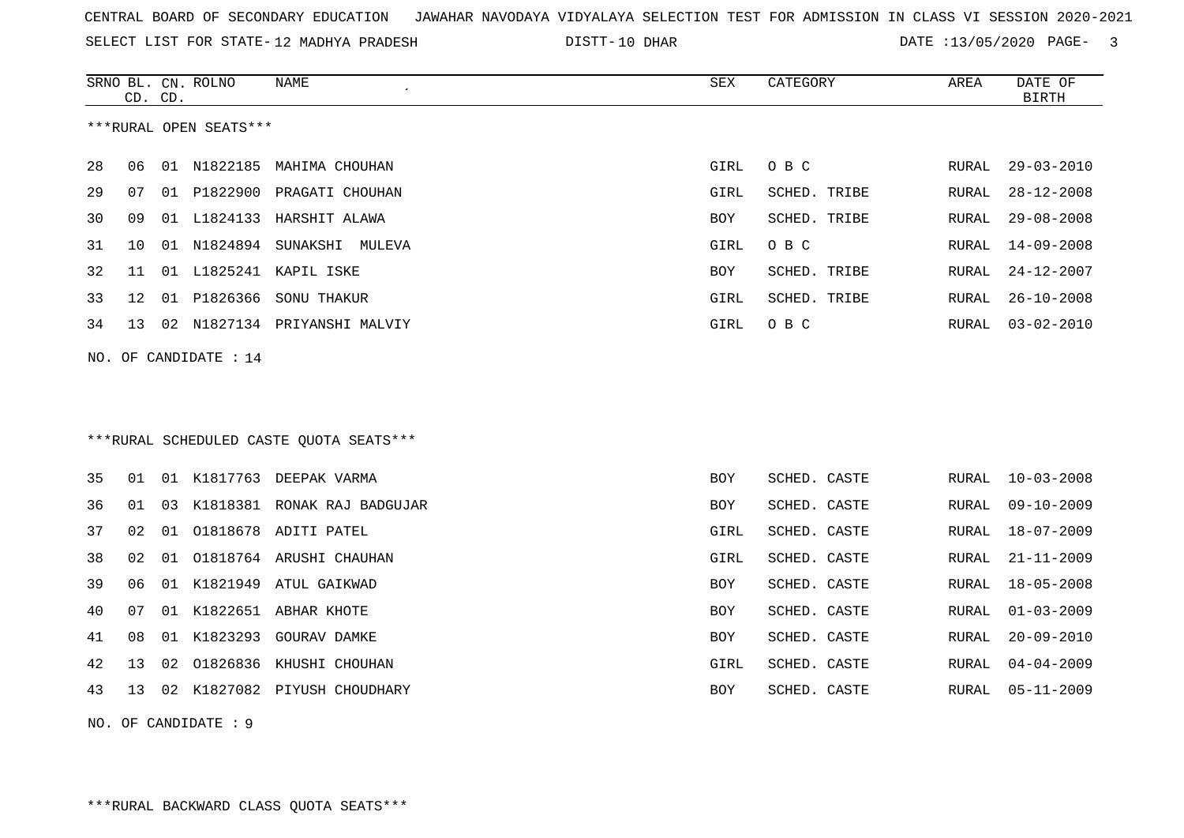CENTRAL BOARD OF SECONDARY EDUCATION JAWAHAR NAVODAYA VIDYALAYA SELECTION TEST FOR ADMISSION IN CLASS VI SESSION 2020-2021

SELECT LIST FOR STATE- 12 MADHYA PRADESH DISTT- 10 DHAR DATE :13/05/2020

***RURAL OPEN SEATS***

| SRNO | BL. CD. | CN. CD. | ROLNO | NAME | SEX | CATEGORY | AREA | DATE OF BIRTH |
|---|---|---|---|---|---|---|---|---|
| 28 | 06 | 01 | N1822185 | MAHIMA CHOUHAN | GIRL | O B C | RURAL | 29-03-2010 |
| 29 | 07 | 01 | P1822900 | PRAGATI CHOUHAN | GIRL | SCHED. TRIBE | RURAL | 28-12-2008 |
| 30 | 09 | 01 | L1824133 | HARSHIT ALAWA | BOY | SCHED. TRIBE | RURAL | 29-08-2008 |
| 31 | 10 | 01 | N1824894 | SUNAKSHI MULEVA | GIRL | O B C | RURAL | 14-09-2008 |
| 32 | 11 | 01 | L1825241 | KAPIL ISKE | BOY | SCHED. TRIBE | RURAL | 24-12-2007 |
| 33 | 12 | 01 | P1826366 | SONU THAKUR | GIRL | SCHED. TRIBE | RURAL | 26-10-2008 |
| 34 | 13 | 02 | N1827134 | PRIYANSHI MALVIY | GIRL | O B C | RURAL | 03-02-2010 |

NO. OF CANDIDATE : 14

***RURAL SCHEDULED CASTE QUOTA SEATS***

| SRNO | BL. CD. | CN. CD. | ROLNO | NAME | SEX | CATEGORY | AREA | DATE OF BIRTH |
|---|---|---|---|---|---|---|---|---|
| 35 | 01 | 01 | K1817763 | DEEPAK VARMA | BOY | SCHED. CASTE | RURAL | 10-03-2008 |
| 36 | 01 | 03 | K1818381 | RONAK RAJ BADGUJAR | BOY | SCHED. CASTE | RURAL | 09-10-2009 |
| 37 | 02 | 01 | O1818678 | ADITI PATEL | GIRL | SCHED. CASTE | RURAL | 18-07-2009 |
| 38 | 02 | 01 | O1818764 | ARUSHI CHAUHAN | GIRL | SCHED. CASTE | RURAL | 21-11-2009 |
| 39 | 06 | 01 | K1821949 | ATUL GAIKWAD | BOY | SCHED. CASTE | RURAL | 18-05-2008 |
| 40 | 07 | 01 | K1822651 | ABHAR KHOTE | BOY | SCHED. CASTE | RURAL | 01-03-2009 |
| 41 | 08 | 01 | K1823293 | GOURAV DAMKE | BOY | SCHED. CASTE | RURAL | 20-09-2010 |
| 42 | 13 | 02 | O1826836 | KHUSHI CHOUHAN | GIRL | SCHED. CASTE | RURAL | 04-04-2009 |
| 43 | 13 | 02 | K1827082 | PIYUSH CHOUDHARY | BOY | SCHED. CASTE | RURAL | 05-11-2009 |

NO. OF CANDIDATE : 9

***RURAL BACKWARD CLASS QUOTA SEATS***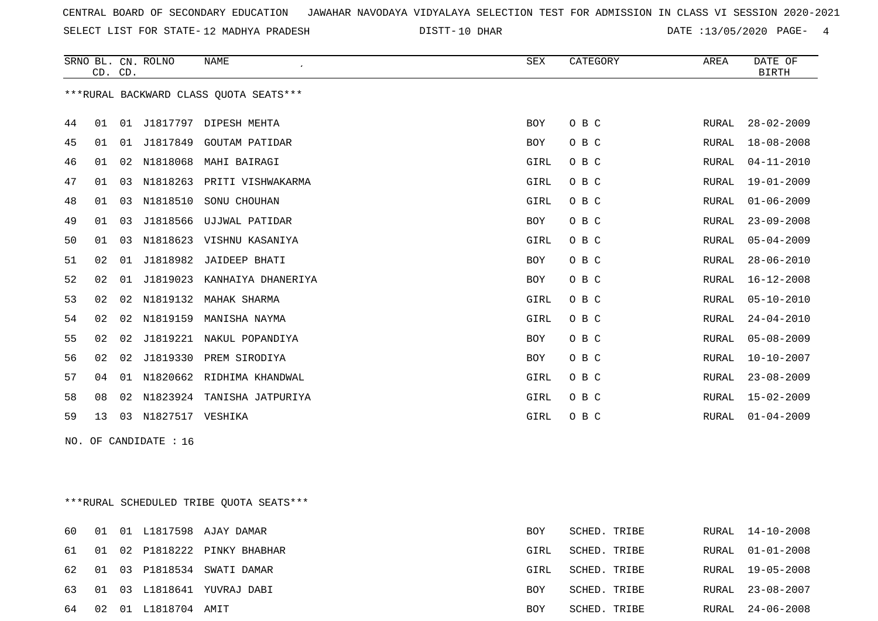CENTRAL BOARD OF SECONDARY EDUCATION JAWAHAR NAVODAYA VIDYALAYA SELECTION TEST FOR ADMISSION IN CLASS VI SESSION 2020-2021

SELECT LIST FOR STATE- 12 MADHYA PRADESH DISTT- 10 DHAR DATE :13/05/2020

***RURAL BACKWARD CLASS QUOTA SEATS***

| SRNO | BL. CD. | CN. CD. | ROLNO | NAME | SEX | CATEGORY | AREA | DATE OF BIRTH |
|---|---|---|---|---|---|---|---|---|
| 44 | 01 | 01 | J1817797 | DIPESH MEHTA | BOY | O B C | RURAL | 28-02-2009 |
| 45 | 01 | 01 | J1817849 | GOUTAM PATIDAR | BOY | O B C | RURAL | 18-08-2008 |
| 46 | 01 | 02 | N1818068 | MAHI BAIRAGI | GIRL | O B C | RURAL | 04-11-2010 |
| 47 | 01 | 03 | N1818263 | PRITI VISHWAKARMA | GIRL | O B C | RURAL | 19-01-2009 |
| 48 | 01 | 03 | N1818510 | SONU CHOUHAN | GIRL | O B C | RURAL | 01-06-2009 |
| 49 | 01 | 03 | J1818566 | UJJWAL PATIDAR | BOY | O B C | RURAL | 23-09-2008 |
| 50 | 01 | 03 | N1818623 | VISHNU KASANIYA | GIRL | O B C | RURAL | 05-04-2009 |
| 51 | 02 | 01 | J1818982 | JAIDEEP BHATI | BOY | O B C | RURAL | 28-06-2010 |
| 52 | 02 | 01 | J1819023 | KANHAIYA DHANERIYA | BOY | O B C | RURAL | 16-12-2008 |
| 53 | 02 | 02 | N1819132 | MAHAK SHARMA | GIRL | O B C | RURAL | 05-10-2010 |
| 54 | 02 | 02 | N1819159 | MANISHA NAYMA | GIRL | O B C | RURAL | 24-04-2010 |
| 55 | 02 | 02 | J1819221 | NAKUL POPANDIYA | BOY | O B C | RURAL | 05-08-2009 |
| 56 | 02 | 02 | J1819330 | PREM SIRODIYA | BOY | O B C | RURAL | 10-10-2007 |
| 57 | 04 | 01 | N1820662 | RIDHIMA KHANDWAL | GIRL | O B C | RURAL | 23-08-2009 |
| 58 | 08 | 02 | N1823924 | TANISHA JATPURIYA | GIRL | O B C | RURAL | 15-02-2009 |
| 59 | 13 | 03 | N1827517 | VESHIKA | GIRL | O B C | RURAL | 01-04-2009 |

NO. OF CANDIDATE : 16

***RURAL SCHEDULED TRIBE QUOTA SEATS***

| SRNO | BL. CD. | CN. CD. | ROLNO | NAME | SEX | CATEGORY | AREA | DATE OF BIRTH |
|---|---|---|---|---|---|---|---|---|
| 60 | 01 | 01 | L1817598 | AJAY DAMAR | BOY | SCHED. TRIBE | RURAL | 14-10-2008 |
| 61 | 01 | 02 | P1818222 | PINKY BHABHAR | GIRL | SCHED. TRIBE | RURAL | 01-01-2008 |
| 62 | 01 | 03 | P1818534 | SWATI DAMAR | GIRL | SCHED. TRIBE | RURAL | 19-05-2008 |
| 63 | 01 | 03 | L1818641 | YUVRAJ DABI | BOY | SCHED. TRIBE | RURAL | 23-08-2007 |
| 64 | 02 | 01 | L1818704 | AMIT | BOY | SCHED. TRIBE | RURAL | 24-06-2008 |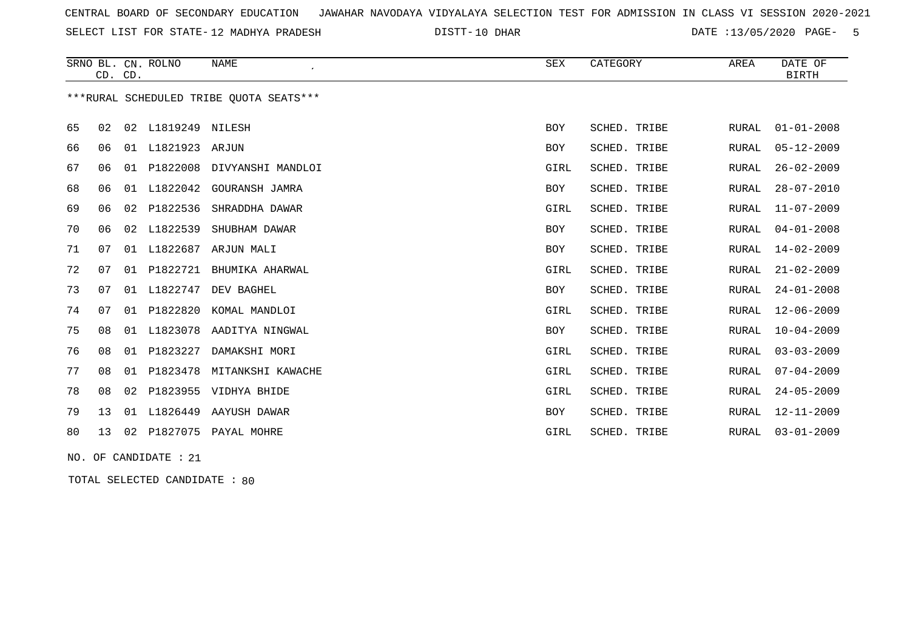CENTRAL BOARD OF SECONDARY EDUCATION JAWAHAR NAVODAYA VIDYALAYA SELECTION TEST FOR ADMISSION IN CLASS VI SESSION 2020-2021

SELECT LIST FOR STATE-12 MADHYA PRADESH DISTT-10 DHAR DATE :13/05/2020

| SRNO | BL. CD. | CN. CD. | ROLNO | NAME | SEX | CATEGORY | AREA | DATE OF BIRTH |
|---|---|---|---|---|---|---|---|---|

***RURAL SCHEDULED TRIBE QUOTA SEATS***

| SRNO | BL. CD. | CN. CD. | ROLNO | NAME | SEX | CATEGORY | AREA | DATE OF BIRTH |
|---|---|---|---|---|---|---|---|---|
| 65 | 02 | 02 | L1819249 | NILESH | BOY | SCHED. TRIBE | RURAL | 01-01-2008 |
| 66 | 06 | 01 | L1821923 | ARJUN | BOY | SCHED. TRIBE | RURAL | 05-12-2009 |
| 67 | 06 | 01 | P1822008 | DIVYANSHI MANDLOI | GIRL | SCHED. TRIBE | RURAL | 26-02-2009 |
| 68 | 06 | 01 | L1822042 | GOURANSH JAMRA | BOY | SCHED. TRIBE | RURAL | 28-07-2010 |
| 69 | 06 | 02 | P1822536 | SHRADDHA DAWAR | GIRL | SCHED. TRIBE | RURAL | 11-07-2009 |
| 70 | 06 | 02 | L1822539 | SHUBHAM DAWAR | BOY | SCHED. TRIBE | RURAL | 04-01-2008 |
| 71 | 07 | 01 | L1822687 | ARJUN MALI | BOY | SCHED. TRIBE | RURAL | 14-02-2009 |
| 72 | 07 | 01 | P1822721 | BHUMIKA AHARWAL | GIRL | SCHED. TRIBE | RURAL | 21-02-2009 |
| 73 | 07 | 01 | L1822747 | DEV BAGHEL | BOY | SCHED. TRIBE | RURAL | 24-01-2008 |
| 74 | 07 | 01 | P1822820 | KOMAL MANDLOI | GIRL | SCHED. TRIBE | RURAL | 12-06-2009 |
| 75 | 08 | 01 | L1823078 | AADITYA NINGWAL | BOY | SCHED. TRIBE | RURAL | 10-04-2009 |
| 76 | 08 | 01 | P1823227 | DAMAKSHI MORI | GIRL | SCHED. TRIBE | RURAL | 03-03-2009 |
| 77 | 08 | 01 | P1823478 | MITANKSHI KAWACHE | GIRL | SCHED. TRIBE | RURAL | 07-04-2009 |
| 78 | 08 | 02 | P1823955 | VIDHYA BHIDE | GIRL | SCHED. TRIBE | RURAL | 24-05-2009 |
| 79 | 13 | 01 | L1826449 | AAYUSH DAWAR | BOY | SCHED. TRIBE | RURAL | 12-11-2009 |
| 80 | 13 | 02 | P1827075 | PAYAL MOHRE | GIRL | SCHED. TRIBE | RURAL | 03-01-2009 |

NO. OF CANDIDATE : 21

TOTAL SELECTED CANDIDATE : 80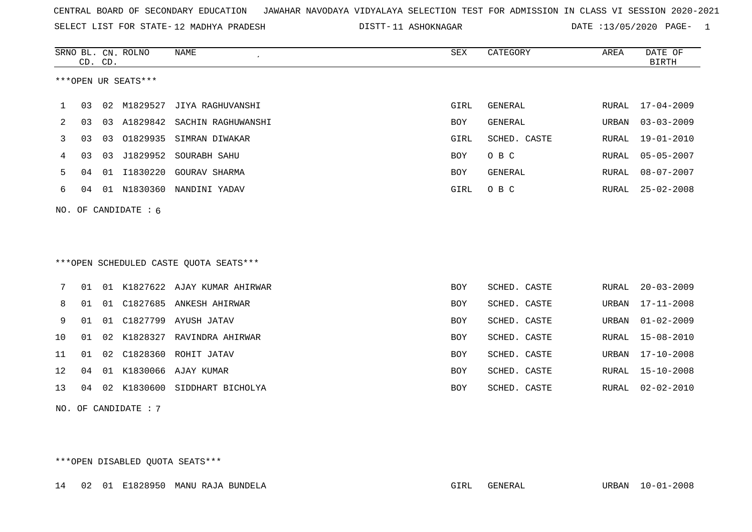CENTRAL BOARD OF SECONDARY EDUCATION JAWAHAR NAVODAYA VIDYALAYA SELECTION TEST FOR ADMISSION IN CLASS VI SESSION 2020-2021

SELECT LIST FOR STATE- 12 MADHYA PRADESH DISTT- 11 ASHOKNAGAR DATE :13/05/2020

| SRNO | BL. CD. | CN. CD. | ROLNO | NAME | SEX | CATEGORY | AREA | DATE OF BIRTH |
|---|---|---|---|---|---|---|---|---|

***OPEN UR SEATS***

| SRNO | BL. CD. | CN. CD. | ROLNO | NAME | SEX | CATEGORY | AREA | DATE OF BIRTH |
|---|---|---|---|---|---|---|---|---|
| 1 | 03 | 02 | M1829527 | JIYA RAGHUVANSHI | GIRL | GENERAL | RURAL | 17-04-2009 |
| 2 | 03 | 03 | A1829842 | SACHIN RAGHUWANSHI | BOY | GENERAL | URBAN | 03-03-2009 |
| 3 | 03 | 03 | O1829935 | SIMRAN DIWAKAR | GIRL | SCHED. CASTE | RURAL | 19-01-2010 |
| 4 | 03 | 03 | J1829952 | SOURABH SAHU | BOY | O B C | RURAL | 05-05-2007 |
| 5 | 04 | 01 | I1830220 | GOURAV SHARMA | BOY | GENERAL | RURAL | 08-07-2007 |
| 6 | 04 | 01 | N1830360 | NANDINI YADAV | GIRL | O B C | RURAL | 25-02-2008 |

NO. OF CANDIDATE : 6

***OPEN SCHEDULED CASTE QUOTA SEATS***

| SRNO | BL. CD. | CN. CD. | ROLNO | NAME | SEX | CATEGORY | AREA | DATE OF BIRTH |
|---|---|---|---|---|---|---|---|---|
| 7 | 01 | 01 | K1827622 | AJAY KUMAR AHIRWAR | BOY | SCHED. CASTE | RURAL | 20-03-2009 |
| 8 | 01 | 01 | C1827685 | ANKESH AHIRWAR | BOY | SCHED. CASTE | URBAN | 17-11-2008 |
| 9 | 01 | 01 | C1827799 | AYUSH JATAV | BOY | SCHED. CASTE | URBAN | 01-02-2009 |
| 10 | 01 | 02 | K1828327 | RAVINDRA AHIRWAR | BOY | SCHED. CASTE | RURAL | 15-08-2010 |
| 11 | 01 | 02 | C1828360 | ROHIT JATAV | BOY | SCHED. CASTE | URBAN | 17-10-2008 |
| 12 | 04 | 01 | K1830066 | AJAY KUMAR | BOY | SCHED. CASTE | RURAL | 15-10-2008 |
| 13 | 04 | 02 | K1830600 | SIDDHART BICHOLYA | BOY | SCHED. CASTE | RURAL | 02-02-2010 |

NO. OF CANDIDATE : 7

***OPEN DISABLED QUOTA SEATS***

| SRNO | BL. CD. | CN. CD. | ROLNO | NAME | SEX | CATEGORY | AREA | DATE OF BIRTH |
|---|---|---|---|---|---|---|---|---|
| 14 | 02 | 01 | E1828950 | MANU RAJA BUNDELA | GIRL | GENERAL | URBAN | 10-01-2008 |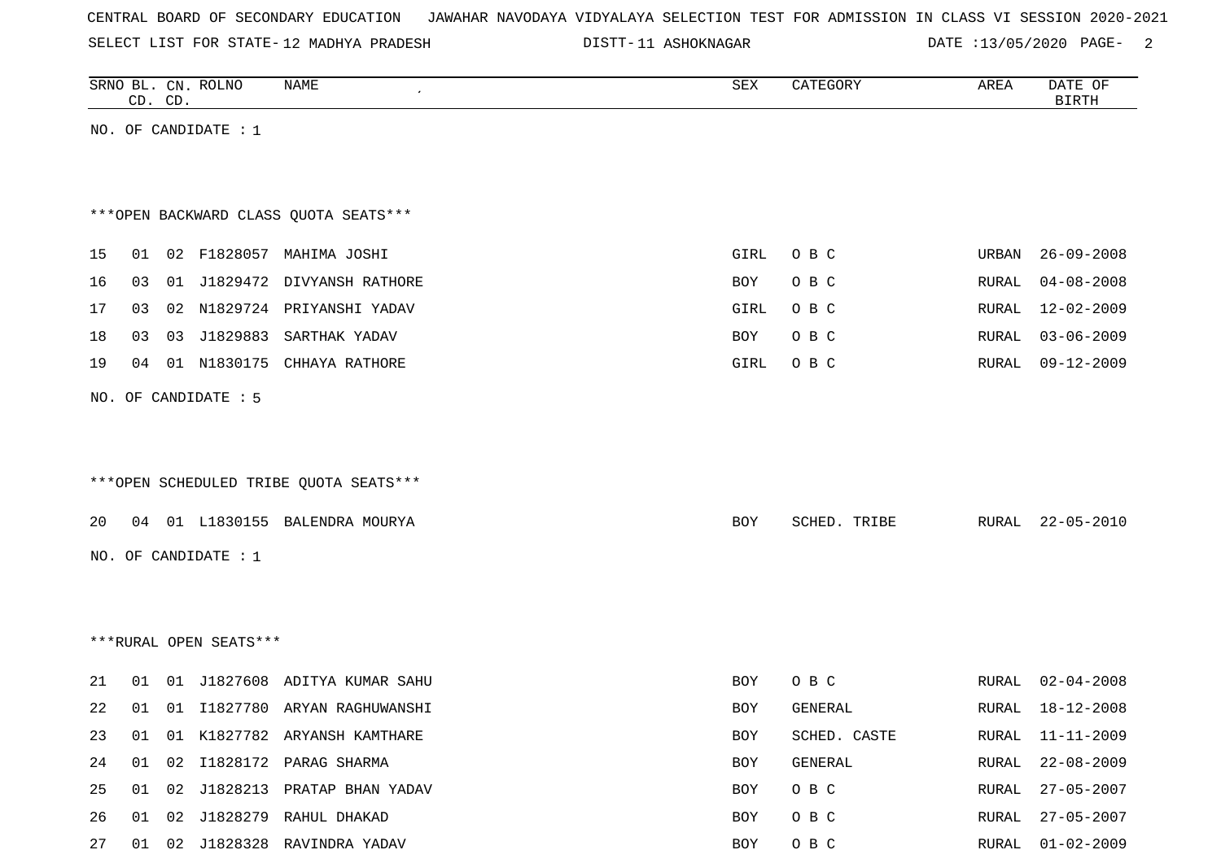CENTRAL BOARD OF SECONDARY EDUCATION JAWAHAR NAVODAYA VIDYALAYA SELECTION TEST FOR ADMISSION IN CLASS VI SESSION 2020-2021

SELECT LIST FOR STATE- 12 MADHYA PRADESH DISTT- 11 ASHOKNAGAR DATE :13/05/2020

| SRNO | BL. CD. | CN. CD. | ROLNO | NAME | SEX | CATEGORY | AREA | DATE OF BIRTH |
|---|---|---|---|---|---|---|---|---|

NO. OF CANDIDATE : 1

***OPEN BACKWARD CLASS QUOTA SEATS***

| SRNO | BL. CD. | CN. CD. | ROLNO | NAME | SEX | CATEGORY | AREA | DATE OF BIRTH |
|---|---|---|---|---|---|---|---|---|
| 15 | 01 | 02 | F1828057 | MAHIMA JOSHI | GIRL | O B C | URBAN | 26-09-2008 |
| 16 | 03 | 01 | J1829472 | DIVYANSH RATHORE | BOY | O B C | RURAL | 04-08-2008 |
| 17 | 03 | 02 | N1829724 | PRIYANSHI YADAV | GIRL | O B C | RURAL | 12-02-2009 |
| 18 | 03 | 03 | J1829883 | SARTHAK YADAV | BOY | O B C | RURAL | 03-06-2009 |
| 19 | 04 | 01 | N1830175 | CHHAYA RATHORE | GIRL | O B C | RURAL | 09-12-2009 |

NO. OF CANDIDATE : 5

***OPEN SCHEDULED TRIBE QUOTA SEATS***

| SRNO | BL. CD. | CN. CD. | ROLNO | NAME | SEX | CATEGORY | AREA | DATE OF BIRTH |
|---|---|---|---|---|---|---|---|---|
| 20 | 04 | 01 | L1830155 | BALENDRA MOURYA | BOY | SCHED. TRIBE | RURAL | 22-05-2010 |

NO. OF CANDIDATE : 1

***RURAL OPEN SEATS***

| SRNO | BL. CD. | CN. CD. | ROLNO | NAME | SEX | CATEGORY | AREA | DATE OF BIRTH |
|---|---|---|---|---|---|---|---|---|
| 21 | 01 | 01 | J1827608 | ADITYA KUMAR SAHU | BOY | O B C | RURAL | 02-04-2008 |
| 22 | 01 | 01 | I1827780 | ARYAN RAGHUWANSHI | BOY | GENERAL | RURAL | 18-12-2008 |
| 23 | 01 | 01 | K1827782 | ARYANSH KAMTHARE | BOY | SCHED. CASTE | RURAL | 11-11-2009 |
| 24 | 01 | 02 | I1828172 | PARAG SHARMA | BOY | GENERAL | RURAL | 22-08-2009 |
| 25 | 01 | 02 | J1828213 | PRATAP BHAN YADAV | BOY | O B C | RURAL | 27-05-2007 |
| 26 | 01 | 02 | J1828279 | RAHUL DHAKAD | BOY | O B C | RURAL | 27-05-2007 |
| 27 | 01 | 02 | J1828328 | RAVINDRA YADAV | BOY | O B C | RURAL | 01-02-2009 |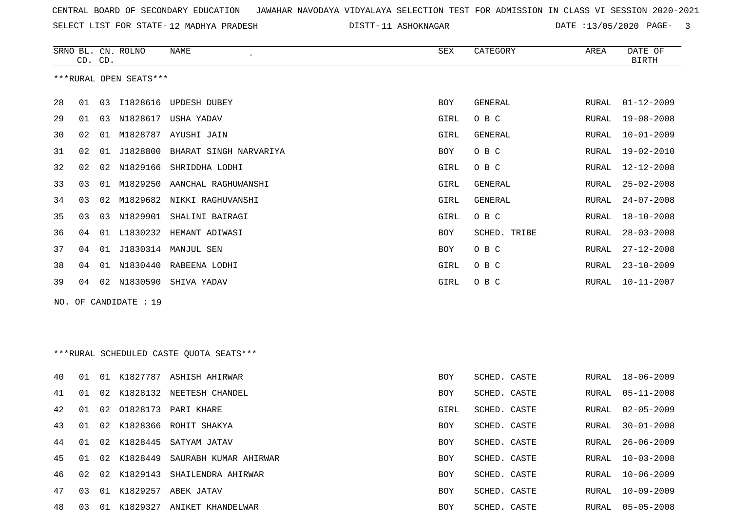CENTRAL BOARD OF SECONDARY EDUCATION JAWAHAR NAVODAYA VIDYALAYA SELECTION TEST FOR ADMISSION IN CLASS VI SESSION 2020-2021

SELECT LIST FOR STATE- 12 MADHYA PRADESH DISTT- 11 ASHOKNAGAR DATE :13/05/2020 PAGE- 3

***RURAL OPEN SEATS***

| SRNO | BL. CD. | CN. CD. | ROLNO | NAME | SEX | CATEGORY | AREA | DATE OF BIRTH |
|---|---|---|---|---|---|---|---|---|
| 28 | 01 | 03 | I1828616 | UPDESH DUBEY | BOY | GENERAL | RURAL | 01-12-2009 |
| 29 | 01 | 03 | N1828617 | USHA YADAV | GIRL | O B C | RURAL | 19-08-2008 |
| 30 | 02 | 01 | M1828787 | AYUSHI JAIN | GIRL | GENERAL | RURAL | 10-01-2009 |
| 31 | 02 | 01 | J1828800 | BHARAT SINGH NARVARIYA | BOY | O B C | RURAL | 19-02-2010 |
| 32 | 02 | 02 | N1829166 | SHRIDDHA LODHI | GIRL | O B C | RURAL | 12-12-2008 |
| 33 | 03 | 01 | M1829250 | AANCHAL RAGHUWANSHI | GIRL | GENERAL | RURAL | 25-02-2008 |
| 34 | 03 | 02 | M1829682 | NIKKI RAGHUVANSHI | GIRL | GENERAL | RURAL | 24-07-2008 |
| 35 | 03 | 03 | N1829901 | SHALINI BAIRAGI | GIRL | O B C | RURAL | 18-10-2008 |
| 36 | 04 | 01 | L1830232 | HEMANT ADIWASI | BOY | SCHED. TRIBE | RURAL | 28-03-2008 |
| 37 | 04 | 01 | J1830314 | MANJUL SEN | BOY | O B C | RURAL | 27-12-2008 |
| 38 | 04 | 01 | N1830440 | RABEENA LODHI | GIRL | O B C | RURAL | 23-10-2009 |
| 39 | 04 | 02 | N1830590 | SHIVA YADAV | GIRL | O B C | RURAL | 10-11-2007 |

NO. OF CANDIDATE : 19

***RURAL SCHEDULED CASTE QUOTA SEATS***

| SRNO | BL. CD. | CN. CD. | ROLNO | NAME | SEX | CATEGORY | AREA | DATE OF BIRTH |
|---|---|---|---|---|---|---|---|---|
| 40 | 01 | 01 | K1827787 | ASHISH AHIRWAR | BOY | SCHED. CASTE | RURAL | 18-06-2009 |
| 41 | 01 | 02 | K1828132 | NEETESH CHANDEL | BOY | SCHED. CASTE | RURAL | 05-11-2008 |
| 42 | 01 | 02 | O1828173 | PARI KHARE | GIRL | SCHED. CASTE | RURAL | 02-05-2009 |
| 43 | 01 | 02 | K1828366 | ROHIT SHAKYA | BOY | SCHED. CASTE | RURAL | 30-01-2008 |
| 44 | 01 | 02 | K1828445 | SATYAM JATAV | BOY | SCHED. CASTE | RURAL | 26-06-2009 |
| 45 | 01 | 02 | K1828449 | SAURABH KUMAR AHIRWAR | BOY | SCHED. CASTE | RURAL | 10-03-2008 |
| 46 | 02 | 02 | K1829143 | SHAILENDRA AHIRWAR | BOY | SCHED. CASTE | RURAL | 10-06-2009 |
| 47 | 03 | 01 | K1829257 | ABEK JATAV | BOY | SCHED. CASTE | RURAL | 10-09-2009 |
| 48 | 03 | 01 | K1829327 | ANIKET KHANDELWAR | BOY | SCHED. CASTE | RURAL | 05-05-2008 |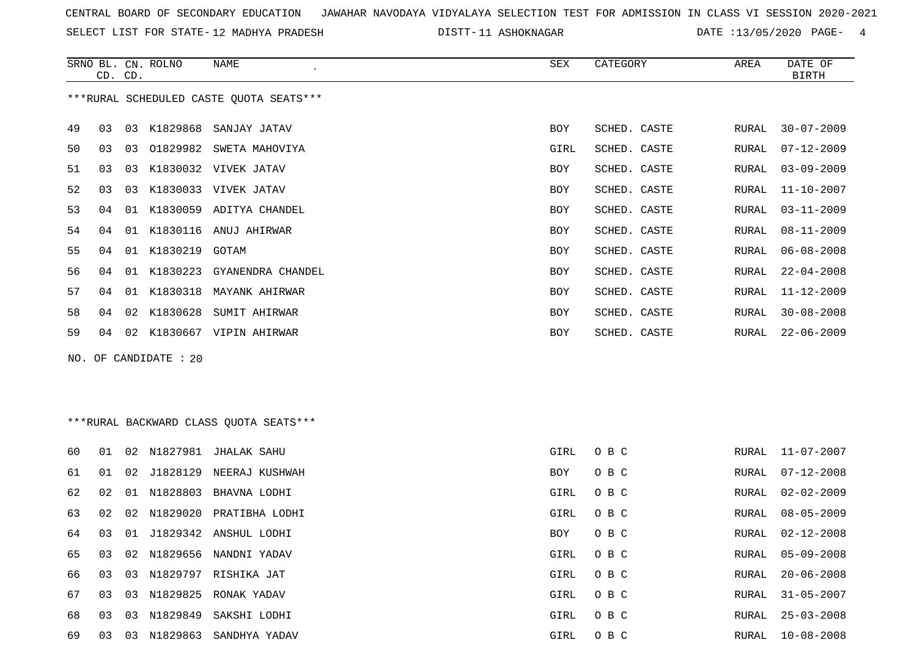CENTRAL BOARD OF SECONDARY EDUCATION JAWAHAR NAVODAYA VIDYALAYA SELECTION TEST FOR ADMISSION IN CLASS VI SESSION 2020-2021

SELECT LIST FOR STATE- 12 MADHYA PRADESH DISTT- 11 ASHOKNAGAR DATE :13/05/2020

***RURAL SCHEDULED CASTE QUOTA SEATS***

| SRNO | BL. CD. | CN. CD. | ROLNO | NAME | SEX | CATEGORY | AREA | DATE OF BIRTH |
|---|---|---|---|---|---|---|---|---|
| 49 | 03 | 03 | K1829868 | SANJAY JATAV | BOY | SCHED. CASTE | RURAL | 30-07-2009 |
| 50 | 03 | 03 | O1829982 | SWETA MAHOVIYA | GIRL | SCHED. CASTE | RURAL | 07-12-2009 |
| 51 | 03 | 03 | K1830032 | VIVEK JATAV | BOY | SCHED. CASTE | RURAL | 03-09-2009 |
| 52 | 03 | 03 | K1830033 | VIVEK JATAV | BOY | SCHED. CASTE | RURAL | 11-10-2007 |
| 53 | 04 | 01 | K1830059 | ADITYA CHANDEL | BOY | SCHED. CASTE | RURAL | 03-11-2009 |
| 54 | 04 | 01 | K1830116 | ANUJ AHIRWAR | BOY | SCHED. CASTE | RURAL | 08-11-2009 |
| 55 | 04 | 01 | K1830219 | GOTAM | BOY | SCHED. CASTE | RURAL | 06-08-2008 |
| 56 | 04 | 01 | K1830223 | GYANENDRA CHANDEL | BOY | SCHED. CASTE | RURAL | 22-04-2008 |
| 57 | 04 | 01 | K1830318 | MAYANK AHIRWAR | BOY | SCHED. CASTE | RURAL | 11-12-2009 |
| 58 | 04 | 02 | K1830628 | SUMIT AHIRWAR | BOY | SCHED. CASTE | RURAL | 30-08-2008 |
| 59 | 04 | 02 | K1830667 | VIPIN AHIRWAR | BOY | SCHED. CASTE | RURAL | 22-06-2009 |

NO. OF CANDIDATE : 20

***RURAL BACKWARD CLASS QUOTA SEATS***

| SRNO | BL. CD. | CN. CD. | ROLNO | NAME | SEX | CATEGORY | AREA | DATE OF BIRTH |
|---|---|---|---|---|---|---|---|---|
| 60 | 01 | 02 | N1827981 | JHALAK SAHU | GIRL | O B C | RURAL | 11-07-2007 |
| 61 | 01 | 02 | J1828129 | NEERAJ KUSHWAH | BOY | O B C | RURAL | 07-12-2008 |
| 62 | 02 | 01 | N1828803 | BHAVNA LODHI | GIRL | O B C | RURAL | 02-02-2009 |
| 63 | 02 | 02 | N1829020 | PRATIBHA LODHI | GIRL | O B C | RURAL | 08-05-2009 |
| 64 | 03 | 01 | J1829342 | ANSHUL LODHI | BOY | O B C | RURAL | 02-12-2008 |
| 65 | 03 | 02 | N1829656 | NANDNI YADAV | GIRL | O B C | RURAL | 05-09-2008 |
| 66 | 03 | 03 | N1829797 | RISHIKA JAT | GIRL | O B C | RURAL | 20-06-2008 |
| 67 | 03 | 03 | N1829825 | RONAK YADAV | GIRL | O B C | RURAL | 31-05-2007 |
| 68 | 03 | 03 | N1829849 | SAKSHI LODHI | GIRL | O B C | RURAL | 25-03-2008 |
| 69 | 03 | 03 | N1829863 | SANDHYA YADAV | GIRL | O B C | RURAL | 10-08-2008 |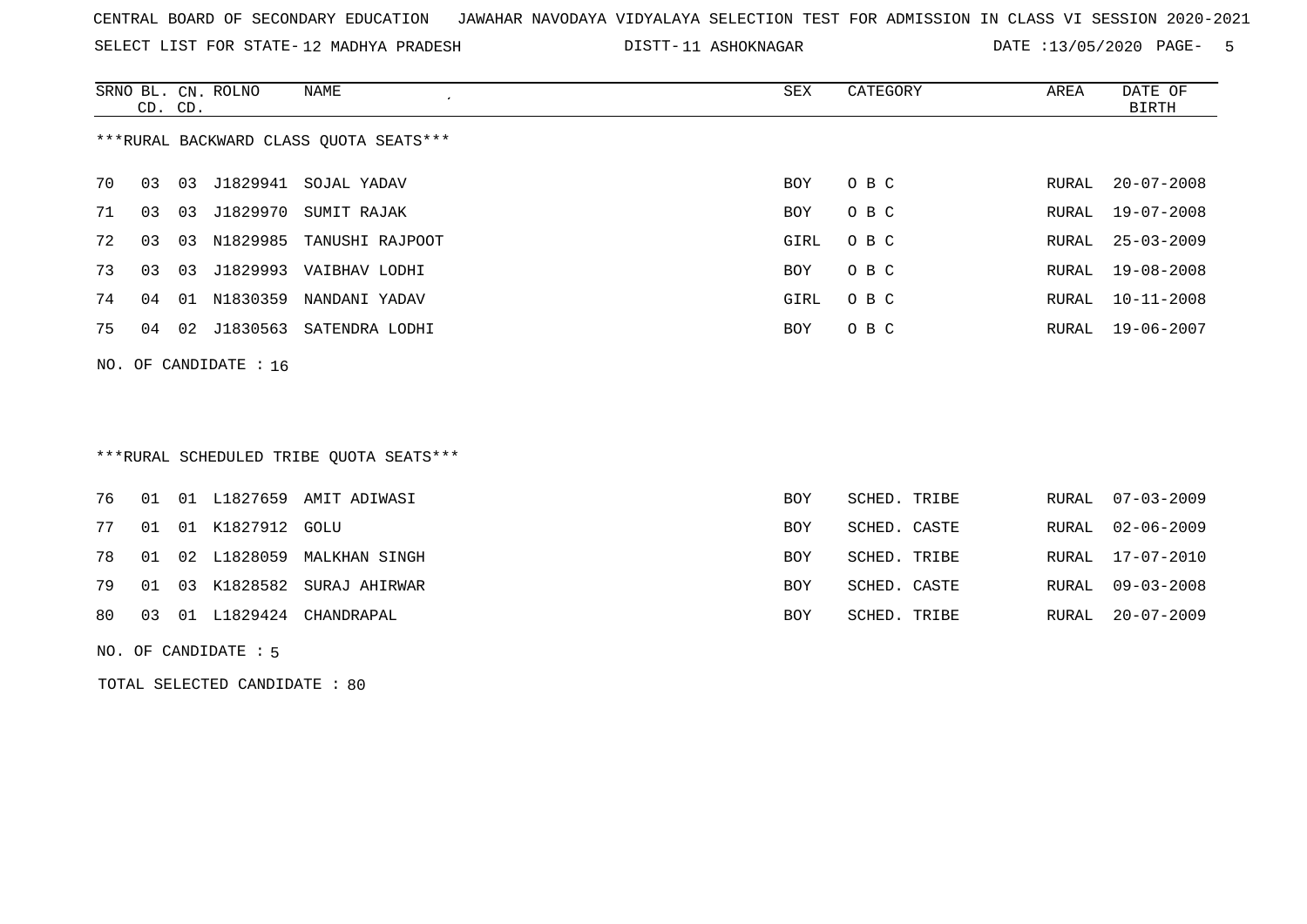CENTRAL BOARD OF SECONDARY EDUCATION JAWAHAR NAVODAYA VIDYALAYA SELECTION TEST FOR ADMISSION IN CLASS VI SESSION 2020-2021

SELECT LIST FOR STATE- 12 MADHYA PRADESH DISTT- 11 ASHOKNAGAR DATE :13/05/2020

***RURAL BACKWARD CLASS QUOTA SEATS***

| SRNO | BL. CD. | CN. CD. | ROLNO | NAME | SEX | CATEGORY | AREA | DATE OF BIRTH |
|---|---|---|---|---|---|---|---|---|
| 70 | 03 | 03 | J1829941 | SOJAL YADAV | BOY | O B C | RURAL | 20-07-2008 |
| 71 | 03 | 03 | J1829970 | SUMIT RAJAK | BOY | O B C | RURAL | 19-07-2008 |
| 72 | 03 | 03 | N1829985 | TANUSHI RAJPOOT | GIRL | O B C | RURAL | 25-03-2009 |
| 73 | 03 | 03 | J1829993 | VAIBHAV LODHI | BOY | O B C | RURAL | 19-08-2008 |
| 74 | 04 | 01 | N1830359 | NANDANI YADAV | GIRL | O B C | RURAL | 10-11-2008 |
| 75 | 04 | 02 | J1830563 | SATENDRA LODHI | BOY | O B C | RURAL | 19-06-2007 |

NO. OF CANDIDATE : 16

***RURAL SCHEDULED TRIBE QUOTA SEATS***

| SRNO | BL. CD. | CN. CD. | ROLNO | NAME | SEX | CATEGORY | AREA | DATE OF BIRTH |
|---|---|---|---|---|---|---|---|---|
| 76 | 01 | 01 | L1827659 | AMIT ADIWASI | BOY | SCHED. TRIBE | RURAL | 07-03-2009 |
| 77 | 01 | 01 | K1827912 | GOLU | BOY | SCHED. CASTE | RURAL | 02-06-2009 |
| 78 | 01 | 02 | L1828059 | MALKHAN SINGH | BOY | SCHED. TRIBE | RURAL | 17-07-2010 |
| 79 | 01 | 03 | K1828582 | SURAJ AHIRWAR | BOY | SCHED. CASTE | RURAL | 09-03-2008 |
| 80 | 03 | 01 | L1829424 | CHANDRAPAL | BOY | SCHED. TRIBE | RURAL | 20-07-2009 |

NO. OF CANDIDATE : 5

TOTAL SELECTED CANDIDATE : 80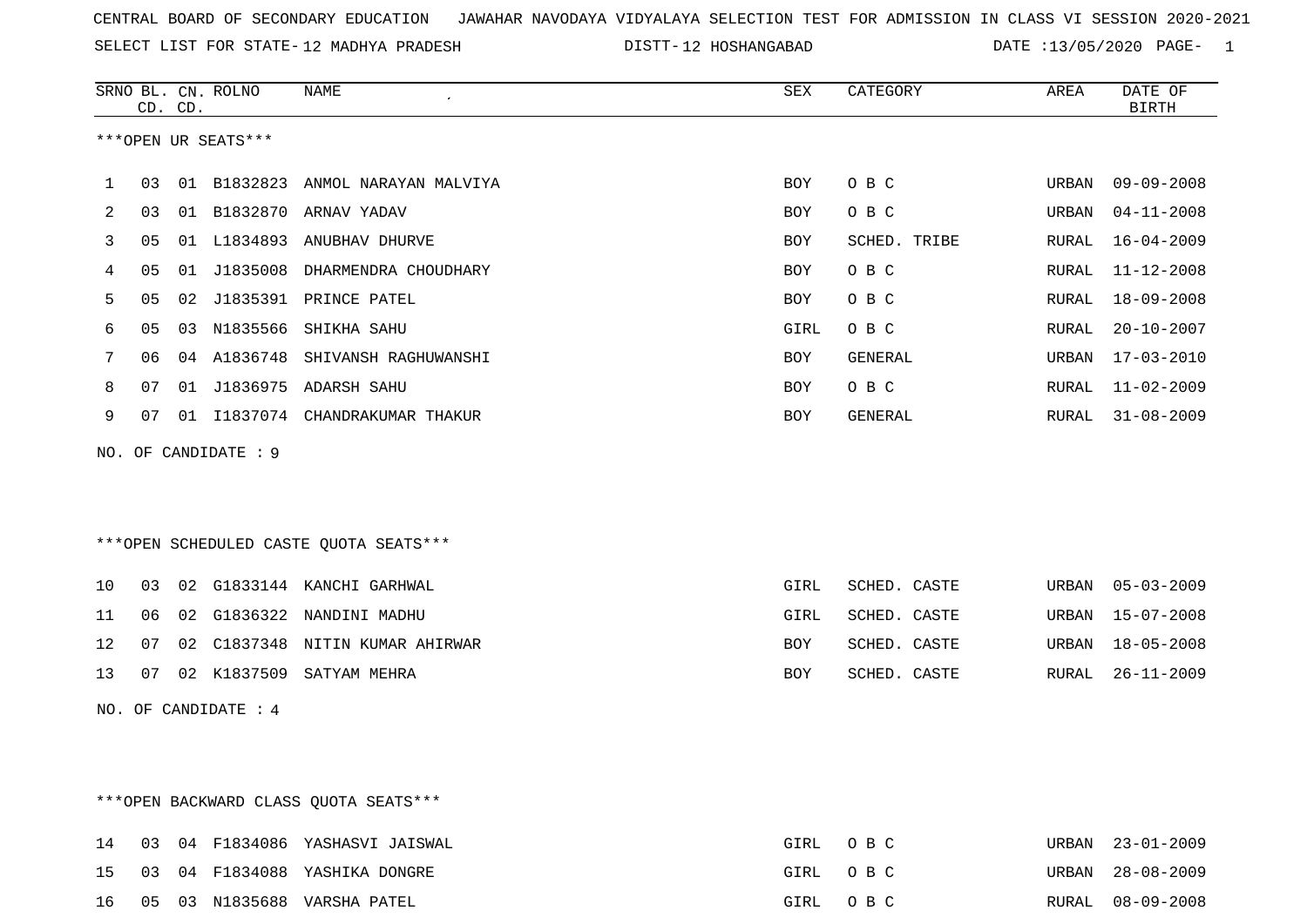CENTRAL BOARD OF SECONDARY EDUCATION   JAWAHAR NAVODAYA VIDYALAYA SELECTION TEST FOR ADMISSION IN CLASS VI SESSION 2020-2021

SELECT LIST FOR STATE- 12 MADHYA PRADESH   DISTT- 12 HOSHANGABAD   DATE :13/05/2020

***OPEN UR SEATS***

| SRNO | BL. CD. | CN. CD. | ROLNO | NAME | SEX | CATEGORY | AREA | DATE OF BIRTH |
|---|---|---|---|---|---|---|---|---|
| 1 | 03 | 01 | B1832823 | ANMOL NARAYAN MALVIYA | BOY | O B C | URBAN | 09-09-2008 |
| 2 | 03 | 01 | B1832870 | ARNAV YADAV | BOY | O B C | URBAN | 04-11-2008 |
| 3 | 05 | 01 | L1834893 | ANUBHAV DHURVE | BOY | SCHED. TRIBE | RURAL | 16-04-2009 |
| 4 | 05 | 01 | J1835008 | DHARMENDRA CHOUDHARY | BOY | O B C | RURAL | 11-12-2008 |
| 5 | 05 | 02 | J1835391 | PRINCE PATEL | BOY | O B C | RURAL | 18-09-2008 |
| 6 | 05 | 03 | N1835566 | SHIKHA SAHU | GIRL | O B C | RURAL | 20-10-2007 |
| 7 | 06 | 04 | A1836748 | SHIVANSH RAGHUWANSHI | BOY | GENERAL | URBAN | 17-03-2010 |
| 8 | 07 | 01 | J1836975 | ADARSH SAHU | BOY | O B C | RURAL | 11-02-2009 |
| 9 | 07 | 01 | I1837074 | CHANDRAKUMAR THAKUR | BOY | GENERAL | RURAL | 31-08-2009 |

NO. OF CANDIDATE : 9

***OPEN SCHEDULED CASTE QUOTA SEATS***

| SRNO | BL. CD. | CN. CD. | ROLNO | NAME | SEX | CATEGORY | AREA | DATE OF BIRTH |
|---|---|---|---|---|---|---|---|---|
| 10 | 03 | 02 | G1833144 | KANCHI GARHWAL | GIRL | SCHED. CASTE | URBAN | 05-03-2009 |
| 11 | 06 | 02 | G1836322 | NANDINI MADHU | GIRL | SCHED. CASTE | URBAN | 15-07-2008 |
| 12 | 07 | 02 | C1837348 | NITIN KUMAR AHIRWAR | BOY | SCHED. CASTE | URBAN | 18-05-2008 |
| 13 | 07 | 02 | K1837509 | SATYAM MEHRA | BOY | SCHED. CASTE | RURAL | 26-11-2009 |

NO. OF CANDIDATE : 4

***OPEN BACKWARD CLASS QUOTA SEATS***

| SRNO | BL. CD. | CN. CD. | ROLNO | NAME | SEX | CATEGORY | AREA | DATE OF BIRTH |
|---|---|---|---|---|---|---|---|---|
| 14 | 03 | 04 | F1834086 | YASHASVI JAISWAL | GIRL | O B C | URBAN | 23-01-2009 |
| 15 | 03 | 04 | F1834088 | YASHIKA DONGRE | GIRL | O B C | URBAN | 28-08-2009 |
| 16 | 05 | 03 | N1835688 | VARSHA PATEL | GIRL | O B C | RURAL | 08-09-2008 |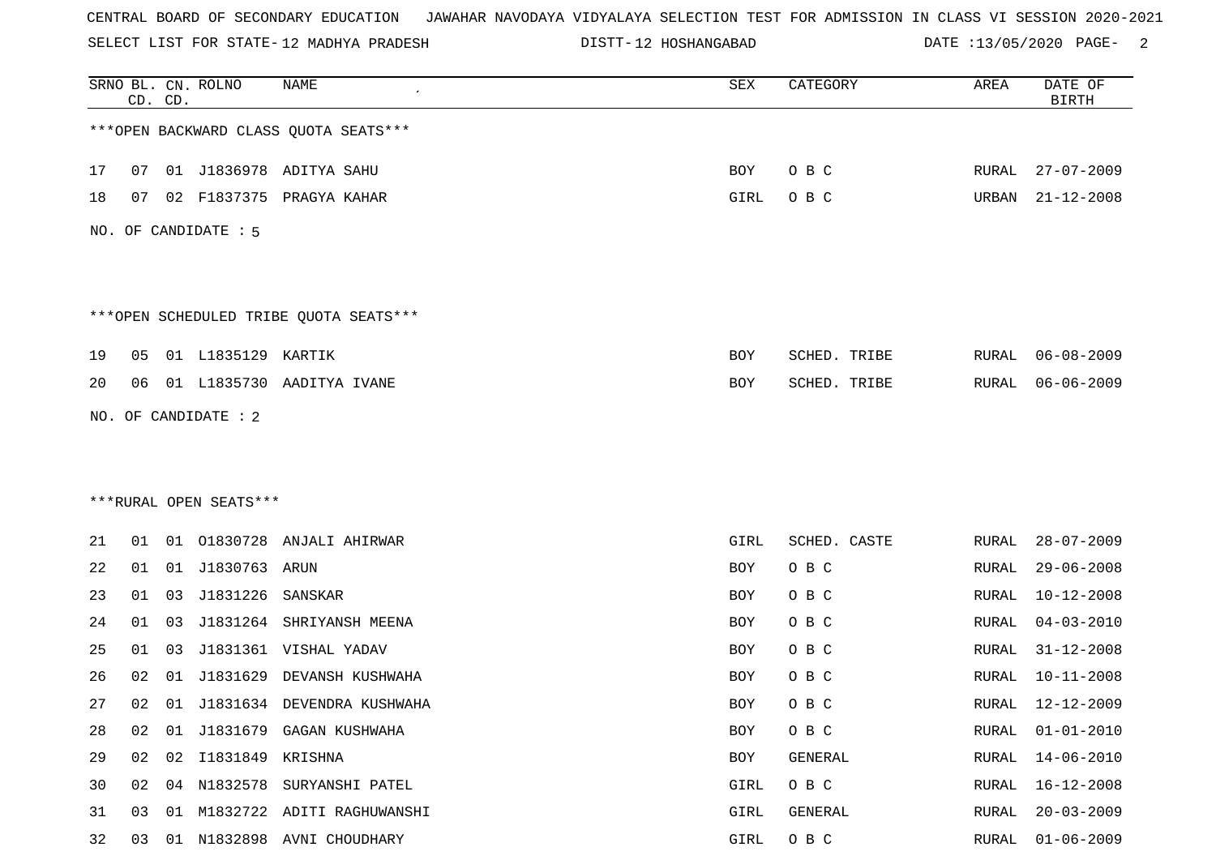CENTRAL BOARD OF SECONDARY EDUCATION JAWAHAR NAVODAYA VIDYALAYA SELECTION TEST FOR ADMISSION IN CLASS VI SESSION 2020-2021

SELECT LIST FOR STATE- 12 MADHYA PRADESH DISTT- 12 HOSHANGABAD DATE :13/05/2020

| SRNO | BL. CD. | CN. CD. | ROLNO | NAME | SEX | CATEGORY | AREA | DATE OF BIRTH |
|---|---|---|---|---|---|---|---|---|

***OPEN BACKWARD CLASS QUOTA SEATS***

| SRNO | BL. CD. | CN. CD. | ROLNO | NAME | SEX | CATEGORY | AREA | DATE OF BIRTH |
|---|---|---|---|---|---|---|---|---|
| 17 | 07 | 01 | J1836978 | ADITYA SAHU | BOY | O B C | RURAL | 27-07-2009 |
| 18 | 07 | 02 | F1837375 | PRAGYA KAHAR | GIRL | O B C | URBAN | 21-12-2008 |

NO. OF CANDIDATE : 5

***OPEN SCHEDULED TRIBE QUOTA SEATS***

| SRNO | BL. CD. | CN. CD. | ROLNO | NAME | SEX | CATEGORY | AREA | DATE OF BIRTH |
|---|---|---|---|---|---|---|---|---|
| 19 | 05 | 01 | L1835129 | KARTIK | BOY | SCHED. TRIBE | RURAL | 06-08-2009 |
| 20 | 06 | 01 | L1835730 | AADITYA IVANE | BOY | SCHED. TRIBE | RURAL | 06-06-2009 |

NO. OF CANDIDATE : 2

***RURAL OPEN SEATS***

| SRNO | BL. CD. | CN. CD. | ROLNO | NAME | SEX | CATEGORY | AREA | DATE OF BIRTH |
|---|---|---|---|---|---|---|---|---|
| 21 | 01 | 01 | O1830728 | ANJALI AHIRWAR | GIRL | SCHED. CASTE | RURAL | 28-07-2009 |
| 22 | 01 | 01 | J1830763 | ARUN | BOY | O B C | RURAL | 29-06-2008 |
| 23 | 01 | 03 | J1831226 | SANSKAR | BOY | O B C | RURAL | 10-12-2008 |
| 24 | 01 | 03 | J1831264 | SHRIYANSH MEENA | BOY | O B C | RURAL | 04-03-2010 |
| 25 | 01 | 03 | J1831361 | VISHAL YADAV | BOY | O B C | RURAL | 31-12-2008 |
| 26 | 02 | 01 | J1831629 | DEVANSH KUSHWAHA | BOY | O B C | RURAL | 10-11-2008 |
| 27 | 02 | 01 | J1831634 | DEVENDRA KUSHWAHA | BOY | O B C | RURAL | 12-12-2009 |
| 28 | 02 | 01 | J1831679 | GAGAN KUSHWAHA | BOY | O B C | RURAL | 01-01-2010 |
| 29 | 02 | 02 | I1831849 | KRISHNA | BOY | GENERAL | RURAL | 14-06-2010 |
| 30 | 02 | 04 | N1832578 | SURYANSHI PATEL | GIRL | O B C | RURAL | 16-12-2008 |
| 31 | 03 | 01 | M1832722 | ADITI RAGHUWANSHI | GIRL | GENERAL | RURAL | 20-03-2009 |
| 32 | 03 | 01 | N1832898 | AVNI CHOUDHARY | GIRL | O B C | RURAL | 01-06-2009 |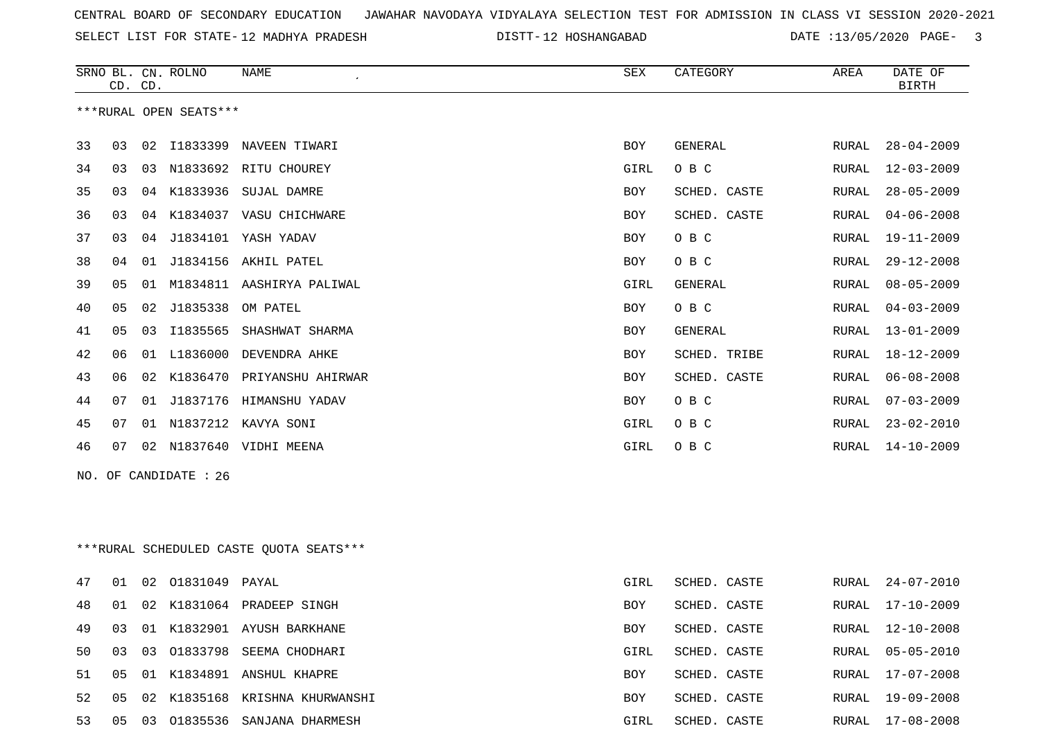CENTRAL BOARD OF SECONDARY EDUCATION JAWAHAR NAVODAYA VIDYALAYA SELECTION TEST FOR ADMISSION IN CLASS VI SESSION 2020-2021

SELECT LIST FOR STATE- 12 MADHYA PRADESH DISTT- 12 HOSHANGABAD DATE :13/05/2020 PAGE- 3

***RURAL OPEN SEATS***

| SRNO | BL. CD. | CN. CD. | ROLNO | NAME | SEX | CATEGORY | AREA | DATE OF BIRTH |
|---|---|---|---|---|---|---|---|---|
| 33 | 03 | 02 | I1833399 | NAVEEN TIWARI | BOY | GENERAL | RURAL | 28-04-2009 |
| 34 | 03 | 03 | N1833692 | RITU CHOUREY | GIRL | O B C | RURAL | 12-03-2009 |
| 35 | 03 | 04 | K1833936 | SUJAL DAMRE | BOY | SCHED. CASTE | RURAL | 28-05-2009 |
| 36 | 03 | 04 | K1834037 | VASU CHICHWARE | BOY | SCHED. CASTE | RURAL | 04-06-2008 |
| 37 | 03 | 04 | J1834101 | YASH YADAV | BOY | O B C | RURAL | 19-11-2009 |
| 38 | 04 | 01 | J1834156 | AKHIL PATEL | BOY | O B C | RURAL | 29-12-2008 |
| 39 | 05 | 01 | M1834811 | AASHIRYA PALIWAL | GIRL | GENERAL | RURAL | 08-05-2009 |
| 40 | 05 | 02 | J1835338 | OM PATEL | BOY | O B C | RURAL | 04-03-2009 |
| 41 | 05 | 03 | I1835565 | SHASHWAT SHARMA | BOY | GENERAL | RURAL | 13-01-2009 |
| 42 | 06 | 01 | L1836000 | DEVENDRA AHKE | BOY | SCHED. TRIBE | RURAL | 18-12-2009 |
| 43 | 06 | 02 | K1836470 | PRIYANSHU AHIRWAR | BOY | SCHED. CASTE | RURAL | 06-08-2008 |
| 44 | 07 | 01 | J1837176 | HIMANSHU YADAV | BOY | O B C | RURAL | 07-03-2009 |
| 45 | 07 | 01 | N1837212 | KAVYA SONI | GIRL | O B C | RURAL | 23-02-2010 |
| 46 | 07 | 02 | N1837640 | VIDHI MEENA | GIRL | O B C | RURAL | 14-10-2009 |

NO. OF CANDIDATE : 26

***RURAL SCHEDULED CASTE QUOTA SEATS***

| SRNO | BL. CD. | CN. CD. | ROLNO | NAME | SEX | CATEGORY | AREA | DATE OF BIRTH |
|---|---|---|---|---|---|---|---|---|
| 47 | 01 | 02 | O1831049 | PAYAL | GIRL | SCHED. CASTE | RURAL | 24-07-2010 |
| 48 | 01 | 02 | K1831064 | PRADEEP SINGH | BOY | SCHED. CASTE | RURAL | 17-10-2009 |
| 49 | 03 | 01 | K1832901 | AYUSH BARKHANE | BOY | SCHED. CASTE | RURAL | 12-10-2008 |
| 50 | 03 | 03 | O1833798 | SEEMA CHODHARI | GIRL | SCHED. CASTE | RURAL | 05-05-2010 |
| 51 | 05 | 01 | K1834891 | ANSHUL KHAPRE | BOY | SCHED. CASTE | RURAL | 17-07-2008 |
| 52 | 05 | 02 | K1835168 | KRISHNA KHURWANSHI | BOY | SCHED. CASTE | RURAL | 19-09-2008 |
| 53 | 05 | 03 | O1835536 | SANJANA DHARMESH | GIRL | SCHED. CASTE | RURAL | 17-08-2008 |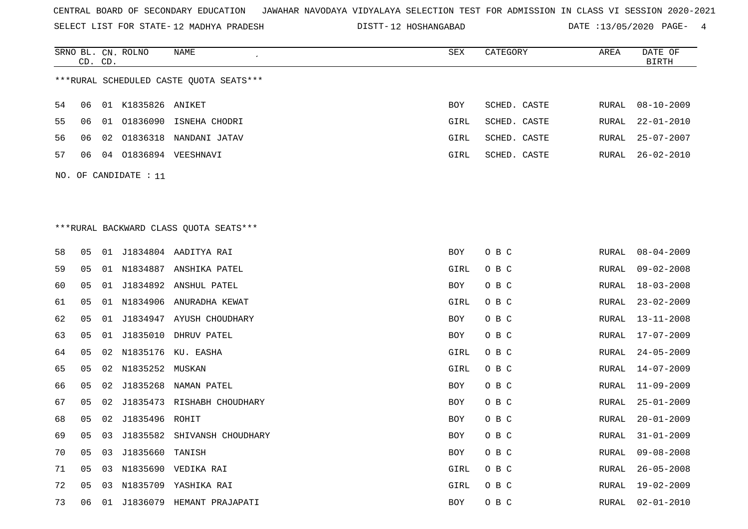CENTRAL BOARD OF SECONDARY EDUCATION JAWAHAR NAVODAYA VIDYALAYA SELECTION TEST FOR ADMISSION IN CLASS VI SESSION 2020-2021

SELECT LIST FOR STATE- 12 MADHYA PRADESH DISTT- 12 HOSHANGABAD DATE :13/05/2020

***RURAL SCHEDULED CASTE QUOTA SEATS***

| SRNO | BL. CD. | CN. CD. | ROLNO | NAME | SEX | CATEGORY | AREA | DATE OF BIRTH |
|---|---|---|---|---|---|---|---|---|
| 54 | 06 | 01 | K1835826 | ANIKET | BOY | SCHED. CASTE | RURAL | 08-10-2009 |
| 55 | 06 | 01 | O1836090 | ISNEHA CHODRI | GIRL | SCHED. CASTE | RURAL | 22-01-2010 |
| 56 | 06 | 02 | O1836318 | NANDANI JATAV | GIRL | SCHED. CASTE | RURAL | 25-07-2007 |
| 57 | 06 | 04 | O1836894 | VEESHNAVI | GIRL | SCHED. CASTE | RURAL | 26-02-2010 |

NO. OF CANDIDATE : 11

***RURAL BACKWARD CLASS QUOTA SEATS***

| SRNO | BL. CD. | CN. CD. | ROLNO | NAME | SEX | CATEGORY | AREA | DATE OF BIRTH |
|---|---|---|---|---|---|---|---|---|
| 58 | 05 | 01 | J1834804 | AADITYA RAI | BOY | O B C | RURAL | 08-04-2009 |
| 59 | 05 | 01 | N1834887 | ANSHIKA PATEL | GIRL | O B C | RURAL | 09-02-2008 |
| 60 | 05 | 01 | J1834892 | ANSHUL PATEL | BOY | O B C | RURAL | 18-03-2008 |
| 61 | 05 | 01 | N1834906 | ANURADHA KEWAT | GIRL | O B C | RURAL | 23-02-2009 |
| 62 | 05 | 01 | J1834947 | AYUSH CHOUDHARY | BOY | O B C | RURAL | 13-11-2008 |
| 63 | 05 | 01 | J1835010 | DHRUV PATEL | BOY | O B C | RURAL | 17-07-2009 |
| 64 | 05 | 02 | N1835176 | KU. EASHA | GIRL | O B C | RURAL | 24-05-2009 |
| 65 | 05 | 02 | N1835252 | MUSKAN | GIRL | O B C | RURAL | 14-07-2009 |
| 66 | 05 | 02 | J1835268 | NAMAN PATEL | BOY | O B C | RURAL | 11-09-2009 |
| 67 | 05 | 02 | J1835473 | RISHABH CHOUDHARY | BOY | O B C | RURAL | 25-01-2009 |
| 68 | 05 | 02 | J1835496 | ROHIT | BOY | O B C | RURAL | 20-01-2009 |
| 69 | 05 | 03 | J1835582 | SHIVANSH CHOUDHARY | BOY | O B C | RURAL | 31-01-2009 |
| 70 | 05 | 03 | J1835660 | TANISH | BOY | O B C | RURAL | 09-08-2008 |
| 71 | 05 | 03 | N1835690 | VEDIKA RAI | GIRL | O B C | RURAL | 26-05-2008 |
| 72 | 05 | 03 | N1835709 | YASHIKA RAI | GIRL | O B C | RURAL | 19-02-2009 |
| 73 | 06 | 01 | J1836079 | HEMANT PRAJAPATI | BOY | O B C | RURAL | 02-01-2010 |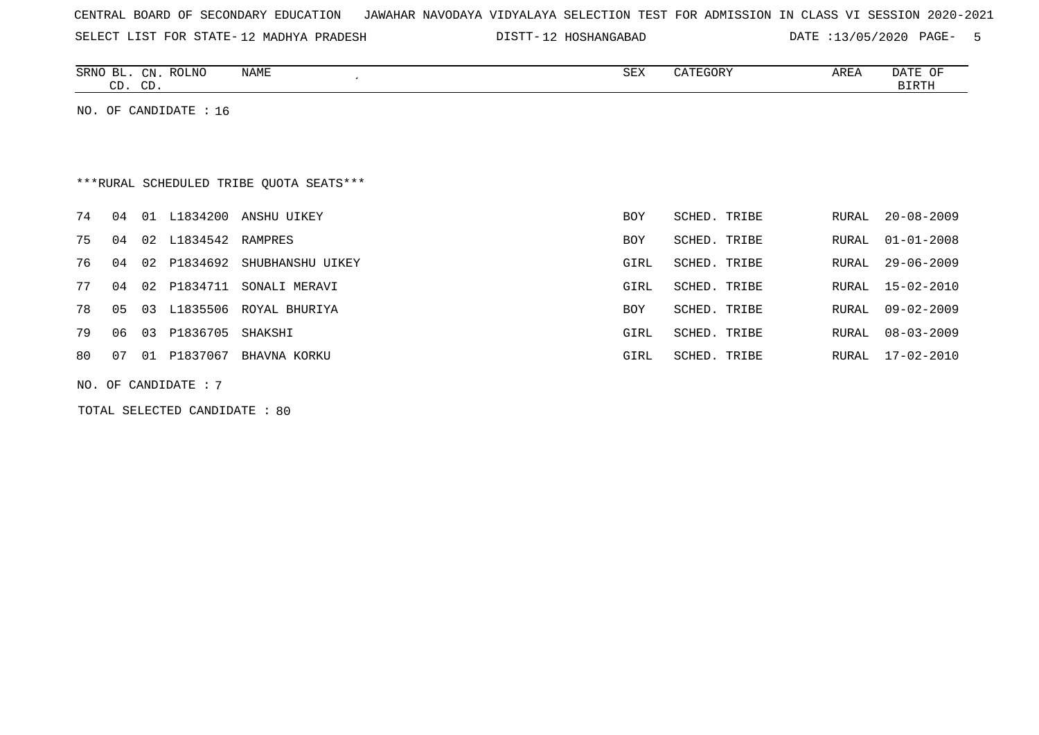CENTRAL BOARD OF SECONDARY EDUCATION JAWAHAR NAVODAYA VIDYALAYA SELECTION TEST FOR ADMISSION IN CLASS VI SESSION 2020-2021

SELECT LIST FOR STATE- 12 MADHYA PRADESH DISTT- 12 HOSHANGABAD DATE :13/05/2020

| SRNO | BL. CD. | CN. CD. | ROLNO | NAME | SEX | CATEGORY | AREA | DATE OF BIRTH |
|---|---|---|---|---|---|---|---|---|

NO. OF CANDIDATE : 16

***RURAL SCHEDULED TRIBE QUOTA SEATS***

| SRNO | BL. CD. | CN. CD. | ROLNO | NAME | SEX | CATEGORY | AREA | DATE OF BIRTH |
|---|---|---|---|---|---|---|---|---|
| 74 | 04 | 01 | L1834200 | ANSHU UIKEY | BOY | SCHED. TRIBE | RURAL | 20-08-2009 |
| 75 | 04 | 02 | L1834542 | RAMPRES | BOY | SCHED. TRIBE | RURAL | 01-01-2008 |
| 76 | 04 | 02 | P1834692 | SHUBHANSHU UIKEY | GIRL | SCHED. TRIBE | RURAL | 29-06-2009 |
| 77 | 04 | 02 | P1834711 | SONALI MERAVI | GIRL | SCHED. TRIBE | RURAL | 15-02-2010 |
| 78 | 05 | 03 | L1835506 | ROYAL BHURIYA | BOY | SCHED. TRIBE | RURAL | 09-02-2009 |
| 79 | 06 | 03 | P1836705 | SHAKSHI | GIRL | SCHED. TRIBE | RURAL | 08-03-2009 |
| 80 | 07 | 01 | P1837067 | BHAVNA KORKU | GIRL | SCHED. TRIBE | RURAL | 17-02-2010 |

NO. OF CANDIDATE : 7

TOTAL SELECTED CANDIDATE : 80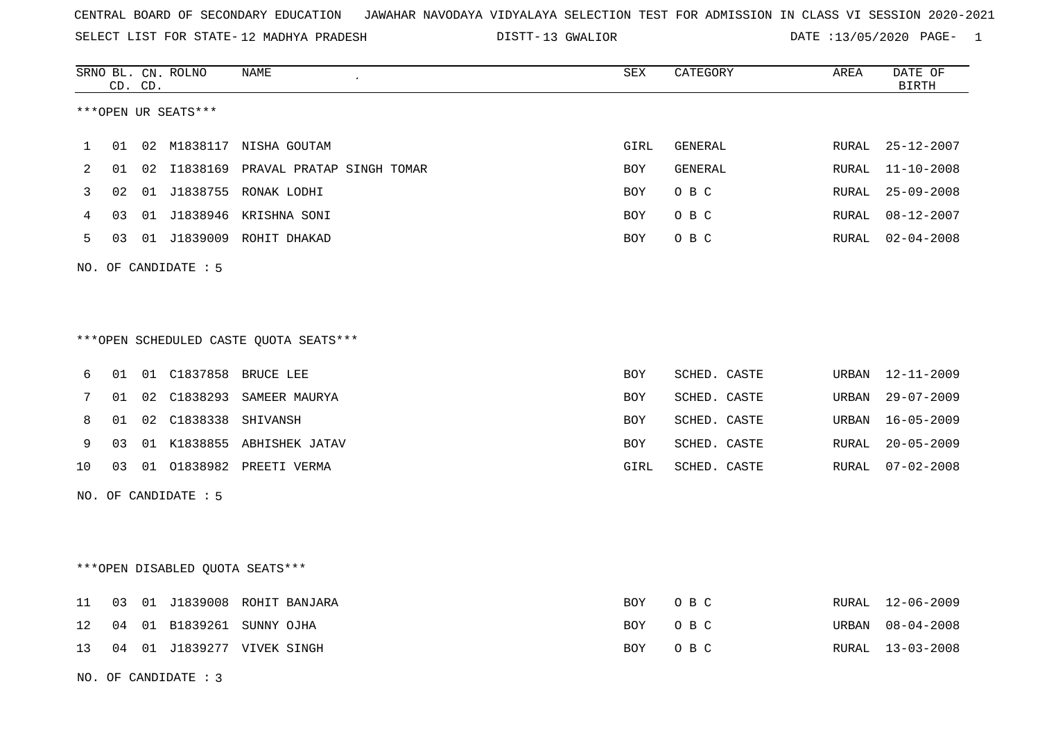CENTRAL BOARD OF SECONDARY EDUCATION JAWAHAR NAVODAYA VIDYALAYA SELECTION TEST FOR ADMISSION IN CLASS VI SESSION 2020-2021

SELECT LIST FOR STATE- 12 MADHYA PRADESH DISTT- 13 GWALIOR DATE :13/05/2020

***OPEN UR SEATS***

| SRNO | BL. CD. | CN. CD. | ROLNO | NAME | SEX | CATEGORY | AREA | DATE OF BIRTH |
|---|---|---|---|---|---|---|---|---|
| 1 | 01 | 02 | M1838117 | NISHA GOUTAM | GIRL | GENERAL | RURAL | 25-12-2007 |
| 2 | 01 | 02 | I1838169 | PRAVAL PRATAP SINGH TOMAR | BOY | GENERAL | RURAL | 11-10-2008 |
| 3 | 02 | 01 | J1838755 | RONAK LODHI | BOY | O B C | RURAL | 25-09-2008 |
| 4 | 03 | 01 | J1838946 | KRISHNA SONI | BOY | O B C | RURAL | 08-12-2007 |
| 5 | 03 | 01 | J1839009 | ROHIT DHAKAD | BOY | O B C | RURAL | 02-04-2008 |

NO. OF CANDIDATE : 5

***OPEN SCHEDULED CASTE QUOTA SEATS***

| SRNO | BL. CD. | CN. CD. | ROLNO | NAME | SEX | CATEGORY | AREA | DATE OF BIRTH |
|---|---|---|---|---|---|---|---|---|
| 6 | 01 | 01 | C1837858 | BRUCE LEE | BOY | SCHED. CASTE | URBAN | 12-11-2009 |
| 7 | 01 | 02 | C1838293 | SAMEER MAURYA | BOY | SCHED. CASTE | URBAN | 29-07-2009 |
| 8 | 01 | 02 | C1838338 | SHIVANSH | BOY | SCHED. CASTE | URBAN | 16-05-2009 |
| 9 | 03 | 01 | K1838855 | ABHISHEK JATAV | BOY | SCHED. CASTE | RURAL | 20-05-2009 |
| 10 | 03 | 01 | O1838982 | PREETI VERMA | GIRL | SCHED. CASTE | RURAL | 07-02-2008 |

NO. OF CANDIDATE : 5

***OPEN DISABLED QUOTA SEATS***

| SRNO | BL. CD. | CN. CD. | ROLNO | NAME | SEX | CATEGORY | AREA | DATE OF BIRTH |
|---|---|---|---|---|---|---|---|---|
| 11 | 03 | 01 | J1839008 | ROHIT BANJARA | BOY | O B C | RURAL | 12-06-2009 |
| 12 | 04 | 01 | B1839261 | SUNNY OJHA | BOY | O B C | URBAN | 08-04-2008 |
| 13 | 04 | 01 | J1839277 | VIVEK SINGH | BOY | O B C | RURAL | 13-03-2008 |

NO. OF CANDIDATE : 3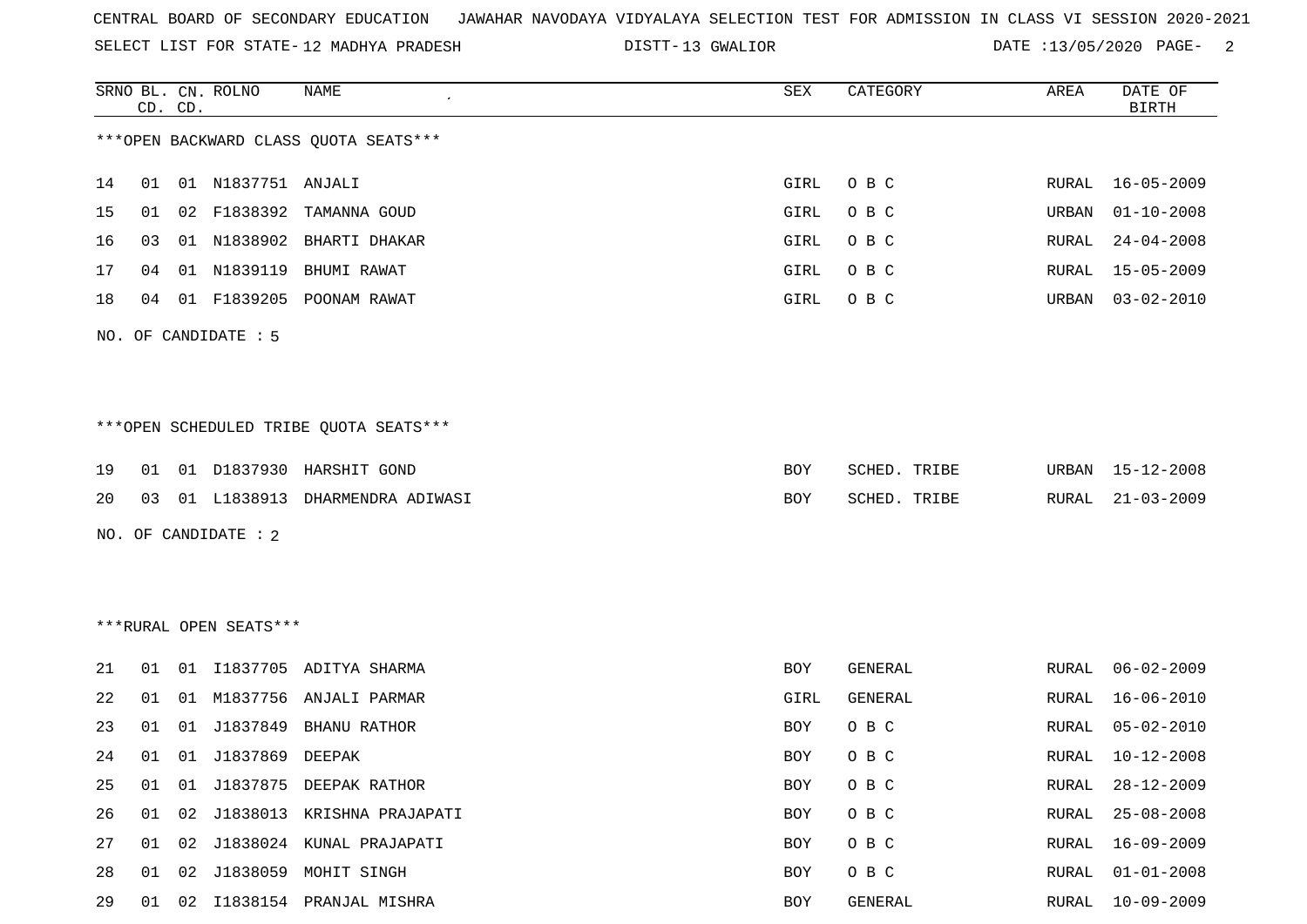CENTRAL BOARD OF SECONDARY EDUCATION JAWAHAR NAVODAYA VIDYALAYA SELECTION TEST FOR ADMISSION IN CLASS VI SESSION 2020-2021

SELECT LIST FOR STATE- 12 MADHYA PRADESH DISTT- 13 GWALIOR DATE :13/05/2020

***OPEN BACKWARD CLASS QUOTA SEATS***

| SRNO | BL. CD. | CN. CD. | ROLNO | NAME | SEX | CATEGORY | AREA | DATE OF BIRTH |
|---|---|---|---|---|---|---|---|---|
| 14 | 01 | 01 | N1837751 | ANJALI | GIRL | O B C | RURAL | 16-05-2009 |
| 15 | 01 | 02 | F1838392 | TAMANNA GOUD | GIRL | O B C | URBAN | 01-10-2008 |
| 16 | 03 | 01 | N1838902 | BHARTI DHAKAR | GIRL | O B C | RURAL | 24-04-2008 |
| 17 | 04 | 01 | N1839119 | BHUMI RAWAT | GIRL | O B C | RURAL | 15-05-2009 |
| 18 | 04 | 01 | F1839205 | POONAM RAWAT | GIRL | O B C | URBAN | 03-02-2010 |

NO. OF CANDIDATE : 5

***OPEN SCHEDULED TRIBE QUOTA SEATS***

| SRNO | BL. CD. | CN. CD. | ROLNO | NAME | SEX | CATEGORY | AREA | DATE OF BIRTH |
|---|---|---|---|---|---|---|---|---|
| 19 | 01 | 01 | D1837930 | HARSHIT GOND | BOY | SCHED. TRIBE | URBAN | 15-12-2008 |
| 20 | 03 | 01 | L1838913 | DHARMENDRA ADIWASI | BOY | SCHED. TRIBE | RURAL | 21-03-2009 |

NO. OF CANDIDATE : 2

***RURAL OPEN SEATS***

| SRNO | BL. CD. | CN. CD. | ROLNO | NAME | SEX | CATEGORY | AREA | DATE OF BIRTH |
|---|---|---|---|---|---|---|---|---|
| 21 | 01 | 01 | I1837705 | ADITYA SHARMA | BOY | GENERAL | RURAL | 06-02-2009 |
| 22 | 01 | 01 | M1837756 | ANJALI PARMAR | GIRL | GENERAL | RURAL | 16-06-2010 |
| 23 | 01 | 01 | J1837849 | BHANU RATHOR | BOY | O B C | RURAL | 05-02-2010 |
| 24 | 01 | 01 | J1837869 | DEEPAK | BOY | O B C | RURAL | 10-12-2008 |
| 25 | 01 | 01 | J1837875 | DEEPAK RATHOR | BOY | O B C | RURAL | 28-12-2009 |
| 26 | 01 | 02 | J1838013 | KRISHNA PRAJAPATI | BOY | O B C | RURAL | 25-08-2008 |
| 27 | 01 | 02 | J1838024 | KUNAL PRAJAPATI | BOY | O B C | RURAL | 16-09-2009 |
| 28 | 01 | 02 | J1838059 | MOHIT SINGH | BOY | O B C | RURAL | 01-01-2008 |
| 29 | 01 | 02 | I1838154 | PRANJAL MISHRA | BOY | GENERAL | RURAL | 10-09-2009 |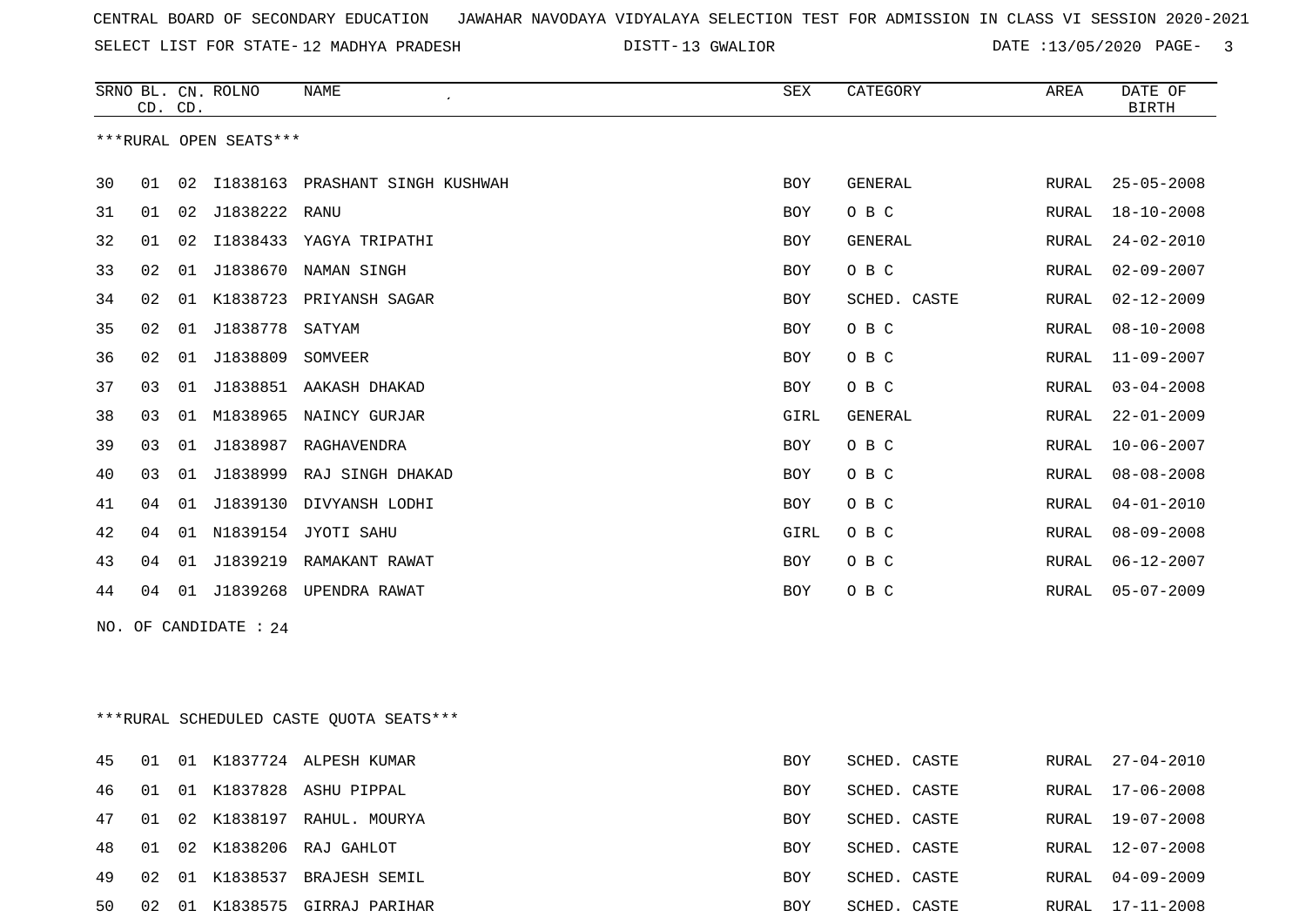CENTRAL BOARD OF SECONDARY EDUCATION JAWAHAR NAVODAYA VIDYALAYA SELECTION TEST FOR ADMISSION IN CLASS VI SESSION 2020-2021

SELECT LIST FOR STATE- 12 MADHYA PRADESH DISTT- 13 GWALIOR DATE :13/05/2020

***RURAL OPEN SEATS***

| SRNO | BL. CD. | CN. CD. | ROLNO | NAME | SEX | CATEGORY | AREA | DATE OF BIRTH |
|---|---|---|---|---|---|---|---|---|
| 30 | 01 | 02 | I1838163 | PRASHANT SINGH KUSHWAH | BOY | GENERAL | RURAL | 25-05-2008 |
| 31 | 01 | 02 | J1838222 | RANU | BOY | O B C | RURAL | 18-10-2008 |
| 32 | 01 | 02 | I1838433 | YAGYA TRIPATHI | BOY | GENERAL | RURAL | 24-02-2010 |
| 33 | 02 | 01 | J1838670 | NAMAN SINGH | BOY | O B C | RURAL | 02-09-2007 |
| 34 | 02 | 01 | K1838723 | PRIYANSH SAGAR | BOY | SCHED. CASTE | RURAL | 02-12-2009 |
| 35 | 02 | 01 | J1838778 | SATYAM | BOY | O B C | RURAL | 08-10-2008 |
| 36 | 02 | 01 | J1838809 | SOMVEER | BOY | O B C | RURAL | 11-09-2007 |
| 37 | 03 | 01 | J1838851 | AAKASH DHAKAD | BOY | O B C | RURAL | 03-04-2008 |
| 38 | 03 | 01 | M1838965 | NAINCY GURJAR | GIRL | GENERAL | RURAL | 22-01-2009 |
| 39 | 03 | 01 | J1838987 | RAGHAVENDRA | BOY | O B C | RURAL | 10-06-2007 |
| 40 | 03 | 01 | J1838999 | RAJ SINGH DHAKAD | BOY | O B C | RURAL | 08-08-2008 |
| 41 | 04 | 01 | J1839130 | DIVYANSH LODHI | BOY | O B C | RURAL | 04-01-2010 |
| 42 | 04 | 01 | N1839154 | JYOTI SAHU | GIRL | O B C | RURAL | 08-09-2008 |
| 43 | 04 | 01 | J1839219 | RAMAKANT RAWAT | BOY | O B C | RURAL | 06-12-2007 |
| 44 | 04 | 01 | J1839268 | UPENDRA RAWAT | BOY | O B C | RURAL | 05-07-2009 |

NO. OF CANDIDATE : 24

***RURAL SCHEDULED CASTE QUOTA SEATS***

| SRNO | BL. CD. | CN. CD. | ROLNO | NAME | SEX | CATEGORY | AREA | DATE OF BIRTH |
|---|---|---|---|---|---|---|---|---|
| 45 | 01 | 01 | K1837724 | ALPESH KUMAR | BOY | SCHED. CASTE | RURAL | 27-04-2010 |
| 46 | 01 | 01 | K1837828 | ASHU PIPPAL | BOY | SCHED. CASTE | RURAL | 17-06-2008 |
| 47 | 01 | 02 | K1838197 | RAHUL. MOURYA | BOY | SCHED. CASTE | RURAL | 19-07-2008 |
| 48 | 01 | 02 | K1838206 | RAJ GAHLOT | BOY | SCHED. CASTE | RURAL | 12-07-2008 |
| 49 | 02 | 01 | K1838537 | BRAJESH SEMIL | BOY | SCHED. CASTE | RURAL | 04-09-2009 |
| 50 | 02 | 01 | K1838575 | GIRRAJ PARIHAR | BOY | SCHED. CASTE | RURAL | 17-11-2008 |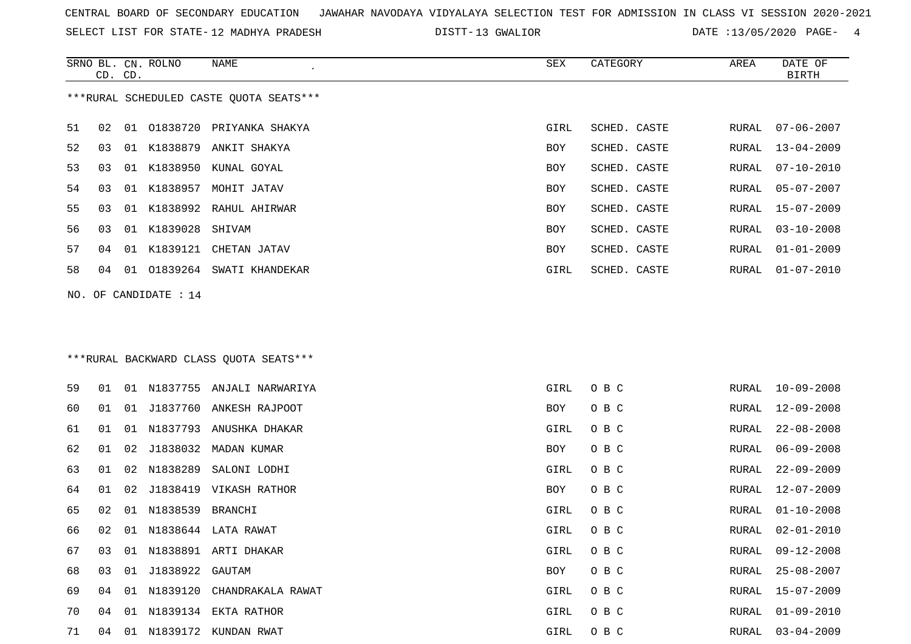CENTRAL BOARD OF SECONDARY EDUCATION JAWAHAR NAVODAYA VIDYALAYA SELECTION TEST FOR ADMISSION IN CLASS VI SESSION 2020-2021

SELECT LIST FOR STATE- 12 MADHYA PRADESH DISTT- 13 GWALIOR DATE :13/05/2020

***RURAL SCHEDULED CASTE QUOTA SEATS***

| SRNO | BL. CD. | CN. CD. | ROLNO | NAME | SEX | CATEGORY | AREA | DATE OF BIRTH |
|---|---|---|---|---|---|---|---|---|
| 51 | 02 | 01 | O1838720 | PRIYANKA SHAKYA | GIRL | SCHED. CASTE | RURAL | 07-06-2007 |
| 52 | 03 | 01 | K1838879 | ANKIT SHAKYA | BOY | SCHED. CASTE | RURAL | 13-04-2009 |
| 53 | 03 | 01 | K1838950 | KUNAL GOYAL | BOY | SCHED. CASTE | RURAL | 07-10-2010 |
| 54 | 03 | 01 | K1838957 | MOHIT JATAV | BOY | SCHED. CASTE | RURAL | 05-07-2007 |
| 55 | 03 | 01 | K1838992 | RAHUL AHIRWAR | BOY | SCHED. CASTE | RURAL | 15-07-2009 |
| 56 | 03 | 01 | K1839028 | SHIVAM | BOY | SCHED. CASTE | RURAL | 03-10-2008 |
| 57 | 04 | 01 | K1839121 | CHETAN JATAV | BOY | SCHED. CASTE | RURAL | 01-01-2009 |
| 58 | 04 | 01 | O1839264 | SWATI KHANDEKAR | GIRL | SCHED. CASTE | RURAL | 01-07-2010 |

NO. OF CANDIDATE : 14

***RURAL BACKWARD CLASS QUOTA SEATS***

| SRNO | BL. CD. | CN. CD. | ROLNO | NAME | SEX | CATEGORY | AREA | DATE OF BIRTH |
|---|---|---|---|---|---|---|---|---|
| 59 | 01 | 01 | N1837755 | ANJALI NARWARIYA | GIRL | O B C | RURAL | 10-09-2008 |
| 60 | 01 | 01 | J1837760 | ANKESH RAJPOOT | BOY | O B C | RURAL | 12-09-2008 |
| 61 | 01 | 01 | N1837793 | ANUSHKA DHAKAR | GIRL | O B C | RURAL | 22-08-2008 |
| 62 | 01 | 02 | J1838032 | MADAN KUMAR | BOY | O B C | RURAL | 06-09-2008 |
| 63 | 01 | 02 | N1838289 | SALONI LODHI | GIRL | O B C | RURAL | 22-09-2009 |
| 64 | 01 | 02 | J1838419 | VIKASH RATHOR | BOY | O B C | RURAL | 12-07-2009 |
| 65 | 02 | 01 | N1838539 | BRANCHI | GIRL | O B C | RURAL | 01-10-2008 |
| 66 | 02 | 01 | N1838644 | LATA RAWAT | GIRL | O B C | RURAL | 02-01-2010 |
| 67 | 03 | 01 | N1838891 | ARTI DHAKAR | GIRL | O B C | RURAL | 09-12-2008 |
| 68 | 03 | 01 | J1838922 | GAUTAM | BOY | O B C | RURAL | 25-08-2007 |
| 69 | 04 | 01 | N1839120 | CHANDRAKALA RAWAT | GIRL | O B C | RURAL | 15-07-2009 |
| 70 | 04 | 01 | N1839134 | EKTA RATHOR | GIRL | O B C | RURAL | 01-09-2010 |
| 71 | 04 | 01 | N1839172 | KUNDAN RWAT | GIRL | O B C | RURAL | 03-04-2009 |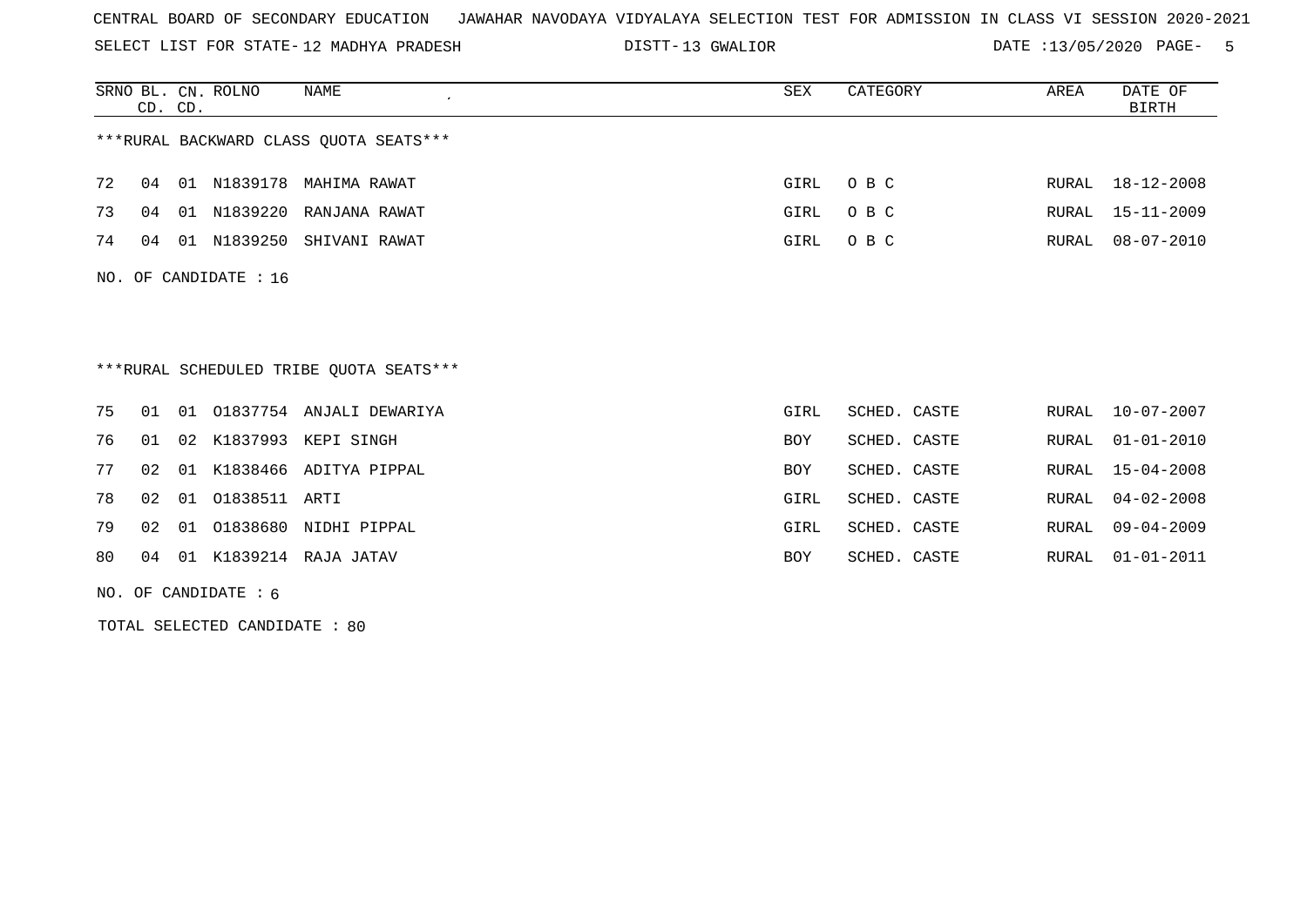CENTRAL BOARD OF SECONDARY EDUCATION JAWAHAR NAVODAYA VIDYALAYA SELECTION TEST FOR ADMISSION IN CLASS VI SESSION 2020-2021

SELECT LIST FOR STATE- 12 MADHYA PRADESH DISTT- 13 GWALIOR DATE :13/05/2020

***RURAL BACKWARD CLASS QUOTA SEATS***

| SRNO | BL. CD. | CN. CD. | ROLNO | NAME | SEX | CATEGORY | AREA | DATE OF BIRTH |
|---|---|---|---|---|---|---|---|---|
| 72 | 04 | 01 | N1839178 | MAHIMA RAWAT | GIRL | O B C | RURAL | 18-12-2008 |
| 73 | 04 | 01 | N1839220 | RANJANA RAWAT | GIRL | O B C | RURAL | 15-11-2009 |
| 74 | 04 | 01 | N1839250 | SHIVANI RAWAT | GIRL | O B C | RURAL | 08-07-2010 |

NO. OF CANDIDATE : 16

***RURAL SCHEDULED TRIBE QUOTA SEATS***

| SRNO | BL. CD. | CN. CD. | ROLNO | NAME | SEX | CATEGORY | AREA | DATE OF BIRTH |
|---|---|---|---|---|---|---|---|---|
| 75 | 01 | 01 | O1837754 | ANJALI DEWARIYA | GIRL | SCHED. CASTE | RURAL | 10-07-2007 |
| 76 | 01 | 02 | K1837993 | KEPI SINGH | BOY | SCHED. CASTE | RURAL | 01-01-2010 |
| 77 | 02 | 01 | K1838466 | ADITYA PIPPAL | BOY | SCHED. CASTE | RURAL | 15-04-2008 |
| 78 | 02 | 01 | O1838511 | ARTI | GIRL | SCHED. CASTE | RURAL | 04-02-2008 |
| 79 | 02 | 01 | O1838680 | NIDHI PIPPAL | GIRL | SCHED. CASTE | RURAL | 09-04-2009 |
| 80 | 04 | 01 | K1839214 | RAJA JATAV | BOY | SCHED. CASTE | RURAL | 01-01-2011 |

NO. OF CANDIDATE : 6

TOTAL SELECTED CANDIDATE : 80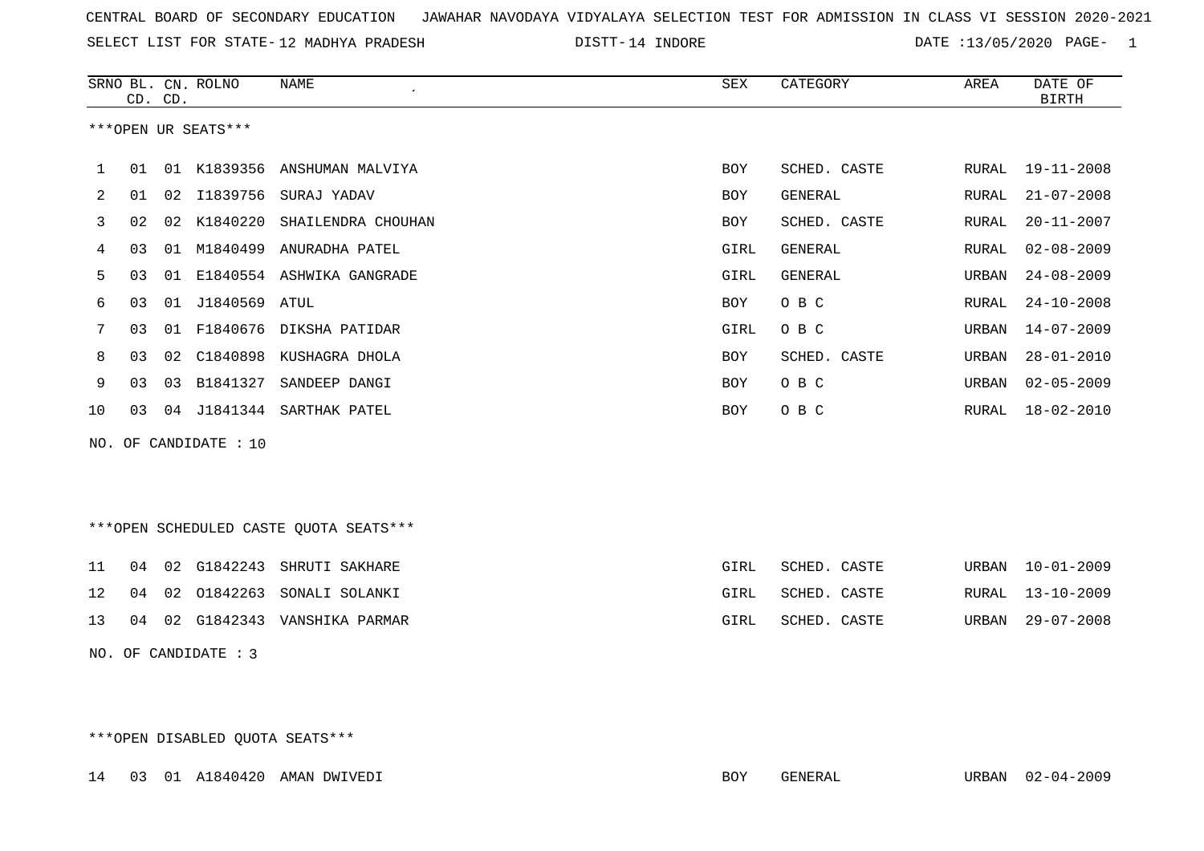CENTRAL BOARD OF SECONDARY EDUCATION JAWAHAR NAVODAYA VIDYALAYA SELECTION TEST FOR ADMISSION IN CLASS VI SESSION 2020-2021

SELECT LIST FOR STATE- 12 MADHYA PRADESH DISTT- 14 INDORE DATE :13/05/2020

| SRNO | BL. CD. | CN. CD. | ROLNO | NAME | SEX | CATEGORY | AREA | DATE OF BIRTH |
|---|---|---|---|---|---|---|---|---|

***OPEN UR SEATS***

| SRNO | BL. CD. | CN. CD. | ROLNO | NAME | SEX | CATEGORY | AREA | DATE OF BIRTH |
|---|---|---|---|---|---|---|---|---|
| 1 | 01 | 01 | K1839356 | ANSHUMAN MALVIYA | BOY | SCHED. CASTE | RURAL | 19-11-2008 |
| 2 | 01 | 02 | I1839756 | SURAJ YADAV | BOY | GENERAL | RURAL | 21-07-2008 |
| 3 | 02 | 02 | K1840220 | SHAILENDRA CHOUHAN | BOY | SCHED. CASTE | RURAL | 20-11-2007 |
| 4 | 03 | 01 | M1840499 | ANURADHA PATEL | GIRL | GENERAL | RURAL | 02-08-2009 |
| 5 | 03 | 01 | E1840554 | ASHWIKA GANGRADE | GIRL | GENERAL | URBAN | 24-08-2009 |
| 6 | 03 | 01 | J1840569 | ATUL | BOY | O B C | RURAL | 24-10-2008 |
| 7 | 03 | 01 | F1840676 | DIKSHA PATIDAR | GIRL | O B C | URBAN | 14-07-2009 |
| 8 | 03 | 02 | C1840898 | KUSHAGRA DHOLA | BOY | SCHED. CASTE | URBAN | 28-01-2010 |
| 9 | 03 | 03 | B1841327 | SANDEEP DANGI | BOY | O B C | URBAN | 02-05-2009 |
| 10 | 03 | 04 | J1841344 | SARTHAK PATEL | BOY | O B C | RURAL | 18-02-2010 |

NO. OF CANDIDATE : 10

***OPEN SCHEDULED CASTE QUOTA SEATS***

| SRNO | BL. CD. | CN. CD. | ROLNO | NAME | SEX | CATEGORY | AREA | DATE OF BIRTH |
|---|---|---|---|---|---|---|---|---|
| 11 | 04 | 02 | G1842243 | SHRUTI SAKHARE | GIRL | SCHED. CASTE | URBAN | 10-01-2009 |
| 12 | 04 | 02 | O1842263 | SONALI SOLANKI | GIRL | SCHED. CASTE | RURAL | 13-10-2009 |
| 13 | 04 | 02 | G1842343 | VANSHIKA PARMAR | GIRL | SCHED. CASTE | URBAN | 29-07-2008 |

NO. OF CANDIDATE : 3

***OPEN DISABLED QUOTA SEATS***

| SRNO | BL. CD. | CN. CD. | ROLNO | NAME | SEX | CATEGORY | AREA | DATE OF BIRTH |
|---|---|---|---|---|---|---|---|---|
| 14 | 03 | 01 | A1840420 | AMAN DWIVEDI | BOY | GENERAL | URBAN | 02-04-2009 |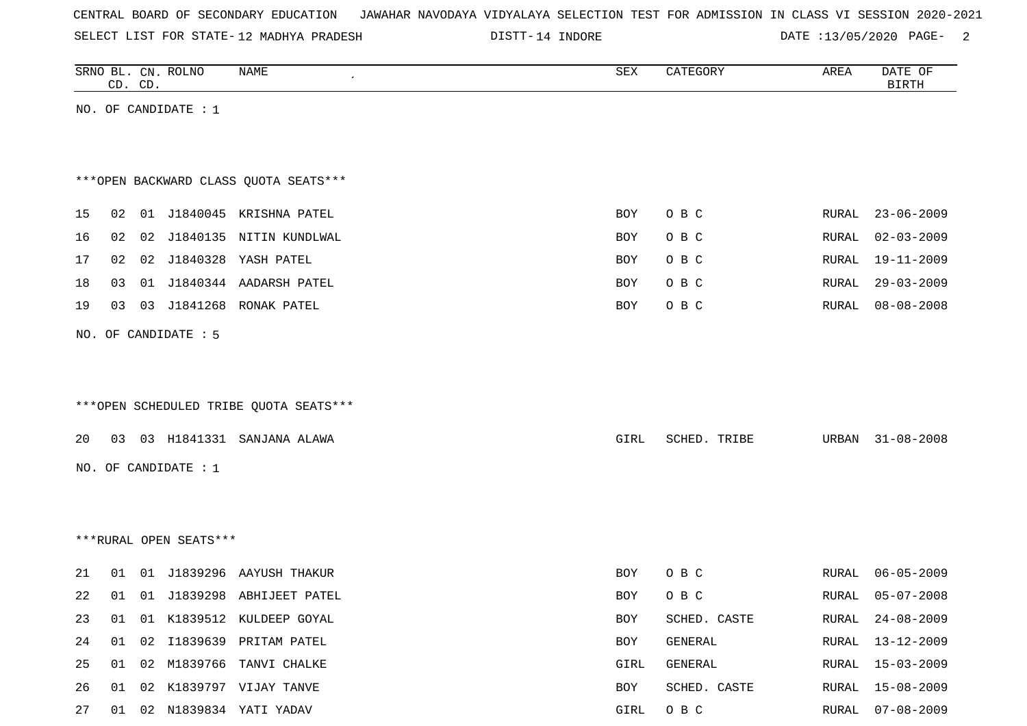CENTRAL BOARD OF SECONDARY EDUCATION JAWAHAR NAVODAYA VIDYALAYA SELECTION TEST FOR ADMISSION IN CLASS VI SESSION 2020-2021

SELECT LIST FOR STATE- 12 MADHYA PRADESH DISTT- 14 INDORE DATE :13/05/2020

| SRNO | BL. CD. | CN. CD. | ROLNO | NAME | SEX | CATEGORY | AREA | DATE OF BIRTH |
|---|---|---|---|---|---|---|---|---|

NO. OF CANDIDATE : 1

***OPEN BACKWARD CLASS QUOTA SEATS***

| SRNO | BL. CD. | CN. CD. | ROLNO | NAME | SEX | CATEGORY | AREA | DATE OF BIRTH |
|---|---|---|---|---|---|---|---|---|
| 15 | 02 | 01 | J1840045 | KRISHNA PATEL | BOY | O B C | RURAL | 23-06-2009 |
| 16 | 02 | 02 | J1840135 | NITIN KUNDLWAL | BOY | O B C | RURAL | 02-03-2009 |
| 17 | 02 | 02 | J1840328 | YASH PATEL | BOY | O B C | RURAL | 19-11-2009 |
| 18 | 03 | 01 | J1840344 | AADARSH PATEL | BOY | O B C | RURAL | 29-03-2009 |
| 19 | 03 | 03 | J1841268 | RONAK PATEL | BOY | O B C | RURAL | 08-08-2008 |

NO. OF CANDIDATE : 5

***OPEN SCHEDULED TRIBE QUOTA SEATS***

| SRNO | BL. CD. | CN. CD. | ROLNO | NAME | SEX | CATEGORY | AREA | DATE OF BIRTH |
|---|---|---|---|---|---|---|---|---|
| 20 | 03 | 03 | H1841331 | SANJANA ALAWA | GIRL | SCHED. TRIBE | URBAN | 31-08-2008 |

NO. OF CANDIDATE : 1

***RURAL OPEN SEATS***

| SRNO | BL. CD. | CN. CD. | ROLNO | NAME | SEX | CATEGORY | AREA | DATE OF BIRTH |
|---|---|---|---|---|---|---|---|---|
| 21 | 01 | 01 | J1839296 | AAYUSH THAKUR | BOY | O B C | RURAL | 06-05-2009 |
| 22 | 01 | 01 | J1839298 | ABHIJEET PATEL | BOY | O B C | RURAL | 05-07-2008 |
| 23 | 01 | 01 | K1839512 | KULDEEP GOYAL | BOY | SCHED. CASTE | RURAL | 24-08-2009 |
| 24 | 01 | 02 | I1839639 | PRITAM PATEL | BOY | GENERAL | RURAL | 13-12-2009 |
| 25 | 01 | 02 | M1839766 | TANVI CHALKE | GIRL | GENERAL | RURAL | 15-03-2009 |
| 26 | 01 | 02 | K1839797 | VIJAY TANVE | BOY | SCHED. CASTE | RURAL | 15-08-2009 |
| 27 | 01 | 02 | N1839834 | YATI YADAV | GIRL | O B C | RURAL | 07-08-2009 |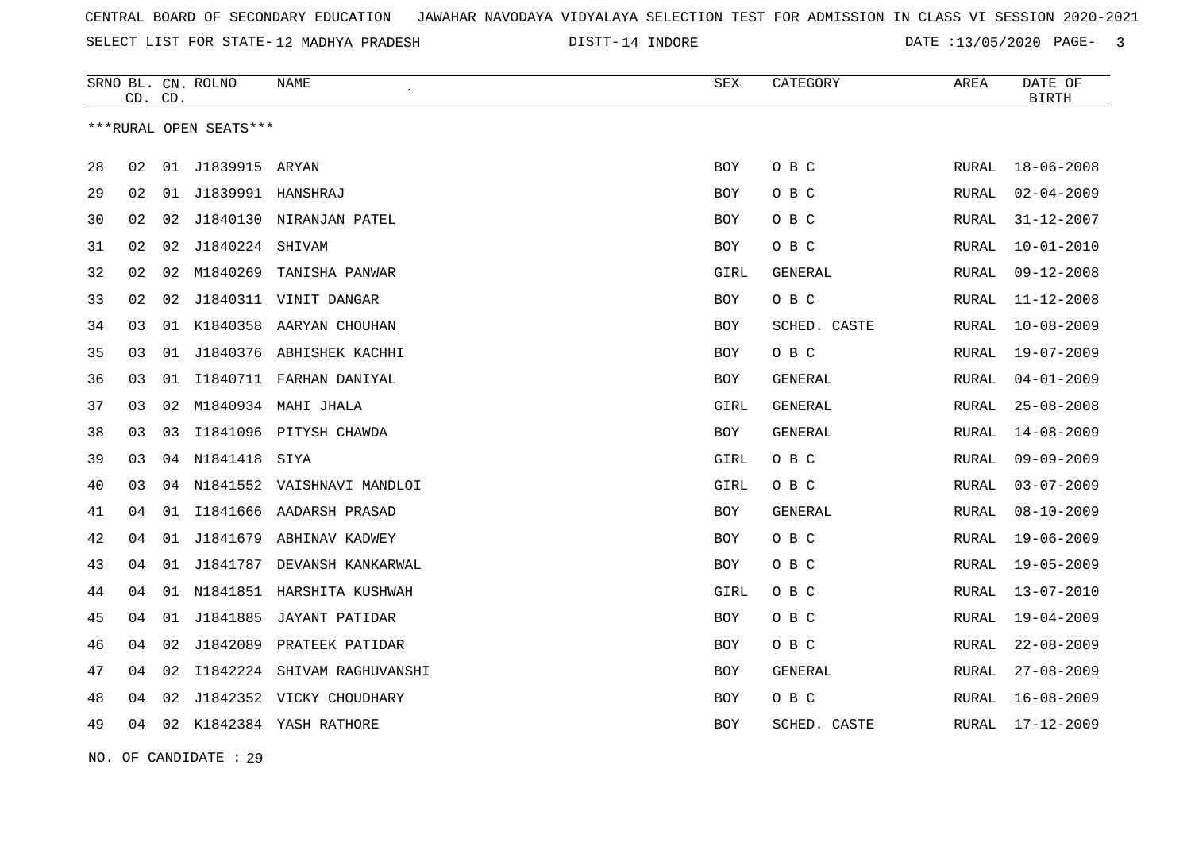CENTRAL BOARD OF SECONDARY EDUCATION JAWAHAR NAVODAYA VIDYALAYA SELECTION TEST FOR ADMISSION IN CLASS VI SESSION 2020-2021

SELECT LIST FOR STATE- 12 MADHYA PRADESH DISTT- 14 INDORE DATE :13/05/2020

***RURAL OPEN SEATS***

| SRNO | BL. CD. | CN. CD. | ROLNO | NAME | SEX | CATEGORY | AREA | DATE OF BIRTH |
|---|---|---|---|---|---|---|---|---|
| 28 | 02 | 01 | J1839915 | ARYAN | BOY | O B C | RURAL | 18-06-2008 |
| 29 | 02 | 01 | J1839991 | HANSHRAJ | BOY | O B C | RURAL | 02-04-2009 |
| 30 | 02 | 02 | J1840130 | NIRANJAN PATEL | BOY | O B C | RURAL | 31-12-2007 |
| 31 | 02 | 02 | J1840224 | SHIVAM | BOY | O B C | RURAL | 10-01-2010 |
| 32 | 02 | 02 | M1840269 | TANISHA PANWAR | GIRL | GENERAL | RURAL | 09-12-2008 |
| 33 | 02 | 02 | J1840311 | VINIT DANGAR | BOY | O B C | RURAL | 11-12-2008 |
| 34 | 03 | 01 | K1840358 | AARYAN CHOUHAN | BOY | SCHED. CASTE | RURAL | 10-08-2009 |
| 35 | 03 | 01 | J1840376 | ABHISHEK KACHHI | BOY | O B C | RURAL | 19-07-2009 |
| 36 | 03 | 01 | I1840711 | FARHAN DANIYAL | BOY | GENERAL | RURAL | 04-01-2009 |
| 37 | 03 | 02 | M1840934 | MAHI JHALA | GIRL | GENERAL | RURAL | 25-08-2008 |
| 38 | 03 | 03 | I1841096 | PITYSH CHAWDA | BOY | GENERAL | RURAL | 14-08-2009 |
| 39 | 03 | 04 | N1841418 | SIYA | GIRL | O B C | RURAL | 09-09-2009 |
| 40 | 03 | 04 | N1841552 | VAISHNAVI MANDLOI | GIRL | O B C | RURAL | 03-07-2009 |
| 41 | 04 | 01 | I1841666 | AADARSH PRASAD | BOY | GENERAL | RURAL | 08-10-2009 |
| 42 | 04 | 01 | J1841679 | ABHINAV KADWEY | BOY | O B C | RURAL | 19-06-2009 |
| 43 | 04 | 01 | J1841787 | DEVANSH KANKARWAL | BOY | O B C | RURAL | 19-05-2009 |
| 44 | 04 | 01 | N1841851 | HARSHITA KUSHWAH | GIRL | O B C | RURAL | 13-07-2010 |
| 45 | 04 | 01 | J1841885 | JAYANT PATIDAR | BOY | O B C | RURAL | 19-04-2009 |
| 46 | 04 | 02 | J1842089 | PRATEEK PATIDAR | BOY | O B C | RURAL | 22-08-2009 |
| 47 | 04 | 02 | I1842224 | SHIVAM RAGHUVANSHI | BOY | GENERAL | RURAL | 27-08-2009 |
| 48 | 04 | 02 | J1842352 | VICKY CHOUDHARY | BOY | O B C | RURAL | 16-08-2009 |
| 49 | 04 | 02 | K1842384 | YASH RATHORE | BOY | SCHED. CASTE | RURAL | 17-12-2009 |

NO. OF CANDIDATE : 29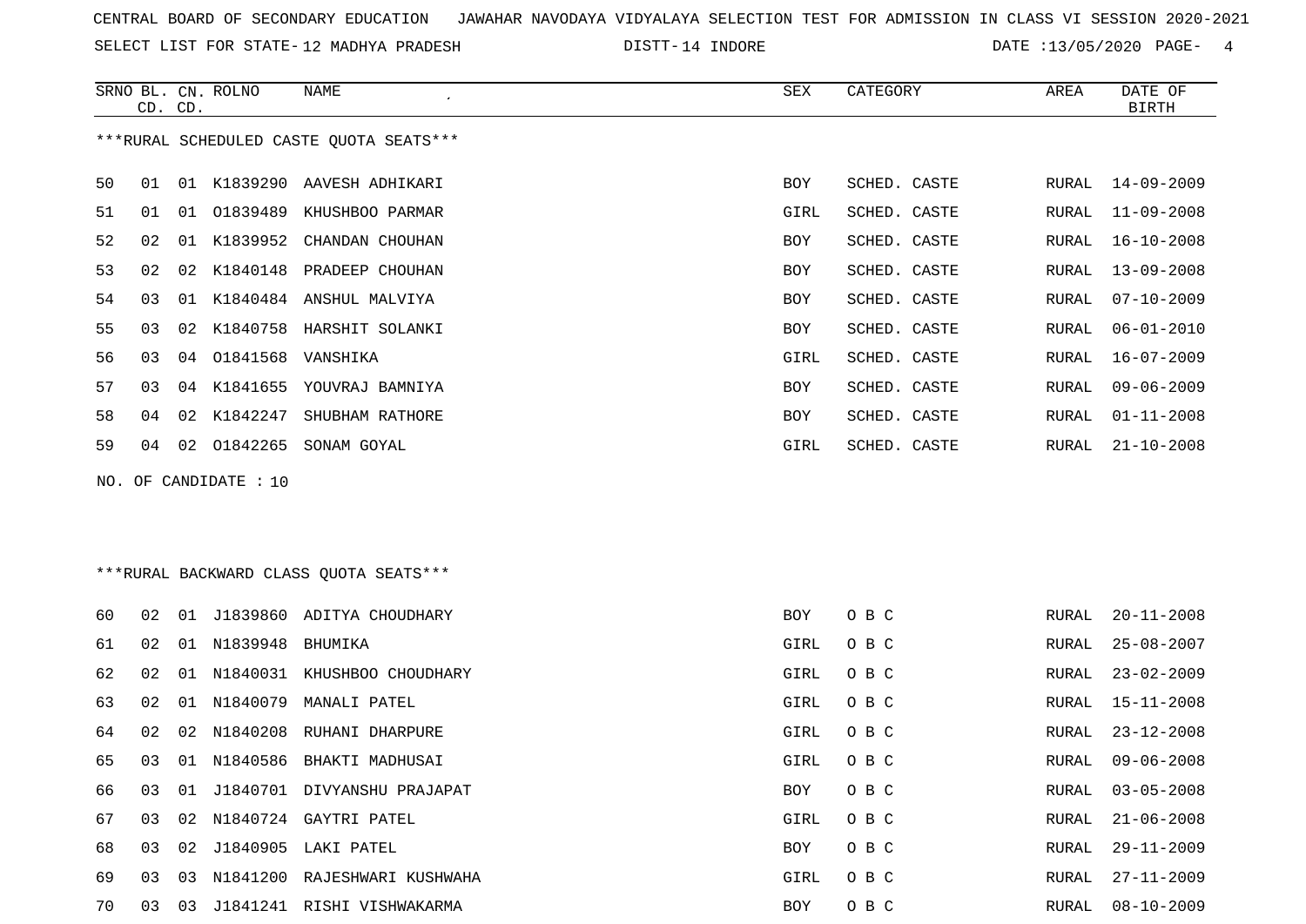CENTRAL BOARD OF SECONDARY EDUCATION JAWAHAR NAVODAYA VIDYALAYA SELECTION TEST FOR ADMISSION IN CLASS VI SESSION 2020-2021

SELECT LIST FOR STATE- 12 MADHYA PRADESH DISTT- 14 INDORE DATE :13/05/2020

***RURAL SCHEDULED CASTE QUOTA SEATS***

| SRNO | BL. CD. | CN. CD. | ROLNO | NAME | SEX | CATEGORY | AREA | DATE OF BIRTH |
|---|---|---|---|---|---|---|---|---|
| 50 | 01 | 01 | K1839290 | AAVESH ADHIKARI | BOY | SCHED. CASTE | RURAL | 14-09-2009 |
| 51 | 01 | 01 | O1839489 | KHUSHBOO PARMAR | GIRL | SCHED. CASTE | RURAL | 11-09-2008 |
| 52 | 02 | 01 | K1839952 | CHANDAN CHOUHAN | BOY | SCHED. CASTE | RURAL | 16-10-2008 |
| 53 | 02 | 02 | K1840148 | PRADEEP CHOUHAN | BOY | SCHED. CASTE | RURAL | 13-09-2008 |
| 54 | 03 | 01 | K1840484 | ANSHUL MALVIYA | BOY | SCHED. CASTE | RURAL | 07-10-2009 |
| 55 | 03 | 02 | K1840758 | HARSHIT SOLANKI | BOY | SCHED. CASTE | RURAL | 06-01-2010 |
| 56 | 03 | 04 | O1841568 | VANSHIKA | GIRL | SCHED. CASTE | RURAL | 16-07-2009 |
| 57 | 03 | 04 | K1841655 | YOUVRAJ BAMNIYA | BOY | SCHED. CASTE | RURAL | 09-06-2009 |
| 58 | 04 | 02 | K1842247 | SHUBHAM RATHORE | BOY | SCHED. CASTE | RURAL | 01-11-2008 |
| 59 | 04 | 02 | O1842265 | SONAM GOYAL | GIRL | SCHED. CASTE | RURAL | 21-10-2008 |

NO. OF CANDIDATE : 10

***RURAL BACKWARD CLASS QUOTA SEATS***

| SRNO | BL. CD. | CN. CD. | ROLNO | NAME | SEX | CATEGORY | AREA | DATE OF BIRTH |
|---|---|---|---|---|---|---|---|---|
| 60 | 02 | 01 | J1839860 | ADITYA CHOUDHARY | BOY | O B C | RURAL | 20-11-2008 |
| 61 | 02 | 01 | N1839948 | BHUMIKA | GIRL | O B C | RURAL | 25-08-2007 |
| 62 | 02 | 01 | N1840031 | KHUSHBOO CHOUDHARY | GIRL | O B C | RURAL | 23-02-2009 |
| 63 | 02 | 01 | N1840079 | MANALI PATEL | GIRL | O B C | RURAL | 15-11-2008 |
| 64 | 02 | 02 | N1840208 | RUHANI DHARPURE | GIRL | O B C | RURAL | 23-12-2008 |
| 65 | 03 | 01 | N1840586 | BHAKTI MADHUSAI | GIRL | O B C | RURAL | 09-06-2008 |
| 66 | 03 | 01 | J1840701 | DIVYANSHU PRAJAPAT | BOY | O B C | RURAL | 03-05-2008 |
| 67 | 03 | 02 | N1840724 | GAYTRI PATEL | GIRL | O B C | RURAL | 21-06-2008 |
| 68 | 03 | 02 | J1840905 | LAKI PATEL | BOY | O B C | RURAL | 29-11-2009 |
| 69 | 03 | 03 | N1841200 | RAJESHWARI KUSHWAHA | GIRL | O B C | RURAL | 27-11-2009 |
| 70 | 03 | 03 | J1841241 | RISHI VISHWAKARMA | BOY | O B C | RURAL | 08-10-2009 |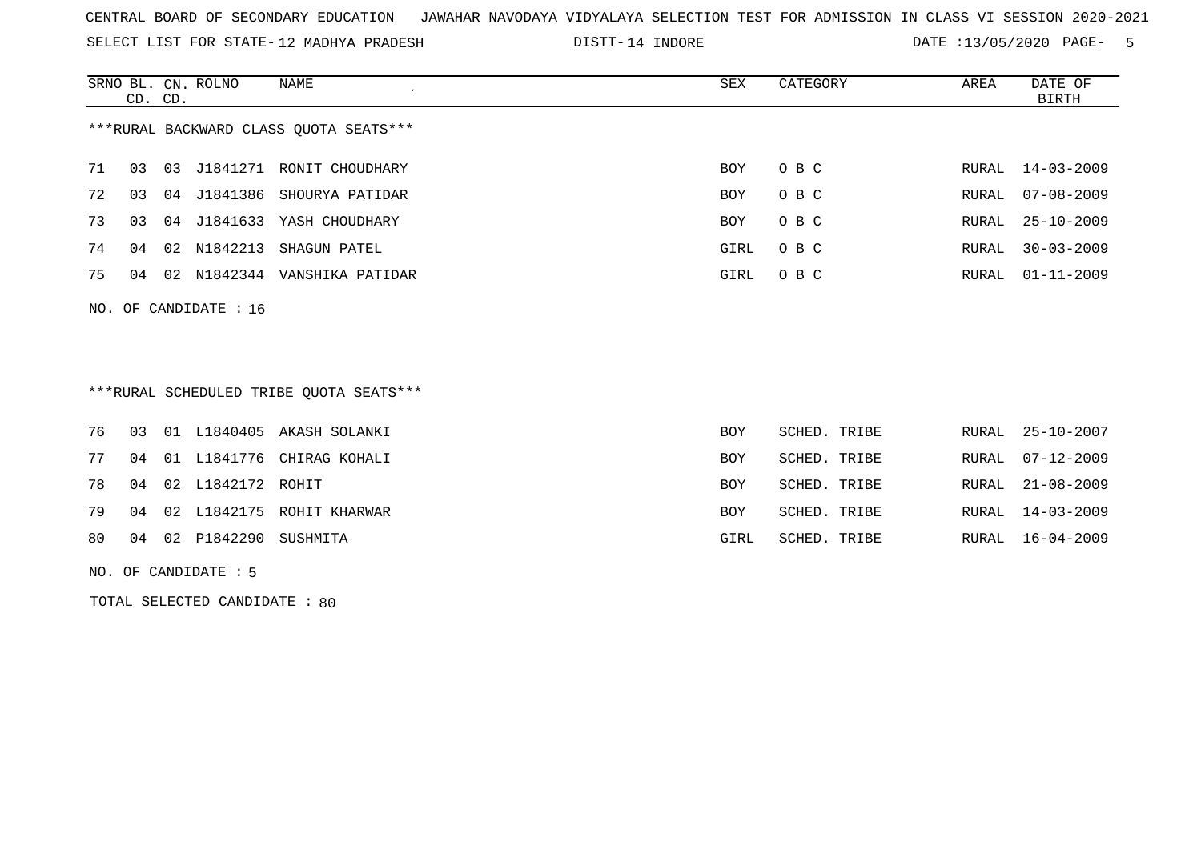CENTRAL BOARD OF SECONDARY EDUCATION JAWAHAR NAVODAYA VIDYALAYA SELECTION TEST FOR ADMISSION IN CLASS VI SESSION 2020-2021

SELECT LIST FOR STATE- 12 MADHYA PRADESH DISTT- 14 INDORE DATE :13/05/2020

***RURAL BACKWARD CLASS QUOTA SEATS***

| SRNO | BL. CD. | CN. CD. | ROLNO | NAME | SEX | CATEGORY | AREA | DATE OF BIRTH |
|---|---|---|---|---|---|---|---|---|
| 71 | 03 | 03 | J1841271 | RONIT CHOUDHARY | BOY | O B C | RURAL | 14-03-2009 |
| 72 | 03 | 04 | J1841386 | SHOURYA PATIDAR | BOY | O B C | RURAL | 07-08-2009 |
| 73 | 03 | 04 | J1841633 | YASH CHOUDHARY | BOY | O B C | RURAL | 25-10-2009 |
| 74 | 04 | 02 | N1842213 | SHAGUN PATEL | GIRL | O B C | RURAL | 30-03-2009 |
| 75 | 04 | 02 | N1842344 | VANSHIKA PATIDAR | GIRL | O B C | RURAL | 01-11-2009 |

NO. OF CANDIDATE : 16

***RURAL SCHEDULED TRIBE QUOTA SEATS***

| SRNO | BL. CD. | CN. CD. | ROLNO | NAME | SEX | CATEGORY | AREA | DATE OF BIRTH |
|---|---|---|---|---|---|---|---|---|
| 76 | 03 | 01 | L1840405 | AKASH SOLANKI | BOY | SCHED. TRIBE | RURAL | 25-10-2007 |
| 77 | 04 | 01 | L1841776 | CHIRAG KOHALI | BOY | SCHED. TRIBE | RURAL | 07-12-2009 |
| 78 | 04 | 02 | L1842172 | ROHIT | BOY | SCHED. TRIBE | RURAL | 21-08-2009 |
| 79 | 04 | 02 | L1842175 | ROHIT KHARWAR | BOY | SCHED. TRIBE | RURAL | 14-03-2009 |
| 80 | 04 | 02 | P1842290 | SUSHMITA | GIRL | SCHED. TRIBE | RURAL | 16-04-2009 |

NO. OF CANDIDATE : 5

TOTAL SELECTED CANDIDATE : 80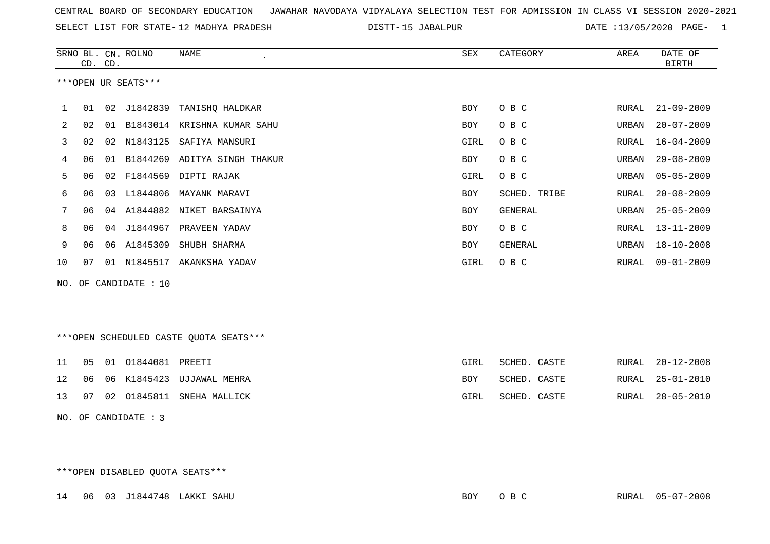CENTRAL BOARD OF SECONDARY EDUCATION   JAWAHAR NAVODAYA VIDYALAYA SELECTION TEST FOR ADMISSION IN CLASS VI SESSION 2020-2021

SELECT LIST FOR STATE- 12 MADHYA PRADESH   DISTT- 15 JABALPUR   DATE :13/05/2020

***OPEN UR SEATS***

| SRNO | BL. CD. | CN. CD. | ROLNO | NAME | SEX | CATEGORY | AREA | DATE OF BIRTH |
|---|---|---|---|---|---|---|---|---|
| 1 | 01 | 02 | J1842839 | TANISHQ HALDKAR | BOY | O B C | RURAL | 21-09-2009 |
| 2 | 02 | 01 | B1843014 | KRISHNA KUMAR SAHU | BOY | O B C | URBAN | 20-07-2009 |
| 3 | 02 | 02 | N1843125 | SAFIYA MANSURI | GIRL | O B C | RURAL | 16-04-2009 |
| 4 | 06 | 01 | B1844269 | ADITYA SINGH THAKUR | BOY | O B C | URBAN | 29-08-2009 |
| 5 | 06 | 02 | F1844569 | DIPTI RAJAK | GIRL | O B C | URBAN | 05-05-2009 |
| 6 | 06 | 03 | L1844806 | MAYANK MARAVI | BOY | SCHED. TRIBE | RURAL | 20-08-2009 |
| 7 | 06 | 04 | A1844882 | NIKET BARSAINYA | BOY | GENERAL | URBAN | 25-05-2009 |
| 8 | 06 | 04 | J1844967 | PRAVEEN YADAV | BOY | O B C | RURAL | 13-11-2009 |
| 9 | 06 | 06 | A1845309 | SHUBH SHARMA | BOY | GENERAL | URBAN | 18-10-2008 |
| 10 | 07 | 01 | N1845517 | AKANKSHA YADAV | GIRL | O B C | RURAL | 09-01-2009 |

NO. OF CANDIDATE : 10

***OPEN SCHEDULED CASTE QUOTA SEATS***

| SRNO | BL. CD. | CN. CD. | ROLNO | NAME | SEX | CATEGORY | AREA | DATE OF BIRTH |
|---|---|---|---|---|---|---|---|---|
| 11 | 05 | 01 | O1844081 | PREETI | GIRL | SCHED. CASTE | RURAL | 20-12-2008 |
| 12 | 06 | 06 | K1845423 | UJJAWAL MEHRA | BOY | SCHED. CASTE | RURAL | 25-01-2010 |
| 13 | 07 | 02 | O1845811 | SNEHA MALLICK | GIRL | SCHED. CASTE | RURAL | 28-05-2010 |

NO. OF CANDIDATE : 3

***OPEN DISABLED QUOTA SEATS***

| SRNO | BL. CD. | CN. CD. | ROLNO | NAME | SEX | CATEGORY | AREA | DATE OF BIRTH |
|---|---|---|---|---|---|---|---|---|
| 14 | 06 | 03 | J1844748 | LAKKI SAHU | BOY | O B C | RURAL | 05-07-2008 |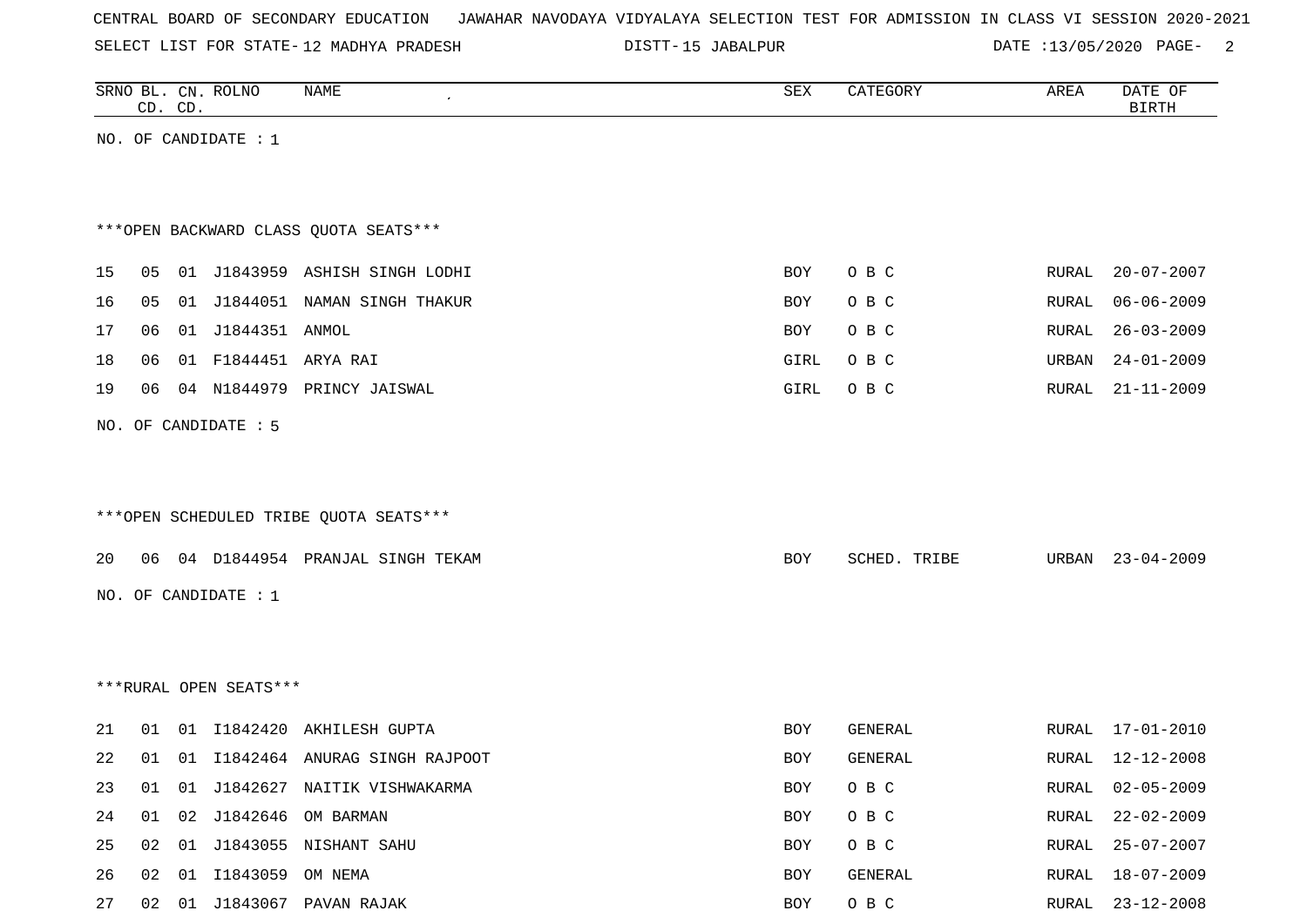CENTRAL BOARD OF SECONDARY EDUCATION JAWAHAR NAVODAYA VIDYALAYA SELECTION TEST FOR ADMISSION IN CLASS VI SESSION 2020-2021

SELECT LIST FOR STATE- 12 MADHYA PRADESH DISTT- 15 JABALPUR DATE :13/05/2020

| SRNO | BL. CD. | CN. CD. | ROLNO | NAME | SEX | CATEGORY | AREA | DATE OF BIRTH |
|---|---|---|---|---|---|---|---|---|

NO. OF CANDIDATE : 1

***OPEN BACKWARD CLASS QUOTA SEATS***

| SRNO | BL. CD. | CN. CD. | ROLNO | NAME | SEX | CATEGORY | AREA | DATE OF BIRTH |
|---|---|---|---|---|---|---|---|---|
| 15 | 05 | 01 | J1843959 | ASHISH SINGH LODHI | BOY | O B C | RURAL | 20-07-2007 |
| 16 | 05 | 01 | J1844051 | NAMAN SINGH THAKUR | BOY | O B C | RURAL | 06-06-2009 |
| 17 | 06 | 01 | J1844351 | ANMOL | BOY | O B C | RURAL | 26-03-2009 |
| 18 | 06 | 01 | F1844451 | ARYA RAI | GIRL | O B C | URBAN | 24-01-2009 |
| 19 | 06 | 04 | N1844979 | PRINCY JAISWAL | GIRL | O B C | RURAL | 21-11-2009 |

NO. OF CANDIDATE : 5

***OPEN SCHEDULED TRIBE QUOTA SEATS***

| SRNO | BL. CD. | CN. CD. | ROLNO | NAME | SEX | CATEGORY | AREA | DATE OF BIRTH |
|---|---|---|---|---|---|---|---|---|
| 20 | 06 | 04 | D1844954 | PRANJAL SINGH TEKAM | BOY | SCHED. TRIBE | URBAN | 23-04-2009 |

NO. OF CANDIDATE : 1

***RURAL OPEN SEATS***

| SRNO | BL. CD. | CN. CD. | ROLNO | NAME | SEX | CATEGORY | AREA | DATE OF BIRTH |
|---|---|---|---|---|---|---|---|---|
| 21 | 01 | 01 | I1842420 | AKHILESH GUPTA | BOY | GENERAL | RURAL | 17-01-2010 |
| 22 | 01 | 01 | I1842464 | ANURAG SINGH RAJPOOT | BOY | GENERAL | RURAL | 12-12-2008 |
| 23 | 01 | 01 | J1842627 | NAITIK VISHWAKARMA | BOY | O B C | RURAL | 02-05-2009 |
| 24 | 01 | 02 | J1842646 | OM BARMAN | BOY | O B C | RURAL | 22-02-2009 |
| 25 | 02 | 01 | J1843055 | NISHANT SAHU | BOY | O B C | RURAL | 25-07-2007 |
| 26 | 02 | 01 | I1843059 | OM NEMA | BOY | GENERAL | RURAL | 18-07-2009 |
| 27 | 02 | 01 | J1843067 | PAVAN RAJAK | BOY | O B C | RURAL | 23-12-2008 |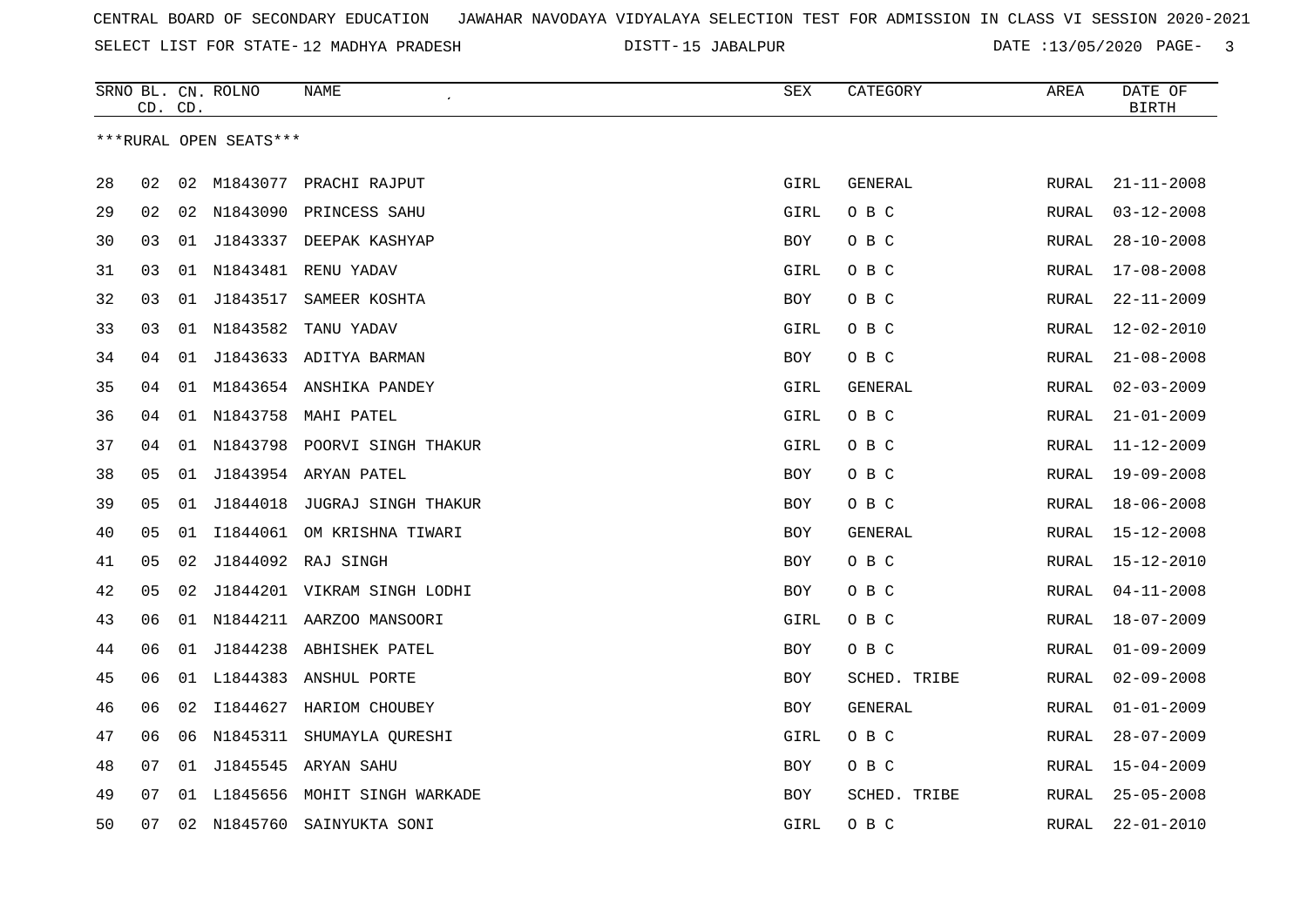CENTRAL BOARD OF SECONDARY EDUCATION JAWAHAR NAVODAYA VIDYALAYA SELECTION TEST FOR ADMISSION IN CLASS VI SESSION 2020-2021

SELECT LIST FOR STATE- 12 MADHYA PRADESH DISTT- 15 JABALPUR DATE :13/05/2020

| SRNO | BL. CD. | CN. CD. | ROLNO | NAME | SEX | CATEGORY | AREA | DATE OF BIRTH |
|---|---|---|---|---|---|---|---|---|
| ***RURAL OPEN SEATS*** | | | | | | | | |
| 28 | 02 | 02 | M1843077 | PRACHI RAJPUT | GIRL | GENERAL | RURAL | 21-11-2008 |
| 29 | 02 | 02 | N1843090 | PRINCESS SAHU | GIRL | O B C | RURAL | 03-12-2008 |
| 30 | 03 | 01 | J1843337 | DEEPAK KASHYAP | BOY | O B C | RURAL | 28-10-2008 |
| 31 | 03 | 01 | N1843481 | RENU YADAV | GIRL | O B C | RURAL | 17-08-2008 |
| 32 | 03 | 01 | J1843517 | SAMEER KOSHTA | BOY | O B C | RURAL | 22-11-2009 |
| 33 | 03 | 01 | N1843582 | TANU YADAV | GIRL | O B C | RURAL | 12-02-2010 |
| 34 | 04 | 01 | J1843633 | ADITYA BARMAN | BOY | O B C | RURAL | 21-08-2008 |
| 35 | 04 | 01 | M1843654 | ANSHIKA PANDEY | GIRL | GENERAL | RURAL | 02-03-2009 |
| 36 | 04 | 01 | N1843758 | MAHI PATEL | GIRL | O B C | RURAL | 21-01-2009 |
| 37 | 04 | 01 | N1843798 | POORVI SINGH THAKUR | GIRL | O B C | RURAL | 11-12-2009 |
| 38 | 05 | 01 | J1843954 | ARYAN PATEL | BOY | O B C | RURAL | 19-09-2008 |
| 39 | 05 | 01 | J1844018 | JUGRAJ SINGH THAKUR | BOY | O B C | RURAL | 18-06-2008 |
| 40 | 05 | 01 | I1844061 | OM KRISHNA TIWARI | BOY | GENERAL | RURAL | 15-12-2008 |
| 41 | 05 | 02 | J1844092 | RAJ SINGH | BOY | O B C | RURAL | 15-12-2010 |
| 42 | 05 | 02 | J1844201 | VIKRAM SINGH LODHI | BOY | O B C | RURAL | 04-11-2008 |
| 43 | 06 | 01 | N1844211 | AARZOO MANSOORI | GIRL | O B C | RURAL | 18-07-2009 |
| 44 | 06 | 01 | J1844238 | ABHISHEK PATEL | BOY | O B C | RURAL | 01-09-2009 |
| 45 | 06 | 01 | L1844383 | ANSHUL PORTE | BOY | SCHED. TRIBE | RURAL | 02-09-2008 |
| 46 | 06 | 02 | I1844627 | HARIOM CHOUBEY | BOY | GENERAL | RURAL | 01-01-2009 |
| 47 | 06 | 06 | N1845311 | SHUMAYLA QURESHI | GIRL | O B C | RURAL | 28-07-2009 |
| 48 | 07 | 01 | J1845545 | ARYAN SAHU | BOY | O B C | RURAL | 15-04-2009 |
| 49 | 07 | 01 | L1845656 | MOHIT SINGH WARKADE | BOY | SCHED. TRIBE | RURAL | 25-05-2008 |
| 50 | 07 | 02 | N1845760 | SAINYUKTA SONI | GIRL | O B C | RURAL | 22-01-2010 |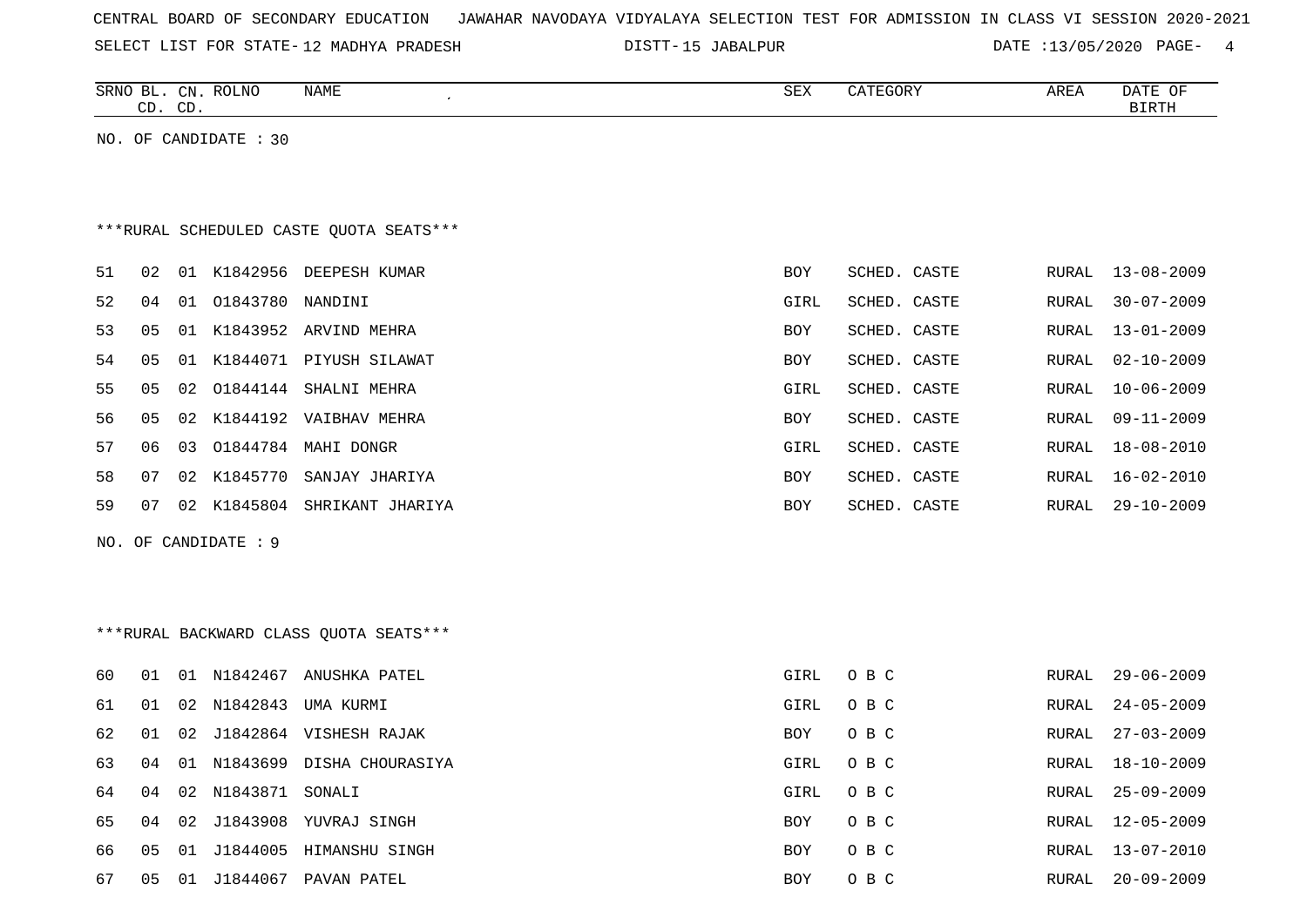CENTRAL BOARD OF SECONDARY EDUCATION JAWAHAR NAVODAYA VIDYALAYA SELECTION TEST FOR ADMISSION IN CLASS VI SESSION 2020-2021

SELECT LIST FOR STATE- 12 MADHYA PRADESH DISTT- 15 JABALPUR DATE :13/05/2020

| SRNO | BL. CD. | CN. CD. | ROLNO | NAME | SEX | CATEGORY | AREA | DATE OF BIRTH |
|---|---|---|---|---|---|---|---|---|

NO. OF CANDIDATE : 30

***RURAL SCHEDULED CASTE QUOTA SEATS***

| SRNO | BL. CD. | CN. CD. | ROLNO | NAME | SEX | CATEGORY | AREA | DATE OF BIRTH |
|---|---|---|---|---|---|---|---|---|
| 51 | 02 | 01 | K1842956 | DEEPESH KUMAR | BOY | SCHED. CASTE | RURAL | 13-08-2009 |
| 52 | 04 | 01 | O1843780 | NANDINI | GIRL | SCHED. CASTE | RURAL | 30-07-2009 |
| 53 | 05 | 01 | K1843952 | ARVIND MEHRA | BOY | SCHED. CASTE | RURAL | 13-01-2009 |
| 54 | 05 | 01 | K1844071 | PIYUSH SILAWAT | BOY | SCHED. CASTE | RURAL | 02-10-2009 |
| 55 | 05 | 02 | O1844144 | SHALNI MEHRA | GIRL | SCHED. CASTE | RURAL | 10-06-2009 |
| 56 | 05 | 02 | K1844192 | VAIBHAV MEHRA | BOY | SCHED. CASTE | RURAL | 09-11-2009 |
| 57 | 06 | 03 | O1844784 | MAHI DONGR | GIRL | SCHED. CASTE | RURAL | 18-08-2010 |
| 58 | 07 | 02 | K1845770 | SANJAY JHARIYA | BOY | SCHED. CASTE | RURAL | 16-02-2010 |
| 59 | 07 | 02 | K1845804 | SHRIKANT JHARIYA | BOY | SCHED. CASTE | RURAL | 29-10-2009 |

NO. OF CANDIDATE : 9

***RURAL BACKWARD CLASS QUOTA SEATS***

| SRNO | BL. CD. | CN. CD. | ROLNO | NAME | SEX | CATEGORY | AREA | DATE OF BIRTH |
|---|---|---|---|---|---|---|---|---|
| 60 | 01 | 01 | N1842467 | ANUSHKA PATEL | GIRL | O B C | RURAL | 29-06-2009 |
| 61 | 01 | 02 | N1842843 | UMA KURMI | GIRL | O B C | RURAL | 24-05-2009 |
| 62 | 01 | 02 | J1842864 | VISHESH RAJAK | BOY | O B C | RURAL | 27-03-2009 |
| 63 | 04 | 01 | N1843699 | DISHA CHOURASIYA | GIRL | O B C | RURAL | 18-10-2009 |
| 64 | 04 | 02 | N1843871 | SONALI | GIRL | O B C | RURAL | 25-09-2009 |
| 65 | 04 | 02 | J1843908 | YUVRAJ SINGH | BOY | O B C | RURAL | 12-05-2009 |
| 66 | 05 | 01 | J1844005 | HIMANSHU SINGH | BOY | O B C | RURAL | 13-07-2010 |
| 67 | 05 | 01 | J1844067 | PAVAN PATEL | BOY | O B C | RURAL | 20-09-2009 |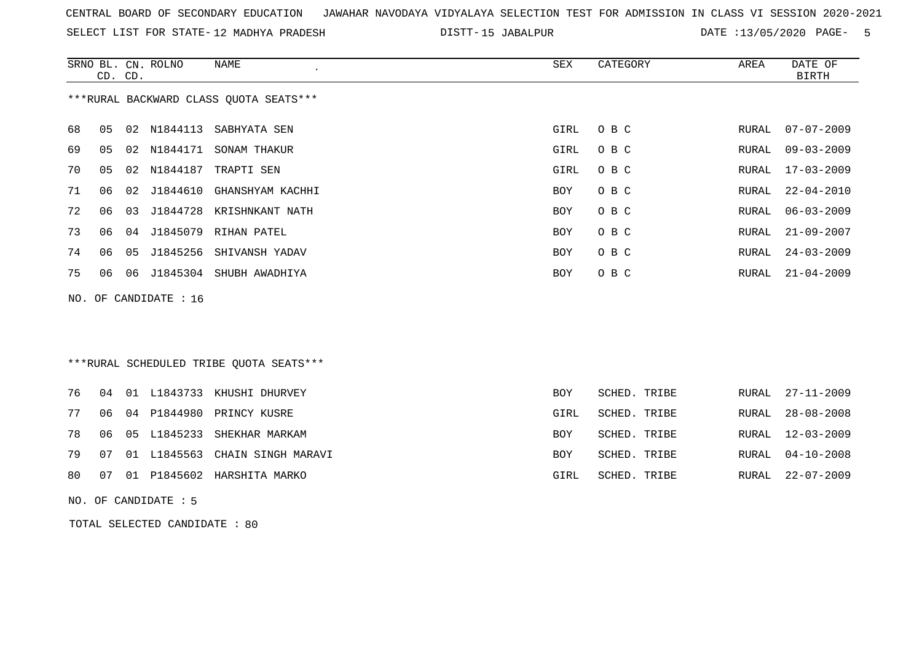CENTRAL BOARD OF SECONDARY EDUCATION JAWAHAR NAVODAYA VIDYALAYA SELECTION TEST FOR ADMISSION IN CLASS VI SESSION 2020-2021

SELECT LIST FOR STATE- 12 MADHYA PRADESH DISTT- 15 JABALPUR DATE :13/05/2020

| SRNO | BL. CD. | CN. CD. | ROLNO | NAME | SEX | CATEGORY | AREA | DATE OF BIRTH |
|---|---|---|---|---|---|---|---|---|

***RURAL BACKWARD CLASS QUOTA SEATS***

| SRNO | BL. CD. | CN. CD. | ROLNO | NAME | SEX | CATEGORY | AREA | DATE OF BIRTH |
|---|---|---|---|---|---|---|---|---|
| 68 | 05 | 02 | N1844113 | SABHYATA SEN | GIRL | O B C | RURAL | 07-07-2009 |
| 69 | 05 | 02 | N1844171 | SONAM THAKUR | GIRL | O B C | RURAL | 09-03-2009 |
| 70 | 05 | 02 | N1844187 | TRAPTI SEN | GIRL | O B C | RURAL | 17-03-2009 |
| 71 | 06 | 02 | J1844610 | GHANSHYAM KACHHI | BOY | O B C | RURAL | 22-04-2010 |
| 72 | 06 | 03 | J1844728 | KRISHNKANT NATH | BOY | O B C | RURAL | 06-03-2009 |
| 73 | 06 | 04 | J1845079 | RIHAN PATEL | BOY | O B C | RURAL | 21-09-2007 |
| 74 | 06 | 05 | J1845256 | SHIVANSH YADAV | BOY | O B C | RURAL | 24-03-2009 |
| 75 | 06 | 06 | J1845304 | SHUBH AWADHIYA | BOY | O B C | RURAL | 21-04-2009 |

NO. OF CANDIDATE : 16

***RURAL SCHEDULED TRIBE QUOTA SEATS***

| SRNO | BL. CD. | CN. CD. | ROLNO | NAME | SEX | CATEGORY | AREA | DATE OF BIRTH |
|---|---|---|---|---|---|---|---|---|
| 76 | 04 | 01 | L1843733 | KHUSHI DHURVEY | BOY | SCHED. TRIBE | RURAL | 27-11-2009 |
| 77 | 06 | 04 | P1844980 | PRINCY KUSRE | GIRL | SCHED. TRIBE | RURAL | 28-08-2008 |
| 78 | 06 | 05 | L1845233 | SHEKHAR MARKAM | BOY | SCHED. TRIBE | RURAL | 12-03-2009 |
| 79 | 07 | 01 | L1845563 | CHAIN SINGH MARAVI | BOY | SCHED. TRIBE | RURAL | 04-10-2008 |
| 80 | 07 | 01 | P1845602 | HARSHITA MARKO | GIRL | SCHED. TRIBE | RURAL | 22-07-2009 |

NO. OF CANDIDATE : 5

TOTAL SELECTED CANDIDATE : 80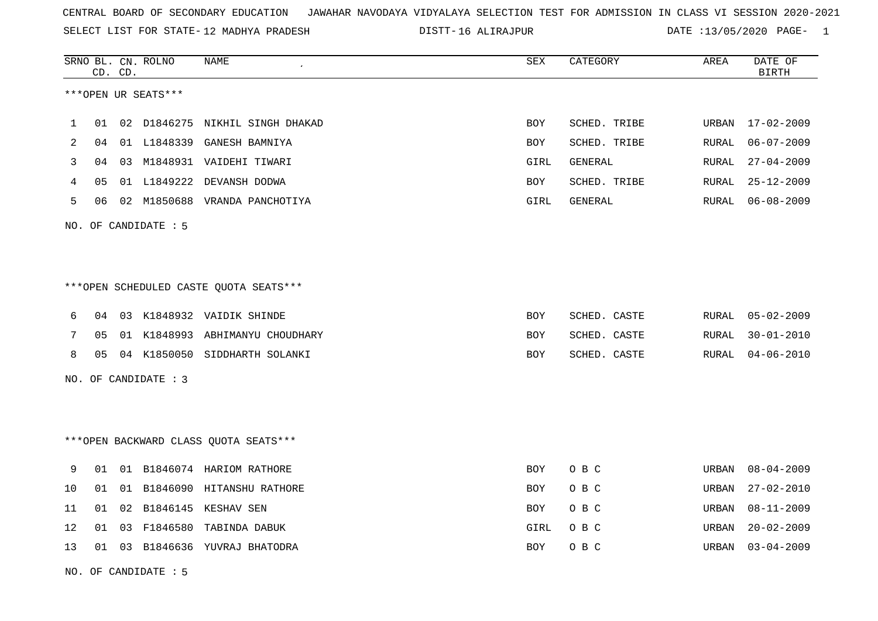CENTRAL BOARD OF SECONDARY EDUCATION JAWAHAR NAVODAYA VIDYALAYA SELECTION TEST FOR ADMISSION IN CLASS VI SESSION 2020-2021

SELECT LIST FOR STATE- 12 MADHYA PRADESH DISTT- 16 ALIRAJPUR DATE :13/05/2020

| SRNO | BL. CD. | CN. CD. | ROLNO | NAME | SEX | CATEGORY | AREA | DATE OF BIRTH |
|---|---|---|---|---|---|---|---|---|

***OPEN UR SEATS***

| SRNO | BL. CD. | CN. CD. | ROLNO | NAME | SEX | CATEGORY | AREA | DATE OF BIRTH |
|---|---|---|---|---|---|---|---|---|
| 1 | 01 | 02 | D1846275 | NIKHIL SINGH DHAKAD | BOY | SCHED. TRIBE | URBAN | 17-02-2009 |
| 2 | 04 | 01 | L1848339 | GANESH BAMNIYA | BOY | SCHED. TRIBE | RURAL | 06-07-2009 |
| 3 | 04 | 03 | M1848931 | VAIDEHI TIWARI | GIRL | GENERAL | RURAL | 27-04-2009 |
| 4 | 05 | 01 | L1849222 | DEVANSH DODWA | BOY | SCHED. TRIBE | RURAL | 25-12-2009 |
| 5 | 06 | 02 | M1850688 | VRANDA PANCHOTIYA | GIRL | GENERAL | RURAL | 06-08-2009 |

NO. OF CANDIDATE : 5

***OPEN SCHEDULED CASTE QUOTA SEATS***

| SRNO | BL. CD. | CN. CD. | ROLNO | NAME | SEX | CATEGORY | AREA | DATE OF BIRTH |
|---|---|---|---|---|---|---|---|---|
| 6 | 04 | 03 | K1848932 | VAIDIK SHINDE | BOY | SCHED. CASTE | RURAL | 05-02-2009 |
| 7 | 05 | 01 | K1848993 | ABHIMANYU CHOUDHARY | BOY | SCHED. CASTE | RURAL | 30-01-2010 |
| 8 | 05 | 04 | K1850050 | SIDDHARTH SOLANKI | BOY | SCHED. CASTE | RURAL | 04-06-2010 |

NO. OF CANDIDATE : 3

***OPEN BACKWARD CLASS QUOTA SEATS***

| SRNO | BL. CD. | CN. CD. | ROLNO | NAME | SEX | CATEGORY | AREA | DATE OF BIRTH |
|---|---|---|---|---|---|---|---|---|
| 9 | 01 | 01 | B1846074 | HARIOM RATHORE | BOY | O B C | URBAN | 08-04-2009 |
| 10 | 01 | 01 | B1846090 | HITANSHU RATHORE | BOY | O B C | URBAN | 27-02-2010 |
| 11 | 01 | 02 | B1846145 | KESHAV SEN | BOY | O B C | URBAN | 08-11-2009 |
| 12 | 01 | 03 | F1846580 | TABINDA DABUK | GIRL | O B C | URBAN | 20-02-2009 |
| 13 | 01 | 03 | B1846636 | YUVRAJ BHATODRA | BOY | O B C | URBAN | 03-04-2009 |

NO. OF CANDIDATE : 5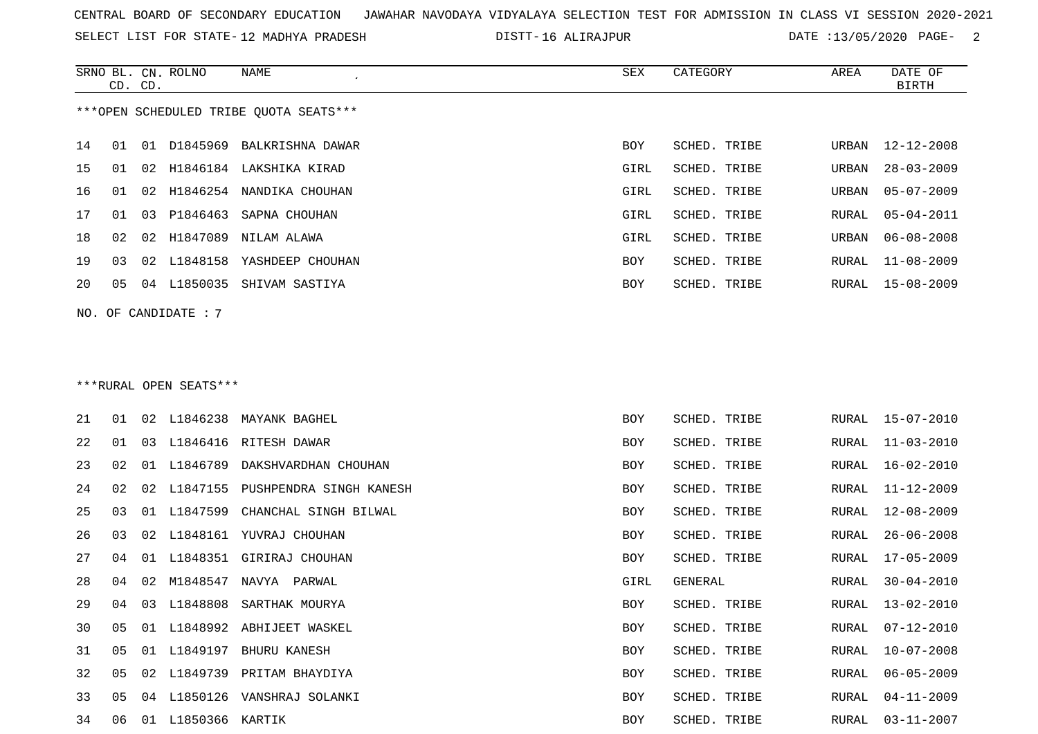CENTRAL BOARD OF SECONDARY EDUCATION JAWAHAR NAVODAYA VIDYALAYA SELECTION TEST FOR ADMISSION IN CLASS VI SESSION 2020-2021

SELECT LIST FOR STATE- 12 MADHYA PRADESH DISTT- 16 ALIRAJPUR DATE :13/05/2020 PAGE- 2

***OPEN SCHEDULED TRIBE QUOTA SEATS***

| SRNO | BL. CD. | CN. CD. | ROLNO | NAME | SEX | CATEGORY | AREA | DATE OF BIRTH |
|---|---|---|---|---|---|---|---|---|
| 14 | 01 | 01 | D1845969 | BALKRISHNA DAWAR | BOY | SCHED. TRIBE | URBAN | 12-12-2008 |
| 15 | 01 | 02 | H1846184 | LAKSHIKA KIRAD | GIRL | SCHED. TRIBE | URBAN | 28-03-2009 |
| 16 | 01 | 02 | H1846254 | NANDIKA CHOUHAN | GIRL | SCHED. TRIBE | URBAN | 05-07-2009 |
| 17 | 01 | 03 | P1846463 | SAPNA CHOUHAN | GIRL | SCHED. TRIBE | RURAL | 05-04-2011 |
| 18 | 02 | 02 | H1847089 | NILAM ALAWA | GIRL | SCHED. TRIBE | URBAN | 06-08-2008 |
| 19 | 03 | 02 | L1848158 | YASHDEEP CHOUHAN | BOY | SCHED. TRIBE | RURAL | 11-08-2009 |
| 20 | 05 | 04 | L1850035 | SHIVAM SASTIYA | BOY | SCHED. TRIBE | RURAL | 15-08-2009 |

NO. OF CANDIDATE : 7

***RURAL OPEN SEATS***

| SRNO | BL. CD. | CN. CD. | ROLNO | NAME | SEX | CATEGORY | AREA | DATE OF BIRTH |
|---|---|---|---|---|---|---|---|---|
| 21 | 01 | 02 | L1846238 | MAYANK BAGHEL | BOY | SCHED. TRIBE | RURAL | 15-07-2010 |
| 22 | 01 | 03 | L1846416 | RITESH DAWAR | BOY | SCHED. TRIBE | RURAL | 11-03-2010 |
| 23 | 02 | 01 | L1846789 | DAKSHVARDHAN CHOUHAN | BOY | SCHED. TRIBE | RURAL | 16-02-2010 |
| 24 | 02 | 02 | L1847155 | PUSHPENDRA SINGH KANESH | BOY | SCHED. TRIBE | RURAL | 11-12-2009 |
| 25 | 03 | 01 | L1847599 | CHANCHAL SINGH BILWAL | BOY | SCHED. TRIBE | RURAL | 12-08-2009 |
| 26 | 03 | 02 | L1848161 | YUVRAJ CHOUHAN | BOY | SCHED. TRIBE | RURAL | 26-06-2008 |
| 27 | 04 | 01 | L1848351 | GIRIRAJ CHOUHAN | BOY | SCHED. TRIBE | RURAL | 17-05-2009 |
| 28 | 04 | 02 | M1848547 | NAVYA PARWAL | GIRL | GENERAL | RURAL | 30-04-2010 |
| 29 | 04 | 03 | L1848808 | SARTHAK MOURYA | BOY | SCHED. TRIBE | RURAL | 13-02-2010 |
| 30 | 05 | 01 | L1848992 | ABHIJEET WASKEL | BOY | SCHED. TRIBE | RURAL | 07-12-2010 |
| 31 | 05 | 01 | L1849197 | BHURU KANESH | BOY | SCHED. TRIBE | RURAL | 10-07-2008 |
| 32 | 05 | 02 | L1849739 | PRITAM BHAYDIYA | BOY | SCHED. TRIBE | RURAL | 06-05-2009 |
| 33 | 05 | 04 | L1850126 | VANSHRAJ SOLANKI | BOY | SCHED. TRIBE | RURAL | 04-11-2009 |
| 34 | 06 | 01 | L1850366 | KARTIK | BOY | SCHED. TRIBE | RURAL | 03-11-2007 |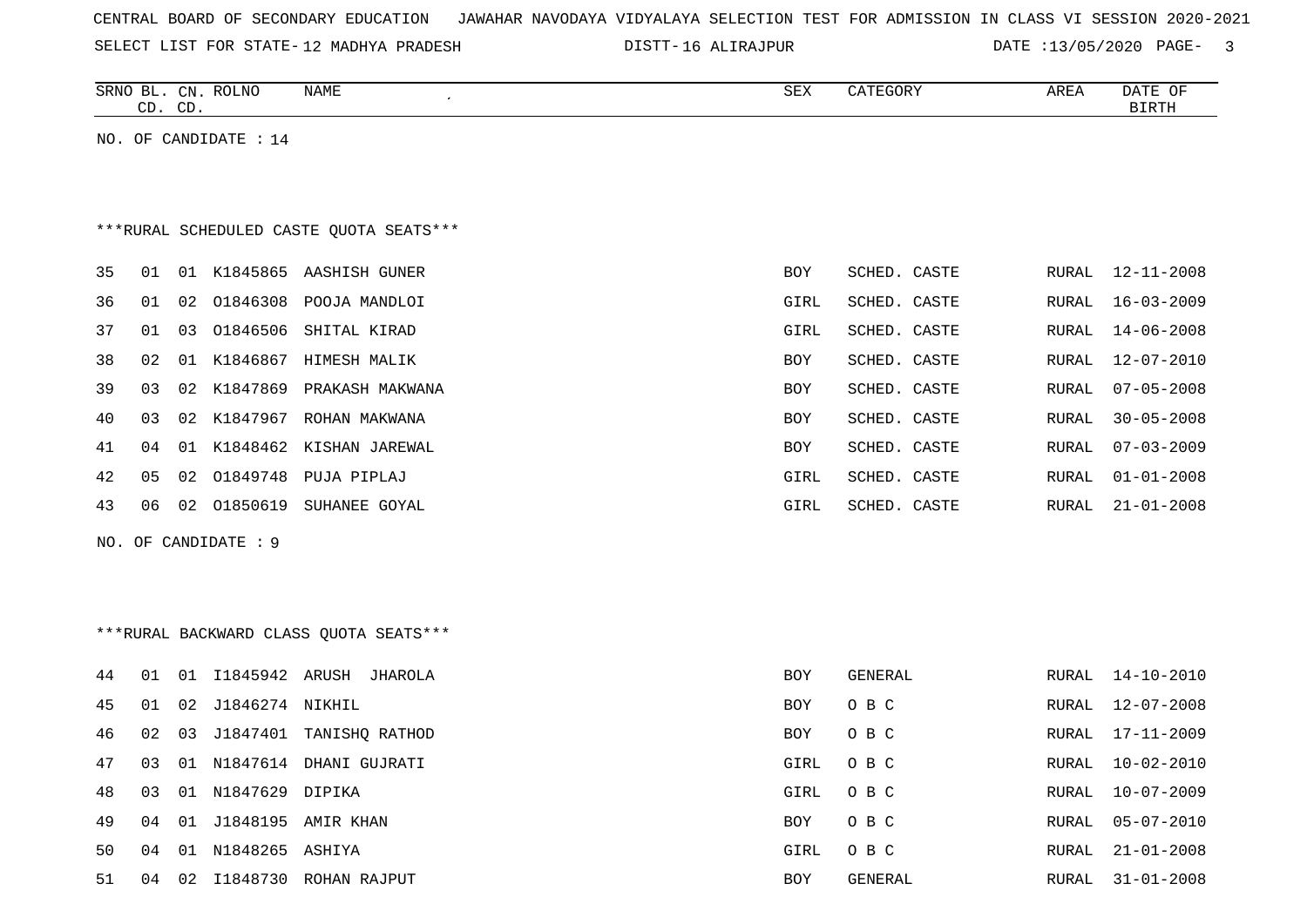CENTRAL BOARD OF SECONDARY EDUCATION JAWAHAR NAVODAYA VIDYALAYA SELECTION TEST FOR ADMISSION IN CLASS VI SESSION 2020-2021

SELECT LIST FOR STATE- 12 MADHYA PRADESH DISTT- 16 ALIRAJPUR DATE :13/05/2020

NO. OF CANDIDATE : 14

***RURAL SCHEDULED CASTE QUOTA SEATS***

| SRNO | BL. CD. | CN. CD. | ROLNO | NAME | SEX | CATEGORY | AREA | DATE OF BIRTH |
|---|---|---|---|---|---|---|---|---|
| 35 | 01 | 01 | K1845865 | AASHISH GUNER | BOY | SCHED. CASTE | RURAL | 12-11-2008 |
| 36 | 01 | 02 | O1846308 | POOJA MANDLOI | GIRL | SCHED. CASTE | RURAL | 16-03-2009 |
| 37 | 01 | 03 | O1846506 | SHITAL KIRAD | GIRL | SCHED. CASTE | RURAL | 14-06-2008 |
| 38 | 02 | 01 | K1846867 | HIMESH MALIK | BOY | SCHED. CASTE | RURAL | 12-07-2010 |
| 39 | 03 | 02 | K1847869 | PRAKASH MAKWANA | BOY | SCHED. CASTE | RURAL | 07-05-2008 |
| 40 | 03 | 02 | K1847967 | ROHAN MAKWANA | BOY | SCHED. CASTE | RURAL | 30-05-2008 |
| 41 | 04 | 01 | K1848462 | KISHAN JAREWAL | BOY | SCHED. CASTE | RURAL | 07-03-2009 |
| 42 | 05 | 02 | O1849748 | PUJA PIPLAJ | GIRL | SCHED. CASTE | RURAL | 01-01-2008 |
| 43 | 06 | 02 | O1850619 | SUHANEE GOYAL | GIRL | SCHED. CASTE | RURAL | 21-01-2008 |

NO. OF CANDIDATE : 9

***RURAL BACKWARD CLASS QUOTA SEATS***

| SRNO | BL. CD. | CN. CD. | ROLNO | NAME | SEX | CATEGORY | AREA | DATE OF BIRTH |
|---|---|---|---|---|---|---|---|---|
| 44 | 01 | 01 | I1845942 | ARUSH JHAROLA | BOY | GENERAL | RURAL | 14-10-2010 |
| 45 | 01 | 02 | J1846274 | NIKHIL | BOY | O B C | RURAL | 12-07-2008 |
| 46 | 02 | 03 | J1847401 | TANISHQ RATHOD | BOY | O B C | RURAL | 17-11-2009 |
| 47 | 03 | 01 | N1847614 | DHANI GUJRATI | GIRL | O B C | RURAL | 10-02-2010 |
| 48 | 03 | 01 | N1847629 | DIPIKA | GIRL | O B C | RURAL | 10-07-2009 |
| 49 | 04 | 01 | J1848195 | AMIR KHAN | BOY | O B C | RURAL | 05-07-2010 |
| 50 | 04 | 01 | N1848265 | ASHIYA | GIRL | O B C | RURAL | 21-01-2008 |
| 51 | 04 | 02 | I1848730 | ROHAN RAJPUT | BOY | GENERAL | RURAL | 31-01-2008 |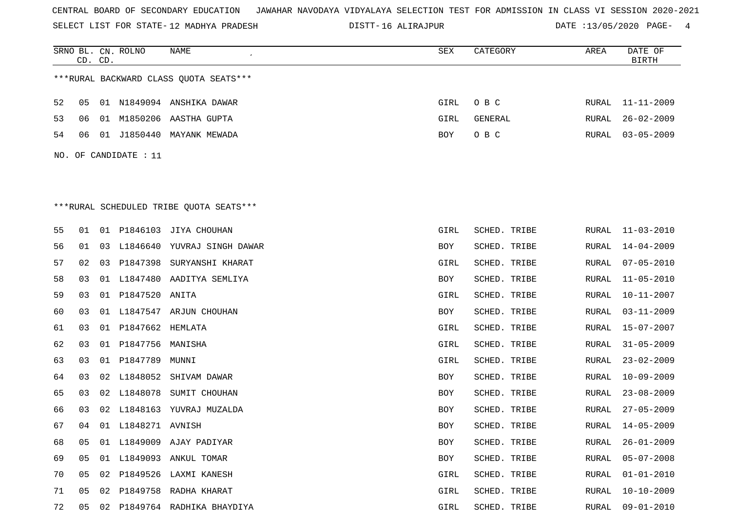CENTRAL BOARD OF SECONDARY EDUCATION JAWAHAR NAVODAYA VIDYALAYA SELECTION TEST FOR ADMISSION IN CLASS VI SESSION 2020-2021

SELECT LIST FOR STATE- 12 MADHYA PRADESH DISTT- 16 ALIRAJPUR DATE :13/05/2020

***RURAL BACKWARD CLASS QUOTA SEATS***

| SRNO | BL. CD. | CN. CD. | ROLNO | NAME | SEX | CATEGORY | AREA | DATE OF BIRTH |
|---|---|---|---|---|---|---|---|---|
| 52 | 05 | 01 | N1849094 | ANSHIKA DAWAR | GIRL | O B C | RURAL | 11-11-2009 |
| 53 | 06 | 01 | M1850206 | AASTHA GUPTA | GIRL | GENERAL | RURAL | 26-02-2009 |
| 54 | 06 | 01 | J1850440 | MAYANK MEWADA | BOY | O B C | RURAL | 03-05-2009 |

NO. OF CANDIDATE : 11

***RURAL SCHEDULED TRIBE QUOTA SEATS***

| SRNO | BL. CD. | CN. CD. | ROLNO | NAME | SEX | CATEGORY | AREA | DATE OF BIRTH |
|---|---|---|---|---|---|---|---|---|
| 55 | 01 | 01 | P1846103 | JIYA CHOUHAN | GIRL | SCHED. TRIBE | RURAL | 11-03-2010 |
| 56 | 01 | 03 | L1846640 | YUVRAJ SINGH DAWAR | BOY | SCHED. TRIBE | RURAL | 14-04-2009 |
| 57 | 02 | 03 | P1847398 | SURYANSHI KHARAT | GIRL | SCHED. TRIBE | RURAL | 07-05-2010 |
| 58 | 03 | 01 | L1847480 | AADITYA SEMLIYA | BOY | SCHED. TRIBE | RURAL | 11-05-2010 |
| 59 | 03 | 01 | P1847520 | ANITA | GIRL | SCHED. TRIBE | RURAL | 10-11-2007 |
| 60 | 03 | 01 | L1847547 | ARJUN CHOUHAN | BOY | SCHED. TRIBE | RURAL | 03-11-2009 |
| 61 | 03 | 01 | P1847662 | HEMLATA | GIRL | SCHED. TRIBE | RURAL | 15-07-2007 |
| 62 | 03 | 01 | P1847756 | MANISHA | GIRL | SCHED. TRIBE | RURAL | 31-05-2009 |
| 63 | 03 | 01 | P1847789 | MUNNI | GIRL | SCHED. TRIBE | RURAL | 23-02-2009 |
| 64 | 03 | 02 | L1848052 | SHIVAM DAWAR | BOY | SCHED. TRIBE | RURAL | 10-09-2009 |
| 65 | 03 | 02 | L1848078 | SUMIT CHOUHAN | BOY | SCHED. TRIBE | RURAL | 23-08-2009 |
| 66 | 03 | 02 | L1848163 | YUVRAJ MUZALDA | BOY | SCHED. TRIBE | RURAL | 27-05-2009 |
| 67 | 04 | 01 | L1848271 | AVNISH | BOY | SCHED. TRIBE | RURAL | 14-05-2009 |
| 68 | 05 | 01 | L1849009 | AJAY PADIYAR | BOY | SCHED. TRIBE | RURAL | 26-01-2009 |
| 69 | 05 | 01 | L1849093 | ANKUL TOMAR | BOY | SCHED. TRIBE | RURAL | 05-07-2008 |
| 70 | 05 | 02 | P1849526 | LAXMI KANESH | GIRL | SCHED. TRIBE | RURAL | 01-01-2010 |
| 71 | 05 | 02 | P1849758 | RADHA KHARAT | GIRL | SCHED. TRIBE | RURAL | 10-10-2009 |
| 72 | 05 | 02 | P1849764 | RADHIKA BHAYDIYA | GIRL | SCHED. TRIBE | RURAL | 09-01-2010 |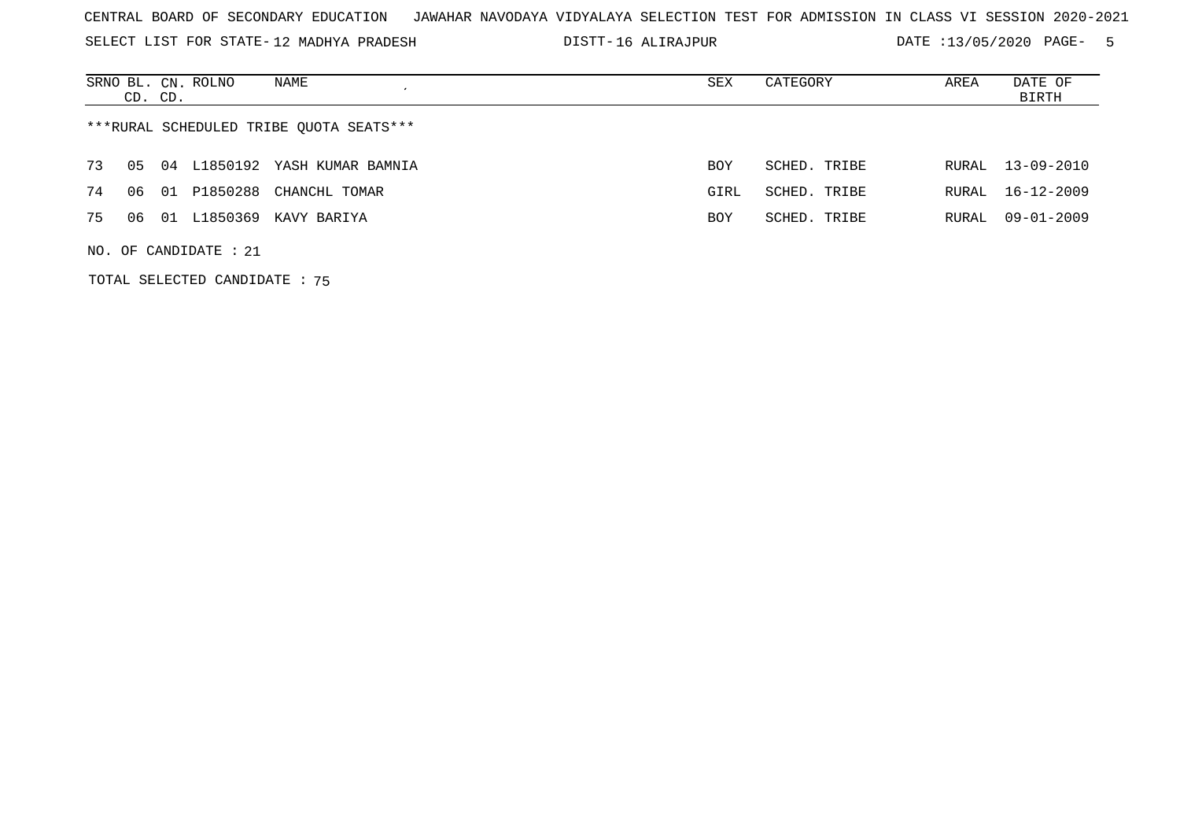CENTRAL BOARD OF SECONDARY EDUCATION JAWAHAR NAVODAYA VIDYALAYA SELECTION TEST FOR ADMISSION IN CLASS VI SESSION 2020-2021

SELECT LIST FOR STATE- 12 MADHYA PRADESH DISTT- 16 ALIRAJPUR DATE :13/05/2020

| SRNO | BL. CD. | CN. CD. | ROLNO | NAME | SEX | CATEGORY | AREA | DATE OF BIRTH |
|---|---|---|---|---|---|---|---|---|

***RURAL SCHEDULED TRIBE QUOTA SEATS***

| SRNO | BL. CD. | CN. CD. | ROLNO | NAME | SEX | CATEGORY | AREA | DATE OF BIRTH |
|---|---|---|---|---|---|---|---|---|
| 73 | 05 | 04 | L1850192 | YASH KUMAR BAMNIA | BOY | SCHED. TRIBE | RURAL | 13-09-2010 |
| 74 | 06 | 01 | P1850288 | CHANCHL TOMAR | GIRL | SCHED. TRIBE | RURAL | 16-12-2009 |
| 75 | 06 | 01 | L1850369 | KAVY BARIYA | BOY | SCHED. TRIBE | RURAL | 09-01-2009 |

NO. OF CANDIDATE : 21

TOTAL SELECTED CANDIDATE : 75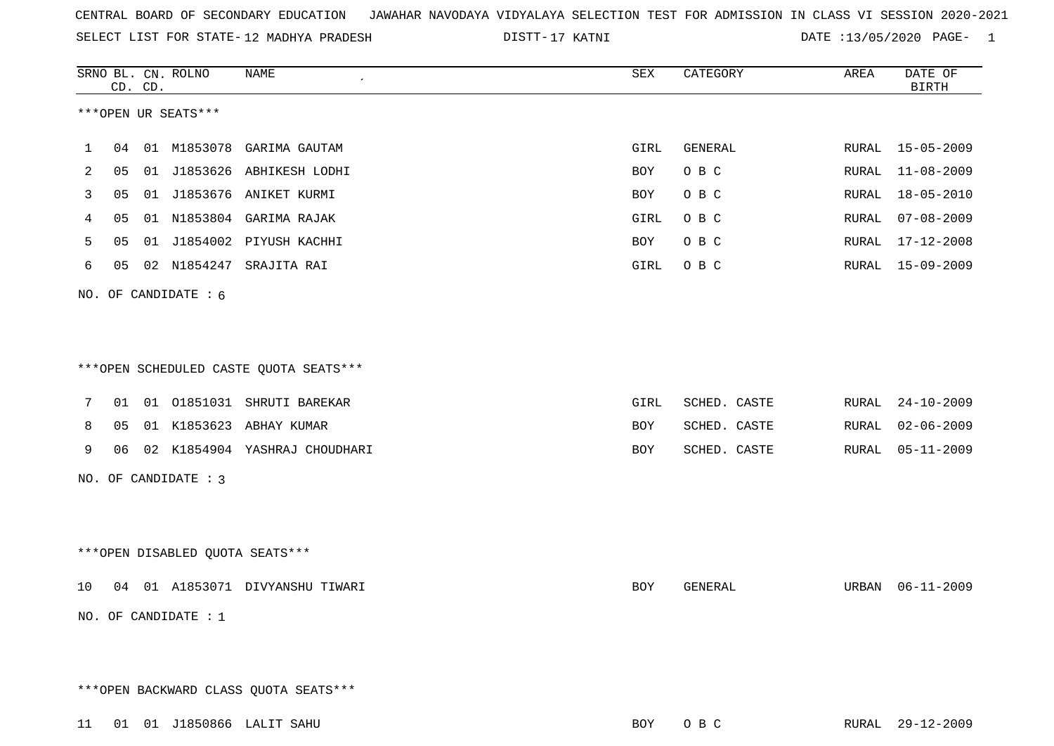CENTRAL BOARD OF SECONDARY EDUCATION JAWAHAR NAVODAYA VIDYALAYA SELECTION TEST FOR ADMISSION IN CLASS VI SESSION 2020-2021

SELECT LIST FOR STATE- 12 MADHYA PRADESH DISTT- 17 KATNI DATE :13/05/2020

***OPEN UR SEATS***

| SRNO | BL. CD. | CN. CD. | ROLNO | NAME | SEX | CATEGORY | AREA | DATE OF BIRTH |
|---|---|---|---|---|---|---|---|---|
| 1 | 04 | 01 | M1853078 | GARIMA GAUTAM | GIRL | GENERAL | RURAL | 15-05-2009 |
| 2 | 05 | 01 | J1853626 | ABHIKESH LODHI | BOY | O B C | RURAL | 11-08-2009 |
| 3 | 05 | 01 | J1853676 | ANIKET KURMI | BOY | O B C | RURAL | 18-05-2010 |
| 4 | 05 | 01 | N1853804 | GARIMA RAJAK | GIRL | O B C | RURAL | 07-08-2009 |
| 5 | 05 | 01 | J1854002 | PIYUSH KACHHI | BOY | O B C | RURAL | 17-12-2008 |
| 6 | 05 | 02 | N1854247 | SRAJITA RAI | GIRL | O B C | RURAL | 15-09-2009 |

NO. OF CANDIDATE : 6

***OPEN SCHEDULED CASTE QUOTA SEATS***

| SRNO | BL. CD. | CN. CD. | ROLNO | NAME | SEX | CATEGORY | AREA | DATE OF BIRTH |
|---|---|---|---|---|---|---|---|---|
| 7 | 01 | 01 | O1851031 | SHRUTI BAREKAR | GIRL | SCHED. CASTE | RURAL | 24-10-2009 |
| 8 | 05 | 01 | K1853623 | ABHAY KUMAR | BOY | SCHED. CASTE | RURAL | 02-06-2009 |
| 9 | 06 | 02 | K1854904 | YASHRAJ CHOUDHARI | BOY | SCHED. CASTE | RURAL | 05-11-2009 |

NO. OF CANDIDATE : 3

***OPEN DISABLED QUOTA SEATS***

| SRNO | BL. CD. | CN. CD. | ROLNO | NAME | SEX | CATEGORY | AREA | DATE OF BIRTH |
|---|---|---|---|---|---|---|---|---|
| 10 | 04 | 01 | A1853071 | DIVYANSHU TIWARI | BOY | GENERAL | URBAN | 06-11-2009 |

NO. OF CANDIDATE : 1

***OPEN BACKWARD CLASS QUOTA SEATS***

| SRNO | BL. CD. | CN. CD. | ROLNO | NAME | SEX | CATEGORY | AREA | DATE OF BIRTH |
|---|---|---|---|---|---|---|---|---|
| 11 | 01 | 01 | J1850866 | LALIT SAHU | BOY | O B C | RURAL | 29-12-2009 |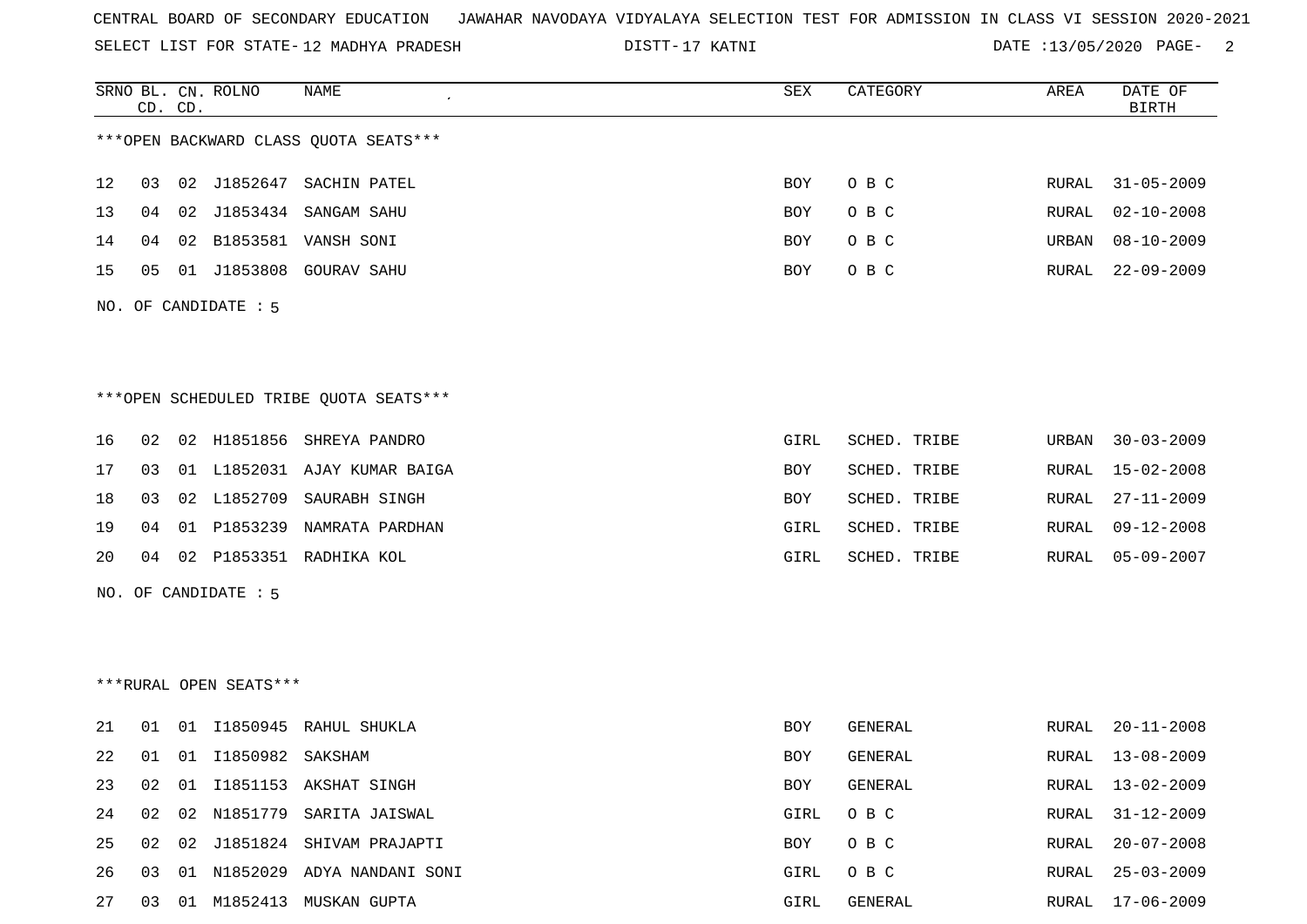CENTRAL BOARD OF SECONDARY EDUCATION JAWAHAR NAVODAYA VIDYALAYA SELECTION TEST FOR ADMISSION IN CLASS VI SESSION 2020-2021

SELECT LIST FOR STATE- 12 MADHYA PRADESH DISTT- 17 KATNI DATE :13/05/2020

***OPEN BACKWARD CLASS QUOTA SEATS***

| SRNO | BL. CD. | CN. CD. | ROLNO | NAME | SEX | CATEGORY | AREA | DATE OF BIRTH |
|---|---|---|---|---|---|---|---|---|
| 12 | 03 | 02 | J1852647 | SACHIN PATEL | BOY | O B C | RURAL | 31-05-2009 |
| 13 | 04 | 02 | J1853434 | SANGAM SAHU | BOY | O B C | RURAL | 02-10-2008 |
| 14 | 04 | 02 | B1853581 | VANSH SONI | BOY | O B C | URBAN | 08-10-2009 |
| 15 | 05 | 01 | J1853808 | GOURAV SAHU | BOY | O B C | RURAL | 22-09-2009 |

NO. OF CANDIDATE : 5

***OPEN SCHEDULED TRIBE QUOTA SEATS***

| SRNO | BL. CD. | CN. CD. | ROLNO | NAME | SEX | CATEGORY | AREA | DATE OF BIRTH |
|---|---|---|---|---|---|---|---|---|
| 16 | 02 | 02 | H1851856 | SHREYA PANDRO | GIRL | SCHED. TRIBE | URBAN | 30-03-2009 |
| 17 | 03 | 01 | L1852031 | AJAY KUMAR BAIGA | BOY | SCHED. TRIBE | RURAL | 15-02-2008 |
| 18 | 03 | 02 | L1852709 | SAURABH SINGH | BOY | SCHED. TRIBE | RURAL | 27-11-2009 |
| 19 | 04 | 01 | P1853239 | NAMRATA PARDHAN | GIRL | SCHED. TRIBE | RURAL | 09-12-2008 |
| 20 | 04 | 02 | P1853351 | RADHIKA KOL | GIRL | SCHED. TRIBE | RURAL | 05-09-2007 |

NO. OF CANDIDATE : 5

***RURAL OPEN SEATS***

| SRNO | BL. CD. | CN. CD. | ROLNO | NAME | SEX | CATEGORY | AREA | DATE OF BIRTH |
|---|---|---|---|---|---|---|---|---|
| 21 | 01 | 01 | I1850945 | RAHUL SHUKLA | BOY | GENERAL | RURAL | 20-11-2008 |
| 22 | 01 | 01 | I1850982 | SAKSHAM | BOY | GENERAL | RURAL | 13-08-2009 |
| 23 | 02 | 01 | I1851153 | AKSHAT SINGH | BOY | GENERAL | RURAL | 13-02-2009 |
| 24 | 02 | 02 | N1851779 | SARITA JAISWAL | GIRL | O B C | RURAL | 31-12-2009 |
| 25 | 02 | 02 | J1851824 | SHIVAM PRAJAPTI | BOY | O B C | RURAL | 20-07-2008 |
| 26 | 03 | 01 | N1852029 | ADYA NANDANI SONI | GIRL | O B C | RURAL | 25-03-2009 |
| 27 | 03 | 01 | M1852413 | MUSKAN GUPTA | GIRL | GENERAL | RURAL | 17-06-2009 |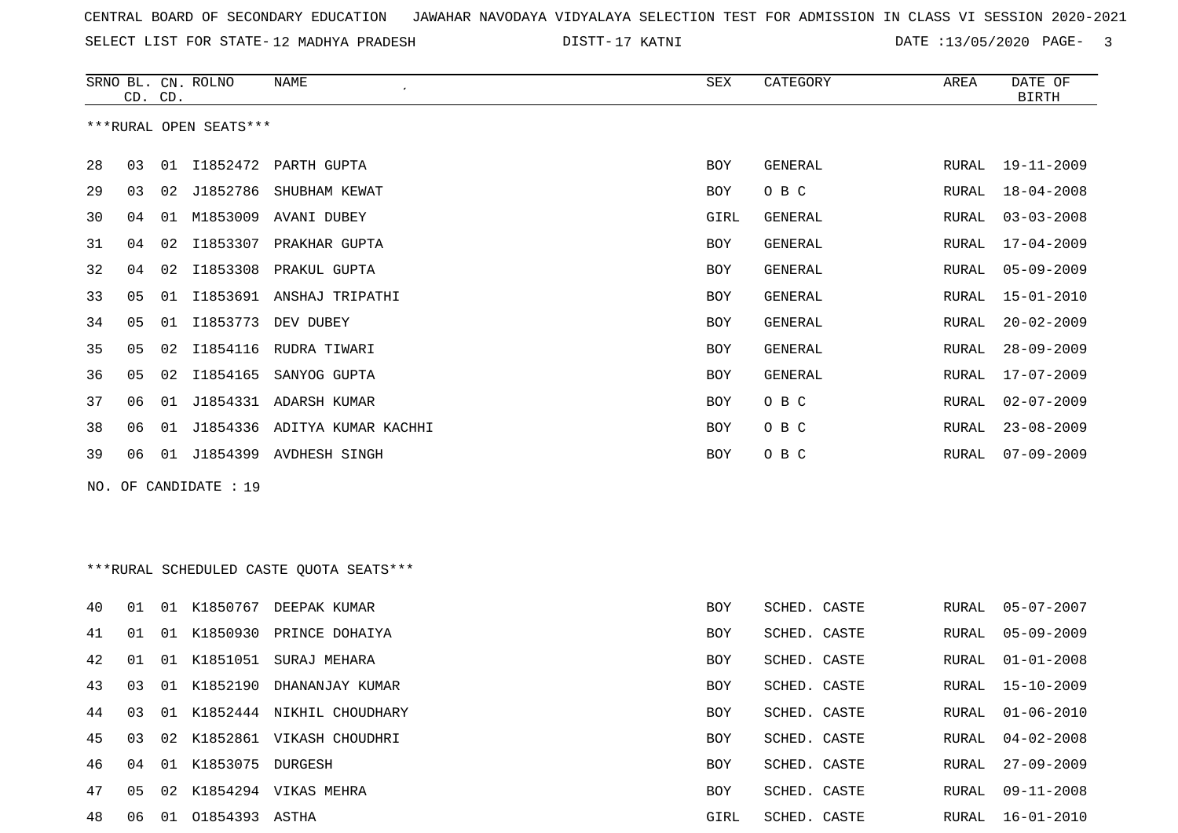CENTRAL BOARD OF SECONDARY EDUCATION JAWAHAR NAVODAYA VIDYALAYA SELECTION TEST FOR ADMISSION IN CLASS VI SESSION 2020-2021

SELECT LIST FOR STATE- 12 MADHYA PRADESH DISTT- 17 KATNI DATE :13/05/2020

***RURAL OPEN SEATS***

| SRNO | BL. CD. | CN. CD. | ROLNO | NAME | SEX | CATEGORY | AREA | DATE OF BIRTH |
|---|---|---|---|---|---|---|---|---|
| 28 | 03 | 01 | I1852472 | PARTH GUPTA | BOY | GENERAL | RURAL | 19-11-2009 |
| 29 | 03 | 02 | J1852786 | SHUBHAM KEWAT | BOY | O B C | RURAL | 18-04-2008 |
| 30 | 04 | 01 | M1853009 | AVANI DUBEY | GIRL | GENERAL | RURAL | 03-03-2008 |
| 31 | 04 | 02 | I1853307 | PRAKHAR GUPTA | BOY | GENERAL | RURAL | 17-04-2009 |
| 32 | 04 | 02 | I1853308 | PRAKUL GUPTA | BOY | GENERAL | RURAL | 05-09-2009 |
| 33 | 05 | 01 | I1853691 | ANSHAJ TRIPATHI | BOY | GENERAL | RURAL | 15-01-2010 |
| 34 | 05 | 01 | I1853773 | DEV DUBEY | BOY | GENERAL | RURAL | 20-02-2009 |
| 35 | 05 | 02 | I1854116 | RUDRA TIWARI | BOY | GENERAL | RURAL | 28-09-2009 |
| 36 | 05 | 02 | I1854165 | SANYOG GUPTA | BOY | GENERAL | RURAL | 17-07-2009 |
| 37 | 06 | 01 | J1854331 | ADARSH KUMAR | BOY | O B C | RURAL | 02-07-2009 |
| 38 | 06 | 01 | J1854336 | ADITYA KUMAR KACHHI | BOY | O B C | RURAL | 23-08-2009 |
| 39 | 06 | 01 | J1854399 | AVDHESH SINGH | BOY | O B C | RURAL | 07-09-2009 |

NO. OF CANDIDATE : 19

***RURAL SCHEDULED CASTE QUOTA SEATS***

| SRNO | BL. CD. | CN. CD. | ROLNO | NAME | SEX | CATEGORY | AREA | DATE OF BIRTH |
|---|---|---|---|---|---|---|---|---|
| 40 | 01 | 01 | K1850767 | DEEPAK KUMAR | BOY | SCHED. CASTE | RURAL | 05-07-2007 |
| 41 | 01 | 01 | K1850930 | PRINCE DOHAIYA | BOY | SCHED. CASTE | RURAL | 05-09-2009 |
| 42 | 01 | 01 | K1851051 | SURAJ MEHARA | BOY | SCHED. CASTE | RURAL | 01-01-2008 |
| 43 | 03 | 01 | K1852190 | DHANANJAY KUMAR | BOY | SCHED. CASTE | RURAL | 15-10-2009 |
| 44 | 03 | 01 | K1852444 | NIKHIL CHOUDHARY | BOY | SCHED. CASTE | RURAL | 01-06-2010 |
| 45 | 03 | 02 | K1852861 | VIKASH CHOUDHRI | BOY | SCHED. CASTE | RURAL | 04-02-2008 |
| 46 | 04 | 01 | K1853075 | DURGESH | BOY | SCHED. CASTE | RURAL | 27-09-2009 |
| 47 | 05 | 02 | K1854294 | VIKAS MEHRA | BOY | SCHED. CASTE | RURAL | 09-11-2008 |
| 48 | 06 | 01 | O1854393 | ASTHA | GIRL | SCHED. CASTE | RURAL | 16-01-2010 |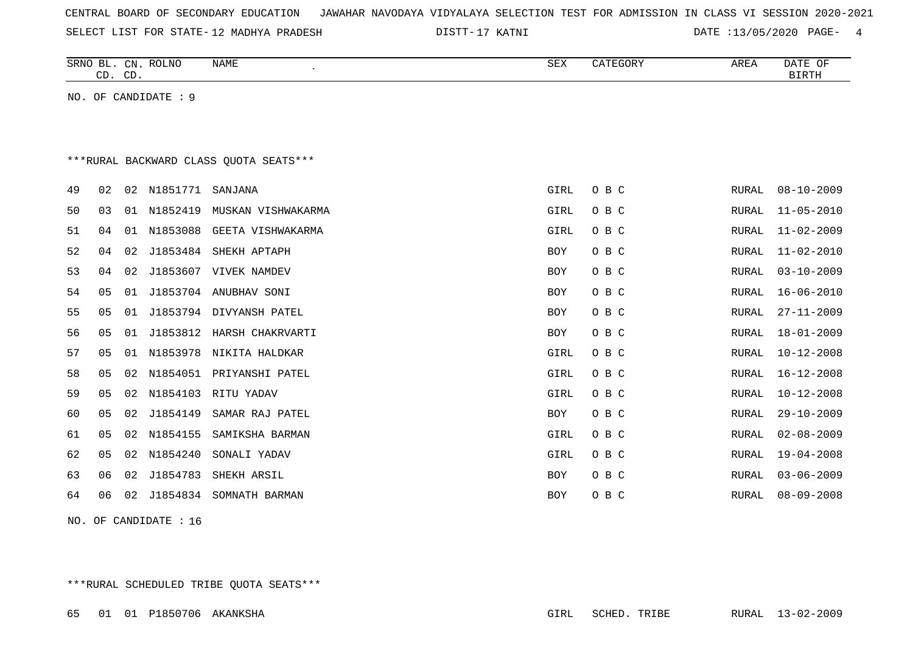CENTRAL BOARD OF SECONDARY EDUCATION JAWAHAR NAVODAYA VIDYALAYA SELECTION TEST FOR ADMISSION IN CLASS VI SESSION 2020-2021

SELECT LIST FOR STATE- 12 MADHYA PRADESH DISTT- 17 KATNI DATE :13/05/2020

| SRNO | BL. CD. | CN. CD. | ROLNO | NAME | SEX | CATEGORY | AREA | DATE OF BIRTH |
|---|---|---|---|---|---|---|---|---|

NO. OF CANDIDATE : 9

***RURAL BACKWARD CLASS QUOTA SEATS***

| SRNO | BL. CD. | CN. CD. | ROLNO | NAME | SEX | CATEGORY | AREA | DATE OF BIRTH |
|---|---|---|---|---|---|---|---|---|
| 49 | 02 | 02 | N1851771 | SANJANA | GIRL | O B C | RURAL | 08-10-2009 |
| 50 | 03 | 01 | N1852419 | MUSKAN VISHWAKARMA | GIRL | O B C | RURAL | 11-05-2010 |
| 51 | 04 | 01 | N1853088 | GEETA VISHWAKARMA | GIRL | O B C | RURAL | 11-02-2009 |
| 52 | 04 | 02 | J1853484 | SHEKH APTAPH | BOY | O B C | RURAL | 11-02-2010 |
| 53 | 04 | 02 | J1853607 | VIVEK NAMDEV | BOY | O B C | RURAL | 03-10-2009 |
| 54 | 05 | 01 | J1853704 | ANUBHAV SONI | BOY | O B C | RURAL | 16-06-2010 |
| 55 | 05 | 01 | J1853794 | DIVYANSH PATEL | BOY | O B C | RURAL | 27-11-2009 |
| 56 | 05 | 01 | J1853812 | HARSH CHAKRVARTI | BOY | O B C | RURAL | 18-01-2009 |
| 57 | 05 | 01 | N1853978 | NIKITA HALDKAR | GIRL | O B C | RURAL | 10-12-2008 |
| 58 | 05 | 02 | N1854051 | PRIYANSHI PATEL | GIRL | O B C | RURAL | 16-12-2008 |
| 59 | 05 | 02 | N1854103 | RITU YADAV | GIRL | O B C | RURAL | 10-12-2008 |
| 60 | 05 | 02 | J1854149 | SAMAR RAJ PATEL | BOY | O B C | RURAL | 29-10-2009 |
| 61 | 05 | 02 | N1854155 | SAMIKSHA BARMAN | GIRL | O B C | RURAL | 02-08-2009 |
| 62 | 05 | 02 | N1854240 | SONALI YADAV | GIRL | O B C | RURAL | 19-04-2008 |
| 63 | 06 | 02 | J1854783 | SHEKH ARSIL | BOY | O B C | RURAL | 03-06-2009 |
| 64 | 06 | 02 | J1854834 | SOMNATH BARMAN | BOY | O B C | RURAL | 08-09-2008 |

NO. OF CANDIDATE : 16

***RURAL SCHEDULED TRIBE QUOTA SEATS***

| SRNO | BL. CD. | CN. CD. | ROLNO | NAME | SEX | CATEGORY | AREA | DATE OF BIRTH |
|---|---|---|---|---|---|---|---|---|
| 65 | 01 | 01 | P1850706 | AKANKSHA | GIRL | SCHED. TRIBE | RURAL | 13-02-2009 |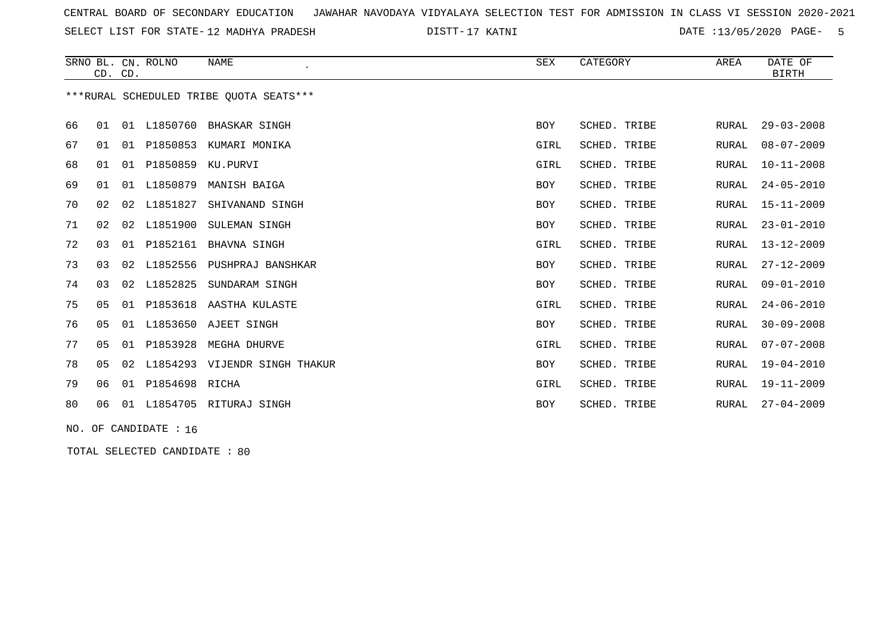CENTRAL BOARD OF SECONDARY EDUCATION JAWAHAR NAVODAYA VIDYALAYA SELECTION TEST FOR ADMISSION IN CLASS VI SESSION 2020-2021

SELECT LIST FOR STATE- 12 MADHYA PRADESH DISTT- 17 KATNI DATE :13/05/2020

| SRNO | BL. CD. | CN. CD. | ROLNO | NAME | SEX | CATEGORY | AREA | DATE OF BIRTH |
|---|---|---|---|---|---|---|---|---|

***RURAL SCHEDULED TRIBE QUOTA SEATS***

| SRNO | BL. CD. | CN. CD. | ROLNO | NAME | SEX | CATEGORY | AREA | DATE OF BIRTH |
|---|---|---|---|---|---|---|---|---|
| 66 | 01 | 01 | L1850760 | BHASKAR SINGH | BOY | SCHED. TRIBE | RURAL | 29-03-2008 |
| 67 | 01 | 01 | P1850853 | KUMARI MONIKA | GIRL | SCHED. TRIBE | RURAL | 08-07-2009 |
| 68 | 01 | 01 | P1850859 | KU.PURVI | GIRL | SCHED. TRIBE | RURAL | 10-11-2008 |
| 69 | 01 | 01 | L1850879 | MANISH BAIGA | BOY | SCHED. TRIBE | RURAL | 24-05-2010 |
| 70 | 02 | 02 | L1851827 | SHIVANAND SINGH | BOY | SCHED. TRIBE | RURAL | 15-11-2009 |
| 71 | 02 | 02 | L1851900 | SULEMAN SINGH | BOY | SCHED. TRIBE | RURAL | 23-01-2010 |
| 72 | 03 | 01 | P1852161 | BHAVNA SINGH | GIRL | SCHED. TRIBE | RURAL | 13-12-2009 |
| 73 | 03 | 02 | L1852556 | PUSHPRAJ BANSHKAR | BOY | SCHED. TRIBE | RURAL | 27-12-2009 |
| 74 | 03 | 02 | L1852825 | SUNDARAM SINGH | BOY | SCHED. TRIBE | RURAL | 09-01-2010 |
| 75 | 05 | 01 | P1853618 | AASTHA KULASTE | GIRL | SCHED. TRIBE | RURAL | 24-06-2010 |
| 76 | 05 | 01 | L1853650 | AJEET SINGH | BOY | SCHED. TRIBE | RURAL | 30-09-2008 |
| 77 | 05 | 01 | P1853928 | MEGHA DHURVE | GIRL | SCHED. TRIBE | RURAL | 07-07-2008 |
| 78 | 05 | 02 | L1854293 | VIJENDR SINGH THAKUR | BOY | SCHED. TRIBE | RURAL | 19-04-2010 |
| 79 | 06 | 01 | P1854698 | RICHA | GIRL | SCHED. TRIBE | RURAL | 19-11-2009 |
| 80 | 06 | 01 | L1854705 | RITURAJ SINGH | BOY | SCHED. TRIBE | RURAL | 27-04-2009 |

NO. OF CANDIDATE : 16

TOTAL SELECTED CANDIDATE : 80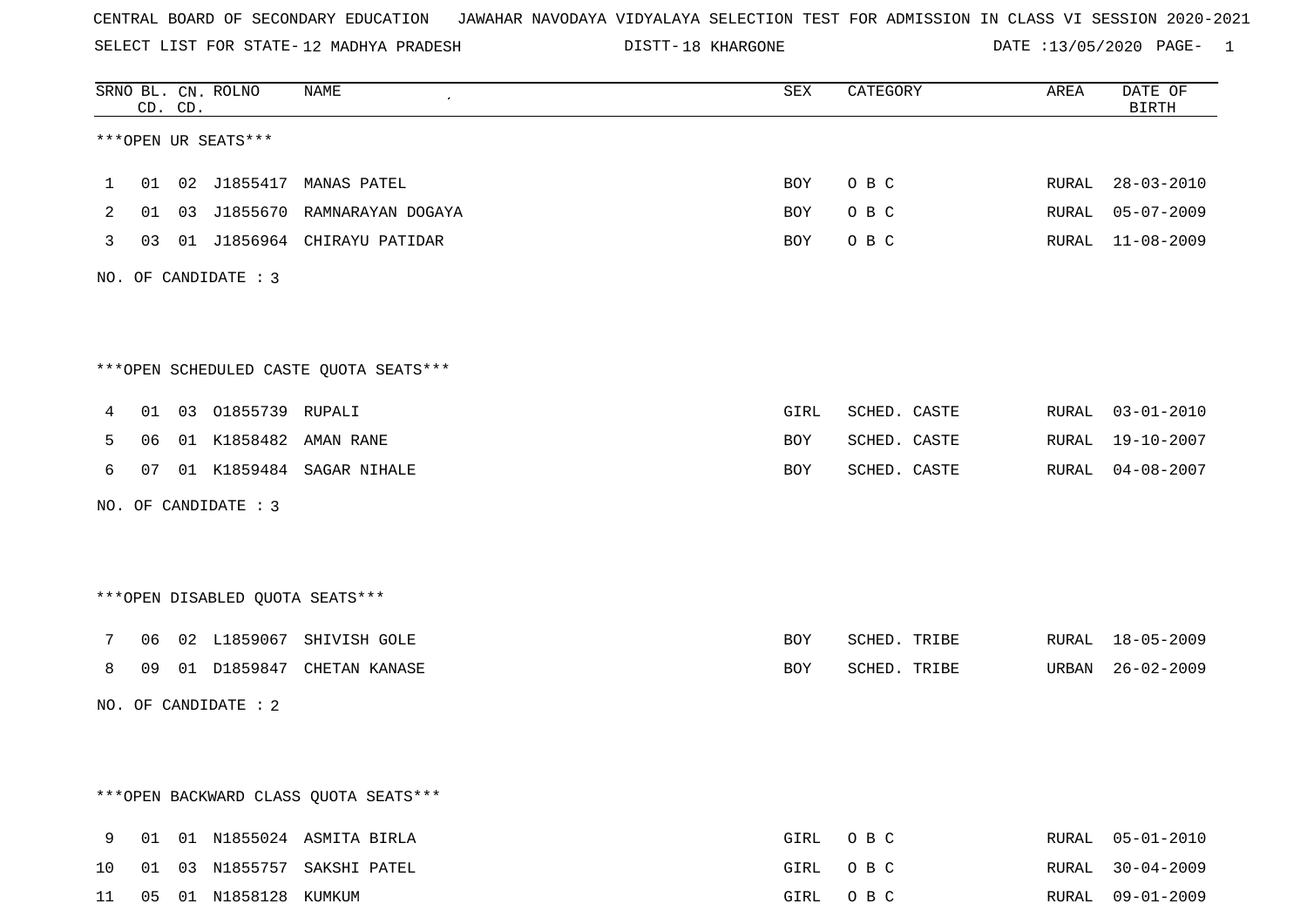CENTRAL BOARD OF SECONDARY EDUCATION JAWAHAR NAVODAYA VIDYALAYA SELECTION TEST FOR ADMISSION IN CLASS VI SESSION 2020-2021

SELECT LIST FOR STATE- 12 MADHYA PRADESH DISTT- 18 KHARGONE DATE :13/05/2020 PAGE- 1

***OPEN UR SEATS***

| SRNO | BL. CD. | CN. CD. | ROLNO | NAME | SEX | CATEGORY | AREA | DATE OF BIRTH |
|---|---|---|---|---|---|---|---|---|
| 1 | 01 | 02 | J1855417 | MANAS PATEL | BOY | O B C | RURAL | 28-03-2010 |
| 2 | 01 | 03 | J1855670 | RAMNARAYAN DOGAYA | BOY | O B C | RURAL | 05-07-2009 |
| 3 | 03 | 01 | J1856964 | CHIRAYU PATIDAR | BOY | O B C | RURAL | 11-08-2009 |

NO. OF CANDIDATE : 3

***OPEN SCHEDULED CASTE QUOTA SEATS***

| SRNO | BL. CD. | CN. CD. | ROLNO | NAME | SEX | CATEGORY | AREA | DATE OF BIRTH |
|---|---|---|---|---|---|---|---|---|
| 4 | 01 | 03 | O1855739 | RUPALI | GIRL | SCHED. CASTE | RURAL | 03-01-2010 |
| 5 | 06 | 01 | K1858482 | AMAN RANE | BOY | SCHED. CASTE | RURAL | 19-10-2007 |
| 6 | 07 | 01 | K1859484 | SAGAR NIHALE | BOY | SCHED. CASTE | RURAL | 04-08-2007 |

NO. OF CANDIDATE : 3

***OPEN DISABLED QUOTA SEATS***

| SRNO | BL. CD. | CN. CD. | ROLNO | NAME | SEX | CATEGORY | AREA | DATE OF BIRTH |
|---|---|---|---|---|---|---|---|---|
| 7 | 06 | 02 | L1859067 | SHIVISH GOLE | BOY | SCHED. TRIBE | RURAL | 18-05-2009 |
| 8 | 09 | 01 | D1859847 | CHETAN KANASE | BOY | SCHED. TRIBE | URBAN | 26-02-2009 |

NO. OF CANDIDATE : 2

***OPEN BACKWARD CLASS QUOTA SEATS***

| SRNO | BL. CD. | CN. CD. | ROLNO | NAME | SEX | CATEGORY | AREA | DATE OF BIRTH |
|---|---|---|---|---|---|---|---|---|
| 9 | 01 | 01 | N1855024 | ASMITA BIRLA | GIRL | O B C | RURAL | 05-01-2010 |
| 10 | 01 | 03 | N1855757 | SAKSHI PATEL | GIRL | O B C | RURAL | 30-04-2009 |
| 11 | 05 | 01 | N1858128 | KUMKUM | GIRL | O B C | RURAL | 09-01-2009 |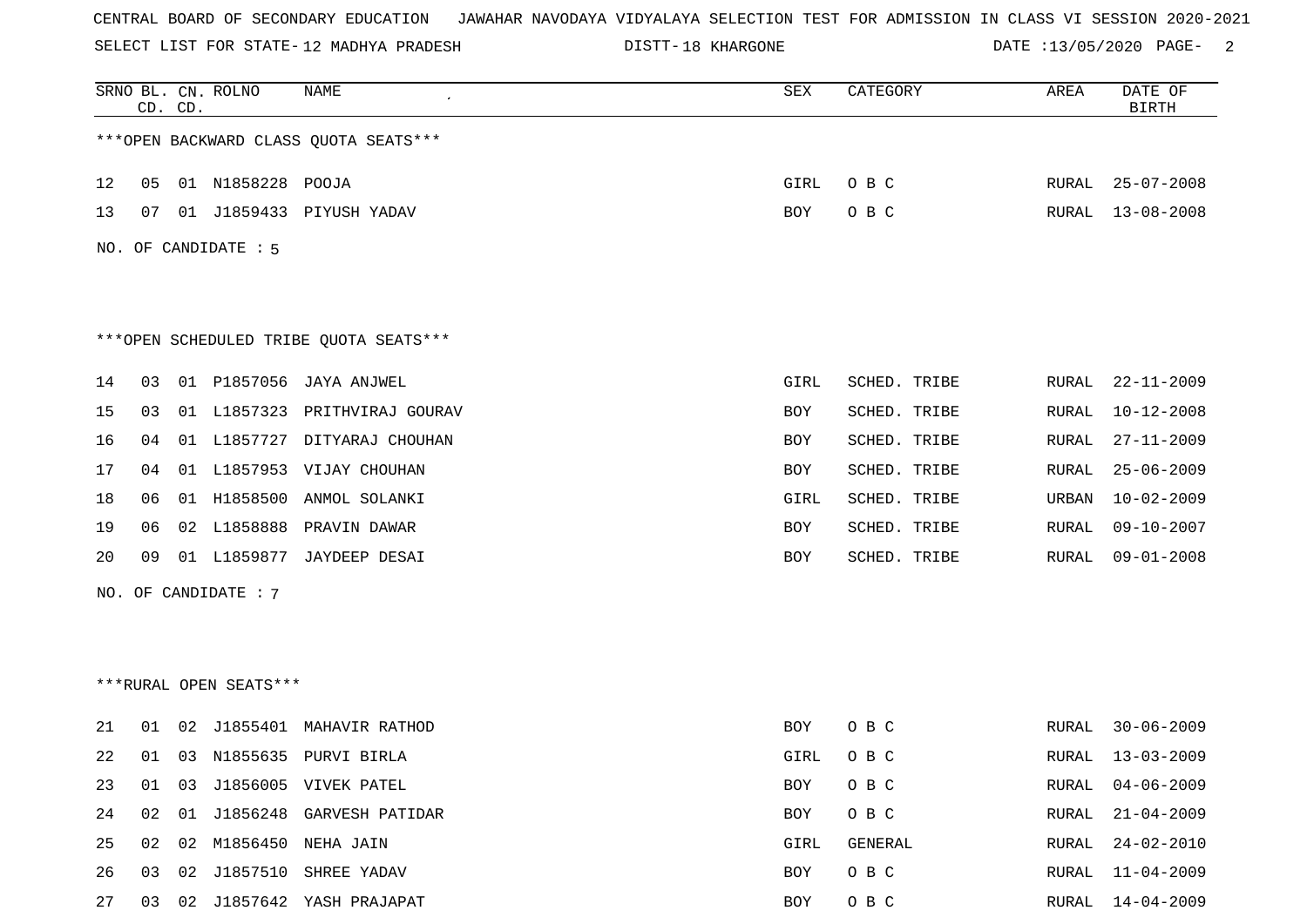CENTRAL BOARD OF SECONDARY EDUCATION JAWAHAR NAVODAYA VIDYALAYA SELECTION TEST FOR ADMISSION IN CLASS VI SESSION 2020-2021

SELECT LIST FOR STATE- 12 MADHYA PRADESH DISTT- 18 KHARGONE DATE :13/05/2020 PAGE- 2

***OPEN BACKWARD CLASS QUOTA SEATS***

| SRNO | BL. CD. | CN. CD. | ROLNO | NAME | SEX | CATEGORY | AREA | DATE OF BIRTH |
|---|---|---|---|---|---|---|---|---|
| 12 | 05 | 01 | N1858228 | POOJA | GIRL | O B C | RURAL | 25-07-2008 |
| 13 | 07 | 01 | J1859433 | PIYUSH YADAV | BOY | O B C | RURAL | 13-08-2008 |

NO. OF CANDIDATE : 5

***OPEN SCHEDULED TRIBE QUOTA SEATS***

| SRNO | BL. CD. | CN. CD. | ROLNO | NAME | SEX | CATEGORY | AREA | DATE OF BIRTH |
|---|---|---|---|---|---|---|---|---|
| 14 | 03 | 01 | P1857056 | JAYA ANJWEL | GIRL | SCHED. TRIBE | RURAL | 22-11-2009 |
| 15 | 03 | 01 | L1857323 | PRITHVIRAJ GOURAV | BOY | SCHED. TRIBE | RURAL | 10-12-2008 |
| 16 | 04 | 01 | L1857727 | DITYARAJ CHOUHAN | BOY | SCHED. TRIBE | RURAL | 27-11-2009 |
| 17 | 04 | 01 | L1857953 | VIJAY CHOUHAN | BOY | SCHED. TRIBE | RURAL | 25-06-2009 |
| 18 | 06 | 01 | H1858500 | ANMOL SOLANKI | GIRL | SCHED. TRIBE | URBAN | 10-02-2009 |
| 19 | 06 | 02 | L1858888 | PRAVIN DAWAR | BOY | SCHED. TRIBE | RURAL | 09-10-2007 |
| 20 | 09 | 01 | L1859877 | JAYDEEP DESAI | BOY | SCHED. TRIBE | RURAL | 09-01-2008 |

NO. OF CANDIDATE : 7

***RURAL OPEN SEATS***

| SRNO | BL. CD. | CN. CD. | ROLNO | NAME | SEX | CATEGORY | AREA | DATE OF BIRTH |
|---|---|---|---|---|---|---|---|---|
| 21 | 01 | 02 | J1855401 | MAHAVIR RATHOD | BOY | O B C | RURAL | 30-06-2009 |
| 22 | 01 | 03 | N1855635 | PURVI BIRLA | GIRL | O B C | RURAL | 13-03-2009 |
| 23 | 01 | 03 | J1856005 | VIVEK PATEL | BOY | O B C | RURAL | 04-06-2009 |
| 24 | 02 | 01 | J1856248 | GARVESH PATIDAR | BOY | O B C | RURAL | 21-04-2009 |
| 25 | 02 | 02 | M1856450 | NEHA JAIN | GIRL | GENERAL | RURAL | 24-02-2010 |
| 26 | 03 | 02 | J1857510 | SHREE YADAV | BOY | O B C | RURAL | 11-04-2009 |
| 27 | 03 | 02 | J1857642 | YASH PRAJAPAT | BOY | O B C | RURAL | 14-04-2009 |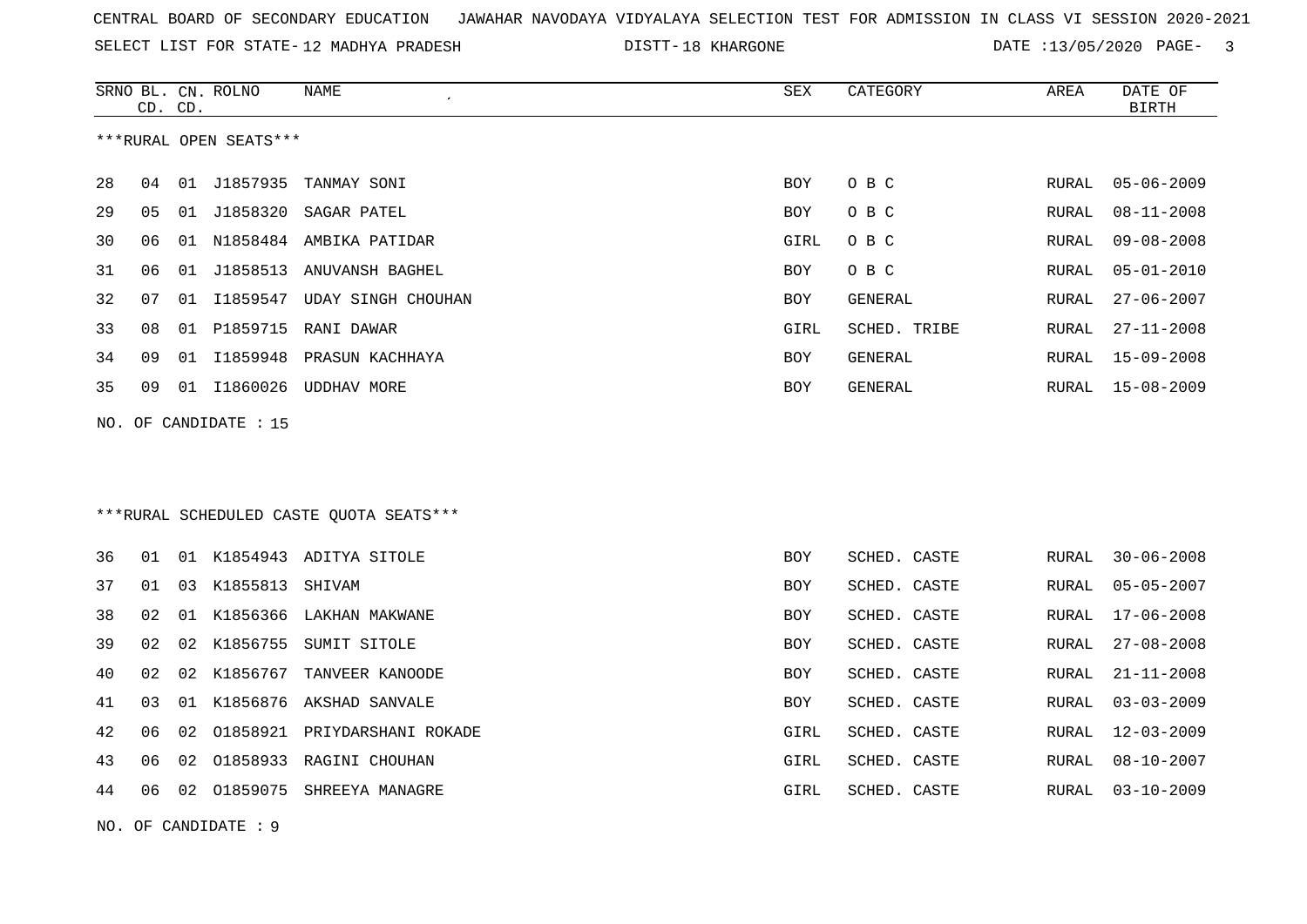CENTRAL BOARD OF SECONDARY EDUCATION JAWAHAR NAVODAYA VIDYALAYA SELECTION TEST FOR ADMISSION IN CLASS VI SESSION 2020-2021

SELECT LIST FOR STATE- 12 MADHYA PRADESH DISTT- 18 KHARGONE DATE :13/05/2020

***RURAL OPEN SEATS***

| SRNO | BL. CD. | CN. CD. | ROLNO | NAME | SEX | CATEGORY | AREA | DATE OF BIRTH |
|---|---|---|---|---|---|---|---|---|
| 28 | 04 | 01 | J1857935 | TANMAY SONI | BOY | O B C | RURAL | 05-06-2009 |
| 29 | 05 | 01 | J1858320 | SAGAR PATEL | BOY | O B C | RURAL | 08-11-2008 |
| 30 | 06 | 01 | N1858484 | AMBIKA PATIDAR | GIRL | O B C | RURAL | 09-08-2008 |
| 31 | 06 | 01 | J1858513 | ANUVANSH BAGHEL | BOY | O B C | RURAL | 05-01-2010 |
| 32 | 07 | 01 | I1859547 | UDAY SINGH CHOUHAN | BOY | GENERAL | RURAL | 27-06-2007 |
| 33 | 08 | 01 | P1859715 | RANI DAWAR | GIRL | SCHED. TRIBE | RURAL | 27-11-2008 |
| 34 | 09 | 01 | I1859948 | PRASUN KACHHAYA | BOY | GENERAL | RURAL | 15-09-2008 |
| 35 | 09 | 01 | I1860026 | UDDHAV MORE | BOY | GENERAL | RURAL | 15-08-2009 |

NO. OF CANDIDATE : 15

***RURAL SCHEDULED CASTE QUOTA SEATS***

| SRNO | BL. CD. | CN. CD. | ROLNO | NAME | SEX | CATEGORY | AREA | DATE OF BIRTH |
|---|---|---|---|---|---|---|---|---|
| 36 | 01 | 01 | K1854943 | ADITYA SITOLE | BOY | SCHED. CASTE | RURAL | 30-06-2008 |
| 37 | 01 | 03 | K1855813 | SHIVAM | BOY | SCHED. CASTE | RURAL | 05-05-2007 |
| 38 | 02 | 01 | K1856366 | LAKHAN MAKWANE | BOY | SCHED. CASTE | RURAL | 17-06-2008 |
| 39 | 02 | 02 | K1856755 | SUMIT SITOLE | BOY | SCHED. CASTE | RURAL | 27-08-2008 |
| 40 | 02 | 02 | K1856767 | TANVEER KANOODE | BOY | SCHED. CASTE | RURAL | 21-11-2008 |
| 41 | 03 | 01 | K1856876 | AKSHAD SANVALE | BOY | SCHED. CASTE | RURAL | 03-03-2009 |
| 42 | 06 | 02 | O1858921 | PRIYDARSHANI ROKADE | GIRL | SCHED. CASTE | RURAL | 12-03-2009 |
| 43 | 06 | 02 | O1858933 | RAGINI CHOUHAN | GIRL | SCHED. CASTE | RURAL | 08-10-2007 |
| 44 | 06 | 02 | O1859075 | SHREEYA MANAGRE | GIRL | SCHED. CASTE | RURAL | 03-10-2009 |

NO. OF CANDIDATE : 9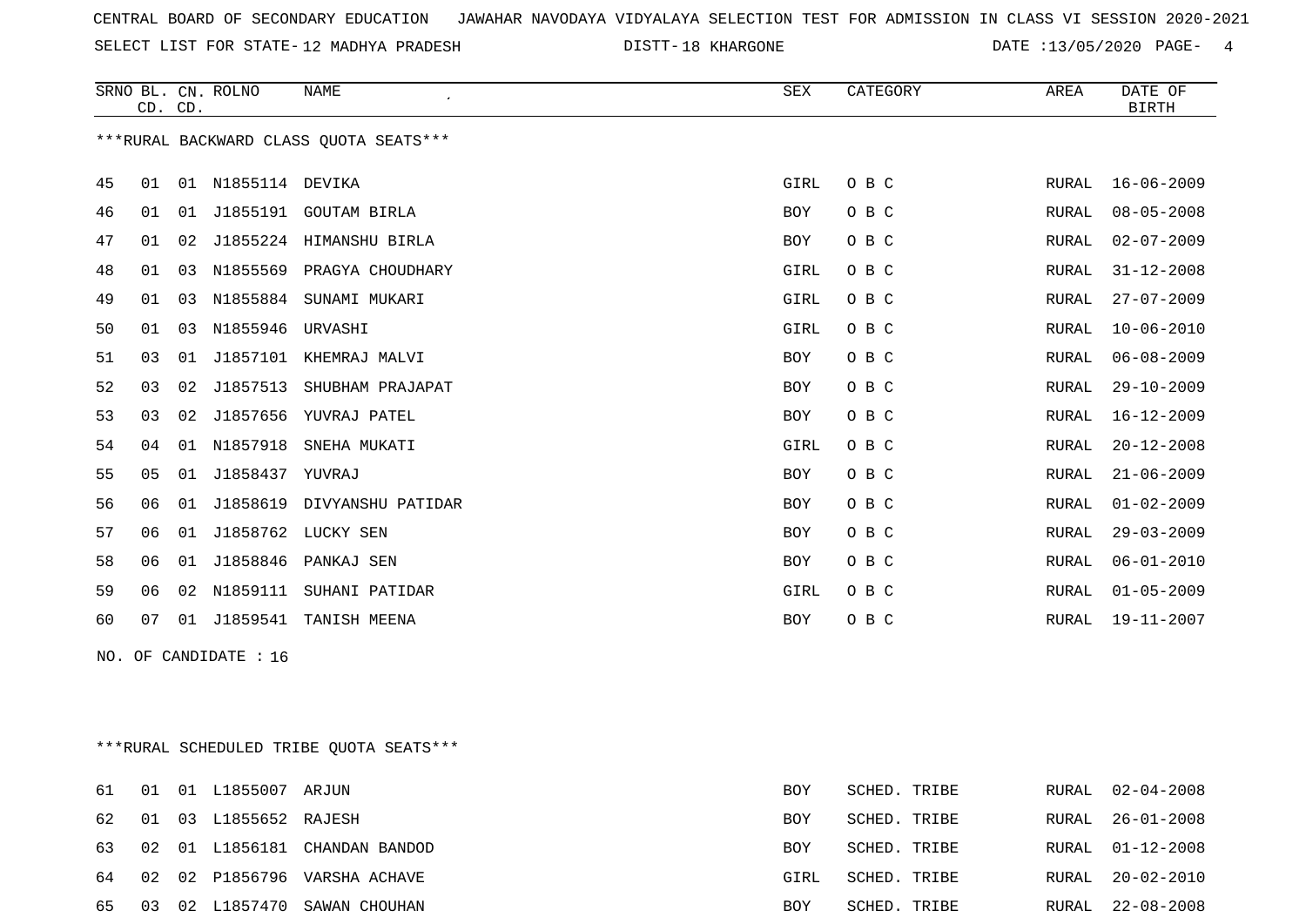CENTRAL BOARD OF SECONDARY EDUCATION JAWAHAR NAVODAYA VIDYALAYA SELECTION TEST FOR ADMISSION IN CLASS VI SESSION 2020-2021

SELECT LIST FOR STATE- 12 MADHYA PRADESH DISTT- 18 KHARGONE DATE :13/05/2020

***RURAL BACKWARD CLASS QUOTA SEATS***

| SRNO | BL. CD. | CN. CD. | ROLNO | NAME | SEX | CATEGORY | AREA | DATE OF BIRTH |
|---|---|---|---|---|---|---|---|---|
| 45 | 01 | 01 | N1855114 | DEVIKA | GIRL | O B C | RURAL | 16-06-2009 |
| 46 | 01 | 01 | J1855191 | GOUTAM BIRLA | BOY | O B C | RURAL | 08-05-2008 |
| 47 | 01 | 02 | J1855224 | HIMANSHU BIRLA | BOY | O B C | RURAL | 02-07-2009 |
| 48 | 01 | 03 | N1855569 | PRAGYA CHOUDHARY | GIRL | O B C | RURAL | 31-12-2008 |
| 49 | 01 | 03 | N1855884 | SUNAMI MUKARI | GIRL | O B C | RURAL | 27-07-2009 |
| 50 | 01 | 03 | N1855946 | URVASHI | GIRL | O B C | RURAL | 10-06-2010 |
| 51 | 03 | 01 | J1857101 | KHEMRAJ MALVI | BOY | O B C | RURAL | 06-08-2009 |
| 52 | 03 | 02 | J1857513 | SHUBHAM PRAJAPAT | BOY | O B C | RURAL | 29-10-2009 |
| 53 | 03 | 02 | J1857656 | YUVRAJ PATEL | BOY | O B C | RURAL | 16-12-2009 |
| 54 | 04 | 01 | N1857918 | SNEHA MUKATI | GIRL | O B C | RURAL | 20-12-2008 |
| 55 | 05 | 01 | J1858437 | YUVRAJ | BOY | O B C | RURAL | 21-06-2009 |
| 56 | 06 | 01 | J1858619 | DIVYANSHU PATIDAR | BOY | O B C | RURAL | 01-02-2009 |
| 57 | 06 | 01 | J1858762 | LUCKY SEN | BOY | O B C | RURAL | 29-03-2009 |
| 58 | 06 | 01 | J1858846 | PANKAJ SEN | BOY | O B C | RURAL | 06-01-2010 |
| 59 | 06 | 02 | N1859111 | SUHANI PATIDAR | GIRL | O B C | RURAL | 01-05-2009 |
| 60 | 07 | 01 | J1859541 | TANISH MEENA | BOY | O B C | RURAL | 19-11-2007 |

NO. OF CANDIDATE : 16

***RURAL SCHEDULED TRIBE QUOTA SEATS***

| SRNO | BL. CD. | CN. CD. | ROLNO | NAME | SEX | CATEGORY | AREA | DATE OF BIRTH |
|---|---|---|---|---|---|---|---|---|
| 61 | 01 | 01 | L1855007 | ARJUN | BOY | SCHED. TRIBE | RURAL | 02-04-2008 |
| 62 | 01 | 03 | L1855652 | RAJESH | BOY | SCHED. TRIBE | RURAL | 26-01-2008 |
| 63 | 02 | 01 | L1856181 | CHANDAN BANDOD | BOY | SCHED. TRIBE | RURAL | 01-12-2008 |
| 64 | 02 | 02 | P1856796 | VARSHA ACHAVE | GIRL | SCHED. TRIBE | RURAL | 20-02-2010 |
| 65 | 03 | 02 | L1857470 | SAWAN CHOUHAN | BOY | SCHED. TRIBE | RURAL | 22-08-2008 |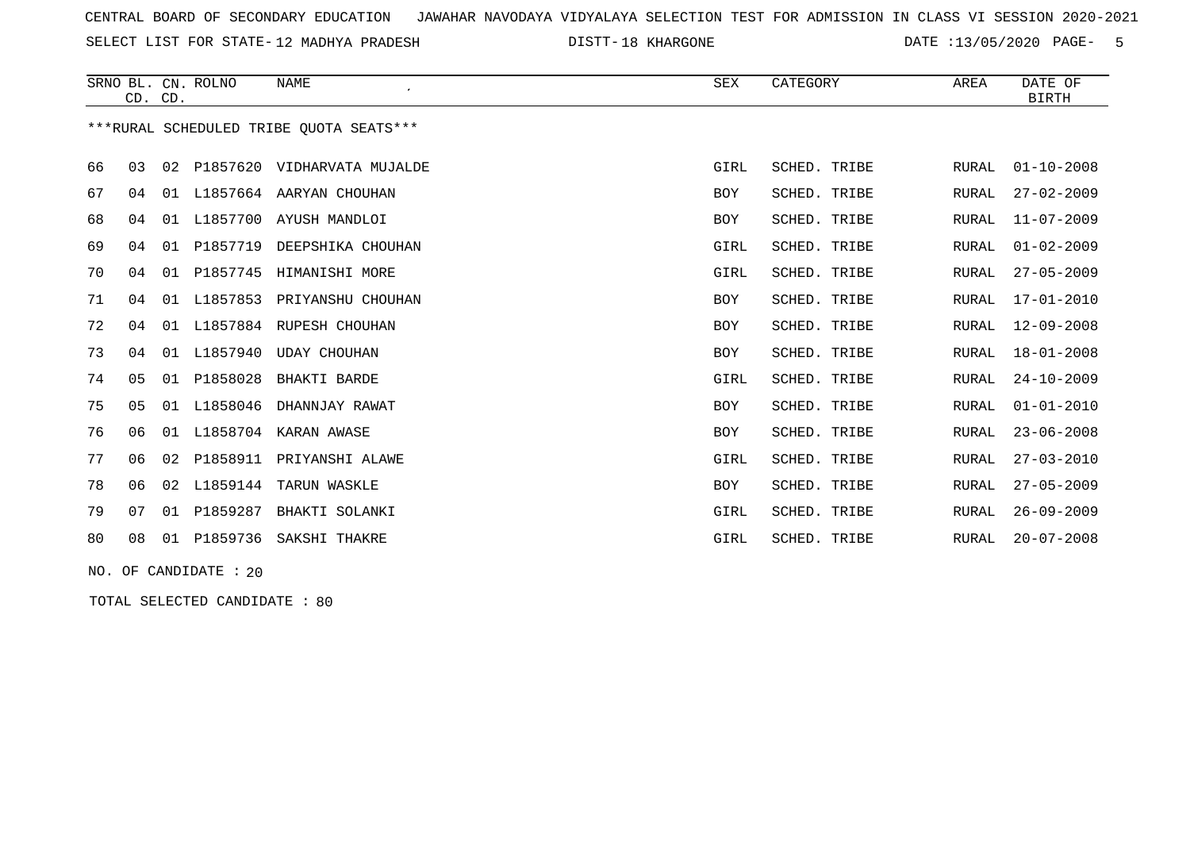CENTRAL BOARD OF SECONDARY EDUCATION   JAWAHAR NAVODAYA VIDYALAYA SELECTION TEST FOR ADMISSION IN CLASS VI SESSION 2020-2021

SELECT LIST FOR STATE-12 MADHYA PRADESH   DISTT-18 KHARGONE   DATE :13/05/2020

***RURAL SCHEDULED TRIBE QUOTA SEATS***

| SRNO | BL. CD. | CN. CD. | ROLNO | NAME | SEX | CATEGORY | AREA | DATE OF BIRTH |
|---|---|---|---|---|---|---|---|---|
| 66 | 03 | 02 | P1857620 | VIDHARVATA MUJALDE | GIRL | SCHED. TRIBE | RURAL | 01-10-2008 |
| 67 | 04 | 01 | L1857664 | AARYAN CHOUHAN | BOY | SCHED. TRIBE | RURAL | 27-02-2009 |
| 68 | 04 | 01 | L1857700 | AYUSH MANDLOI | BOY | SCHED. TRIBE | RURAL | 11-07-2009 |
| 69 | 04 | 01 | P1857719 | DEEPSHIKA CHOUHAN | GIRL | SCHED. TRIBE | RURAL | 01-02-2009 |
| 70 | 04 | 01 | P1857745 | HIMANISHI MORE | GIRL | SCHED. TRIBE | RURAL | 27-05-2009 |
| 71 | 04 | 01 | L1857853 | PRIYANSHU CHOUHAN | BOY | SCHED. TRIBE | RURAL | 17-01-2010 |
| 72 | 04 | 01 | L1857884 | RUPESH CHOUHAN | BOY | SCHED. TRIBE | RURAL | 12-09-2008 |
| 73 | 04 | 01 | L1857940 | UDAY CHOUHAN | BOY | SCHED. TRIBE | RURAL | 18-01-2008 |
| 74 | 05 | 01 | P1858028 | BHAKTI BARDE | GIRL | SCHED. TRIBE | RURAL | 24-10-2009 |
| 75 | 05 | 01 | L1858046 | DHANNJAY RAWAT | BOY | SCHED. TRIBE | RURAL | 01-01-2010 |
| 76 | 06 | 01 | L1858704 | KARAN AWASE | BOY | SCHED. TRIBE | RURAL | 23-06-2008 |
| 77 | 06 | 02 | P1858911 | PRIYANSHI ALAWE | GIRL | SCHED. TRIBE | RURAL | 27-03-2010 |
| 78 | 06 | 02 | L1859144 | TARUN WASKLE | BOY | SCHED. TRIBE | RURAL | 27-05-2009 |
| 79 | 07 | 01 | P1859287 | BHAKTI SOLANKI | GIRL | SCHED. TRIBE | RURAL | 26-09-2009 |
| 80 | 08 | 01 | P1859736 | SAKSHI THAKRE | GIRL | SCHED. TRIBE | RURAL | 20-07-2008 |

NO. OF CANDIDATE : 20

TOTAL SELECTED CANDIDATE : 80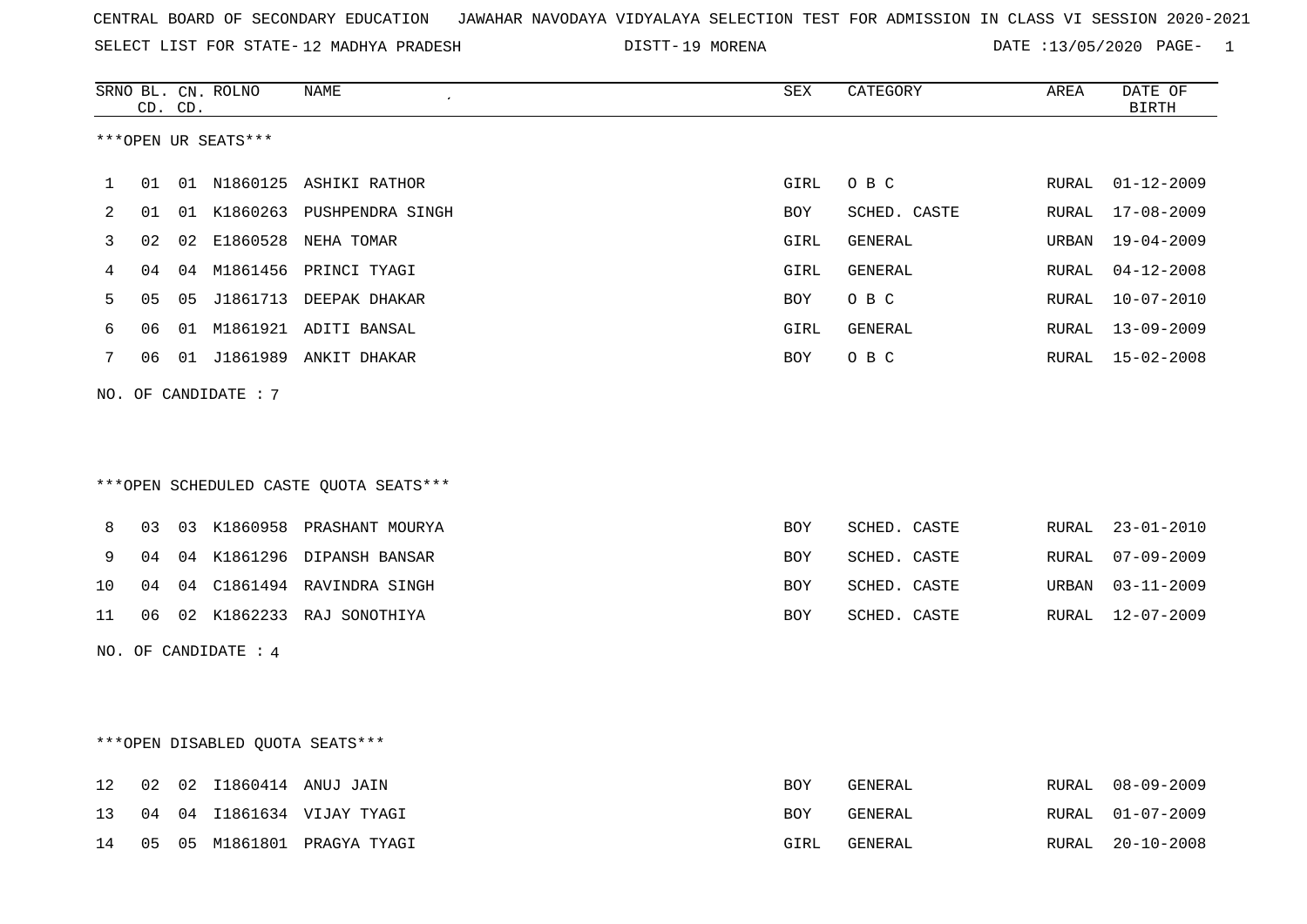CENTRAL BOARD OF SECONDARY EDUCATION JAWAHAR NAVODAYA VIDYALAYA SELECTION TEST FOR ADMISSION IN CLASS VI SESSION 2020-2021

SELECT LIST FOR STATE- 12 MADHYA PRADESH DISTT- 19 MORENA DATE :13/05/2020

| SRNO | BL. CD. | CN. CD. | ROLNO | NAME | SEX | CATEGORY | AREA | DATE OF BIRTH |
|---|---|---|---|---|---|---|---|---|

***OPEN UR SEATS***

| SRNO | BL. CD. | CN. CD. | ROLNO | NAME | SEX | CATEGORY | AREA | DATE OF BIRTH |
|---|---|---|---|---|---|---|---|---|
| 1 | 01 | 01 | N1860125 | ASHIKI RATHOR | GIRL | O B C | RURAL | 01-12-2009 |
| 2 | 01 | 01 | K1860263 | PUSHPENDRA SINGH | BOY | SCHED. CASTE | RURAL | 17-08-2009 |
| 3 | 02 | 02 | E1860528 | NEHA TOMAR | GIRL | GENERAL | URBAN | 19-04-2009 |
| 4 | 04 | 04 | M1861456 | PRINCI TYAGI | GIRL | GENERAL | RURAL | 04-12-2008 |
| 5 | 05 | 05 | J1861713 | DEEPAK DHAKAR | BOY | O B C | RURAL | 10-07-2010 |
| 6 | 06 | 01 | M1861921 | ADITI BANSAL | GIRL | GENERAL | RURAL | 13-09-2009 |
| 7 | 06 | 01 | J1861989 | ANKIT DHAKAR | BOY | O B C | RURAL | 15-02-2008 |

NO. OF CANDIDATE : 7

***OPEN SCHEDULED CASTE QUOTA SEATS***

| SRNO | BL. CD. | CN. CD. | ROLNO | NAME | SEX | CATEGORY | AREA | DATE OF BIRTH |
|---|---|---|---|---|---|---|---|---|
| 8 | 03 | 03 | K1860958 | PRASHANT MOURYA | BOY | SCHED. CASTE | RURAL | 23-01-2010 |
| 9 | 04 | 04 | K1861296 | DIPANSH BANSAR | BOY | SCHED. CASTE | RURAL | 07-09-2009 |
| 10 | 04 | 04 | C1861494 | RAVINDRA SINGH | BOY | SCHED. CASTE | URBAN | 03-11-2009 |
| 11 | 06 | 02 | K1862233 | RAJ SONOTHIYA | BOY | SCHED. CASTE | RURAL | 12-07-2009 |

NO. OF CANDIDATE : 4

***OPEN DISABLED QUOTA SEATS***

| SRNO | BL. CD. | CN. CD. | ROLNO | NAME | SEX | CATEGORY | AREA | DATE OF BIRTH |
|---|---|---|---|---|---|---|---|---|
| 12 | 02 | 02 | I1860414 | ANUJ JAIN | BOY | GENERAL | RURAL | 08-09-2009 |
| 13 | 04 | 04 | I1861634 | VIJAY TYAGI | BOY | GENERAL | RURAL | 01-07-2009 |
| 14 | 05 | 05 | M1861801 | PRAGYA TYAGI | GIRL | GENERAL | RURAL | 20-10-2008 |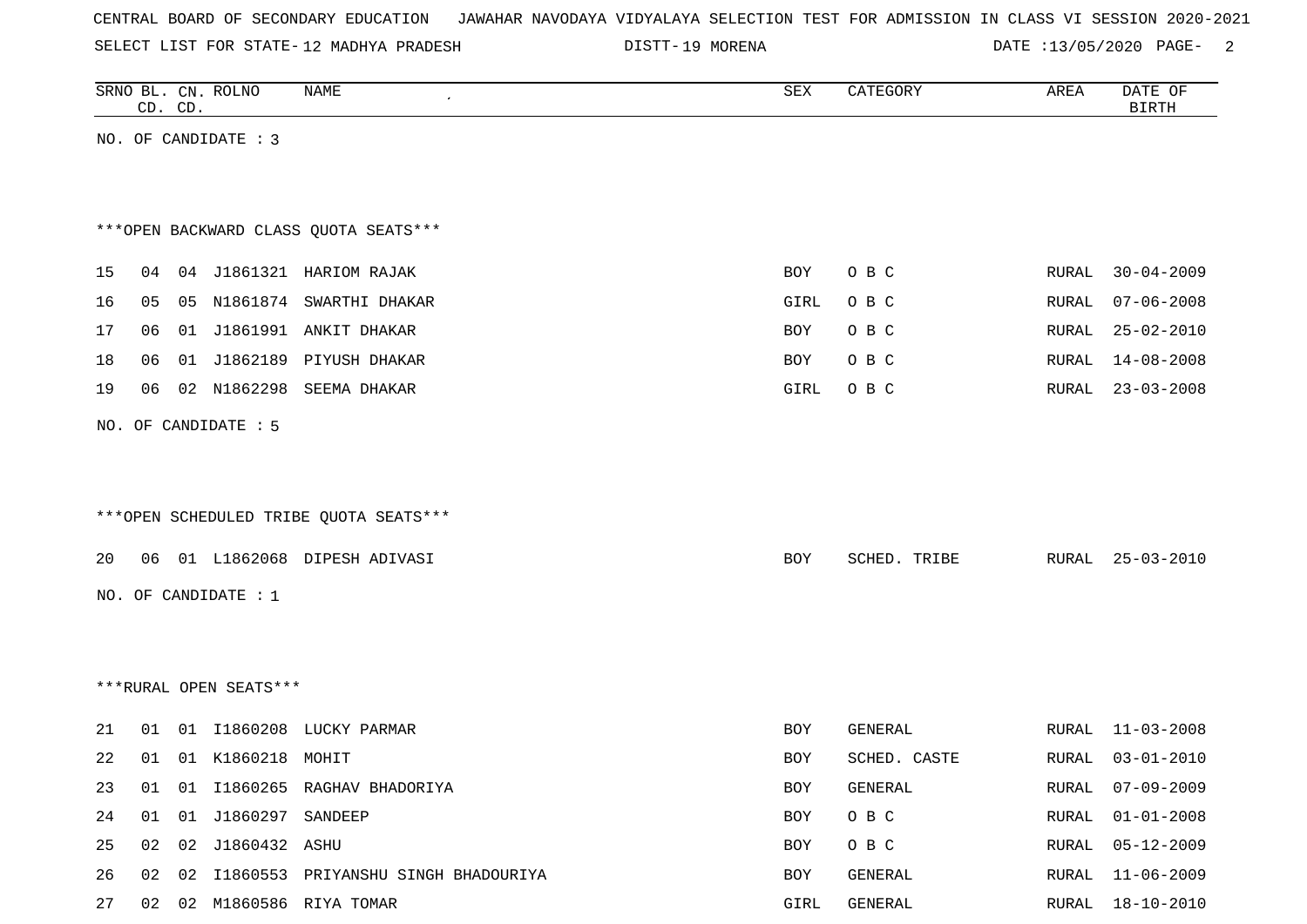CENTRAL BOARD OF SECONDARY EDUCATION JAWAHAR NAVODAYA VIDYALAYA SELECTION TEST FOR ADMISSION IN CLASS VI SESSION 2020-2021

SELECT LIST FOR STATE- 12 MADHYA PRADESH DISTT- 19 MORENA DATE :13/05/2020

| SRNO | BL. CD. | CN. CD. | ROLNO | NAME | SEX | CATEGORY | AREA | DATE OF BIRTH |
|---|---|---|---|---|---|---|---|---|

NO. OF CANDIDATE : 3

***OPEN BACKWARD CLASS QUOTA SEATS***

| SRNO | BL. CD. | CN. CD. | ROLNO | NAME | SEX | CATEGORY | AREA | DATE OF BIRTH |
|---|---|---|---|---|---|---|---|---|
| 15 | 04 | 04 | J1861321 | HARIOM RAJAK | BOY | O B C | RURAL | 30-04-2009 |
| 16 | 05 | 05 | N1861874 | SWARTHI DHAKAR | GIRL | O B C | RURAL | 07-06-2008 |
| 17 | 06 | 01 | J1861991 | ANKIT DHAKAR | BOY | O B C | RURAL | 25-02-2010 |
| 18 | 06 | 01 | J1862189 | PIYUSH DHAKAR | BOY | O B C | RURAL | 14-08-2008 |
| 19 | 06 | 02 | N1862298 | SEEMA DHAKAR | GIRL | O B C | RURAL | 23-03-2008 |

NO. OF CANDIDATE : 5

***OPEN SCHEDULED TRIBE QUOTA SEATS***

| SRNO | BL. CD. | CN. CD. | ROLNO | NAME | SEX | CATEGORY | AREA | DATE OF BIRTH |
|---|---|---|---|---|---|---|---|---|
| 20 | 06 | 01 | L1862068 | DIPESH ADIVASI | BOY | SCHED. TRIBE | RURAL | 25-03-2010 |

NO. OF CANDIDATE : 1

***RURAL OPEN SEATS***

| SRNO | BL. CD. | CN. CD. | ROLNO | NAME | SEX | CATEGORY | AREA | DATE OF BIRTH |
|---|---|---|---|---|---|---|---|---|
| 21 | 01 | 01 | I1860208 | LUCKY PARMAR | BOY | GENERAL | RURAL | 11-03-2008 |
| 22 | 01 | 01 | K1860218 | MOHIT | BOY | SCHED. CASTE | RURAL | 03-01-2010 |
| 23 | 01 | 01 | I1860265 | RAGHAV BHADORIYA | BOY | GENERAL | RURAL | 07-09-2009 |
| 24 | 01 | 01 | J1860297 | SANDEEP | BOY | O B C | RURAL | 01-01-2008 |
| 25 | 02 | 02 | J1860432 | ASHU | BOY | O B C | RURAL | 05-12-2009 |
| 26 | 02 | 02 | I1860553 | PRIYANSHU SINGH BHADOURIYA | BOY | GENERAL | RURAL | 11-06-2009 |
| 27 | 02 | 02 | M1860586 | RIYA TOMAR | GIRL | GENERAL | RURAL | 18-10-2010 |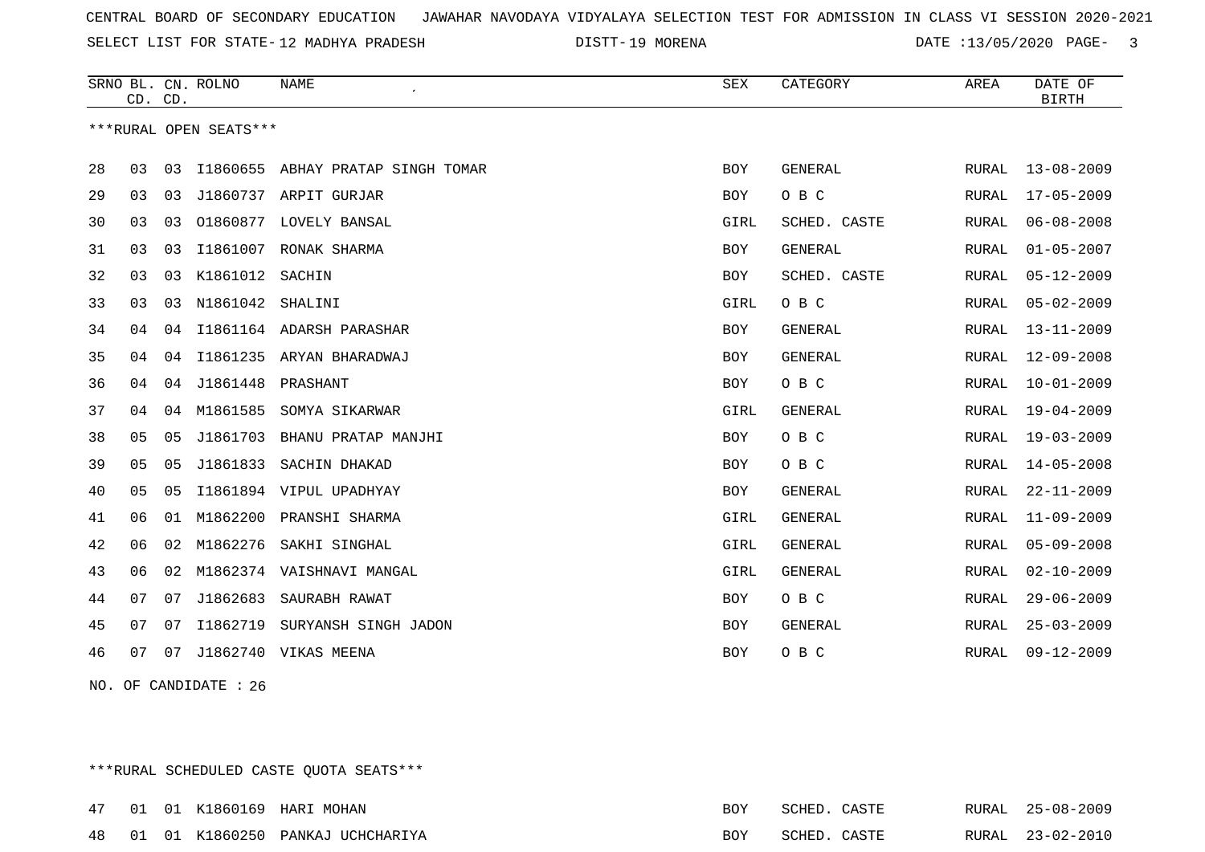CENTRAL BOARD OF SECONDARY EDUCATION JAWAHAR NAVODAYA VIDYALAYA SELECTION TEST FOR ADMISSION IN CLASS VI SESSION 2020-2021

SELECT LIST FOR STATE- 12 MADHYA PRADESH DISTT- 19 MORENA DATE :13/05/2020

***RURAL OPEN SEATS***

| SRNO | BL. CD. | CN. CD. | ROLNO | NAME | SEX | CATEGORY | AREA | DATE OF BIRTH |
|---|---|---|---|---|---|---|---|---|
| 28 | 03 | 03 | I1860655 | ABHAY PRATAP SINGH TOMAR | BOY | GENERAL | RURAL | 13-08-2009 |
| 29 | 03 | 03 | J1860737 | ARPIT GURJAR | BOY | O B C | RURAL | 17-05-2009 |
| 30 | 03 | 03 | O1860877 | LOVELY BANSAL | GIRL | SCHED. CASTE | RURAL | 06-08-2008 |
| 31 | 03 | 03 | I1861007 | RONAK SHARMA | BOY | GENERAL | RURAL | 01-05-2007 |
| 32 | 03 | 03 | K1861012 | SACHIN | BOY | SCHED. CASTE | RURAL | 05-12-2009 |
| 33 | 03 | 03 | N1861042 | SHALINI | GIRL | O B C | RURAL | 05-02-2009 |
| 34 | 04 | 04 | I1861164 | ADARSH PARASHAR | BOY | GENERAL | RURAL | 13-11-2009 |
| 35 | 04 | 04 | I1861235 | ARYAN BHARADWAJ | BOY | GENERAL | RURAL | 12-09-2008 |
| 36 | 04 | 04 | J1861448 | PRASHANT | BOY | O B C | RURAL | 10-01-2009 |
| 37 | 04 | 04 | M1861585 | SOMYA SIKARWAR | GIRL | GENERAL | RURAL | 19-04-2009 |
| 38 | 05 | 05 | J1861703 | BHANU PRATAP MANJHI | BOY | O B C | RURAL | 19-03-2009 |
| 39 | 05 | 05 | J1861833 | SACHIN DHAKAD | BOY | O B C | RURAL | 14-05-2008 |
| 40 | 05 | 05 | I1861894 | VIPUL UPADHYAY | BOY | GENERAL | RURAL | 22-11-2009 |
| 41 | 06 | 01 | M1862200 | PRANSHI SHARMA | GIRL | GENERAL | RURAL | 11-09-2009 |
| 42 | 06 | 02 | M1862276 | SAKHI SINGHAL | GIRL | GENERAL | RURAL | 05-09-2008 |
| 43 | 06 | 02 | M1862374 | VAISHNAVI MANGAL | GIRL | GENERAL | RURAL | 02-10-2009 |
| 44 | 07 | 07 | J1862683 | SAURABH RAWAT | BOY | O B C | RURAL | 29-06-2009 |
| 45 | 07 | 07 | I1862719 | SURYANSH SINGH JADON | BOY | GENERAL | RURAL | 25-03-2009 |
| 46 | 07 | 07 | J1862740 | VIKAS MEENA | BOY | O B C | RURAL | 09-12-2009 |

NO. OF CANDIDATE : 26

***RURAL SCHEDULED CASTE QUOTA SEATS***

| SRNO | BL. CD. | CN. CD. | ROLNO | NAME | SEX | CATEGORY | AREA | DATE OF BIRTH |
|---|---|---|---|---|---|---|---|---|
| 47 | 01 | 01 | K1860169 | HARI MOHAN | BOY | SCHED. CASTE | RURAL | 25-08-2009 |
| 48 | 01 | 01 | K1860250 | PANKAJ UCHCHARIYA | BOY | SCHED. CASTE | RURAL | 23-02-2010 |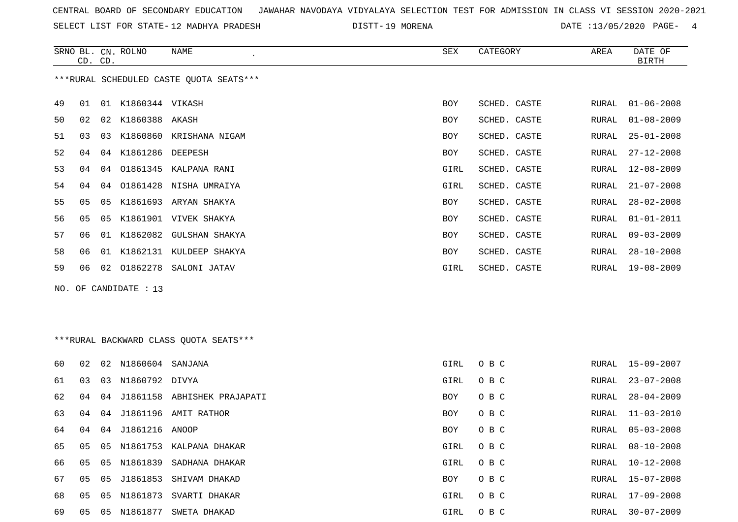CENTRAL BOARD OF SECONDARY EDUCATION   JAWAHAR NAVODAYA VIDYALAYA SELECTION TEST FOR ADMISSION IN CLASS VI SESSION 2020-2021

SELECT LIST FOR STATE- 12 MADHYA PRADESH   DISTT- 19 MORENA   DATE :13/05/2020

***RURAL SCHEDULED CASTE QUOTA SEATS***

| SRNO | BL. CD. | CN. CD. | ROLNO | NAME | SEX | CATEGORY | AREA | DATE OF BIRTH |
|---|---|---|---|---|---|---|---|---|
| 49 | 01 | 01 | K1860344 | VIKASH | BOY | SCHED. CASTE | RURAL | 01-06-2008 |
| 50 | 02 | 02 | K1860388 | AKASH | BOY | SCHED. CASTE | RURAL | 01-08-2009 |
| 51 | 03 | 03 | K1860860 | KRISHANA NIGAM | BOY | SCHED. CASTE | RURAL | 25-01-2008 |
| 52 | 04 | 04 | K1861286 | DEEPESH | BOY | SCHED. CASTE | RURAL | 27-12-2008 |
| 53 | 04 | 04 | O1861345 | KALPANA RANI | GIRL | SCHED. CASTE | RURAL | 12-08-2009 |
| 54 | 04 | 04 | O1861428 | NISHA UMRAIYA | GIRL | SCHED. CASTE | RURAL | 21-07-2008 |
| 55 | 05 | 05 | K1861693 | ARYAN SHAKYA | BOY | SCHED. CASTE | RURAL | 28-02-2008 |
| 56 | 05 | 05 | K1861901 | VIVEK SHAKYA | BOY | SCHED. CASTE | RURAL | 01-01-2011 |
| 57 | 06 | 01 | K1862082 | GULSHAN SHAKYA | BOY | SCHED. CASTE | RURAL | 09-03-2009 |
| 58 | 06 | 01 | K1862131 | KULDEEP SHAKYA | BOY | SCHED. CASTE | RURAL | 28-10-2008 |
| 59 | 06 | 02 | O1862278 | SALONI JATAV | GIRL | SCHED. CASTE | RURAL | 19-08-2009 |

NO. OF CANDIDATE : 13

***RURAL BACKWARD CLASS QUOTA SEATS***

| SRNO | BL. CD. | CN. CD. | ROLNO | NAME | SEX | CATEGORY | AREA | DATE OF BIRTH |
|---|---|---|---|---|---|---|---|---|
| 60 | 02 | 02 | N1860604 | SANJANA | GIRL | O B C | RURAL | 15-09-2007 |
| 61 | 03 | 03 | N1860792 | DIVYA | GIRL | O B C | RURAL | 23-07-2008 |
| 62 | 04 | 04 | J1861158 | ABHISHEK PRAJAPATI | BOY | O B C | RURAL | 28-04-2009 |
| 63 | 04 | 04 | J1861196 | AMIT RATHOR | BOY | O B C | RURAL | 11-03-2010 |
| 64 | 04 | 04 | J1861216 | ANOOP | BOY | O B C | RURAL | 05-03-2008 |
| 65 | 05 | 05 | N1861753 | KALPANA DHAKAR | GIRL | O B C | RURAL | 08-10-2008 |
| 66 | 05 | 05 | N1861839 | SADHANA DHAKAR | GIRL | O B C | RURAL | 10-12-2008 |
| 67 | 05 | 05 | J1861853 | SHIVAM DHAKAD | BOY | O B C | RURAL | 15-07-2008 |
| 68 | 05 | 05 | N1861873 | SVARTI DHAKAR | GIRL | O B C | RURAL | 17-09-2008 |
| 69 | 05 | 05 | N1861877 | SWETA DHAKAD | GIRL | O B C | RURAL | 30-07-2009 |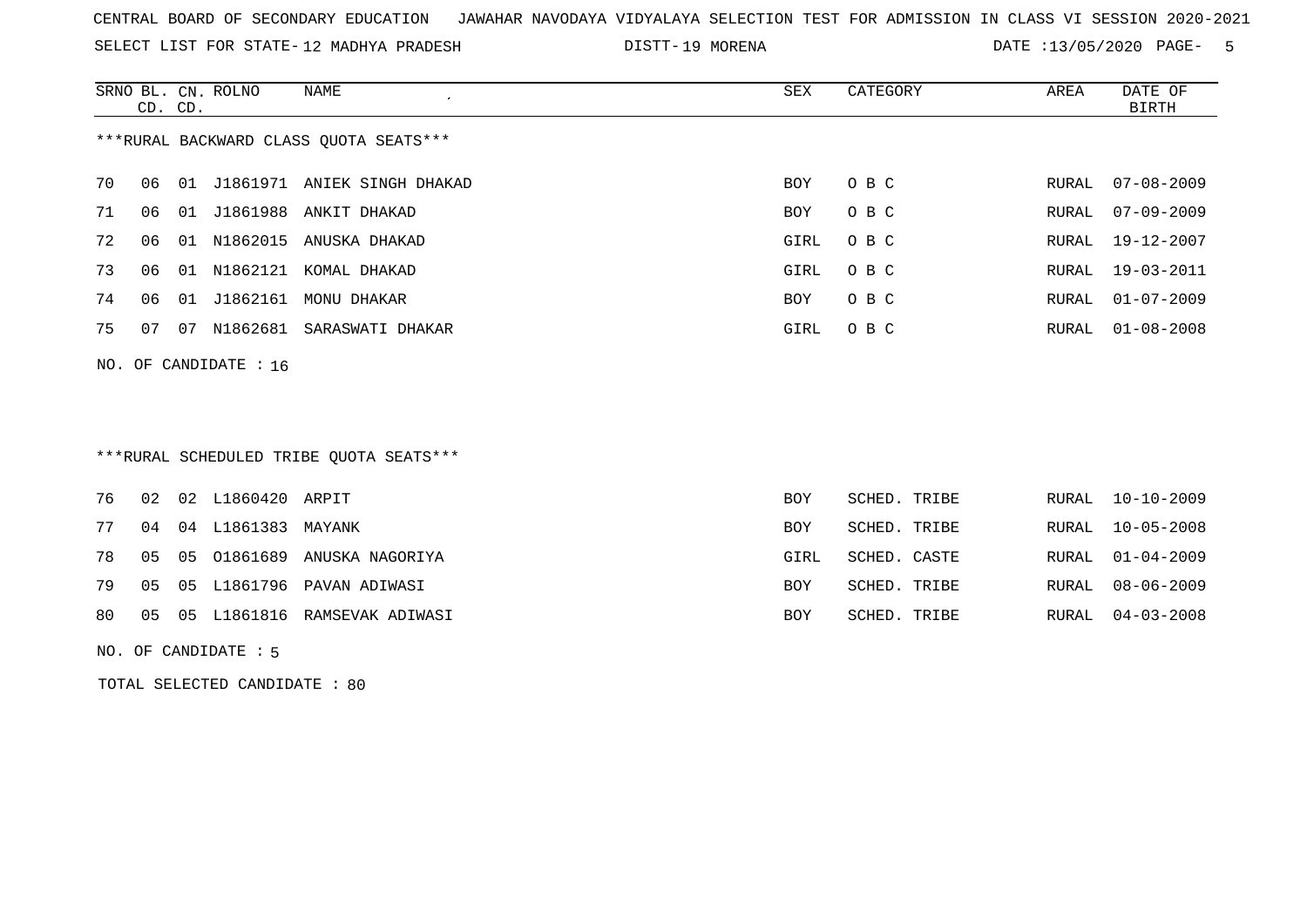CENTRAL BOARD OF SECONDARY EDUCATION JAWAHAR NAVODAYA VIDYALAYA SELECTION TEST FOR ADMISSION IN CLASS VI SESSION 2020-2021

SELECT LIST FOR STATE- 12 MADHYA PRADESH DISTT- 19 MORENA DATE :13/05/2020

***RURAL BACKWARD CLASS QUOTA SEATS***

| SRNO | BL. CD. | CN. CD. | ROLNO | NAME | SEX | CATEGORY | AREA | DATE OF BIRTH |
|---|---|---|---|---|---|---|---|---|
| 70 | 06 | 01 | J1861971 | ANIEK SINGH DHAKAD | BOY | O B C | RURAL | 07-08-2009 |
| 71 | 06 | 01 | J1861988 | ANKIT DHAKAD | BOY | O B C | RURAL | 07-09-2009 |
| 72 | 06 | 01 | N1862015 | ANUSKA DHAKAD | GIRL | O B C | RURAL | 19-12-2007 |
| 73 | 06 | 01 | N1862121 | KOMAL DHAKAD | GIRL | O B C | RURAL | 19-03-2011 |
| 74 | 06 | 01 | J1862161 | MONU DHAKAR | BOY | O B C | RURAL | 01-07-2009 |
| 75 | 07 | 07 | N1862681 | SARASWATI DHAKAR | GIRL | O B C | RURAL | 01-08-2008 |

NO. OF CANDIDATE : 16

***RURAL SCHEDULED TRIBE QUOTA SEATS***

| SRNO | BL. CD. | CN. CD. | ROLNO | NAME | SEX | CATEGORY | AREA | DATE OF BIRTH |
|---|---|---|---|---|---|---|---|---|
| 76 | 02 | 02 | L1860420 | ARPIT | BOY | SCHED. TRIBE | RURAL | 10-10-2009 |
| 77 | 04 | 04 | L1861383 | MAYANK | BOY | SCHED. TRIBE | RURAL | 10-05-2008 |
| 78 | 05 | 05 | O1861689 | ANUSKA NAGORIYA | GIRL | SCHED. CASTE | RURAL | 01-04-2009 |
| 79 | 05 | 05 | L1861796 | PAVAN ADIWASI | BOY | SCHED. TRIBE | RURAL | 08-06-2009 |
| 80 | 05 | 05 | L1861816 | RAMSEVAK ADIWASI | BOY | SCHED. TRIBE | RURAL | 04-03-2008 |

NO. OF CANDIDATE : 5

TOTAL SELECTED CANDIDATE : 80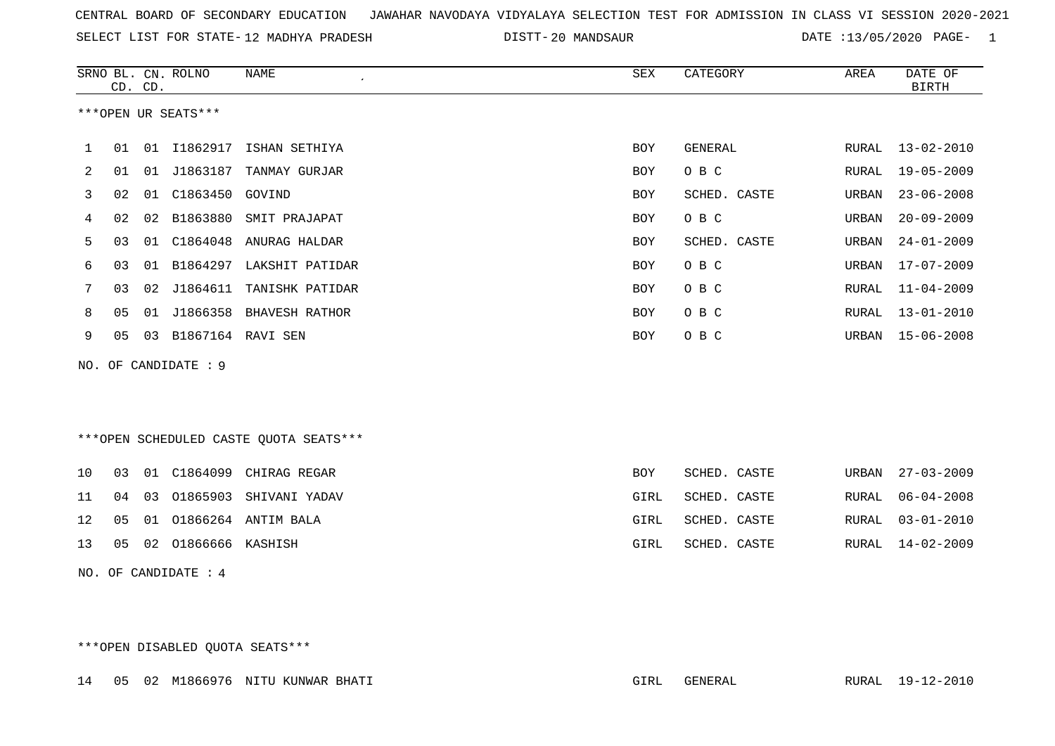CENTRAL BOARD OF SECONDARY EDUCATION JAWAHAR NAVODAYA VIDYALAYA SELECTION TEST FOR ADMISSION IN CLASS VI SESSION 2020-2021

SELECT LIST FOR STATE- 12 MADHYA PRADESH DISTT- 20 MANDSAUR DATE :13/05/2020

***OPEN UR SEATS***

| SRNO | BL. CD. | CN. CD. | ROLNO | NAME | SEX | CATEGORY | AREA | DATE OF BIRTH |
|---|---|---|---|---|---|---|---|---|
| 1 | 01 | 01 | I1862917 | ISHAN SETHIYA | BOY | GENERAL | RURAL | 13-02-2010 |
| 2 | 01 | 01 | J1863187 | TANMAY GURJAR | BOY | O B C | RURAL | 19-05-2009 |
| 3 | 02 | 01 | C1863450 | GOVIND | BOY | SCHED. CASTE | URBAN | 23-06-2008 |
| 4 | 02 | 02 | B1863880 | SMIT PRAJAPAT | BOY | O B C | URBAN | 20-09-2009 |
| 5 | 03 | 01 | C1864048 | ANURAG HALDAR | BOY | SCHED. CASTE | URBAN | 24-01-2009 |
| 6 | 03 | 01 | B1864297 | LAKSHIT PATIDAR | BOY | O B C | URBAN | 17-07-2009 |
| 7 | 03 | 02 | J1864611 | TANISHK PATIDAR | BOY | O B C | RURAL | 11-04-2009 |
| 8 | 05 | 01 | J1866358 | BHAVESH RATHOR | BOY | O B C | RURAL | 13-01-2010 |
| 9 | 05 | 03 | B1867164 | RAVI SEN | BOY | O B C | URBAN | 15-06-2008 |

NO. OF CANDIDATE : 9

***OPEN SCHEDULED CASTE QUOTA SEATS***

| SRNO | BL. CD. | CN. CD. | ROLNO | NAME | SEX | CATEGORY | AREA | DATE OF BIRTH |
|---|---|---|---|---|---|---|---|---|
| 10 | 03 | 01 | C1864099 | CHIRAG REGAR | BOY | SCHED. CASTE | URBAN | 27-03-2009 |
| 11 | 04 | 03 | O1865903 | SHIVANI YADAV | GIRL | SCHED. CASTE | RURAL | 06-04-2008 |
| 12 | 05 | 01 | O1866264 | ANTIM BALA | GIRL | SCHED. CASTE | RURAL | 03-01-2010 |
| 13 | 05 | 02 | O1866666 | KASHISH | GIRL | SCHED. CASTE | RURAL | 14-02-2009 |

NO. OF CANDIDATE : 4

***OPEN DISABLED QUOTA SEATS***

| SRNO | BL. CD. | CN. CD. | ROLNO | NAME | SEX | CATEGORY | AREA | DATE OF BIRTH |
|---|---|---|---|---|---|---|---|---|
| 14 | 05 | 02 | M1866976 | NITU KUNWAR BHATI | GIRL | GENERAL | RURAL | 19-12-2010 |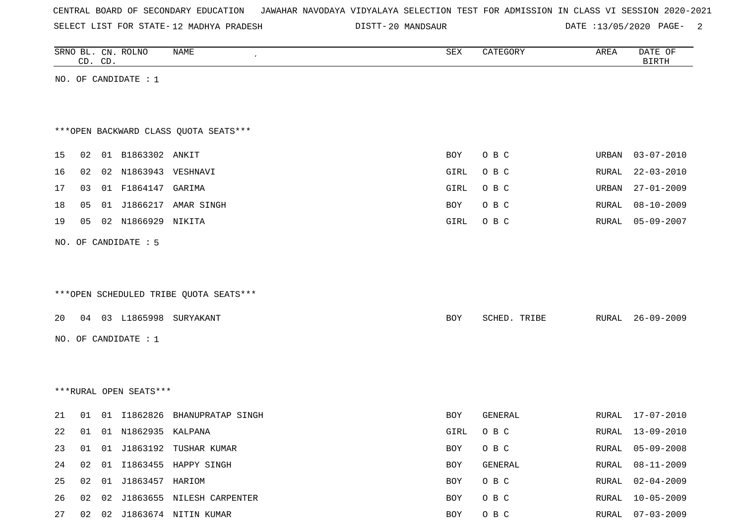CENTRAL BOARD OF SECONDARY EDUCATION JAWAHAR NAVODAYA VIDYALAYA SELECTION TEST FOR ADMISSION IN CLASS VI SESSION 2020-2021

SELECT LIST FOR STATE- 12 MADHYA PRADESH DISTT- 20 MANDSAUR DATE :13/05/2020

NO. OF CANDIDATE : 1

***OPEN BACKWARD CLASS QUOTA SEATS***

| SRNO | BL. CD. | CN. CD. | ROLNO | NAME | SEX | CATEGORY | AREA | DATE OF BIRTH |
|---|---|---|---|---|---|---|---|---|
| 15 | 02 | 01 | B1863302 | ANKIT | BOY | O B C | URBAN | 03-07-2010 |
| 16 | 02 | 02 | N1863943 | VESHNAVI | GIRL | O B C | RURAL | 22-03-2010 |
| 17 | 03 | 01 | F1864147 | GARIMA | GIRL | O B C | URBAN | 27-01-2009 |
| 18 | 05 | 01 | J1866217 | AMAR SINGH | BOY | O B C | RURAL | 08-10-2009 |
| 19 | 05 | 02 | N1866929 | NIKITA | GIRL | O B C | RURAL | 05-09-2007 |

NO. OF CANDIDATE : 5

***OPEN SCHEDULED TRIBE QUOTA SEATS***

| SRNO | BL. CD. | CN. CD. | ROLNO | NAME | SEX | CATEGORY | AREA | DATE OF BIRTH |
|---|---|---|---|---|---|---|---|---|
| 20 | 04 | 03 | L1865998 | SURYAKANT | BOY | SCHED. TRIBE | RURAL | 26-09-2009 |

NO. OF CANDIDATE : 1

***RURAL OPEN SEATS***

| SRNO | BL. CD. | CN. CD. | ROLNO | NAME | SEX | CATEGORY | AREA | DATE OF BIRTH |
|---|---|---|---|---|---|---|---|---|
| 21 | 01 | 01 | I1862826 | BHANUPRATAP SINGH | BOY | GENERAL | RURAL | 17-07-2010 |
| 22 | 01 | 01 | N1862935 | KALPANA | GIRL | O B C | RURAL | 13-09-2010 |
| 23 | 01 | 01 | J1863192 | TUSHAR KUMAR | BOY | O B C | RURAL | 05-09-2008 |
| 24 | 02 | 01 | I1863455 | HAPPY SINGH | BOY | GENERAL | RURAL | 08-11-2009 |
| 25 | 02 | 01 | J1863457 | HARIOM | BOY | O B C | RURAL | 02-04-2009 |
| 26 | 02 | 02 | J1863655 | NILESH CARPENTER | BOY | O B C | RURAL | 10-05-2009 |
| 27 | 02 | 02 | J1863674 | NITIN KUMAR | BOY | O B C | RURAL | 07-03-2009 |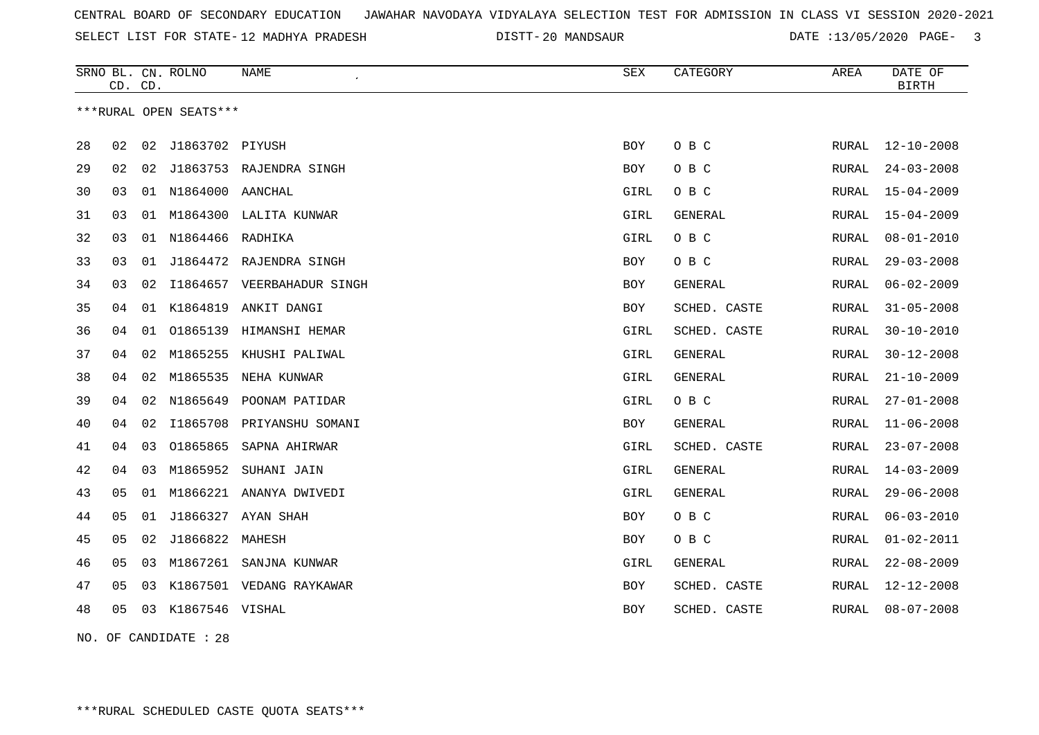CENTRAL BOARD OF SECONDARY EDUCATION JAWAHAR NAVODAYA VIDYALAYA SELECTION TEST FOR ADMISSION IN CLASS VI SESSION 2020-2021

SELECT LIST FOR STATE- 12 MADHYA PRADESH DISTT- 20 MANDSAUR DATE :13/05/2020 PAGE- 3

| SRNO | BL. CD. | CN. CD. | ROLNO | NAME | SEX | CATEGORY | AREA | DATE OF BIRTH |
|---|---|---|---|---|---|---|---|---|

***RURAL OPEN SEATS***

| SRNO | BL. CD. | CN. CD. | ROLNO | NAME | SEX | CATEGORY | AREA | DATE OF BIRTH |
|---|---|---|---|---|---|---|---|---|
| 28 | 02 | 02 | J1863702 | PIYUSH | BOY | O B C | RURAL | 12-10-2008 |
| 29 | 02 | 02 | J1863753 | RAJENDRA SINGH | BOY | O B C | RURAL | 24-03-2008 |
| 30 | 03 | 01 | N1864000 | AANCHAL | GIRL | O B C | RURAL | 15-04-2009 |
| 31 | 03 | 01 | M1864300 | LALITA KUNWAR | GIRL | GENERAL | RURAL | 15-04-2009 |
| 32 | 03 | 01 | N1864466 | RADHIKA | GIRL | O B C | RURAL | 08-01-2010 |
| 33 | 03 | 01 | J1864472 | RAJENDRA SINGH | BOY | O B C | RURAL | 29-03-2008 |
| 34 | 03 | 02 | I1864657 | VEERBAHADUR SINGH | BOY | GENERAL | RURAL | 06-02-2009 |
| 35 | 04 | 01 | K1864819 | ANKIT DANGI | BOY | SCHED. CASTE | RURAL | 31-05-2008 |
| 36 | 04 | 01 | O1865139 | HIMANSHI HEMAR | GIRL | SCHED. CASTE | RURAL | 30-10-2010 |
| 37 | 04 | 02 | M1865255 | KHUSHI PALIWAL | GIRL | GENERAL | RURAL | 30-12-2008 |
| 38 | 04 | 02 | M1865535 | NEHA KUNWAR | GIRL | GENERAL | RURAL | 21-10-2009 |
| 39 | 04 | 02 | N1865649 | POONAM PATIDAR | GIRL | O B C | RURAL | 27-01-2008 |
| 40 | 04 | 02 | I1865708 | PRIYANSHU SOMANI | BOY | GENERAL | RURAL | 11-06-2008 |
| 41 | 04 | 03 | O1865865 | SAPNA AHIRWAR | GIRL | SCHED. CASTE | RURAL | 23-07-2008 |
| 42 | 04 | 03 | M1865952 | SUHANI JAIN | GIRL | GENERAL | RURAL | 14-03-2009 |
| 43 | 05 | 01 | M1866221 | ANANYA DWIVEDI | GIRL | GENERAL | RURAL | 29-06-2008 |
| 44 | 05 | 01 | J1866327 | AYAN SHAH | BOY | O B C | RURAL | 06-03-2010 |
| 45 | 05 | 02 | J1866822 | MAHESH | BOY | O B C | RURAL | 01-02-2011 |
| 46 | 05 | 03 | M1867261 | SANJNA KUNWAR | GIRL | GENERAL | RURAL | 22-08-2009 |
| 47 | 05 | 03 | K1867501 | VEDANG RAYKAWAR | BOY | SCHED. CASTE | RURAL | 12-12-2008 |
| 48 | 05 | 03 | K1867546 | VISHAL | BOY | SCHED. CASTE | RURAL | 08-07-2008 |

NO. OF CANDIDATE : 28

***RURAL SCHEDULED CASTE QUOTA SEATS***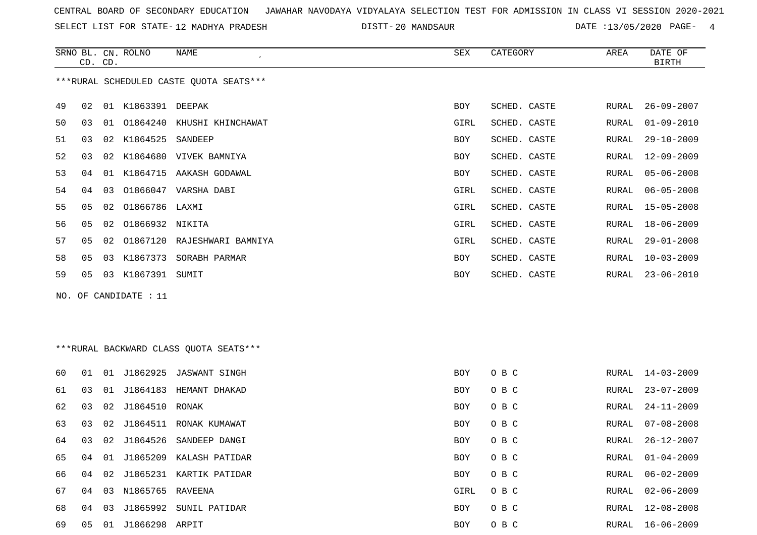CENTRAL BOARD OF SECONDARY EDUCATION JAWAHAR NAVODAYA VIDYALAYA SELECTION TEST FOR ADMISSION IN CLASS VI SESSION 2020-2021

SELECT LIST FOR STATE- 12 MADHYA PRADESH DISTT- 20 MANDSAUR DATE :13/05/2020

***RURAL SCHEDULED CASTE QUOTA SEATS***

| SRNO | BL. CD. | CN. CD. | ROLNO | NAME | SEX | CATEGORY | AREA | DATE OF BIRTH |
|---|---|---|---|---|---|---|---|---|
| 49 | 02 | 01 | K1863391 | DEEPAK | BOY | SCHED. CASTE | RURAL | 26-09-2007 |
| 50 | 03 | 01 | O1864240 | KHUSHI KHINCHAWAT | GIRL | SCHED. CASTE | RURAL | 01-09-2010 |
| 51 | 03 | 02 | K1864525 | SANDEEP | BOY | SCHED. CASTE | RURAL | 29-10-2009 |
| 52 | 03 | 02 | K1864680 | VIVEK BAMNIYA | BOY | SCHED. CASTE | RURAL | 12-09-2009 |
| 53 | 04 | 01 | K1864715 | AAKASH GODAWAL | BOY | SCHED. CASTE | RURAL | 05-06-2008 |
| 54 | 04 | 03 | O1866047 | VARSHA DABI | GIRL | SCHED. CASTE | RURAL | 06-05-2008 |
| 55 | 05 | 02 | O1866786 | LAXMI | GIRL | SCHED. CASTE | RURAL | 15-05-2008 |
| 56 | 05 | 02 | O1866932 | NIKITA | GIRL | SCHED. CASTE | RURAL | 18-06-2009 |
| 57 | 05 | 02 | O1867120 | RAJESHWARI BAMNIYA | GIRL | SCHED. CASTE | RURAL | 29-01-2008 |
| 58 | 05 | 03 | K1867373 | SORABH PARMAR | BOY | SCHED. CASTE | RURAL | 10-03-2009 |
| 59 | 05 | 03 | K1867391 | SUMIT | BOY | SCHED. CASTE | RURAL | 23-06-2010 |

NO. OF CANDIDATE : 11

***RURAL BACKWARD CLASS QUOTA SEATS***

| SRNO | BL. CD. | CN. CD. | ROLNO | NAME | SEX | CATEGORY | AREA | DATE OF BIRTH |
|---|---|---|---|---|---|---|---|---|
| 60 | 01 | 01 | J1862925 | JASWANT SINGH | BOY | O B C | RURAL | 14-03-2009 |
| 61 | 03 | 01 | J1864183 | HEMANT DHAKAD | BOY | O B C | RURAL | 23-07-2009 |
| 62 | 03 | 02 | J1864510 | RONAK | BOY | O B C | RURAL | 24-11-2009 |
| 63 | 03 | 02 | J1864511 | RONAK KUMAWAT | BOY | O B C | RURAL | 07-08-2008 |
| 64 | 03 | 02 | J1864526 | SANDEEP DANGI | BOY | O B C | RURAL | 26-12-2007 |
| 65 | 04 | 01 | J1865209 | KALASH PATIDAR | BOY | O B C | RURAL | 01-04-2009 |
| 66 | 04 | 02 | J1865231 | KARTIK PATIDAR | BOY | O B C | RURAL | 06-02-2009 |
| 67 | 04 | 03 | N1865765 | RAVEENA | GIRL | O B C | RURAL | 02-06-2009 |
| 68 | 04 | 03 | J1865992 | SUNIL PATIDAR | BOY | O B C | RURAL | 12-08-2008 |
| 69 | 05 | 01 | J1866298 | ARPIT | BOY | O B C | RURAL | 16-06-2009 |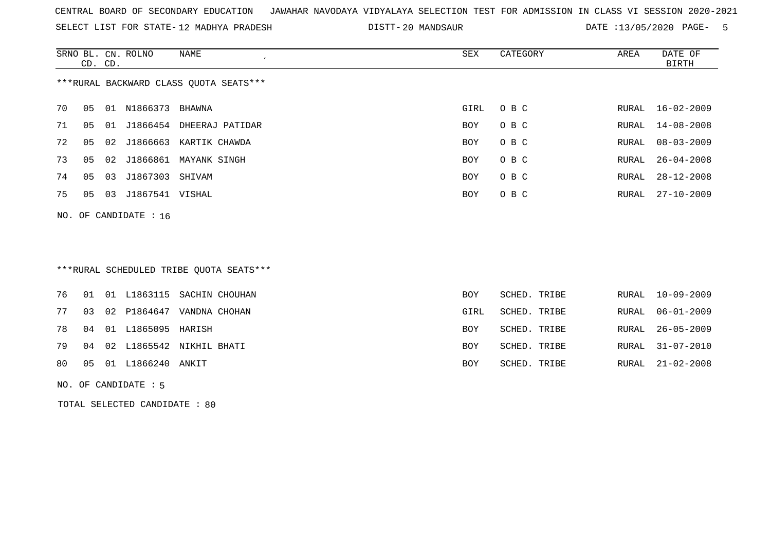CENTRAL BOARD OF SECONDARY EDUCATION JAWAHAR NAVODAYA VIDYALAYA SELECTION TEST FOR ADMISSION IN CLASS VI SESSION 2020-2021

SELECT LIST FOR STATE- 12 MADHYA PRADESH DISTT- 20 MANDSAUR DATE :13/05/2020 PAGE- 5

***RURAL BACKWARD CLASS QUOTA SEATS***

| SRNO | BL. CD. | CN. CD. | ROLNO | NAME | SEX | CATEGORY | AREA | DATE OF BIRTH |
|---|---|---|---|---|---|---|---|---|
| 70 | 05 | 01 | N1866373 | BHAWNA | GIRL | O B C | RURAL | 16-02-2009 |
| 71 | 05 | 01 | J1866454 | DHEERAJ PATIDAR | BOY | O B C | RURAL | 14-08-2008 |
| 72 | 05 | 02 | J1866663 | KARTIK CHAWDA | BOY | O B C | RURAL | 08-03-2009 |
| 73 | 05 | 02 | J1866861 | MAYANK SINGH | BOY | O B C | RURAL | 26-04-2008 |
| 74 | 05 | 03 | J1867303 | SHIVAM | BOY | O B C | RURAL | 28-12-2008 |
| 75 | 05 | 03 | J1867541 | VISHAL | BOY | O B C | RURAL | 27-10-2009 |

NO. OF CANDIDATE : 16

***RURAL SCHEDULED TRIBE QUOTA SEATS***

| SRNO | BL. CD. | CN. CD. | ROLNO | NAME | SEX | CATEGORY | AREA | DATE OF BIRTH |
|---|---|---|---|---|---|---|---|---|
| 76 | 01 | 01 | L1863115 | SACHIN CHOUHAN | BOY | SCHED. TRIBE | RURAL | 10-09-2009 |
| 77 | 03 | 02 | P1864647 | VANDNA CHOHAN | GIRL | SCHED. TRIBE | RURAL | 06-01-2009 |
| 78 | 04 | 01 | L1865095 | HARISH | BOY | SCHED. TRIBE | RURAL | 26-05-2009 |
| 79 | 04 | 02 | L1865542 | NIKHIL BHATI | BOY | SCHED. TRIBE | RURAL | 31-07-2010 |
| 80 | 05 | 01 | L1866240 | ANKIT | BOY | SCHED. TRIBE | RURAL | 21-02-2008 |

NO. OF CANDIDATE : 5

TOTAL SELECTED CANDIDATE : 80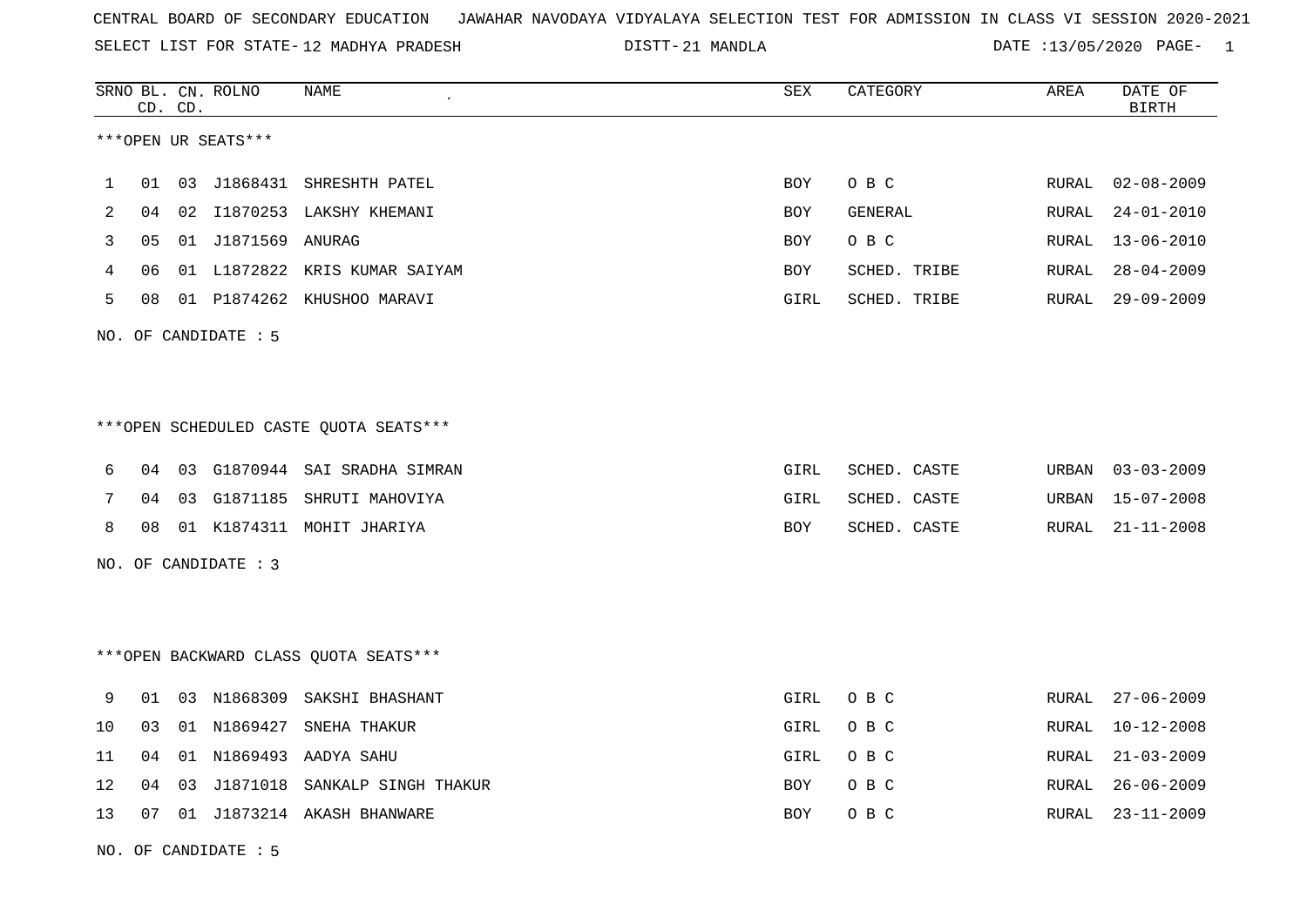CENTRAL BOARD OF SECONDARY EDUCATION JAWAHAR NAVODAYA VIDYALAYA SELECTION TEST FOR ADMISSION IN CLASS VI SESSION 2020-2021

SELECT LIST FOR STATE- 12 MADHYA PRADESH DISTT- 21 MANDLA DATE :13/05/2020

***OPEN UR SEATS***

| SRNO | BL. CD. | CN. CD. | ROLNO | NAME | SEX | CATEGORY | AREA | DATE OF BIRTH |
|---|---|---|---|---|---|---|---|---|
| 1 | 01 | 03 | J1868431 | SHRESHTH PATEL | BOY | O B C | RURAL | 02-08-2009 |
| 2 | 04 | 02 | I1870253 | LAKSHY KHEMANI | BOY | GENERAL | RURAL | 24-01-2010 |
| 3 | 05 | 01 | J1871569 | ANURAG | BOY | O B C | RURAL | 13-06-2010 |
| 4 | 06 | 01 | L1872822 | KRIS KUMAR SAIYAM | BOY | SCHED. TRIBE | RURAL | 28-04-2009 |
| 5 | 08 | 01 | P1874262 | KHUSHOO MARAVI | GIRL | SCHED. TRIBE | RURAL | 29-09-2009 |

NO. OF CANDIDATE : 5

***OPEN SCHEDULED CASTE QUOTA SEATS***

| SRNO | BL. CD. | CN. CD. | ROLNO | NAME | SEX | CATEGORY | AREA | DATE OF BIRTH |
|---|---|---|---|---|---|---|---|---|
| 6 | 04 | 03 | G1870944 | SAI SRADHA SIMRAN | GIRL | SCHED. CASTE | URBAN | 03-03-2009 |
| 7 | 04 | 03 | G1871185 | SHRUTI MAHOVIYA | GIRL | SCHED. CASTE | URBAN | 15-07-2008 |
| 8 | 08 | 01 | K1874311 | MOHIT JHARIYA | BOY | SCHED. CASTE | RURAL | 21-11-2008 |

NO. OF CANDIDATE : 3

***OPEN BACKWARD CLASS QUOTA SEATS***

| SRNO | BL. CD. | CN. CD. | ROLNO | NAME | SEX | CATEGORY | AREA | DATE OF BIRTH |
|---|---|---|---|---|---|---|---|---|
| 9 | 01 | 03 | N1868309 | SAKSHI BHASHANT | GIRL | O B C | RURAL | 27-06-2009 |
| 10 | 03 | 01 | N1869427 | SNEHA THAKUR | GIRL | O B C | RURAL | 10-12-2008 |
| 11 | 04 | 01 | N1869493 | AADYA SAHU | GIRL | O B C | RURAL | 21-03-2009 |
| 12 | 04 | 03 | J1871018 | SANKALP SINGH THAKUR | BOY | O B C | RURAL | 26-06-2009 |
| 13 | 07 | 01 | J1873214 | AKASH BHANWARE | BOY | O B C | RURAL | 23-11-2009 |

NO. OF CANDIDATE : 5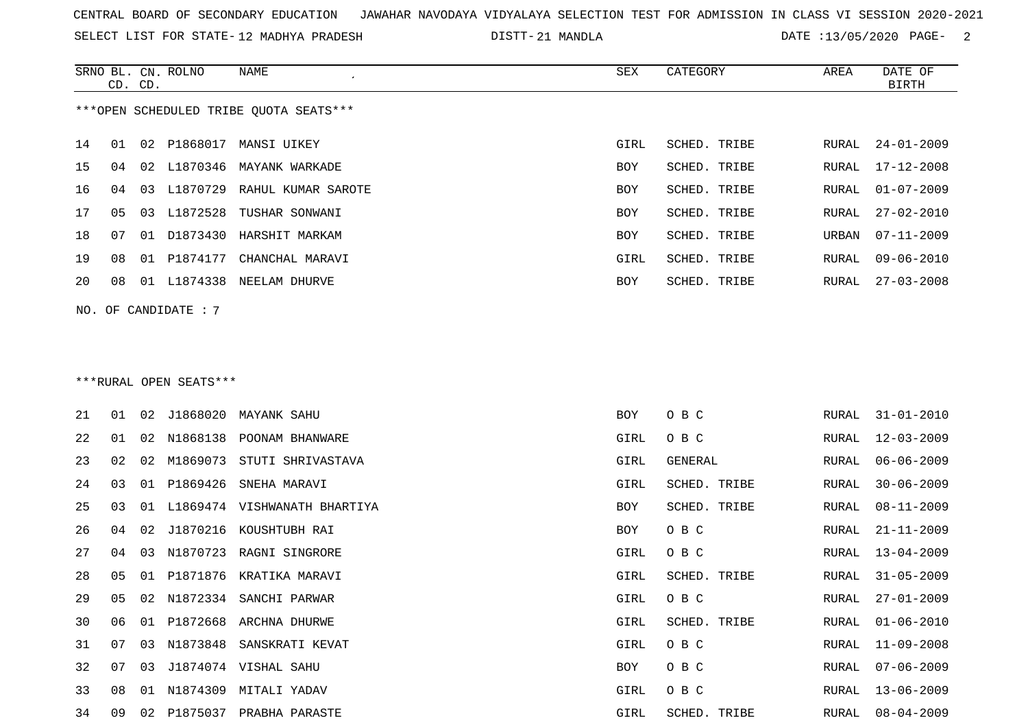CENTRAL BOARD OF SECONDARY EDUCATION JAWAHAR NAVODAYA VIDYALAYA SELECTION TEST FOR ADMISSION IN CLASS VI SESSION 2020-2021

SELECT LIST FOR STATE- 12 MADHYA PRADESH DISTT- 21 MANDLA DATE :13/05/2020

***OPEN SCHEDULED TRIBE QUOTA SEATS***

| SRNO | BL. CD. | CN. CD. | ROLNO | NAME | SEX | CATEGORY | AREA | DATE OF BIRTH |
|---|---|---|---|---|---|---|---|---|
| 14 | 01 | 02 | P1868017 | MANSI UIKEY | GIRL | SCHED. TRIBE | RURAL | 24-01-2009 |
| 15 | 04 | 02 | L1870346 | MAYANK WARKADE | BOY | SCHED. TRIBE | RURAL | 17-12-2008 |
| 16 | 04 | 03 | L1870729 | RAHUL KUMAR SAROTE | BOY | SCHED. TRIBE | RURAL | 01-07-2009 |
| 17 | 05 | 03 | L1872528 | TUSHAR SONWANI | BOY | SCHED. TRIBE | RURAL | 27-02-2010 |
| 18 | 07 | 01 | D1873430 | HARSHIT MARKAM | BOY | SCHED. TRIBE | URBAN | 07-11-2009 |
| 19 | 08 | 01 | P1874177 | CHANCHAL MARAVI | GIRL | SCHED. TRIBE | RURAL | 09-06-2010 |
| 20 | 08 | 01 | L1874338 | NEELAM DHURVE | BOY | SCHED. TRIBE | RURAL | 27-03-2008 |

NO. OF CANDIDATE : 7

***RURAL OPEN SEATS***

| SRNO | BL. CD. | CN. CD. | ROLNO | NAME | SEX | CATEGORY | AREA | DATE OF BIRTH |
|---|---|---|---|---|---|---|---|---|
| 21 | 01 | 02 | J1868020 | MAYANK SAHU | BOY | O B C | RURAL | 31-01-2010 |
| 22 | 01 | 02 | N1868138 | POONAM BHANWARE | GIRL | O B C | RURAL | 12-03-2009 |
| 23 | 02 | 02 | M1869073 | STUTI SHRIVASTAVA | GIRL | GENERAL | RURAL | 06-06-2009 |
| 24 | 03 | 01 | P1869426 | SNEHA MARAVI | GIRL | SCHED. TRIBE | RURAL | 30-06-2009 |
| 25 | 03 | 01 | L1869474 | VISHWANATH BHARTIYA | BOY | SCHED. TRIBE | RURAL | 08-11-2009 |
| 26 | 04 | 02 | J1870216 | KOUSHTUBH RAI | BOY | O B C | RURAL | 21-11-2009 |
| 27 | 04 | 03 | N1870723 | RAGNI SINGRORE | GIRL | O B C | RURAL | 13-04-2009 |
| 28 | 05 | 01 | P1871876 | KRATIKA MARAVI | GIRL | SCHED. TRIBE | RURAL | 31-05-2009 |
| 29 | 05 | 02 | N1872334 | SANCHI PARWAR | GIRL | O B C | RURAL | 27-01-2009 |
| 30 | 06 | 01 | P1872668 | ARCHNA DHURWE | GIRL | SCHED. TRIBE | RURAL | 01-06-2010 |
| 31 | 07 | 03 | N1873848 | SANSKRATI KEVAT | GIRL | O B C | RURAL | 11-09-2008 |
| 32 | 07 | 03 | J1874074 | VISHAL SAHU | BOY | O B C | RURAL | 07-06-2009 |
| 33 | 08 | 01 | N1874309 | MITALI YADAV | GIRL | O B C | RURAL | 13-06-2009 |
| 34 | 09 | 02 | P1875037 | PRABHA PARASTE | GIRL | SCHED. TRIBE | RURAL | 08-04-2009 |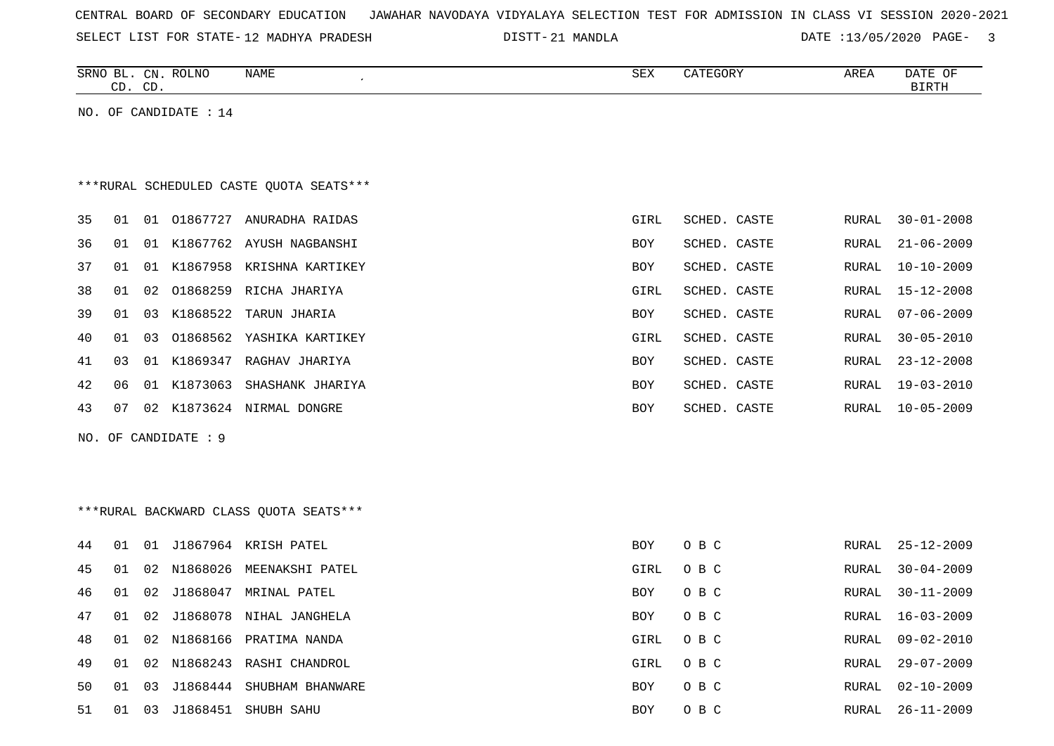CENTRAL BOARD OF SECONDARY EDUCATION JAWAHAR NAVODAYA VIDYALAYA SELECTION TEST FOR ADMISSION IN CLASS VI SESSION 2020-2021

SELECT LIST FOR STATE- 12 MADHYA PRADESH DISTT- 21 MANDLA DATE :13/05/2020

| SRNO | BL. CD. | CN. CD. | ROLNO | NAME | SEX | CATEGORY | AREA | DATE OF BIRTH |
|---|---|---|---|---|---|---|---|---|

NO. OF CANDIDATE : 14

***RURAL SCHEDULED CASTE QUOTA SEATS***

| SRNO | BL. CD. | CN. CD. | ROLNO | NAME | SEX | CATEGORY | AREA | DATE OF BIRTH |
|---|---|---|---|---|---|---|---|---|
| 35 | 01 | 01 | O1867727 | ANURADHA RAIDAS | GIRL | SCHED. CASTE | RURAL | 30-01-2008 |
| 36 | 01 | 01 | K1867762 | AYUSH NAGBANSHI | BOY | SCHED. CASTE | RURAL | 21-06-2009 |
| 37 | 01 | 01 | K1867958 | KRISHNA KARTIKEY | BOY | SCHED. CASTE | RURAL | 10-10-2009 |
| 38 | 01 | 02 | O1868259 | RICHA JHARIYA | GIRL | SCHED. CASTE | RURAL | 15-12-2008 |
| 39 | 01 | 03 | K1868522 | TARUN JHARIA | BOY | SCHED. CASTE | RURAL | 07-06-2009 |
| 40 | 01 | 03 | O1868562 | YASHIKA KARTIKEY | GIRL | SCHED. CASTE | RURAL | 30-05-2010 |
| 41 | 03 | 01 | K1869347 | RAGHAV JHARIYA | BOY | SCHED. CASTE | RURAL | 23-12-2008 |
| 42 | 06 | 01 | K1873063 | SHASHANK JHARIYA | BOY | SCHED. CASTE | RURAL | 19-03-2010 |
| 43 | 07 | 02 | K1873624 | NIRMAL DONGRE | BOY | SCHED. CASTE | RURAL | 10-05-2009 |

NO. OF CANDIDATE : 9

***RURAL BACKWARD CLASS QUOTA SEATS***

| SRNO | BL. CD. | CN. CD. | ROLNO | NAME | SEX | CATEGORY | AREA | DATE OF BIRTH |
|---|---|---|---|---|---|---|---|---|
| 44 | 01 | 01 | J1867964 | KRISH PATEL | BOY | O B C | RURAL | 25-12-2009 |
| 45 | 01 | 02 | N1868026 | MEENAKSHI PATEL | GIRL | O B C | RURAL | 30-04-2009 |
| 46 | 01 | 02 | J1868047 | MRINAL PATEL | BOY | O B C | RURAL | 30-11-2009 |
| 47 | 01 | 02 | J1868078 | NIHAL JANGHELA | BOY | O B C | RURAL | 16-03-2009 |
| 48 | 01 | 02 | N1868166 | PRATIMA NANDA | GIRL | O B C | RURAL | 09-02-2010 |
| 49 | 01 | 02 | N1868243 | RASHI CHANDROL | GIRL | O B C | RURAL | 29-07-2009 |
| 50 | 01 | 03 | J1868444 | SHUBHAM BHANWARE | BOY | O B C | RURAL | 02-10-2009 |
| 51 | 01 | 03 | J1868451 | SHUBH SAHU | BOY | O B C | RURAL | 26-11-2009 |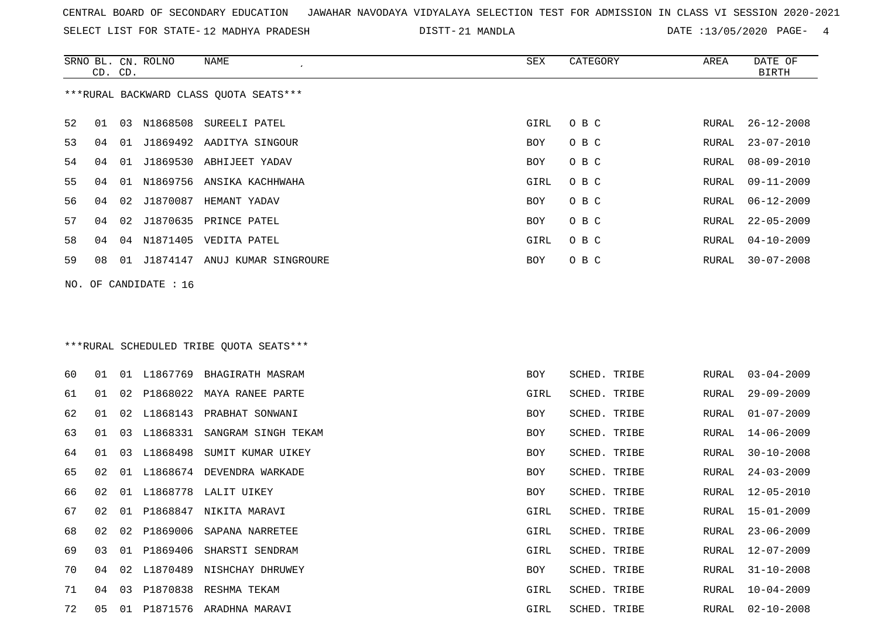CENTRAL BOARD OF SECONDARY EDUCATION JAWAHAR NAVODAYA VIDYALAYA SELECTION TEST FOR ADMISSION IN CLASS VI SESSION 2020-2021

SELECT LIST FOR STATE- 12 MADHYA PRADESH DISTT- 21 MANDLA DATE :13/05/2020

***RURAL BACKWARD CLASS QUOTA SEATS***

| SRNO | BL. CD. | CN. CD. | ROLNO | NAME | SEX | CATEGORY | AREA | DATE OF BIRTH |
|---|---|---|---|---|---|---|---|---|
| 52 | 01 | 03 | N1868508 | SUREELI PATEL | GIRL | O B C | RURAL | 26-12-2008 |
| 53 | 04 | 01 | J1869492 | AADITYA SINGOUR | BOY | O B C | RURAL | 23-07-2010 |
| 54 | 04 | 01 | J1869530 | ABHIJEET YADAV | BOY | O B C | RURAL | 08-09-2010 |
| 55 | 04 | 01 | N1869756 | ANSIKA KACHHWAHA | GIRL | O B C | RURAL | 09-11-2009 |
| 56 | 04 | 02 | J1870087 | HEMANT YADAV | BOY | O B C | RURAL | 06-12-2009 |
| 57 | 04 | 02 | J1870635 | PRINCE PATEL | BOY | O B C | RURAL | 22-05-2009 |
| 58 | 04 | 04 | N1871405 | VEDITA PATEL | GIRL | O B C | RURAL | 04-10-2009 |
| 59 | 08 | 01 | J1874147 | ANUJ KUMAR SINGROURE | BOY | O B C | RURAL | 30-07-2008 |

NO. OF CANDIDATE : 16

***RURAL SCHEDULED TRIBE QUOTA SEATS***

| SRNO | BL. CD. | CN. CD. | ROLNO | NAME | SEX | CATEGORY | AREA | DATE OF BIRTH |
|---|---|---|---|---|---|---|---|---|
| 60 | 01 | 01 | L1867769 | BHAGIRATH MASRAM | BOY | SCHED. TRIBE | RURAL | 03-04-2009 |
| 61 | 01 | 02 | P1868022 | MAYA RANEE PARTE | GIRL | SCHED. TRIBE | RURAL | 29-09-2009 |
| 62 | 01 | 02 | L1868143 | PRABHAT SONWANI | BOY | SCHED. TRIBE | RURAL | 01-07-2009 |
| 63 | 01 | 03 | L1868331 | SANGRAM SINGH TEKAM | BOY | SCHED. TRIBE | RURAL | 14-06-2009 |
| 64 | 01 | 03 | L1868498 | SUMIT KUMAR UIKEY | BOY | SCHED. TRIBE | RURAL | 30-10-2008 |
| 65 | 02 | 01 | L1868674 | DEVENDRA WARKADE | BOY | SCHED. TRIBE | RURAL | 24-03-2009 |
| 66 | 02 | 01 | L1868778 | LALIT UIKEY | BOY | SCHED. TRIBE | RURAL | 12-05-2010 |
| 67 | 02 | 01 | P1868847 | NIKITA MARAVI | GIRL | SCHED. TRIBE | RURAL | 15-01-2009 |
| 68 | 02 | 02 | P1869006 | SAPANA NARRETEE | GIRL | SCHED. TRIBE | RURAL | 23-06-2009 |
| 69 | 03 | 01 | P1869406 | SHARSTI SENDRAM | GIRL | SCHED. TRIBE | RURAL | 12-07-2009 |
| 70 | 04 | 02 | L1870489 | NISHCHAY DHRUWEY | BOY | SCHED. TRIBE | RURAL | 31-10-2008 |
| 71 | 04 | 03 | P1870838 | RESHMA TEKAM | GIRL | SCHED. TRIBE | RURAL | 10-04-2009 |
| 72 | 05 | 01 | P1871576 | ARADHNA MARAVI | GIRL | SCHED. TRIBE | RURAL | 02-10-2008 |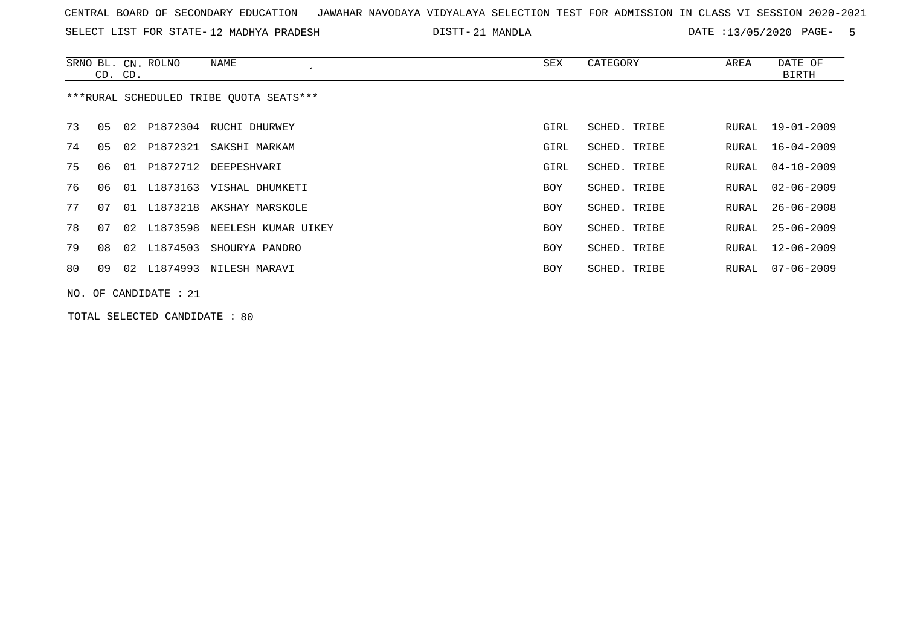CENTRAL BOARD OF SECONDARY EDUCATION   JAWAHAR NAVODAYA VIDYALAYA SELECTION TEST FOR ADMISSION IN CLASS VI SESSION 2020-2021

SELECT LIST FOR STATE- 12 MADHYA PRADESH   DISTT- 21 MANDLA   DATE :13/05/2020

| SRNO | BL. CD. | CN. CD. | ROLNO | NAME | SEX | CATEGORY | AREA | DATE OF BIRTH |
|---|---|---|---|---|---|---|---|---|

***RURAL SCHEDULED TRIBE QUOTA SEATS***

| SRNO | BL. CD. | CN. CD. | ROLNO | NAME | SEX | CATEGORY | AREA | DATE OF BIRTH |
|---|---|---|---|---|---|---|---|---|
| 73 | 05 | 02 | P1872304 | RUCHI DHURWEY | GIRL | SCHED. TRIBE | RURAL | 19-01-2009 |
| 74 | 05 | 02 | P1872321 | SAKSHI MARKAM | GIRL | SCHED. TRIBE | RURAL | 16-04-2009 |
| 75 | 06 | 01 | P1872712 | DEEPESHVARI | GIRL | SCHED. TRIBE | RURAL | 04-10-2009 |
| 76 | 06 | 01 | L1873163 | VISHAL DHUMKETI | BOY | SCHED. TRIBE | RURAL | 02-06-2009 |
| 77 | 07 | 01 | L1873218 | AKSHAY MARSKOLE | BOY | SCHED. TRIBE | RURAL | 26-06-2008 |
| 78 | 07 | 02 | L1873598 | NEELESH KUMAR UIKEY | BOY | SCHED. TRIBE | RURAL | 25-06-2009 |
| 79 | 08 | 02 | L1874503 | SHOURYA PANDRO | BOY | SCHED. TRIBE | RURAL | 12-06-2009 |
| 80 | 09 | 02 | L1874993 | NILESH MARAVI | BOY | SCHED. TRIBE | RURAL | 07-06-2009 |

NO. OF CANDIDATE : 21

TOTAL SELECTED CANDIDATE : 80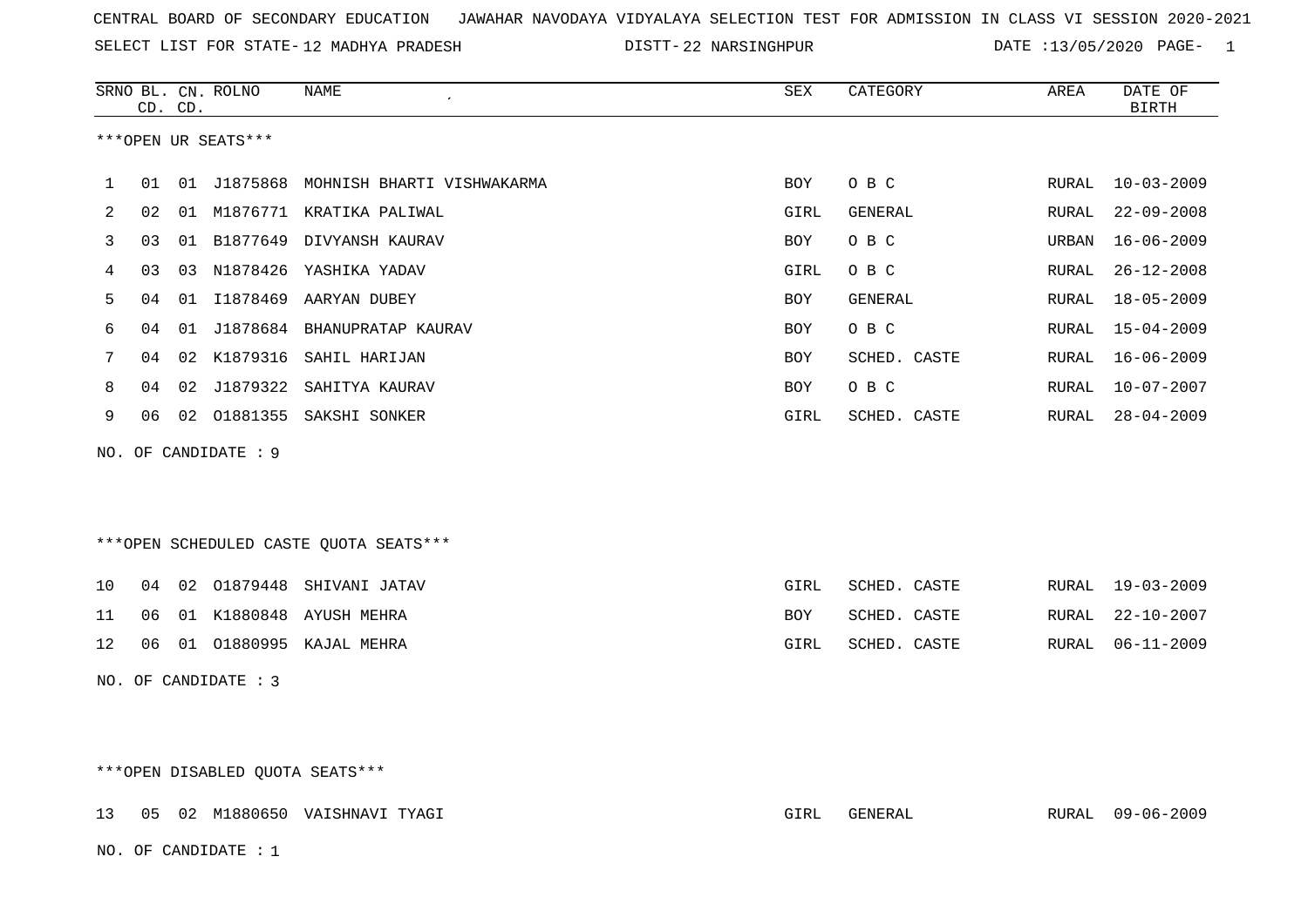CENTRAL BOARD OF SECONDARY EDUCATION JAWAHAR NAVODAYA VIDYALAYA SELECTION TEST FOR ADMISSION IN CLASS VI SESSION 2020-2021

SELECT LIST FOR STATE- 12 MADHYA PRADESH DISTT- 22 NARSINGHPUR DATE :13/05/2020

***OPEN UR SEATS***

| SRNO | BL. CD. | CN. CD. | ROLNO | NAME | SEX | CATEGORY | AREA | DATE OF BIRTH |
|---|---|---|---|---|---|---|---|---|
| 1 | 01 | 01 | J1875868 | MOHNISH BHARTI VISHWAKARMA | BOY | O B C | RURAL | 10-03-2009 |
| 2 | 02 | 01 | M1876771 | KRATIKA PALIWAL | GIRL | GENERAL | RURAL | 22-09-2008 |
| 3 | 03 | 01 | B1877649 | DIVYANSH KAURAV | BOY | O B C | URBAN | 16-06-2009 |
| 4 | 03 | 03 | N1878426 | YASHIKA YADAV | GIRL | O B C | RURAL | 26-12-2008 |
| 5 | 04 | 01 | I1878469 | AARYAN DUBEY | BOY | GENERAL | RURAL | 18-05-2009 |
| 6 | 04 | 01 | J1878684 | BHANUPRATAP KAURAV | BOY | O B C | RURAL | 15-04-2009 |
| 7 | 04 | 02 | K1879316 | SAHIL HARIJAN | BOY | SCHED. CASTE | RURAL | 16-06-2009 |
| 8 | 04 | 02 | J1879322 | SAHITYA KAURAV | BOY | O B C | RURAL | 10-07-2007 |
| 9 | 06 | 02 | O1881355 | SAKSHI SONKER | GIRL | SCHED. CASTE | RURAL | 28-04-2009 |

NO. OF CANDIDATE : 9

***OPEN SCHEDULED CASTE QUOTA SEATS***

| SRNO | BL. CD. | CN. CD. | ROLNO | NAME | SEX | CATEGORY | AREA | DATE OF BIRTH |
|---|---|---|---|---|---|---|---|---|
| 10 | 04 | 02 | O1879448 | SHIVANI JATAV | GIRL | SCHED. CASTE | RURAL | 19-03-2009 |
| 11 | 06 | 01 | K1880848 | AYUSH MEHRA | BOY | SCHED. CASTE | RURAL | 22-10-2007 |
| 12 | 06 | 01 | O1880995 | KAJAL MEHRA | GIRL | SCHED. CASTE | RURAL | 06-11-2009 |

NO. OF CANDIDATE : 3

***OPEN DISABLED QUOTA SEATS***

| SRNO | BL. CD. | CN. CD. | ROLNO | NAME | SEX | CATEGORY | AREA | DATE OF BIRTH |
|---|---|---|---|---|---|---|---|---|
| 13 | 05 | 02 | M1880650 | VAISHNAVI TYAGI | GIRL | GENERAL | RURAL | 09-06-2009 |

NO. OF CANDIDATE : 1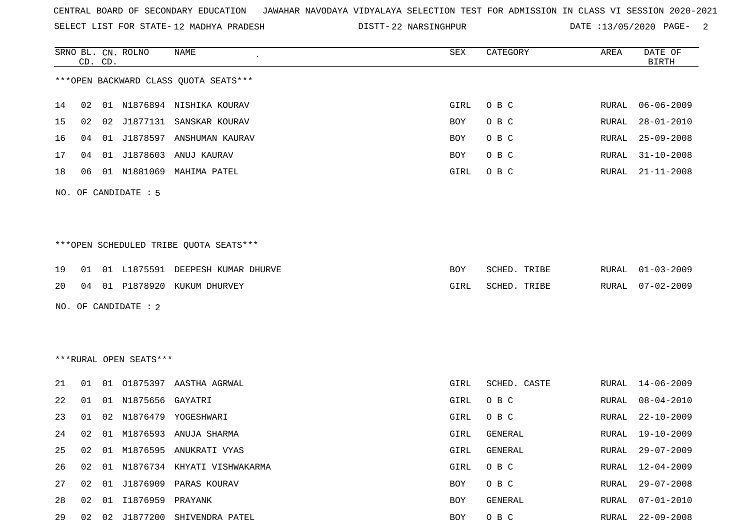CENTRAL BOARD OF SECONDARY EDUCATION JAWAHAR NAVODAYA VIDYALAYA SELECTION TEST FOR ADMISSION IN CLASS VI SESSION 2020-2021

SELECT LIST FOR STATE- 12 MADHYA PRADESH DISTT- 22 NARSINGHPUR DATE :13/05/2020

***OPEN BACKWARD CLASS QUOTA SEATS***

| SRNO | BL. CD. | CN. CD. | ROLNO | NAME | SEX | CATEGORY | AREA | DATE OF BIRTH |
|---|---|---|---|---|---|---|---|---|
| 14 | 02 | 01 | N1876894 | NISHIKA KOURAV | GIRL | O B C | RURAL | 06-06-2009 |
| 15 | 02 | 02 | J1877131 | SANSKAR KOURAV | BOY | O B C | RURAL | 28-01-2010 |
| 16 | 04 | 01 | J1878597 | ANSHUMAN KAURAV | BOY | O B C | RURAL | 25-09-2008 |
| 17 | 04 | 01 | J1878603 | ANUJ KAURAV | BOY | O B C | RURAL | 31-10-2008 |
| 18 | 06 | 01 | N1881069 | MAHIMA PATEL | GIRL | O B C | RURAL | 21-11-2008 |

NO. OF CANDIDATE : 5

***OPEN SCHEDULED TRIBE QUOTA SEATS***

| SRNO | BL. CD. | CN. CD. | ROLNO | NAME | SEX | CATEGORY | AREA | DATE OF BIRTH |
|---|---|---|---|---|---|---|---|---|
| 19 | 01 | 01 | L1875591 | DEEPESH KUMAR DHURVE | BOY | SCHED. TRIBE | RURAL | 01-03-2009 |
| 20 | 04 | 01 | P1878920 | KUKUM DHURVEY | GIRL | SCHED. TRIBE | RURAL | 07-02-2009 |

NO. OF CANDIDATE : 2

***RURAL OPEN SEATS***

| SRNO | BL. CD. | CN. CD. | ROLNO | NAME | SEX | CATEGORY | AREA | DATE OF BIRTH |
|---|---|---|---|---|---|---|---|---|
| 21 | 01 | 01 | O1875397 | AASTHA AGRWAL | GIRL | SCHED. CASTE | RURAL | 14-06-2009 |
| 22 | 01 | 01 | N1875656 | GAYATRI | GIRL | O B C | RURAL | 08-04-2010 |
| 23 | 01 | 02 | N1876479 | YOGESHWARI | GIRL | O B C | RURAL | 22-10-2009 |
| 24 | 02 | 01 | M1876593 | ANUJA SHARMA | GIRL | GENERAL | RURAL | 19-10-2009 |
| 25 | 02 | 01 | M1876595 | ANUKRATI VYAS | GIRL | GENERAL | RURAL | 29-07-2009 |
| 26 | 02 | 01 | N1876734 | KHYATI VISHWAKARMA | GIRL | O B C | RURAL | 12-04-2009 |
| 27 | 02 | 01 | J1876909 | PARAS KOURAV | BOY | O B C | RURAL | 29-07-2008 |
| 28 | 02 | 01 | I1876959 | PRAYANK | BOY | GENERAL | RURAL | 07-01-2010 |
| 29 | 02 | 02 | J1877200 | SHIVENDRA PATEL | BOY | O B C | RURAL | 22-09-2008 |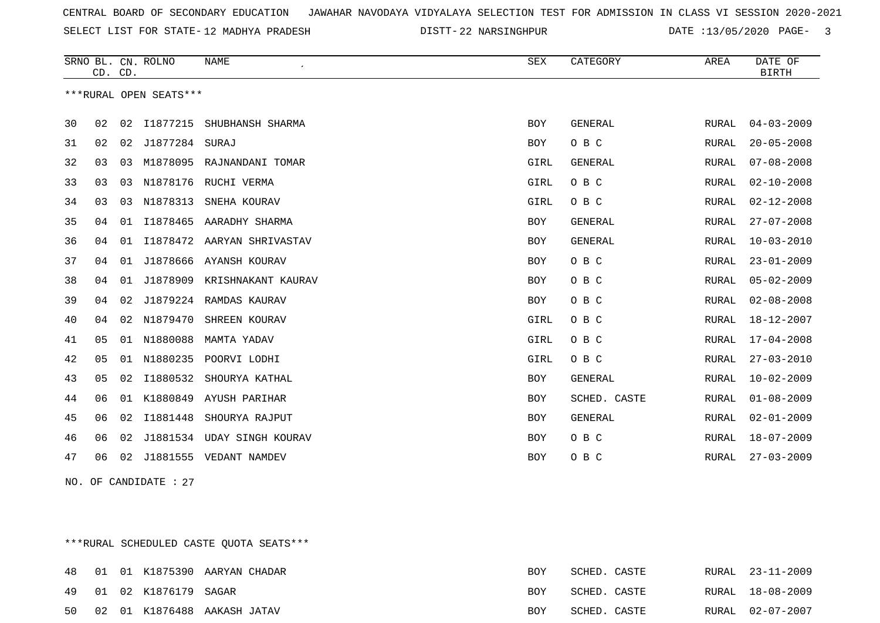CENTRAL BOARD OF SECONDARY EDUCATION JAWAHAR NAVODAYA VIDYALAYA SELECTION TEST FOR ADMISSION IN CLASS VI SESSION 2020-2021

SELECT LIST FOR STATE- 12 MADHYA PRADESH DISTT- 22 NARSINGHPUR DATE :13/05/2020

***RURAL OPEN SEATS***

| SRNO | BL. CD. | CN. CD. | ROLNO | NAME | SEX | CATEGORY | AREA | DATE OF BIRTH |
|---|---|---|---|---|---|---|---|---|
| 30 | 02 | 02 | I1877215 | SHUBHANSH SHARMA | BOY | GENERAL | RURAL | 04-03-2009 |
| 31 | 02 | 02 | J1877284 | SURAJ | BOY | O B C | RURAL | 20-05-2008 |
| 32 | 03 | 03 | M1878095 | RAJNANDANI TOMAR | GIRL | GENERAL | RURAL | 07-08-2008 |
| 33 | 03 | 03 | N1878176 | RUCHI VERMA | GIRL | O B C | RURAL | 02-10-2008 |
| 34 | 03 | 03 | N1878313 | SNEHA KOURAV | GIRL | O B C | RURAL | 02-12-2008 |
| 35 | 04 | 01 | I1878465 | AARADHY SHARMA | BOY | GENERAL | RURAL | 27-07-2008 |
| 36 | 04 | 01 | I1878472 | AARYAN SHRIVASTAV | BOY | GENERAL | RURAL | 10-03-2010 |
| 37 | 04 | 01 | J1878666 | AYANSH KOURAV | BOY | O B C | RURAL | 23-01-2009 |
| 38 | 04 | 01 | J1878909 | KRISHNAKANT KAURAV | BOY | O B C | RURAL | 05-02-2009 |
| 39 | 04 | 02 | J1879224 | RAMDAS KAURAV | BOY | O B C | RURAL | 02-08-2008 |
| 40 | 04 | 02 | N1879470 | SHREEN KOURAV | GIRL | O B C | RURAL | 18-12-2007 |
| 41 | 05 | 01 | N1880088 | MAMTA YADAV | GIRL | O B C | RURAL | 17-04-2008 |
| 42 | 05 | 01 | N1880235 | POORVI LODHI | GIRL | O B C | RURAL | 27-03-2010 |
| 43 | 05 | 02 | I1880532 | SHOURYA KATHAL | BOY | GENERAL | RURAL | 10-02-2009 |
| 44 | 06 | 01 | K1880849 | AYUSH PARIHAR | BOY | SCHED. CASTE | RURAL | 01-08-2009 |
| 45 | 06 | 02 | I1881448 | SHOURYA RAJPUT | BOY | GENERAL | RURAL | 02-01-2009 |
| 46 | 06 | 02 | J1881534 | UDAY SINGH KOURAV | BOY | O B C | RURAL | 18-07-2009 |
| 47 | 06 | 02 | J1881555 | VEDANT NAMDEV | BOY | O B C | RURAL | 27-03-2009 |

NO. OF CANDIDATE : 27

***RURAL SCHEDULED CASTE QUOTA SEATS***

| SRNO | BL. CD. | CN. CD. | ROLNO | NAME | SEX | CATEGORY | AREA | DATE OF BIRTH |
|---|---|---|---|---|---|---|---|---|
| 48 | 01 | 01 | K1875390 | AARYAN CHADAR | BOY | SCHED. CASTE | RURAL | 23-11-2009 |
| 49 | 01 | 02 | K1876179 | SAGAR | BOY | SCHED. CASTE | RURAL | 18-08-2009 |
| 50 | 02 | 01 | K1876488 | AAKASH JATAV | BOY | SCHED. CASTE | RURAL | 02-07-2007 |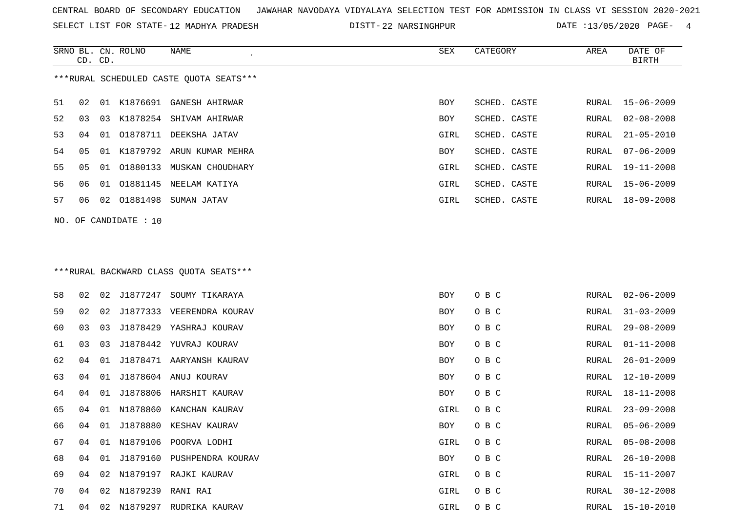CENTRAL BOARD OF SECONDARY EDUCATION JAWAHAR NAVODAYA VIDYALAYA SELECTION TEST FOR ADMISSION IN CLASS VI SESSION 2020-2021

SELECT LIST FOR STATE- 12 MADHYA PRADESH DISTT- 22 NARSINGHPUR DATE :13/05/2020

***RURAL SCHEDULED CASTE QUOTA SEATS***

| SRNO | BL. CD. | CN. CD. | ROLNO | NAME | SEX | CATEGORY | AREA | DATE OF BIRTH |
|---|---|---|---|---|---|---|---|---|
| 51 | 02 | 01 | K1876691 | GANESH AHIRWAR | BOY | SCHED. CASTE | RURAL | 15-06-2009 |
| 52 | 03 | 03 | K1878254 | SHIVAM AHIRWAR | BOY | SCHED. CASTE | RURAL | 02-08-2008 |
| 53 | 04 | 01 | O1878711 | DEEKSHA JATAV | GIRL | SCHED. CASTE | RURAL | 21-05-2010 |
| 54 | 05 | 01 | K1879792 | ARUN KUMAR MEHRA | BOY | SCHED. CASTE | RURAL | 07-06-2009 |
| 55 | 05 | 01 | O1880133 | MUSKAN CHOUDHARY | GIRL | SCHED. CASTE | RURAL | 19-11-2008 |
| 56 | 06 | 01 | O1881145 | NEELAM KATIYA | GIRL | SCHED. CASTE | RURAL | 15-06-2009 |
| 57 | 06 | 02 | O1881498 | SUMAN JATAV | GIRL | SCHED. CASTE | RURAL | 18-09-2008 |

NO. OF CANDIDATE : 10

***RURAL BACKWARD CLASS QUOTA SEATS***

| SRNO | BL. CD. | CN. CD. | ROLNO | NAME | SEX | CATEGORY | AREA | DATE OF BIRTH |
|---|---|---|---|---|---|---|---|---|
| 58 | 02 | 02 | J1877247 | SOUMY TIKARAYA | BOY | O B C | RURAL | 02-06-2009 |
| 59 | 02 | 02 | J1877333 | VEERENDRA KOURAV | BOY | O B C | RURAL | 31-03-2009 |
| 60 | 03 | 03 | J1878429 | YASHRAJ KOURAV | BOY | O B C | RURAL | 29-08-2009 |
| 61 | 03 | 03 | J1878442 | YUVRAJ KOURAV | BOY | O B C | RURAL | 01-11-2008 |
| 62 | 04 | 01 | J1878471 | AARYANSH KAURAV | BOY | O B C | RURAL | 26-01-2009 |
| 63 | 04 | 01 | J1878604 | ANUJ KOURAV | BOY | O B C | RURAL | 12-10-2009 |
| 64 | 04 | 01 | J1878806 | HARSHIT KAURAV | BOY | O B C | RURAL | 18-11-2008 |
| 65 | 04 | 01 | N1878860 | KANCHAN KAURAV | GIRL | O B C | RURAL | 23-09-2008 |
| 66 | 04 | 01 | J1878880 | KESHAV KAURAV | BOY | O B C | RURAL | 05-06-2009 |
| 67 | 04 | 01 | N1879106 | POORVA LODHI | GIRL | O B C | RURAL | 05-08-2008 |
| 68 | 04 | 01 | J1879160 | PUSHPENDRA KOURAV | BOY | O B C | RURAL | 26-10-2008 |
| 69 | 04 | 02 | N1879197 | RAJKI KAURAV | GIRL | O B C | RURAL | 15-11-2007 |
| 70 | 04 | 02 | N1879239 | RANI RAI | GIRL | O B C | RURAL | 30-12-2008 |
| 71 | 04 | 02 | N1879297 | RUDRIKA KAURAV | GIRL | O B C | RURAL | 15-10-2010 |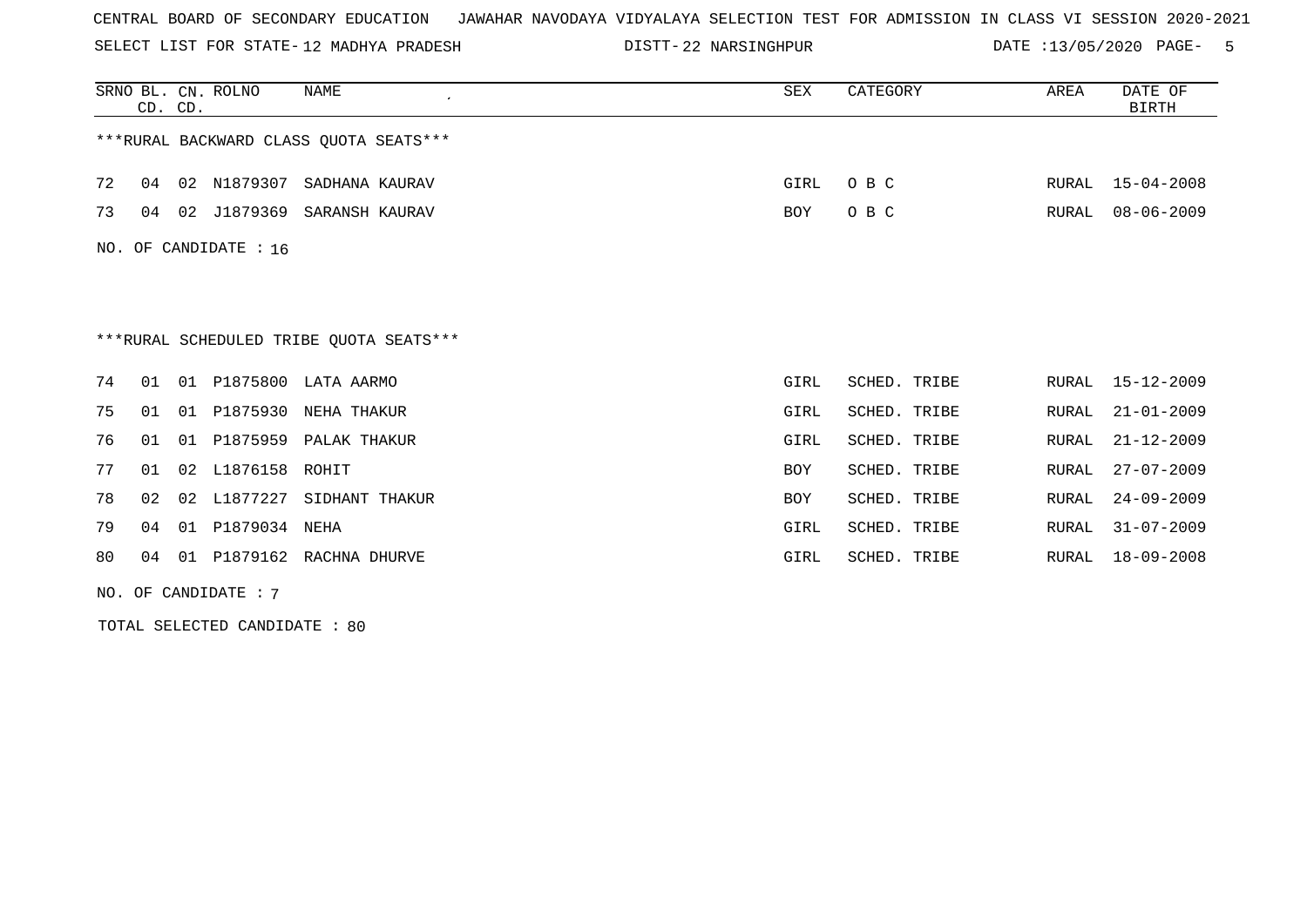CENTRAL BOARD OF SECONDARY EDUCATION   JAWAHAR NAVODAYA VIDYALAYA SELECTION TEST FOR ADMISSION IN CLASS VI SESSION 2020-2021

SELECT LIST FOR STATE- 12 MADHYA PRADESH   DISTT- 22 NARSINGHPUR   DATE :13/05/2020

| SRNO | BL. CD. | CN. CD. | ROLNO | NAME | SEX | CATEGORY | AREA | DATE OF BIRTH |
|---|---|---|---|---|---|---|---|---|

***RURAL BACKWARD CLASS QUOTA SEATS***

| SRNO | BL. CD. | CN. CD. | ROLNO | NAME | SEX | CATEGORY | AREA | DATE OF BIRTH |
|---|---|---|---|---|---|---|---|---|
| 72 | 04 | 02 | N1879307 | SADHANA KAURAV | GIRL | O B C | RURAL | 15-04-2008 |
| 73 | 04 | 02 | J1879369 | SARANSH KAURAV | BOY | O B C | RURAL | 08-06-2009 |

NO. OF CANDIDATE : 16

***RURAL SCHEDULED TRIBE QUOTA SEATS***

| SRNO | BL. CD. | CN. CD. | ROLNO | NAME | SEX | CATEGORY | AREA | DATE OF BIRTH |
|---|---|---|---|---|---|---|---|---|
| 74 | 01 | 01 | P1875800 | LATA AARMO | GIRL | SCHED. TRIBE | RURAL | 15-12-2009 |
| 75 | 01 | 01 | P1875930 | NEHA THAKUR | GIRL | SCHED. TRIBE | RURAL | 21-01-2009 |
| 76 | 01 | 01 | P1875959 | PALAK THAKUR | GIRL | SCHED. TRIBE | RURAL | 21-12-2009 |
| 77 | 01 | 02 | L1876158 | ROHIT | BOY | SCHED. TRIBE | RURAL | 27-07-2009 |
| 78 | 02 | 02 | L1877227 | SIDHANT THAKUR | BOY | SCHED. TRIBE | RURAL | 24-09-2009 |
| 79 | 04 | 01 | P1879034 | NEHA | GIRL | SCHED. TRIBE | RURAL | 31-07-2009 |
| 80 | 04 | 01 | P1879162 | RACHNA DHURVE | GIRL | SCHED. TRIBE | RURAL | 18-09-2008 |

NO. OF CANDIDATE : 7

TOTAL SELECTED CANDIDATE : 80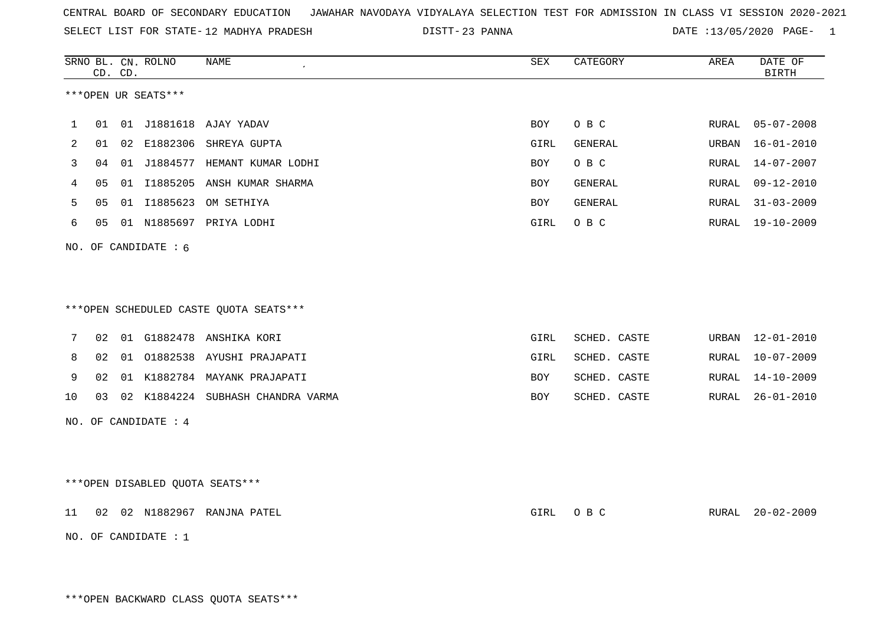CENTRAL BOARD OF SECONDARY EDUCATION JAWAHAR NAVODAYA VIDYALAYA SELECTION TEST FOR ADMISSION IN CLASS VI SESSION 2020-2021

SELECT LIST FOR STATE- 12 MADHYA PRADESH DISTT- 23 PANNA DATE :13/05/2020

***OPEN UR SEATS***

| SRNO | BL. CD. | CN. CD. | ROLNO | NAME | SEX | CATEGORY | AREA | DATE OF BIRTH |
|---|---|---|---|---|---|---|---|---|
| 1 | 01 | 01 | J1881618 | AJAY YADAV | BOY | O B C | RURAL | 05-07-2008 |
| 2 | 01 | 02 | E1882306 | SHREYA GUPTA | GIRL | GENERAL | URBAN | 16-01-2010 |
| 3 | 04 | 01 | J1884577 | HEMANT KUMAR LODHI | BOY | O B C | RURAL | 14-07-2007 |
| 4 | 05 | 01 | I1885205 | ANSH KUMAR SHARMA | BOY | GENERAL | RURAL | 09-12-2010 |
| 5 | 05 | 01 | I1885623 | OM SETHIYA | BOY | GENERAL | RURAL | 31-03-2009 |
| 6 | 05 | 01 | N1885697 | PRIYA LODHI | GIRL | O B C | RURAL | 19-10-2009 |

NO. OF CANDIDATE : 6

***OPEN SCHEDULED CASTE QUOTA SEATS***

| SRNO | BL. CD. | CN. CD. | ROLNO | NAME | SEX | CATEGORY | AREA | DATE OF BIRTH |
|---|---|---|---|---|---|---|---|---|
| 7 | 02 | 01 | G1882478 | ANSHIKA KORI | GIRL | SCHED. CASTE | URBAN | 12-01-2010 |
| 8 | 02 | 01 | O1882538 | AYUSHI PRAJAPATI | GIRL | SCHED. CASTE | RURAL | 10-07-2009 |
| 9 | 02 | 01 | K1882784 | MAYANK PRAJAPATI | BOY | SCHED. CASTE | RURAL | 14-10-2009 |
| 10 | 03 | 02 | K1884224 | SUBHASH CHANDRA VARMA | BOY | SCHED. CASTE | RURAL | 26-01-2010 |

NO. OF CANDIDATE : 4

***OPEN DISABLED QUOTA SEATS***

| SRNO | BL. CD. | CN. CD. | ROLNO | NAME | SEX | CATEGORY | AREA | DATE OF BIRTH |
|---|---|---|---|---|---|---|---|---|
| 11 | 02 | 02 | N1882967 | RANJNA PATEL | GIRL | O B C | RURAL | 20-02-2009 |

NO. OF CANDIDATE : 1

***OPEN BACKWARD CLASS QUOTA SEATS***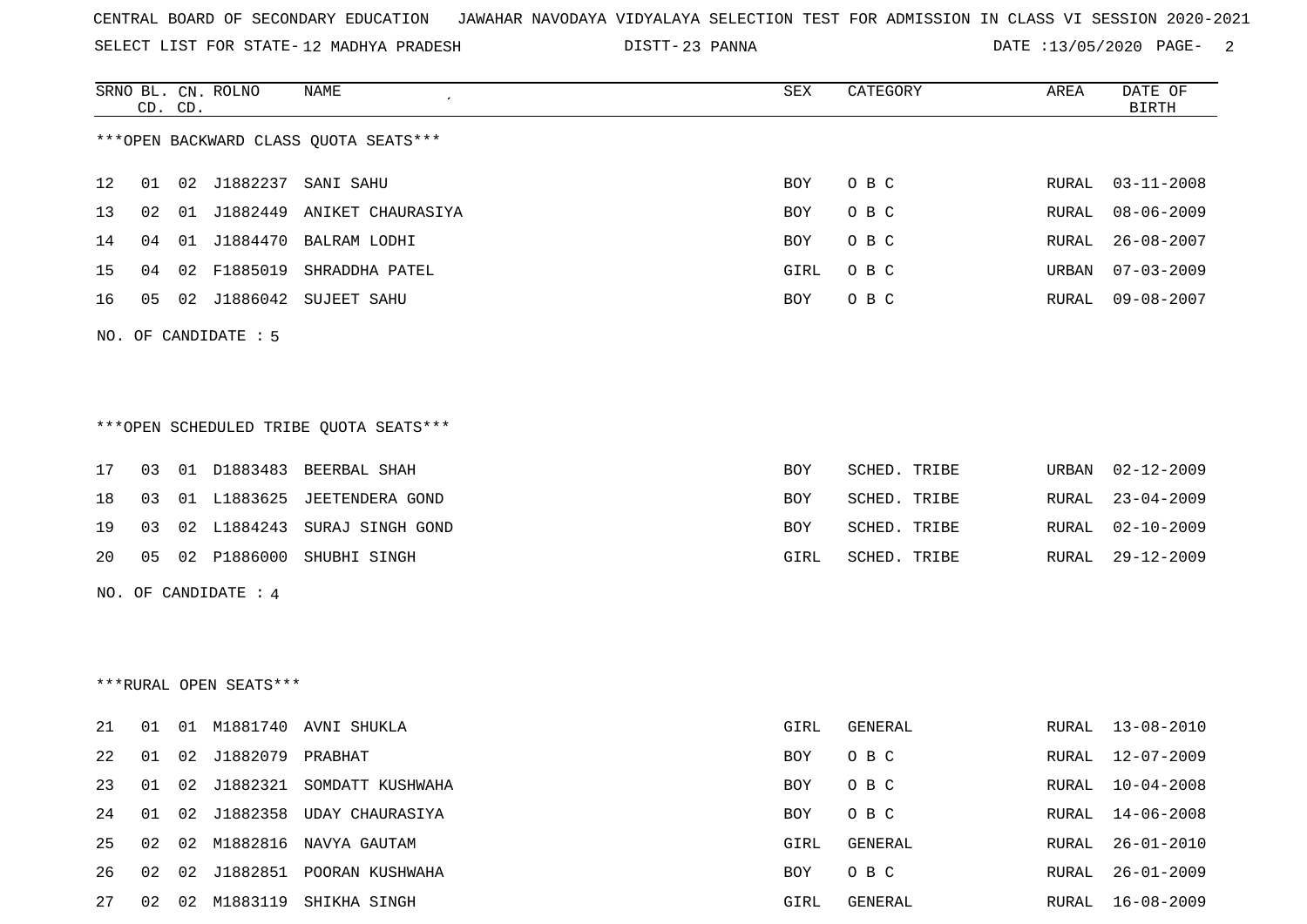CENTRAL BOARD OF SECONDARY EDUCATION JAWAHAR NAVODAYA VIDYALAYA SELECTION TEST FOR ADMISSION IN CLASS VI SESSION 2020-2021

SELECT LIST FOR STATE- 12 MADHYA PRADESH DISTT- 23 PANNA DATE :13/05/2020

***OPEN BACKWARD CLASS QUOTA SEATS***

| SRNO | BL. CD. | CN. CD. | ROLNO | NAME | SEX | CATEGORY | AREA | DATE OF BIRTH |
|---|---|---|---|---|---|---|---|---|
| 12 | 01 | 02 | J1882237 | SANI SAHU | BOY | O B C | RURAL | 03-11-2008 |
| 13 | 02 | 01 | J1882449 | ANIKET CHAURASIYA | BOY | O B C | RURAL | 08-06-2009 |
| 14 | 04 | 01 | J1884470 | BALRAM LODHI | BOY | O B C | RURAL | 26-08-2007 |
| 15 | 04 | 02 | F1885019 | SHRADDHA PATEL | GIRL | O B C | URBAN | 07-03-2009 |
| 16 | 05 | 02 | J1886042 | SUJEET SAHU | BOY | O B C | RURAL | 09-08-2007 |

NO. OF CANDIDATE : 5

***OPEN SCHEDULED TRIBE QUOTA SEATS***

| SRNO | BL. CD. | CN. CD. | ROLNO | NAME | SEX | CATEGORY | AREA | DATE OF BIRTH |
|---|---|---|---|---|---|---|---|---|
| 17 | 03 | 01 | D1883483 | BEERBAL SHAH | BOY | SCHED. TRIBE | URBAN | 02-12-2009 |
| 18 | 03 | 01 | L1883625 | JEETENDERA GOND | BOY | SCHED. TRIBE | RURAL | 23-04-2009 |
| 19 | 03 | 02 | L1884243 | SURAJ SINGH GOND | BOY | SCHED. TRIBE | RURAL | 02-10-2009 |
| 20 | 05 | 02 | P1886000 | SHUBHI SINGH | GIRL | SCHED. TRIBE | RURAL | 29-12-2009 |

NO. OF CANDIDATE : 4

***RURAL OPEN SEATS***

| SRNO | BL. CD. | CN. CD. | ROLNO | NAME | SEX | CATEGORY | AREA | DATE OF BIRTH |
|---|---|---|---|---|---|---|---|---|
| 21 | 01 | 01 | M1881740 | AVNI SHUKLA | GIRL | GENERAL | RURAL | 13-08-2010 |
| 22 | 01 | 02 | J1882079 | PRABHAT | BOY | O B C | RURAL | 12-07-2009 |
| 23 | 01 | 02 | J1882321 | SOMDATT KUSHWAHA | BOY | O B C | RURAL | 10-04-2008 |
| 24 | 01 | 02 | J1882358 | UDAY CHAURASIYA | BOY | O B C | RURAL | 14-06-2008 |
| 25 | 02 | 02 | M1882816 | NAVYA GAUTAM | GIRL | GENERAL | RURAL | 26-01-2010 |
| 26 | 02 | 02 | J1882851 | POORAN KUSHWAHA | BOY | O B C | RURAL | 26-01-2009 |
| 27 | 02 | 02 | M1883119 | SHIKHA SINGH | GIRL | GENERAL | RURAL | 16-08-2009 |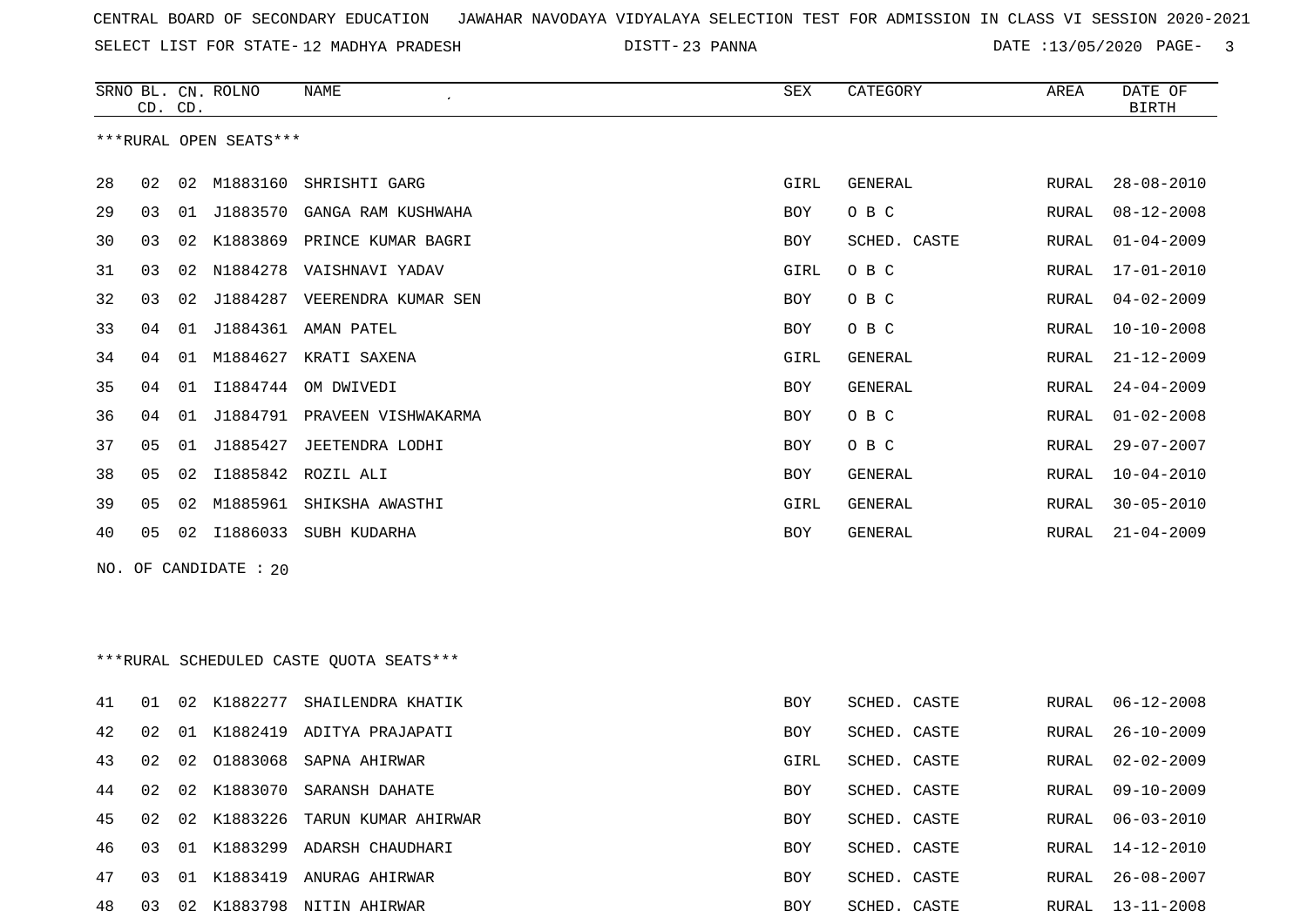CENTRAL BOARD OF SECONDARY EDUCATION JAWAHAR NAVODAYA VIDYALAYA SELECTION TEST FOR ADMISSION IN CLASS VI SESSION 2020-2021

SELECT LIST FOR STATE- 12 MADHYA PRADESH DISTT- 23 PANNA DATE :13/05/2020

***RURAL OPEN SEATS***

| SRNO | BL. CD. | CN. CD. | ROLNO | NAME | SEX | CATEGORY | AREA | DATE OF BIRTH |
|---|---|---|---|---|---|---|---|---|
| 28 | 02 | 02 | M1883160 | SHRISHTI GARG | GIRL | GENERAL | RURAL | 28-08-2010 |
| 29 | 03 | 01 | J1883570 | GANGA RAM KUSHWAHA | BOY | O B C | RURAL | 08-12-2008 |
| 30 | 03 | 02 | K1883869 | PRINCE KUMAR BAGRI | BOY | SCHED. CASTE | RURAL | 01-04-2009 |
| 31 | 03 | 02 | N1884278 | VAISHNAVI YADAV | GIRL | O B C | RURAL | 17-01-2010 |
| 32 | 03 | 02 | J1884287 | VEERENDRA KUMAR SEN | BOY | O B C | RURAL | 04-02-2009 |
| 33 | 04 | 01 | J1884361 | AMAN PATEL | BOY | O B C | RURAL | 10-10-2008 |
| 34 | 04 | 01 | M1884627 | KRATI SAXENA | GIRL | GENERAL | RURAL | 21-12-2009 |
| 35 | 04 | 01 | I1884744 | OM DWIVEDI | BOY | GENERAL | RURAL | 24-04-2009 |
| 36 | 04 | 01 | J1884791 | PRAVEEN VISHWAKARMA | BOY | O B C | RURAL | 01-02-2008 |
| 37 | 05 | 01 | J1885427 | JEETENDRA LODHI | BOY | O B C | RURAL | 29-07-2007 |
| 38 | 05 | 02 | I1885842 | ROZIL ALI | BOY | GENERAL | RURAL | 10-04-2010 |
| 39 | 05 | 02 | M1885961 | SHIKSHA AWASTHI | GIRL | GENERAL | RURAL | 30-05-2010 |
| 40 | 05 | 02 | I1886033 | SUBH KUDARHA | BOY | GENERAL | RURAL | 21-04-2009 |

NO. OF CANDIDATE : 20

***RURAL SCHEDULED CASTE QUOTA SEATS***

| SRNO | BL. CD. | CN. CD. | ROLNO | NAME | SEX | CATEGORY | AREA | DATE OF BIRTH |
|---|---|---|---|---|---|---|---|---|
| 41 | 01 | 02 | K1882277 | SHAILENDRA KHATIK | BOY | SCHED. CASTE | RURAL | 06-12-2008 |
| 42 | 02 | 01 | K1882419 | ADITYA PRAJAPATI | BOY | SCHED. CASTE | RURAL | 26-10-2009 |
| 43 | 02 | 02 | O1883068 | SAPNA AHIRWAR | GIRL | SCHED. CASTE | RURAL | 02-02-2009 |
| 44 | 02 | 02 | K1883070 | SARANSH DAHATE | BOY | SCHED. CASTE | RURAL | 09-10-2009 |
| 45 | 02 | 02 | K1883226 | TARUN KUMAR AHIRWAR | BOY | SCHED. CASTE | RURAL | 06-03-2010 |
| 46 | 03 | 01 | K1883299 | ADARSH CHAUDHARI | BOY | SCHED. CASTE | RURAL | 14-12-2010 |
| 47 | 03 | 01 | K1883419 | ANURAG AHIRWAR | BOY | SCHED. CASTE | RURAL | 26-08-2007 |
| 48 | 03 | 02 | K1883798 | NITIN AHIRWAR | BOY | SCHED. CASTE | RURAL | 13-11-2008 |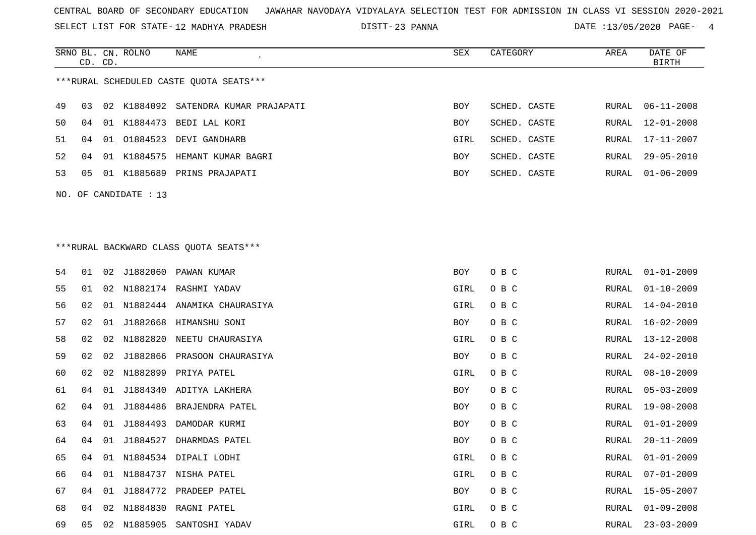CENTRAL BOARD OF SECONDARY EDUCATION JAWAHAR NAVODAYA VIDYALAYA SELECTION TEST FOR ADMISSION IN CLASS VI SESSION 2020-2021

SELECT LIST FOR STATE- 12 MADHYA PRADESH DISTT- 23 PANNA DATE :13/05/2020

***RURAL SCHEDULED CASTE QUOTA SEATS***

| SRNO | BL. CD. | CN. CD. | ROLNO | NAME | SEX | CATEGORY | AREA | DATE OF BIRTH |
|---|---|---|---|---|---|---|---|---|
| 49 | 03 | 02 | K1884092 | SATENDRA KUMAR PRAJAPATI | BOY | SCHED. CASTE | RURAL | 06-11-2008 |
| 50 | 04 | 01 | K1884473 | BEDI LAL KORI | BOY | SCHED. CASTE | RURAL | 12-01-2008 |
| 51 | 04 | 01 | O1884523 | DEVI GANDHARB | GIRL | SCHED. CASTE | RURAL | 17-11-2007 |
| 52 | 04 | 01 | K1884575 | HEMANT KUMAR BAGRI | BOY | SCHED. CASTE | RURAL | 29-05-2010 |
| 53 | 05 | 01 | K1885689 | PRINS PRAJAPATI | BOY | SCHED. CASTE | RURAL | 01-06-2009 |

NO. OF CANDIDATE : 13

***RURAL BACKWARD CLASS QUOTA SEATS***

| SRNO | BL. CD. | CN. CD. | ROLNO | NAME | SEX | CATEGORY | AREA | DATE OF BIRTH |
|---|---|---|---|---|---|---|---|---|
| 54 | 01 | 02 | J1882060 | PAWAN KUMAR | BOY | O B C | RURAL | 01-01-2009 |
| 55 | 01 | 02 | N1882174 | RASHMI YADAV | GIRL | O B C | RURAL | 01-10-2009 |
| 56 | 02 | 01 | N1882444 | ANAMIKA CHAURASIYA | GIRL | O B C | RURAL | 14-04-2010 |
| 57 | 02 | 01 | J1882668 | HIMANSHU SONI | BOY | O B C | RURAL | 16-02-2009 |
| 58 | 02 | 02 | N1882820 | NEETU CHAURASIYA | GIRL | O B C | RURAL | 13-12-2008 |
| 59 | 02 | 02 | J1882866 | PRASOON CHAURASIYA | BOY | O B C | RURAL | 24-02-2010 |
| 60 | 02 | 02 | N1882899 | PRIYA PATEL | GIRL | O B C | RURAL | 08-10-2009 |
| 61 | 04 | 01 | J1884340 | ADITYA LAKHERA | BOY | O B C | RURAL | 05-03-2009 |
| 62 | 04 | 01 | J1884486 | BRAJENDRA PATEL | BOY | O B C | RURAL | 19-08-2008 |
| 63 | 04 | 01 | J1884493 | DAMODAR KURMI | BOY | O B C | RURAL | 01-01-2009 |
| 64 | 04 | 01 | J1884527 | DHARMDAS PATEL | BOY | O B C | RURAL | 20-11-2009 |
| 65 | 04 | 01 | N1884534 | DIPALI LODHI | GIRL | O B C | RURAL | 01-01-2009 |
| 66 | 04 | 01 | N1884737 | NISHA PATEL | GIRL | O B C | RURAL | 07-01-2009 |
| 67 | 04 | 01 | J1884772 | PRADEEP PATEL | BOY | O B C | RURAL | 15-05-2007 |
| 68 | 04 | 02 | N1884830 | RAGNI PATEL | GIRL | O B C | RURAL | 01-09-2008 |
| 69 | 05 | 02 | N1885905 | SANTOSHI YADAV | GIRL | O B C | RURAL | 23-03-2009 |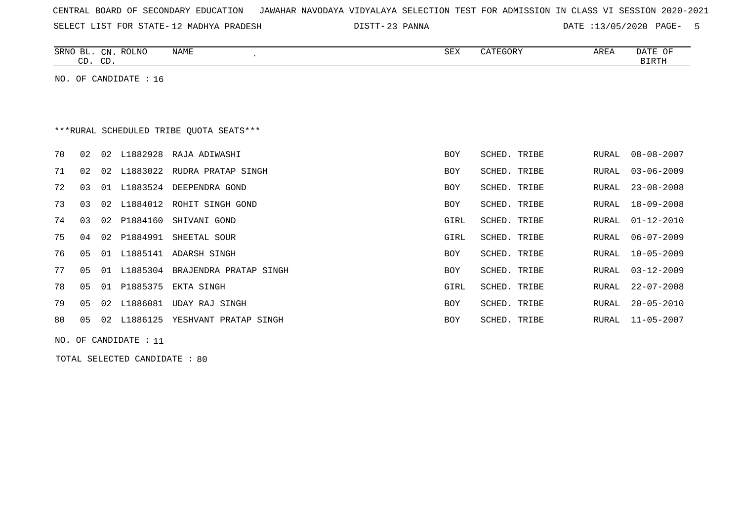CENTRAL BOARD OF SECONDARY EDUCATION   JAWAHAR NAVODAYA VIDYALAYA SELECTION TEST FOR ADMISSION IN CLASS VI SESSION 2020-2021

SELECT LIST FOR STATE- 12 MADHYA PRADESH   DISTT- 23 PANNA   DATE :13/05/2020

NO. OF CANDIDATE : 16

***RURAL SCHEDULED TRIBE QUOTA SEATS***

| SRNO | BL. CD. | CN. CD. | ROLNO | NAME | SEX | CATEGORY | AREA | DATE OF BIRTH |
|---|---|---|---|---|---|---|---|---|
| 70 | 02 | 02 | L1882928 | RAJA ADIWASHI | BOY | SCHED. TRIBE | RURAL | 08-08-2007 |
| 71 | 02 | 02 | L1883022 | RUDRA PRATAP SINGH | BOY | SCHED. TRIBE | RURAL | 03-06-2009 |
| 72 | 03 | 01 | L1883524 | DEEPENDRA GOND | BOY | SCHED. TRIBE | RURAL | 23-08-2008 |
| 73 | 03 | 02 | L1884012 | ROHIT SINGH GOND | BOY | SCHED. TRIBE | RURAL | 18-09-2008 |
| 74 | 03 | 02 | P1884160 | SHIVANI GOND | GIRL | SCHED. TRIBE | RURAL | 01-12-2010 |
| 75 | 04 | 02 | P1884991 | SHEETAL SOUR | GIRL | SCHED. TRIBE | RURAL | 06-07-2009 |
| 76 | 05 | 01 | L1885141 | ADARSH SINGH | BOY | SCHED. TRIBE | RURAL | 10-05-2009 |
| 77 | 05 | 01 | L1885304 | BRAJENDRA PRATAP SINGH | BOY | SCHED. TRIBE | RURAL | 03-12-2009 |
| 78 | 05 | 01 | P1885375 | EKTA SINGH | GIRL | SCHED. TRIBE | RURAL | 22-07-2008 |
| 79 | 05 | 02 | L1886081 | UDAY RAJ SINGH | BOY | SCHED. TRIBE | RURAL | 20-05-2010 |
| 80 | 05 | 02 | L1886125 | YESHVANT PRATAP SINGH | BOY | SCHED. TRIBE | RURAL | 11-05-2007 |

NO. OF CANDIDATE : 11

TOTAL SELECTED CANDIDATE : 80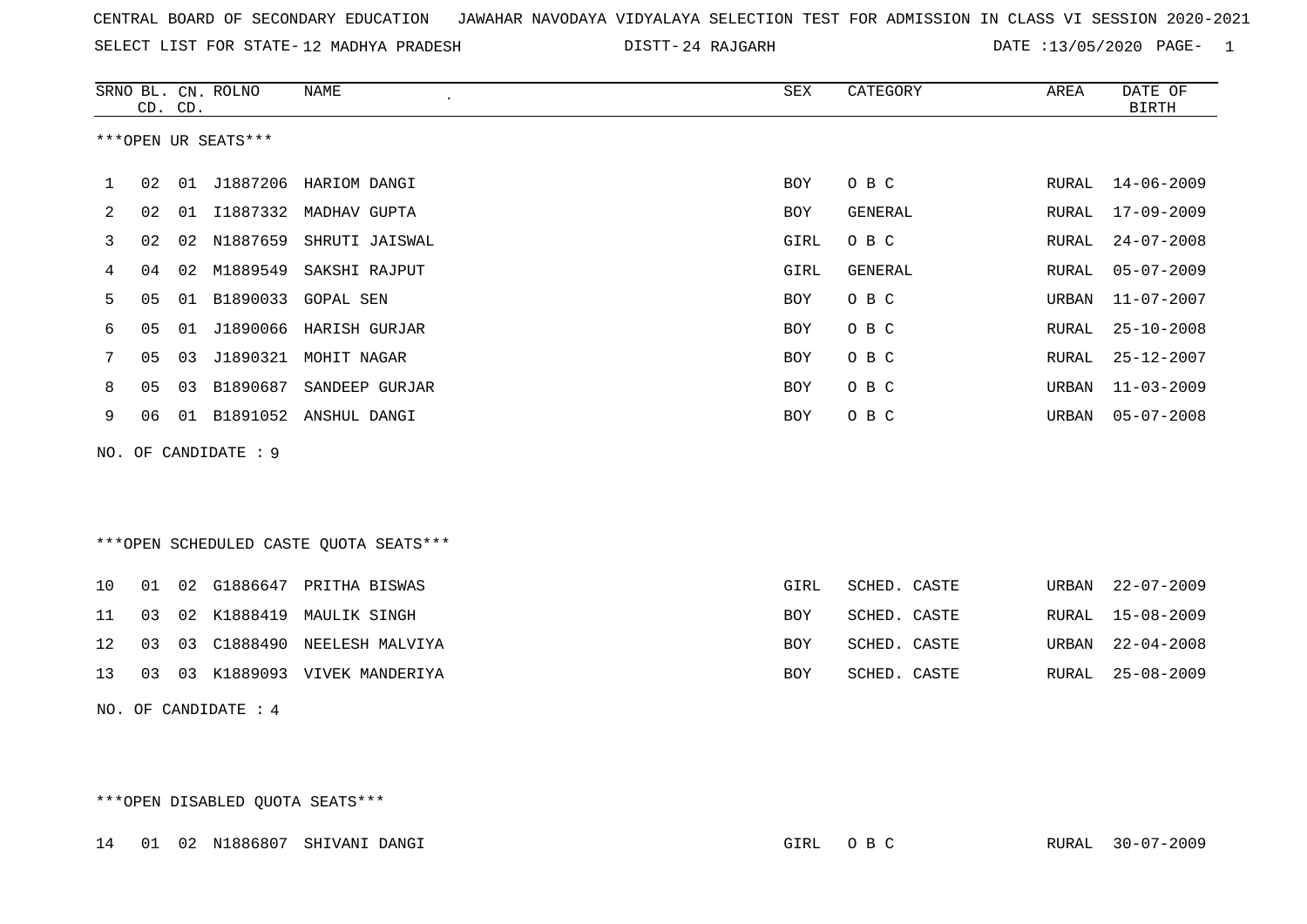CENTRAL BOARD OF SECONDARY EDUCATION JAWAHAR NAVODAYA VIDYALAYA SELECTION TEST FOR ADMISSION IN CLASS VI SESSION 2020-2021

SELECT LIST FOR STATE- 12 MADHYA PRADESH DISTT- 24 RAJGARH DATE :13/05/2020

| SRNO | BL. CD. | CN. CD. | ROLNO | NAME | SEX | CATEGORY | AREA | DATE OF BIRTH |
|---|---|---|---|---|---|---|---|---|

***OPEN UR SEATS***

| SRNO | BL. CD. | CN. CD. | ROLNO | NAME | SEX | CATEGORY | AREA | DATE OF BIRTH |
|---|---|---|---|---|---|---|---|---|
| 1 | 02 | 01 | J1887206 | HARIOM DANGI | BOY | O B C | RURAL | 14-06-2009 |
| 2 | 02 | 01 | I1887332 | MADHAV GUPTA | BOY | GENERAL | RURAL | 17-09-2009 |
| 3 | 02 | 02 | N1887659 | SHRUTI JAISWAL | GIRL | O B C | RURAL | 24-07-2008 |
| 4 | 04 | 02 | M1889549 | SAKSHI RAJPUT | GIRL | GENERAL | RURAL | 05-07-2009 |
| 5 | 05 | 01 | B1890033 | GOPAL SEN | BOY | O B C | URBAN | 11-07-2007 |
| 6 | 05 | 01 | J1890066 | HARISH GURJAR | BOY | O B C | RURAL | 25-10-2008 |
| 7 | 05 | 03 | J1890321 | MOHIT NAGAR | BOY | O B C | RURAL | 25-12-2007 |
| 8 | 05 | 03 | B1890687 | SANDEEP GURJAR | BOY | O B C | URBAN | 11-03-2009 |
| 9 | 06 | 01 | B1891052 | ANSHUL DANGI | BOY | O B C | URBAN | 05-07-2008 |

NO. OF CANDIDATE : 9

***OPEN SCHEDULED CASTE QUOTA SEATS***

| SRNO | BL. CD. | CN. CD. | ROLNO | NAME | SEX | CATEGORY | AREA | DATE OF BIRTH |
|---|---|---|---|---|---|---|---|---|
| 10 | 01 | 02 | G1886647 | PRITHA BISWAS | GIRL | SCHED. CASTE | URBAN | 22-07-2009 |
| 11 | 03 | 02 | K1888419 | MAULIK SINGH | BOY | SCHED. CASTE | RURAL | 15-08-2009 |
| 12 | 03 | 03 | C1888490 | NEELESH MALVIYA | BOY | SCHED. CASTE | URBAN | 22-04-2008 |
| 13 | 03 | 03 | K1889093 | VIVEK MANDERIYA | BOY | SCHED. CASTE | RURAL | 25-08-2009 |

NO. OF CANDIDATE : 4

***OPEN DISABLED QUOTA SEATS***

| SRNO | BL. CD. | CN. CD. | ROLNO | NAME | SEX | CATEGORY | AREA | DATE OF BIRTH |
|---|---|---|---|---|---|---|---|---|
| 14 | 01 | 02 | N1886807 | SHIVANI DANGI | GIRL | O B C | RURAL | 30-07-2009 |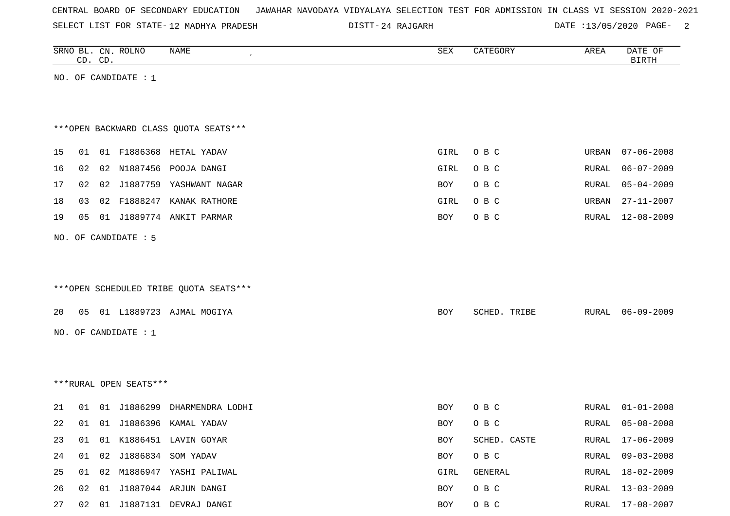CENTRAL BOARD OF SECONDARY EDUCATION JAWAHAR NAVODAYA VIDYALAYA SELECTION TEST FOR ADMISSION IN CLASS VI SESSION 2020-2021

SELECT LIST FOR STATE- 12 MADHYA PRADESH DISTT- 24 RAJGARH DATE :13/05/2020

| SRNO | BL. CD. | CN. CD. | ROLNO | NAME | SEX | CATEGORY | AREA | DATE OF BIRTH |
|---|---|---|---|---|---|---|---|---|

NO. OF CANDIDATE : 1

***OPEN BACKWARD CLASS QUOTA SEATS***

| SRNO | BL. CD. | CN. CD. | ROLNO | NAME | SEX | CATEGORY | AREA | DATE OF BIRTH |
|---|---|---|---|---|---|---|---|---|
| 15 | 01 | 01 | F1886368 | HETAL YADAV | GIRL | O B C | URBAN | 07-06-2008 |
| 16 | 02 | 02 | N1887456 | POOJA DANGI | GIRL | O B C | RURAL | 06-07-2009 |
| 17 | 02 | 02 | J1887759 | YASHWANT NAGAR | BOY | O B C | RURAL | 05-04-2009 |
| 18 | 03 | 02 | F1888247 | KANAK RATHORE | GIRL | O B C | URBAN | 27-11-2007 |
| 19 | 05 | 01 | J1889774 | ANKIT PARMAR | BOY | O B C | RURAL | 12-08-2009 |

NO. OF CANDIDATE : 5

***OPEN SCHEDULED TRIBE QUOTA SEATS***

| SRNO | BL. CD. | CN. CD. | ROLNO | NAME | SEX | CATEGORY | AREA | DATE OF BIRTH |
|---|---|---|---|---|---|---|---|---|
| 20 | 05 | 01 | L1889723 | AJMAL MOGIYA | BOY | SCHED. TRIBE | RURAL | 06-09-2009 |

NO. OF CANDIDATE : 1

***RURAL OPEN SEATS***

| SRNO | BL. CD. | CN. CD. | ROLNO | NAME | SEX | CATEGORY | AREA | DATE OF BIRTH |
|---|---|---|---|---|---|---|---|---|
| 21 | 01 | 01 | J1886299 | DHARMENDRA LODHI | BOY | O B C | RURAL | 01-01-2008 |
| 22 | 01 | 01 | J1886396 | KAMAL YADAV | BOY | O B C | RURAL | 05-08-2008 |
| 23 | 01 | 01 | K1886451 | LAVIN GOYAR | BOY | SCHED. CASTE | RURAL | 17-06-2009 |
| 24 | 01 | 02 | J1886834 | SOM YADAV | BOY | O B C | RURAL | 09-03-2008 |
| 25 | 01 | 02 | M1886947 | YASHI PALIWAL | GIRL | GENERAL | RURAL | 18-02-2009 |
| 26 | 02 | 01 | J1887044 | ARJUN DANGI | BOY | O B C | RURAL | 13-03-2009 |
| 27 | 02 | 01 | J1887131 | DEVRAJ DANGI | BOY | O B C | RURAL | 17-08-2007 |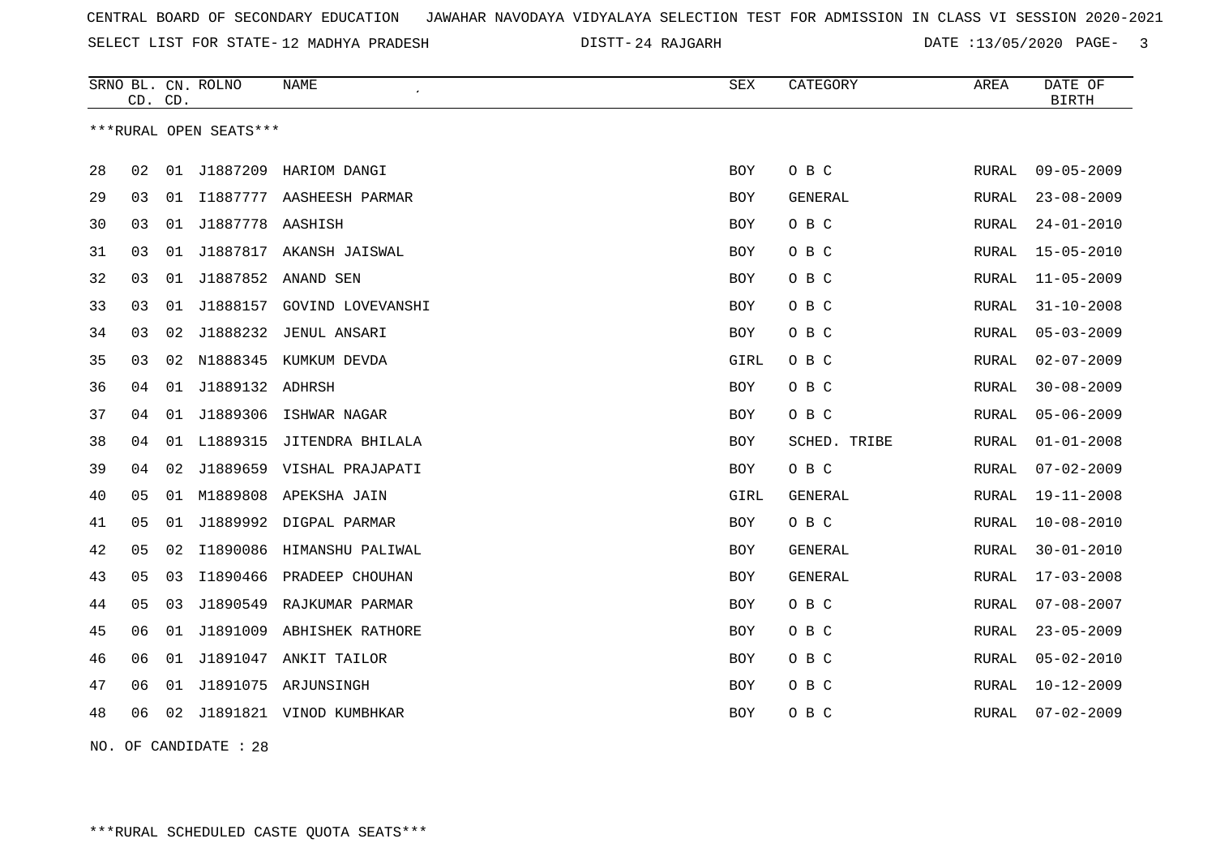CENTRAL BOARD OF SECONDARY EDUCATION   JAWAHAR NAVODAYA VIDYALAYA SELECTION TEST FOR ADMISSION IN CLASS VI SESSION 2020-2021

SELECT LIST FOR STATE- 12 MADHYA PRADESH   DISTT- 24 RAJGARH   DATE :13/05/2020

***RURAL OPEN SEATS***

| SRNO | BL. CD. | CN. CD. | ROLNO | NAME | SEX | CATEGORY | AREA | DATE OF BIRTH |
|---|---|---|---|---|---|---|---|---|
| 28 | 02 | 01 | J1887209 | HARIOM DANGI | BOY | O B C | RURAL | 09-05-2009 |
| 29 | 03 | 01 | I1887777 | AASHEESH PARMAR | BOY | GENERAL | RURAL | 23-08-2009 |
| 30 | 03 | 01 | J1887778 | AASHISH | BOY | O B C | RURAL | 24-01-2010 |
| 31 | 03 | 01 | J1887817 | AKANSH JAISWAL | BOY | O B C | RURAL | 15-05-2010 |
| 32 | 03 | 01 | J1887852 | ANAND SEN | BOY | O B C | RURAL | 11-05-2009 |
| 33 | 03 | 01 | J1888157 | GOVIND LOVEVANSHI | BOY | O B C | RURAL | 31-10-2008 |
| 34 | 03 | 02 | J1888232 | JENUL ANSARI | BOY | O B C | RURAL | 05-03-2009 |
| 35 | 03 | 02 | N1888345 | KUMKUM DEVDA | GIRL | O B C | RURAL | 02-07-2009 |
| 36 | 04 | 01 | J1889132 | ADHRSH | BOY | O B C | RURAL | 30-08-2009 |
| 37 | 04 | 01 | J1889306 | ISHWAR NAGAR | BOY | O B C | RURAL | 05-06-2009 |
| 38 | 04 | 01 | L1889315 | JITENDRA BHILALA | BOY | SCHED. TRIBE | RURAL | 01-01-2008 |
| 39 | 04 | 02 | J1889659 | VISHAL PRAJAPATI | BOY | O B C | RURAL | 07-02-2009 |
| 40 | 05 | 01 | M1889808 | APEKSHA JAIN | GIRL | GENERAL | RURAL | 19-11-2008 |
| 41 | 05 | 01 | J1889992 | DIGPAL PARMAR | BOY | O B C | RURAL | 10-08-2010 |
| 42 | 05 | 02 | I1890086 | HIMANSHU PALIWAL | BOY | GENERAL | RURAL | 30-01-2010 |
| 43 | 05 | 03 | I1890466 | PRADEEP CHOUHAN | BOY | GENERAL | RURAL | 17-03-2008 |
| 44 | 05 | 03 | J1890549 | RAJKUMAR PARMAR | BOY | O B C | RURAL | 07-08-2007 |
| 45 | 06 | 01 | J1891009 | ABHISHEK RATHORE | BOY | O B C | RURAL | 23-05-2009 |
| 46 | 06 | 01 | J1891047 | ANKIT TAILOR | BOY | O B C | RURAL | 05-02-2010 |
| 47 | 06 | 01 | J1891075 | ARJUNSINGH | BOY | O B C | RURAL | 10-12-2009 |
| 48 | 06 | 02 | J1891821 | VINOD KUMBHKAR | BOY | O B C | RURAL | 07-02-2009 |

NO. OF CANDIDATE : 28

***RURAL SCHEDULED CASTE QUOTA SEATS***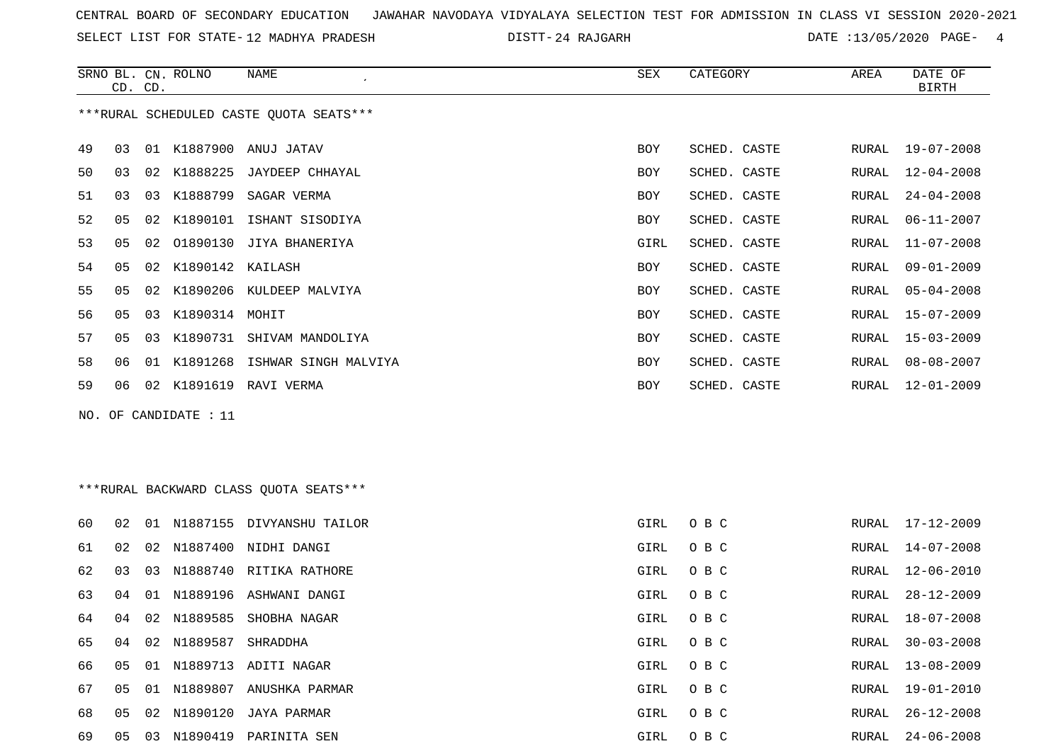CENTRAL BOARD OF SECONDARY EDUCATION JAWAHAR NAVODAYA VIDYALAYA SELECTION TEST FOR ADMISSION IN CLASS VI SESSION 2020-2021

SELECT LIST FOR STATE- 12 MADHYA PRADESH DISTT- 24 RAJGARH DATE :13/05/2020

***RURAL SCHEDULED CASTE QUOTA SEATS***

| SRNO | BL. CD. | CN. CD. | ROLNO | NAME | SEX | CATEGORY | AREA | DATE OF BIRTH |
|---|---|---|---|---|---|---|---|---|
| 49 | 03 | 01 | K1887900 | ANUJ JATAV | BOY | SCHED. CASTE | RURAL | 19-07-2008 |
| 50 | 03 | 02 | K1888225 | JAYDEEP CHHAYAL | BOY | SCHED. CASTE | RURAL | 12-04-2008 |
| 51 | 03 | 03 | K1888799 | SAGAR VERMA | BOY | SCHED. CASTE | RURAL | 24-04-2008 |
| 52 | 05 | 02 | K1890101 | ISHANT SISODIYA | BOY | SCHED. CASTE | RURAL | 06-11-2007 |
| 53 | 05 | 02 | O1890130 | JIYA BHANERIYA | GIRL | SCHED. CASTE | RURAL | 11-07-2008 |
| 54 | 05 | 02 | K1890142 | KAILASH | BOY | SCHED. CASTE | RURAL | 09-01-2009 |
| 55 | 05 | 02 | K1890206 | KULDEEP MALVIYA | BOY | SCHED. CASTE | RURAL | 05-04-2008 |
| 56 | 05 | 03 | K1890314 | MOHIT | BOY | SCHED. CASTE | RURAL | 15-07-2009 |
| 57 | 05 | 03 | K1890731 | SHIVAM MANDOLIYA | BOY | SCHED. CASTE | RURAL | 15-03-2009 |
| 58 | 06 | 01 | K1891268 | ISHWAR SINGH MALVIYA | BOY | SCHED. CASTE | RURAL | 08-08-2007 |
| 59 | 06 | 02 | K1891619 | RAVI VERMA | BOY | SCHED. CASTE | RURAL | 12-01-2009 |

NO. OF CANDIDATE : 11

***RURAL BACKWARD CLASS QUOTA SEATS***

| SRNO | BL. CD. | CN. CD. | ROLNO | NAME | SEX | CATEGORY | AREA | DATE OF BIRTH |
|---|---|---|---|---|---|---|---|---|
| 60 | 02 | 01 | N1887155 | DIVYANSHU TAILOR | GIRL | O B C | RURAL | 17-12-2009 |
| 61 | 02 | 02 | N1887400 | NIDHI DANGI | GIRL | O B C | RURAL | 14-07-2008 |
| 62 | 03 | 03 | N1888740 | RITIKA RATHORE | GIRL | O B C | RURAL | 12-06-2010 |
| 63 | 04 | 01 | N1889196 | ASHWANI DANGI | GIRL | O B C | RURAL | 28-12-2009 |
| 64 | 04 | 02 | N1889585 | SHOBHA NAGAR | GIRL | O B C | RURAL | 18-07-2008 |
| 65 | 04 | 02 | N1889587 | SHRADDHA | GIRL | O B C | RURAL | 30-03-2008 |
| 66 | 05 | 01 | N1889713 | ADITI NAGAR | GIRL | O B C | RURAL | 13-08-2009 |
| 67 | 05 | 01 | N1889807 | ANUSHKA PARMAR | GIRL | O B C | RURAL | 19-01-2010 |
| 68 | 05 | 02 | N1890120 | JAYA PARMAR | GIRL | O B C | RURAL | 26-12-2008 |
| 69 | 05 | 03 | N1890419 | PARINITA SEN | GIRL | O B C | RURAL | 24-06-2008 |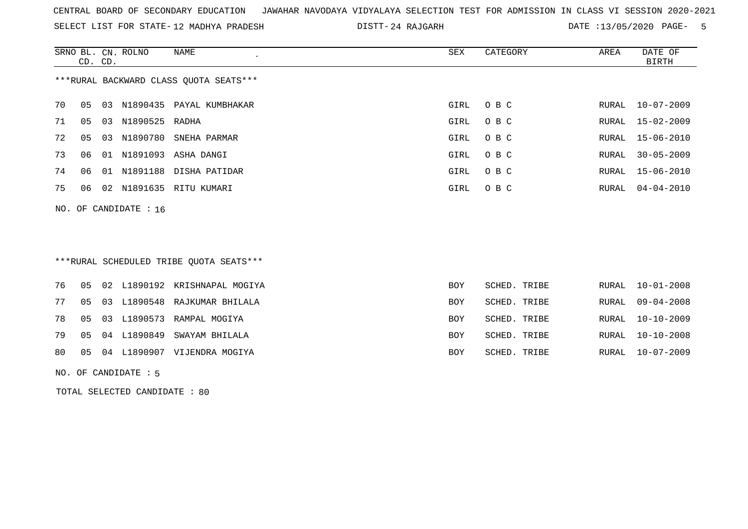CENTRAL BOARD OF SECONDARY EDUCATION   JAWAHAR NAVODAYA VIDYALAYA SELECTION TEST FOR ADMISSION IN CLASS VI SESSION 2020-2021

SELECT LIST FOR STATE- 12 MADHYA PRADESH   DISTT- 24 RAJGARH   DATE :13/05/2020

***RURAL BACKWARD CLASS QUOTA SEATS***

| SRNO | BL. CD. | CN. CD. | ROLNO | NAME | SEX | CATEGORY | AREA | DATE OF BIRTH |
|---|---|---|---|---|---|---|---|---|
| 70 | 05 | 03 | N1890435 | PAYAL KUMBHAKAR | GIRL | O B C | RURAL | 10-07-2009 |
| 71 | 05 | 03 | N1890525 | RADHA | GIRL | O B C | RURAL | 15-02-2009 |
| 72 | 05 | 03 | N1890780 | SNEHA PARMAR | GIRL | O B C | RURAL | 15-06-2010 |
| 73 | 06 | 01 | N1891093 | ASHA DANGI | GIRL | O B C | RURAL | 30-05-2009 |
| 74 | 06 | 01 | N1891188 | DISHA PATIDAR | GIRL | O B C | RURAL | 15-06-2010 |
| 75 | 06 | 02 | N1891635 | RITU KUMARI | GIRL | O B C | RURAL | 04-04-2010 |

NO. OF CANDIDATE : 16

***RURAL SCHEDULED TRIBE QUOTA SEATS***

| SRNO | BL. CD. | CN. CD. | ROLNO | NAME | SEX | CATEGORY | AREA | DATE OF BIRTH |
|---|---|---|---|---|---|---|---|---|
| 76 | 05 | 02 | L1890192 | KRISHNAPAL MOGIYA | BOY | SCHED. TRIBE | RURAL | 10-01-2008 |
| 77 | 05 | 03 | L1890548 | RAJKUMAR BHILALA | BOY | SCHED. TRIBE | RURAL | 09-04-2008 |
| 78 | 05 | 03 | L1890573 | RAMPAL MOGIYA | BOY | SCHED. TRIBE | RURAL | 10-10-2009 |
| 79 | 05 | 04 | L1890849 | SWAYAM BHILALA | BOY | SCHED. TRIBE | RURAL | 10-10-2008 |
| 80 | 05 | 04 | L1890907 | VIJENDRA MOGIYA | BOY | SCHED. TRIBE | RURAL | 10-07-2009 |

NO. OF CANDIDATE : 5

TOTAL SELECTED CANDIDATE : 80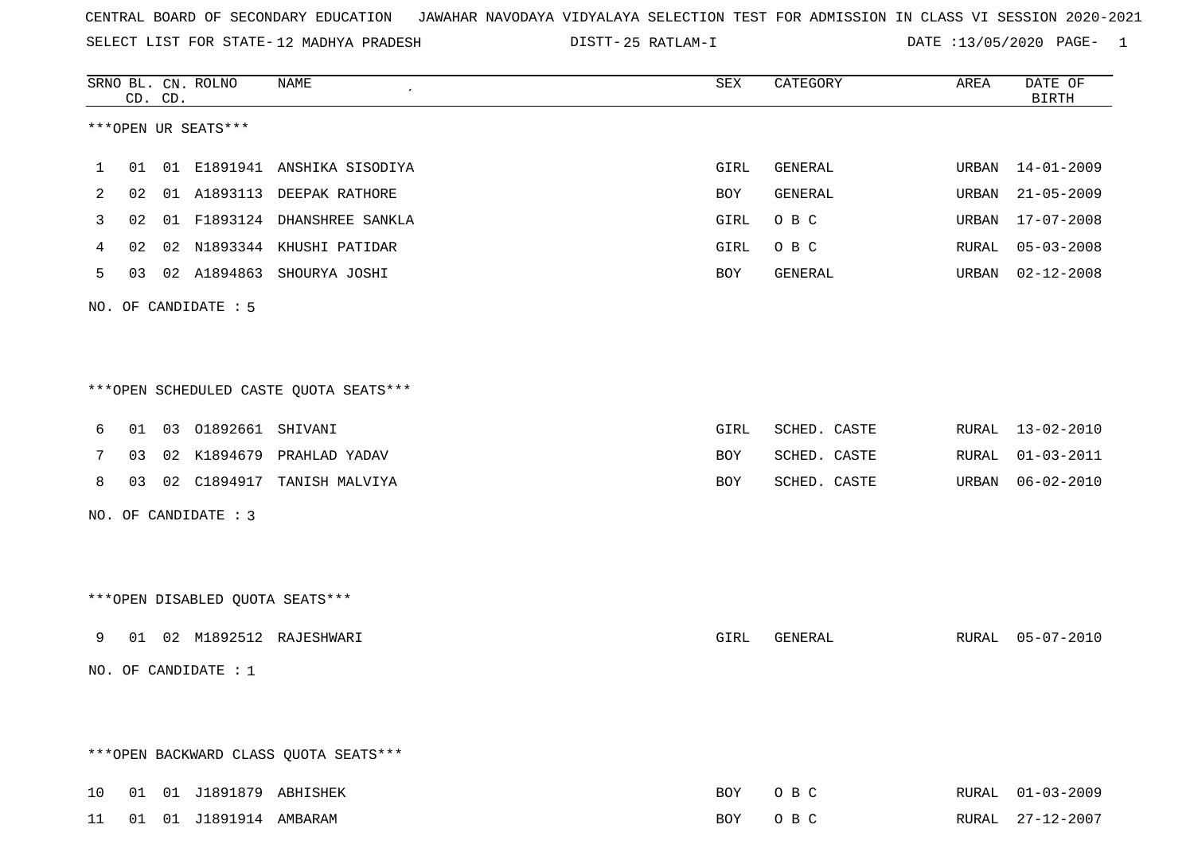CENTRAL BOARD OF SECONDARY EDUCATION JAWAHAR NAVODAYA VIDYALAYA SELECTION TEST FOR ADMISSION IN CLASS VI SESSION 2020-2021

SELECT LIST FOR STATE- 12 MADHYA PRADESH DISTT- 25 RATLAM-I DATE :13/05/2020

| SRNO | BL. CD. | CN. CD. | ROLNO | NAME | SEX | CATEGORY | AREA | DATE OF BIRTH |
|---|---|---|---|---|---|---|---|---|

***OPEN UR SEATS***

| SRNO | BL. CD. | CN. CD. | ROLNO | NAME | SEX | CATEGORY | AREA | DATE OF BIRTH |
|---|---|---|---|---|---|---|---|---|
| 1 | 01 | 01 | E1891941 | ANSHIKA SISODIYA | GIRL | GENERAL | URBAN | 14-01-2009 |
| 2 | 02 | 01 | A1893113 | DEEPAK RATHORE | BOY | GENERAL | URBAN | 21-05-2009 |
| 3 | 02 | 01 | F1893124 | DHANSHREE SANKLA | GIRL | O B C | URBAN | 17-07-2008 |
| 4 | 02 | 02 | N1893344 | KHUSHI PATIDAR | GIRL | O B C | RURAL | 05-03-2008 |
| 5 | 03 | 02 | A1894863 | SHOURYA JOSHI | BOY | GENERAL | URBAN | 02-12-2008 |

NO. OF CANDIDATE : 5

***OPEN SCHEDULED CASTE QUOTA SEATS***

| SRNO | BL. CD. | CN. CD. | ROLNO | NAME | SEX | CATEGORY | AREA | DATE OF BIRTH |
|---|---|---|---|---|---|---|---|---|
| 6 | 01 | 03 | O1892661 | SHIVANI | GIRL | SCHED. CASTE | RURAL | 13-02-2010 |
| 7 | 03 | 02 | K1894679 | PRAHLAD YADAV | BOY | SCHED. CASTE | RURAL | 01-03-2011 |
| 8 | 03 | 02 | C1894917 | TANISH MALVIYA | BOY | SCHED. CASTE | URBAN | 06-02-2010 |

NO. OF CANDIDATE : 3

***OPEN DISABLED QUOTA SEATS***

| SRNO | BL. CD. | CN. CD. | ROLNO | NAME | SEX | CATEGORY | AREA | DATE OF BIRTH |
|---|---|---|---|---|---|---|---|---|
| 9 | 01 | 02 | M1892512 | RAJESHWARI | GIRL | GENERAL | RURAL | 05-07-2010 |

NO. OF CANDIDATE : 1

***OPEN BACKWARD CLASS QUOTA SEATS***

| SRNO | BL. CD. | CN. CD. | ROLNO | NAME | SEX | CATEGORY | AREA | DATE OF BIRTH |
|---|---|---|---|---|---|---|---|---|
| 10 | 01 | 01 | J1891879 | ABHISHEK | BOY | O B C | RURAL | 01-03-2009 |
| 11 | 01 | 01 | J1891914 | AMBARAM | BOY | O B C | RURAL | 27-12-2007 |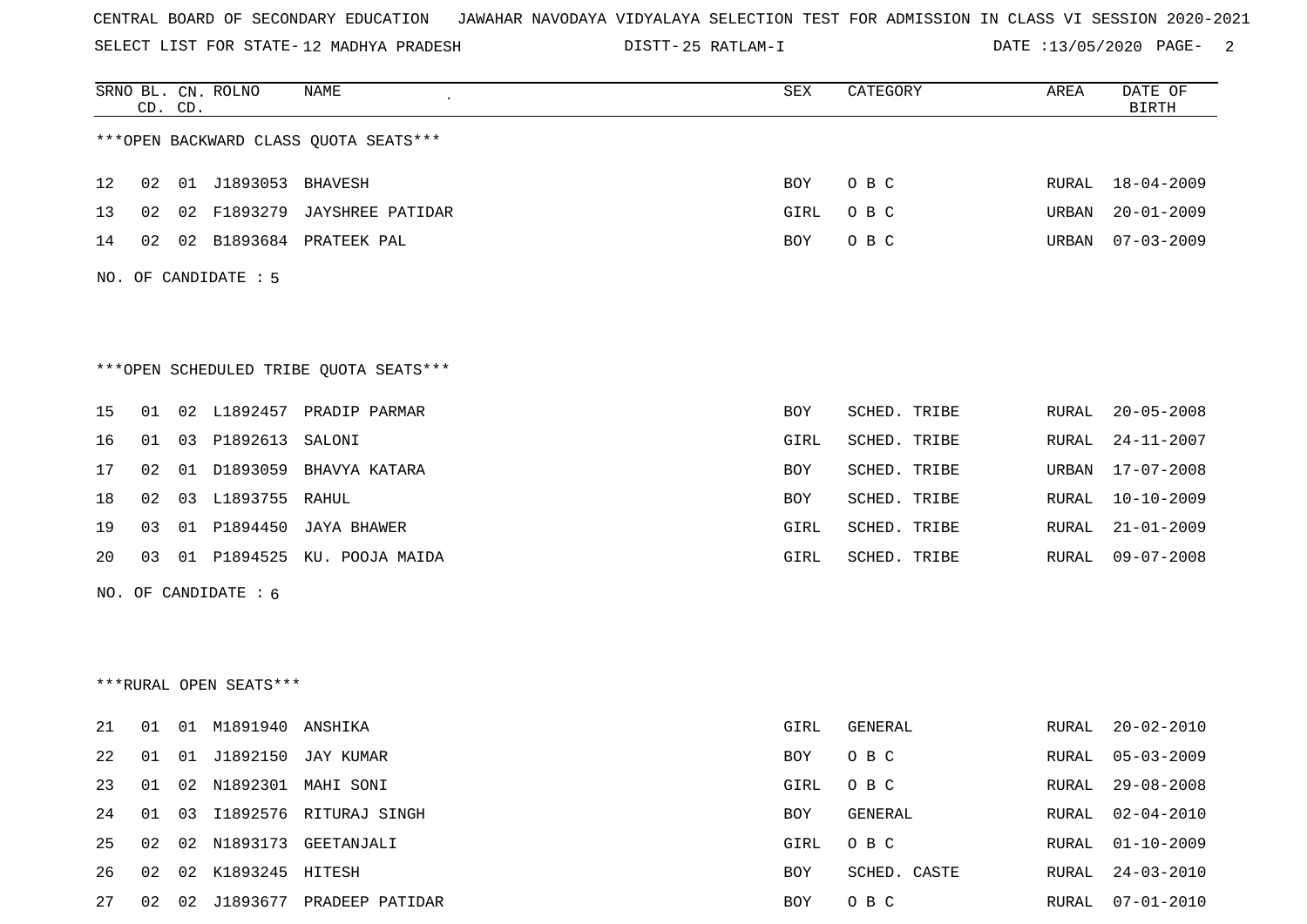CENTRAL BOARD OF SECONDARY EDUCATION JAWAHAR NAVODAYA VIDYALAYA SELECTION TEST FOR ADMISSION IN CLASS VI SESSION 2020-2021

SELECT LIST FOR STATE- 12 MADHYA PRADESH DISTT- 25 RATLAM-I DATE :13/05/2020

***OPEN BACKWARD CLASS QUOTA SEATS***

| SRNO | BL. CD. | CN. CD. | ROLNO | NAME | SEX | CATEGORY | AREA | DATE OF BIRTH |
|---|---|---|---|---|---|---|---|---|
| 12 | 02 | 01 | J1893053 | BHAVESH | BOY | O B C | RURAL | 18-04-2009 |
| 13 | 02 | 02 | F1893279 | JAYSHREE PATIDAR | GIRL | O B C | URBAN | 20-01-2009 |
| 14 | 02 | 02 | B1893684 | PRATEEK PAL | BOY | O B C | URBAN | 07-03-2009 |

NO. OF CANDIDATE : 5

***OPEN SCHEDULED TRIBE QUOTA SEATS***

| SRNO | BL. CD. | CN. CD. | ROLNO | NAME | SEX | CATEGORY | AREA | DATE OF BIRTH |
|---|---|---|---|---|---|---|---|---|
| 15 | 01 | 02 | L1892457 | PRADIP PARMAR | BOY | SCHED. TRIBE | RURAL | 20-05-2008 |
| 16 | 01 | 03 | P1892613 | SALONI | GIRL | SCHED. TRIBE | RURAL | 24-11-2007 |
| 17 | 02 | 01 | D1893059 | BHAVYA KATARA | BOY | SCHED. TRIBE | URBAN | 17-07-2008 |
| 18 | 02 | 03 | L1893755 | RAHUL | BOY | SCHED. TRIBE | RURAL | 10-10-2009 |
| 19 | 03 | 01 | P1894450 | JAYA BHAWER | GIRL | SCHED. TRIBE | RURAL | 21-01-2009 |
| 20 | 03 | 01 | P1894525 | KU. POOJA MAIDA | GIRL | SCHED. TRIBE | RURAL | 09-07-2008 |

NO. OF CANDIDATE : 6

***RURAL OPEN SEATS***

| SRNO | BL. CD. | CN. CD. | ROLNO | NAME | SEX | CATEGORY | AREA | DATE OF BIRTH |
|---|---|---|---|---|---|---|---|---|
| 21 | 01 | 01 | M1891940 | ANSHIKA | GIRL | GENERAL | RURAL | 20-02-2010 |
| 22 | 01 | 01 | J1892150 | JAY KUMAR | BOY | O B C | RURAL | 05-03-2009 |
| 23 | 01 | 02 | N1892301 | MAHI SONI | GIRL | O B C | RURAL | 29-08-2008 |
| 24 | 01 | 03 | I1892576 | RITURAJ SINGH | BOY | GENERAL | RURAL | 02-04-2010 |
| 25 | 02 | 02 | N1893173 | GEETANJALI | GIRL | O B C | RURAL | 01-10-2009 |
| 26 | 02 | 02 | K1893245 | HITESH | BOY | SCHED. CASTE | RURAL | 24-03-2010 |
| 27 | 02 | 02 | J1893677 | PRADEEP PATIDAR | BOY | O B C | RURAL | 07-01-2010 |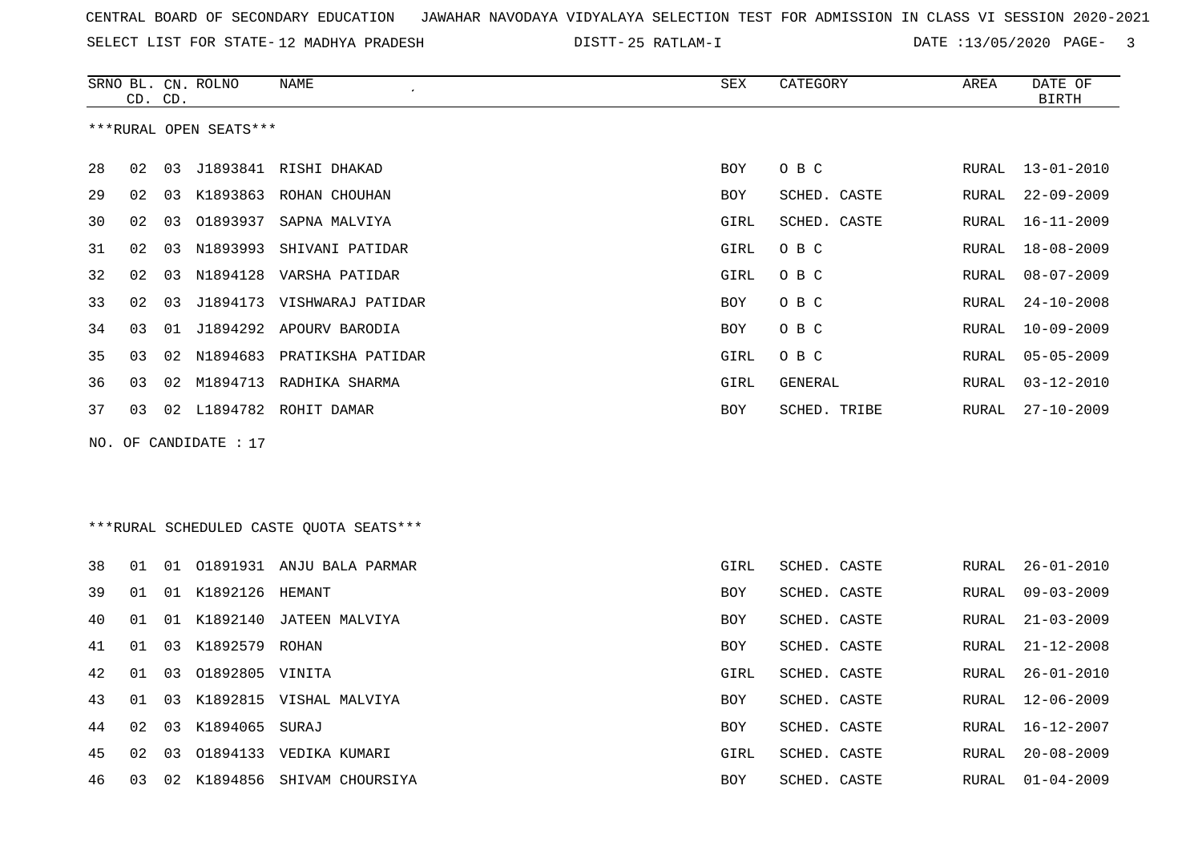CENTRAL BOARD OF SECONDARY EDUCATION JAWAHAR NAVODAYA VIDYALAYA SELECTION TEST FOR ADMISSION IN CLASS VI SESSION 2020-2021

SELECT LIST FOR STATE- 12 MADHYA PRADESH DISTT- 25 RATLAM-I DATE :13/05/2020

***RURAL OPEN SEATS***

| SRNO | BL. CD. | CN. CD. | ROLNO | NAME | SEX | CATEGORY | AREA | DATE OF BIRTH |
|---|---|---|---|---|---|---|---|---|
| 28 | 02 | 03 | J1893841 | RISHI DHAKAD | BOY | O B C | RURAL | 13-01-2010 |
| 29 | 02 | 03 | K1893863 | ROHAN CHOUHAN | BOY | SCHED. CASTE | RURAL | 22-09-2009 |
| 30 | 02 | 03 | O1893937 | SAPNA MALVIYA | GIRL | SCHED. CASTE | RURAL | 16-11-2009 |
| 31 | 02 | 03 | N1893993 | SHIVANI PATIDAR | GIRL | O B C | RURAL | 18-08-2009 |
| 32 | 02 | 03 | N1894128 | VARSHA PATIDAR | GIRL | O B C | RURAL | 08-07-2009 |
| 33 | 02 | 03 | J1894173 | VISHWARAJ PATIDAR | BOY | O B C | RURAL | 24-10-2008 |
| 34 | 03 | 01 | J1894292 | APOURV BARODIA | BOY | O B C | RURAL | 10-09-2009 |
| 35 | 03 | 02 | N1894683 | PRATIKSHA PATIDAR | GIRL | O B C | RURAL | 05-05-2009 |
| 36 | 03 | 02 | M1894713 | RADHIKA SHARMA | GIRL | GENERAL | RURAL | 03-12-2010 |
| 37 | 03 | 02 | L1894782 | ROHIT DAMAR | BOY | SCHED. TRIBE | RURAL | 27-10-2009 |

NO. OF CANDIDATE : 17

***RURAL SCHEDULED CASTE QUOTA SEATS***

| SRNO | BL. CD. | CN. CD. | ROLNO | NAME | SEX | CATEGORY | AREA | DATE OF BIRTH |
|---|---|---|---|---|---|---|---|---|
| 38 | 01 | 01 | O1891931 | ANJU BALA PARMAR | GIRL | SCHED. CASTE | RURAL | 26-01-2010 |
| 39 | 01 | 01 | K1892126 | HEMANT | BOY | SCHED. CASTE | RURAL | 09-03-2009 |
| 40 | 01 | 01 | K1892140 | JATEEN MALVIYA | BOY | SCHED. CASTE | RURAL | 21-03-2009 |
| 41 | 01 | 03 | K1892579 | ROHAN | BOY | SCHED. CASTE | RURAL | 21-12-2008 |
| 42 | 01 | 03 | O1892805 | VINITA | GIRL | SCHED. CASTE | RURAL | 26-01-2010 |
| 43 | 01 | 03 | K1892815 | VISHAL MALVIYA | BOY | SCHED. CASTE | RURAL | 12-06-2009 |
| 44 | 02 | 03 | K1894065 | SURAJ | BOY | SCHED. CASTE | RURAL | 16-12-2007 |
| 45 | 02 | 03 | O1894133 | VEDIKA KUMARI | GIRL | SCHED. CASTE | RURAL | 20-08-2009 |
| 46 | 03 | 02 | K1894856 | SHIVAM CHOURSIYA | BOY | SCHED. CASTE | RURAL | 01-04-2009 |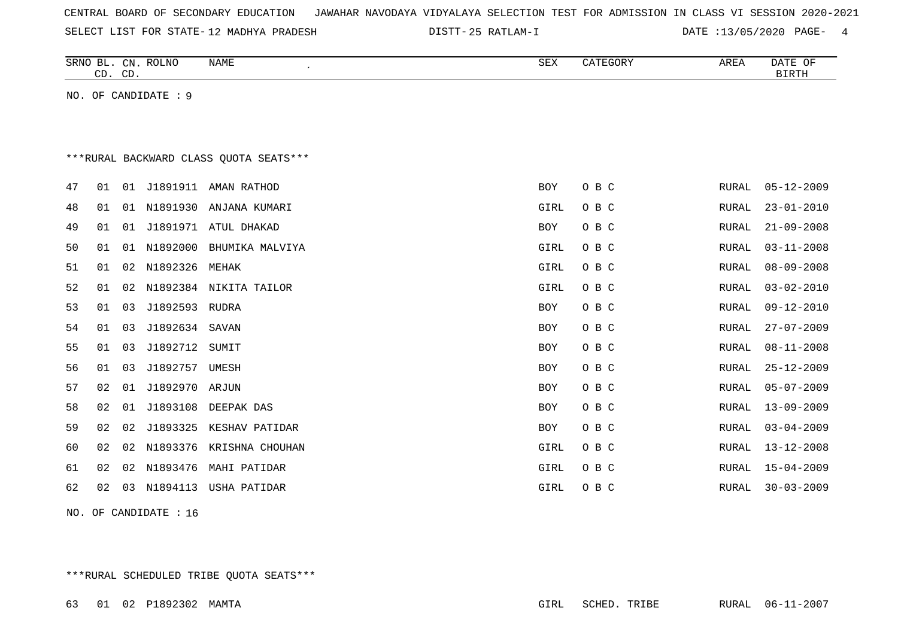CENTRAL BOARD OF SECONDARY EDUCATION JAWAHAR NAVODAYA VIDYALAYA SELECTION TEST FOR ADMISSION IN CLASS VI SESSION 2020-2021

SELECT LIST FOR STATE- 12 MADHYA PRADESH DISTT- 25 RATLAM-I DATE :13/05/2020

| SRNO | BL. CD. | CN. CD. | ROLNO | NAME | SEX | CATEGORY | AREA | DATE OF BIRTH |
|---|---|---|---|---|---|---|---|---|

NO. OF CANDIDATE : 9

***RURAL BACKWARD CLASS QUOTA SEATS***

| SRNO | BL. CD. | CN. CD. | ROLNO | NAME | SEX | CATEGORY | AREA | DATE OF BIRTH |
|---|---|---|---|---|---|---|---|---|
| 47 | 01 | 01 | J1891911 | AMAN RATHOD | BOY | O B C | RURAL | 05-12-2009 |
| 48 | 01 | 01 | N1891930 | ANJANA KUMARI | GIRL | O B C | RURAL | 23-01-2010 |
| 49 | 01 | 01 | J1891971 | ATUL DHAKAD | BOY | O B C | RURAL | 21-09-2008 |
| 50 | 01 | 01 | N1892000 | BHUMIKA MALVIYA | GIRL | O B C | RURAL | 03-11-2008 |
| 51 | 01 | 02 | N1892326 | MEHAK | GIRL | O B C | RURAL | 08-09-2008 |
| 52 | 01 | 02 | N1892384 | NIKITA TAILOR | GIRL | O B C | RURAL | 03-02-2010 |
| 53 | 01 | 03 | J1892593 | RUDRA | BOY | O B C | RURAL | 09-12-2010 |
| 54 | 01 | 03 | J1892634 | SAVAN | BOY | O B C | RURAL | 27-07-2009 |
| 55 | 01 | 03 | J1892712 | SUMIT | BOY | O B C | RURAL | 08-11-2008 |
| 56 | 01 | 03 | J1892757 | UMESH | BOY | O B C | RURAL | 25-12-2009 |
| 57 | 02 | 01 | J1892970 | ARJUN | BOY | O B C | RURAL | 05-07-2009 |
| 58 | 02 | 01 | J1893108 | DEEPAK DAS | BOY | O B C | RURAL | 13-09-2009 |
| 59 | 02 | 02 | J1893325 | KESHAV PATIDAR | BOY | O B C | RURAL | 03-04-2009 |
| 60 | 02 | 02 | N1893376 | KRISHNA CHOUHAN | GIRL | O B C | RURAL | 13-12-2008 |
| 61 | 02 | 02 | N1893476 | MAHI PATIDAR | GIRL | O B C | RURAL | 15-04-2009 |
| 62 | 02 | 03 | N1894113 | USHA PATIDAR | GIRL | O B C | RURAL | 30-03-2009 |

NO. OF CANDIDATE : 16

***RURAL SCHEDULED TRIBE QUOTA SEATS***

| SRNO | BL. CD. | CN. CD. | ROLNO | NAME | SEX | CATEGORY | AREA | DATE OF BIRTH |
|---|---|---|---|---|---|---|---|---|
| 63 | 01 | 02 | P1892302 | MAMTA | GIRL | SCHED. TRIBE | RURAL | 06-11-2007 |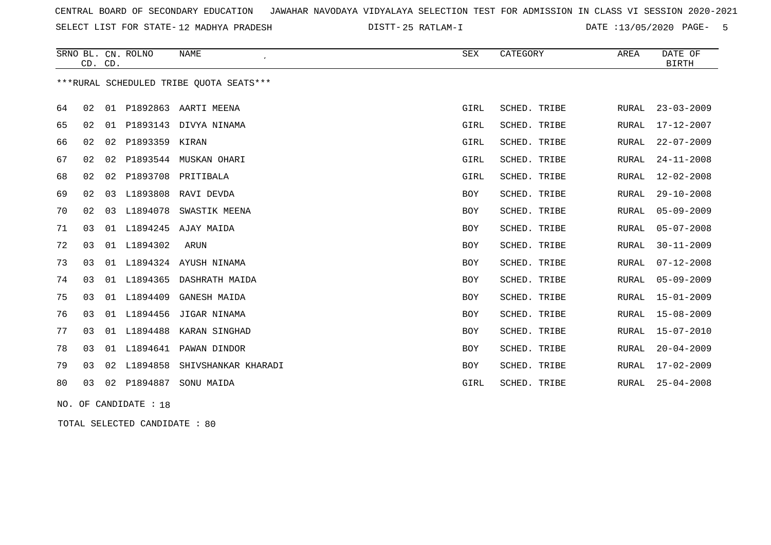CENTRAL BOARD OF SECONDARY EDUCATION   JAWAHAR NAVODAYA VIDYALAYA SELECTION TEST FOR ADMISSION IN CLASS VI SESSION 2020-2021

SELECT LIST FOR STATE- 12 MADHYA PRADESH   DISTT- 25 RATLAM-I   DATE :13/05/2020

| SRNO | BL. CD. | CN. CD. | ROLNO | NAME | SEX | CATEGORY | AREA | DATE OF BIRTH |
|---|---|---|---|---|---|---|---|---|

***RURAL SCHEDULED TRIBE QUOTA SEATS***

| SRNO | BL. CD. | CN. CD. | ROLNO | NAME | SEX | CATEGORY | AREA | DATE OF BIRTH |
|---|---|---|---|---|---|---|---|---|
| 64 | 02 | 01 | P1892863 | AARTI MEENA | GIRL | SCHED. TRIBE | RURAL | 23-03-2009 |
| 65 | 02 | 01 | P1893143 | DIVYA NINAMA | GIRL | SCHED. TRIBE | RURAL | 17-12-2007 |
| 66 | 02 | 02 | P1893359 | KIRAN | GIRL | SCHED. TRIBE | RURAL | 22-07-2009 |
| 67 | 02 | 02 | P1893544 | MUSKAN OHARI | GIRL | SCHED. TRIBE | RURAL | 24-11-2008 |
| 68 | 02 | 02 | P1893708 | PRITIBALA | GIRL | SCHED. TRIBE | RURAL | 12-02-2008 |
| 69 | 02 | 03 | L1893808 | RAVI DEVDA | BOY | SCHED. TRIBE | RURAL | 29-10-2008 |
| 70 | 02 | 03 | L1894078 | SWASTIK MEENA | BOY | SCHED. TRIBE | RURAL | 05-09-2009 |
| 71 | 03 | 01 | L1894245 | AJAY MAIDA | BOY | SCHED. TRIBE | RURAL | 05-07-2008 |
| 72 | 03 | 01 | L1894302 | ARUN | BOY | SCHED. TRIBE | RURAL | 30-11-2009 |
| 73 | 03 | 01 | L1894324 | AYUSH NINAMA | BOY | SCHED. TRIBE | RURAL | 07-12-2008 |
| 74 | 03 | 01 | L1894365 | DASHRATH MAIDA | BOY | SCHED. TRIBE | RURAL | 05-09-2009 |
| 75 | 03 | 01 | L1894409 | GANESH MAIDA | BOY | SCHED. TRIBE | RURAL | 15-01-2009 |
| 76 | 03 | 01 | L1894456 | JIGAR NINAMA | BOY | SCHED. TRIBE | RURAL | 15-08-2009 |
| 77 | 03 | 01 | L1894488 | KARAN SINGHAD | BOY | SCHED. TRIBE | RURAL | 15-07-2010 |
| 78 | 03 | 01 | L1894641 | PAWAN DINDOR | BOY | SCHED. TRIBE | RURAL | 20-04-2009 |
| 79 | 03 | 02 | L1894858 | SHIVSHANKAR KHARADI | BOY | SCHED. TRIBE | RURAL | 17-02-2009 |
| 80 | 03 | 02 | P1894887 | SONU MAIDA | GIRL | SCHED. TRIBE | RURAL | 25-04-2008 |

NO. OF CANDIDATE : 18

TOTAL SELECTED CANDIDATE : 80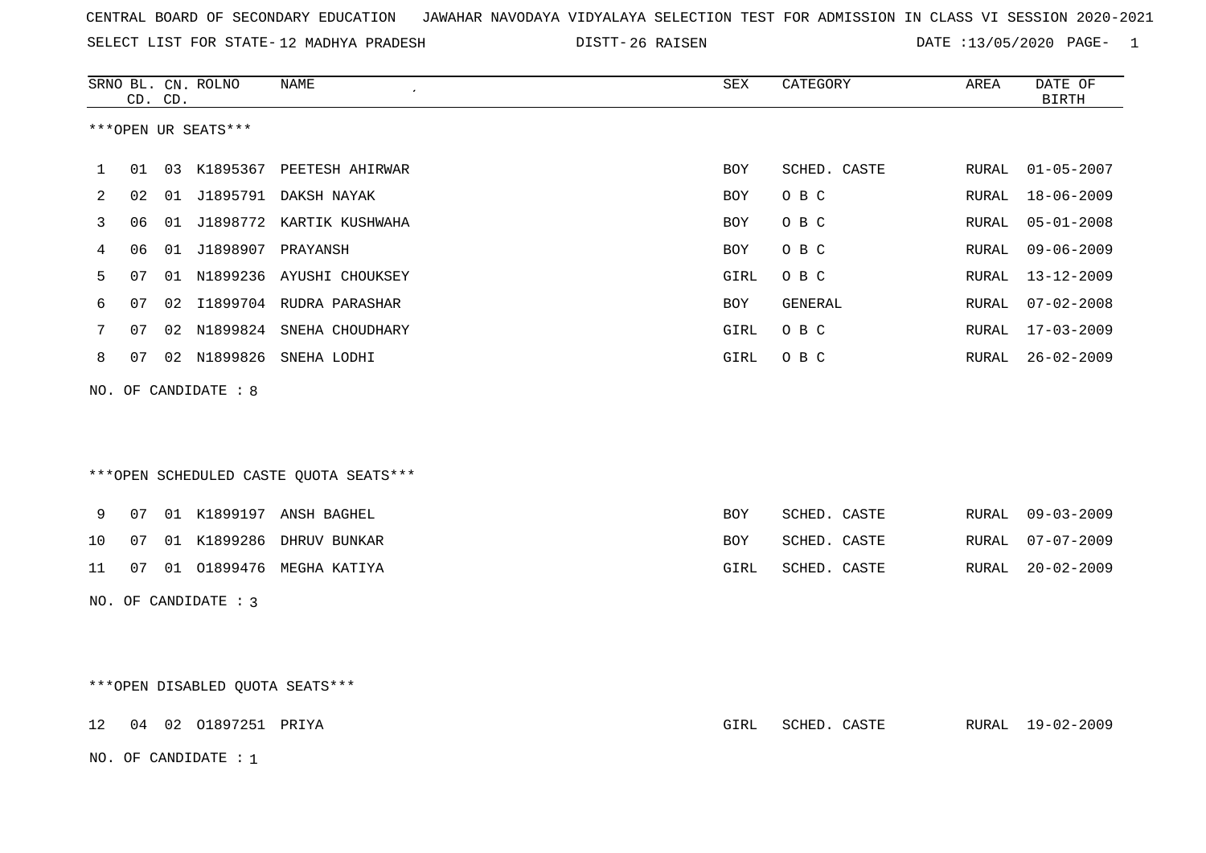CENTRAL BOARD OF SECONDARY EDUCATION JAWAHAR NAVODAYA VIDYALAYA SELECTION TEST FOR ADMISSION IN CLASS VI SESSION 2020-2021

SELECT LIST FOR STATE- 12 MADHYA PRADESH DISTT- 26 RAISEN DATE :13/05/2020

***OPEN UR SEATS***

| SRNO | BL. CD. | CN. CD. | ROLNO | NAME | SEX | CATEGORY | AREA | DATE OF BIRTH |
|---|---|---|---|---|---|---|---|---|
| 1 | 01 | 03 | K1895367 | PEETESH AHIRWAR | BOY | SCHED. CASTE | RURAL | 01-05-2007 |
| 2 | 02 | 01 | J1895791 | DAKSH NAYAK | BOY | O B C | RURAL | 18-06-2009 |
| 3 | 06 | 01 | J1898772 | KARTIK KUSHWAHA | BOY | O B C | RURAL | 05-01-2008 |
| 4 | 06 | 01 | J1898907 | PRAYANSH | BOY | O B C | RURAL | 09-06-2009 |
| 5 | 07 | 01 | N1899236 | AYUSHI CHOUKSEY | GIRL | O B C | RURAL | 13-12-2009 |
| 6 | 07 | 02 | I1899704 | RUDRA PARASHAR | BOY | GENERAL | RURAL | 07-02-2008 |
| 7 | 07 | 02 | N1899824 | SNEHA CHOUDHARY | GIRL | O B C | RURAL | 17-03-2009 |
| 8 | 07 | 02 | N1899826 | SNEHA LODHI | GIRL | O B C | RURAL | 26-02-2009 |

NO. OF CANDIDATE : 8

***OPEN SCHEDULED CASTE QUOTA SEATS***

| SRNO | BL. CD. | CN. CD. | ROLNO | NAME | SEX | CATEGORY | AREA | DATE OF BIRTH |
|---|---|---|---|---|---|---|---|---|
| 9 | 07 | 01 | K1899197 | ANSH BAGHEL | BOY | SCHED. CASTE | RURAL | 09-03-2009 |
| 10 | 07 | 01 | K1899286 | DHRUV BUNKAR | BOY | SCHED. CASTE | RURAL | 07-07-2009 |
| 11 | 07 | 01 | O1899476 | MEGHA KATIYA | GIRL | SCHED. CASTE | RURAL | 20-02-2009 |

NO. OF CANDIDATE : 3

***OPEN DISABLED QUOTA SEATS***

| SRNO | BL. CD. | CN. CD. | ROLNO | NAME | SEX | CATEGORY | AREA | DATE OF BIRTH |
|---|---|---|---|---|---|---|---|---|
| 12 | 04 | 02 | O1897251 | PRIYA | GIRL | SCHED. CASTE | RURAL | 19-02-2009 |

NO. OF CANDIDATE : 1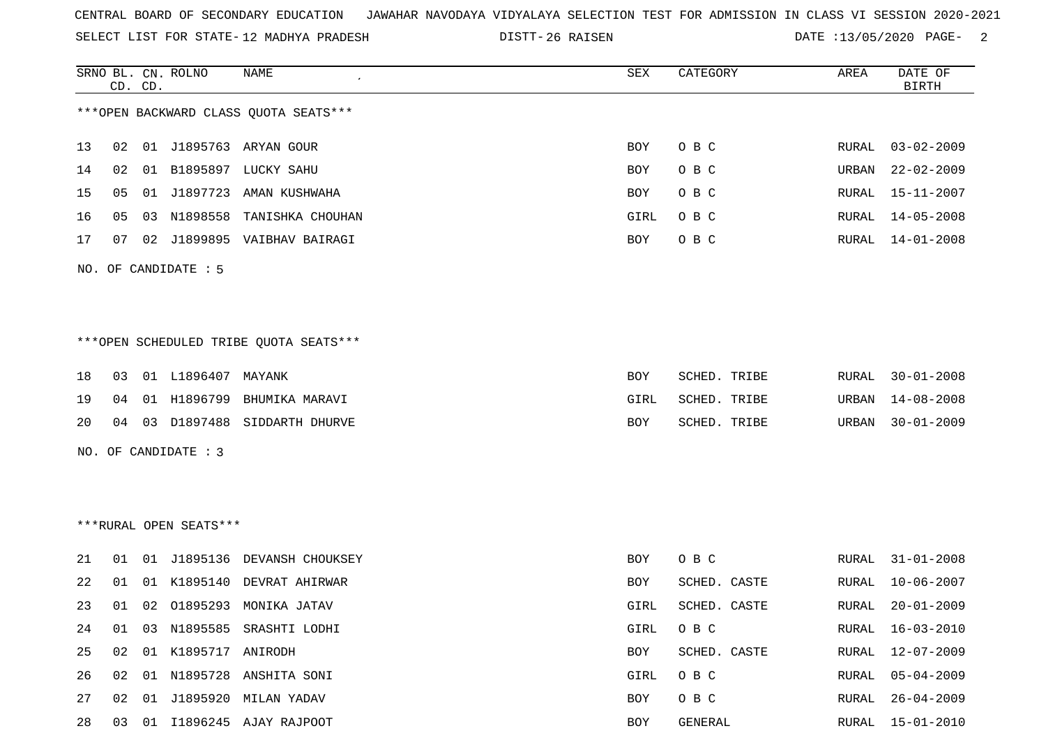CENTRAL BOARD OF SECONDARY EDUCATION JAWAHAR NAVODAYA VIDYALAYA SELECTION TEST FOR ADMISSION IN CLASS VI SESSION 2020-2021

SELECT LIST FOR STATE- 12 MADHYA PRADESH DISTT- 26 RAISEN DATE :13/05/2020

| SRNO | BL. CD. | CN. CD. | ROLNO | NAME | SEX | CATEGORY | AREA | DATE OF BIRTH |
|---|---|---|---|---|---|---|---|---|

***OPEN BACKWARD CLASS QUOTA SEATS***

| SRNO | BL. CD. | CN. CD. | ROLNO | NAME | SEX | CATEGORY | AREA | DATE OF BIRTH |
|---|---|---|---|---|---|---|---|---|
| 13 | 02 | 01 | J1895763 | ARYAN GOUR | BOY | O B C | RURAL | 03-02-2009 |
| 14 | 02 | 01 | B1895897 | LUCKY SAHU | BOY | O B C | URBAN | 22-02-2009 |
| 15 | 05 | 01 | J1897723 | AMAN KUSHWAHA | BOY | O B C | RURAL | 15-11-2007 |
| 16 | 05 | 03 | N1898558 | TANISHKA CHOUHAN | GIRL | O B C | RURAL | 14-05-2008 |
| 17 | 07 | 02 | J1899895 | VAIBHAV BAIRAGI | BOY | O B C | RURAL | 14-01-2008 |

NO. OF CANDIDATE : 5

***OPEN SCHEDULED TRIBE QUOTA SEATS***

| SRNO | BL. CD. | CN. CD. | ROLNO | NAME | SEX | CATEGORY | AREA | DATE OF BIRTH |
|---|---|---|---|---|---|---|---|---|
| 18 | 03 | 01 | L1896407 | MAYANK | BOY | SCHED. TRIBE | RURAL | 30-01-2008 |
| 19 | 04 | 01 | H1896799 | BHUMIKA MARAVI | GIRL | SCHED. TRIBE | URBAN | 14-08-2008 |
| 20 | 04 | 03 | D1897488 | SIDDARTH DHURVE | BOY | SCHED. TRIBE | URBAN | 30-01-2009 |

NO. OF CANDIDATE : 3

***RURAL OPEN SEATS***

| SRNO | BL. CD. | CN. CD. | ROLNO | NAME | SEX | CATEGORY | AREA | DATE OF BIRTH |
|---|---|---|---|---|---|---|---|---|
| 21 | 01 | 01 | J1895136 | DEVANSH CHOUKSEY | BOY | O B C | RURAL | 31-01-2008 |
| 22 | 01 | 01 | K1895140 | DEVRAT AHIRWAR | BOY | SCHED. CASTE | RURAL | 10-06-2007 |
| 23 | 01 | 02 | O1895293 | MONIKA JATAV | GIRL | SCHED. CASTE | RURAL | 20-01-2009 |
| 24 | 01 | 03 | N1895585 | SRASHTI LODHI | GIRL | O B C | RURAL | 16-03-2010 |
| 25 | 02 | 01 | K1895717 | ANIRODH | BOY | SCHED. CASTE | RURAL | 12-07-2009 |
| 26 | 02 | 01 | N1895728 | ANSHITA SONI | GIRL | O B C | RURAL | 05-04-2009 |
| 27 | 02 | 01 | J1895920 | MILAN YADAV | BOY | O B C | RURAL | 26-04-2009 |
| 28 | 03 | 01 | I1896245 | AJAY RAJPOOT | BOY | GENERAL | RURAL | 15-01-2010 |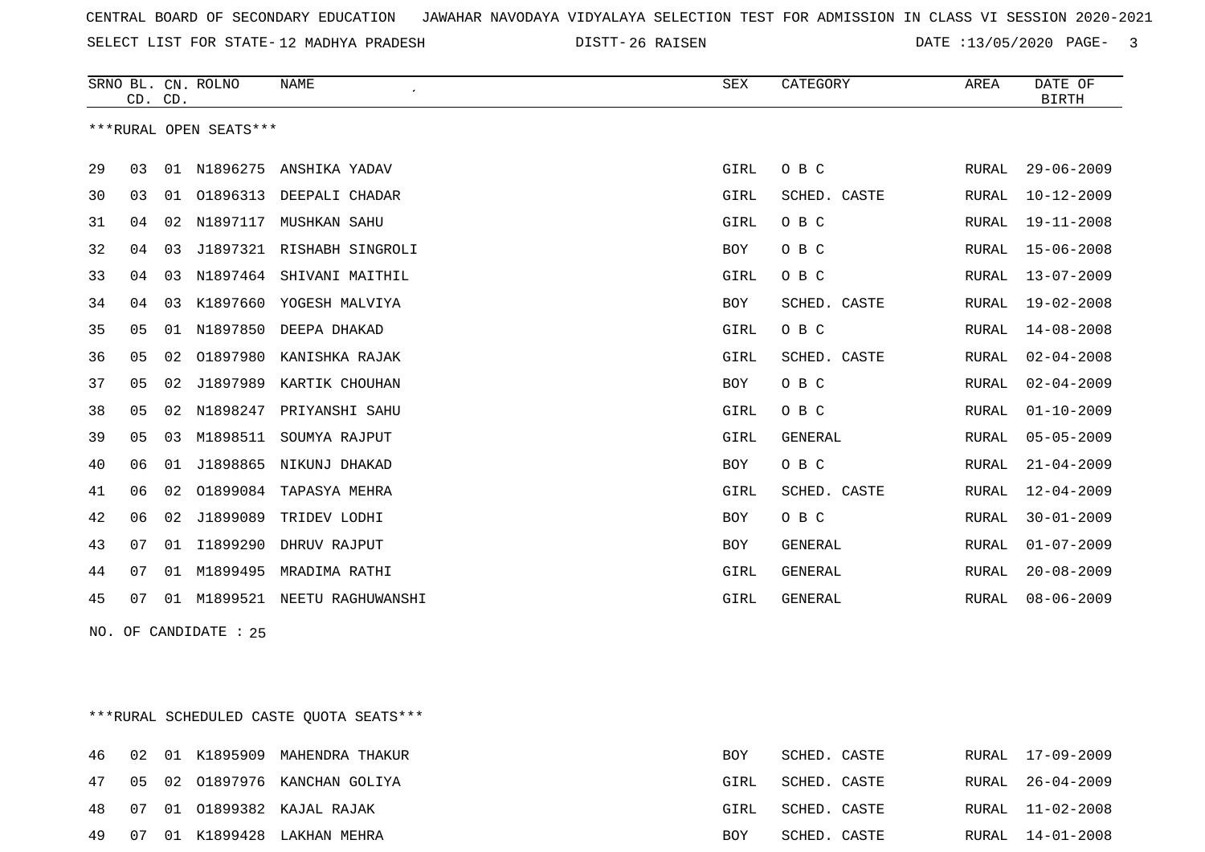CENTRAL BOARD OF SECONDARY EDUCATION JAWAHAR NAVODAYA VIDYALAYA SELECTION TEST FOR ADMISSION IN CLASS VI SESSION 2020-2021

SELECT LIST FOR STATE- 12 MADHYA PRADESH DISTT- 26 RAISEN DATE :13/05/2020

***RURAL OPEN SEATS***

| SRNO | BL. CD. | CN. CD. | ROLNO | NAME | SEX | CATEGORY | AREA | DATE OF BIRTH |
|---|---|---|---|---|---|---|---|---|
| 29 | 03 | 01 | N1896275 | ANSHIKA YADAV | GIRL | O B C | RURAL | 29-06-2009 |
| 30 | 03 | 01 | O1896313 | DEEPALI CHADAR | GIRL | SCHED. CASTE | RURAL | 10-12-2009 |
| 31 | 04 | 02 | N1897117 | MUSHKAN SAHU | GIRL | O B C | RURAL | 19-11-2008 |
| 32 | 04 | 03 | J1897321 | RISHABH SINGROLI | BOY | O B C | RURAL | 15-06-2008 |
| 33 | 04 | 03 | N1897464 | SHIVANI MAITHIL | GIRL | O B C | RURAL | 13-07-2009 |
| 34 | 04 | 03 | K1897660 | YOGESH MALVIYA | BOY | SCHED. CASTE | RURAL | 19-02-2008 |
| 35 | 05 | 01 | N1897850 | DEEPA DHAKAD | GIRL | O B C | RURAL | 14-08-2008 |
| 36 | 05 | 02 | O1897980 | KANISHKA RAJAK | GIRL | SCHED. CASTE | RURAL | 02-04-2008 |
| 37 | 05 | 02 | J1897989 | KARTIK CHOUHAN | BOY | O B C | RURAL | 02-04-2009 |
| 38 | 05 | 02 | N1898247 | PRIYANSHI SAHU | GIRL | O B C | RURAL | 01-10-2009 |
| 39 | 05 | 03 | M1898511 | SOUMYA RAJPUT | GIRL | GENERAL | RURAL | 05-05-2009 |
| 40 | 06 | 01 | J1898865 | NIKUNJ DHAKAD | BOY | O B C | RURAL | 21-04-2009 |
| 41 | 06 | 02 | O1899084 | TAPASYA MEHRA | GIRL | SCHED. CASTE | RURAL | 12-04-2009 |
| 42 | 06 | 02 | J1899089 | TRIDEV LODHI | BOY | O B C | RURAL | 30-01-2009 |
| 43 | 07 | 01 | I1899290 | DHRUV RAJPUT | BOY | GENERAL | RURAL | 01-07-2009 |
| 44 | 07 | 01 | M1899495 | MRADIMA RATHI | GIRL | GENERAL | RURAL | 20-08-2009 |
| 45 | 07 | 01 | M1899521 | NEETU RAGHUWANSHI | GIRL | GENERAL | RURAL | 08-06-2009 |

NO. OF CANDIDATE : 25

***RURAL SCHEDULED CASTE QUOTA SEATS***

| SRNO | BL. CD. | CN. CD. | ROLNO | NAME | SEX | CATEGORY | AREA | DATE OF BIRTH |
|---|---|---|---|---|---|---|---|---|
| 46 | 02 | 01 | K1895909 | MAHENDRA THAKUR | BOY | SCHED. CASTE | RURAL | 17-09-2009 |
| 47 | 05 | 02 | O1897976 | KANCHAN GOLIYA | GIRL | SCHED. CASTE | RURAL | 26-04-2009 |
| 48 | 07 | 01 | O1899382 | KAJAL RAJAK | GIRL | SCHED. CASTE | RURAL | 11-02-2008 |
| 49 | 07 | 01 | K1899428 | LAKHAN MEHRA | BOY | SCHED. CASTE | RURAL | 14-01-2008 |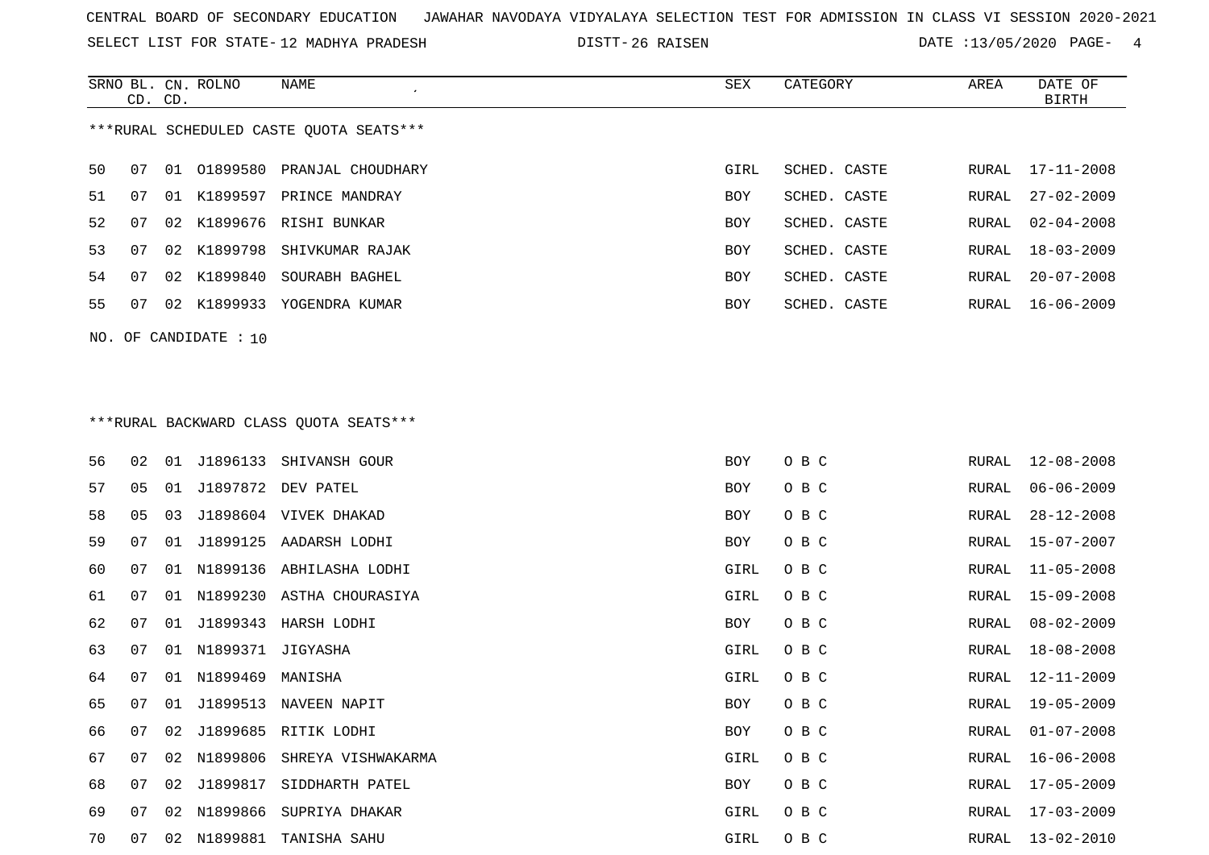CENTRAL BOARD OF SECONDARY EDUCATION JAWAHAR NAVODAYA VIDYALAYA SELECTION TEST FOR ADMISSION IN CLASS VI SESSION 2020-2021

SELECT LIST FOR STATE- 12 MADHYA PRADESH DISTT- 26 RAISEN DATE :13/05/2020

***RURAL SCHEDULED CASTE QUOTA SEATS***

| SRNO | BL. CD. | CN. CD. | ROLNO | NAME | SEX | CATEGORY | AREA | DATE OF BIRTH |
|---|---|---|---|---|---|---|---|---|
| 50 | 07 | 01 | O1899580 | PRANJAL CHOUDHARY | GIRL | SCHED. CASTE | RURAL | 17-11-2008 |
| 51 | 07 | 01 | K1899597 | PRINCE MANDRAY | BOY | SCHED. CASTE | RURAL | 27-02-2009 |
| 52 | 07 | 02 | K1899676 | RISHI BUNKAR | BOY | SCHED. CASTE | RURAL | 02-04-2008 |
| 53 | 07 | 02 | K1899798 | SHIVKUMAR RAJAK | BOY | SCHED. CASTE | RURAL | 18-03-2009 |
| 54 | 07 | 02 | K1899840 | SOURABH BAGHEL | BOY | SCHED. CASTE | RURAL | 20-07-2008 |
| 55 | 07 | 02 | K1899933 | YOGENDRA KUMAR | BOY | SCHED. CASTE | RURAL | 16-06-2009 |

NO. OF CANDIDATE : 10

***RURAL BACKWARD CLASS QUOTA SEATS***

| SRNO | BL. CD. | CN. CD. | ROLNO | NAME | SEX | CATEGORY | AREA | DATE OF BIRTH |
|---|---|---|---|---|---|---|---|---|
| 56 | 02 | 01 | J1896133 | SHIVANSH GOUR | BOY | O B C | RURAL | 12-08-2008 |
| 57 | 05 | 01 | J1897872 | DEV PATEL | BOY | O B C | RURAL | 06-06-2009 |
| 58 | 05 | 03 | J1898604 | VIVEK DHAKAD | BOY | O B C | RURAL | 28-12-2008 |
| 59 | 07 | 01 | J1899125 | AADARSH LODHI | BOY | O B C | RURAL | 15-07-2007 |
| 60 | 07 | 01 | N1899136 | ABHILASHA LODHI | GIRL | O B C | RURAL | 11-05-2008 |
| 61 | 07 | 01 | N1899230 | ASTHA CHOURASIYA | GIRL | O B C | RURAL | 15-09-2008 |
| 62 | 07 | 01 | J1899343 | HARSH LODHI | BOY | O B C | RURAL | 08-02-2009 |
| 63 | 07 | 01 | N1899371 | JIGYASHA | GIRL | O B C | RURAL | 18-08-2008 |
| 64 | 07 | 01 | N1899469 | MANISHA | GIRL | O B C | RURAL | 12-11-2009 |
| 65 | 07 | 01 | J1899513 | NAVEEN NAPIT | BOY | O B C | RURAL | 19-05-2009 |
| 66 | 07 | 02 | J1899685 | RITIK LODHI | BOY | O B C | RURAL | 01-07-2008 |
| 67 | 07 | 02 | N1899806 | SHREYA VISHWAKARMA | GIRL | O B C | RURAL | 16-06-2008 |
| 68 | 07 | 02 | J1899817 | SIDDHARTH PATEL | BOY | O B C | RURAL | 17-05-2009 |
| 69 | 07 | 02 | N1899866 | SUPRIYA DHAKAR | GIRL | O B C | RURAL | 17-03-2009 |
| 70 | 07 | 02 | N1899881 | TANISHA SAHU | GIRL | O B C | RURAL | 13-02-2010 |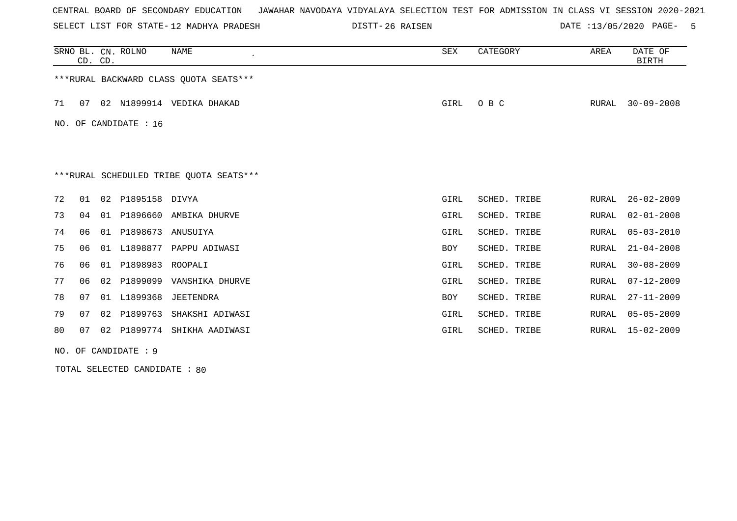CENTRAL BOARD OF SECONDARY EDUCATION JAWAHAR NAVODAYA VIDYALAYA SELECTION TEST FOR ADMISSION IN CLASS VI SESSION 2020-2021

SELECT LIST FOR STATE- 12 MADHYA PRADESH DISTT- 26 RAISEN DATE :13/05/2020

| SRNO | BL. CD. | CN. CD. | ROLNO | NAME | SEX | CATEGORY | AREA | DATE OF BIRTH |
|---|---|---|---|---|---|---|---|---|

***RURAL BACKWARD CLASS QUOTA SEATS***

| SRNO | BL. CD. | CN. CD. | ROLNO | NAME | SEX | CATEGORY | AREA | DATE OF BIRTH |
|---|---|---|---|---|---|---|---|---|
| 71 | 07 | 02 | N1899914 | VEDIKA DHAKAD | GIRL | O B C | RURAL | 30-09-2008 |

NO. OF CANDIDATE : 16

***RURAL SCHEDULED TRIBE QUOTA SEATS***

| SRNO | BL. CD. | CN. CD. | ROLNO | NAME | SEX | CATEGORY | AREA | DATE OF BIRTH |
|---|---|---|---|---|---|---|---|---|
| 72 | 01 | 02 | P1895158 | DIVYA | GIRL | SCHED. TRIBE | RURAL | 26-02-2009 |
| 73 | 04 | 01 | P1896660 | AMBIKA DHURVE | GIRL | SCHED. TRIBE | RURAL | 02-01-2008 |
| 74 | 06 | 01 | P1898673 | ANUSUIYA | GIRL | SCHED. TRIBE | RURAL | 05-03-2010 |
| 75 | 06 | 01 | L1898877 | PAPPU ADIWASI | BOY | SCHED. TRIBE | RURAL | 21-04-2008 |
| 76 | 06 | 01 | P1898983 | ROOPALI | GIRL | SCHED. TRIBE | RURAL | 30-08-2009 |
| 77 | 06 | 02 | P1899099 | VANSHIKA DHURVE | GIRL | SCHED. TRIBE | RURAL | 07-12-2009 |
| 78 | 07 | 01 | L1899368 | JEETENDRA | BOY | SCHED. TRIBE | RURAL | 27-11-2009 |
| 79 | 07 | 02 | P1899763 | SHAKSHI ADIWASI | GIRL | SCHED. TRIBE | RURAL | 05-05-2009 |
| 80 | 07 | 02 | P1899774 | SHIKHA AADIWASI | GIRL | SCHED. TRIBE | RURAL | 15-02-2009 |

NO. OF CANDIDATE : 9

TOTAL SELECTED CANDIDATE : 80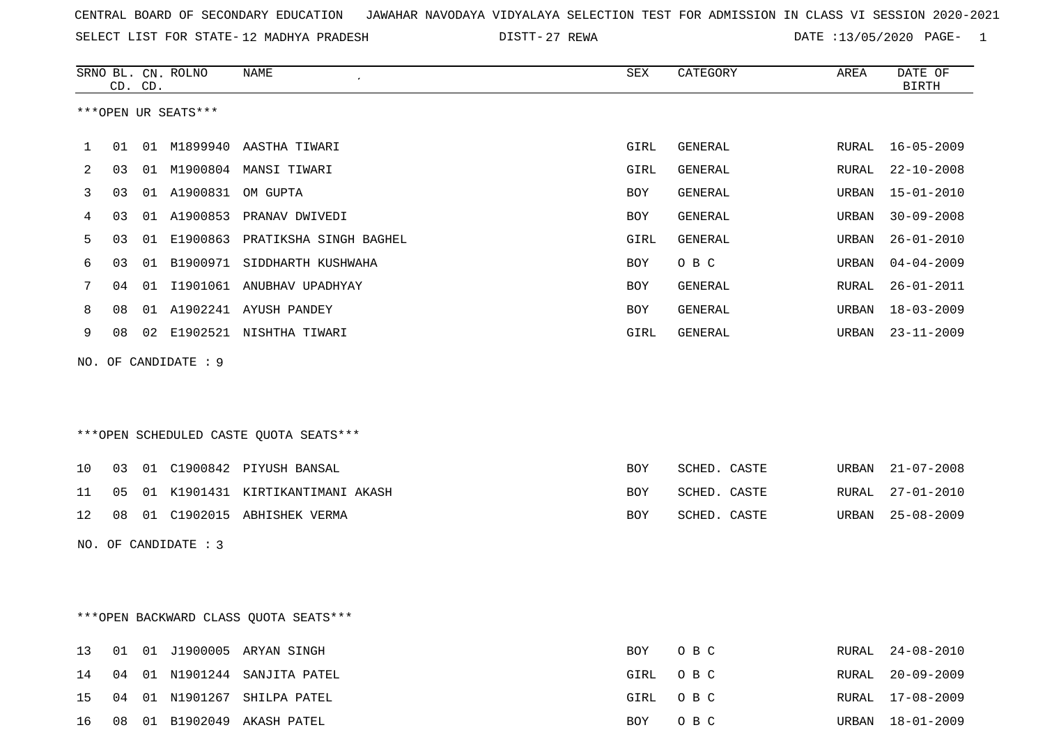CENTRAL BOARD OF SECONDARY EDUCATION JAWAHAR NAVODAYA VIDYALAYA SELECTION TEST FOR ADMISSION IN CLASS VI SESSION 2020-2021

SELECT LIST FOR STATE- 12 MADHYA PRADESH DISTT- 27 REWA DATE :13/05/2020

***OPEN UR SEATS***

| SRNO | BL. CD. | CN. CD. | ROLNO | NAME | SEX | CATEGORY | AREA | DATE OF BIRTH |
|---|---|---|---|---|---|---|---|---|
| 1 | 01 | 01 | M1899940 | AASTHA TIWARI | GIRL | GENERAL | RURAL | 16-05-2009 |
| 2 | 03 | 01 | M1900804 | MANSI TIWARI | GIRL | GENERAL | RURAL | 22-10-2008 |
| 3 | 03 | 01 | A1900831 | OM GUPTA | BOY | GENERAL | URBAN | 15-01-2010 |
| 4 | 03 | 01 | A1900853 | PRANAV DWIVEDI | BOY | GENERAL | URBAN | 30-09-2008 |
| 5 | 03 | 01 | E1900863 | PRATIKSHA SINGH BAGHEL | GIRL | GENERAL | URBAN | 26-01-2010 |
| 6 | 03 | 01 | B1900971 | SIDDHARTH KUSHWAHA | BOY | O B C | URBAN | 04-04-2009 |
| 7 | 04 | 01 | I1901061 | ANUBHAV UPADHYAY | BOY | GENERAL | RURAL | 26-01-2011 |
| 8 | 08 | 01 | A1902241 | AYUSH PANDEY | BOY | GENERAL | URBAN | 18-03-2009 |
| 9 | 08 | 02 | E1902521 | NISHTHA TIWARI | GIRL | GENERAL | URBAN | 23-11-2009 |

NO. OF CANDIDATE : 9

***OPEN SCHEDULED CASTE QUOTA SEATS***

| SRNO | BL. CD. | CN. CD. | ROLNO | NAME | SEX | CATEGORY | AREA | DATE OF BIRTH |
|---|---|---|---|---|---|---|---|---|
| 10 | 03 | 01 | C1900842 | PIYUSH BANSAL | BOY | SCHED. CASTE | URBAN | 21-07-2008 |
| 11 | 05 | 01 | K1901431 | KIRTIKANTIMANI AKASH | BOY | SCHED. CASTE | RURAL | 27-01-2010 |
| 12 | 08 | 01 | C1902015 | ABHISHEK VERMA | BOY | SCHED. CASTE | URBAN | 25-08-2009 |

NO. OF CANDIDATE : 3

***OPEN BACKWARD CLASS QUOTA SEATS***

| SRNO | BL. CD. | CN. CD. | ROLNO | NAME | SEX | CATEGORY | AREA | DATE OF BIRTH |
|---|---|---|---|---|---|---|---|---|
| 13 | 01 | 01 | J1900005 | ARYAN SINGH | BOY | O B C | RURAL | 24-08-2010 |
| 14 | 04 | 01 | N1901244 | SANJITA PATEL | GIRL | O B C | RURAL | 20-09-2009 |
| 15 | 04 | 01 | N1901267 | SHILPA PATEL | GIRL | O B C | RURAL | 17-08-2009 |
| 16 | 08 | 01 | B1902049 | AKASH PATEL | BOY | O B C | URBAN | 18-01-2009 |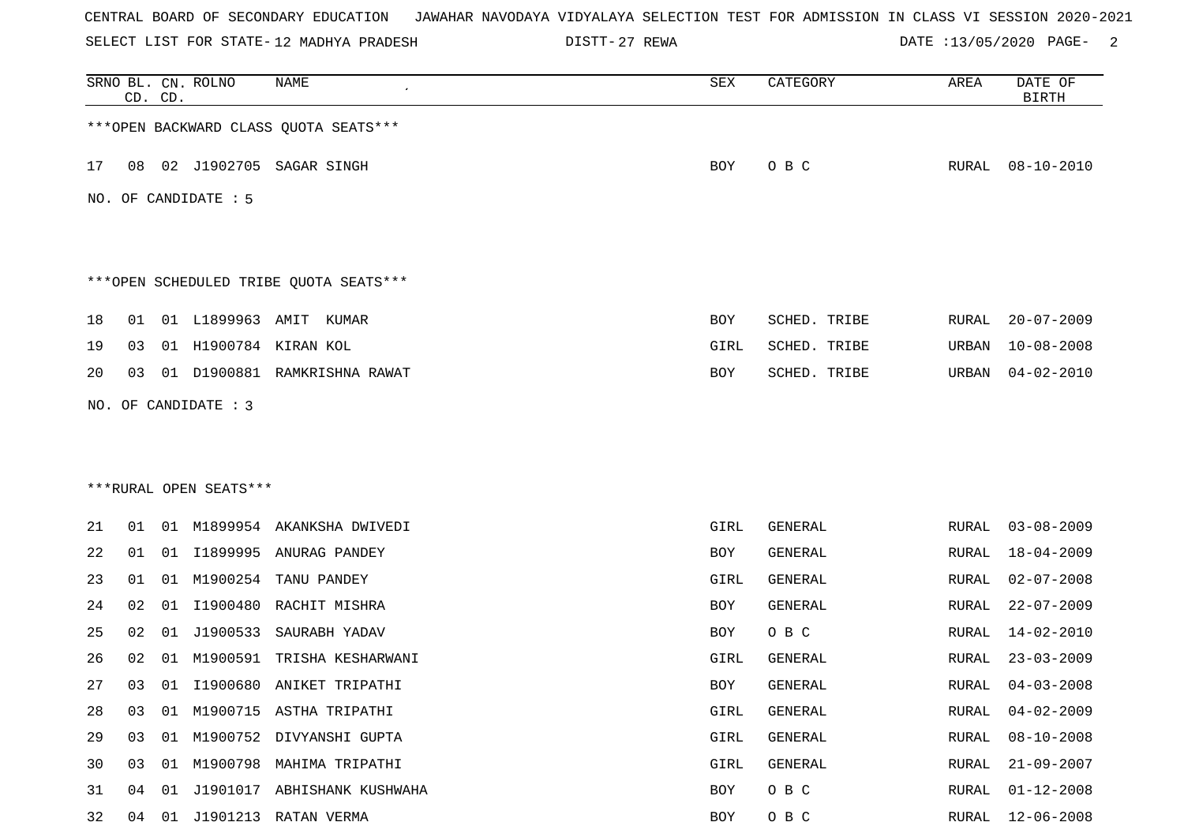CENTRAL BOARD OF SECONDARY EDUCATION JAWAHAR NAVODAYA VIDYALAYA SELECTION TEST FOR ADMISSION IN CLASS VI SESSION 2020-2021

SELECT LIST FOR STATE- 12 MADHYA PRADESH DISTT- 27 REWA DATE :13/05/2020

***OPEN BACKWARD CLASS QUOTA SEATS***

| SRNO | BL. CD. | CN. CD. | ROLNO | NAME | SEX | CATEGORY | AREA | DATE OF BIRTH |
|---|---|---|---|---|---|---|---|---|
| 17 | 08 | 02 | J1902705 | SAGAR SINGH | BOY | O B C | RURAL | 08-10-2010 |

NO. OF CANDIDATE : 5

***OPEN SCHEDULED TRIBE QUOTA SEATS***

| SRNO | BL. CD. | CN. CD. | ROLNO | NAME | SEX | CATEGORY | AREA | DATE OF BIRTH |
|---|---|---|---|---|---|---|---|---|
| 18 | 01 | 01 | L1899963 | AMIT KUMAR | BOY | SCHED. TRIBE | RURAL | 20-07-2009 |
| 19 | 03 | 01 | H1900784 | KIRAN KOL | GIRL | SCHED. TRIBE | URBAN | 10-08-2008 |
| 20 | 03 | 01 | D1900881 | RAMKRISHNA RAWAT | BOY | SCHED. TRIBE | URBAN | 04-02-2010 |

NO. OF CANDIDATE : 3

***RURAL OPEN SEATS***

| SRNO | BL. CD. | CN. CD. | ROLNO | NAME | SEX | CATEGORY | AREA | DATE OF BIRTH |
|---|---|---|---|---|---|---|---|---|
| 21 | 01 | 01 | M1899954 | AKANKSHA DWIVEDI | GIRL | GENERAL | RURAL | 03-08-2009 |
| 22 | 01 | 01 | I1899995 | ANURAG PANDEY | BOY | GENERAL | RURAL | 18-04-2009 |
| 23 | 01 | 01 | M1900254 | TANU PANDEY | GIRL | GENERAL | RURAL | 02-07-2008 |
| 24 | 02 | 01 | I1900480 | RACHIT MISHRA | BOY | GENERAL | RURAL | 22-07-2009 |
| 25 | 02 | 01 | J1900533 | SAURABH YADAV | BOY | O B C | RURAL | 14-02-2010 |
| 26 | 02 | 01 | M1900591 | TRISHA KESHARWANI | GIRL | GENERAL | RURAL | 23-03-2009 |
| 27 | 03 | 01 | I1900680 | ANIKET TRIPATHI | BOY | GENERAL | RURAL | 04-03-2008 |
| 28 | 03 | 01 | M1900715 | ASTHA TRIPATHI | GIRL | GENERAL | RURAL | 04-02-2009 |
| 29 | 03 | 01 | M1900752 | DIVYANSHI GUPTA | GIRL | GENERAL | RURAL | 08-10-2008 |
| 30 | 03 | 01 | M1900798 | MAHIMA TRIPATHI | GIRL | GENERAL | RURAL | 21-09-2007 |
| 31 | 04 | 01 | J1901017 | ABHISHANK KUSHWAHA | BOY | O B C | RURAL | 01-12-2008 |
| 32 | 04 | 01 | J1901213 | RATAN VERMA | BOY | O B C | RURAL | 12-06-2008 |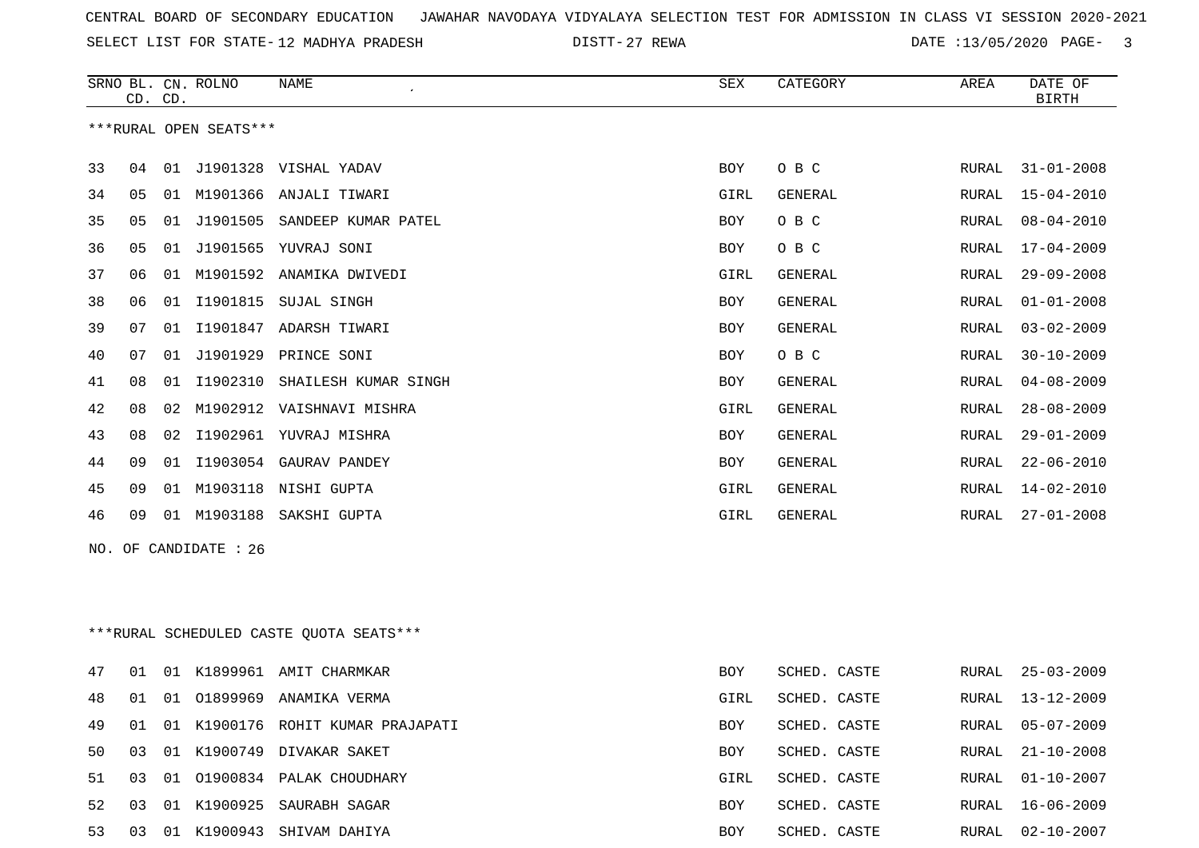CENTRAL BOARD OF SECONDARY EDUCATION JAWAHAR NAVODAYA VIDYALAYA SELECTION TEST FOR ADMISSION IN CLASS VI SESSION 2020-2021

SELECT LIST FOR STATE- 12 MADHYA PRADESH DISTT- 27 REWA DATE :13/05/2020 PAGE- 3

***RURAL OPEN SEATS***

| SRNO | BL. CD. | CN. CD. | ROLNO | NAME | SEX | CATEGORY | AREA | DATE OF BIRTH |
|---|---|---|---|---|---|---|---|---|
| 33 | 04 | 01 | J1901328 | VISHAL YADAV | BOY | O B C | RURAL | 31-01-2008 |
| 34 | 05 | 01 | M1901366 | ANJALI TIWARI | GIRL | GENERAL | RURAL | 15-04-2010 |
| 35 | 05 | 01 | J1901505 | SANDEEP KUMAR PATEL | BOY | O B C | RURAL | 08-04-2010 |
| 36 | 05 | 01 | J1901565 | YUVRAJ SONI | BOY | O B C | RURAL | 17-04-2009 |
| 37 | 06 | 01 | M1901592 | ANAMIKA DWIVEDI | GIRL | GENERAL | RURAL | 29-09-2008 |
| 38 | 06 | 01 | I1901815 | SUJAL SINGH | BOY | GENERAL | RURAL | 01-01-2008 |
| 39 | 07 | 01 | I1901847 | ADARSH TIWARI | BOY | GENERAL | RURAL | 03-02-2009 |
| 40 | 07 | 01 | J1901929 | PRINCE SONI | BOY | O B C | RURAL | 30-10-2009 |
| 41 | 08 | 01 | I1902310 | SHAILESH KUMAR SINGH | BOY | GENERAL | RURAL | 04-08-2009 |
| 42 | 08 | 02 | M1902912 | VAISHNAVI MISHRA | GIRL | GENERAL | RURAL | 28-08-2009 |
| 43 | 08 | 02 | I1902961 | YUVRAJ MISHRA | BOY | GENERAL | RURAL | 29-01-2009 |
| 44 | 09 | 01 | I1903054 | GAURAV PANDEY | BOY | GENERAL | RURAL | 22-06-2010 |
| 45 | 09 | 01 | M1903118 | NISHI GUPTA | GIRL | GENERAL | RURAL | 14-02-2010 |
| 46 | 09 | 01 | M1903188 | SAKSHI GUPTA | GIRL | GENERAL | RURAL | 27-01-2008 |

NO. OF CANDIDATE : 26

***RURAL SCHEDULED CASTE QUOTA SEATS***

| SRNO | BL. CD. | CN. CD. | ROLNO | NAME | SEX | CATEGORY | AREA | DATE OF BIRTH |
|---|---|---|---|---|---|---|---|---|
| 47 | 01 | 01 | K1899961 | AMIT CHARMKAR | BOY | SCHED. CASTE | RURAL | 25-03-2009 |
| 48 | 01 | 01 | O1899969 | ANAMIKA VERMA | GIRL | SCHED. CASTE | RURAL | 13-12-2009 |
| 49 | 01 | 01 | K1900176 | ROHIT KUMAR PRAJAPATI | BOY | SCHED. CASTE | RURAL | 05-07-2009 |
| 50 | 03 | 01 | K1900749 | DIVAKAR SAKET | BOY | SCHED. CASTE | RURAL | 21-10-2008 |
| 51 | 03 | 01 | O1900834 | PALAK CHOUDHARY | GIRL | SCHED. CASTE | RURAL | 01-10-2007 |
| 52 | 03 | 01 | K1900925 | SAURABH SAGAR | BOY | SCHED. CASTE | RURAL | 16-06-2009 |
| 53 | 03 | 01 | K1900943 | SHIVAM DAHIYA | BOY | SCHED. CASTE | RURAL | 02-10-2007 |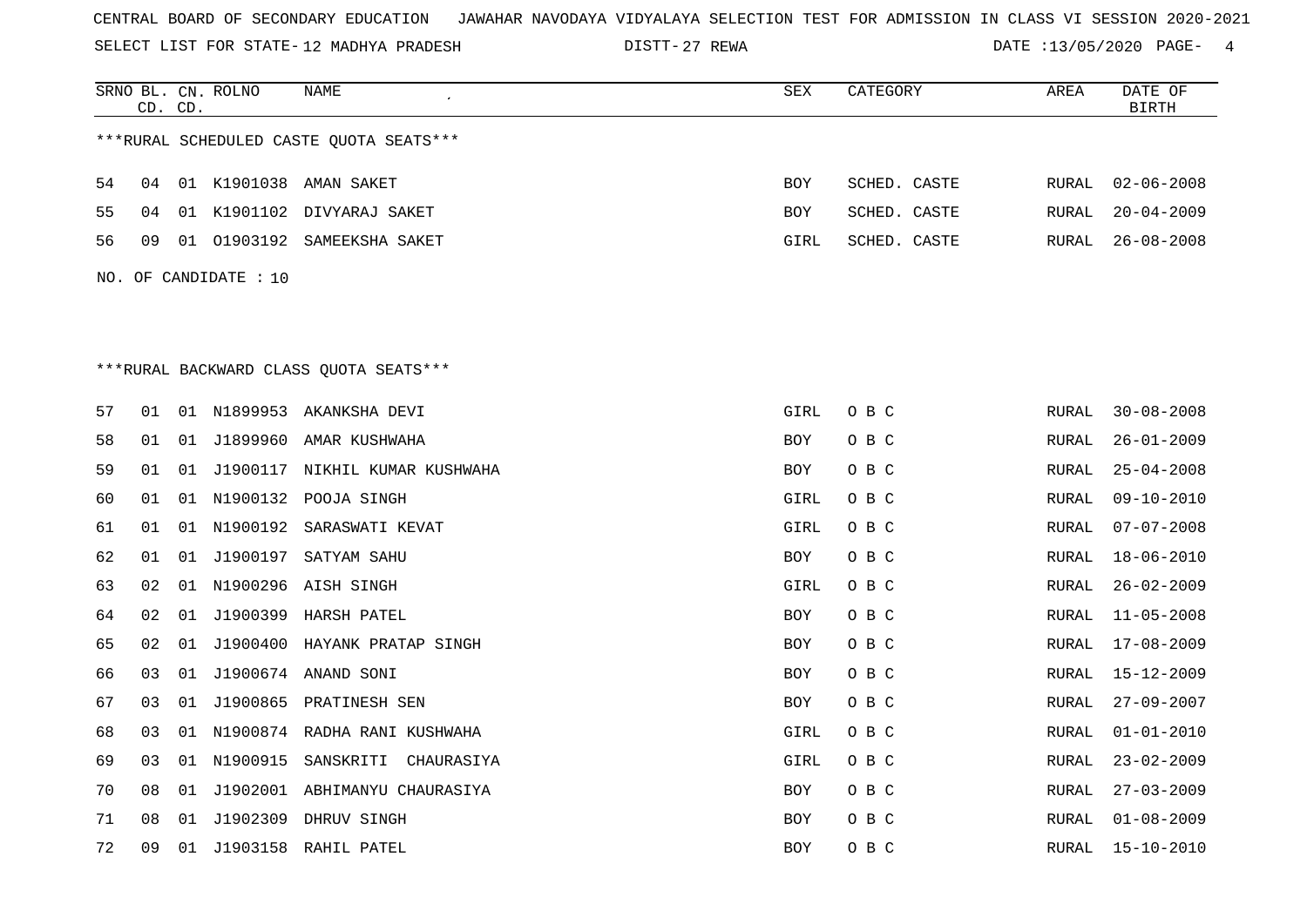CENTRAL BOARD OF SECONDARY EDUCATION JAWAHAR NAVODAYA VIDYALAYA SELECTION TEST FOR ADMISSION IN CLASS VI SESSION 2020-2021

SELECT LIST FOR STATE- 12 MADHYA PRADESH DISTT- 27 REWA DATE :13/05/2020

***RURAL SCHEDULED CASTE QUOTA SEATS***

| SRNO | BL. CD. | CN. CD. | ROLNO | NAME | SEX | CATEGORY | AREA | DATE OF BIRTH |
|---|---|---|---|---|---|---|---|---|
| 54 | 04 | 01 | K1901038 | AMAN SAKET | BOY | SCHED. CASTE | RURAL | 02-06-2008 |
| 55 | 04 | 01 | K1901102 | DIVYARAJ SAKET | BOY | SCHED. CASTE | RURAL | 20-04-2009 |
| 56 | 09 | 01 | O1903192 | SAMEEKSHA SAKET | GIRL | SCHED. CASTE | RURAL | 26-08-2008 |

NO. OF CANDIDATE : 10

***RURAL BACKWARD CLASS QUOTA SEATS***

| SRNO | BL. CD. | CN. CD. | ROLNO | NAME | SEX | CATEGORY | AREA | DATE OF BIRTH |
|---|---|---|---|---|---|---|---|---|
| 57 | 01 | 01 | N1899953 | AKANKSHA DEVI | GIRL | O B C | RURAL | 30-08-2008 |
| 58 | 01 | 01 | J1899960 | AMAR KUSHWAHA | BOY | O B C | RURAL | 26-01-2009 |
| 59 | 01 | 01 | J1900117 | NIKHIL KUMAR KUSHWAHA | BOY | O B C | RURAL | 25-04-2008 |
| 60 | 01 | 01 | N1900132 | POOJA SINGH | GIRL | O B C | RURAL | 09-10-2010 |
| 61 | 01 | 01 | N1900192 | SARASWATI KEVAT | GIRL | O B C | RURAL | 07-07-2008 |
| 62 | 01 | 01 | J1900197 | SATYAM SAHU | BOY | O B C | RURAL | 18-06-2010 |
| 63 | 02 | 01 | N1900296 | AISH SINGH | GIRL | O B C | RURAL | 26-02-2009 |
| 64 | 02 | 01 | J1900399 | HARSH PATEL | BOY | O B C | RURAL | 11-05-2008 |
| 65 | 02 | 01 | J1900400 | HAYANK PRATAP SINGH | BOY | O B C | RURAL | 17-08-2009 |
| 66 | 03 | 01 | J1900674 | ANAND SONI | BOY | O B C | RURAL | 15-12-2009 |
| 67 | 03 | 01 | J1900865 | PRATINESH SEN | BOY | O B C | RURAL | 27-09-2007 |
| 68 | 03 | 01 | N1900874 | RADHA RANI KUSHWAHA | GIRL | O B C | RURAL | 01-01-2010 |
| 69 | 03 | 01 | N1900915 | SANSKRITI CHAURASIYA | GIRL | O B C | RURAL | 23-02-2009 |
| 70 | 08 | 01 | J1902001 | ABHIMANYU CHAURASIYA | BOY | O B C | RURAL | 27-03-2009 |
| 71 | 08 | 01 | J1902309 | DHRUV SINGH | BOY | O B C | RURAL | 01-08-2009 |
| 72 | 09 | 01 | J1903158 | RAHIL PATEL | BOY | O B C | RURAL | 15-10-2010 |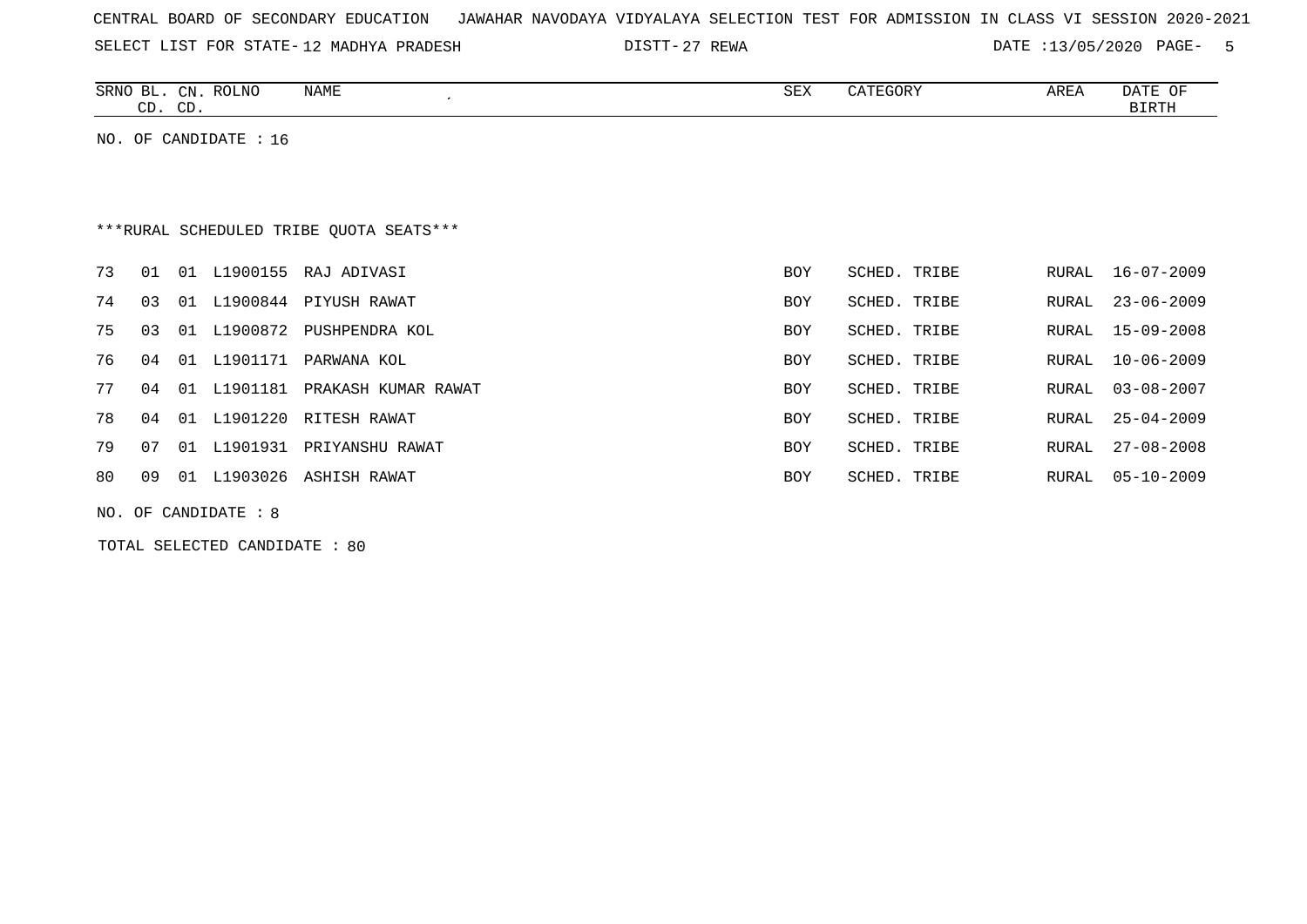CENTRAL BOARD OF SECONDARY EDUCATION JAWAHAR NAVODAYA VIDYALAYA SELECTION TEST FOR ADMISSION IN CLASS VI SESSION 2020-2021

SELECT LIST FOR STATE- 12 MADHYA PRADESH DISTT- 27 REWA DATE :13/05/2020

NO. OF CANDIDATE : 16

***RURAL SCHEDULED TRIBE QUOTA SEATS***

| SRNO | BL. CD. | CN. CD. | ROLNO | NAME | SEX | CATEGORY | AREA | DATE OF BIRTH |
|---|---|---|---|---|---|---|---|---|
| 73 | 01 | 01 | L1900155 | RAJ ADIVASI | BOY | SCHED. TRIBE | RURAL | 16-07-2009 |
| 74 | 03 | 01 | L1900844 | PIYUSH RAWAT | BOY | SCHED. TRIBE | RURAL | 23-06-2009 |
| 75 | 03 | 01 | L1900872 | PUSHPENDRA KOL | BOY | SCHED. TRIBE | RURAL | 15-09-2008 |
| 76 | 04 | 01 | L1901171 | PARWANA KOL | BOY | SCHED. TRIBE | RURAL | 10-06-2009 |
| 77 | 04 | 01 | L1901181 | PRAKASH KUMAR RAWAT | BOY | SCHED. TRIBE | RURAL | 03-08-2007 |
| 78 | 04 | 01 | L1901220 | RITESH RAWAT | BOY | SCHED. TRIBE | RURAL | 25-04-2009 |
| 79 | 07 | 01 | L1901931 | PRIYANSHU RAWAT | BOY | SCHED. TRIBE | RURAL | 27-08-2008 |
| 80 | 09 | 01 | L1903026 | ASHISH RAWAT | BOY | SCHED. TRIBE | RURAL | 05-10-2009 |

NO. OF CANDIDATE : 8

TOTAL SELECTED CANDIDATE : 80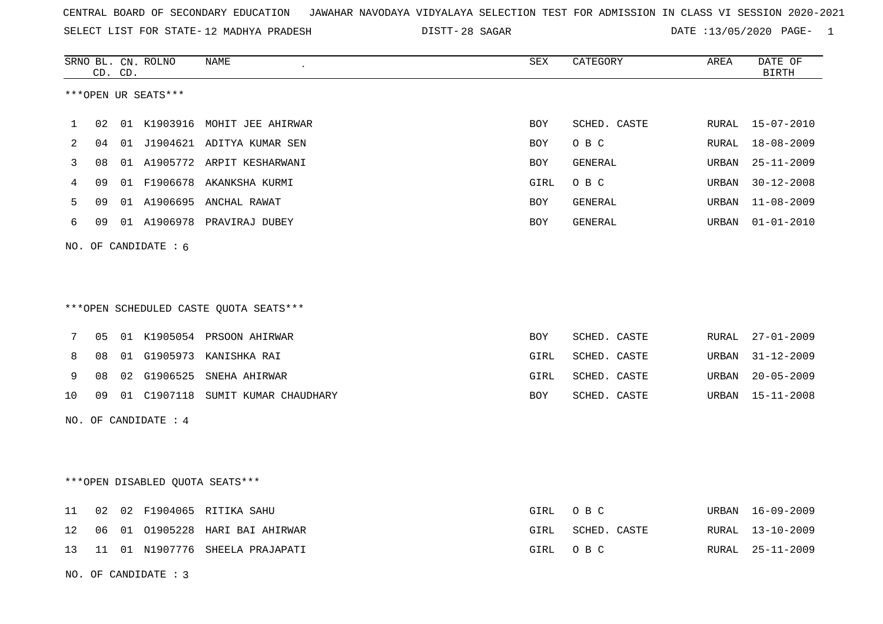CENTRAL BOARD OF SECONDARY EDUCATION JAWAHAR NAVODAYA VIDYALAYA SELECTION TEST FOR ADMISSION IN CLASS VI SESSION 2020-2021

SELECT LIST FOR STATE- 12 MADHYA PRADESH DISTT- 28 SAGAR DATE :13/05/2020 PAGE- 1

| SRNO | BL. CD. | CN. CD. | ROLNO | NAME | SEX | CATEGORY | AREA | DATE OF BIRTH |
|---|---|---|---|---|---|---|---|---|
| ***OPEN UR SEATS*** | | | | | | | | |
| 1 | 02 | 01 | K1903916 | MOHIT JEE AHIRWAR | BOY | SCHED. CASTE | RURAL | 15-07-2010 |
| 2 | 04 | 01 | J1904621 | ADITYA KUMAR SEN | BOY | O B C | RURAL | 18-08-2009 |
| 3 | 08 | 01 | A1905772 | ARPIT KESHARWANI | BOY | GENERAL | URBAN | 25-11-2009 |
| 4 | 09 | 01 | F1906678 | AKANKSHA KURMI | GIRL | O B C | URBAN | 30-12-2008 |
| 5 | 09 | 01 | A1906695 | ANCHAL RAWAT | BOY | GENERAL | URBAN | 11-08-2009 |
| 6 | 09 | 01 | A1906978 | PRAVIRAJ DUBEY | BOY | GENERAL | URBAN | 01-01-2010 |

NO. OF CANDIDATE : 6

***OPEN SCHEDULED CASTE QUOTA SEATS***

| SRNO | BL. CD. | CN. CD. | ROLNO | NAME | SEX | CATEGORY | AREA | DATE OF BIRTH |
|---|---|---|---|---|---|---|---|---|
| 7 | 05 | 01 | K1905054 | PRSOON AHIRWAR | BOY | SCHED. CASTE | RURAL | 27-01-2009 |
| 8 | 08 | 01 | G1905973 | KANISHKA RAI | GIRL | SCHED. CASTE | URBAN | 31-12-2009 |
| 9 | 08 | 02 | G1906525 | SNEHA AHIRWAR | GIRL | SCHED. CASTE | URBAN | 20-05-2009 |
| 10 | 09 | 01 | C1907118 | SUMIT KUMAR CHAUDHARY | BOY | SCHED. CASTE | URBAN | 15-11-2008 |

NO. OF CANDIDATE : 4

***OPEN DISABLED QUOTA SEATS***

| SRNO | BL. CD. | CN. CD. | ROLNO | NAME | SEX | CATEGORY | AREA | DATE OF BIRTH |
|---|---|---|---|---|---|---|---|---|
| 11 | 02 | 02 | F1904065 | RITIKA SAHU | GIRL | O B C | URBAN | 16-09-2009 |
| 12 | 06 | 01 | O1905228 | HARI BAI AHIRWAR | GIRL | SCHED. CASTE | RURAL | 13-10-2009 |
| 13 | 11 | 01 | N1907776 | SHEELA PRAJAPATI | GIRL | O B C | RURAL | 25-11-2009 |

NO. OF CANDIDATE : 3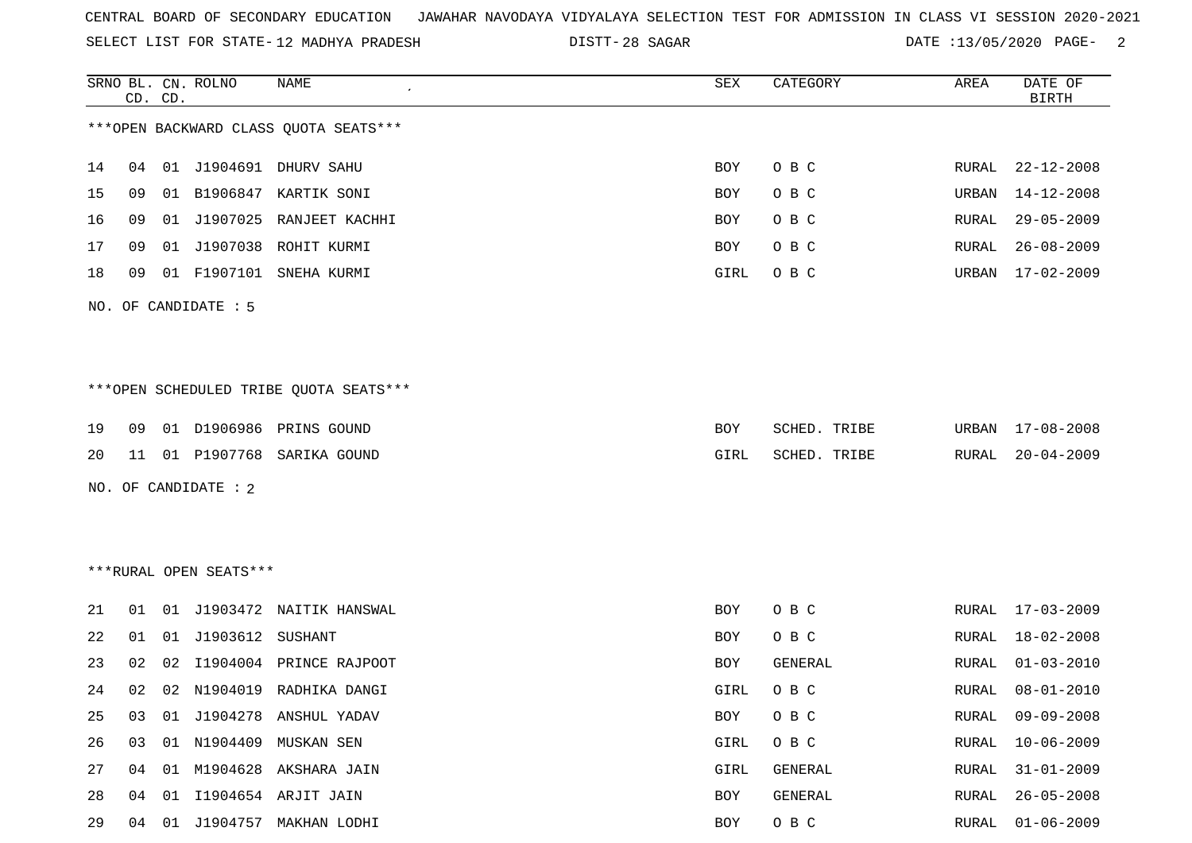CENTRAL BOARD OF SECONDARY EDUCATION JAWAHAR NAVODAYA VIDYALAYA SELECTION TEST FOR ADMISSION IN CLASS VI SESSION 2020-2021

SELECT LIST FOR STATE- 12 MADHYA PRADESH DISTT- 28 SAGAR DATE :13/05/2020

***OPEN BACKWARD CLASS QUOTA SEATS***

| SRNO | BL. CD. | CN. CD. | ROLNO | NAME | SEX | CATEGORY | AREA | DATE OF BIRTH |
|---|---|---|---|---|---|---|---|---|
| 14 | 04 | 01 | J1904691 | DHURV SAHU | BOY | O B C | RURAL | 22-12-2008 |
| 15 | 09 | 01 | B1906847 | KARTIK SONI | BOY | O B C | URBAN | 14-12-2008 |
| 16 | 09 | 01 | J1907025 | RANJEET KACHHI | BOY | O B C | RURAL | 29-05-2009 |
| 17 | 09 | 01 | J1907038 | ROHIT KURMI | BOY | O B C | RURAL | 26-08-2009 |
| 18 | 09 | 01 | F1907101 | SNEHA KURMI | GIRL | O B C | URBAN | 17-02-2009 |

NO. OF CANDIDATE : 5

***OPEN SCHEDULED TRIBE QUOTA SEATS***

| SRNO | BL. CD. | CN. CD. | ROLNO | NAME | SEX | CATEGORY | AREA | DATE OF BIRTH |
|---|---|---|---|---|---|---|---|---|
| 19 | 09 | 01 | D1906986 | PRINS GOUND | BOY | SCHED. TRIBE | URBAN | 17-08-2008 |
| 20 | 11 | 01 | P1907768 | SARIKA GOUND | GIRL | SCHED. TRIBE | RURAL | 20-04-2009 |

NO. OF CANDIDATE : 2

***RURAL OPEN SEATS***

| SRNO | BL. CD. | CN. CD. | ROLNO | NAME | SEX | CATEGORY | AREA | DATE OF BIRTH |
|---|---|---|---|---|---|---|---|---|
| 21 | 01 | 01 | J1903472 | NAITIK HANSWAL | BOY | O B C | RURAL | 17-03-2009 |
| 22 | 01 | 01 | J1903612 | SUSHANT | BOY | O B C | RURAL | 18-02-2008 |
| 23 | 02 | 02 | I1904004 | PRINCE RAJPOOT | BOY | GENERAL | RURAL | 01-03-2010 |
| 24 | 02 | 02 | N1904019 | RADHIKA DANGI | GIRL | O B C | RURAL | 08-01-2010 |
| 25 | 03 | 01 | J1904278 | ANSHUL YADAV | BOY | O B C | RURAL | 09-09-2008 |
| 26 | 03 | 01 | N1904409 | MUSKAN SEN | GIRL | O B C | RURAL | 10-06-2009 |
| 27 | 04 | 01 | M1904628 | AKSHARA JAIN | GIRL | GENERAL | RURAL | 31-01-2009 |
| 28 | 04 | 01 | I1904654 | ARJIT JAIN | BOY | GENERAL | RURAL | 26-05-2008 |
| 29 | 04 | 01 | J1904757 | MAKHAN LODHI | BOY | O B C | RURAL | 01-06-2009 |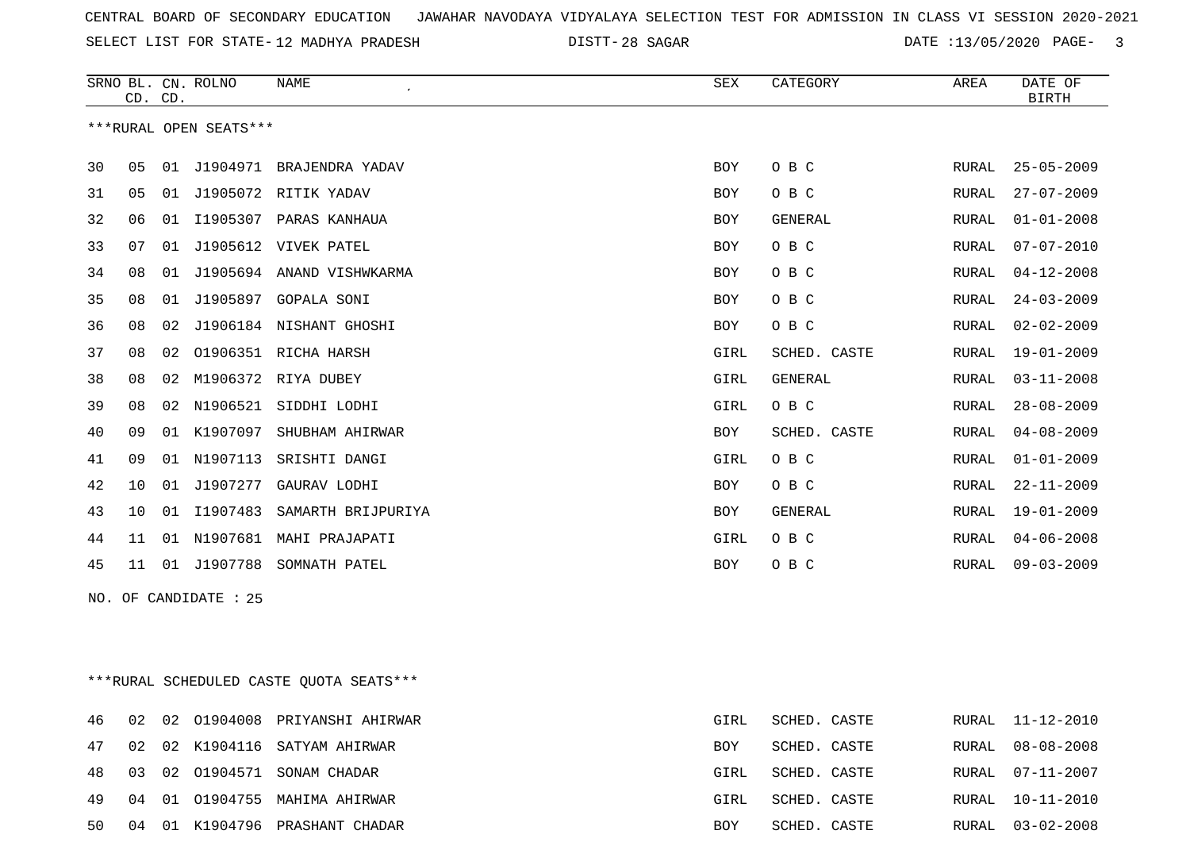CENTRAL BOARD OF SECONDARY EDUCATION   JAWAHAR NAVODAYA VIDYALAYA SELECTION TEST FOR ADMISSION IN CLASS VI SESSION 2020-2021

SELECT LIST FOR STATE- 12 MADHYA PRADESH   DISTT- 28 SAGAR   DATE :13/05/2020

***RURAL OPEN SEATS***

| SRNO | BL. CD. | CN. CD. | ROLNO | NAME | SEX | CATEGORY | AREA | DATE OF BIRTH |
|---|---|---|---|---|---|---|---|---|
| 30 | 05 | 01 | J1904971 | BRAJENDRA YADAV | BOY | O B C | RURAL | 25-05-2009 |
| 31 | 05 | 01 | J1905072 | RITIK YADAV | BOY | O B C | RURAL | 27-07-2009 |
| 32 | 06 | 01 | I1905307 | PARAS KANHAUA | BOY | GENERAL | RURAL | 01-01-2008 |
| 33 | 07 | 01 | J1905612 | VIVEK PATEL | BOY | O B C | RURAL | 07-07-2010 |
| 34 | 08 | 01 | J1905694 | ANAND VISHWKARMA | BOY | O B C | RURAL | 04-12-2008 |
| 35 | 08 | 01 | J1905897 | GOPALA SONI | BOY | O B C | RURAL | 24-03-2009 |
| 36 | 08 | 02 | J1906184 | NISHANT GHOSHI | BOY | O B C | RURAL | 02-02-2009 |
| 37 | 08 | 02 | O1906351 | RICHA HARSH | GIRL | SCHED. CASTE | RURAL | 19-01-2009 |
| 38 | 08 | 02 | M1906372 | RIYA DUBEY | GIRL | GENERAL | RURAL | 03-11-2008 |
| 39 | 08 | 02 | N1906521 | SIDDHI LODHI | GIRL | O B C | RURAL | 28-08-2009 |
| 40 | 09 | 01 | K1907097 | SHUBHAM AHIRWAR | BOY | SCHED. CASTE | RURAL | 04-08-2009 |
| 41 | 09 | 01 | N1907113 | SRISHTI DANGI | GIRL | O B C | RURAL | 01-01-2009 |
| 42 | 10 | 01 | J1907277 | GAURAV LODHI | BOY | O B C | RURAL | 22-11-2009 |
| 43 | 10 | 01 | I1907483 | SAMARTH BRIJPURIYA | BOY | GENERAL | RURAL | 19-01-2009 |
| 44 | 11 | 01 | N1907681 | MAHI PRAJAPATI | GIRL | O B C | RURAL | 04-06-2008 |
| 45 | 11 | 01 | J1907788 | SOMNATH PATEL | BOY | O B C | RURAL | 09-03-2009 |

NO. OF CANDIDATE : 25

***RURAL SCHEDULED CASTE QUOTA SEATS***

| SRNO | BL. CD. | CN. CD. | ROLNO | NAME | SEX | CATEGORY | AREA | DATE OF BIRTH |
|---|---|---|---|---|---|---|---|---|
| 46 | 02 | 02 | O1904008 | PRIYANSHI AHIRWAR | GIRL | SCHED. CASTE | RURAL | 11-12-2010 |
| 47 | 02 | 02 | K1904116 | SATYAM AHIRWAR | BOY | SCHED. CASTE | RURAL | 08-08-2008 |
| 48 | 03 | 02 | O1904571 | SONAM CHADAR | GIRL | SCHED. CASTE | RURAL | 07-11-2007 |
| 49 | 04 | 01 | O1904755 | MAHIMA AHIRWAR | GIRL | SCHED. CASTE | RURAL | 10-11-2010 |
| 50 | 04 | 01 | K1904796 | PRASHANT CHADAR | BOY | SCHED. CASTE | RURAL | 03-02-2008 |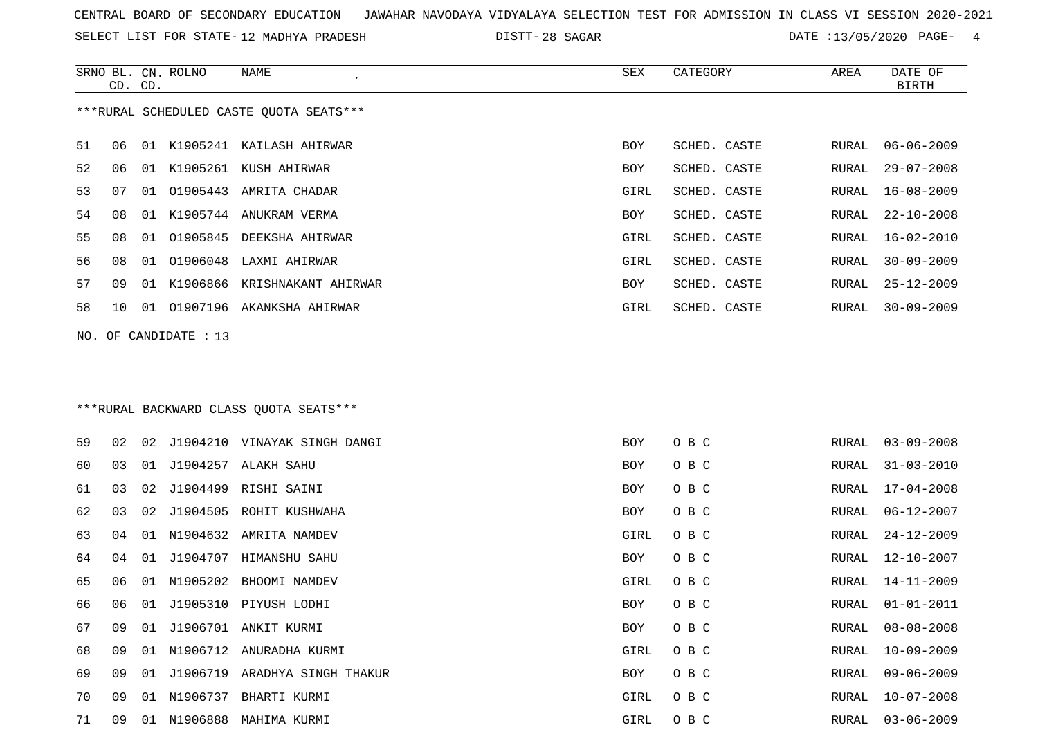CENTRAL BOARD OF SECONDARY EDUCATION JAWAHAR NAVODAYA VIDYALAYA SELECTION TEST FOR ADMISSION IN CLASS VI SESSION 2020-2021

SELECT LIST FOR STATE- 12 MADHYA PRADESH DISTT- 28 SAGAR DATE :13/05/2020

***RURAL SCHEDULED CASTE QUOTA SEATS***

| SRNO | BL. CD. | CN. CD. | ROLNO | NAME | SEX | CATEGORY | AREA | DATE OF BIRTH |
|---|---|---|---|---|---|---|---|---|
| 51 | 06 | 01 | K1905241 | KAILASH AHIRWAR | BOY | SCHED. CASTE | RURAL | 06-06-2009 |
| 52 | 06 | 01 | K1905261 | KUSH AHIRWAR | BOY | SCHED. CASTE | RURAL | 29-07-2008 |
| 53 | 07 | 01 | O1905443 | AMRITA CHADAR | GIRL | SCHED. CASTE | RURAL | 16-08-2009 |
| 54 | 08 | 01 | K1905744 | ANUKRAM VERMA | BOY | SCHED. CASTE | RURAL | 22-10-2008 |
| 55 | 08 | 01 | O1905845 | DEEKSHA AHIRWAR | GIRL | SCHED. CASTE | RURAL | 16-02-2010 |
| 56 | 08 | 01 | O1906048 | LAXMI AHIRWAR | GIRL | SCHED. CASTE | RURAL | 30-09-2009 |
| 57 | 09 | 01 | K1906866 | KRISHNAKANT AHIRWAR | BOY | SCHED. CASTE | RURAL | 25-12-2009 |
| 58 | 10 | 01 | O1907196 | AKANKSHA AHIRWAR | GIRL | SCHED. CASTE | RURAL | 30-09-2009 |

NO. OF CANDIDATE : 13

***RURAL BACKWARD CLASS QUOTA SEATS***

| SRNO | BL. CD. | CN. CD. | ROLNO | NAME | SEX | CATEGORY | AREA | DATE OF BIRTH |
|---|---|---|---|---|---|---|---|---|
| 59 | 02 | 02 | J1904210 | VINAYAK SINGH DANGI | BOY | O B C | RURAL | 03-09-2008 |
| 60 | 03 | 01 | J1904257 | ALAKH SAHU | BOY | O B C | RURAL | 31-03-2010 |
| 61 | 03 | 02 | J1904499 | RISHI SAINI | BOY | O B C | RURAL | 17-04-2008 |
| 62 | 03 | 02 | J1904505 | ROHIT KUSHWAHA | BOY | O B C | RURAL | 06-12-2007 |
| 63 | 04 | 01 | N1904632 | AMRITA NAMDEV | GIRL | O B C | RURAL | 24-12-2009 |
| 64 | 04 | 01 | J1904707 | HIMANSHU SAHU | BOY | O B C | RURAL | 12-10-2007 |
| 65 | 06 | 01 | N1905202 | BHOOMI NAMDEV | GIRL | O B C | RURAL | 14-11-2009 |
| 66 | 06 | 01 | J1905310 | PIYUSH LODHI | BOY | O B C | RURAL | 01-01-2011 |
| 67 | 09 | 01 | J1906701 | ANKIT KURMI | BOY | O B C | RURAL | 08-08-2008 |
| 68 | 09 | 01 | N1906712 | ANURADHA KURMI | GIRL | O B C | RURAL | 10-09-2009 |
| 69 | 09 | 01 | J1906719 | ARADHYA SINGH THAKUR | BOY | O B C | RURAL | 09-06-2009 |
| 70 | 09 | 01 | N1906737 | BHARTI KURMI | GIRL | O B C | RURAL | 10-07-2008 |
| 71 | 09 | 01 | N1906888 | MAHIMA KURMI | GIRL | O B C | RURAL | 03-06-2009 |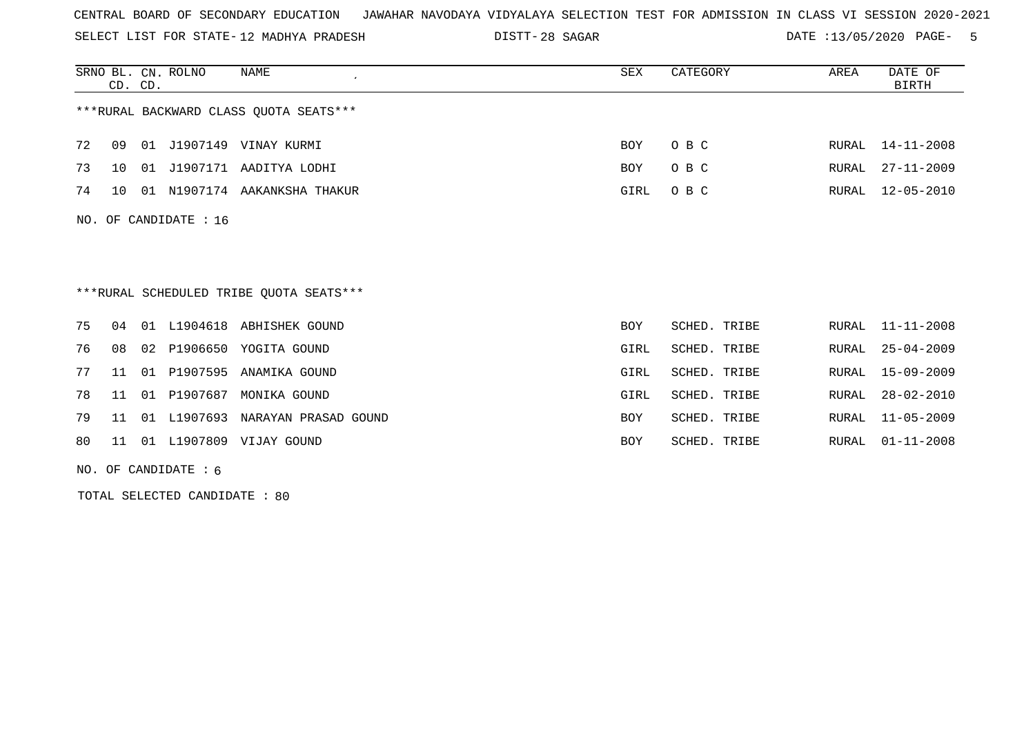CENTRAL BOARD OF SECONDARY EDUCATION JAWAHAR NAVODAYA VIDYALAYA SELECTION TEST FOR ADMISSION IN CLASS VI SESSION 2020-2021

SELECT LIST FOR STATE- 12 MADHYA PRADESH DISTT- 28 SAGAR DATE :13/05/2020

| SRNO | BL. CD. | CN. CD. | ROLNO | NAME | SEX | CATEGORY | AREA | DATE OF BIRTH |
|---|---|---|---|---|---|---|---|---|

***RURAL BACKWARD CLASS QUOTA SEATS***

| SRNO | BL. CD. | CN. CD. | ROLNO | NAME | SEX | CATEGORY | AREA | DATE OF BIRTH |
|---|---|---|---|---|---|---|---|---|
| 72 | 09 | 01 | J1907149 | VINAY KURMI | BOY | O B C | RURAL | 14-11-2008 |
| 73 | 10 | 01 | J1907171 | AADITYA LODHI | BOY | O B C | RURAL | 27-11-2009 |
| 74 | 10 | 01 | N1907174 | AAKANKSHA THAKUR | GIRL | O B C | RURAL | 12-05-2010 |

NO. OF CANDIDATE : 16

***RURAL SCHEDULED TRIBE QUOTA SEATS***

| SRNO | BL. CD. | CN. CD. | ROLNO | NAME | SEX | CATEGORY | AREA | DATE OF BIRTH |
|---|---|---|---|---|---|---|---|---|
| 75 | 04 | 01 | L1904618 | ABHISHEK GOUND | BOY | SCHED. TRIBE | RURAL | 11-11-2008 |
| 76 | 08 | 02 | P1906650 | YOGITA GOUND | GIRL | SCHED. TRIBE | RURAL | 25-04-2009 |
| 77 | 11 | 01 | P1907595 | ANAMIKA GOUND | GIRL | SCHED. TRIBE | RURAL | 15-09-2009 |
| 78 | 11 | 01 | P1907687 | MONIKA GOUND | GIRL | SCHED. TRIBE | RURAL | 28-02-2010 |
| 79 | 11 | 01 | L1907693 | NARAYAN PRASAD GOUND | BOY | SCHED. TRIBE | RURAL | 11-05-2009 |
| 80 | 11 | 01 | L1907809 | VIJAY GOUND | BOY | SCHED. TRIBE | RURAL | 01-11-2008 |

NO. OF CANDIDATE : 6

TOTAL SELECTED CANDIDATE : 80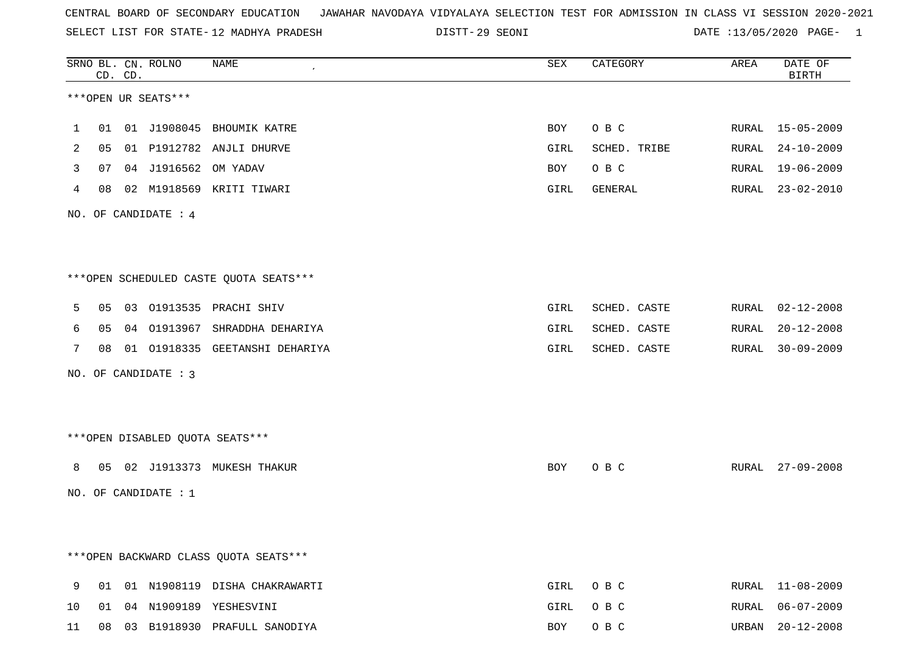CENTRAL BOARD OF SECONDARY EDUCATION JAWAHAR NAVODAYA VIDYALAYA SELECTION TEST FOR ADMISSION IN CLASS VI SESSION 2020-2021

SELECT LIST FOR STATE- 12 MADHYA PRADESH DISTT- 29 SEONI DATE :13/05/2020

***OPEN UR SEATS***

| SRNO | BL. CD. | CN. CD. | ROLNO | NAME | SEX | CATEGORY | AREA | DATE OF BIRTH |
|---|---|---|---|---|---|---|---|---|
| 1 | 01 | 01 | J1908045 | BHOUMIK KATRE | BOY | O B C | RURAL | 15-05-2009 |
| 2 | 05 | 01 | P1912782 | ANJLI DHURVE | GIRL | SCHED. TRIBE | RURAL | 24-10-2009 |
| 3 | 07 | 04 | J1916562 | OM YADAV | BOY | O B C | RURAL | 19-06-2009 |
| 4 | 08 | 02 | M1918569 | KRITI TIWARI | GIRL | GENERAL | RURAL | 23-02-2010 |

NO. OF CANDIDATE : 4

***OPEN SCHEDULED CASTE QUOTA SEATS***

| SRNO | BL. CD. | CN. CD. | ROLNO | NAME | SEX | CATEGORY | AREA | DATE OF BIRTH |
|---|---|---|---|---|---|---|---|---|
| 5 | 05 | 03 | O1913535 | PRACHI SHIV | GIRL | SCHED. CASTE | RURAL | 02-12-2008 |
| 6 | 05 | 04 | O1913967 | SHRADDHA DEHARIYA | GIRL | SCHED. CASTE | RURAL | 20-12-2008 |
| 7 | 08 | 01 | O1918335 | GEETANSHI DEHARIYA | GIRL | SCHED. CASTE | RURAL | 30-09-2009 |

NO. OF CANDIDATE : 3

***OPEN DISABLED QUOTA SEATS***

| SRNO | BL. CD. | CN. CD. | ROLNO | NAME | SEX | CATEGORY | AREA | DATE OF BIRTH |
|---|---|---|---|---|---|---|---|---|
| 8 | 05 | 02 | J1913373 | MUKESH THAKUR | BOY | O B C | RURAL | 27-09-2008 |

NO. OF CANDIDATE : 1

***OPEN BACKWARD CLASS QUOTA SEATS***

| SRNO | BL. CD. | CN. CD. | ROLNO | NAME | SEX | CATEGORY | AREA | DATE OF BIRTH |
|---|---|---|---|---|---|---|---|---|
| 9 | 01 | 01 | N1908119 | DISHA CHAKRAWARTI | GIRL | O B C | RURAL | 11-08-2009 |
| 10 | 01 | 04 | N1909189 | YESHESVINI | GIRL | O B C | RURAL | 06-07-2009 |
| 11 | 08 | 03 | B1918930 | PRAFULL SANODIYA | BOY | O B C | URBAN | 20-12-2008 |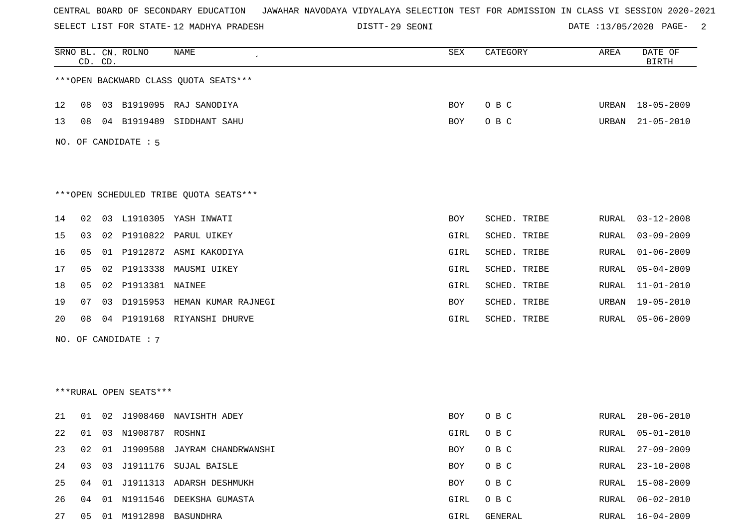CENTRAL BOARD OF SECONDARY EDUCATION JAWAHAR NAVODAYA VIDYALAYA SELECTION TEST FOR ADMISSION IN CLASS VI SESSION 2020-2021

SELECT LIST FOR STATE- 12 MADHYA PRADESH DISTT- 29 SEONI DATE :13/05/2020

| SRNO | BL. CD. | CN. CD. | ROLNO | NAME | SEX | CATEGORY | AREA | DATE OF BIRTH |
|---|---|---|---|---|---|---|---|---|

***OPEN BACKWARD CLASS QUOTA SEATS***

| SRNO | BL. CD. | CN. CD. | ROLNO | NAME | SEX | CATEGORY | AREA | DATE OF BIRTH |
|---|---|---|---|---|---|---|---|---|
| 12 | 08 | 03 | B1919095 | RAJ SANODIYA | BOY | O B C | URBAN | 18-05-2009 |
| 13 | 08 | 04 | B1919489 | SIDDHANT SAHU | BOY | O B C | URBAN | 21-05-2010 |

NO. OF CANDIDATE : 5

***OPEN SCHEDULED TRIBE QUOTA SEATS***

| SRNO | BL. CD. | CN. CD. | ROLNO | NAME | SEX | CATEGORY | AREA | DATE OF BIRTH |
|---|---|---|---|---|---|---|---|---|
| 14 | 02 | 03 | L1910305 | YASH INWATI | BOY | SCHED. TRIBE | RURAL | 03-12-2008 |
| 15 | 03 | 02 | P1910822 | PARUL UIKEY | GIRL | SCHED. TRIBE | RURAL | 03-09-2009 |
| 16 | 05 | 01 | P1912872 | ASMI KAKODIYA | GIRL | SCHED. TRIBE | RURAL | 01-06-2009 |
| 17 | 05 | 02 | P1913338 | MAUSMI UIKEY | GIRL | SCHED. TRIBE | RURAL | 05-04-2009 |
| 18 | 05 | 02 | P1913381 | NAINEE | GIRL | SCHED. TRIBE | RURAL | 11-01-2010 |
| 19 | 07 | 03 | D1915953 | HEMAN KUMAR RAJNEGI | BOY | SCHED. TRIBE | URBAN | 19-05-2010 |
| 20 | 08 | 04 | P1919168 | RIYANSHI DHURVE | GIRL | SCHED. TRIBE | RURAL | 05-06-2009 |

NO. OF CANDIDATE : 7

***RURAL OPEN SEATS***

| SRNO | BL. CD. | CN. CD. | ROLNO | NAME | SEX | CATEGORY | AREA | DATE OF BIRTH |
|---|---|---|---|---|---|---|---|---|
| 21 | 01 | 02 | J1908460 | NAVISHTH ADEY | BOY | O B C | RURAL | 20-06-2010 |
| 22 | 01 | 03 | N1908787 | ROSHNI | GIRL | O B C | RURAL | 05-01-2010 |
| 23 | 02 | 01 | J1909588 | JAYRAM CHANDRWANSHI | BOY | O B C | RURAL | 27-09-2009 |
| 24 | 03 | 03 | J1911176 | SUJAL BAISLE | BOY | O B C | RURAL | 23-10-2008 |
| 25 | 04 | 01 | J1911313 | ADARSH DESHMUKH | BOY | O B C | RURAL | 15-08-2009 |
| 26 | 04 | 01 | N1911546 | DEEKSHA GUMASTA | GIRL | O B C | RURAL | 06-02-2010 |
| 27 | 05 | 01 | M1912898 | BASUNDHRA | GIRL | GENERAL | RURAL | 16-04-2009 |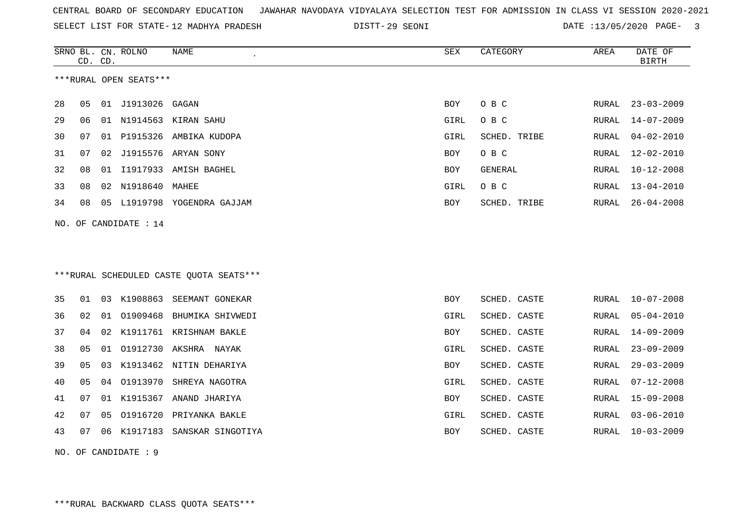CENTRAL BOARD OF SECONDARY EDUCATION JAWAHAR NAVODAYA VIDYALAYA SELECTION TEST FOR ADMISSION IN CLASS VI SESSION 2020-2021

SELECT LIST FOR STATE- 12 MADHYA PRADESH DISTT- 29 SEONI DATE :13/05/2020

***RURAL OPEN SEATS***

| SRNO | BL. CD. | CN. CD. | ROLNO | NAME | SEX | CATEGORY | AREA | DATE OF BIRTH |
|---|---|---|---|---|---|---|---|---|
| 28 | 05 | 01 | J1913026 | GAGAN | BOY | O B C | RURAL | 23-03-2009 |
| 29 | 06 | 01 | N1914563 | KIRAN SAHU | GIRL | O B C | RURAL | 14-07-2009 |
| 30 | 07 | 01 | P1915326 | AMBIKA KUDOPA | GIRL | SCHED. TRIBE | RURAL | 04-02-2010 |
| 31 | 07 | 02 | J1915576 | ARYAN SONY | BOY | O B C | RURAL | 12-02-2010 |
| 32 | 08 | 01 | I1917933 | AMISH BAGHEL | BOY | GENERAL | RURAL | 10-12-2008 |
| 33 | 08 | 02 | N1918640 | MAHEE | GIRL | O B C | RURAL | 13-04-2010 |
| 34 | 08 | 05 | L1919798 | YOGENDRA GAJJAM | BOY | SCHED. TRIBE | RURAL | 26-04-2008 |

NO. OF CANDIDATE : 14

***RURAL SCHEDULED CASTE QUOTA SEATS***

| SRNO | BL. CD. | CN. CD. | ROLNO | NAME | SEX | CATEGORY | AREA | DATE OF BIRTH |
|---|---|---|---|---|---|---|---|---|
| 35 | 01 | 03 | K1908863 | SEEMANT GONEKAR | BOY | SCHED. CASTE | RURAL | 10-07-2008 |
| 36 | 02 | 01 | O1909468 | BHUMIKA SHIVWEDI | GIRL | SCHED. CASTE | RURAL | 05-04-2010 |
| 37 | 04 | 02 | K1911761 | KRISHNAM BAKLE | BOY | SCHED. CASTE | RURAL | 14-09-2009 |
| 38 | 05 | 01 | O1912730 | AKSHRA  NAYAK | GIRL | SCHED. CASTE | RURAL | 23-09-2009 |
| 39 | 05 | 03 | K1913462 | NITIN DEHARIYA | BOY | SCHED. CASTE | RURAL | 29-03-2009 |
| 40 | 05 | 04 | O1913970 | SHREYA NAGOTRA | GIRL | SCHED. CASTE | RURAL | 07-12-2008 |
| 41 | 07 | 01 | K1915367 | ANAND JHARIYA | BOY | SCHED. CASTE | RURAL | 15-09-2008 |
| 42 | 07 | 05 | O1916720 | PRIYANKA BAKLE | GIRL | SCHED. CASTE | RURAL | 03-06-2010 |
| 43 | 07 | 06 | K1917183 | SANSKAR SINGOTIYA | BOY | SCHED. CASTE | RURAL | 10-03-2009 |

NO. OF CANDIDATE : 9

***RURAL BACKWARD CLASS QUOTA SEATS***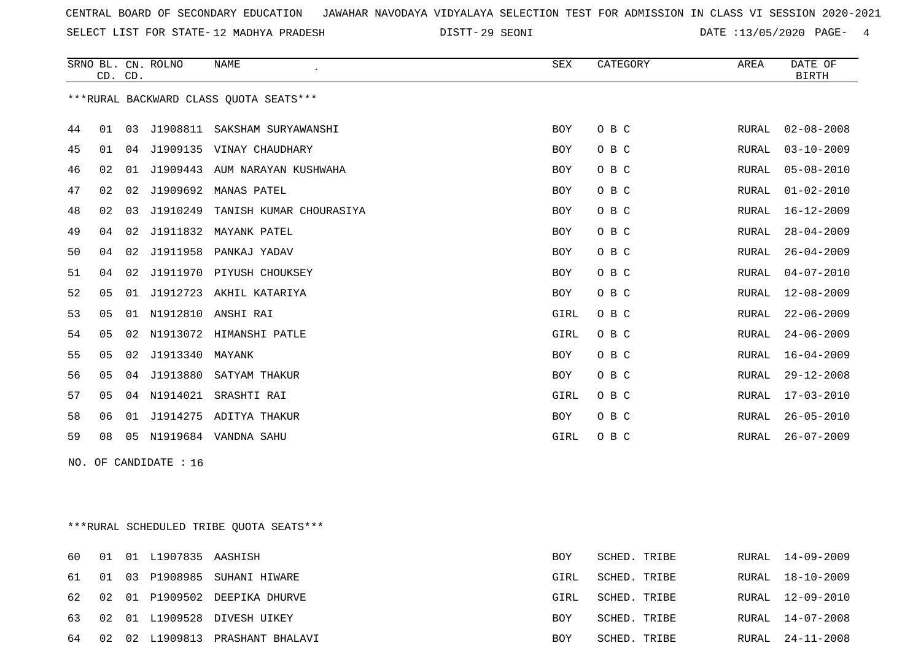CENTRAL BOARD OF SECONDARY EDUCATION JAWAHAR NAVODAYA VIDYALAYA SELECTION TEST FOR ADMISSION IN CLASS VI SESSION 2020-2021

SELECT LIST FOR STATE- 12 MADHYA PRADESH DISTT- 29 SEONI DATE :13/05/2020

***RURAL BACKWARD CLASS QUOTA SEATS***

| SRNO | BL. CD. | CN. CD. | ROLNO | NAME | SEX | CATEGORY | AREA | DATE OF BIRTH |
|---|---|---|---|---|---|---|---|---|
| 44 | 01 | 03 | J1908811 | SAKSHAM SURYAWANSHI | BOY | O B C | RURAL | 02-08-2008 |
| 45 | 01 | 04 | J1909135 | VINAY CHAUDHARY | BOY | O B C | RURAL | 03-10-2009 |
| 46 | 02 | 01 | J1909443 | AUM NARAYAN KUSHWAHA | BOY | O B C | RURAL | 05-08-2010 |
| 47 | 02 | 02 | J1909692 | MANAS PATEL | BOY | O B C | RURAL | 01-02-2010 |
| 48 | 02 | 03 | J1910249 | TANISH KUMAR CHOURASIYA | BOY | O B C | RURAL | 16-12-2009 |
| 49 | 04 | 02 | J1911832 | MAYANK PATEL | BOY | O B C | RURAL | 28-04-2009 |
| 50 | 04 | 02 | J1911958 | PANKAJ YADAV | BOY | O B C | RURAL | 26-04-2009 |
| 51 | 04 | 02 | J1911970 | PIYUSH CHOUKSEY | BOY | O B C | RURAL | 04-07-2010 |
| 52 | 05 | 01 | J1912723 | AKHIL KATARIYA | BOY | O B C | RURAL | 12-08-2009 |
| 53 | 05 | 01 | N1912810 | ANSHI RAI | GIRL | O B C | RURAL | 22-06-2009 |
| 54 | 05 | 02 | N1913072 | HIMANSHI PATLE | GIRL | O B C | RURAL | 24-06-2009 |
| 55 | 05 | 02 | J1913340 | MAYANK | BOY | O B C | RURAL | 16-04-2009 |
| 56 | 05 | 04 | J1913880 | SATYAM THAKUR | BOY | O B C | RURAL | 29-12-2008 |
| 57 | 05 | 04 | N1914021 | SRASHTI RAI | GIRL | O B C | RURAL | 17-03-2010 |
| 58 | 06 | 01 | J1914275 | ADITYA THAKUR | BOY | O B C | RURAL | 26-05-2010 |
| 59 | 08 | 05 | N1919684 | VANDNA SAHU | GIRL | O B C | RURAL | 26-07-2009 |

NO. OF CANDIDATE : 16

***RURAL SCHEDULED TRIBE QUOTA SEATS***

| SRNO | BL. CD. | CN. CD. | ROLNO | NAME | SEX | CATEGORY | AREA | DATE OF BIRTH |
|---|---|---|---|---|---|---|---|---|
| 60 | 01 | 01 | L1907835 | AASHISH | BOY | SCHED. TRIBE | RURAL | 14-09-2009 |
| 61 | 01 | 03 | P1908985 | SUHANI HIWARE | GIRL | SCHED. TRIBE | RURAL | 18-10-2009 |
| 62 | 02 | 01 | P1909502 | DEEPIKA DHURVE | GIRL | SCHED. TRIBE | RURAL | 12-09-2010 |
| 63 | 02 | 01 | L1909528 | DIVESH UIKEY | BOY | SCHED. TRIBE | RURAL | 14-07-2008 |
| 64 | 02 | 02 | L1909813 | PRASHANT BHALAVI | BOY | SCHED. TRIBE | RURAL | 24-11-2008 |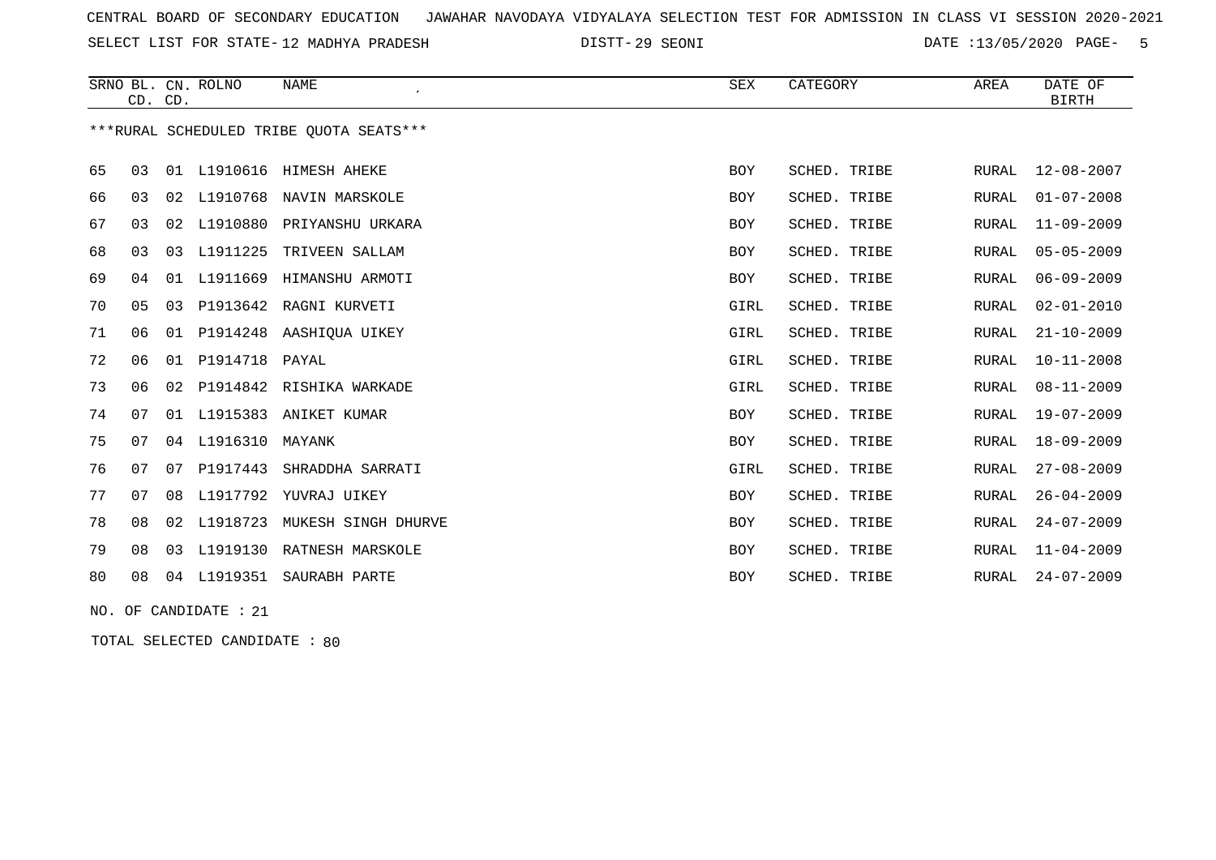CENTRAL BOARD OF SECONDARY EDUCATION JAWAHAR NAVODAYA VIDYALAYA SELECTION TEST FOR ADMISSION IN CLASS VI SESSION 2020-2021

SELECT LIST FOR STATE- 12 MADHYA PRADESH DISTT- 29 SEONI DATE :13/05/2020

| SRNO | BL. CD. | CN. CD. | ROLNO | NAME | SEX | CATEGORY | AREA | DATE OF BIRTH |
|---|---|---|---|---|---|---|---|---|
| ***RURAL SCHEDULED TRIBE QUOTA SEATS*** | | | | | | | | |
| 65 | 03 | 01 | L1910616 | HIMESH AHEKE | BOY | SCHED. TRIBE | RURAL | 12-08-2007 |
| 66 | 03 | 02 | L1910768 | NAVIN MARSKOLE | BOY | SCHED. TRIBE | RURAL | 01-07-2008 |
| 67 | 03 | 02 | L1910880 | PRIYANSHU URKARA | BOY | SCHED. TRIBE | RURAL | 11-09-2009 |
| 68 | 03 | 03 | L1911225 | TRIVEEN SALLAM | BOY | SCHED. TRIBE | RURAL | 05-05-2009 |
| 69 | 04 | 01 | L1911669 | HIMANSHU ARMOTI | BOY | SCHED. TRIBE | RURAL | 06-09-2009 |
| 70 | 05 | 03 | P1913642 | RAGNI KURVETI | GIRL | SCHED. TRIBE | RURAL | 02-01-2010 |
| 71 | 06 | 01 | P1914248 | AASHIQUA UIKEY | GIRL | SCHED. TRIBE | RURAL | 21-10-2009 |
| 72 | 06 | 01 | P1914718 | PAYAL | GIRL | SCHED. TRIBE | RURAL | 10-11-2008 |
| 73 | 06 | 02 | P1914842 | RISHIKA WARKADE | GIRL | SCHED. TRIBE | RURAL | 08-11-2009 |
| 74 | 07 | 01 | L1915383 | ANIKET KUMAR | BOY | SCHED. TRIBE | RURAL | 19-07-2009 |
| 75 | 07 | 04 | L1916310 | MAYANK | BOY | SCHED. TRIBE | RURAL | 18-09-2009 |
| 76 | 07 | 07 | P1917443 | SHRADDHA SARRATI | GIRL | SCHED. TRIBE | RURAL | 27-08-2009 |
| 77 | 07 | 08 | L1917792 | YUVRAJ UIKEY | BOY | SCHED. TRIBE | RURAL | 26-04-2009 |
| 78 | 08 | 02 | L1918723 | MUKESH SINGH DHURVE | BOY | SCHED. TRIBE | RURAL | 24-07-2009 |
| 79 | 08 | 03 | L1919130 | RATNESH MARSKOLE | BOY | SCHED. TRIBE | RURAL | 11-04-2009 |
| 80 | 08 | 04 | L1919351 | SAURABH PARTE | BOY | SCHED. TRIBE | RURAL | 24-07-2009 |

NO. OF CANDIDATE : 21

TOTAL SELECTED CANDIDATE : 80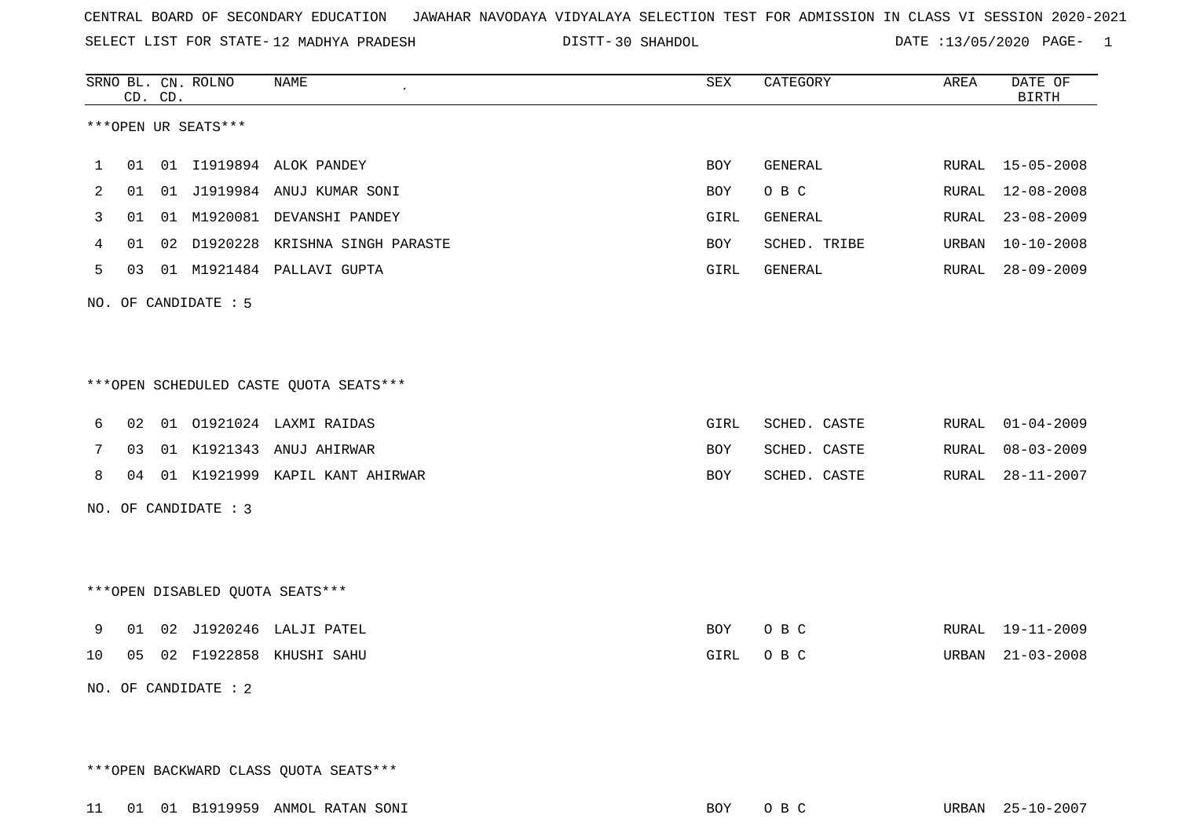CENTRAL BOARD OF SECONDARY EDUCATION JAWAHAR NAVODAYA VIDYALAYA SELECTION TEST FOR ADMISSION IN CLASS VI SESSION 2020-2021

SELECT LIST FOR STATE- 12 MADHYA PRADESH DISTT- 30 SHAHDOL DATE :13/05/2020 PAGE- 1

***OPEN UR SEATS***

| SRNO | BL. CD. | CN. CD. | ROLNO | NAME | SEX | CATEGORY | AREA | DATE OF BIRTH |
|---|---|---|---|---|---|---|---|---|
| 1 | 01 | 01 | I1919894 | ALOK PANDEY | BOY | GENERAL | RURAL | 15-05-2008 |
| 2 | 01 | 01 | J1919984 | ANUJ KUMAR SONI | BOY | O B C | RURAL | 12-08-2008 |
| 3 | 01 | 01 | M1920081 | DEVANSHI PANDEY | GIRL | GENERAL | RURAL | 23-08-2009 |
| 4 | 01 | 02 | D1920228 | KRISHNA SINGH PARASTE | BOY | SCHED. TRIBE | URBAN | 10-10-2008 |
| 5 | 03 | 01 | M1921484 | PALLAVI GUPTA | GIRL | GENERAL | RURAL | 28-09-2009 |

NO. OF CANDIDATE : 5

***OPEN SCHEDULED CASTE QUOTA SEATS***

| SRNO | BL. CD. | CN. CD. | ROLNO | NAME | SEX | CATEGORY | AREA | DATE OF BIRTH |
|---|---|---|---|---|---|---|---|---|
| 6 | 02 | 01 | O1921024 | LAXMI RAIDAS | GIRL | SCHED. CASTE | RURAL | 01-04-2009 |
| 7 | 03 | 01 | K1921343 | ANUJ AHIRWAR | BOY | SCHED. CASTE | RURAL | 08-03-2009 |
| 8 | 04 | 01 | K1921999 | KAPIL KANT AHIRWAR | BOY | SCHED. CASTE | RURAL | 28-11-2007 |

NO. OF CANDIDATE : 3

***OPEN DISABLED QUOTA SEATS***

| SRNO | BL. CD. | CN. CD. | ROLNO | NAME | SEX | CATEGORY | AREA | DATE OF BIRTH |
|---|---|---|---|---|---|---|---|---|
| 9 | 01 | 02 | J1920246 | LALJI PATEL | BOY | O B C | RURAL | 19-11-2009 |
| 10 | 05 | 02 | F1922858 | KHUSHI SAHU | GIRL | O B C | URBAN | 21-03-2008 |

NO. OF CANDIDATE : 2

***OPEN BACKWARD CLASS QUOTA SEATS***

| SRNO | BL. CD. | CN. CD. | ROLNO | NAME | SEX | CATEGORY | AREA | DATE OF BIRTH |
|---|---|---|---|---|---|---|---|---|
| 11 | 01 | 01 | B1919959 | ANMOL RATAN SONI | BOY | O B C | URBAN | 25-10-2007 |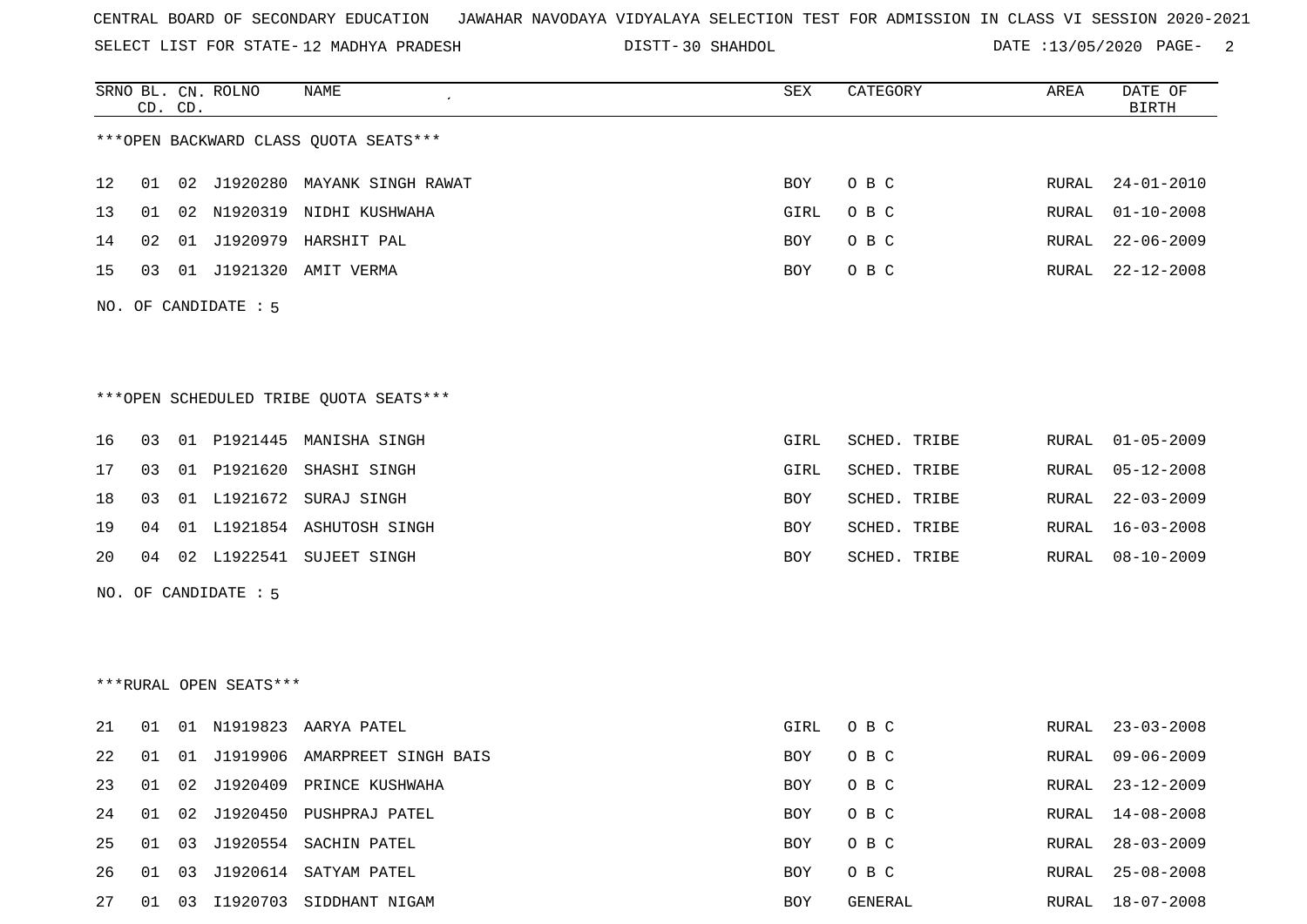CENTRAL BOARD OF SECONDARY EDUCATION JAWAHAR NAVODAYA VIDYALAYA SELECTION TEST FOR ADMISSION IN CLASS VI SESSION 2020-2021

SELECT LIST FOR STATE- 12 MADHYA PRADESH DISTT- 30 SHAHDOL DATE :13/05/2020

***OPEN BACKWARD CLASS QUOTA SEATS***

| SRNO | BL. CD. | CN. CD. | ROLNO | NAME | SEX | CATEGORY | AREA | DATE OF BIRTH |
|---|---|---|---|---|---|---|---|---|
| 12 | 01 | 02 | J1920280 | MAYANK SINGH RAWAT | BOY | O B C | RURAL | 24-01-2010 |
| 13 | 01 | 02 | N1920319 | NIDHI KUSHWAHA | GIRL | O B C | RURAL | 01-10-2008 |
| 14 | 02 | 01 | J1920979 | HARSHIT PAL | BOY | O B C | RURAL | 22-06-2009 |
| 15 | 03 | 01 | J1921320 | AMIT VERMA | BOY | O B C | RURAL | 22-12-2008 |

NO. OF CANDIDATE : 5

***OPEN SCHEDULED TRIBE QUOTA SEATS***

| SRNO | BL. CD. | CN. CD. | ROLNO | NAME | SEX | CATEGORY | AREA | DATE OF BIRTH |
|---|---|---|---|---|---|---|---|---|
| 16 | 03 | 01 | P1921445 | MANISHA SINGH | GIRL | SCHED. TRIBE | RURAL | 01-05-2009 |
| 17 | 03 | 01 | P1921620 | SHASHI SINGH | GIRL | SCHED. TRIBE | RURAL | 05-12-2008 |
| 18 | 03 | 01 | L1921672 | SURAJ SINGH | BOY | SCHED. TRIBE | RURAL | 22-03-2009 |
| 19 | 04 | 01 | L1921854 | ASHUTOSH SINGH | BOY | SCHED. TRIBE | RURAL | 16-03-2008 |
| 20 | 04 | 02 | L1922541 | SUJEET SINGH | BOY | SCHED. TRIBE | RURAL | 08-10-2009 |

NO. OF CANDIDATE : 5

***RURAL OPEN SEATS***

| SRNO | BL. CD. | CN. CD. | ROLNO | NAME | SEX | CATEGORY | AREA | DATE OF BIRTH |
|---|---|---|---|---|---|---|---|---|
| 21 | 01 | 01 | N1919823 | AARYA PATEL | GIRL | O B C | RURAL | 23-03-2008 |
| 22 | 01 | 01 | J1919906 | AMARPREET SINGH BAIS | BOY | O B C | RURAL | 09-06-2009 |
| 23 | 01 | 02 | J1920409 | PRINCE KUSHWAHA | BOY | O B C | RURAL | 23-12-2009 |
| 24 | 01 | 02 | J1920450 | PUSHPRAJ PATEL | BOY | O B C | RURAL | 14-08-2008 |
| 25 | 01 | 03 | J1920554 | SACHIN PATEL | BOY | O B C | RURAL | 28-03-2009 |
| 26 | 01 | 03 | J1920614 | SATYAM PATEL | BOY | O B C | RURAL | 25-08-2008 |
| 27 | 01 | 03 | I1920703 | SIDDHANT NIGAM | BOY | GENERAL | RURAL | 18-07-2008 |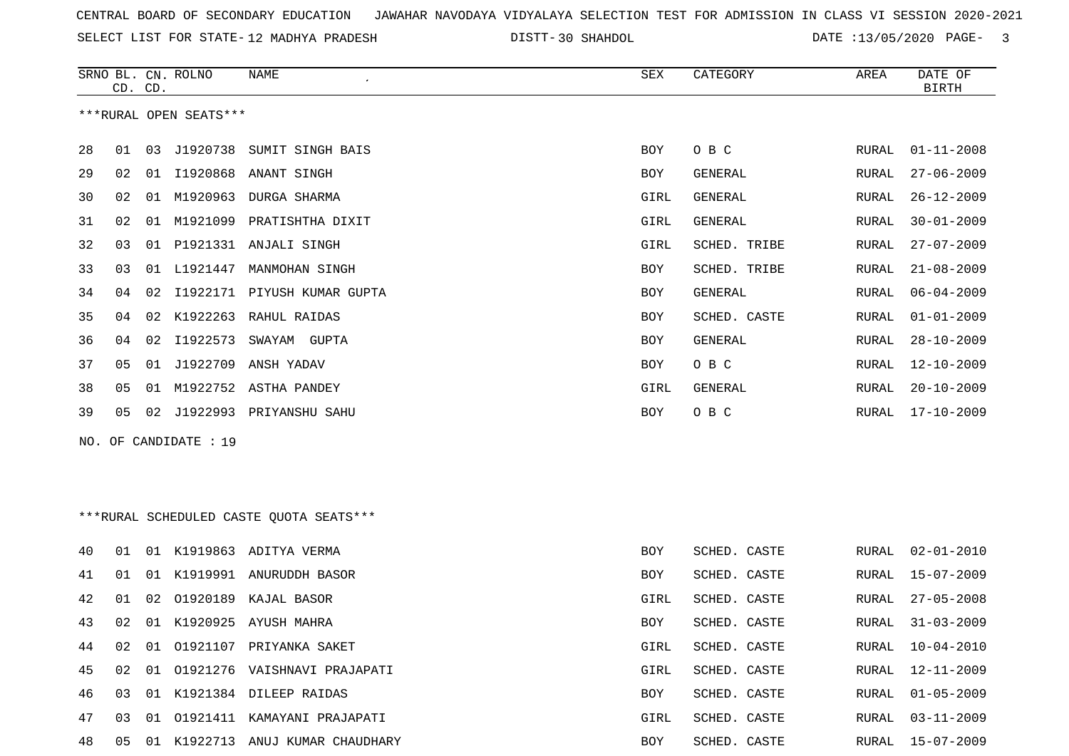CENTRAL BOARD OF SECONDARY EDUCATION JAWAHAR NAVODAYA VIDYALAYA SELECTION TEST FOR ADMISSION IN CLASS VI SESSION 2020-2021

SELECT LIST FOR STATE- 12 MADHYA PRADESH DISTT- 30 SHAHDOL DATE :13/05/2020

***RURAL OPEN SEATS***

| SRNO | BL. CD. | CN. CD. | ROLNO | NAME | SEX | CATEGORY | AREA | DATE OF BIRTH |
|---|---|---|---|---|---|---|---|---|
| 28 | 01 | 03 | J1920738 | SUMIT SINGH BAIS | BOY | O B C | RURAL | 01-11-2008 |
| 29 | 02 | 01 | I1920868 | ANANT SINGH | BOY | GENERAL | RURAL | 27-06-2009 |
| 30 | 02 | 01 | M1920963 | DURGA SHARMA | GIRL | GENERAL | RURAL | 26-12-2009 |
| 31 | 02 | 01 | M1921099 | PRATISHTHA DIXIT | GIRL | GENERAL | RURAL | 30-01-2009 |
| 32 | 03 | 01 | P1921331 | ANJALI SINGH | GIRL | SCHED. TRIBE | RURAL | 27-07-2009 |
| 33 | 03 | 01 | L1921447 | MANMOHAN SINGH | BOY | SCHED. TRIBE | RURAL | 21-08-2009 |
| 34 | 04 | 02 | I1922171 | PIYUSH KUMAR GUPTA | BOY | GENERAL | RURAL | 06-04-2009 |
| 35 | 04 | 02 | K1922263 | RAHUL RAIDAS | BOY | SCHED. CASTE | RURAL | 01-01-2009 |
| 36 | 04 | 02 | I1922573 | SWAYAM GUPTA | BOY | GENERAL | RURAL | 28-10-2009 |
| 37 | 05 | 01 | J1922709 | ANSH YADAV | BOY | O B C | RURAL | 12-10-2009 |
| 38 | 05 | 01 | M1922752 | ASTHA PANDEY | GIRL | GENERAL | RURAL | 20-10-2009 |
| 39 | 05 | 02 | J1922993 | PRIYANSHU SAHU | BOY | O B C | RURAL | 17-10-2009 |

NO. OF CANDIDATE : 19

***RURAL SCHEDULED CASTE QUOTA SEATS***

| SRNO | BL. CD. | CN. CD. | ROLNO | NAME | SEX | CATEGORY | AREA | DATE OF BIRTH |
|---|---|---|---|---|---|---|---|---|
| 40 | 01 | 01 | K1919863 | ADITYA VERMA | BOY | SCHED. CASTE | RURAL | 02-01-2010 |
| 41 | 01 | 01 | K1919991 | ANURUDDH BASOR | BOY | SCHED. CASTE | RURAL | 15-07-2009 |
| 42 | 01 | 02 | O1920189 | KAJAL BASOR | GIRL | SCHED. CASTE | RURAL | 27-05-2008 |
| 43 | 02 | 01 | K1920925 | AYUSH MAHRA | BOY | SCHED. CASTE | RURAL | 31-03-2009 |
| 44 | 02 | 01 | O1921107 | PRIYANKA SAKET | GIRL | SCHED. CASTE | RURAL | 10-04-2010 |
| 45 | 02 | 01 | O1921276 | VAISHNAVI PRAJAPATI | GIRL | SCHED. CASTE | RURAL | 12-11-2009 |
| 46 | 03 | 01 | K1921384 | DILEEP RAIDAS | BOY | SCHED. CASTE | RURAL | 01-05-2009 |
| 47 | 03 | 01 | O1921411 | KAMAYANI PRAJAPATI | GIRL | SCHED. CASTE | RURAL | 03-11-2009 |
| 48 | 05 | 01 | K1922713 | ANUJ KUMAR CHAUDHARY | BOY | SCHED. CASTE | RURAL | 15-07-2009 |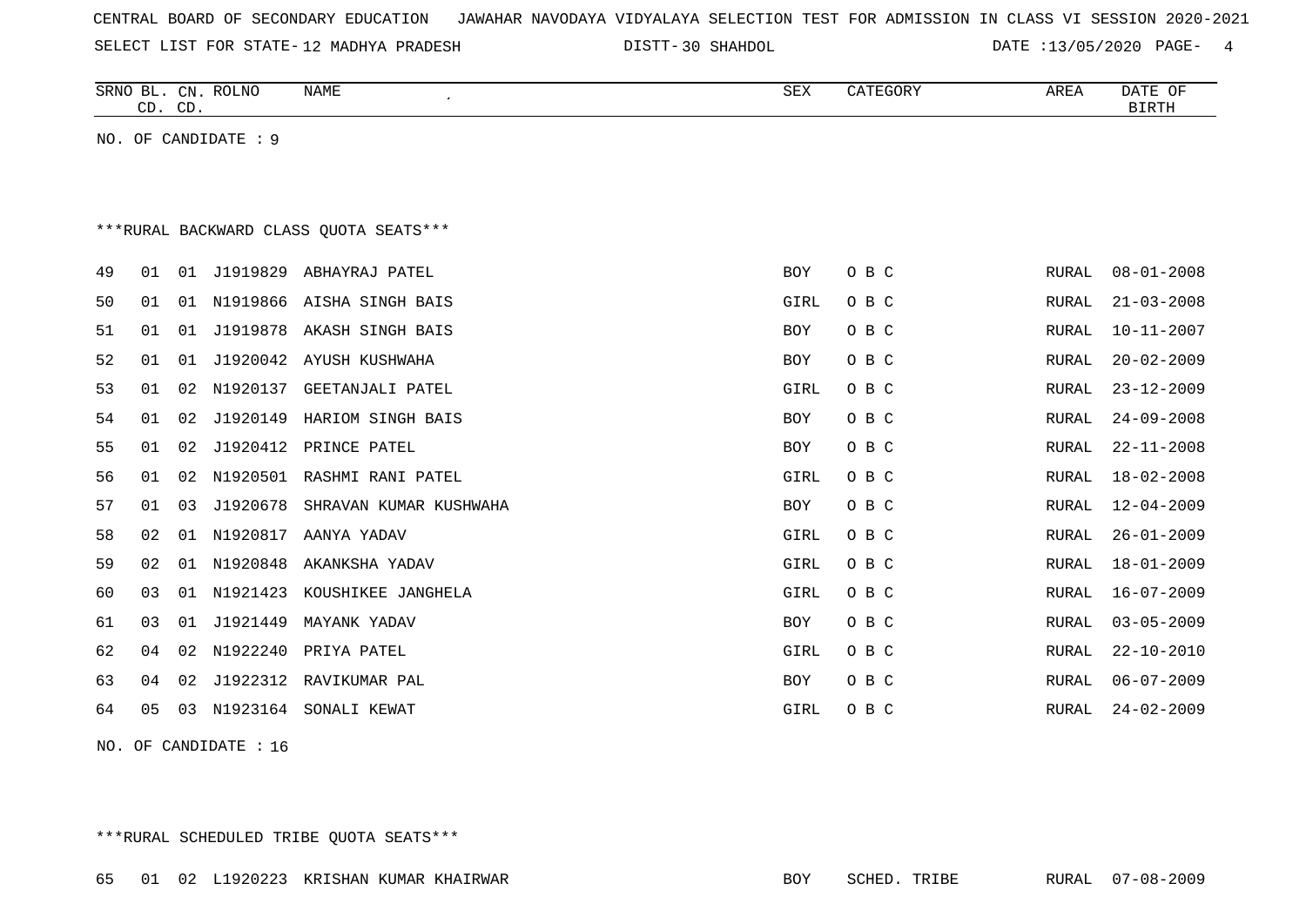CENTRAL BOARD OF SECONDARY EDUCATION JAWAHAR NAVODAYA VIDYALAYA SELECTION TEST FOR ADMISSION IN CLASS VI SESSION 2020-2021

SELECT LIST FOR STATE- 12 MADHYA PRADESH DISTT- 30 SHAHDOL DATE :13/05/2020

| SRNO | BL. CD. | CN. CD. | ROLNO | NAME | SEX | CATEGORY | AREA | DATE OF BIRTH |
|---|---|---|---|---|---|---|---|---|

NO. OF CANDIDATE : 9

***RURAL BACKWARD CLASS QUOTA SEATS***

| SRNO | BL. CD. | CN. CD. | ROLNO | NAME | SEX | CATEGORY | AREA | DATE OF BIRTH |
|---|---|---|---|---|---|---|---|---|
| 49 | 01 | 01 | J1919829 | ABHAYRAJ PATEL | BOY | O B C | RURAL | 08-01-2008 |
| 50 | 01 | 01 | N1919866 | AISHA SINGH BAIS | GIRL | O B C | RURAL | 21-03-2008 |
| 51 | 01 | 01 | J1919878 | AKASH SINGH BAIS | BOY | O B C | RURAL | 10-11-2007 |
| 52 | 01 | 01 | J1920042 | AYUSH KUSHWAHA | BOY | O B C | RURAL | 20-02-2009 |
| 53 | 01 | 02 | N1920137 | GEETANJALI PATEL | GIRL | O B C | RURAL | 23-12-2009 |
| 54 | 01 | 02 | J1920149 | HARIOM SINGH BAIS | BOY | O B C | RURAL | 24-09-2008 |
| 55 | 01 | 02 | J1920412 | PRINCE PATEL | BOY | O B C | RURAL | 22-11-2008 |
| 56 | 01 | 02 | N1920501 | RASHMI RANI PATEL | GIRL | O B C | RURAL | 18-02-2008 |
| 57 | 01 | 03 | J1920678 | SHRAVAN KUMAR KUSHWAHA | BOY | O B C | RURAL | 12-04-2009 |
| 58 | 02 | 01 | N1920817 | AANYA YADAV | GIRL | O B C | RURAL | 26-01-2009 |
| 59 | 02 | 01 | N1920848 | AKANKSHA YADAV | GIRL | O B C | RURAL | 18-01-2009 |
| 60 | 03 | 01 | N1921423 | KOUSHIKEE JANGHELA | GIRL | O B C | RURAL | 16-07-2009 |
| 61 | 03 | 01 | J1921449 | MAYANK YADAV | BOY | O B C | RURAL | 03-05-2009 |
| 62 | 04 | 02 | N1922240 | PRIYA PATEL | GIRL | O B C | RURAL | 22-10-2010 |
| 63 | 04 | 02 | J1922312 | RAVIKUMAR PAL | BOY | O B C | RURAL | 06-07-2009 |
| 64 | 05 | 03 | N1923164 | SONALI KEWAT | GIRL | O B C | RURAL | 24-02-2009 |

NO. OF CANDIDATE : 16

***RURAL SCHEDULED TRIBE QUOTA SEATS***

| SRNO | BL. CD. | CN. CD. | ROLNO | NAME | SEX | CATEGORY | AREA | DATE OF BIRTH |
|---|---|---|---|---|---|---|---|---|
| 65 | 01 | 02 | L1920223 | KRISHAN KUMAR KHAIRWAR | BOY | SCHED. TRIBE | RURAL | 07-08-2009 |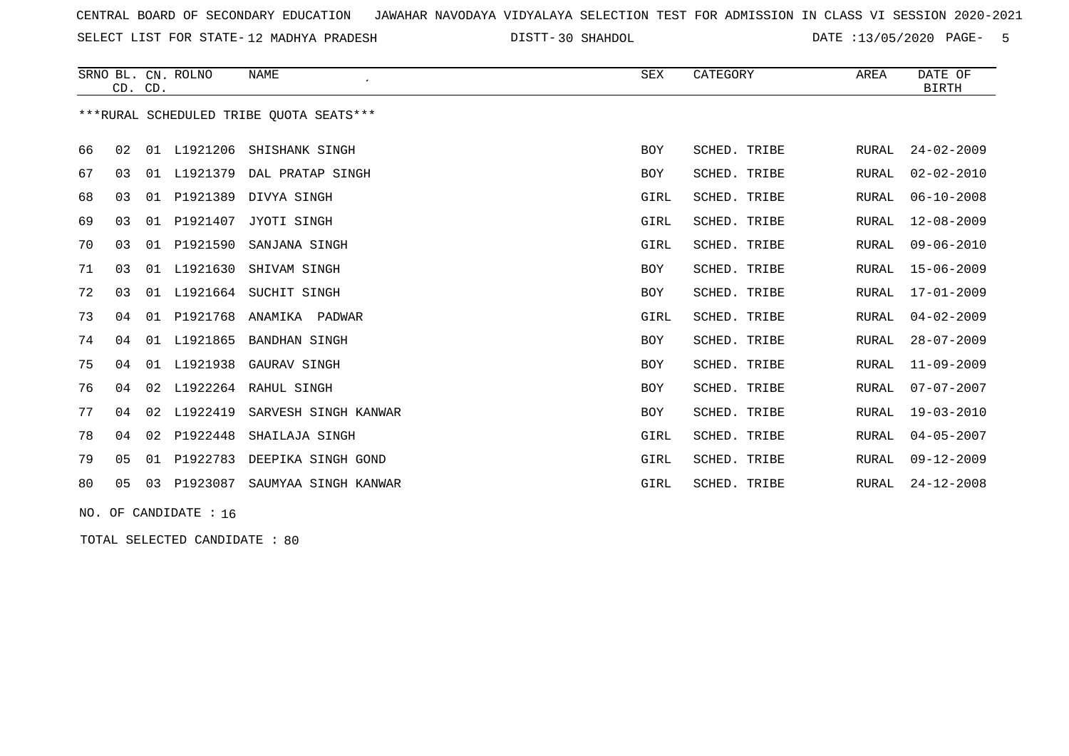CENTRAL BOARD OF SECONDARY EDUCATION JAWAHAR NAVODAYA VIDYALAYA SELECTION TEST FOR ADMISSION IN CLASS VI SESSION 2020-2021

SELECT LIST FOR STATE- 12 MADHYA PRADESH DISTT- 30 SHAHDOL DATE :13/05/2020

***RURAL SCHEDULED TRIBE QUOTA SEATS***

| SRNO | BL. CD. | CN. CD. | ROLNO | NAME | SEX | CATEGORY | AREA | DATE OF BIRTH |
|---|---|---|---|---|---|---|---|---|
| 66 | 02 | 01 | L1921206 | SHISHANK SINGH | BOY | SCHED. TRIBE | RURAL | 24-02-2009 |
| 67 | 03 | 01 | L1921379 | DAL PRATAP SINGH | BOY | SCHED. TRIBE | RURAL | 02-02-2010 |
| 68 | 03 | 01 | P1921389 | DIVYA SINGH | GIRL | SCHED. TRIBE | RURAL | 06-10-2008 |
| 69 | 03 | 01 | P1921407 | JYOTI SINGH | GIRL | SCHED. TRIBE | RURAL | 12-08-2009 |
| 70 | 03 | 01 | P1921590 | SANJANA SINGH | GIRL | SCHED. TRIBE | RURAL | 09-06-2010 |
| 71 | 03 | 01 | L1921630 | SHIVAM SINGH | BOY | SCHED. TRIBE | RURAL | 15-06-2009 |
| 72 | 03 | 01 | L1921664 | SUCHIT SINGH | BOY | SCHED. TRIBE | RURAL | 17-01-2009 |
| 73 | 04 | 01 | P1921768 | ANAMIKA PADWAR | GIRL | SCHED. TRIBE | RURAL | 04-02-2009 |
| 74 | 04 | 01 | L1921865 | BANDHAN SINGH | BOY | SCHED. TRIBE | RURAL | 28-07-2009 |
| 75 | 04 | 01 | L1921938 | GAURAV SINGH | BOY | SCHED. TRIBE | RURAL | 11-09-2009 |
| 76 | 04 | 02 | L1922264 | RAHUL SINGH | BOY | SCHED. TRIBE | RURAL | 07-07-2007 |
| 77 | 04 | 02 | L1922419 | SARVESH SINGH KANWAR | BOY | SCHED. TRIBE | RURAL | 19-03-2010 |
| 78 | 04 | 02 | P1922448 | SHAILAJA SINGH | GIRL | SCHED. TRIBE | RURAL | 04-05-2007 |
| 79 | 05 | 01 | P1922783 | DEEPIKA SINGH GOND | GIRL | SCHED. TRIBE | RURAL | 09-12-2009 |
| 80 | 05 | 03 | P1923087 | SAUMYAA SINGH KANWAR | GIRL | SCHED. TRIBE | RURAL | 24-12-2008 |

NO. OF CANDIDATE : 16

TOTAL SELECTED CANDIDATE : 80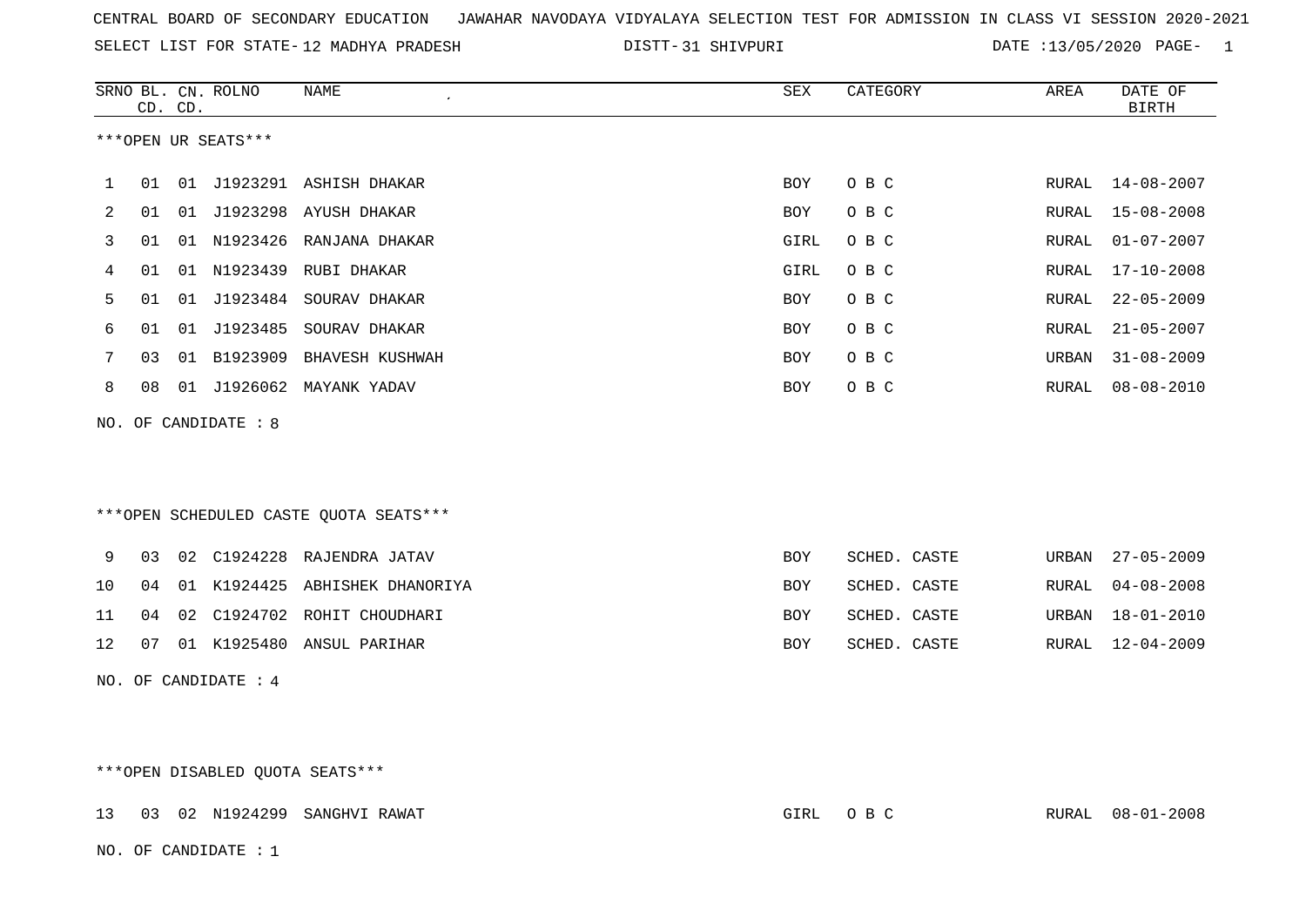CENTRAL BOARD OF SECONDARY EDUCATION JAWAHAR NAVODAYA VIDYALAYA SELECTION TEST FOR ADMISSION IN CLASS VI SESSION 2020-2021

SELECT LIST FOR STATE- 12 MADHYA PRADESH DISTT- 31 SHIVPURI DATE :13/05/2020

***OPEN UR SEATS***

| SRNO | BL. CD. | CN. CD. | ROLNO | NAME | SEX | CATEGORY | AREA | DATE OF BIRTH |
|---|---|---|---|---|---|---|---|---|
| 1 | 01 | 01 | J1923291 | ASHISH DHAKAR | BOY | O B C | RURAL | 14-08-2007 |
| 2 | 01 | 01 | J1923298 | AYUSH DHAKAR | BOY | O B C | RURAL | 15-08-2008 |
| 3 | 01 | 01 | N1923426 | RANJANA DHAKAR | GIRL | O B C | RURAL | 01-07-2007 |
| 4 | 01 | 01 | N1923439 | RUBI DHAKAR | GIRL | O B C | RURAL | 17-10-2008 |
| 5 | 01 | 01 | J1923484 | SOURAV DHAKAR | BOY | O B C | RURAL | 22-05-2009 |
| 6 | 01 | 01 | J1923485 | SOURAV DHAKAR | BOY | O B C | RURAL | 21-05-2007 |
| 7 | 03 | 01 | B1923909 | BHAVESH KUSHWAH | BOY | O B C | URBAN | 31-08-2009 |
| 8 | 08 | 01 | J1926062 | MAYANK YADAV | BOY | O B C | RURAL | 08-08-2010 |

NO. OF CANDIDATE : 8

***OPEN SCHEDULED CASTE QUOTA SEATS***

| SRNO | BL. CD. | CN. CD. | ROLNO | NAME | SEX | CATEGORY | AREA | DATE OF BIRTH |
|---|---|---|---|---|---|---|---|---|
| 9 | 03 | 02 | C1924228 | RAJENDRA JATAV | BOY | SCHED. CASTE | URBAN | 27-05-2009 |
| 10 | 04 | 01 | K1924425 | ABHISHEK DHANORIYA | BOY | SCHED. CASTE | RURAL | 04-08-2008 |
| 11 | 04 | 02 | C1924702 | ROHIT CHOUDHARI | BOY | SCHED. CASTE | URBAN | 18-01-2010 |
| 12 | 07 | 01 | K1925480 | ANSUL PARIHAR | BOY | SCHED. CASTE | RURAL | 12-04-2009 |

NO. OF CANDIDATE : 4

***OPEN DISABLED QUOTA SEATS***

| SRNO | BL. CD. | CN. CD. | ROLNO | NAME | SEX | CATEGORY | AREA | DATE OF BIRTH |
|---|---|---|---|---|---|---|---|---|
| 13 | 03 | 02 | N1924299 | SANGHVI RAWAT | GIRL | O B C | RURAL | 08-01-2008 |

NO. OF CANDIDATE : 1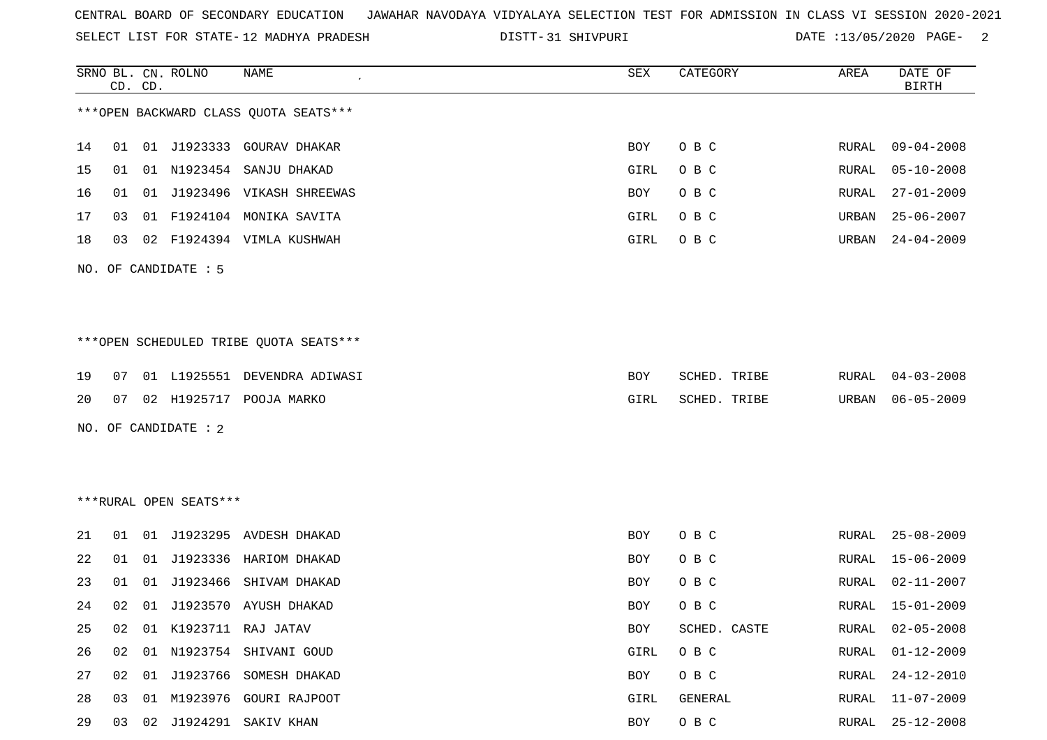CENTRAL BOARD OF SECONDARY EDUCATION JAWAHAR NAVODAYA VIDYALAYA SELECTION TEST FOR ADMISSION IN CLASS VI SESSION 2020-2021

SELECT LIST FOR STATE- 12 MADHYA PRADESH DISTT- 31 SHIVPURI DATE :13/05/2020

***OPEN BACKWARD CLASS QUOTA SEATS***

| SRNO | BL. CD. | CN. CD. | ROLNO | NAME | SEX | CATEGORY | AREA | DATE OF BIRTH |
|---|---|---|---|---|---|---|---|---|
| 14 | 01 | 01 | J1923333 | GOURAV DHAKAR | BOY | O B C | RURAL | 09-04-2008 |
| 15 | 01 | 01 | N1923454 | SANJU DHAKAD | GIRL | O B C | RURAL | 05-10-2008 |
| 16 | 01 | 01 | J1923496 | VIKASH SHREEWAS | BOY | O B C | RURAL | 27-01-2009 |
| 17 | 03 | 01 | F1924104 | MONIKA SAVITA | GIRL | O B C | URBAN | 25-06-2007 |
| 18 | 03 | 02 | F1924394 | VIMLA KUSHWAH | GIRL | O B C | URBAN | 24-04-2009 |

NO. OF CANDIDATE : 5

***OPEN SCHEDULED TRIBE QUOTA SEATS***

| SRNO | BL. CD. | CN. CD. | ROLNO | NAME | SEX | CATEGORY | AREA | DATE OF BIRTH |
|---|---|---|---|---|---|---|---|---|
| 19 | 07 | 01 | L1925551 | DEVENDRA ADIWASI | BOY | SCHED. TRIBE | RURAL | 04-03-2008 |
| 20 | 07 | 02 | H1925717 | POOJA MARKO | GIRL | SCHED. TRIBE | URBAN | 06-05-2009 |

NO. OF CANDIDATE : 2

***RURAL OPEN SEATS***

| SRNO | BL. CD. | CN. CD. | ROLNO | NAME | SEX | CATEGORY | AREA | DATE OF BIRTH |
|---|---|---|---|---|---|---|---|---|
| 21 | 01 | 01 | J1923295 | AVDESH DHAKAD | BOY | O B C | RURAL | 25-08-2009 |
| 22 | 01 | 01 | J1923336 | HARIOM DHAKAD | BOY | O B C | RURAL | 15-06-2009 |
| 23 | 01 | 01 | J1923466 | SHIVAM DHAKAD | BOY | O B C | RURAL | 02-11-2007 |
| 24 | 02 | 01 | J1923570 | AYUSH DHAKAD | BOY | O B C | RURAL | 15-01-2009 |
| 25 | 02 | 01 | K1923711 | RAJ JATAV | BOY | SCHED. CASTE | RURAL | 02-05-2008 |
| 26 | 02 | 01 | N1923754 | SHIVANI GOUD | GIRL | O B C | RURAL | 01-12-2009 |
| 27 | 02 | 01 | J1923766 | SOMESH DHAKAD | BOY | O B C | RURAL | 24-12-2010 |
| 28 | 03 | 01 | M1923976 | GOURI RAJPOOT | GIRL | GENERAL | RURAL | 11-07-2009 |
| 29 | 03 | 02 | J1924291 | SAKIV KHAN | BOY | O B C | RURAL | 25-12-2008 |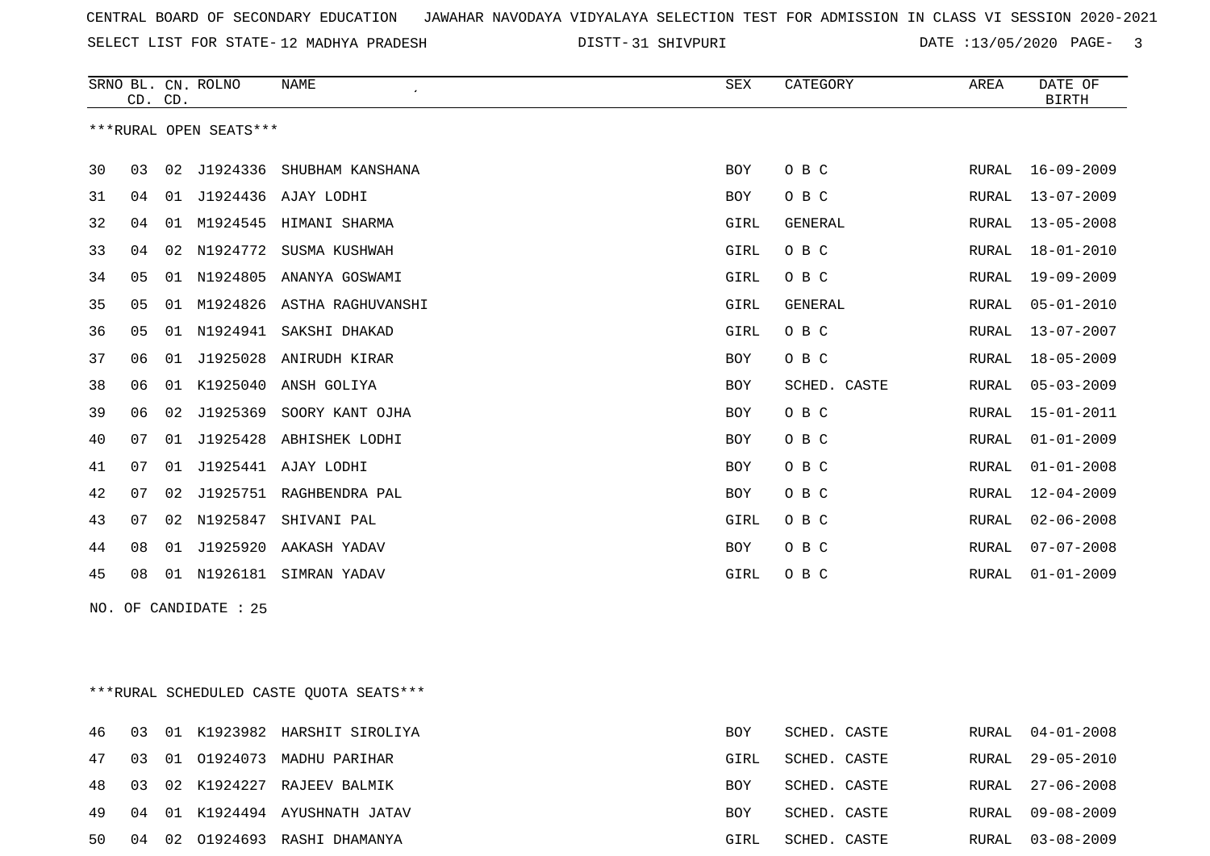CENTRAL BOARD OF SECONDARY EDUCATION   JAWAHAR NAVODAYA VIDYALAYA SELECTION TEST FOR ADMISSION IN CLASS VI SESSION 2020-2021

SELECT LIST FOR STATE- 12 MADHYA PRADESH   DISTT- 31 SHIVPURI   DATE :13/05/2020

***RURAL OPEN SEATS***

| SRNO | BL. CD. | CN. CD. | ROLNO | NAME | SEX | CATEGORY | AREA | DATE OF BIRTH |
|---|---|---|---|---|---|---|---|---|
| 30 | 03 | 02 | J1924336 | SHUBHAM KANSHANA | BOY | O B C | RURAL | 16-09-2009 |
| 31 | 04 | 01 | J1924436 | AJAY LODHI | BOY | O B C | RURAL | 13-07-2009 |
| 32 | 04 | 01 | M1924545 | HIMANI SHARMA | GIRL | GENERAL | RURAL | 13-05-2008 |
| 33 | 04 | 02 | N1924772 | SUSMA KUSHWAH | GIRL | O B C | RURAL | 18-01-2010 |
| 34 | 05 | 01 | N1924805 | ANANYA GOSWAMI | GIRL | O B C | RURAL | 19-09-2009 |
| 35 | 05 | 01 | M1924826 | ASTHA RAGHUVANSHI | GIRL | GENERAL | RURAL | 05-01-2010 |
| 36 | 05 | 01 | N1924941 | SAKSHI DHAKAD | GIRL | O B C | RURAL | 13-07-2007 |
| 37 | 06 | 01 | J1925028 | ANIRUDH KIRAR | BOY | O B C | RURAL | 18-05-2009 |
| 38 | 06 | 01 | K1925040 | ANSH GOLIYA | BOY | SCHED. CASTE | RURAL | 05-03-2009 |
| 39 | 06 | 02 | J1925369 | SOORY KANT OJHA | BOY | O B C | RURAL | 15-01-2011 |
| 40 | 07 | 01 | J1925428 | ABHISHEK LODHI | BOY | O B C | RURAL | 01-01-2009 |
| 41 | 07 | 01 | J1925441 | AJAY LODHI | BOY | O B C | RURAL | 01-01-2008 |
| 42 | 07 | 02 | J1925751 | RAGHBENDRA PAL | BOY | O B C | RURAL | 12-04-2009 |
| 43 | 07 | 02 | N1925847 | SHIVANI PAL | GIRL | O B C | RURAL | 02-06-2008 |
| 44 | 08 | 01 | J1925920 | AAKASH YADAV | BOY | O B C | RURAL | 07-07-2008 |
| 45 | 08 | 01 | N1926181 | SIMRAN YADAV | GIRL | O B C | RURAL | 01-01-2009 |

NO. OF CANDIDATE : 25

***RURAL SCHEDULED CASTE QUOTA SEATS***

| SRNO | BL. CD. | CN. CD. | ROLNO | NAME | SEX | CATEGORY | AREA | DATE OF BIRTH |
|---|---|---|---|---|---|---|---|---|
| 46 | 03 | 01 | K1923982 | HARSHIT SIROLIYA | BOY | SCHED. CASTE | RURAL | 04-01-2008 |
| 47 | 03 | 01 | O1924073 | MADHU PARIHAR | GIRL | SCHED. CASTE | RURAL | 29-05-2010 |
| 48 | 03 | 02 | K1924227 | RAJEEV BALMIK | BOY | SCHED. CASTE | RURAL | 27-06-2008 |
| 49 | 04 | 01 | K1924494 | AYUSHNATH JATAV | BOY | SCHED. CASTE | RURAL | 09-08-2009 |
| 50 | 04 | 02 | O1924693 | RASHI DHAMANYA | GIRL | SCHED. CASTE | RURAL | 03-08-2009 |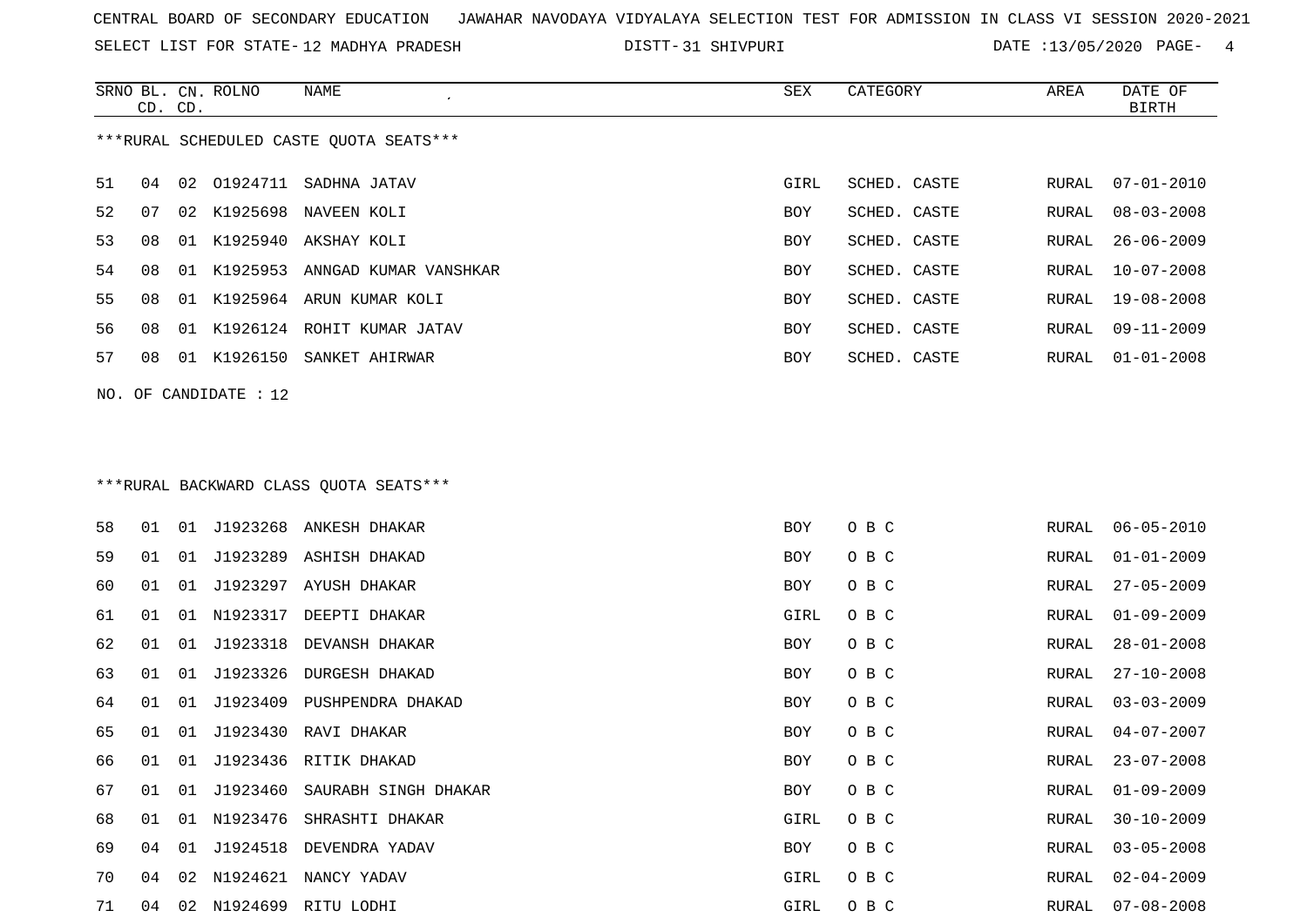CENTRAL BOARD OF SECONDARY EDUCATION JAWAHAR NAVODAYA VIDYALAYA SELECTION TEST FOR ADMISSION IN CLASS VI SESSION 2020-2021

SELECT LIST FOR STATE- 12 MADHYA PRADESH DISTT- 31 SHIVPURI DATE :13/05/2020

***RURAL SCHEDULED CASTE QUOTA SEATS***

| SRNO | BL. CD. | CN. CD. | ROLNO | NAME | SEX | CATEGORY | AREA | DATE OF BIRTH |
|---|---|---|---|---|---|---|---|---|
| 51 | 04 | 02 | O1924711 | SADHNA JATAV | GIRL | SCHED. CASTE | RURAL | 07-01-2010 |
| 52 | 07 | 02 | K1925698 | NAVEEN KOLI | BOY | SCHED. CASTE | RURAL | 08-03-2008 |
| 53 | 08 | 01 | K1925940 | AKSHAY KOLI | BOY | SCHED. CASTE | RURAL | 26-06-2009 |
| 54 | 08 | 01 | K1925953 | ANNGAD KUMAR VANSHKAR | BOY | SCHED. CASTE | RURAL | 10-07-2008 |
| 55 | 08 | 01 | K1925964 | ARUN KUMAR KOLI | BOY | SCHED. CASTE | RURAL | 19-08-2008 |
| 56 | 08 | 01 | K1926124 | ROHIT KUMAR JATAV | BOY | SCHED. CASTE | RURAL | 09-11-2009 |
| 57 | 08 | 01 | K1926150 | SANKET AHIRWAR | BOY | SCHED. CASTE | RURAL | 01-01-2008 |

NO. OF CANDIDATE : 12

***RURAL BACKWARD CLASS QUOTA SEATS***

| SRNO | BL. CD. | CN. CD. | ROLNO | NAME | SEX | CATEGORY | AREA | DATE OF BIRTH |
|---|---|---|---|---|---|---|---|---|
| 58 | 01 | 01 | J1923268 | ANKESH DHAKAR | BOY | O B C | RURAL | 06-05-2010 |
| 59 | 01 | 01 | J1923289 | ASHISH DHAKAD | BOY | O B C | RURAL | 01-01-2009 |
| 60 | 01 | 01 | J1923297 | AYUSH DHAKAR | BOY | O B C | RURAL | 27-05-2009 |
| 61 | 01 | 01 | N1923317 | DEEPTI DHAKAR | GIRL | O B C | RURAL | 01-09-2009 |
| 62 | 01 | 01 | J1923318 | DEVANSH DHAKAR | BOY | O B C | RURAL | 28-01-2008 |
| 63 | 01 | 01 | J1923326 | DURGESH DHAKAD | BOY | O B C | RURAL | 27-10-2008 |
| 64 | 01 | 01 | J1923409 | PUSHPENDRA DHAKAD | BOY | O B C | RURAL | 03-03-2009 |
| 65 | 01 | 01 | J1923430 | RAVI DHAKAR | BOY | O B C | RURAL | 04-07-2007 |
| 66 | 01 | 01 | J1923436 | RITIK DHAKAD | BOY | O B C | RURAL | 23-07-2008 |
| 67 | 01 | 01 | J1923460 | SAURABH SINGH DHAKAR | BOY | O B C | RURAL | 01-09-2009 |
| 68 | 01 | 01 | N1923476 | SHRASHTI DHAKAR | GIRL | O B C | RURAL | 30-10-2009 |
| 69 | 04 | 01 | J1924518 | DEVENDRA YADAV | BOY | O B C | RURAL | 03-05-2008 |
| 70 | 04 | 02 | N1924621 | NANCY YADAV | GIRL | O B C | RURAL | 02-04-2009 |
| 71 | 04 | 02 | N1924699 | RITU LODHI | GIRL | O B C | RURAL | 07-08-2008 |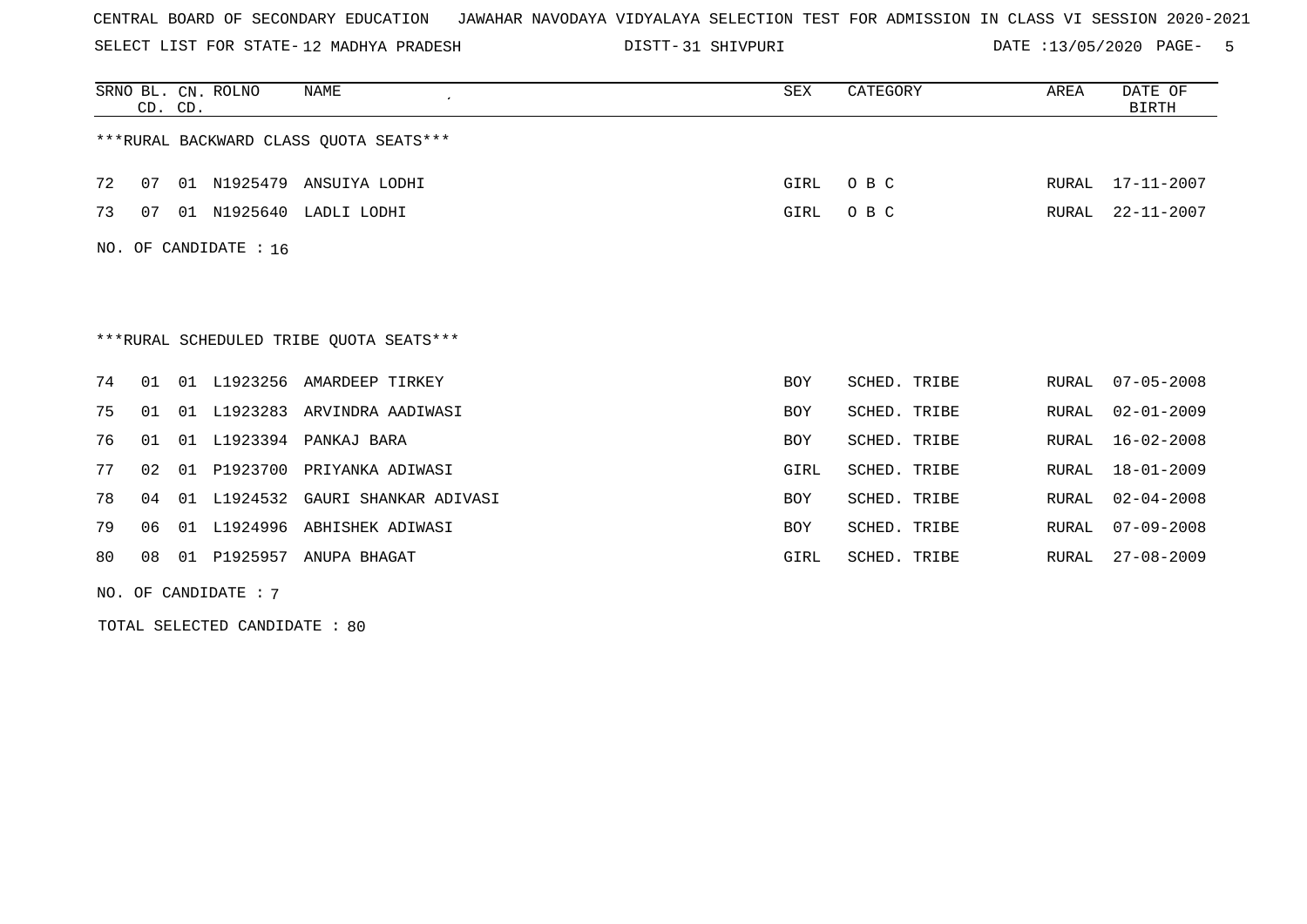CENTRAL BOARD OF SECONDARY EDUCATION   JAWAHAR NAVODAYA VIDYALAYA SELECTION TEST FOR ADMISSION IN CLASS VI SESSION 2020-2021

SELECT LIST FOR STATE- 12 MADHYA PRADESH   DISTT- 31 SHIVPURI   DATE :13/05/2020

| SRNO | BL. CD. | CN. CD. | ROLNO | NAME | SEX | CATEGORY | AREA | DATE OF BIRTH |
|---|---|---|---|---|---|---|---|---|

***RURAL BACKWARD CLASS QUOTA SEATS***

| SRNO | BL. CD. | CN. CD. | ROLNO | NAME | SEX | CATEGORY | AREA | DATE OF BIRTH |
|---|---|---|---|---|---|---|---|---|
| 72 | 07 | 01 | N1925479 | ANSUIYA LODHI | GIRL | O B C | RURAL | 17-11-2007 |
| 73 | 07 | 01 | N1925640 | LADLI LODHI | GIRL | O B C | RURAL | 22-11-2007 |

NO. OF CANDIDATE : 16

***RURAL SCHEDULED TRIBE QUOTA SEATS***

| SRNO | BL. CD. | CN. CD. | ROLNO | NAME | SEX | CATEGORY | AREA | DATE OF BIRTH |
|---|---|---|---|---|---|---|---|---|
| 74 | 01 | 01 | L1923256 | AMARDEEP TIRKEY | BOY | SCHED. TRIBE | RURAL | 07-05-2008 |
| 75 | 01 | 01 | L1923283 | ARVINDRA AADIWASI | BOY | SCHED. TRIBE | RURAL | 02-01-2009 |
| 76 | 01 | 01 | L1923394 | PANKAJ BARA | BOY | SCHED. TRIBE | RURAL | 16-02-2008 |
| 77 | 02 | 01 | P1923700 | PRIYANKA ADIWASI | GIRL | SCHED. TRIBE | RURAL | 18-01-2009 |
| 78 | 04 | 01 | L1924532 | GAURI SHANKAR ADIVASI | BOY | SCHED. TRIBE | RURAL | 02-04-2008 |
| 79 | 06 | 01 | L1924996 | ABHISHEK ADIWASI | BOY | SCHED. TRIBE | RURAL | 07-09-2008 |
| 80 | 08 | 01 | P1925957 | ANUPA BHAGAT | GIRL | SCHED. TRIBE | RURAL | 27-08-2009 |

NO. OF CANDIDATE : 7

TOTAL SELECTED CANDIDATE : 80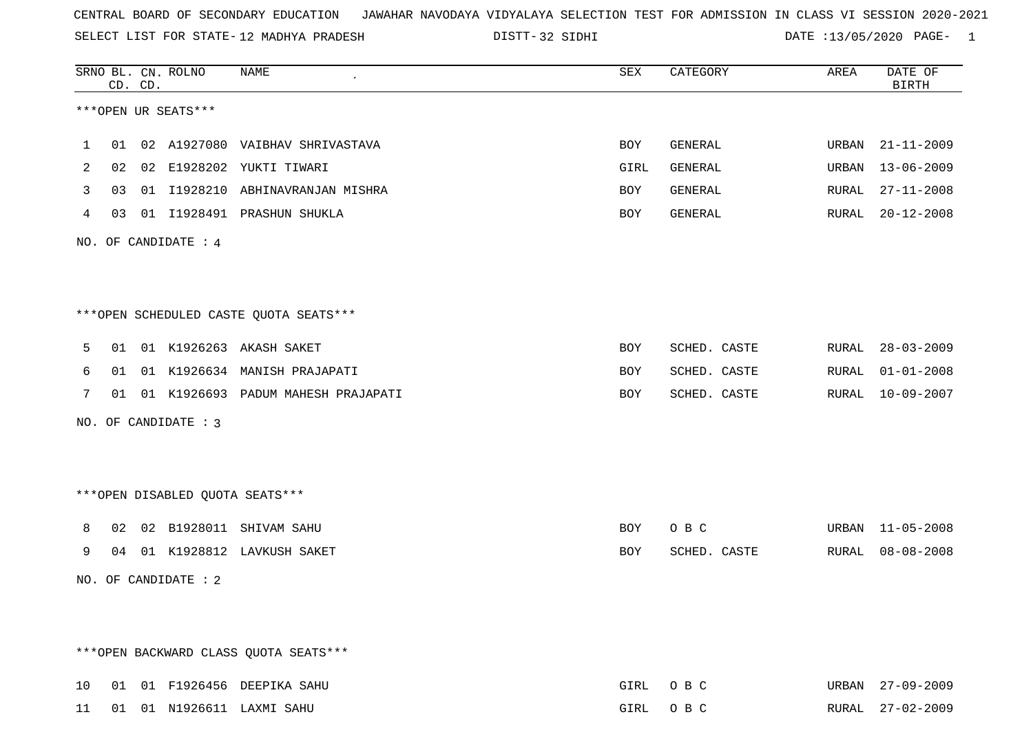CENTRAL BOARD OF SECONDARY EDUCATION JAWAHAR NAVODAYA VIDYALAYA SELECTION TEST FOR ADMISSION IN CLASS VI SESSION 2020-2021

SELECT LIST FOR STATE- 12 MADHYA PRADESH DISTT- 32 SIDHI DATE :13/05/2020

***OPEN UR SEATS***

| SRNO | BL. CD. | CN. CD. | ROLNO | NAME | SEX | CATEGORY | AREA | DATE OF BIRTH |
|---|---|---|---|---|---|---|---|---|
| 1 | 01 | 02 | A1927080 | VAIBHAV SHRIVASTAVA | BOY | GENERAL | URBAN | 21-11-2009 |
| 2 | 02 | 02 | E1928202 | YUKTI TIWARI | GIRL | GENERAL | URBAN | 13-06-2009 |
| 3 | 03 | 01 | I1928210 | ABHINAVRANJAN MISHRA | BOY | GENERAL | RURAL | 27-11-2008 |
| 4 | 03 | 01 | I1928491 | PRASHUN SHUKLA | BOY | GENERAL | RURAL | 20-12-2008 |

NO. OF CANDIDATE : 4

***OPEN SCHEDULED CASTE QUOTA SEATS***

| SRNO | BL. CD. | CN. CD. | ROLNO | NAME | SEX | CATEGORY | AREA | DATE OF BIRTH |
|---|---|---|---|---|---|---|---|---|
| 5 | 01 | 01 | K1926263 | AKASH SAKET | BOY | SCHED. CASTE | RURAL | 28-03-2009 |
| 6 | 01 | 01 | K1926634 | MANISH PRAJAPATI | BOY | SCHED. CASTE | RURAL | 01-01-2008 |
| 7 | 01 | 01 | K1926693 | PADUM MAHESH PRAJAPATI | BOY | SCHED. CASTE | RURAL | 10-09-2007 |

NO. OF CANDIDATE : 3

***OPEN DISABLED QUOTA SEATS***

| SRNO | BL. CD. | CN. CD. | ROLNO | NAME | SEX | CATEGORY | AREA | DATE OF BIRTH |
|---|---|---|---|---|---|---|---|---|
| 8 | 02 | 02 | B1928011 | SHIVAM SAHU | BOY | O B C | URBAN | 11-05-2008 |
| 9 | 04 | 01 | K1928812 | LAVKUSH SAKET | BOY | SCHED. CASTE | RURAL | 08-08-2008 |

NO. OF CANDIDATE : 2

***OPEN BACKWARD CLASS QUOTA SEATS***

| SRNO | BL. CD. | CN. CD. | ROLNO | NAME | SEX | CATEGORY | AREA | DATE OF BIRTH |
|---|---|---|---|---|---|---|---|---|
| 10 | 01 | 01 | F1926456 | DEEPIKA SAHU | GIRL | O B C | URBAN | 27-09-2009 |
| 11 | 01 | 01 | N1926611 | LAXMI SAHU | GIRL | O B C | RURAL | 27-02-2009 |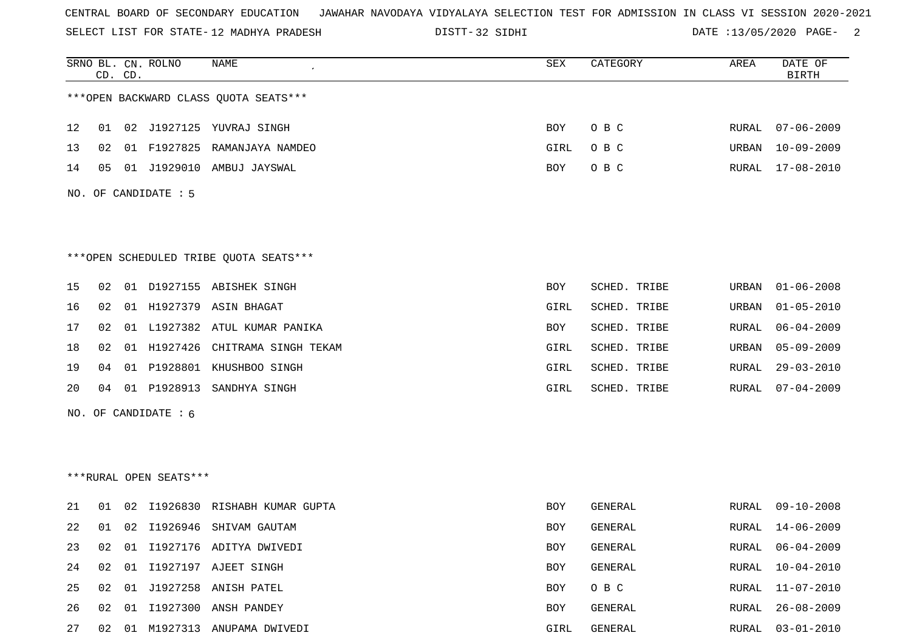CENTRAL BOARD OF SECONDARY EDUCATION JAWAHAR NAVODAYA VIDYALAYA SELECTION TEST FOR ADMISSION IN CLASS VI SESSION 2020-2021

SELECT LIST FOR STATE- 12 MADHYA PRADESH DISTT- 32 SIDHI DATE :13/05/2020

| SRNO | BL. CD. | CN. CD. | ROLNO | NAME | SEX | CATEGORY | AREA | DATE OF BIRTH |
|---|---|---|---|---|---|---|---|---|

***OPEN BACKWARD CLASS QUOTA SEATS***

| SRNO | BL. CD. | CN. CD. | ROLNO | NAME | SEX | CATEGORY | AREA | DATE OF BIRTH |
|---|---|---|---|---|---|---|---|---|
| 12 | 01 | 02 | J1927125 | YUVRAJ SINGH | BOY | O B C | RURAL | 07-06-2009 |
| 13 | 02 | 01 | F1927825 | RAMANJAYA NAMDEO | GIRL | O B C | URBAN | 10-09-2009 |
| 14 | 05 | 01 | J1929010 | AMBUJ JAYSWAL | BOY | O B C | RURAL | 17-08-2010 |

NO. OF CANDIDATE : 5

***OPEN SCHEDULED TRIBE QUOTA SEATS***

| SRNO | BL. CD. | CN. CD. | ROLNO | NAME | SEX | CATEGORY | AREA | DATE OF BIRTH |
|---|---|---|---|---|---|---|---|---|
| 15 | 02 | 01 | D1927155 | ABISHEK SINGH | BOY | SCHED. TRIBE | URBAN | 01-06-2008 |
| 16 | 02 | 01 | H1927379 | ASIN BHAGAT | GIRL | SCHED. TRIBE | URBAN | 01-05-2010 |
| 17 | 02 | 01 | L1927382 | ATUL KUMAR PANIKA | BOY | SCHED. TRIBE | RURAL | 06-04-2009 |
| 18 | 02 | 01 | H1927426 | CHITRAMA SINGH TEKAM | GIRL | SCHED. TRIBE | URBAN | 05-09-2009 |
| 19 | 04 | 01 | P1928801 | KHUSHBOO SINGH | GIRL | SCHED. TRIBE | RURAL | 29-03-2010 |
| 20 | 04 | 01 | P1928913 | SANDHYA SINGH | GIRL | SCHED. TRIBE | RURAL | 07-04-2009 |

NO. OF CANDIDATE : 6

***RURAL OPEN SEATS***

| SRNO | BL. CD. | CN. CD. | ROLNO | NAME | SEX | CATEGORY | AREA | DATE OF BIRTH |
|---|---|---|---|---|---|---|---|---|
| 21 | 01 | 02 | I1926830 | RISHABH KUMAR GUPTA | BOY | GENERAL | RURAL | 09-10-2008 |
| 22 | 01 | 02 | I1926946 | SHIVAM GAUTAM | BOY | GENERAL | RURAL | 14-06-2009 |
| 23 | 02 | 01 | I1927176 | ADITYA DWIVEDI | BOY | GENERAL | RURAL | 06-04-2009 |
| 24 | 02 | 01 | I1927197 | AJEET SINGH | BOY | GENERAL | RURAL | 10-04-2010 |
| 25 | 02 | 01 | J1927258 | ANISH PATEL | BOY | O B C | RURAL | 11-07-2010 |
| 26 | 02 | 01 | I1927300 | ANSH PANDEY | BOY | GENERAL | RURAL | 26-08-2009 |
| 27 | 02 | 01 | M1927313 | ANUPAMA DWIVEDI | GIRL | GENERAL | RURAL | 03-01-2010 |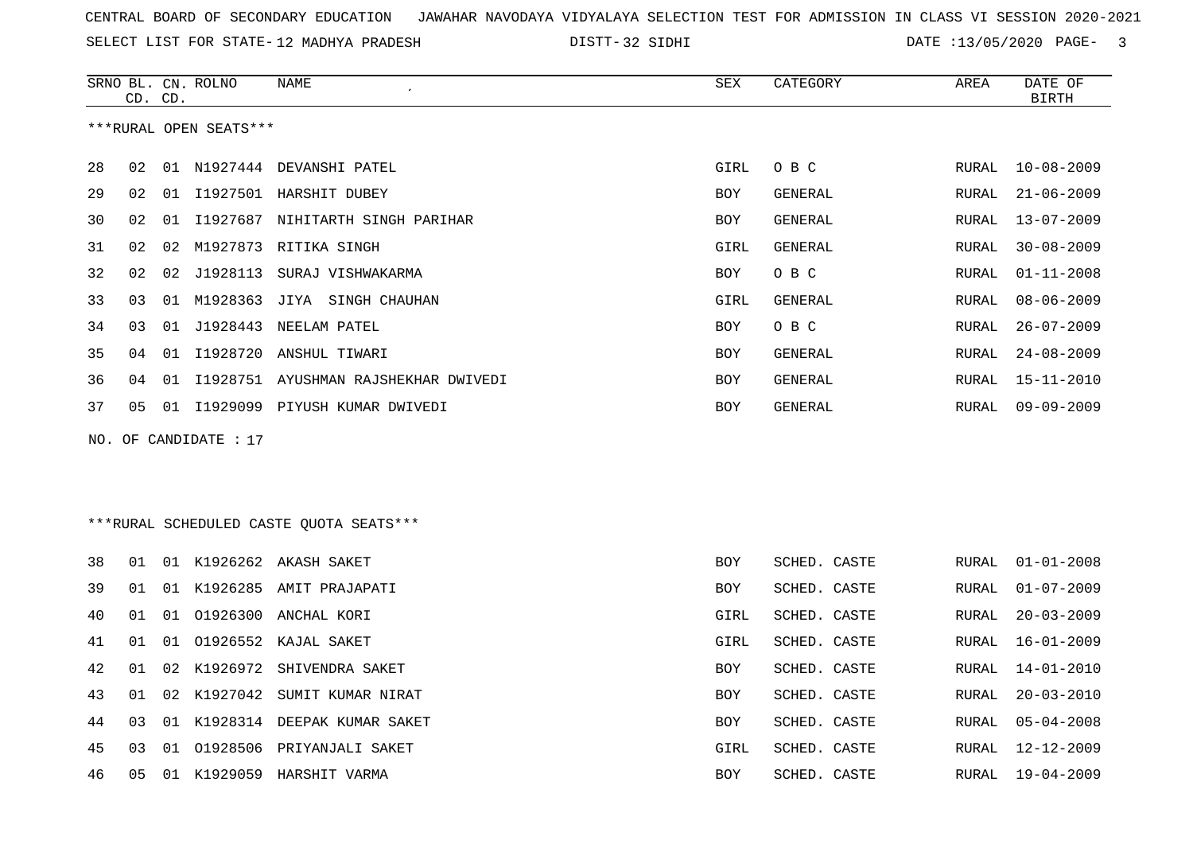CENTRAL BOARD OF SECONDARY EDUCATION   JAWAHAR NAVODAYA VIDYALAYA SELECTION TEST FOR ADMISSION IN CLASS VI SESSION 2020-2021

SELECT LIST FOR STATE- 12 MADHYA PRADESH   DISTT- 32 SIDHI   DATE :13/05/2020

***RURAL OPEN SEATS***

| SRNO | BL. CD. | CN. CD. | ROLNO | NAME | SEX | CATEGORY | AREA | DATE OF BIRTH |
|---|---|---|---|---|---|---|---|---|
| 28 | 02 | 01 | N1927444 | DEVANSHI PATEL | GIRL | O B C | RURAL | 10-08-2009 |
| 29 | 02 | 01 | I1927501 | HARSHIT DUBEY | BOY | GENERAL | RURAL | 21-06-2009 |
| 30 | 02 | 01 | I1927687 | NIHITARTH SINGH PARIHAR | BOY | GENERAL | RURAL | 13-07-2009 |
| 31 | 02 | 02 | M1927873 | RITIKA SINGH | GIRL | GENERAL | RURAL | 30-08-2009 |
| 32 | 02 | 02 | J1928113 | SURAJ VISHWAKARMA | BOY | O B C | RURAL | 01-11-2008 |
| 33 | 03 | 01 | M1928363 | JIYA  SINGH CHAUHAN | GIRL | GENERAL | RURAL | 08-06-2009 |
| 34 | 03 | 01 | J1928443 | NEELAM PATEL | BOY | O B C | RURAL | 26-07-2009 |
| 35 | 04 | 01 | I1928720 | ANSHUL TIWARI | BOY | GENERAL | RURAL | 24-08-2009 |
| 36 | 04 | 01 | I1928751 | AYUSHMAN RAJSHEKHAR DWIVEDI | BOY | GENERAL | RURAL | 15-11-2010 |
| 37 | 05 | 01 | I1929099 | PIYUSH KUMAR DWIVEDI | BOY | GENERAL | RURAL | 09-09-2009 |

NO. OF CANDIDATE : 17

***RURAL SCHEDULED CASTE QUOTA SEATS***

| SRNO | BL. CD. | CN. CD. | ROLNO | NAME | SEX | CATEGORY | AREA | DATE OF BIRTH |
|---|---|---|---|---|---|---|---|---|
| 38 | 01 | 01 | K1926262 | AKASH SAKET | BOY | SCHED. CASTE | RURAL | 01-01-2008 |
| 39 | 01 | 01 | K1926285 | AMIT PRAJAPATI | BOY | SCHED. CASTE | RURAL | 01-07-2009 |
| 40 | 01 | 01 | O1926300 | ANCHAL KORI | GIRL | SCHED. CASTE | RURAL | 20-03-2009 |
| 41 | 01 | 01 | O1926552 | KAJAL SAKET | GIRL | SCHED. CASTE | RURAL | 16-01-2009 |
| 42 | 01 | 02 | K1926972 | SHIVENDRA SAKET | BOY | SCHED. CASTE | RURAL | 14-01-2010 |
| 43 | 01 | 02 | K1927042 | SUMIT KUMAR NIRAT | BOY | SCHED. CASTE | RURAL | 20-03-2010 |
| 44 | 03 | 01 | K1928314 | DEEPAK KUMAR SAKET | BOY | SCHED. CASTE | RURAL | 05-04-2008 |
| 45 | 03 | 01 | O1928506 | PRIYANJALI SAKET | GIRL | SCHED. CASTE | RURAL | 12-12-2009 |
| 46 | 05 | 01 | K1929059 | HARSHIT VARMA | BOY | SCHED. CASTE | RURAL | 19-04-2009 |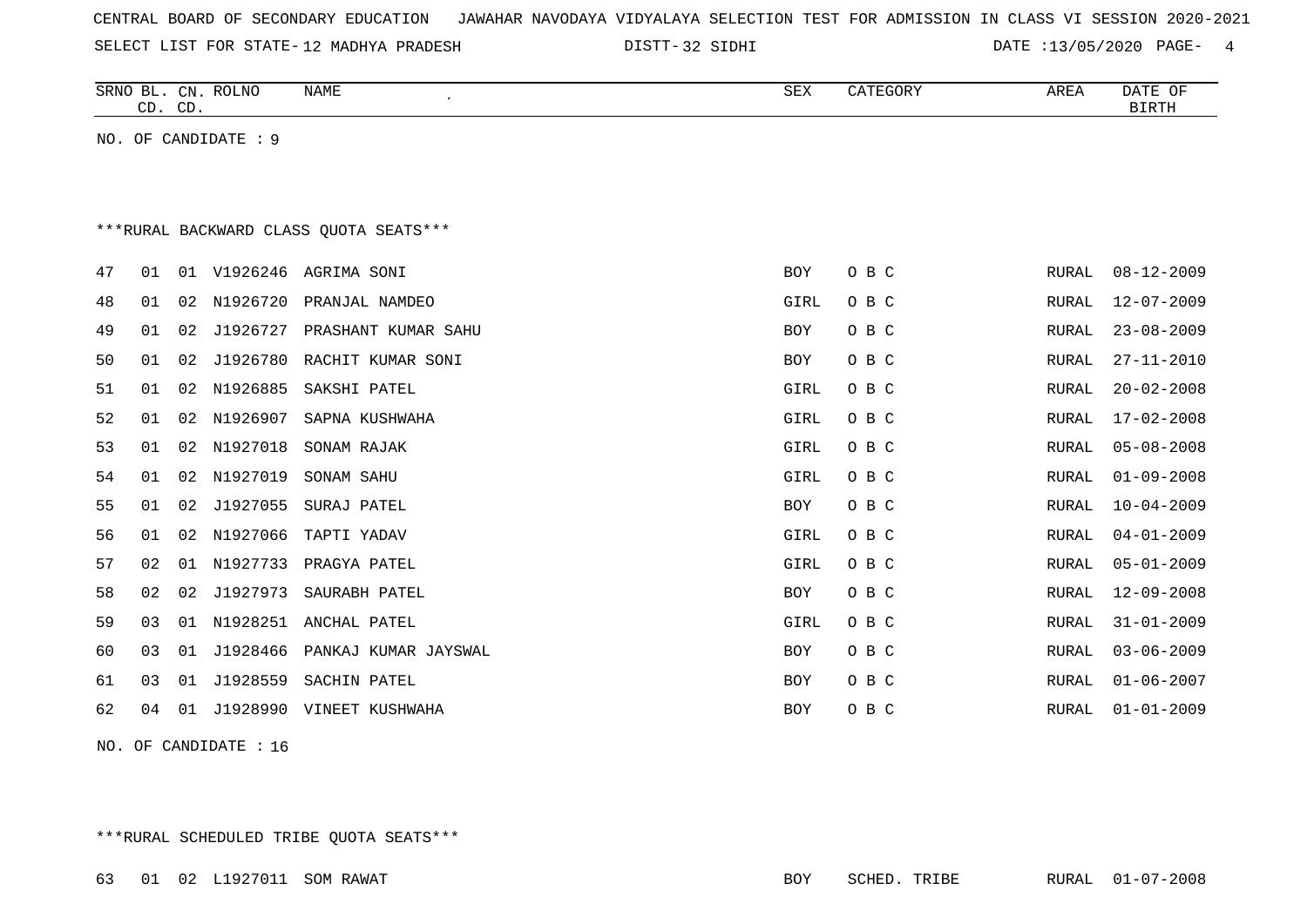CENTRAL BOARD OF SECONDARY EDUCATION JAWAHAR NAVODAYA VIDYALAYA SELECTION TEST FOR ADMISSION IN CLASS VI SESSION 2020-2021

SELECT LIST FOR STATE- 12 MADHYA PRADESH DISTT- 32 SIDHI DATE :13/05/2020

NO. OF CANDIDATE : 9

***RURAL BACKWARD CLASS QUOTA SEATS***

| SRNO | BL. CD. | CN. CD. | ROLNO | NAME | SEX | CATEGORY | AREA | DATE OF BIRTH |
|---|---|---|---|---|---|---|---|---|
| 47 | 01 | 01 | V1926246 | AGRIMA SONI | BOY | O B C | RURAL | 08-12-2009 |
| 48 | 01 | 02 | N1926720 | PRANJAL NAMDEO | GIRL | O B C | RURAL | 12-07-2009 |
| 49 | 01 | 02 | J1926727 | PRASHANT KUMAR SAHU | BOY | O B C | RURAL | 23-08-2009 |
| 50 | 01 | 02 | J1926780 | RACHIT KUMAR SONI | BOY | O B C | RURAL | 27-11-2010 |
| 51 | 01 | 02 | N1926885 | SAKSHI PATEL | GIRL | O B C | RURAL | 20-02-2008 |
| 52 | 01 | 02 | N1926907 | SAPNA KUSHWAHA | GIRL | O B C | RURAL | 17-02-2008 |
| 53 | 01 | 02 | N1927018 | SONAM RAJAK | GIRL | O B C | RURAL | 05-08-2008 |
| 54 | 01 | 02 | N1927019 | SONAM SAHU | GIRL | O B C | RURAL | 01-09-2008 |
| 55 | 01 | 02 | J1927055 | SURAJ PATEL | BOY | O B C | RURAL | 10-04-2009 |
| 56 | 01 | 02 | N1927066 | TAPTI YADAV | GIRL | O B C | RURAL | 04-01-2009 |
| 57 | 02 | 01 | N1927733 | PRAGYA PATEL | GIRL | O B C | RURAL | 05-01-2009 |
| 58 | 02 | 02 | J1927973 | SAURABH PATEL | BOY | O B C | RURAL | 12-09-2008 |
| 59 | 03 | 01 | N1928251 | ANCHAL PATEL | GIRL | O B C | RURAL | 31-01-2009 |
| 60 | 03 | 01 | J1928466 | PANKAJ KUMAR JAYSWAL | BOY | O B C | RURAL | 03-06-2009 |
| 61 | 03 | 01 | J1928559 | SACHIN PATEL | BOY | O B C | RURAL | 01-06-2007 |
| 62 | 04 | 01 | J1928990 | VINEET KUSHWAHA | BOY | O B C | RURAL | 01-01-2009 |

NO. OF CANDIDATE : 16

***RURAL SCHEDULED TRIBE QUOTA SEATS***

| SRNO | BL. CD. | CN. CD. | ROLNO | NAME | SEX | CATEGORY | AREA | DATE OF BIRTH |
|---|---|---|---|---|---|---|---|---|
| 63 | 01 | 02 | L1927011 | SOM RAWAT | BOY | SCHED. TRIBE | RURAL | 01-07-2008 |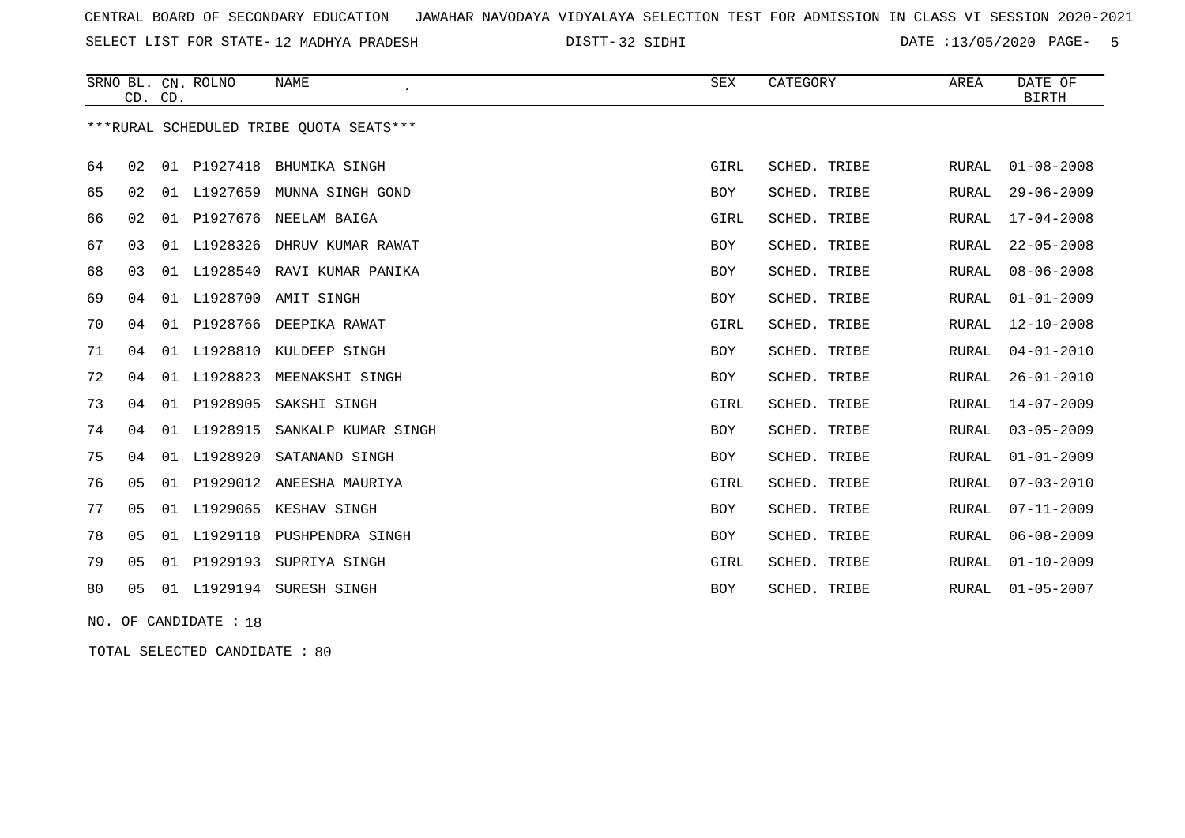CENTRAL BOARD OF SECONDARY EDUCATION JAWAHAR NAVODAYA VIDYALAYA SELECTION TEST FOR ADMISSION IN CLASS VI SESSION 2020-2021

SELECT LIST FOR STATE- 12 MADHYA PRADESH DISTT- 32 SIDHI DATE :13/05/2020

| SRNO | BL. CD. | CN. CD. | ROLNO | NAME | SEX | CATEGORY | AREA | DATE OF BIRTH |
|---|---|---|---|---|---|---|---|---|

***RURAL SCHEDULED TRIBE QUOTA SEATS***

| SRNO | BL. CD. | CN. CD. | ROLNO | NAME | SEX | CATEGORY | AREA | DATE OF BIRTH |
|---|---|---|---|---|---|---|---|---|
| 64 | 02 | 01 | P1927418 | BHUMIKA SINGH | GIRL | SCHED. TRIBE | RURAL | 01-08-2008 |
| 65 | 02 | 01 | L1927659 | MUNNA SINGH GOND | BOY | SCHED. TRIBE | RURAL | 29-06-2009 |
| 66 | 02 | 01 | P1927676 | NEELAM BAIGA | GIRL | SCHED. TRIBE | RURAL | 17-04-2008 |
| 67 | 03 | 01 | L1928326 | DHRUV KUMAR RAWAT | BOY | SCHED. TRIBE | RURAL | 22-05-2008 |
| 68 | 03 | 01 | L1928540 | RAVI KUMAR PANIKA | BOY | SCHED. TRIBE | RURAL | 08-06-2008 |
| 69 | 04 | 01 | L1928700 | AMIT SINGH | BOY | SCHED. TRIBE | RURAL | 01-01-2009 |
| 70 | 04 | 01 | P1928766 | DEEPIKA RAWAT | GIRL | SCHED. TRIBE | RURAL | 12-10-2008 |
| 71 | 04 | 01 | L1928810 | KULDEEP SINGH | BOY | SCHED. TRIBE | RURAL | 04-01-2010 |
| 72 | 04 | 01 | L1928823 | MEENAKSHI SINGH | BOY | SCHED. TRIBE | RURAL | 26-01-2010 |
| 73 | 04 | 01 | P1928905 | SAKSHI SINGH | GIRL | SCHED. TRIBE | RURAL | 14-07-2009 |
| 74 | 04 | 01 | L1928915 | SANKALP KUMAR SINGH | BOY | SCHED. TRIBE | RURAL | 03-05-2009 |
| 75 | 04 | 01 | L1928920 | SATANAND SINGH | BOY | SCHED. TRIBE | RURAL | 01-01-2009 |
| 76 | 05 | 01 | P1929012 | ANEESHA MAURIYA | GIRL | SCHED. TRIBE | RURAL | 07-03-2010 |
| 77 | 05 | 01 | L1929065 | KESHAV SINGH | BOY | SCHED. TRIBE | RURAL | 07-11-2009 |
| 78 | 05 | 01 | L1929118 | PUSHPENDRA SINGH | BOY | SCHED. TRIBE | RURAL | 06-08-2009 |
| 79 | 05 | 01 | P1929193 | SUPRIYA SINGH | GIRL | SCHED. TRIBE | RURAL | 01-10-2009 |
| 80 | 05 | 01 | L1929194 | SURESH SINGH | BOY | SCHED. TRIBE | RURAL | 01-05-2007 |

NO. OF CANDIDATE : 18

TOTAL SELECTED CANDIDATE : 80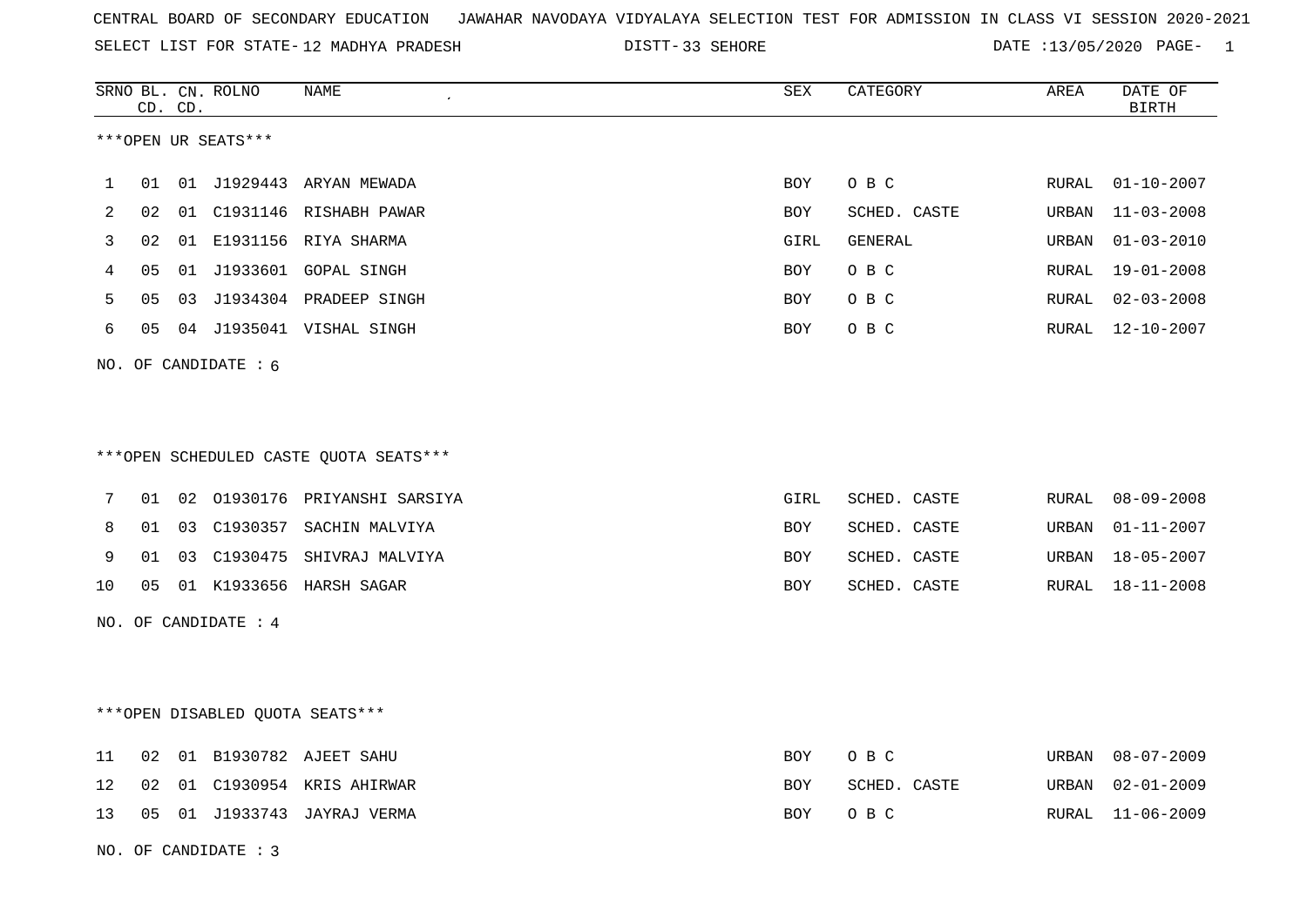CENTRAL BOARD OF SECONDARY EDUCATION JAWAHAR NAVODAYA VIDYALAYA SELECTION TEST FOR ADMISSION IN CLASS VI SESSION 2020-2021

SELECT LIST FOR STATE- 12 MADHYA PRADESH DISTT- 33 SEHORE DATE :13/05/2020 PAGE- 1

***OPEN UR SEATS***

| SRNO | BL. CD. | CN. CD. | ROLNO | NAME | SEX | CATEGORY | AREA | DATE OF BIRTH |
|---|---|---|---|---|---|---|---|---|
| 1 | 01 | 01 | J1929443 | ARYAN MEWADA | BOY | O B C | RURAL | 01-10-2007 |
| 2 | 02 | 01 | C1931146 | RISHABH PAWAR | BOY | SCHED. CASTE | URBAN | 11-03-2008 |
| 3 | 02 | 01 | E1931156 | RIYA SHARMA | GIRL | GENERAL | URBAN | 01-03-2010 |
| 4 | 05 | 01 | J1933601 | GOPAL SINGH | BOY | O B C | RURAL | 19-01-2008 |
| 5 | 05 | 03 | J1934304 | PRADEEP SINGH | BOY | O B C | RURAL | 02-03-2008 |
| 6 | 05 | 04 | J1935041 | VISHAL SINGH | BOY | O B C | RURAL | 12-10-2007 |

NO. OF CANDIDATE : 6

***OPEN SCHEDULED CASTE QUOTA SEATS***

| SRNO | BL. CD. | CN. CD. | ROLNO | NAME | SEX | CATEGORY | AREA | DATE OF BIRTH |
|---|---|---|---|---|---|---|---|---|
| 7 | 01 | 02 | O1930176 | PRIYANSHI SARSIYA | GIRL | SCHED. CASTE | RURAL | 08-09-2008 |
| 8 | 01 | 03 | C1930357 | SACHIN MALVIYA | BOY | SCHED. CASTE | URBAN | 01-11-2007 |
| 9 | 01 | 03 | C1930475 | SHIVRAJ MALVIYA | BOY | SCHED. CASTE | URBAN | 18-05-2007 |
| 10 | 05 | 01 | K1933656 | HARSH SAGAR | BOY | SCHED. CASTE | RURAL | 18-11-2008 |

NO. OF CANDIDATE : 4

***OPEN DISABLED QUOTA SEATS***

| SRNO | BL. CD. | CN. CD. | ROLNO | NAME | SEX | CATEGORY | AREA | DATE OF BIRTH |
|---|---|---|---|---|---|---|---|---|
| 11 | 02 | 01 | B1930782 | AJEET SAHU | BOY | O B C | URBAN | 08-07-2009 |
| 12 | 02 | 01 | C1930954 | KRIS AHIRWAR | BOY | SCHED. CASTE | URBAN | 02-01-2009 |
| 13 | 05 | 01 | J1933743 | JAYRAJ VERMA | BOY | O B C | RURAL | 11-06-2009 |

NO. OF CANDIDATE : 3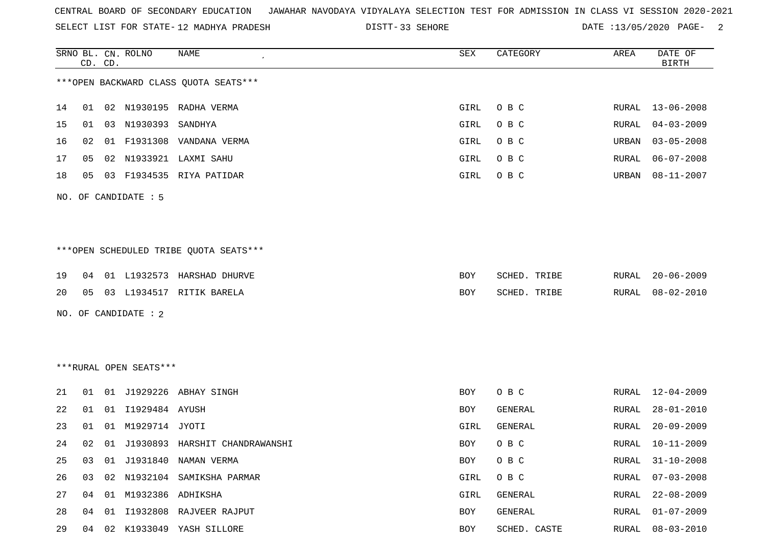CENTRAL BOARD OF SECONDARY EDUCATION JAWAHAR NAVODAYA VIDYALAYA SELECTION TEST FOR ADMISSION IN CLASS VI SESSION 2020-2021

SELECT LIST FOR STATE- 12 MADHYA PRADESH DISTT- 33 SEHORE DATE :13/05/2020

***OPEN BACKWARD CLASS QUOTA SEATS***

| SRNO | BL. CD. | CN. CD. | ROLNO | NAME | SEX | CATEGORY | AREA | DATE OF BIRTH |
|---|---|---|---|---|---|---|---|---|
| 14 | 01 | 02 | N1930195 | RADHA VERMA | GIRL | O B C | RURAL | 13-06-2008 |
| 15 | 01 | 03 | N1930393 | SANDHYA | GIRL | O B C | RURAL | 04-03-2009 |
| 16 | 02 | 01 | F1931308 | VANDANA VERMA | GIRL | O B C | URBAN | 03-05-2008 |
| 17 | 05 | 02 | N1933921 | LAXMI SAHU | GIRL | O B C | RURAL | 06-07-2008 |
| 18 | 05 | 03 | F1934535 | RIYA PATIDAR | GIRL | O B C | URBAN | 08-11-2007 |

NO. OF CANDIDATE : 5

***OPEN SCHEDULED TRIBE QUOTA SEATS***

| SRNO | BL. CD. | CN. CD. | ROLNO | NAME | SEX | CATEGORY | AREA | DATE OF BIRTH |
|---|---|---|---|---|---|---|---|---|
| 19 | 04 | 01 | L1932573 | HARSHAD DHURVE | BOY | SCHED. TRIBE | RURAL | 20-06-2009 |
| 20 | 05 | 03 | L1934517 | RITIK BARELA | BOY | SCHED. TRIBE | RURAL | 08-02-2010 |

NO. OF CANDIDATE : 2

***RURAL OPEN SEATS***

| SRNO | BL. CD. | CN. CD. | ROLNO | NAME | SEX | CATEGORY | AREA | DATE OF BIRTH |
|---|---|---|---|---|---|---|---|---|
| 21 | 01 | 01 | J1929226 | ABHAY SINGH | BOY | O B C | RURAL | 12-04-2009 |
| 22 | 01 | 01 | I1929484 | AYUSH | BOY | GENERAL | RURAL | 28-01-2010 |
| 23 | 01 | 01 | M1929714 | JYOTI | GIRL | GENERAL | RURAL | 20-09-2009 |
| 24 | 02 | 01 | J1930893 | HARSHIT CHANDRAWANSHI | BOY | O B C | RURAL | 10-11-2009 |
| 25 | 03 | 01 | J1931840 | NAMAN VERMA | BOY | O B C | RURAL | 31-10-2008 |
| 26 | 03 | 02 | N1932104 | SAMIKSHA PARMAR | GIRL | O B C | RURAL | 07-03-2008 |
| 27 | 04 | 01 | M1932386 | ADHIKSHA | GIRL | GENERAL | RURAL | 22-08-2009 |
| 28 | 04 | 01 | I1932808 | RAJVEER RAJPUT | BOY | GENERAL | RURAL | 01-07-2009 |
| 29 | 04 | 02 | K1933049 | YASH SILLORE | BOY | SCHED. CASTE | RURAL | 08-03-2010 |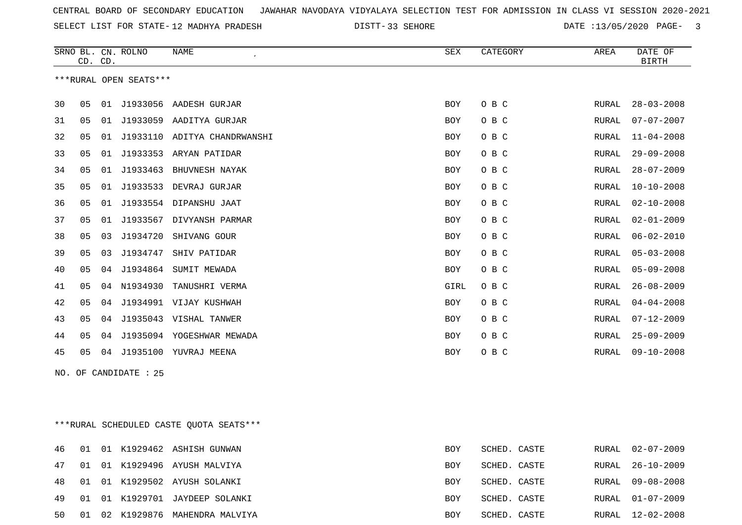CENTRAL BOARD OF SECONDARY EDUCATION JAWAHAR NAVODAYA VIDYALAYA SELECTION TEST FOR ADMISSION IN CLASS VI SESSION 2020-2021

SELECT LIST FOR STATE- 12 MADHYA PRADESH DISTT- 33 SEHORE DATE :13/05/2020

***RURAL OPEN SEATS***

| SRNO | BL. CD. | CN. CD. | ROLNO | NAME | SEX | CATEGORY | AREA | DATE OF BIRTH |
|---|---|---|---|---|---|---|---|---|
| 30 | 05 | 01 | J1933056 | AADESH GURJAR | BOY | O B C | RURAL | 28-03-2008 |
| 31 | 05 | 01 | J1933059 | AADITYA GURJAR | BOY | O B C | RURAL | 07-07-2007 |
| 32 | 05 | 01 | J1933110 | ADITYA CHANDRWANSHI | BOY | O B C | RURAL | 11-04-2008 |
| 33 | 05 | 01 | J1933353 | ARYAN PATIDAR | BOY | O B C | RURAL | 29-09-2008 |
| 34 | 05 | 01 | J1933463 | BHUVNESH NAYAK | BOY | O B C | RURAL | 28-07-2009 |
| 35 | 05 | 01 | J1933533 | DEVRAJ GURJAR | BOY | O B C | RURAL | 10-10-2008 |
| 36 | 05 | 01 | J1933554 | DIPANSHU JAAT | BOY | O B C | RURAL | 02-10-2008 |
| 37 | 05 | 01 | J1933567 | DIVYANSH PARMAR | BOY | O B C | RURAL | 02-01-2009 |
| 38 | 05 | 03 | J1934720 | SHIVANG GOUR | BOY | O B C | RURAL | 06-02-2010 |
| 39 | 05 | 03 | J1934747 | SHIV PATIDAR | BOY | O B C | RURAL | 05-03-2008 |
| 40 | 05 | 04 | J1934864 | SUMIT MEWADA | BOY | O B C | RURAL | 05-09-2008 |
| 41 | 05 | 04 | N1934930 | TANUSHRI VERMA | GIRL | O B C | RURAL | 26-08-2009 |
| 42 | 05 | 04 | J1934991 | VIJAY KUSHWAH | BOY | O B C | RURAL | 04-04-2008 |
| 43 | 05 | 04 | J1935043 | VISHAL TANWER | BOY | O B C | RURAL | 07-12-2009 |
| 44 | 05 | 04 | J1935094 | YOGESHWAR MEWADA | BOY | O B C | RURAL | 25-09-2009 |
| 45 | 05 | 04 | J1935100 | YUVRAJ MEENA | BOY | O B C | RURAL | 09-10-2008 |

NO. OF CANDIDATE : 25

***RURAL SCHEDULED CASTE QUOTA SEATS***

| SRNO | BL. CD. | CN. CD. | ROLNO | NAME | SEX | CATEGORY | AREA | DATE OF BIRTH |
|---|---|---|---|---|---|---|---|---|
| 46 | 01 | 01 | K1929462 | ASHISH GUNWAN | BOY | SCHED. CASTE | RURAL | 02-07-2009 |
| 47 | 01 | 01 | K1929496 | AYUSH MALVIYA | BOY | SCHED. CASTE | RURAL | 26-10-2009 |
| 48 | 01 | 01 | K1929502 | AYUSH SOLANKI | BOY | SCHED. CASTE | RURAL | 09-08-2008 |
| 49 | 01 | 01 | K1929701 | JAYDEEP SOLANKI | BOY | SCHED. CASTE | RURAL | 01-07-2009 |
| 50 | 01 | 02 | K1929876 | MAHENDRA MALVIYA | BOY | SCHED. CASTE | RURAL | 12-02-2008 |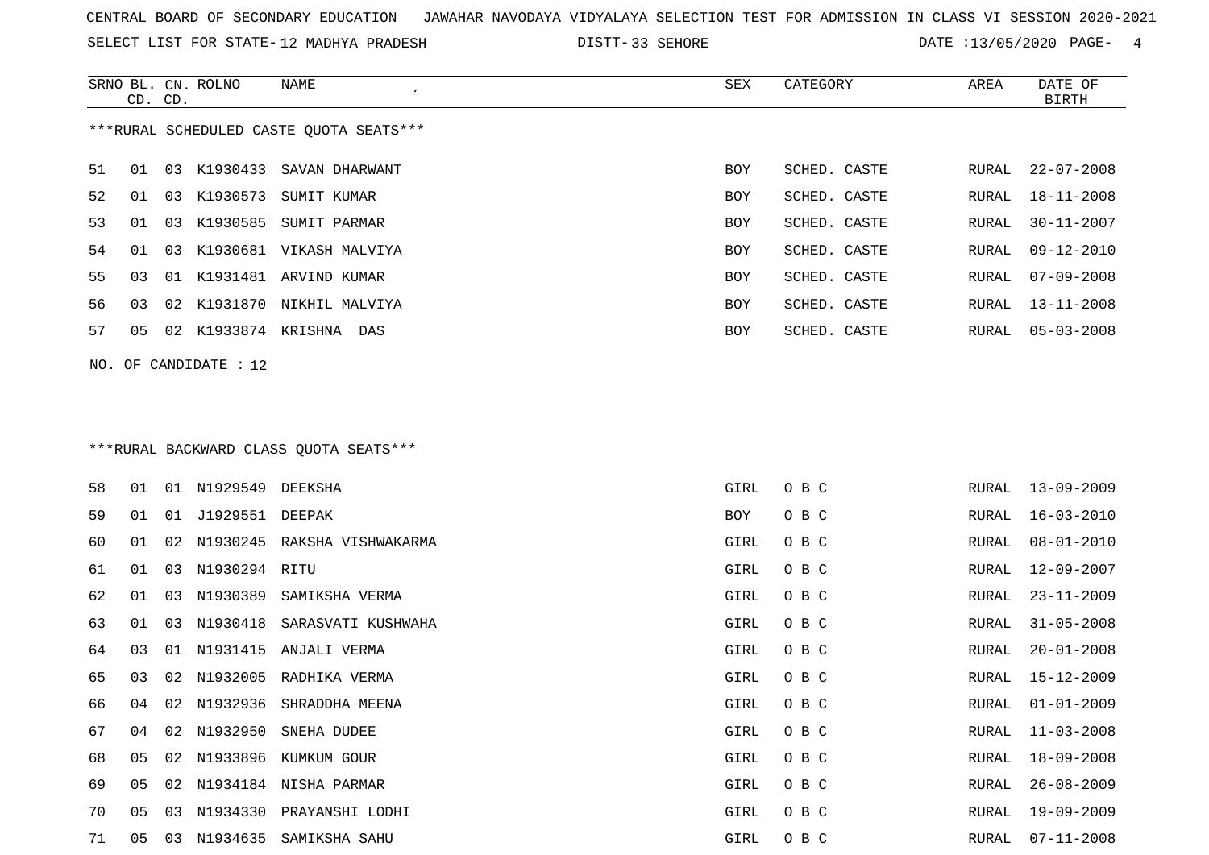CENTRAL BOARD OF SECONDARY EDUCATION JAWAHAR NAVODAYA VIDYALAYA SELECTION TEST FOR ADMISSION IN CLASS VI SESSION 2020-2021

SELECT LIST FOR STATE- 12 MADHYA PRADESH DISTT- 33 SEHORE DATE :13/05/2020

***RURAL SCHEDULED CASTE QUOTA SEATS***

| SRNO | BL. CD. | CN. CD. | ROLNO | NAME | SEX | CATEGORY | AREA | DATE OF BIRTH |
|---|---|---|---|---|---|---|---|---|
| 51 | 01 | 03 | K1930433 | SAVAN DHARWANT | BOY | SCHED. CASTE | RURAL | 22-07-2008 |
| 52 | 01 | 03 | K1930573 | SUMIT KUMAR | BOY | SCHED. CASTE | RURAL | 18-11-2008 |
| 53 | 01 | 03 | K1930585 | SUMIT PARMAR | BOY | SCHED. CASTE | RURAL | 30-11-2007 |
| 54 | 01 | 03 | K1930681 | VIKASH MALVIYA | BOY | SCHED. CASTE | RURAL | 09-12-2010 |
| 55 | 03 | 01 | K1931481 | ARVIND KUMAR | BOY | SCHED. CASTE | RURAL | 07-09-2008 |
| 56 | 03 | 02 | K1931870 | NIKHIL MALVIYA | BOY | SCHED. CASTE | RURAL | 13-11-2008 |
| 57 | 05 | 02 | K1933874 | KRISHNA DAS | BOY | SCHED. CASTE | RURAL | 05-03-2008 |

NO. OF CANDIDATE : 12

***RURAL BACKWARD CLASS QUOTA SEATS***

| SRNO | BL. CD. | CN. CD. | ROLNO | NAME | SEX | CATEGORY | AREA | DATE OF BIRTH |
|---|---|---|---|---|---|---|---|---|
| 58 | 01 | 01 | N1929549 | DEEKSHA | GIRL | O B C | RURAL | 13-09-2009 |
| 59 | 01 | 01 | J1929551 | DEEPAK | BOY | O B C | RURAL | 16-03-2010 |
| 60 | 01 | 02 | N1930245 | RAKSHA VISHWAKARMA | GIRL | O B C | RURAL | 08-01-2010 |
| 61 | 01 | 03 | N1930294 | RITU | GIRL | O B C | RURAL | 12-09-2007 |
| 62 | 01 | 03 | N1930389 | SAMIKSHA VERMA | GIRL | O B C | RURAL | 23-11-2009 |
| 63 | 01 | 03 | N1930418 | SARASVATI KUSHWAHA | GIRL | O B C | RURAL | 31-05-2008 |
| 64 | 03 | 01 | N1931415 | ANJALI VERMA | GIRL | O B C | RURAL | 20-01-2008 |
| 65 | 03 | 02 | N1932005 | RADHIKA VERMA | GIRL | O B C | RURAL | 15-12-2009 |
| 66 | 04 | 02 | N1932936 | SHRADDHA MEENA | GIRL | O B C | RURAL | 01-01-2009 |
| 67 | 04 | 02 | N1932950 | SNEHA DUDEE | GIRL | O B C | RURAL | 11-03-2008 |
| 68 | 05 | 02 | N1933896 | KUMKUM GOUR | GIRL | O B C | RURAL | 18-09-2008 |
| 69 | 05 | 02 | N1934184 | NISHA PARMAR | GIRL | O B C | RURAL | 26-08-2009 |
| 70 | 05 | 03 | N1934330 | PRAYANSHI LODHI | GIRL | O B C | RURAL | 19-09-2009 |
| 71 | 05 | 03 | N1934635 | SAMIKSHA SAHU | GIRL | O B C | RURAL | 07-11-2008 |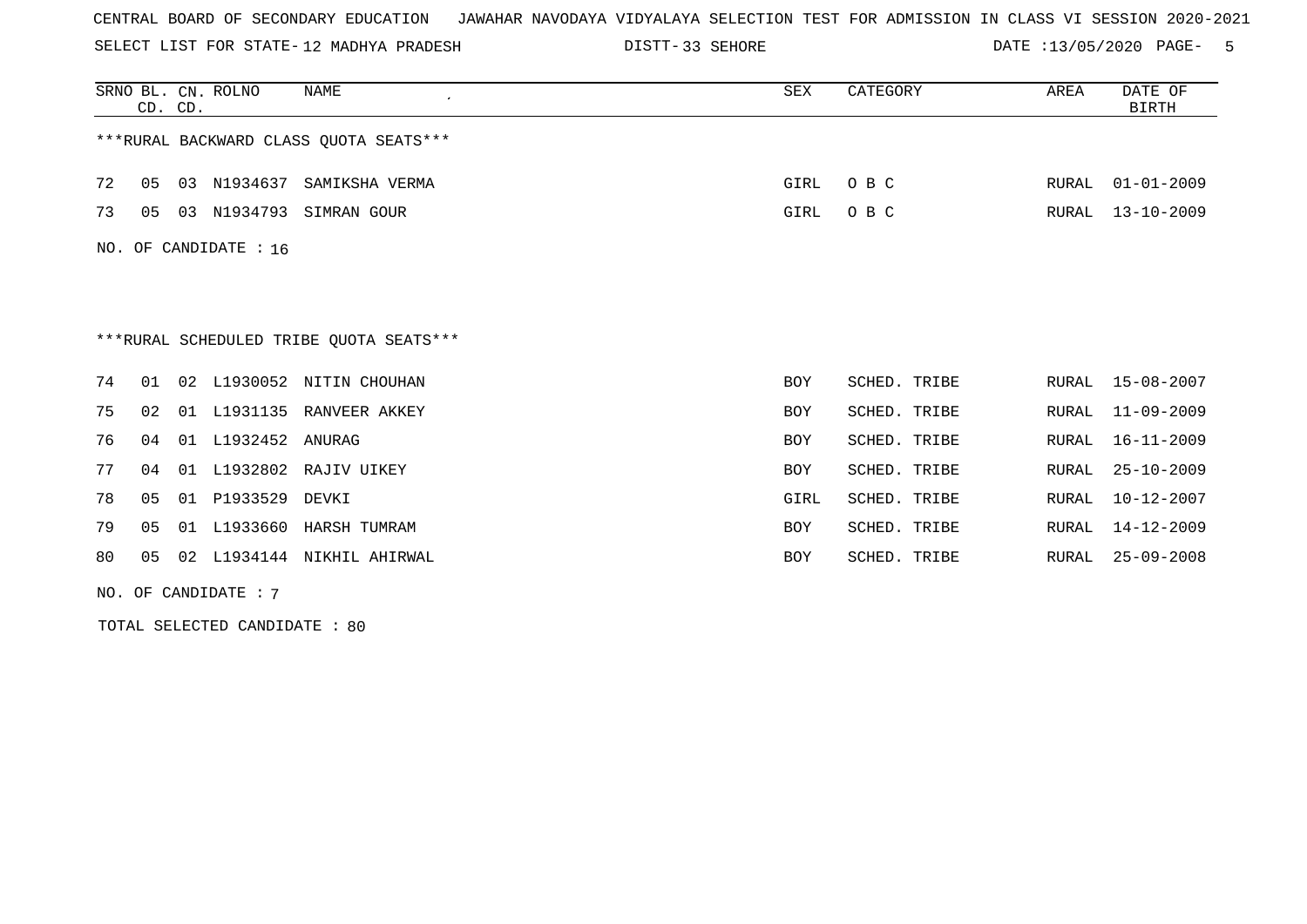CENTRAL BOARD OF SECONDARY EDUCATION JAWAHAR NAVODAYA VIDYALAYA SELECTION TEST FOR ADMISSION IN CLASS VI SESSION 2020-2021

SELECT LIST FOR STATE- 12 MADHYA PRADESH DISTT- 33 SEHORE DATE :13/05/2020

| SRNO | BL. CD. | CN. CD. | ROLNO | NAME | SEX | CATEGORY | AREA | DATE OF BIRTH |
|---|---|---|---|---|---|---|---|---|

***RURAL BACKWARD CLASS QUOTA SEATS***

| SRNO | BL. CD. | CN. CD. | ROLNO | NAME | SEX | CATEGORY | AREA | DATE OF BIRTH |
|---|---|---|---|---|---|---|---|---|
| 72 | 05 | 03 | N1934637 | SAMIKSHA VERMA | GIRL | O B C | RURAL | 01-01-2009 |
| 73 | 05 | 03 | N1934793 | SIMRAN GOUR | GIRL | O B C | RURAL | 13-10-2009 |

NO. OF CANDIDATE : 16

***RURAL SCHEDULED TRIBE QUOTA SEATS***

| SRNO | BL. CD. | CN. CD. | ROLNO | NAME | SEX | CATEGORY | AREA | DATE OF BIRTH |
|---|---|---|---|---|---|---|---|---|
| 74 | 01 | 02 | L1930052 | NITIN CHOUHAN | BOY | SCHED. TRIBE | RURAL | 15-08-2007 |
| 75 | 02 | 01 | L1931135 | RANVEER AKKEY | BOY | SCHED. TRIBE | RURAL | 11-09-2009 |
| 76 | 04 | 01 | L1932452 | ANURAG | BOY | SCHED. TRIBE | RURAL | 16-11-2009 |
| 77 | 04 | 01 | L1932802 | RAJIV UIKEY | BOY | SCHED. TRIBE | RURAL | 25-10-2009 |
| 78 | 05 | 01 | P1933529 | DEVKI | GIRL | SCHED. TRIBE | RURAL | 10-12-2007 |
| 79 | 05 | 01 | L1933660 | HARSH TUMRAM | BOY | SCHED. TRIBE | RURAL | 14-12-2009 |
| 80 | 05 | 02 | L1934144 | NIKHIL AHIRWAL | BOY | SCHED. TRIBE | RURAL | 25-09-2008 |

NO. OF CANDIDATE : 7

TOTAL SELECTED CANDIDATE : 80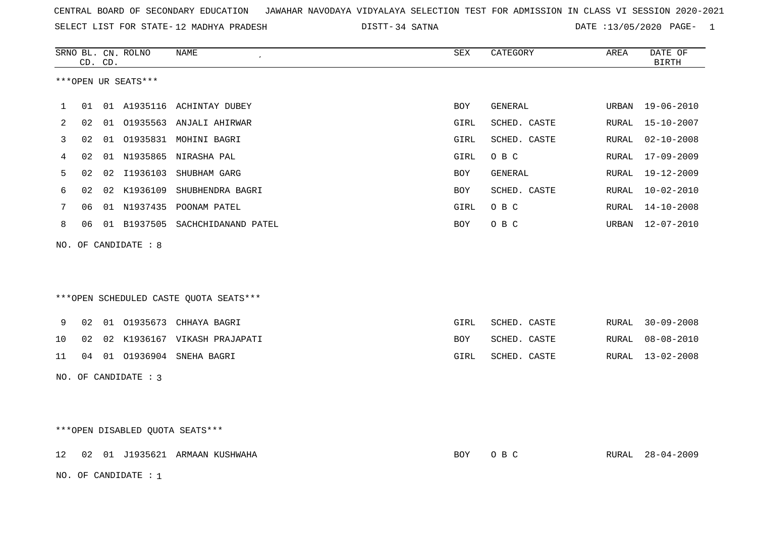CENTRAL BOARD OF SECONDARY EDUCATION JAWAHAR NAVODAYA VIDYALAYA SELECTION TEST FOR ADMISSION IN CLASS VI SESSION 2020-2021

SELECT LIST FOR STATE- 12 MADHYA PRADESH DISTT- 34 SATNA DATE :13/05/2020

***OPEN UR SEATS***

| SRNO | BL. CD. | CN. CD. | ROLNO | NAME | SEX | CATEGORY | AREA | DATE OF BIRTH |
|---|---|---|---|---|---|---|---|---|
| 1 | 01 | 01 | A1935116 | ACHINTAY DUBEY | BOY | GENERAL | URBAN | 19-06-2010 |
| 2 | 02 | 01 | O1935563 | ANJALI AHIRWAR | GIRL | SCHED. CASTE | RURAL | 15-10-2007 |
| 3 | 02 | 01 | O1935831 | MOHINI BAGRI | GIRL | SCHED. CASTE | RURAL | 02-10-2008 |
| 4 | 02 | 01 | N1935865 | NIRASHA PAL | GIRL | O B C | RURAL | 17-09-2009 |
| 5 | 02 | 02 | I1936103 | SHUBHAM GARG | BOY | GENERAL | RURAL | 19-12-2009 |
| 6 | 02 | 02 | K1936109 | SHUBHENDRA BAGRI | BOY | SCHED. CASTE | RURAL | 10-02-2010 |
| 7 | 06 | 01 | N1937435 | POONAM PATEL | GIRL | O B C | RURAL | 14-10-2008 |
| 8 | 06 | 01 | B1937505 | SACHCHIDANAND PATEL | BOY | O B C | URBAN | 12-07-2010 |

NO. OF CANDIDATE : 8

***OPEN SCHEDULED CASTE QUOTA SEATS***

| SRNO | BL. CD. | CN. CD. | ROLNO | NAME | SEX | CATEGORY | AREA | DATE OF BIRTH |
|---|---|---|---|---|---|---|---|---|
| 9 | 02 | 01 | O1935673 | CHHAYA BAGRI | GIRL | SCHED. CASTE | RURAL | 30-09-2008 |
| 10 | 02 | 02 | K1936167 | VIKASH PRAJAPATI | BOY | SCHED. CASTE | RURAL | 08-08-2010 |
| 11 | 04 | 01 | O1936904 | SNEHA BAGRI | GIRL | SCHED. CASTE | RURAL | 13-02-2008 |

NO. OF CANDIDATE : 3

***OPEN DISABLED QUOTA SEATS***

| SRNO | BL. CD. | CN. CD. | ROLNO | NAME | SEX | CATEGORY | AREA | DATE OF BIRTH |
|---|---|---|---|---|---|---|---|---|
| 12 | 02 | 01 | J1935621 | ARMAAN KUSHWAHA | BOY | O B C | RURAL | 28-04-2009 |

NO. OF CANDIDATE : 1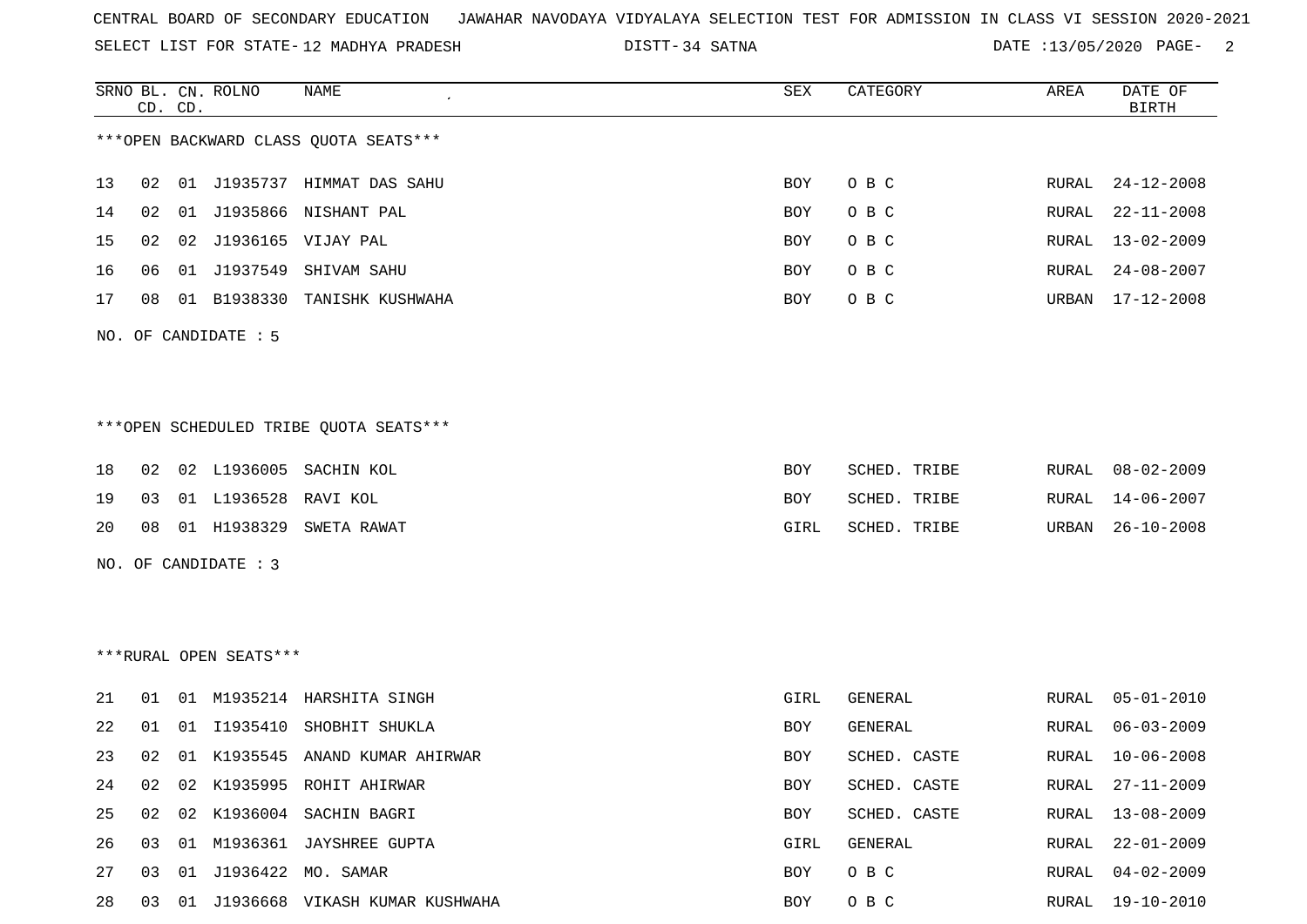CENTRAL BOARD OF SECONDARY EDUCATION JAWAHAR NAVODAYA VIDYALAYA SELECTION TEST FOR ADMISSION IN CLASS VI SESSION 2020-2021

SELECT LIST FOR STATE- 12 MADHYA PRADESH DISTT- 34 SATNA DATE :13/05/2020

***OPEN BACKWARD CLASS QUOTA SEATS***

| SRNO | BL. CD. | CN. CD. | ROLNO | NAME | SEX | CATEGORY | AREA | DATE OF BIRTH |
|---|---|---|---|---|---|---|---|---|
| 13 | 02 | 01 | J1935737 | HIMMAT DAS SAHU | BOY | O B C | RURAL | 24-12-2008 |
| 14 | 02 | 01 | J1935866 | NISHANT PAL | BOY | O B C | RURAL | 22-11-2008 |
| 15 | 02 | 02 | J1936165 | VIJAY PAL | BOY | O B C | RURAL | 13-02-2009 |
| 16 | 06 | 01 | J1937549 | SHIVAM SAHU | BOY | O B C | RURAL | 24-08-2007 |
| 17 | 08 | 01 | B1938330 | TANISHK KUSHWAHA | BOY | O B C | URBAN | 17-12-2008 |

NO. OF CANDIDATE : 5

***OPEN SCHEDULED TRIBE QUOTA SEATS***

| SRNO | BL. CD. | CN. CD. | ROLNO | NAME | SEX | CATEGORY | AREA | DATE OF BIRTH |
|---|---|---|---|---|---|---|---|---|
| 18 | 02 | 02 | L1936005 | SACHIN KOL | BOY | SCHED. TRIBE | RURAL | 08-02-2009 |
| 19 | 03 | 01 | L1936528 | RAVI KOL | BOY | SCHED. TRIBE | RURAL | 14-06-2007 |
| 20 | 08 | 01 | H1938329 | SWETA RAWAT | GIRL | SCHED. TRIBE | URBAN | 26-10-2008 |

NO. OF CANDIDATE : 3

***RURAL OPEN SEATS***

| SRNO | BL. CD. | CN. CD. | ROLNO | NAME | SEX | CATEGORY | AREA | DATE OF BIRTH |
|---|---|---|---|---|---|---|---|---|
| 21 | 01 | 01 | M1935214 | HARSHITA SINGH | GIRL | GENERAL | RURAL | 05-01-2010 |
| 22 | 01 | 01 | I1935410 | SHOBHIT SHUKLA | BOY | GENERAL | RURAL | 06-03-2009 |
| 23 | 02 | 01 | K1935545 | ANAND KUMAR AHIRWAR | BOY | SCHED. CASTE | RURAL | 10-06-2008 |
| 24 | 02 | 02 | K1935995 | ROHIT AHIRWAR | BOY | SCHED. CASTE | RURAL | 27-11-2009 |
| 25 | 02 | 02 | K1936004 | SACHIN BAGRI | BOY | SCHED. CASTE | RURAL | 13-08-2009 |
| 26 | 03 | 01 | M1936361 | JAYSHREE GUPTA | GIRL | GENERAL | RURAL | 22-01-2009 |
| 27 | 03 | 01 | J1936422 | MO. SAMAR | BOY | O B C | RURAL | 04-02-2009 |
| 28 | 03 | 01 | J1936668 | VIKASH KUMAR KUSHWAHA | BOY | O B C | RURAL | 19-10-2010 |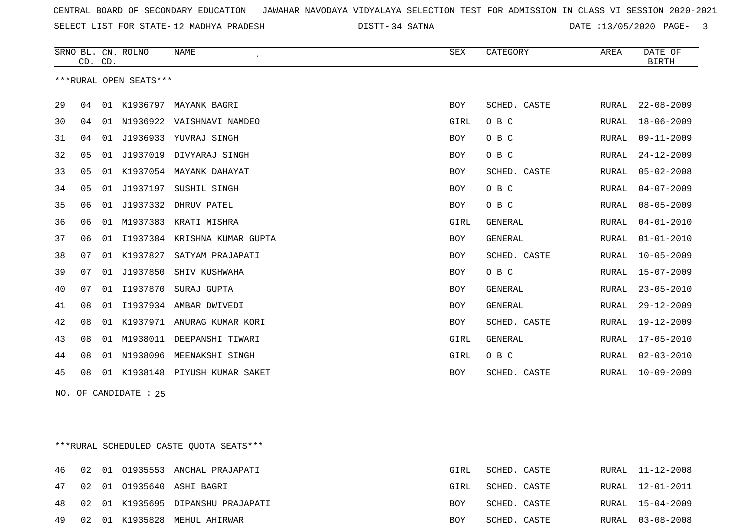CENTRAL BOARD OF SECONDARY EDUCATION JAWAHAR NAVODAYA VIDYALAYA SELECTION TEST FOR ADMISSION IN CLASS VI SESSION 2020-2021

SELECT LIST FOR STATE- 12 MADHYA PRADESH DISTT- 34 SATNA DATE :13/05/2020

| SRNO | BL. CD. | CN. CD. | ROLNO | NAME | SEX | CATEGORY | AREA | DATE OF BIRTH |
|---|---|---|---|---|---|---|---|---|

***RURAL OPEN SEATS***

| SRNO | BL. CD. | CN. CD. | ROLNO | NAME | SEX | CATEGORY | AREA | DATE OF BIRTH |
|---|---|---|---|---|---|---|---|---|
| 29 | 04 | 01 | K1936797 | MAYANK BAGRI | BOY | SCHED. CASTE | RURAL | 22-08-2009 |
| 30 | 04 | 01 | N1936922 | VAISHNAVI NAMDEO | GIRL | O B C | RURAL | 18-06-2009 |
| 31 | 04 | 01 | J1936933 | YUVRAJ SINGH | BOY | O B C | RURAL | 09-11-2009 |
| 32 | 05 | 01 | J1937019 | DIVYARAJ SINGH | BOY | O B C | RURAL | 24-12-2009 |
| 33 | 05 | 01 | K1937054 | MAYANK DAHAYAT | BOY | SCHED. CASTE | RURAL | 05-02-2008 |
| 34 | 05 | 01 | J1937197 | SUSHIL SINGH | BOY | O B C | RURAL | 04-07-2009 |
| 35 | 06 | 01 | J1937332 | DHRUV PATEL | BOY | O B C | RURAL | 08-05-2009 |
| 36 | 06 | 01 | M1937383 | KRATI MISHRA | GIRL | GENERAL | RURAL | 04-01-2010 |
| 37 | 06 | 01 | I1937384 | KRISHNA KUMAR GUPTA | BOY | GENERAL | RURAL | 01-01-2010 |
| 38 | 07 | 01 | K1937827 | SATYAM PRAJAPATI | BOY | SCHED. CASTE | RURAL | 10-05-2009 |
| 39 | 07 | 01 | J1937850 | SHIV KUSHWAHA | BOY | O B C | RURAL | 15-07-2009 |
| 40 | 07 | 01 | I1937870 | SURAJ GUPTA | BOY | GENERAL | RURAL | 23-05-2010 |
| 41 | 08 | 01 | I1937934 | AMBAR DWIVEDI | BOY | GENERAL | RURAL | 29-12-2009 |
| 42 | 08 | 01 | K1937971 | ANURAG KUMAR KORI | BOY | SCHED. CASTE | RURAL | 19-12-2009 |
| 43 | 08 | 01 | M1938011 | DEEPANSHI TIWARI | GIRL | GENERAL | RURAL | 17-05-2010 |
| 44 | 08 | 01 | N1938096 | MEENAKSHI SINGH | GIRL | O B C | RURAL | 02-03-2010 |
| 45 | 08 | 01 | K1938148 | PIYUSH KUMAR SAKET | BOY | SCHED. CASTE | RURAL | 10-09-2009 |

NO. OF CANDIDATE : 25

***RURAL SCHEDULED CASTE QUOTA SEATS***

| SRNO | BL. CD. | CN. CD. | ROLNO | NAME | SEX | CATEGORY | AREA | DATE OF BIRTH |
|---|---|---|---|---|---|---|---|---|
| 46 | 02 | 01 | O1935553 | ANCHAL PRAJAPATI | GIRL | SCHED. CASTE | RURAL | 11-12-2008 |
| 47 | 02 | 01 | O1935640 | ASHI BAGRI | GIRL | SCHED. CASTE | RURAL | 12-01-2011 |
| 48 | 02 | 01 | K1935695 | DIPANSHU PRAJAPATI | BOY | SCHED. CASTE | RURAL | 15-04-2009 |
| 49 | 02 | 01 | K1935828 | MEHUL AHIRWAR | BOY | SCHED. CASTE | RURAL | 03-08-2008 |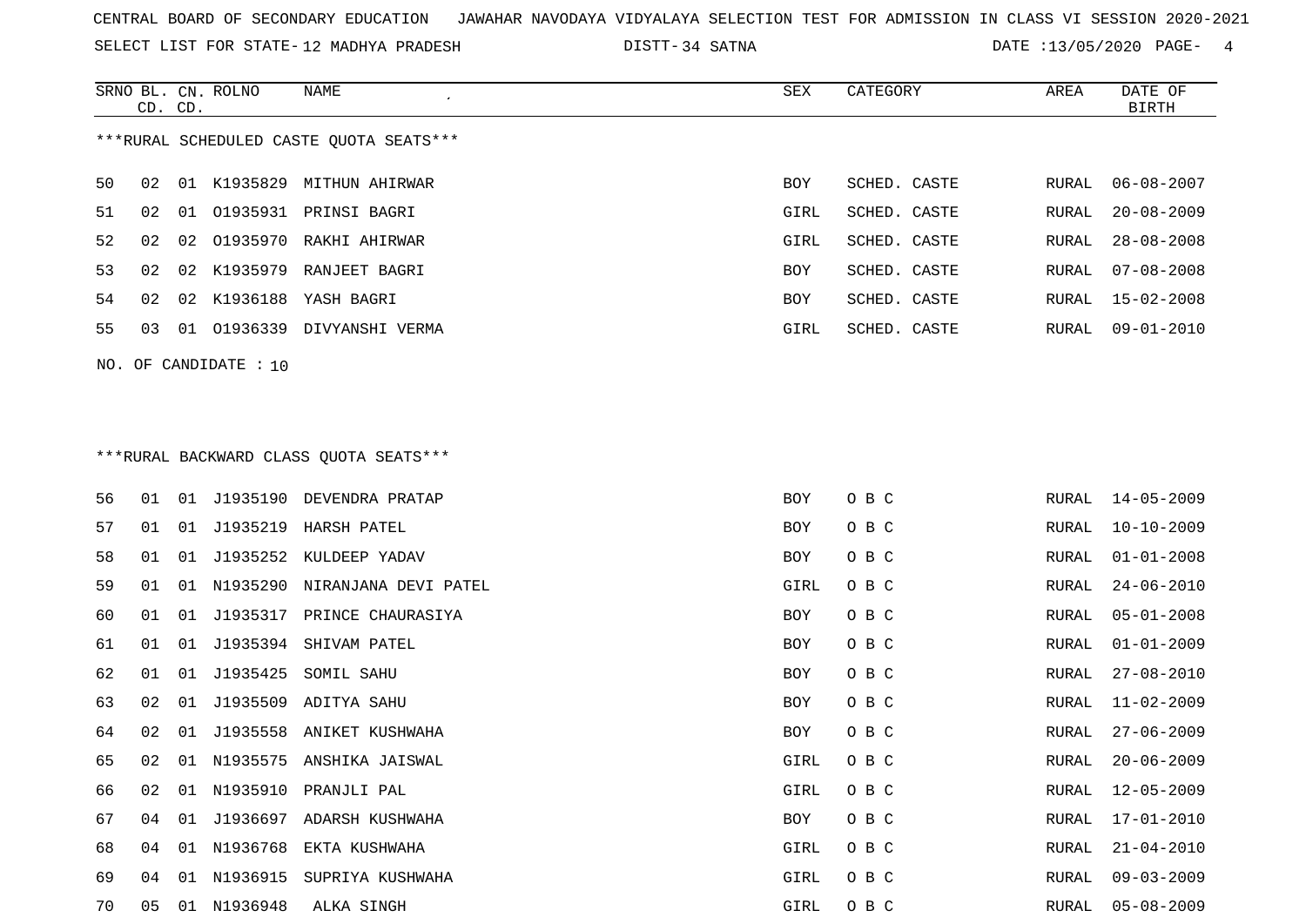CENTRAL BOARD OF SECONDARY EDUCATION JAWAHAR NAVODAYA VIDYALAYA SELECTION TEST FOR ADMISSION IN CLASS VI SESSION 2020-2021

SELECT LIST FOR STATE- 12 MADHYA PRADESH DISTT- 34 SATNA DATE :13/05/2020

***RURAL SCHEDULED CASTE QUOTA SEATS***

| SRNO | BL. CD. | CN. CD. | ROLNO | NAME | SEX | CATEGORY | AREA | DATE OF BIRTH |
|---|---|---|---|---|---|---|---|---|
| 50 | 02 | 01 | K1935829 | MITHUN AHIRWAR | BOY | SCHED. CASTE | RURAL | 06-08-2007 |
| 51 | 02 | 01 | O1935931 | PRINSI BAGRI | GIRL | SCHED. CASTE | RURAL | 20-08-2009 |
| 52 | 02 | 02 | O1935970 | RAKHI AHIRWAR | GIRL | SCHED. CASTE | RURAL | 28-08-2008 |
| 53 | 02 | 02 | K1935979 | RANJEET BAGRI | BOY | SCHED. CASTE | RURAL | 07-08-2008 |
| 54 | 02 | 02 | K1936188 | YASH BAGRI | BOY | SCHED. CASTE | RURAL | 15-02-2008 |
| 55 | 03 | 01 | O1936339 | DIVYANSHI VERMA | GIRL | SCHED. CASTE | RURAL | 09-01-2010 |

NO. OF CANDIDATE : 10

***RURAL BACKWARD CLASS QUOTA SEATS***

| SRNO | BL. CD. | CN. CD. | ROLNO | NAME | SEX | CATEGORY | AREA | DATE OF BIRTH |
|---|---|---|---|---|---|---|---|---|
| 56 | 01 | 01 | J1935190 | DEVENDRA PRATAP | BOY | O B C | RURAL | 14-05-2009 |
| 57 | 01 | 01 | J1935219 | HARSH PATEL | BOY | O B C | RURAL | 10-10-2009 |
| 58 | 01 | 01 | J1935252 | KULDEEP YADAV | BOY | O B C | RURAL | 01-01-2008 |
| 59 | 01 | 01 | N1935290 | NIRANJANA DEVI PATEL | GIRL | O B C | RURAL | 24-06-2010 |
| 60 | 01 | 01 | J1935317 | PRINCE CHAURASIYA | BOY | O B C | RURAL | 05-01-2008 |
| 61 | 01 | 01 | J1935394 | SHIVAM PATEL | BOY | O B C | RURAL | 01-01-2009 |
| 62 | 01 | 01 | J1935425 | SOMIL SAHU | BOY | O B C | RURAL | 27-08-2010 |
| 63 | 02 | 01 | J1935509 | ADITYA SAHU | BOY | O B C | RURAL | 11-02-2009 |
| 64 | 02 | 01 | J1935558 | ANIKET KUSHWAHA | BOY | O B C | RURAL | 27-06-2009 |
| 65 | 02 | 01 | N1935575 | ANSHIKA JAISWAL | GIRL | O B C | RURAL | 20-06-2009 |
| 66 | 02 | 01 | N1935910 | PRANJLI PAL | GIRL | O B C | RURAL | 12-05-2009 |
| 67 | 04 | 01 | J1936697 | ADARSH KUSHWAHA | BOY | O B C | RURAL | 17-01-2010 |
| 68 | 04 | 01 | N1936768 | EKTA KUSHWAHA | GIRL | O B C | RURAL | 21-04-2010 |
| 69 | 04 | 01 | N1936915 | SUPRIYA KUSHWAHA | GIRL | O B C | RURAL | 09-03-2009 |
| 70 | 05 | 01 | N1936948 | ALKA SINGH | GIRL | O B C | RURAL | 05-08-2009 |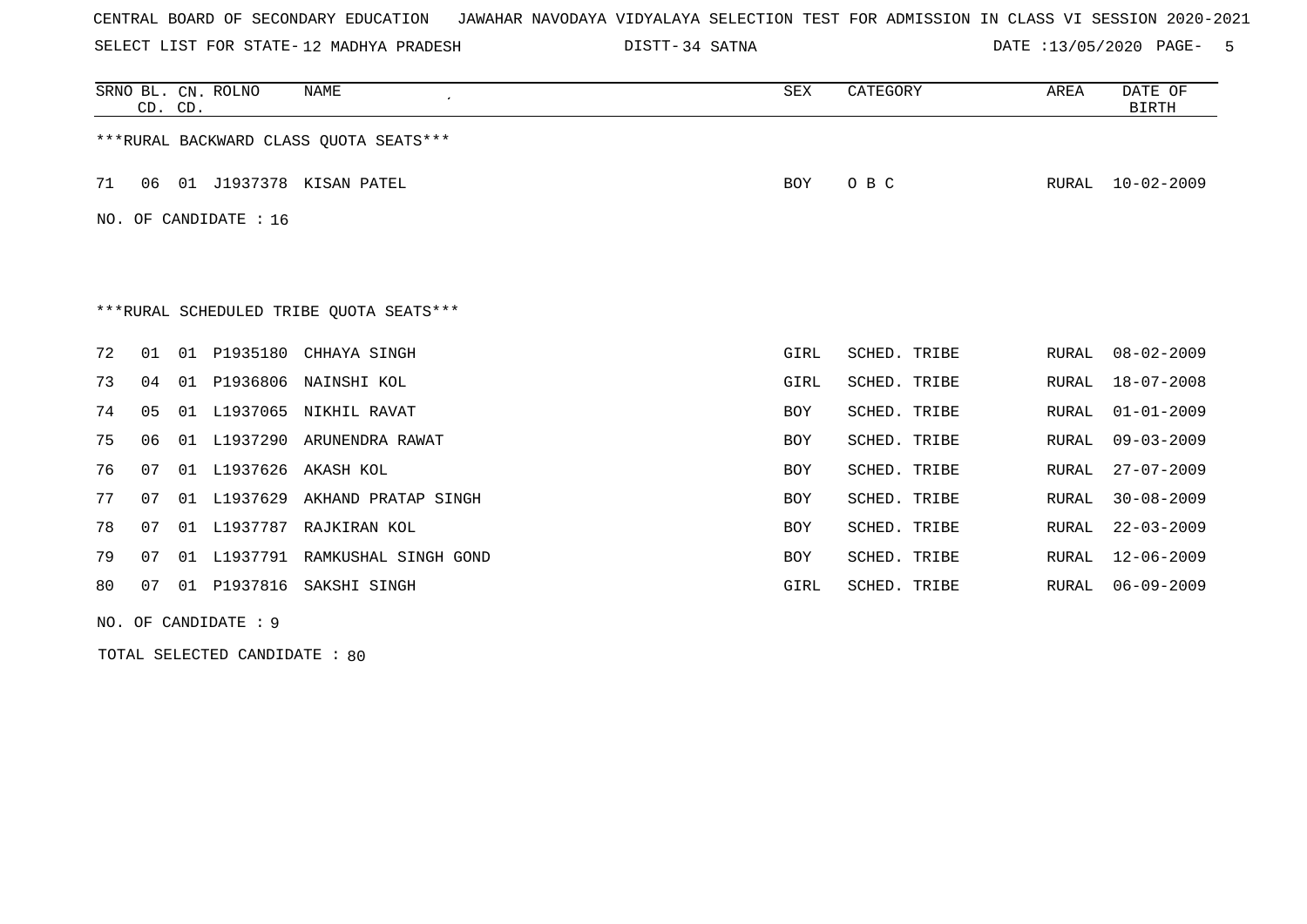CENTRAL BOARD OF SECONDARY EDUCATION JAWAHAR NAVODAYA VIDYALAYA SELECTION TEST FOR ADMISSION IN CLASS VI SESSION 2020-2021

SELECT LIST FOR STATE- 12 MADHYA PRADESH DISTT- 34 SATNA DATE :13/05/2020

| SRNO | BL. CD. | CN. CD. | ROLNO | NAME | SEX | CATEGORY | AREA | DATE OF BIRTH |
|---|---|---|---|---|---|---|---|---|
| ***RURAL BACKWARD CLASS QUOTA SEATS*** | | | | | | | | |
| 71 | 06 | 01 | J1937378 | KISAN PATEL | BOY | O B C | RURAL | 10-02-2009 |

NO. OF CANDIDATE : 16

***RURAL SCHEDULED TRIBE QUOTA SEATS***

| SRNO | BL. CD. | CN. CD. | ROLNO | NAME | SEX | CATEGORY | AREA | DATE OF BIRTH |
|---|---|---|---|---|---|---|---|---|
| 72 | 01 | 01 | P1935180 | CHHAYA SINGH | GIRL | SCHED. TRIBE | RURAL | 08-02-2009 |
| 73 | 04 | 01 | P1936806 | NAINSHI KOL | GIRL | SCHED. TRIBE | RURAL | 18-07-2008 |
| 74 | 05 | 01 | L1937065 | NIKHIL RAVAT | BOY | SCHED. TRIBE | RURAL | 01-01-2009 |
| 75 | 06 | 01 | L1937290 | ARUNENDRA RAWAT | BOY | SCHED. TRIBE | RURAL | 09-03-2009 |
| 76 | 07 | 01 | L1937626 | AKASH KOL | BOY | SCHED. TRIBE | RURAL | 27-07-2009 |
| 77 | 07 | 01 | L1937629 | AKHAND PRATAP SINGH | BOY | SCHED. TRIBE | RURAL | 30-08-2009 |
| 78 | 07 | 01 | L1937787 | RAJKIRAN KOL | BOY | SCHED. TRIBE | RURAL | 22-03-2009 |
| 79 | 07 | 01 | L1937791 | RAMKUSHAL SINGH GOND | BOY | SCHED. TRIBE | RURAL | 12-06-2009 |
| 80 | 07 | 01 | P1937816 | SAKSHI SINGH | GIRL | SCHED. TRIBE | RURAL | 06-09-2009 |

NO. OF CANDIDATE : 9

TOTAL SELECTED CANDIDATE : 80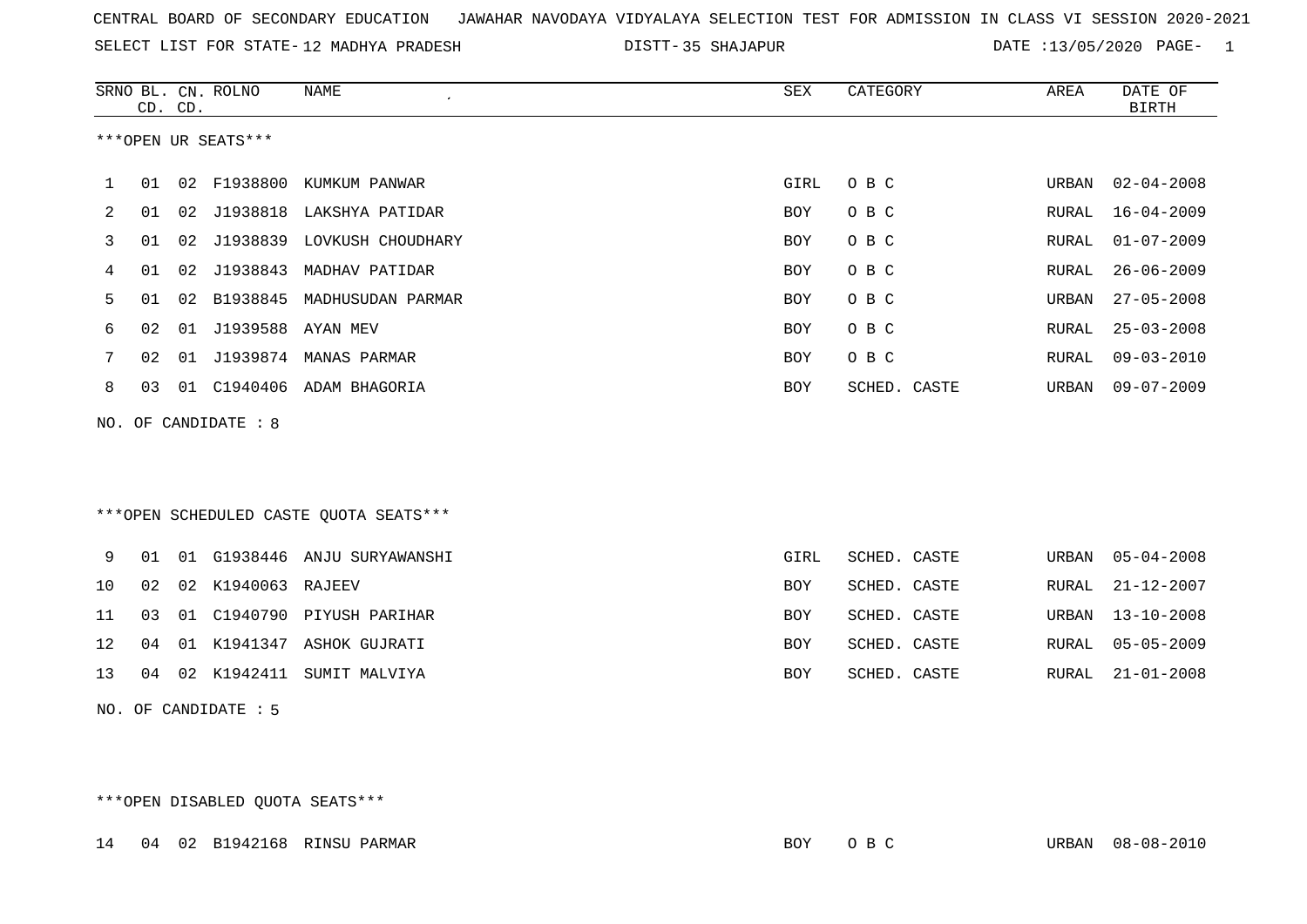CENTRAL BOARD OF SECONDARY EDUCATION   JAWAHAR NAVODAYA VIDYALAYA SELECTION TEST FOR ADMISSION IN CLASS VI SESSION 2020-2021

SELECT LIST FOR STATE- 12 MADHYA PRADESH   DISTT- 35 SHAJAPUR   DATE :13/05/2020

***OPEN UR SEATS***

| SRNO | BL. CD. | CN. CD. | ROLNO | NAME | SEX | CATEGORY | AREA | DATE OF BIRTH |
|---|---|---|---|---|---|---|---|---|
| 1 | 01 | 02 | F1938800 | KUMKUM PANWAR | GIRL | O B C | URBAN | 02-04-2008 |
| 2 | 01 | 02 | J1938818 | LAKSHYA PATIDAR | BOY | O B C | RURAL | 16-04-2009 |
| 3 | 01 | 02 | J1938839 | LOVKUSH CHOUDHARY | BOY | O B C | RURAL | 01-07-2009 |
| 4 | 01 | 02 | J1938843 | MADHAV PATIDAR | BOY | O B C | RURAL | 26-06-2009 |
| 5 | 01 | 02 | B1938845 | MADHUSUDAN PARMAR | BOY | O B C | URBAN | 27-05-2008 |
| 6 | 02 | 01 | J1939588 | AYAN MEV | BOY | O B C | RURAL | 25-03-2008 |
| 7 | 02 | 01 | J1939874 | MANAS PARMAR | BOY | O B C | RURAL | 09-03-2010 |
| 8 | 03 | 01 | C1940406 | ADAM BHAGORIA | BOY | SCHED. CASTE | URBAN | 09-07-2009 |

NO. OF CANDIDATE : 8

***OPEN SCHEDULED CASTE QUOTA SEATS***

| SRNO | BL. CD. | CN. CD. | ROLNO | NAME | SEX | CATEGORY | AREA | DATE OF BIRTH |
|---|---|---|---|---|---|---|---|---|
| 9 | 01 | 01 | G1938446 | ANJU SURYAWANSHI | GIRL | SCHED. CASTE | URBAN | 05-04-2008 |
| 10 | 02 | 02 | K1940063 | RAJEEV | BOY | SCHED. CASTE | RURAL | 21-12-2007 |
| 11 | 03 | 01 | C1940790 | PIYUSH PARIHAR | BOY | SCHED. CASTE | URBAN | 13-10-2008 |
| 12 | 04 | 01 | K1941347 | ASHOK GUJRATI | BOY | SCHED. CASTE | RURAL | 05-05-2009 |
| 13 | 04 | 02 | K1942411 | SUMIT MALVIYA | BOY | SCHED. CASTE | RURAL | 21-01-2008 |

NO. OF CANDIDATE : 5

***OPEN DISABLED QUOTA SEATS***

| SRNO | BL. CD. | CN. CD. | ROLNO | NAME | SEX | CATEGORY | AREA | DATE OF BIRTH |
|---|---|---|---|---|---|---|---|---|
| 14 | 04 | 02 | B1942168 | RINSU PARMAR | BOY | O B C | URBAN | 08-08-2010 |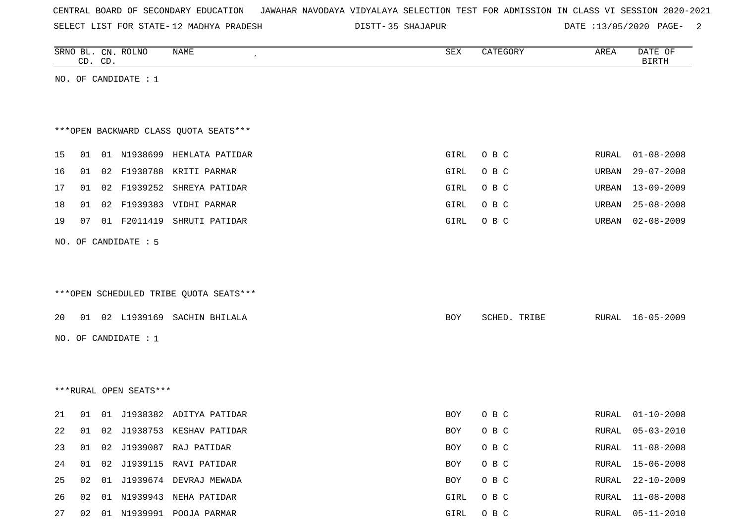CENTRAL BOARD OF SECONDARY EDUCATION JAWAHAR NAVODAYA VIDYALAYA SELECTION TEST FOR ADMISSION IN CLASS VI SESSION 2020-2021

SELECT LIST FOR STATE- 12 MADHYA PRADESH DISTT- 35 SHAJAPUR DATE :13/05/2020

| SRNO | BL. CD. | CN. CD. | ROLNO | NAME | SEX | CATEGORY | AREA | DATE OF BIRTH |
|---|---|---|---|---|---|---|---|---|

NO. OF CANDIDATE : 1

***OPEN BACKWARD CLASS QUOTA SEATS***

| SRNO | BL. CD. | CN. CD. | ROLNO | NAME | SEX | CATEGORY | AREA | DATE OF BIRTH |
|---|---|---|---|---|---|---|---|---|
| 15 | 01 | 01 | N1938699 | HEMLATA PATIDAR | GIRL | O B C | RURAL | 01-08-2008 |
| 16 | 01 | 02 | F1938788 | KRITI PARMAR | GIRL | O B C | URBAN | 29-07-2008 |
| 17 | 01 | 02 | F1939252 | SHREYA PATIDAR | GIRL | O B C | URBAN | 13-09-2009 |
| 18 | 01 | 02 | F1939383 | VIDHI PARMAR | GIRL | O B C | URBAN | 25-08-2008 |
| 19 | 07 | 01 | F2011419 | SHRUTI PATIDAR | GIRL | O B C | URBAN | 02-08-2009 |

NO. OF CANDIDATE : 5

***OPEN SCHEDULED TRIBE QUOTA SEATS***

| SRNO | BL. CD. | CN. CD. | ROLNO | NAME | SEX | CATEGORY | AREA | DATE OF BIRTH |
|---|---|---|---|---|---|---|---|---|
| 20 | 01 | 02 | L1939169 | SACHIN BHILALA | BOY | SCHED. TRIBE | RURAL | 16-05-2009 |

NO. OF CANDIDATE : 1

***RURAL OPEN SEATS***

| SRNO | BL. CD. | CN. CD. | ROLNO | NAME | SEX | CATEGORY | AREA | DATE OF BIRTH |
|---|---|---|---|---|---|---|---|---|
| 21 | 01 | 01 | J1938382 | ADITYA PATIDAR | BOY | O B C | RURAL | 01-10-2008 |
| 22 | 01 | 02 | J1938753 | KESHAV PATIDAR | BOY | O B C | RURAL | 05-03-2010 |
| 23 | 01 | 02 | J1939087 | RAJ PATIDAR | BOY | O B C | RURAL | 11-08-2008 |
| 24 | 01 | 02 | J1939115 | RAVI PATIDAR | BOY | O B C | RURAL | 15-06-2008 |
| 25 | 02 | 01 | J1939674 | DEVRAJ MEWADA | BOY | O B C | RURAL | 22-10-2009 |
| 26 | 02 | 01 | N1939943 | NEHA PATIDAR | GIRL | O B C | RURAL | 11-08-2008 |
| 27 | 02 | 01 | N1939991 | POOJA PARMAR | GIRL | O B C | RURAL | 05-11-2010 |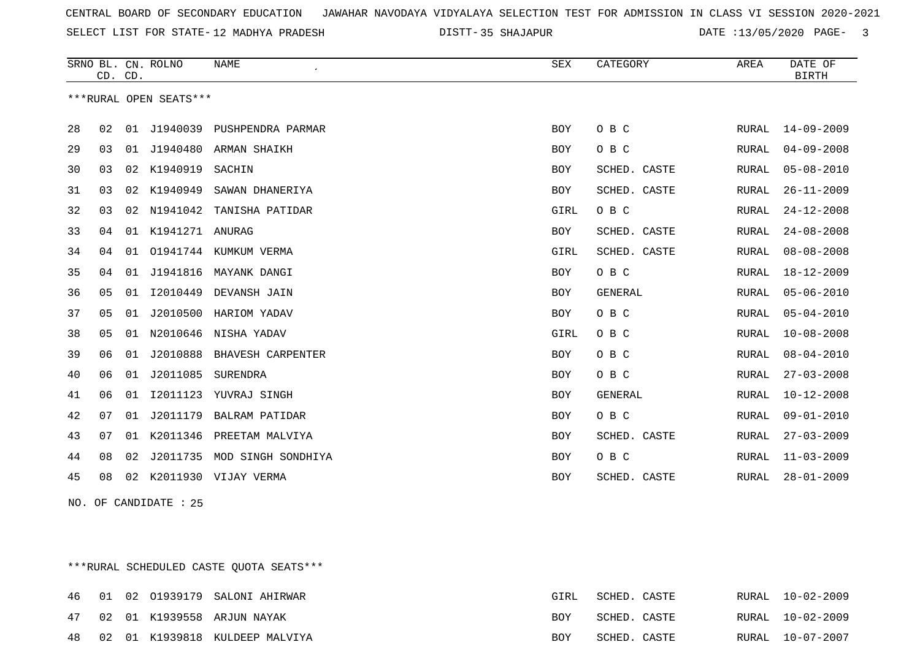CENTRAL BOARD OF SECONDARY EDUCATION JAWAHAR NAVODAYA VIDYALAYA SELECTION TEST FOR ADMISSION IN CLASS VI SESSION 2020-2021

SELECT LIST FOR STATE- 12 MADHYA PRADESH DISTT- 35 SHAJAPUR DATE :13/05/2020

***RURAL OPEN SEATS***

| SRNO | BL. CD. | CN. CD. | ROLNO | NAME | SEX | CATEGORY | AREA | DATE OF BIRTH |
|---|---|---|---|---|---|---|---|---|
| 28 | 02 | 01 | J1940039 | PUSHPENDRA PARMAR | BOY | O B C | RURAL | 14-09-2009 |
| 29 | 03 | 01 | J1940480 | ARMAN SHAIKH | BOY | O B C | RURAL | 04-09-2008 |
| 30 | 03 | 02 | K1940919 | SACHIN | BOY | SCHED. CASTE | RURAL | 05-08-2010 |
| 31 | 03 | 02 | K1940949 | SAWAN DHANERIYA | BOY | SCHED. CASTE | RURAL | 26-11-2009 |
| 32 | 03 | 02 | N1941042 | TANISHA PATIDAR | GIRL | O B C | RURAL | 24-12-2008 |
| 33 | 04 | 01 | K1941271 | ANURAG | BOY | SCHED. CASTE | RURAL | 24-08-2008 |
| 34 | 04 | 01 | O1941744 | KUMKUM VERMA | GIRL | SCHED. CASTE | RURAL | 08-08-2008 |
| 35 | 04 | 01 | J1941816 | MAYANK DANGI | BOY | O B C | RURAL | 18-12-2009 |
| 36 | 05 | 01 | I2010449 | DEVANSH JAIN | BOY | GENERAL | RURAL | 05-06-2010 |
| 37 | 05 | 01 | J2010500 | HARIOM YADAV | BOY | O B C | RURAL | 05-04-2010 |
| 38 | 05 | 01 | N2010646 | NISHA YADAV | GIRL | O B C | RURAL | 10-08-2008 |
| 39 | 06 | 01 | J2010888 | BHAVESH CARPENTER | BOY | O B C | RURAL | 08-04-2010 |
| 40 | 06 | 01 | J2011085 | SURENDRA | BOY | O B C | RURAL | 27-03-2008 |
| 41 | 06 | 01 | I2011123 | YUVRAJ SINGH | BOY | GENERAL | RURAL | 10-12-2008 |
| 42 | 07 | 01 | J2011179 | BALRAM PATIDAR | BOY | O B C | RURAL | 09-01-2010 |
| 43 | 07 | 01 | K2011346 | PREETAM MALVIYA | BOY | SCHED. CASTE | RURAL | 27-03-2009 |
| 44 | 08 | 02 | J2011735 | MOD SINGH SONDHIYA | BOY | O B C | RURAL | 11-03-2009 |
| 45 | 08 | 02 | K2011930 | VIJAY VERMA | BOY | SCHED. CASTE | RURAL | 28-01-2009 |

NO. OF CANDIDATE : 25

***RURAL SCHEDULED CASTE QUOTA SEATS***

| SRNO | BL. CD. | CN. CD. | ROLNO | NAME | SEX | CATEGORY | AREA | DATE OF BIRTH |
|---|---|---|---|---|---|---|---|---|
| 46 | 01 | 02 | O1939179 | SALONI AHIRWAR | GIRL | SCHED. CASTE | RURAL | 10-02-2009 |
| 47 | 02 | 01 | K1939558 | ARJUN NAYAK | BOY | SCHED. CASTE | RURAL | 10-02-2009 |
| 48 | 02 | 01 | K1939818 | KULDEEP MALVIYA | BOY | SCHED. CASTE | RURAL | 10-07-2007 |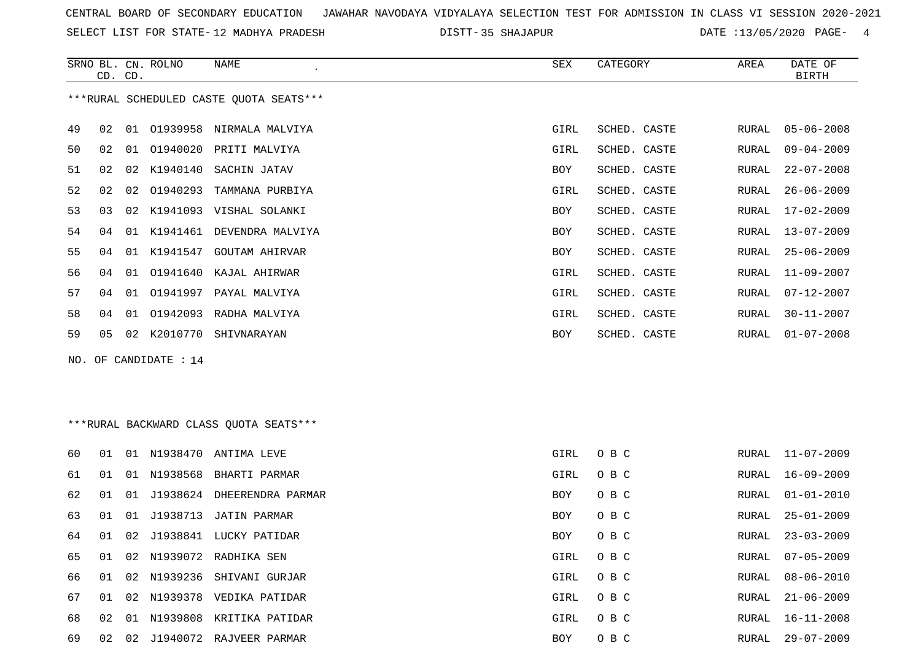CENTRAL BOARD OF SECONDARY EDUCATION   JAWAHAR NAVODAYA VIDYALAYA SELECTION TEST FOR ADMISSION IN CLASS VI SESSION 2020-2021

SELECT LIST FOR STATE- 12 MADHYA PRADESH   DISTT- 35 SHAJAPUR   DATE :13/05/2020

***RURAL SCHEDULED CASTE QUOTA SEATS***

| SRNO | BL. CD. | CN. CD. | ROLNO | NAME | SEX | CATEGORY | AREA | DATE OF BIRTH |
|---|---|---|---|---|---|---|---|---|
| 49 | 02 | 01 | O1939958 | NIRMALA MALVIYA | GIRL | SCHED. CASTE | RURAL | 05-06-2008 |
| 50 | 02 | 01 | O1940020 | PRITI MALVIYA | GIRL | SCHED. CASTE | RURAL | 09-04-2009 |
| 51 | 02 | 02 | K1940140 | SACHIN JATAV | BOY | SCHED. CASTE | RURAL | 22-07-2008 |
| 52 | 02 | 02 | O1940293 | TAMMANA PURBIYA | GIRL | SCHED. CASTE | RURAL | 26-06-2009 |
| 53 | 03 | 02 | K1941093 | VISHAL SOLANKI | BOY | SCHED. CASTE | RURAL | 17-02-2009 |
| 54 | 04 | 01 | K1941461 | DEVENDRA MALVIYA | BOY | SCHED. CASTE | RURAL | 13-07-2009 |
| 55 | 04 | 01 | K1941547 | GOUTAM AHIRVAR | BOY | SCHED. CASTE | RURAL | 25-06-2009 |
| 56 | 04 | 01 | O1941640 | KAJAL AHIRWAR | GIRL | SCHED. CASTE | RURAL | 11-09-2007 |
| 57 | 04 | 01 | O1941997 | PAYAL MALVIYA | GIRL | SCHED. CASTE | RURAL | 07-12-2007 |
| 58 | 04 | 01 | O1942093 | RADHA MALVIYA | GIRL | SCHED. CASTE | RURAL | 30-11-2007 |
| 59 | 05 | 02 | K2010770 | SHIVNARAYAN | BOY | SCHED. CASTE | RURAL | 01-07-2008 |

NO. OF CANDIDATE : 14

***RURAL BACKWARD CLASS QUOTA SEATS***

| SRNO | BL. CD. | CN. CD. | ROLNO | NAME | SEX | CATEGORY | AREA | DATE OF BIRTH |
|---|---|---|---|---|---|---|---|---|
| 60 | 01 | 01 | N1938470 | ANTIMA LEVE | GIRL | O B C | RURAL | 11-07-2009 |
| 61 | 01 | 01 | N1938568 | BHARTI PARMAR | GIRL | O B C | RURAL | 16-09-2009 |
| 62 | 01 | 01 | J1938624 | DHEERENDRA PARMAR | BOY | O B C | RURAL | 01-01-2010 |
| 63 | 01 | 01 | J1938713 | JATIN PARMAR | BOY | O B C | RURAL | 25-01-2009 |
| 64 | 01 | 02 | J1938841 | LUCKY PATIDAR | BOY | O B C | RURAL | 23-03-2009 |
| 65 | 01 | 02 | N1939072 | RADHIKA SEN | GIRL | O B C | RURAL | 07-05-2009 |
| 66 | 01 | 02 | N1939236 | SHIVANI GURJAR | GIRL | O B C | RURAL | 08-06-2010 |
| 67 | 01 | 02 | N1939378 | VEDIKA PATIDAR | GIRL | O B C | RURAL | 21-06-2009 |
| 68 | 02 | 01 | N1939808 | KRITIKA PATIDAR | GIRL | O B C | RURAL | 16-11-2008 |
| 69 | 02 | 02 | J1940072 | RAJVEER PARMAR | BOY | O B C | RURAL | 29-07-2009 |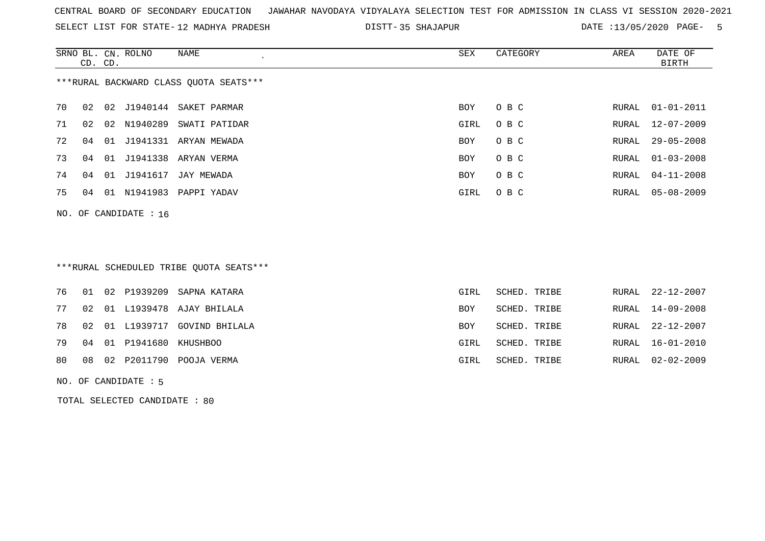CENTRAL BOARD OF SECONDARY EDUCATION JAWAHAR NAVODAYA VIDYALAYA SELECTION TEST FOR ADMISSION IN CLASS VI SESSION 2020-2021

SELECT LIST FOR STATE- 12 MADHYA PRADESH DISTT- 35 SHAJAPUR DATE :13/05/2020

***RURAL BACKWARD CLASS QUOTA SEATS***

| SRNO | BL. CD. | CN. CD. | ROLNO | NAME | SEX | CATEGORY | AREA | DATE OF BIRTH |
|---|---|---|---|---|---|---|---|---|
| 70 | 02 | 02 | J1940144 | SAKET PARMAR | BOY | O B C | RURAL | 01-01-2011 |
| 71 | 02 | 02 | N1940289 | SWATI PATIDAR | GIRL | O B C | RURAL | 12-07-2009 |
| 72 | 04 | 01 | J1941331 | ARYAN MEWADA | BOY | O B C | RURAL | 29-05-2008 |
| 73 | 04 | 01 | J1941338 | ARYAN VERMA | BOY | O B C | RURAL | 01-03-2008 |
| 74 | 04 | 01 | J1941617 | JAY MEWADA | BOY | O B C | RURAL | 04-11-2008 |
| 75 | 04 | 01 | N1941983 | PAPPI YADAV | GIRL | O B C | RURAL | 05-08-2009 |

NO. OF CANDIDATE : 16

***RURAL SCHEDULED TRIBE QUOTA SEATS***

| SRNO | BL. CD. | CN. CD. | ROLNO | NAME | SEX | CATEGORY | AREA | DATE OF BIRTH |
|---|---|---|---|---|---|---|---|---|
| 76 | 01 | 02 | P1939209 | SAPNA KATARA | GIRL | SCHED. TRIBE | RURAL | 22-12-2007 |
| 77 | 02 | 01 | L1939478 | AJAY BHILALA | BOY | SCHED. TRIBE | RURAL | 14-09-2008 |
| 78 | 02 | 01 | L1939717 | GOVIND BHILALA | BOY | SCHED. TRIBE | RURAL | 22-12-2007 |
| 79 | 04 | 01 | P1941680 | KHUSHBOO | GIRL | SCHED. TRIBE | RURAL | 16-01-2010 |
| 80 | 08 | 02 | P2011790 | POOJA VERMA | GIRL | SCHED. TRIBE | RURAL | 02-02-2009 |

NO. OF CANDIDATE : 5

TOTAL SELECTED CANDIDATE : 80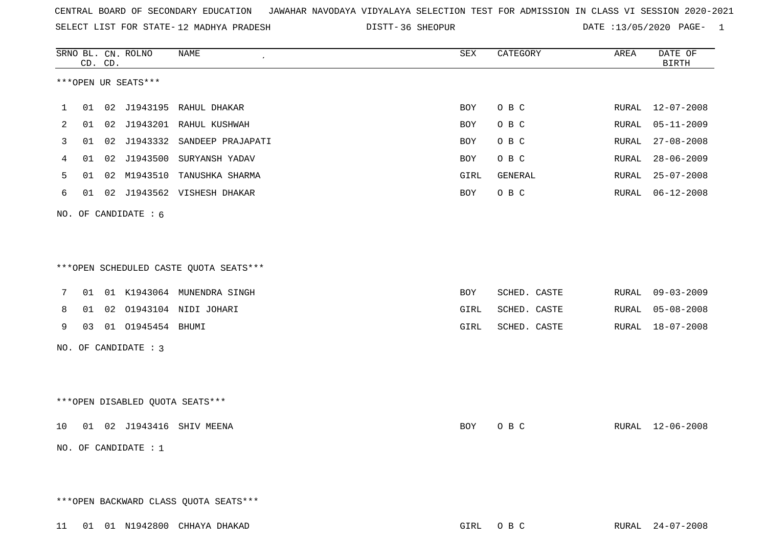CENTRAL BOARD OF SECONDARY EDUCATION JAWAHAR NAVODAYA VIDYALAYA SELECTION TEST FOR ADMISSION IN CLASS VI SESSION 2020-2021

SELECT LIST FOR STATE- 12 MADHYA PRADESH DISTT- 36 SHEOPUR DATE :13/05/2020

| SRNO | BL. CD. | CN. CD. | ROLNO | NAME | SEX | CATEGORY | AREA | DATE OF BIRTH |
|---|---|---|---|---|---|---|---|---|

***OPEN UR SEATS***

| SRNO | BL. CD. | CN. CD. | ROLNO | NAME | SEX | CATEGORY | AREA | DATE OF BIRTH |
|---|---|---|---|---|---|---|---|---|
| 1 | 01 | 02 | J1943195 | RAHUL DHAKAR | BOY | O B C | RURAL | 12-07-2008 |
| 2 | 01 | 02 | J1943201 | RAHUL KUSHWAH | BOY | O B C | RURAL | 05-11-2009 |
| 3 | 01 | 02 | J1943332 | SANDEEP PRAJAPATI | BOY | O B C | RURAL | 27-08-2008 |
| 4 | 01 | 02 | J1943500 | SURYANSH YADAV | BOY | O B C | RURAL | 28-06-2009 |
| 5 | 01 | 02 | M1943510 | TANUSHKA SHARMA | GIRL | GENERAL | RURAL | 25-07-2008 |
| 6 | 01 | 02 | J1943562 | VISHESH DHAKAR | BOY | O B C | RURAL | 06-12-2008 |

NO. OF CANDIDATE : 6

***OPEN SCHEDULED CASTE QUOTA SEATS***

| SRNO | BL. CD. | CN. CD. | ROLNO | NAME | SEX | CATEGORY | AREA | DATE OF BIRTH |
|---|---|---|---|---|---|---|---|---|
| 7 | 01 | 01 | K1943064 | MUNENDRA SINGH | BOY | SCHED. CASTE | RURAL | 09-03-2009 |
| 8 | 01 | 02 | O1943104 | NIDI JOHARI | GIRL | SCHED. CASTE | RURAL | 05-08-2008 |
| 9 | 03 | 01 | O1945454 | BHUMI | GIRL | SCHED. CASTE | RURAL | 18-07-2008 |

NO. OF CANDIDATE : 3

***OPEN DISABLED QUOTA SEATS***

| SRNO | BL. CD. | CN. CD. | ROLNO | NAME | SEX | CATEGORY | AREA | DATE OF BIRTH |
|---|---|---|---|---|---|---|---|---|
| 10 | 01 | 02 | J1943416 | SHIV MEENA | BOY | O B C | RURAL | 12-06-2008 |

NO. OF CANDIDATE : 1

***OPEN BACKWARD CLASS QUOTA SEATS***

| SRNO | BL. CD. | CN. CD. | ROLNO | NAME | SEX | CATEGORY | AREA | DATE OF BIRTH |
|---|---|---|---|---|---|---|---|---|
| 11 | 01 | 01 | N1942800 | CHHAYA DHAKAD | GIRL | O B C | RURAL | 24-07-2008 |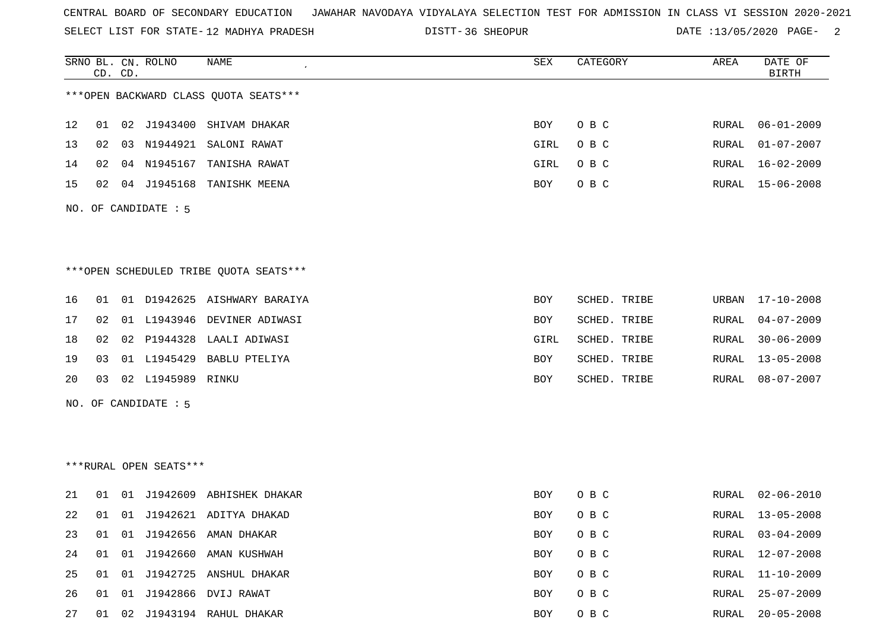CENTRAL BOARD OF SECONDARY EDUCATION   JAWAHAR NAVODAYA VIDYALAYA SELECTION TEST FOR ADMISSION IN CLASS VI SESSION 2020-2021

SELECT LIST FOR STATE- 12 MADHYA PRADESH   DISTT- 36 SHEOPUR   DATE :13/05/2020

| SRNO | BL. CD. | CN. CD. | ROLNO | NAME | SEX | CATEGORY | AREA | DATE OF BIRTH |
|---|---|---|---|---|---|---|---|---|

***OPEN BACKWARD CLASS QUOTA SEATS***

| SRNO | BL. CD. | CN. CD. | ROLNO | NAME | SEX | CATEGORY | AREA | DATE OF BIRTH |
|---|---|---|---|---|---|---|---|---|
| 12 | 01 | 02 | J1943400 | SHIVAM DHAKAR | BOY | O B C | RURAL | 06-01-2009 |
| 13 | 02 | 03 | N1944921 | SALONI RAWAT | GIRL | O B C | RURAL | 01-07-2007 |
| 14 | 02 | 04 | N1945167 | TANISHA RAWAT | GIRL | O B C | RURAL | 16-02-2009 |
| 15 | 02 | 04 | J1945168 | TANISHK MEENA | BOY | O B C | RURAL | 15-06-2008 |

NO. OF CANDIDATE : 5

***OPEN SCHEDULED TRIBE QUOTA SEATS***

| SRNO | BL. CD. | CN. CD. | ROLNO | NAME | SEX | CATEGORY | AREA | DATE OF BIRTH |
|---|---|---|---|---|---|---|---|---|
| 16 | 01 | 01 | D1942625 | AISHWARY BARAIYA | BOY | SCHED. TRIBE | URBAN | 17-10-2008 |
| 17 | 02 | 01 | L1943946 | DEVINER ADIWASI | BOY | SCHED. TRIBE | RURAL | 04-07-2009 |
| 18 | 02 | 02 | P1944328 | LAALI ADIWASI | GIRL | SCHED. TRIBE | RURAL | 30-06-2009 |
| 19 | 03 | 01 | L1945429 | BABLU PTELIYA | BOY | SCHED. TRIBE | RURAL | 13-05-2008 |
| 20 | 03 | 02 | L1945989 | RINKU | BOY | SCHED. TRIBE | RURAL | 08-07-2007 |

NO. OF CANDIDATE : 5

***RURAL OPEN SEATS***

| SRNO | BL. CD. | CN. CD. | ROLNO | NAME | SEX | CATEGORY | AREA | DATE OF BIRTH |
|---|---|---|---|---|---|---|---|---|
| 21 | 01 | 01 | J1942609 | ABHISHEK DHAKAR | BOY | O B C | RURAL | 02-06-2010 |
| 22 | 01 | 01 | J1942621 | ADITYA DHAKAD | BOY | O B C | RURAL | 13-05-2008 |
| 23 | 01 | 01 | J1942656 | AMAN DHAKAR | BOY | O B C | RURAL | 03-04-2009 |
| 24 | 01 | 01 | J1942660 | AMAN KUSHWAH | BOY | O B C | RURAL | 12-07-2008 |
| 25 | 01 | 01 | J1942725 | ANSHUL DHAKAR | BOY | O B C | RURAL | 11-10-2009 |
| 26 | 01 | 01 | J1942866 | DVIJ RAWAT | BOY | O B C | RURAL | 25-07-2009 |
| 27 | 01 | 02 | J1943194 | RAHUL DHAKAR | BOY | O B C | RURAL | 20-05-2008 |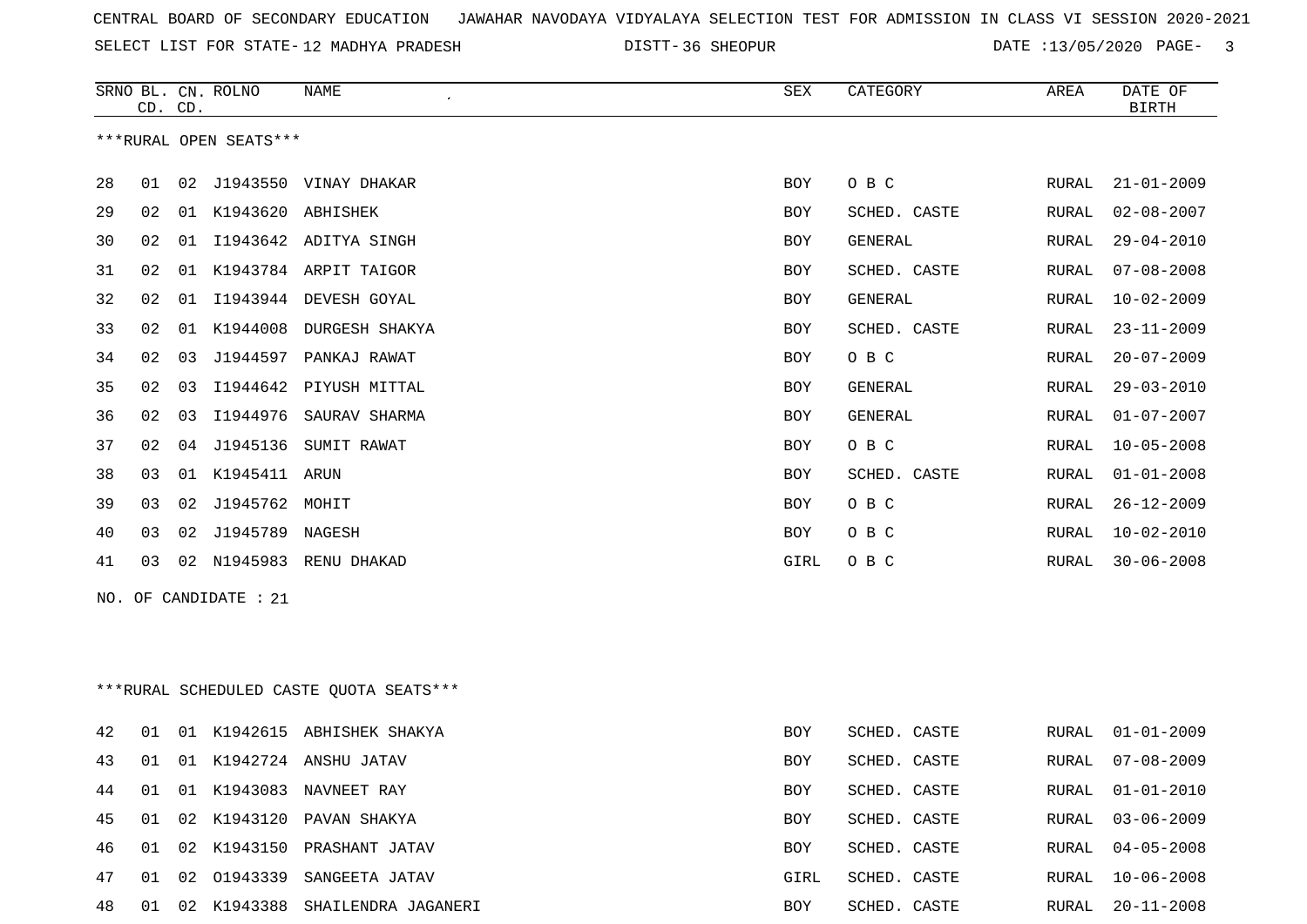CENTRAL BOARD OF SECONDARY EDUCATION JAWAHAR NAVODAYA VIDYALAYA SELECTION TEST FOR ADMISSION IN CLASS VI SESSION 2020-2021

SELECT LIST FOR STATE- 12 MADHYA PRADESH DISTT- 36 SHEOPUR DATE :13/05/2020

***RURAL OPEN SEATS***

| SRNO | BL. CD. | CN. CD. | ROLNO | NAME | SEX | CATEGORY | AREA | DATE OF BIRTH |
|---|---|---|---|---|---|---|---|---|
| 28 | 01 | 02 | J1943550 | VINAY DHAKAR | BOY | O B C | RURAL | 21-01-2009 |
| 29 | 02 | 01 | K1943620 | ABHISHEK | BOY | SCHED. CASTE | RURAL | 02-08-2007 |
| 30 | 02 | 01 | I1943642 | ADITYA SINGH | BOY | GENERAL | RURAL | 29-04-2010 |
| 31 | 02 | 01 | K1943784 | ARPIT TAIGOR | BOY | SCHED. CASTE | RURAL | 07-08-2008 |
| 32 | 02 | 01 | I1943944 | DEVESH GOYAL | BOY | GENERAL | RURAL | 10-02-2009 |
| 33 | 02 | 01 | K1944008 | DURGESH SHAKYA | BOY | SCHED. CASTE | RURAL | 23-11-2009 |
| 34 | 02 | 03 | J1944597 | PANKAJ RAWAT | BOY | O B C | RURAL | 20-07-2009 |
| 35 | 02 | 03 | I1944642 | PIYUSH MITTAL | BOY | GENERAL | RURAL | 29-03-2010 |
| 36 | 02 | 03 | I1944976 | SAURAV SHARMA | BOY | GENERAL | RURAL | 01-07-2007 |
| 37 | 02 | 04 | J1945136 | SUMIT RAWAT | BOY | O B C | RURAL | 10-05-2008 |
| 38 | 03 | 01 | K1945411 | ARUN | BOY | SCHED. CASTE | RURAL | 01-01-2008 |
| 39 | 03 | 02 | J1945762 | MOHIT | BOY | O B C | RURAL | 26-12-2009 |
| 40 | 03 | 02 | J1945789 | NAGESH | BOY | O B C | RURAL | 10-02-2010 |
| 41 | 03 | 02 | N1945983 | RENU DHAKAD | GIRL | O B C | RURAL | 30-06-2008 |

NO. OF CANDIDATE : 21

***RURAL SCHEDULED CASTE QUOTA SEATS***

| SRNO | BL. CD. | CN. CD. | ROLNO | NAME | SEX | CATEGORY | AREA | DATE OF BIRTH |
|---|---|---|---|---|---|---|---|---|
| 42 | 01 | 01 | K1942615 | ABHISHEK SHAKYA | BOY | SCHED. CASTE | RURAL | 01-01-2009 |
| 43 | 01 | 01 | K1942724 | ANSHU JATAV | BOY | SCHED. CASTE | RURAL | 07-08-2009 |
| 44 | 01 | 01 | K1943083 | NAVNEET RAY | BOY | SCHED. CASTE | RURAL | 01-01-2010 |
| 45 | 01 | 02 | K1943120 | PAVAN SHAKYA | BOY | SCHED. CASTE | RURAL | 03-06-2009 |
| 46 | 01 | 02 | K1943150 | PRASHANT JATAV | BOY | SCHED. CASTE | RURAL | 04-05-2008 |
| 47 | 01 | 02 | O1943339 | SANGEETA JATAV | GIRL | SCHED. CASTE | RURAL | 10-06-2008 |
| 48 | 01 | 02 | K1943388 | SHAILENDRA JAGANERI | BOY | SCHED. CASTE | RURAL | 20-11-2008 |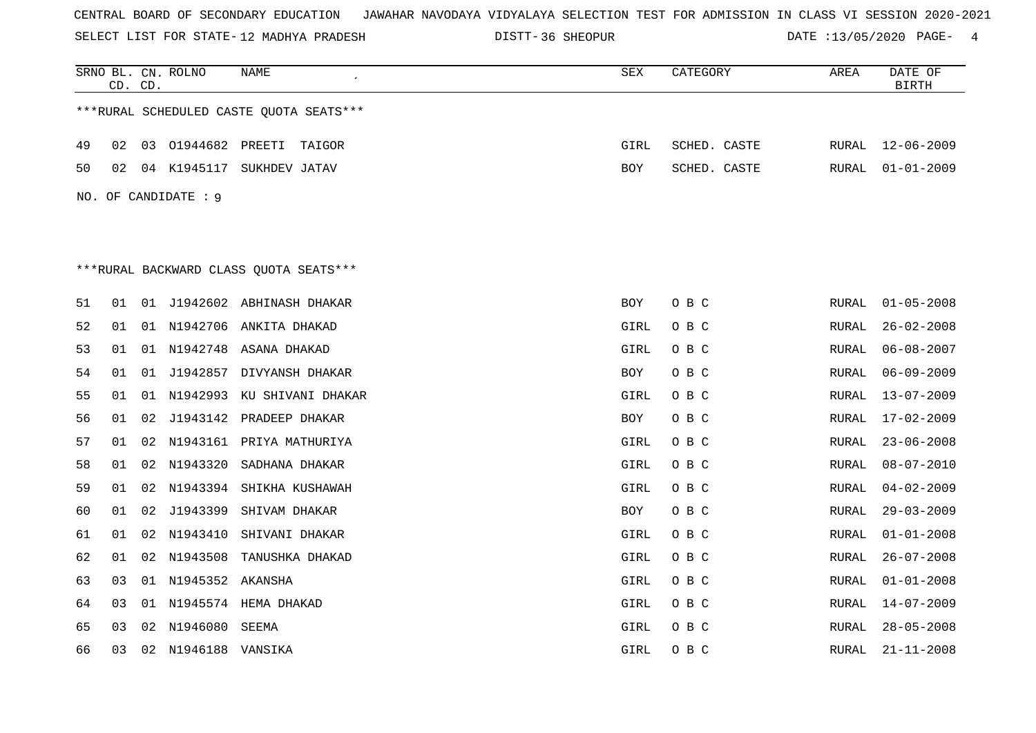CENTRAL BOARD OF SECONDARY EDUCATION JAWAHAR NAVODAYA VIDYALAYA SELECTION TEST FOR ADMISSION IN CLASS VI SESSION 2020-2021

SELECT LIST FOR STATE- 12 MADHYA PRADESH DISTT- 36 SHEOPUR DATE :13/05/2020

***RURAL SCHEDULED CASTE QUOTA SEATS***

| SRNO | BL. CD. | CN. CD. | ROLNO | NAME | SEX | CATEGORY | AREA | DATE OF BIRTH |
|---|---|---|---|---|---|---|---|---|
| 49 | 02 | 03 | O1944682 | PREETI TAIGOR | GIRL | SCHED. CASTE | RURAL | 12-06-2009 |
| 50 | 02 | 04 | K1945117 | SUKHDEV JATAV | BOY | SCHED. CASTE | RURAL | 01-01-2009 |

NO. OF CANDIDATE : 9

***RURAL BACKWARD CLASS QUOTA SEATS***

| SRNO | BL. CD. | CN. CD. | ROLNO | NAME | SEX | CATEGORY | AREA | DATE OF BIRTH |
|---|---|---|---|---|---|---|---|---|
| 51 | 01 | 01 | J1942602 | ABHINASH DHAKAR | BOY | O B C | RURAL | 01-05-2008 |
| 52 | 01 | 01 | N1942706 | ANKITA DHAKAD | GIRL | O B C | RURAL | 26-02-2008 |
| 53 | 01 | 01 | N1942748 | ASANA DHAKAD | GIRL | O B C | RURAL | 06-08-2007 |
| 54 | 01 | 01 | J1942857 | DIVYANSH DHAKAR | BOY | O B C | RURAL | 06-09-2009 |
| 55 | 01 | 01 | N1942993 | KU SHIVANI DHAKAR | GIRL | O B C | RURAL | 13-07-2009 |
| 56 | 01 | 02 | J1943142 | PRADEEP DHAKAR | BOY | O B C | RURAL | 17-02-2009 |
| 57 | 01 | 02 | N1943161 | PRIYA MATHURIYA | GIRL | O B C | RURAL | 23-06-2008 |
| 58 | 01 | 02 | N1943320 | SADHANA DHAKAR | GIRL | O B C | RURAL | 08-07-2010 |
| 59 | 01 | 02 | N1943394 | SHIKHA KUSHAWAH | GIRL | O B C | RURAL | 04-02-2009 |
| 60 | 01 | 02 | J1943399 | SHIVAM DHAKAR | BOY | O B C | RURAL | 29-03-2009 |
| 61 | 01 | 02 | N1943410 | SHIVANI DHAKAR | GIRL | O B C | RURAL | 01-01-2008 |
| 62 | 01 | 02 | N1943508 | TANUSHKA DHAKAD | GIRL | O B C | RURAL | 26-07-2008 |
| 63 | 03 | 01 | N1945352 | AKANSHA | GIRL | O B C | RURAL | 01-01-2008 |
| 64 | 03 | 01 | N1945574 | HEMA DHAKAD | GIRL | O B C | RURAL | 14-07-2009 |
| 65 | 03 | 02 | N1946080 | SEEMA | GIRL | O B C | RURAL | 28-05-2008 |
| 66 | 03 | 02 | N1946188 | VANSIKA | GIRL | O B C | RURAL | 21-11-2008 |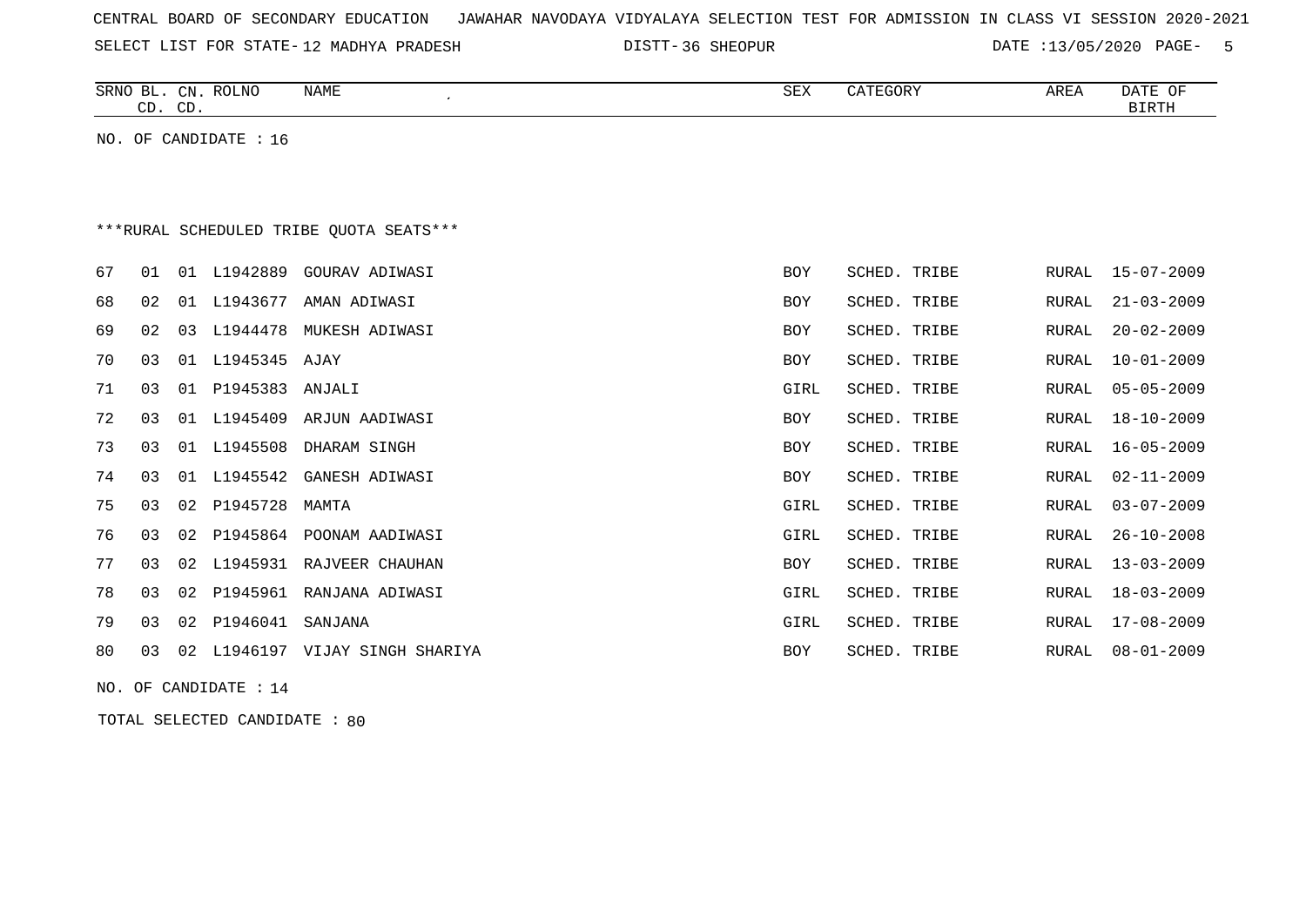CENTRAL BOARD OF SECONDARY EDUCATION JAWAHAR NAVODAYA VIDYALAYA SELECTION TEST FOR ADMISSION IN CLASS VI SESSION 2020-2021

SELECT LIST FOR STATE-12 MADHYA PRADESH DISTT-36 SHEOPUR DATE :13/05/2020

| SRNO | BL. CD. | CN. CD. | ROLNO | NAME | SEX | CATEGORY | AREA | DATE OF BIRTH |
|---|---|---|---|---|---|---|---|---|

NO. OF CANDIDATE : 16

***RURAL SCHEDULED TRIBE QUOTA SEATS***

| SRNO | BL. CD. | CN. CD. | ROLNO | NAME | SEX | CATEGORY | AREA | DATE OF BIRTH |
|---|---|---|---|---|---|---|---|---|
| 67 | 01 | 01 | L1942889 | GOURAV ADIWASI | BOY | SCHED. TRIBE | RURAL | 15-07-2009 |
| 68 | 02 | 01 | L1943677 | AMAN ADIWASI | BOY | SCHED. TRIBE | RURAL | 21-03-2009 |
| 69 | 02 | 03 | L1944478 | MUKESH ADIWASI | BOY | SCHED. TRIBE | RURAL | 20-02-2009 |
| 70 | 03 | 01 | L1945345 | AJAY | BOY | SCHED. TRIBE | RURAL | 10-01-2009 |
| 71 | 03 | 01 | P1945383 | ANJALI | GIRL | SCHED. TRIBE | RURAL | 05-05-2009 |
| 72 | 03 | 01 | L1945409 | ARJUN AADIWASI | BOY | SCHED. TRIBE | RURAL | 18-10-2009 |
| 73 | 03 | 01 | L1945508 | DHARAM SINGH | BOY | SCHED. TRIBE | RURAL | 16-05-2009 |
| 74 | 03 | 01 | L1945542 | GANESH ADIWASI | BOY | SCHED. TRIBE | RURAL | 02-11-2009 |
| 75 | 03 | 02 | P1945728 | MAMTA | GIRL | SCHED. TRIBE | RURAL | 03-07-2009 |
| 76 | 03 | 02 | P1945864 | POONAM AADIWASI | GIRL | SCHED. TRIBE | RURAL | 26-10-2008 |
| 77 | 03 | 02 | L1945931 | RAJVEER CHAUHAN | BOY | SCHED. TRIBE | RURAL | 13-03-2009 |
| 78 | 03 | 02 | P1945961 | RANJANA ADIWASI | GIRL | SCHED. TRIBE | RURAL | 18-03-2009 |
| 79 | 03 | 02 | P1946041 | SANJANA | GIRL | SCHED. TRIBE | RURAL | 17-08-2009 |
| 80 | 03 | 02 | L1946197 | VIJAY SINGH SHARIYA | BOY | SCHED. TRIBE | RURAL | 08-01-2009 |

NO. OF CANDIDATE : 14

TOTAL SELECTED CANDIDATE : 80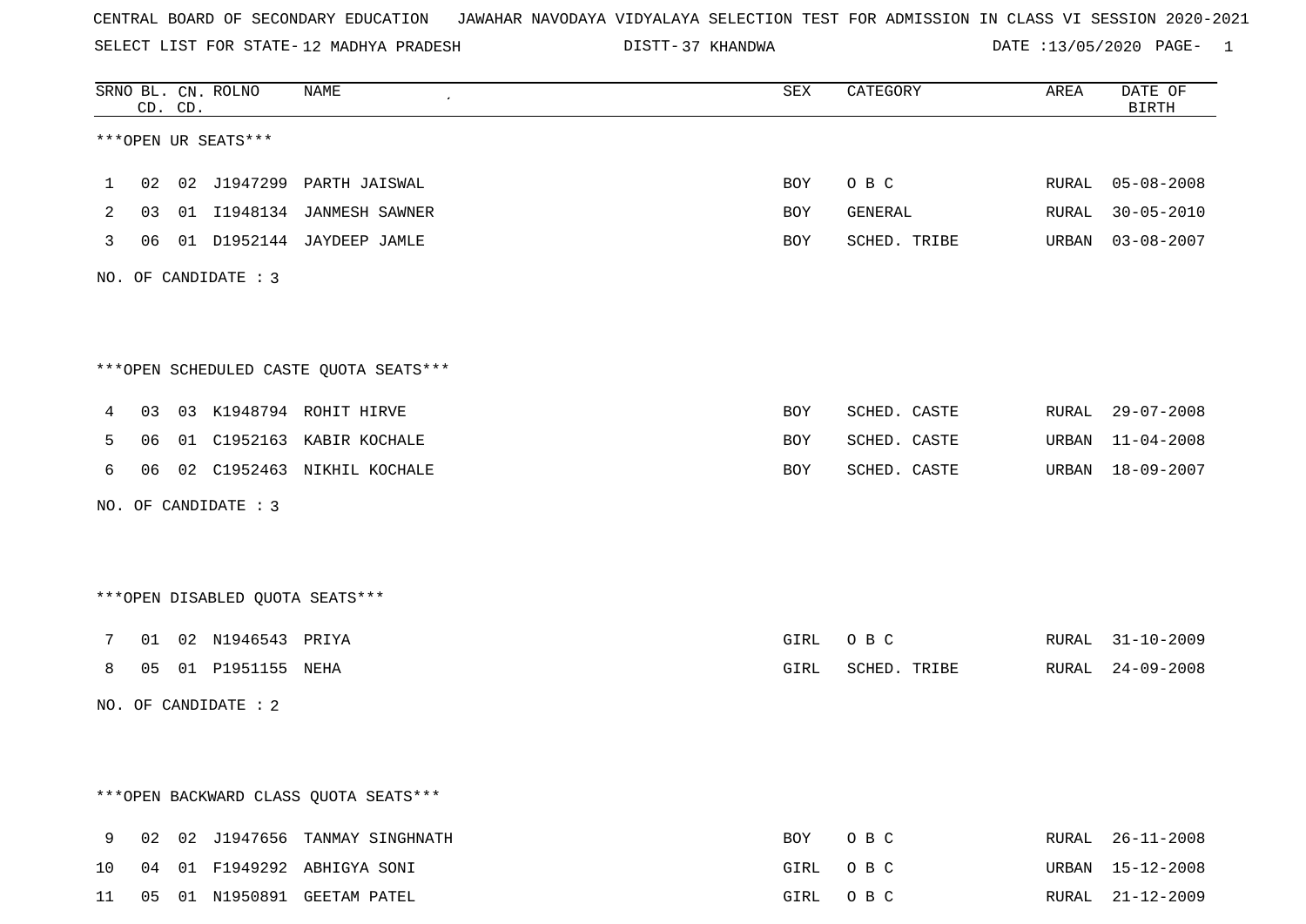CENTRAL BOARD OF SECONDARY EDUCATION JAWAHAR NAVODAYA VIDYALAYA SELECTION TEST FOR ADMISSION IN CLASS VI SESSION 2020-2021

SELECT LIST FOR STATE- 12 MADHYA PRADESH DISTT- 37 KHANDWA DATE :13/05/2020

| SRNO | BL. CD. | CN. CD. | ROLNO | NAME | SEX | CATEGORY | AREA | DATE OF BIRTH |
|---|---|---|---|---|---|---|---|---|

***OPEN UR SEATS***

| SRNO | BL. CD. | CN. CD. | ROLNO | NAME | SEX | CATEGORY | AREA | DATE OF BIRTH |
|---|---|---|---|---|---|---|---|---|
| 1 | 02 | 02 | J1947299 | PARTH JAISWAL | BOY | O B C | RURAL | 05-08-2008 |
| 2 | 03 | 01 | I1948134 | JANMESH SAWNER | BOY | GENERAL | RURAL | 30-05-2010 |
| 3 | 06 | 01 | D1952144 | JAYDEEP JAMLE | BOY | SCHED. TRIBE | URBAN | 03-08-2007 |

NO. OF CANDIDATE : 3

***OPEN SCHEDULED CASTE QUOTA SEATS***

| SRNO | BL. CD. | CN. CD. | ROLNO | NAME | SEX | CATEGORY | AREA | DATE OF BIRTH |
|---|---|---|---|---|---|---|---|---|
| 4 | 03 | 03 | K1948794 | ROHIT HIRVE | BOY | SCHED. CASTE | RURAL | 29-07-2008 |
| 5 | 06 | 01 | C1952163 | KABIR KOCHALE | BOY | SCHED. CASTE | URBAN | 11-04-2008 |
| 6 | 06 | 02 | C1952463 | NIKHIL KOCHALE | BOY | SCHED. CASTE | URBAN | 18-09-2007 |

NO. OF CANDIDATE : 3

***OPEN DISABLED QUOTA SEATS***

| SRNO | BL. CD. | CN. CD. | ROLNO | NAME | SEX | CATEGORY | AREA | DATE OF BIRTH |
|---|---|---|---|---|---|---|---|---|
| 7 | 01 | 02 | N1946543 | PRIYA | GIRL | O B C | RURAL | 31-10-2009 |
| 8 | 05 | 01 | P1951155 | NEHA | GIRL | SCHED. TRIBE | RURAL | 24-09-2008 |

NO. OF CANDIDATE : 2

***OPEN BACKWARD CLASS QUOTA SEATS***

| SRNO | BL. CD. | CN. CD. | ROLNO | NAME | SEX | CATEGORY | AREA | DATE OF BIRTH |
|---|---|---|---|---|---|---|---|---|
| 9 | 02 | 02 | J1947656 | TANMAY SINGHNATH | BOY | O B C | RURAL | 26-11-2008 |
| 10 | 04 | 01 | F1949292 | ABHIGYA SONI | GIRL | O B C | URBAN | 15-12-2008 |
| 11 | 05 | 01 | N1950891 | GEETAM PATEL | GIRL | O B C | RURAL | 21-12-2009 |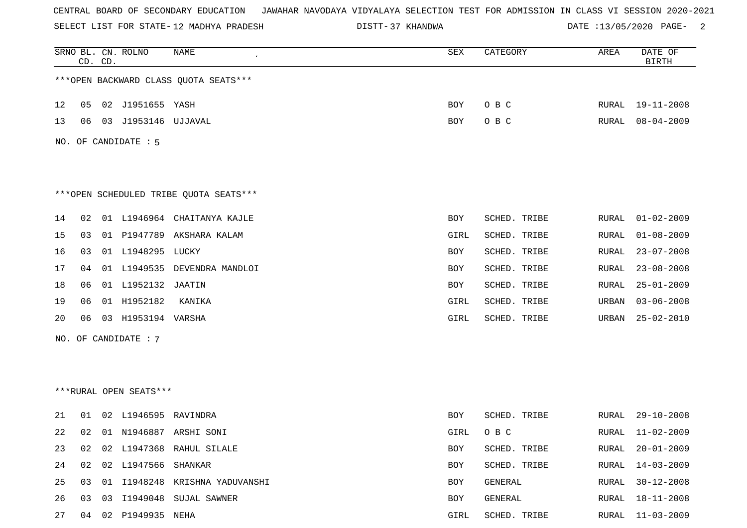CENTRAL BOARD OF SECONDARY EDUCATION JAWAHAR NAVODAYA VIDYALAYA SELECTION TEST FOR ADMISSION IN CLASS VI SESSION 2020-2021

SELECT LIST FOR STATE- 12 MADHYA PRADESH DISTT- 37 KHANDWA DATE :13/05/2020

***OPEN BACKWARD CLASS QUOTA SEATS***

| SRNO | BL. CD. | CN. CD. | ROLNO | NAME | SEX | CATEGORY | AREA | DATE OF BIRTH |
|---|---|---|---|---|---|---|---|---|
| 12 | 05 | 02 | J1951655 | YASH | BOY | O B C | RURAL | 19-11-2008 |
| 13 | 06 | 03 | J1953146 | UJJAVAL | BOY | O B C | RURAL | 08-04-2009 |

NO. OF CANDIDATE : 5

***OPEN SCHEDULED TRIBE QUOTA SEATS***

| SRNO | BL. CD. | CN. CD. | ROLNO | NAME | SEX | CATEGORY | AREA | DATE OF BIRTH |
|---|---|---|---|---|---|---|---|---|
| 14 | 02 | 01 | L1946964 | CHAITANYA KAJLE | BOY | SCHED. TRIBE | RURAL | 01-02-2009 |
| 15 | 03 | 01 | P1947789 | AKSHARA KALAM | GIRL | SCHED. TRIBE | RURAL | 01-08-2009 |
| 16 | 03 | 01 | L1948295 | LUCKY | BOY | SCHED. TRIBE | RURAL | 23-07-2008 |
| 17 | 04 | 01 | L1949535 | DEVENDRA MANDLOI | BOY | SCHED. TRIBE | RURAL | 23-08-2008 |
| 18 | 06 | 01 | L1952132 | JAATIN | BOY | SCHED. TRIBE | RURAL | 25-01-2009 |
| 19 | 06 | 01 | H1952182 | KANIKA | GIRL | SCHED. TRIBE | URBAN | 03-06-2008 |
| 20 | 06 | 03 | H1953194 | VARSHA | GIRL | SCHED. TRIBE | URBAN | 25-02-2010 |

NO. OF CANDIDATE : 7

***RURAL OPEN SEATS***

| SRNO | BL. CD. | CN. CD. | ROLNO | NAME | SEX | CATEGORY | AREA | DATE OF BIRTH |
|---|---|---|---|---|---|---|---|---|
| 21 | 01 | 02 | L1946595 | RAVINDRA | BOY | SCHED. TRIBE | RURAL | 29-10-2008 |
| 22 | 02 | 01 | N1946887 | ARSHI SONI | GIRL | O B C | RURAL | 11-02-2009 |
| 23 | 02 | 02 | L1947368 | RAHUL SILALE | BOY | SCHED. TRIBE | RURAL | 20-01-2009 |
| 24 | 02 | 02 | L1947566 | SHANKAR | BOY | SCHED. TRIBE | RURAL | 14-03-2009 |
| 25 | 03 | 01 | I1948248 | KRISHNA YADUVANSHI | BOY | GENERAL | RURAL | 30-12-2008 |
| 26 | 03 | 03 | I1949048 | SUJAL SAWNER | BOY | GENERAL | RURAL | 18-11-2008 |
| 27 | 04 | 02 | P1949935 | NEHA | GIRL | SCHED. TRIBE | RURAL | 11-03-2009 |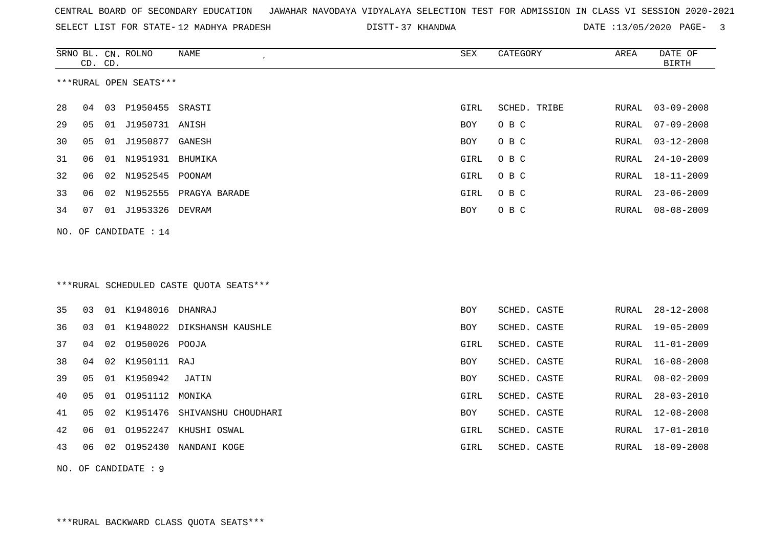CENTRAL BOARD OF SECONDARY EDUCATION JAWAHAR NAVODAYA VIDYALAYA SELECTION TEST FOR ADMISSION IN CLASS VI SESSION 2020-2021

SELECT LIST FOR STATE- 12 MADHYA PRADESH DISTT- 37 KHANDWA DATE :13/05/2020

***RURAL OPEN SEATS***

| SRNO | BL. CD. | CN. CD. | ROLNO | NAME | SEX | CATEGORY | AREA | DATE OF BIRTH |
|---|---|---|---|---|---|---|---|---|
| 28 | 04 | 03 | P1950455 | SRASTI | GIRL | SCHED. TRIBE | RURAL | 03-09-2008 |
| 29 | 05 | 01 | J1950731 | ANISH | BOY | O B C | RURAL | 07-09-2008 |
| 30 | 05 | 01 | J1950877 | GANESH | BOY | O B C | RURAL | 03-12-2008 |
| 31 | 06 | 01 | N1951931 | BHUMIKA | GIRL | O B C | RURAL | 24-10-2009 |
| 32 | 06 | 02 | N1952545 | POONAM | GIRL | O B C | RURAL | 18-11-2009 |
| 33 | 06 | 02 | N1952555 | PRAGYA BARADE | GIRL | O B C | RURAL | 23-06-2009 |
| 34 | 07 | 01 | J1953326 | DEVRAM | BOY | O B C | RURAL | 08-08-2009 |

NO. OF CANDIDATE : 14

***RURAL SCHEDULED CASTE QUOTA SEATS***

| SRNO | BL. CD. | CN. CD. | ROLNO | NAME | SEX | CATEGORY | AREA | DATE OF BIRTH |
|---|---|---|---|---|---|---|---|---|
| 35 | 03 | 01 | K1948016 | DHANRAJ | BOY | SCHED. CASTE | RURAL | 28-12-2008 |
| 36 | 03 | 01 | K1948022 | DIKSHANSH KAUSHLE | BOY | SCHED. CASTE | RURAL | 19-05-2009 |
| 37 | 04 | 02 | O1950026 | POOJA | GIRL | SCHED. CASTE | RURAL | 11-01-2009 |
| 38 | 04 | 02 | K1950111 | RAJ | BOY | SCHED. CASTE | RURAL | 16-08-2008 |
| 39 | 05 | 01 | K1950942 | JATIN | BOY | SCHED. CASTE | RURAL | 08-02-2009 |
| 40 | 05 | 01 | O1951112 | MONIKA | GIRL | SCHED. CASTE | RURAL | 28-03-2010 |
| 41 | 05 | 02 | K1951476 | SHIVANSHU CHOUDHARI | BOY | SCHED. CASTE | RURAL | 12-08-2008 |
| 42 | 06 | 01 | O1952247 | KHUSHI OSWAL | GIRL | SCHED. CASTE | RURAL | 17-01-2010 |
| 43 | 06 | 02 | O1952430 | NANDANI KOGE | GIRL | SCHED. CASTE | RURAL | 18-09-2008 |

NO. OF CANDIDATE : 9

***RURAL BACKWARD CLASS QUOTA SEATS***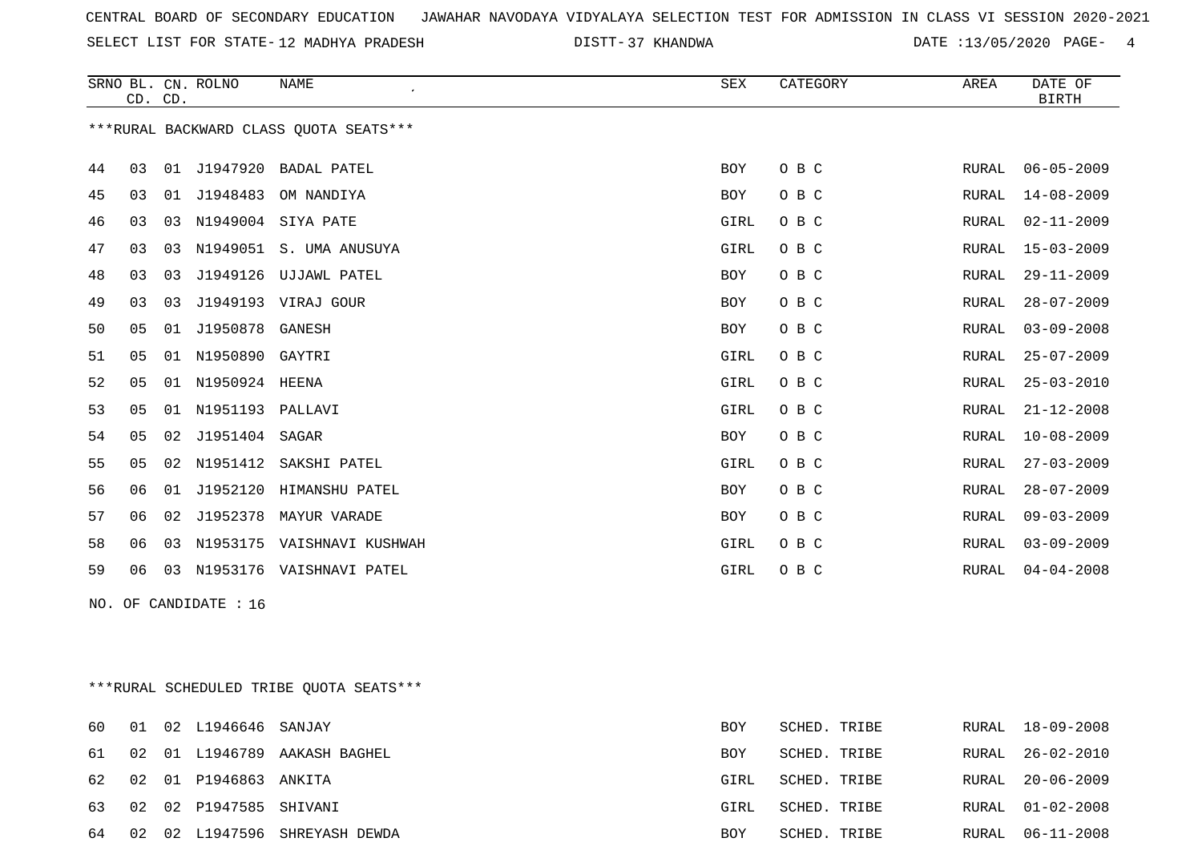CENTRAL BOARD OF SECONDARY EDUCATION JAWAHAR NAVODAYA VIDYALAYA SELECTION TEST FOR ADMISSION IN CLASS VI SESSION 2020-2021

SELECT LIST FOR STATE- 12 MADHYA PRADESH DISTT- 37 KHANDWA DATE :13/05/2020

***RURAL BACKWARD CLASS QUOTA SEATS***

| SRNO | BL. CD. | CN. CD. | ROLNO | NAME | SEX | CATEGORY | AREA | DATE OF BIRTH |
|---|---|---|---|---|---|---|---|---|
| 44 | 03 | 01 | J1947920 | BADAL PATEL | BOY | O B C | RURAL | 06-05-2009 |
| 45 | 03 | 01 | J1948483 | OM NANDIYA | BOY | O B C | RURAL | 14-08-2009 |
| 46 | 03 | 03 | N1949004 | SIYA PATE | GIRL | O B C | RURAL | 02-11-2009 |
| 47 | 03 | 03 | N1949051 | S. UMA ANUSUYA | GIRL | O B C | RURAL | 15-03-2009 |
| 48 | 03 | 03 | J1949126 | UJJAWL PATEL | BOY | O B C | RURAL | 29-11-2009 |
| 49 | 03 | 03 | J1949193 | VIRAJ GOUR | BOY | O B C | RURAL | 28-07-2009 |
| 50 | 05 | 01 | J1950878 | GANESH | BOY | O B C | RURAL | 03-09-2008 |
| 51 | 05 | 01 | N1950890 | GAYTRI | GIRL | O B C | RURAL | 25-07-2009 |
| 52 | 05 | 01 | N1950924 | HEENA | GIRL | O B C | RURAL | 25-03-2010 |
| 53 | 05 | 01 | N1951193 | PALLAVI | GIRL | O B C | RURAL | 21-12-2008 |
| 54 | 05 | 02 | J1951404 | SAGAR | BOY | O B C | RURAL | 10-08-2009 |
| 55 | 05 | 02 | N1951412 | SAKSHI PATEL | GIRL | O B C | RURAL | 27-03-2009 |
| 56 | 06 | 01 | J1952120 | HIMANSHU PATEL | BOY | O B C | RURAL | 28-07-2009 |
| 57 | 06 | 02 | J1952378 | MAYUR VARADE | BOY | O B C | RURAL | 09-03-2009 |
| 58 | 06 | 03 | N1953175 | VAISHNAVI KUSHWAH | GIRL | O B C | RURAL | 03-09-2009 |
| 59 | 06 | 03 | N1953176 | VAISHNAVI PATEL | GIRL | O B C | RURAL | 04-04-2008 |

NO. OF CANDIDATE : 16

***RURAL SCHEDULED TRIBE QUOTA SEATS***

| SRNO | BL. CD. | CN. CD. | ROLNO | NAME | SEX | CATEGORY | AREA | DATE OF BIRTH |
|---|---|---|---|---|---|---|---|---|
| 60 | 01 | 02 | L1946646 | SANJAY | BOY | SCHED. TRIBE | RURAL | 18-09-2008 |
| 61 | 02 | 01 | L1946789 | AAKASH BAGHEL | BOY | SCHED. TRIBE | RURAL | 26-02-2010 |
| 62 | 02 | 01 | P1946863 | ANKITA | GIRL | SCHED. TRIBE | RURAL | 20-06-2009 |
| 63 | 02 | 02 | P1947585 | SHIVANI | GIRL | SCHED. TRIBE | RURAL | 01-02-2008 |
| 64 | 02 | 02 | L1947596 | SHREYASH DEWDA | BOY | SCHED. TRIBE | RURAL | 06-11-2008 |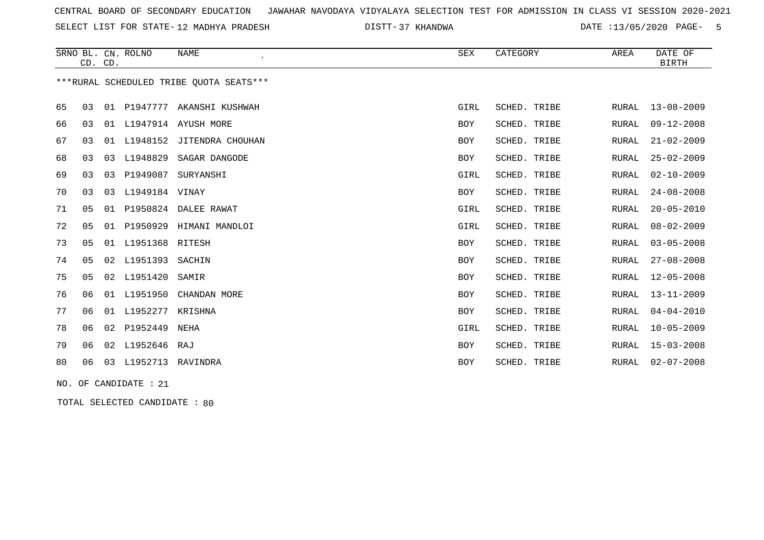CENTRAL BOARD OF SECONDARY EDUCATION JAWAHAR NAVODAYA VIDYALAYA SELECTION TEST FOR ADMISSION IN CLASS VI SESSION 2020-2021

SELECT LIST FOR STATE- 12 MADHYA PRADESH DISTT- 37 KHANDWA DATE :13/05/2020

| SRNO | BL. CD. | CN. CD. | ROLNO | NAME | SEX | CATEGORY | AREA | DATE OF BIRTH |
|---|---|---|---|---|---|---|---|---|

***RURAL SCHEDULED TRIBE QUOTA SEATS***

| SRNO | BL. CD. | CN. CD. | ROLNO | NAME | SEX | CATEGORY | AREA | DATE OF BIRTH |
|---|---|---|---|---|---|---|---|---|
| 65 | 03 | 01 | P1947777 | AKANSHI KUSHWAH | GIRL | SCHED. TRIBE | RURAL | 13-08-2009 |
| 66 | 03 | 01 | L1947914 | AYUSH MORE | BOY | SCHED. TRIBE | RURAL | 09-12-2008 |
| 67 | 03 | 01 | L1948152 | JITENDRA CHOUHAN | BOY | SCHED. TRIBE | RURAL | 21-02-2009 |
| 68 | 03 | 03 | L1948829 | SAGAR DANGODE | BOY | SCHED. TRIBE | RURAL | 25-02-2009 |
| 69 | 03 | 03 | P1949087 | SURYANSHI | GIRL | SCHED. TRIBE | RURAL | 02-10-2009 |
| 70 | 03 | 03 | L1949184 | VINAY | BOY | SCHED. TRIBE | RURAL | 24-08-2008 |
| 71 | 05 | 01 | P1950824 | DALEE RAWAT | GIRL | SCHED. TRIBE | RURAL | 20-05-2010 |
| 72 | 05 | 01 | P1950929 | HIMANI MANDLOI | GIRL | SCHED. TRIBE | RURAL | 08-02-2009 |
| 73 | 05 | 01 | L1951368 | RITESH | BOY | SCHED. TRIBE | RURAL | 03-05-2008 |
| 74 | 05 | 02 | L1951393 | SACHIN | BOY | SCHED. TRIBE | RURAL | 27-08-2008 |
| 75 | 05 | 02 | L1951420 | SAMIR | BOY | SCHED. TRIBE | RURAL | 12-05-2008 |
| 76 | 06 | 01 | L1951950 | CHANDAN MORE | BOY | SCHED. TRIBE | RURAL | 13-11-2009 |
| 77 | 06 | 01 | L1952277 | KRISHNA | BOY | SCHED. TRIBE | RURAL | 04-04-2010 |
| 78 | 06 | 02 | P1952449 | NEHA | GIRL | SCHED. TRIBE | RURAL | 10-05-2009 |
| 79 | 06 | 02 | L1952646 | RAJ | BOY | SCHED. TRIBE | RURAL | 15-03-2008 |
| 80 | 06 | 03 | L1952713 | RAVINDRA | BOY | SCHED. TRIBE | RURAL | 02-07-2008 |

NO. OF CANDIDATE : 21

TOTAL SELECTED CANDIDATE : 80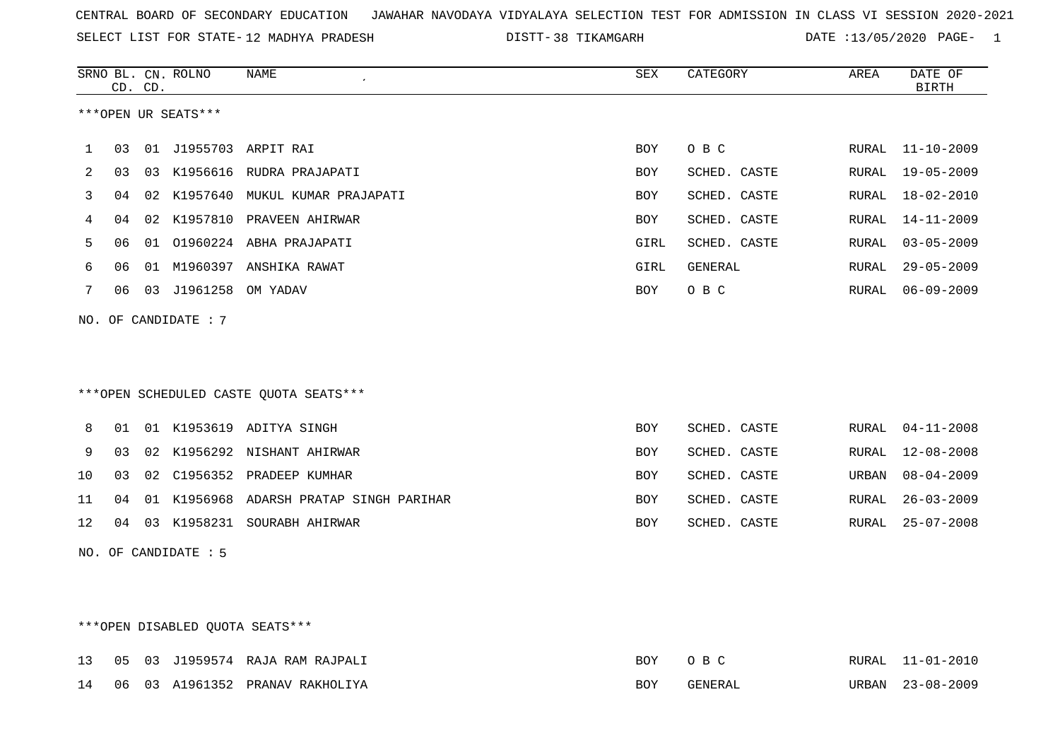CENTRAL BOARD OF SECONDARY EDUCATION JAWAHAR NAVODAYA VIDYALAYA SELECTION TEST FOR ADMISSION IN CLASS VI SESSION 2020-2021

SELECT LIST FOR STATE- 12 MADHYA PRADESH DISTT- 38 TIKAMGARH DATE :13/05/2020

***OPEN UR SEATS***

| SRNO | BL. CD. | CN. CD. | ROLNO | NAME | SEX | CATEGORY | AREA | DATE OF BIRTH |
|---|---|---|---|---|---|---|---|---|
| 1 | 03 | 01 | J1955703 | ARPIT RAI | BOY | O B C | RURAL | 11-10-2009 |
| 2 | 03 | 03 | K1956616 | RUDRA PRAJAPATI | BOY | SCHED. CASTE | RURAL | 19-05-2009 |
| 3 | 04 | 02 | K1957640 | MUKUL KUMAR PRAJAPATI | BOY | SCHED. CASTE | RURAL | 18-02-2010 |
| 4 | 04 | 02 | K1957810 | PRAVEEN AHIRWAR | BOY | SCHED. CASTE | RURAL | 14-11-2009 |
| 5 | 06 | 01 | O1960224 | ABHA PRAJAPATI | GIRL | SCHED. CASTE | RURAL | 03-05-2009 |
| 6 | 06 | 01 | M1960397 | ANSHIKA RAWAT | GIRL | GENERAL | RURAL | 29-05-2009 |
| 7 | 06 | 03 | J1961258 | OM YADAV | BOY | O B C | RURAL | 06-09-2009 |

NO. OF CANDIDATE : 7

***OPEN SCHEDULED CASTE QUOTA SEATS***

| SRNO | BL. CD. | CN. CD. | ROLNO | NAME | SEX | CATEGORY | AREA | DATE OF BIRTH |
|---|---|---|---|---|---|---|---|---|
| 8 | 01 | 01 | K1953619 | ADITYA SINGH | BOY | SCHED. CASTE | RURAL | 04-11-2008 |
| 9 | 03 | 02 | K1956292 | NISHANT AHIRWAR | BOY | SCHED. CASTE | RURAL | 12-08-2008 |
| 10 | 03 | 02 | C1956352 | PRADEEP KUMHAR | BOY | SCHED. CASTE | URBAN | 08-04-2009 |
| 11 | 04 | 01 | K1956968 | ADARSH PRATAP SINGH PARIHAR | BOY | SCHED. CASTE | RURAL | 26-03-2009 |
| 12 | 04 | 03 | K1958231 | SOURABH AHIRWAR | BOY | SCHED. CASTE | RURAL | 25-07-2008 |

NO. OF CANDIDATE : 5

***OPEN DISABLED QUOTA SEATS***

| SRNO | BL. CD. | CN. CD. | ROLNO | NAME | SEX | CATEGORY | AREA | DATE OF BIRTH |
|---|---|---|---|---|---|---|---|---|
| 13 | 05 | 03 | J1959574 | RAJA RAM RAJPALI | BOY | O B C | RURAL | 11-01-2010 |
| 14 | 06 | 03 | A1961352 | PRANAV RAKHOLIYA | BOY | GENERAL | URBAN | 23-08-2009 |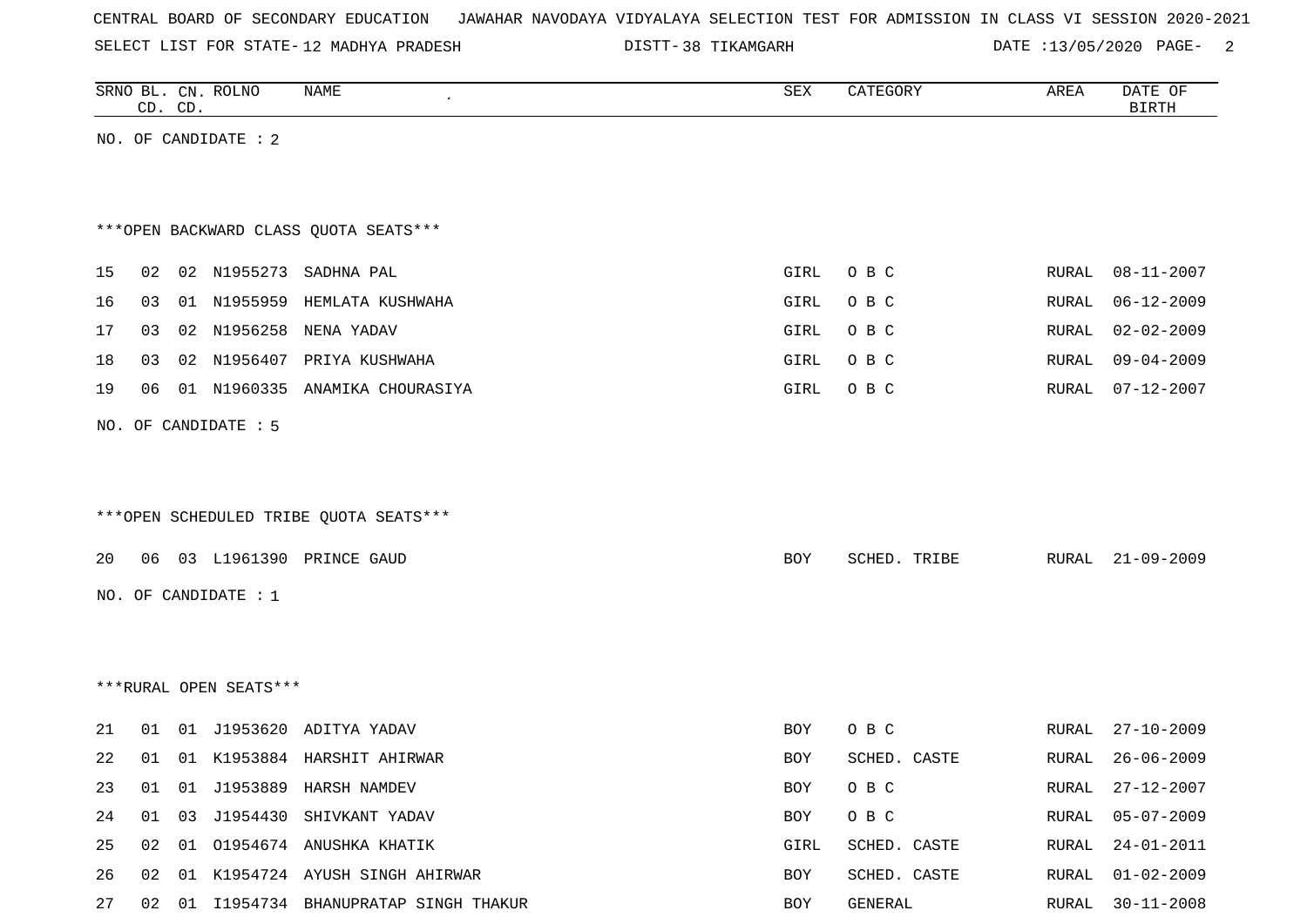CENTRAL BOARD OF SECONDARY EDUCATION JAWAHAR NAVODAYA VIDYALAYA SELECTION TEST FOR ADMISSION IN CLASS VI SESSION 2020-2021

SELECT LIST FOR STATE- 12 MADHYA PRADESH DISTT- 38 TIKAMGARH DATE :13/05/2020

| SRNO | BL. CD. | CN. CD. | ROLNO | NAME | SEX | CATEGORY | AREA | DATE OF BIRTH |
|---|---|---|---|---|---|---|---|---|

NO. OF CANDIDATE : 2

***OPEN BACKWARD CLASS QUOTA SEATS***

| SRNO | BL. CD. | CN. CD. | ROLNO | NAME | SEX | CATEGORY | AREA | DATE OF BIRTH |
|---|---|---|---|---|---|---|---|---|
| 15 | 02 | 02 | N1955273 | SADHNA PAL | GIRL | O B C | RURAL | 08-11-2007 |
| 16 | 03 | 01 | N1955959 | HEMLATA KUSHWAHA | GIRL | O B C | RURAL | 06-12-2009 |
| 17 | 03 | 02 | N1956258 | NENA YADAV | GIRL | O B C | RURAL | 02-02-2009 |
| 18 | 03 | 02 | N1956407 | PRIYA KUSHWAHA | GIRL | O B C | RURAL | 09-04-2009 |
| 19 | 06 | 01 | N1960335 | ANAMIKA CHOURASIYA | GIRL | O B C | RURAL | 07-12-2007 |

NO. OF CANDIDATE : 5

***OPEN SCHEDULED TRIBE QUOTA SEATS***

| SRNO | BL. CD. | CN. CD. | ROLNO | NAME | SEX | CATEGORY | AREA | DATE OF BIRTH |
|---|---|---|---|---|---|---|---|---|
| 20 | 06 | 03 | L1961390 | PRINCE GAUD | BOY | SCHED. TRIBE | RURAL | 21-09-2009 |

NO. OF CANDIDATE : 1

***RURAL OPEN SEATS***

| SRNO | BL. CD. | CN. CD. | ROLNO | NAME | SEX | CATEGORY | AREA | DATE OF BIRTH |
|---|---|---|---|---|---|---|---|---|
| 21 | 01 | 01 | J1953620 | ADITYA YADAV | BOY | O B C | RURAL | 27-10-2009 |
| 22 | 01 | 01 | K1953884 | HARSHIT AHIRWAR | BOY | SCHED. CASTE | RURAL | 26-06-2009 |
| 23 | 01 | 01 | J1953889 | HARSH NAMDEV | BOY | O B C | RURAL | 27-12-2007 |
| 24 | 01 | 03 | J1954430 | SHIVKANT YADAV | BOY | O B C | RURAL | 05-07-2009 |
| 25 | 02 | 01 | O1954674 | ANUSHKA KHATIK | GIRL | SCHED. CASTE | RURAL | 24-01-2011 |
| 26 | 02 | 01 | K1954724 | AYUSH SINGH AHIRWAR | BOY | SCHED. CASTE | RURAL | 01-02-2009 |
| 27 | 02 | 01 | I1954734 | BHANUPRATAP SINGH THAKUR | BOY | GENERAL | RURAL | 30-11-2008 |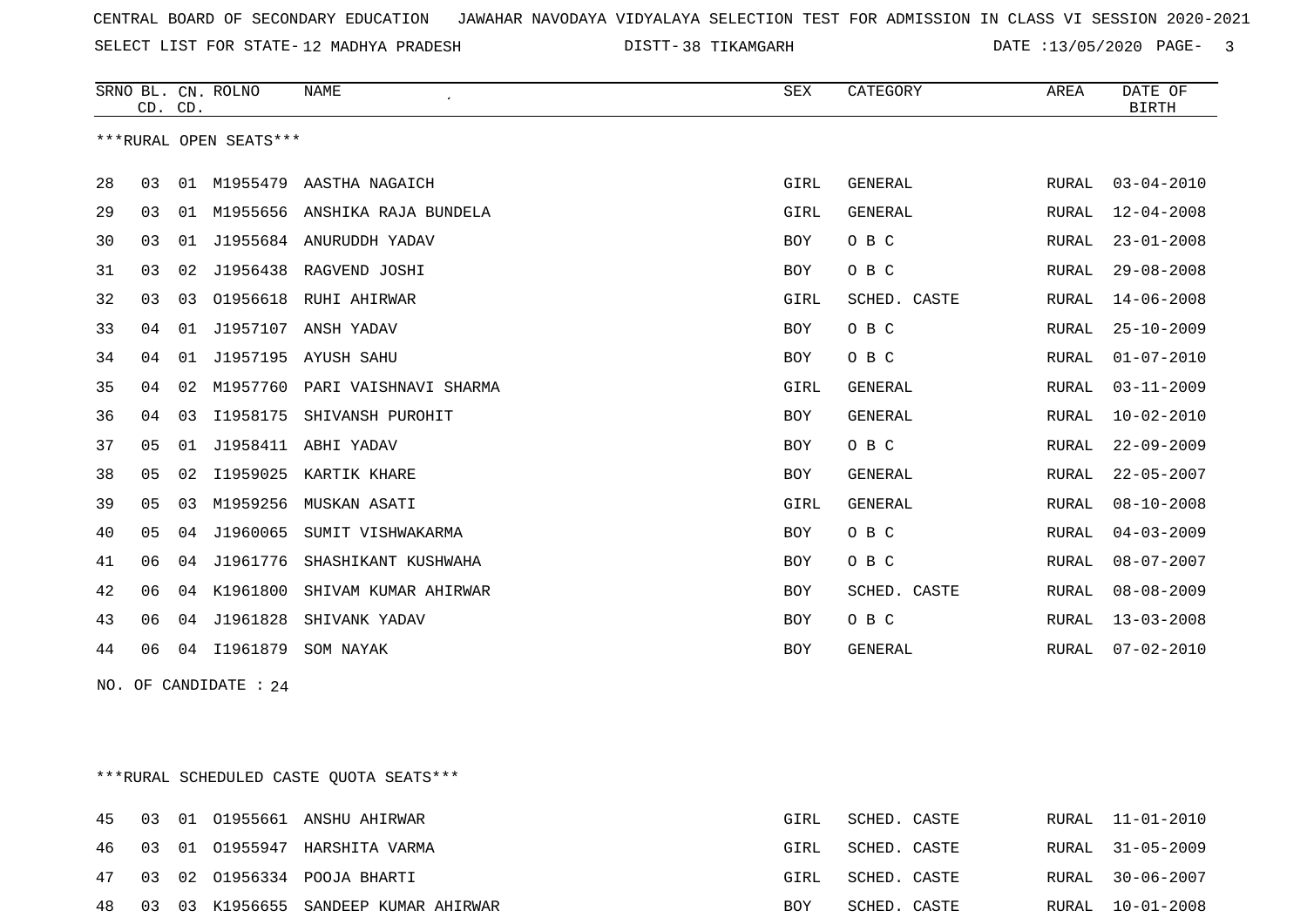CENTRAL BOARD OF SECONDARY EDUCATION JAWAHAR NAVODAYA VIDYALAYA SELECTION TEST FOR ADMISSION IN CLASS VI SESSION 2020-2021

SELECT LIST FOR STATE- 12 MADHYA PRADESH DISTT- 38 TIKAMGARH DATE :13/05/2020

***RURAL OPEN SEATS***

| SRNO | BL. CD. | CN. CD. | ROLNO | NAME | SEX | CATEGORY | AREA | DATE OF BIRTH |
|---|---|---|---|---|---|---|---|---|
| 28 | 03 | 01 | M1955479 | AASTHA NAGAICH | GIRL | GENERAL | RURAL | 03-04-2010 |
| 29 | 03 | 01 | M1955656 | ANSHIKA RAJA BUNDELA | GIRL | GENERAL | RURAL | 12-04-2008 |
| 30 | 03 | 01 | J1955684 | ANURUDDH YADAV | BOY | O B C | RURAL | 23-01-2008 |
| 31 | 03 | 02 | J1956438 | RAGVEND JOSHI | BOY | O B C | RURAL | 29-08-2008 |
| 32 | 03 | 03 | O1956618 | RUHI AHIRWAR | GIRL | SCHED. CASTE | RURAL | 14-06-2008 |
| 33 | 04 | 01 | J1957107 | ANSH YADAV | BOY | O B C | RURAL | 25-10-2009 |
| 34 | 04 | 01 | J1957195 | AYUSH SAHU | BOY | O B C | RURAL | 01-07-2010 |
| 35 | 04 | 02 | M1957760 | PARI VAISHNAVI SHARMA | GIRL | GENERAL | RURAL | 03-11-2009 |
| 36 | 04 | 03 | I1958175 | SHIVANSH PUROHIT | BOY | GENERAL | RURAL | 10-02-2010 |
| 37 | 05 | 01 | J1958411 | ABHI YADAV | BOY | O B C | RURAL | 22-09-2009 |
| 38 | 05 | 02 | I1959025 | KARTIK KHARE | BOY | GENERAL | RURAL | 22-05-2007 |
| 39 | 05 | 03 | M1959256 | MUSKAN ASATI | GIRL | GENERAL | RURAL | 08-10-2008 |
| 40 | 05 | 04 | J1960065 | SUMIT VISHWAKARMA | BOY | O B C | RURAL | 04-03-2009 |
| 41 | 06 | 04 | J1961776 | SHASHIKANT KUSHWAHA | BOY | O B C | RURAL | 08-07-2007 |
| 42 | 06 | 04 | K1961800 | SHIVAM KUMAR AHIRWAR | BOY | SCHED. CASTE | RURAL | 08-08-2009 |
| 43 | 06 | 04 | J1961828 | SHIVANK YADAV | BOY | O B C | RURAL | 13-03-2008 |
| 44 | 06 | 04 | I1961879 | SOM NAYAK | BOY | GENERAL | RURAL | 07-02-2010 |

NO. OF CANDIDATE : 24

***RURAL SCHEDULED CASTE QUOTA SEATS***

| SRNO | BL. CD. | CN. CD. | ROLNO | NAME | SEX | CATEGORY | AREA | DATE OF BIRTH |
|---|---|---|---|---|---|---|---|---|
| 45 | 03 | 01 | O1955661 | ANSHU AHIRWAR | GIRL | SCHED. CASTE | RURAL | 11-01-2010 |
| 46 | 03 | 01 | O1955947 | HARSHITA VARMA | GIRL | SCHED. CASTE | RURAL | 31-05-2009 |
| 47 | 03 | 02 | O1956334 | POOJA BHARTI | GIRL | SCHED. CASTE | RURAL | 30-06-2007 |
| 48 | 03 | 03 | K1956655 | SANDEEP KUMAR AHIRWAR | BOY | SCHED. CASTE | RURAL | 10-01-2008 |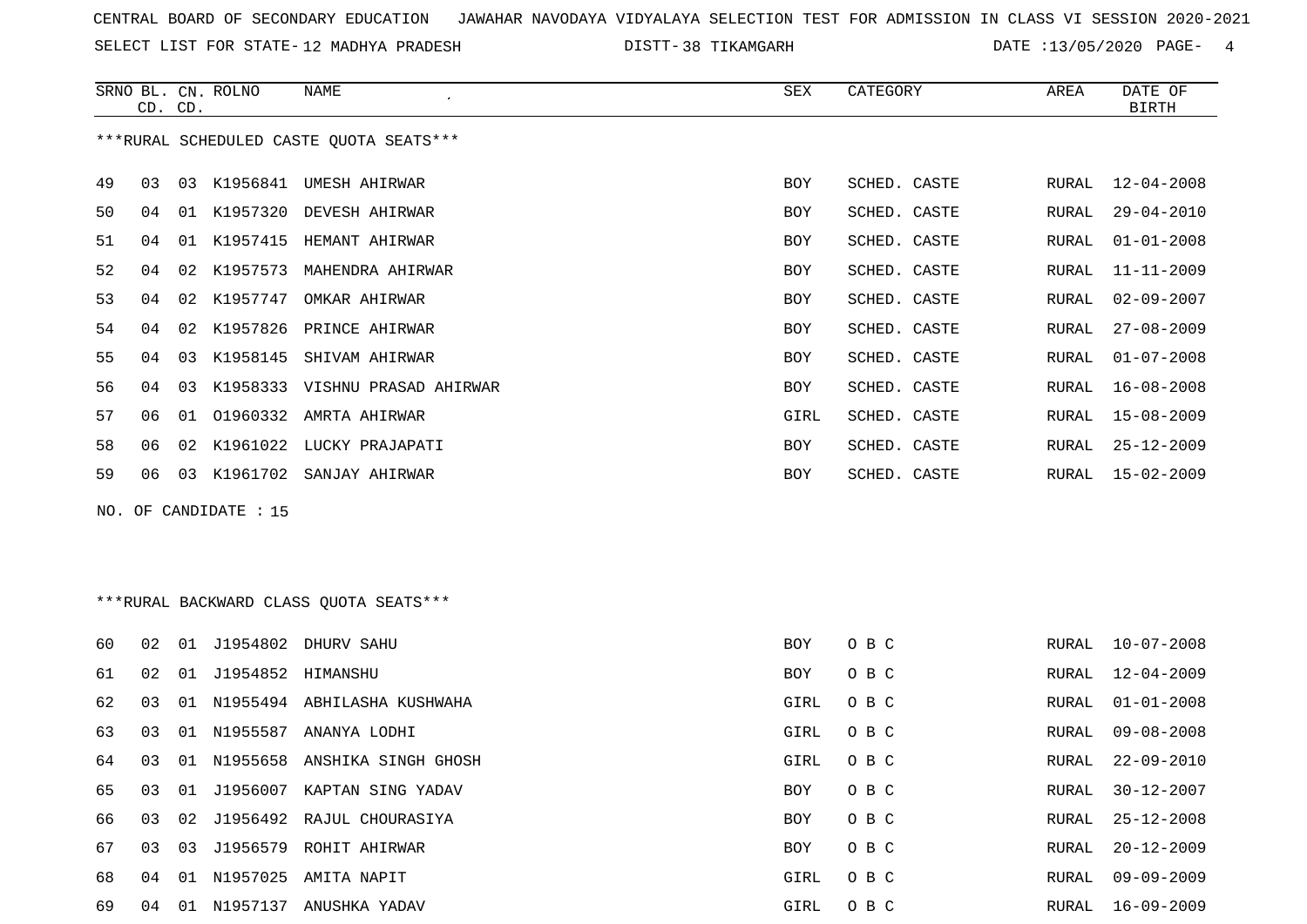CENTRAL BOARD OF SECONDARY EDUCATION   JAWAHAR NAVODAYA VIDYALAYA SELECTION TEST FOR ADMISSION IN CLASS VI SESSION 2020-2021

SELECT LIST FOR STATE- 12 MADHYA PRADESH   DISTT- 38 TIKAMGARH   DATE :13/05/2020

***RURAL SCHEDULED CASTE QUOTA SEATS***

| SRNO | BL. CD. | CN. CD. | ROLNO | NAME | SEX | CATEGORY | AREA | DATE OF BIRTH |
|---|---|---|---|---|---|---|---|---|
| 49 | 03 | 03 | K1956841 | UMESH AHIRWAR | BOY | SCHED. CASTE | RURAL | 12-04-2008 |
| 50 | 04 | 01 | K1957320 | DEVESH AHIRWAR | BOY | SCHED. CASTE | RURAL | 29-04-2010 |
| 51 | 04 | 01 | K1957415 | HEMANT AHIRWAR | BOY | SCHED. CASTE | RURAL | 01-01-2008 |
| 52 | 04 | 02 | K1957573 | MAHENDRA AHIRWAR | BOY | SCHED. CASTE | RURAL | 11-11-2009 |
| 53 | 04 | 02 | K1957747 | OMKAR AHIRWAR | BOY | SCHED. CASTE | RURAL | 02-09-2007 |
| 54 | 04 | 02 | K1957826 | PRINCE AHIRWAR | BOY | SCHED. CASTE | RURAL | 27-08-2009 |
| 55 | 04 | 03 | K1958145 | SHIVAM AHIRWAR | BOY | SCHED. CASTE | RURAL | 01-07-2008 |
| 56 | 04 | 03 | K1958333 | VISHNU PRASAD AHIRWAR | BOY | SCHED. CASTE | RURAL | 16-08-2008 |
| 57 | 06 | 01 | O1960332 | AMRTA AHIRWAR | GIRL | SCHED. CASTE | RURAL | 15-08-2009 |
| 58 | 06 | 02 | K1961022 | LUCKY PRAJAPATI | BOY | SCHED. CASTE | RURAL | 25-12-2009 |
| 59 | 06 | 03 | K1961702 | SANJAY AHIRWAR | BOY | SCHED. CASTE | RURAL | 15-02-2009 |

NO. OF CANDIDATE : 15

***RURAL BACKWARD CLASS QUOTA SEATS***

| SRNO | BL. CD. | CN. CD. | ROLNO | NAME | SEX | CATEGORY | AREA | DATE OF BIRTH |
|---|---|---|---|---|---|---|---|---|
| 60 | 02 | 01 | J1954802 | DHURV SAHU | BOY | O B C | RURAL | 10-07-2008 |
| 61 | 02 | 01 | J1954852 | HIMANSHU | BOY | O B C | RURAL | 12-04-2009 |
| 62 | 03 | 01 | N1955494 | ABHILASHA KUSHWAHA | GIRL | O B C | RURAL | 01-01-2008 |
| 63 | 03 | 01 | N1955587 | ANANYA LODHI | GIRL | O B C | RURAL | 09-08-2008 |
| 64 | 03 | 01 | N1955658 | ANSHIKA SINGH GHOSH | GIRL | O B C | RURAL | 22-09-2010 |
| 65 | 03 | 01 | J1956007 | KAPTAN SING YADAV | BOY | O B C | RURAL | 30-12-2007 |
| 66 | 03 | 02 | J1956492 | RAJUL CHOURASIYA | BOY | O B C | RURAL | 25-12-2008 |
| 67 | 03 | 03 | J1956579 | ROHIT AHIRWAR | BOY | O B C | RURAL | 20-12-2009 |
| 68 | 04 | 01 | N1957025 | AMITA NAPIT | GIRL | O B C | RURAL | 09-09-2009 |
| 69 | 04 | 01 | N1957137 | ANUSHKA YADAV | GIRL | O B C | RURAL | 16-09-2009 |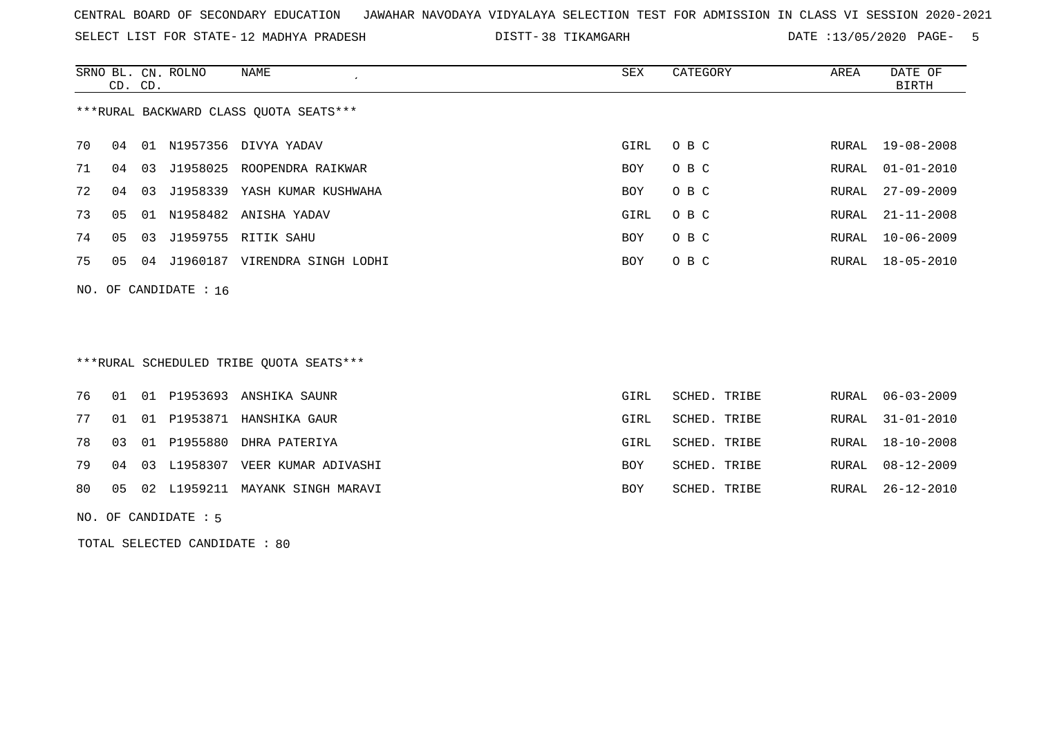CENTRAL BOARD OF SECONDARY EDUCATION JAWAHAR NAVODAYA VIDYALAYA SELECTION TEST FOR ADMISSION IN CLASS VI SESSION 2020-2021

SELECT LIST FOR STATE- 12 MADHYA PRADESH DISTT- 38 TIKAMGARH DATE :13/05/2020

***RURAL BACKWARD CLASS QUOTA SEATS***

| SRNO | BL. CD. | CN. CD. | ROLNO | NAME | SEX | CATEGORY | AREA | DATE OF BIRTH |
|---|---|---|---|---|---|---|---|---|
| 70 | 04 | 01 | N1957356 | DIVYA YADAV | GIRL | O B C | RURAL | 19-08-2008 |
| 71 | 04 | 03 | J1958025 | ROOPENDRA RAIKWAR | BOY | O B C | RURAL | 01-01-2010 |
| 72 | 04 | 03 | J1958339 | YASH KUMAR KUSHWAHA | BOY | O B C | RURAL | 27-09-2009 |
| 73 | 05 | 01 | N1958482 | ANISHA YADAV | GIRL | O B C | RURAL | 21-11-2008 |
| 74 | 05 | 03 | J1959755 | RITIK SAHU | BOY | O B C | RURAL | 10-06-2009 |
| 75 | 05 | 04 | J1960187 | VIRENDRA SINGH LODHI | BOY | O B C | RURAL | 18-05-2010 |

NO. OF CANDIDATE : 16

***RURAL SCHEDULED TRIBE QUOTA SEATS***

| SRNO | BL. CD. | CN. CD. | ROLNO | NAME | SEX | CATEGORY | AREA | DATE OF BIRTH |
|---|---|---|---|---|---|---|---|---|
| 76 | 01 | 01 | P1953693 | ANSHIKA SAUNR | GIRL | SCHED. TRIBE | RURAL | 06-03-2009 |
| 77 | 01 | 01 | P1953871 | HANSHIKA GAUR | GIRL | SCHED. TRIBE | RURAL | 31-01-2010 |
| 78 | 03 | 01 | P1955880 | DHRA PATERIYA | GIRL | SCHED. TRIBE | RURAL | 18-10-2008 |
| 79 | 04 | 03 | L1958307 | VEER KUMAR ADIVASHI | BOY | SCHED. TRIBE | RURAL | 08-12-2009 |
| 80 | 05 | 02 | L1959211 | MAYANK SINGH MARAVI | BOY | SCHED. TRIBE | RURAL | 26-12-2010 |

NO. OF CANDIDATE : 5

TOTAL SELECTED CANDIDATE : 80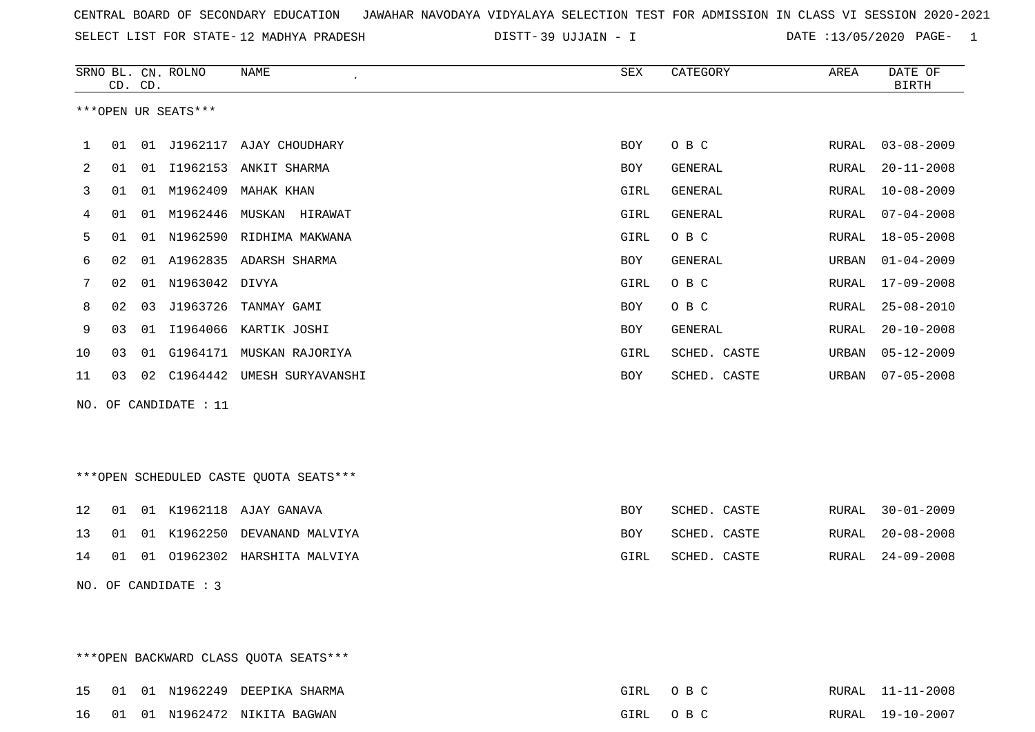CENTRAL BOARD OF SECONDARY EDUCATION JAWAHAR NAVODAYA VIDYALAYA SELECTION TEST FOR ADMISSION IN CLASS VI SESSION 2020-2021

SELECT LIST FOR STATE- 12 MADHYA PRADESH DISTT- 39 UJJAIN - I DATE :13/05/2020

***OPEN UR SEATS***

| SRNO | BL. CD. | CN. CD. | ROLNO | NAME | SEX | CATEGORY | AREA | DATE OF BIRTH |
|---|---|---|---|---|---|---|---|---|
| 1 | 01 | 01 | J1962117 | AJAY CHOUDHARY | BOY | O B C | RURAL | 03-08-2009 |
| 2 | 01 | 01 | I1962153 | ANKIT SHARMA | BOY | GENERAL | RURAL | 20-11-2008 |
| 3 | 01 | 01 | M1962409 | MAHAK KHAN | GIRL | GENERAL | RURAL | 10-08-2009 |
| 4 | 01 | 01 | M1962446 | MUSKAN HIRAWAT | GIRL | GENERAL | RURAL | 07-04-2008 |
| 5 | 01 | 01 | N1962590 | RIDHIMA MAKWANA | GIRL | O B C | RURAL | 18-05-2008 |
| 6 | 02 | 01 | A1962835 | ADARSH SHARMA | BOY | GENERAL | URBAN | 01-04-2009 |
| 7 | 02 | 01 | N1963042 | DIVYA | GIRL | O B C | RURAL | 17-09-2008 |
| 8 | 02 | 03 | J1963726 | TANMAY GAMI | BOY | O B C | RURAL | 25-08-2010 |
| 9 | 03 | 01 | I1964066 | KARTIK JOSHI | BOY | GENERAL | RURAL | 20-10-2008 |
| 10 | 03 | 01 | G1964171 | MUSKAN RAJORIYA | GIRL | SCHED. CASTE | URBAN | 05-12-2009 |
| 11 | 03 | 02 | C1964442 | UMESH SURYAVANSHI | BOY | SCHED. CASTE | URBAN | 07-05-2008 |

NO. OF CANDIDATE : 11

***OPEN SCHEDULED CASTE QUOTA SEATS***

| SRNO | BL. CD. | CN. CD. | ROLNO | NAME | SEX | CATEGORY | AREA | DATE OF BIRTH |
|---|---|---|---|---|---|---|---|---|
| 12 | 01 | 01 | K1962118 | AJAY GANAVA | BOY | SCHED. CASTE | RURAL | 30-01-2009 |
| 13 | 01 | 01 | K1962250 | DEVANAND MALVIYA | BOY | SCHED. CASTE | RURAL | 20-08-2008 |
| 14 | 01 | 01 | O1962302 | HARSHITA MALVIYA | GIRL | SCHED. CASTE | RURAL | 24-09-2008 |

NO. OF CANDIDATE : 3

***OPEN BACKWARD CLASS QUOTA SEATS***

| SRNO | BL. CD. | CN. CD. | ROLNO | NAME | SEX | CATEGORY | AREA | DATE OF BIRTH |
|---|---|---|---|---|---|---|---|---|
| 15 | 01 | 01 | N1962249 | DEEPIKA SHARMA | GIRL | O B C | RURAL | 11-11-2008 |
| 16 | 01 | 01 | N1962472 | NIKITA BAGWAN | GIRL | O B C | RURAL | 19-10-2007 |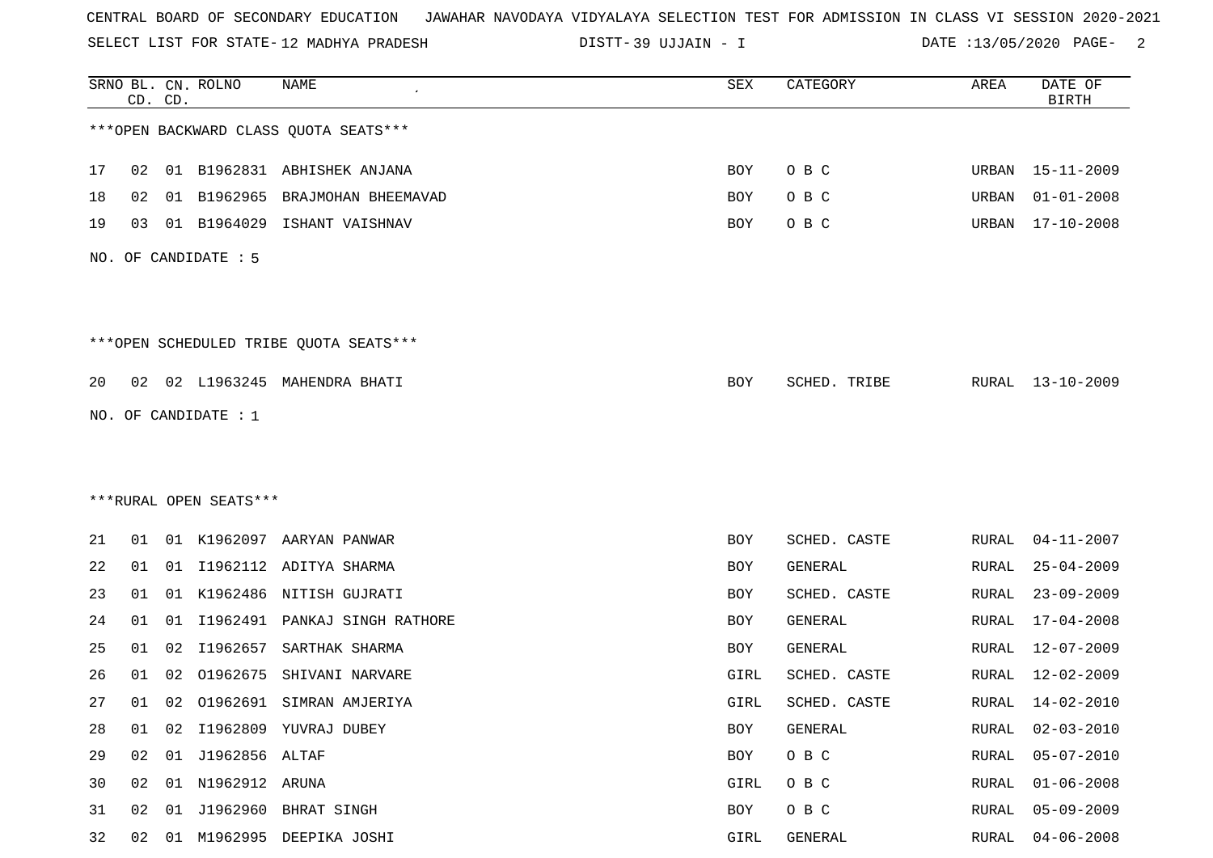CENTRAL BOARD OF SECONDARY EDUCATION JAWAHAR NAVODAYA VIDYALAYA SELECTION TEST FOR ADMISSION IN CLASS VI SESSION 2020-2021

SELECT LIST FOR STATE- 12 MADHYA PRADESH DISTT- 39 UJJAIN - I DATE :13/05/2020

| SRNO | BL. CD. | CN. CD. | ROLNO | NAME | SEX | CATEGORY | AREA | DATE OF BIRTH |
|---|---|---|---|---|---|---|---|---|

***OPEN BACKWARD CLASS QUOTA SEATS***

| SRNO | BL. CD. | CN. CD. | ROLNO | NAME | SEX | CATEGORY | AREA | DATE OF BIRTH |
|---|---|---|---|---|---|---|---|---|
| 17 | 02 | 01 | B1962831 | ABHISHEK ANJANA | BOY | O B C | URBAN | 15-11-2009 |
| 18 | 02 | 01 | B1962965 | BRAJMOHAN BHEEMAVAD | BOY | O B C | URBAN | 01-01-2008 |
| 19 | 03 | 01 | B1964029 | ISHANT VAISHNAV | BOY | O B C | URBAN | 17-10-2008 |

NO. OF CANDIDATE : 5

***OPEN SCHEDULED TRIBE QUOTA SEATS***

| SRNO | BL. CD. | CN. CD. | ROLNO | NAME | SEX | CATEGORY | AREA | DATE OF BIRTH |
|---|---|---|---|---|---|---|---|---|
| 20 | 02 | 02 | L1963245 | MAHENDRA BHATI | BOY | SCHED. TRIBE | RURAL | 13-10-2009 |

NO. OF CANDIDATE : 1

***RURAL OPEN SEATS***

| SRNO | BL. CD. | CN. CD. | ROLNO | NAME | SEX | CATEGORY | AREA | DATE OF BIRTH |
|---|---|---|---|---|---|---|---|---|
| 21 | 01 | 01 | K1962097 | AARYAN PANWAR | BOY | SCHED. CASTE | RURAL | 04-11-2007 |
| 22 | 01 | 01 | I1962112 | ADITYA SHARMA | BOY | GENERAL | RURAL | 25-04-2009 |
| 23 | 01 | 01 | K1962486 | NITISH GUJRATI | BOY | SCHED. CASTE | RURAL | 23-09-2009 |
| 24 | 01 | 01 | I1962491 | PANKAJ SINGH RATHORE | BOY | GENERAL | RURAL | 17-04-2008 |
| 25 | 01 | 02 | I1962657 | SARTHAK SHARMA | BOY | GENERAL | RURAL | 12-07-2009 |
| 26 | 01 | 02 | O1962675 | SHIVANI NARVARE | GIRL | SCHED. CASTE | RURAL | 12-02-2009 |
| 27 | 01 | 02 | O1962691 | SIMRAN AMJERIYA | GIRL | SCHED. CASTE | RURAL | 14-02-2010 |
| 28 | 01 | 02 | I1962809 | YUVRAJ DUBEY | BOY | GENERAL | RURAL | 02-03-2010 |
| 29 | 02 | 01 | J1962856 | ALTAF | BOY | O B C | RURAL | 05-07-2010 |
| 30 | 02 | 01 | N1962912 | ARUNA | GIRL | O B C | RURAL | 01-06-2008 |
| 31 | 02 | 01 | J1962960 | BHRAT SINGH | BOY | O B C | RURAL | 05-09-2009 |
| 32 | 02 | 01 | M1962995 | DEEPIKA JOSHI | GIRL | GENERAL | RURAL | 04-06-2008 |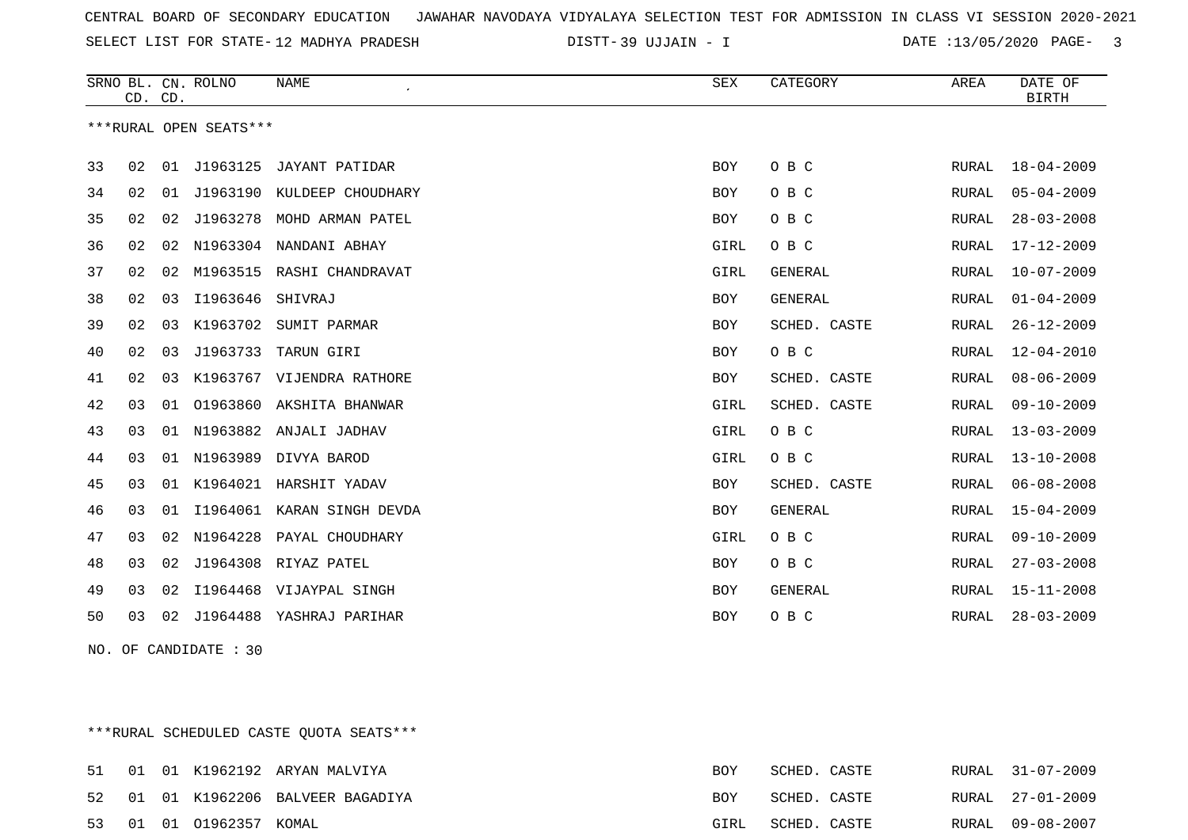CENTRAL BOARD OF SECONDARY EDUCATION JAWAHAR NAVODAYA VIDYALAYA SELECTION TEST FOR ADMISSION IN CLASS VI SESSION 2020-2021

SELECT LIST FOR STATE- 12 MADHYA PRADESH DISTT- 39 UJJAIN - I DATE :13/05/2020

| SRNO | BL. CD. | CN. CD. | ROLNO | NAME | SEX | CATEGORY | AREA | DATE OF BIRTH |
|---|---|---|---|---|---|---|---|---|

***RURAL OPEN SEATS***

| SRNO | BL. CD. | CN. CD. | ROLNO | NAME | SEX | CATEGORY | AREA | DATE OF BIRTH |
|---|---|---|---|---|---|---|---|---|
| 33 | 02 | 01 | J1963125 | JAYANT PATIDAR | BOY | O B C | RURAL | 18-04-2009 |
| 34 | 02 | 01 | J1963190 | KULDEEP CHOUDHARY | BOY | O B C | RURAL | 05-04-2009 |
| 35 | 02 | 02 | J1963278 | MOHD ARMAN PATEL | BOY | O B C | RURAL | 28-03-2008 |
| 36 | 02 | 02 | N1963304 | NANDANI ABHAY | GIRL | O B C | RURAL | 17-12-2009 |
| 37 | 02 | 02 | M1963515 | RASHI CHANDRAVAT | GIRL | GENERAL | RURAL | 10-07-2009 |
| 38 | 02 | 03 | I1963646 | SHIVRAJ | BOY | GENERAL | RURAL | 01-04-2009 |
| 39 | 02 | 03 | K1963702 | SUMIT PARMAR | BOY | SCHED. CASTE | RURAL | 26-12-2009 |
| 40 | 02 | 03 | J1963733 | TARUN GIRI | BOY | O B C | RURAL | 12-04-2010 |
| 41 | 02 | 03 | K1963767 | VIJENDRA RATHORE | BOY | SCHED. CASTE | RURAL | 08-06-2009 |
| 42 | 03 | 01 | O1963860 | AKSHITA BHANWAR | GIRL | SCHED. CASTE | RURAL | 09-10-2009 |
| 43 | 03 | 01 | N1963882 | ANJALI JADHAV | GIRL | O B C | RURAL | 13-03-2009 |
| 44 | 03 | 01 | N1963989 | DIVYA BAROD | GIRL | O B C | RURAL | 13-10-2008 |
| 45 | 03 | 01 | K1964021 | HARSHIT YADAV | BOY | SCHED. CASTE | RURAL | 06-08-2008 |
| 46 | 03 | 01 | I1964061 | KARAN SINGH DEVDA | BOY | GENERAL | RURAL | 15-04-2009 |
| 47 | 03 | 02 | N1964228 | PAYAL CHOUDHARY | GIRL | O B C | RURAL | 09-10-2009 |
| 48 | 03 | 02 | J1964308 | RIYAZ PATEL | BOY | O B C | RURAL | 27-03-2008 |
| 49 | 03 | 02 | I1964468 | VIJAYPAL SINGH | BOY | GENERAL | RURAL | 15-11-2008 |
| 50 | 03 | 02 | J1964488 | YASHRAJ PARIHAR | BOY | O B C | RURAL | 28-03-2009 |

NO. OF CANDIDATE : 30

***RURAL SCHEDULED CASTE QUOTA SEATS***

| SRNO | BL. CD. | CN. CD. | ROLNO | NAME | SEX | CATEGORY | AREA | DATE OF BIRTH |
|---|---|---|---|---|---|---|---|---|
| 51 | 01 | 01 | K1962192 | ARYAN MALVIYA | BOY | SCHED. CASTE | RURAL | 31-07-2009 |
| 52 | 01 | 01 | K1962206 | BALVEER BAGADIYA | BOY | SCHED. CASTE | RURAL | 27-01-2009 |
| 53 | 01 | 01 | O1962357 | KOMAL | GIRL | SCHED. CASTE | RURAL | 09-08-2007 |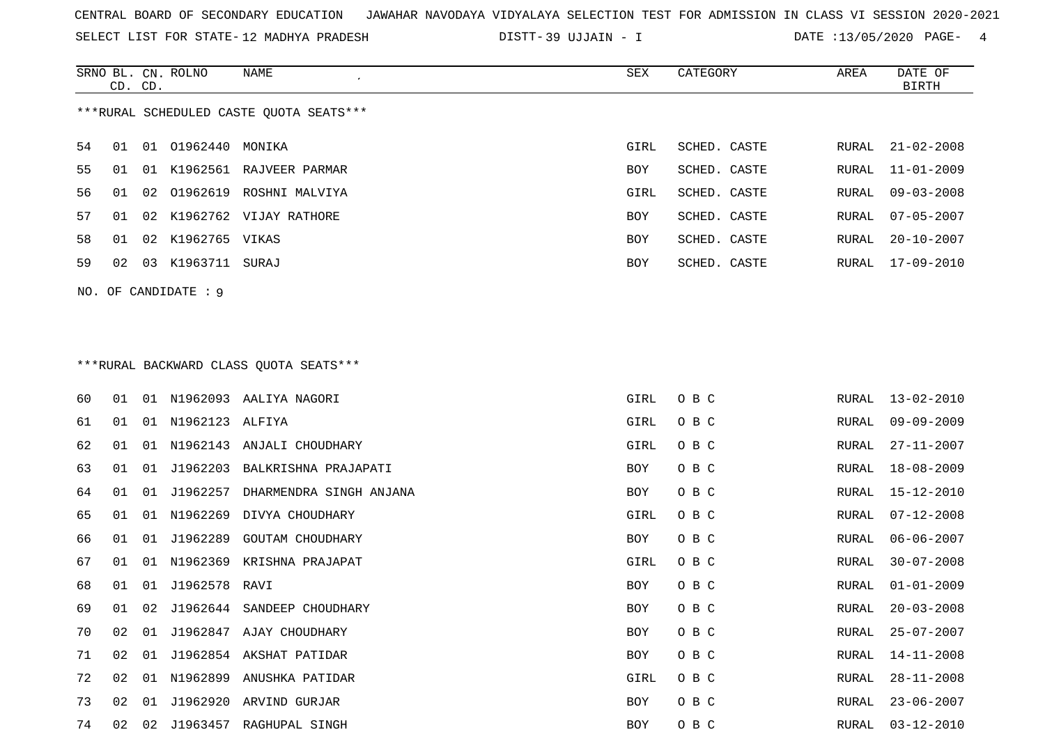CENTRAL BOARD OF SECONDARY EDUCATION JAWAHAR NAVODAYA VIDYALAYA SELECTION TEST FOR ADMISSION IN CLASS VI SESSION 2020-2021

SELECT LIST FOR STATE- 12 MADHYA PRADESH DISTT- 39 UJJAIN - I DATE :13/05/2020 PAGE- 4

***RURAL SCHEDULED CASTE QUOTA SEATS***

| SRNO | BL. CD. | CN. CD. | ROLNO | NAME | SEX | CATEGORY | AREA | DATE OF BIRTH |
|---|---|---|---|---|---|---|---|---|
| 54 | 01 | 01 | O1962440 | MONIKA | GIRL | SCHED. CASTE | RURAL | 21-02-2008 |
| 55 | 01 | 01 | K1962561 | RAJVEER PARMAR | BOY | SCHED. CASTE | RURAL | 11-01-2009 |
| 56 | 01 | 02 | O1962619 | ROSHNI MALVIYA | GIRL | SCHED. CASTE | RURAL | 09-03-2008 |
| 57 | 01 | 02 | K1962762 | VIJAY RATHORE | BOY | SCHED. CASTE | RURAL | 07-05-2007 |
| 58 | 01 | 02 | K1962765 | VIKAS | BOY | SCHED. CASTE | RURAL | 20-10-2007 |
| 59 | 02 | 03 | K1963711 | SURAJ | BOY | SCHED. CASTE | RURAL | 17-09-2010 |

NO. OF CANDIDATE : 9

***RURAL BACKWARD CLASS QUOTA SEATS***

| SRNO | BL. CD. | CN. CD. | ROLNO | NAME | SEX | CATEGORY | AREA | DATE OF BIRTH |
|---|---|---|---|---|---|---|---|---|
| 60 | 01 | 01 | N1962093 | AALIYA NAGORI | GIRL | O B C | RURAL | 13-02-2010 |
| 61 | 01 | 01 | N1962123 | ALFIYA | GIRL | O B C | RURAL | 09-09-2009 |
| 62 | 01 | 01 | N1962143 | ANJALI CHOUDHARY | GIRL | O B C | RURAL | 27-11-2007 |
| 63 | 01 | 01 | J1962203 | BALKRISHNA PRAJAPATI | BOY | O B C | RURAL | 18-08-2009 |
| 64 | 01 | 01 | J1962257 | DHARMENDRA SINGH ANJANA | BOY | O B C | RURAL | 15-12-2010 |
| 65 | 01 | 01 | N1962269 | DIVYA CHOUDHARY | GIRL | O B C | RURAL | 07-12-2008 |
| 66 | 01 | 01 | J1962289 | GOUTAM CHOUDHARY | BOY | O B C | RURAL | 06-06-2007 |
| 67 | 01 | 01 | N1962369 | KRISHNA PRAJAPAT | GIRL | O B C | RURAL | 30-07-2008 |
| 68 | 01 | 01 | J1962578 | RAVI | BOY | O B C | RURAL | 01-01-2009 |
| 69 | 01 | 02 | J1962644 | SANDEEP CHOUDHARY | BOY | O B C | RURAL | 20-03-2008 |
| 70 | 02 | 01 | J1962847 | AJAY CHOUDHARY | BOY | O B C | RURAL | 25-07-2007 |
| 71 | 02 | 01 | J1962854 | AKSHAT PATIDAR | BOY | O B C | RURAL | 14-11-2008 |
| 72 | 02 | 01 | N1962899 | ANUSHKA PATIDAR | GIRL | O B C | RURAL | 28-11-2008 |
| 73 | 02 | 01 | J1962920 | ARVIND GURJAR | BOY | O B C | RURAL | 23-06-2007 |
| 74 | 02 | 02 | J1963457 | RAGHUPAL SINGH | BOY | O B C | RURAL | 03-12-2010 |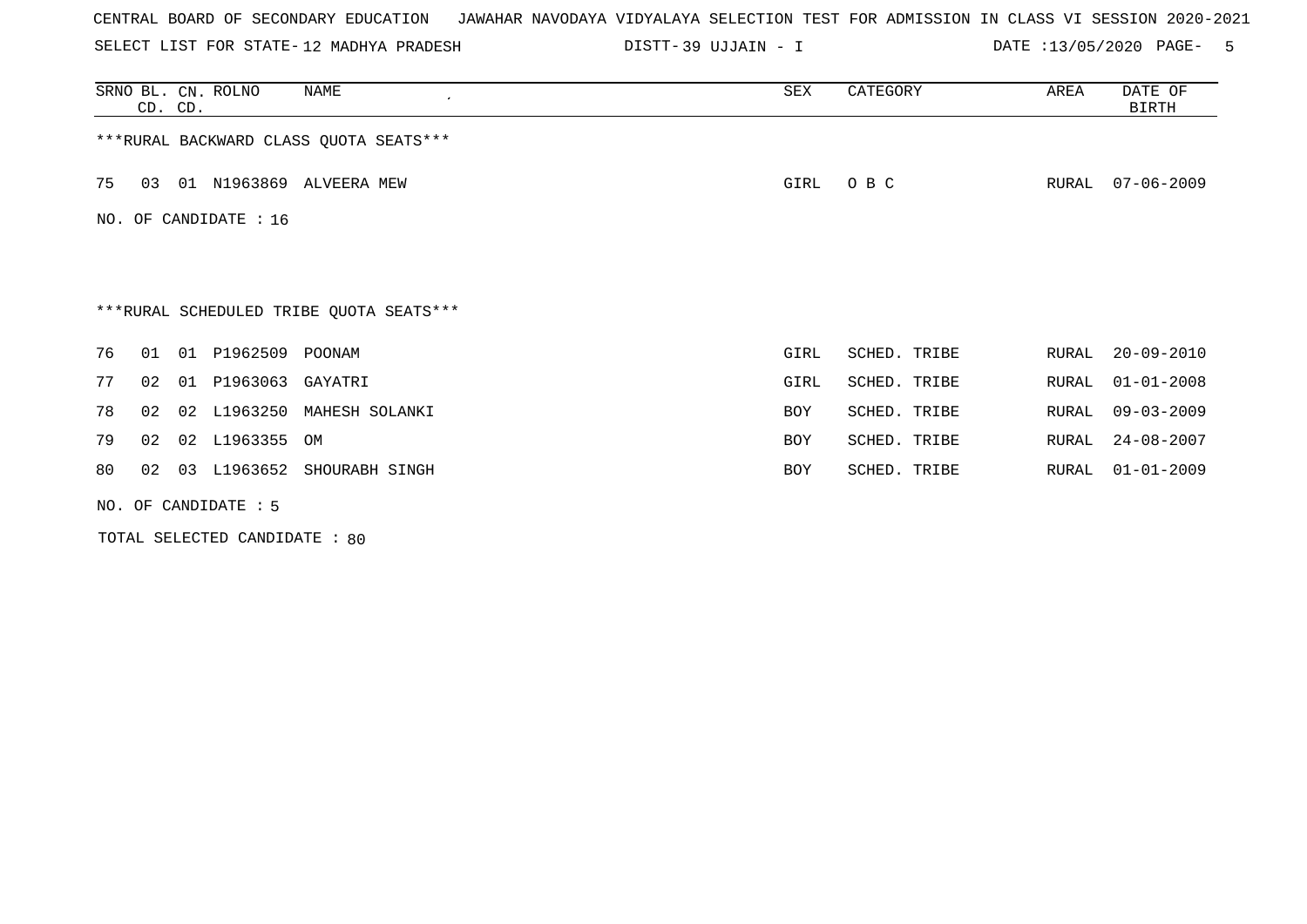CENTRAL BOARD OF SECONDARY EDUCATION JAWAHAR NAVODAYA VIDYALAYA SELECTION TEST FOR ADMISSION IN CLASS VI SESSION 2020-2021

SELECT LIST FOR STATE- 12 MADHYA PRADESH DISTT- 39 UJJAIN - I DATE :13/05/2020

| SRNO | BL. CD. | CN. CD. | ROLNO | NAME | SEX | CATEGORY | AREA | DATE OF BIRTH |
|---|---|---|---|---|---|---|---|---|

***RURAL BACKWARD CLASS QUOTA SEATS***

| SRNO | BL. CD. | CN. CD. | ROLNO | NAME | SEX | CATEGORY | AREA | DATE OF BIRTH |
|---|---|---|---|---|---|---|---|---|
| 75 | 03 | 01 | N1963869 | ALVEERA MEW | GIRL | O B C | RURAL | 07-06-2009 |

NO. OF CANDIDATE : 16

***RURAL SCHEDULED TRIBE QUOTA SEATS***

| SRNO | BL. CD. | CN. CD. | ROLNO | NAME | SEX | CATEGORY | AREA | DATE OF BIRTH |
|---|---|---|---|---|---|---|---|---|
| 76 | 01 | 01 | P1962509 | POONAM | GIRL | SCHED. TRIBE | RURAL | 20-09-2010 |
| 77 | 02 | 01 | P1963063 | GAYATRI | GIRL | SCHED. TRIBE | RURAL | 01-01-2008 |
| 78 | 02 | 02 | L1963250 | MAHESH SOLANKI | BOY | SCHED. TRIBE | RURAL | 09-03-2009 |
| 79 | 02 | 02 | L1963355 | OM | BOY | SCHED. TRIBE | RURAL | 24-08-2007 |
| 80 | 02 | 03 | L1963652 | SHOURABH SINGH | BOY | SCHED. TRIBE | RURAL | 01-01-2009 |

NO. OF CANDIDATE : 5

TOTAL SELECTED CANDIDATE : 80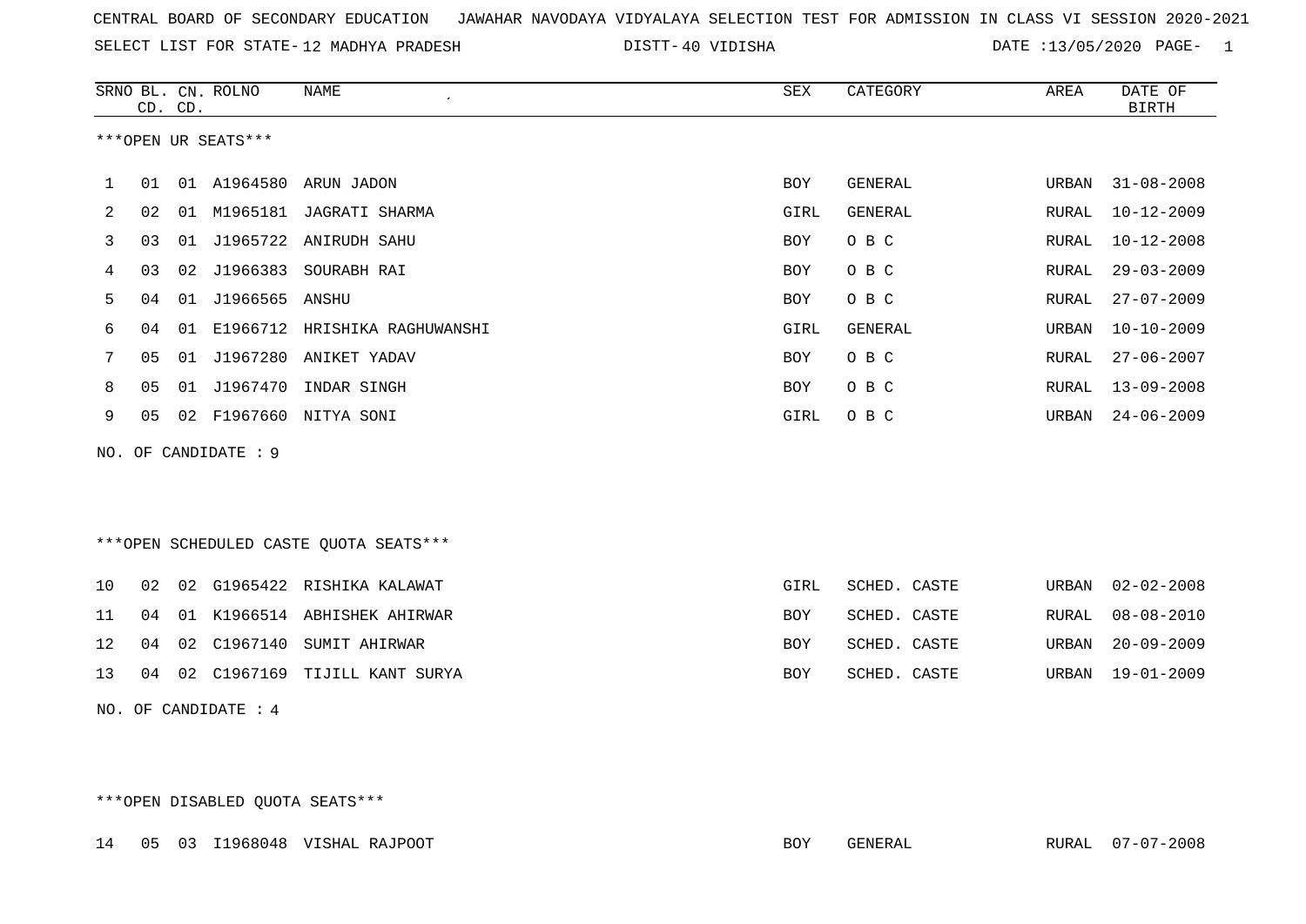CENTRAL BOARD OF SECONDARY EDUCATION   JAWAHAR NAVODAYA VIDYALAYA SELECTION TEST FOR ADMISSION IN CLASS VI SESSION 2020-2021

SELECT LIST FOR STATE- 12 MADHYA PRADESH   DISTT- 40 VIDISHA   DATE :13/05/2020

| SRNO | BL. CD. | CN. CD. | ROLNO | NAME | SEX | CATEGORY | AREA | DATE OF BIRTH |
|---|---|---|---|---|---|---|---|---|

***OPEN UR SEATS***

| SRNO | BL. CD. | CN. CD. | ROLNO | NAME | SEX | CATEGORY | AREA | DATE OF BIRTH |
|---|---|---|---|---|---|---|---|---|
| 1 | 01 | 01 | A1964580 | ARUN JADON | BOY | GENERAL | URBAN | 31-08-2008 |
| 2 | 02 | 01 | M1965181 | JAGRATI SHARMA | GIRL | GENERAL | RURAL | 10-12-2009 |
| 3 | 03 | 01 | J1965722 | ANIRUDH SAHU | BOY | O B C | RURAL | 10-12-2008 |
| 4 | 03 | 02 | J1966383 | SOURABH RAI | BOY | O B C | RURAL | 29-03-2009 |
| 5 | 04 | 01 | J1966565 | ANSHU | BOY | O B C | RURAL | 27-07-2009 |
| 6 | 04 | 01 | E1966712 | HRISHIKA RAGHUWANSHI | GIRL | GENERAL | URBAN | 10-10-2009 |
| 7 | 05 | 01 | J1967280 | ANIKET YADAV | BOY | O B C | RURAL | 27-06-2007 |
| 8 | 05 | 01 | J1967470 | INDAR SINGH | BOY | O B C | RURAL | 13-09-2008 |
| 9 | 05 | 02 | F1967660 | NITYA SONI | GIRL | O B C | URBAN | 24-06-2009 |

NO. OF CANDIDATE : 9

***OPEN SCHEDULED CASTE QUOTA SEATS***

| SRNO | BL. CD. | CN. CD. | ROLNO | NAME | SEX | CATEGORY | AREA | DATE OF BIRTH |
|---|---|---|---|---|---|---|---|---|
| 10 | 02 | 02 | G1965422 | RISHIKA KALAWAT | GIRL | SCHED. CASTE | URBAN | 02-02-2008 |
| 11 | 04 | 01 | K1966514 | ABHISHEK AHIRWAR | BOY | SCHED. CASTE | RURAL | 08-08-2010 |
| 12 | 04 | 02 | C1967140 | SUMIT AHIRWAR | BOY | SCHED. CASTE | URBAN | 20-09-2009 |
| 13 | 04 | 02 | C1967169 | TIJILL KANT SURYA | BOY | SCHED. CASTE | URBAN | 19-01-2009 |

NO. OF CANDIDATE : 4

***OPEN DISABLED QUOTA SEATS***

| SRNO | BL. CD. | CN. CD. | ROLNO | NAME | SEX | CATEGORY | AREA | DATE OF BIRTH |
|---|---|---|---|---|---|---|---|---|
| 14 | 05 | 03 | I1968048 | VISHAL RAJPOOT | BOY | GENERAL | RURAL | 07-07-2008 |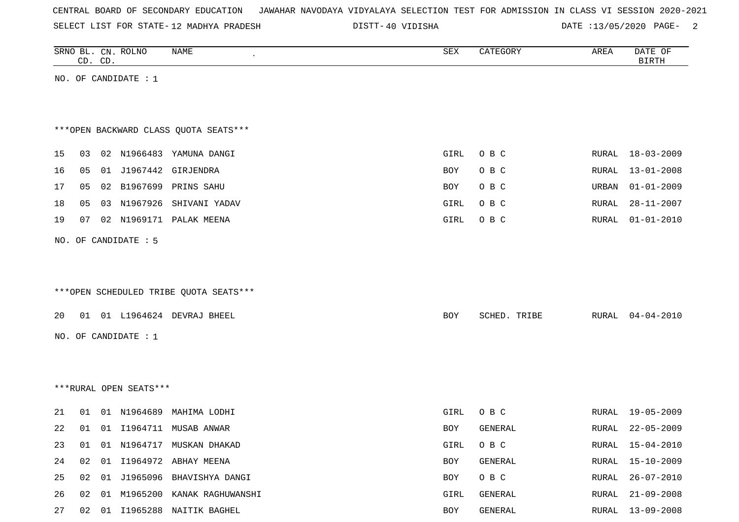CENTRAL BOARD OF SECONDARY EDUCATION JAWAHAR NAVODAYA VIDYALAYA SELECTION TEST FOR ADMISSION IN CLASS VI SESSION 2020-2021

SELECT LIST FOR STATE- 12 MADHYA PRADESH DISTT- 40 VIDISHA DATE :13/05/2020

| SRNO | BL. CD. | CN. CD. | ROLNO | NAME | SEX | CATEGORY | AREA | DATE OF BIRTH |
|---|---|---|---|---|---|---|---|---|

NO. OF CANDIDATE : 1

***OPEN BACKWARD CLASS QUOTA SEATS***

| SRNO | BL. CD. | CN. CD. | ROLNO | NAME | SEX | CATEGORY | AREA | DATE OF BIRTH |
|---|---|---|---|---|---|---|---|---|
| 15 | 03 | 02 | N1966483 | YAMUNA DANGI | GIRL | O B C | RURAL | 18-03-2009 |
| 16 | 05 | 01 | J1967442 | GIRJENDRA | BOY | O B C | RURAL | 13-01-2008 |
| 17 | 05 | 02 | B1967699 | PRINS SAHU | BOY | O B C | URBAN | 01-01-2009 |
| 18 | 05 | 03 | N1967926 | SHIVANI YADAV | GIRL | O B C | RURAL | 28-11-2007 |
| 19 | 07 | 02 | N1969171 | PALAK MEENA | GIRL | O B C | RURAL | 01-01-2010 |

NO. OF CANDIDATE : 5

***OPEN SCHEDULED TRIBE QUOTA SEATS***

| SRNO | BL. CD. | CN. CD. | ROLNO | NAME | SEX | CATEGORY | AREA | DATE OF BIRTH |
|---|---|---|---|---|---|---|---|---|
| 20 | 01 | 01 | L1964624 | DEVRAJ BHEEL | BOY | SCHED. TRIBE | RURAL | 04-04-2010 |

NO. OF CANDIDATE : 1

***RURAL OPEN SEATS***

| SRNO | BL. CD. | CN. CD. | ROLNO | NAME | SEX | CATEGORY | AREA | DATE OF BIRTH |
|---|---|---|---|---|---|---|---|---|
| 21 | 01 | 01 | N1964689 | MAHIMA LODHI | GIRL | O B C | RURAL | 19-05-2009 |
| 22 | 01 | 01 | I1964711 | MUSAB ANWAR | BOY | GENERAL | RURAL | 22-05-2009 |
| 23 | 01 | 01 | N1964717 | MUSKAN DHAKAD | GIRL | O B C | RURAL | 15-04-2010 |
| 24 | 02 | 01 | I1964972 | ABHAY MEENA | BOY | GENERAL | RURAL | 15-10-2009 |
| 25 | 02 | 01 | J1965096 | BHAVISHYA DANGI | BOY | O B C | RURAL | 26-07-2010 |
| 26 | 02 | 01 | M1965200 | KANAK RAGHUWANSHI | GIRL | GENERAL | RURAL | 21-09-2008 |
| 27 | 02 | 01 | I1965288 | NAITIK BAGHEL | BOY | GENERAL | RURAL | 13-09-2008 |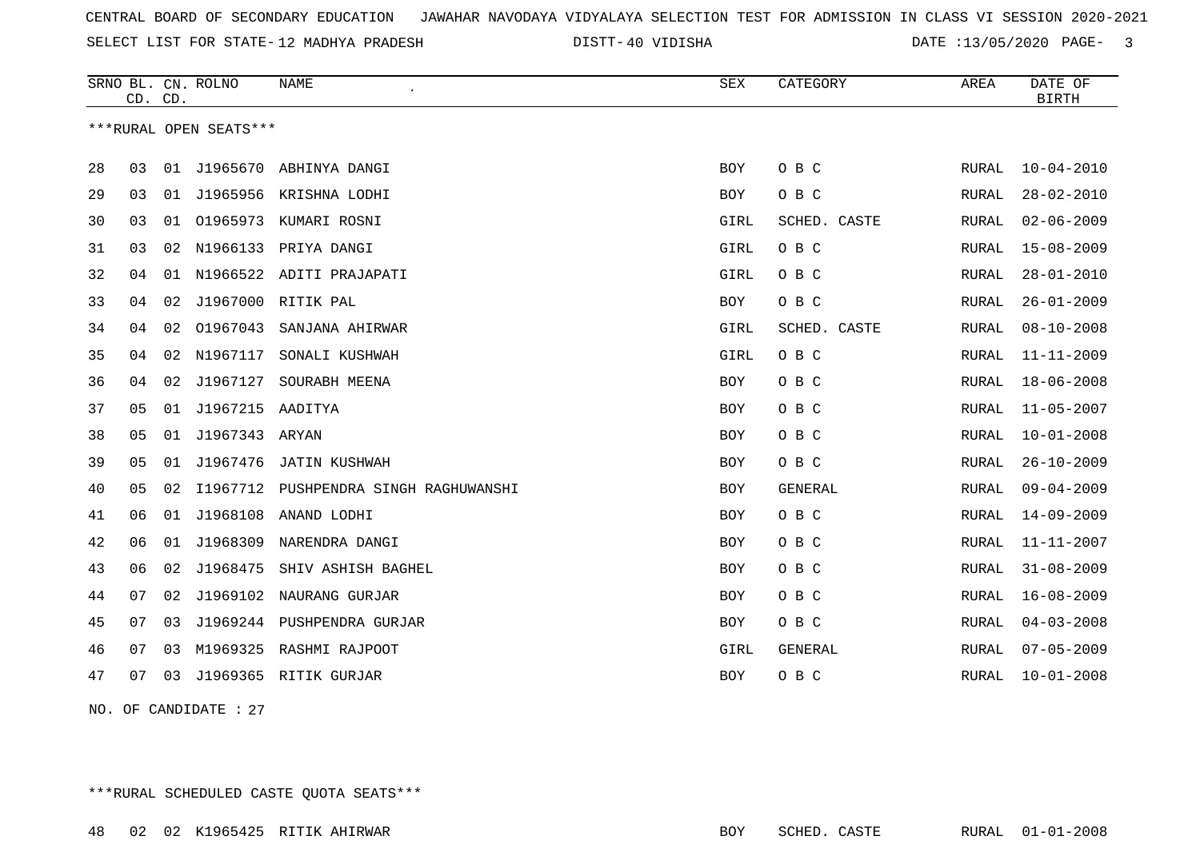CENTRAL BOARD OF SECONDARY EDUCATION JAWAHAR NAVODAYA VIDYALAYA SELECTION TEST FOR ADMISSION IN CLASS VI SESSION 2020-2021

SELECT LIST FOR STATE- 12 MADHYA PRADESH DISTT- 40 VIDISHA DATE :13/05/2020

***RURAL OPEN SEATS***

| SRNO | BL. CD. | CN. CD. | ROLNO | NAME | SEX | CATEGORY | AREA | DATE OF BIRTH |
|---|---|---|---|---|---|---|---|---|
| 28 | 03 | 01 | J1965670 | ABHINYA DANGI | BOY | O B C | RURAL | 10-04-2010 |
| 29 | 03 | 01 | J1965956 | KRISHNA LODHI | BOY | O B C | RURAL | 28-02-2010 |
| 30 | 03 | 01 | O1965973 | KUMARI ROSNI | GIRL | SCHED. CASTE | RURAL | 02-06-2009 |
| 31 | 03 | 02 | N1966133 | PRIYA DANGI | GIRL | O B C | RURAL | 15-08-2009 |
| 32 | 04 | 01 | N1966522 | ADITI PRAJAPATI | GIRL | O B C | RURAL | 28-01-2010 |
| 33 | 04 | 02 | J1967000 | RITIK PAL | BOY | O B C | RURAL | 26-01-2009 |
| 34 | 04 | 02 | O1967043 | SANJANA AHIRWAR | GIRL | SCHED. CASTE | RURAL | 08-10-2008 |
| 35 | 04 | 02 | N1967117 | SONALI KUSHWAH | GIRL | O B C | RURAL | 11-11-2009 |
| 36 | 04 | 02 | J1967127 | SOURABH MEENA | BOY | O B C | RURAL | 18-06-2008 |
| 37 | 05 | 01 | J1967215 | AADITYA | BOY | O B C | RURAL | 11-05-2007 |
| 38 | 05 | 01 | J1967343 | ARYAN | BOY | O B C | RURAL | 10-01-2008 |
| 39 | 05 | 01 | J1967476 | JATIN KUSHWAH | BOY | O B C | RURAL | 26-10-2009 |
| 40 | 05 | 02 | I1967712 | PUSHPENDRA SINGH RAGHUWANSHI | BOY | GENERAL | RURAL | 09-04-2009 |
| 41 | 06 | 01 | J1968108 | ANAND LODHI | BOY | O B C | RURAL | 14-09-2009 |
| 42 | 06 | 01 | J1968309 | NARENDRA DANGI | BOY | O B C | RURAL | 11-11-2007 |
| 43 | 06 | 02 | J1968475 | SHIV ASHISH BAGHEL | BOY | O B C | RURAL | 31-08-2009 |
| 44 | 07 | 02 | J1969102 | NAURANG GURJAR | BOY | O B C | RURAL | 16-08-2009 |
| 45 | 07 | 03 | J1969244 | PUSHPENDRA GURJAR | BOY | O B C | RURAL | 04-03-2008 |
| 46 | 07 | 03 | M1969325 | RASHMI RAJPOOT | GIRL | GENERAL | RURAL | 07-05-2009 |
| 47 | 07 | 03 | J1969365 | RITIK GURJAR | BOY | O B C | RURAL | 10-01-2008 |

NO. OF CANDIDATE : 27

***RURAL SCHEDULED CASTE QUOTA SEATS***

| SRNO | BL. CD. | CN. CD. | ROLNO | NAME | SEX | CATEGORY | AREA | DATE OF BIRTH |
|---|---|---|---|---|---|---|---|---|
| 48 | 02 | 02 | K1965425 | RITIK AHIRWAR | BOY | SCHED. CASTE | RURAL | 01-01-2008 |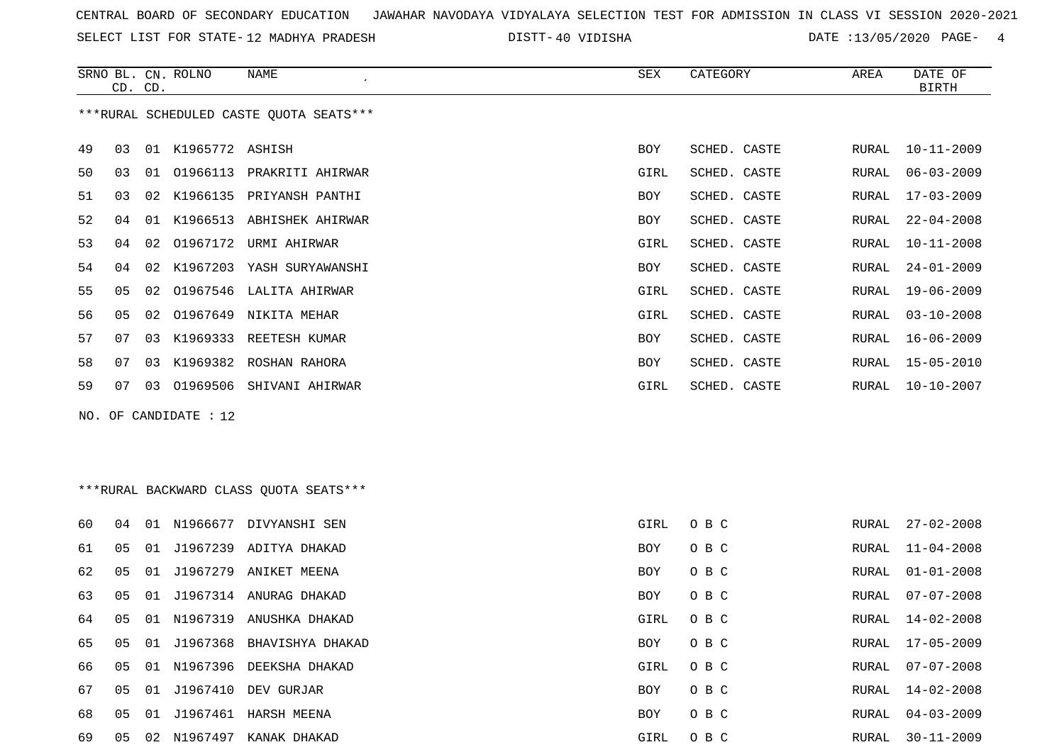CENTRAL BOARD OF SECONDARY EDUCATION JAWAHAR NAVODAYA VIDYALAYA SELECTION TEST FOR ADMISSION IN CLASS VI SESSION 2020-2021

SELECT LIST FOR STATE- 12 MADHYA PRADESH DISTT- 40 VIDISHA DATE :13/05/2020

| SRNO | BL. CD. | CN. CD. | ROLNO | NAME | SEX | CATEGORY | AREA | DATE OF BIRTH |
|---|---|---|---|---|---|---|---|---|

***RURAL SCHEDULED CASTE QUOTA SEATS***

| SRNO | BL. CD. | CN. CD. | ROLNO | NAME | SEX | CATEGORY | AREA | DATE OF BIRTH |
|---|---|---|---|---|---|---|---|---|
| 49 | 03 | 01 | K1965772 | ASHISH | BOY | SCHED. CASTE | RURAL | 10-11-2009 |
| 50 | 03 | 01 | O1966113 | PRAKRITI AHIRWAR | GIRL | SCHED. CASTE | RURAL | 06-03-2009 |
| 51 | 03 | 02 | K1966135 | PRIYANSH PANTHI | BOY | SCHED. CASTE | RURAL | 17-03-2009 |
| 52 | 04 | 01 | K1966513 | ABHISHEK AHIRWAR | BOY | SCHED. CASTE | RURAL | 22-04-2008 |
| 53 | 04 | 02 | O1967172 | URMI AHIRWAR | GIRL | SCHED. CASTE | RURAL | 10-11-2008 |
| 54 | 04 | 02 | K1967203 | YASH SURYAWANSHI | BOY | SCHED. CASTE | RURAL | 24-01-2009 |
| 55 | 05 | 02 | O1967546 | LALITA AHIRWAR | GIRL | SCHED. CASTE | RURAL | 19-06-2009 |
| 56 | 05 | 02 | O1967649 | NIKITA MEHAR | GIRL | SCHED. CASTE | RURAL | 03-10-2008 |
| 57 | 07 | 03 | K1969333 | REETESH KUMAR | BOY | SCHED. CASTE | RURAL | 16-06-2009 |
| 58 | 07 | 03 | K1969382 | ROSHAN RAHORA | BOY | SCHED. CASTE | RURAL | 15-05-2010 |
| 59 | 07 | 03 | O1969506 | SHIVANI AHIRWAR | GIRL | SCHED. CASTE | RURAL | 10-10-2007 |

NO. OF CANDIDATE : 12

***RURAL BACKWARD CLASS QUOTA SEATS***

| SRNO | BL. CD. | CN. CD. | ROLNO | NAME | SEX | CATEGORY | AREA | DATE OF BIRTH |
|---|---|---|---|---|---|---|---|---|
| 60 | 04 | 01 | N1966677 | DIVYANSHI SEN | GIRL | O B C | RURAL | 27-02-2008 |
| 61 | 05 | 01 | J1967239 | ADITYA DHAKAD | BOY | O B C | RURAL | 11-04-2008 |
| 62 | 05 | 01 | J1967279 | ANIKET MEENA | BOY | O B C | RURAL | 01-01-2008 |
| 63 | 05 | 01 | J1967314 | ANURAG DHAKAD | BOY | O B C | RURAL | 07-07-2008 |
| 64 | 05 | 01 | N1967319 | ANUSHKA DHAKAD | GIRL | O B C | RURAL | 14-02-2008 |
| 65 | 05 | 01 | J1967368 | BHAVISHYA DHAKAD | BOY | O B C | RURAL | 17-05-2009 |
| 66 | 05 | 01 | N1967396 | DEEKSHA DHAKAD | GIRL | O B C | RURAL | 07-07-2008 |
| 67 | 05 | 01 | J1967410 | DEV GURJAR | BOY | O B C | RURAL | 14-02-2008 |
| 68 | 05 | 01 | J1967461 | HARSH MEENA | BOY | O B C | RURAL | 04-03-2009 |
| 69 | 05 | 02 | N1967497 | KANAK DHAKAD | GIRL | O B C | RURAL | 30-11-2009 |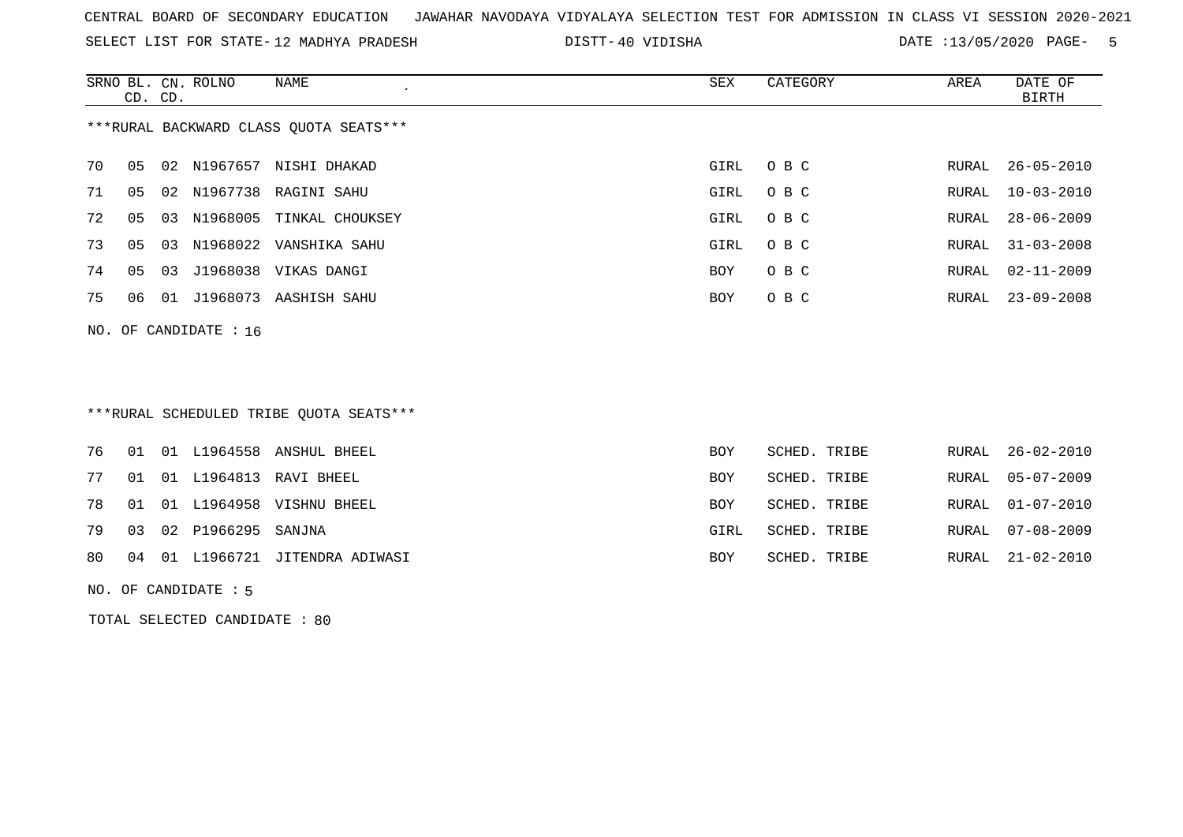CENTRAL BOARD OF SECONDARY EDUCATION JAWAHAR NAVODAYA VIDYALAYA SELECTION TEST FOR ADMISSION IN CLASS VI SESSION 2020-2021

SELECT LIST FOR STATE- 12 MADHYA PRADESH DISTT- 40 VIDISHA DATE :13/05/2020

***RURAL BACKWARD CLASS QUOTA SEATS***

| SRNO | BL. CD. | CN. CD. | ROLNO | NAME | SEX | CATEGORY | AREA | DATE OF BIRTH |
|---|---|---|---|---|---|---|---|---|
| 70 | 05 | 02 | N1967657 | NISHI DHAKAD | GIRL | O B C | RURAL | 26-05-2010 |
| 71 | 05 | 02 | N1967738 | RAGINI SAHU | GIRL | O B C | RURAL | 10-03-2010 |
| 72 | 05 | 03 | N1968005 | TINKAL CHOUKSEY | GIRL | O B C | RURAL | 28-06-2009 |
| 73 | 05 | 03 | N1968022 | VANSHIKA SAHU | GIRL | O B C | RURAL | 31-03-2008 |
| 74 | 05 | 03 | J1968038 | VIKAS DANGI | BOY | O B C | RURAL | 02-11-2009 |
| 75 | 06 | 01 | J1968073 | AASHISH SAHU | BOY | O B C | RURAL | 23-09-2008 |

NO. OF CANDIDATE : 16

***RURAL SCHEDULED TRIBE QUOTA SEATS***

| SRNO | BL. CD. | CN. CD. | ROLNO | NAME | SEX | CATEGORY | AREA | DATE OF BIRTH |
|---|---|---|---|---|---|---|---|---|
| 76 | 01 | 01 | L1964558 | ANSHUL BHEEL | BOY | SCHED. TRIBE | RURAL | 26-02-2010 |
| 77 | 01 | 01 | L1964813 | RAVI BHEEL | BOY | SCHED. TRIBE | RURAL | 05-07-2009 |
| 78 | 01 | 01 | L1964958 | VISHNU BHEEL | BOY | SCHED. TRIBE | RURAL | 01-07-2010 |
| 79 | 03 | 02 | P1966295 | SANJNA | GIRL | SCHED. TRIBE | RURAL | 07-08-2009 |
| 80 | 04 | 01 | L1966721 | JITENDRA ADIWASI | BOY | SCHED. TRIBE | RURAL | 21-02-2010 |

NO. OF CANDIDATE : 5

TOTAL SELECTED CANDIDATE : 80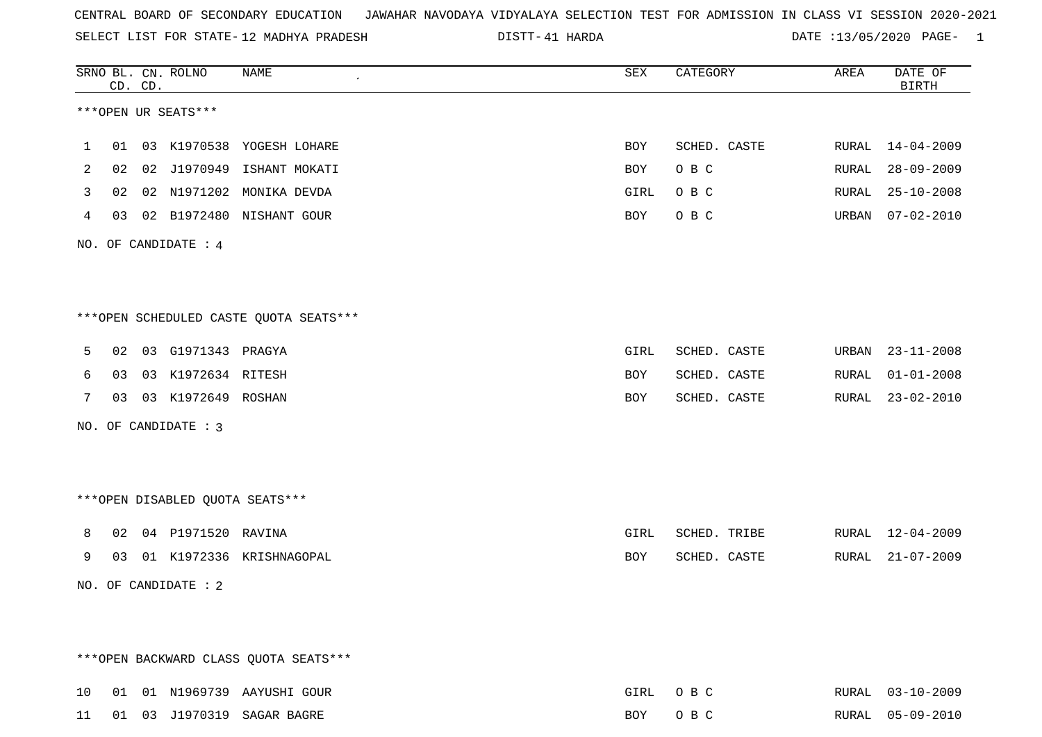CENTRAL BOARD OF SECONDARY EDUCATION   JAWAHAR NAVODAYA VIDYALAYA SELECTION TEST FOR ADMISSION IN CLASS VI SESSION 2020-2021

SELECT LIST FOR STATE- 12 MADHYA PRADESH   DISTT- 41 HARDA   DATE :13/05/2020

| SRNO | BL. CD. | CN. CD. | ROLNO | NAME | SEX | CATEGORY | AREA | DATE OF BIRTH |
|---|---|---|---|---|---|---|---|---|

***OPEN UR SEATS***

| SRNO | BL. CD. | CN. CD. | ROLNO | NAME | SEX | CATEGORY | AREA | DATE OF BIRTH |
|---|---|---|---|---|---|---|---|---|
| 1 | 01 | 03 | K1970538 | YOGESH LOHARE | BOY | SCHED. CASTE | RURAL | 14-04-2009 |
| 2 | 02 | 02 | J1970949 | ISHANT MOKATI | BOY | O B C | RURAL | 28-09-2009 |
| 3 | 02 | 02 | N1971202 | MONIKA DEVDA | GIRL | O B C | RURAL | 25-10-2008 |
| 4 | 03 | 02 | B1972480 | NISHANT GOUR | BOY | O B C | URBAN | 07-02-2010 |

NO. OF CANDIDATE : 4

***OPEN SCHEDULED CASTE QUOTA SEATS***

| SRNO | BL. CD. | CN. CD. | ROLNO | NAME | SEX | CATEGORY | AREA | DATE OF BIRTH |
|---|---|---|---|---|---|---|---|---|
| 5 | 02 | 03 | G1971343 | PRAGYA | GIRL | SCHED. CASTE | URBAN | 23-11-2008 |
| 6 | 03 | 03 | K1972634 | RITESH | BOY | SCHED. CASTE | RURAL | 01-01-2008 |
| 7 | 03 | 03 | K1972649 | ROSHAN | BOY | SCHED. CASTE | RURAL | 23-02-2010 |

NO. OF CANDIDATE : 3

***OPEN DISABLED QUOTA SEATS***

| SRNO | BL. CD. | CN. CD. | ROLNO | NAME | SEX | CATEGORY | AREA | DATE OF BIRTH |
|---|---|---|---|---|---|---|---|---|
| 8 | 02 | 04 | P1971520 | RAVINA | GIRL | SCHED. TRIBE | RURAL | 12-04-2009 |
| 9 | 03 | 01 | K1972336 | KRISHNAGOPAL | BOY | SCHED. CASTE | RURAL | 21-07-2009 |

NO. OF CANDIDATE : 2

***OPEN BACKWARD CLASS QUOTA SEATS***

| SRNO | BL. CD. | CN. CD. | ROLNO | NAME | SEX | CATEGORY | AREA | DATE OF BIRTH |
|---|---|---|---|---|---|---|---|---|
| 10 | 01 | 01 | N1969739 | AAYUSHI GOUR | GIRL | O B C | RURAL | 03-10-2009 |
| 11 | 01 | 03 | J1970319 | SAGAR BAGRE | BOY | O B C | RURAL | 05-09-2010 |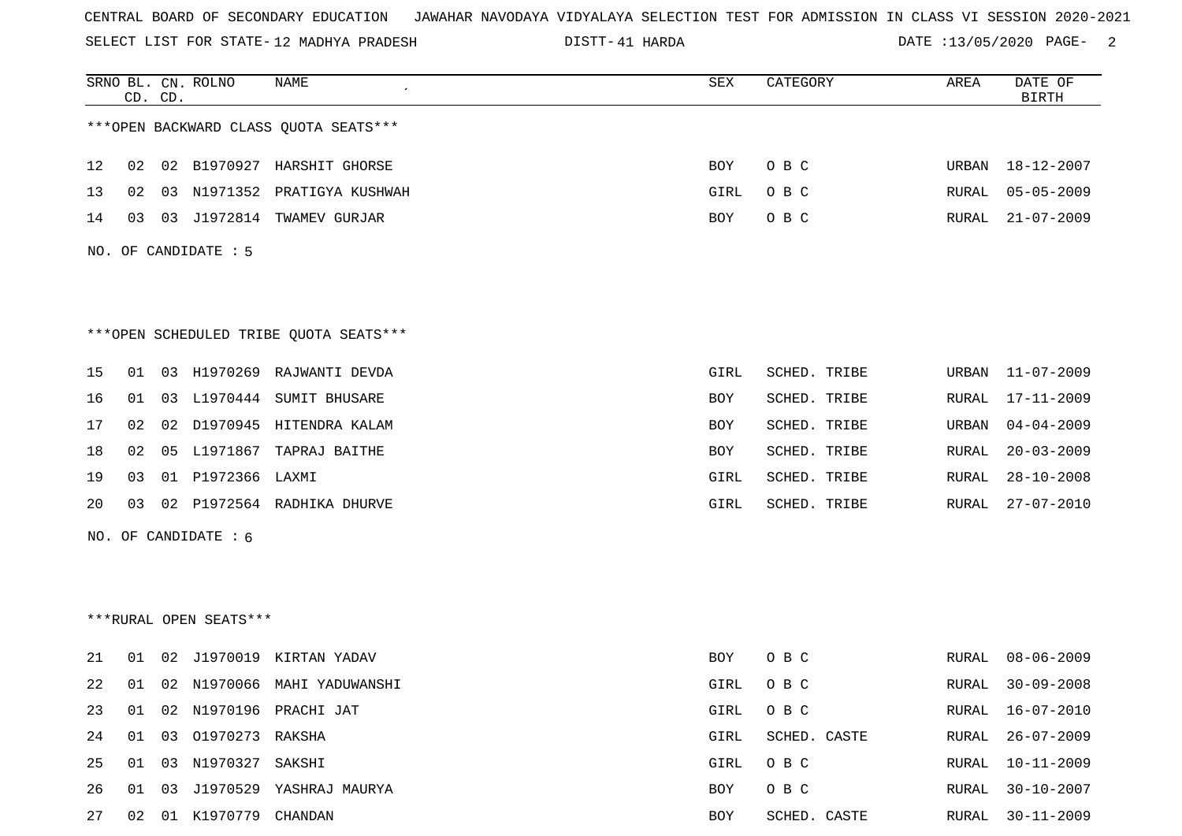CENTRAL BOARD OF SECONDARY EDUCATION JAWAHAR NAVODAYA VIDYALAYA SELECTION TEST FOR ADMISSION IN CLASS VI SESSION 2020-2021

SELECT LIST FOR STATE- 12 MADHYA PRADESH DISTT- 41 HARDA DATE :13/05/2020

| SRNO | BL. CD. | CN. CD. | ROLNO | NAME | SEX | CATEGORY | AREA | DATE OF BIRTH |
|---|---|---|---|---|---|---|---|---|

***OPEN BACKWARD CLASS QUOTA SEATS***

| SRNO | BL. CD. | CN. CD. | ROLNO | NAME | SEX | CATEGORY | AREA | DATE OF BIRTH |
|---|---|---|---|---|---|---|---|---|
| 12 | 02 | 02 | B1970927 | HARSHIT GHORSE | BOY | O B C | URBAN | 18-12-2007 |
| 13 | 02 | 03 | N1971352 | PRATIGYA KUSHWAH | GIRL | O B C | RURAL | 05-05-2009 |
| 14 | 03 | 03 | J1972814 | TWAMEV GURJAR | BOY | O B C | RURAL | 21-07-2009 |

NO. OF CANDIDATE : 5

***OPEN SCHEDULED TRIBE QUOTA SEATS***

| SRNO | BL. CD. | CN. CD. | ROLNO | NAME | SEX | CATEGORY | AREA | DATE OF BIRTH |
|---|---|---|---|---|---|---|---|---|
| 15 | 01 | 03 | H1970269 | RAJWANTI DEVDA | GIRL | SCHED. TRIBE | URBAN | 11-07-2009 |
| 16 | 01 | 03 | L1970444 | SUMIT BHUSARE | BOY | SCHED. TRIBE | RURAL | 17-11-2009 |
| 17 | 02 | 02 | D1970945 | HITENDRA KALAM | BOY | SCHED. TRIBE | URBAN | 04-04-2009 |
| 18 | 02 | 05 | L1971867 | TAPRAJ BAITHE | BOY | SCHED. TRIBE | RURAL | 20-03-2009 |
| 19 | 03 | 01 | P1972366 | LAXMI | GIRL | SCHED. TRIBE | RURAL | 28-10-2008 |
| 20 | 03 | 02 | P1972564 | RADHIKA DHURVE | GIRL | SCHED. TRIBE | RURAL | 27-07-2010 |

NO. OF CANDIDATE : 6

***RURAL OPEN SEATS***

| SRNO | BL. CD. | CN. CD. | ROLNO | NAME | SEX | CATEGORY | AREA | DATE OF BIRTH |
|---|---|---|---|---|---|---|---|---|
| 21 | 01 | 02 | J1970019 | KIRTAN YADAV | BOY | O B C | RURAL | 08-06-2009 |
| 22 | 01 | 02 | N1970066 | MAHI YADUWANSHI | GIRL | O B C | RURAL | 30-09-2008 |
| 23 | 01 | 02 | N1970196 | PRACHI JAT | GIRL | O B C | RURAL | 16-07-2010 |
| 24 | 01 | 03 | O1970273 | RAKSHA | GIRL | SCHED. CASTE | RURAL | 26-07-2009 |
| 25 | 01 | 03 | N1970327 | SAKSHI | GIRL | O B C | RURAL | 10-11-2009 |
| 26 | 01 | 03 | J1970529 | YASHRAJ MAURYA | BOY | O B C | RURAL | 30-10-2007 |
| 27 | 02 | 01 | K1970779 | CHANDAN | BOY | SCHED. CASTE | RURAL | 30-11-2009 |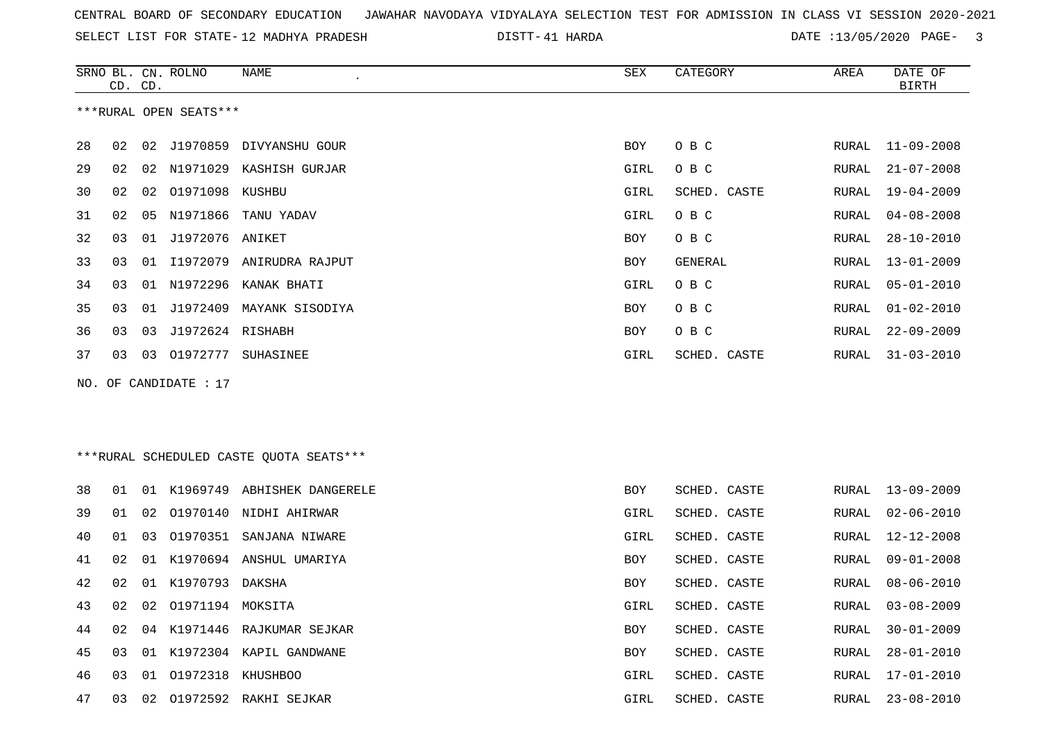CENTRAL BOARD OF SECONDARY EDUCATION JAWAHAR NAVODAYA VIDYALAYA SELECTION TEST FOR ADMISSION IN CLASS VI SESSION 2020-2021

SELECT LIST FOR STATE- 12 MADHYA PRADESH DISTT- 41 HARDA DATE :13/05/2020

***RURAL OPEN SEATS***

| SRNO | BL. CD. | CN. CD. | ROLNO | NAME | SEX | CATEGORY | AREA | DATE OF BIRTH |
|---|---|---|---|---|---|---|---|---|
| 28 | 02 | 02 | J1970859 | DIVYANSHU GOUR | BOY | O B C | RURAL | 11-09-2008 |
| 29 | 02 | 02 | N1971029 | KASHISH GURJAR | GIRL | O B C | RURAL | 21-07-2008 |
| 30 | 02 | 02 | O1971098 | KUSHBU | GIRL | SCHED. CASTE | RURAL | 19-04-2009 |
| 31 | 02 | 05 | N1971866 | TANU YADAV | GIRL | O B C | RURAL | 04-08-2008 |
| 32 | 03 | 01 | J1972076 | ANIKET | BOY | O B C | RURAL | 28-10-2010 |
| 33 | 03 | 01 | I1972079 | ANIRUDRA RAJPUT | BOY | GENERAL | RURAL | 13-01-2009 |
| 34 | 03 | 01 | N1972296 | KANAK BHATI | GIRL | O B C | RURAL | 05-01-2010 |
| 35 | 03 | 01 | J1972409 | MAYANK SISODIYA | BOY | O B C | RURAL | 01-02-2010 |
| 36 | 03 | 03 | J1972624 | RISHABH | BOY | O B C | RURAL | 22-09-2009 |
| 37 | 03 | 03 | O1972777 | SUHASINEE | GIRL | SCHED. CASTE | RURAL | 31-03-2010 |

NO. OF CANDIDATE : 17

***RURAL SCHEDULED CASTE QUOTA SEATS***

| SRNO | BL. CD. | CN. CD. | ROLNO | NAME | SEX | CATEGORY | AREA | DATE OF BIRTH |
|---|---|---|---|---|---|---|---|---|
| 38 | 01 | 01 | K1969749 | ABHISHEK DANGERELE | BOY | SCHED. CASTE | RURAL | 13-09-2009 |
| 39 | 01 | 02 | O1970140 | NIDHI AHIRWAR | GIRL | SCHED. CASTE | RURAL | 02-06-2010 |
| 40 | 01 | 03 | O1970351 | SANJANA NIWARE | GIRL | SCHED. CASTE | RURAL | 12-12-2008 |
| 41 | 02 | 01 | K1970694 | ANSHUL UMARIYA | BOY | SCHED. CASTE | RURAL | 09-01-2008 |
| 42 | 02 | 01 | K1970793 | DAKSHA | BOY | SCHED. CASTE | RURAL | 08-06-2010 |
| 43 | 02 | 02 | O1971194 | MOKSITA | GIRL | SCHED. CASTE | RURAL | 03-08-2009 |
| 44 | 02 | 04 | K1971446 | RAJKUMAR SEJKAR | BOY | SCHED. CASTE | RURAL | 30-01-2009 |
| 45 | 03 | 01 | K1972304 | KAPIL GANDWANE | BOY | SCHED. CASTE | RURAL | 28-01-2010 |
| 46 | 03 | 01 | O1972318 | KHUSHBOO | GIRL | SCHED. CASTE | RURAL | 17-01-2010 |
| 47 | 03 | 02 | O1972592 | RAKHI SEJKAR | GIRL | SCHED. CASTE | RURAL | 23-08-2010 |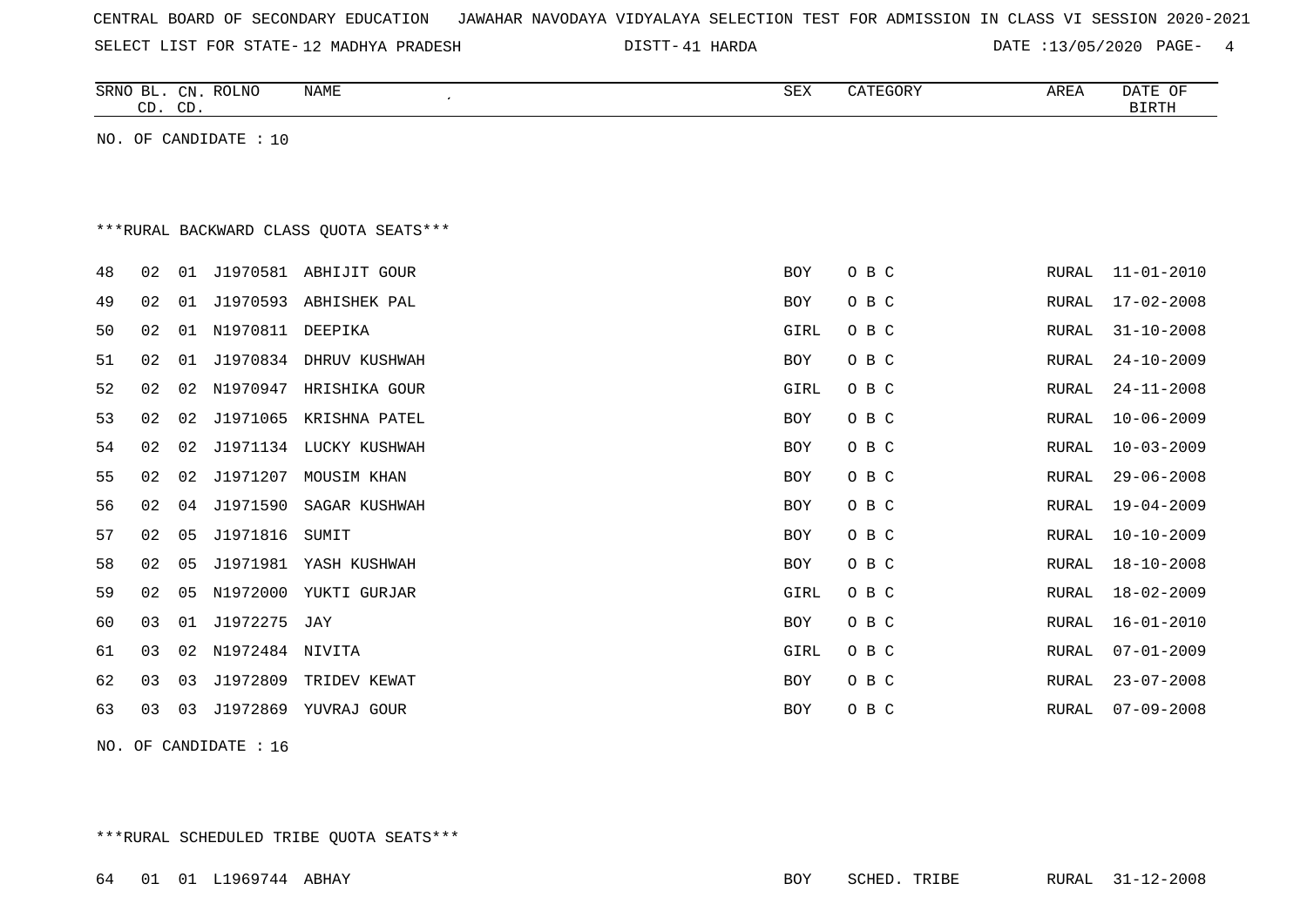CENTRAL BOARD OF SECONDARY EDUCATION JAWAHAR NAVODAYA VIDYALAYA SELECTION TEST FOR ADMISSION IN CLASS VI SESSION 2020-2021

SELECT LIST FOR STATE- 12 MADHYA PRADESH DISTT- 41 HARDA DATE :13/05/2020

| SRNO | BL. CD. | CN. CD. | ROLNO | NAME | SEX | CATEGORY | AREA | DATE OF BIRTH |
|---|---|---|---|---|---|---|---|---|

NO. OF CANDIDATE : 10

***RURAL BACKWARD CLASS QUOTA SEATS***

| SRNO | BL. CD. | CN. CD. | ROLNO | NAME | SEX | CATEGORY | AREA | DATE OF BIRTH |
|---|---|---|---|---|---|---|---|---|
| 48 | 02 | 01 | J1970581 | ABHIJIT GOUR | BOY | O B C | RURAL | 11-01-2010 |
| 49 | 02 | 01 | J1970593 | ABHISHEK PAL | BOY | O B C | RURAL | 17-02-2008 |
| 50 | 02 | 01 | N1970811 | DEEPIKA | GIRL | O B C | RURAL | 31-10-2008 |
| 51 | 02 | 01 | J1970834 | DHRUV KUSHWAH | BOY | O B C | RURAL | 24-10-2009 |
| 52 | 02 | 02 | N1970947 | HRISHIKA GOUR | GIRL | O B C | RURAL | 24-11-2008 |
| 53 | 02 | 02 | J1971065 | KRISHNA PATEL | BOY | O B C | RURAL | 10-06-2009 |
| 54 | 02 | 02 | J1971134 | LUCKY KUSHWAH | BOY | O B C | RURAL | 10-03-2009 |
| 55 | 02 | 02 | J1971207 | MOUSIM KHAN | BOY | O B C | RURAL | 29-06-2008 |
| 56 | 02 | 04 | J1971590 | SAGAR KUSHWAH | BOY | O B C | RURAL | 19-04-2009 |
| 57 | 02 | 05 | J1971816 | SUMIT | BOY | O B C | RURAL | 10-10-2009 |
| 58 | 02 | 05 | J1971981 | YASH KUSHWAH | BOY | O B C | RURAL | 18-10-2008 |
| 59 | 02 | 05 | N1972000 | YUKTI GURJAR | GIRL | O B C | RURAL | 18-02-2009 |
| 60 | 03 | 01 | J1972275 | JAY | BOY | O B C | RURAL | 16-01-2010 |
| 61 | 03 | 02 | N1972484 | NIVITA | GIRL | O B C | RURAL | 07-01-2009 |
| 62 | 03 | 03 | J1972809 | TRIDEV KEWAT | BOY | O B C | RURAL | 23-07-2008 |
| 63 | 03 | 03 | J1972869 | YUVRAJ GOUR | BOY | O B C | RURAL | 07-09-2008 |

NO. OF CANDIDATE : 16

***RURAL SCHEDULED TRIBE QUOTA SEATS***

| SRNO | BL. CD. | CN. CD. | ROLNO | NAME | SEX | CATEGORY | AREA | DATE OF BIRTH |
|---|---|---|---|---|---|---|---|---|
| 64 | 01 | 01 | L1969744 | ABHAY | BOY | SCHED. TRIBE | RURAL | 31-12-2008 |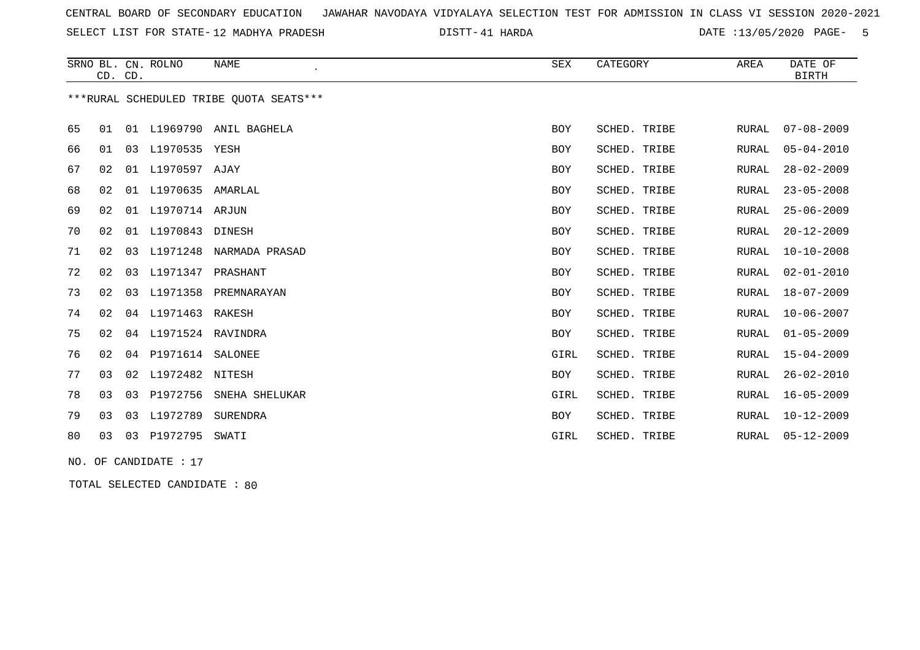CENTRAL BOARD OF SECONDARY EDUCATION   JAWAHAR NAVODAYA VIDYALAYA SELECTION TEST FOR ADMISSION IN CLASS VI SESSION 2020-2021

SELECT LIST FOR STATE- 12 MADHYA PRADESH   DISTT- 41 HARDA   DATE :13/05/2020

***RURAL SCHEDULED TRIBE QUOTA SEATS***

| SRNO | BL. CD. | CN. CD. | ROLNO | NAME | SEX | CATEGORY | AREA | DATE OF BIRTH |
|---|---|---|---|---|---|---|---|---|
| 65 | 01 | 01 | L1969790 | ANIL BAGHELA | BOY | SCHED. TRIBE | RURAL | 07-08-2009 |
| 66 | 01 | 03 | L1970535 | YESH | BOY | SCHED. TRIBE | RURAL | 05-04-2010 |
| 67 | 02 | 01 | L1970597 | AJAY | BOY | SCHED. TRIBE | RURAL | 28-02-2009 |
| 68 | 02 | 01 | L1970635 | AMARLAL | BOY | SCHED. TRIBE | RURAL | 23-05-2008 |
| 69 | 02 | 01 | L1970714 | ARJUN | BOY | SCHED. TRIBE | RURAL | 25-06-2009 |
| 70 | 02 | 01 | L1970843 | DINESH | BOY | SCHED. TRIBE | RURAL | 20-12-2009 |
| 71 | 02 | 03 | L1971248 | NARMADA PRASAD | BOY | SCHED. TRIBE | RURAL | 10-10-2008 |
| 72 | 02 | 03 | L1971347 | PRASHANT | BOY | SCHED. TRIBE | RURAL | 02-01-2010 |
| 73 | 02 | 03 | L1971358 | PREMNARAYAN | BOY | SCHED. TRIBE | RURAL | 18-07-2009 |
| 74 | 02 | 04 | L1971463 | RAKESH | BOY | SCHED. TRIBE | RURAL | 10-06-2007 |
| 75 | 02 | 04 | L1971524 | RAVINDRA | BOY | SCHED. TRIBE | RURAL | 01-05-2009 |
| 76 | 02 | 04 | P1971614 | SALONEE | GIRL | SCHED. TRIBE | RURAL | 15-04-2009 |
| 77 | 03 | 02 | L1972482 | NITESH | BOY | SCHED. TRIBE | RURAL | 26-02-2010 |
| 78 | 03 | 03 | P1972756 | SNEHA SHELUKAR | GIRL | SCHED. TRIBE | RURAL | 16-05-2009 |
| 79 | 03 | 03 | L1972789 | SURENDRA | BOY | SCHED. TRIBE | RURAL | 10-12-2009 |
| 80 | 03 | 03 | P1972795 | SWATI | GIRL | SCHED. TRIBE | RURAL | 05-12-2009 |

NO. OF CANDIDATE : 17

TOTAL SELECTED CANDIDATE : 80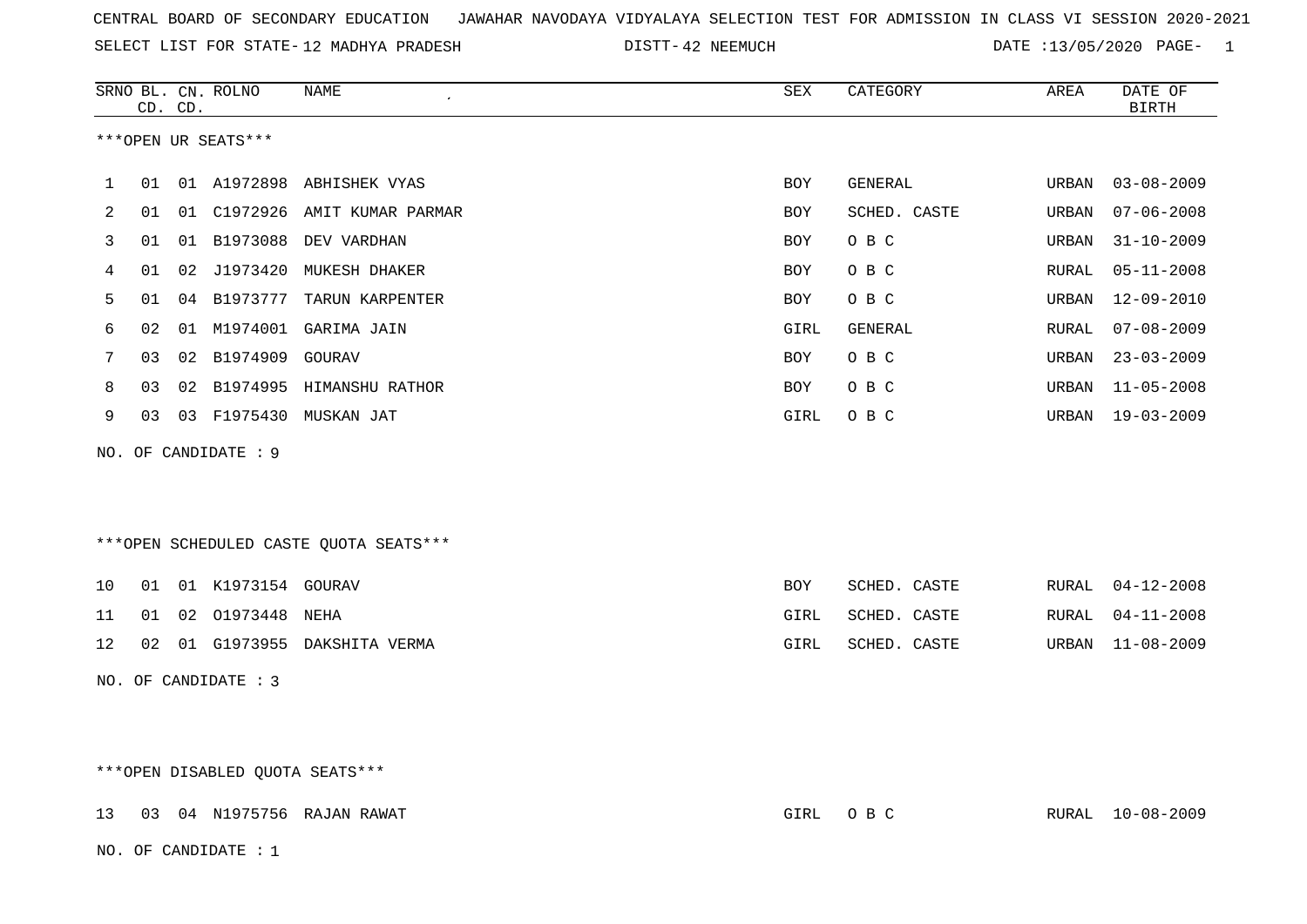CENTRAL BOARD OF SECONDARY EDUCATION JAWAHAR NAVODAYA VIDYALAYA SELECTION TEST FOR ADMISSION IN CLASS VI SESSION 2020-2021

SELECT LIST FOR STATE- 12 MADHYA PRADESH DISTT- 42 NEEMUCH DATE :13/05/2020

***OPEN UR SEATS***

| SRNO | BL. CD. | CN. CD. | ROLNO | NAME | SEX | CATEGORY | AREA | DATE OF BIRTH |
|---|---|---|---|---|---|---|---|---|
| 1 | 01 | 01 | A1972898 | ABHISHEK VYAS | BOY | GENERAL | URBAN | 03-08-2009 |
| 2 | 01 | 01 | C1972926 | AMIT KUMAR PARMAR | BOY | SCHED. CASTE | URBAN | 07-06-2008 |
| 3 | 01 | 01 | B1973088 | DEV VARDHAN | BOY | O B C | URBAN | 31-10-2009 |
| 4 | 01 | 02 | J1973420 | MUKESH DHAKER | BOY | O B C | RURAL | 05-11-2008 |
| 5 | 01 | 04 | B1973777 | TARUN KARPENTER | BOY | O B C | URBAN | 12-09-2010 |
| 6 | 02 | 01 | M1974001 | GARIMA JAIN | GIRL | GENERAL | RURAL | 07-08-2009 |
| 7 | 03 | 02 | B1974909 | GOURAV | BOY | O B C | URBAN | 23-03-2009 |
| 8 | 03 | 02 | B1974995 | HIMANSHU RATHOR | BOY | O B C | URBAN | 11-05-2008 |
| 9 | 03 | 03 | F1975430 | MUSKAN JAT | GIRL | O B C | URBAN | 19-03-2009 |

NO. OF CANDIDATE : 9

***OPEN SCHEDULED CASTE QUOTA SEATS***

| SRNO | BL. CD. | CN. CD. | ROLNO | NAME | SEX | CATEGORY | AREA | DATE OF BIRTH |
|---|---|---|---|---|---|---|---|---|
| 10 | 01 | 01 | K1973154 | GOURAV | BOY | SCHED. CASTE | RURAL | 04-12-2008 |
| 11 | 01 | 02 | O1973448 | NEHA | GIRL | SCHED. CASTE | RURAL | 04-11-2008 |
| 12 | 02 | 01 | G1973955 | DAKSHITA VERMA | GIRL | SCHED. CASTE | URBAN | 11-08-2009 |

NO. OF CANDIDATE : 3

***OPEN DISABLED QUOTA SEATS***

| SRNO | BL. CD. | CN. CD. | ROLNO | NAME | SEX | CATEGORY | AREA | DATE OF BIRTH |
|---|---|---|---|---|---|---|---|---|
| 13 | 03 | 04 | N1975756 | RAJAN RAWAT | GIRL | O B C | RURAL | 10-08-2009 |

NO. OF CANDIDATE : 1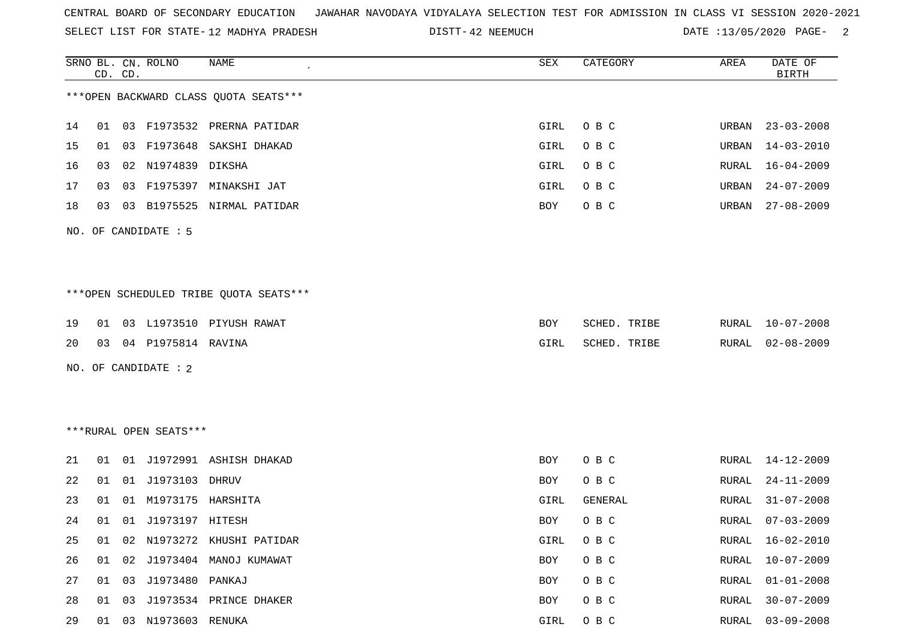CENTRAL BOARD OF SECONDARY EDUCATION JAWAHAR NAVODAYA VIDYALAYA SELECTION TEST FOR ADMISSION IN CLASS VI SESSION 2020-2021

SELECT LIST FOR STATE- 12 MADHYA PRADESH DISTT- 42 NEEMUCH DATE :13/05/2020

***OPEN BACKWARD CLASS QUOTA SEATS***

| SRNO | BL. CD. | CN. CD. | ROLNO | NAME | SEX | CATEGORY | AREA | DATE OF BIRTH |
|---|---|---|---|---|---|---|---|---|
| 14 | 01 | 03 | F1973532 | PRERNA PATIDAR | GIRL | O B C | URBAN | 23-03-2008 |
| 15 | 01 | 03 | F1973648 | SAKSHI DHAKAD | GIRL | O B C | URBAN | 14-03-2010 |
| 16 | 03 | 02 | N1974839 | DIKSHA | GIRL | O B C | RURAL | 16-04-2009 |
| 17 | 03 | 03 | F1975397 | MINAKSHI JAT | GIRL | O B C | URBAN | 24-07-2009 |
| 18 | 03 | 03 | B1975525 | NIRMAL PATIDAR | BOY | O B C | URBAN | 27-08-2009 |

NO. OF CANDIDATE : 5

***OPEN SCHEDULED TRIBE QUOTA SEATS***

| SRNO | BL. CD. | CN. CD. | ROLNO | NAME | SEX | CATEGORY | AREA | DATE OF BIRTH |
|---|---|---|---|---|---|---|---|---|
| 19 | 01 | 03 | L1973510 | PIYUSH RAWAT | BOY | SCHED. TRIBE | RURAL | 10-07-2008 |
| 20 | 03 | 04 | P1975814 | RAVINA | GIRL | SCHED. TRIBE | RURAL | 02-08-2009 |

NO. OF CANDIDATE : 2

***RURAL OPEN SEATS***

| SRNO | BL. CD. | CN. CD. | ROLNO | NAME | SEX | CATEGORY | AREA | DATE OF BIRTH |
|---|---|---|---|---|---|---|---|---|
| 21 | 01 | 01 | J1972991 | ASHISH DHAKAD | BOY | O B C | RURAL | 14-12-2009 |
| 22 | 01 | 01 | J1973103 | DHRUV | BOY | O B C | RURAL | 24-11-2009 |
| 23 | 01 | 01 | M1973175 | HARSHITA | GIRL | GENERAL | RURAL | 31-07-2008 |
| 24 | 01 | 01 | J1973197 | HITESH | BOY | O B C | RURAL | 07-03-2009 |
| 25 | 01 | 02 | N1973272 | KHUSHI PATIDAR | GIRL | O B C | RURAL | 16-02-2010 |
| 26 | 01 | 02 | J1973404 | MANOJ KUMAWAT | BOY | O B C | RURAL | 10-07-2009 |
| 27 | 01 | 03 | J1973480 | PANKAJ | BOY | O B C | RURAL | 01-01-2008 |
| 28 | 01 | 03 | J1973534 | PRINCE DHAKER | BOY | O B C | RURAL | 30-07-2009 |
| 29 | 01 | 03 | N1973603 | RENUKA | GIRL | O B C | RURAL | 03-09-2008 |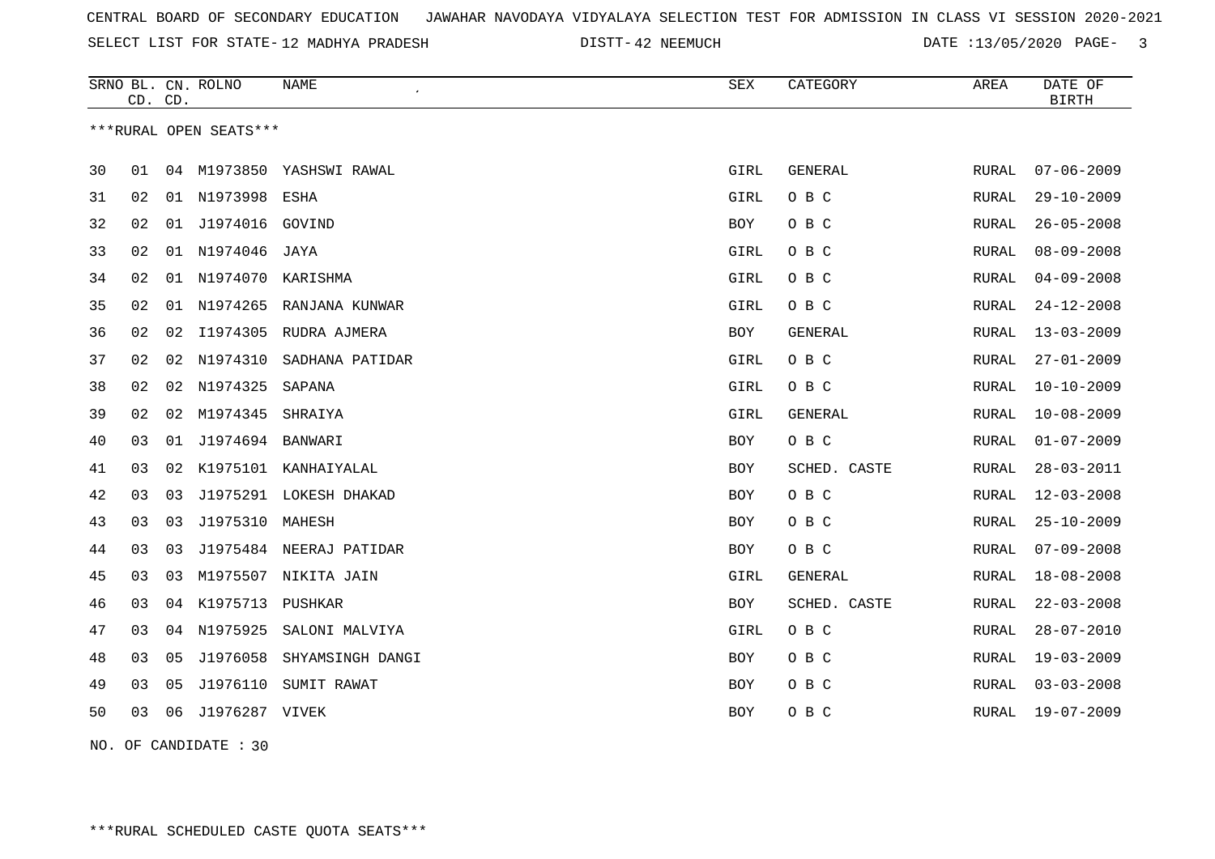CENTRAL BOARD OF SECONDARY EDUCATION JAWAHAR NAVODAYA VIDYALAYA SELECTION TEST FOR ADMISSION IN CLASS VI SESSION 2020-2021

SELECT LIST FOR STATE- 12 MADHYA PRADESH DISTT- 42 NEEMUCH DATE :13/05/2020

***RURAL OPEN SEATS***

| SRNO | BL. CD. | CN. CD. | ROLNO | NAME | SEX | CATEGORY | AREA | DATE OF BIRTH |
|---|---|---|---|---|---|---|---|---|
| 30 | 01 | 04 | M1973850 | YASHSWI RAWAL | GIRL | GENERAL | RURAL | 07-06-2009 |
| 31 | 02 | 01 | N1973998 | ESHA | GIRL | O B C | RURAL | 29-10-2009 |
| 32 | 02 | 01 | J1974016 | GOVIND | BOY | O B C | RURAL | 26-05-2008 |
| 33 | 02 | 01 | N1974046 | JAYA | GIRL | O B C | RURAL | 08-09-2008 |
| 34 | 02 | 01 | N1974070 | KARISHMA | GIRL | O B C | RURAL | 04-09-2008 |
| 35 | 02 | 01 | N1974265 | RANJANA KUNWAR | GIRL | O B C | RURAL | 24-12-2008 |
| 36 | 02 | 02 | I1974305 | RUDRA AJMERA | BOY | GENERAL | RURAL | 13-03-2009 |
| 37 | 02 | 02 | N1974310 | SADHANA PATIDAR | GIRL | O B C | RURAL | 27-01-2009 |
| 38 | 02 | 02 | N1974325 | SAPANA | GIRL | O B C | RURAL | 10-10-2009 |
| 39 | 02 | 02 | M1974345 | SHRAIYA | GIRL | GENERAL | RURAL | 10-08-2009 |
| 40 | 03 | 01 | J1974694 | BANWARI | BOY | O B C | RURAL | 01-07-2009 |
| 41 | 03 | 02 | K1975101 | KANHAIYALAL | BOY | SCHED. CASTE | RURAL | 28-03-2011 |
| 42 | 03 | 03 | J1975291 | LOKESH DHAKAD | BOY | O B C | RURAL | 12-03-2008 |
| 43 | 03 | 03 | J1975310 | MAHESH | BOY | O B C | RURAL | 25-10-2009 |
| 44 | 03 | 03 | J1975484 | NEERAJ PATIDAR | BOY | O B C | RURAL | 07-09-2008 |
| 45 | 03 | 03 | M1975507 | NIKITA JAIN | GIRL | GENERAL | RURAL | 18-08-2008 |
| 46 | 03 | 04 | K1975713 | PUSHKAR | BOY | SCHED. CASTE | RURAL | 22-03-2008 |
| 47 | 03 | 04 | N1975925 | SALONI MALVIYA | GIRL | O B C | RURAL | 28-07-2010 |
| 48 | 03 | 05 | J1976058 | SHYAMSINGH DANGI | BOY | O B C | RURAL | 19-03-2009 |
| 49 | 03 | 05 | J1976110 | SUMIT RAWAT | BOY | O B C | RURAL | 03-03-2008 |
| 50 | 03 | 06 | J1976287 | VIVEK | BOY | O B C | RURAL | 19-07-2009 |

NO. OF CANDIDATE : 30

***RURAL SCHEDULED CASTE QUOTA SEATS***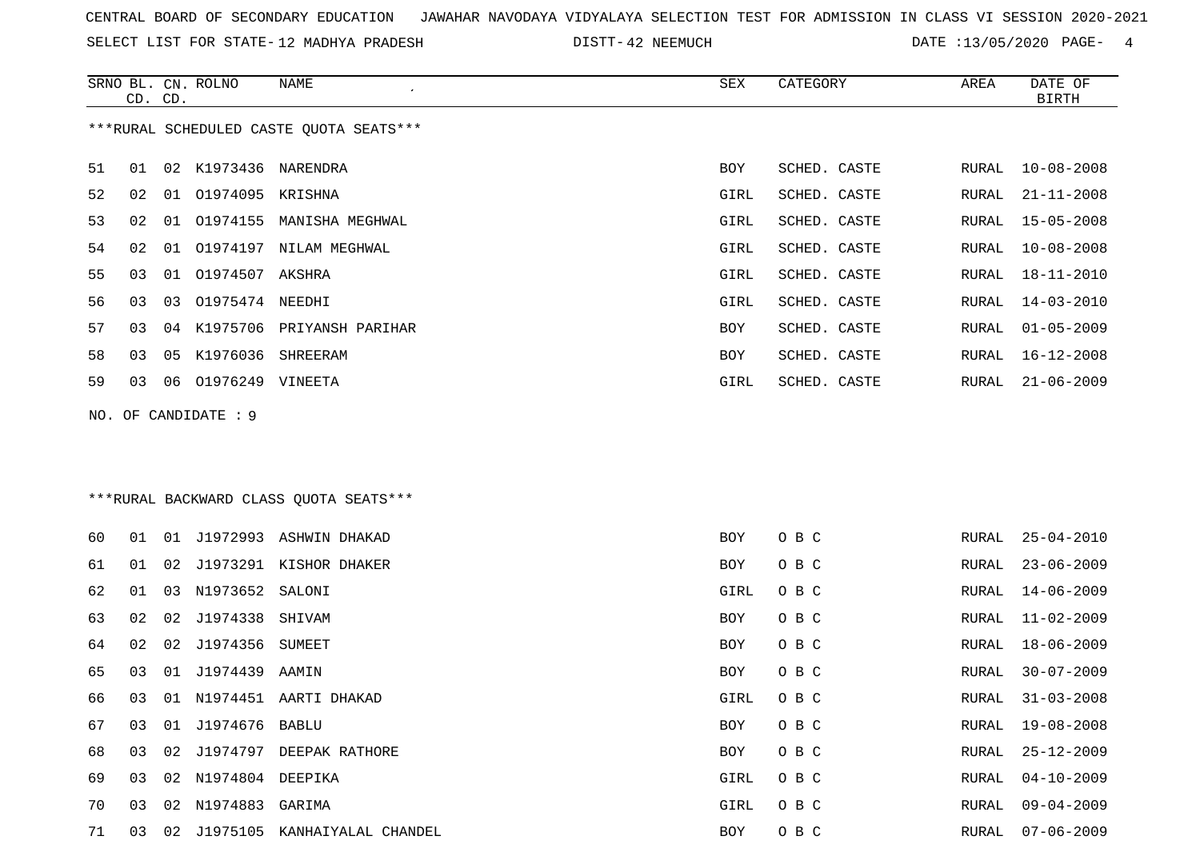CENTRAL BOARD OF SECONDARY EDUCATION JAWAHAR NAVODAYA VIDYALAYA SELECTION TEST FOR ADMISSION IN CLASS VI SESSION 2020-2021

SELECT LIST FOR STATE- 12 MADHYA PRADESH DISTT- 42 NEEMUCH DATE :13/05/2020

***RURAL SCHEDULED CASTE QUOTA SEATS***

| SRNO | BL. CD. | CN. CD. | ROLNO | NAME | SEX | CATEGORY | AREA | DATE OF BIRTH |
|---|---|---|---|---|---|---|---|---|
| 51 | 01 | 02 | K1973436 | NARENDRA | BOY | SCHED. CASTE | RURAL | 10-08-2008 |
| 52 | 02 | 01 | O1974095 | KRISHNA | GIRL | SCHED. CASTE | RURAL | 21-11-2008 |
| 53 | 02 | 01 | O1974155 | MANISHA MEGHWAL | GIRL | SCHED. CASTE | RURAL | 15-05-2008 |
| 54 | 02 | 01 | O1974197 | NILAM MEGHWAL | GIRL | SCHED. CASTE | RURAL | 10-08-2008 |
| 55 | 03 | 01 | O1974507 | AKSHRA | GIRL | SCHED. CASTE | RURAL | 18-11-2010 |
| 56 | 03 | 03 | O1975474 | NEEDHI | GIRL | SCHED. CASTE | RURAL | 14-03-2010 |
| 57 | 03 | 04 | K1975706 | PRIYANSH PARIHAR | BOY | SCHED. CASTE | RURAL | 01-05-2009 |
| 58 | 03 | 05 | K1976036 | SHREERAM | BOY | SCHED. CASTE | RURAL | 16-12-2008 |
| 59 | 03 | 06 | O1976249 | VINEETA | GIRL | SCHED. CASTE | RURAL | 21-06-2009 |

NO. OF CANDIDATE : 9

***RURAL BACKWARD CLASS QUOTA SEATS***

| SRNO | BL. CD. | CN. CD. | ROLNO | NAME | SEX | CATEGORY | AREA | DATE OF BIRTH |
|---|---|---|---|---|---|---|---|---|
| 60 | 01 | 01 | J1972993 | ASHWIN DHAKAD | BOY | O B C | RURAL | 25-04-2010 |
| 61 | 01 | 02 | J1973291 | KISHOR DHAKER | BOY | O B C | RURAL | 23-06-2009 |
| 62 | 01 | 03 | N1973652 | SALONI | GIRL | O B C | RURAL | 14-06-2009 |
| 63 | 02 | 02 | J1974338 | SHIVAM | BOY | O B C | RURAL | 11-02-2009 |
| 64 | 02 | 02 | J1974356 | SUMEET | BOY | O B C | RURAL | 18-06-2009 |
| 65 | 03 | 01 | J1974439 | AAMIN | BOY | O B C | RURAL | 30-07-2009 |
| 66 | 03 | 01 | N1974451 | AARTI DHAKAD | GIRL | O B C | RURAL | 31-03-2008 |
| 67 | 03 | 01 | J1974676 | BABLU | BOY | O B C | RURAL | 19-08-2008 |
| 68 | 03 | 02 | J1974797 | DEEPAK RATHORE | BOY | O B C | RURAL | 25-12-2009 |
| 69 | 03 | 02 | N1974804 | DEEPIKA | GIRL | O B C | RURAL | 04-10-2009 |
| 70 | 03 | 02 | N1974883 | GARIMA | GIRL | O B C | RURAL | 09-04-2009 |
| 71 | 03 | 02 | J1975105 | KANHAIYALAL CHANDEL | BOY | O B C | RURAL | 07-06-2009 |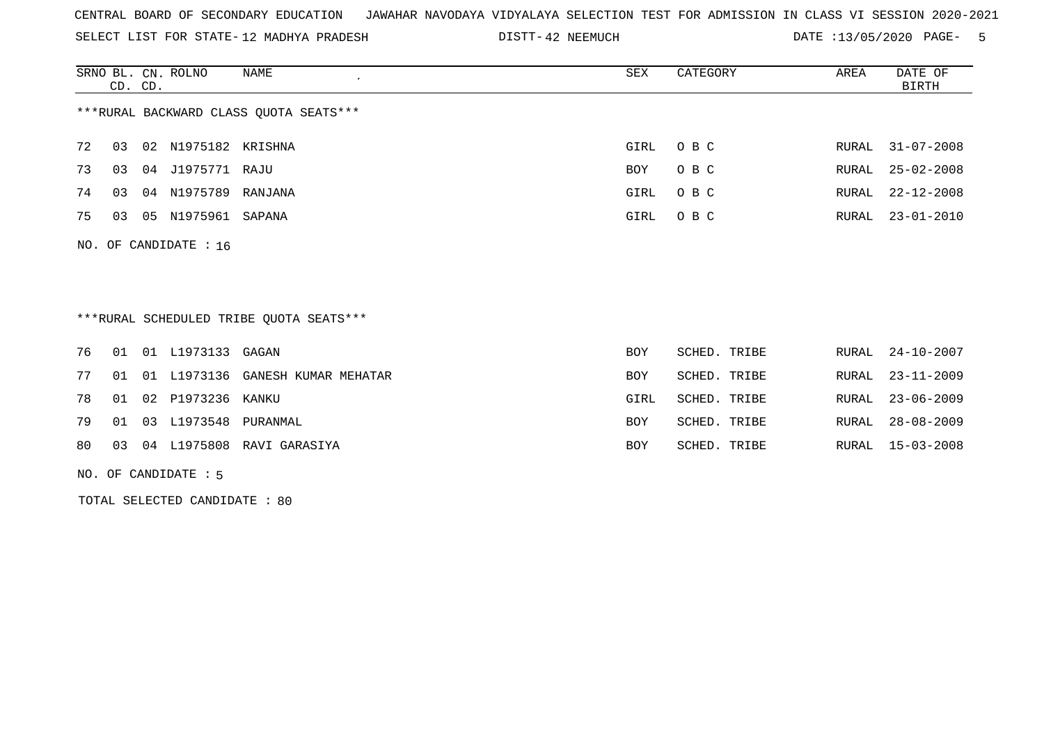CENTRAL BOARD OF SECONDARY EDUCATION JAWAHAR NAVODAYA VIDYALAYA SELECTION TEST FOR ADMISSION IN CLASS VI SESSION 2020-2021

SELECT LIST FOR STATE- 12 MADHYA PRADESH DISTT- 42 NEEMUCH DATE :13/05/2020

| SRNO | BL. CD. | CN. CD. | ROLNO | NAME | SEX | CATEGORY | AREA | DATE OF BIRTH |
|---|---|---|---|---|---|---|---|---|

***RURAL BACKWARD CLASS QUOTA SEATS***

| SRNO | BL. CD. | CN. CD. | ROLNO | NAME | SEX | CATEGORY | AREA | DATE OF BIRTH |
|---|---|---|---|---|---|---|---|---|
| 72 | 03 | 02 | N1975182 | KRISHNA | GIRL | O B C | RURAL | 31-07-2008 |
| 73 | 03 | 04 | J1975771 | RAJU | BOY | O B C | RURAL | 25-02-2008 |
| 74 | 03 | 04 | N1975789 | RANJANA | GIRL | O B C | RURAL | 22-12-2008 |
| 75 | 03 | 05 | N1975961 | SAPANA | GIRL | O B C | RURAL | 23-01-2010 |

NO. OF CANDIDATE : 16

***RURAL SCHEDULED TRIBE QUOTA SEATS***

| SRNO | BL. CD. | CN. CD. | ROLNO | NAME | SEX | CATEGORY | AREA | DATE OF BIRTH |
|---|---|---|---|---|---|---|---|---|
| 76 | 01 | 01 | L1973133 | GAGAN | BOY | SCHED. TRIBE | RURAL | 24-10-2007 |
| 77 | 01 | 01 | L1973136 | GANESH KUMAR MEHATAR | BOY | SCHED. TRIBE | RURAL | 23-11-2009 |
| 78 | 01 | 02 | P1973236 | KANKU | GIRL | SCHED. TRIBE | RURAL | 23-06-2009 |
| 79 | 01 | 03 | L1973548 | PURANMAL | BOY | SCHED. TRIBE | RURAL | 28-08-2009 |
| 80 | 03 | 04 | L1975808 | RAVI GARASIYA | BOY | SCHED. TRIBE | RURAL | 15-03-2008 |

NO. OF CANDIDATE : 5

TOTAL SELECTED CANDIDATE : 80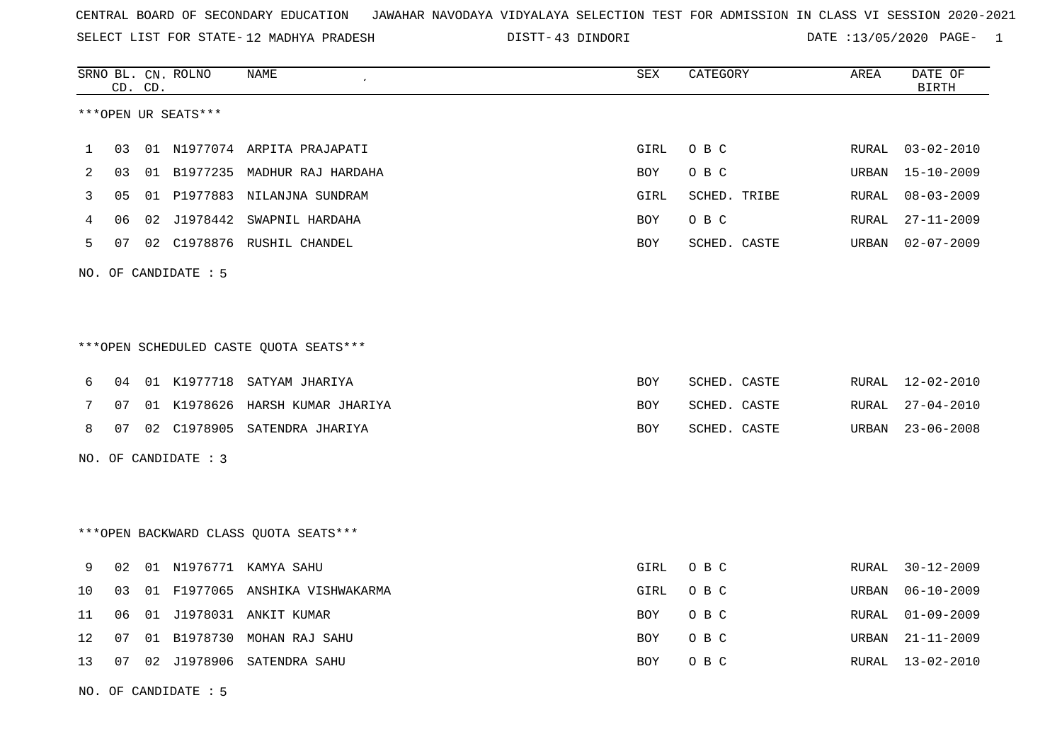CENTRAL BOARD OF SECONDARY EDUCATION   JAWAHAR NAVODAYA VIDYALAYA SELECTION TEST FOR ADMISSION IN CLASS VI SESSION 2020-2021

SELECT LIST FOR STATE- 12 MADHYA PRADESH   DISTT- 43 DINDORI   DATE :13/05/2020

***OPEN UR SEATS***

| SRNO | BL. CD. | CN. CD. | ROLNO | NAME | SEX | CATEGORY | AREA | DATE OF BIRTH |
|---|---|---|---|---|---|---|---|---|
| 1 | 03 | 01 | N1977074 | ARPITA PRAJAPATI | GIRL | O B C | RURAL | 03-02-2010 |
| 2 | 03 | 01 | B1977235 | MADHUR RAJ HARDAHA | BOY | O B C | URBAN | 15-10-2009 |
| 3 | 05 | 01 | P1977883 | NILANJNA SUNDRAM | GIRL | SCHED. TRIBE | RURAL | 08-03-2009 |
| 4 | 06 | 02 | J1978442 | SWAPNIL HARDAHA | BOY | O B C | RURAL | 27-11-2009 |
| 5 | 07 | 02 | C1978876 | RUSHIL CHANDEL | BOY | SCHED. CASTE | URBAN | 02-07-2009 |

NO. OF CANDIDATE : 5

***OPEN SCHEDULED CASTE QUOTA SEATS***

| SRNO | BL. CD. | CN. CD. | ROLNO | NAME | SEX | CATEGORY | AREA | DATE OF BIRTH |
|---|---|---|---|---|---|---|---|---|
| 6 | 04 | 01 | K1977718 | SATYAM JHARIYA | BOY | SCHED. CASTE | RURAL | 12-02-2010 |
| 7 | 07 | 01 | K1978626 | HARSH KUMAR JHARIYA | BOY | SCHED. CASTE | RURAL | 27-04-2010 |
| 8 | 07 | 02 | C1978905 | SATENDRA JHARIYA | BOY | SCHED. CASTE | URBAN | 23-06-2008 |

NO. OF CANDIDATE : 3

***OPEN BACKWARD CLASS QUOTA SEATS***

| SRNO | BL. CD. | CN. CD. | ROLNO | NAME | SEX | CATEGORY | AREA | DATE OF BIRTH |
|---|---|---|---|---|---|---|---|---|
| 9 | 02 | 01 | N1976771 | KAMYA SAHU | GIRL | O B C | RURAL | 30-12-2009 |
| 10 | 03 | 01 | F1977065 | ANSHIKA VISHWAKARMA | GIRL | O B C | URBAN | 06-10-2009 |
| 11 | 06 | 01 | J1978031 | ANKIT KUMAR | BOY | O B C | RURAL | 01-09-2009 |
| 12 | 07 | 01 | B1978730 | MOHAN RAJ SAHU | BOY | O B C | URBAN | 21-11-2009 |
| 13 | 07 | 02 | J1978906 | SATENDRA SAHU | BOY | O B C | RURAL | 13-02-2010 |

NO. OF CANDIDATE : 5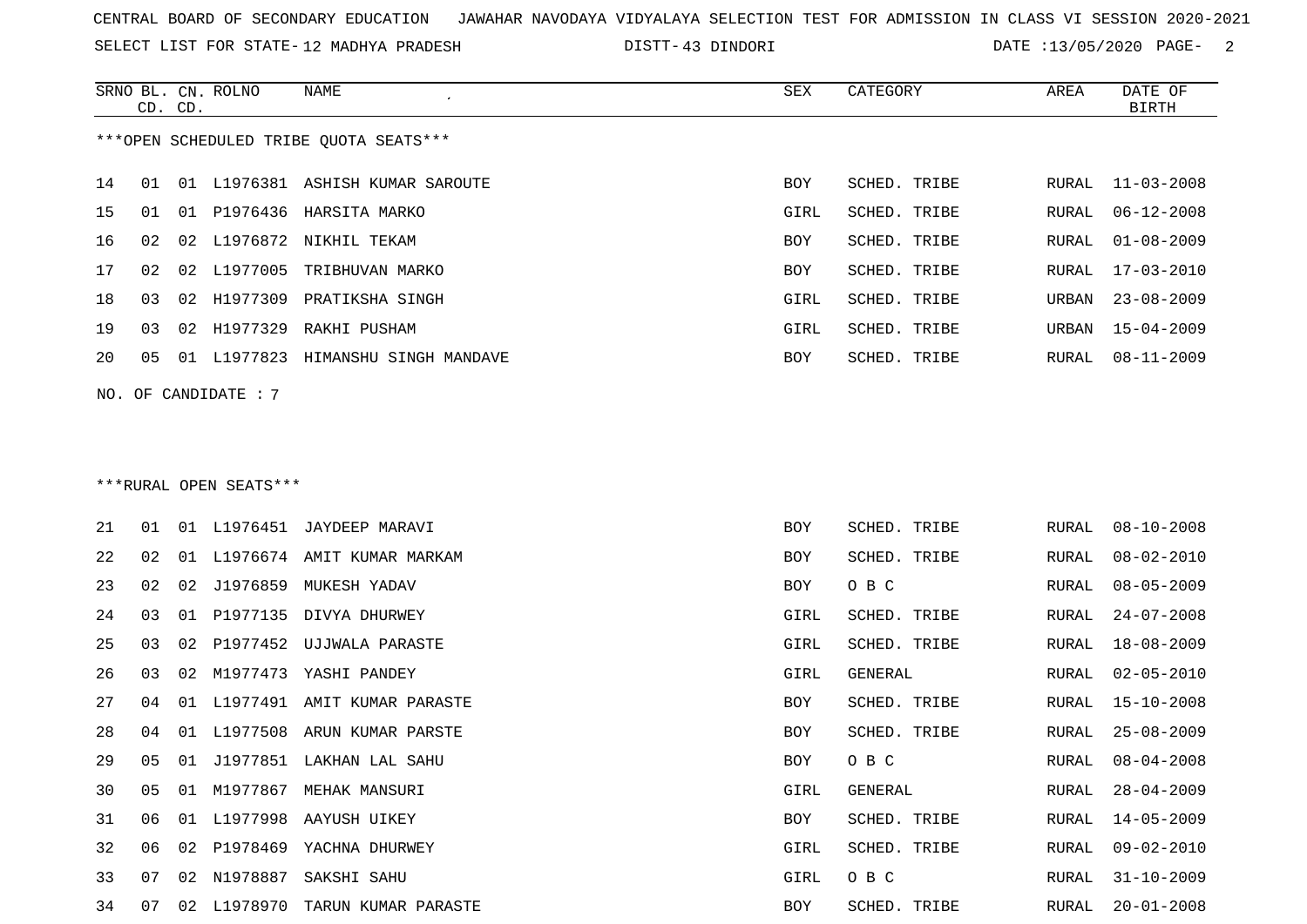CENTRAL BOARD OF SECONDARY EDUCATION   JAWAHAR NAVODAYA VIDYALAYA SELECTION TEST FOR ADMISSION IN CLASS VI SESSION 2020-2021

SELECT LIST FOR STATE- 12 MADHYA PRADESH   DISTT- 43 DINDORI   DATE :13/05/2020

***OPEN SCHEDULED TRIBE QUOTA SEATS***

| SRNO | BL. CD. | CN. CD. | ROLNO | NAME | SEX | CATEGORY | AREA | DATE OF BIRTH |
|---|---|---|---|---|---|---|---|---|
| 14 | 01 | 01 | L1976381 | ASHISH KUMAR SAROUTE | BOY | SCHED. TRIBE | RURAL | 11-03-2008 |
| 15 | 01 | 01 | P1976436 | HARSITA MARKO | GIRL | SCHED. TRIBE | RURAL | 06-12-2008 |
| 16 | 02 | 02 | L1976872 | NIKHIL TEKAM | BOY | SCHED. TRIBE | RURAL | 01-08-2009 |
| 17 | 02 | 02 | L1977005 | TRIBHUVAN MARKO | BOY | SCHED. TRIBE | RURAL | 17-03-2010 |
| 18 | 03 | 02 | H1977309 | PRATIKSHA SINGH | GIRL | SCHED. TRIBE | URBAN | 23-08-2009 |
| 19 | 03 | 02 | H1977329 | RAKHI PUSHAM | GIRL | SCHED. TRIBE | URBAN | 15-04-2009 |
| 20 | 05 | 01 | L1977823 | HIMANSHU SINGH MANDAVE | BOY | SCHED. TRIBE | RURAL | 08-11-2009 |

NO. OF CANDIDATE : 7

***RURAL OPEN SEATS***

| SRNO | BL. CD. | CN. CD. | ROLNO | NAME | SEX | CATEGORY | AREA | DATE OF BIRTH |
|---|---|---|---|---|---|---|---|---|
| 21 | 01 | 01 | L1976451 | JAYDEEP MARAVI | BOY | SCHED. TRIBE | RURAL | 08-10-2008 |
| 22 | 02 | 01 | L1976674 | AMIT KUMAR MARKAM | BOY | SCHED. TRIBE | RURAL | 08-02-2010 |
| 23 | 02 | 02 | J1976859 | MUKESH YADAV | BOY | O B C | RURAL | 08-05-2009 |
| 24 | 03 | 01 | P1977135 | DIVYA DHURWEY | GIRL | SCHED. TRIBE | RURAL | 24-07-2008 |
| 25 | 03 | 02 | P1977452 | UJJWALA PARASTE | GIRL | SCHED. TRIBE | RURAL | 18-08-2009 |
| 26 | 03 | 02 | M1977473 | YASHI PANDEY | GIRL | GENERAL | RURAL | 02-05-2010 |
| 27 | 04 | 01 | L1977491 | AMIT KUMAR PARASTE | BOY | SCHED. TRIBE | RURAL | 15-10-2008 |
| 28 | 04 | 01 | L1977508 | ARUN KUMAR PARSTE | BOY | SCHED. TRIBE | RURAL | 25-08-2009 |
| 29 | 05 | 01 | J1977851 | LAKHAN LAL SAHU | BOY | O B C | RURAL | 08-04-2008 |
| 30 | 05 | 01 | M1977867 | MEHAK MANSURI | GIRL | GENERAL | RURAL | 28-04-2009 |
| 31 | 06 | 01 | L1977998 | AAYUSH UIKEY | BOY | SCHED. TRIBE | RURAL | 14-05-2009 |
| 32 | 06 | 02 | P1978469 | YACHNA DHURWEY | GIRL | SCHED. TRIBE | RURAL | 09-02-2010 |
| 33 | 07 | 02 | N1978887 | SAKSHI SAHU | GIRL | O B C | RURAL | 31-10-2009 |
| 34 | 07 | 02 | L1978970 | TARUN KUMAR PARASTE | BOY | SCHED. TRIBE | RURAL | 20-01-2008 |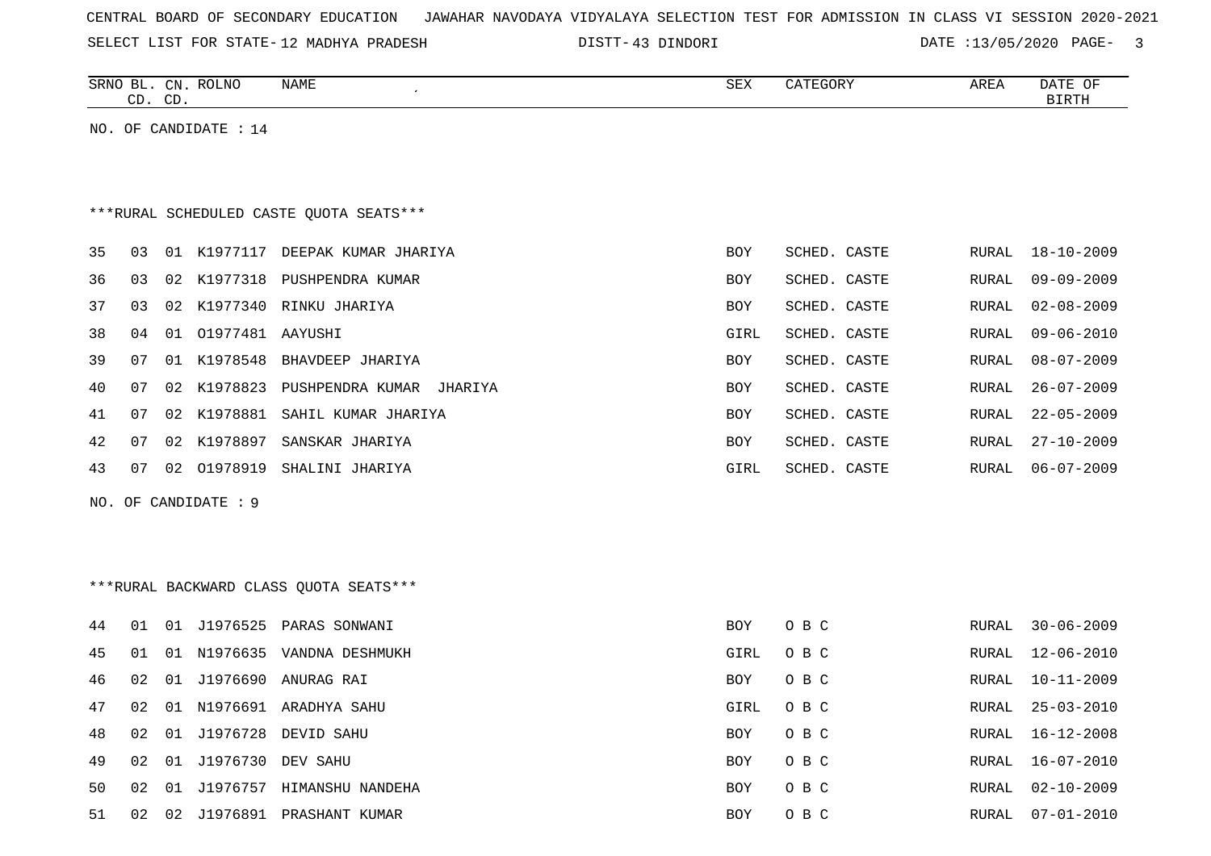CENTRAL BOARD OF SECONDARY EDUCATION JAWAHAR NAVODAYA VIDYALAYA SELECTION TEST FOR ADMISSION IN CLASS VI SESSION 2020-2021

SELECT LIST FOR STATE- 12 MADHYA PRADESH DISTT- 43 DINDORI DATE :13/05/2020

| SRNO | BL. CD. | CN. CD. | ROLNO | NAME | SEX | CATEGORY | AREA | DATE OF BIRTH |
|---|---|---|---|---|---|---|---|---|

NO. OF CANDIDATE : 14

***RURAL SCHEDULED CASTE QUOTA SEATS***

| SRNO | BL. CD. | CN. CD. | ROLNO | NAME | SEX | CATEGORY | AREA | DATE OF BIRTH |
|---|---|---|---|---|---|---|---|---|
| 35 | 03 | 01 | K1977117 | DEEPAK KUMAR JHARIYA | BOY | SCHED. CASTE | RURAL | 18-10-2009 |
| 36 | 03 | 02 | K1977318 | PUSHPENDRA KUMAR | BOY | SCHED. CASTE | RURAL | 09-09-2009 |
| 37 | 03 | 02 | K1977340 | RINKU JHARIYA | BOY | SCHED. CASTE | RURAL | 02-08-2009 |
| 38 | 04 | 01 | O1977481 | AAYUSHI | GIRL | SCHED. CASTE | RURAL | 09-06-2010 |
| 39 | 07 | 01 | K1978548 | BHAVDEEP JHARIYA | BOY | SCHED. CASTE | RURAL | 08-07-2009 |
| 40 | 07 | 02 | K1978823 | PUSHPENDRA KUMAR JHARIYA | BOY | SCHED. CASTE | RURAL | 26-07-2009 |
| 41 | 07 | 02 | K1978881 | SAHIL KUMAR JHARIYA | BOY | SCHED. CASTE | RURAL | 22-05-2009 |
| 42 | 07 | 02 | K1978897 | SANSKAR JHARIYA | BOY | SCHED. CASTE | RURAL | 27-10-2009 |
| 43 | 07 | 02 | O1978919 | SHALINI JHARIYA | GIRL | SCHED. CASTE | RURAL | 06-07-2009 |

NO. OF CANDIDATE : 9

***RURAL BACKWARD CLASS QUOTA SEATS***

| SRNO | BL. CD. | CN. CD. | ROLNO | NAME | SEX | CATEGORY | AREA | DATE OF BIRTH |
|---|---|---|---|---|---|---|---|---|
| 44 | 01 | 01 | J1976525 | PARAS SONWANI | BOY | O B C | RURAL | 30-06-2009 |
| 45 | 01 | 01 | N1976635 | VANDNA DESHMUKH | GIRL | O B C | RURAL | 12-06-2010 |
| 46 | 02 | 01 | J1976690 | ANURAG RAI | BOY | O B C | RURAL | 10-11-2009 |
| 47 | 02 | 01 | N1976691 | ARADHYA SAHU | GIRL | O B C | RURAL | 25-03-2010 |
| 48 | 02 | 01 | J1976728 | DEVID SAHU | BOY | O B C | RURAL | 16-12-2008 |
| 49 | 02 | 01 | J1976730 | DEV SAHU | BOY | O B C | RURAL | 16-07-2010 |
| 50 | 02 | 01 | J1976757 | HIMANSHU NANDEHA | BOY | O B C | RURAL | 02-10-2009 |
| 51 | 02 | 02 | J1976891 | PRASHANT KUMAR | BOY | O B C | RURAL | 07-01-2010 |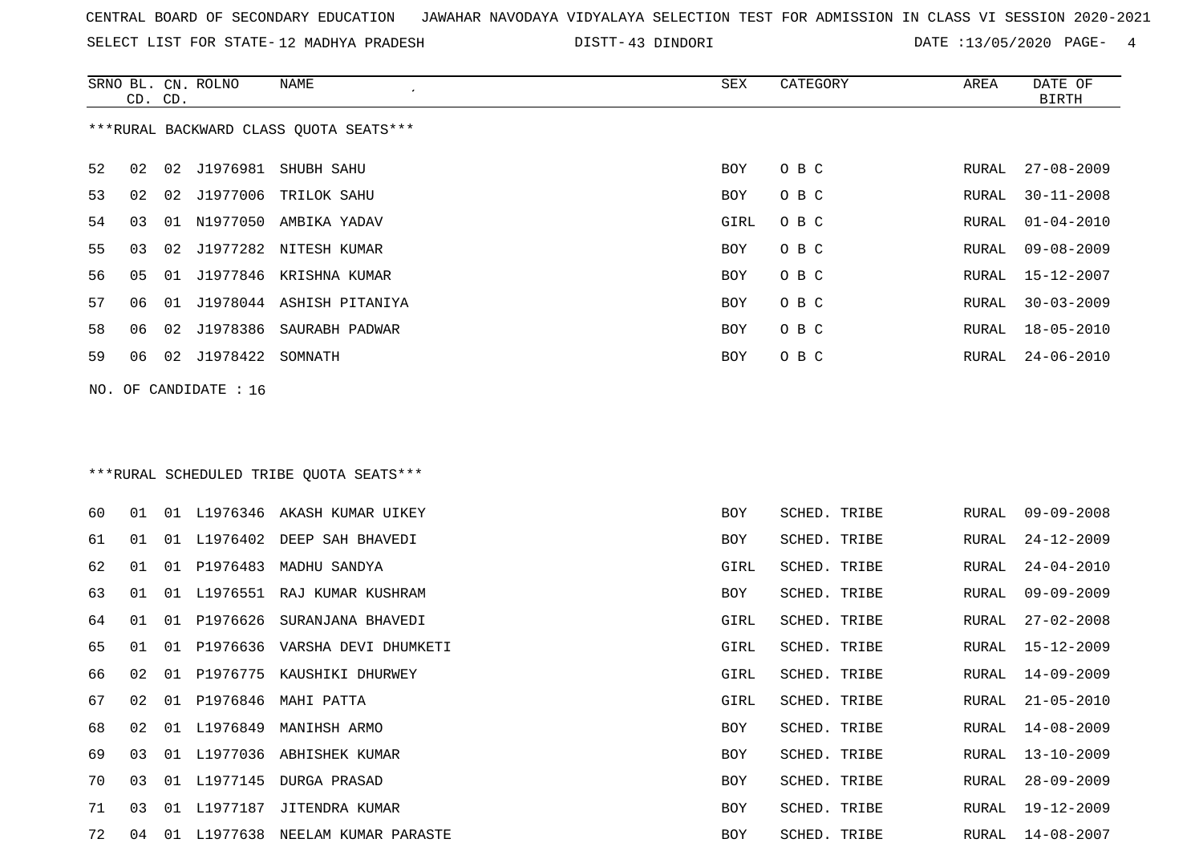CENTRAL BOARD OF SECONDARY EDUCATION JAWAHAR NAVODAYA VIDYALAYA SELECTION TEST FOR ADMISSION IN CLASS VI SESSION 2020-2021

SELECT LIST FOR STATE- 12 MADHYA PRADESH DISTT- 43 DINDORI DATE :13/05/2020

***RURAL BACKWARD CLASS QUOTA SEATS***

| SRNO | BL. CD. | CN. CD. | ROLNO | NAME | SEX | CATEGORY | AREA | DATE OF BIRTH |
|---|---|---|---|---|---|---|---|---|
| 52 | 02 | 02 | J1976981 | SHUBH SAHU | BOY | O B C | RURAL | 27-08-2009 |
| 53 | 02 | 02 | J1977006 | TRILOK SAHU | BOY | O B C | RURAL | 30-11-2008 |
| 54 | 03 | 01 | N1977050 | AMBIKA YADAV | GIRL | O B C | RURAL | 01-04-2010 |
| 55 | 03 | 02 | J1977282 | NITESH KUMAR | BOY | O B C | RURAL | 09-08-2009 |
| 56 | 05 | 01 | J1977846 | KRISHNA KUMAR | BOY | O B C | RURAL | 15-12-2007 |
| 57 | 06 | 01 | J1978044 | ASHISH PITANIYA | BOY | O B C | RURAL | 30-03-2009 |
| 58 | 06 | 02 | J1978386 | SAURABH PADWAR | BOY | O B C | RURAL | 18-05-2010 |
| 59 | 06 | 02 | J1978422 | SOMNATH | BOY | O B C | RURAL | 24-06-2010 |

NO. OF CANDIDATE : 16

***RURAL SCHEDULED TRIBE QUOTA SEATS***

| SRNO | BL. CD. | CN. CD. | ROLNO | NAME | SEX | CATEGORY | AREA | DATE OF BIRTH |
|---|---|---|---|---|---|---|---|---|
| 60 | 01 | 01 | L1976346 | AKASH KUMAR UIKEY | BOY | SCHED. TRIBE | RURAL | 09-09-2008 |
| 61 | 01 | 01 | L1976402 | DEEP SAH BHAVEDI | BOY | SCHED. TRIBE | RURAL | 24-12-2009 |
| 62 | 01 | 01 | P1976483 | MADHU SANDYA | GIRL | SCHED. TRIBE | RURAL | 24-04-2010 |
| 63 | 01 | 01 | L1976551 | RAJ KUMAR KUSHRAM | BOY | SCHED. TRIBE | RURAL | 09-09-2009 |
| 64 | 01 | 01 | P1976626 | SURANJANA BHAVEDI | GIRL | SCHED. TRIBE | RURAL | 27-02-2008 |
| 65 | 01 | 01 | P1976636 | VARSHA DEVI DHUMKETI | GIRL | SCHED. TRIBE | RURAL | 15-12-2009 |
| 66 | 02 | 01 | P1976775 | KAUSHIKI DHURWEY | GIRL | SCHED. TRIBE | RURAL | 14-09-2009 |
| 67 | 02 | 01 | P1976846 | MAHI PATTA | GIRL | SCHED. TRIBE | RURAL | 21-05-2010 |
| 68 | 02 | 01 | L1976849 | MANIHSH ARMO | BOY | SCHED. TRIBE | RURAL | 14-08-2009 |
| 69 | 03 | 01 | L1977036 | ABHISHEK KUMAR | BOY | SCHED. TRIBE | RURAL | 13-10-2009 |
| 70 | 03 | 01 | L1977145 | DURGA PRASAD | BOY | SCHED. TRIBE | RURAL | 28-09-2009 |
| 71 | 03 | 01 | L1977187 | JITENDRA KUMAR | BOY | SCHED. TRIBE | RURAL | 19-12-2009 |
| 72 | 04 | 01 | L1977638 | NEELAM KUMAR PARASTE | BOY | SCHED. TRIBE | RURAL | 14-08-2007 |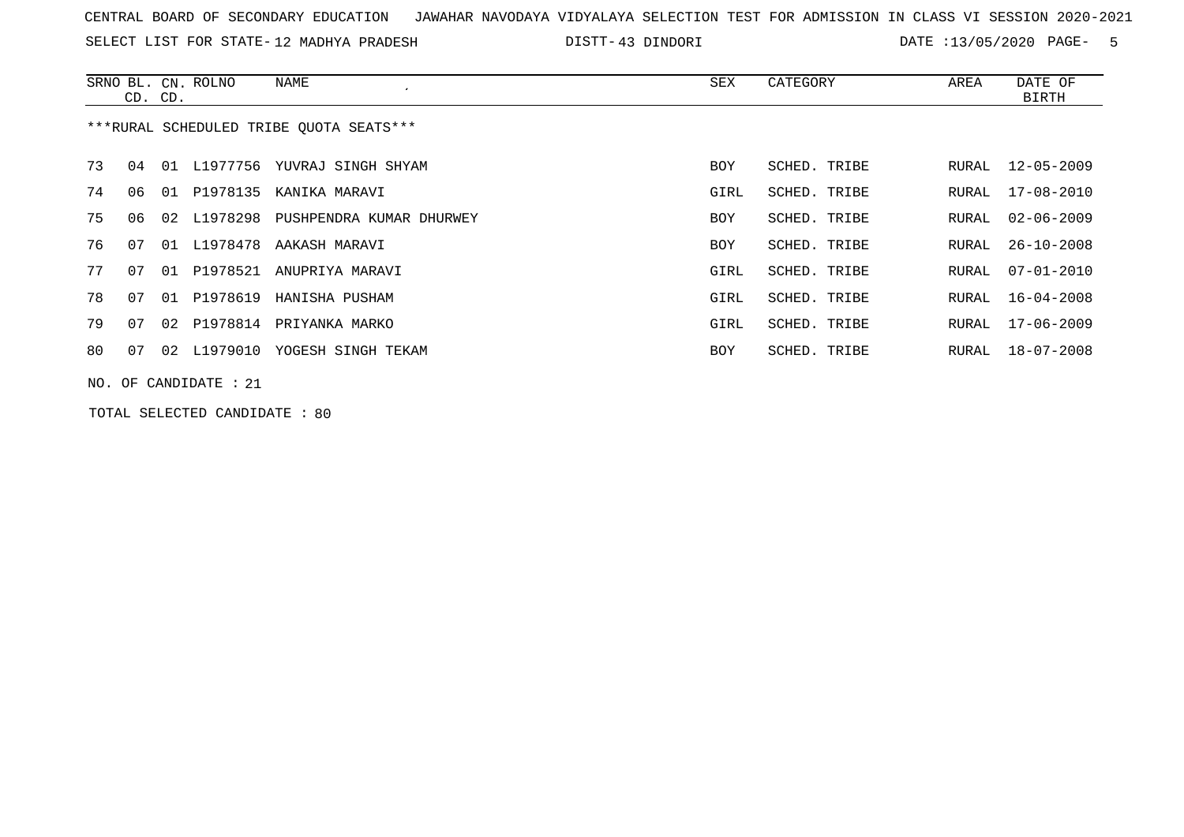CENTRAL BOARD OF SECONDARY EDUCATION JAWAHAR NAVODAYA VIDYALAYA SELECTION TEST FOR ADMISSION IN CLASS VI SESSION 2020-2021

SELECT LIST FOR STATE- 12 MADHYA PRADESH DISTT- 43 DINDORI DATE :13/05/2020

| SRNO | BL. CD. | CN. CD. | ROLNO | NAME | SEX | CATEGORY | AREA | DATE OF BIRTH |
|---|---|---|---|---|---|---|---|---|

***RURAL SCHEDULED TRIBE QUOTA SEATS***

| SRNO | BL. CD. | CN. CD. | ROLNO | NAME | SEX | CATEGORY | AREA | DATE OF BIRTH |
|---|---|---|---|---|---|---|---|---|
| 73 | 04 | 01 | L1977756 | YUVRAJ SINGH SHYAM | BOY | SCHED. TRIBE | RURAL | 12-05-2009 |
| 74 | 06 | 01 | P1978135 | KANIKA MARAVI | GIRL | SCHED. TRIBE | RURAL | 17-08-2010 |
| 75 | 06 | 02 | L1978298 | PUSHPENDRA KUMAR DHURWEY | BOY | SCHED. TRIBE | RURAL | 02-06-2009 |
| 76 | 07 | 01 | L1978478 | AAKASH MARAVI | BOY | SCHED. TRIBE | RURAL | 26-10-2008 |
| 77 | 07 | 01 | P1978521 | ANUPRIYA MARAVI | GIRL | SCHED. TRIBE | RURAL | 07-01-2010 |
| 78 | 07 | 01 | P1978619 | HANISHA PUSHAM | GIRL | SCHED. TRIBE | RURAL | 16-04-2008 |
| 79 | 07 | 02 | P1978814 | PRIYANKA MARKO | GIRL | SCHED. TRIBE | RURAL | 17-06-2009 |
| 80 | 07 | 02 | L1979010 | YOGESH SINGH TEKAM | BOY | SCHED. TRIBE | RURAL | 18-07-2008 |

NO. OF CANDIDATE : 21

TOTAL SELECTED CANDIDATE : 80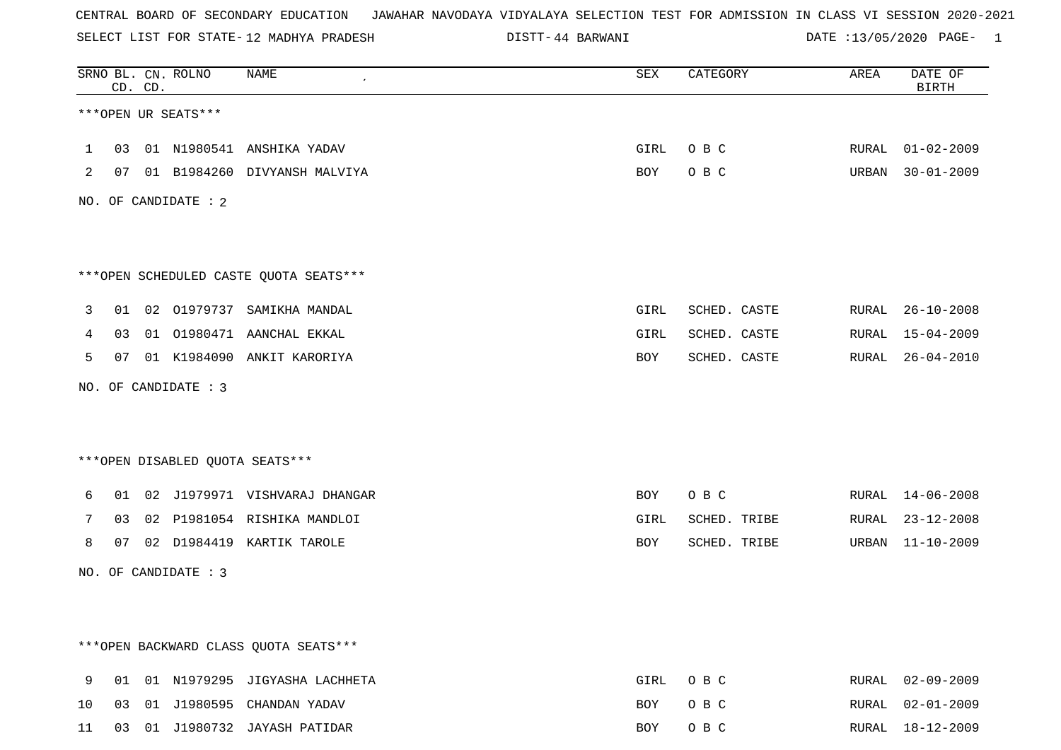CENTRAL BOARD OF SECONDARY EDUCATION JAWAHAR NAVODAYA VIDYALAYA SELECTION TEST FOR ADMISSION IN CLASS VI SESSION 2020-2021

SELECT LIST FOR STATE- 12 MADHYA PRADESH DISTT- 44 BARWANI DATE :13/05/2020

| SRNO | BL. CD. | CN. CD. | ROLNO | NAME | SEX | CATEGORY | AREA | DATE OF BIRTH |
|---|---|---|---|---|---|---|---|---|

***OPEN UR SEATS***

| SRNO | BL. CD. | CN. CD. | ROLNO | NAME | SEX | CATEGORY | AREA | DATE OF BIRTH |
|---|---|---|---|---|---|---|---|---|
| 1 | 03 | 01 | N1980541 | ANSHIKA YADAV | GIRL | O B C | RURAL | 01-02-2009 |
| 2 | 07 | 01 | B1984260 | DIVYANSH MALVIYA | BOY | O B C | URBAN | 30-01-2009 |

NO. OF CANDIDATE : 2

***OPEN SCHEDULED CASTE QUOTA SEATS***

| SRNO | BL. CD. | CN. CD. | ROLNO | NAME | SEX | CATEGORY | AREA | DATE OF BIRTH |
|---|---|---|---|---|---|---|---|---|
| 3 | 01 | 02 | O1979737 | SAMIKHA MANDAL | GIRL | SCHED. CASTE | RURAL | 26-10-2008 |
| 4 | 03 | 01 | O1980471 | AANCHAL EKKAL | GIRL | SCHED. CASTE | RURAL | 15-04-2009 |
| 5 | 07 | 01 | K1984090 | ANKIT KARORIYA | BOY | SCHED. CASTE | RURAL | 26-04-2010 |

NO. OF CANDIDATE : 3

***OPEN DISABLED QUOTA SEATS***

| SRNO | BL. CD. | CN. CD. | ROLNO | NAME | SEX | CATEGORY | AREA | DATE OF BIRTH |
|---|---|---|---|---|---|---|---|---|
| 6 | 01 | 02 | J1979971 | VISHVARAJ DHANGAR | BOY | O B C | RURAL | 14-06-2008 |
| 7 | 03 | 02 | P1981054 | RISHIKA MANDLOI | GIRL | SCHED. TRIBE | RURAL | 23-12-2008 |
| 8 | 07 | 02 | D1984419 | KARTIK TAROLE | BOY | SCHED. TRIBE | URBAN | 11-10-2009 |

NO. OF CANDIDATE : 3

***OPEN BACKWARD CLASS QUOTA SEATS***

| SRNO | BL. CD. | CN. CD. | ROLNO | NAME | SEX | CATEGORY | AREA | DATE OF BIRTH |
|---|---|---|---|---|---|---|---|---|
| 9 | 01 | 01 | N1979295 | JIGYASHA LACHHETA | GIRL | O B C | RURAL | 02-09-2009 |
| 10 | 03 | 01 | J1980595 | CHANDAN YADAV | BOY | O B C | RURAL | 02-01-2009 |
| 11 | 03 | 01 | J1980732 | JAYASH PATIDAR | BOY | O B C | RURAL | 18-12-2009 |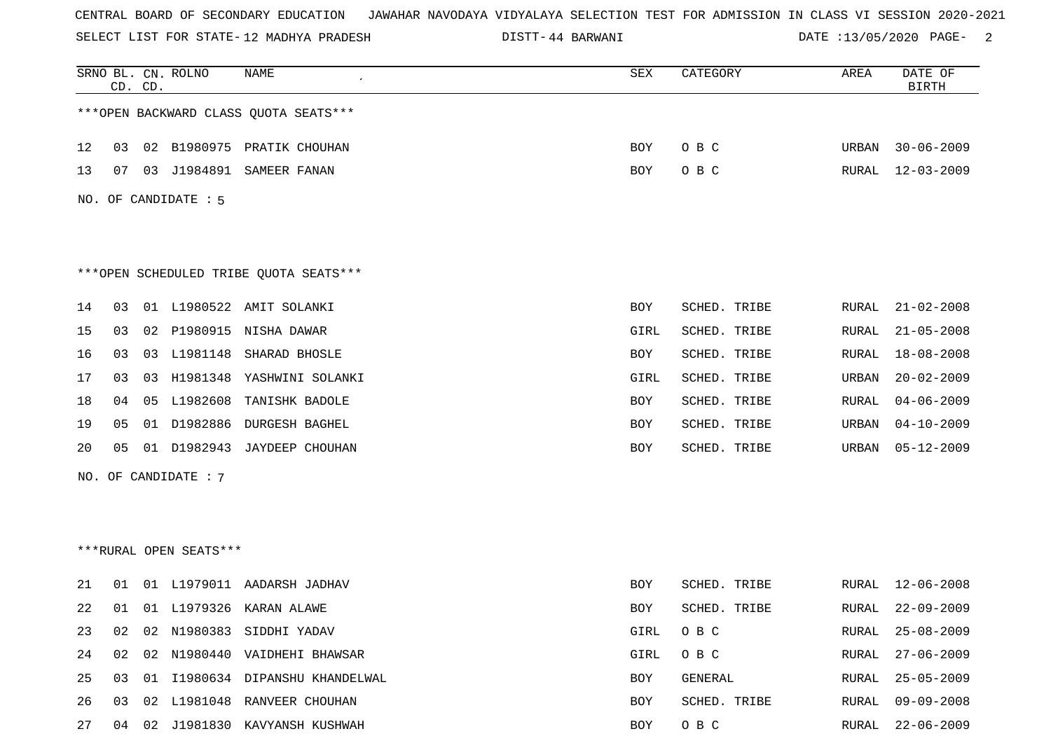CENTRAL BOARD OF SECONDARY EDUCATION JAWAHAR NAVODAYA VIDYALAYA SELECTION TEST FOR ADMISSION IN CLASS VI SESSION 2020-2021

SELECT LIST FOR STATE- 12 MADHYA PRADESH DISTT- 44 BARWANI DATE :13/05/2020

***OPEN BACKWARD CLASS QUOTA SEATS***

| SRNO | BL. CD. | CN. CD. | ROLNO | NAME | SEX | CATEGORY | AREA | DATE OF BIRTH |
|---|---|---|---|---|---|---|---|---|
| 12 | 03 | 02 | B1980975 | PRATIK CHOUHAN | BOY | O B C | URBAN | 30-06-2009 |
| 13 | 07 | 03 | J1984891 | SAMEER FANAN | BOY | O B C | RURAL | 12-03-2009 |

NO. OF CANDIDATE : 5

***OPEN SCHEDULED TRIBE QUOTA SEATS***

| SRNO | BL. CD. | CN. CD. | ROLNO | NAME | SEX | CATEGORY | AREA | DATE OF BIRTH |
|---|---|---|---|---|---|---|---|---|
| 14 | 03 | 01 | L1980522 | AMIT SOLANKI | BOY | SCHED. TRIBE | RURAL | 21-02-2008 |
| 15 | 03 | 02 | P1980915 | NISHA DAWAR | GIRL | SCHED. TRIBE | RURAL | 21-05-2008 |
| 16 | 03 | 03 | L1981148 | SHARAD BHOSLE | BOY | SCHED. TRIBE | RURAL | 18-08-2008 |
| 17 | 03 | 03 | H1981348 | YASHWINI SOLANKI | GIRL | SCHED. TRIBE | URBAN | 20-02-2009 |
| 18 | 04 | 05 | L1982608 | TANISHK BADOLE | BOY | SCHED. TRIBE | RURAL | 04-06-2009 |
| 19 | 05 | 01 | D1982886 | DURGESH BAGHEL | BOY | SCHED. TRIBE | URBAN | 04-10-2009 |
| 20 | 05 | 01 | D1982943 | JAYDEEP CHOUHAN | BOY | SCHED. TRIBE | URBAN | 05-12-2009 |

NO. OF CANDIDATE : 7

***RURAL OPEN SEATS***

| SRNO | BL. CD. | CN. CD. | ROLNO | NAME | SEX | CATEGORY | AREA | DATE OF BIRTH |
|---|---|---|---|---|---|---|---|---|
| 21 | 01 | 01 | L1979011 | AADARSH JADHAV | BOY | SCHED. TRIBE | RURAL | 12-06-2008 |
| 22 | 01 | 01 | L1979326 | KARAN ALAWE | BOY | SCHED. TRIBE | RURAL | 22-09-2009 |
| 23 | 02 | 02 | N1980383 | SIDDHI YADAV | GIRL | O B C | RURAL | 25-08-2009 |
| 24 | 02 | 02 | N1980440 | VAIDHEHI BHAWSAR | GIRL | O B C | RURAL | 27-06-2009 |
| 25 | 03 | 01 | I1980634 | DIPANSHU KHANDELWAL | BOY | GENERAL | RURAL | 25-05-2009 |
| 26 | 03 | 02 | L1981048 | RANVEER CHOUHAN | BOY | SCHED. TRIBE | RURAL | 09-09-2008 |
| 27 | 04 | 02 | J1981830 | KAVYANSH KUSHWAH | BOY | O B C | RURAL | 22-06-2009 |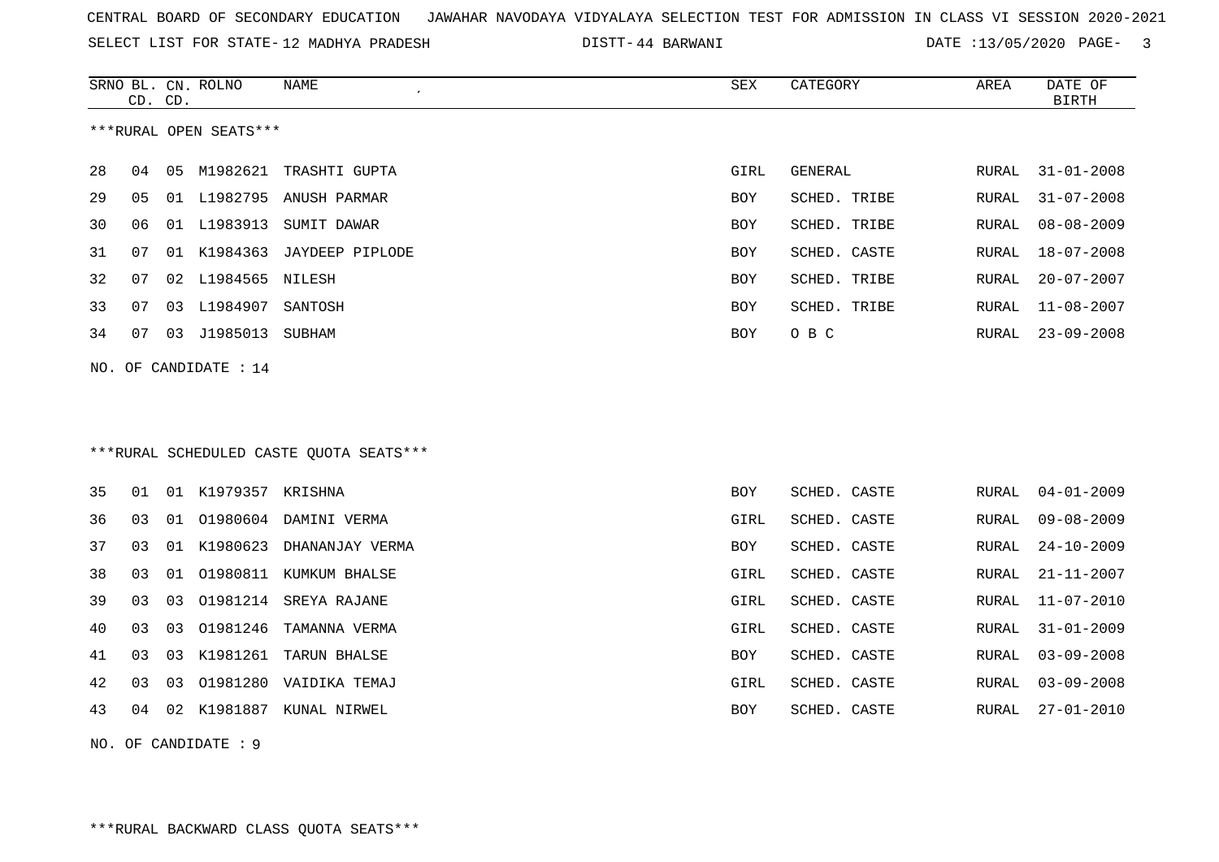CENTRAL BOARD OF SECONDARY EDUCATION JAWAHAR NAVODAYA VIDYALAYA SELECTION TEST FOR ADMISSION IN CLASS VI SESSION 2020-2021

SELECT LIST FOR STATE- 12 MADHYA PRADESH DISTT- 44 BARWANI DATE :13/05/2020

***RURAL OPEN SEATS***

| SRNO | BL. CD. | CN. CD. | ROLNO | NAME | SEX | CATEGORY | AREA | DATE OF BIRTH |
|---|---|---|---|---|---|---|---|---|
| 28 | 04 | 05 | M1982621 | TRASHTI GUPTA | GIRL | GENERAL | RURAL | 31-01-2008 |
| 29 | 05 | 01 | L1982795 | ANUSH PARMAR | BOY | SCHED. TRIBE | RURAL | 31-07-2008 |
| 30 | 06 | 01 | L1983913 | SUMIT DAWAR | BOY | SCHED. TRIBE | RURAL | 08-08-2009 |
| 31 | 07 | 01 | K1984363 | JAYDEEP PIPLODE | BOY | SCHED. CASTE | RURAL | 18-07-2008 |
| 32 | 07 | 02 | L1984565 | NILESH | BOY | SCHED. TRIBE | RURAL | 20-07-2007 |
| 33 | 07 | 03 | L1984907 | SANTOSH | BOY | SCHED. TRIBE | RURAL | 11-08-2007 |
| 34 | 07 | 03 | J1985013 | SUBHAM | BOY | O B C | RURAL | 23-09-2008 |

NO. OF CANDIDATE : 14

***RURAL SCHEDULED CASTE QUOTA SEATS***

| SRNO | BL. CD. | CN. CD. | ROLNO | NAME | SEX | CATEGORY | AREA | DATE OF BIRTH |
|---|---|---|---|---|---|---|---|---|
| 35 | 01 | 01 | K1979357 | KRISHNA | BOY | SCHED. CASTE | RURAL | 04-01-2009 |
| 36 | 03 | 01 | O1980604 | DAMINI VERMA | GIRL | SCHED. CASTE | RURAL | 09-08-2009 |
| 37 | 03 | 01 | K1980623 | DHANANJAY VERMA | BOY | SCHED. CASTE | RURAL | 24-10-2009 |
| 38 | 03 | 01 | O1980811 | KUMKUM BHALSE | GIRL | SCHED. CASTE | RURAL | 21-11-2007 |
| 39 | 03 | 03 | O1981214 | SREYA RAJANE | GIRL | SCHED. CASTE | RURAL | 11-07-2010 |
| 40 | 03 | 03 | O1981246 | TAMANNA VERMA | GIRL | SCHED. CASTE | RURAL | 31-01-2009 |
| 41 | 03 | 03 | K1981261 | TARUN BHALSE | BOY | SCHED. CASTE | RURAL | 03-09-2008 |
| 42 | 03 | 03 | O1981280 | VAIDIKA TEMAJ | GIRL | SCHED. CASTE | RURAL | 03-09-2008 |
| 43 | 04 | 02 | K1981887 | KUNAL NIRWEL | BOY | SCHED. CASTE | RURAL | 27-01-2010 |

NO. OF CANDIDATE : 9

***RURAL BACKWARD CLASS QUOTA SEATS***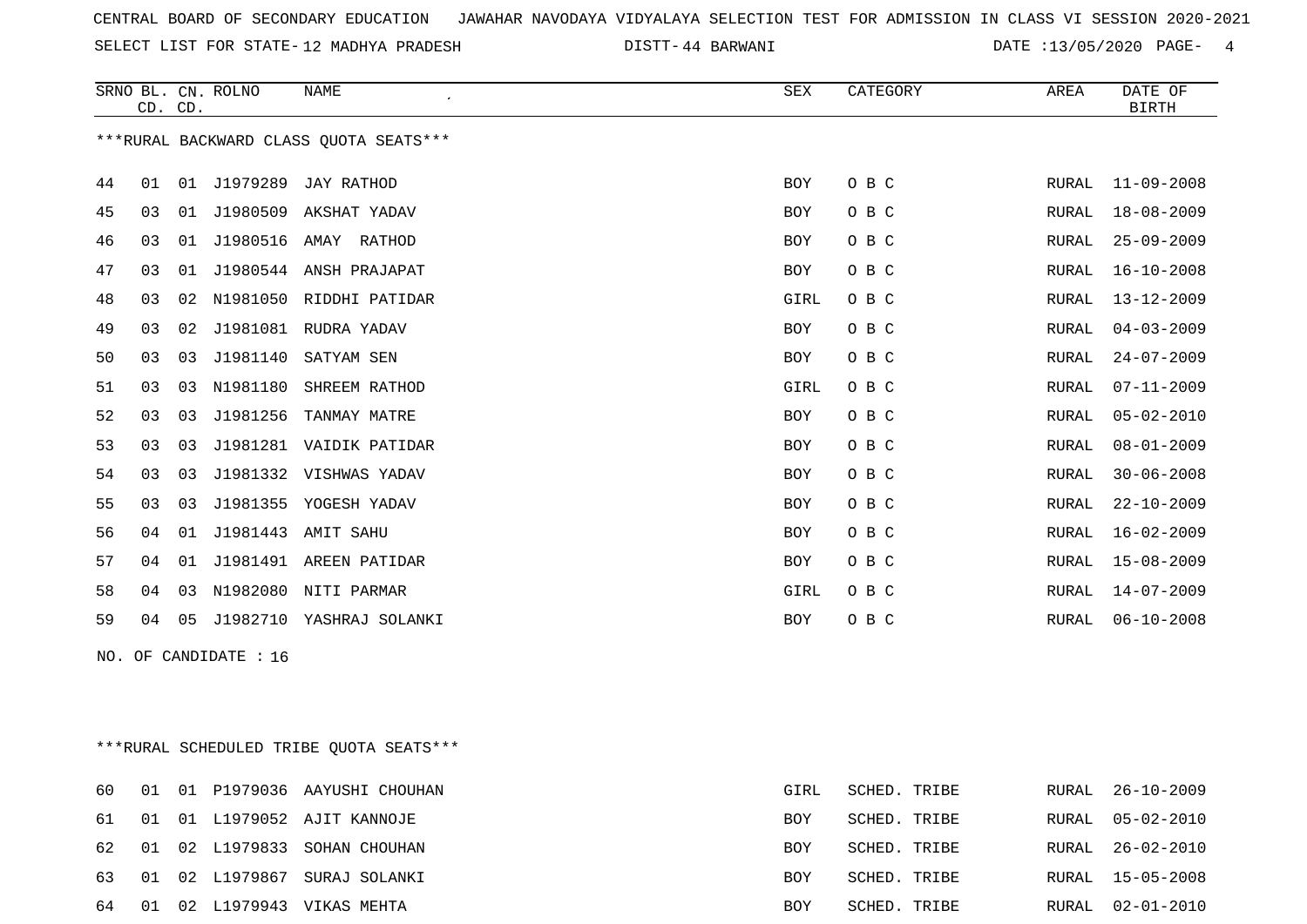CENTRAL BOARD OF SECONDARY EDUCATION JAWAHAR NAVODAYA VIDYALAYA SELECTION TEST FOR ADMISSION IN CLASS VI SESSION 2020-2021

SELECT LIST FOR STATE- 12 MADHYA PRADESH DISTT- 44 BARWANI DATE :13/05/2020

***RURAL BACKWARD CLASS QUOTA SEATS***

| SRNO | BL. CD. | CN. CD. | ROLNO | NAME | SEX | CATEGORY | AREA | DATE OF BIRTH |
|---|---|---|---|---|---|---|---|---|
| 44 | 01 | 01 | J1979289 | JAY RATHOD | BOY | O B C | RURAL | 11-09-2008 |
| 45 | 03 | 01 | J1980509 | AKSHAT YADAV | BOY | O B C | RURAL | 18-08-2009 |
| 46 | 03 | 01 | J1980516 | AMAY RATHOD | BOY | O B C | RURAL | 25-09-2009 |
| 47 | 03 | 01 | J1980544 | ANSH PRAJAPAT | BOY | O B C | RURAL | 16-10-2008 |
| 48 | 03 | 02 | N1981050 | RIDDHI PATIDAR | GIRL | O B C | RURAL | 13-12-2009 |
| 49 | 03 | 02 | J1981081 | RUDRA YADAV | BOY | O B C | RURAL | 04-03-2009 |
| 50 | 03 | 03 | J1981140 | SATYAM SEN | BOY | O B C | RURAL | 24-07-2009 |
| 51 | 03 | 03 | N1981180 | SHREEM RATHOD | GIRL | O B C | RURAL | 07-11-2009 |
| 52 | 03 | 03 | J1981256 | TANMAY MATRE | BOY | O B C | RURAL | 05-02-2010 |
| 53 | 03 | 03 | J1981281 | VAIDIK PATIDAR | BOY | O B C | RURAL | 08-01-2009 |
| 54 | 03 | 03 | J1981332 | VISHWAS YADAV | BOY | O B C | RURAL | 30-06-2008 |
| 55 | 03 | 03 | J1981355 | YOGESH YADAV | BOY | O B C | RURAL | 22-10-2009 |
| 56 | 04 | 01 | J1981443 | AMIT SAHU | BOY | O B C | RURAL | 16-02-2009 |
| 57 | 04 | 01 | J1981491 | AREEN PATIDAR | BOY | O B C | RURAL | 15-08-2009 |
| 58 | 04 | 03 | N1982080 | NITI PARMAR | GIRL | O B C | RURAL | 14-07-2009 |
| 59 | 04 | 05 | J1982710 | YASHRAJ SOLANKI | BOY | O B C | RURAL | 06-10-2008 |

NO. OF CANDIDATE : 16

***RURAL SCHEDULED TRIBE QUOTA SEATS***

| SRNO | BL. CD. | CN. CD. | ROLNO | NAME | SEX | CATEGORY | AREA | DATE OF BIRTH |
|---|---|---|---|---|---|---|---|---|
| 60 | 01 | 01 | P1979036 | AAYUSHI CHOUHAN | GIRL | SCHED. TRIBE | RURAL | 26-10-2009 |
| 61 | 01 | 01 | L1979052 | AJIT KANNOJE | BOY | SCHED. TRIBE | RURAL | 05-02-2010 |
| 62 | 01 | 02 | L1979833 | SOHAN CHOUHAN | BOY | SCHED. TRIBE | RURAL | 26-02-2010 |
| 63 | 01 | 02 | L1979867 | SURAJ SOLANKI | BOY | SCHED. TRIBE | RURAL | 15-05-2008 |
| 64 | 01 | 02 | L1979943 | VIKAS MEHTA | BOY | SCHED. TRIBE | RURAL | 02-01-2010 |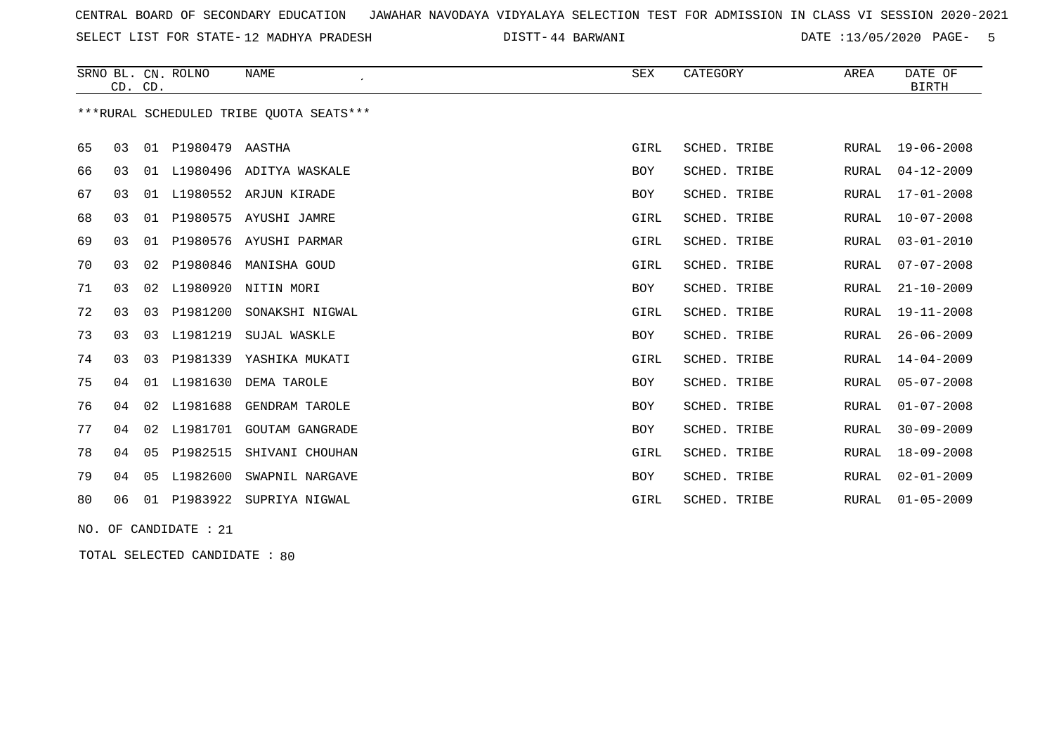CENTRAL BOARD OF SECONDARY EDUCATION JAWAHAR NAVODAYA VIDYALAYA SELECTION TEST FOR ADMISSION IN CLASS VI SESSION 2020-2021

SELECT LIST FOR STATE- 12 MADHYA PRADESH DISTT- 44 BARWANI DATE :13/05/2020 PAGE- 5

| SRNO | BL. CD. | CN. CD. | ROLNO | NAME | SEX | CATEGORY | AREA | DATE OF BIRTH |
|---|---|---|---|---|---|---|---|---|

***RURAL SCHEDULED TRIBE QUOTA SEATS***

| SRNO | BL. CD. | CN. CD. | ROLNO | NAME | SEX | CATEGORY | AREA | DATE OF BIRTH |
|---|---|---|---|---|---|---|---|---|
| 65 | 03 | 01 | P1980479 | AASTHA | GIRL | SCHED. TRIBE | RURAL | 19-06-2008 |
| 66 | 03 | 01 | L1980496 | ADITYA WASKALE | BOY | SCHED. TRIBE | RURAL | 04-12-2009 |
| 67 | 03 | 01 | L1980552 | ARJUN KIRADE | BOY | SCHED. TRIBE | RURAL | 17-01-2008 |
| 68 | 03 | 01 | P1980575 | AYUSHI JAMRE | GIRL | SCHED. TRIBE | RURAL | 10-07-2008 |
| 69 | 03 | 01 | P1980576 | AYUSHI PARMAR | GIRL | SCHED. TRIBE | RURAL | 03-01-2010 |
| 70 | 03 | 02 | P1980846 | MANISHA GOUD | GIRL | SCHED. TRIBE | RURAL | 07-07-2008 |
| 71 | 03 | 02 | L1980920 | NITIN MORI | BOY | SCHED. TRIBE | RURAL | 21-10-2009 |
| 72 | 03 | 03 | P1981200 | SONAKSHI NIGWAL | GIRL | SCHED. TRIBE | RURAL | 19-11-2008 |
| 73 | 03 | 03 | L1981219 | SUJAL WASKLE | BOY | SCHED. TRIBE | RURAL | 26-06-2009 |
| 74 | 03 | 03 | P1981339 | YASHIKA MUKATI | GIRL | SCHED. TRIBE | RURAL | 14-04-2009 |
| 75 | 04 | 01 | L1981630 | DEMA TAROLE | BOY | SCHED. TRIBE | RURAL | 05-07-2008 |
| 76 | 04 | 02 | L1981688 | GENDRAM TAROLE | BOY | SCHED. TRIBE | RURAL | 01-07-2008 |
| 77 | 04 | 02 | L1981701 | GOUTAM GANGRADE | BOY | SCHED. TRIBE | RURAL | 30-09-2009 |
| 78 | 04 | 05 | P1982515 | SHIVANI CHOUHAN | GIRL | SCHED. TRIBE | RURAL | 18-09-2008 |
| 79 | 04 | 05 | L1982600 | SWAPNIL NARGAVE | BOY | SCHED. TRIBE | RURAL | 02-01-2009 |
| 80 | 06 | 01 | P1983922 | SUPRIYA NIGWAL | GIRL | SCHED. TRIBE | RURAL | 01-05-2009 |

NO. OF CANDIDATE : 21

TOTAL SELECTED CANDIDATE : 80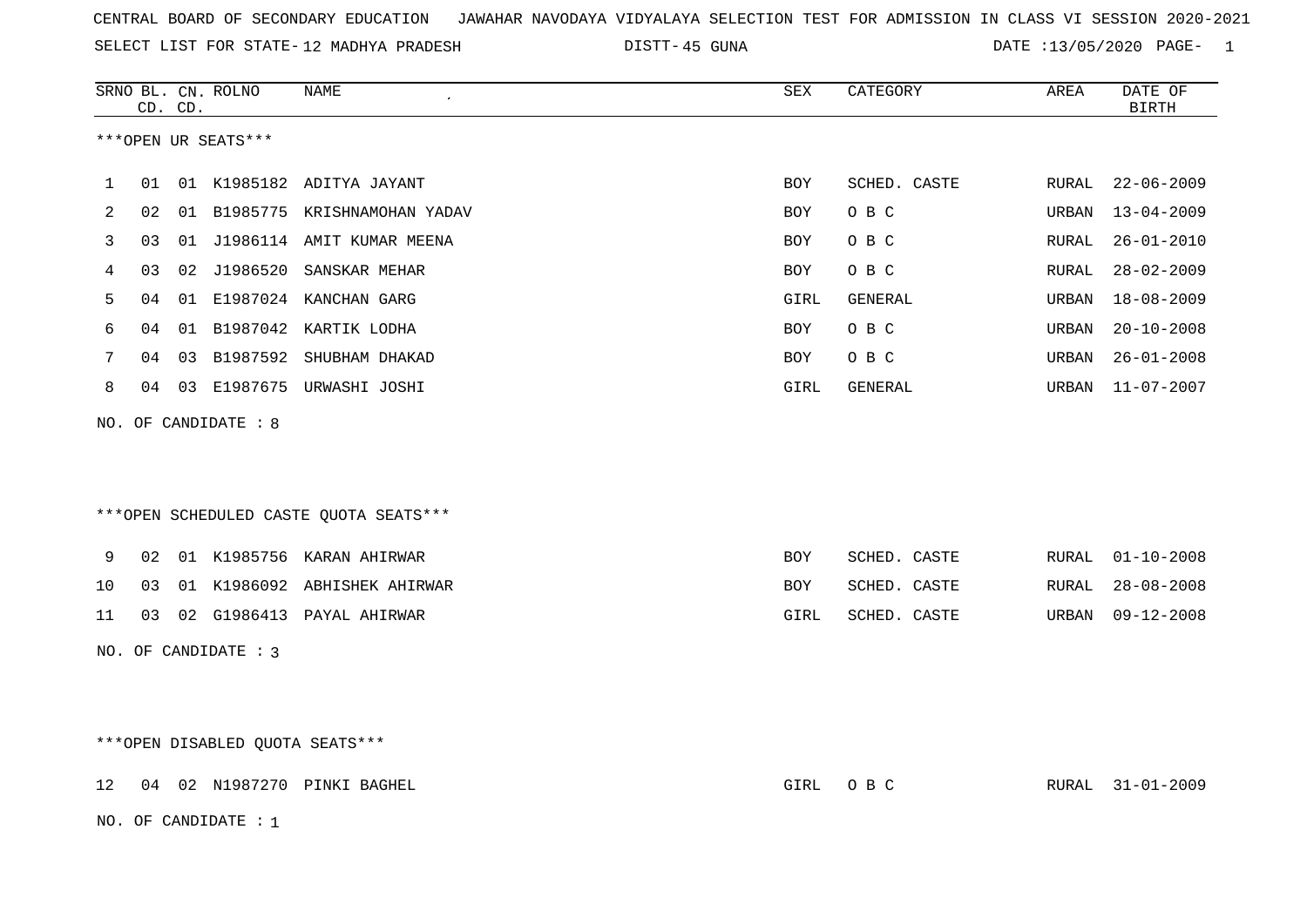CENTRAL BOARD OF SECONDARY EDUCATION JAWAHAR NAVODAYA VIDYALAYA SELECTION TEST FOR ADMISSION IN CLASS VI SESSION 2020-2021

SELECT LIST FOR STATE- 12 MADHYA PRADESH DISTT- 45 GUNA DATE :13/05/2020

***OPEN UR SEATS***

| SRNO | BL. CD. | CN. CD. | ROLNO | NAME | SEX | CATEGORY | AREA | DATE OF BIRTH |
|---|---|---|---|---|---|---|---|---|
| 1 | 01 | 01 | K1985182 | ADITYA JAYANT | BOY | SCHED. CASTE | RURAL | 22-06-2009 |
| 2 | 02 | 01 | B1985775 | KRISHNAMOHAN YADAV | BOY | O B C | URBAN | 13-04-2009 |
| 3 | 03 | 01 | J1986114 | AMIT KUMAR MEENA | BOY | O B C | RURAL | 26-01-2010 |
| 4 | 03 | 02 | J1986520 | SANSKAR MEHAR | BOY | O B C | RURAL | 28-02-2009 |
| 5 | 04 | 01 | E1987024 | KANCHAN GARG | GIRL | GENERAL | URBAN | 18-08-2009 |
| 6 | 04 | 01 | B1987042 | KARTIK LODHA | BOY | O B C | URBAN | 20-10-2008 |
| 7 | 04 | 03 | B1987592 | SHUBHAM DHAKAD | BOY | O B C | URBAN | 26-01-2008 |
| 8 | 04 | 03 | E1987675 | URWASHI JOSHI | GIRL | GENERAL | URBAN | 11-07-2007 |

NO. OF CANDIDATE : 8

***OPEN SCHEDULED CASTE QUOTA SEATS***

| SRNO | BL. CD. | CN. CD. | ROLNO | NAME | SEX | CATEGORY | AREA | DATE OF BIRTH |
|---|---|---|---|---|---|---|---|---|
| 9 | 02 | 01 | K1985756 | KARAN AHIRWAR | BOY | SCHED. CASTE | RURAL | 01-10-2008 |
| 10 | 03 | 01 | K1986092 | ABHISHEK AHIRWAR | BOY | SCHED. CASTE | RURAL | 28-08-2008 |
| 11 | 03 | 02 | G1986413 | PAYAL AHIRWAR | GIRL | SCHED. CASTE | URBAN | 09-12-2008 |

NO. OF CANDIDATE : 3

***OPEN DISABLED QUOTA SEATS***

| SRNO | BL. CD. | CN. CD. | ROLNO | NAME | SEX | CATEGORY | AREA | DATE OF BIRTH |
|---|---|---|---|---|---|---|---|---|
| 12 | 04 | 02 | N1987270 | PINKI BAGHEL | GIRL | O B C | RURAL | 31-01-2009 |

NO. OF CANDIDATE : 1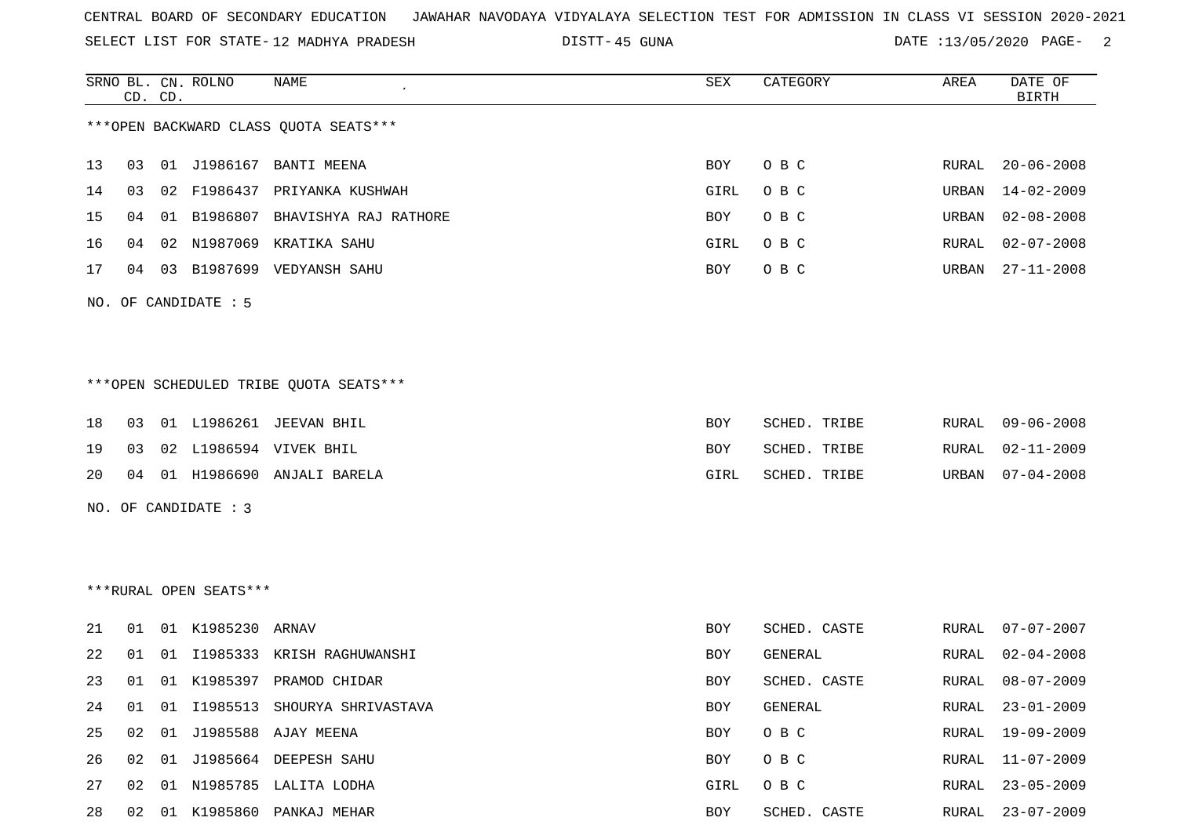CENTRAL BOARD OF SECONDARY EDUCATION JAWAHAR NAVODAYA VIDYALAYA SELECTION TEST FOR ADMISSION IN CLASS VI SESSION 2020-2021

SELECT LIST FOR STATE- 12 MADHYA PRADESH DISTT- 45 GUNA DATE :13/05/2020

| SRNO | BL. CD. | CN. CD. | ROLNO | NAME | SEX | CATEGORY | AREA | DATE OF BIRTH |
|---|---|---|---|---|---|---|---|---|

***OPEN BACKWARD CLASS QUOTA SEATS***

| SRNO | BL. CD. | CN. CD. | ROLNO | NAME | SEX | CATEGORY | AREA | DATE OF BIRTH |
|---|---|---|---|---|---|---|---|---|
| 13 | 03 | 01 | J1986167 | BANTI MEENA | BOY | O B C | RURAL | 20-06-2008 |
| 14 | 03 | 02 | F1986437 | PRIYANKA KUSHWAH | GIRL | O B C | URBAN | 14-02-2009 |
| 15 | 04 | 01 | B1986807 | BHAVISHYA RAJ RATHORE | BOY | O B C | URBAN | 02-08-2008 |
| 16 | 04 | 02 | N1987069 | KRATIKA SAHU | GIRL | O B C | RURAL | 02-07-2008 |
| 17 | 04 | 03 | B1987699 | VEDYANSH SAHU | BOY | O B C | URBAN | 27-11-2008 |

NO. OF CANDIDATE : 5

***OPEN SCHEDULED TRIBE QUOTA SEATS***

| SRNO | BL. CD. | CN. CD. | ROLNO | NAME | SEX | CATEGORY | AREA | DATE OF BIRTH |
|---|---|---|---|---|---|---|---|---|
| 18 | 03 | 01 | L1986261 | JEEVAN BHIL | BOY | SCHED. TRIBE | RURAL | 09-06-2008 |
| 19 | 03 | 02 | L1986594 | VIVEK BHIL | BOY | SCHED. TRIBE | RURAL | 02-11-2009 |
| 20 | 04 | 01 | H1986690 | ANJALI BARELA | GIRL | SCHED. TRIBE | URBAN | 07-04-2008 |

NO. OF CANDIDATE : 3

***RURAL OPEN SEATS***

| SRNO | BL. CD. | CN. CD. | ROLNO | NAME | SEX | CATEGORY | AREA | DATE OF BIRTH |
|---|---|---|---|---|---|---|---|---|
| 21 | 01 | 01 | K1985230 | ARNAV | BOY | SCHED. CASTE | RURAL | 07-07-2007 |
| 22 | 01 | 01 | I1985333 | KRISH RAGHUWANSHI | BOY | GENERAL | RURAL | 02-04-2008 |
| 23 | 01 | 01 | K1985397 | PRAMOD CHIDAR | BOY | SCHED. CASTE | RURAL | 08-07-2009 |
| 24 | 01 | 01 | I1985513 | SHOURYA SHRIVASTAVA | BOY | GENERAL | RURAL | 23-01-2009 |
| 25 | 02 | 01 | J1985588 | AJAY MEENA | BOY | O B C | RURAL | 19-09-2009 |
| 26 | 02 | 01 | J1985664 | DEEPESH SAHU | BOY | O B C | RURAL | 11-07-2009 |
| 27 | 02 | 01 | N1985785 | LALITA LODHA | GIRL | O B C | RURAL | 23-05-2009 |
| 28 | 02 | 01 | K1985860 | PANKAJ MEHAR | BOY | SCHED. CASTE | RURAL | 23-07-2009 |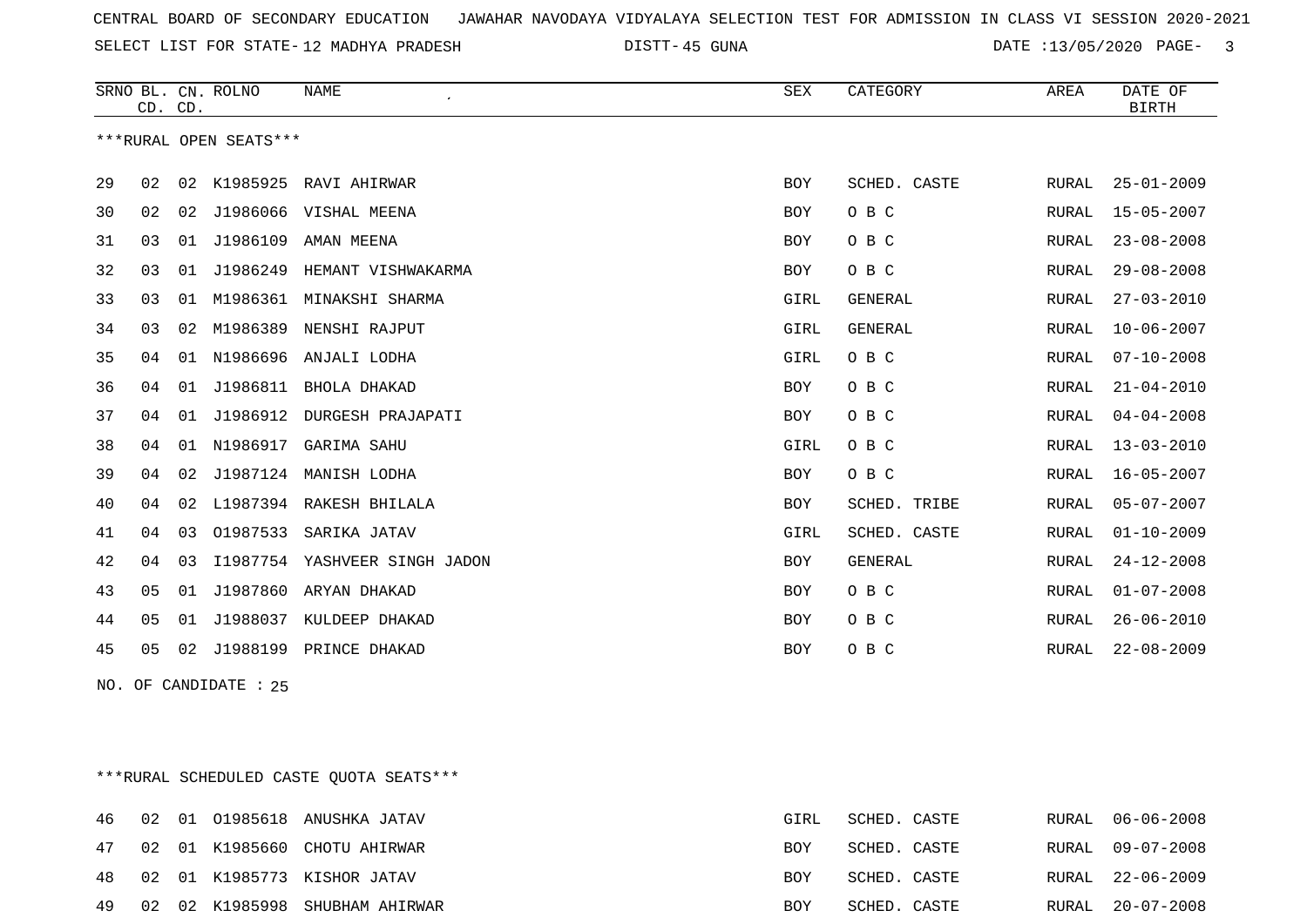CENTRAL BOARD OF SECONDARY EDUCATION JAWAHAR NAVODAYA VIDYALAYA SELECTION TEST FOR ADMISSION IN CLASS VI SESSION 2020-2021

SELECT LIST FOR STATE- 12 MADHYA PRADESH DISTT- 45 GUNA DATE :13/05/2020

***RURAL OPEN SEATS***

| SRNO | BL. CD. | CN. CD. | ROLNO | NAME | SEX | CATEGORY | AREA | DATE OF BIRTH |
|---|---|---|---|---|---|---|---|---|
| 29 | 02 | 02 | K1985925 | RAVI AHIRWAR | BOY | SCHED. CASTE | RURAL | 25-01-2009 |
| 30 | 02 | 02 | J1986066 | VISHAL MEENA | BOY | O B C | RURAL | 15-05-2007 |
| 31 | 03 | 01 | J1986109 | AMAN MEENA | BOY | O B C | RURAL | 23-08-2008 |
| 32 | 03 | 01 | J1986249 | HEMANT VISHWAKARMA | BOY | O B C | RURAL | 29-08-2008 |
| 33 | 03 | 01 | M1986361 | MINAKSHI SHARMA | GIRL | GENERAL | RURAL | 27-03-2010 |
| 34 | 03 | 02 | M1986389 | NENSHI RAJPUT | GIRL | GENERAL | RURAL | 10-06-2007 |
| 35 | 04 | 01 | N1986696 | ANJALI LODHA | GIRL | O B C | RURAL | 07-10-2008 |
| 36 | 04 | 01 | J1986811 | BHOLA DHAKAD | BOY | O B C | RURAL | 21-04-2010 |
| 37 | 04 | 01 | J1986912 | DURGESH PRAJAPATI | BOY | O B C | RURAL | 04-04-2008 |
| 38 | 04 | 01 | N1986917 | GARIMA SAHU | GIRL | O B C | RURAL | 13-03-2010 |
| 39 | 04 | 02 | J1987124 | MANISH LODHA | BOY | O B C | RURAL | 16-05-2007 |
| 40 | 04 | 02 | L1987394 | RAKESH BHILALA | BOY | SCHED. TRIBE | RURAL | 05-07-2007 |
| 41 | 04 | 03 | O1987533 | SARIKA JATAV | GIRL | SCHED. CASTE | RURAL | 01-10-2009 |
| 42 | 04 | 03 | I1987754 | YASHVEER SINGH JADON | BOY | GENERAL | RURAL | 24-12-2008 |
| 43 | 05 | 01 | J1987860 | ARYAN DHAKAD | BOY | O B C | RURAL | 01-07-2008 |
| 44 | 05 | 01 | J1988037 | KULDEEP DHAKAD | BOY | O B C | RURAL | 26-06-2010 |
| 45 | 05 | 02 | J1988199 | PRINCE DHAKAD | BOY | O B C | RURAL | 22-08-2009 |

NO. OF CANDIDATE : 25

***RURAL SCHEDULED CASTE QUOTA SEATS***

| SRNO | BL. CD. | CN. CD. | ROLNO | NAME | SEX | CATEGORY | AREA | DATE OF BIRTH |
|---|---|---|---|---|---|---|---|---|
| 46 | 02 | 01 | O1985618 | ANUSHKA JATAV | GIRL | SCHED. CASTE | RURAL | 06-06-2008 |
| 47 | 02 | 01 | K1985660 | CHOTU AHIRWAR | BOY | SCHED. CASTE | RURAL | 09-07-2008 |
| 48 | 02 | 01 | K1985773 | KISHOR JATAV | BOY | SCHED. CASTE | RURAL | 22-06-2009 |
| 49 | 02 | 02 | K1985998 | SHUBHAM AHIRWAR | BOY | SCHED. CASTE | RURAL | 20-07-2008 |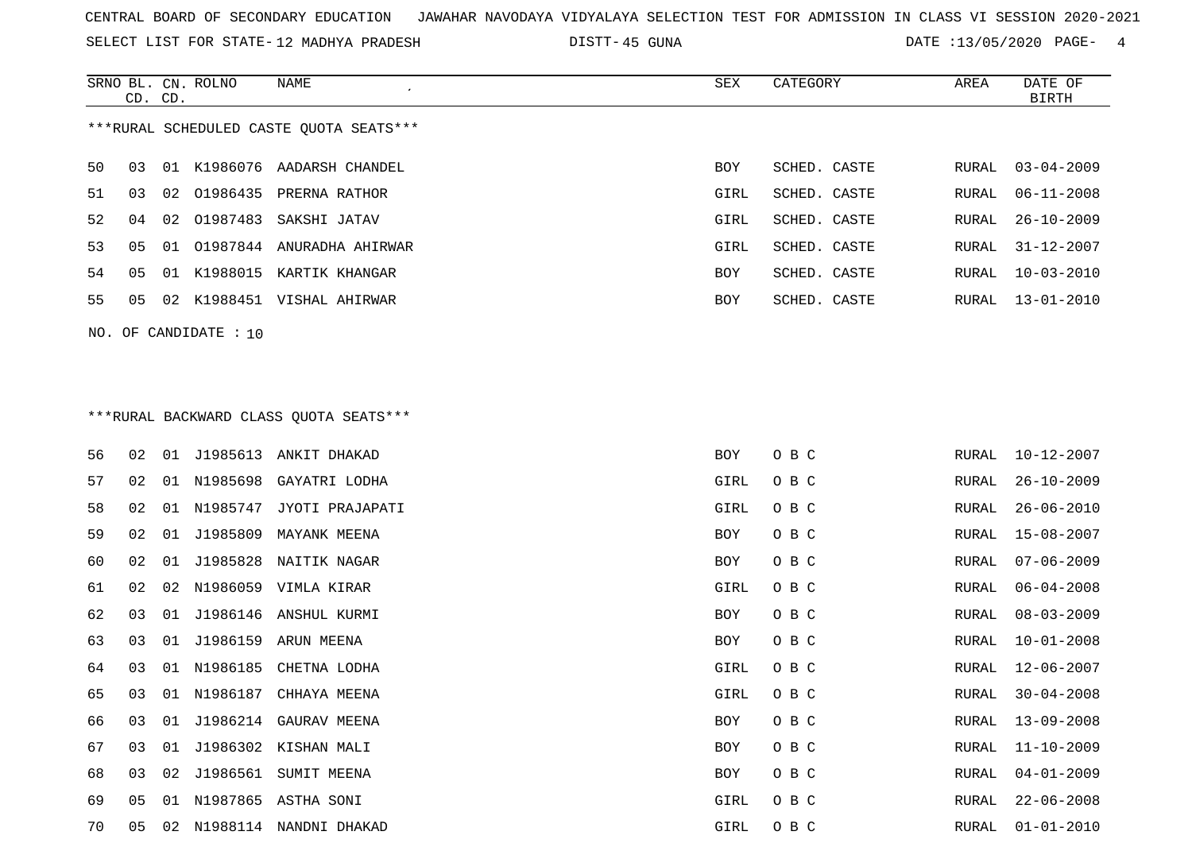CENTRAL BOARD OF SECONDARY EDUCATION JAWAHAR NAVODAYA VIDYALAYA SELECTION TEST FOR ADMISSION IN CLASS VI SESSION 2020-2021

SELECT LIST FOR STATE- 12 MADHYA PRADESH DISTT- 45 GUNA DATE :13/05/2020

***RURAL SCHEDULED CASTE QUOTA SEATS***

| SRNO | BL. CD. | CN. CD. | ROLNO | NAME | SEX | CATEGORY | AREA | DATE OF BIRTH |
|---|---|---|---|---|---|---|---|---|
| 50 | 03 | 01 | K1986076 | AADARSH CHANDEL | BOY | SCHED. CASTE | RURAL | 03-04-2009 |
| 51 | 03 | 02 | O1986435 | PRERNA RATHOR | GIRL | SCHED. CASTE | RURAL | 06-11-2008 |
| 52 | 04 | 02 | O1987483 | SAKSHI JATAV | GIRL | SCHED. CASTE | RURAL | 26-10-2009 |
| 53 | 05 | 01 | O1987844 | ANURADHA AHIRWAR | GIRL | SCHED. CASTE | RURAL | 31-12-2007 |
| 54 | 05 | 01 | K1988015 | KARTIK KHANGAR | BOY | SCHED. CASTE | RURAL | 10-03-2010 |
| 55 | 05 | 02 | K1988451 | VISHAL AHIRWAR | BOY | SCHED. CASTE | RURAL | 13-01-2010 |

NO. OF CANDIDATE : 10

***RURAL BACKWARD CLASS QUOTA SEATS***

| SRNO | BL. CD. | CN. CD. | ROLNO | NAME | SEX | CATEGORY | AREA | DATE OF BIRTH |
|---|---|---|---|---|---|---|---|---|
| 56 | 02 | 01 | J1985613 | ANKIT DHAKAD | BOY | O B C | RURAL | 10-12-2007 |
| 57 | 02 | 01 | N1985698 | GAYATRI LODHA | GIRL | O B C | RURAL | 26-10-2009 |
| 58 | 02 | 01 | N1985747 | JYOTI PRAJAPATI | GIRL | O B C | RURAL | 26-06-2010 |
| 59 | 02 | 01 | J1985809 | MAYANK MEENA | BOY | O B C | RURAL | 15-08-2007 |
| 60 | 02 | 01 | J1985828 | NAITIK NAGAR | BOY | O B C | RURAL | 07-06-2009 |
| 61 | 02 | 02 | N1986059 | VIMLA KIRAR | GIRL | O B C | RURAL | 06-04-2008 |
| 62 | 03 | 01 | J1986146 | ANSHUL KURMI | BOY | O B C | RURAL | 08-03-2009 |
| 63 | 03 | 01 | J1986159 | ARUN MEENA | BOY | O B C | RURAL | 10-01-2008 |
| 64 | 03 | 01 | N1986185 | CHETNA LODHA | GIRL | O B C | RURAL | 12-06-2007 |
| 65 | 03 | 01 | N1986187 | CHHAYA MEENA | GIRL | O B C | RURAL | 30-04-2008 |
| 66 | 03 | 01 | J1986214 | GAURAV MEENA | BOY | O B C | RURAL | 13-09-2008 |
| 67 | 03 | 01 | J1986302 | KISHAN MALI | BOY | O B C | RURAL | 11-10-2009 |
| 68 | 03 | 02 | J1986561 | SUMIT MEENA | BOY | O B C | RURAL | 04-01-2009 |
| 69 | 05 | 01 | N1987865 | ASTHA SONI | GIRL | O B C | RURAL | 22-06-2008 |
| 70 | 05 | 02 | N1988114 | NANDNI DHAKAD | GIRL | O B C | RURAL | 01-01-2010 |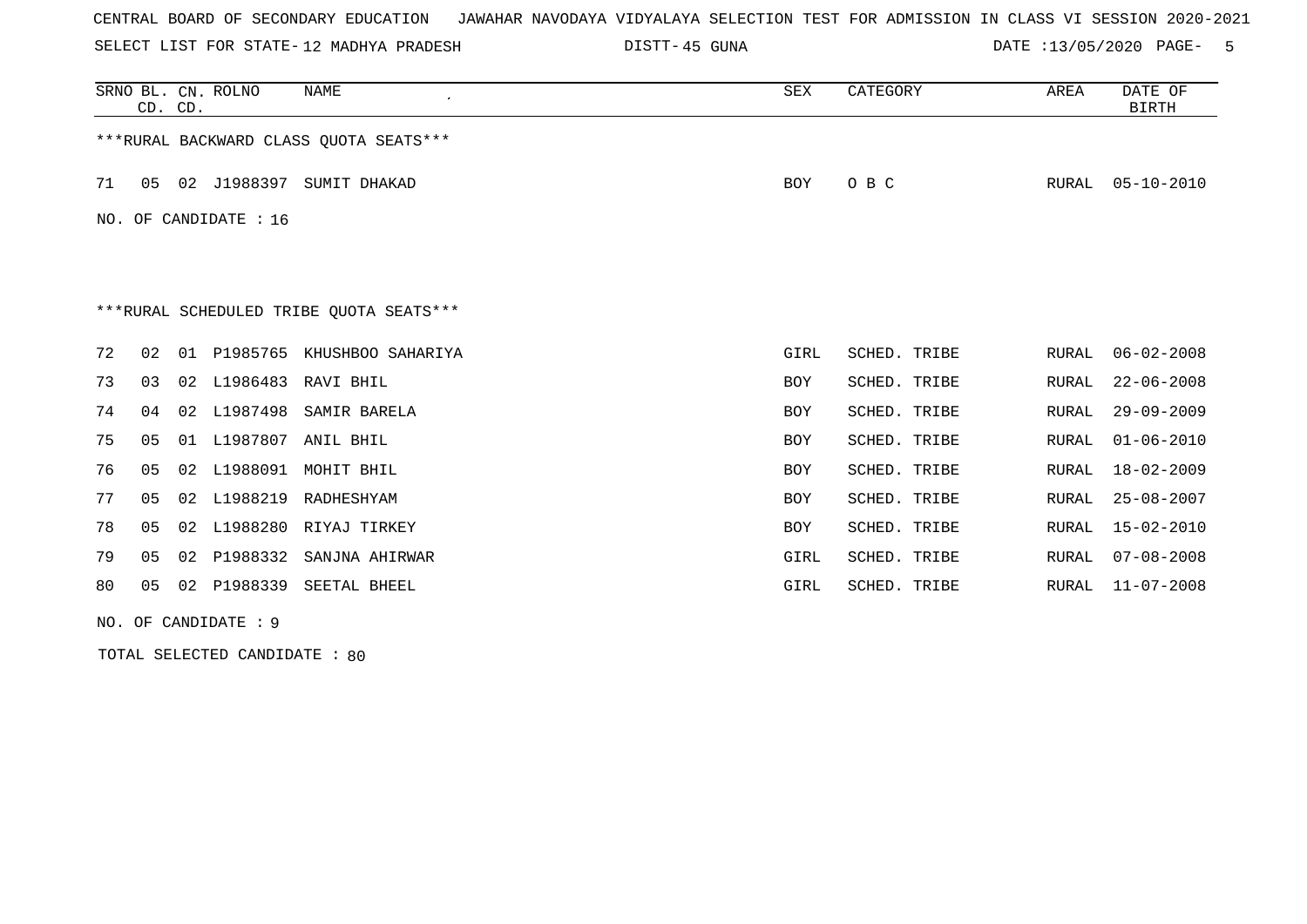CENTRAL BOARD OF SECONDARY EDUCATION JAWAHAR NAVODAYA VIDYALAYA SELECTION TEST FOR ADMISSION IN CLASS VI SESSION 2020-2021

SELECT LIST FOR STATE- 12 MADHYA PRADESH DISTT- 45 GUNA DATE :13/05/2020

| SRNO | BL. CD. | CN. CD. | ROLNO | NAME | SEX | CATEGORY | AREA | DATE OF BIRTH |
|---|---|---|---|---|---|---|---|---|

***RURAL BACKWARD CLASS QUOTA SEATS***

| SRNO | BL. CD. | CN. CD. | ROLNO | NAME | SEX | CATEGORY | AREA | DATE OF BIRTH |
|---|---|---|---|---|---|---|---|---|
| 71 | 05 | 02 | J1988397 | SUMIT DHAKAD | BOY | O B C | RURAL | 05-10-2010 |

NO. OF CANDIDATE : 16

***RURAL SCHEDULED TRIBE QUOTA SEATS***

| SRNO | BL. CD. | CN. CD. | ROLNO | NAME | SEX | CATEGORY | AREA | DATE OF BIRTH |
|---|---|---|---|---|---|---|---|---|
| 72 | 02 | 01 | P1985765 | KHUSHBOO SAHARIYA | GIRL | SCHED. TRIBE | RURAL | 06-02-2008 |
| 73 | 03 | 02 | L1986483 | RAVI BHIL | BOY | SCHED. TRIBE | RURAL | 22-06-2008 |
| 74 | 04 | 02 | L1987498 | SAMIR BARELA | BOY | SCHED. TRIBE | RURAL | 29-09-2009 |
| 75 | 05 | 01 | L1987807 | ANIL BHIL | BOY | SCHED. TRIBE | RURAL | 01-06-2010 |
| 76 | 05 | 02 | L1988091 | MOHIT BHIL | BOY | SCHED. TRIBE | RURAL | 18-02-2009 |
| 77 | 05 | 02 | L1988219 | RADHESHYAM | BOY | SCHED. TRIBE | RURAL | 25-08-2007 |
| 78 | 05 | 02 | L1988280 | RIYAJ TIRKEY | BOY | SCHED. TRIBE | RURAL | 15-02-2010 |
| 79 | 05 | 02 | P1988332 | SANJNA AHIRWAR | GIRL | SCHED. TRIBE | RURAL | 07-08-2008 |
| 80 | 05 | 02 | P1988339 | SEETAL BHEEL | GIRL | SCHED. TRIBE | RURAL | 11-07-2008 |

NO. OF CANDIDATE : 9

TOTAL SELECTED CANDIDATE : 80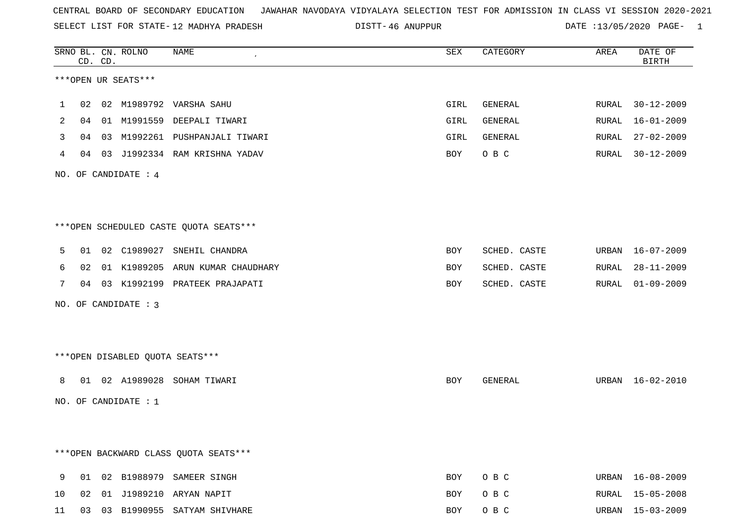CENTRAL BOARD OF SECONDARY EDUCATION JAWAHAR NAVODAYA VIDYALAYA SELECTION TEST FOR ADMISSION IN CLASS VI SESSION 2020-2021

SELECT LIST FOR STATE- 12 MADHYA PRADESH DISTT- 46 ANUPPUR DATE :13/05/2020 PAGE- 1

***OPEN UR SEATS***

| SRNO | BL. CD. | CN. CD. | ROLNO | NAME | SEX | CATEGORY | AREA | DATE OF BIRTH |
|---|---|---|---|---|---|---|---|---|
| 1 | 02 | 02 | M1989792 | VARSHA SAHU | GIRL | GENERAL | RURAL | 30-12-2009 |
| 2 | 04 | 01 | M1991559 | DEEPALI TIWARI | GIRL | GENERAL | RURAL | 16-01-2009 |
| 3 | 04 | 03 | M1992261 | PUSHPANJALI TIWARI | GIRL | GENERAL | RURAL | 27-02-2009 |
| 4 | 04 | 03 | J1992334 | RAM KRISHNA YADAV | BOY | O B C | RURAL | 30-12-2009 |

NO. OF CANDIDATE : 4

***OPEN SCHEDULED CASTE QUOTA SEATS***

| SRNO | BL. CD. | CN. CD. | ROLNO | NAME | SEX | CATEGORY | AREA | DATE OF BIRTH |
|---|---|---|---|---|---|---|---|---|
| 5 | 01 | 02 | C1989027 | SNEHIL CHANDRA | BOY | SCHED. CASTE | URBAN | 16-07-2009 |
| 6 | 02 | 01 | K1989205 | ARUN KUMAR CHAUDHARY | BOY | SCHED. CASTE | RURAL | 28-11-2009 |
| 7 | 04 | 03 | K1992199 | PRATEEK PRAJAPATI | BOY | SCHED. CASTE | RURAL | 01-09-2009 |

NO. OF CANDIDATE : 3

***OPEN DISABLED QUOTA SEATS***

| SRNO | BL. CD. | CN. CD. | ROLNO | NAME | SEX | CATEGORY | AREA | DATE OF BIRTH |
|---|---|---|---|---|---|---|---|---|
| 8 | 01 | 02 | A1989028 | SOHAM TIWARI | BOY | GENERAL | URBAN | 16-02-2010 |

NO. OF CANDIDATE : 1

***OPEN BACKWARD CLASS QUOTA SEATS***

| SRNO | BL. CD. | CN. CD. | ROLNO | NAME | SEX | CATEGORY | AREA | DATE OF BIRTH |
|---|---|---|---|---|---|---|---|---|
| 9 | 01 | 02 | B1988979 | SAMEER SINGH | BOY | O B C | URBAN | 16-08-2009 |
| 10 | 02 | 01 | J1989210 | ARYAN NAPIT | BOY | O B C | RURAL | 15-05-2008 |
| 11 | 03 | 03 | B1990955 | SATYAM SHIVHARE | BOY | O B C | URBAN | 15-03-2009 |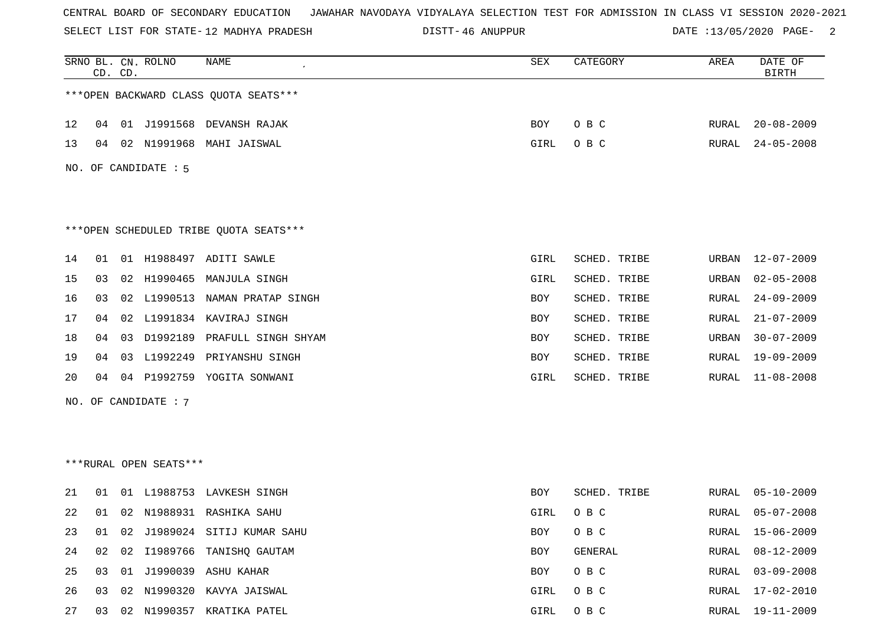CENTRAL BOARD OF SECONDARY EDUCATION JAWAHAR NAVODAYA VIDYALAYA SELECTION TEST FOR ADMISSION IN CLASS VI SESSION 2020-2021

SELECT LIST FOR STATE- 12 MADHYA PRADESH DISTT- 46 ANUPPUR DATE :13/05/2020

| SRNO | BL. CD. | CN. CD. | ROLNO | NAME | SEX | CATEGORY | AREA | DATE OF BIRTH |
|---|---|---|---|---|---|---|---|---|

***OPEN BACKWARD CLASS QUOTA SEATS***

| SRNO | BL. CD. | CN. CD. | ROLNO | NAME | SEX | CATEGORY | AREA | DATE OF BIRTH |
|---|---|---|---|---|---|---|---|---|
| 12 | 04 | 01 | J1991568 | DEVANSH RAJAK | BOY | O B C | RURAL | 20-08-2009 |
| 13 | 04 | 02 | N1991968 | MAHI JAISWAL | GIRL | O B C | RURAL | 24-05-2008 |

NO. OF CANDIDATE : 5

***OPEN SCHEDULED TRIBE QUOTA SEATS***

| SRNO | BL. CD. | CN. CD. | ROLNO | NAME | SEX | CATEGORY | AREA | DATE OF BIRTH |
|---|---|---|---|---|---|---|---|---|
| 14 | 01 | 01 | H1988497 | ADITI SAWLE | GIRL | SCHED. TRIBE | URBAN | 12-07-2009 |
| 15 | 03 | 02 | H1990465 | MANJULA SINGH | GIRL | SCHED. TRIBE | URBAN | 02-05-2008 |
| 16 | 03 | 02 | L1990513 | NAMAN PRATAP SINGH | BOY | SCHED. TRIBE | RURAL | 24-09-2009 |
| 17 | 04 | 02 | L1991834 | KAVIRAJ SINGH | BOY | SCHED. TRIBE | RURAL | 21-07-2009 |
| 18 | 04 | 03 | D1992189 | PRAFULL SINGH SHYAM | BOY | SCHED. TRIBE | URBAN | 30-07-2009 |
| 19 | 04 | 03 | L1992249 | PRIYANSHU SINGH | BOY | SCHED. TRIBE | RURAL | 19-09-2009 |
| 20 | 04 | 04 | P1992759 | YOGITA SONWANI | GIRL | SCHED. TRIBE | RURAL | 11-08-2008 |

NO. OF CANDIDATE : 7

***RURAL OPEN SEATS***

| SRNO | BL. CD. | CN. CD. | ROLNO | NAME | SEX | CATEGORY | AREA | DATE OF BIRTH |
|---|---|---|---|---|---|---|---|---|
| 21 | 01 | 01 | L1988753 | LAVKESH SINGH | BOY | SCHED. TRIBE | RURAL | 05-10-2009 |
| 22 | 01 | 02 | N1988931 | RASHIKA SAHU | GIRL | O B C | RURAL | 05-07-2008 |
| 23 | 01 | 02 | J1989024 | SITIJ KUMAR SAHU | BOY | O B C | RURAL | 15-06-2009 |
| 24 | 02 | 02 | I1989766 | TANISHQ GAUTAM | BOY | GENERAL | RURAL | 08-12-2009 |
| 25 | 03 | 01 | J1990039 | ASHU KAHAR | BOY | O B C | RURAL | 03-09-2008 |
| 26 | 03 | 02 | N1990320 | KAVYA JAISWAL | GIRL | O B C | RURAL | 17-02-2010 |
| 27 | 03 | 02 | N1990357 | KRATIKA PATEL | GIRL | O B C | RURAL | 19-11-2009 |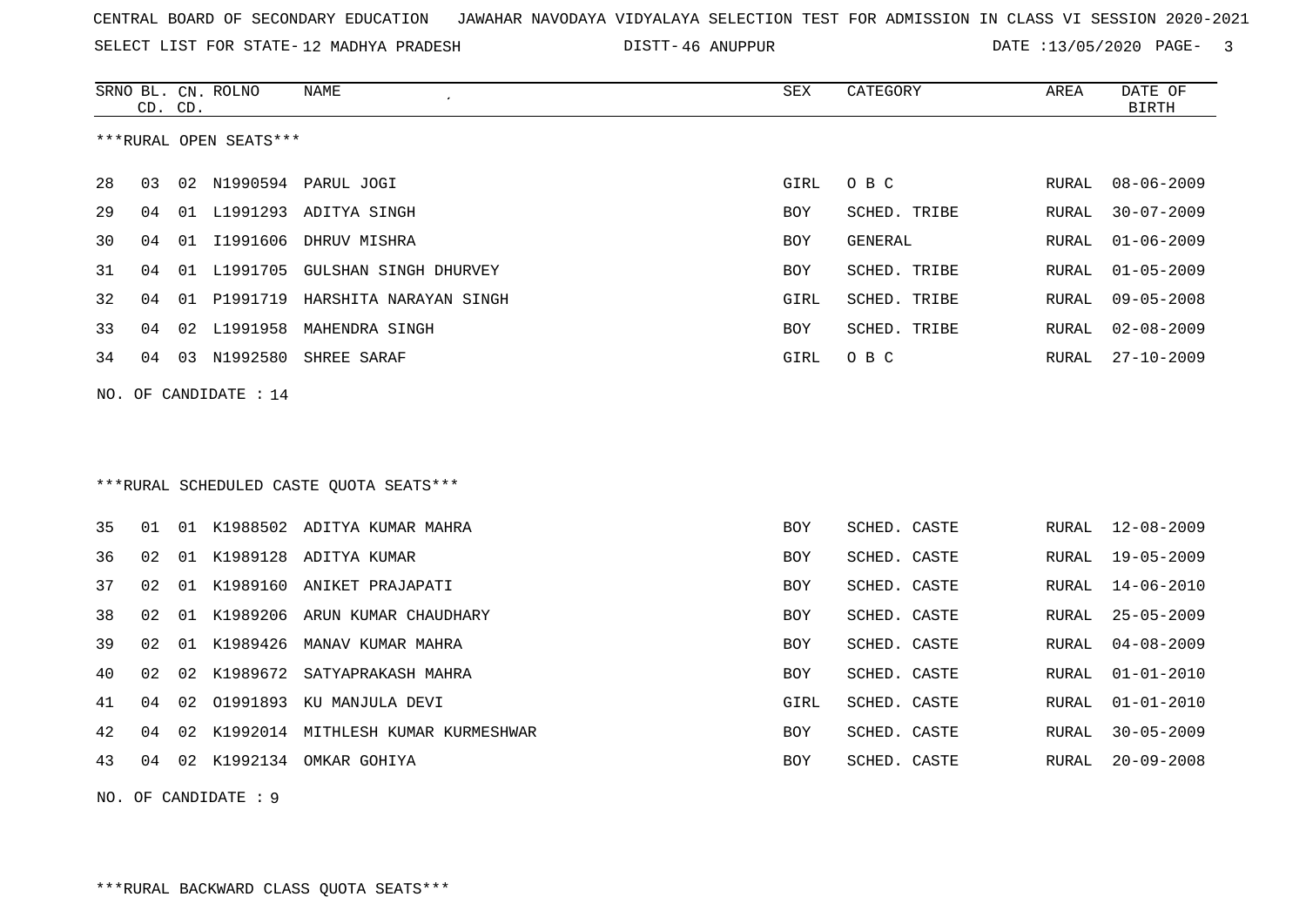CENTRAL BOARD OF SECONDARY EDUCATION JAWAHAR NAVODAYA VIDYALAYA SELECTION TEST FOR ADMISSION IN CLASS VI SESSION 2020-2021

SELECT LIST FOR STATE- 12 MADHYA PRADESH DISTT- 46 ANUPPUR DATE :13/05/2020

***RURAL OPEN SEATS***

| SRNO | BL. CD. | CN. CD. | ROLNO | NAME | SEX | CATEGORY | AREA | DATE OF BIRTH |
|---|---|---|---|---|---|---|---|---|
| 28 | 03 | 02 | N1990594 | PARUL JOGI | GIRL | O B C | RURAL | 08-06-2009 |
| 29 | 04 | 01 | L1991293 | ADITYA SINGH | BOY | SCHED. TRIBE | RURAL | 30-07-2009 |
| 30 | 04 | 01 | I1991606 | DHRUV MISHRA | BOY | GENERAL | RURAL | 01-06-2009 |
| 31 | 04 | 01 | L1991705 | GULSHAN SINGH DHURVEY | BOY | SCHED. TRIBE | RURAL | 01-05-2009 |
| 32 | 04 | 01 | P1991719 | HARSHITA NARAYAN SINGH | GIRL | SCHED. TRIBE | RURAL | 09-05-2008 |
| 33 | 04 | 02 | L1991958 | MAHENDRA SINGH | BOY | SCHED. TRIBE | RURAL | 02-08-2009 |
| 34 | 04 | 03 | N1992580 | SHREE SARAF | GIRL | O B C | RURAL | 27-10-2009 |

NO. OF CANDIDATE : 14

***RURAL SCHEDULED CASTE QUOTA SEATS***

| SRNO | BL. CD. | CN. CD. | ROLNO | NAME | SEX | CATEGORY | AREA | DATE OF BIRTH |
|---|---|---|---|---|---|---|---|---|
| 35 | 01 | 01 | K1988502 | ADITYA KUMAR MAHRA | BOY | SCHED. CASTE | RURAL | 12-08-2009 |
| 36 | 02 | 01 | K1989128 | ADITYA KUMAR | BOY | SCHED. CASTE | RURAL | 19-05-2009 |
| 37 | 02 | 01 | K1989160 | ANIKET PRAJAPATI | BOY | SCHED. CASTE | RURAL | 14-06-2010 |
| 38 | 02 | 01 | K1989206 | ARUN KUMAR CHAUDHARY | BOY | SCHED. CASTE | RURAL | 25-05-2009 |
| 39 | 02 | 01 | K1989426 | MANAV KUMAR MAHRA | BOY | SCHED. CASTE | RURAL | 04-08-2009 |
| 40 | 02 | 02 | K1989672 | SATYAPRAKASH MAHRA | BOY | SCHED. CASTE | RURAL | 01-01-2010 |
| 41 | 04 | 02 | O1991893 | KU MANJULA DEVI | GIRL | SCHED. CASTE | RURAL | 01-01-2010 |
| 42 | 04 | 02 | K1992014 | MITHLESH KUMAR KURMESHWAR | BOY | SCHED. CASTE | RURAL | 30-05-2009 |
| 43 | 04 | 02 | K1992134 | OMKAR GOHIYA | BOY | SCHED. CASTE | RURAL | 20-09-2008 |

NO. OF CANDIDATE : 9

***RURAL BACKWARD CLASS QUOTA SEATS***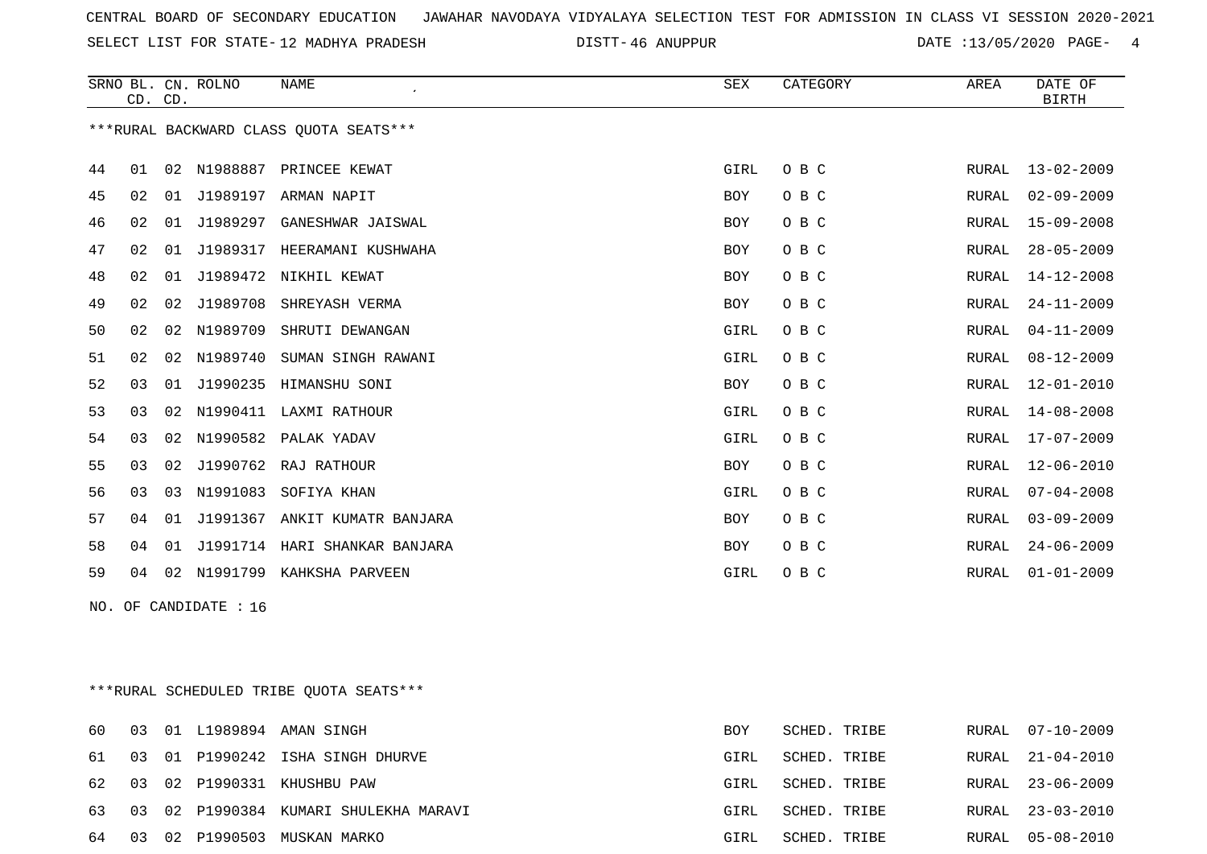CENTRAL BOARD OF SECONDARY EDUCATION JAWAHAR NAVODAYA VIDYALAYA SELECTION TEST FOR ADMISSION IN CLASS VI SESSION 2020-2021

SELECT LIST FOR STATE- 12 MADHYA PRADESH DISTT- 46 ANUPPUR DATE :13/05/2020

***RURAL BACKWARD CLASS QUOTA SEATS***

| SRNO | BL. CD. | CN. CD. | ROLNO | NAME | SEX | CATEGORY | AREA | DATE OF BIRTH |
|---|---|---|---|---|---|---|---|---|
| 44 | 01 | 02 | N1988887 | PRINCEE KEWAT | GIRL | O B C | RURAL | 13-02-2009 |
| 45 | 02 | 01 | J1989197 | ARMAN NAPIT | BOY | O B C | RURAL | 02-09-2009 |
| 46 | 02 | 01 | J1989297 | GANESHWAR JAISWAL | BOY | O B C | RURAL | 15-09-2008 |
| 47 | 02 | 01 | J1989317 | HEERAMANI KUSHWAHA | BOY | O B C | RURAL | 28-05-2009 |
| 48 | 02 | 01 | J1989472 | NIKHIL KEWAT | BOY | O B C | RURAL | 14-12-2008 |
| 49 | 02 | 02 | J1989708 | SHREYASH VERMA | BOY | O B C | RURAL | 24-11-2009 |
| 50 | 02 | 02 | N1989709 | SHRUTI DEWANGAN | GIRL | O B C | RURAL | 04-11-2009 |
| 51 | 02 | 02 | N1989740 | SUMAN SINGH RAWANI | GIRL | O B C | RURAL | 08-12-2009 |
| 52 | 03 | 01 | J1990235 | HIMANSHU SONI | BOY | O B C | RURAL | 12-01-2010 |
| 53 | 03 | 02 | N1990411 | LAXMI RATHOUR | GIRL | O B C | RURAL | 14-08-2008 |
| 54 | 03 | 02 | N1990582 | PALAK YADAV | GIRL | O B C | RURAL | 17-07-2009 |
| 55 | 03 | 02 | J1990762 | RAJ RATHOUR | BOY | O B C | RURAL | 12-06-2010 |
| 56 | 03 | 03 | N1991083 | SOFIYA KHAN | GIRL | O B C | RURAL | 07-04-2008 |
| 57 | 04 | 01 | J1991367 | ANKIT KUMATR BANJARA | BOY | O B C | RURAL | 03-09-2009 |
| 58 | 04 | 01 | J1991714 | HARI SHANKAR BANJARA | BOY | O B C | RURAL | 24-06-2009 |
| 59 | 04 | 02 | N1991799 | KAHKSHA PARVEEN | GIRL | O B C | RURAL | 01-01-2009 |

NO. OF CANDIDATE : 16

***RURAL SCHEDULED TRIBE QUOTA SEATS***

| SRNO | BL. CD. | CN. CD. | ROLNO | NAME | SEX | CATEGORY | AREA | DATE OF BIRTH |
|---|---|---|---|---|---|---|---|---|
| 60 | 03 | 01 | L1989894 | AMAN SINGH | BOY | SCHED. TRIBE | RURAL | 07-10-2009 |
| 61 | 03 | 01 | P1990242 | ISHA SINGH DHURVE | GIRL | SCHED. TRIBE | RURAL | 21-04-2010 |
| 62 | 03 | 02 | P1990331 | KHUSHBU PAW | GIRL | SCHED. TRIBE | RURAL | 23-06-2009 |
| 63 | 03 | 02 | P1990384 | KUMARI SHULEKHA MARAVI | GIRL | SCHED. TRIBE | RURAL | 23-03-2010 |
| 64 | 03 | 02 | P1990503 | MUSKAN MARKO | GIRL | SCHED. TRIBE | RURAL | 05-08-2010 |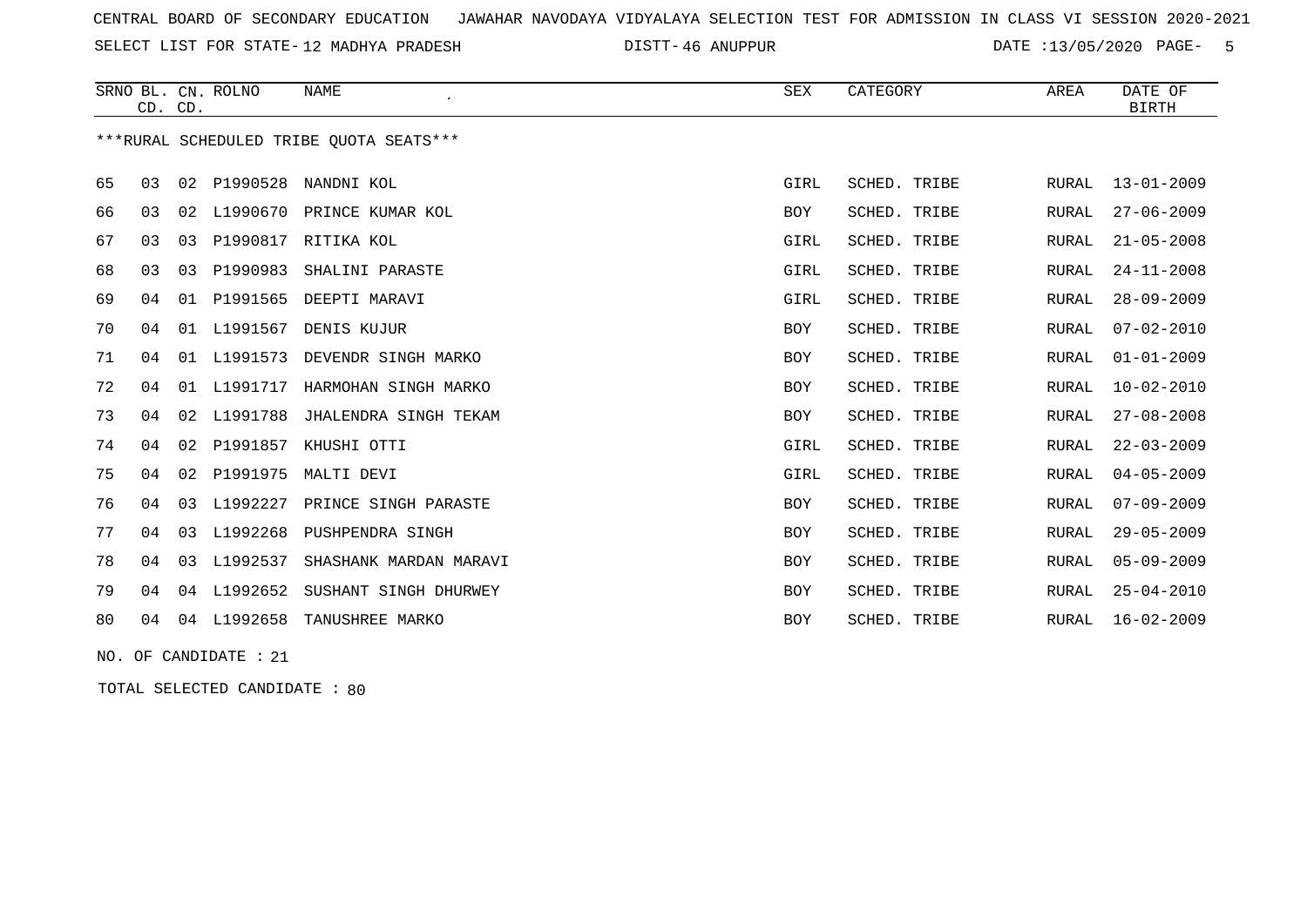CENTRAL BOARD OF SECONDARY EDUCATION   JAWAHAR NAVODAYA VIDYALAYA SELECTION TEST FOR ADMISSION IN CLASS VI SESSION 2020-2021

SELECT LIST FOR STATE- 12 MADHYA PRADESH   DISTT- 46 ANUPPUR   DATE :13/05/2020

***RURAL SCHEDULED TRIBE QUOTA SEATS***

| SRNO | BL. CD. | CN. CD. | ROLNO | NAME | SEX | CATEGORY | AREA | DATE OF BIRTH |
|---|---|---|---|---|---|---|---|---|
| 65 | 03 | 02 | P1990528 | NANDNI KOL | GIRL | SCHED. TRIBE | RURAL | 13-01-2009 |
| 66 | 03 | 02 | L1990670 | PRINCE KUMAR KOL | BOY | SCHED. TRIBE | RURAL | 27-06-2009 |
| 67 | 03 | 03 | P1990817 | RITIKA KOL | GIRL | SCHED. TRIBE | RURAL | 21-05-2008 |
| 68 | 03 | 03 | P1990983 | SHALINI PARASTE | GIRL | SCHED. TRIBE | RURAL | 24-11-2008 |
| 69 | 04 | 01 | P1991565 | DEEPTI MARAVI | GIRL | SCHED. TRIBE | RURAL | 28-09-2009 |
| 70 | 04 | 01 | L1991567 | DENIS KUJUR | BOY | SCHED. TRIBE | RURAL | 07-02-2010 |
| 71 | 04 | 01 | L1991573 | DEVENDR SINGH MARKO | BOY | SCHED. TRIBE | RURAL | 01-01-2009 |
| 72 | 04 | 01 | L1991717 | HARMOHAN SINGH MARKO | BOY | SCHED. TRIBE | RURAL | 10-02-2010 |
| 73 | 04 | 02 | L1991788 | JHALENDRA SINGH TEKAM | BOY | SCHED. TRIBE | RURAL | 27-08-2008 |
| 74 | 04 | 02 | P1991857 | KHUSHI OTTI | GIRL | SCHED. TRIBE | RURAL | 22-03-2009 |
| 75 | 04 | 02 | P1991975 | MALTI DEVI | GIRL | SCHED. TRIBE | RURAL | 04-05-2009 |
| 76 | 04 | 03 | L1992227 | PRINCE SINGH PARASTE | BOY | SCHED. TRIBE | RURAL | 07-09-2009 |
| 77 | 04 | 03 | L1992268 | PUSHPENDRA SINGH | BOY | SCHED. TRIBE | RURAL | 29-05-2009 |
| 78 | 04 | 03 | L1992537 | SHASHANK MARDAN MARAVI | BOY | SCHED. TRIBE | RURAL | 05-09-2009 |
| 79 | 04 | 04 | L1992652 | SUSHANT SINGH DHURWEY | BOY | SCHED. TRIBE | RURAL | 25-04-2010 |
| 80 | 04 | 04 | L1992658 | TANUSHREE MARKO | BOY | SCHED. TRIBE | RURAL | 16-02-2009 |

NO. OF CANDIDATE : 21

TOTAL SELECTED CANDIDATE : 80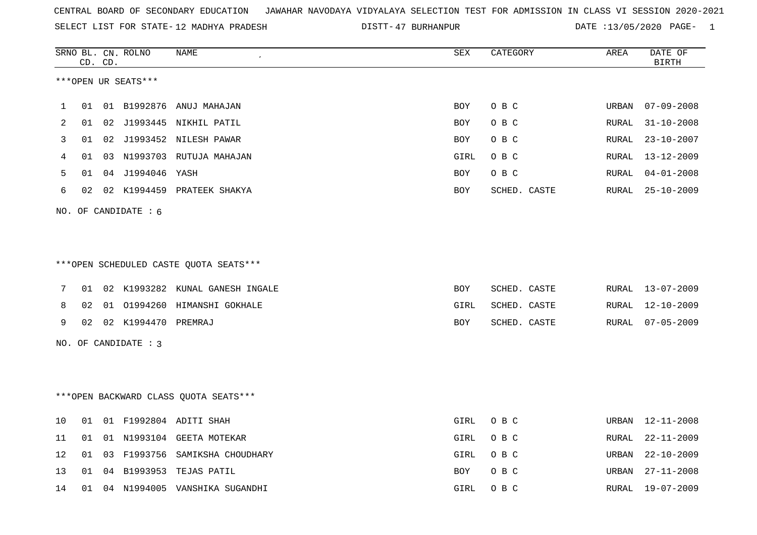CENTRAL BOARD OF SECONDARY EDUCATION JAWAHAR NAVODAYA VIDYALAYA SELECTION TEST FOR ADMISSION IN CLASS VI SESSION 2020-2021

SELECT LIST FOR STATE- 12 MADHYA PRADESH DISTT- 47 BURHANPUR DATE :13/05/2020 PAGE- 1

***OPEN UR SEATS***

| SRNO | BL. CD. | CN. CD. | ROLNO | NAME | SEX | CATEGORY | AREA | DATE OF BIRTH |
|---|---|---|---|---|---|---|---|---|
| 1 | 01 | 01 | B1992876 | ANUJ MAHAJAN | BOY | O B C | URBAN | 07-09-2008 |
| 2 | 01 | 02 | J1993445 | NIKHIL PATIL | BOY | O B C | RURAL | 31-10-2008 |
| 3 | 01 | 02 | J1993452 | NILESH PAWAR | BOY | O B C | RURAL | 23-10-2007 |
| 4 | 01 | 03 | N1993703 | RUTUJA MAHAJAN | GIRL | O B C | RURAL | 13-12-2009 |
| 5 | 01 | 04 | J1994046 | YASH | BOY | O B C | RURAL | 04-01-2008 |
| 6 | 02 | 02 | K1994459 | PRATEEK SHAKYA | BOY | SCHED. CASTE | RURAL | 25-10-2009 |

NO. OF CANDIDATE : 6

***OPEN SCHEDULED CASTE QUOTA SEATS***

| SRNO | BL. CD. | CN. CD. | ROLNO | NAME | SEX | CATEGORY | AREA | DATE OF BIRTH |
|---|---|---|---|---|---|---|---|---|
| 7 | 01 | 02 | K1993282 | KUNAL GANESH INGALE | BOY | SCHED. CASTE | RURAL | 13-07-2009 |
| 8 | 02 | 01 | O1994260 | HIMANSHI GOKHALE | GIRL | SCHED. CASTE | RURAL | 12-10-2009 |
| 9 | 02 | 02 | K1994470 | PREMRAJ | BOY | SCHED. CASTE | RURAL | 07-05-2009 |

NO. OF CANDIDATE : 3

***OPEN BACKWARD CLASS QUOTA SEATS***

| SRNO | BL. CD. | CN. CD. | ROLNO | NAME | SEX | CATEGORY | AREA | DATE OF BIRTH |
|---|---|---|---|---|---|---|---|---|
| 10 | 01 | 01 | F1992804 | ADITI SHAH | GIRL | O B C | URBAN | 12-11-2008 |
| 11 | 01 | 01 | N1993104 | GEETA MOTEKAR | GIRL | O B C | RURAL | 22-11-2009 |
| 12 | 01 | 03 | F1993756 | SAMIKSHA CHOUDHARY | GIRL | O B C | URBAN | 22-10-2009 |
| 13 | 01 | 04 | B1993953 | TEJAS PATIL | BOY | O B C | URBAN | 27-11-2008 |
| 14 | 01 | 04 | N1994005 | VANSHIKA SUGANDHI | GIRL | O B C | RURAL | 19-07-2009 |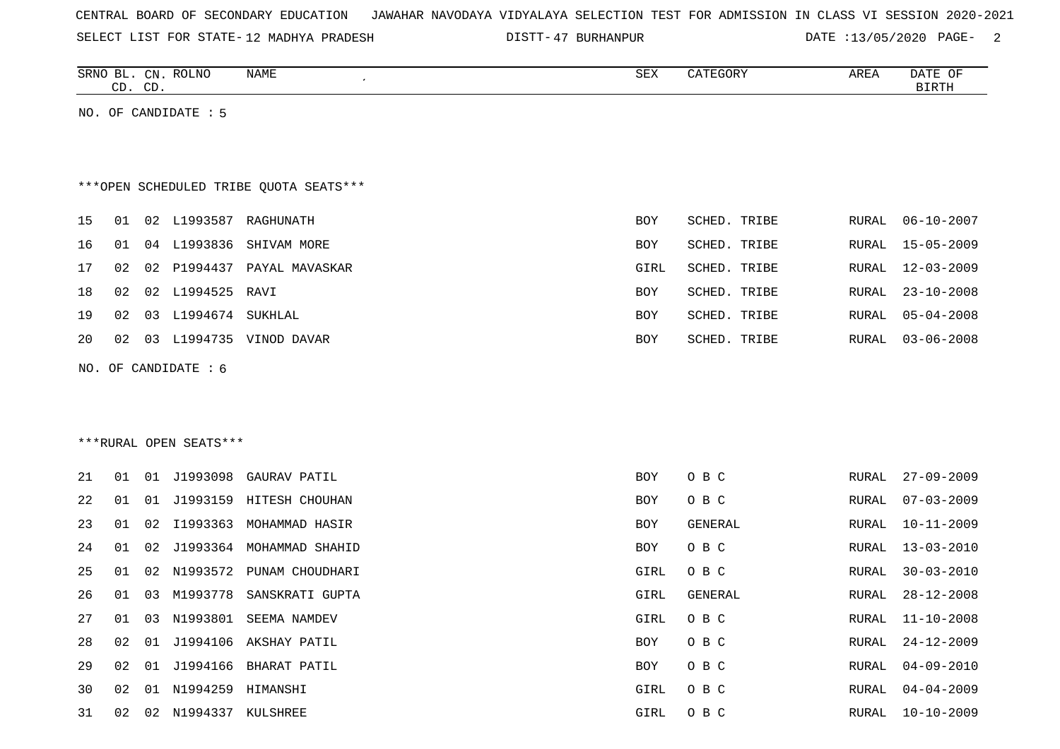CENTRAL BOARD OF SECONDARY EDUCATION JAWAHAR NAVODAYA VIDYALAYA SELECTION TEST FOR ADMISSION IN CLASS VI SESSION 2020-2021

SELECT LIST FOR STATE- 12 MADHYA PRADESH DISTT- 47 BURHANPUR DATE :13/05/2020

| SRNO | BL. CD. | CN. CD. | ROLNO | NAME | SEX | CATEGORY | AREA | DATE OF BIRTH |
|---|---|---|---|---|---|---|---|---|

NO. OF CANDIDATE : 5

***OPEN SCHEDULED TRIBE QUOTA SEATS***

| SRNO | BL. CD. | CN. CD. | ROLNO | NAME | SEX | CATEGORY | AREA | DATE OF BIRTH |
|---|---|---|---|---|---|---|---|---|
| 15 | 01 | 02 | L1993587 | RAGHUNATH | BOY | SCHED. TRIBE | RURAL | 06-10-2007 |
| 16 | 01 | 04 | L1993836 | SHIVAM MORE | BOY | SCHED. TRIBE | RURAL | 15-05-2009 |
| 17 | 02 | 02 | P1994437 | PAYAL MAVASKAR | GIRL | SCHED. TRIBE | RURAL | 12-03-2009 |
| 18 | 02 | 02 | L1994525 | RAVI | BOY | SCHED. TRIBE | RURAL | 23-10-2008 |
| 19 | 02 | 03 | L1994674 | SUKHLAL | BOY | SCHED. TRIBE | RURAL | 05-04-2008 |
| 20 | 02 | 03 | L1994735 | VINOD DAVAR | BOY | SCHED. TRIBE | RURAL | 03-06-2008 |

NO. OF CANDIDATE : 6

***RURAL OPEN SEATS***

| SRNO | BL. CD. | CN. CD. | ROLNO | NAME | SEX | CATEGORY | AREA | DATE OF BIRTH |
|---|---|---|---|---|---|---|---|---|
| 21 | 01 | 01 | J1993098 | GAURAV PATIL | BOY | O B C | RURAL | 27-09-2009 |
| 22 | 01 | 01 | J1993159 | HITESH CHOUHAN | BOY | O B C | RURAL | 07-03-2009 |
| 23 | 01 | 02 | I1993363 | MOHAMMAD HASIR | BOY | GENERAL | RURAL | 10-11-2009 |
| 24 | 01 | 02 | J1993364 | MOHAMMAD SHAHID | BOY | O B C | RURAL | 13-03-2010 |
| 25 | 01 | 02 | N1993572 | PUNAM CHOUDHARI | GIRL | O B C | RURAL | 30-03-2010 |
| 26 | 01 | 03 | M1993778 | SANSKRATI GUPTA | GIRL | GENERAL | RURAL | 28-12-2008 |
| 27 | 01 | 03 | N1993801 | SEEMA NAMDEV | GIRL | O B C | RURAL | 11-10-2008 |
| 28 | 02 | 01 | J1994106 | AKSHAY PATIL | BOY | O B C | RURAL | 24-12-2009 |
| 29 | 02 | 01 | J1994166 | BHARAT PATIL | BOY | O B C | RURAL | 04-09-2010 |
| 30 | 02 | 01 | N1994259 | HIMANSHI | GIRL | O B C | RURAL | 04-04-2009 |
| 31 | 02 | 02 | N1994337 | KULSHREE | GIRL | O B C | RURAL | 10-10-2009 |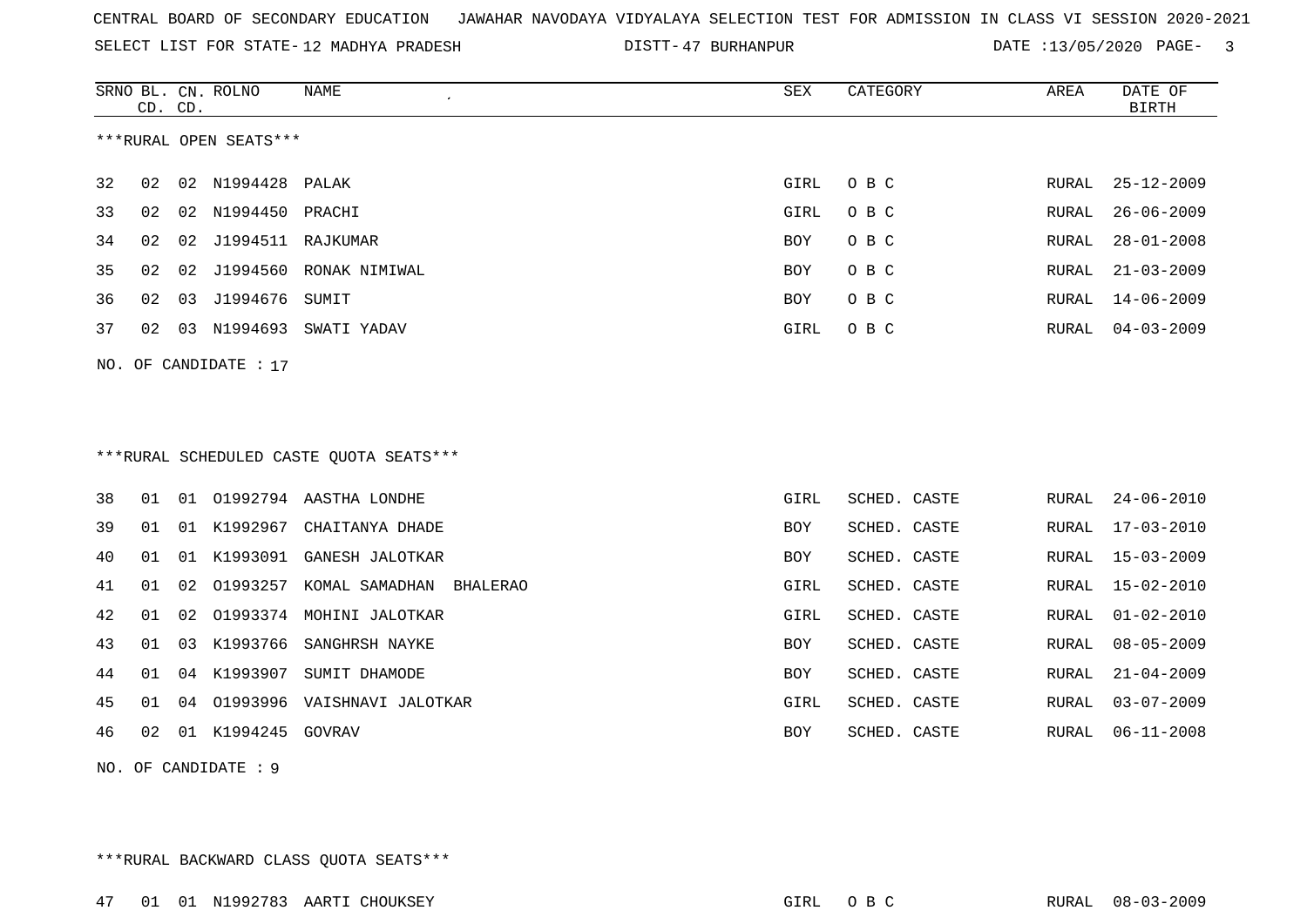CENTRAL BOARD OF SECONDARY EDUCATION JAWAHAR NAVODAYA VIDYALAYA SELECTION TEST FOR ADMISSION IN CLASS VI SESSION 2020-2021

SELECT LIST FOR STATE- 12 MADHYA PRADESH DISTT- 47 BURHANPUR DATE :13/05/2020

***RURAL OPEN SEATS***

| SRNO | BL. CD. | CN. CD. | ROLNO | NAME | SEX | CATEGORY | AREA | DATE OF BIRTH |
|---|---|---|---|---|---|---|---|---|
| 32 | 02 | 02 | N1994428 | PALAK | GIRL | O B C | RURAL | 25-12-2009 |
| 33 | 02 | 02 | N1994450 | PRACHI | GIRL | O B C | RURAL | 26-06-2009 |
| 34 | 02 | 02 | J1994511 | RAJKUMAR | BOY | O B C | RURAL | 28-01-2008 |
| 35 | 02 | 02 | J1994560 | RONAK NIMIWAL | BOY | O B C | RURAL | 21-03-2009 |
| 36 | 02 | 03 | J1994676 | SUMIT | BOY | O B C | RURAL | 14-06-2009 |
| 37 | 02 | 03 | N1994693 | SWATI YADAV | GIRL | O B C | RURAL | 04-03-2009 |

NO. OF CANDIDATE : 17

***RURAL SCHEDULED CASTE QUOTA SEATS***

| SRNO | BL. CD. | CN. CD. | ROLNO | NAME | SEX | CATEGORY | AREA | DATE OF BIRTH |
|---|---|---|---|---|---|---|---|---|
| 38 | 01 | 01 | O1992794 | AASTHA LONDHE | GIRL | SCHED. CASTE | RURAL | 24-06-2010 |
| 39 | 01 | 01 | K1992967 | CHAITANYA DHADE | BOY | SCHED. CASTE | RURAL | 17-03-2010 |
| 40 | 01 | 01 | K1993091 | GANESH JALOTKAR | BOY | SCHED. CASTE | RURAL | 15-03-2009 |
| 41 | 01 | 02 | O1993257 | KOMAL SAMADHAN BHALERAO | GIRL | SCHED. CASTE | RURAL | 15-02-2010 |
| 42 | 01 | 02 | O1993374 | MOHINI JALOTKAR | GIRL | SCHED. CASTE | RURAL | 01-02-2010 |
| 43 | 01 | 03 | K1993766 | SANGHRSH NAYKE | BOY | SCHED. CASTE | RURAL | 08-05-2009 |
| 44 | 01 | 04 | K1993907 | SUMIT DHAMODE | BOY | SCHED. CASTE | RURAL | 21-04-2009 |
| 45 | 01 | 04 | O1993996 | VAISHNAVI JALOTKAR | GIRL | SCHED. CASTE | RURAL | 03-07-2009 |
| 46 | 02 | 01 | K1994245 | GOVRAV | BOY | SCHED. CASTE | RURAL | 06-11-2008 |

NO. OF CANDIDATE : 9

***RURAL BACKWARD CLASS QUOTA SEATS***

| SRNO | BL. CD. | CN. CD. | ROLNO | NAME | SEX | CATEGORY | AREA | DATE OF BIRTH |
|---|---|---|---|---|---|---|---|---|
| 47 | 01 | 01 | N1992783 | AARTI CHOUKSEY | GIRL | O B C | RURAL | 08-03-2009 |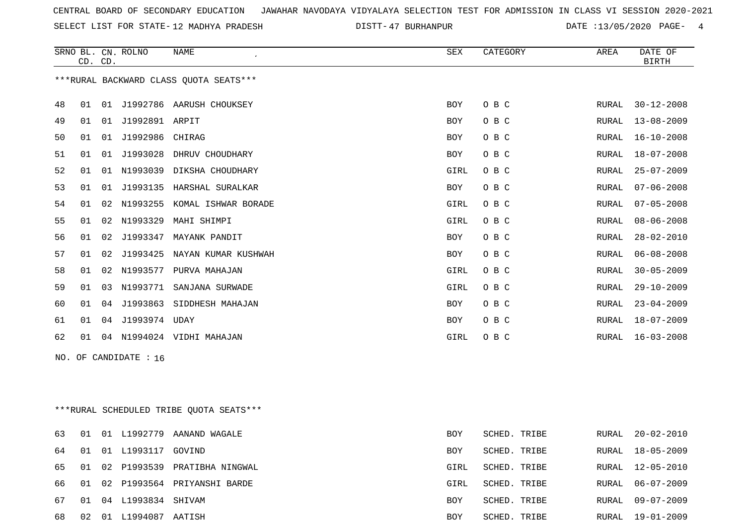CENTRAL BOARD OF SECONDARY EDUCATION   JAWAHAR NAVODAYA VIDYALAYA SELECTION TEST FOR ADMISSION IN CLASS VI SESSION 2020-2021

SELECT LIST FOR STATE- 12 MADHYA PRADESH   DISTT- 47 BURHANPUR   DATE :13/05/2020

***RURAL BACKWARD CLASS QUOTA SEATS***

| SRNO | BL. CD. | CN. CD. | ROLNO | NAME | SEX | CATEGORY | AREA | DATE OF BIRTH |
|---|---|---|---|---|---|---|---|---|
| 48 | 01 | 01 | J1992786 | AARUSH CHOUKSEY | BOY | O B C | RURAL | 30-12-2008 |
| 49 | 01 | 01 | J1992891 | ARPIT | BOY | O B C | RURAL | 13-08-2009 |
| 50 | 01 | 01 | J1992986 | CHIRAG | BOY | O B C | RURAL | 16-10-2008 |
| 51 | 01 | 01 | J1993028 | DHRUV CHOUDHARY | BOY | O B C | RURAL | 18-07-2008 |
| 52 | 01 | 01 | N1993039 | DIKSHA CHOUDHARY | GIRL | O B C | RURAL | 25-07-2009 |
| 53 | 01 | 01 | J1993135 | HARSHAL SURALKAR | BOY | O B C | RURAL | 07-06-2008 |
| 54 | 01 | 02 | N1993255 | KOMAL ISHWAR BORADE | GIRL | O B C | RURAL | 07-05-2008 |
| 55 | 01 | 02 | N1993329 | MAHI SHIMPI | GIRL | O B C | RURAL | 08-06-2008 |
| 56 | 01 | 02 | J1993347 | MAYANK PANDIT | BOY | O B C | RURAL | 28-02-2010 |
| 57 | 01 | 02 | J1993425 | NAYAN KUMAR KUSHWAH | BOY | O B C | RURAL | 06-08-2008 |
| 58 | 01 | 02 | N1993577 | PURVA MAHAJAN | GIRL | O B C | RURAL | 30-05-2009 |
| 59 | 01 | 03 | N1993771 | SANJANA SURWADE | GIRL | O B C | RURAL | 29-10-2009 |
| 60 | 01 | 04 | J1993863 | SIDDHESH MAHAJAN | BOY | O B C | RURAL | 23-04-2009 |
| 61 | 01 | 04 | J1993974 | UDAY | BOY | O B C | RURAL | 18-07-2009 |
| 62 | 01 | 04 | N1994024 | VIDHI MAHAJAN | GIRL | O B C | RURAL | 16-03-2008 |

NO. OF CANDIDATE : 16

***RURAL SCHEDULED TRIBE QUOTA SEATS***

| SRNO | BL. CD. | CN. CD. | ROLNO | NAME | SEX | CATEGORY | AREA | DATE OF BIRTH |
|---|---|---|---|---|---|---|---|---|
| 63 | 01 | 01 | L1992779 | AANAND WAGALE | BOY | SCHED. TRIBE | RURAL | 20-02-2010 |
| 64 | 01 | 01 | L1993117 | GOVIND | BOY | SCHED. TRIBE | RURAL | 18-05-2009 |
| 65 | 01 | 02 | P1993539 | PRATIBHA NINGWAL | GIRL | SCHED. TRIBE | RURAL | 12-05-2010 |
| 66 | 01 | 02 | P1993564 | PRIYANSHI BARDE | GIRL | SCHED. TRIBE | RURAL | 06-07-2009 |
| 67 | 01 | 04 | L1993834 | SHIVAM | BOY | SCHED. TRIBE | RURAL | 09-07-2009 |
| 68 | 02 | 01 | L1994087 | AATISH | BOY | SCHED. TRIBE | RURAL | 19-01-2009 |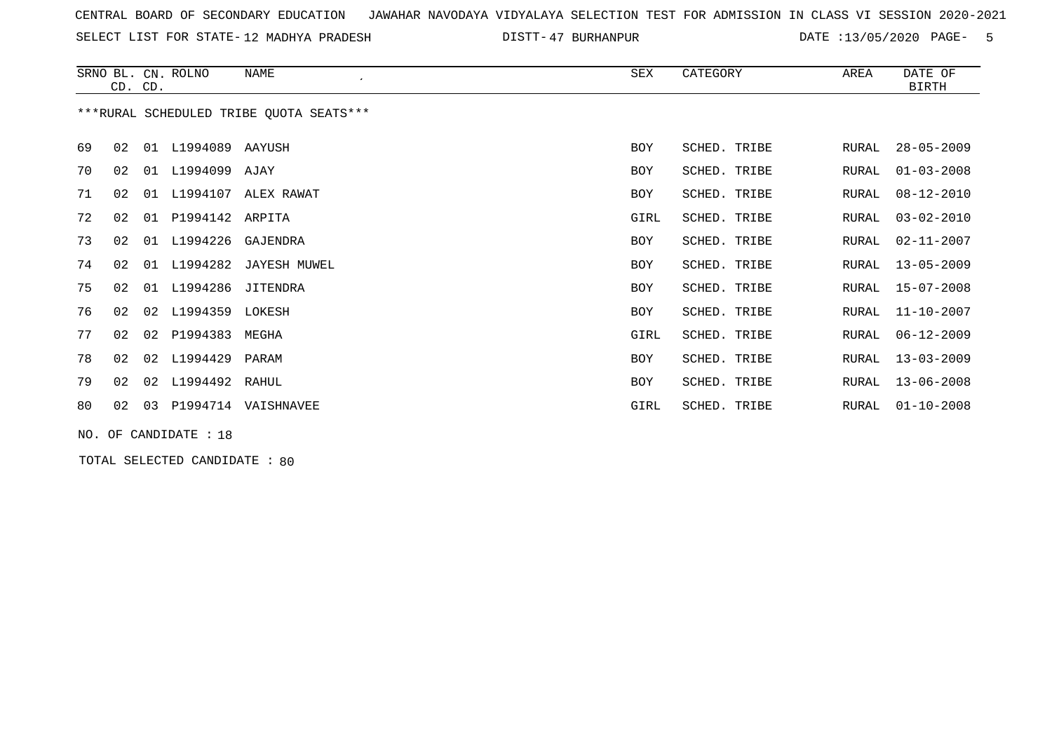CENTRAL BOARD OF SECONDARY EDUCATION JAWAHAR NAVODAYA VIDYALAYA SELECTION TEST FOR ADMISSION IN CLASS VI SESSION 2020-2021

SELECT LIST FOR STATE- 12 MADHYA PRADESH DISTT- 47 BURHANPUR DATE :13/05/2020

| SRNO | BL. CD. | CN. CD. | ROLNO | NAME | SEX | CATEGORY | AREA | DATE OF BIRTH |
|---|---|---|---|---|---|---|---|---|

***RURAL SCHEDULED TRIBE QUOTA SEATS***

| SRNO | BL. CD. | CN. CD. | ROLNO | NAME | SEX | CATEGORY | AREA | DATE OF BIRTH |
|---|---|---|---|---|---|---|---|---|
| 69 | 02 | 01 | L1994089 | AAYUSH | BOY | SCHED. TRIBE | RURAL | 28-05-2009 |
| 70 | 02 | 01 | L1994099 | AJAY | BOY | SCHED. TRIBE | RURAL | 01-03-2008 |
| 71 | 02 | 01 | L1994107 | ALEX RAWAT | BOY | SCHED. TRIBE | RURAL | 08-12-2010 |
| 72 | 02 | 01 | P1994142 | ARPITA | GIRL | SCHED. TRIBE | RURAL | 03-02-2010 |
| 73 | 02 | 01 | L1994226 | GAJENDRA | BOY | SCHED. TRIBE | RURAL | 02-11-2007 |
| 74 | 02 | 01 | L1994282 | JAYESH MUWEL | BOY | SCHED. TRIBE | RURAL | 13-05-2009 |
| 75 | 02 | 01 | L1994286 | JITENDRA | BOY | SCHED. TRIBE | RURAL | 15-07-2008 |
| 76 | 02 | 02 | L1994359 | LOKESH | BOY | SCHED. TRIBE | RURAL | 11-10-2007 |
| 77 | 02 | 02 | P1994383 | MEGHA | GIRL | SCHED. TRIBE | RURAL | 06-12-2009 |
| 78 | 02 | 02 | L1994429 | PARAM | BOY | SCHED. TRIBE | RURAL | 13-03-2009 |
| 79 | 02 | 02 | L1994492 | RAHUL | BOY | SCHED. TRIBE | RURAL | 13-06-2008 |
| 80 | 02 | 03 | P1994714 | VAISHNAVEE | GIRL | SCHED. TRIBE | RURAL | 01-10-2008 |

NO. OF CANDIDATE : 18

TOTAL SELECTED CANDIDATE : 80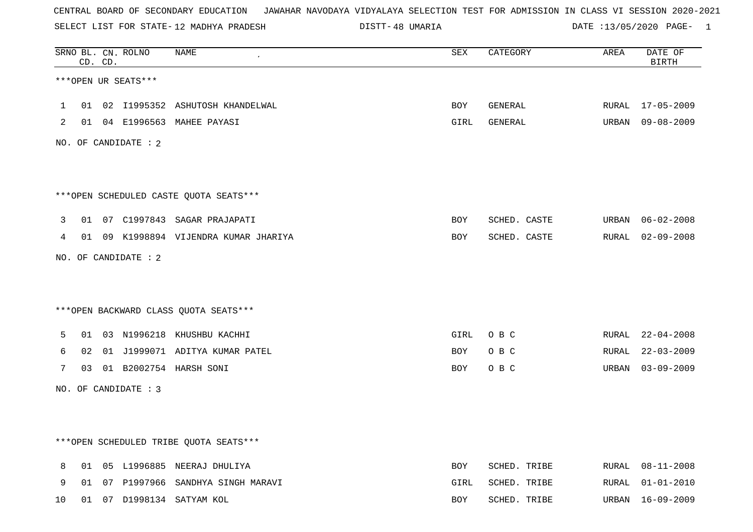CENTRAL BOARD OF SECONDARY EDUCATION JAWAHAR NAVODAYA VIDYALAYA SELECTION TEST FOR ADMISSION IN CLASS VI SESSION 2020-2021

SELECT LIST FOR STATE- 12 MADHYA PRADESH DISTT- 48 UMARIA DATE :13/05/2020

| SRNO | BL. CD. | CN. CD. | ROLNO | NAME | SEX | CATEGORY | AREA | DATE OF BIRTH |
|---|---|---|---|---|---|---|---|---|

***OPEN UR SEATS***

| SRNO | BL. CD. | CN. CD. | ROLNO | NAME | SEX | CATEGORY | AREA | DATE OF BIRTH |
|---|---|---|---|---|---|---|---|---|
| 1 | 01 | 02 | I1995352 | ASHUTOSH KHANDELWAL | BOY | GENERAL | RURAL | 17-05-2009 |
| 2 | 01 | 04 | E1996563 | MAHEE PAYASI | GIRL | GENERAL | URBAN | 09-08-2009 |

NO. OF CANDIDATE : 2

***OPEN SCHEDULED CASTE QUOTA SEATS***

| SRNO | BL. CD. | CN. CD. | ROLNO | NAME | SEX | CATEGORY | AREA | DATE OF BIRTH |
|---|---|---|---|---|---|---|---|---|
| 3 | 01 | 07 | C1997843 | SAGAR PRAJAPATI | BOY | SCHED. CASTE | URBAN | 06-02-2008 |
| 4 | 01 | 09 | K1998894 | VIJENDRA KUMAR JHARIYA | BOY | SCHED. CASTE | RURAL | 02-09-2008 |

NO. OF CANDIDATE : 2

***OPEN BACKWARD CLASS QUOTA SEATS***

| SRNO | BL. CD. | CN. CD. | ROLNO | NAME | SEX | CATEGORY | AREA | DATE OF BIRTH |
|---|---|---|---|---|---|---|---|---|
| 5 | 01 | 03 | N1996218 | KHUSHBU KACHHI | GIRL | O B C | RURAL | 22-04-2008 |
| 6 | 02 | 01 | J1999071 | ADITYA KUMAR PATEL | BOY | O B C | RURAL | 22-03-2009 |
| 7 | 03 | 01 | B2002754 | HARSH SONI | BOY | O B C | URBAN | 03-09-2009 |

NO. OF CANDIDATE : 3

***OPEN SCHEDULED TRIBE QUOTA SEATS***

| SRNO | BL. CD. | CN. CD. | ROLNO | NAME | SEX | CATEGORY | AREA | DATE OF BIRTH |
|---|---|---|---|---|---|---|---|---|
| 8 | 01 | 05 | L1996885 | NEERAJ DHULIYA | BOY | SCHED. TRIBE | RURAL | 08-11-2008 |
| 9 | 01 | 07 | P1997966 | SANDHYA SINGH MARAVI | GIRL | SCHED. TRIBE | RURAL | 01-01-2010 |
| 10 | 01 | 07 | D1998134 | SATYAM KOL | BOY | SCHED. TRIBE | URBAN | 16-09-2009 |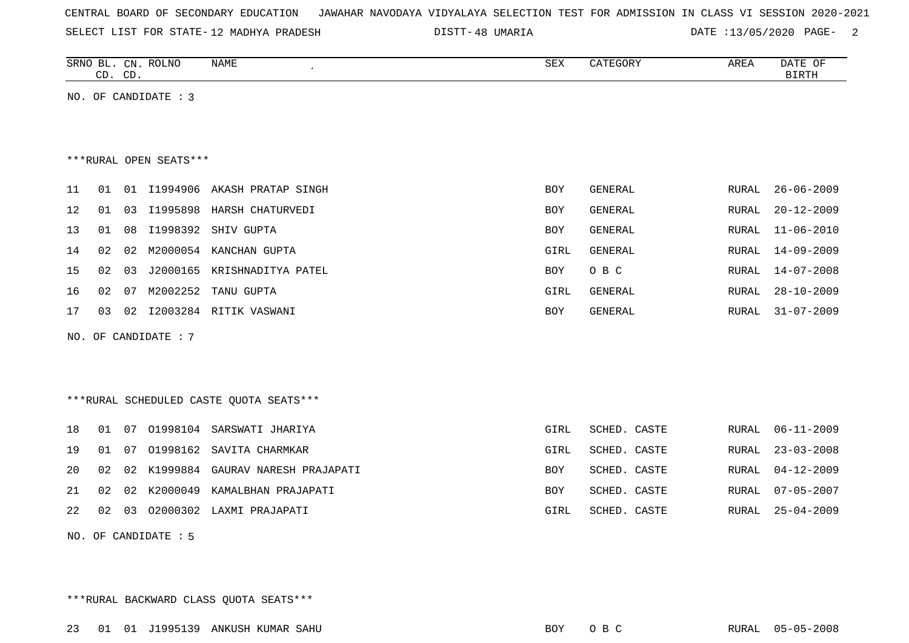CENTRAL BOARD OF SECONDARY EDUCATION JAWAHAR NAVODAYA VIDYALAYA SELECTION TEST FOR ADMISSION IN CLASS VI SESSION 2020-2021

SELECT LIST FOR STATE- 12 MADHYA PRADESH DISTT- 48 UMARIA DATE :13/05/2020

| SRNO | BL. CD. | CN. CD. | ROLNO | NAME | SEX | CATEGORY | AREA | DATE OF BIRTH |
|---|---|---|---|---|---|---|---|---|

NO. OF CANDIDATE : 3

***RURAL OPEN SEATS***

| SRNO | BL. CD. | CN. CD. | ROLNO | NAME | SEX | CATEGORY | AREA | DATE OF BIRTH |
|---|---|---|---|---|---|---|---|---|
| 11 | 01 | 01 | I1994906 | AKASH PRATAP SINGH | BOY | GENERAL | RURAL | 26-06-2009 |
| 12 | 01 | 03 | I1995898 | HARSH CHATURVEDI | BOY | GENERAL | RURAL | 20-12-2009 |
| 13 | 01 | 08 | I1998392 | SHIV GUPTA | BOY | GENERAL | RURAL | 11-06-2010 |
| 14 | 02 | 02 | M2000054 | KANCHAN GUPTA | GIRL | GENERAL | RURAL | 14-09-2009 |
| 15 | 02 | 03 | J2000165 | KRISHNADITYA PATEL | BOY | O B C | RURAL | 14-07-2008 |
| 16 | 02 | 07 | M2002252 | TANU GUPTA | GIRL | GENERAL | RURAL | 28-10-2009 |
| 17 | 03 | 02 | I2003284 | RITIK VASWANI | BOY | GENERAL | RURAL | 31-07-2009 |

NO. OF CANDIDATE : 7

***RURAL SCHEDULED CASTE QUOTA SEATS***

| SRNO | BL. CD. | CN. CD. | ROLNO | NAME | SEX | CATEGORY | AREA | DATE OF BIRTH |
|---|---|---|---|---|---|---|---|---|
| 18 | 01 | 07 | O1998104 | SARSWATI JHARIYA | GIRL | SCHED. CASTE | RURAL | 06-11-2009 |
| 19 | 01 | 07 | O1998162 | SAVITA CHARMKAR | GIRL | SCHED. CASTE | RURAL | 23-03-2008 |
| 20 | 02 | 02 | K1999884 | GAURAV NARESH PRAJAPATI | BOY | SCHED. CASTE | RURAL | 04-12-2009 |
| 21 | 02 | 02 | K2000049 | KAMALBHAN PRAJAPATI | BOY | SCHED. CASTE | RURAL | 07-05-2007 |
| 22 | 02 | 03 | O2000302 | LAXMI PRAJAPATI | GIRL | SCHED. CASTE | RURAL | 25-04-2009 |

NO. OF CANDIDATE : 5

***RURAL BACKWARD CLASS QUOTA SEATS***

| SRNO | BL. CD. | CN. CD. | ROLNO | NAME | SEX | CATEGORY | AREA | DATE OF BIRTH |
|---|---|---|---|---|---|---|---|---|
| 23 | 01 | 01 | J1995139 | ANKUSH KUMAR SAHU | BOY | O B C | RURAL | 05-05-2008 |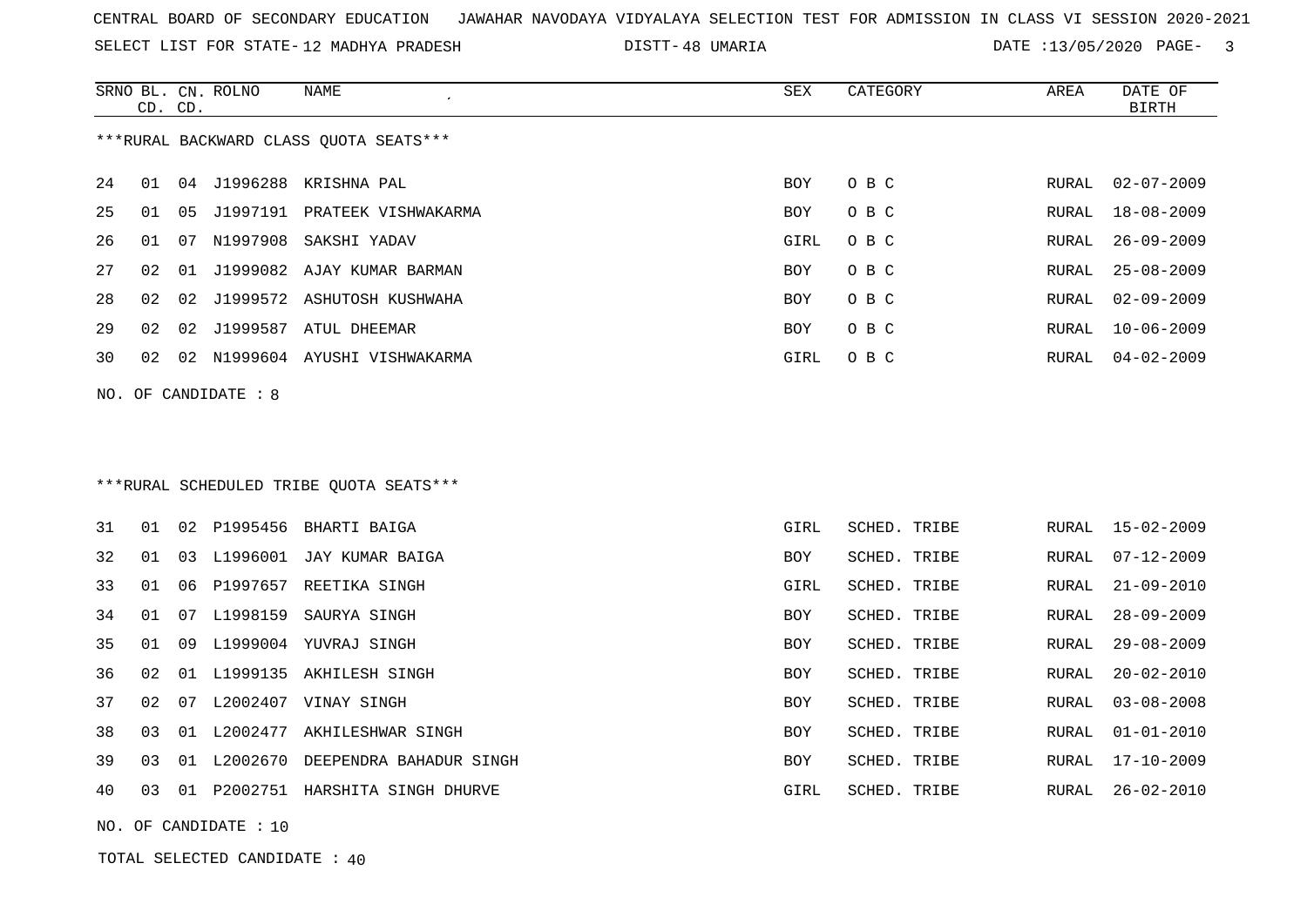CENTRAL BOARD OF SECONDARY EDUCATION JAWAHAR NAVODAYA VIDYALAYA SELECTION TEST FOR ADMISSION IN CLASS VI SESSION 2020-2021

SELECT LIST FOR STATE- 12 MADHYA PRADESH DISTT- 48 UMARIA DATE :13/05/2020

***RURAL BACKWARD CLASS QUOTA SEATS***

| SRNO | BL. CD. | CN. CD. | ROLNO | NAME | SEX | CATEGORY | AREA | DATE OF BIRTH |
|---|---|---|---|---|---|---|---|---|
| 24 | 01 | 04 | J1996288 | KRISHNA PAL | BOY | O B C | RURAL | 02-07-2009 |
| 25 | 01 | 05 | J1997191 | PRATEEK VISHWAKARMA | BOY | O B C | RURAL | 18-08-2009 |
| 26 | 01 | 07 | N1997908 | SAKSHI YADAV | GIRL | O B C | RURAL | 26-09-2009 |
| 27 | 02 | 01 | J1999082 | AJAY KUMAR BARMAN | BOY | O B C | RURAL | 25-08-2009 |
| 28 | 02 | 02 | J1999572 | ASHUTOSH KUSHWAHA | BOY | O B C | RURAL | 02-09-2009 |
| 29 | 02 | 02 | J1999587 | ATUL DHEEMAR | BOY | O B C | RURAL | 10-06-2009 |
| 30 | 02 | 02 | N1999604 | AYUSHI VISHWAKARMA | GIRL | O B C | RURAL | 04-02-2009 |

NO. OF CANDIDATE : 8

***RURAL SCHEDULED TRIBE QUOTA SEATS***

| SRNO | BL. CD. | CN. CD. | ROLNO | NAME | SEX | CATEGORY | AREA | DATE OF BIRTH |
|---|---|---|---|---|---|---|---|---|
| 31 | 01 | 02 | P1995456 | BHARTI BAIGA | GIRL | SCHED. TRIBE | RURAL | 15-02-2009 |
| 32 | 01 | 03 | L1996001 | JAY KUMAR BAIGA | BOY | SCHED. TRIBE | RURAL | 07-12-2009 |
| 33 | 01 | 06 | P1997657 | REETIKA SINGH | GIRL | SCHED. TRIBE | RURAL | 21-09-2010 |
| 34 | 01 | 07 | L1998159 | SAURYA SINGH | BOY | SCHED. TRIBE | RURAL | 28-09-2009 |
| 35 | 01 | 09 | L1999004 | YUVRAJ SINGH | BOY | SCHED. TRIBE | RURAL | 29-08-2009 |
| 36 | 02 | 01 | L1999135 | AKHILESH SINGH | BOY | SCHED. TRIBE | RURAL | 20-02-2010 |
| 37 | 02 | 07 | L2002407 | VINAY SINGH | BOY | SCHED. TRIBE | RURAL | 03-08-2008 |
| 38 | 03 | 01 | L2002477 | AKHILESHWAR SINGH | BOY | SCHED. TRIBE | RURAL | 01-01-2010 |
| 39 | 03 | 01 | L2002670 | DEEPENDRA BAHADUR SINGH | BOY | SCHED. TRIBE | RURAL | 17-10-2009 |
| 40 | 03 | 01 | P2002751 | HARSHITA SINGH DHURVE | GIRL | SCHED. TRIBE | RURAL | 26-02-2010 |

NO. OF CANDIDATE : 10

TOTAL SELECTED CANDIDATE : 40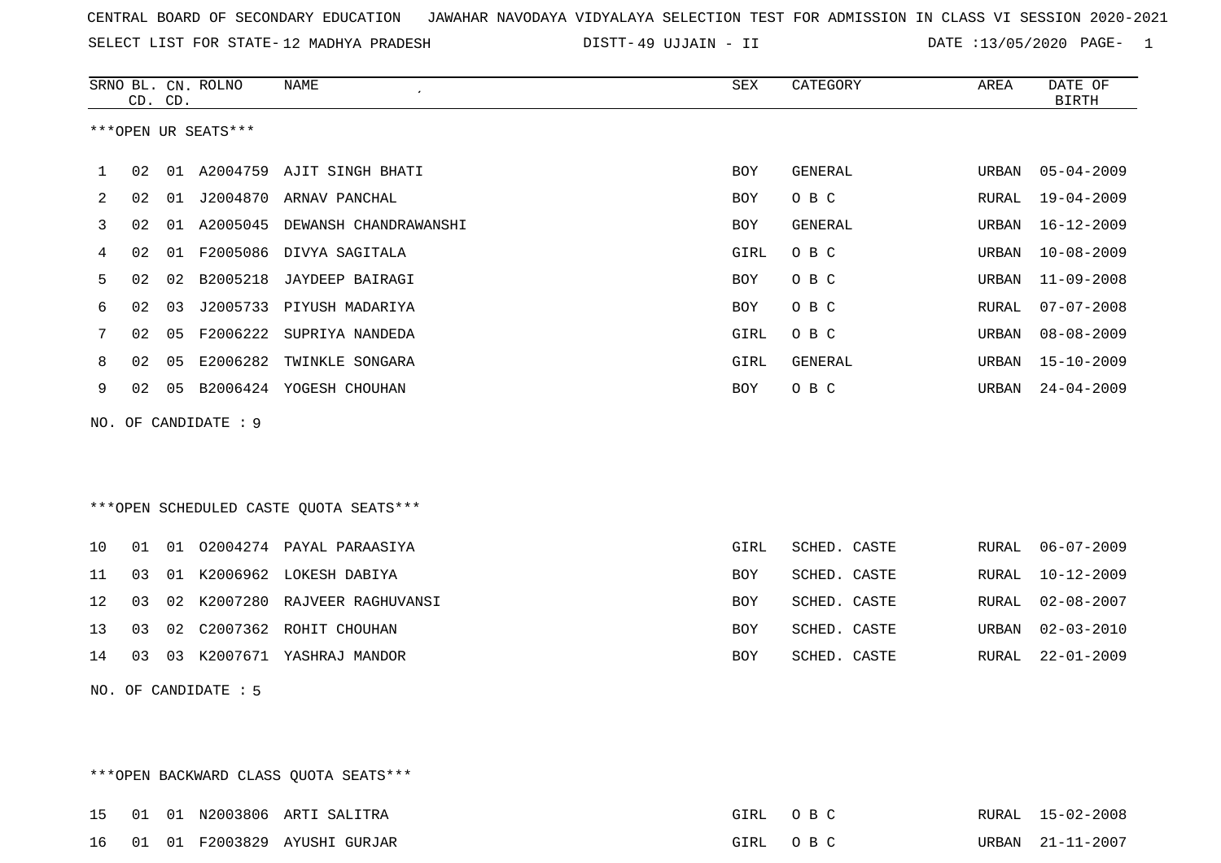CENTRAL BOARD OF SECONDARY EDUCATION JAWAHAR NAVODAYA VIDYALAYA SELECTION TEST FOR ADMISSION IN CLASS VI SESSION 2020-2021

SELECT LIST FOR STATE- 12 MADHYA PRADESH DISTT- 49 UJJAIN - II DATE :13/05/2020

***OPEN UR SEATS***

| SRNO | BL. CD. | CN. CD. | ROLNO | NAME | SEX | CATEGORY | AREA | DATE OF BIRTH |
|---|---|---|---|---|---|---|---|---|
| 1 | 02 | 01 | A2004759 | AJIT SINGH BHATI | BOY | GENERAL | URBAN | 05-04-2009 |
| 2 | 02 | 01 | J2004870 | ARNAV PANCHAL | BOY | O B C | RURAL | 19-04-2009 |
| 3 | 02 | 01 | A2005045 | DEWANSH CHANDRAWANSHI | BOY | GENERAL | URBAN | 16-12-2009 |
| 4 | 02 | 01 | F2005086 | DIVYA SAGITALA | GIRL | O B C | URBAN | 10-08-2009 |
| 5 | 02 | 02 | B2005218 | JAYDEEP BAIRAGI | BOY | O B C | URBAN | 11-09-2008 |
| 6 | 02 | 03 | J2005733 | PIYUSH MADARIYA | BOY | O B C | RURAL | 07-07-2008 |
| 7 | 02 | 05 | F2006222 | SUPRIYA NANDEDA | GIRL | O B C | URBAN | 08-08-2009 |
| 8 | 02 | 05 | E2006282 | TWINKLE SONGARA | GIRL | GENERAL | URBAN | 15-10-2009 |
| 9 | 02 | 05 | B2006424 | YOGESH CHOUHAN | BOY | O B C | URBAN | 24-04-2009 |

NO. OF CANDIDATE : 9

***OPEN SCHEDULED CASTE QUOTA SEATS***

| SRNO | BL. CD. | CN. CD. | ROLNO | NAME | SEX | CATEGORY | AREA | DATE OF BIRTH |
|---|---|---|---|---|---|---|---|---|
| 10 | 01 | 01 | O2004274 | PAYAL PARAASIYA | GIRL | SCHED. CASTE | RURAL | 06-07-2009 |
| 11 | 03 | 01 | K2006962 | LOKESH DABIYA | BOY | SCHED. CASTE | RURAL | 10-12-2009 |
| 12 | 03 | 02 | K2007280 | RAJVEER RAGHUVANSI | BOY | SCHED. CASTE | RURAL | 02-08-2007 |
| 13 | 03 | 02 | C2007362 | ROHIT CHOUHAN | BOY | SCHED. CASTE | URBAN | 02-03-2010 |
| 14 | 03 | 03 | K2007671 | YASHRAJ MANDOR | BOY | SCHED. CASTE | RURAL | 22-01-2009 |

NO. OF CANDIDATE : 5

***OPEN BACKWARD CLASS QUOTA SEATS***

| SRNO | BL. CD. | CN. CD. | ROLNO | NAME | SEX | CATEGORY | AREA | DATE OF BIRTH |
|---|---|---|---|---|---|---|---|---|
| 15 | 01 | 01 | N2003806 | ARTI SALITRA | GIRL | O B C | RURAL | 15-02-2008 |
| 16 | 01 | 01 | F2003829 | AYUSHI GURJAR | GIRL | O B C | URBAN | 21-11-2007 |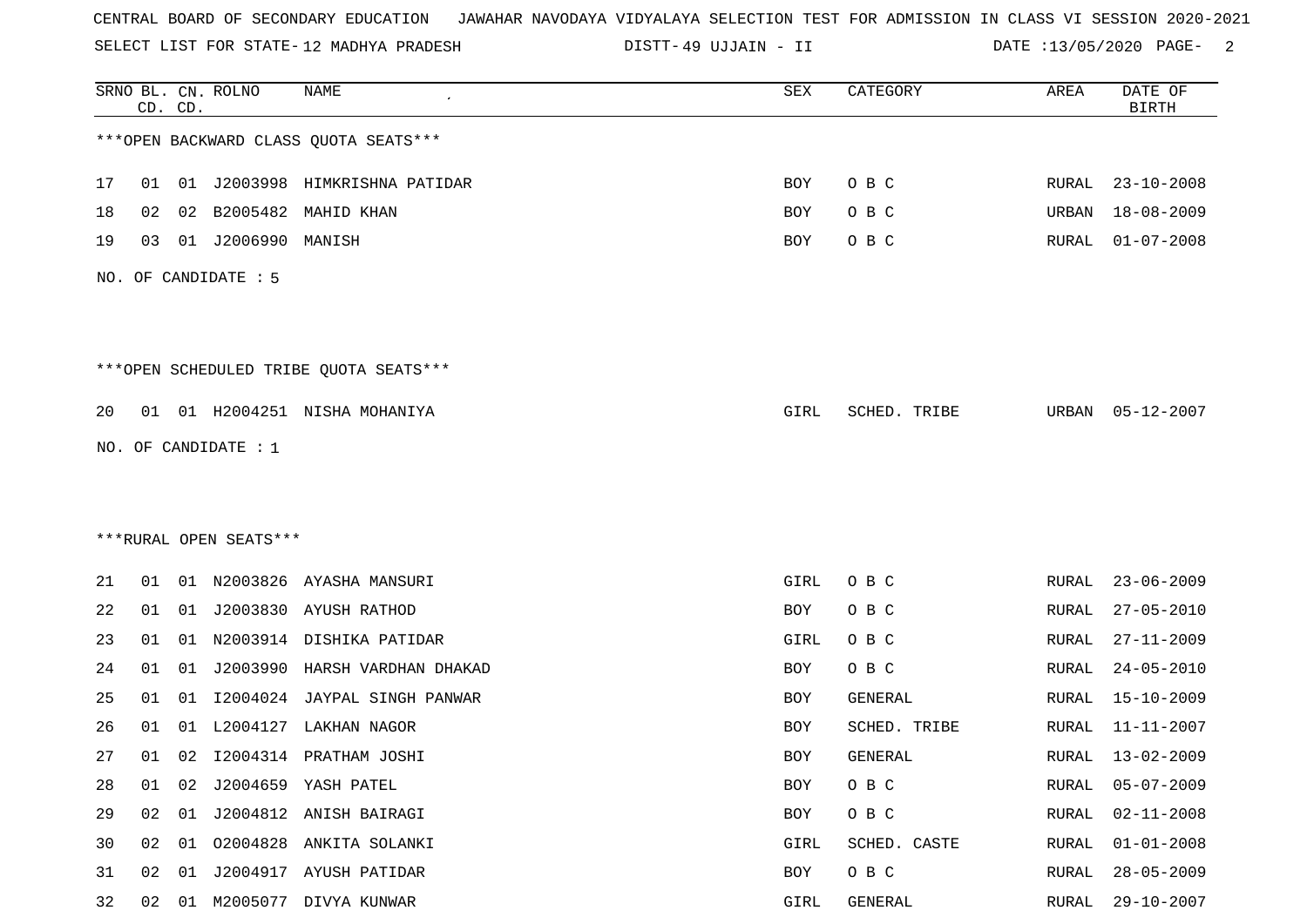CENTRAL BOARD OF SECONDARY EDUCATION JAWAHAR NAVODAYA VIDYALAYA SELECTION TEST FOR ADMISSION IN CLASS VI SESSION 2020-2021

SELECT LIST FOR STATE- 12 MADHYA PRADESH DISTT- 49 UJJAIN - II DATE :13/05/2020

| SRNO | BL. CD. | CN. CD. | ROLNO | NAME | SEX | CATEGORY | AREA | DATE OF BIRTH |
|---|---|---|---|---|---|---|---|---|

***OPEN BACKWARD CLASS QUOTA SEATS***

| SRNO | BL. CD. | CN. CD. | ROLNO | NAME | SEX | CATEGORY | AREA | DATE OF BIRTH |
|---|---|---|---|---|---|---|---|---|
| 17 | 01 | 01 | J2003998 | HIMKRISHNA PATIDAR | BOY | O B C | RURAL | 23-10-2008 |
| 18 | 02 | 02 | B2005482 | MAHID KHAN | BOY | O B C | URBAN | 18-08-2009 |
| 19 | 03 | 01 | J2006990 | MANISH | BOY | O B C | RURAL | 01-07-2008 |

NO. OF CANDIDATE : 5

***OPEN SCHEDULED TRIBE QUOTA SEATS***

| SRNO | BL. CD. | CN. CD. | ROLNO | NAME | SEX | CATEGORY | AREA | DATE OF BIRTH |
|---|---|---|---|---|---|---|---|---|
| 20 | 01 | 01 | H2004251 | NISHA MOHANIYA | GIRL | SCHED. TRIBE | URBAN | 05-12-2007 |

NO. OF CANDIDATE : 1

***RURAL OPEN SEATS***

| SRNO | BL. CD. | CN. CD. | ROLNO | NAME | SEX | CATEGORY | AREA | DATE OF BIRTH |
|---|---|---|---|---|---|---|---|---|
| 21 | 01 | 01 | N2003826 | AYASHA MANSURI | GIRL | O B C | RURAL | 23-06-2009 |
| 22 | 01 | 01 | J2003830 | AYUSH RATHOD | BOY | O B C | RURAL | 27-05-2010 |
| 23 | 01 | 01 | N2003914 | DISHIKA PATIDAR | GIRL | O B C | RURAL | 27-11-2009 |
| 24 | 01 | 01 | J2003990 | HARSH VARDHAN DHAKAD | BOY | O B C | RURAL | 24-05-2010 |
| 25 | 01 | 01 | I2004024 | JAYPAL SINGH PANWAR | BOY | GENERAL | RURAL | 15-10-2009 |
| 26 | 01 | 01 | L2004127 | LAKHAN NAGOR | BOY | SCHED. TRIBE | RURAL | 11-11-2007 |
| 27 | 01 | 02 | I2004314 | PRATHAM JOSHI | BOY | GENERAL | RURAL | 13-02-2009 |
| 28 | 01 | 02 | J2004659 | YASH PATEL | BOY | O B C | RURAL | 05-07-2009 |
| 29 | 02 | 01 | J2004812 | ANISH BAIRAGI | BOY | O B C | RURAL | 02-11-2008 |
| 30 | 02 | 01 | O2004828 | ANKITA SOLANKI | GIRL | SCHED. CASTE | RURAL | 01-01-2008 |
| 31 | 02 | 01 | J2004917 | AYUSH PATIDAR | BOY | O B C | RURAL | 28-05-2009 |
| 32 | 02 | 01 | M2005077 | DIVYA KUNWAR | GIRL | GENERAL | RURAL | 29-10-2007 |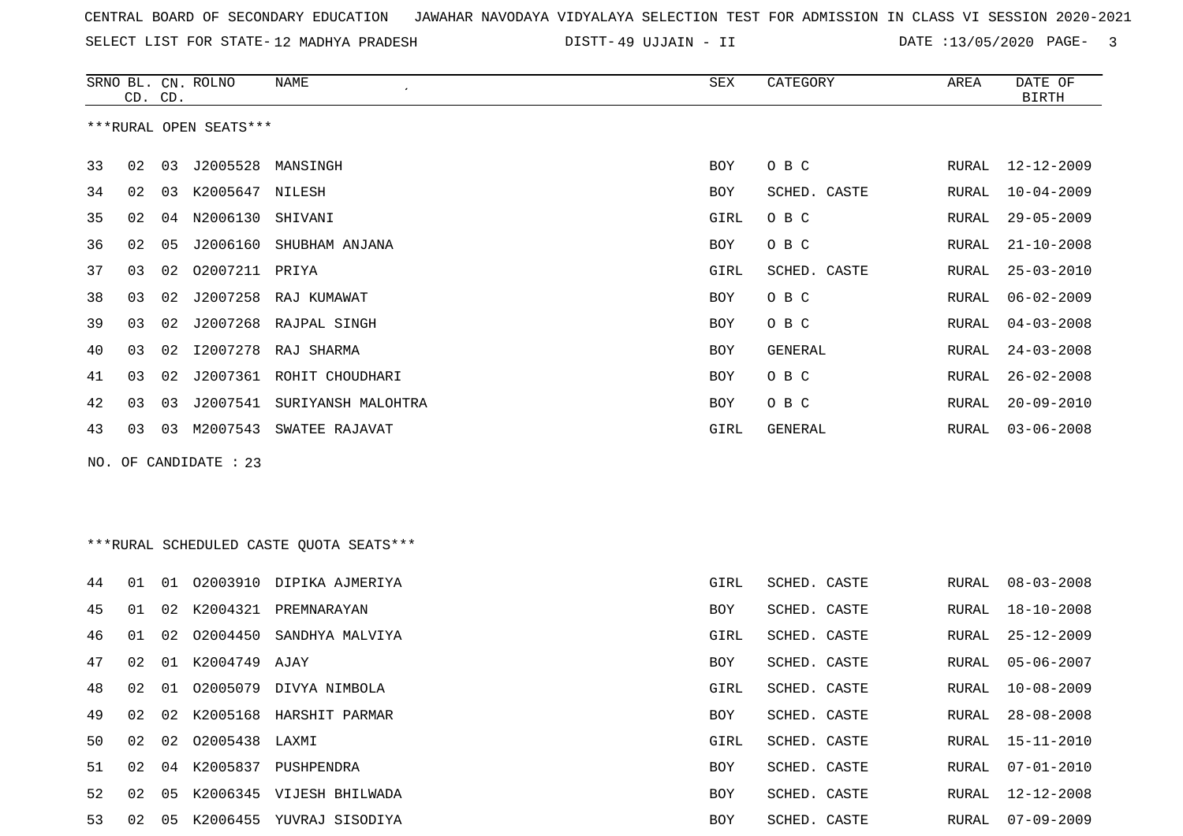CENTRAL BOARD OF SECONDARY EDUCATION   JAWAHAR NAVODAYA VIDYALAYA SELECTION TEST FOR ADMISSION IN CLASS VI SESSION 2020-2021

SELECT LIST FOR STATE- 12 MADHYA PRADESH   DISTT- 49 UJJAIN - II   DATE :13/05/2020

| SRNO | BL. CD. | CN. CD. | ROLNO | NAME | SEX | CATEGORY | AREA | DATE OF BIRTH |
|---|---|---|---|---|---|---|---|---|

***RURAL OPEN SEATS***

| SRNO | BL. CD. | CN. CD. | ROLNO | NAME | SEX | CATEGORY | AREA | DATE OF BIRTH |
|---|---|---|---|---|---|---|---|---|
| 33 | 02 | 03 | J2005528 | MANSINGH | BOY | O B C | RURAL | 12-12-2009 |
| 34 | 02 | 03 | K2005647 | NILESH | BOY | SCHED. CASTE | RURAL | 10-04-2009 |
| 35 | 02 | 04 | N2006130 | SHIVANI | GIRL | O B C | RURAL | 29-05-2009 |
| 36 | 02 | 05 | J2006160 | SHUBHAM ANJANA | BOY | O B C | RURAL | 21-10-2008 |
| 37 | 03 | 02 | O2007211 | PRIYA | GIRL | SCHED. CASTE | RURAL | 25-03-2010 |
| 38 | 03 | 02 | J2007258 | RAJ KUMAWAT | BOY | O B C | RURAL | 06-02-2009 |
| 39 | 03 | 02 | J2007268 | RAJPAL SINGH | BOY | O B C | RURAL | 04-03-2008 |
| 40 | 03 | 02 | I2007278 | RAJ SHARMA | BOY | GENERAL | RURAL | 24-03-2008 |
| 41 | 03 | 02 | J2007361 | ROHIT CHOUDHARI | BOY | O B C | RURAL | 26-02-2008 |
| 42 | 03 | 03 | J2007541 | SURIYANSH MALOHTRA | BOY | O B C | RURAL | 20-09-2010 |
| 43 | 03 | 03 | M2007543 | SWATEE RAJAVAT | GIRL | GENERAL | RURAL | 03-06-2008 |

NO. OF CANDIDATE : 23

***RURAL SCHEDULED CASTE QUOTA SEATS***

| SRNO | BL. CD. | CN. CD. | ROLNO | NAME | SEX | CATEGORY | AREA | DATE OF BIRTH |
|---|---|---|---|---|---|---|---|---|
| 44 | 01 | 01 | O2003910 | DIPIKA AJMERIYA | GIRL | SCHED. CASTE | RURAL | 08-03-2008 |
| 45 | 01 | 02 | K2004321 | PREMNARAYAN | BOY | SCHED. CASTE | RURAL | 18-10-2008 |
| 46 | 01 | 02 | O2004450 | SANDHYA MALVIYA | GIRL | SCHED. CASTE | RURAL | 25-12-2009 |
| 47 | 02 | 01 | K2004749 | AJAY | BOY | SCHED. CASTE | RURAL | 05-06-2007 |
| 48 | 02 | 01 | O2005079 | DIVYA NIMBOLA | GIRL | SCHED. CASTE | RURAL | 10-08-2009 |
| 49 | 02 | 02 | K2005168 | HARSHIT PARMAR | BOY | SCHED. CASTE | RURAL | 28-08-2008 |
| 50 | 02 | 02 | O2005438 | LAXMI | GIRL | SCHED. CASTE | RURAL | 15-11-2010 |
| 51 | 02 | 04 | K2005837 | PUSHPENDRA | BOY | SCHED. CASTE | RURAL | 07-01-2010 |
| 52 | 02 | 05 | K2006345 | VIJESH BHILWADA | BOY | SCHED. CASTE | RURAL | 12-12-2008 |
| 53 | 02 | 05 | K2006455 | YUVRAJ SISODIYA | BOY | SCHED. CASTE | RURAL | 07-09-2009 |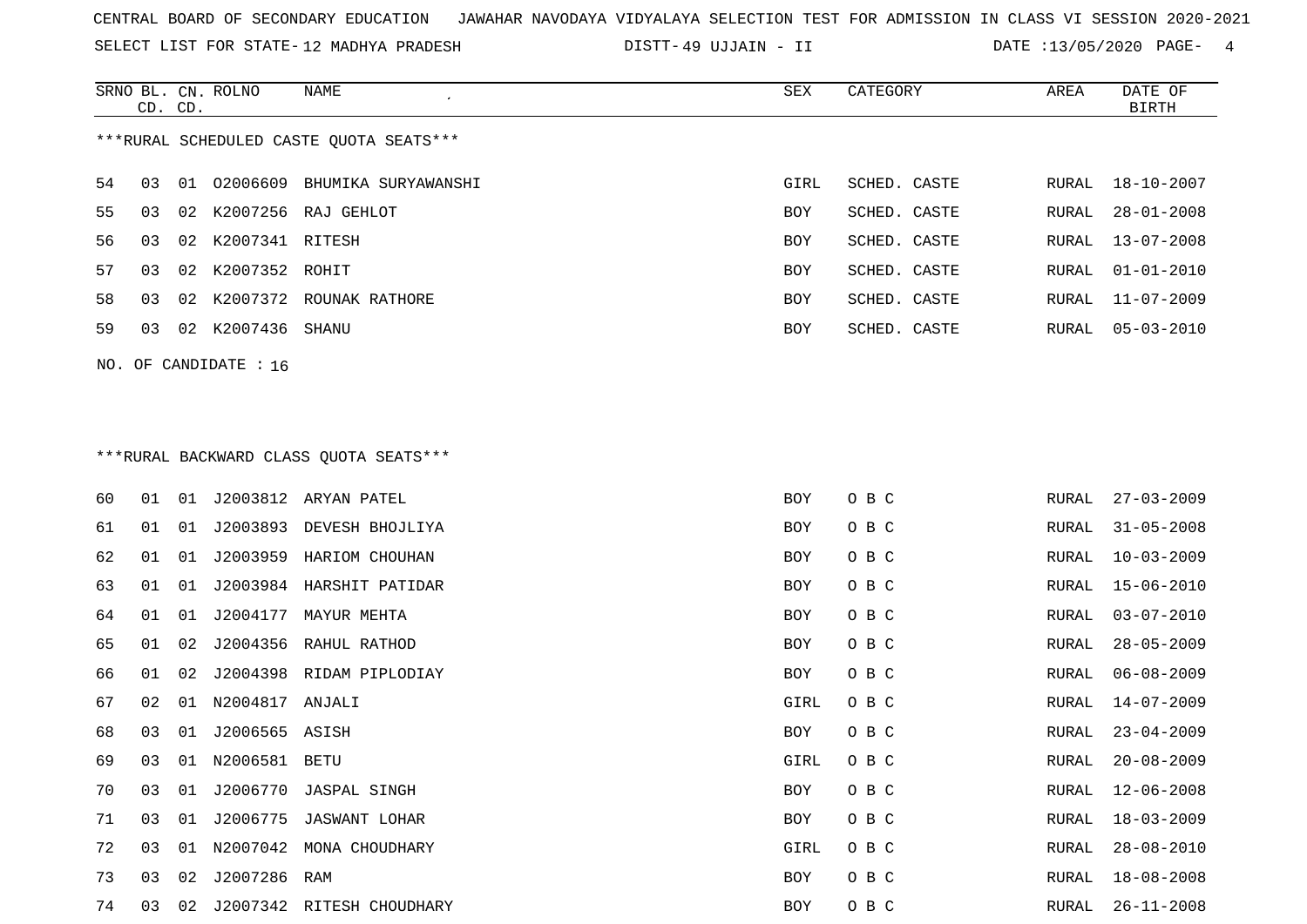CENTRAL BOARD OF SECONDARY EDUCATION JAWAHAR NAVODAYA VIDYALAYA SELECTION TEST FOR ADMISSION IN CLASS VI SESSION 2020-2021

SELECT LIST FOR STATE- 12 MADHYA PRADESH DISTT- 49 UJJAIN - II DATE :13/05/2020

***RURAL SCHEDULED CASTE QUOTA SEATS***

| SRNO | BL. CD. | CN. CD. | ROLNO | NAME | SEX | CATEGORY | AREA | DATE OF BIRTH |
|---|---|---|---|---|---|---|---|---|
| 54 | 03 | 01 | O2006609 | BHUMIKA SURYAWANSHI | GIRL | SCHED. CASTE | RURAL | 18-10-2007 |
| 55 | 03 | 02 | K2007256 | RAJ GEHLOT | BOY | SCHED. CASTE | RURAL | 28-01-2008 |
| 56 | 03 | 02 | K2007341 | RITESH | BOY | SCHED. CASTE | RURAL | 13-07-2008 |
| 57 | 03 | 02 | K2007352 | ROHIT | BOY | SCHED. CASTE | RURAL | 01-01-2010 |
| 58 | 03 | 02 | K2007372 | ROUNAK RATHORE | BOY | SCHED. CASTE | RURAL | 11-07-2009 |
| 59 | 03 | 02 | K2007436 | SHANU | BOY | SCHED. CASTE | RURAL | 05-03-2010 |

NO. OF CANDIDATE : 16

***RURAL BACKWARD CLASS QUOTA SEATS***

| SRNO | BL. CD. | CN. CD. | ROLNO | NAME | SEX | CATEGORY | AREA | DATE OF BIRTH |
|---|---|---|---|---|---|---|---|---|
| 60 | 01 | 01 | J2003812 | ARYAN PATEL | BOY | O B C | RURAL | 27-03-2009 |
| 61 | 01 | 01 | J2003893 | DEVESH BHOJLIYA | BOY | O B C | RURAL | 31-05-2008 |
| 62 | 01 | 01 | J2003959 | HARIOM CHOUHAN | BOY | O B C | RURAL | 10-03-2009 |
| 63 | 01 | 01 | J2003984 | HARSHIT PATIDAR | BOY | O B C | RURAL | 15-06-2010 |
| 64 | 01 | 01 | J2004177 | MAYUR MEHTA | BOY | O B C | RURAL | 03-07-2010 |
| 65 | 01 | 02 | J2004356 | RAHUL RATHOD | BOY | O B C | RURAL | 28-05-2009 |
| 66 | 01 | 02 | J2004398 | RIDAM PIPLODIAY | BOY | O B C | RURAL | 06-08-2009 |
| 67 | 02 | 01 | N2004817 | ANJALI | GIRL | O B C | RURAL | 14-07-2009 |
| 68 | 03 | 01 | J2006565 | ASISH | BOY | O B C | RURAL | 23-04-2009 |
| 69 | 03 | 01 | N2006581 | BETU | GIRL | O B C | RURAL | 20-08-2009 |
| 70 | 03 | 01 | J2006770 | JASPAL SINGH | BOY | O B C | RURAL | 12-06-2008 |
| 71 | 03 | 01 | J2006775 | JASWANT LOHAR | BOY | O B C | RURAL | 18-03-2009 |
| 72 | 03 | 01 | N2007042 | MONA CHOUDHARY | GIRL | O B C | RURAL | 28-08-2010 |
| 73 | 03 | 02 | J2007286 | RAM | BOY | O B C | RURAL | 18-08-2008 |
| 74 | 03 | 02 | J2007342 | RITESH CHOUDHARY | BOY | O B C | RURAL | 26-11-2008 |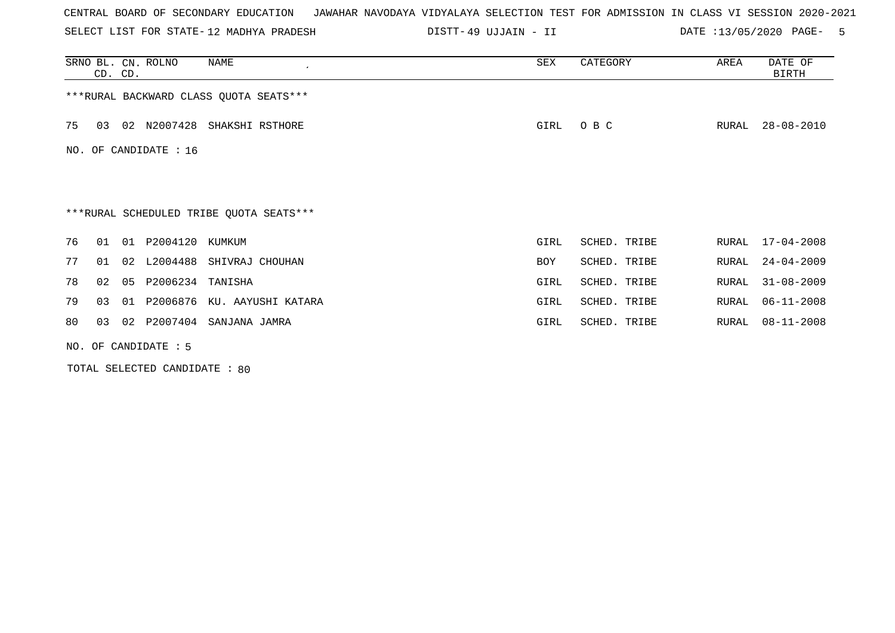CENTRAL BOARD OF SECONDARY EDUCATION JAWAHAR NAVODAYA VIDYALAYA SELECTION TEST FOR ADMISSION IN CLASS VI SESSION 2020-2021

SELECT LIST FOR STATE- 12 MADHYA PRADESH DISTT- 49 UJJAIN - II DATE :13/05/2020

| SRNO | BL. CD. | CN. CD. | ROLNO | NAME | SEX | CATEGORY | AREA | DATE OF BIRTH |
|---|---|---|---|---|---|---|---|---|

***RURAL BACKWARD CLASS QUOTA SEATS***

| SRNO | BL. CD. | CN. CD. | ROLNO | NAME | SEX | CATEGORY | AREA | DATE OF BIRTH |
|---|---|---|---|---|---|---|---|---|
| 75 | 03 | 02 | N2007428 | SHAKSHI RSTHORE | GIRL | O B C | RURAL | 28-08-2010 |

NO. OF CANDIDATE : 16

***RURAL SCHEDULED TRIBE QUOTA SEATS***

| SRNO | BL. CD. | CN. CD. | ROLNO | NAME | SEX | CATEGORY | AREA | DATE OF BIRTH |
|---|---|---|---|---|---|---|---|---|
| 76 | 01 | 01 | P2004120 | KUMKUM | GIRL | SCHED. TRIBE | RURAL | 17-04-2008 |
| 77 | 01 | 02 | L2004488 | SHIVRAJ CHOUHAN | BOY | SCHED. TRIBE | RURAL | 24-04-2009 |
| 78 | 02 | 05 | P2006234 | TANISHA | GIRL | SCHED. TRIBE | RURAL | 31-08-2009 |
| 79 | 03 | 01 | P2006876 | KU. AAYUSHI KATARA | GIRL | SCHED. TRIBE | RURAL | 06-11-2008 |
| 80 | 03 | 02 | P2007404 | SANJANA JAMRA | GIRL | SCHED. TRIBE | RURAL | 08-11-2008 |

NO. OF CANDIDATE : 5

TOTAL SELECTED CANDIDATE : 80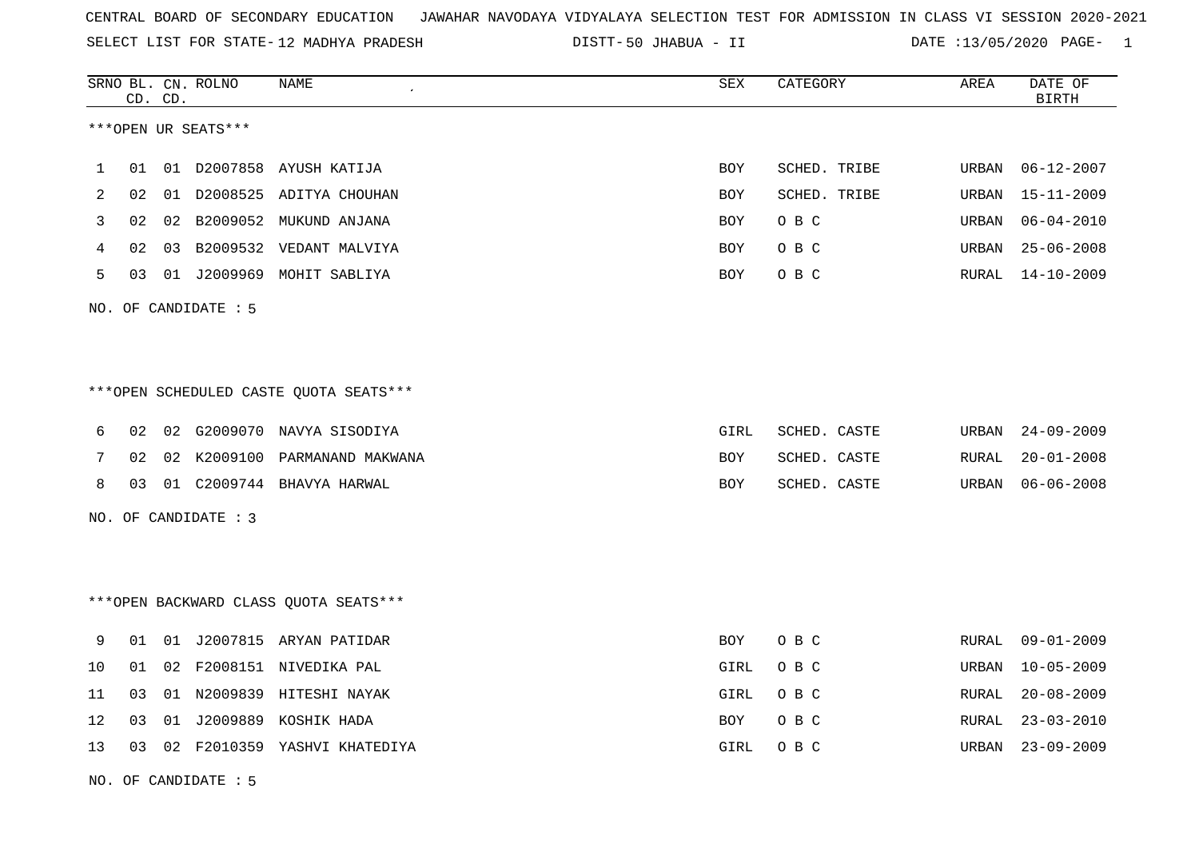CENTRAL BOARD OF SECONDARY EDUCATION JAWAHAR NAVODAYA VIDYALAYA SELECTION TEST FOR ADMISSION IN CLASS VI SESSION 2020-2021

SELECT LIST FOR STATE- 12 MADHYA PRADESH DISTT- 50 JHABUA - II DATE :13/05/2020

***OPEN UR SEATS***

| SRNO | BL. CD. | CN. CD. | ROLNO | NAME | SEX | CATEGORY | AREA | DATE OF BIRTH |
|---|---|---|---|---|---|---|---|---|
| 1 | 01 | 01 | D2007858 | AYUSH KATIJA | BOY | SCHED. TRIBE | URBAN | 06-12-2007 |
| 2 | 02 | 01 | D2008525 | ADITYA CHOUHAN | BOY | SCHED. TRIBE | URBAN | 15-11-2009 |
| 3 | 02 | 02 | B2009052 | MUKUND ANJANA | BOY | O B C | URBAN | 06-04-2010 |
| 4 | 02 | 03 | B2009532 | VEDANT MALVIYA | BOY | O B C | URBAN | 25-06-2008 |
| 5 | 03 | 01 | J2009969 | MOHIT SABLIYA | BOY | O B C | RURAL | 14-10-2009 |

NO. OF CANDIDATE : 5

***OPEN SCHEDULED CASTE QUOTA SEATS***

| SRNO | BL. CD. | CN. CD. | ROLNO | NAME | SEX | CATEGORY | AREA | DATE OF BIRTH |
|---|---|---|---|---|---|---|---|---|
| 6 | 02 | 02 | G2009070 | NAVYA SISODIYA | GIRL | SCHED. CASTE | URBAN | 24-09-2009 |
| 7 | 02 | 02 | K2009100 | PARMANAND MAKWANA | BOY | SCHED. CASTE | RURAL | 20-01-2008 |
| 8 | 03 | 01 | C2009744 | BHAVYA HARWAL | BOY | SCHED. CASTE | URBAN | 06-06-2008 |

NO. OF CANDIDATE : 3

***OPEN BACKWARD CLASS QUOTA SEATS***

| SRNO | BL. CD. | CN. CD. | ROLNO | NAME | SEX | CATEGORY | AREA | DATE OF BIRTH |
|---|---|---|---|---|---|---|---|---|
| 9 | 01 | 01 | J2007815 | ARYAN PATIDAR | BOY | O B C | RURAL | 09-01-2009 |
| 10 | 01 | 02 | F2008151 | NIVEDIKA PAL | GIRL | O B C | URBAN | 10-05-2009 |
| 11 | 03 | 01 | N2009839 | HITESHI NAYAK | GIRL | O B C | RURAL | 20-08-2009 |
| 12 | 03 | 01 | J2009889 | KOSHIK HADA | BOY | O B C | RURAL | 23-03-2010 |
| 13 | 03 | 02 | F2010359 | YASHVI KHATEDIYA | GIRL | O B C | URBAN | 23-09-2009 |

NO. OF CANDIDATE : 5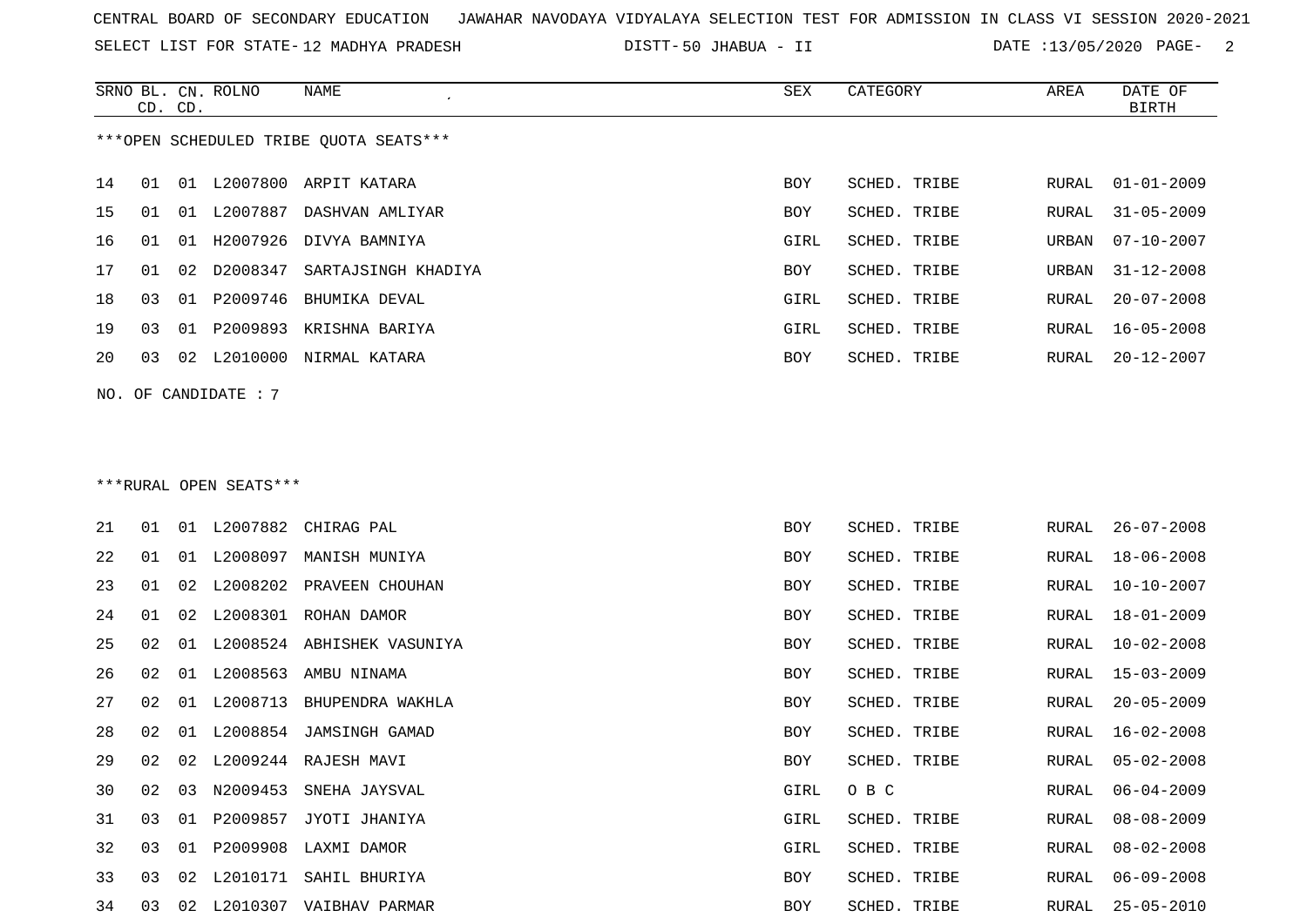CENTRAL BOARD OF SECONDARY EDUCATION JAWAHAR NAVODAYA VIDYALAYA SELECTION TEST FOR ADMISSION IN CLASS VI SESSION 2020-2021

SELECT LIST FOR STATE- 12 MADHYA PRADESH DISTT- 50 JHABUA - II DATE :13/05/2020

***OPEN SCHEDULED TRIBE QUOTA SEATS***

| SRNO | BL. CD. | CN. CD. | ROLNO | NAME | SEX | CATEGORY | AREA | DATE OF BIRTH |
|---|---|---|---|---|---|---|---|---|
| 14 | 01 | 01 | L2007800 | ARPIT KATARA | BOY | SCHED. TRIBE | RURAL | 01-01-2009 |
| 15 | 01 | 01 | L2007887 | DASHVAN AMLIYAR | BOY | SCHED. TRIBE | RURAL | 31-05-2009 |
| 16 | 01 | 01 | H2007926 | DIVYA BAMNIYA | GIRL | SCHED. TRIBE | URBAN | 07-10-2007 |
| 17 | 01 | 02 | D2008347 | SARTAJSINGH KHADIYA | BOY | SCHED. TRIBE | URBAN | 31-12-2008 |
| 18 | 03 | 01 | P2009746 | BHUMIKA DEVAL | GIRL | SCHED. TRIBE | RURAL | 20-07-2008 |
| 19 | 03 | 01 | P2009893 | KRISHNA BARIYA | GIRL | SCHED. TRIBE | RURAL | 16-05-2008 |
| 20 | 03 | 02 | L2010000 | NIRMAL KATARA | BOY | SCHED. TRIBE | RURAL | 20-12-2007 |

NO. OF CANDIDATE : 7

***RURAL OPEN SEATS***

| SRNO | BL. CD. | CN. CD. | ROLNO | NAME | SEX | CATEGORY | AREA | DATE OF BIRTH |
|---|---|---|---|---|---|---|---|---|
| 21 | 01 | 01 | L2007882 | CHIRAG PAL | BOY | SCHED. TRIBE | RURAL | 26-07-2008 |
| 22 | 01 | 01 | L2008097 | MANISH MUNIYA | BOY | SCHED. TRIBE | RURAL | 18-06-2008 |
| 23 | 01 | 02 | L2008202 | PRAVEEN CHOUHAN | BOY | SCHED. TRIBE | RURAL | 10-10-2007 |
| 24 | 01 | 02 | L2008301 | ROHAN DAMOR | BOY | SCHED. TRIBE | RURAL | 18-01-2009 |
| 25 | 02 | 01 | L2008524 | ABHISHEK VASUNIYA | BOY | SCHED. TRIBE | RURAL | 10-02-2008 |
| 26 | 02 | 01 | L2008563 | AMBU NINAMA | BOY | SCHED. TRIBE | RURAL | 15-03-2009 |
| 27 | 02 | 01 | L2008713 | BHUPENDRA WAKHLA | BOY | SCHED. TRIBE | RURAL | 20-05-2009 |
| 28 | 02 | 01 | L2008854 | JAMSINGH GAMAD | BOY | SCHED. TRIBE | RURAL | 16-02-2008 |
| 29 | 02 | 02 | L2009244 | RAJESH MAVI | BOY | SCHED. TRIBE | RURAL | 05-02-2008 |
| 30 | 02 | 03 | N2009453 | SNEHA JAYSVAL | GIRL | O B C | RURAL | 06-04-2009 |
| 31 | 03 | 01 | P2009857 | JYOTI JHANIYA | GIRL | SCHED. TRIBE | RURAL | 08-08-2009 |
| 32 | 03 | 01 | P2009908 | LAXMI DAMOR | GIRL | SCHED. TRIBE | RURAL | 08-02-2008 |
| 33 | 03 | 02 | L2010171 | SAHIL BHURIYA | BOY | SCHED. TRIBE | RURAL | 06-09-2008 |
| 34 | 03 | 02 | L2010307 | VAIBHAV PARMAR | BOY | SCHED. TRIBE | RURAL | 25-05-2010 |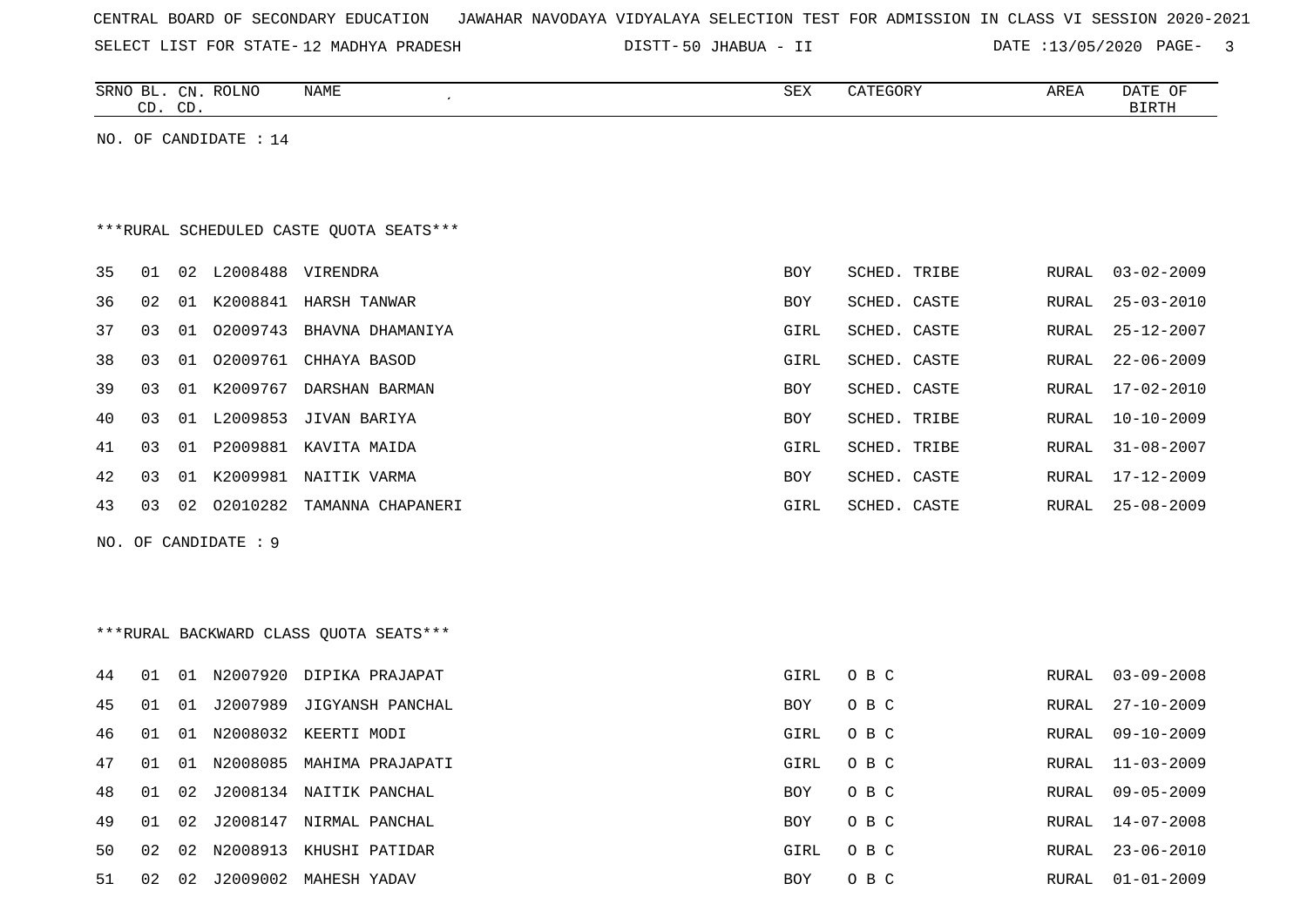CENTRAL BOARD OF SECONDARY EDUCATION JAWAHAR NAVODAYA VIDYALAYA SELECTION TEST FOR ADMISSION IN CLASS VI SESSION 2020-2021

SELECT LIST FOR STATE- 12 MADHYA PRADESH DISTT- 50 JHABUA - II DATE :13/05/2020

| SRNO | BL. CD. | CN. CD. | ROLNO | NAME | SEX | CATEGORY | AREA | DATE OF BIRTH |
|---|---|---|---|---|---|---|---|---|

NO. OF CANDIDATE : 14

***RURAL SCHEDULED CASTE QUOTA SEATS***

| SRNO | BL. CD. | CN. CD. | ROLNO | NAME | SEX | CATEGORY | AREA | DATE OF BIRTH |
|---|---|---|---|---|---|---|---|---|
| 35 | 01 | 02 | L2008488 | VIRENDRA | BOY | SCHED. TRIBE | RURAL | 03-02-2009 |
| 36 | 02 | 01 | K2008841 | HARSH TANWAR | BOY | SCHED. CASTE | RURAL | 25-03-2010 |
| 37 | 03 | 01 | O2009743 | BHAVNA DHAMANIYA | GIRL | SCHED. CASTE | RURAL | 25-12-2007 |
| 38 | 03 | 01 | O2009761 | CHHAYA BASOD | GIRL | SCHED. CASTE | RURAL | 22-06-2009 |
| 39 | 03 | 01 | K2009767 | DARSHAN BARMAN | BOY | SCHED. CASTE | RURAL | 17-02-2010 |
| 40 | 03 | 01 | L2009853 | JIVAN BARIYA | BOY | SCHED. TRIBE | RURAL | 10-10-2009 |
| 41 | 03 | 01 | P2009881 | KAVITA MAIDA | GIRL | SCHED. TRIBE | RURAL | 31-08-2007 |
| 42 | 03 | 01 | K2009981 | NAITIK VARMA | BOY | SCHED. CASTE | RURAL | 17-12-2009 |
| 43 | 03 | 02 | O2010282 | TAMANNA CHAPANERI | GIRL | SCHED. CASTE | RURAL | 25-08-2009 |

NO. OF CANDIDATE : 9

***RURAL BACKWARD CLASS QUOTA SEATS***

| SRNO | BL. CD. | CN. CD. | ROLNO | NAME | SEX | CATEGORY | AREA | DATE OF BIRTH |
|---|---|---|---|---|---|---|---|---|
| 44 | 01 | 01 | N2007920 | DIPIKA PRAJAPAT | GIRL | O B C | RURAL | 03-09-2008 |
| 45 | 01 | 01 | J2007989 | JIGYANSH PANCHAL | BOY | O B C | RURAL | 27-10-2009 |
| 46 | 01 | 01 | N2008032 | KEERTI MODI | GIRL | O B C | RURAL | 09-10-2009 |
| 47 | 01 | 01 | N2008085 | MAHIMA PRAJAPATI | GIRL | O B C | RURAL | 11-03-2009 |
| 48 | 01 | 02 | J2008134 | NAITIK PANCHAL | BOY | O B C | RURAL | 09-05-2009 |
| 49 | 01 | 02 | J2008147 | NIRMAL PANCHAL | BOY | O B C | RURAL | 14-07-2008 |
| 50 | 02 | 02 | N2008913 | KHUSHI PATIDAR | GIRL | O B C | RURAL | 23-06-2010 |
| 51 | 02 | 02 | J2009002 | MAHESH YADAV | BOY | O B C | RURAL | 01-01-2009 |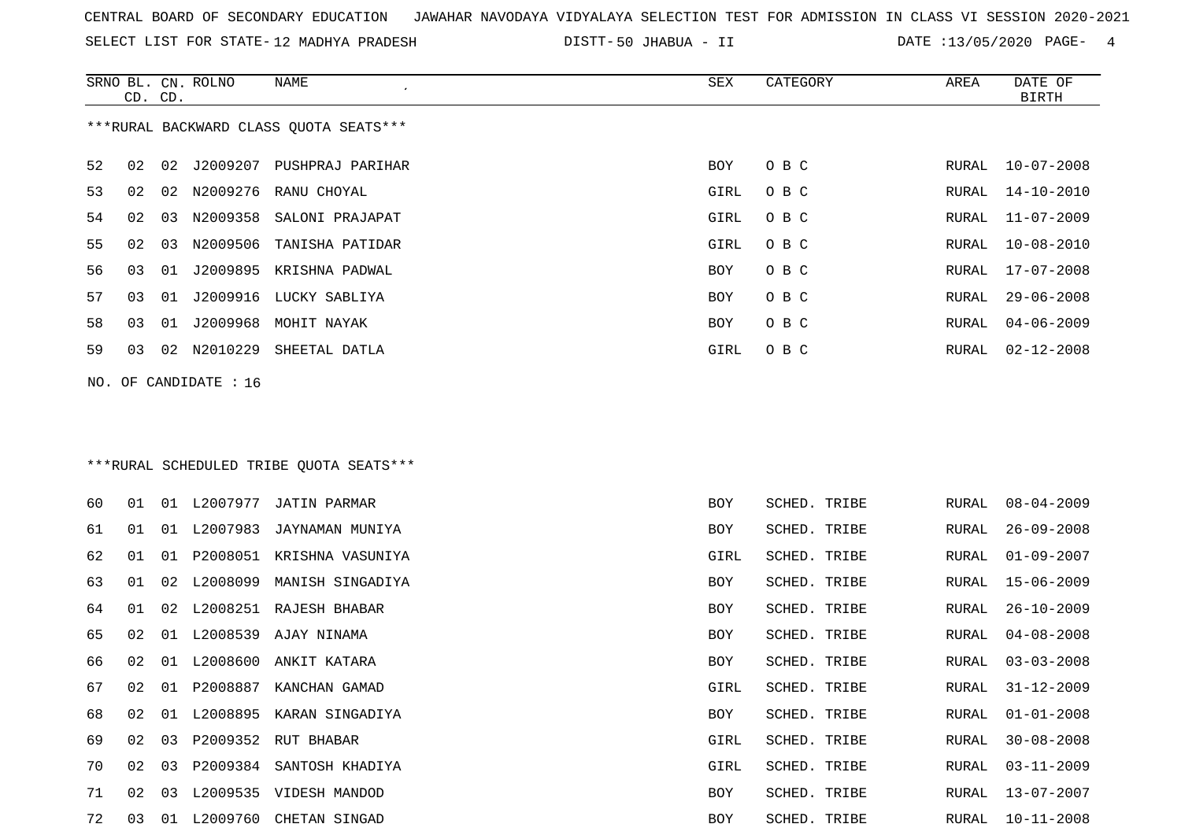CENTRAL BOARD OF SECONDARY EDUCATION JAWAHAR NAVODAYA VIDYALAYA SELECTION TEST FOR ADMISSION IN CLASS VI SESSION 2020-2021

SELECT LIST FOR STATE- 12 MADHYA PRADESH DISTT- 50 JHABUA - II DATE :13/05/2020

***RURAL BACKWARD CLASS QUOTA SEATS***

| SRNO | BL. CD. | CN. CD. | ROLNO | NAME | SEX | CATEGORY | AREA | DATE OF BIRTH |
|---|---|---|---|---|---|---|---|---|
| 52 | 02 | 02 | J2009207 | PUSHPRAJ PARIHAR | BOY | O B C | RURAL | 10-07-2008 |
| 53 | 02 | 02 | N2009276 | RANU CHOYAL | GIRL | O B C | RURAL | 14-10-2010 |
| 54 | 02 | 03 | N2009358 | SALONI PRAJAPAT | GIRL | O B C | RURAL | 11-07-2009 |
| 55 | 02 | 03 | N2009506 | TANISHA PATIDAR | GIRL | O B C | RURAL | 10-08-2010 |
| 56 | 03 | 01 | J2009895 | KRISHNA PADWAL | BOY | O B C | RURAL | 17-07-2008 |
| 57 | 03 | 01 | J2009916 | LUCKY SABLIYA | BOY | O B C | RURAL | 29-06-2008 |
| 58 | 03 | 01 | J2009968 | MOHIT NAYAK | BOY | O B C | RURAL | 04-06-2009 |
| 59 | 03 | 02 | N2010229 | SHEETAL DATLA | GIRL | O B C | RURAL | 02-12-2008 |

NO. OF CANDIDATE : 16

***RURAL SCHEDULED TRIBE QUOTA SEATS***

| SRNO | BL. CD. | CN. CD. | ROLNO | NAME | SEX | CATEGORY | AREA | DATE OF BIRTH |
|---|---|---|---|---|---|---|---|---|
| 60 | 01 | 01 | L2007977 | JATIN PARMAR | BOY | SCHED. TRIBE | RURAL | 08-04-2009 |
| 61 | 01 | 01 | L2007983 | JAYNAMAN MUNIYA | BOY | SCHED. TRIBE | RURAL | 26-09-2008 |
| 62 | 01 | 01 | P2008051 | KRISHNA VASUNIYA | GIRL | SCHED. TRIBE | RURAL | 01-09-2007 |
| 63 | 01 | 02 | L2008099 | MANISH SINGADIYA | BOY | SCHED. TRIBE | RURAL | 15-06-2009 |
| 64 | 01 | 02 | L2008251 | RAJESH BHABAR | BOY | SCHED. TRIBE | RURAL | 26-10-2009 |
| 65 | 02 | 01 | L2008539 | AJAY NINAMA | BOY | SCHED. TRIBE | RURAL | 04-08-2008 |
| 66 | 02 | 01 | L2008600 | ANKIT KATARA | BOY | SCHED. TRIBE | RURAL | 03-03-2008 |
| 67 | 02 | 01 | P2008887 | KANCHAN GAMAD | GIRL | SCHED. TRIBE | RURAL | 31-12-2009 |
| 68 | 02 | 01 | L2008895 | KARAN SINGADIYA | BOY | SCHED. TRIBE | RURAL | 01-01-2008 |
| 69 | 02 | 03 | P2009352 | RUT BHABAR | GIRL | SCHED. TRIBE | RURAL | 30-08-2008 |
| 70 | 02 | 03 | P2009384 | SANTOSH KHADIYA | GIRL | SCHED. TRIBE | RURAL | 03-11-2009 |
| 71 | 02 | 03 | L2009535 | VIDESH MANDOD | BOY | SCHED. TRIBE | RURAL | 13-07-2007 |
| 72 | 03 | 01 | L2009760 | CHETAN SINGAD | BOY | SCHED. TRIBE | RURAL | 10-11-2008 |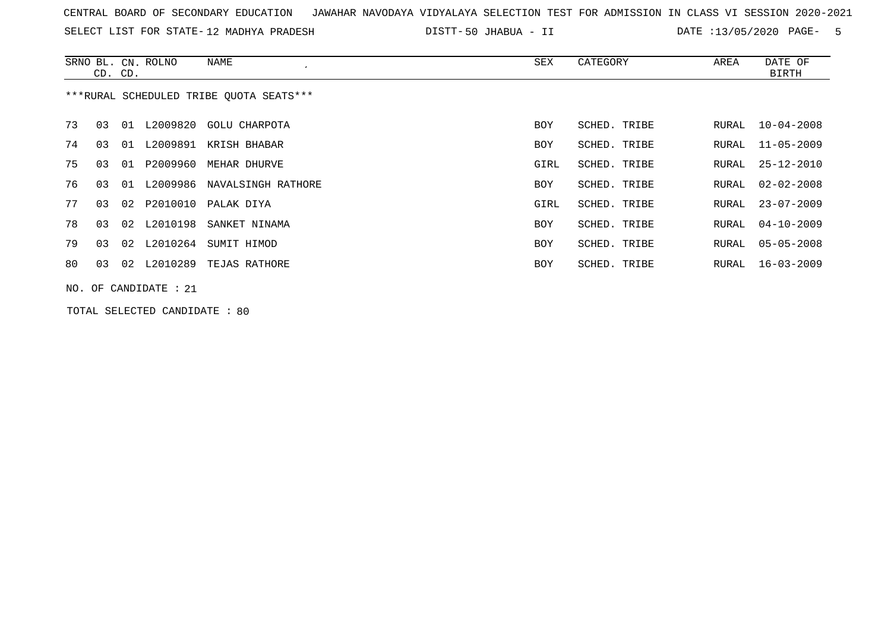CENTRAL BOARD OF SECONDARY EDUCATION   JAWAHAR NAVODAYA VIDYALAYA SELECTION TEST FOR ADMISSION IN CLASS VI SESSION 2020-2021

SELECT LIST FOR STATE- 12 MADHYA PRADESH   DISTT- 50 JHABUA - II   DATE :13/05/2020

| SRNO | BL. CD. | CN. CD. | ROLNO | NAME | SEX | CATEGORY | AREA | DATE OF BIRTH |
|---|---|---|---|---|---|---|---|---|

***RURAL SCHEDULED TRIBE QUOTA SEATS***

| SRNO | BL. CD. | CN. CD. | ROLNO | NAME | SEX | CATEGORY | AREA | DATE OF BIRTH |
|---|---|---|---|---|---|---|---|---|
| 73 | 03 | 01 | L2009820 | GOLU CHARPOTA | BOY | SCHED. TRIBE | RURAL | 10-04-2008 |
| 74 | 03 | 01 | L2009891 | KRISH BHABAR | BOY | SCHED. TRIBE | RURAL | 11-05-2009 |
| 75 | 03 | 01 | P2009960 | MEHAR DHURVE | GIRL | SCHED. TRIBE | RURAL | 25-12-2010 |
| 76 | 03 | 01 | L2009986 | NAVALSINGH RATHORE | BOY | SCHED. TRIBE | RURAL | 02-02-2008 |
| 77 | 03 | 02 | P2010010 | PALAK DIYA | GIRL | SCHED. TRIBE | RURAL | 23-07-2009 |
| 78 | 03 | 02 | L2010198 | SANKET NINAMA | BOY | SCHED. TRIBE | RURAL | 04-10-2009 |
| 79 | 03 | 02 | L2010264 | SUMIT HIMOD | BOY | SCHED. TRIBE | RURAL | 05-05-2008 |
| 80 | 03 | 02 | L2010289 | TEJAS RATHORE | BOY | SCHED. TRIBE | RURAL | 16-03-2009 |

NO. OF CANDIDATE : 21

TOTAL SELECTED CANDIDATE : 80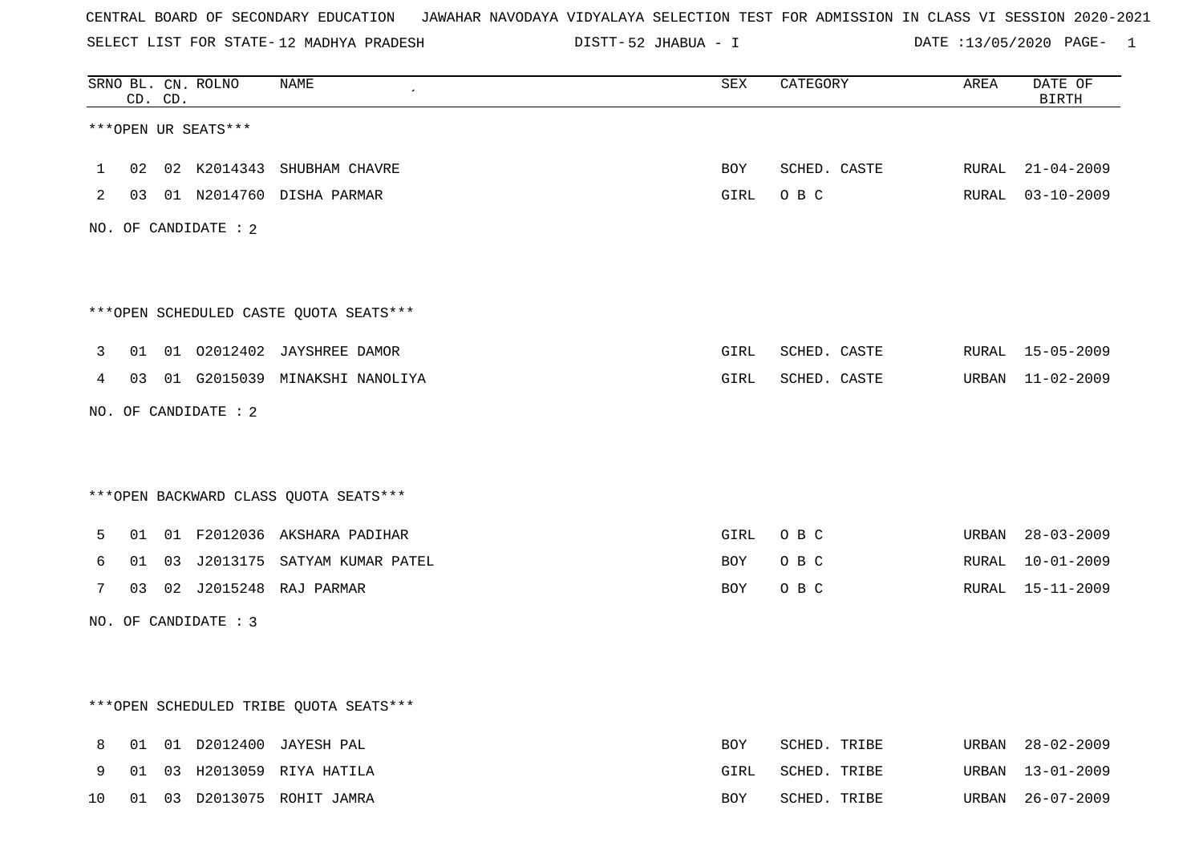CENTRAL BOARD OF SECONDARY EDUCATION JAWAHAR NAVODAYA VIDYALAYA SELECTION TEST FOR ADMISSION IN CLASS VI SESSION 2020-2021

SELECT LIST FOR STATE- 12 MADHYA PRADESH DISTT- 52 JHABUA - I DATE :13/05/2020

| SRNO | BL. CD. | CN. CD. | ROLNO | NAME | SEX | CATEGORY | AREA | DATE OF BIRTH |
|---|---|---|---|---|---|---|---|---|

***OPEN UR SEATS***

| SRNO | BL. CD. | CN. CD. | ROLNO | NAME | SEX | CATEGORY | AREA | DATE OF BIRTH |
|---|---|---|---|---|---|---|---|---|
| 1 | 02 | 02 | K2014343 | SHUBHAM CHAVRE | BOY | SCHED. CASTE | RURAL | 21-04-2009 |
| 2 | 03 | 01 | N2014760 | DISHA PARMAR | GIRL | O B C | RURAL | 03-10-2009 |

NO. OF CANDIDATE : 2

***OPEN SCHEDULED CASTE QUOTA SEATS***

| SRNO | BL. CD. | CN. CD. | ROLNO | NAME | SEX | CATEGORY | AREA | DATE OF BIRTH |
|---|---|---|---|---|---|---|---|---|
| 3 | 01 | 01 | O2012402 | JAYSHREE DAMOR | GIRL | SCHED. CASTE | RURAL | 15-05-2009 |
| 4 | 03 | 01 | G2015039 | MINAKSHI NANOLIYA | GIRL | SCHED. CASTE | URBAN | 11-02-2009 |

NO. OF CANDIDATE : 2

***OPEN BACKWARD CLASS QUOTA SEATS***

| SRNO | BL. CD. | CN. CD. | ROLNO | NAME | SEX | CATEGORY | AREA | DATE OF BIRTH |
|---|---|---|---|---|---|---|---|---|
| 5 | 01 | 01 | F2012036 | AKSHARA PADIHAR | GIRL | O B C | URBAN | 28-03-2009 |
| 6 | 01 | 03 | J2013175 | SATYAM KUMAR PATEL | BOY | O B C | RURAL | 10-01-2009 |
| 7 | 03 | 02 | J2015248 | RAJ PARMAR | BOY | O B C | RURAL | 15-11-2009 |

NO. OF CANDIDATE : 3

***OPEN SCHEDULED TRIBE QUOTA SEATS***

| SRNO | BL. CD. | CN. CD. | ROLNO | NAME | SEX | CATEGORY | AREA | DATE OF BIRTH |
|---|---|---|---|---|---|---|---|---|
| 8 | 01 | 01 | D2012400 | JAYESH PAL | BOY | SCHED. TRIBE | URBAN | 28-02-2009 |
| 9 | 01 | 03 | H2013059 | RIYA HATILA | GIRL | SCHED. TRIBE | URBAN | 13-01-2009 |
| 10 | 01 | 03 | D2013075 | ROHIT JAMRA | BOY | SCHED. TRIBE | URBAN | 26-07-2009 |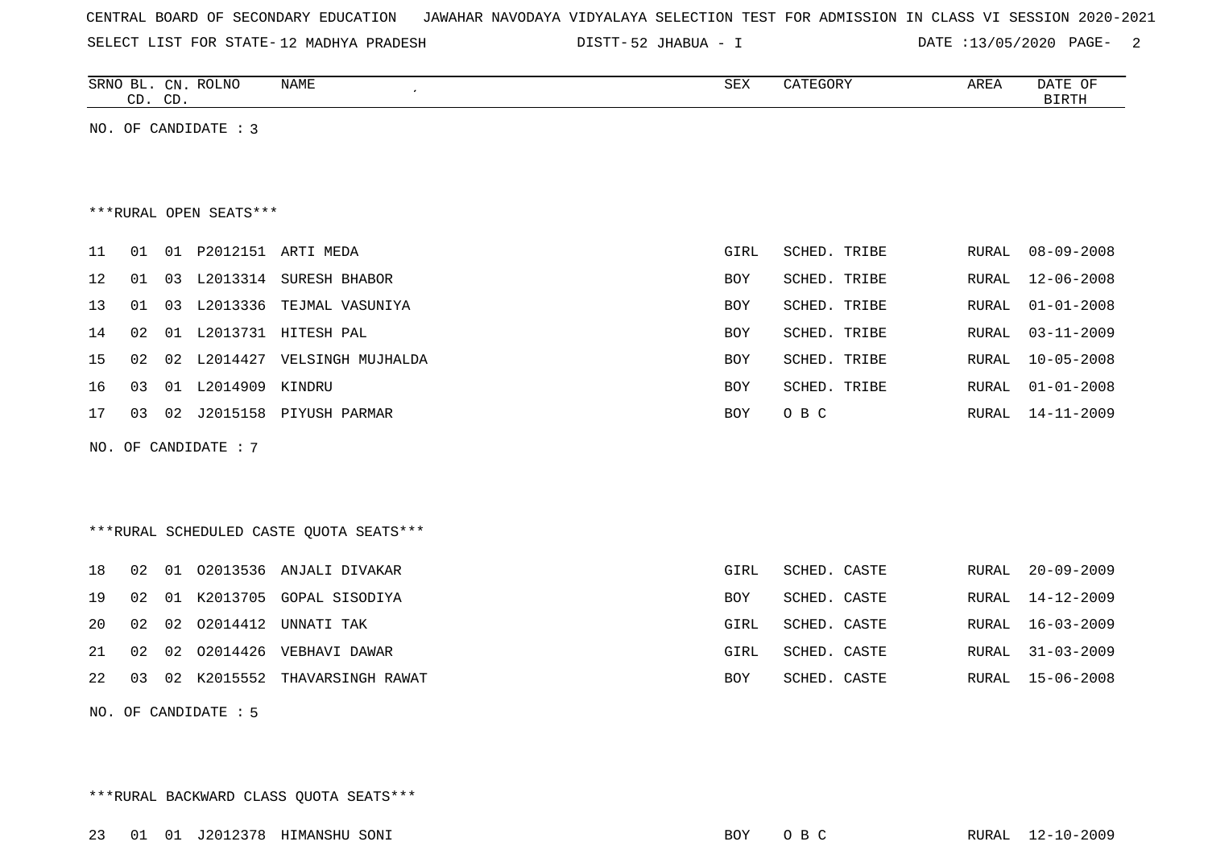CENTRAL BOARD OF SECONDARY EDUCATION JAWAHAR NAVODAYA VIDYALAYA SELECTION TEST FOR ADMISSION IN CLASS VI SESSION 2020-2021

SELECT LIST FOR STATE- 12 MADHYA PRADESH DISTT- 52 JHABUA - I DATE :13/05/2020

| SRNO | BL. CD. | CN. CD. | ROLNO | NAME | SEX | CATEGORY | AREA | DATE OF BIRTH |
|---|---|---|---|---|---|---|---|---|

NO. OF CANDIDATE : 3

***RURAL OPEN SEATS***

| SRNO | BL. CD. | CN. CD. | ROLNO | NAME | SEX | CATEGORY | AREA | DATE OF BIRTH |
|---|---|---|---|---|---|---|---|---|
| 11 | 01 | 01 | P2012151 | ARTI MEDA | GIRL | SCHED. TRIBE | RURAL | 08-09-2008 |
| 12 | 01 | 03 | L2013314 | SURESH BHABOR | BOY | SCHED. TRIBE | RURAL | 12-06-2008 |
| 13 | 01 | 03 | L2013336 | TEJMAL VASUNIYA | BOY | SCHED. TRIBE | RURAL | 01-01-2008 |
| 14 | 02 | 01 | L2013731 | HITESH PAL | BOY | SCHED. TRIBE | RURAL | 03-11-2009 |
| 15 | 02 | 02 | L2014427 | VELSINGH MUJHALDA | BOY | SCHED. TRIBE | RURAL | 10-05-2008 |
| 16 | 03 | 01 | L2014909 | KINDRU | BOY | SCHED. TRIBE | RURAL | 01-01-2008 |
| 17 | 03 | 02 | J2015158 | PIYUSH PARMAR | BOY | O B C | RURAL | 14-11-2009 |

NO. OF CANDIDATE : 7

***RURAL SCHEDULED CASTE QUOTA SEATS***

| SRNO | BL. CD. | CN. CD. | ROLNO | NAME | SEX | CATEGORY | AREA | DATE OF BIRTH |
|---|---|---|---|---|---|---|---|---|
| 18 | 02 | 01 | O2013536 | ANJALI DIVAKAR | GIRL | SCHED. CASTE | RURAL | 20-09-2009 |
| 19 | 02 | 01 | K2013705 | GOPAL SISODIYA | BOY | SCHED. CASTE | RURAL | 14-12-2009 |
| 20 | 02 | 02 | O2014412 | UNNATI TAK | GIRL | SCHED. CASTE | RURAL | 16-03-2009 |
| 21 | 02 | 02 | O2014426 | VEBHAVI DAWAR | GIRL | SCHED. CASTE | RURAL | 31-03-2009 |
| 22 | 03 | 02 | K2015552 | THAVARSINGH RAWAT | BOY | SCHED. CASTE | RURAL | 15-06-2008 |

NO. OF CANDIDATE : 5

***RURAL BACKWARD CLASS QUOTA SEATS***

| SRNO | BL. CD. | CN. CD. | ROLNO | NAME | SEX | CATEGORY | AREA | DATE OF BIRTH |
|---|---|---|---|---|---|---|---|---|
| 23 | 01 | 01 | J2012378 | HIMANSHU SONI | BOY | O B C | RURAL | 12-10-2009 |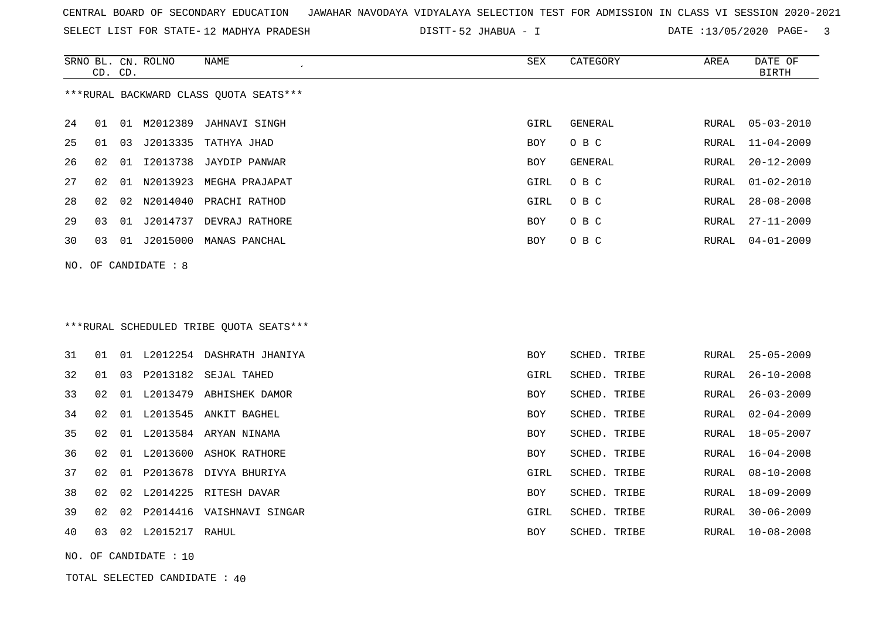CENTRAL BOARD OF SECONDARY EDUCATION JAWAHAR NAVODAYA VIDYALAYA SELECTION TEST FOR ADMISSION IN CLASS VI SESSION 2020-2021

SELECT LIST FOR STATE- 12 MADHYA PRADESH DISTT- 52 JHABUA - I DATE :13/05/2020

***RURAL BACKWARD CLASS QUOTA SEATS***

| SRNO | BL. CD. | CN. CD. | ROLNO | NAME | SEX | CATEGORY | AREA | DATE OF BIRTH |
|---|---|---|---|---|---|---|---|---|
| 24 | 01 | 01 | M2012389 | JAHNAVI SINGH | GIRL | GENERAL | RURAL | 05-03-2010 |
| 25 | 01 | 03 | J2013335 | TATHYA JHAD | BOY | O B C | RURAL | 11-04-2009 |
| 26 | 02 | 01 | I2013738 | JAYDIP PANWAR | BOY | GENERAL | RURAL | 20-12-2009 |
| 27 | 02 | 01 | N2013923 | MEGHA PRAJAPAT | GIRL | O B C | RURAL | 01-02-2010 |
| 28 | 02 | 02 | N2014040 | PRACHI RATHOD | GIRL | O B C | RURAL | 28-08-2008 |
| 29 | 03 | 01 | J2014737 | DEVRAJ RATHORE | BOY | O B C | RURAL | 27-11-2009 |
| 30 | 03 | 01 | J2015000 | MANAS PANCHAL | BOY | O B C | RURAL | 04-01-2009 |

NO. OF CANDIDATE : 8

***RURAL SCHEDULED TRIBE QUOTA SEATS***

| SRNO | BL. CD. | CN. CD. | ROLNO | NAME | SEX | CATEGORY | AREA | DATE OF BIRTH |
|---|---|---|---|---|---|---|---|---|
| 31 | 01 | 01 | L2012254 | DASHRATH JHANIYA | BOY | SCHED. TRIBE | RURAL | 25-05-2009 |
| 32 | 01 | 03 | P2013182 | SEJAL TAHED | GIRL | SCHED. TRIBE | RURAL | 26-10-2008 |
| 33 | 02 | 01 | L2013479 | ABHISHEK DAMOR | BOY | SCHED. TRIBE | RURAL | 26-03-2009 |
| 34 | 02 | 01 | L2013545 | ANKIT BAGHEL | BOY | SCHED. TRIBE | RURAL | 02-04-2009 |
| 35 | 02 | 01 | L2013584 | ARYAN NINAMA | BOY | SCHED. TRIBE | RURAL | 18-05-2007 |
| 36 | 02 | 01 | L2013600 | ASHOK RATHORE | BOY | SCHED. TRIBE | RURAL | 16-04-2008 |
| 37 | 02 | 01 | P2013678 | DIVYA BHURIYA | GIRL | SCHED. TRIBE | RURAL | 08-10-2008 |
| 38 | 02 | 02 | L2014225 | RITESH DAVAR | BOY | SCHED. TRIBE | RURAL | 18-09-2009 |
| 39 | 02 | 02 | P2014416 | VAISHNAVI SINGAR | GIRL | SCHED. TRIBE | RURAL | 30-06-2009 |
| 40 | 03 | 02 | L2015217 | RAHUL | BOY | SCHED. TRIBE | RURAL | 10-08-2008 |

NO. OF CANDIDATE : 10

TOTAL SELECTED CANDIDATE : 40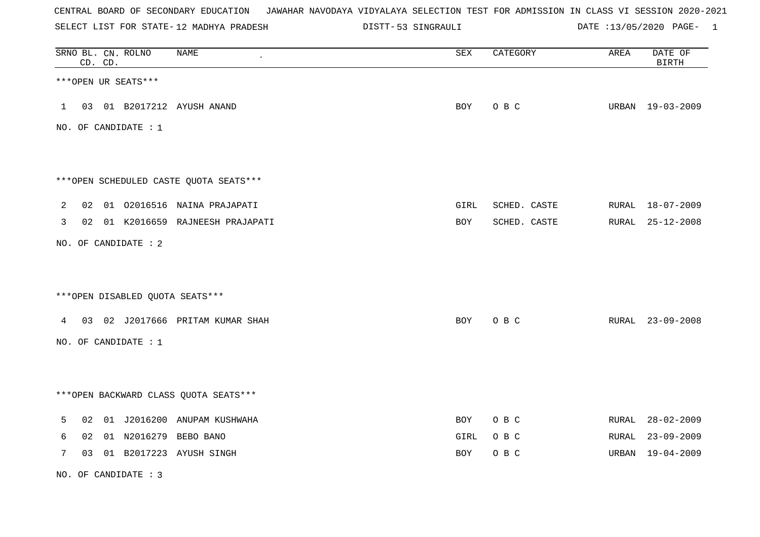CENTRAL BOARD OF SECONDARY EDUCATION JAWAHAR NAVODAYA VIDYALAYA SELECTION TEST FOR ADMISSION IN CLASS VI SESSION 2020-2021

SELECT LIST FOR STATE- 12 MADHYA PRADESH DISTT- 53 SINGRAULI DATE :13/05/2020 PAGE- 1

| SRNO | BL. CD. | CN. CD. | ROLNO | NAME | SEX | CATEGORY | AREA | DATE OF BIRTH |
|---|---|---|---|---|---|---|---|---|

***OPEN UR SEATS***

| SRNO | BL. CD. | CN. CD. | ROLNO | NAME | SEX | CATEGORY | AREA | DATE OF BIRTH |
|---|---|---|---|---|---|---|---|---|
| 1 | 03 | 01 | B2017212 | AYUSH ANAND | BOY | O B C | URBAN | 19-03-2009 |

NO. OF CANDIDATE : 1

***OPEN SCHEDULED CASTE QUOTA SEATS***

| SRNO | BL. CD. | CN. CD. | ROLNO | NAME | SEX | CATEGORY | AREA | DATE OF BIRTH |
|---|---|---|---|---|---|---|---|---|
| 2 | 02 | 01 | O2016516 | NAINA PRAJAPATI | GIRL | SCHED. CASTE | RURAL | 18-07-2009 |
| 3 | 02 | 01 | K2016659 | RAJNEESH PRAJAPATI | BOY | SCHED. CASTE | RURAL | 25-12-2008 |

NO. OF CANDIDATE : 2

***OPEN DISABLED QUOTA SEATS***

| SRNO | BL. CD. | CN. CD. | ROLNO | NAME | SEX | CATEGORY | AREA | DATE OF BIRTH |
|---|---|---|---|---|---|---|---|---|
| 4 | 03 | 02 | J2017666 | PRITAM KUMAR SHAH | BOY | O B C | RURAL | 23-09-2008 |

NO. OF CANDIDATE : 1

***OPEN BACKWARD CLASS QUOTA SEATS***

| SRNO | BL. CD. | CN. CD. | ROLNO | NAME | SEX | CATEGORY | AREA | DATE OF BIRTH |
|---|---|---|---|---|---|---|---|---|
| 5 | 02 | 01 | J2016200 | ANUPAM KUSHWAHA | BOY | O B C | RURAL | 28-02-2009 |
| 6 | 02 | 01 | N2016279 | BEBO BANO | GIRL | O B C | RURAL | 23-09-2009 |
| 7 | 03 | 01 | B2017223 | AYUSH SINGH | BOY | O B C | URBAN | 19-04-2009 |

NO. OF CANDIDATE : 3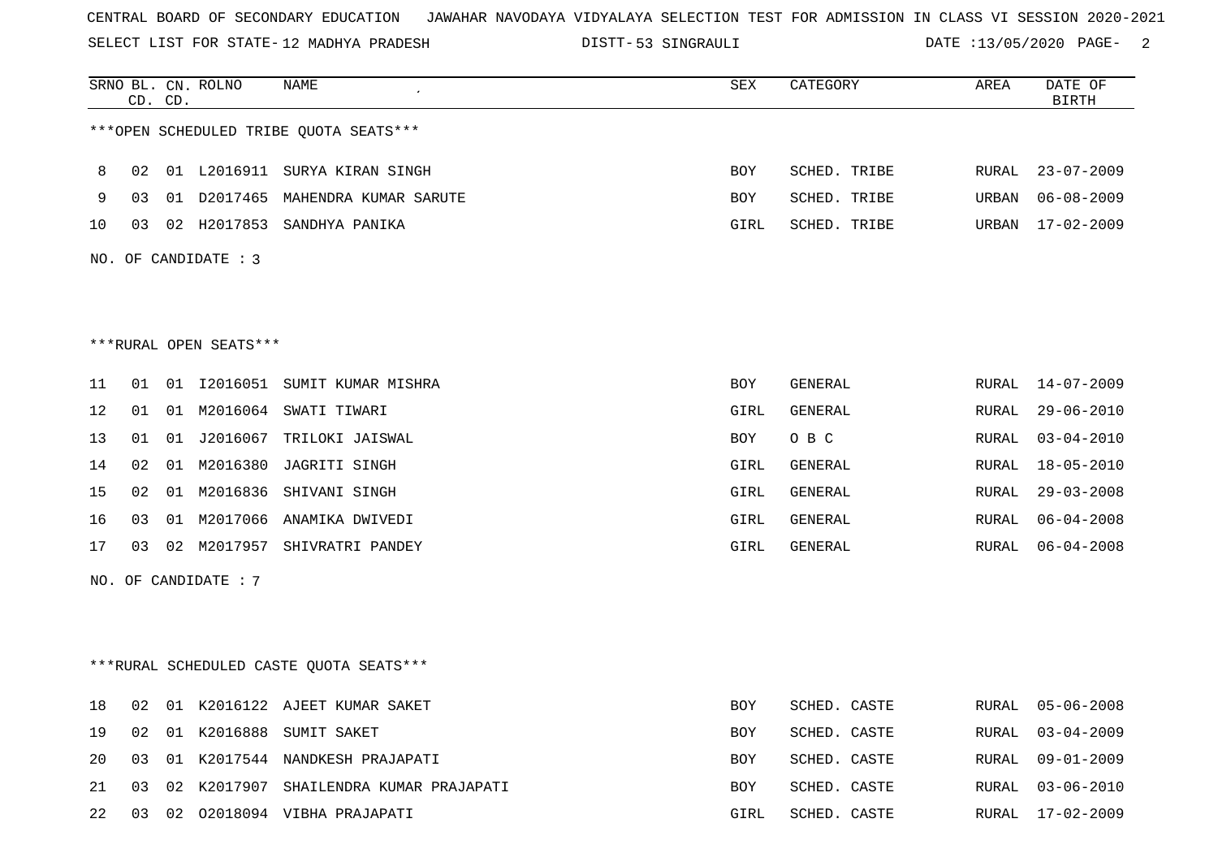CENTRAL BOARD OF SECONDARY EDUCATION JAWAHAR NAVODAYA VIDYALAYA SELECTION TEST FOR ADMISSION IN CLASS VI SESSION 2020-2021

SELECT LIST FOR STATE- 12 MADHYA PRADESH DISTT- 53 SINGRAULI DATE :13/05/2020

***OPEN SCHEDULED TRIBE QUOTA SEATS***

| SRNO | BL. CD. | CN. CD. | ROLNO | NAME | SEX | CATEGORY | AREA | DATE OF BIRTH |
|---|---|---|---|---|---|---|---|---|
| 8 | 02 | 01 | L2016911 | SURYA KIRAN SINGH | BOY | SCHED. TRIBE | RURAL | 23-07-2009 |
| 9 | 03 | 01 | D2017465 | MAHENDRA KUMAR SARUTE | BOY | SCHED. TRIBE | URBAN | 06-08-2009 |
| 10 | 03 | 02 | H2017853 | SANDHYA PANIKA | GIRL | SCHED. TRIBE | URBAN | 17-02-2009 |

NO. OF CANDIDATE : 3

***RURAL OPEN SEATS***

| SRNO | BL. CD. | CN. CD. | ROLNO | NAME | SEX | CATEGORY | AREA | DATE OF BIRTH |
|---|---|---|---|---|---|---|---|---|
| 11 | 01 | 01 | I2016051 | SUMIT KUMAR MISHRA | BOY | GENERAL | RURAL | 14-07-2009 |
| 12 | 01 | 01 | M2016064 | SWATI TIWARI | GIRL | GENERAL | RURAL | 29-06-2010 |
| 13 | 01 | 01 | J2016067 | TRILOKI JAISWAL | BOY | O B C | RURAL | 03-04-2010 |
| 14 | 02 | 01 | M2016380 | JAGRITI SINGH | GIRL | GENERAL | RURAL | 18-05-2010 |
| 15 | 02 | 01 | M2016836 | SHIVANI SINGH | GIRL | GENERAL | RURAL | 29-03-2008 |
| 16 | 03 | 01 | M2017066 | ANAMIKA DWIVEDI | GIRL | GENERAL | RURAL | 06-04-2008 |
| 17 | 03 | 02 | M2017957 | SHIVRATRI PANDEY | GIRL | GENERAL | RURAL | 06-04-2008 |

NO. OF CANDIDATE : 7

***RURAL SCHEDULED CASTE QUOTA SEATS***

| SRNO | BL. CD. | CN. CD. | ROLNO | NAME | SEX | CATEGORY | AREA | DATE OF BIRTH |
|---|---|---|---|---|---|---|---|---|
| 18 | 02 | 01 | K2016122 | AJEET KUMAR SAKET | BOY | SCHED. CASTE | RURAL | 05-06-2008 |
| 19 | 02 | 01 | K2016888 | SUMIT SAKET | BOY | SCHED. CASTE | RURAL | 03-04-2009 |
| 20 | 03 | 01 | K2017544 | NANDKESH PRAJAPATI | BOY | SCHED. CASTE | RURAL | 09-01-2009 |
| 21 | 03 | 02 | K2017907 | SHAILENDRA KUMAR PRAJAPATI | BOY | SCHED. CASTE | RURAL | 03-06-2010 |
| 22 | 03 | 02 | O2018094 | VIBHA PRAJAPATI | GIRL | SCHED. CASTE | RURAL | 17-02-2009 |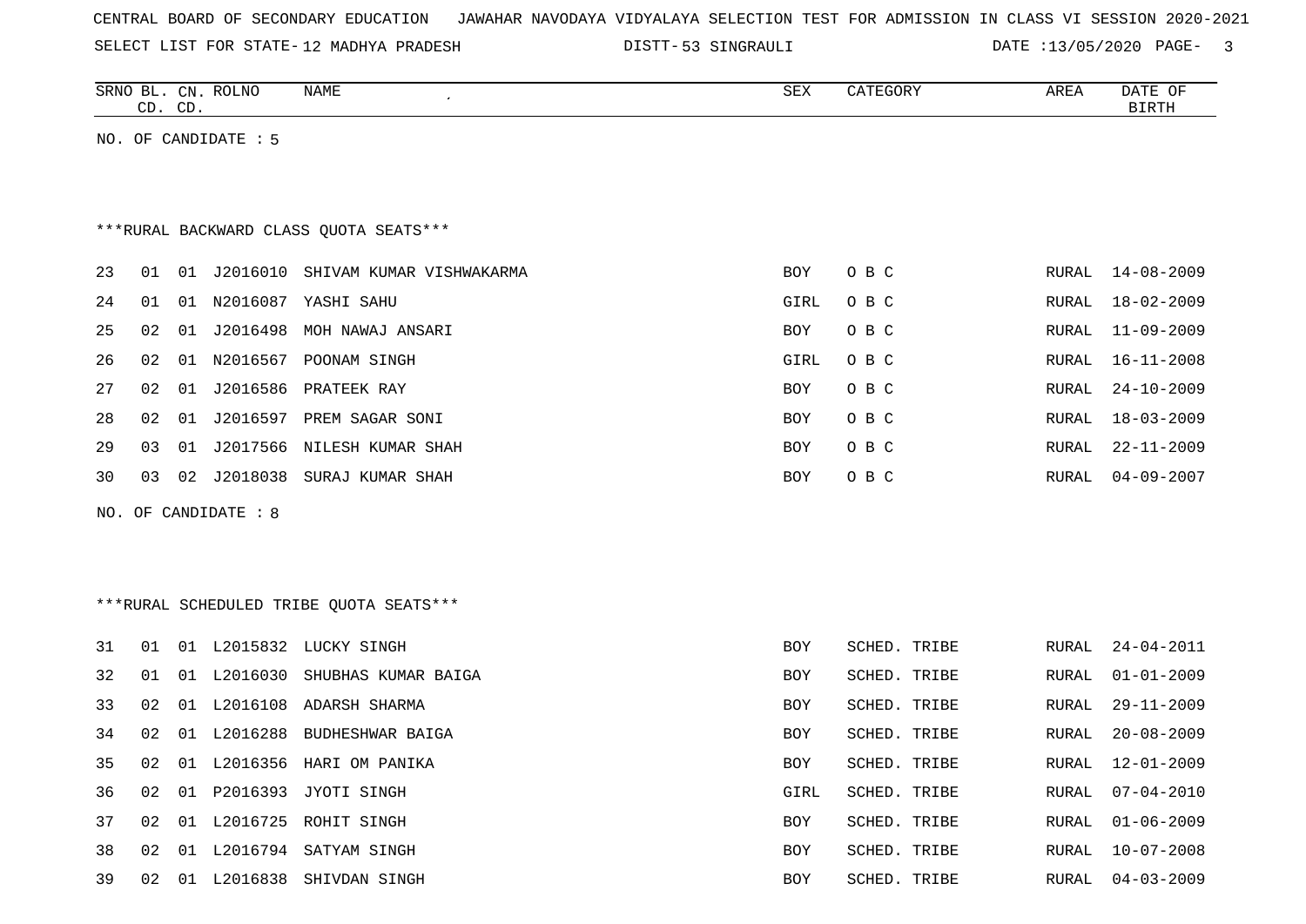CENTRAL BOARD OF SECONDARY EDUCATION JAWAHAR NAVODAYA VIDYALAYA SELECTION TEST FOR ADMISSION IN CLASS VI SESSION 2020-2021

SELECT LIST FOR STATE- 12 MADHYA PRADESH DISTT- 53 SINGRAULI DATE :13/05/2020

| SRNO | BL. CD. | CN. CD. | ROLNO | NAME | SEX | CATEGORY | AREA | DATE OF BIRTH |
|---|---|---|---|---|---|---|---|---|

NO. OF CANDIDATE : 5

***RURAL BACKWARD CLASS QUOTA SEATS***

| SRNO | BL. CD. | CN. CD. | ROLNO | NAME | SEX | CATEGORY | AREA | DATE OF BIRTH |
|---|---|---|---|---|---|---|---|---|
| 23 | 01 | 01 | J2016010 | SHIVAM KUMAR VISHWAKARMA | BOY | O B C | RURAL | 14-08-2009 |
| 24 | 01 | 01 | N2016087 | YASHI SAHU | GIRL | O B C | RURAL | 18-02-2009 |
| 25 | 02 | 01 | J2016498 | MOH NAWAJ ANSARI | BOY | O B C | RURAL | 11-09-2009 |
| 26 | 02 | 01 | N2016567 | POONAM SINGH | GIRL | O B C | RURAL | 16-11-2008 |
| 27 | 02 | 01 | J2016586 | PRATEEK RAY | BOY | O B C | RURAL | 24-10-2009 |
| 28 | 02 | 01 | J2016597 | PREM SAGAR SONI | BOY | O B C | RURAL | 18-03-2009 |
| 29 | 03 | 01 | J2017566 | NILESH KUMAR SHAH | BOY | O B C | RURAL | 22-11-2009 |
| 30 | 03 | 02 | J2018038 | SURAJ KUMAR SHAH | BOY | O B C | RURAL | 04-09-2007 |

NO. OF CANDIDATE : 8

***RURAL SCHEDULED TRIBE QUOTA SEATS***

| SRNO | BL. CD. | CN. CD. | ROLNO | NAME | SEX | CATEGORY | AREA | DATE OF BIRTH |
|---|---|---|---|---|---|---|---|---|
| 31 | 01 | 01 | L2015832 | LUCKY SINGH | BOY | SCHED. TRIBE | RURAL | 24-04-2011 |
| 32 | 01 | 01 | L2016030 | SHUBHAS KUMAR BAIGA | BOY | SCHED. TRIBE | RURAL | 01-01-2009 |
| 33 | 02 | 01 | L2016108 | ADARSH SHARMA | BOY | SCHED. TRIBE | RURAL | 29-11-2009 |
| 34 | 02 | 01 | L2016288 | BUDHESHWAR BAIGA | BOY | SCHED. TRIBE | RURAL | 20-08-2009 |
| 35 | 02 | 01 | L2016356 | HARI OM PANIKA | BOY | SCHED. TRIBE | RURAL | 12-01-2009 |
| 36 | 02 | 01 | P2016393 | JYOTI SINGH | GIRL | SCHED. TRIBE | RURAL | 07-04-2010 |
| 37 | 02 | 01 | L2016725 | ROHIT SINGH | BOY | SCHED. TRIBE | RURAL | 01-06-2009 |
| 38 | 02 | 01 | L2016794 | SATYAM SINGH | BOY | SCHED. TRIBE | RURAL | 10-07-2008 |
| 39 | 02 | 01 | L2016838 | SHIVDAN SINGH | BOY | SCHED. TRIBE | RURAL | 04-03-2009 |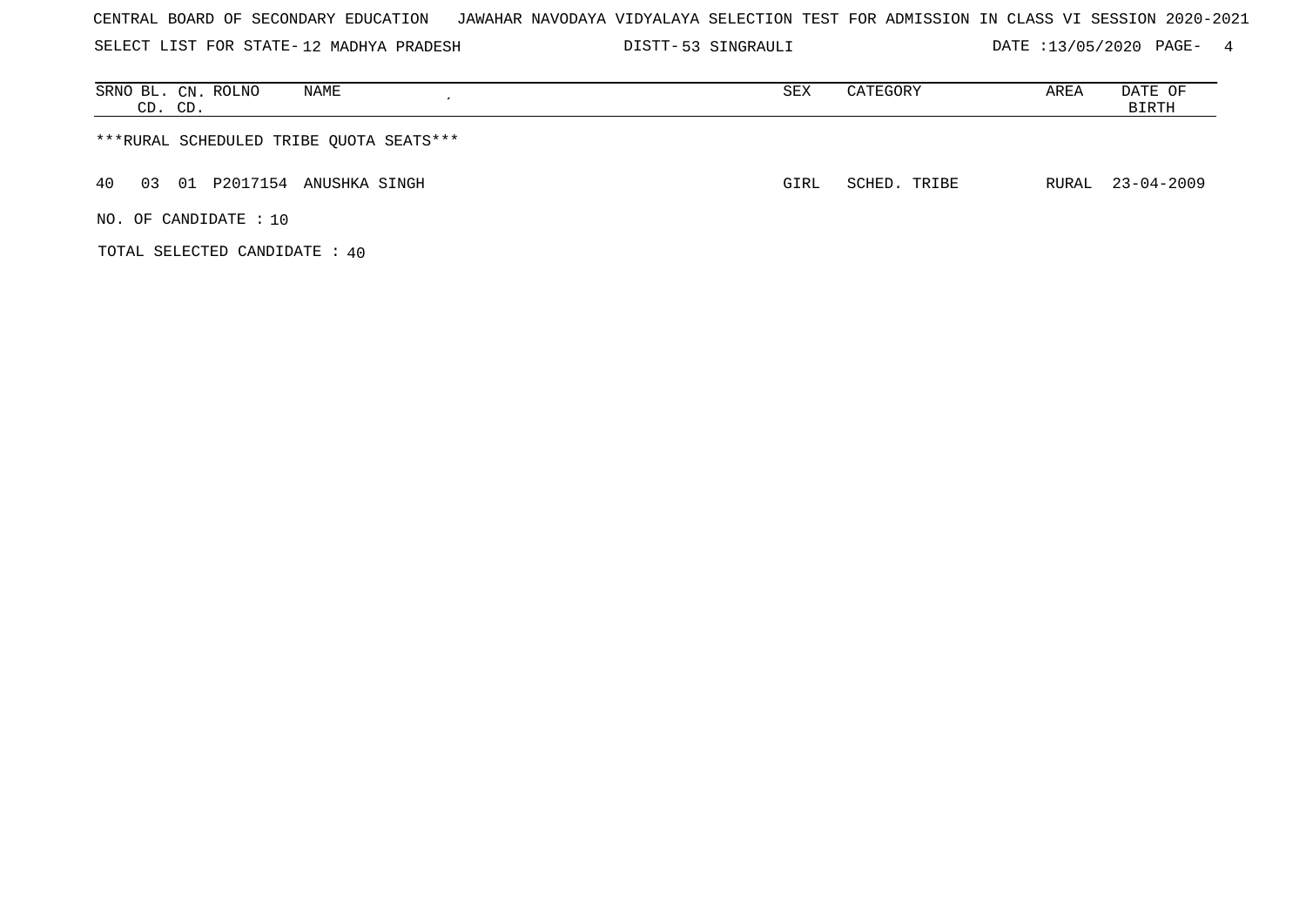CENTRAL BOARD OF SECONDARY EDUCATION JAWAHAR NAVODAYA VIDYALAYA SELECTION TEST FOR ADMISSION IN CLASS VI SESSION 2020-2021

SELECT LIST FOR STATE- 12 MADHYA PRADESH DISTT- 53 SINGRAULI DATE :13/05/2020

| SRNO | BL. CD. | CN. CD. | ROLNO | NAME | SEX | CATEGORY | AREA | DATE OF BIRTH |
|---|---|---|---|---|---|---|---|---|
| ***RURAL SCHEDULED TRIBE QUOTA SEATS*** | | | | | | | | |
| 40 | 03 | 01 | P2017154 | ANUSHKA SINGH | GIRL | SCHED. TRIBE | RURAL | 23-04-2009 |

NO. OF CANDIDATE : 10

TOTAL SELECTED CANDIDATE : 40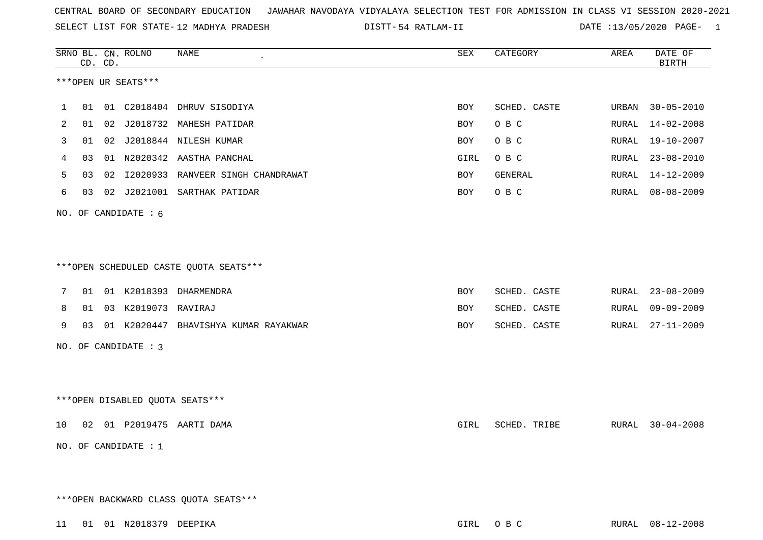CENTRAL BOARD OF SECONDARY EDUCATION JAWAHAR NAVODAYA VIDYALAYA SELECTION TEST FOR ADMISSION IN CLASS VI SESSION 2020-2021

SELECT LIST FOR STATE- 12 MADHYA PRADESH DISTT- 54 RATLAM-II DATE :13/05/2020

***OPEN UR SEATS***

| SRNO | BL. CD. | CN. CD. | ROLNO | NAME | SEX | CATEGORY | AREA | DATE OF BIRTH |
|---|---|---|---|---|---|---|---|---|
| 1 | 01 | 01 | C2018404 | DHRUV SISODIYA | BOY | SCHED. CASTE | URBAN | 30-05-2010 |
| 2 | 01 | 02 | J2018732 | MAHESH PATIDAR | BOY | O B C | RURAL | 14-02-2008 |
| 3 | 01 | 02 | J2018844 | NILESH KUMAR | BOY | O B C | RURAL | 19-10-2007 |
| 4 | 03 | 01 | N2020342 | AASTHA PANCHAL | GIRL | O B C | RURAL | 23-08-2010 |
| 5 | 03 | 02 | I2020933 | RANVEER SINGH CHANDRAWAT | BOY | GENERAL | RURAL | 14-12-2009 |
| 6 | 03 | 02 | J2021001 | SARTHAK PATIDAR | BOY | O B C | RURAL | 08-08-2009 |

NO. OF CANDIDATE : 6

***OPEN SCHEDULED CASTE QUOTA SEATS***

| SRNO | BL. CD. | CN. CD. | ROLNO | NAME | SEX | CATEGORY | AREA | DATE OF BIRTH |
|---|---|---|---|---|---|---|---|---|
| 7 | 01 | 01 | K2018393 | DHARMENDRA | BOY | SCHED. CASTE | RURAL | 23-08-2009 |
| 8 | 01 | 03 | K2019073 | RAVIRAJ | BOY | SCHED. CASTE | RURAL | 09-09-2009 |
| 9 | 03 | 01 | K2020447 | BHAVISHYA KUMAR RAYAKWAR | BOY | SCHED. CASTE | RURAL | 27-11-2009 |

NO. OF CANDIDATE : 3

***OPEN DISABLED QUOTA SEATS***

| SRNO | BL. CD. | CN. CD. | ROLNO | NAME | SEX | CATEGORY | AREA | DATE OF BIRTH |
|---|---|---|---|---|---|---|---|---|
| 10 | 02 | 01 | P2019475 | AARTI DAMA | GIRL | SCHED. TRIBE | RURAL | 30-04-2008 |

NO. OF CANDIDATE : 1

***OPEN BACKWARD CLASS QUOTA SEATS***

| SRNO | BL. CD. | CN. CD. | ROLNO | NAME | SEX | CATEGORY | AREA | DATE OF BIRTH |
|---|---|---|---|---|---|---|---|---|
| 11 | 01 | 01 | N2018379 | DEEPIKA | GIRL | O B C | RURAL | 08-12-2008 |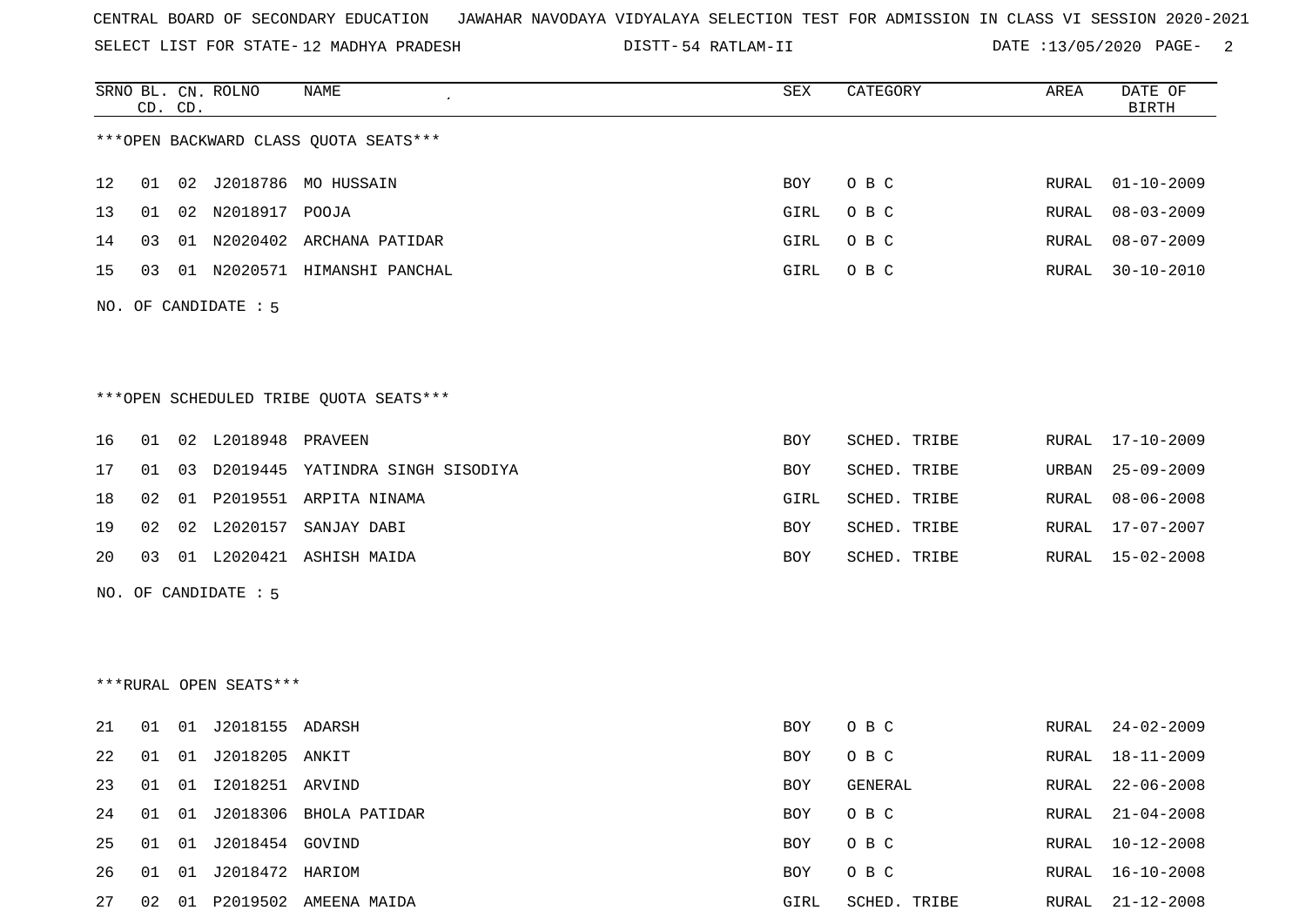CENTRAL BOARD OF SECONDARY EDUCATION JAWAHAR NAVODAYA VIDYALAYA SELECTION TEST FOR ADMISSION IN CLASS VI SESSION 2020-2021

SELECT LIST FOR STATE- 12 MADHYA PRADESH DISTT- 54 RATLAM-II DATE :13/05/2020

***OPEN BACKWARD CLASS QUOTA SEATS***

| SRNO | BL. CD. | CN. CD. | ROLNO | NAME | SEX | CATEGORY | AREA | DATE OF BIRTH |
|---|---|---|---|---|---|---|---|---|
| 12 | 01 | 02 | J2018786 | MO HUSSAIN | BOY | O B C | RURAL | 01-10-2009 |
| 13 | 01 | 02 | N2018917 | POOJA | GIRL | O B C | RURAL | 08-03-2009 |
| 14 | 03 | 01 | N2020402 | ARCHANA PATIDAR | GIRL | O B C | RURAL | 08-07-2009 |
| 15 | 03 | 01 | N2020571 | HIMANSHI PANCHAL | GIRL | O B C | RURAL | 30-10-2010 |

NO. OF CANDIDATE : 5

***OPEN SCHEDULED TRIBE QUOTA SEATS***

| SRNO | BL. CD. | CN. CD. | ROLNO | NAME | SEX | CATEGORY | AREA | DATE OF BIRTH |
|---|---|---|---|---|---|---|---|---|
| 16 | 01 | 02 | L2018948 | PRAVEEN | BOY | SCHED. TRIBE | RURAL | 17-10-2009 |
| 17 | 01 | 03 | D2019445 | YATINDRA SINGH SISODIYA | BOY | SCHED. TRIBE | URBAN | 25-09-2009 |
| 18 | 02 | 01 | P2019551 | ARPITA NINAMA | GIRL | SCHED. TRIBE | RURAL | 08-06-2008 |
| 19 | 02 | 02 | L2020157 | SANJAY DABI | BOY | SCHED. TRIBE | RURAL | 17-07-2007 |
| 20 | 03 | 01 | L2020421 | ASHISH MAIDA | BOY | SCHED. TRIBE | RURAL | 15-02-2008 |

NO. OF CANDIDATE : 5

***RURAL OPEN SEATS***

| SRNO | BL. CD. | CN. CD. | ROLNO | NAME | SEX | CATEGORY | AREA | DATE OF BIRTH |
|---|---|---|---|---|---|---|---|---|
| 21 | 01 | 01 | J2018155 | ADARSH | BOY | O B C | RURAL | 24-02-2009 |
| 22 | 01 | 01 | J2018205 | ANKIT | BOY | O B C | RURAL | 18-11-2009 |
| 23 | 01 | 01 | I2018251 | ARVIND | BOY | GENERAL | RURAL | 22-06-2008 |
| 24 | 01 | 01 | J2018306 | BHOLA PATIDAR | BOY | O B C | RURAL | 21-04-2008 |
| 25 | 01 | 01 | J2018454 | GOVIND | BOY | O B C | RURAL | 10-12-2008 |
| 26 | 01 | 01 | J2018472 | HARIOM | BOY | O B C | RURAL | 16-10-2008 |
| 27 | 02 | 01 | P2019502 | AMEENA MAIDA | GIRL | SCHED. TRIBE | RURAL | 21-12-2008 |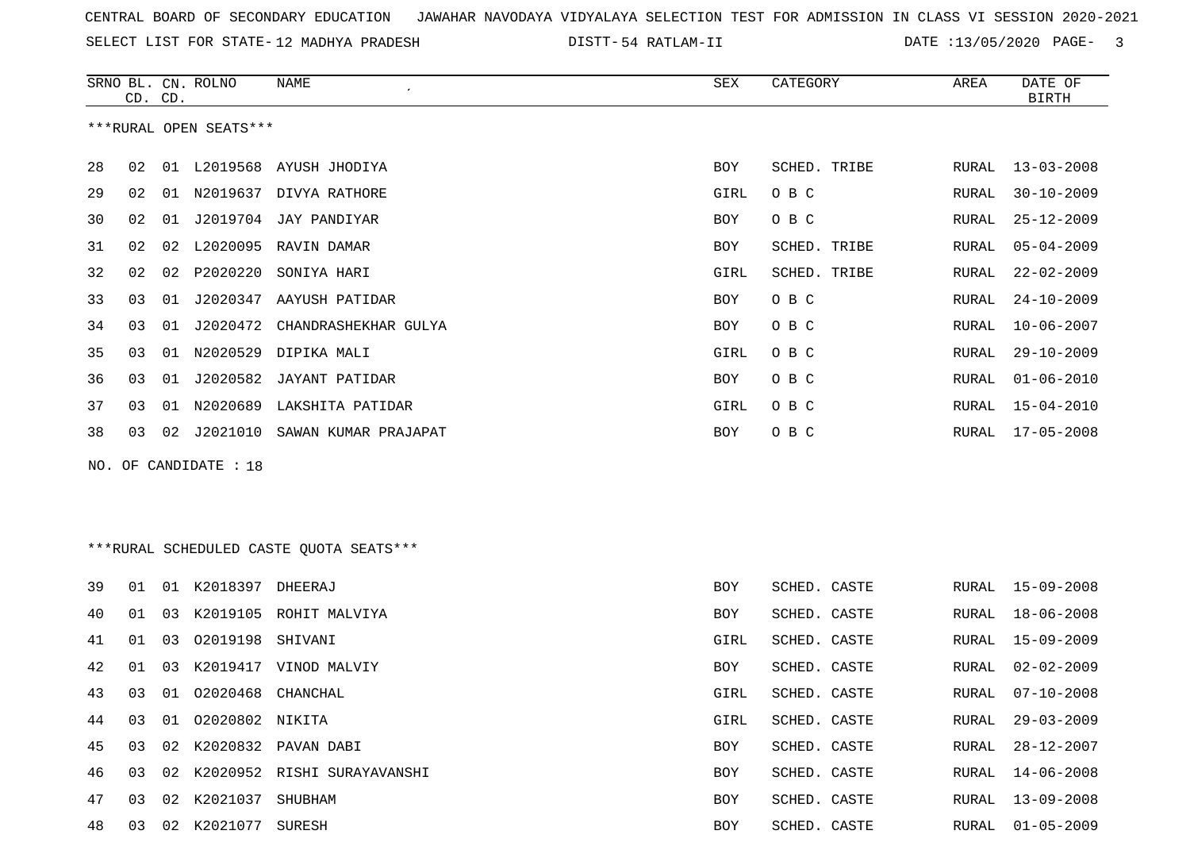CENTRAL BOARD OF SECONDARY EDUCATION JAWAHAR NAVODAYA VIDYALAYA SELECTION TEST FOR ADMISSION IN CLASS VI SESSION 2020-2021

SELECT LIST FOR STATE- 12 MADHYA PRADESH DISTT- 54 RATLAM-II DATE :13/05/2020 PAGE- 3

***RURAL OPEN SEATS***

| SRNO | BL. CD. | CN. CD. | ROLNO | NAME | SEX | CATEGORY | AREA | DATE OF BIRTH |
|---|---|---|---|---|---|---|---|---|
| 28 | 02 | 01 | L2019568 | AYUSH JHODIYA | BOY | SCHED. TRIBE | RURAL | 13-03-2008 |
| 29 | 02 | 01 | N2019637 | DIVYA RATHORE | GIRL | O B C | RURAL | 30-10-2009 |
| 30 | 02 | 01 | J2019704 | JAY PANDIYAR | BOY | O B C | RURAL | 25-12-2009 |
| 31 | 02 | 02 | L2020095 | RAVIN DAMAR | BOY | SCHED. TRIBE | RURAL | 05-04-2009 |
| 32 | 02 | 02 | P2020220 | SONIYA HARI | GIRL | SCHED. TRIBE | RURAL | 22-02-2009 |
| 33 | 03 | 01 | J2020347 | AAYUSH PATIDAR | BOY | O B C | RURAL | 24-10-2009 |
| 34 | 03 | 01 | J2020472 | CHANDRASHEKHAR GULYA | BOY | O B C | RURAL | 10-06-2007 |
| 35 | 03 | 01 | N2020529 | DIPIKA MALI | GIRL | O B C | RURAL | 29-10-2009 |
| 36 | 03 | 01 | J2020582 | JAYANT PATIDAR | BOY | O B C | RURAL | 01-06-2010 |
| 37 | 03 | 01 | N2020689 | LAKSHITA PATIDAR | GIRL | O B C | RURAL | 15-04-2010 |
| 38 | 03 | 02 | J2021010 | SAWAN KUMAR PRAJAPAT | BOY | O B C | RURAL | 17-05-2008 |

NO. OF CANDIDATE : 18

***RURAL SCHEDULED CASTE QUOTA SEATS***

| SRNO | BL. CD. | CN. CD. | ROLNO | NAME | SEX | CATEGORY | AREA | DATE OF BIRTH |
|---|---|---|---|---|---|---|---|---|
| 39 | 01 | 01 | K2018397 | DHEERAJ | BOY | SCHED. CASTE | RURAL | 15-09-2008 |
| 40 | 01 | 03 | K2019105 | ROHIT MALVIYA | BOY | SCHED. CASTE | RURAL | 18-06-2008 |
| 41 | 01 | 03 | O2019198 | SHIVANI | GIRL | SCHED. CASTE | RURAL | 15-09-2009 |
| 42 | 01 | 03 | K2019417 | VINOD MALVIY | BOY | SCHED. CASTE | RURAL | 02-02-2009 |
| 43 | 03 | 01 | O2020468 | CHANCHAL | GIRL | SCHED. CASTE | RURAL | 07-10-2008 |
| 44 | 03 | 01 | O2020802 | NIKITA | GIRL | SCHED. CASTE | RURAL | 29-03-2009 |
| 45 | 03 | 02 | K2020832 | PAVAN DABI | BOY | SCHED. CASTE | RURAL | 28-12-2007 |
| 46 | 03 | 02 | K2020952 | RISHI SURAYAVANSHI | BOY | SCHED. CASTE | RURAL | 14-06-2008 |
| 47 | 03 | 02 | K2021037 | SHUBHAM | BOY | SCHED. CASTE | RURAL | 13-09-2008 |
| 48 | 03 | 02 | K2021077 | SURESH | BOY | SCHED. CASTE | RURAL | 01-05-2009 |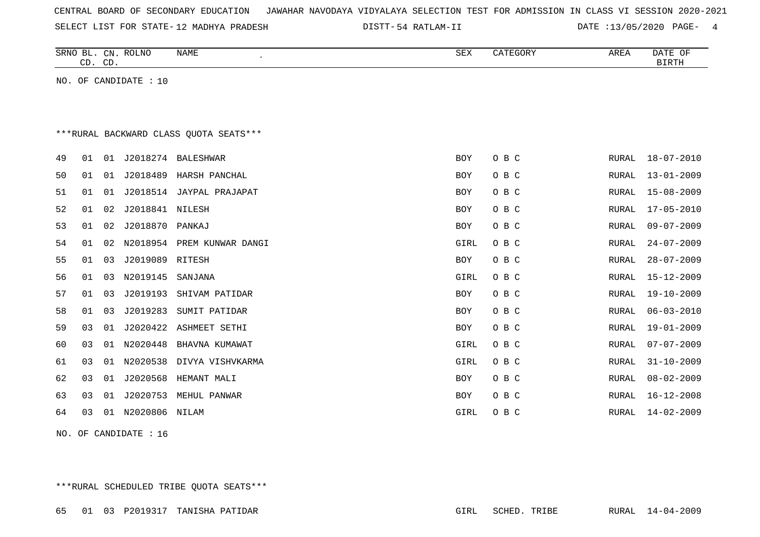CENTRAL BOARD OF SECONDARY EDUCATION   JAWAHAR NAVODAYA VIDYALAYA SELECTION TEST FOR ADMISSION IN CLASS VI SESSION 2020-2021

SELECT LIST FOR STATE- 12 MADHYA PRADESH   DISTT- 54 RATLAM-II   DATE :13/05/2020

| SRNO | BL. CD. | CN. CD. | ROLNO | NAME | SEX | CATEGORY | AREA | DATE OF BIRTH |
|---|---|---|---|---|---|---|---|---|

NO. OF CANDIDATE : 10

***RURAL BACKWARD CLASS QUOTA SEATS***

| SRNO | BL. CD. | CN. CD. | ROLNO | NAME | SEX | CATEGORY | AREA | DATE OF BIRTH |
|---|---|---|---|---|---|---|---|---|
| 49 | 01 | 01 | J2018274 | BALESHWAR | BOY | O B C | RURAL | 18-07-2010 |
| 50 | 01 | 01 | J2018489 | HARSH PANCHAL | BOY | O B C | RURAL | 13-01-2009 |
| 51 | 01 | 01 | J2018514 | JAYPAL PRAJAPAT | BOY | O B C | RURAL | 15-08-2009 |
| 52 | 01 | 02 | J2018841 | NILESH | BOY | O B C | RURAL | 17-05-2010 |
| 53 | 01 | 02 | J2018870 | PANKAJ | BOY | O B C | RURAL | 09-07-2009 |
| 54 | 01 | 02 | N2018954 | PREM KUNWAR DANGI | GIRL | O B C | RURAL | 24-07-2009 |
| 55 | 01 | 03 | J2019089 | RITESH | BOY | O B C | RURAL | 28-07-2009 |
| 56 | 01 | 03 | N2019145 | SANJANA | GIRL | O B C | RURAL | 15-12-2009 |
| 57 | 01 | 03 | J2019193 | SHIVAM PATIDAR | BOY | O B C | RURAL | 19-10-2009 |
| 58 | 01 | 03 | J2019283 | SUMIT PATIDAR | BOY | O B C | RURAL | 06-03-2010 |
| 59 | 03 | 01 | J2020422 | ASHMEET SETHI | BOY | O B C | RURAL | 19-01-2009 |
| 60 | 03 | 01 | N2020448 | BHAVNA KUMAWAT | GIRL | O B C | RURAL | 07-07-2009 |
| 61 | 03 | 01 | N2020538 | DIVYA VISHVKARMA | GIRL | O B C | RURAL | 31-10-2009 |
| 62 | 03 | 01 | J2020568 | HEMANT MALI | BOY | O B C | RURAL | 08-02-2009 |
| 63 | 03 | 01 | J2020753 | MEHUL PANWAR | BOY | O B C | RURAL | 16-12-2008 |
| 64 | 03 | 01 | N2020806 | NILAM | GIRL | O B C | RURAL | 14-02-2009 |

NO. OF CANDIDATE : 16

***RURAL SCHEDULED TRIBE QUOTA SEATS***

| SRNO | BL. CD. | CN. CD. | ROLNO | NAME | SEX | CATEGORY | AREA | DATE OF BIRTH |
|---|---|---|---|---|---|---|---|---|
| 65 | 01 | 03 | P2019317 | TANISHA PATIDAR | GIRL | SCHED. TRIBE | RURAL | 14-04-2009 |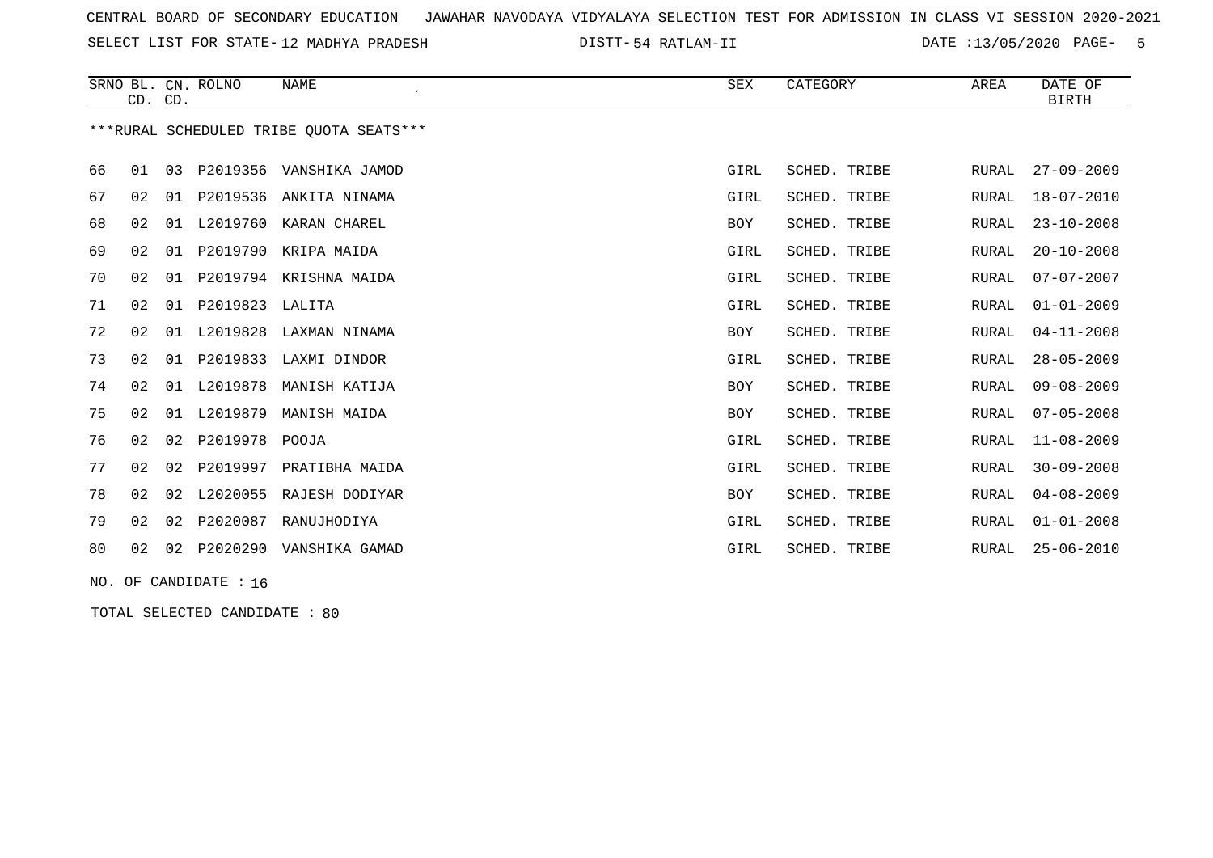CENTRAL BOARD OF SECONDARY EDUCATION JAWAHAR NAVODAYA VIDYALAYA SELECTION TEST FOR ADMISSION IN CLASS VI SESSION 2020-2021

SELECT LIST FOR STATE- 12 MADHYA PRADESH DISTT- 54 RATLAM-II DATE :13/05/2020

***RURAL SCHEDULED TRIBE QUOTA SEATS***

| SRNO | BL. CD. | CN. CD. | ROLNO | NAME | SEX | CATEGORY | AREA | DATE OF BIRTH |
|---|---|---|---|---|---|---|---|---|
| 66 | 01 | 03 | P2019356 | VANSHIKA JAMOD | GIRL | SCHED. TRIBE | RURAL | 27-09-2009 |
| 67 | 02 | 01 | P2019536 | ANKITA NINAMA | GIRL | SCHED. TRIBE | RURAL | 18-07-2010 |
| 68 | 02 | 01 | L2019760 | KARAN CHAREL | BOY | SCHED. TRIBE | RURAL | 23-10-2008 |
| 69 | 02 | 01 | P2019790 | KRIPA MAIDA | GIRL | SCHED. TRIBE | RURAL | 20-10-2008 |
| 70 | 02 | 01 | P2019794 | KRISHNA MAIDA | GIRL | SCHED. TRIBE | RURAL | 07-07-2007 |
| 71 | 02 | 01 | P2019823 | LALITA | GIRL | SCHED. TRIBE | RURAL | 01-01-2009 |
| 72 | 02 | 01 | L2019828 | LAXMAN NINAMA | BOY | SCHED. TRIBE | RURAL | 04-11-2008 |
| 73 | 02 | 01 | P2019833 | LAXMI DINDOR | GIRL | SCHED. TRIBE | RURAL | 28-05-2009 |
| 74 | 02 | 01 | L2019878 | MANISH KATIJA | BOY | SCHED. TRIBE | RURAL | 09-08-2009 |
| 75 | 02 | 01 | L2019879 | MANISH MAIDA | BOY | SCHED. TRIBE | RURAL | 07-05-2008 |
| 76 | 02 | 02 | P2019978 | POOJA | GIRL | SCHED. TRIBE | RURAL | 11-08-2009 |
| 77 | 02 | 02 | P2019997 | PRATIBHA MAIDA | GIRL | SCHED. TRIBE | RURAL | 30-09-2008 |
| 78 | 02 | 02 | L2020055 | RAJESH DODIYAR | BOY | SCHED. TRIBE | RURAL | 04-08-2009 |
| 79 | 02 | 02 | P2020087 | RANUJHODIYA | GIRL | SCHED. TRIBE | RURAL | 01-01-2008 |
| 80 | 02 | 02 | P2020290 | VANSHIKA GAMAD | GIRL | SCHED. TRIBE | RURAL | 25-06-2010 |

NO. OF CANDIDATE : 16

TOTAL SELECTED CANDIDATE : 80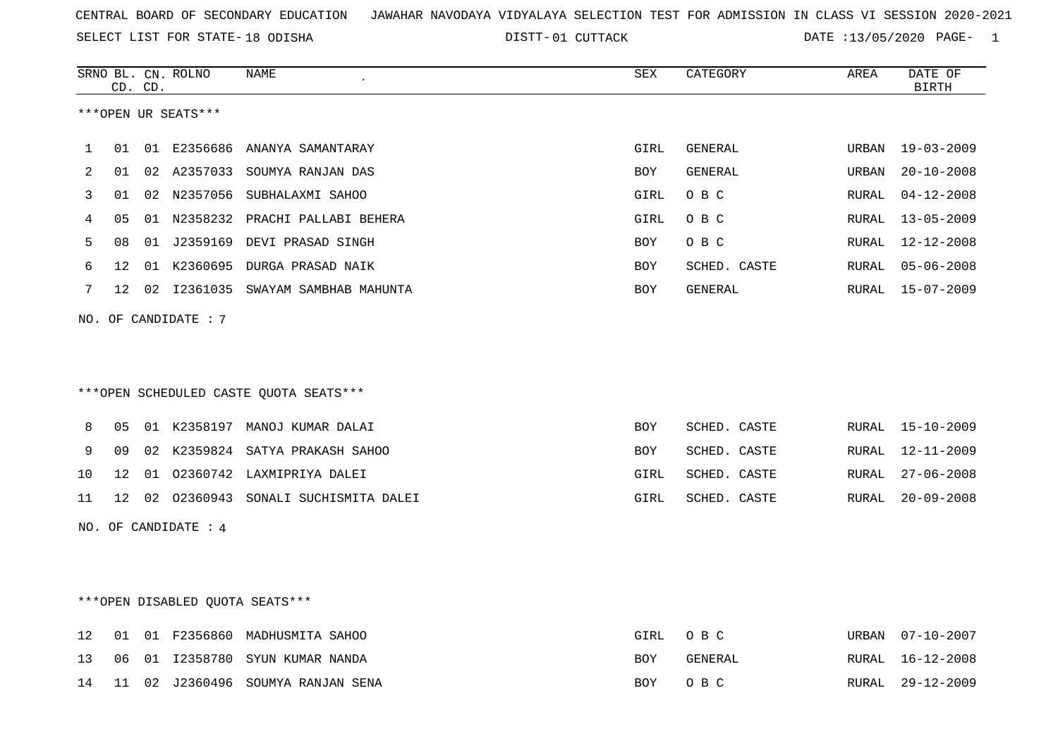CENTRAL BOARD OF SECONDARY EDUCATION JAWAHAR NAVODAYA VIDYALAYA SELECTION TEST FOR ADMISSION IN CLASS VI SESSION 2020-2021

SELECT LIST FOR STATE- 18 ODISHA DISTT- 01 CUTTACK DATE :13/05/2020

***OPEN UR SEATS***

| SRNO | BL. CD. | CN. CD. | ROLNO | NAME | SEX | CATEGORY | AREA | DATE OF BIRTH |
|---|---|---|---|---|---|---|---|---|
| 1 | 01 | 01 | E2356686 | ANANYA SAMANTARAY | GIRL | GENERAL | URBAN | 19-03-2009 |
| 2 | 01 | 02 | A2357033 | SOUMYA RANJAN DAS | BOY | GENERAL | URBAN | 20-10-2008 |
| 3 | 01 | 02 | N2357056 | SUBHALAXMI SAHOO | GIRL | O B C | RURAL | 04-12-2008 |
| 4 | 05 | 01 | N2358232 | PRACHI PALLABI BEHERA | GIRL | O B C | RURAL | 13-05-2009 |
| 5 | 08 | 01 | J2359169 | DEVI PRASAD SINGH | BOY | O B C | RURAL | 12-12-2008 |
| 6 | 12 | 01 | K2360695 | DURGA PRASAD NAIK | BOY | SCHED. CASTE | RURAL | 05-06-2008 |
| 7 | 12 | 02 | I2361035 | SWAYAM SAMBHAB MAHUNTA | BOY | GENERAL | RURAL | 15-07-2009 |

NO. OF CANDIDATE : 7

***OPEN SCHEDULED CASTE QUOTA SEATS***

| SRNO | BL. CD. | CN. CD. | ROLNO | NAME | SEX | CATEGORY | AREA | DATE OF BIRTH |
|---|---|---|---|---|---|---|---|---|
| 8 | 05 | 01 | K2358197 | MANOJ KUMAR DALAI | BOY | SCHED. CASTE | RURAL | 15-10-2009 |
| 9 | 09 | 02 | K2359824 | SATYA PRAKASH SAHOO | BOY | SCHED. CASTE | RURAL | 12-11-2009 |
| 10 | 12 | 01 | O2360742 | LAXMIPRIYA DALEI | GIRL | SCHED. CASTE | RURAL | 27-06-2008 |
| 11 | 12 | 02 | O2360943 | SONALI SUCHISMITA DALEI | GIRL | SCHED. CASTE | RURAL | 20-09-2008 |

NO. OF CANDIDATE : 4

***OPEN DISABLED QUOTA SEATS***

| SRNO | BL. CD. | CN. CD. | ROLNO | NAME | SEX | CATEGORY | AREA | DATE OF BIRTH |
|---|---|---|---|---|---|---|---|---|
| 12 | 01 | 01 | F2356860 | MADHUSMITA SAHOO | GIRL | O B C | URBAN | 07-10-2007 |
| 13 | 06 | 01 | I2358780 | SYUN KUMAR NANDA | BOY | GENERAL | RURAL | 16-12-2008 |
| 14 | 11 | 02 | J2360496 | SOUMYA RANJAN SENA | BOY | O B C | RURAL | 29-12-2009 |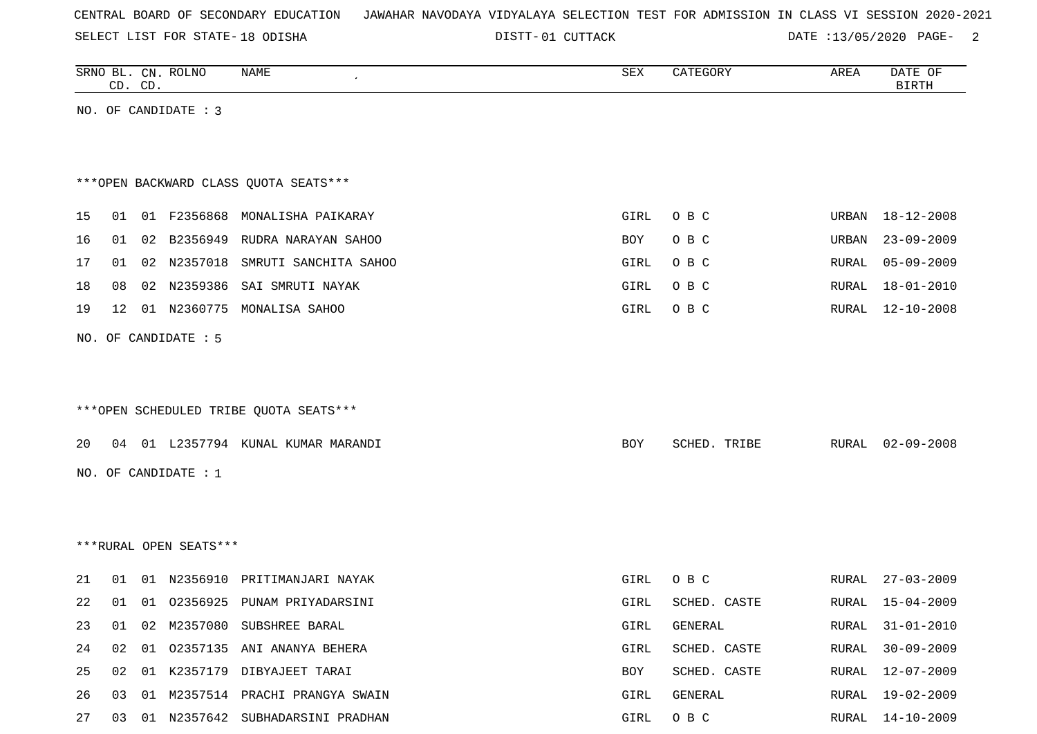CENTRAL BOARD OF SECONDARY EDUCATION   JAWAHAR NAVODAYA VIDYALAYA SELECTION TEST FOR ADMISSION IN CLASS VI SESSION 2020-2021

SELECT LIST FOR STATE- 18 ODISHA   DISTT- 01 CUTTACK   DATE :13/05/2020

| SRNO | BL. CD. | CN. CD. | ROLNO | NAME | SEX | CATEGORY | AREA | DATE OF BIRTH |
|---|---|---|---|---|---|---|---|---|

NO. OF CANDIDATE : 3

***OPEN BACKWARD CLASS QUOTA SEATS***

| SRNO | BL. CD. | CN. CD. | ROLNO | NAME | SEX | CATEGORY | AREA | DATE OF BIRTH |
|---|---|---|---|---|---|---|---|---|
| 15 | 01 | 01 | F2356868 | MONALISHA PAIKARAY | GIRL | O B C | URBAN | 18-12-2008 |
| 16 | 01 | 02 | B2356949 | RUDRA NARAYAN SAHOO | BOY | O B C | URBAN | 23-09-2009 |
| 17 | 01 | 02 | N2357018 | SMRUTI SANCHITA SAHOO | GIRL | O B C | RURAL | 05-09-2009 |
| 18 | 08 | 02 | N2359386 | SAI SMRUTI NAYAK | GIRL | O B C | RURAL | 18-01-2010 |
| 19 | 12 | 01 | N2360775 | MONALISA SAHOO | GIRL | O B C | RURAL | 12-10-2008 |

NO. OF CANDIDATE : 5

***OPEN SCHEDULED TRIBE QUOTA SEATS***

| SRNO | BL. CD. | CN. CD. | ROLNO | NAME | SEX | CATEGORY | AREA | DATE OF BIRTH |
|---|---|---|---|---|---|---|---|---|
| 20 | 04 | 01 | L2357794 | KUNAL KUMAR MARANDI | BOY | SCHED. TRIBE | RURAL | 02-09-2008 |

NO. OF CANDIDATE : 1

***RURAL OPEN SEATS***

| SRNO | BL. CD. | CN. CD. | ROLNO | NAME | SEX | CATEGORY | AREA | DATE OF BIRTH |
|---|---|---|---|---|---|---|---|---|
| 21 | 01 | 01 | N2356910 | PRITIMANJARI NAYAK | GIRL | O B C | RURAL | 27-03-2009 |
| 22 | 01 | 01 | O2356925 | PUNAM PRIYADARSINI | GIRL | SCHED. CASTE | RURAL | 15-04-2009 |
| 23 | 01 | 02 | M2357080 | SUBSHREE BARAL | GIRL | GENERAL | RURAL | 31-01-2010 |
| 24 | 02 | 01 | O2357135 | ANI ANANYA BEHERA | GIRL | SCHED. CASTE | RURAL | 30-09-2009 |
| 25 | 02 | 01 | K2357179 | DIBYAJEET TARAI | BOY | SCHED. CASTE | RURAL | 12-07-2009 |
| 26 | 03 | 01 | M2357514 | PRACHI PRANGYA SWAIN | GIRL | GENERAL | RURAL | 19-02-2009 |
| 27 | 03 | 01 | N2357642 | SUBHADARSINI PRADHAN | GIRL | O B C | RURAL | 14-10-2009 |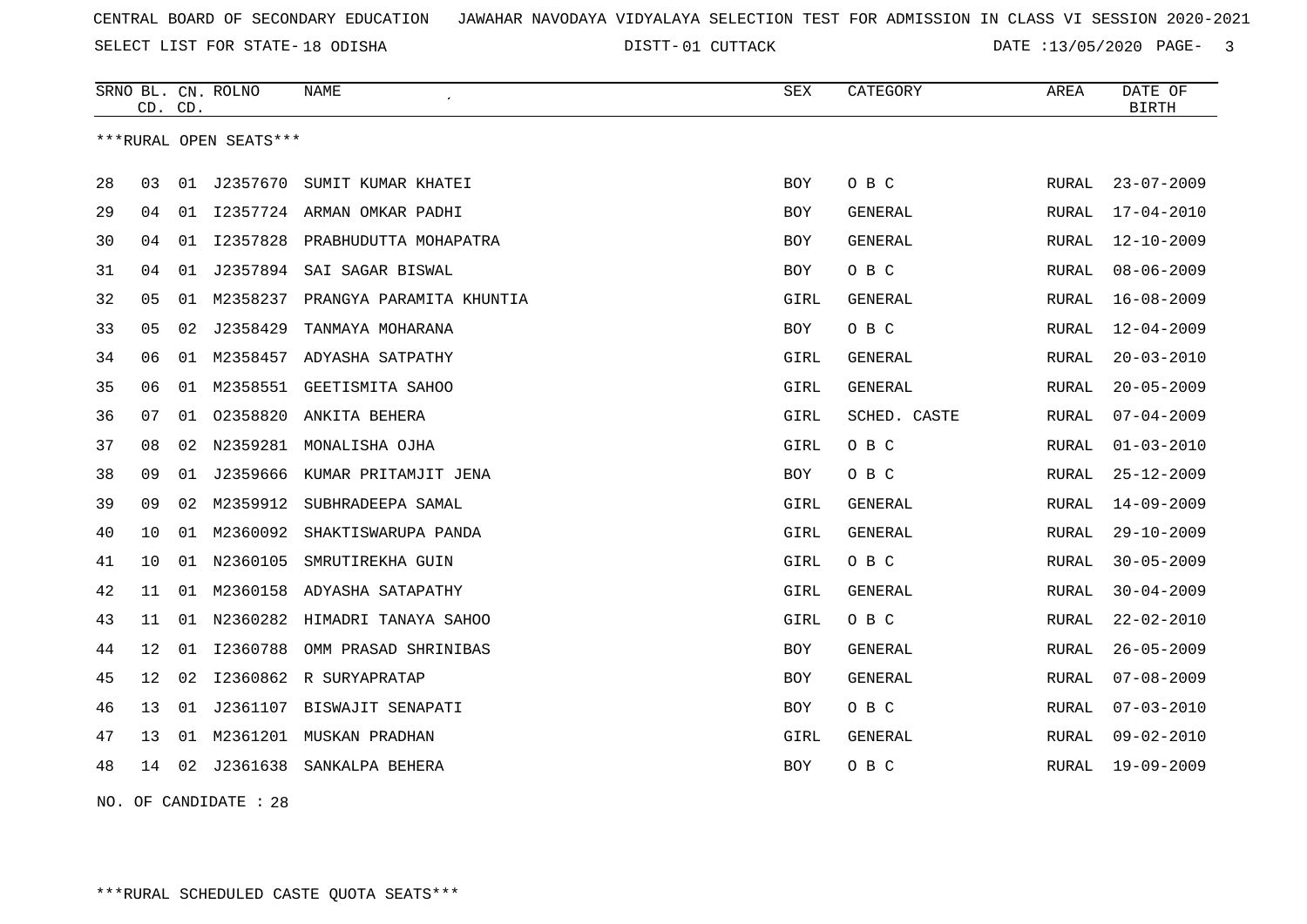CENTRAL BOARD OF SECONDARY EDUCATION JAWAHAR NAVODAYA VIDYALAYA SELECTION TEST FOR ADMISSION IN CLASS VI SESSION 2020-2021

SELECT LIST FOR STATE- 18 ODISHA DISTT- 01 CUTTACK DATE :13/05/2020

| SRNO | BL. CD. | CN. CD. | ROLNO | NAME | SEX | CATEGORY | AREA | DATE OF BIRTH |
|---|---|---|---|---|---|---|---|---|

***RURAL OPEN SEATS***

| SRNO | BL. CD. | CN. CD. | ROLNO | NAME | SEX | CATEGORY | AREA | DATE OF BIRTH |
|---|---|---|---|---|---|---|---|---|
| 28 | 03 | 01 | J2357670 | SUMIT KUMAR KHATEI | BOY | O B C | RURAL | 23-07-2009 |
| 29 | 04 | 01 | I2357724 | ARMAN OMKAR PADHI | BOY | GENERAL | RURAL | 17-04-2010 |
| 30 | 04 | 01 | I2357828 | PRABHUDUTTA MOHAPATRA | BOY | GENERAL | RURAL | 12-10-2009 |
| 31 | 04 | 01 | J2357894 | SAI SAGAR BISWAL | BOY | O B C | RURAL | 08-06-2009 |
| 32 | 05 | 01 | M2358237 | PRANGYA PARAMITA KHUNTIA | GIRL | GENERAL | RURAL | 16-08-2009 |
| 33 | 05 | 02 | J2358429 | TANMAYA MOHARANA | BOY | O B C | RURAL | 12-04-2009 |
| 34 | 06 | 01 | M2358457 | ADYASHA SATPATHY | GIRL | GENERAL | RURAL | 20-03-2010 |
| 35 | 06 | 01 | M2358551 | GEETISMITA SAHOO | GIRL | GENERAL | RURAL | 20-05-2009 |
| 36 | 07 | 01 | O2358820 | ANKITA BEHERA | GIRL | SCHED. CASTE | RURAL | 07-04-2009 |
| 37 | 08 | 02 | N2359281 | MONALISHA OJHA | GIRL | O B C | RURAL | 01-03-2010 |
| 38 | 09 | 01 | J2359666 | KUMAR PRITAMJIT JENA | BOY | O B C | RURAL | 25-12-2009 |
| 39 | 09 | 02 | M2359912 | SUBHRADEEPA SAMAL | GIRL | GENERAL | RURAL | 14-09-2009 |
| 40 | 10 | 01 | M2360092 | SHAKTISWARUPA PANDA | GIRL | GENERAL | RURAL | 29-10-2009 |
| 41 | 10 | 01 | N2360105 | SMRUTIREKHA GUIN | GIRL | O B C | RURAL | 30-05-2009 |
| 42 | 11 | 01 | M2360158 | ADYASHA SATAPATHY | GIRL | GENERAL | RURAL | 30-04-2009 |
| 43 | 11 | 01 | N2360282 | HIMADRI TANAYA SAHOO | GIRL | O B C | RURAL | 22-02-2010 |
| 44 | 12 | 01 | I2360788 | OMM PRASAD SHRINIBAS | BOY | GENERAL | RURAL | 26-05-2009 |
| 45 | 12 | 02 | I2360862 | R SURYAPRATAP | BOY | GENERAL | RURAL | 07-08-2009 |
| 46 | 13 | 01 | J2361107 | BISWAJIT SENAPATI | BOY | O B C | RURAL | 07-03-2010 |
| 47 | 13 | 01 | M2361201 | MUSKAN PRADHAN | GIRL | GENERAL | RURAL | 09-02-2010 |
| 48 | 14 | 02 | J2361638 | SANKALPA BEHERA | BOY | O B C | RURAL | 19-09-2009 |

NO. OF CANDIDATE : 28

***RURAL SCHEDULED CASTE QUOTA SEATS***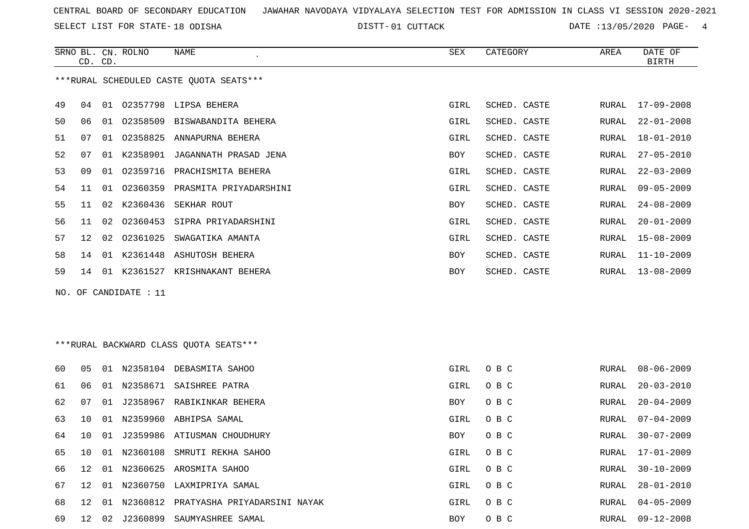CENTRAL BOARD OF SECONDARY EDUCATION JAWAHAR NAVODAYA VIDYALAYA SELECTION TEST FOR ADMISSION IN CLASS VI SESSION 2020-2021

SELECT LIST FOR STATE- 18 ODISHA DISTT- 01 CUTTACK DATE :13/05/2020

***RURAL SCHEDULED CASTE QUOTA SEATS***

| SRNO | BL. CD. | CN. CD. | ROLNO | NAME | SEX | CATEGORY | AREA | DATE OF BIRTH |
|---|---|---|---|---|---|---|---|---|
| 49 | 04 | 01 | O2357798 | LIPSA BEHERA | GIRL | SCHED. CASTE | RURAL | 17-09-2008 |
| 50 | 06 | 01 | O2358509 | BISWABANDITA BEHERA | GIRL | SCHED. CASTE | RURAL | 22-01-2008 |
| 51 | 07 | 01 | O2358825 | ANNAPURNA BEHERA | GIRL | SCHED. CASTE | RURAL | 18-01-2010 |
| 52 | 07 | 01 | K2358901 | JAGANNATH PRASAD JENA | BOY | SCHED. CASTE | RURAL | 27-05-2010 |
| 53 | 09 | 01 | O2359716 | PRACHISMITA BEHERA | GIRL | SCHED. CASTE | RURAL | 22-03-2009 |
| 54 | 11 | 01 | O2360359 | PRASMITA PRIYADARSHINI | GIRL | SCHED. CASTE | RURAL | 09-05-2009 |
| 55 | 11 | 02 | K2360436 | SEKHAR ROUT | BOY | SCHED. CASTE | RURAL | 24-08-2009 |
| 56 | 11 | 02 | O2360453 | SIPRA PRIYADARSHINI | GIRL | SCHED. CASTE | RURAL | 20-01-2009 |
| 57 | 12 | 02 | O2361025 | SWAGATIKA AMANTA | GIRL | SCHED. CASTE | RURAL | 15-08-2009 |
| 58 | 14 | 01 | K2361448 | ASHUTOSH BEHERA | BOY | SCHED. CASTE | RURAL | 11-10-2009 |
| 59 | 14 | 01 | K2361527 | KRISHNAKANT BEHERA | BOY | SCHED. CASTE | RURAL | 13-08-2009 |

NO. OF CANDIDATE : 11

***RURAL BACKWARD CLASS QUOTA SEATS***

| SRNO | BL. CD. | CN. CD. | ROLNO | NAME | SEX | CATEGORY | AREA | DATE OF BIRTH |
|---|---|---|---|---|---|---|---|---|
| 60 | 05 | 01 | N2358104 | DEBASMITA SAHOO | GIRL | O B C | RURAL | 08-06-2009 |
| 61 | 06 | 01 | N2358671 | SAISHREE PATRA | GIRL | O B C | RURAL | 20-03-2010 |
| 62 | 07 | 01 | J2358967 | RABIKINKAR BEHERA | BOY | O B C | RURAL | 20-04-2009 |
| 63 | 10 | 01 | N2359960 | ABHIPSA SAMAL | GIRL | O B C | RURAL | 07-04-2009 |
| 64 | 10 | 01 | J2359986 | ATIUSMAN CHOUDHURY | BOY | O B C | RURAL | 30-07-2009 |
| 65 | 10 | 01 | N2360108 | SMRUTI REKHA SAHOO | GIRL | O B C | RURAL | 17-01-2009 |
| 66 | 12 | 01 | N2360625 | AROSMITA SAHOO | GIRL | O B C | RURAL | 30-10-2009 |
| 67 | 12 | 01 | N2360750 | LAXMIPRIYA SAMAL | GIRL | O B C | RURAL | 28-01-2010 |
| 68 | 12 | 01 | N2360812 | PRATYASHA PRIYADARSINI NAYAK | GIRL | O B C | RURAL | 04-05-2009 |
| 69 | 12 | 02 | J2360899 | SAUMYASHREE SAMAL | BOY | O B C | RURAL | 09-12-2008 |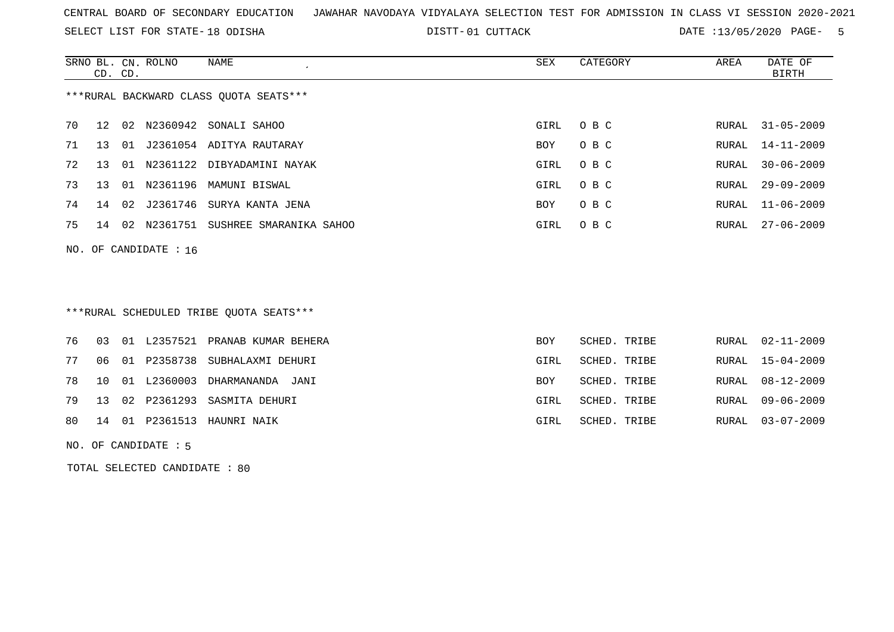CENTRAL BOARD OF SECONDARY EDUCATION JAWAHAR NAVODAYA VIDYALAYA SELECTION TEST FOR ADMISSION IN CLASS VI SESSION 2020-2021

SELECT LIST FOR STATE- 18 ODISHA DISTT- 01 CUTTACK DATE :13/05/2020

***RURAL BACKWARD CLASS QUOTA SEATS***

| SRNO | BL. CD. | CN. CD. | ROLNO | NAME | SEX | CATEGORY | AREA | DATE OF BIRTH |
|---|---|---|---|---|---|---|---|---|
| 70 | 12 | 02 | N2360942 | SONALI SAHOO | GIRL | O B C | RURAL | 31-05-2009 |
| 71 | 13 | 01 | J2361054 | ADITYA RAUTARAY | BOY | O B C | RURAL | 14-11-2009 |
| 72 | 13 | 01 | N2361122 | DIBYADAMINI NAYAK | GIRL | O B C | RURAL | 30-06-2009 |
| 73 | 13 | 01 | N2361196 | MAMUNI BISWAL | GIRL | O B C | RURAL | 29-09-2009 |
| 74 | 14 | 02 | J2361746 | SURYA KANTA JENA | BOY | O B C | RURAL | 11-06-2009 |
| 75 | 14 | 02 | N2361751 | SUSHREE SMARANIKA SAHOO | GIRL | O B C | RURAL | 27-06-2009 |

NO. OF CANDIDATE : 16

***RURAL SCHEDULED TRIBE QUOTA SEATS***

| SRNO | BL. CD. | CN. CD. | ROLNO | NAME | SEX | CATEGORY | AREA | DATE OF BIRTH |
|---|---|---|---|---|---|---|---|---|
| 76 | 03 | 01 | L2357521 | PRANAB KUMAR BEHERA | BOY | SCHED. TRIBE | RURAL | 02-11-2009 |
| 77 | 06 | 01 | P2358738 | SUBHALAXMI DEHURI | GIRL | SCHED. TRIBE | RURAL | 15-04-2009 |
| 78 | 10 | 01 | L2360003 | DHARMANANDA JANI | BOY | SCHED. TRIBE | RURAL | 08-12-2009 |
| 79 | 13 | 02 | P2361293 | SASMITA DEHURI | GIRL | SCHED. TRIBE | RURAL | 09-06-2009 |
| 80 | 14 | 01 | P2361513 | HAUNRI NAIK | GIRL | SCHED. TRIBE | RURAL | 03-07-2009 |

NO. OF CANDIDATE : 5

TOTAL SELECTED CANDIDATE : 80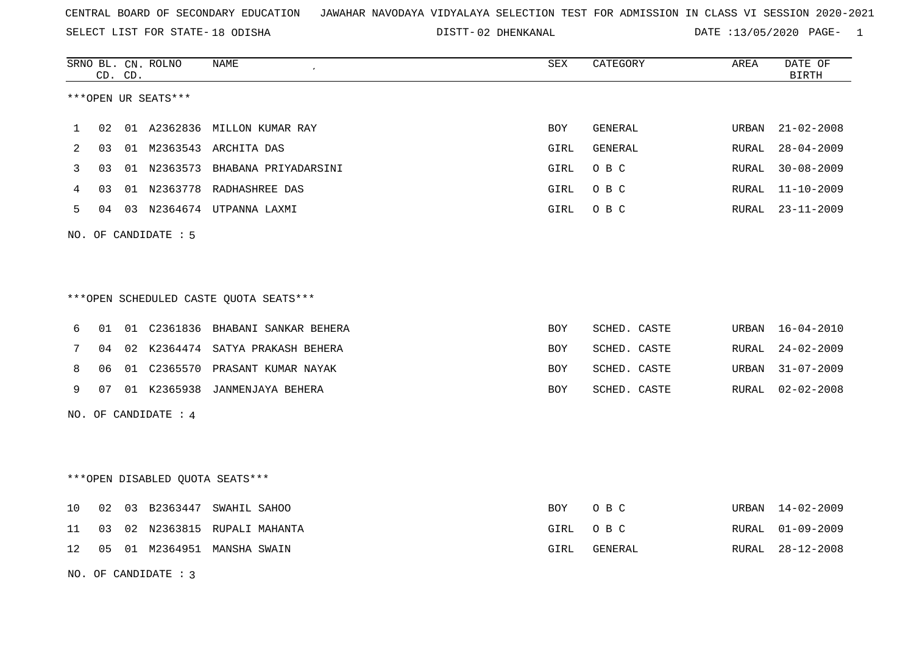CENTRAL BOARD OF SECONDARY EDUCATION JAWAHAR NAVODAYA VIDYALAYA SELECTION TEST FOR ADMISSION IN CLASS VI SESSION 2020-2021

SELECT LIST FOR STATE- 18 ODISHA DISTT- 02 DHENKANAL DATE :13/05/2020

***OPEN UR SEATS***

| SRNO | BL. CD. | CN. CD. | ROLNO | NAME | SEX | CATEGORY | AREA | DATE OF BIRTH |
|---|---|---|---|---|---|---|---|---|
| 1 | 02 | 01 | A2362836 | MILLON KUMAR RAY | BOY | GENERAL | URBAN | 21-02-2008 |
| 2 | 03 | 01 | M2363543 | ARCHITA DAS | GIRL | GENERAL | RURAL | 28-04-2009 |
| 3 | 03 | 01 | N2363573 | BHABANA PRIYADARSINI | GIRL | O B C | RURAL | 30-08-2009 |
| 4 | 03 | 01 | N2363778 | RADHASHREE DAS | GIRL | O B C | RURAL | 11-10-2009 |
| 5 | 04 | 03 | N2364674 | UTPANNA LAXMI | GIRL | O B C | RURAL | 23-11-2009 |

NO. OF CANDIDATE : 5

***OPEN SCHEDULED CASTE QUOTA SEATS***

| SRNO | BL. CD. | CN. CD. | ROLNO | NAME | SEX | CATEGORY | AREA | DATE OF BIRTH |
|---|---|---|---|---|---|---|---|---|
| 6 | 01 | 01 | C2361836 | BHABANI SANKAR BEHERA | BOY | SCHED. CASTE | URBAN | 16-04-2010 |
| 7 | 04 | 02 | K2364474 | SATYA PRAKASH BEHERA | BOY | SCHED. CASTE | RURAL | 24-02-2009 |
| 8 | 06 | 01 | C2365570 | PRASANT KUMAR NAYAK | BOY | SCHED. CASTE | URBAN | 31-07-2009 |
| 9 | 07 | 01 | K2365938 | JANMENJAYA BEHERA | BOY | SCHED. CASTE | RURAL | 02-02-2008 |

NO. OF CANDIDATE : 4

***OPEN DISABLED QUOTA SEATS***

| SRNO | BL. CD. | CN. CD. | ROLNO | NAME | SEX | CATEGORY | AREA | DATE OF BIRTH |
|---|---|---|---|---|---|---|---|---|
| 10 | 02 | 03 | B2363447 | SWAHIL SAHOO | BOY | O B C | URBAN | 14-02-2009 |
| 11 | 03 | 02 | N2363815 | RUPALI MAHANTA | GIRL | O B C | RURAL | 01-09-2009 |
| 12 | 05 | 01 | M2364951 | MANSHA SWAIN | GIRL | GENERAL | RURAL | 28-12-2008 |

NO. OF CANDIDATE : 3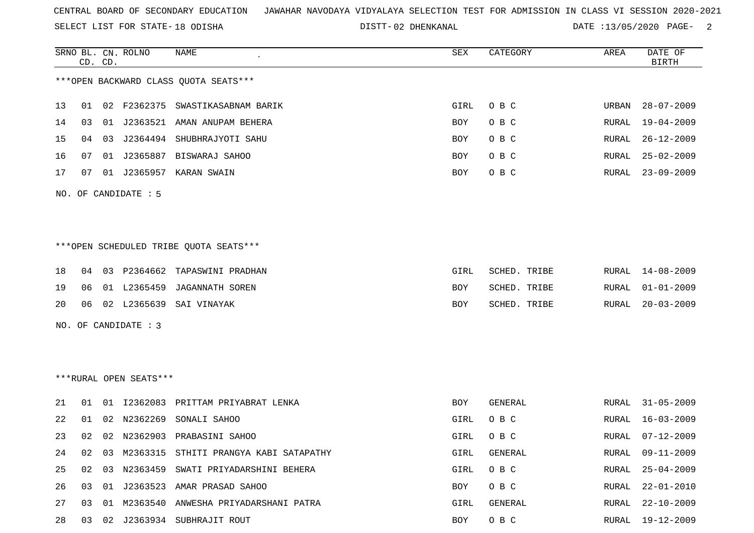CENTRAL BOARD OF SECONDARY EDUCATION JAWAHAR NAVODAYA VIDYALAYA SELECTION TEST FOR ADMISSION IN CLASS VI SESSION 2020-2021

SELECT LIST FOR STATE- 18 ODISHA DISTT- 02 DHENKANAL DATE :13/05/2020

| SRNO | BL. CD. | CN. CD. | ROLNO | NAME | SEX | CATEGORY | AREA | DATE OF BIRTH |
|---|---|---|---|---|---|---|---|---|

***OPEN BACKWARD CLASS QUOTA SEATS***

| SRNO | BL. CD. | CN. CD. | ROLNO | NAME | SEX | CATEGORY | AREA | DATE OF BIRTH |
|---|---|---|---|---|---|---|---|---|
| 13 | 01 | 02 | F2362375 | SWASTIKASABNAM BARIK | GIRL | O B C | URBAN | 28-07-2009 |
| 14 | 03 | 01 | J2363521 | AMAN ANUPAM BEHERA | BOY | O B C | RURAL | 19-04-2009 |
| 15 | 04 | 03 | J2364494 | SHUBHRAJYOTI SAHU | BOY | O B C | RURAL | 26-12-2009 |
| 16 | 07 | 01 | J2365887 | BISWARAJ SAHOO | BOY | O B C | RURAL | 25-02-2009 |
| 17 | 07 | 01 | J2365957 | KARAN SWAIN | BOY | O B C | RURAL | 23-09-2009 |

NO. OF CANDIDATE : 5

***OPEN SCHEDULED TRIBE QUOTA SEATS***

| SRNO | BL. CD. | CN. CD. | ROLNO | NAME | SEX | CATEGORY | AREA | DATE OF BIRTH |
|---|---|---|---|---|---|---|---|---|
| 18 | 04 | 03 | P2364662 | TAPASWINI PRADHAN | GIRL | SCHED. TRIBE | RURAL | 14-08-2009 |
| 19 | 06 | 01 | L2365459 | JAGANNATH SOREN | BOY | SCHED. TRIBE | RURAL | 01-01-2009 |
| 20 | 06 | 02 | L2365639 | SAI VINAYAK | BOY | SCHED. TRIBE | RURAL | 20-03-2009 |

NO. OF CANDIDATE : 3

***RURAL OPEN SEATS***

| SRNO | BL. CD. | CN. CD. | ROLNO | NAME | SEX | CATEGORY | AREA | DATE OF BIRTH |
|---|---|---|---|---|---|---|---|---|
| 21 | 01 | 01 | I2362083 | PRITTAM PRIYABRAT LENKA | BOY | GENERAL | RURAL | 31-05-2009 |
| 22 | 01 | 02 | N2362269 | SONALI SAHOO | GIRL | O B C | RURAL | 16-03-2009 |
| 23 | 02 | 02 | N2362903 | PRABASINI SAHOO | GIRL | O B C | RURAL | 07-12-2009 |
| 24 | 02 | 03 | M2363315 | STHITI PRANGYA KABI SATAPATHY | GIRL | GENERAL | RURAL | 09-11-2009 |
| 25 | 02 | 03 | N2363459 | SWATI PRIYADARSHINI BEHERA | GIRL | O B C | RURAL | 25-04-2009 |
| 26 | 03 | 01 | J2363523 | AMAR PRASAD SAHOO | BOY | O B C | RURAL | 22-01-2010 |
| 27 | 03 | 01 | M2363540 | ANWESHA PRIYADARSHANI PATRA | GIRL | GENERAL | RURAL | 22-10-2009 |
| 28 | 03 | 02 | J2363934 | SUBHRAJIT ROUT | BOY | O B C | RURAL | 19-12-2009 |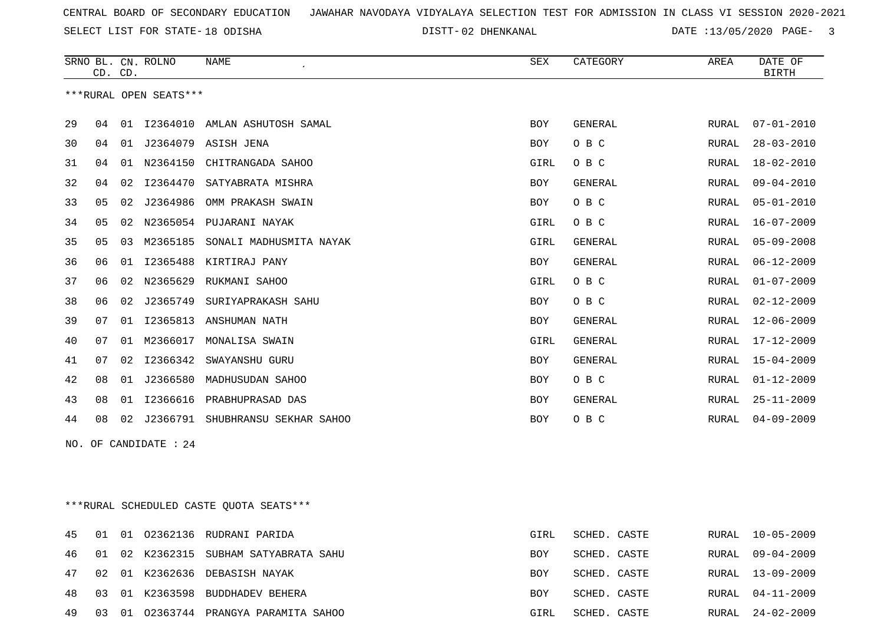CENTRAL BOARD OF SECONDARY EDUCATION JAWAHAR NAVODAYA VIDYALAYA SELECTION TEST FOR ADMISSION IN CLASS VI SESSION 2020-2021

SELECT LIST FOR STATE- 18 ODISHA DISTT- 02 DHENKANAL DATE :13/05/2020

***RURAL OPEN SEATS***

| SRNO | BL. CD. | CN. CD. | ROLNO | NAME | SEX | CATEGORY | AREA | DATE OF BIRTH |
|---|---|---|---|---|---|---|---|---|
| 29 | 04 | 01 | I2364010 | AMLAN ASHUTOSH SAMAL | BOY | GENERAL | RURAL | 07-01-2010 |
| 30 | 04 | 01 | J2364079 | ASISH JENA | BOY | O B C | RURAL | 28-03-2010 |
| 31 | 04 | 01 | N2364150 | CHITRANGADA SAHOO | GIRL | O B C | RURAL | 18-02-2010 |
| 32 | 04 | 02 | I2364470 | SATYABRATA MISHRA | BOY | GENERAL | RURAL | 09-04-2010 |
| 33 | 05 | 02 | J2364986 | OMM PRAKASH SWAIN | BOY | O B C | RURAL | 05-01-2010 |
| 34 | 05 | 02 | N2365054 | PUJARANI NAYAK | GIRL | O B C | RURAL | 16-07-2009 |
| 35 | 05 | 03 | M2365185 | SONALI MADHUSMITA NAYAK | GIRL | GENERAL | RURAL | 05-09-2008 |
| 36 | 06 | 01 | I2365488 | KIRTIRAJ PANY | BOY | GENERAL | RURAL | 06-12-2009 |
| 37 | 06 | 02 | N2365629 | RUKMANI SAHOO | GIRL | O B C | RURAL | 01-07-2009 |
| 38 | 06 | 02 | J2365749 | SURIYAPRAKASH SAHU | BOY | O B C | RURAL | 02-12-2009 |
| 39 | 07 | 01 | I2365813 | ANSHUMAN NATH | BOY | GENERAL | RURAL | 12-06-2009 |
| 40 | 07 | 01 | M2366017 | MONALISA SWAIN | GIRL | GENERAL | RURAL | 17-12-2009 |
| 41 | 07 | 02 | I2366342 | SWAYANSHU GURU | BOY | GENERAL | RURAL | 15-04-2009 |
| 42 | 08 | 01 | J2366580 | MADHUSUDAN SAHOO | BOY | O B C | RURAL | 01-12-2009 |
| 43 | 08 | 01 | I2366616 | PRABHUPRASAD DAS | BOY | GENERAL | RURAL | 25-11-2009 |
| 44 | 08 | 02 | J2366791 | SHUBHRANSU SEKHAR SAHOO | BOY | O B C | RURAL | 04-09-2009 |

NO. OF CANDIDATE : 24

***RURAL SCHEDULED CASTE QUOTA SEATS***

| SRNO | BL. CD. | CN. CD. | ROLNO | NAME | SEX | CATEGORY | AREA | DATE OF BIRTH |
|---|---|---|---|---|---|---|---|---|
| 45 | 01 | 01 | O2362136 | RUDRANI PARIDA | GIRL | SCHED. CASTE | RURAL | 10-05-2009 |
| 46 | 01 | 02 | K2362315 | SUBHAM SATYABRATA SAHU | BOY | SCHED. CASTE | RURAL | 09-04-2009 |
| 47 | 02 | 01 | K2362636 | DEBASISH NAYAK | BOY | SCHED. CASTE | RURAL | 13-09-2009 |
| 48 | 03 | 01 | K2363598 | BUDDHADEV BEHERA | BOY | SCHED. CASTE | RURAL | 04-11-2009 |
| 49 | 03 | 01 | O2363744 | PRANGYA PARAMITA SAHOO | GIRL | SCHED. CASTE | RURAL | 24-02-2009 |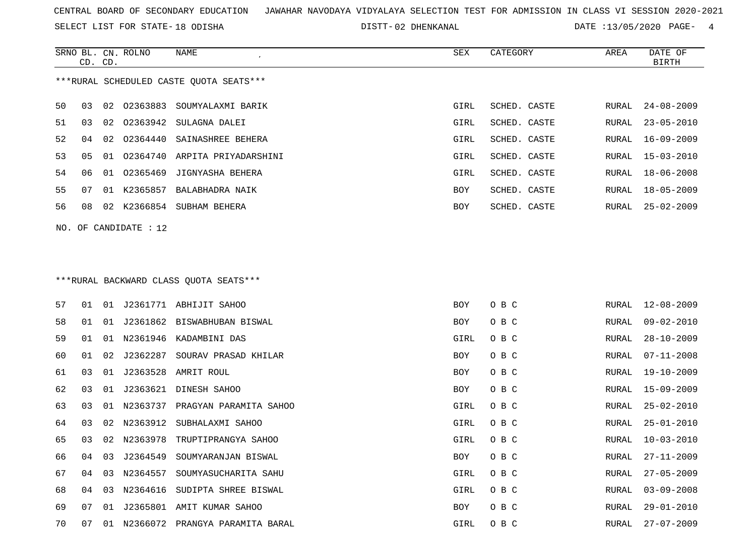CENTRAL BOARD OF SECONDARY EDUCATION JAWAHAR NAVODAYA VIDYALAYA SELECTION TEST FOR ADMISSION IN CLASS VI SESSION 2020-2021

SELECT LIST FOR STATE- 18 ODISHA DISTT- 02 DHENKANAL DATE :13/05/2020

***RURAL SCHEDULED CASTE QUOTA SEATS***

| SRNO | BL. CD. | CN. CD. | ROLNO | NAME | SEX | CATEGORY | AREA | DATE OF BIRTH |
|---|---|---|---|---|---|---|---|---|
| 50 | 03 | 02 | O2363883 | SOUMYALAXMI BARIK | GIRL | SCHED. CASTE | RURAL | 24-08-2009 |
| 51 | 03 | 02 | O2363942 | SULAGNA DALEI | GIRL | SCHED. CASTE | RURAL | 23-05-2010 |
| 52 | 04 | 02 | O2364440 | SAINASHREE BEHERA | GIRL | SCHED. CASTE | RURAL | 16-09-2009 |
| 53 | 05 | 01 | O2364740 | ARPITA PRIYADARSHINI | GIRL | SCHED. CASTE | RURAL | 15-03-2010 |
| 54 | 06 | 01 | O2365469 | JIGNYASHA BEHERA | GIRL | SCHED. CASTE | RURAL | 18-06-2008 |
| 55 | 07 | 01 | K2365857 | BALABHADRA NAIK | BOY | SCHED. CASTE | RURAL | 18-05-2009 |
| 56 | 08 | 02 | K2366854 | SUBHAM BEHERA | BOY | SCHED. CASTE | RURAL | 25-02-2009 |

NO. OF CANDIDATE : 12

***RURAL BACKWARD CLASS QUOTA SEATS***

| SRNO | BL. CD. | CN. CD. | ROLNO | NAME | SEX | CATEGORY | AREA | DATE OF BIRTH |
|---|---|---|---|---|---|---|---|---|
| 57 | 01 | 01 | J2361771 | ABHIJIT SAHOO | BOY | O B C | RURAL | 12-08-2009 |
| 58 | 01 | 01 | J2361862 | BISWABHUBAN BISWAL | BOY | O B C | RURAL | 09-02-2010 |
| 59 | 01 | 01 | N2361946 | KADAMBINI DAS | GIRL | O B C | RURAL | 28-10-2009 |
| 60 | 01 | 02 | J2362287 | SOURAV PRASAD KHILAR | BOY | O B C | RURAL | 07-11-2008 |
| 61 | 03 | 01 | J2363528 | AMRIT ROUL | BOY | O B C | RURAL | 19-10-2009 |
| 62 | 03 | 01 | J2363621 | DINESH SAHOO | BOY | O B C | RURAL | 15-09-2009 |
| 63 | 03 | 01 | N2363737 | PRAGYAN PARAMITA SAHOO | GIRL | O B C | RURAL | 25-02-2010 |
| 64 | 03 | 02 | N2363912 | SUBHALAXMI SAHOO | GIRL | O B C | RURAL | 25-01-2010 |
| 65 | 03 | 02 | N2363978 | TRUPTIPRANGYA SAHOO | GIRL | O B C | RURAL | 10-03-2010 |
| 66 | 04 | 03 | J2364549 | SOUMYARANJAN BISWAL | BOY | O B C | RURAL | 27-11-2009 |
| 67 | 04 | 03 | N2364557 | SOUMYASUCHARITA SAHU | GIRL | O B C | RURAL | 27-05-2009 |
| 68 | 04 | 03 | N2364616 | SUDIPTA SHREE BISWAL | GIRL | O B C | RURAL | 03-09-2008 |
| 69 | 07 | 01 | J2365801 | AMIT KUMAR SAHOO | BOY | O B C | RURAL | 29-01-2010 |
| 70 | 07 | 01 | N2366072 | PRANGYA PARAMITA BARAL | GIRL | O B C | RURAL | 27-07-2009 |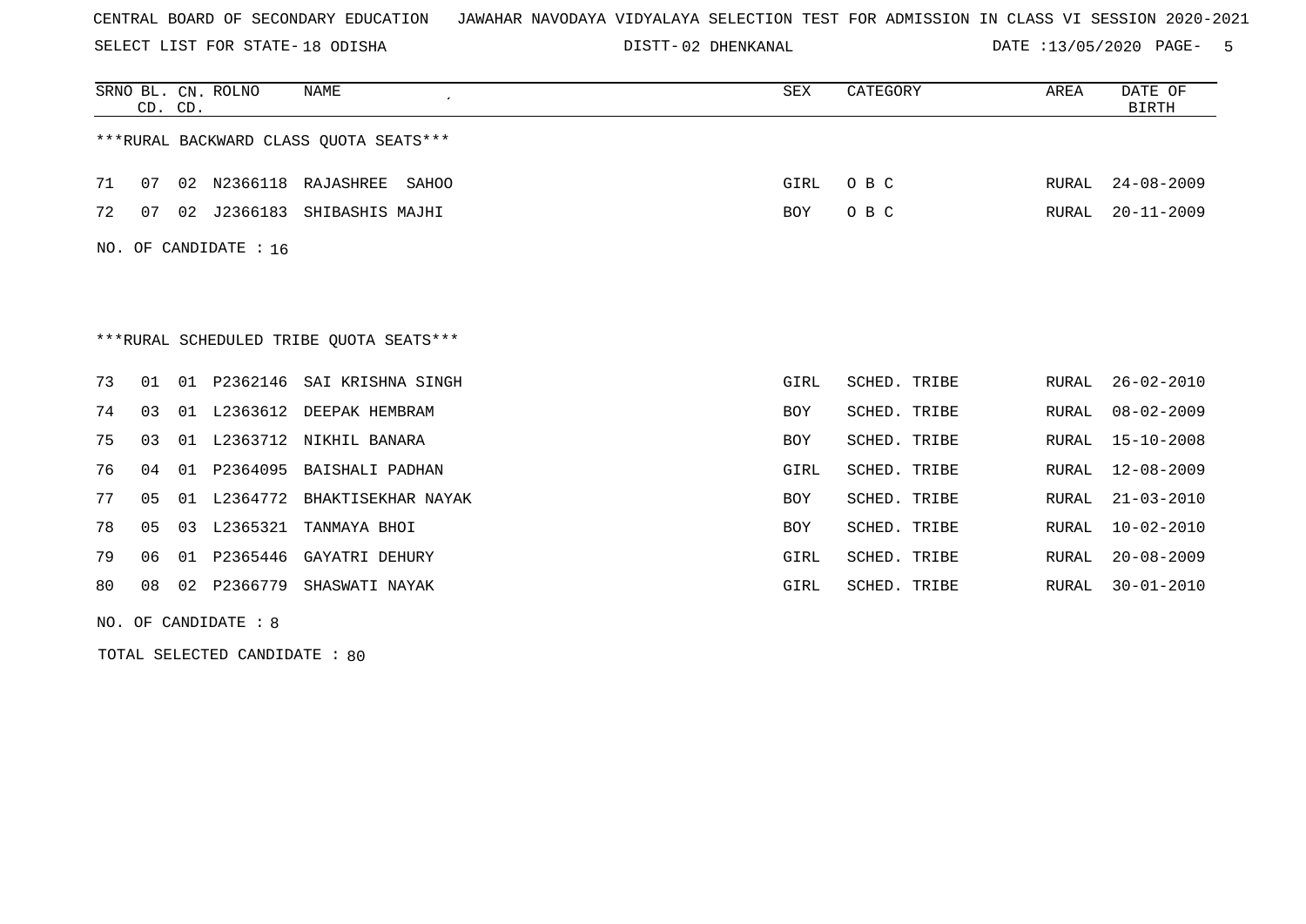CENTRAL BOARD OF SECONDARY EDUCATION JAWAHAR NAVODAYA VIDYALAYA SELECTION TEST FOR ADMISSION IN CLASS VI SESSION 2020-2021

SELECT LIST FOR STATE- 18 ODISHA DISTT- 02 DHENKANAL DATE :13/05/2020

***RURAL BACKWARD CLASS QUOTA SEATS***

| SRNO | BL. CD. | CN. CD. | ROLNO | NAME | SEX | CATEGORY | AREA | DATE OF BIRTH |
|---|---|---|---|---|---|---|---|---|
| 71 | 07 | 02 | N2366118 | RAJASHREE SAHOO | GIRL | O B C | RURAL | 24-08-2009 |
| 72 | 07 | 02 | J2366183 | SHIBASHIS MAJHI | BOY | O B C | RURAL | 20-11-2009 |

NO. OF CANDIDATE : 16

***RURAL SCHEDULED TRIBE QUOTA SEATS***

| SRNO | BL. CD. | CN. CD. | ROLNO | NAME | SEX | CATEGORY | AREA | DATE OF BIRTH |
|---|---|---|---|---|---|---|---|---|
| 73 | 01 | 01 | P2362146 | SAI KRISHNA SINGH | GIRL | SCHED. TRIBE | RURAL | 26-02-2010 |
| 74 | 03 | 01 | L2363612 | DEEPAK HEMBRAM | BOY | SCHED. TRIBE | RURAL | 08-02-2009 |
| 75 | 03 | 01 | L2363712 | NIKHIL BANARA | BOY | SCHED. TRIBE | RURAL | 15-10-2008 |
| 76 | 04 | 01 | P2364095 | BAISHALI PADHAN | GIRL | SCHED. TRIBE | RURAL | 12-08-2009 |
| 77 | 05 | 01 | L2364772 | BHAKTISEKHAR NAYAK | BOY | SCHED. TRIBE | RURAL | 21-03-2010 |
| 78 | 05 | 03 | L2365321 | TANMAYA BHOI | BOY | SCHED. TRIBE | RURAL | 10-02-2010 |
| 79 | 06 | 01 | P2365446 | GAYATRI DEHURY | GIRL | SCHED. TRIBE | RURAL | 20-08-2009 |
| 80 | 08 | 02 | P2366779 | SHASWATI NAYAK | GIRL | SCHED. TRIBE | RURAL | 30-01-2010 |

NO. OF CANDIDATE : 8

TOTAL SELECTED CANDIDATE : 80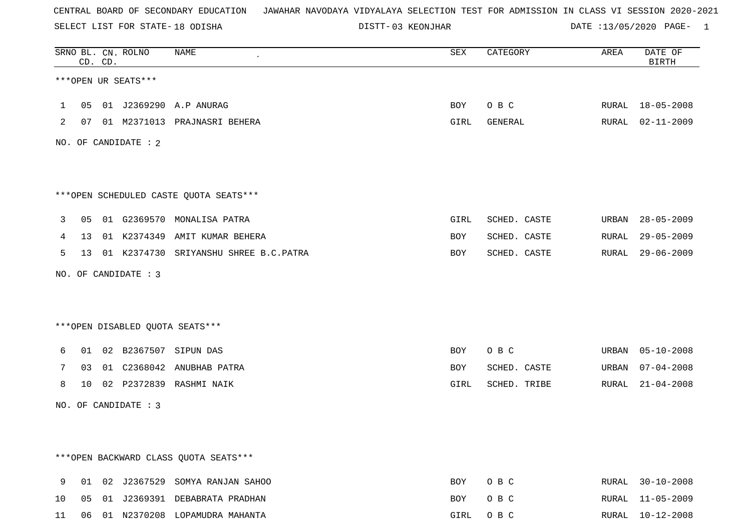CENTRAL BOARD OF SECONDARY EDUCATION JAWAHAR NAVODAYA VIDYALAYA SELECTION TEST FOR ADMISSION IN CLASS VI SESSION 2020-2021

SELECT LIST FOR STATE- 18 ODISHA DISTT- 03 KEONJHAR DATE :13/05/2020

| SRNO | BL. CD. | CN. CD. | ROLNO | NAME | SEX | CATEGORY | AREA | DATE OF BIRTH |
|---|---|---|---|---|---|---|---|---|

***OPEN UR SEATS***

| SRNO | BL. CD. | CN. CD. | ROLNO | NAME | SEX | CATEGORY | AREA | DATE OF BIRTH |
|---|---|---|---|---|---|---|---|---|
| 1 | 05 | 01 | J2369290 | A.P ANURAG | BOY | O B C | RURAL | 18-05-2008 |
| 2 | 07 | 01 | M2371013 | PRAJNASRI BEHERA | GIRL | GENERAL | RURAL | 02-11-2009 |

NO. OF CANDIDATE : 2

***OPEN SCHEDULED CASTE QUOTA SEATS***

| SRNO | BL. CD. | CN. CD. | ROLNO | NAME | SEX | CATEGORY | AREA | DATE OF BIRTH |
|---|---|---|---|---|---|---|---|---|
| 3 | 05 | 01 | G2369570 | MONALISA PATRA | GIRL | SCHED. CASTE | URBAN | 28-05-2009 |
| 4 | 13 | 01 | K2374349 | AMIT KUMAR BEHERA | BOY | SCHED. CASTE | RURAL | 29-05-2009 |
| 5 | 13 | 01 | K2374730 | SRIYANSHU SHREE B.C.PATRA | BOY | SCHED. CASTE | RURAL | 29-06-2009 |

NO. OF CANDIDATE : 3

***OPEN DISABLED QUOTA SEATS***

| SRNO | BL. CD. | CN. CD. | ROLNO | NAME | SEX | CATEGORY | AREA | DATE OF BIRTH |
|---|---|---|---|---|---|---|---|---|
| 6 | 01 | 02 | B2367507 | SIPUN DAS | BOY | O B C | URBAN | 05-10-2008 |
| 7 | 03 | 01 | C2368042 | ANUBHAB PATRA | BOY | SCHED. CASTE | URBAN | 07-04-2008 |
| 8 | 10 | 02 | P2372839 | RASHMI NAIK | GIRL | SCHED. TRIBE | RURAL | 21-04-2008 |

NO. OF CANDIDATE : 3

***OPEN BACKWARD CLASS QUOTA SEATS***

| SRNO | BL. CD. | CN. CD. | ROLNO | NAME | SEX | CATEGORY | AREA | DATE OF BIRTH |
|---|---|---|---|---|---|---|---|---|
| 9 | 01 | 02 | J2367529 | SOMYA RANJAN SAHOO | BOY | O B C | RURAL | 30-10-2008 |
| 10 | 05 | 01 | J2369391 | DEBABRATA PRADHAN | BOY | O B C | RURAL | 11-05-2009 |
| 11 | 06 | 01 | N2370208 | LOPAMUDRA MAHANTA | GIRL | O B C | RURAL | 10-12-2008 |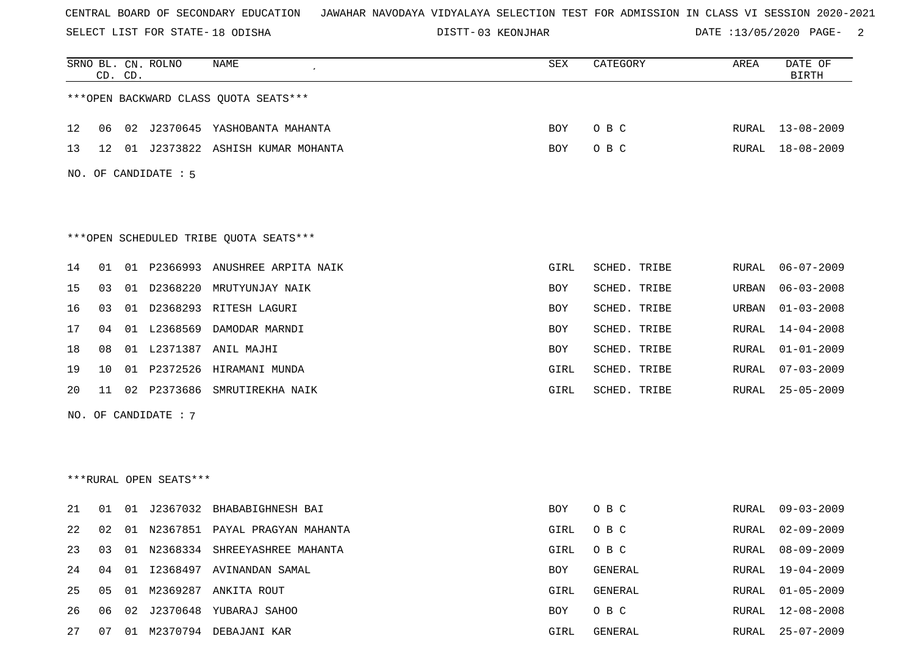CENTRAL BOARD OF SECONDARY EDUCATION   JAWAHAR NAVODAYA VIDYALAYA SELECTION TEST FOR ADMISSION IN CLASS VI SESSION 2020-2021

SELECT LIST FOR STATE- 18 ODISHA   DISTT- 03 KEONJHAR   DATE :13/05/2020

| SRNO | BL. CD. | CN. CD. | ROLNO | NAME | SEX | CATEGORY | AREA | DATE OF BIRTH |
|---|---|---|---|---|---|---|---|---|

***OPEN BACKWARD CLASS QUOTA SEATS***

| SRNO | BL. CD. | CN. CD. | ROLNO | NAME | SEX | CATEGORY | AREA | DATE OF BIRTH |
|---|---|---|---|---|---|---|---|---|
| 12 | 06 | 02 | J2370645 | YASHOBANTA MAHANTA | BOY | O B C | RURAL | 13-08-2009 |
| 13 | 12 | 01 | J2373822 | ASHISH KUMAR MOHANTA | BOY | O B C | RURAL | 18-08-2009 |

NO. OF CANDIDATE : 5

***OPEN SCHEDULED TRIBE QUOTA SEATS***

| SRNO | BL. CD. | CN. CD. | ROLNO | NAME | SEX | CATEGORY | AREA | DATE OF BIRTH |
|---|---|---|---|---|---|---|---|---|
| 14 | 01 | 01 | P2366993 | ANUSHREE ARPITA NAIK | GIRL | SCHED. TRIBE | RURAL | 06-07-2009 |
| 15 | 03 | 01 | D2368220 | MRUTYUNJAY NAIK | BOY | SCHED. TRIBE | URBAN | 06-03-2008 |
| 16 | 03 | 01 | D2368293 | RITESH LAGURI | BOY | SCHED. TRIBE | URBAN | 01-03-2008 |
| 17 | 04 | 01 | L2368569 | DAMODAR MARNDI | BOY | SCHED. TRIBE | RURAL | 14-04-2008 |
| 18 | 08 | 01 | L2371387 | ANIL MAJHI | BOY | SCHED. TRIBE | RURAL | 01-01-2009 |
| 19 | 10 | 01 | P2372526 | HIRAMANI MUNDA | GIRL | SCHED. TRIBE | RURAL | 07-03-2009 |
| 20 | 11 | 02 | P2373686 | SMRUTIREKHA NAIK | GIRL | SCHED. TRIBE | RURAL | 25-05-2009 |

NO. OF CANDIDATE : 7

***RURAL OPEN SEATS***

| SRNO | BL. CD. | CN. CD. | ROLNO | NAME | SEX | CATEGORY | AREA | DATE OF BIRTH |
|---|---|---|---|---|---|---|---|---|
| 21 | 01 | 01 | J2367032 | BHABABIGHNESH BAI | BOY | O B C | RURAL | 09-03-2009 |
| 22 | 02 | 01 | N2367851 | PAYAL PRAGYAN MAHANTA | GIRL | O B C | RURAL | 02-09-2009 |
| 23 | 03 | 01 | N2368334 | SHREEYASHREE MAHANTA | GIRL | O B C | RURAL | 08-09-2009 |
| 24 | 04 | 01 | I2368497 | AVINANDAN SAMAL | BOY | GENERAL | RURAL | 19-04-2009 |
| 25 | 05 | 01 | M2369287 | ANKITA ROUT | GIRL | GENERAL | RURAL | 01-05-2009 |
| 26 | 06 | 02 | J2370648 | YUBARAJ SAHOO | BOY | O B C | RURAL | 12-08-2008 |
| 27 | 07 | 01 | M2370794 | DEBAJANI KAR | GIRL | GENERAL | RURAL | 25-07-2009 |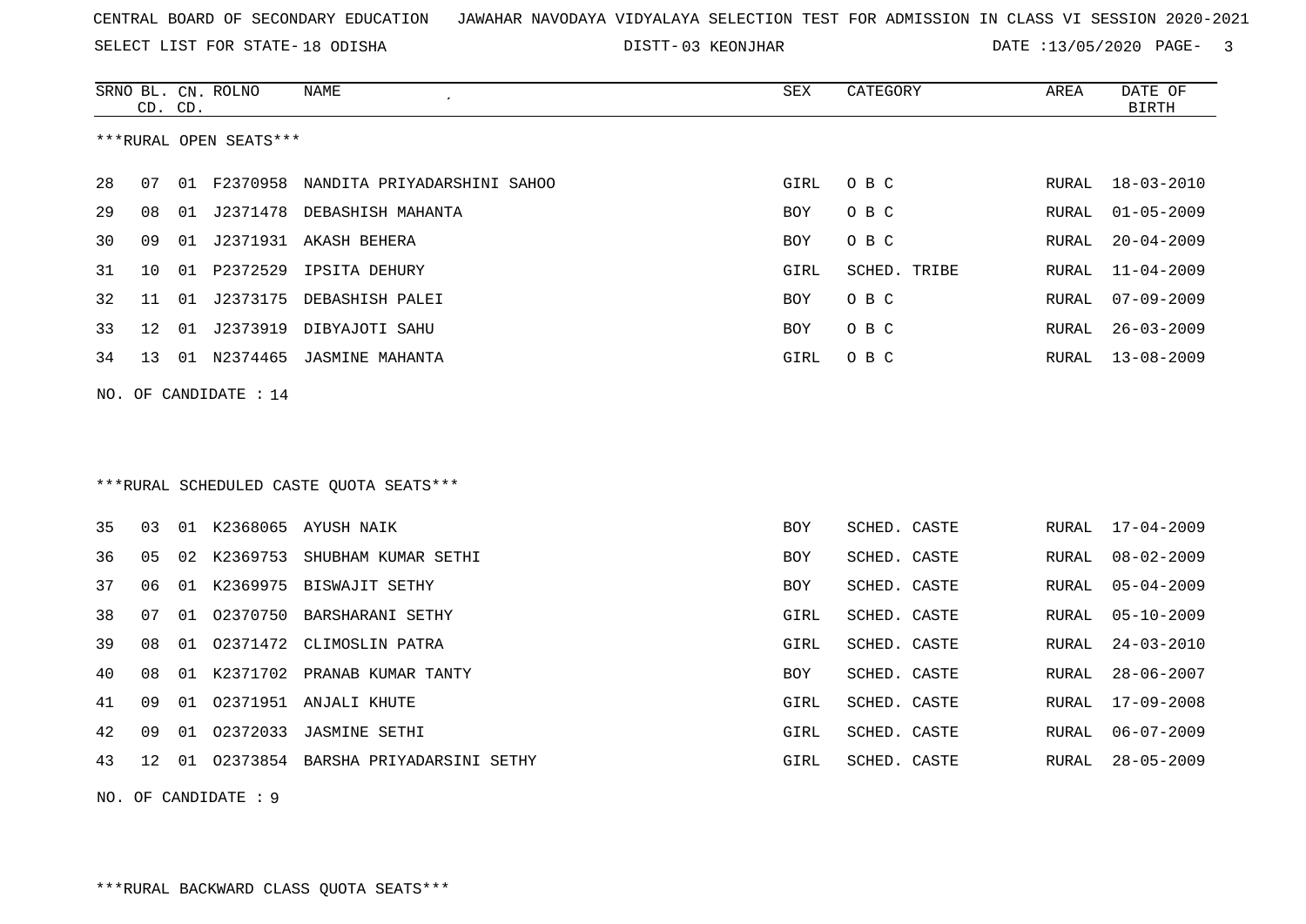CENTRAL BOARD OF SECONDARY EDUCATION JAWAHAR NAVODAYA VIDYALAYA SELECTION TEST FOR ADMISSION IN CLASS VI SESSION 2020-2021

SELECT LIST FOR STATE- 18 ODISHA DISTT- 03 KEONJHAR DATE :13/05/2020

***RURAL OPEN SEATS***

| SRNO | BL. CD. | CN. CD. | ROLNO | NAME | SEX | CATEGORY | AREA | DATE OF BIRTH |
|---|---|---|---|---|---|---|---|---|
| 28 | 07 | 01 | F2370958 | NANDITA PRIYADARSHINI SAHOO | GIRL | O B C | RURAL | 18-03-2010 |
| 29 | 08 | 01 | J2371478 | DEBASHISH MAHANTA | BOY | O B C | RURAL | 01-05-2009 |
| 30 | 09 | 01 | J2371931 | AKASH BEHERA | BOY | O B C | RURAL | 20-04-2009 |
| 31 | 10 | 01 | P2372529 | IPSITA DEHURY | GIRL | SCHED. TRIBE | RURAL | 11-04-2009 |
| 32 | 11 | 01 | J2373175 | DEBASHISH PALEI | BOY | O B C | RURAL | 07-09-2009 |
| 33 | 12 | 01 | J2373919 | DIBYAJOTI SAHU | BOY | O B C | RURAL | 26-03-2009 |
| 34 | 13 | 01 | N2374465 | JASMINE MAHANTA | GIRL | O B C | RURAL | 13-08-2009 |

NO. OF CANDIDATE : 14

***RURAL SCHEDULED CASTE QUOTA SEATS***

| SRNO | BL. CD. | CN. CD. | ROLNO | NAME | SEX | CATEGORY | AREA | DATE OF BIRTH |
|---|---|---|---|---|---|---|---|---|
| 35 | 03 | 01 | K2368065 | AYUSH NAIK | BOY | SCHED. CASTE | RURAL | 17-04-2009 |
| 36 | 05 | 02 | K2369753 | SHUBHAM KUMAR SETHI | BOY | SCHED. CASTE | RURAL | 08-02-2009 |
| 37 | 06 | 01 | K2369975 | BISWAJIT SETHY | BOY | SCHED. CASTE | RURAL | 05-04-2009 |
| 38 | 07 | 01 | O2370750 | BARSHARANI SETHY | GIRL | SCHED. CASTE | RURAL | 05-10-2009 |
| 39 | 08 | 01 | O2371472 | CLIMOSLIN PATRA | GIRL | SCHED. CASTE | RURAL | 24-03-2010 |
| 40 | 08 | 01 | K2371702 | PRANAB KUMAR TANTY | BOY | SCHED. CASTE | RURAL | 28-06-2007 |
| 41 | 09 | 01 | O2371951 | ANJALI KHUTE | GIRL | SCHED. CASTE | RURAL | 17-09-2008 |
| 42 | 09 | 01 | O2372033 | JASMINE SETHI | GIRL | SCHED. CASTE | RURAL | 06-07-2009 |
| 43 | 12 | 01 | O2373854 | BARSHA PRIYADARSINI SETHY | GIRL | SCHED. CASTE | RURAL | 28-05-2009 |

NO. OF CANDIDATE : 9

***RURAL BACKWARD CLASS QUOTA SEATS***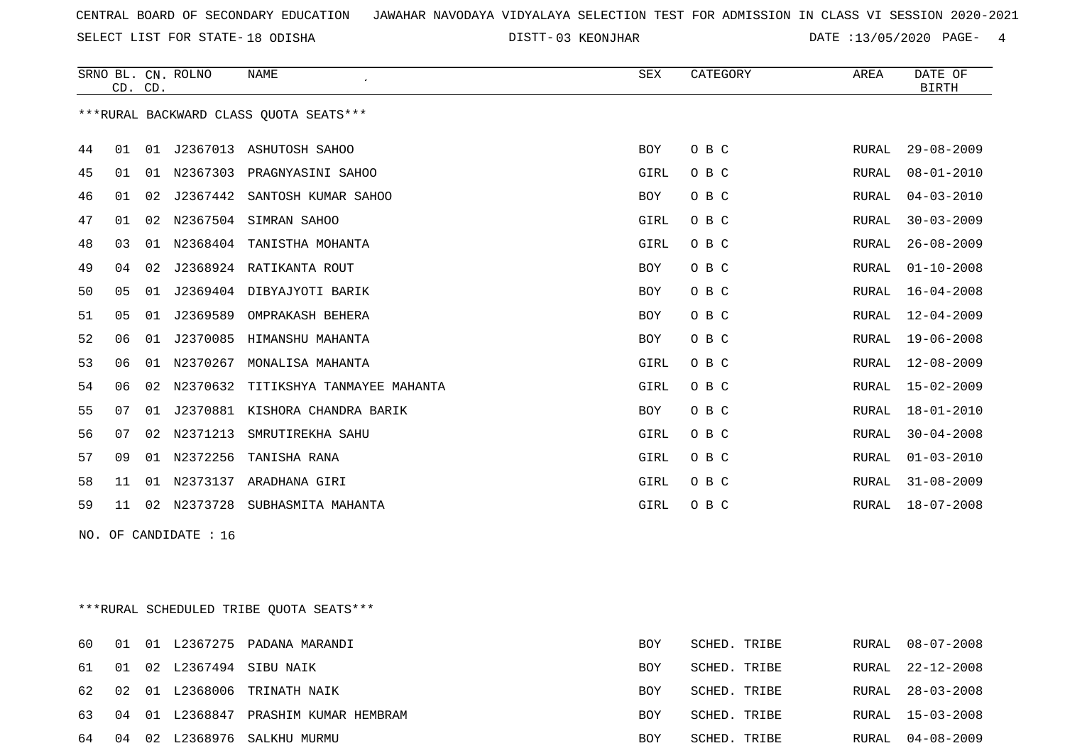CENTRAL BOARD OF SECONDARY EDUCATION JAWAHAR NAVODAYA VIDYALAYA SELECTION TEST FOR ADMISSION IN CLASS VI SESSION 2020-2021

SELECT LIST FOR STATE- 18 ODISHA DISTT- 03 KEONJHAR DATE :13/05/2020

***RURAL BACKWARD CLASS QUOTA SEATS***

| SRNO | BL. CD. | CN. CD. | ROLNO | NAME | SEX | CATEGORY | AREA | DATE OF BIRTH |
|---|---|---|---|---|---|---|---|---|
| 44 | 01 | 01 | J2367013 | ASHUTOSH SAHOO | BOY | O B C | RURAL | 29-08-2009 |
| 45 | 01 | 01 | N2367303 | PRAGNYASINI SAHOO | GIRL | O B C | RURAL | 08-01-2010 |
| 46 | 01 | 02 | J2367442 | SANTOSH KUMAR SAHOO | BOY | O B C | RURAL | 04-03-2010 |
| 47 | 01 | 02 | N2367504 | SIMRAN SAHOO | GIRL | O B C | RURAL | 30-03-2009 |
| 48 | 03 | 01 | N2368404 | TANISTHA MOHANTA | GIRL | O B C | RURAL | 26-08-2009 |
| 49 | 04 | 02 | J2368924 | RATIKANTA ROUT | BOY | O B C | RURAL | 01-10-2008 |
| 50 | 05 | 01 | J2369404 | DIBYAJYOTI BARIK | BOY | O B C | RURAL | 16-04-2008 |
| 51 | 05 | 01 | J2369589 | OMPRAKASH BEHERA | BOY | O B C | RURAL | 12-04-2009 |
| 52 | 06 | 01 | J2370085 | HIMANSHU MAHANTA | BOY | O B C | RURAL | 19-06-2008 |
| 53 | 06 | 01 | N2370267 | MONALISA MAHANTA | GIRL | O B C | RURAL | 12-08-2009 |
| 54 | 06 | 02 | N2370632 | TITIKSHYA TANMAYEE MAHANTA | GIRL | O B C | RURAL | 15-02-2009 |
| 55 | 07 | 01 | J2370881 | KISHORA CHANDRA BARIK | BOY | O B C | RURAL | 18-01-2010 |
| 56 | 07 | 02 | N2371213 | SMRUTIREKHA SAHU | GIRL | O B C | RURAL | 30-04-2008 |
| 57 | 09 | 01 | N2372256 | TANISHA RANA | GIRL | O B C | RURAL | 01-03-2010 |
| 58 | 11 | 01 | N2373137 | ARADHANA GIRI | GIRL | O B C | RURAL | 31-08-2009 |
| 59 | 11 | 02 | N2373728 | SUBHASMITA MAHANTA | GIRL | O B C | RURAL | 18-07-2008 |

NO. OF CANDIDATE : 16

***RURAL SCHEDULED TRIBE QUOTA SEATS***

| SRNO | BL. CD. | CN. CD. | ROLNO | NAME | SEX | CATEGORY | AREA | DATE OF BIRTH |
|---|---|---|---|---|---|---|---|---|
| 60 | 01 | 01 | L2367275 | PADANA MARANDI | BOY | SCHED. TRIBE | RURAL | 08-07-2008 |
| 61 | 01 | 02 | L2367494 | SIBU NAIK | BOY | SCHED. TRIBE | RURAL | 22-12-2008 |
| 62 | 02 | 01 | L2368006 | TRINATH NAIK | BOY | SCHED. TRIBE | RURAL | 28-03-2008 |
| 63 | 04 | 01 | L2368847 | PRASHIM KUMAR HEMBRAM | BOY | SCHED. TRIBE | RURAL | 15-03-2008 |
| 64 | 04 | 02 | L2368976 | SALKHU MURMU | BOY | SCHED. TRIBE | RURAL | 04-08-2009 |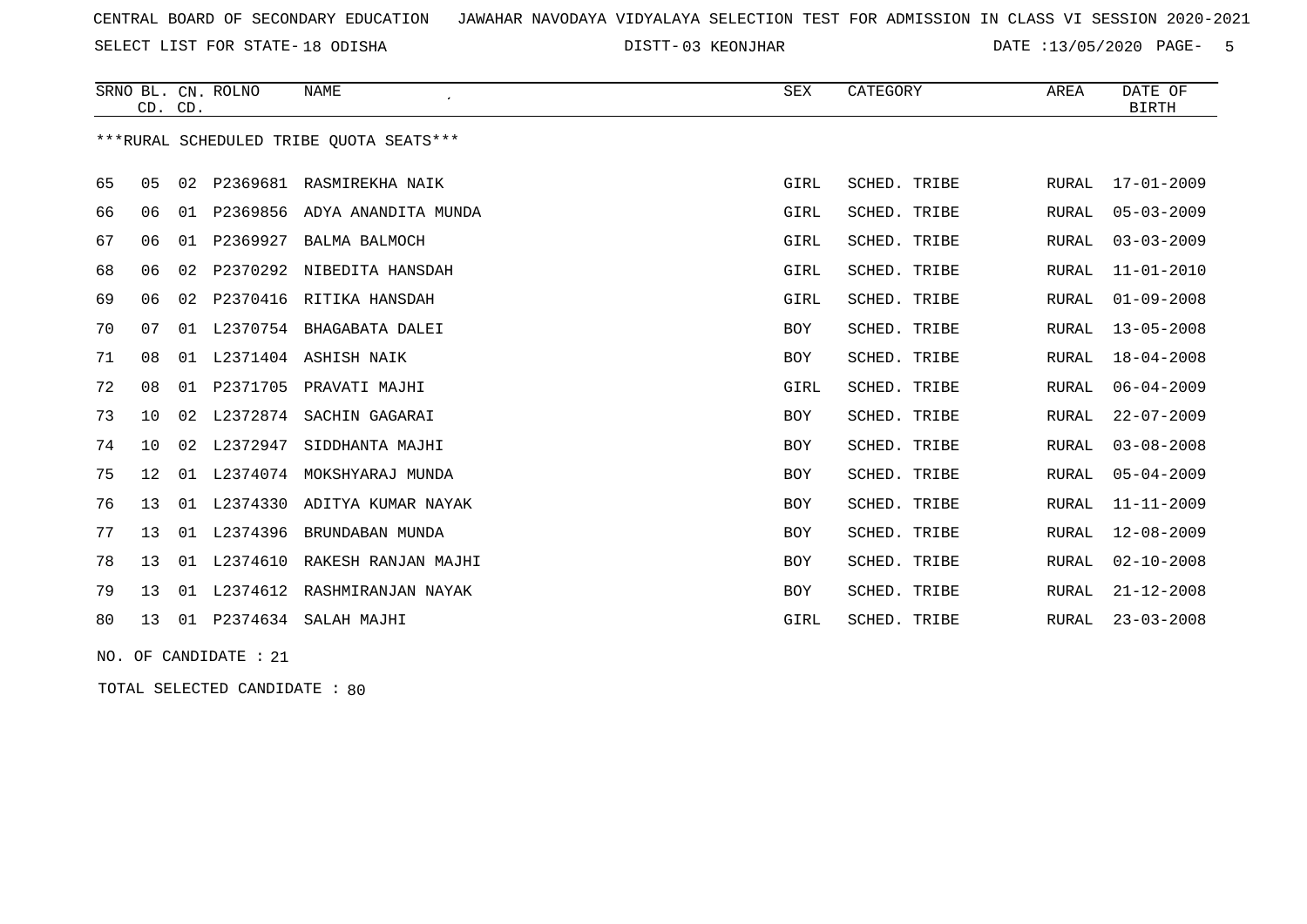CENTRAL BOARD OF SECONDARY EDUCATION JAWAHAR NAVODAYA VIDYALAYA SELECTION TEST FOR ADMISSION IN CLASS VI SESSION 2020-2021

SELECT LIST FOR STATE- 18 ODISHA DISTT- 03 KEONJHAR DATE :13/05/2020

***RURAL SCHEDULED TRIBE QUOTA SEATS***

| SRNO | BL. CD. | CN. CD. | ROLNO | NAME | SEX | CATEGORY | AREA | DATE OF BIRTH |
|---|---|---|---|---|---|---|---|---|
| 65 | 05 | 02 | P2369681 | RASMIREKHA NAIK | GIRL | SCHED. TRIBE | RURAL | 17-01-2009 |
| 66 | 06 | 01 | P2369856 | ADYA ANANDITA MUNDA | GIRL | SCHED. TRIBE | RURAL | 05-03-2009 |
| 67 | 06 | 01 | P2369927 | BALMA BALMOCH | GIRL | SCHED. TRIBE | RURAL | 03-03-2009 |
| 68 | 06 | 02 | P2370292 | NIBEDITA HANSDAH | GIRL | SCHED. TRIBE | RURAL | 11-01-2010 |
| 69 | 06 | 02 | P2370416 | RITIKA HANSDAH | GIRL | SCHED. TRIBE | RURAL | 01-09-2008 |
| 70 | 07 | 01 | L2370754 | BHAGABATA DALEI | BOY | SCHED. TRIBE | RURAL | 13-05-2008 |
| 71 | 08 | 01 | L2371404 | ASHISH NAIK | BOY | SCHED. TRIBE | RURAL | 18-04-2008 |
| 72 | 08 | 01 | P2371705 | PRAVATI MAJHI | GIRL | SCHED. TRIBE | RURAL | 06-04-2009 |
| 73 | 10 | 02 | L2372874 | SACHIN GAGARAI | BOY | SCHED. TRIBE | RURAL | 22-07-2009 |
| 74 | 10 | 02 | L2372947 | SIDDHANTA MAJHI | BOY | SCHED. TRIBE | RURAL | 03-08-2008 |
| 75 | 12 | 01 | L2374074 | MOKSHYARAJ MUNDA | BOY | SCHED. TRIBE | RURAL | 05-04-2009 |
| 76 | 13 | 01 | L2374330 | ADITYA KUMAR NAYAK | BOY | SCHED. TRIBE | RURAL | 11-11-2009 |
| 77 | 13 | 01 | L2374396 | BRUNDABAN MUNDA | BOY | SCHED. TRIBE | RURAL | 12-08-2009 |
| 78 | 13 | 01 | L2374610 | RAKESH RANJAN MAJHI | BOY | SCHED. TRIBE | RURAL | 02-10-2008 |
| 79 | 13 | 01 | L2374612 | RASHMIRANJAN NAYAK | BOY | SCHED. TRIBE | RURAL | 21-12-2008 |
| 80 | 13 | 01 | P2374634 | SALAH MAJHI | GIRL | SCHED. TRIBE | RURAL | 23-03-2008 |

NO. OF CANDIDATE : 21

TOTAL SELECTED CANDIDATE : 80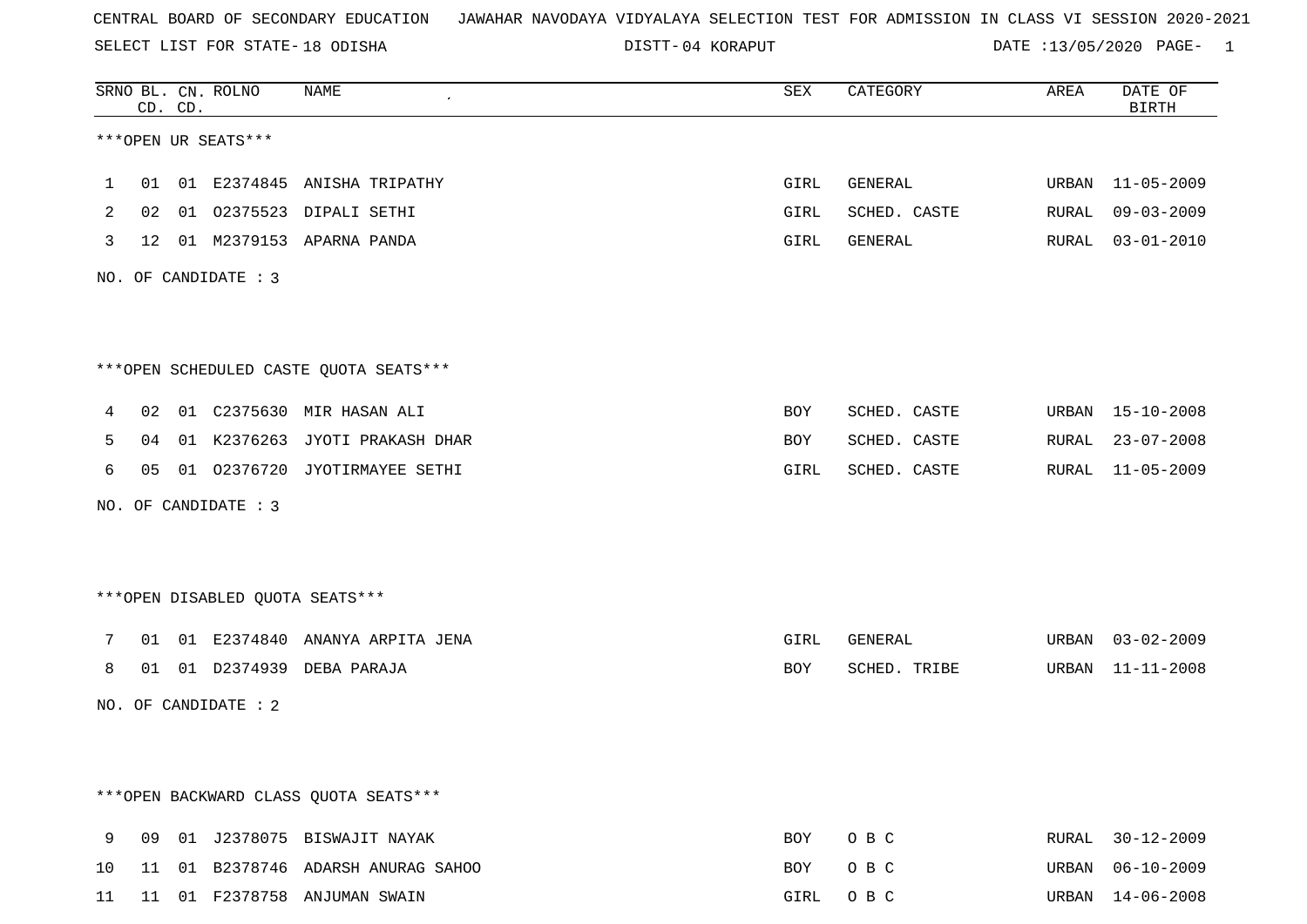CENTRAL BOARD OF SECONDARY EDUCATION JAWAHAR NAVODAYA VIDYALAYA SELECTION TEST FOR ADMISSION IN CLASS VI SESSION 2020-2021

SELECT LIST FOR STATE- 18 ODISHA DISTT- 04 KORAPUT DATE :13/05/2020

| SRNO | BL. CD. | CN. CD. | ROLNO | NAME | SEX | CATEGORY | AREA | DATE OF BIRTH |
|---|---|---|---|---|---|---|---|---|

***OPEN UR SEATS***

| SRNO | BL. CD. | CN. CD. | ROLNO | NAME | SEX | CATEGORY | AREA | DATE OF BIRTH |
|---|---|---|---|---|---|---|---|---|
| 1 | 01 | 01 | E2374845 | ANISHA TRIPATHY | GIRL | GENERAL | URBAN | 11-05-2009 |
| 2 | 02 | 01 | O2375523 | DIPALI SETHI | GIRL | SCHED. CASTE | RURAL | 09-03-2009 |
| 3 | 12 | 01 | M2379153 | APARNA PANDA | GIRL | GENERAL | RURAL | 03-01-2010 |

NO. OF CANDIDATE : 3

***OPEN SCHEDULED CASTE QUOTA SEATS***

| SRNO | BL. CD. | CN. CD. | ROLNO | NAME | SEX | CATEGORY | AREA | DATE OF BIRTH |
|---|---|---|---|---|---|---|---|---|
| 4 | 02 | 01 | C2375630 | MIR HASAN ALI | BOY | SCHED. CASTE | URBAN | 15-10-2008 |
| 5 | 04 | 01 | K2376263 | JYOTI PRAKASH DHAR | BOY | SCHED. CASTE | RURAL | 23-07-2008 |
| 6 | 05 | 01 | O2376720 | JYOTIRMAYEE SETHI | GIRL | SCHED. CASTE | RURAL | 11-05-2009 |

NO. OF CANDIDATE : 3

***OPEN DISABLED QUOTA SEATS***

| SRNO | BL. CD. | CN. CD. | ROLNO | NAME | SEX | CATEGORY | AREA | DATE OF BIRTH |
|---|---|---|---|---|---|---|---|---|
| 7 | 01 | 01 | E2374840 | ANANYA ARPITA JENA | GIRL | GENERAL | URBAN | 03-02-2009 |
| 8 | 01 | 01 | D2374939 | DEBA PARAJA | BOY | SCHED. TRIBE | URBAN | 11-11-2008 |

NO. OF CANDIDATE : 2

***OPEN BACKWARD CLASS QUOTA SEATS***

| SRNO | BL. CD. | CN. CD. | ROLNO | NAME | SEX | CATEGORY | AREA | DATE OF BIRTH |
|---|---|---|---|---|---|---|---|---|
| 9 | 09 | 01 | J2378075 | BISWAJIT NAYAK | BOY | O B C | RURAL | 30-12-2009 |
| 10 | 11 | 01 | B2378746 | ADARSH ANURAG SAHOO | BOY | O B C | URBAN | 06-10-2009 |
| 11 | 11 | 01 | F2378758 | ANJUMAN SWAIN | GIRL | O B C | URBAN | 14-06-2008 |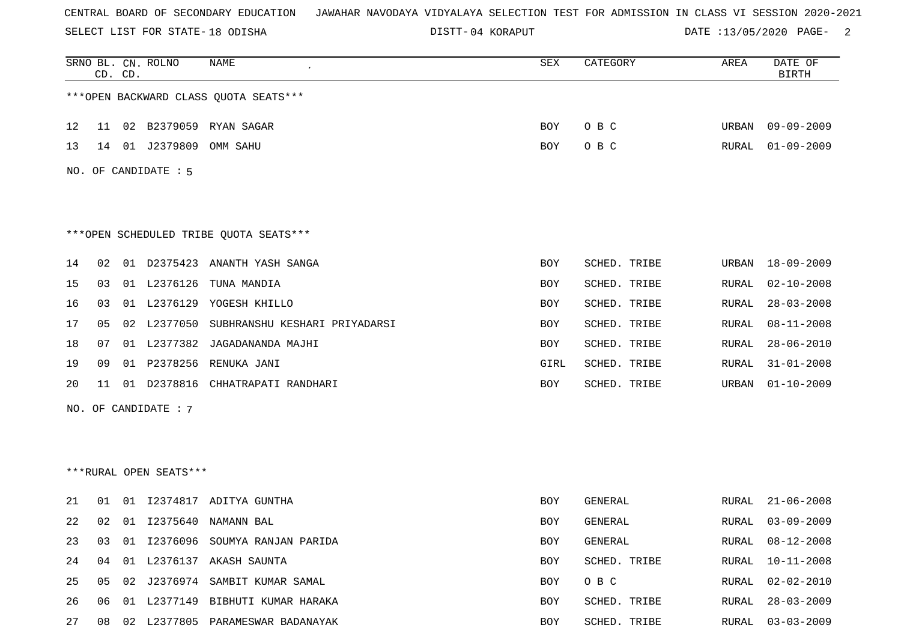CENTRAL BOARD OF SECONDARY EDUCATION JAWAHAR NAVODAYA VIDYALAYA SELECTION TEST FOR ADMISSION IN CLASS VI SESSION 2020-2021

SELECT LIST FOR STATE- 18 ODISHA DISTT- 04 KORAPUT DATE :13/05/2020

***OPEN BACKWARD CLASS QUOTA SEATS***

| SRNO | BL. CD. | CN. CD. | ROLNO | NAME | SEX | CATEGORY | AREA | DATE OF BIRTH |
|---|---|---|---|---|---|---|---|---|
| 12 | 11 | 02 | B2379059 | RYAN SAGAR | BOY | O B C | URBAN | 09-09-2009 |
| 13 | 14 | 01 | J2379809 | OMM SAHU | BOY | O B C | RURAL | 01-09-2009 |

NO. OF CANDIDATE : 5

***OPEN SCHEDULED TRIBE QUOTA SEATS***

| SRNO | BL. CD. | CN. CD. | ROLNO | NAME | SEX | CATEGORY | AREA | DATE OF BIRTH |
|---|---|---|---|---|---|---|---|---|
| 14 | 02 | 01 | D2375423 | ANANTH YASH SANGA | BOY | SCHED. TRIBE | URBAN | 18-09-2009 |
| 15 | 03 | 01 | L2376126 | TUNA MANDIA | BOY | SCHED. TRIBE | RURAL | 02-10-2008 |
| 16 | 03 | 01 | L2376129 | YOGESH KHILLO | BOY | SCHED. TRIBE | RURAL | 28-03-2008 |
| 17 | 05 | 02 | L2377050 | SUBHRANSHU KESHARI PRIYADARSI | BOY | SCHED. TRIBE | RURAL | 08-11-2008 |
| 18 | 07 | 01 | L2377382 | JAGADANANDA MAJHI | BOY | SCHED. TRIBE | RURAL | 28-06-2010 |
| 19 | 09 | 01 | P2378256 | RENUKA JANI | GIRL | SCHED. TRIBE | RURAL | 31-01-2008 |
| 20 | 11 | 01 | D2378816 | CHHATRAPATI RANDHARI | BOY | SCHED. TRIBE | URBAN | 01-10-2009 |

NO. OF CANDIDATE : 7

***RURAL OPEN SEATS***

| SRNO | BL. CD. | CN. CD. | ROLNO | NAME | SEX | CATEGORY | AREA | DATE OF BIRTH |
|---|---|---|---|---|---|---|---|---|
| 21 | 01 | 01 | I2374817 | ADITYA GUNTHA | BOY | GENERAL | RURAL | 21-06-2008 |
| 22 | 02 | 01 | I2375640 | NAMANN BAL | BOY | GENERAL | RURAL | 03-09-2009 |
| 23 | 03 | 01 | I2376096 | SOUMYA RANJAN PARIDA | BOY | GENERAL | RURAL | 08-12-2008 |
| 24 | 04 | 01 | L2376137 | AKASH SAUNTA | BOY | SCHED. TRIBE | RURAL | 10-11-2008 |
| 25 | 05 | 02 | J2376974 | SAMBIT KUMAR SAMAL | BOY | O B C | RURAL | 02-02-2010 |
| 26 | 06 | 01 | L2377149 | BIBHUTI KUMAR HARAKA | BOY | SCHED. TRIBE | RURAL | 28-03-2009 |
| 27 | 08 | 02 | L2377805 | PARAMESWAR BADANAYAK | BOY | SCHED. TRIBE | RURAL | 03-03-2009 |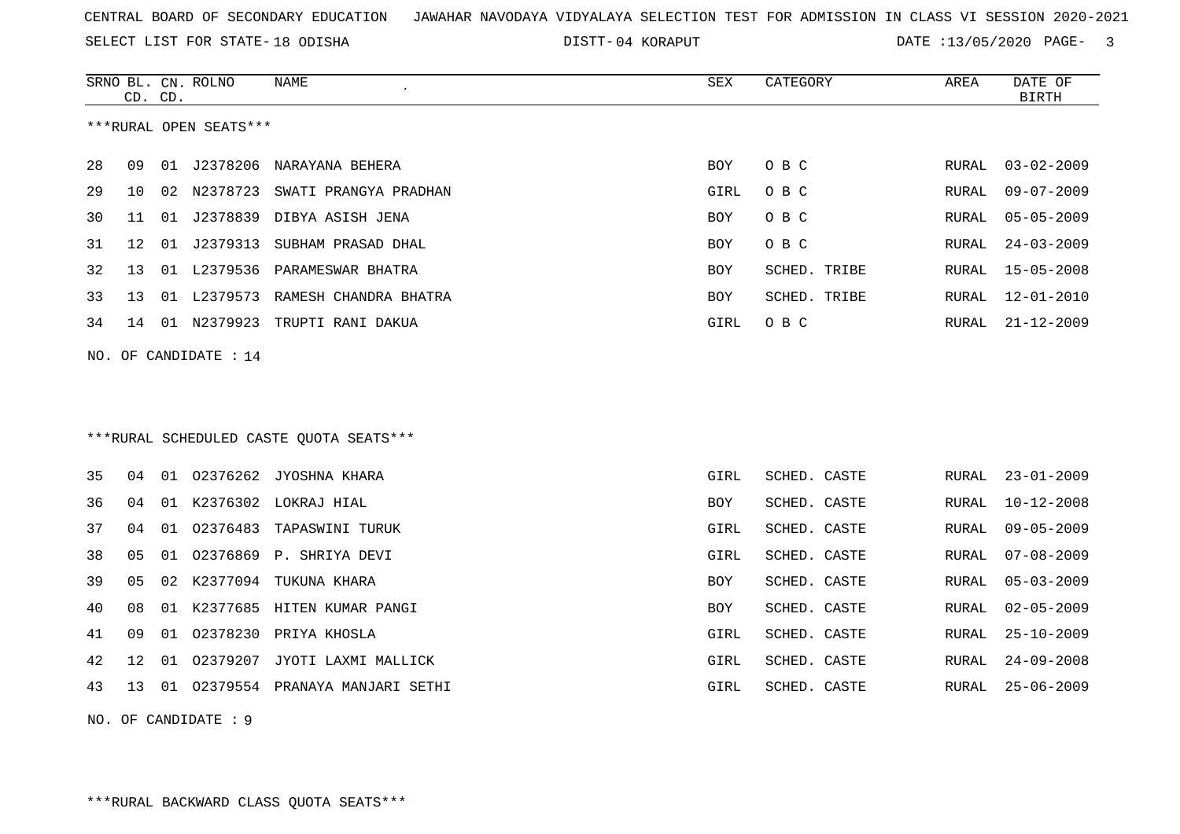CENTRAL BOARD OF SECONDARY EDUCATION JAWAHAR NAVODAYA VIDYALAYA SELECTION TEST FOR ADMISSION IN CLASS VI SESSION 2020-2021

SELECT LIST FOR STATE- 18 ODISHA DISTT- 04 KORAPUT DATE :13/05/2020

***RURAL OPEN SEATS***

| SRNO | BL. CD. | CN. CD. | ROLNO | NAME | SEX | CATEGORY | AREA | DATE OF BIRTH |
|---|---|---|---|---|---|---|---|---|
| 28 | 09 | 01 | J2378206 | NARAYANA BEHERA | BOY | O B C | RURAL | 03-02-2009 |
| 29 | 10 | 02 | N2378723 | SWATI PRANGYA PRADHAN | GIRL | O B C | RURAL | 09-07-2009 |
| 30 | 11 | 01 | J2378839 | DIBYA ASISH JENA | BOY | O B C | RURAL | 05-05-2009 |
| 31 | 12 | 01 | J2379313 | SUBHAM PRASAD DHAL | BOY | O B C | RURAL | 24-03-2009 |
| 32 | 13 | 01 | L2379536 | PARAMESWAR BHATRA | BOY | SCHED. TRIBE | RURAL | 15-05-2008 |
| 33 | 13 | 01 | L2379573 | RAMESH CHANDRA BHATRA | BOY | SCHED. TRIBE | RURAL | 12-01-2010 |
| 34 | 14 | 01 | N2379923 | TRUPTI RANI DAKUA | GIRL | O B C | RURAL | 21-12-2009 |

NO. OF CANDIDATE : 14

***RURAL SCHEDULED CASTE QUOTA SEATS***

| SRNO | BL. CD. | CN. CD. | ROLNO | NAME | SEX | CATEGORY | AREA | DATE OF BIRTH |
|---|---|---|---|---|---|---|---|---|
| 35 | 04 | 01 | O2376262 | JYOSHNA KHARA | GIRL | SCHED. CASTE | RURAL | 23-01-2009 |
| 36 | 04 | 01 | K2376302 | LOKRAJ HIAL | BOY | SCHED. CASTE | RURAL | 10-12-2008 |
| 37 | 04 | 01 | O2376483 | TAPASWINI TURUK | GIRL | SCHED. CASTE | RURAL | 09-05-2009 |
| 38 | 05 | 01 | O2376869 | P. SHRIYA DEVI | GIRL | SCHED. CASTE | RURAL | 07-08-2009 |
| 39 | 05 | 02 | K2377094 | TUKUNA KHARA | BOY | SCHED. CASTE | RURAL | 05-03-2009 |
| 40 | 08 | 01 | K2377685 | HITEN KUMAR PANGI | BOY | SCHED. CASTE | RURAL | 02-05-2009 |
| 41 | 09 | 01 | O2378230 | PRIYA KHOSLA | GIRL | SCHED. CASTE | RURAL | 25-10-2009 |
| 42 | 12 | 01 | O2379207 | JYOTI LAXMI MALLICK | GIRL | SCHED. CASTE | RURAL | 24-09-2008 |
| 43 | 13 | 01 | O2379554 | PRANAYA MANJARI SETHI | GIRL | SCHED. CASTE | RURAL | 25-06-2009 |

NO. OF CANDIDATE : 9

***RURAL BACKWARD CLASS QUOTA SEATS***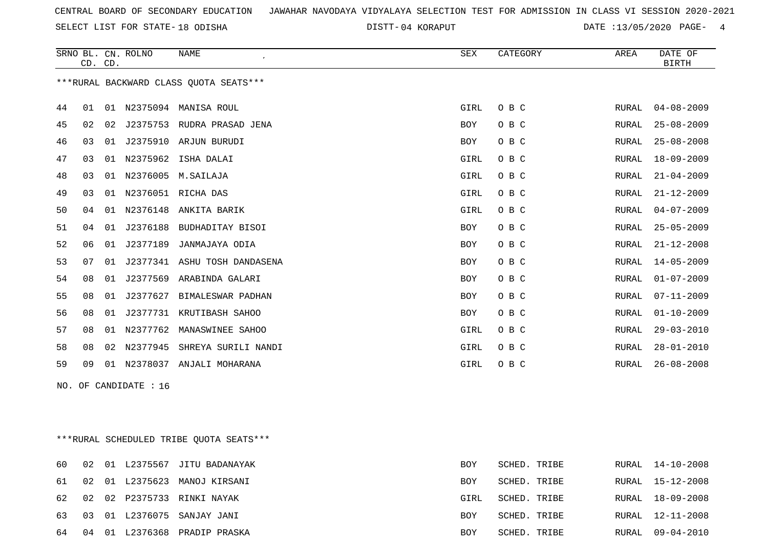CENTRAL BOARD OF SECONDARY EDUCATION JAWAHAR NAVODAYA VIDYALAYA SELECTION TEST FOR ADMISSION IN CLASS VI SESSION 2020-2021

SELECT LIST FOR STATE- 18 ODISHA DISTT- 04 KORAPUT DATE :13/05/2020

***RURAL BACKWARD CLASS QUOTA SEATS***

| SRNO | BL. CD. | CN. CD. | ROLNO | NAME | SEX | CATEGORY | AREA | DATE OF BIRTH |
|---|---|---|---|---|---|---|---|---|
| 44 | 01 | 01 | N2375094 | MANISA ROUL | GIRL | O B C | RURAL | 04-08-2009 |
| 45 | 02 | 02 | J2375753 | RUDRA PRASAD JENA | BOY | O B C | RURAL | 25-08-2009 |
| 46 | 03 | 01 | J2375910 | ARJUN BURUDI | BOY | O B C | RURAL | 25-08-2008 |
| 47 | 03 | 01 | N2375962 | ISHA DALAI | GIRL | O B C | RURAL | 18-09-2009 |
| 48 | 03 | 01 | N2376005 | M.SAILAJA | GIRL | O B C | RURAL | 21-04-2009 |
| 49 | 03 | 01 | N2376051 | RICHA DAS | GIRL | O B C | RURAL | 21-12-2009 |
| 50 | 04 | 01 | N2376148 | ANKITA BARIK | GIRL | O B C | RURAL | 04-07-2009 |
| 51 | 04 | 01 | J2376188 | BUDHADITAY BISOI | BOY | O B C | RURAL | 25-05-2009 |
| 52 | 06 | 01 | J2377189 | JANMAJAYA ODIA | BOY | O B C | RURAL | 21-12-2008 |
| 53 | 07 | 01 | J2377341 | ASHU TOSH DANDASENA | BOY | O B C | RURAL | 14-05-2009 |
| 54 | 08 | 01 | J2377569 | ARABINDA GALARI | BOY | O B C | RURAL | 01-07-2009 |
| 55 | 08 | 01 | J2377627 | BIMALESWAR PADHAN | BOY | O B C | RURAL | 07-11-2009 |
| 56 | 08 | 01 | J2377731 | KRUTIBASH SAHOO | BOY | O B C | RURAL | 01-10-2009 |
| 57 | 08 | 01 | N2377762 | MANASWINEE SAHOO | GIRL | O B C | RURAL | 29-03-2010 |
| 58 | 08 | 02 | N2377945 | SHREYA SURILI NANDI | GIRL | O B C | RURAL | 28-01-2010 |
| 59 | 09 | 01 | N2378037 | ANJALI MOHARANA | GIRL | O B C | RURAL | 26-08-2008 |

NO. OF CANDIDATE : 16

***RURAL SCHEDULED TRIBE QUOTA SEATS***

| SRNO | BL. CD. | CN. CD. | ROLNO | NAME | SEX | CATEGORY | AREA | DATE OF BIRTH |
|---|---|---|---|---|---|---|---|---|
| 60 | 02 | 01 | L2375567 | JITU BADANAYAK | BOY | SCHED. TRIBE | RURAL | 14-10-2008 |
| 61 | 02 | 01 | L2375623 | MANOJ KIRSANI | BOY | SCHED. TRIBE | RURAL | 15-12-2008 |
| 62 | 02 | 02 | P2375733 | RINKI NAYAK | GIRL | SCHED. TRIBE | RURAL | 18-09-2008 |
| 63 | 03 | 01 | L2376075 | SANJAY JANI | BOY | SCHED. TRIBE | RURAL | 12-11-2008 |
| 64 | 04 | 01 | L2376368 | PRADIP PRASKA | BOY | SCHED. TRIBE | RURAL | 09-04-2010 |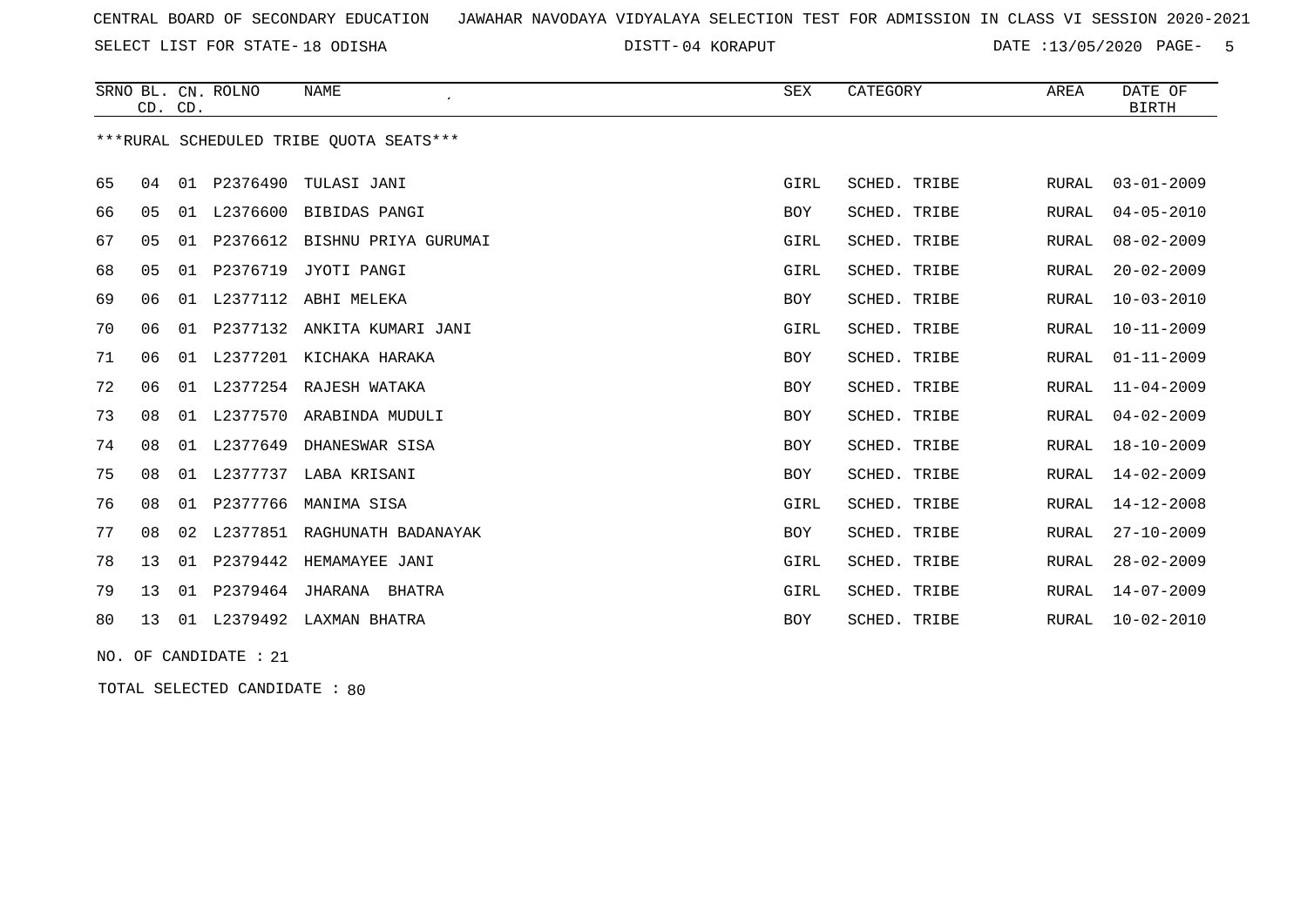CENTRAL BOARD OF SECONDARY EDUCATION   JAWAHAR NAVODAYA VIDYALAYA SELECTION TEST FOR ADMISSION IN CLASS VI SESSION 2020-2021

SELECT LIST FOR STATE- 18 ODISHA   DISTT- 04 KORAPUT   DATE :13/05/2020

***RURAL SCHEDULED TRIBE QUOTA SEATS***

| SRNO | BL. CD. | CN. CD. | ROLNO | NAME | SEX | CATEGORY | AREA | DATE OF BIRTH |
|---|---|---|---|---|---|---|---|---|
| 65 | 04 | 01 | P2376490 | TULASI JANI | GIRL | SCHED. TRIBE | RURAL | 03-01-2009 |
| 66 | 05 | 01 | L2376600 | BIBIDAS PANGI | BOY | SCHED. TRIBE | RURAL | 04-05-2010 |
| 67 | 05 | 01 | P2376612 | BISHNU PRIYA GURUMAI | GIRL | SCHED. TRIBE | RURAL | 08-02-2009 |
| 68 | 05 | 01 | P2376719 | JYOTI PANGI | GIRL | SCHED. TRIBE | RURAL | 20-02-2009 |
| 69 | 06 | 01 | L2377112 | ABHI MELEKA | BOY | SCHED. TRIBE | RURAL | 10-03-2010 |
| 70 | 06 | 01 | P2377132 | ANKITA KUMARI JANI | GIRL | SCHED. TRIBE | RURAL | 10-11-2009 |
| 71 | 06 | 01 | L2377201 | KICHAKA HARAKA | BOY | SCHED. TRIBE | RURAL | 01-11-2009 |
| 72 | 06 | 01 | L2377254 | RAJESH WATAKA | BOY | SCHED. TRIBE | RURAL | 11-04-2009 |
| 73 | 08 | 01 | L2377570 | ARABINDA MUDULI | BOY | SCHED. TRIBE | RURAL | 04-02-2009 |
| 74 | 08 | 01 | L2377649 | DHANESWAR SISA | BOY | SCHED. TRIBE | RURAL | 18-10-2009 |
| 75 | 08 | 01 | L2377737 | LABA KRISANI | BOY | SCHED. TRIBE | RURAL | 14-02-2009 |
| 76 | 08 | 01 | P2377766 | MANIMA SISA | GIRL | SCHED. TRIBE | RURAL | 14-12-2008 |
| 77 | 08 | 02 | L2377851 | RAGHUNATH BADANAYAK | BOY | SCHED. TRIBE | RURAL | 27-10-2009 |
| 78 | 13 | 01 | P2379442 | HEMAMAYEE JANI | GIRL | SCHED. TRIBE | RURAL | 28-02-2009 |
| 79 | 13 | 01 | P2379464 | JHARANA  BHATRA | GIRL | SCHED. TRIBE | RURAL | 14-07-2009 |
| 80 | 13 | 01 | L2379492 | LAXMAN BHATRA | BOY | SCHED. TRIBE | RURAL | 10-02-2010 |

NO. OF CANDIDATE : 21

TOTAL SELECTED CANDIDATE : 80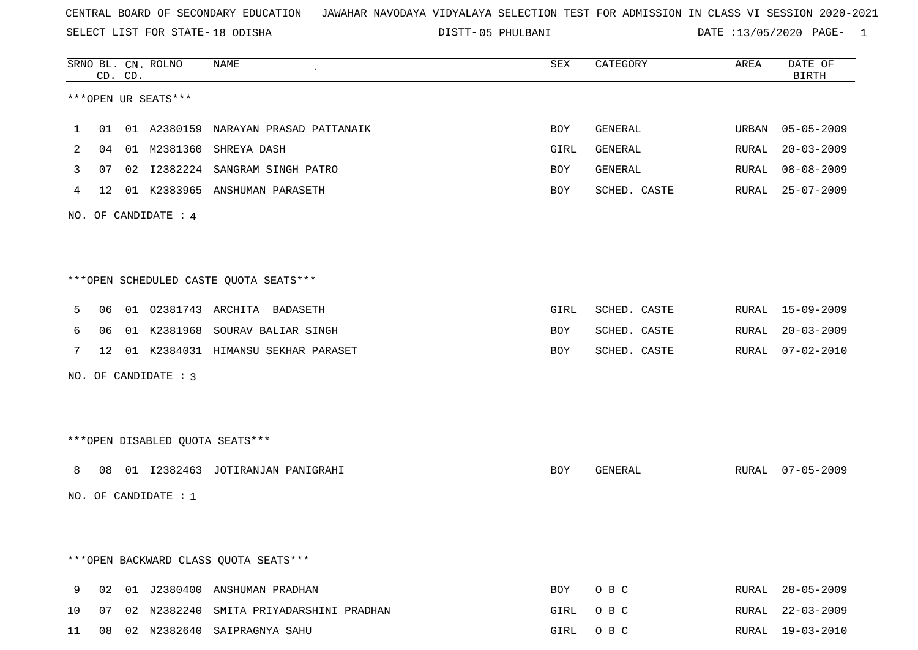CENTRAL BOARD OF SECONDARY EDUCATION JAWAHAR NAVODAYA VIDYALAYA SELECTION TEST FOR ADMISSION IN CLASS VI SESSION 2020-2021

SELECT LIST FOR STATE- 18 ODISHA DISTT- 05 PHULBANI DATE :13/05/2020

***OPEN UR SEATS***

| SRNO | BL. CD. | CN. CD. | ROLNO | NAME | SEX | CATEGORY | AREA | DATE OF BIRTH |
|---|---|---|---|---|---|---|---|---|
| 1 | 01 | 01 | A2380159 | NARAYAN PRASAD PATTANAIK | BOY | GENERAL | URBAN | 05-05-2009 |
| 2 | 04 | 01 | M2381360 | SHREYA DASH | GIRL | GENERAL | RURAL | 20-03-2009 |
| 3 | 07 | 02 | I2382224 | SANGRAM SINGH PATRO | BOY | GENERAL | RURAL | 08-08-2009 |
| 4 | 12 | 01 | K2383965 | ANSHUMAN PARASETH | BOY | SCHED. CASTE | RURAL | 25-07-2009 |

NO. OF CANDIDATE : 4

***OPEN SCHEDULED CASTE QUOTA SEATS***

| SRNO | BL. CD. | CN. CD. | ROLNO | NAME | SEX | CATEGORY | AREA | DATE OF BIRTH |
|---|---|---|---|---|---|---|---|---|
| 5 | 06 | 01 | O2381743 | ARCHITA BADASETH | GIRL | SCHED. CASTE | RURAL | 15-09-2009 |
| 6 | 06 | 01 | K2381968 | SOURAV BALIAR SINGH | BOY | SCHED. CASTE | RURAL | 20-03-2009 |
| 7 | 12 | 01 | K2384031 | HIMANSU SEKHAR PARASET | BOY | SCHED. CASTE | RURAL | 07-02-2010 |

NO. OF CANDIDATE : 3

***OPEN DISABLED QUOTA SEATS***

| SRNO | BL. CD. | CN. CD. | ROLNO | NAME | SEX | CATEGORY | AREA | DATE OF BIRTH |
|---|---|---|---|---|---|---|---|---|
| 8 | 08 | 01 | I2382463 | JOTIRANJAN PANIGRAHI | BOY | GENERAL | RURAL | 07-05-2009 |

NO. OF CANDIDATE : 1

***OPEN BACKWARD CLASS QUOTA SEATS***

| SRNO | BL. CD. | CN. CD. | ROLNO | NAME | SEX | CATEGORY | AREA | DATE OF BIRTH |
|---|---|---|---|---|---|---|---|---|
| 9 | 02 | 01 | J2380400 | ANSHUMAN PRADHAN | BOY | O B C | RURAL | 28-05-2009 |
| 10 | 07 | 02 | N2382240 | SMITA PRIYADARSHINI PRADHAN | GIRL | O B C | RURAL | 22-03-2009 |
| 11 | 08 | 02 | N2382640 | SAIPRAGNYA SAHU | GIRL | O B C | RURAL | 19-03-2010 |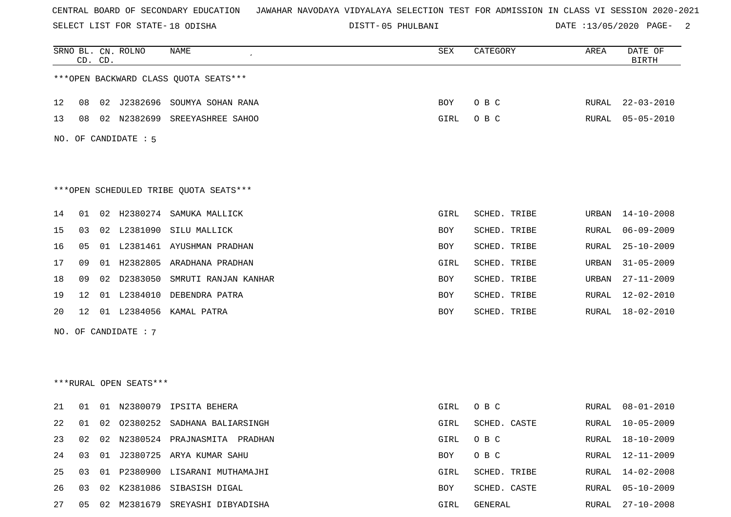CENTRAL BOARD OF SECONDARY EDUCATION JAWAHAR NAVODAYA VIDYALAYA SELECTION TEST FOR ADMISSION IN CLASS VI SESSION 2020-2021

SELECT LIST FOR STATE- 18 ODISHA DISTT- 05 PHULBANI DATE :13/05/2020 PAGE- 2

| SRNO | BL. CD. | CN. CD. | ROLNO | NAME | SEX | CATEGORY | AREA | DATE OF BIRTH |
|---|---|---|---|---|---|---|---|---|

***OPEN BACKWARD CLASS QUOTA SEATS***

| SRNO | BL. CD. | CN. CD. | ROLNO | NAME | SEX | CATEGORY | AREA | DATE OF BIRTH |
|---|---|---|---|---|---|---|---|---|
| 12 | 08 | 02 | J2382696 | SOUMYA SOHAN RANA | BOY | O B C | RURAL | 22-03-2010 |
| 13 | 08 | 02 | N2382699 | SREEYASHREE SAHOO | GIRL | O B C | RURAL | 05-05-2010 |

NO. OF CANDIDATE : 5

***OPEN SCHEDULED TRIBE QUOTA SEATS***

| SRNO | BL. CD. | CN. CD. | ROLNO | NAME | SEX | CATEGORY | AREA | DATE OF BIRTH |
|---|---|---|---|---|---|---|---|---|
| 14 | 01 | 02 | H2380274 | SAMUKA MALLICK | GIRL | SCHED. TRIBE | URBAN | 14-10-2008 |
| 15 | 03 | 02 | L2381090 | SILU MALLICK | BOY | SCHED. TRIBE | RURAL | 06-09-2009 |
| 16 | 05 | 01 | L2381461 | AYUSHMAN PRADHAN | BOY | SCHED. TRIBE | RURAL | 25-10-2009 |
| 17 | 09 | 01 | H2382805 | ARADHANA PRADHAN | GIRL | SCHED. TRIBE | URBAN | 31-05-2009 |
| 18 | 09 | 02 | D2383050 | SMRUTI RANJAN KANHAR | BOY | SCHED. TRIBE | URBAN | 27-11-2009 |
| 19 | 12 | 01 | L2384010 | DEBENDRA PATRA | BOY | SCHED. TRIBE | RURAL | 12-02-2010 |
| 20 | 12 | 01 | L2384056 | KAMAL PATRA | BOY | SCHED. TRIBE | RURAL | 18-02-2010 |

NO. OF CANDIDATE : 7

***RURAL OPEN SEATS***

| SRNO | BL. CD. | CN. CD. | ROLNO | NAME | SEX | CATEGORY | AREA | DATE OF BIRTH |
|---|---|---|---|---|---|---|---|---|
| 21 | 01 | 01 | N2380079 | IPSITA BEHERA | GIRL | O B C | RURAL | 08-01-2010 |
| 22 | 01 | 02 | O2380252 | SADHANA BALIARSINGH | GIRL | SCHED. CASTE | RURAL | 10-05-2009 |
| 23 | 02 | 02 | N2380524 | PRAJNASMITA PRADHAN | GIRL | O B C | RURAL | 18-10-2009 |
| 24 | 03 | 01 | J2380725 | ARYA KUMAR SAHU | BOY | O B C | RURAL | 12-11-2009 |
| 25 | 03 | 01 | P2380900 | LISARANI MUTHAMAJHI | GIRL | SCHED. TRIBE | RURAL | 14-02-2008 |
| 26 | 03 | 02 | K2381086 | SIBASISH DIGAL | BOY | SCHED. CASTE | RURAL | 05-10-2009 |
| 27 | 05 | 02 | M2381679 | SREYASHI DIBYADISHA | GIRL | GENERAL | RURAL | 27-10-2008 |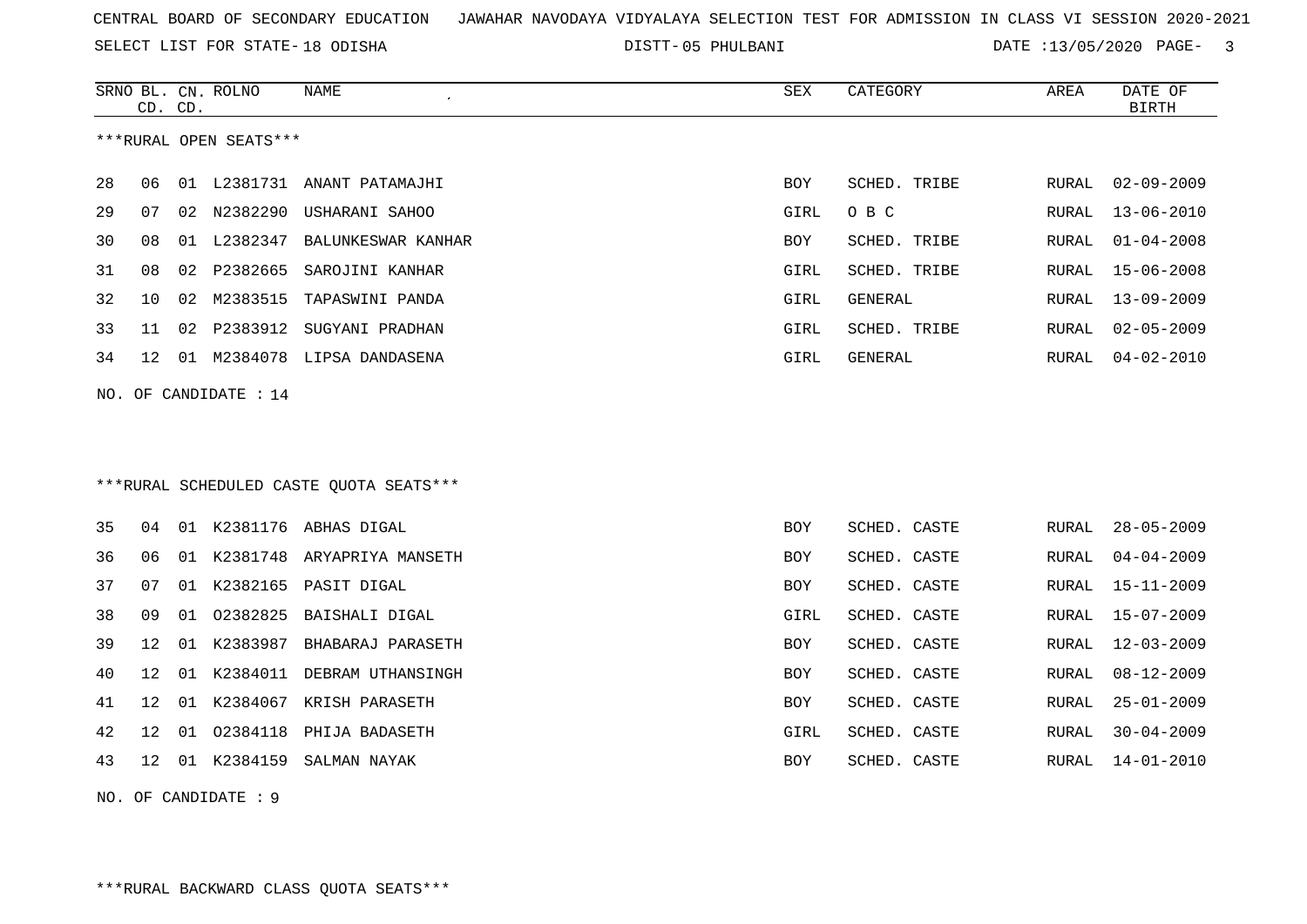CENTRAL BOARD OF SECONDARY EDUCATION JAWAHAR NAVODAYA VIDYALAYA SELECTION TEST FOR ADMISSION IN CLASS VI SESSION 2020-2021

SELECT LIST FOR STATE- 18 ODISHA DISTT- 05 PHULBANI DATE :13/05/2020

***RURAL OPEN SEATS***

| SRNO | BL. CD. | CN. CD. | ROLNO | NAME | SEX | CATEGORY | AREA | DATE OF BIRTH |
|---|---|---|---|---|---|---|---|---|
| 28 | 06 | 01 | L2381731 | ANANT PATAMAJHI | BOY | SCHED. TRIBE | RURAL | 02-09-2009 |
| 29 | 07 | 02 | N2382290 | USHARANI SAHOO | GIRL | O B C | RURAL | 13-06-2010 |
| 30 | 08 | 01 | L2382347 | BALUNKESWAR KANHAR | BOY | SCHED. TRIBE | RURAL | 01-04-2008 |
| 31 | 08 | 02 | P2382665 | SAROJINI KANHAR | GIRL | SCHED. TRIBE | RURAL | 15-06-2008 |
| 32 | 10 | 02 | M2383515 | TAPASWINI PANDA | GIRL | GENERAL | RURAL | 13-09-2009 |
| 33 | 11 | 02 | P2383912 | SUGYANI PRADHAN | GIRL | SCHED. TRIBE | RURAL | 02-05-2009 |
| 34 | 12 | 01 | M2384078 | LIPSA DANDASENA | GIRL | GENERAL | RURAL | 04-02-2010 |

NO. OF CANDIDATE : 14

***RURAL SCHEDULED CASTE QUOTA SEATS***

| SRNO | BL. CD. | CN. CD. | ROLNO | NAME | SEX | CATEGORY | AREA | DATE OF BIRTH |
|---|---|---|---|---|---|---|---|---|
| 35 | 04 | 01 | K2381176 | ABHAS DIGAL | BOY | SCHED. CASTE | RURAL | 28-05-2009 |
| 36 | 06 | 01 | K2381748 | ARYAPRIYA MANSETH | BOY | SCHED. CASTE | RURAL | 04-04-2009 |
| 37 | 07 | 01 | K2382165 | PASIT DIGAL | BOY | SCHED. CASTE | RURAL | 15-11-2009 |
| 38 | 09 | 01 | O2382825 | BAISHALI DIGAL | GIRL | SCHED. CASTE | RURAL | 15-07-2009 |
| 39 | 12 | 01 | K2383987 | BHABARAJ PARASETH | BOY | SCHED. CASTE | RURAL | 12-03-2009 |
| 40 | 12 | 01 | K2384011 | DEBRAM UTHANSINGH | BOY | SCHED. CASTE | RURAL | 08-12-2009 |
| 41 | 12 | 01 | K2384067 | KRISH PARASETH | BOY | SCHED. CASTE | RURAL | 25-01-2009 |
| 42 | 12 | 01 | O2384118 | PHIJA BADASETH | GIRL | SCHED. CASTE | RURAL | 30-04-2009 |
| 43 | 12 | 01 | K2384159 | SALMAN NAYAK | BOY | SCHED. CASTE | RURAL | 14-01-2010 |

NO. OF CANDIDATE : 9

***RURAL BACKWARD CLASS QUOTA SEATS***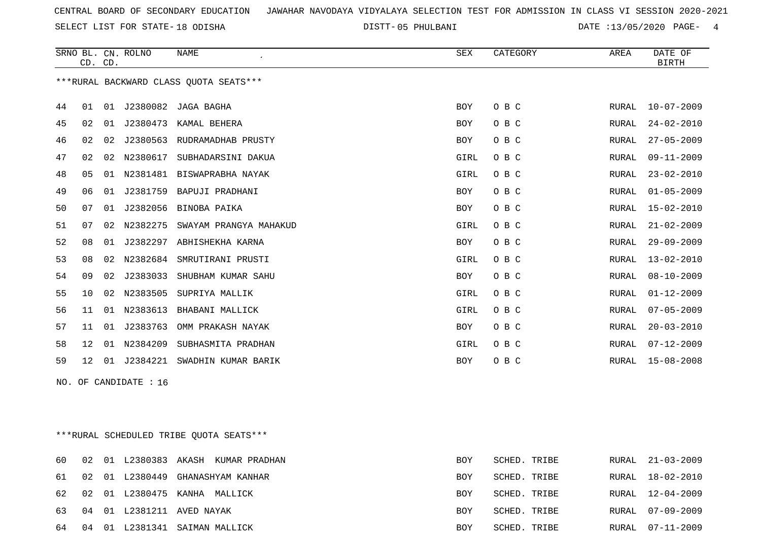CENTRAL BOARD OF SECONDARY EDUCATION JAWAHAR NAVODAYA VIDYALAYA SELECTION TEST FOR ADMISSION IN CLASS VI SESSION 2020-2021

SELECT LIST FOR STATE- 18 ODISHA DISTT- 05 PHULBANI DATE :13/05/2020

***RURAL BACKWARD CLASS QUOTA SEATS***

| SRNO | BL. CD. | CN. CD. | ROLNO | NAME | SEX | CATEGORY | AREA | DATE OF BIRTH |
|---|---|---|---|---|---|---|---|---|
| 44 | 01 | 01 | J2380082 | JAGA BAGHA | BOY | O B C | RURAL | 10-07-2009 |
| 45 | 02 | 01 | J2380473 | KAMAL BEHERA | BOY | O B C | RURAL | 24-02-2010 |
| 46 | 02 | 02 | J2380563 | RUDRAMADHAB PRUSTY | BOY | O B C | RURAL | 27-05-2009 |
| 47 | 02 | 02 | N2380617 | SUBHADARSINI DAKUA | GIRL | O B C | RURAL | 09-11-2009 |
| 48 | 05 | 01 | N2381481 | BISWAPRABHA NAYAK | GIRL | O B C | RURAL | 23-02-2010 |
| 49 | 06 | 01 | J2381759 | BAPUJI PRADHANI | BOY | O B C | RURAL | 01-05-2009 |
| 50 | 07 | 01 | J2382056 | BINOBA PAIKA | BOY | O B C | RURAL | 15-02-2010 |
| 51 | 07 | 02 | N2382275 | SWAYAM PRANGYA MAHAKUD | GIRL | O B C | RURAL | 21-02-2009 |
| 52 | 08 | 01 | J2382297 | ABHISHEKHA KARNA | BOY | O B C | RURAL | 29-09-2009 |
| 53 | 08 | 02 | N2382684 | SMRUTIRANI PRUSTI | GIRL | O B C | RURAL | 13-02-2010 |
| 54 | 09 | 02 | J2383033 | SHUBHAM KUMAR SAHU | BOY | O B C | RURAL | 08-10-2009 |
| 55 | 10 | 02 | N2383505 | SUPRIYA MALLIK | GIRL | O B C | RURAL | 01-12-2009 |
| 56 | 11 | 01 | N2383613 | BHABANI MALLICK | GIRL | O B C | RURAL | 07-05-2009 |
| 57 | 11 | 01 | J2383763 | OMM PRAKASH NAYAK | BOY | O B C | RURAL | 20-03-2010 |
| 58 | 12 | 01 | N2384209 | SUBHASMITA PRADHAN | GIRL | O B C | RURAL | 07-12-2009 |
| 59 | 12 | 01 | J2384221 | SWADHIN KUMAR BARIK | BOY | O B C | RURAL | 15-08-2008 |

NO. OF CANDIDATE : 16

***RURAL SCHEDULED TRIBE QUOTA SEATS***

| SRNO | BL. CD. | CN. CD. | ROLNO | NAME | SEX | CATEGORY | AREA | DATE OF BIRTH |
|---|---|---|---|---|---|---|---|---|
| 60 | 02 | 01 | L2380383 | AKASH KUMAR PRADHAN | BOY | SCHED. TRIBE | RURAL | 21-03-2009 |
| 61 | 02 | 01 | L2380449 | GHANASHYAM KANHAR | BOY | SCHED. TRIBE | RURAL | 18-02-2010 |
| 62 | 02 | 01 | L2380475 | KANHA MALLICK | BOY | SCHED. TRIBE | RURAL | 12-04-2009 |
| 63 | 04 | 01 | L2381211 | AVED NAYAK | BOY | SCHED. TRIBE | RURAL | 07-09-2009 |
| 64 | 04 | 01 | L2381341 | SAIMAN MALLICK | BOY | SCHED. TRIBE | RURAL | 07-11-2009 |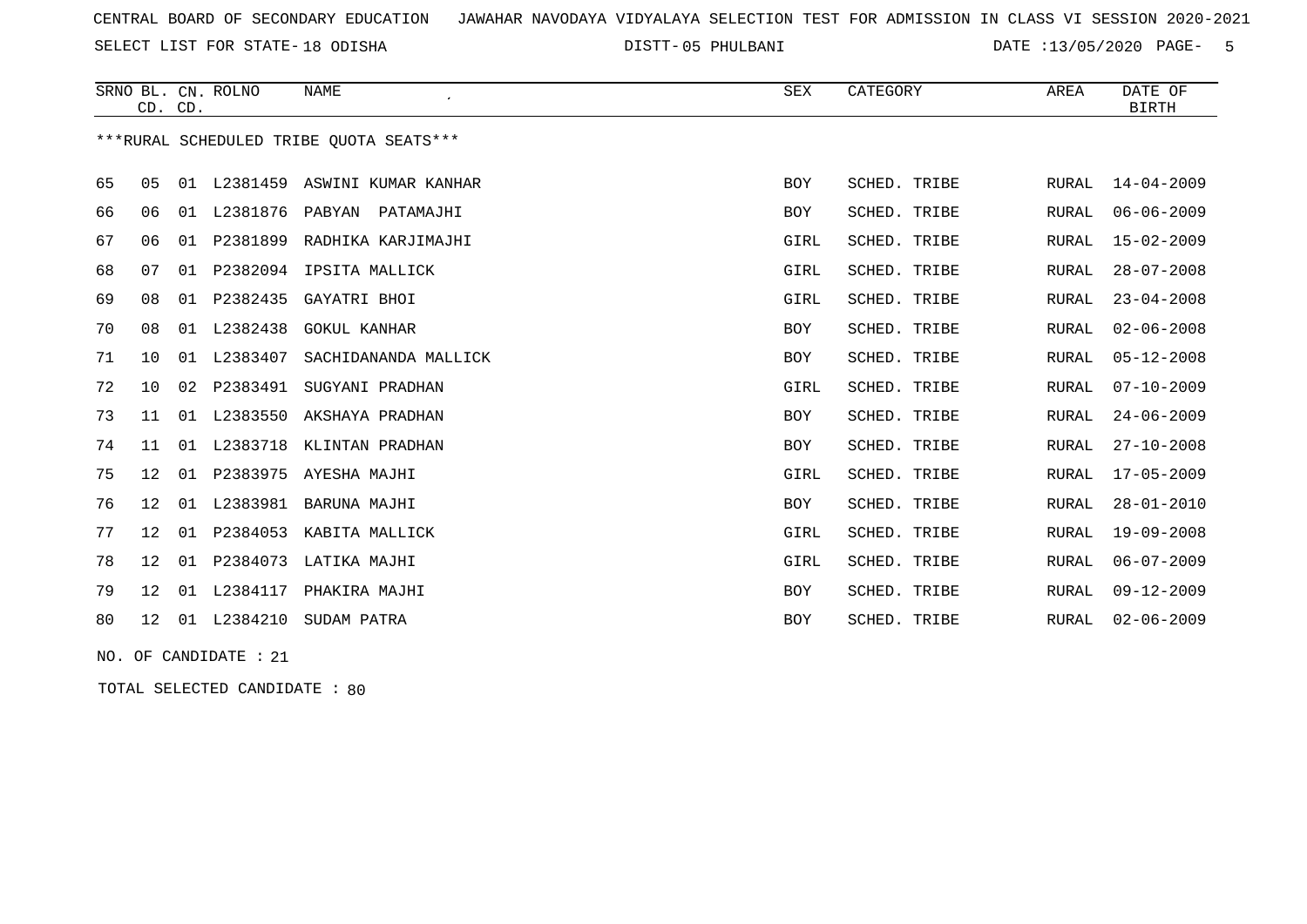CENTRAL BOARD OF SECONDARY EDUCATION JAWAHAR NAVODAYA VIDYALAYA SELECTION TEST FOR ADMISSION IN CLASS VI SESSION 2020-2021

SELECT LIST FOR STATE- 18 ODISHA DISTT- 05 PHULBANI DATE :13/05/2020

| SRNO | BL. CD. | CN. CD. | ROLNO | NAME | SEX | CATEGORY | AREA | DATE OF BIRTH |
|---|---|---|---|---|---|---|---|---|

***RURAL SCHEDULED TRIBE QUOTA SEATS***

| SRNO | BL. CD. | CN. CD. | ROLNO | NAME | SEX | CATEGORY | AREA | DATE OF BIRTH |
|---|---|---|---|---|---|---|---|---|
| 65 | 05 | 01 | L2381459 | ASWINI KUMAR KANHAR | BOY | SCHED. TRIBE | RURAL | 14-04-2009 |
| 66 | 06 | 01 | L2381876 | PABYAN PATAMAJHI | BOY | SCHED. TRIBE | RURAL | 06-06-2009 |
| 67 | 06 | 01 | P2381899 | RADHIKA KARJIMAJHI | GIRL | SCHED. TRIBE | RURAL | 15-02-2009 |
| 68 | 07 | 01 | P2382094 | IPSITA MALLICK | GIRL | SCHED. TRIBE | RURAL | 28-07-2008 |
| 69 | 08 | 01 | P2382435 | GAYATRI BHOI | GIRL | SCHED. TRIBE | RURAL | 23-04-2008 |
| 70 | 08 | 01 | L2382438 | GOKUL KANHAR | BOY | SCHED. TRIBE | RURAL | 02-06-2008 |
| 71 | 10 | 01 | L2383407 | SACHIDANANDA MALLICK | BOY | SCHED. TRIBE | RURAL | 05-12-2008 |
| 72 | 10 | 02 | P2383491 | SUGYANI PRADHAN | GIRL | SCHED. TRIBE | RURAL | 07-10-2009 |
| 73 | 11 | 01 | L2383550 | AKSHAYA PRADHAN | BOY | SCHED. TRIBE | RURAL | 24-06-2009 |
| 74 | 11 | 01 | L2383718 | KLINTAN PRADHAN | BOY | SCHED. TRIBE | RURAL | 27-10-2008 |
| 75 | 12 | 01 | P2383975 | AYESHA MAJHI | GIRL | SCHED. TRIBE | RURAL | 17-05-2009 |
| 76 | 12 | 01 | L2383981 | BARUNA MAJHI | BOY | SCHED. TRIBE | RURAL | 28-01-2010 |
| 77 | 12 | 01 | P2384053 | KABITA MALLICK | GIRL | SCHED. TRIBE | RURAL | 19-09-2008 |
| 78 | 12 | 01 | P2384073 | LATIKA MAJHI | GIRL | SCHED. TRIBE | RURAL | 06-07-2009 |
| 79 | 12 | 01 | L2384117 | PHAKIRA MAJHI | BOY | SCHED. TRIBE | RURAL | 09-12-2009 |
| 80 | 12 | 01 | L2384210 | SUDAM PATRA | BOY | SCHED. TRIBE | RURAL | 02-06-2009 |

NO. OF CANDIDATE : 21

TOTAL SELECTED CANDIDATE : 80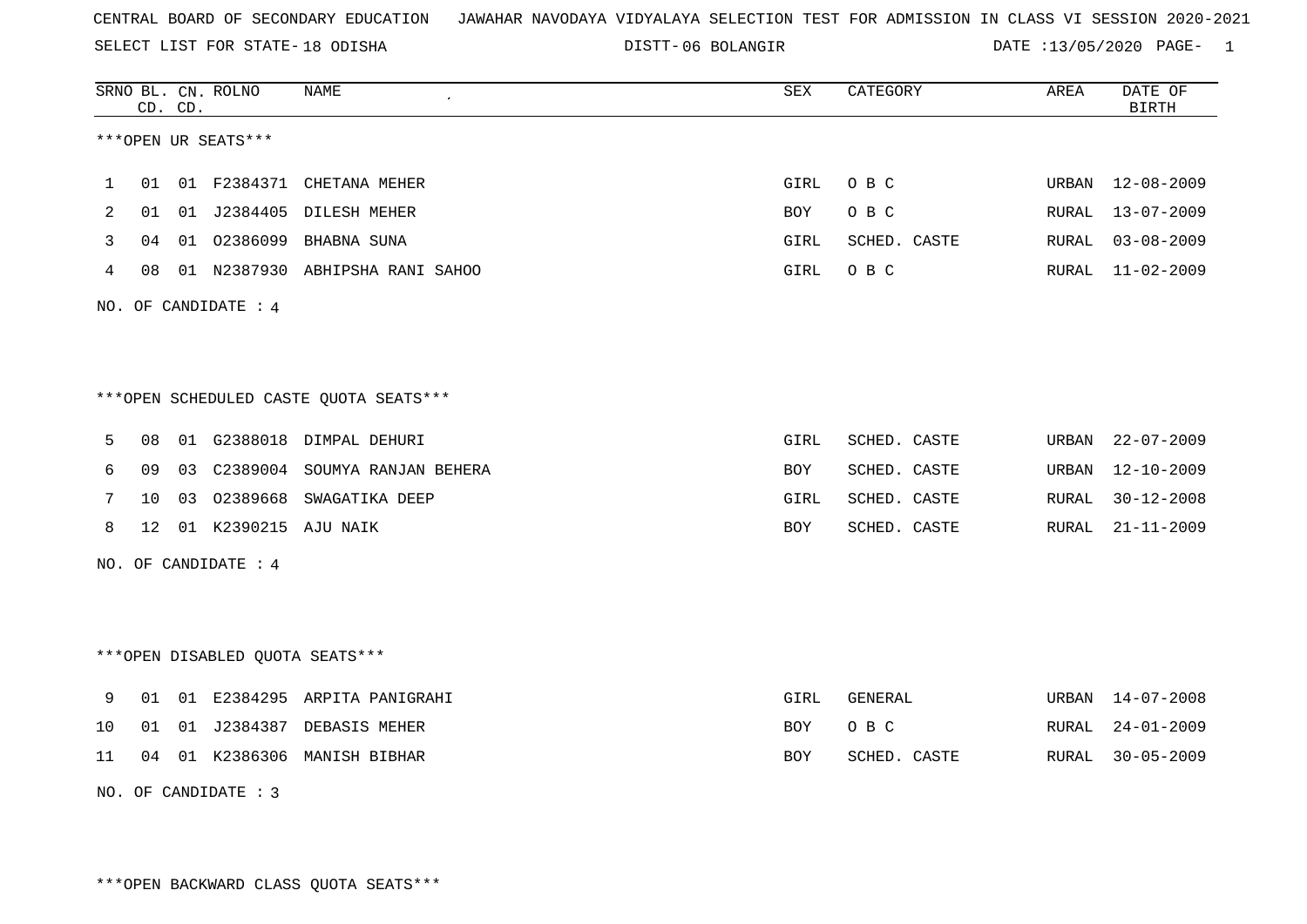CENTRAL BOARD OF SECONDARY EDUCATION JAWAHAR NAVODAYA VIDYALAYA SELECTION TEST FOR ADMISSION IN CLASS VI SESSION 2020-2021

SELECT LIST FOR STATE- 18 ODISHA DISTT- 06 BOLANGIR DATE :13/05/2020

***OPEN UR SEATS***

| SRNO | BL. CD. | CN. CD. | ROLNO | NAME | SEX | CATEGORY | AREA | DATE OF BIRTH |
|---|---|---|---|---|---|---|---|---|
| 1 | 01 | 01 | F2384371 | CHETANA MEHER | GIRL | O B C | URBAN | 12-08-2009 |
| 2 | 01 | 01 | J2384405 | DILESH MEHER | BOY | O B C | RURAL | 13-07-2009 |
| 3 | 04 | 01 | O2386099 | BHABNA SUNA | GIRL | SCHED. CASTE | RURAL | 03-08-2009 |
| 4 | 08 | 01 | N2387930 | ABHIPSHA RANI SAHOO | GIRL | O B C | RURAL | 11-02-2009 |

NO. OF CANDIDATE : 4

***OPEN SCHEDULED CASTE QUOTA SEATS***

| SRNO | BL. CD. | CN. CD. | ROLNO | NAME | SEX | CATEGORY | AREA | DATE OF BIRTH |
|---|---|---|---|---|---|---|---|---|
| 5 | 08 | 01 | G2388018 | DIMPAL DEHURI | GIRL | SCHED. CASTE | URBAN | 22-07-2009 |
| 6 | 09 | 03 | C2389004 | SOUMYA RANJAN BEHERA | BOY | SCHED. CASTE | URBAN | 12-10-2009 |
| 7 | 10 | 03 | O2389668 | SWAGATIKA DEEP | GIRL | SCHED. CASTE | RURAL | 30-12-2008 |
| 8 | 12 | 01 | K2390215 | AJU NAIK | BOY | SCHED. CASTE | RURAL | 21-11-2009 |

NO. OF CANDIDATE : 4

***OPEN DISABLED QUOTA SEATS***

| SRNO | BL. CD. | CN. CD. | ROLNO | NAME | SEX | CATEGORY | AREA | DATE OF BIRTH |
|---|---|---|---|---|---|---|---|---|
| 9 | 01 | 01 | E2384295 | ARPITA PANIGRAHI | GIRL | GENERAL | URBAN | 14-07-2008 |
| 10 | 01 | 01 | J2384387 | DEBASIS MEHER | BOY | O B C | RURAL | 24-01-2009 |
| 11 | 04 | 01 | K2386306 | MANISH BIBHAR | BOY | SCHED. CASTE | RURAL | 30-05-2009 |

NO. OF CANDIDATE : 3

***OPEN BACKWARD CLASS QUOTA SEATS***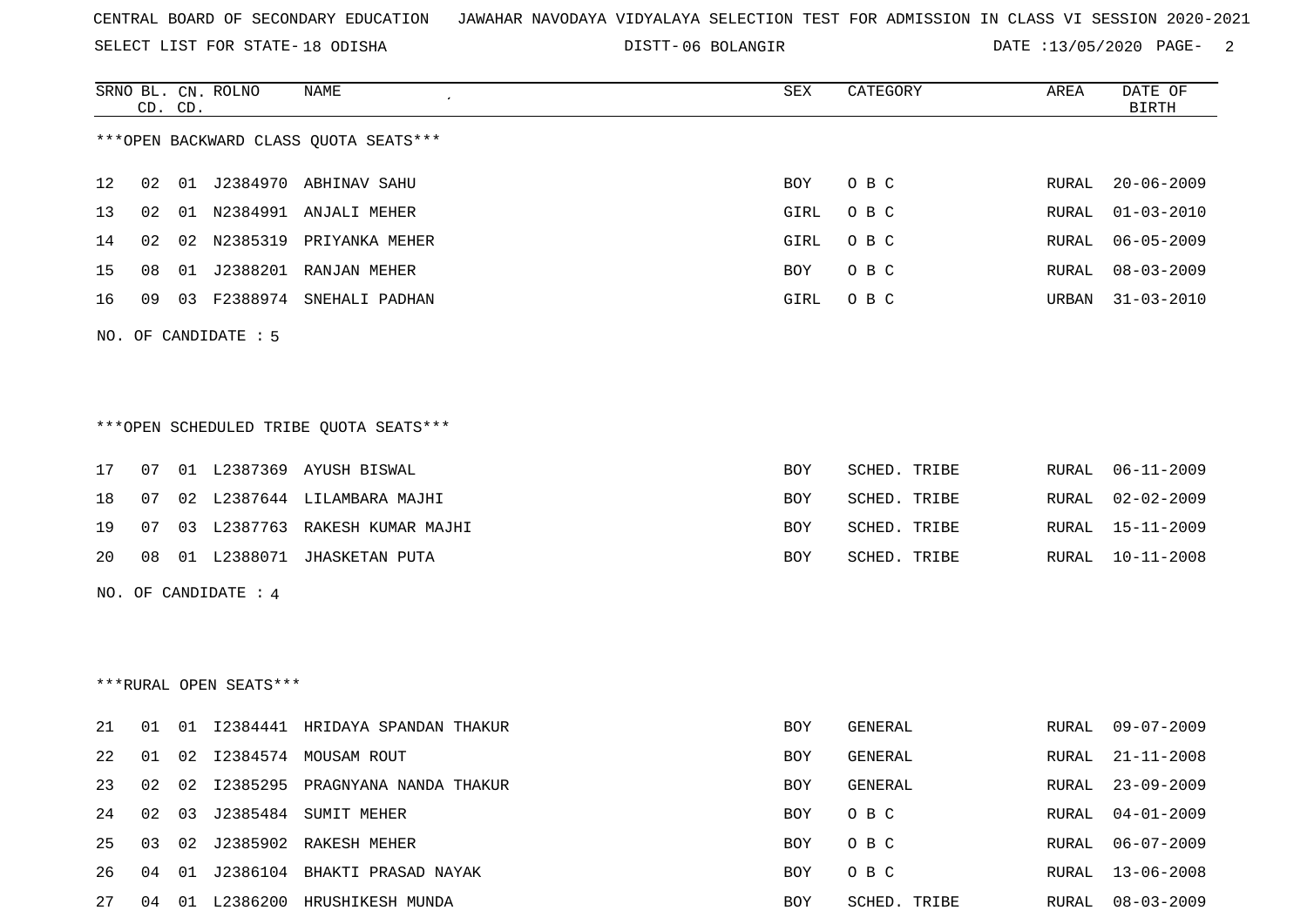CENTRAL BOARD OF SECONDARY EDUCATION JAWAHAR NAVODAYA VIDYALAYA SELECTION TEST FOR ADMISSION IN CLASS VI SESSION 2020-2021

SELECT LIST FOR STATE- 18 ODISHA DISTT- 06 BOLANGIR DATE :13/05/2020

***OPEN BACKWARD CLASS QUOTA SEATS***

| SRNO | BL. CD. | CN. CD. | ROLNO | NAME | SEX | CATEGORY | AREA | DATE OF BIRTH |
|---|---|---|---|---|---|---|---|---|
| 12 | 02 | 01 | J2384970 | ABHINAV SAHU | BOY | O B C | RURAL | 20-06-2009 |
| 13 | 02 | 01 | N2384991 | ANJALI MEHER | GIRL | O B C | RURAL | 01-03-2010 |
| 14 | 02 | 02 | N2385319 | PRIYANKA MEHER | GIRL | O B C | RURAL | 06-05-2009 |
| 15 | 08 | 01 | J2388201 | RANJAN MEHER | BOY | O B C | RURAL | 08-03-2009 |
| 16 | 09 | 03 | F2388974 | SNEHALI PADHAN | GIRL | O B C | URBAN | 31-03-2010 |

NO. OF CANDIDATE : 5

***OPEN SCHEDULED TRIBE QUOTA SEATS***

| SRNO | BL. CD. | CN. CD. | ROLNO | NAME | SEX | CATEGORY | AREA | DATE OF BIRTH |
|---|---|---|---|---|---|---|---|---|
| 17 | 07 | 01 | L2387369 | AYUSH BISWAL | BOY | SCHED. TRIBE | RURAL | 06-11-2009 |
| 18 | 07 | 02 | L2387644 | LILAMBARA MAJHI | BOY | SCHED. TRIBE | RURAL | 02-02-2009 |
| 19 | 07 | 03 | L2387763 | RAKESH KUMAR MAJHI | BOY | SCHED. TRIBE | RURAL | 15-11-2009 |
| 20 | 08 | 01 | L2388071 | JHASKETAN PUTA | BOY | SCHED. TRIBE | RURAL | 10-11-2008 |

NO. OF CANDIDATE : 4

***RURAL OPEN SEATS***

| SRNO | BL. CD. | CN. CD. | ROLNO | NAME | SEX | CATEGORY | AREA | DATE OF BIRTH |
|---|---|---|---|---|---|---|---|---|
| 21 | 01 | 01 | I2384441 | HRIDAYA SPANDAN THAKUR | BOY | GENERAL | RURAL | 09-07-2009 |
| 22 | 01 | 02 | I2384574 | MOUSAM ROUT | BOY | GENERAL | RURAL | 21-11-2008 |
| 23 | 02 | 02 | I2385295 | PRAGNYANA NANDA THAKUR | BOY | GENERAL | RURAL | 23-09-2009 |
| 24 | 02 | 03 | J2385484 | SUMIT MEHER | BOY | O B C | RURAL | 04-01-2009 |
| 25 | 03 | 02 | J2385902 | RAKESH MEHER | BOY | O B C | RURAL | 06-07-2009 |
| 26 | 04 | 01 | J2386104 | BHAKTI PRASAD NAYAK | BOY | O B C | RURAL | 13-06-2008 |
| 27 | 04 | 01 | L2386200 | HRUSHIKESH MUNDA | BOY | SCHED. TRIBE | RURAL | 08-03-2009 |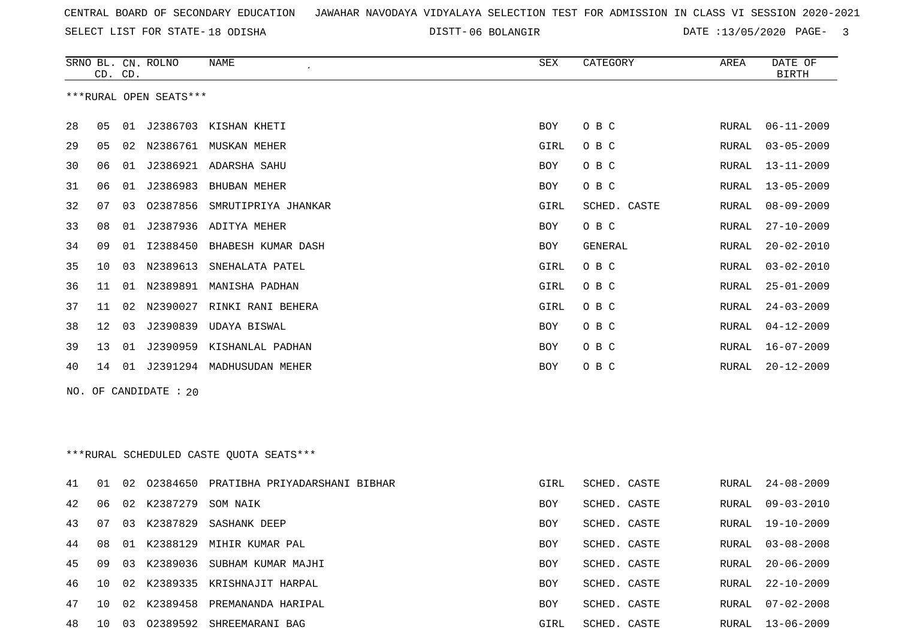CENTRAL BOARD OF SECONDARY EDUCATION JAWAHAR NAVODAYA VIDYALAYA SELECTION TEST FOR ADMISSION IN CLASS VI SESSION 2020-2021

SELECT LIST FOR STATE- 18 ODISHA DISTT- 06 BOLANGIR DATE :13/05/2020

| SRNO | BL. CD. | CN. CD. | ROLNO | NAME | SEX | CATEGORY | AREA | DATE OF BIRTH |
|---|---|---|---|---|---|---|---|---|

***RURAL OPEN SEATS***

| SRNO | BL. CD. | CN. CD. | ROLNO | NAME | SEX | CATEGORY | AREA | DATE OF BIRTH |
|---|---|---|---|---|---|---|---|---|
| 28 | 05 | 01 | J2386703 | KISHAN KHETI | BOY | O B C | RURAL | 06-11-2009 |
| 29 | 05 | 02 | N2386761 | MUSKAN MEHER | GIRL | O B C | RURAL | 03-05-2009 |
| 30 | 06 | 01 | J2386921 | ADARSHA SAHU | BOY | O B C | RURAL | 13-11-2009 |
| 31 | 06 | 01 | J2386983 | BHUBAN MEHER | BOY | O B C | RURAL | 13-05-2009 |
| 32 | 07 | 03 | O2387856 | SMRUTIPRIYA JHANKAR | GIRL | SCHED. CASTE | RURAL | 08-09-2009 |
| 33 | 08 | 01 | J2387936 | ADITYA MEHER | BOY | O B C | RURAL | 27-10-2009 |
| 34 | 09 | 01 | I2388450 | BHABESH KUMAR DASH | BOY | GENERAL | RURAL | 20-02-2010 |
| 35 | 10 | 03 | N2389613 | SNEHALATA PATEL | GIRL | O B C | RURAL | 03-02-2010 |
| 36 | 11 | 01 | N2389891 | MANISHA PADHAN | GIRL | O B C | RURAL | 25-01-2009 |
| 37 | 11 | 02 | N2390027 | RINKI RANI BEHERA | GIRL | O B C | RURAL | 24-03-2009 |
| 38 | 12 | 03 | J2390839 | UDAYA BISWAL | BOY | O B C | RURAL | 04-12-2009 |
| 39 | 13 | 01 | J2390959 | KISHANLAL PADHAN | BOY | O B C | RURAL | 16-07-2009 |
| 40 | 14 | 01 | J2391294 | MADHUSUDAN MEHER | BOY | O B C | RURAL | 20-12-2009 |

NO. OF CANDIDATE : 20

***RURAL SCHEDULED CASTE QUOTA SEATS***

| SRNO | BL. CD. | CN. CD. | ROLNO | NAME | SEX | CATEGORY | AREA | DATE OF BIRTH |
|---|---|---|---|---|---|---|---|---|
| 41 | 01 | 02 | O2384650 | PRATIBHA PRIYADARSHANI BIBHAR | GIRL | SCHED. CASTE | RURAL | 24-08-2009 |
| 42 | 06 | 02 | K2387279 | SOM NAIK | BOY | SCHED. CASTE | RURAL | 09-03-2010 |
| 43 | 07 | 03 | K2387829 | SASHANK DEEP | BOY | SCHED. CASTE | RURAL | 19-10-2009 |
| 44 | 08 | 01 | K2388129 | MIHIR KUMAR PAL | BOY | SCHED. CASTE | RURAL | 03-08-2008 |
| 45 | 09 | 03 | K2389036 | SUBHAM KUMAR MAJHI | BOY | SCHED. CASTE | RURAL | 20-06-2009 |
| 46 | 10 | 02 | K2389335 | KRISHNAJIT HARPAL | BOY | SCHED. CASTE | RURAL | 22-10-2009 |
| 47 | 10 | 02 | K2389458 | PREMANANDA HARIPAL | BOY | SCHED. CASTE | RURAL | 07-02-2008 |
| 48 | 10 | 03 | O2389592 | SHREEMARANI BAG | GIRL | SCHED. CASTE | RURAL | 13-06-2009 |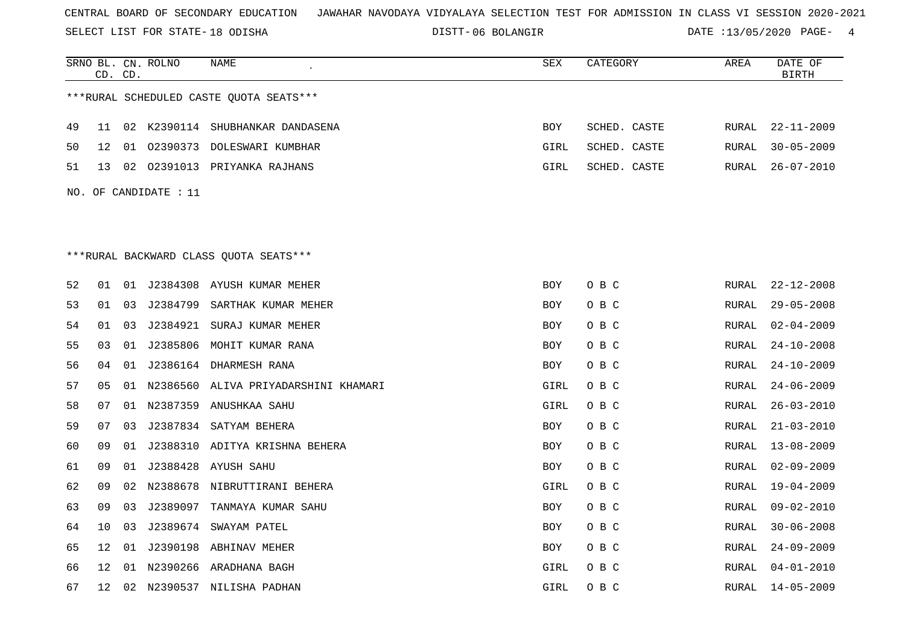CENTRAL BOARD OF SECONDARY EDUCATION JAWAHAR NAVODAYA VIDYALAYA SELECTION TEST FOR ADMISSION IN CLASS VI SESSION 2020-2021

SELECT LIST FOR STATE- 18 ODISHA DISTT- 06 BOLANGIR DATE :13/05/2020

| SRNO | BL. CD. | CN. CD. | ROLNO | NAME | SEX | CATEGORY | AREA | DATE OF BIRTH |
|---|---|---|---|---|---|---|---|---|

***RURAL SCHEDULED CASTE QUOTA SEATS***

| SRNO | BL. CD. | CN. CD. | ROLNO | NAME | SEX | CATEGORY | AREA | DATE OF BIRTH |
|---|---|---|---|---|---|---|---|---|
| 49 | 11 | 02 | K2390114 | SHUBHANKAR DANDASENA | BOY | SCHED. CASTE | RURAL | 22-11-2009 |
| 50 | 12 | 01 | O2390373 | DOLESWARI KUMBHAR | GIRL | SCHED. CASTE | RURAL | 30-05-2009 |
| 51 | 13 | 02 | O2391013 | PRIYANKA RAJHANS | GIRL | SCHED. CASTE | RURAL | 26-07-2010 |

NO. OF CANDIDATE : 11

***RURAL BACKWARD CLASS QUOTA SEATS***

| SRNO | BL. CD. | CN. CD. | ROLNO | NAME | SEX | CATEGORY | AREA | DATE OF BIRTH |
|---|---|---|---|---|---|---|---|---|
| 52 | 01 | 01 | J2384308 | AYUSH KUMAR MEHER | BOY | O B C | RURAL | 22-12-2008 |
| 53 | 01 | 03 | J2384799 | SARTHAK KUMAR MEHER | BOY | O B C | RURAL | 29-05-2008 |
| 54 | 01 | 03 | J2384921 | SURAJ KUMAR MEHER | BOY | O B C | RURAL | 02-04-2009 |
| 55 | 03 | 01 | J2385806 | MOHIT KUMAR RANA | BOY | O B C | RURAL | 24-10-2008 |
| 56 | 04 | 01 | J2386164 | DHARMESH RANA | BOY | O B C | RURAL | 24-10-2009 |
| 57 | 05 | 01 | N2386560 | ALIVA PRIYADARSHINI KHAMARI | GIRL | O B C | RURAL | 24-06-2009 |
| 58 | 07 | 01 | N2387359 | ANUSHKAA SAHU | GIRL | O B C | RURAL | 26-03-2010 |
| 59 | 07 | 03 | J2387834 | SATYAM BEHERA | BOY | O B C | RURAL | 21-03-2010 |
| 60 | 09 | 01 | J2388310 | ADITYA KRISHNA BEHERA | BOY | O B C | RURAL | 13-08-2009 |
| 61 | 09 | 01 | J2388428 | AYUSH SAHU | BOY | O B C | RURAL | 02-09-2009 |
| 62 | 09 | 02 | N2388678 | NIBRUTTIRANI BEHERA | GIRL | O B C | RURAL | 19-04-2009 |
| 63 | 09 | 03 | J2389097 | TANMAYA KUMAR SAHU | BOY | O B C | RURAL | 09-02-2010 |
| 64 | 10 | 03 | J2389674 | SWAYAM PATEL | BOY | O B C | RURAL | 30-06-2008 |
| 65 | 12 | 01 | J2390198 | ABHINAV MEHER | BOY | O B C | RURAL | 24-09-2009 |
| 66 | 12 | 01 | N2390266 | ARADHANA BAGH | GIRL | O B C | RURAL | 04-01-2010 |
| 67 | 12 | 02 | N2390537 | NILISHA PADHAN | GIRL | O B C | RURAL | 14-05-2009 |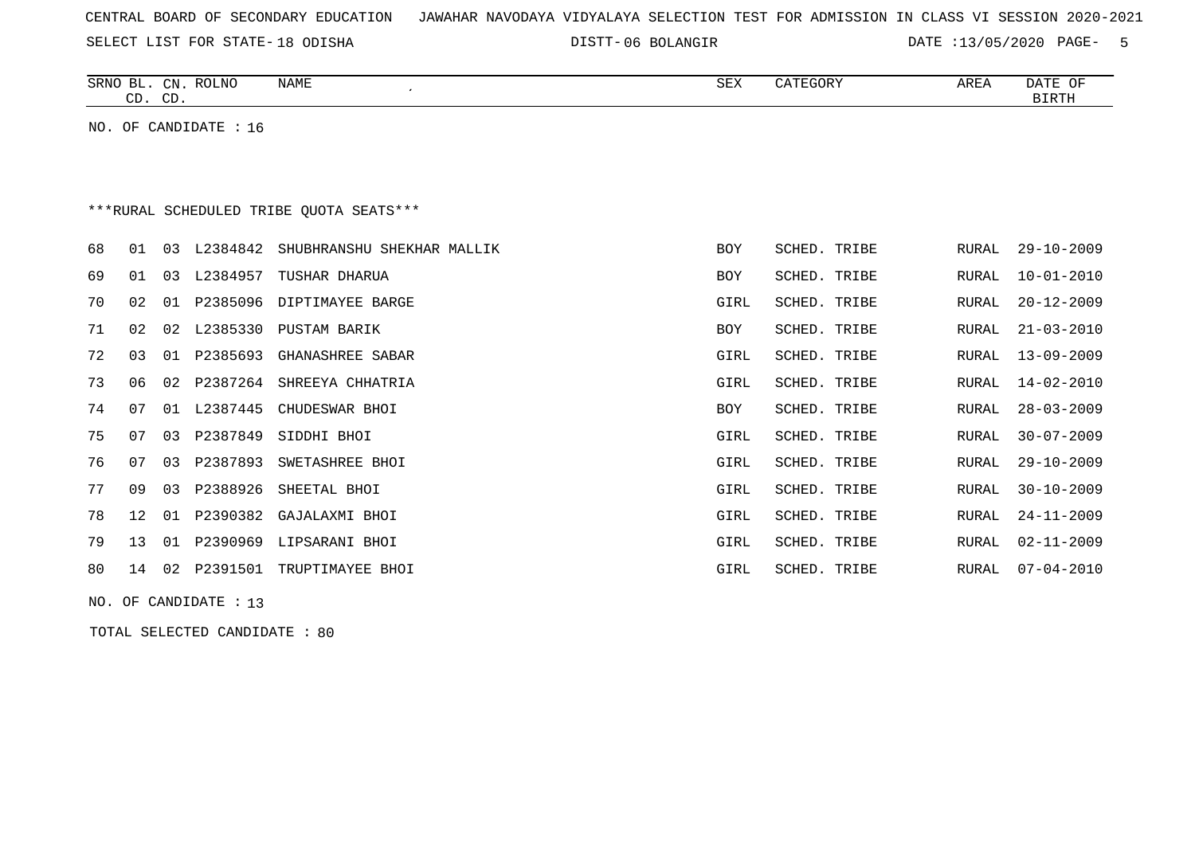CENTRAL BOARD OF SECONDARY EDUCATION JAWAHAR NAVODAYA VIDYALAYA SELECTION TEST FOR ADMISSION IN CLASS VI SESSION 2020-2021

SELECT LIST FOR STATE- 18 ODISHA DISTT- 06 BOLANGIR DATE :13/05/2020

| SRNO | BL. CD. | CN. CD. | ROLNO | NAME | SEX | CATEGORY | AREA | DATE OF BIRTH |
|---|---|---|---|---|---|---|---|---|

NO. OF CANDIDATE : 16

***RURAL SCHEDULED TRIBE QUOTA SEATS***

| SRNO | BL. CD. | CN. CD. | ROLNO | NAME | SEX | CATEGORY | AREA | DATE OF BIRTH |
|---|---|---|---|---|---|---|---|---|
| 68 | 01 | 03 | L2384842 | SHUBHRANSHU SHEKHAR MALLIK | BOY | SCHED. TRIBE | RURAL | 29-10-2009 |
| 69 | 01 | 03 | L2384957 | TUSHAR DHARUA | BOY | SCHED. TRIBE | RURAL | 10-01-2010 |
| 70 | 02 | 01 | P2385096 | DIPTIMAYEE BARGE | GIRL | SCHED. TRIBE | RURAL | 20-12-2009 |
| 71 | 02 | 02 | L2385330 | PUSTAM BARIK | BOY | SCHED. TRIBE | RURAL | 21-03-2010 |
| 72 | 03 | 01 | P2385693 | GHANASHREE SABAR | GIRL | SCHED. TRIBE | RURAL | 13-09-2009 |
| 73 | 06 | 02 | P2387264 | SHREEYA CHHATRIA | GIRL | SCHED. TRIBE | RURAL | 14-02-2010 |
| 74 | 07 | 01 | L2387445 | CHUDESWAR BHOI | BOY | SCHED. TRIBE | RURAL | 28-03-2009 |
| 75 | 07 | 03 | P2387849 | SIDDHI BHOI | GIRL | SCHED. TRIBE | RURAL | 30-07-2009 |
| 76 | 07 | 03 | P2387893 | SWETASHREE BHOI | GIRL | SCHED. TRIBE | RURAL | 29-10-2009 |
| 77 | 09 | 03 | P2388926 | SHEETAL BHOI | GIRL | SCHED. TRIBE | RURAL | 30-10-2009 |
| 78 | 12 | 01 | P2390382 | GAJALAXMI BHOI | GIRL | SCHED. TRIBE | RURAL | 24-11-2009 |
| 79 | 13 | 01 | P2390969 | LIPSARANI BHOI | GIRL | SCHED. TRIBE | RURAL | 02-11-2009 |
| 80 | 14 | 02 | P2391501 | TRUPTIMAYEE BHOI | GIRL | SCHED. TRIBE | RURAL | 07-04-2010 |

NO. OF CANDIDATE : 13

TOTAL SELECTED CANDIDATE : 80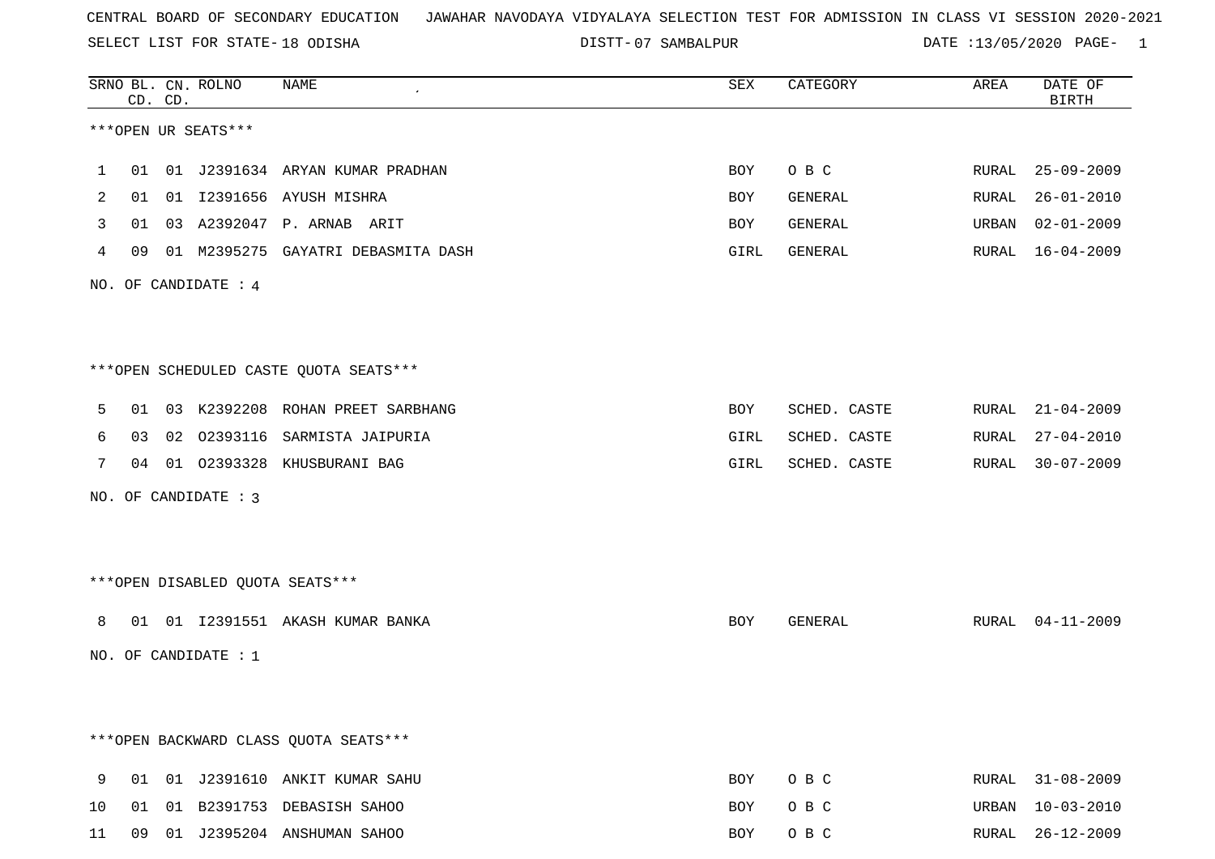CENTRAL BOARD OF SECONDARY EDUCATION JAWAHAR NAVODAYA VIDYALAYA SELECTION TEST FOR ADMISSION IN CLASS VI SESSION 2020-2021

SELECT LIST FOR STATE- 18 ODISHA DISTT- 07 SAMBALPUR DATE :13/05/2020 PAGE- 1

***OPEN UR SEATS***

| SRNO | BL. CD. | CN. CD. | ROLNO | NAME | SEX | CATEGORY | AREA | DATE OF BIRTH |
|---|---|---|---|---|---|---|---|---|
| 1 | 01 | 01 | J2391634 | ARYAN KUMAR PRADHAN | BOY | O B C | RURAL | 25-09-2009 |
| 2 | 01 | 01 | I2391656 | AYUSH MISHRA | BOY | GENERAL | RURAL | 26-01-2010 |
| 3 | 01 | 03 | A2392047 | P. ARNAB ARIT | BOY | GENERAL | URBAN | 02-01-2009 |
| 4 | 09 | 01 | M2395275 | GAYATRI DEBASMITA DASH | GIRL | GENERAL | RURAL | 16-04-2009 |

NO. OF CANDIDATE : 4

***OPEN SCHEDULED CASTE QUOTA SEATS***

| SRNO | BL. CD. | CN. CD. | ROLNO | NAME | SEX | CATEGORY | AREA | DATE OF BIRTH |
|---|---|---|---|---|---|---|---|---|
| 5 | 01 | 03 | K2392208 | ROHAN PREET SARBHANG | BOY | SCHED. CASTE | RURAL | 21-04-2009 |
| 6 | 03 | 02 | O2393116 | SARMISTA JAIPURIA | GIRL | SCHED. CASTE | RURAL | 27-04-2010 |
| 7 | 04 | 01 | O2393328 | KHUSBURANI BAG | GIRL | SCHED. CASTE | RURAL | 30-07-2009 |

NO. OF CANDIDATE : 3

***OPEN DISABLED QUOTA SEATS***

| SRNO | BL. CD. | CN. CD. | ROLNO | NAME | SEX | CATEGORY | AREA | DATE OF BIRTH |
|---|---|---|---|---|---|---|---|---|
| 8 | 01 | 01 | I2391551 | AKASH KUMAR BANKA | BOY | GENERAL | RURAL | 04-11-2009 |

NO. OF CANDIDATE : 1

***OPEN BACKWARD CLASS QUOTA SEATS***

| SRNO | BL. CD. | CN. CD. | ROLNO | NAME | SEX | CATEGORY | AREA | DATE OF BIRTH |
|---|---|---|---|---|---|---|---|---|
| 9 | 01 | 01 | J2391610 | ANKIT KUMAR SAHU | BOY | O B C | RURAL | 31-08-2009 |
| 10 | 01 | 01 | B2391753 | DEBASISH SAHOO | BOY | O B C | URBAN | 10-03-2010 |
| 11 | 09 | 01 | J2395204 | ANSHUMAN SAHOO | BOY | O B C | RURAL | 26-12-2009 |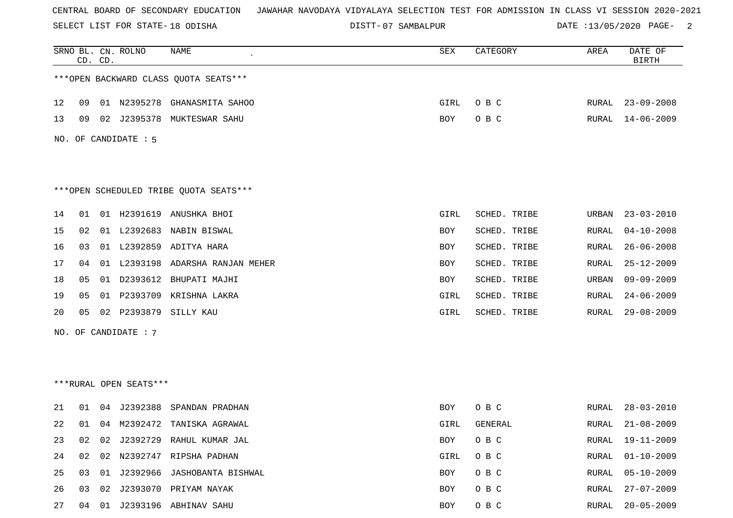CENTRAL BOARD OF SECONDARY EDUCATION JAWAHAR NAVODAYA VIDYALAYA SELECTION TEST FOR ADMISSION IN CLASS VI SESSION 2020-2021

SELECT LIST FOR STATE- 18 ODISHA DISTT- 07 SAMBALPUR DATE :13/05/2020

***OPEN BACKWARD CLASS QUOTA SEATS***

| SRNO | BL. CD. | CN. CD. | ROLNO | NAME | SEX | CATEGORY | AREA | DATE OF BIRTH |
|---|---|---|---|---|---|---|---|---|
| 12 | 09 | 01 | N2395278 | GHANASMITA SAHOO | GIRL | O B C | RURAL | 23-09-2008 |
| 13 | 09 | 02 | J2395378 | MUKTESWAR SAHU | BOY | O B C | RURAL | 14-06-2009 |

NO. OF CANDIDATE : 5

***OPEN SCHEDULED TRIBE QUOTA SEATS***

| SRNO | BL. CD. | CN. CD. | ROLNO | NAME | SEX | CATEGORY | AREA | DATE OF BIRTH |
|---|---|---|---|---|---|---|---|---|
| 14 | 01 | 01 | H2391619 | ANUSHKA BHOI | GIRL | SCHED. TRIBE | URBAN | 23-03-2010 |
| 15 | 02 | 01 | L2392683 | NABIN BISWAL | BOY | SCHED. TRIBE | RURAL | 04-10-2008 |
| 16 | 03 | 01 | L2392859 | ADITYA HARA | BOY | SCHED. TRIBE | RURAL | 26-06-2008 |
| 17 | 04 | 01 | L2393198 | ADARSHA RANJAN MEHER | BOY | SCHED. TRIBE | RURAL | 25-12-2009 |
| 18 | 05 | 01 | D2393612 | BHUPATI MAJHI | BOY | SCHED. TRIBE | URBAN | 09-09-2009 |
| 19 | 05 | 01 | P2393709 | KRISHNA LAKRA | GIRL | SCHED. TRIBE | RURAL | 24-06-2009 |
| 20 | 05 | 02 | P2393879 | SILLY KAU | GIRL | SCHED. TRIBE | RURAL | 29-08-2009 |

NO. OF CANDIDATE : 7

***RURAL OPEN SEATS***

| SRNO | BL. CD. | CN. CD. | ROLNO | NAME | SEX | CATEGORY | AREA | DATE OF BIRTH |
|---|---|---|---|---|---|---|---|---|
| 21 | 01 | 04 | J2392388 | SPANDAN PRADHAN | BOY | O B C | RURAL | 28-03-2010 |
| 22 | 01 | 04 | M2392472 | TANISKA AGRAWAL | GIRL | GENERAL | RURAL | 21-08-2009 |
| 23 | 02 | 02 | J2392729 | RAHUL KUMAR JAL | BOY | O B C | RURAL | 19-11-2009 |
| 24 | 02 | 02 | N2392747 | RIPSHA PADHAN | GIRL | O B C | RURAL | 01-10-2009 |
| 25 | 03 | 01 | J2392966 | JASHOBANTA BISHWAL | BOY | O B C | RURAL | 05-10-2009 |
| 26 | 03 | 02 | J2393070 | PRIYAM NAYAK | BOY | O B C | RURAL | 27-07-2009 |
| 27 | 04 | 01 | J2393196 | ABHINAV SAHU | BOY | O B C | RURAL | 20-05-2009 |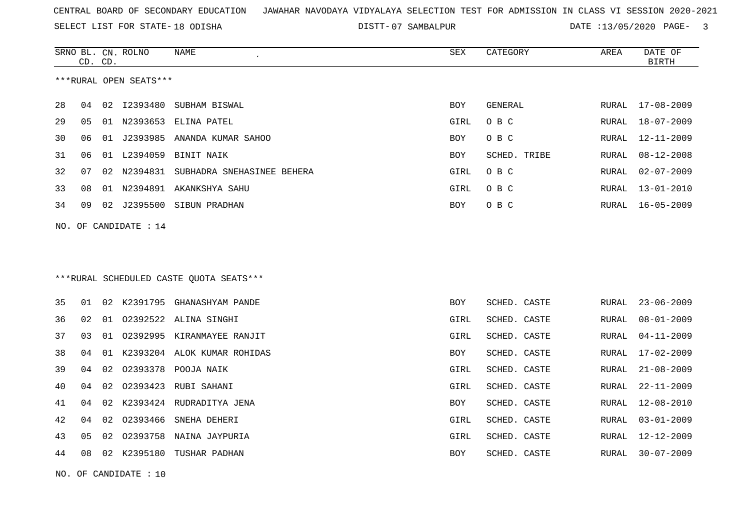CENTRAL BOARD OF SECONDARY EDUCATION JAWAHAR NAVODAYA VIDYALAYA SELECTION TEST FOR ADMISSION IN CLASS VI SESSION 2020-2021

SELECT LIST FOR STATE- 18 ODISHA DISTT- 07 SAMBALPUR DATE :13/05/2020 PAGE- 3

***RURAL OPEN SEATS***

| SRNO | BL. CD. | CN. CD. | ROLNO | NAME | SEX | CATEGORY | AREA | DATE OF BIRTH |
|---|---|---|---|---|---|---|---|---|
| 28 | 04 | 02 | I2393480 | SUBHAM BISWAL | BOY | GENERAL | RURAL | 17-08-2009 |
| 29 | 05 | 01 | N2393653 | ELINA PATEL | GIRL | O B C | RURAL | 18-07-2009 |
| 30 | 06 | 01 | J2393985 | ANANDA KUMAR SAHOO | BOY | O B C | RURAL | 12-11-2009 |
| 31 | 06 | 01 | L2394059 | BINIT NAIK | BOY | SCHED. TRIBE | RURAL | 08-12-2008 |
| 32 | 07 | 02 | N2394831 | SUBHADRA SNEHASINEE BEHERA | GIRL | O B C | RURAL | 02-07-2009 |
| 33 | 08 | 01 | N2394891 | AKANKSHYA SAHU | GIRL | O B C | RURAL | 13-01-2010 |
| 34 | 09 | 02 | J2395500 | SIBUN PRADHAN | BOY | O B C | RURAL | 16-05-2009 |

NO. OF CANDIDATE : 14

***RURAL SCHEDULED CASTE QUOTA SEATS***

| SRNO | BL. CD. | CN. CD. | ROLNO | NAME | SEX | CATEGORY | AREA | DATE OF BIRTH |
|---|---|---|---|---|---|---|---|---|
| 35 | 01 | 02 | K2391795 | GHANASHYAM PANDE | BOY | SCHED. CASTE | RURAL | 23-06-2009 |
| 36 | 02 | 01 | O2392522 | ALINA SINGHI | GIRL | SCHED. CASTE | RURAL | 08-01-2009 |
| 37 | 03 | 01 | O2392995 | KIRANMAYEE RANJIT | GIRL | SCHED. CASTE | RURAL | 04-11-2009 |
| 38 | 04 | 01 | K2393204 | ALOK KUMAR ROHIDAS | BOY | SCHED. CASTE | RURAL | 17-02-2009 |
| 39 | 04 | 02 | O2393378 | POOJA NAIK | GIRL | SCHED. CASTE | RURAL | 21-08-2009 |
| 40 | 04 | 02 | O2393423 | RUBI SAHANI | GIRL | SCHED. CASTE | RURAL | 22-11-2009 |
| 41 | 04 | 02 | K2393424 | RUDRADITYA JENA | BOY | SCHED. CASTE | RURAL | 12-08-2010 |
| 42 | 04 | 02 | O2393466 | SNEHA DEHERI | GIRL | SCHED. CASTE | RURAL | 03-01-2009 |
| 43 | 05 | 02 | O2393758 | NAINA JAYPURIA | GIRL | SCHED. CASTE | RURAL | 12-12-2009 |
| 44 | 08 | 02 | K2395180 | TUSHAR PADHAN | BOY | SCHED. CASTE | RURAL | 30-07-2009 |

NO. OF CANDIDATE : 10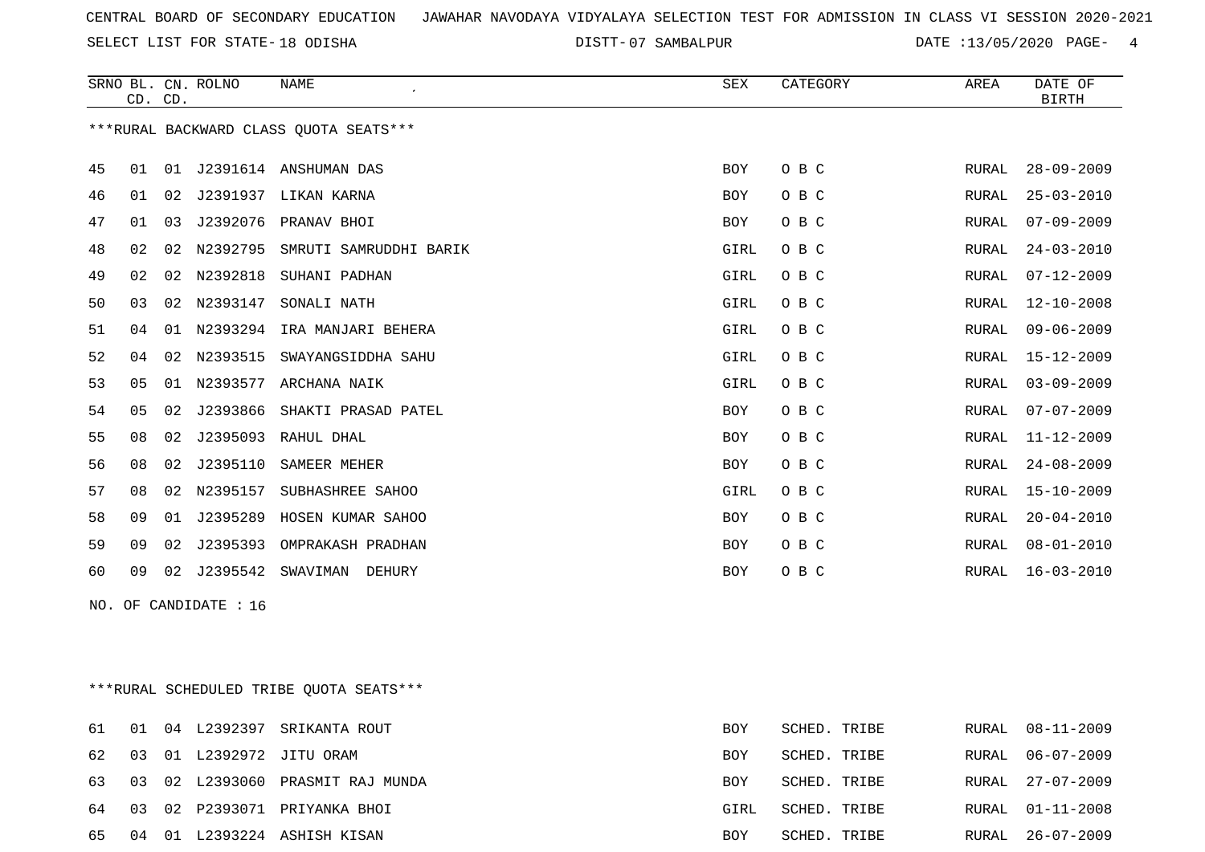CENTRAL BOARD OF SECONDARY EDUCATION JAWAHAR NAVODAYA VIDYALAYA SELECTION TEST FOR ADMISSION IN CLASS VI SESSION 2020-2021

SELECT LIST FOR STATE- 18 ODISHA DISTT- 07 SAMBALPUR DATE :13/05/2020

***RURAL BACKWARD CLASS QUOTA SEATS***

| SRNO | BL. CD. | CN. CD. | ROLNO | NAME | SEX | CATEGORY | AREA | DATE OF BIRTH |
|---|---|---|---|---|---|---|---|---|
| 45 | 01 | 01 | J2391614 | ANSHUMAN DAS | BOY | O B C | RURAL | 28-09-2009 |
| 46 | 01 | 02 | J2391937 | LIKAN KARNA | BOY | O B C | RURAL | 25-03-2010 |
| 47 | 01 | 03 | J2392076 | PRANAV BHOI | BOY | O B C | RURAL | 07-09-2009 |
| 48 | 02 | 02 | N2392795 | SMRUTI SAMRUDDHI BARIK | GIRL | O B C | RURAL | 24-03-2010 |
| 49 | 02 | 02 | N2392818 | SUHANI PADHAN | GIRL | O B C | RURAL | 07-12-2009 |
| 50 | 03 | 02 | N2393147 | SONALI NATH | GIRL | O B C | RURAL | 12-10-2008 |
| 51 | 04 | 01 | N2393294 | IRA MANJARI BEHERA | GIRL | O B C | RURAL | 09-06-2009 |
| 52 | 04 | 02 | N2393515 | SWAYANGSIDDHA SAHU | GIRL | O B C | RURAL | 15-12-2009 |
| 53 | 05 | 01 | N2393577 | ARCHANA NAIK | GIRL | O B C | RURAL | 03-09-2009 |
| 54 | 05 | 02 | J2393866 | SHAKTI PRASAD PATEL | BOY | O B C | RURAL | 07-07-2009 |
| 55 | 08 | 02 | J2395093 | RAHUL DHAL | BOY | O B C | RURAL | 11-12-2009 |
| 56 | 08 | 02 | J2395110 | SAMEER MEHER | BOY | O B C | RURAL | 24-08-2009 |
| 57 | 08 | 02 | N2395157 | SUBHASHREE SAHOO | GIRL | O B C | RURAL | 15-10-2009 |
| 58 | 09 | 01 | J2395289 | HOSEN KUMAR SAHOO | BOY | O B C | RURAL | 20-04-2010 |
| 59 | 09 | 02 | J2395393 | OMPRAKASH PRADHAN | BOY | O B C | RURAL | 08-01-2010 |
| 60 | 09 | 02 | J2395542 | SWAVIMAN DEHURY | BOY | O B C | RURAL | 16-03-2010 |

NO. OF CANDIDATE : 16

***RURAL SCHEDULED TRIBE QUOTA SEATS***

| SRNO | BL. CD. | CN. CD. | ROLNO | NAME | SEX | CATEGORY | AREA | DATE OF BIRTH |
|---|---|---|---|---|---|---|---|---|
| 61 | 01 | 04 | L2392397 | SRIKANTA ROUT | BOY | SCHED. TRIBE | RURAL | 08-11-2009 |
| 62 | 03 | 01 | L2392972 | JITU ORAM | BOY | SCHED. TRIBE | RURAL | 06-07-2009 |
| 63 | 03 | 02 | L2393060 | PRASMIT RAJ MUNDA | BOY | SCHED. TRIBE | RURAL | 27-07-2009 |
| 64 | 03 | 02 | P2393071 | PRIYANKA BHOI | GIRL | SCHED. TRIBE | RURAL | 01-11-2008 |
| 65 | 04 | 01 | L2393224 | ASHISH KISAN | BOY | SCHED. TRIBE | RURAL | 26-07-2009 |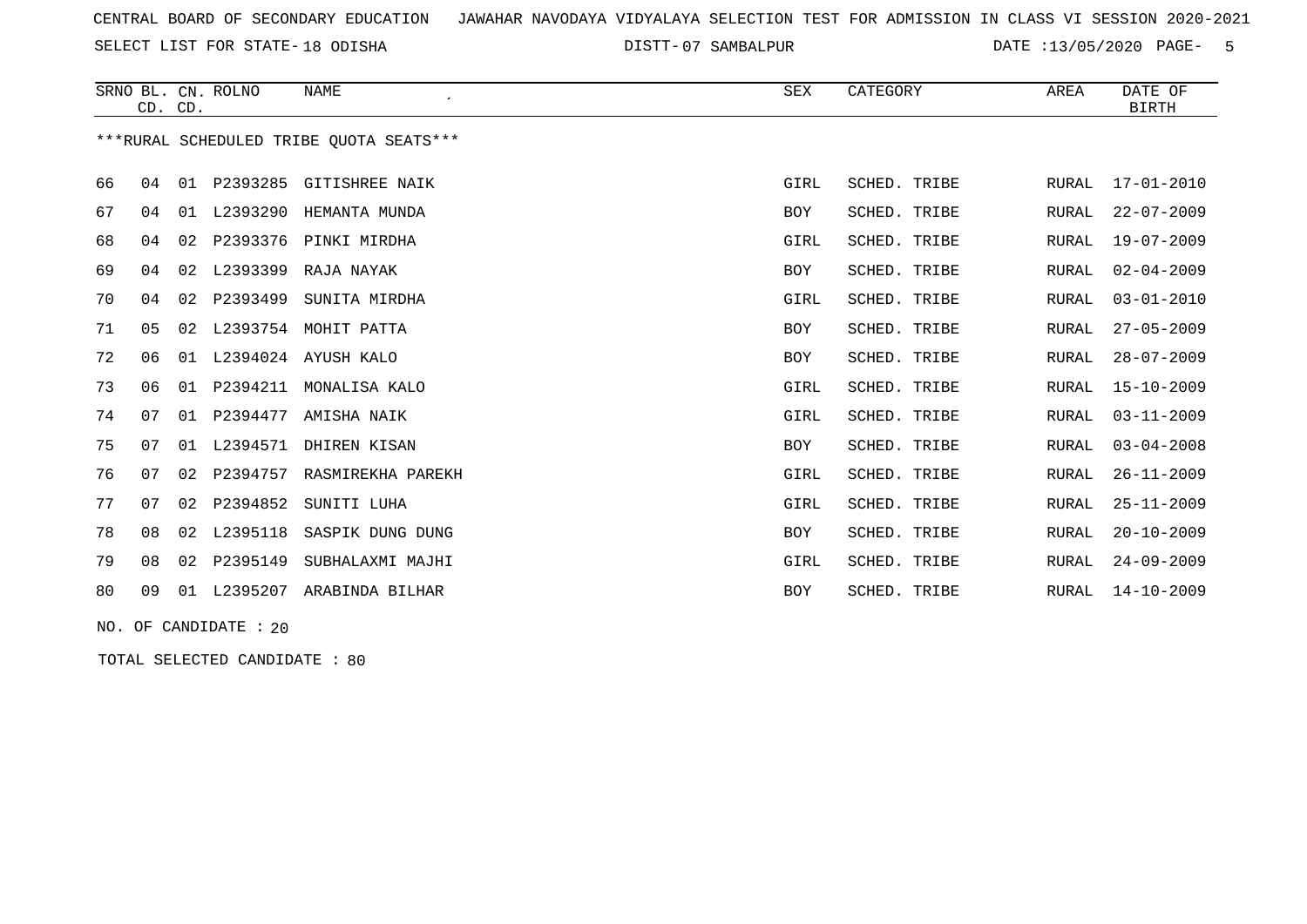CENTRAL BOARD OF SECONDARY EDUCATION   JAWAHAR NAVODAYA VIDYALAYA SELECTION TEST FOR ADMISSION IN CLASS VI SESSION 2020-2021

SELECT LIST FOR STATE- 18 ODISHA   DISTT- 07 SAMBALPUR   DATE :13/05/2020

***RURAL SCHEDULED TRIBE QUOTA SEATS***

| SRNO | BL. CD. | CN. CD. | ROLNO | NAME | SEX | CATEGORY | AREA | DATE OF BIRTH |
|---|---|---|---|---|---|---|---|---|
| 66 | 04 | 01 | P2393285 | GITISHREE NAIK | GIRL | SCHED. TRIBE | RURAL | 17-01-2010 |
| 67 | 04 | 01 | L2393290 | HEMANTA MUNDA | BOY | SCHED. TRIBE | RURAL | 22-07-2009 |
| 68 | 04 | 02 | P2393376 | PINKI MIRDHA | GIRL | SCHED. TRIBE | RURAL | 19-07-2009 |
| 69 | 04 | 02 | L2393399 | RAJA NAYAK | BOY | SCHED. TRIBE | RURAL | 02-04-2009 |
| 70 | 04 | 02 | P2393499 | SUNITA MIRDHA | GIRL | SCHED. TRIBE | RURAL | 03-01-2010 |
| 71 | 05 | 02 | L2393754 | MOHIT PATTA | BOY | SCHED. TRIBE | RURAL | 27-05-2009 |
| 72 | 06 | 01 | L2394024 | AYUSH KALO | BOY | SCHED. TRIBE | RURAL | 28-07-2009 |
| 73 | 06 | 01 | P2394211 | MONALISA KALO | GIRL | SCHED. TRIBE | RURAL | 15-10-2009 |
| 74 | 07 | 01 | P2394477 | AMISHA NAIK | GIRL | SCHED. TRIBE | RURAL | 03-11-2009 |
| 75 | 07 | 01 | L2394571 | DHIREN KISAN | BOY | SCHED. TRIBE | RURAL | 03-04-2008 |
| 76 | 07 | 02 | P2394757 | RASMIREKHA PAREKH | GIRL | SCHED. TRIBE | RURAL | 26-11-2009 |
| 77 | 07 | 02 | P2394852 | SUNITI LUHA | GIRL | SCHED. TRIBE | RURAL | 25-11-2009 |
| 78 | 08 | 02 | L2395118 | SASPIK DUNG DUNG | BOY | SCHED. TRIBE | RURAL | 20-10-2009 |
| 79 | 08 | 02 | P2395149 | SUBHALAXMI MAJHI | GIRL | SCHED. TRIBE | RURAL | 24-09-2009 |
| 80 | 09 | 01 | L2395207 | ARABINDA BILHAR | BOY | SCHED. TRIBE | RURAL | 14-10-2009 |

NO. OF CANDIDATE : 20

TOTAL SELECTED CANDIDATE : 80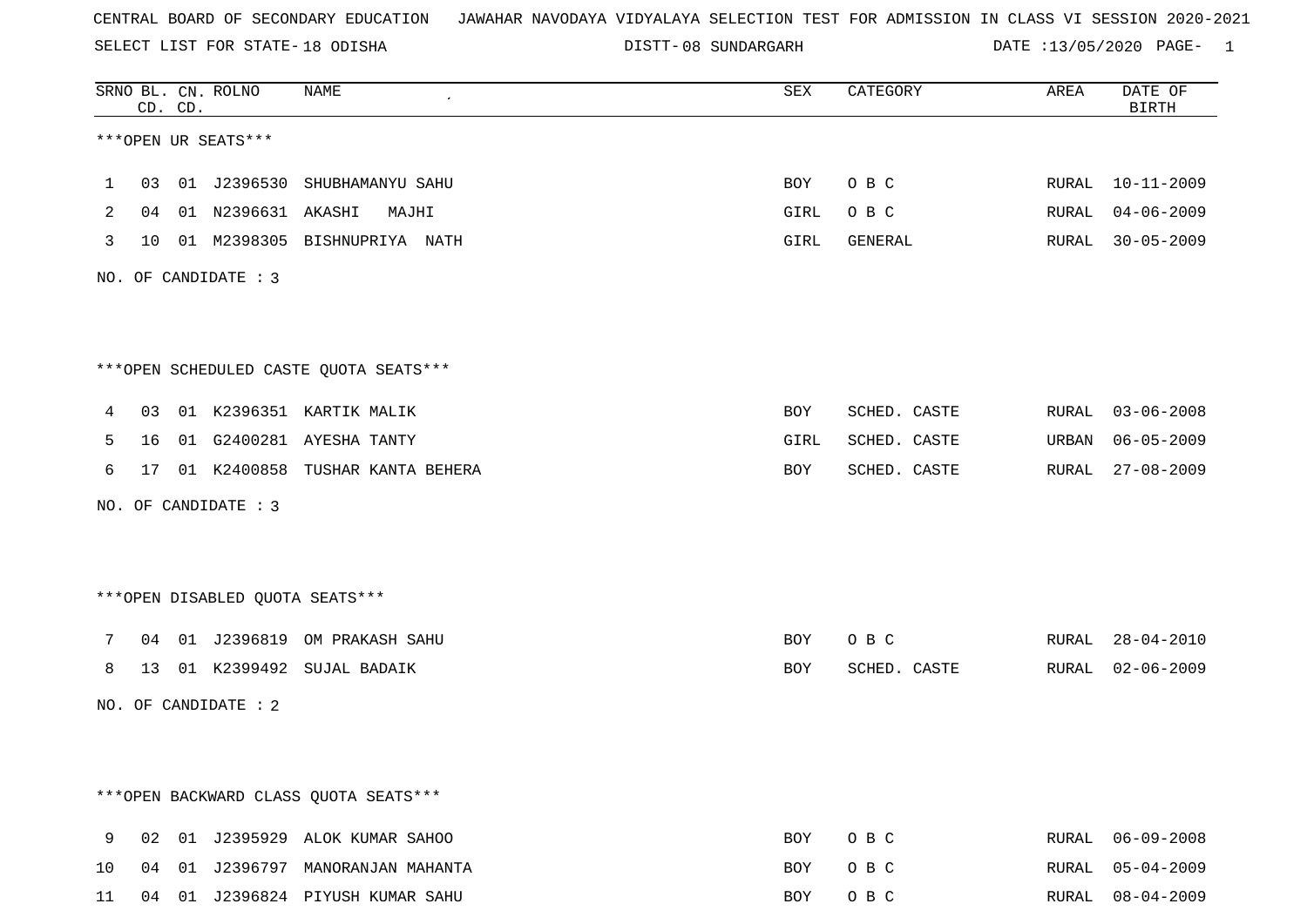CENTRAL BOARD OF SECONDARY EDUCATION   JAWAHAR NAVODAYA VIDYALAYA SELECTION TEST FOR ADMISSION IN CLASS VI SESSION 2020-2021

SELECT LIST FOR STATE- 18 ODISHA   DISTT- 08 SUNDARGARH   DATE :13/05/2020

***OPEN UR SEATS***

| SRNO | BL. CD. | CN. CD. | ROLNO | NAME | SEX | CATEGORY | AREA | DATE OF BIRTH |
|---|---|---|---|---|---|---|---|---|
| 1 | 03 | 01 | J2396530 | SHUBHAMANYU SAHU | BOY | O B C | RURAL | 10-11-2009 |
| 2 | 04 | 01 | N2396631 | AKASHI MAJHI | GIRL | O B C | RURAL | 04-06-2009 |
| 3 | 10 | 01 | M2398305 | BISHNUPRIYA NATH | GIRL | GENERAL | RURAL | 30-05-2009 |

NO. OF CANDIDATE : 3

***OPEN SCHEDULED CASTE QUOTA SEATS***

| SRNO | BL. CD. | CN. CD. | ROLNO | NAME | SEX | CATEGORY | AREA | DATE OF BIRTH |
|---|---|---|---|---|---|---|---|---|
| 4 | 03 | 01 | K2396351 | KARTIK MALIK | BOY | SCHED. CASTE | RURAL | 03-06-2008 |
| 5 | 16 | 01 | G2400281 | AYESHA TANTY | GIRL | SCHED. CASTE | URBAN | 06-05-2009 |
| 6 | 17 | 01 | K2400858 | TUSHAR KANTA BEHERA | BOY | SCHED. CASTE | RURAL | 27-08-2009 |

NO. OF CANDIDATE : 3

***OPEN DISABLED QUOTA SEATS***

| SRNO | BL. CD. | CN. CD. | ROLNO | NAME | SEX | CATEGORY | AREA | DATE OF BIRTH |
|---|---|---|---|---|---|---|---|---|
| 7 | 04 | 01 | J2396819 | OM PRAKASH SAHU | BOY | O B C | RURAL | 28-04-2010 |
| 8 | 13 | 01 | K2399492 | SUJAL BADAIK | BOY | SCHED. CASTE | RURAL | 02-06-2009 |

NO. OF CANDIDATE : 2

***OPEN BACKWARD CLASS QUOTA SEATS***

| SRNO | BL. CD. | CN. CD. | ROLNO | NAME | SEX | CATEGORY | AREA | DATE OF BIRTH |
|---|---|---|---|---|---|---|---|---|
| 9 | 02 | 01 | J2395929 | ALOK KUMAR SAHOO | BOY | O B C | RURAL | 06-09-2008 |
| 10 | 04 | 01 | J2396797 | MANORANJAN MAHANTA | BOY | O B C | RURAL | 05-04-2009 |
| 11 | 04 | 01 | J2396824 | PIYUSH KUMAR SAHU | BOY | O B C | RURAL | 08-04-2009 |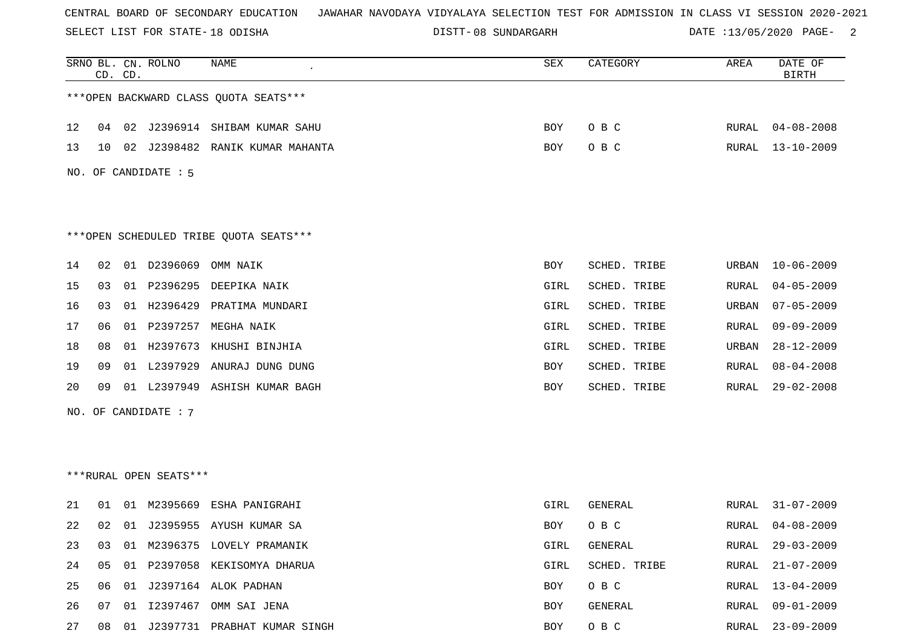CENTRAL BOARD OF SECONDARY EDUCATION JAWAHAR NAVODAYA VIDYALAYA SELECTION TEST FOR ADMISSION IN CLASS VI SESSION 2020-2021

SELECT LIST FOR STATE- 18 ODISHA DISTT- 08 SUNDARGARH DATE :13/05/2020 PAGE- 2

| SRNO | BL. CD. | CN. CD. | ROLNO | NAME | SEX | CATEGORY | AREA | DATE OF BIRTH |
|---|---|---|---|---|---|---|---|---|

***OPEN BACKWARD CLASS QUOTA SEATS***

| SRNO | BL. CD. | CN. CD. | ROLNO | NAME | SEX | CATEGORY | AREA | DATE OF BIRTH |
|---|---|---|---|---|---|---|---|---|
| 12 | 04 | 02 | J2396914 | SHIBAM KUMAR SAHU | BOY | O B C | RURAL | 04-08-2008 |
| 13 | 10 | 02 | J2398482 | RANIK KUMAR MAHANTA | BOY | O B C | RURAL | 13-10-2009 |

NO. OF CANDIDATE : 5

***OPEN SCHEDULED TRIBE QUOTA SEATS***

| SRNO | BL. CD. | CN. CD. | ROLNO | NAME | SEX | CATEGORY | AREA | DATE OF BIRTH |
|---|---|---|---|---|---|---|---|---|
| 14 | 02 | 01 | D2396069 | OMM NAIK | BOY | SCHED. TRIBE | URBAN | 10-06-2009 |
| 15 | 03 | 01 | P2396295 | DEEPIKA NAIK | GIRL | SCHED. TRIBE | RURAL | 04-05-2009 |
| 16 | 03 | 01 | H2396429 | PRATIMA MUNDARI | GIRL | SCHED. TRIBE | URBAN | 07-05-2009 |
| 17 | 06 | 01 | P2397257 | MEGHA NAIK | GIRL | SCHED. TRIBE | RURAL | 09-09-2009 |
| 18 | 08 | 01 | H2397673 | KHUSHI BINJHIA | GIRL | SCHED. TRIBE | URBAN | 28-12-2009 |
| 19 | 09 | 01 | L2397929 | ANURAJ DUNG DUNG | BOY | SCHED. TRIBE | RURAL | 08-04-2008 |
| 20 | 09 | 01 | L2397949 | ASHISH KUMAR BAGH | BOY | SCHED. TRIBE | RURAL | 29-02-2008 |

NO. OF CANDIDATE : 7

***RURAL OPEN SEATS***

| SRNO | BL. CD. | CN. CD. | ROLNO | NAME | SEX | CATEGORY | AREA | DATE OF BIRTH |
|---|---|---|---|---|---|---|---|---|
| 21 | 01 | 01 | M2395669 | ESHA PANIGRAHI | GIRL | GENERAL | RURAL | 31-07-2009 |
| 22 | 02 | 01 | J2395955 | AYUSH KUMAR SA | BOY | O B C | RURAL | 04-08-2009 |
| 23 | 03 | 01 | M2396375 | LOVELY PRAMANIK | GIRL | GENERAL | RURAL | 29-03-2009 |
| 24 | 05 | 01 | P2397058 | KEKISOMYA DHARUA | GIRL | SCHED. TRIBE | RURAL | 21-07-2009 |
| 25 | 06 | 01 | J2397164 | ALOK PADHAN | BOY | O B C | RURAL | 13-04-2009 |
| 26 | 07 | 01 | I2397467 | OMM SAI JENA | BOY | GENERAL | RURAL | 09-01-2009 |
| 27 | 08 | 01 | J2397731 | PRABHAT KUMAR SINGH | BOY | O B C | RURAL | 23-09-2009 |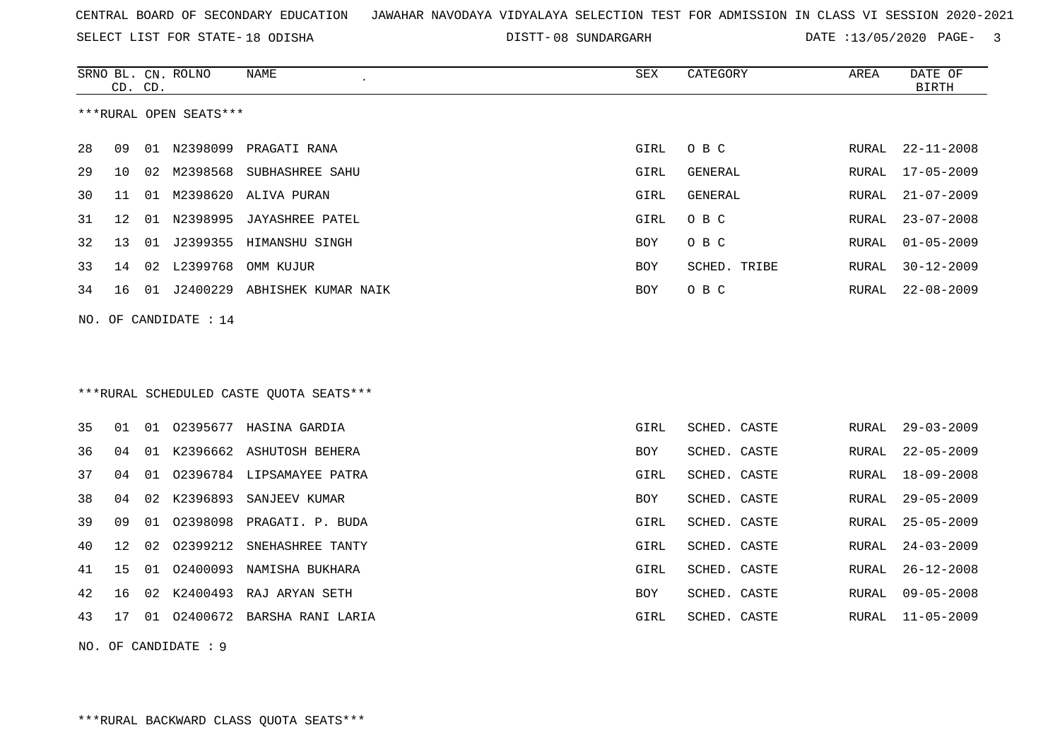CENTRAL BOARD OF SECONDARY EDUCATION JAWAHAR NAVODAYA VIDYALAYA SELECTION TEST FOR ADMISSION IN CLASS VI SESSION 2020-2021

SELECT LIST FOR STATE- 18 ODISHA DISTT- 08 SUNDARGARH DATE :13/05/2020

***RURAL OPEN SEATS***

| SRNO | BL. CD. | CN. CD. | ROLNO | NAME | SEX | CATEGORY | AREA | DATE OF BIRTH |
|---|---|---|---|---|---|---|---|---|
| 28 | 09 | 01 | N2398099 | PRAGATI RANA | GIRL | O B C | RURAL | 22-11-2008 |
| 29 | 10 | 02 | M2398568 | SUBHASHREE SAHU | GIRL | GENERAL | RURAL | 17-05-2009 |
| 30 | 11 | 01 | M2398620 | ALIVA PURAN | GIRL | GENERAL | RURAL | 21-07-2009 |
| 31 | 12 | 01 | N2398995 | JAYASHREE PATEL | GIRL | O B C | RURAL | 23-07-2008 |
| 32 | 13 | 01 | J2399355 | HIMANSHU SINGH | BOY | O B C | RURAL | 01-05-2009 |
| 33 | 14 | 02 | L2399768 | OMM KUJUR | BOY | SCHED. TRIBE | RURAL | 30-12-2009 |
| 34 | 16 | 01 | J2400229 | ABHISHEK KUMAR NAIK | BOY | O B C | RURAL | 22-08-2009 |

NO. OF CANDIDATE : 14

***RURAL SCHEDULED CASTE QUOTA SEATS***

| SRNO | BL. CD. | CN. CD. | ROLNO | NAME | SEX | CATEGORY | AREA | DATE OF BIRTH |
|---|---|---|---|---|---|---|---|---|
| 35 | 01 | 01 | O2395677 | HASINA GARDIA | GIRL | SCHED. CASTE | RURAL | 29-03-2009 |
| 36 | 04 | 01 | K2396662 | ASHUTOSH BEHERA | BOY | SCHED. CASTE | RURAL | 22-05-2009 |
| 37 | 04 | 01 | O2396784 | LIPSAMAYEE PATRA | GIRL | SCHED. CASTE | RURAL | 18-09-2008 |
| 38 | 04 | 02 | K2396893 | SANJEEV KUMAR | BOY | SCHED. CASTE | RURAL | 29-05-2009 |
| 39 | 09 | 01 | O2398098 | PRAGATI. P. BUDA | GIRL | SCHED. CASTE | RURAL | 25-05-2009 |
| 40 | 12 | 02 | O2399212 | SNEHASHREE TANTY | GIRL | SCHED. CASTE | RURAL | 24-03-2009 |
| 41 | 15 | 01 | O2400093 | NAMISHA BUKHARA | GIRL | SCHED. CASTE | RURAL | 26-12-2008 |
| 42 | 16 | 02 | K2400493 | RAJ ARYAN SETH | BOY | SCHED. CASTE | RURAL | 09-05-2008 |
| 43 | 17 | 01 | O2400672 | BARSHA RANI LARIA | GIRL | SCHED. CASTE | RURAL | 11-05-2009 |

NO. OF CANDIDATE : 9

***RURAL BACKWARD CLASS QUOTA SEATS***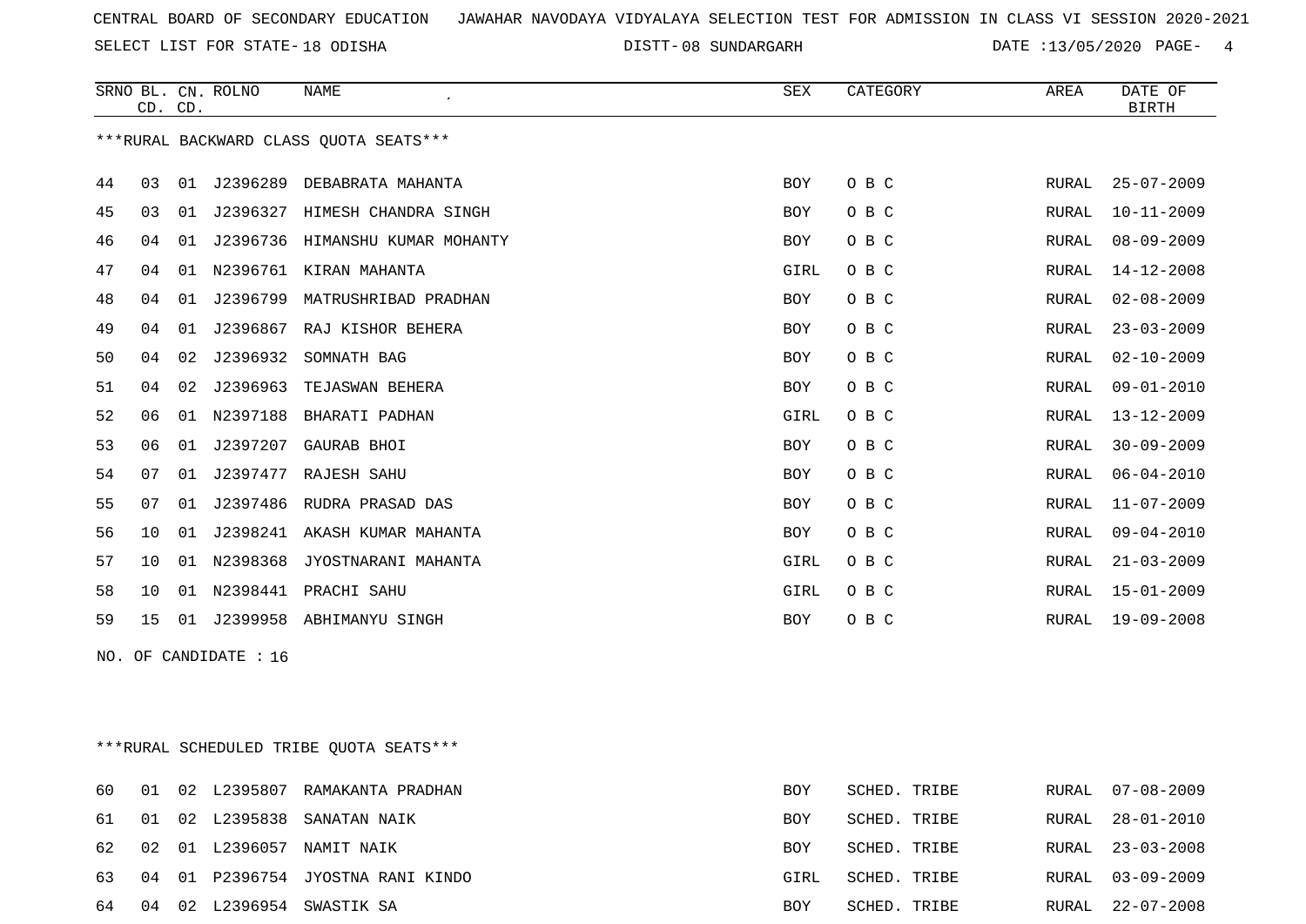CENTRAL BOARD OF SECONDARY EDUCATION JAWAHAR NAVODAYA VIDYALAYA SELECTION TEST FOR ADMISSION IN CLASS VI SESSION 2020-2021

SELECT LIST FOR STATE- 18 ODISHA DISTT- 08 SUNDARGARH DATE :13/05/2020

***RURAL BACKWARD CLASS QUOTA SEATS***

| SRNO | BL. CD. | CN. CD. | ROLNO | NAME | SEX | CATEGORY | AREA | DATE OF BIRTH |
|---|---|---|---|---|---|---|---|---|
| 44 | 03 | 01 | J2396289 | DEBABRATA MAHANTA | BOY | O B C | RURAL | 25-07-2009 |
| 45 | 03 | 01 | J2396327 | HIMESH CHANDRA SINGH | BOY | O B C | RURAL | 10-11-2009 |
| 46 | 04 | 01 | J2396736 | HIMANSHU KUMAR MOHANTY | BOY | O B C | RURAL | 08-09-2009 |
| 47 | 04 | 01 | N2396761 | KIRAN MAHANTA | GIRL | O B C | RURAL | 14-12-2008 |
| 48 | 04 | 01 | J2396799 | MATRUSHRIBAD PRADHAN | BOY | O B C | RURAL | 02-08-2009 |
| 49 | 04 | 01 | J2396867 | RAJ KISHOR BEHERA | BOY | O B C | RURAL | 23-03-2009 |
| 50 | 04 | 02 | J2396932 | SOMNATH BAG | BOY | O B C | RURAL | 02-10-2009 |
| 51 | 04 | 02 | J2396963 | TEJASWAN BEHERA | BOY | O B C | RURAL | 09-01-2010 |
| 52 | 06 | 01 | N2397188 | BHARATI PADHAN | GIRL | O B C | RURAL | 13-12-2009 |
| 53 | 06 | 01 | J2397207 | GAURAB BHOI | BOY | O B C | RURAL | 30-09-2009 |
| 54 | 07 | 01 | J2397477 | RAJESH SAHU | BOY | O B C | RURAL | 06-04-2010 |
| 55 | 07 | 01 | J2397486 | RUDRA PRASAD DAS | BOY | O B C | RURAL | 11-07-2009 |
| 56 | 10 | 01 | J2398241 | AKASH KUMAR MAHANTA | BOY | O B C | RURAL | 09-04-2010 |
| 57 | 10 | 01 | N2398368 | JYOSTNARANI MAHANTA | GIRL | O B C | RURAL | 21-03-2009 |
| 58 | 10 | 01 | N2398441 | PRACHI SAHU | GIRL | O B C | RURAL | 15-01-2009 |
| 59 | 15 | 01 | J2399958 | ABHIMANYU SINGH | BOY | O B C | RURAL | 19-09-2008 |

NO. OF CANDIDATE : 16

***RURAL SCHEDULED TRIBE QUOTA SEATS***

| SRNO | BL. CD. | CN. CD. | ROLNO | NAME | SEX | CATEGORY | AREA | DATE OF BIRTH |
|---|---|---|---|---|---|---|---|---|
| 60 | 01 | 02 | L2395807 | RAMAKANTA PRADHAN | BOY | SCHED. TRIBE | RURAL | 07-08-2009 |
| 61 | 01 | 02 | L2395838 | SANATAN NAIK | BOY | SCHED. TRIBE | RURAL | 28-01-2010 |
| 62 | 02 | 01 | L2396057 | NAMIT NAIK | BOY | SCHED. TRIBE | RURAL | 23-03-2008 |
| 63 | 04 | 01 | P2396754 | JYOSTNA RANI KINDO | GIRL | SCHED. TRIBE | RURAL | 03-09-2009 |
| 64 | 04 | 02 | L2396954 | SWASTIK SA | BOY | SCHED. TRIBE | RURAL | 22-07-2008 |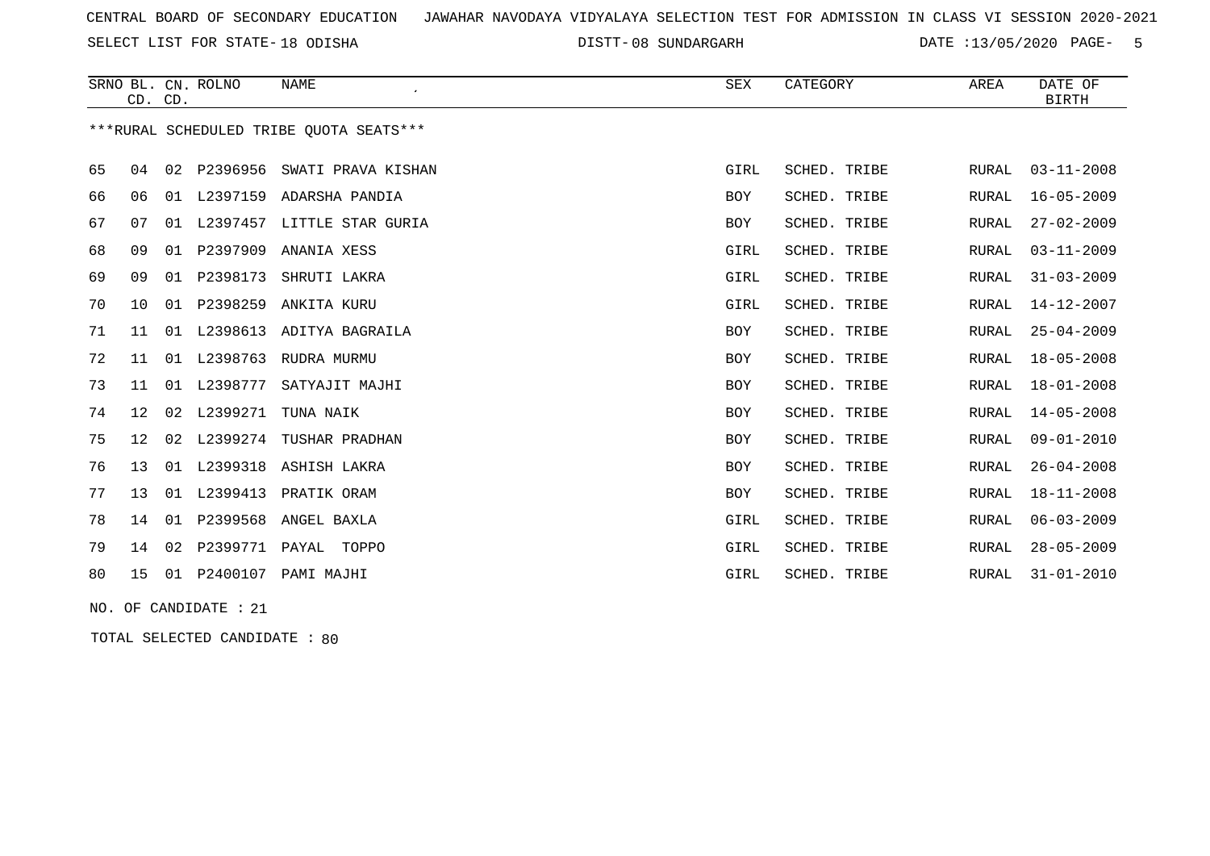CENTRAL BOARD OF SECONDARY EDUCATION JAWAHAR NAVODAYA VIDYALAYA SELECTION TEST FOR ADMISSION IN CLASS VI SESSION 2020-2021

SELECT LIST FOR STATE- 18 ODISHA DISTT- 08 SUNDARGARH DATE :13/05/2020

| SRNO | BL. CD. | CN. CD. | ROLNO | NAME | SEX | CATEGORY | AREA | DATE OF BIRTH |
|---|---|---|---|---|---|---|---|---|

***RURAL SCHEDULED TRIBE QUOTA SEATS***

| SRNO | BL. CD. | CN. CD. | ROLNO | NAME | SEX | CATEGORY | AREA | DATE OF BIRTH |
|---|---|---|---|---|---|---|---|---|
| 65 | 04 | 02 | P2396956 | SWATI PRAVA KISHAN | GIRL | SCHED. TRIBE | RURAL | 03-11-2008 |
| 66 | 06 | 01 | L2397159 | ADARSHA PANDIA | BOY | SCHED. TRIBE | RURAL | 16-05-2009 |
| 67 | 07 | 01 | L2397457 | LITTLE STAR GURIA | BOY | SCHED. TRIBE | RURAL | 27-02-2009 |
| 68 | 09 | 01 | P2397909 | ANANIA XESS | GIRL | SCHED. TRIBE | RURAL | 03-11-2009 |
| 69 | 09 | 01 | P2398173 | SHRUTI LAKRA | GIRL | SCHED. TRIBE | RURAL | 31-03-2009 |
| 70 | 10 | 01 | P2398259 | ANKITA KURU | GIRL | SCHED. TRIBE | RURAL | 14-12-2007 |
| 71 | 11 | 01 | L2398613 | ADITYA BAGRAILA | BOY | SCHED. TRIBE | RURAL | 25-04-2009 |
| 72 | 11 | 01 | L2398763 | RUDRA MURMU | BOY | SCHED. TRIBE | RURAL | 18-05-2008 |
| 73 | 11 | 01 | L2398777 | SATYAJIT MAJHI | BOY | SCHED. TRIBE | RURAL | 18-01-2008 |
| 74 | 12 | 02 | L2399271 | TUNA NAIK | BOY | SCHED. TRIBE | RURAL | 14-05-2008 |
| 75 | 12 | 02 | L2399274 | TUSHAR PRADHAN | BOY | SCHED. TRIBE | RURAL | 09-01-2010 |
| 76 | 13 | 01 | L2399318 | ASHISH LAKRA | BOY | SCHED. TRIBE | RURAL | 26-04-2008 |
| 77 | 13 | 01 | L2399413 | PRATIK ORAM | BOY | SCHED. TRIBE | RURAL | 18-11-2008 |
| 78 | 14 | 01 | P2399568 | ANGEL BAXLA | GIRL | SCHED. TRIBE | RURAL | 06-03-2009 |
| 79 | 14 | 02 | P2399771 | PAYAL TOPPO | GIRL | SCHED. TRIBE | RURAL | 28-05-2009 |
| 80 | 15 | 01 | P2400107 | PAMI MAJHI | GIRL | SCHED. TRIBE | RURAL | 31-01-2010 |

NO. OF CANDIDATE : 21

TOTAL SELECTED CANDIDATE : 80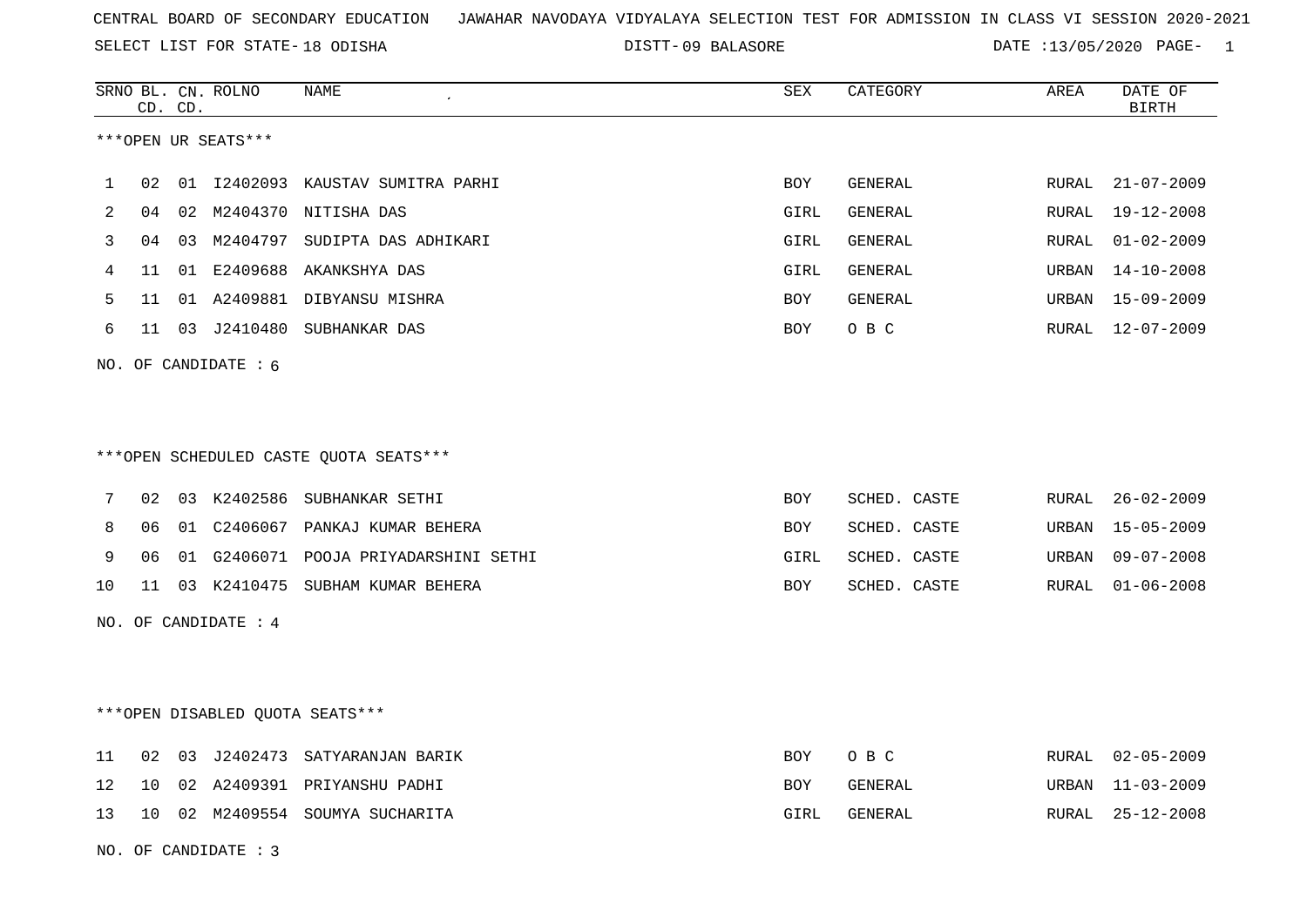CENTRAL BOARD OF SECONDARY EDUCATION JAWAHAR NAVODAYA VIDYALAYA SELECTION TEST FOR ADMISSION IN CLASS VI SESSION 2020-2021

SELECT LIST FOR STATE- 18 ODISHA DISTT- 09 BALASORE DATE :13/05/2020

***OPEN UR SEATS***

| SRNO | BL. CD. | CN. CD. | ROLNO | NAME | SEX | CATEGORY | AREA | DATE OF BIRTH |
|---|---|---|---|---|---|---|---|---|
| 1 | 02 | 01 | I2402093 | KAUSTAV SUMITRA PARHI | BOY | GENERAL | RURAL | 21-07-2009 |
| 2 | 04 | 02 | M2404370 | NITISHA DAS | GIRL | GENERAL | RURAL | 19-12-2008 |
| 3 | 04 | 03 | M2404797 | SUDIPTA DAS ADHIKARI | GIRL | GENERAL | RURAL | 01-02-2009 |
| 4 | 11 | 01 | E2409688 | AKANKSHYA DAS | GIRL | GENERAL | URBAN | 14-10-2008 |
| 5 | 11 | 01 | A2409881 | DIBYANSU MISHRA | BOY | GENERAL | URBAN | 15-09-2009 |
| 6 | 11 | 03 | J2410480 | SUBHANKAR DAS | BOY | O B C | RURAL | 12-07-2009 |

NO. OF CANDIDATE : 6

***OPEN SCHEDULED CASTE QUOTA SEATS***

| SRNO | BL. CD. | CN. CD. | ROLNO | NAME | SEX | CATEGORY | AREA | DATE OF BIRTH |
|---|---|---|---|---|---|---|---|---|
| 7 | 02 | 03 | K2402586 | SUBHANKAR SETHI | BOY | SCHED. CASTE | RURAL | 26-02-2009 |
| 8 | 06 | 01 | C2406067 | PANKAJ KUMAR BEHERA | BOY | SCHED. CASTE | URBAN | 15-05-2009 |
| 9 | 06 | 01 | G2406071 | POOJA PRIYADARSHINI SETHI | GIRL | SCHED. CASTE | URBAN | 09-07-2008 |
| 10 | 11 | 03 | K2410475 | SUBHAM KUMAR BEHERA | BOY | SCHED. CASTE | RURAL | 01-06-2008 |

NO. OF CANDIDATE : 4

***OPEN DISABLED QUOTA SEATS***

| SRNO | BL. CD. | CN. CD. | ROLNO | NAME | SEX | CATEGORY | AREA | DATE OF BIRTH |
|---|---|---|---|---|---|---|---|---|
| 11 | 02 | 03 | J2402473 | SATYARANJAN BARIK | BOY | O B C | RURAL | 02-05-2009 |
| 12 | 10 | 02 | A2409391 | PRIYANSHU PADHI | BOY | GENERAL | URBAN | 11-03-2009 |
| 13 | 10 | 02 | M2409554 | SOUMYA SUCHARITA | GIRL | GENERAL | RURAL | 25-12-2008 |

NO. OF CANDIDATE : 3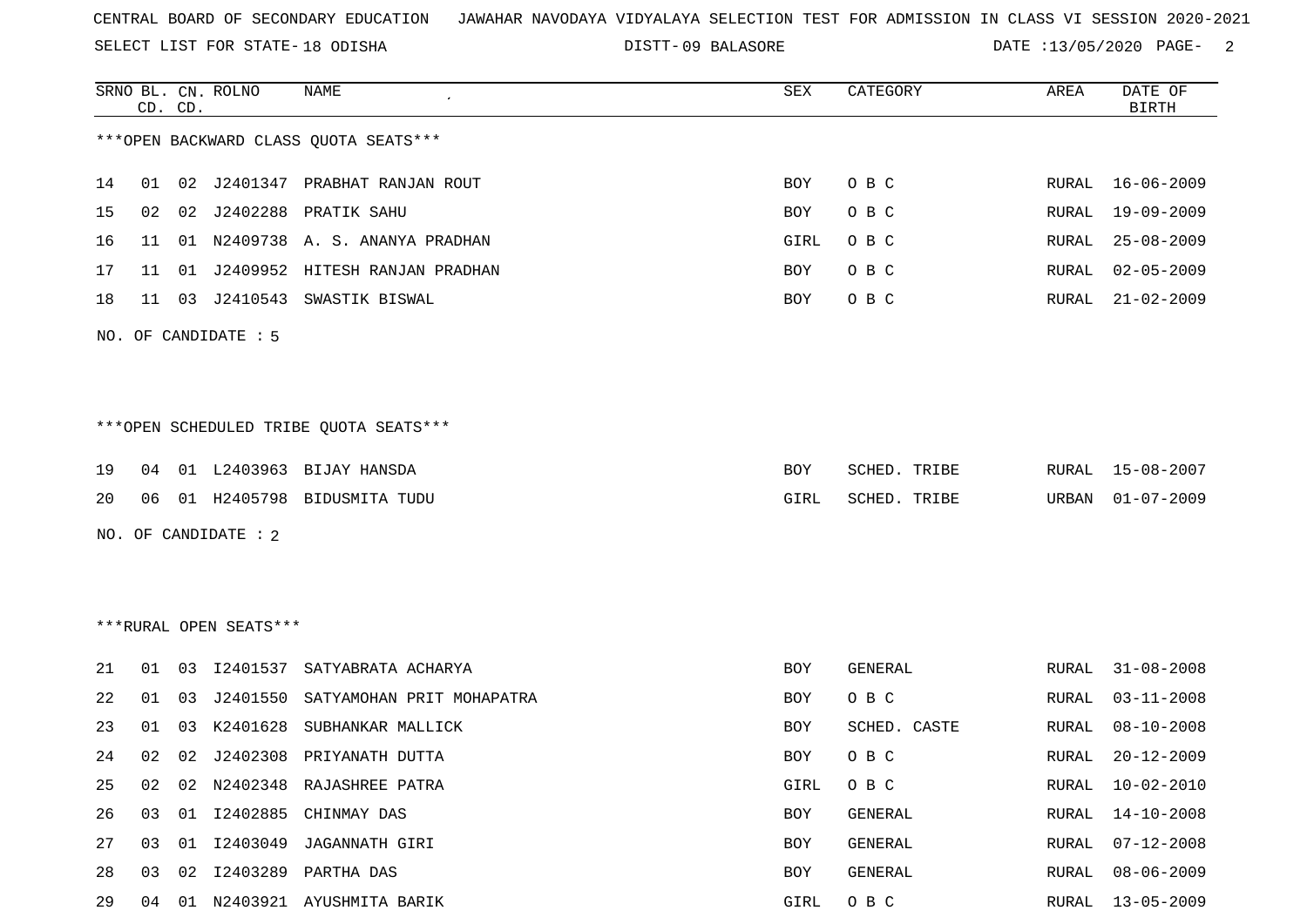CENTRAL BOARD OF SECONDARY EDUCATION JAWAHAR NAVODAYA VIDYALAYA SELECTION TEST FOR ADMISSION IN CLASS VI SESSION 2020-2021

SELECT LIST FOR STATE- 18 ODISHA DISTT- 09 BALASORE DATE :13/05/2020

***OPEN BACKWARD CLASS QUOTA SEATS***

| SRNO | BL. CD. | CN. CD. | ROLNO | NAME | SEX | CATEGORY | AREA | DATE OF BIRTH |
|---|---|---|---|---|---|---|---|---|
| 14 | 01 | 02 | J2401347 | PRABHAT RANJAN ROUT | BOY | O B C | RURAL | 16-06-2009 |
| 15 | 02 | 02 | J2402288 | PRATIK SAHU | BOY | O B C | RURAL | 19-09-2009 |
| 16 | 11 | 01 | N2409738 | A. S. ANANYA PRADHAN | GIRL | O B C | RURAL | 25-08-2009 |
| 17 | 11 | 01 | J2409952 | HITESH RANJAN PRADHAN | BOY | O B C | RURAL | 02-05-2009 |
| 18 | 11 | 03 | J2410543 | SWASTIK BISWAL | BOY | O B C | RURAL | 21-02-2009 |

NO. OF CANDIDATE : 5

***OPEN SCHEDULED TRIBE QUOTA SEATS***

| SRNO | BL. CD. | CN. CD. | ROLNO | NAME | SEX | CATEGORY | AREA | DATE OF BIRTH |
|---|---|---|---|---|---|---|---|---|
| 19 | 04 | 01 | L2403963 | BIJAY HANSDA | BOY | SCHED. TRIBE | RURAL | 15-08-2007 |
| 20 | 06 | 01 | H2405798 | BIDUSMITA TUDU | GIRL | SCHED. TRIBE | URBAN | 01-07-2009 |

NO. OF CANDIDATE : 2

***RURAL OPEN SEATS***

| SRNO | BL. CD. | CN. CD. | ROLNO | NAME | SEX | CATEGORY | AREA | DATE OF BIRTH |
|---|---|---|---|---|---|---|---|---|
| 21 | 01 | 03 | I2401537 | SATYABRATA ACHARYA | BOY | GENERAL | RURAL | 31-08-2008 |
| 22 | 01 | 03 | J2401550 | SATYAMOHAN PRIT MOHAPATRA | BOY | O B C | RURAL | 03-11-2008 |
| 23 | 01 | 03 | K2401628 | SUBHANKAR MALLICK | BOY | SCHED. CASTE | RURAL | 08-10-2008 |
| 24 | 02 | 02 | J2402308 | PRIYANATH DUTTA | BOY | O B C | RURAL | 20-12-2009 |
| 25 | 02 | 02 | N2402348 | RAJASHREE PATRA | GIRL | O B C | RURAL | 10-02-2010 |
| 26 | 03 | 01 | I2402885 | CHINMAY DAS | BOY | GENERAL | RURAL | 14-10-2008 |
| 27 | 03 | 01 | I2403049 | JAGANNATH GIRI | BOY | GENERAL | RURAL | 07-12-2008 |
| 28 | 03 | 02 | I2403289 | PARTHA DAS | BOY | GENERAL | RURAL | 08-06-2009 |
| 29 | 04 | 01 | N2403921 | AYUSHMITA BARIK | GIRL | O B C | RURAL | 13-05-2009 |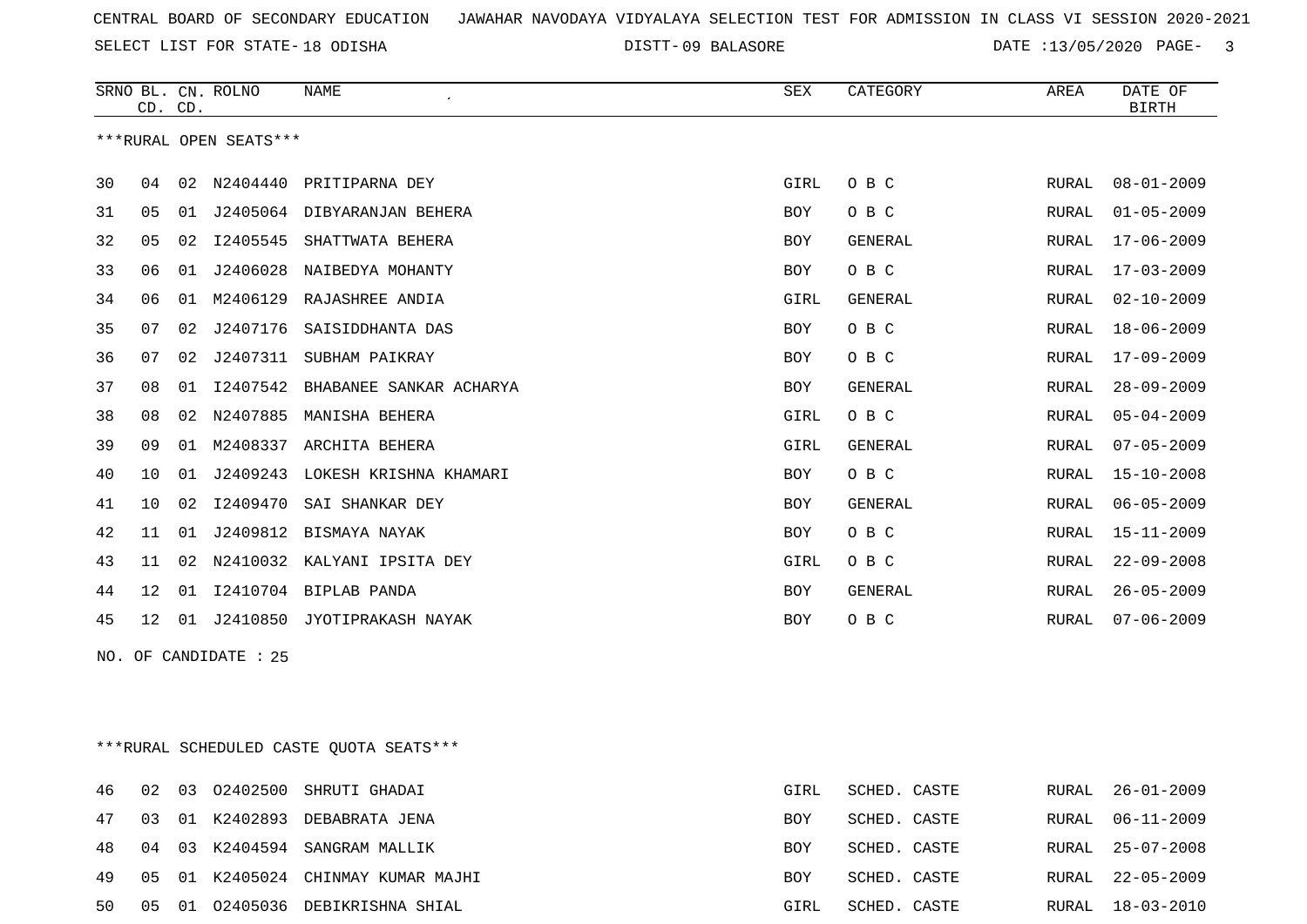CENTRAL BOARD OF SECONDARY EDUCATION JAWAHAR NAVODAYA VIDYALAYA SELECTION TEST FOR ADMISSION IN CLASS VI SESSION 2020-2021

SELECT LIST FOR STATE- 18 ODISHA DISTT- 09 BALASORE DATE :13/05/2020

***RURAL OPEN SEATS***

| SRNO | BL. CD. | CN. CD. | ROLNO | NAME | SEX | CATEGORY | AREA | DATE OF BIRTH |
|---|---|---|---|---|---|---|---|---|
| 30 | 04 | 02 | N2404440 | PRITIPARNA DEY | GIRL | O B C | RURAL | 08-01-2009 |
| 31 | 05 | 01 | J2405064 | DIBYARANJAN BEHERA | BOY | O B C | RURAL | 01-05-2009 |
| 32 | 05 | 02 | I2405545 | SHATTWATA BEHERA | BOY | GENERAL | RURAL | 17-06-2009 |
| 33 | 06 | 01 | J2406028 | NAIBEDYA MOHANTY | BOY | O B C | RURAL | 17-03-2009 |
| 34 | 06 | 01 | M2406129 | RAJASHREE ANDIA | GIRL | GENERAL | RURAL | 02-10-2009 |
| 35 | 07 | 02 | J2407176 | SAISIDDHANTA DAS | BOY | O B C | RURAL | 18-06-2009 |
| 36 | 07 | 02 | J2407311 | SUBHAM PAIKRAY | BOY | O B C | RURAL | 17-09-2009 |
| 37 | 08 | 01 | I2407542 | BHABANEE SANKAR ACHARYA | BOY | GENERAL | RURAL | 28-09-2009 |
| 38 | 08 | 02 | N2407885 | MANISHA BEHERA | GIRL | O B C | RURAL | 05-04-2009 |
| 39 | 09 | 01 | M2408337 | ARCHITA BEHERA | GIRL | GENERAL | RURAL | 07-05-2009 |
| 40 | 10 | 01 | J2409243 | LOKESH KRISHNA KHAMARI | BOY | O B C | RURAL | 15-10-2008 |
| 41 | 10 | 02 | I2409470 | SAI SHANKAR DEY | BOY | GENERAL | RURAL | 06-05-2009 |
| 42 | 11 | 01 | J2409812 | BISMAYA NAYAK | BOY | O B C | RURAL | 15-11-2009 |
| 43 | 11 | 02 | N2410032 | KALYANI IPSITA DEY | GIRL | O B C | RURAL | 22-09-2008 |
| 44 | 12 | 01 | I2410704 | BIPLAB PANDA | BOY | GENERAL | RURAL | 26-05-2009 |
| 45 | 12 | 01 | J2410850 | JYOTIPRAKASH NAYAK | BOY | O B C | RURAL | 07-06-2009 |

NO. OF CANDIDATE : 25

***RURAL SCHEDULED CASTE QUOTA SEATS***

| SRNO | BL. CD. | CN. CD. | ROLNO | NAME | SEX | CATEGORY | AREA | DATE OF BIRTH |
|---|---|---|---|---|---|---|---|---|
| 46 | 02 | 03 | O2402500 | SHRUTI GHADAI | GIRL | SCHED. CASTE | RURAL | 26-01-2009 |
| 47 | 03 | 01 | K2402893 | DEBABRATA JENA | BOY | SCHED. CASTE | RURAL | 06-11-2009 |
| 48 | 04 | 03 | K2404594 | SANGRAM MALLIK | BOY | SCHED. CASTE | RURAL | 25-07-2008 |
| 49 | 05 | 01 | K2405024 | CHINMAY KUMAR MAJHI | BOY | SCHED. CASTE | RURAL | 22-05-2009 |
| 50 | 05 | 01 | O2405036 | DEBIKRISHNA SHIAL | GIRL | SCHED. CASTE | RURAL | 18-03-2010 |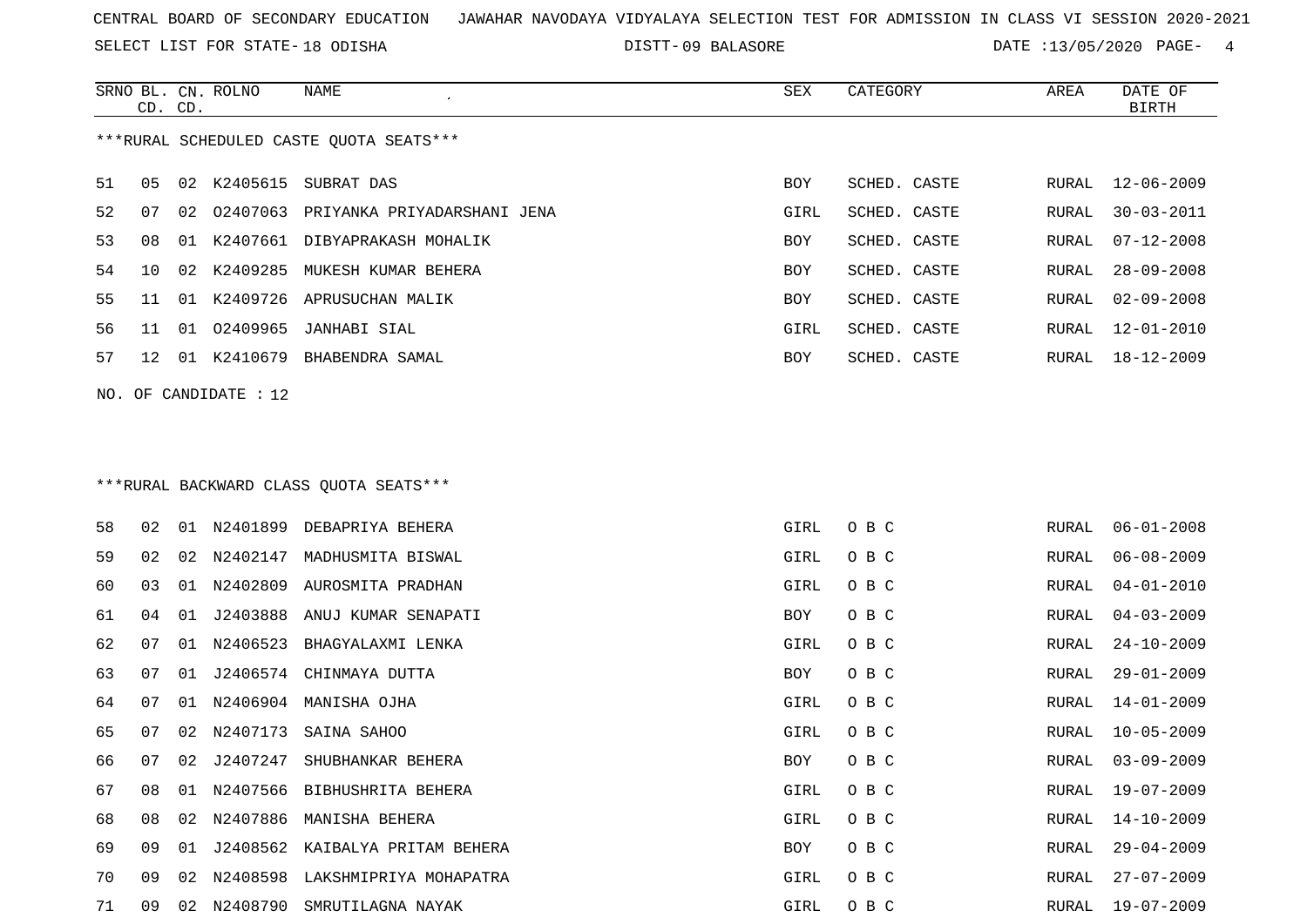CENTRAL BOARD OF SECONDARY EDUCATION JAWAHAR NAVODAYA VIDYALAYA SELECTION TEST FOR ADMISSION IN CLASS VI SESSION 2020-2021

SELECT LIST FOR STATE- 18 ODISHA DISTT- 09 BALASORE DATE :13/05/2020

***RURAL SCHEDULED CASTE QUOTA SEATS***

| SRNO | BL. CD. | CN. CD. | ROLNO | NAME | SEX | CATEGORY | AREA | DATE OF BIRTH |
|---|---|---|---|---|---|---|---|---|
| 51 | 05 | 02 | K2405615 | SUBRAT DAS | BOY | SCHED. CASTE | RURAL | 12-06-2009 |
| 52 | 07 | 02 | O2407063 | PRIYANKA PRIYADARSHANI JENA | GIRL | SCHED. CASTE | RURAL | 30-03-2011 |
| 53 | 08 | 01 | K2407661 | DIBYAPRAKASH MOHALIK | BOY | SCHED. CASTE | RURAL | 07-12-2008 |
| 54 | 10 | 02 | K2409285 | MUKESH KUMAR BEHERA | BOY | SCHED. CASTE | RURAL | 28-09-2008 |
| 55 | 11 | 01 | K2409726 | APRUSUCHAN MALIK | BOY | SCHED. CASTE | RURAL | 02-09-2008 |
| 56 | 11 | 01 | O2409965 | JANHABI SIAL | GIRL | SCHED. CASTE | RURAL | 12-01-2010 |
| 57 | 12 | 01 | K2410679 | BHABENDRA SAMAL | BOY | SCHED. CASTE | RURAL | 18-12-2009 |

NO. OF CANDIDATE : 12

***RURAL BACKWARD CLASS QUOTA SEATS***

| SRNO | BL. CD. | CN. CD. | ROLNO | NAME | SEX | CATEGORY | AREA | DATE OF BIRTH |
|---|---|---|---|---|---|---|---|---|
| 58 | 02 | 01 | N2401899 | DEBAPRIYA BEHERA | GIRL | O B C | RURAL | 06-01-2008 |
| 59 | 02 | 02 | N2402147 | MADHUSMITA BISWAL | GIRL | O B C | RURAL | 06-08-2009 |
| 60 | 03 | 01 | N2402809 | AUROSMITA PRADHAN | GIRL | O B C | RURAL | 04-01-2010 |
| 61 | 04 | 01 | J2403888 | ANUJ KUMAR SENAPATI | BOY | O B C | RURAL | 04-03-2009 |
| 62 | 07 | 01 | N2406523 | BHAGYALAXMI LENKA | GIRL | O B C | RURAL | 24-10-2009 |
| 63 | 07 | 01 | J2406574 | CHINMAYA DUTTA | BOY | O B C | RURAL | 29-01-2009 |
| 64 | 07 | 01 | N2406904 | MANISHA OJHA | GIRL | O B C | RURAL | 14-01-2009 |
| 65 | 07 | 02 | N2407173 | SAINA SAHOO | GIRL | O B C | RURAL | 10-05-2009 |
| 66 | 07 | 02 | J2407247 | SHUBHANKAR BEHERA | BOY | O B C | RURAL | 03-09-2009 |
| 67 | 08 | 01 | N2407566 | BIBHUSHRITA BEHERA | GIRL | O B C | RURAL | 19-07-2009 |
| 68 | 08 | 02 | N2407886 | MANISHA BEHERA | GIRL | O B C | RURAL | 14-10-2009 |
| 69 | 09 | 01 | J2408562 | KAIBALYA PRITAM BEHERA | BOY | O B C | RURAL | 29-04-2009 |
| 70 | 09 | 02 | N2408598 | LAKSHMIPRIYA MOHAPATRA | GIRL | O B C | RURAL | 27-07-2009 |
| 71 | 09 | 02 | N2408790 | SMRUTILAGNA NAYAK | GIRL | O B C | RURAL | 19-07-2009 |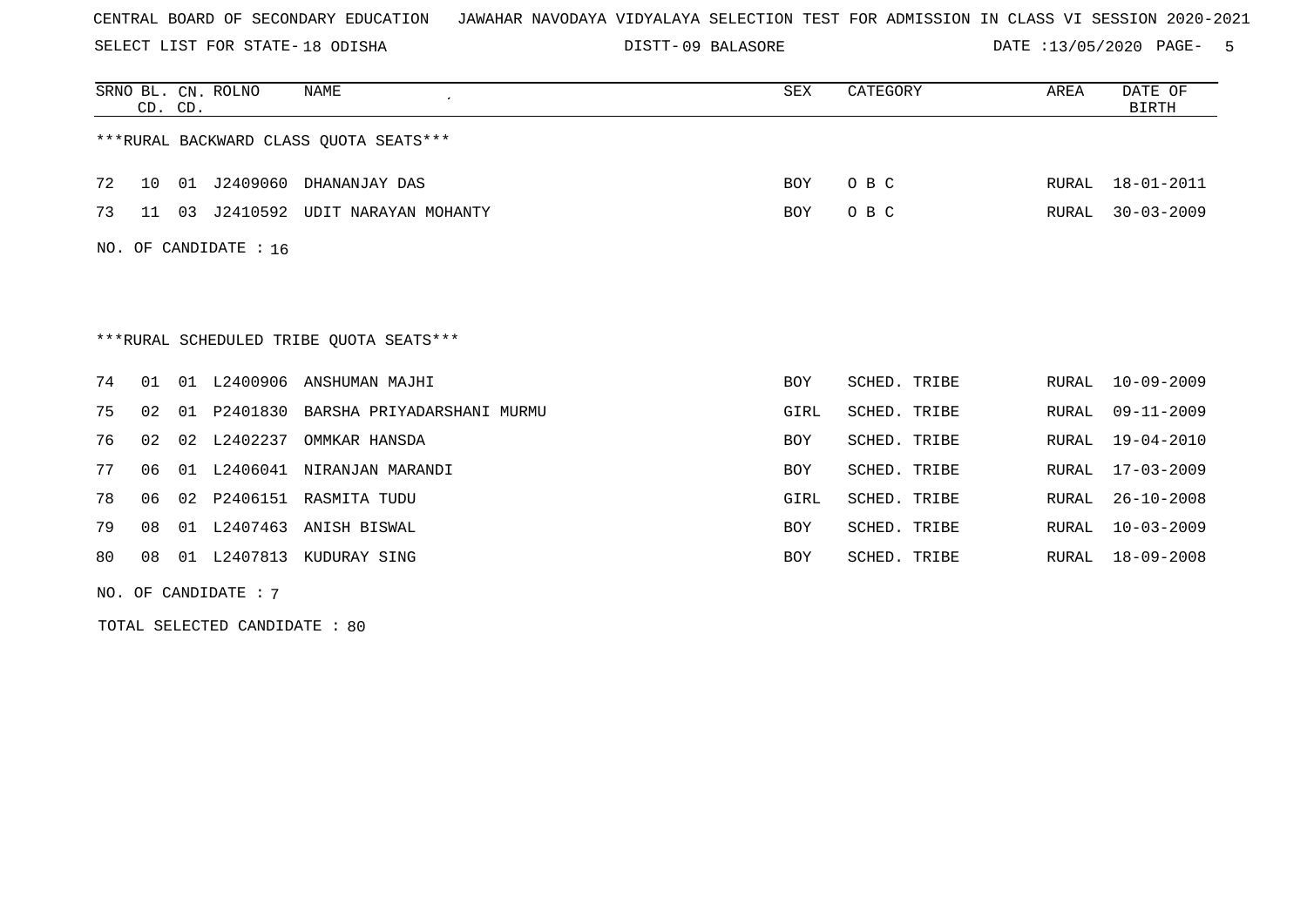CENTRAL BOARD OF SECONDARY EDUCATION   JAWAHAR NAVODAYA VIDYALAYA SELECTION TEST FOR ADMISSION IN CLASS VI SESSION 2020-2021

SELECT LIST FOR STATE- 18 ODISHA   DISTT- 09 BALASORE   DATE :13/05/2020

| SRNO | BL. CD. | CN. CD. | ROLNO | NAME | SEX | CATEGORY | AREA | DATE OF BIRTH |
|---|---|---|---|---|---|---|---|---|

***RURAL BACKWARD CLASS QUOTA SEATS***

| SRNO | BL. CD. | CN. CD. | ROLNO | NAME | SEX | CATEGORY | AREA | DATE OF BIRTH |
|---|---|---|---|---|---|---|---|---|
| 72 | 10 | 01 | J2409060 | DHANANJAY DAS | BOY | O B C | RURAL | 18-01-2011 |
| 73 | 11 | 03 | J2410592 | UDIT NARAYAN MOHANTY | BOY | O B C | RURAL | 30-03-2009 |

NO. OF CANDIDATE : 16

***RURAL SCHEDULED TRIBE QUOTA SEATS***

| SRNO | BL. CD. | CN. CD. | ROLNO | NAME | SEX | CATEGORY | AREA | DATE OF BIRTH |
|---|---|---|---|---|---|---|---|---|
| 74 | 01 | 01 | L2400906 | ANSHUMAN MAJHI | BOY | SCHED. TRIBE | RURAL | 10-09-2009 |
| 75 | 02 | 01 | P2401830 | BARSHA PRIYADARSHANI MURMU | GIRL | SCHED. TRIBE | RURAL | 09-11-2009 |
| 76 | 02 | 02 | L2402237 | OMMKAR HANSDA | BOY | SCHED. TRIBE | RURAL | 19-04-2010 |
| 77 | 06 | 01 | L2406041 | NIRANJAN MARANDI | BOY | SCHED. TRIBE | RURAL | 17-03-2009 |
| 78 | 06 | 02 | P2406151 | RASMITA TUDU | GIRL | SCHED. TRIBE | RURAL | 26-10-2008 |
| 79 | 08 | 01 | L2407463 | ANISH BISWAL | BOY | SCHED. TRIBE | RURAL | 10-03-2009 |
| 80 | 08 | 01 | L2407813 | KUDURAY SING | BOY | SCHED. TRIBE | RURAL | 18-09-2008 |

NO. OF CANDIDATE : 7

TOTAL SELECTED CANDIDATE : 80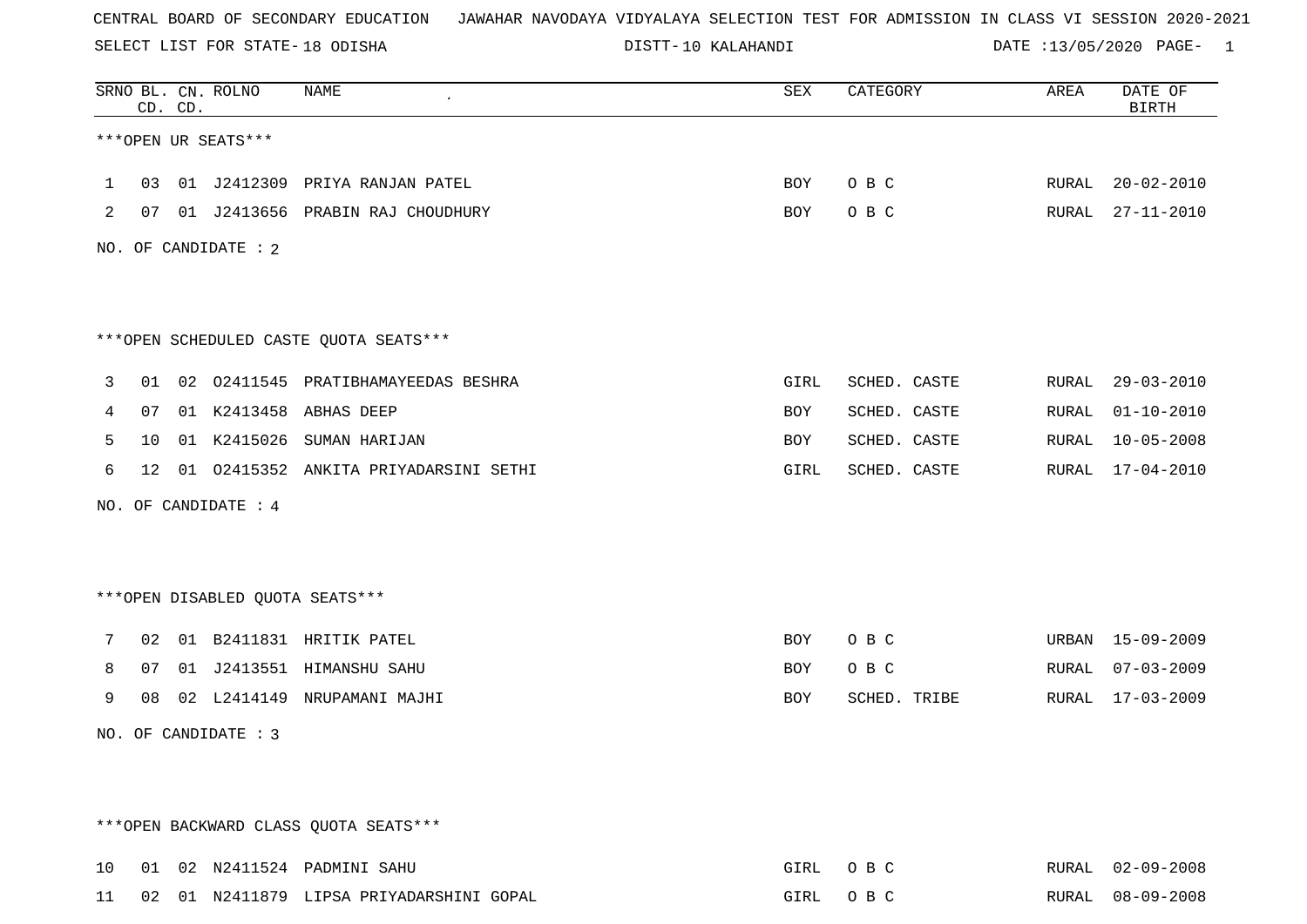CENTRAL BOARD OF SECONDARY EDUCATION JAWAHAR NAVODAYA VIDYALAYA SELECTION TEST FOR ADMISSION IN CLASS VI SESSION 2020-2021

SELECT LIST FOR STATE- 18 ODISHA DISTT- 10 KALAHANDI DATE :13/05/2020

| SRNO | BL. CD. | CN. CD. | ROLNO | NAME | SEX | CATEGORY | AREA | DATE OF BIRTH |
|---|---|---|---|---|---|---|---|---|
| ***OPEN UR SEATS*** | | | | | | | | |
| 1 | 03 | 01 | J2412309 | PRIYA RANJAN PATEL | BOY | O B C | RURAL | 20-02-2010 |
| 2 | 07 | 01 | J2413656 | PRABIN RAJ CHOUDHURY | BOY | O B C | RURAL | 27-11-2010 |
| NO. OF CANDIDATE : 2 | | | | | | | | |
| ***OPEN SCHEDULED CASTE QUOTA SEATS*** | | | | | | | | |
| 3 | 01 | 02 | O2411545 | PRATIBHAMAYEEDAS BESHRA | GIRL | SCHED. CASTE | RURAL | 29-03-2010 |
| 4 | 07 | 01 | K2413458 | ABHAS DEEP | BOY | SCHED. CASTE | RURAL | 01-10-2010 |
| 5 | 10 | 01 | K2415026 | SUMAN HARIJAN | BOY | SCHED. CASTE | RURAL | 10-05-2008 |
| 6 | 12 | 01 | O2415352 | ANKITA PRIYADARSINI SETHI | GIRL | SCHED. CASTE | RURAL | 17-04-2010 |
| NO. OF CANDIDATE : 4 | | | | | | | | |
| ***OPEN DISABLED QUOTA SEATS*** | | | | | | | | |
| 7 | 02 | 01 | B2411831 | HRITIK PATEL | BOY | O B C | URBAN | 15-09-2009 |
| 8 | 07 | 01 | J2413551 | HIMANSHU SAHU | BOY | O B C | RURAL | 07-03-2009 |
| 9 | 08 | 02 | L2414149 | NRUPAMANI MAJHI | BOY | SCHED. TRIBE | RURAL | 17-03-2009 |
| NO. OF CANDIDATE : 3 | | | | | | | | |
| ***OPEN BACKWARD CLASS QUOTA SEATS*** | | | | | | | | |
| 10 | 01 | 02 | N2411524 | PADMINI SAHU | GIRL | O B C | RURAL | 02-09-2008 |
| 11 | 02 | 01 | N2411879 | LIPSA PRIYADARSHINI GOPAL | GIRL | O B C | RURAL | 08-09-2008 |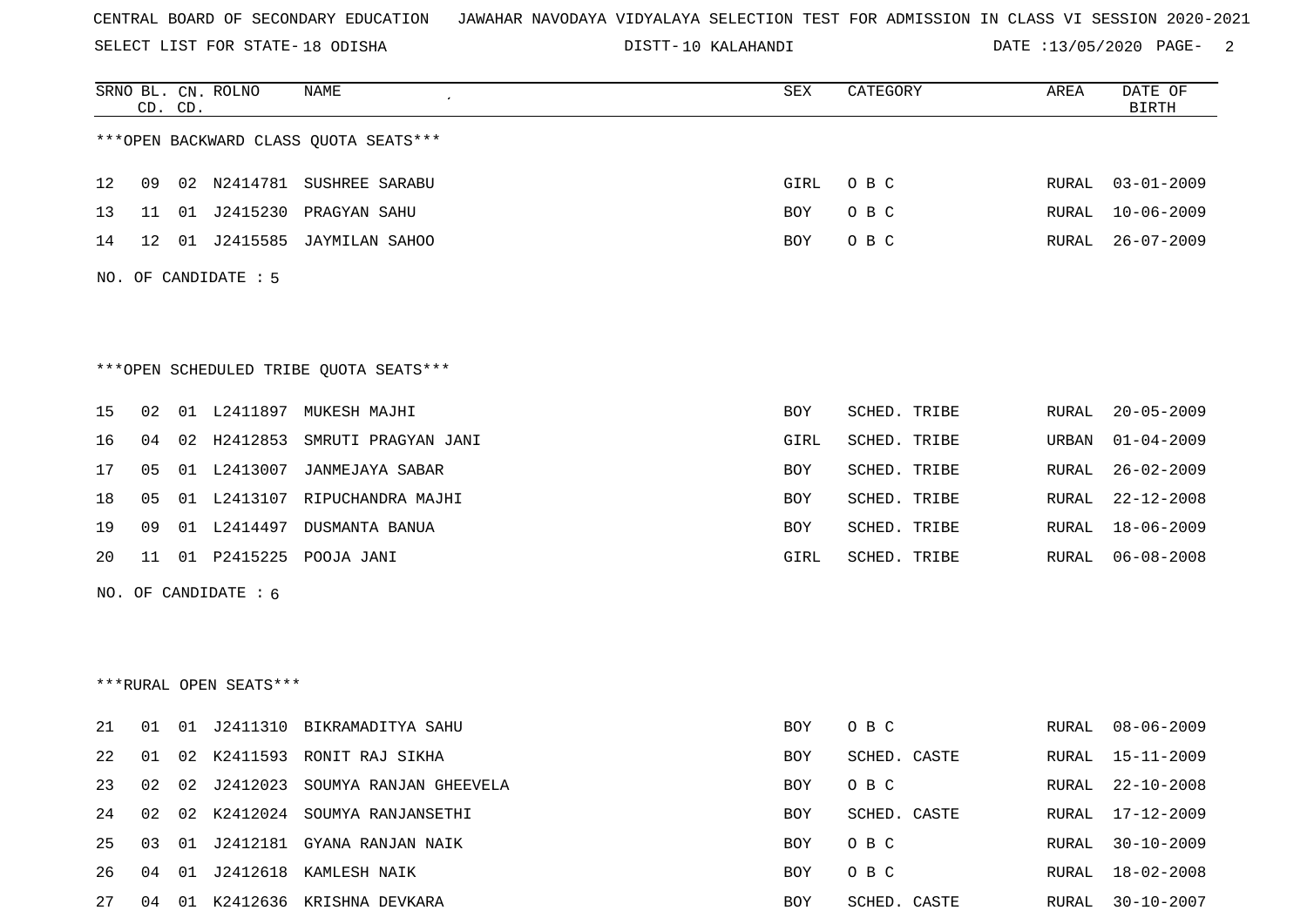CENTRAL BOARD OF SECONDARY EDUCATION JAWAHAR NAVODAYA VIDYALAYA SELECTION TEST FOR ADMISSION IN CLASS VI SESSION 2020-2021

SELECT LIST FOR STATE- 18 ODISHA DISTT- 10 KALAHANDI DATE :13/05/2020

***OPEN BACKWARD CLASS QUOTA SEATS***

| SRNO | BL. CD. | CN. CD. | ROLNO | NAME | SEX | CATEGORY | AREA | DATE OF BIRTH |
|---|---|---|---|---|---|---|---|---|
| 12 | 09 | 02 | N2414781 | SUSHREE SARABU | GIRL | O B C | RURAL | 03-01-2009 |
| 13 | 11 | 01 | J2415230 | PRAGYAN SAHU | BOY | O B C | RURAL | 10-06-2009 |
| 14 | 12 | 01 | J2415585 | JAYMILAN SAHOO | BOY | O B C | RURAL | 26-07-2009 |

NO. OF CANDIDATE : 5

***OPEN SCHEDULED TRIBE QUOTA SEATS***

| SRNO | BL. CD. | CN. CD. | ROLNO | NAME | SEX | CATEGORY | AREA | DATE OF BIRTH |
|---|---|---|---|---|---|---|---|---|
| 15 | 02 | 01 | L2411897 | MUKESH MAJHI | BOY | SCHED. TRIBE | RURAL | 20-05-2009 |
| 16 | 04 | 02 | H2412853 | SMRUTI PRAGYAN JANI | GIRL | SCHED. TRIBE | URBAN | 01-04-2009 |
| 17 | 05 | 01 | L2413007 | JANMEJAYA SABAR | BOY | SCHED. TRIBE | RURAL | 26-02-2009 |
| 18 | 05 | 01 | L2413107 | RIPUCHANDRA MAJHI | BOY | SCHED. TRIBE | RURAL | 22-12-2008 |
| 19 | 09 | 01 | L2414497 | DUSMANTA BANUA | BOY | SCHED. TRIBE | RURAL | 18-06-2009 |
| 20 | 11 | 01 | P2415225 | POOJA JANI | GIRL | SCHED. TRIBE | RURAL | 06-08-2008 |

NO. OF CANDIDATE : 6

***RURAL OPEN SEATS***

| SRNO | BL. CD. | CN. CD. | ROLNO | NAME | SEX | CATEGORY | AREA | DATE OF BIRTH |
|---|---|---|---|---|---|---|---|---|
| 21 | 01 | 01 | J2411310 | BIKRAMADITYA SAHU | BOY | O B C | RURAL | 08-06-2009 |
| 22 | 01 | 02 | K2411593 | RONIT RAJ SIKHA | BOY | SCHED. CASTE | RURAL | 15-11-2009 |
| 23 | 02 | 02 | J2412023 | SOUMYA RANJAN GHEEVELA | BOY | O B C | RURAL | 22-10-2008 |
| 24 | 02 | 02 | K2412024 | SOUMYA RANJANSETHI | BOY | SCHED. CASTE | RURAL | 17-12-2009 |
| 25 | 03 | 01 | J2412181 | GYANA RANJAN NAIK | BOY | O B C | RURAL | 30-10-2009 |
| 26 | 04 | 01 | J2412618 | KAMLESH NAIK | BOY | O B C | RURAL | 18-02-2008 |
| 27 | 04 | 01 | K2412636 | KRISHNA DEVKARA | BOY | SCHED. CASTE | RURAL | 30-10-2007 |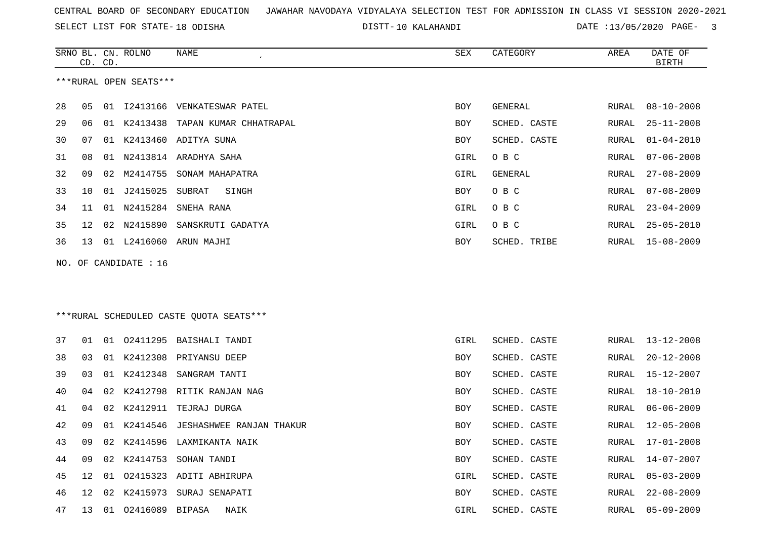CENTRAL BOARD OF SECONDARY EDUCATION JAWAHAR NAVODAYA VIDYALAYA SELECTION TEST FOR ADMISSION IN CLASS VI SESSION 2020-2021

SELECT LIST FOR STATE- 18 ODISHA DISTT- 10 KALAHANDI DATE :13/05/2020 PAGE- 3

***RURAL OPEN SEATS***

| SRNO | BL. CD. | CN. CD. | ROLNO | NAME | SEX | CATEGORY | AREA | DATE OF BIRTH |
|---|---|---|---|---|---|---|---|---|
| 28 | 05 | 01 | I2413166 | VENKATESWAR PATEL | BOY | GENERAL | RURAL | 08-10-2008 |
| 29 | 06 | 01 | K2413438 | TAPAN KUMAR CHHATRAPAL | BOY | SCHED. CASTE | RURAL | 25-11-2008 |
| 30 | 07 | 01 | K2413460 | ADITYA SUNA | BOY | SCHED. CASTE | RURAL | 01-04-2010 |
| 31 | 08 | 01 | N2413814 | ARADHYA SAHA | GIRL | O B C | RURAL | 07-06-2008 |
| 32 | 09 | 02 | M2414755 | SONAM MAHAPATRA | GIRL | GENERAL | RURAL | 27-08-2009 |
| 33 | 10 | 01 | J2415025 | SUBRAT SINGH | BOY | O B C | RURAL | 07-08-2009 |
| 34 | 11 | 01 | N2415284 | SNEHA RANA | GIRL | O B C | RURAL | 23-04-2009 |
| 35 | 12 | 02 | N2415890 | SANSKRUTI GADATYA | GIRL | O B C | RURAL | 25-05-2010 |
| 36 | 13 | 01 | L2416060 | ARUN MAJHI | BOY | SCHED. TRIBE | RURAL | 15-08-2009 |

NO. OF CANDIDATE : 16

***RURAL SCHEDULED CASTE QUOTA SEATS***

| SRNO | BL. CD. | CN. CD. | ROLNO | NAME | SEX | CATEGORY | AREA | DATE OF BIRTH |
|---|---|---|---|---|---|---|---|---|
| 37 | 01 | 01 | O2411295 | BAISHALI TANDI | GIRL | SCHED. CASTE | RURAL | 13-12-2008 |
| 38 | 03 | 01 | K2412308 | PRIYANSU DEEP | BOY | SCHED. CASTE | RURAL | 20-12-2008 |
| 39 | 03 | 01 | K2412348 | SANGRAM TANTI | BOY | SCHED. CASTE | RURAL | 15-12-2007 |
| 40 | 04 | 02 | K2412798 | RITIK RANJAN NAG | BOY | SCHED. CASTE | RURAL | 18-10-2010 |
| 41 | 04 | 02 | K2412911 | TEJRAJ DURGA | BOY | SCHED. CASTE | RURAL | 06-06-2009 |
| 42 | 09 | 01 | K2414546 | JESHASHWEE RANJAN THAKUR | BOY | SCHED. CASTE | RURAL | 12-05-2008 |
| 43 | 09 | 02 | K2414596 | LAXMIKANTA NAIK | BOY | SCHED. CASTE | RURAL | 17-01-2008 |
| 44 | 09 | 02 | K2414753 | SOHAN TANDI | BOY | SCHED. CASTE | RURAL | 14-07-2007 |
| 45 | 12 | 01 | O2415323 | ADITI ABHIRUPA | GIRL | SCHED. CASTE | RURAL | 05-03-2009 |
| 46 | 12 | 02 | K2415973 | SURAJ SENAPATI | BOY | SCHED. CASTE | RURAL | 22-08-2009 |
| 47 | 13 | 01 | O2416089 | BIPASA NAIK | GIRL | SCHED. CASTE | RURAL | 05-09-2009 |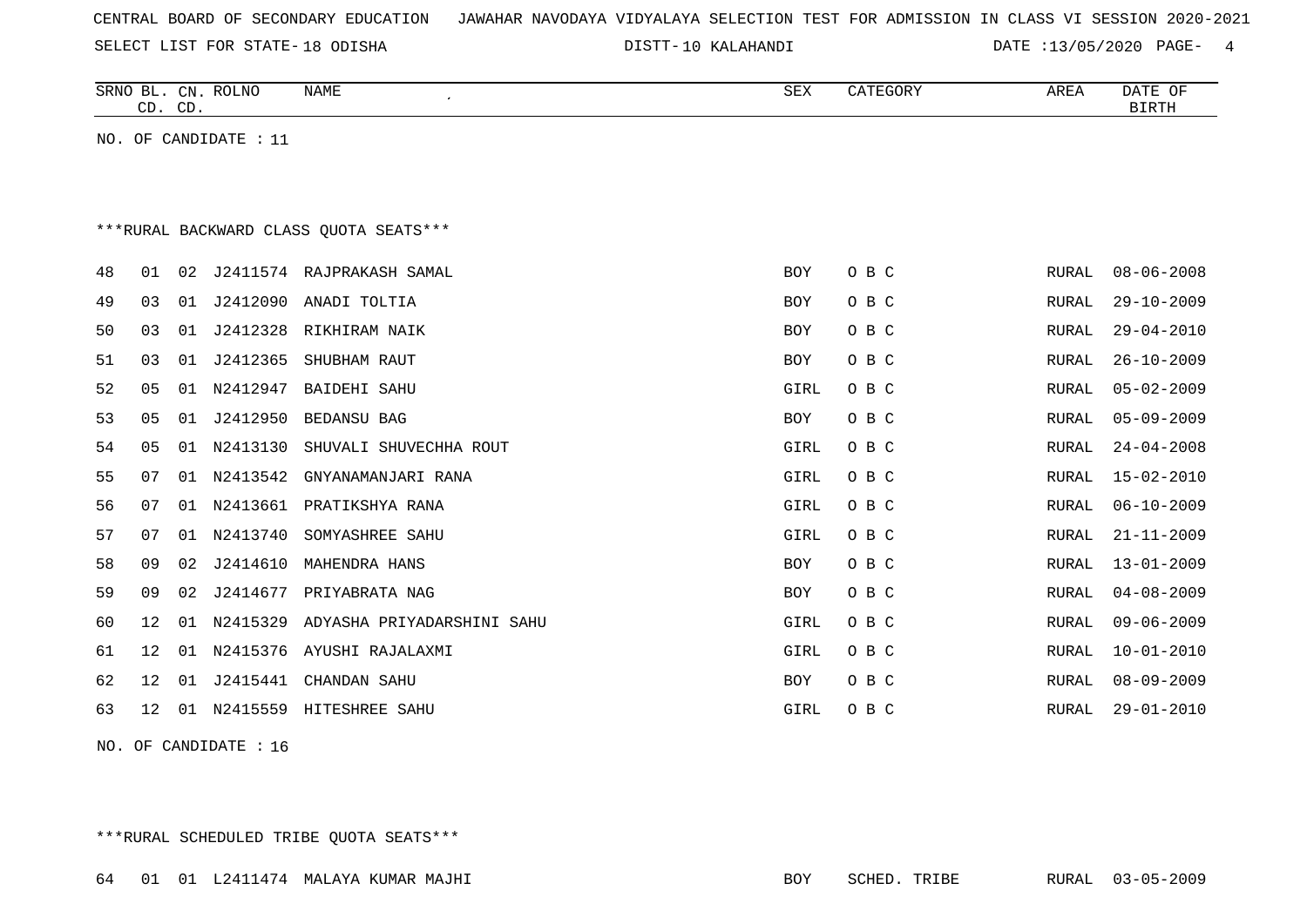CENTRAL BOARD OF SECONDARY EDUCATION JAWAHAR NAVODAYA VIDYALAYA SELECTION TEST FOR ADMISSION IN CLASS VI SESSION 2020-2021

SELECT LIST FOR STATE- 18 ODISHA DISTT- 10 KALAHANDI DATE :13/05/2020

| SRNO | BL. CD. | CN. CD. | ROLNO | NAME | SEX | CATEGORY | AREA | DATE OF BIRTH |
|---|---|---|---|---|---|---|---|---|

NO. OF CANDIDATE : 11

***RURAL BACKWARD CLASS QUOTA SEATS***

| SRNO | BL. CD. | CN. CD. | ROLNO | NAME | SEX | CATEGORY | AREA | DATE OF BIRTH |
|---|---|---|---|---|---|---|---|---|
| 48 | 01 | 02 | J2411574 | RAJPRAKASH SAMAL | BOY | O B C | RURAL | 08-06-2008 |
| 49 | 03 | 01 | J2412090 | ANADI TOLTIA | BOY | O B C | RURAL | 29-10-2009 |
| 50 | 03 | 01 | J2412328 | RIKHIRAM NAIK | BOY | O B C | RURAL | 29-04-2010 |
| 51 | 03 | 01 | J2412365 | SHUBHAM RAUT | BOY | O B C | RURAL | 26-10-2009 |
| 52 | 05 | 01 | N2412947 | BAIDEHI SAHU | GIRL | O B C | RURAL | 05-02-2009 |
| 53 | 05 | 01 | J2412950 | BEDANSU BAG | BOY | O B C | RURAL | 05-09-2009 |
| 54 | 05 | 01 | N2413130 | SHUVALI SHUVECHHA ROUT | GIRL | O B C | RURAL | 24-04-2008 |
| 55 | 07 | 01 | N2413542 | GNYANAMANJARI RANA | GIRL | O B C | RURAL | 15-02-2010 |
| 56 | 07 | 01 | N2413661 | PRATIKSHYA RANA | GIRL | O B C | RURAL | 06-10-2009 |
| 57 | 07 | 01 | N2413740 | SOMYASHREE SAHU | GIRL | O B C | RURAL | 21-11-2009 |
| 58 | 09 | 02 | J2414610 | MAHENDRA HANS | BOY | O B C | RURAL | 13-01-2009 |
| 59 | 09 | 02 | J2414677 | PRIYABRATA NAG | BOY | O B C | RURAL | 04-08-2009 |
| 60 | 12 | 01 | N2415329 | ADYASHA PRIYADARSHINI SAHU | GIRL | O B C | RURAL | 09-06-2009 |
| 61 | 12 | 01 | N2415376 | AYUSHI RAJALAXMI | GIRL | O B C | RURAL | 10-01-2010 |
| 62 | 12 | 01 | J2415441 | CHANDAN SAHU | BOY | O B C | RURAL | 08-09-2009 |
| 63 | 12 | 01 | N2415559 | HITESHREE SAHU | GIRL | O B C | RURAL | 29-01-2010 |

NO. OF CANDIDATE : 16

***RURAL SCHEDULED TRIBE QUOTA SEATS***

| SRNO | BL. CD. | CN. CD. | ROLNO | NAME | SEX | CATEGORY | AREA | DATE OF BIRTH |
|---|---|---|---|---|---|---|---|---|
| 64 | 01 | 01 | L2411474 | MALAYA KUMAR MAJHI | BOY | SCHED. TRIBE | RURAL | 03-05-2009 |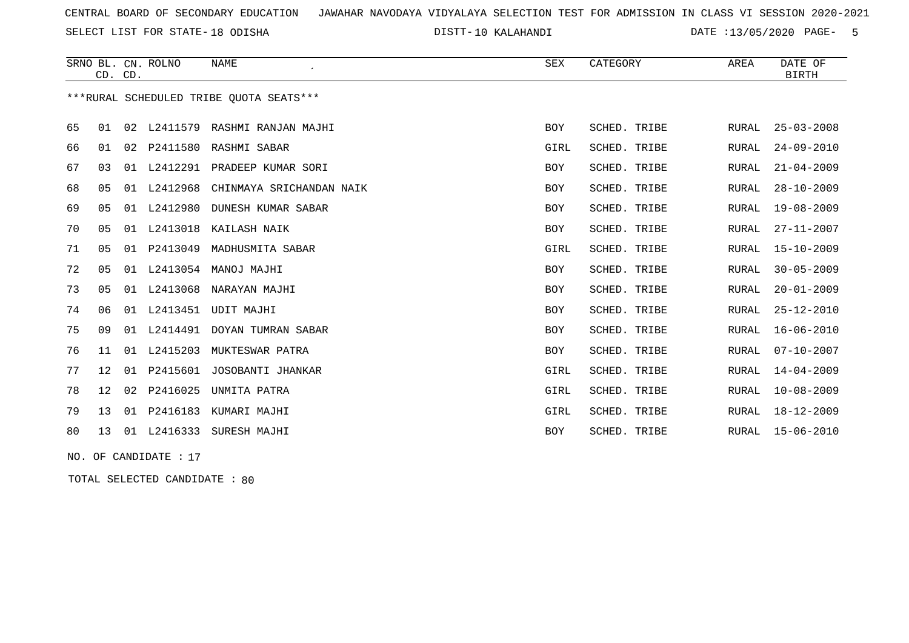CENTRAL BOARD OF SECONDARY EDUCATION JAWAHAR NAVODAYA VIDYALAYA SELECTION TEST FOR ADMISSION IN CLASS VI SESSION 2020-2021

SELECT LIST FOR STATE- 18 ODISHA DISTT- 10 KALAHANDI DATE :13/05/2020

| SRNO | BL. CD. | CN. CD. | ROLNO | NAME | SEX | CATEGORY | AREA | DATE OF BIRTH |
|---|---|---|---|---|---|---|---|---|

***RURAL SCHEDULED TRIBE QUOTA SEATS***

| SRNO | BL. CD. | CN. CD. | ROLNO | NAME | SEX | CATEGORY | AREA | DATE OF BIRTH |
|---|---|---|---|---|---|---|---|---|
| 65 | 01 | 02 | L2411579 | RASHMI RANJAN MAJHI | BOY | SCHED. TRIBE | RURAL | 25-03-2008 |
| 66 | 01 | 02 | P2411580 | RASHMI SABAR | GIRL | SCHED. TRIBE | RURAL | 24-09-2010 |
| 67 | 03 | 01 | L2412291 | PRADEEP KUMAR SORI | BOY | SCHED. TRIBE | RURAL | 21-04-2009 |
| 68 | 05 | 01 | L2412968 | CHINMAYA SRICHANDAN NAIK | BOY | SCHED. TRIBE | RURAL | 28-10-2009 |
| 69 | 05 | 01 | L2412980 | DUNESH KUMAR SABAR | BOY | SCHED. TRIBE | RURAL | 19-08-2009 |
| 70 | 05 | 01 | L2413018 | KAILASH NAIK | BOY | SCHED. TRIBE | RURAL | 27-11-2007 |
| 71 | 05 | 01 | P2413049 | MADHUSMITA SABAR | GIRL | SCHED. TRIBE | RURAL | 15-10-2009 |
| 72 | 05 | 01 | L2413054 | MANOJ MAJHI | BOY | SCHED. TRIBE | RURAL | 30-05-2009 |
| 73 | 05 | 01 | L2413068 | NARAYAN MAJHI | BOY | SCHED. TRIBE | RURAL | 20-01-2009 |
| 74 | 06 | 01 | L2413451 | UDIT MAJHI | BOY | SCHED. TRIBE | RURAL | 25-12-2010 |
| 75 | 09 | 01 | L2414491 | DOYAN TUMRAN SABAR | BOY | SCHED. TRIBE | RURAL | 16-06-2010 |
| 76 | 11 | 01 | L2415203 | MUKTESWAR PATRA | BOY | SCHED. TRIBE | RURAL | 07-10-2007 |
| 77 | 12 | 01 | P2415601 | JOSOBANTI JHANKAR | GIRL | SCHED. TRIBE | RURAL | 14-04-2009 |
| 78 | 12 | 02 | P2416025 | UNMITA PATRA | GIRL | SCHED. TRIBE | RURAL | 10-08-2009 |
| 79 | 13 | 01 | P2416183 | KUMARI MAJHI | GIRL | SCHED. TRIBE | RURAL | 18-12-2009 |
| 80 | 13 | 01 | L2416333 | SURESH MAJHI | BOY | SCHED. TRIBE | RURAL | 15-06-2010 |

NO. OF CANDIDATE : 17

TOTAL SELECTED CANDIDATE : 80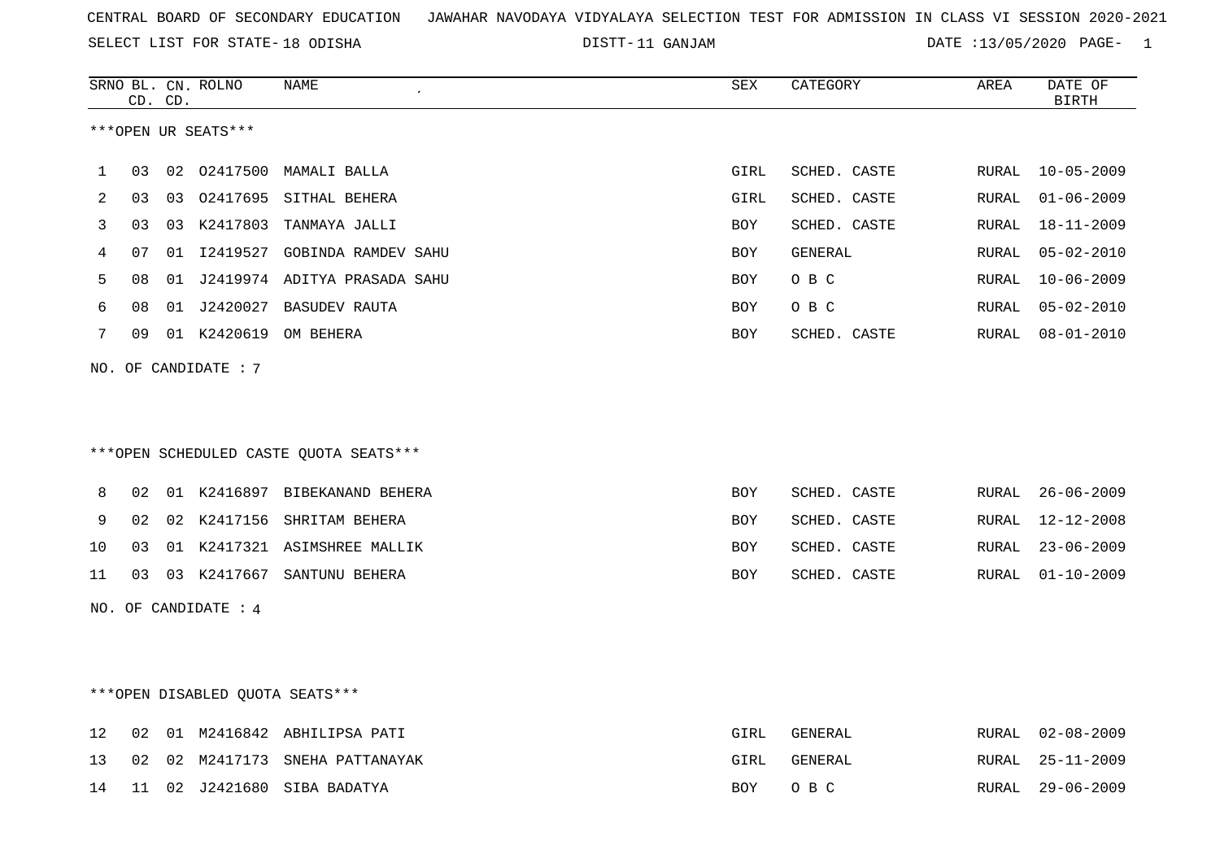CENTRAL BOARD OF SECONDARY EDUCATION JAWAHAR NAVODAYA VIDYALAYA SELECTION TEST FOR ADMISSION IN CLASS VI SESSION 2020-2021

SELECT LIST FOR STATE- 18 ODISHA DISTT- 11 GANJAM DATE :13/05/2020

***OPEN UR SEATS***

| SRNO | BL. CD. | CN. CD. | ROLNO | NAME | SEX | CATEGORY | AREA | DATE OF BIRTH |
|---|---|---|---|---|---|---|---|---|
| 1 | 03 | 02 | O2417500 | MAMALI BALLA | GIRL | SCHED. CASTE | RURAL | 10-05-2009 |
| 2 | 03 | 03 | O2417695 | SITHAL BEHERA | GIRL | SCHED. CASTE | RURAL | 01-06-2009 |
| 3 | 03 | 03 | K2417803 | TANMAYA JALLI | BOY | SCHED. CASTE | RURAL | 18-11-2009 |
| 4 | 07 | 01 | I2419527 | GOBINDA RAMDEV SAHU | BOY | GENERAL | RURAL | 05-02-2010 |
| 5 | 08 | 01 | J2419974 | ADITYA PRASADA SAHU | BOY | O B C | RURAL | 10-06-2009 |
| 6 | 08 | 01 | J2420027 | BASUDEV RAUTA | BOY | O B C | RURAL | 05-02-2010 |
| 7 | 09 | 01 | K2420619 | OM BEHERA | BOY | SCHED. CASTE | RURAL | 08-01-2010 |

NO. OF CANDIDATE : 7

***OPEN SCHEDULED CASTE QUOTA SEATS***

| SRNO | BL. CD. | CN. CD. | ROLNO | NAME | SEX | CATEGORY | AREA | DATE OF BIRTH |
|---|---|---|---|---|---|---|---|---|
| 8 | 02 | 01 | K2416897 | BIBEKANAND BEHERA | BOY | SCHED. CASTE | RURAL | 26-06-2009 |
| 9 | 02 | 02 | K2417156 | SHRITAM BEHERA | BOY | SCHED. CASTE | RURAL | 12-12-2008 |
| 10 | 03 | 01 | K2417321 | ASIMSHREE MALLIK | BOY | SCHED. CASTE | RURAL | 23-06-2009 |
| 11 | 03 | 03 | K2417667 | SANTUNU BEHERA | BOY | SCHED. CASTE | RURAL | 01-10-2009 |

NO. OF CANDIDATE : 4

***OPEN DISABLED QUOTA SEATS***

| SRNO | BL. CD. | CN. CD. | ROLNO | NAME | SEX | CATEGORY | AREA | DATE OF BIRTH |
|---|---|---|---|---|---|---|---|---|
| 12 | 02 | 01 | M2416842 | ABHILIPSA PATI | GIRL | GENERAL | RURAL | 02-08-2009 |
| 13 | 02 | 02 | M2417173 | SNEHA PATTANAYAK | GIRL | GENERAL | RURAL | 25-11-2009 |
| 14 | 11 | 02 | J2421680 | SIBA BADATYA | BOY | O B C | RURAL | 29-06-2009 |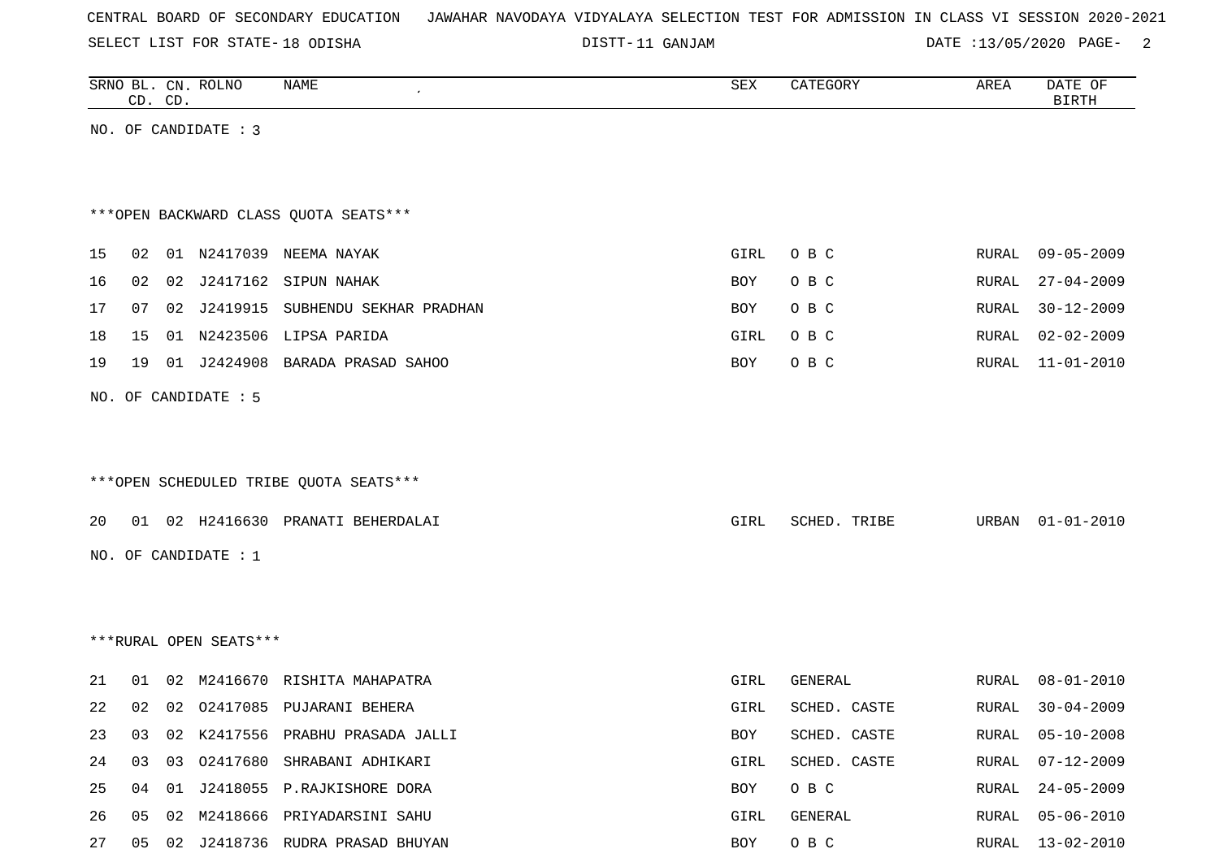CENTRAL BOARD OF SECONDARY EDUCATION JAWAHAR NAVODAYA VIDYALAYA SELECTION TEST FOR ADMISSION IN CLASS VI SESSION 2020-2021

SELECT LIST FOR STATE- 18 ODISHA DISTT- 11 GANJAM DATE :13/05/2020

| SRNO | BL. CD. | CN. CD. | ROLNO | NAME | SEX | CATEGORY | AREA | DATE OF BIRTH |
|---|---|---|---|---|---|---|---|---|

NO. OF CANDIDATE : 3

***OPEN BACKWARD CLASS QUOTA SEATS***

| SRNO | BL. CD. | CN. CD. | ROLNO | NAME | SEX | CATEGORY | AREA | DATE OF BIRTH |
|---|---|---|---|---|---|---|---|---|
| 15 | 02 | 01 | N2417039 | NEEMA NAYAK | GIRL | O B C | RURAL | 09-05-2009 |
| 16 | 02 | 02 | J2417162 | SIPUN NAHAK | BOY | O B C | RURAL | 27-04-2009 |
| 17 | 07 | 02 | J2419915 | SUBHENDU SEKHAR PRADHAN | BOY | O B C | RURAL | 30-12-2009 |
| 18 | 15 | 01 | N2423506 | LIPSA PARIDA | GIRL | O B C | RURAL | 02-02-2009 |
| 19 | 19 | 01 | J2424908 | BARADA PRASAD SAHOO | BOY | O B C | RURAL | 11-01-2010 |

NO. OF CANDIDATE : 5

***OPEN SCHEDULED TRIBE QUOTA SEATS***

| SRNO | BL. CD. | CN. CD. | ROLNO | NAME | SEX | CATEGORY | AREA | DATE OF BIRTH |
|---|---|---|---|---|---|---|---|---|
| 20 | 01 | 02 | H2416630 | PRANATI BEHERDALAI | GIRL | SCHED. TRIBE | URBAN | 01-01-2010 |

NO. OF CANDIDATE : 1

***RURAL OPEN SEATS***

| SRNO | BL. CD. | CN. CD. | ROLNO | NAME | SEX | CATEGORY | AREA | DATE OF BIRTH |
|---|---|---|---|---|---|---|---|---|
| 21 | 01 | 02 | M2416670 | RISHITA MAHAPATRA | GIRL | GENERAL | RURAL | 08-01-2010 |
| 22 | 02 | 02 | O2417085 | PUJARANI BEHERA | GIRL | SCHED. CASTE | RURAL | 30-04-2009 |
| 23 | 03 | 02 | K2417556 | PRABHU PRASADA JALLI | BOY | SCHED. CASTE | RURAL | 05-10-2008 |
| 24 | 03 | 03 | O2417680 | SHRABANI ADHIKARI | GIRL | SCHED. CASTE | RURAL | 07-12-2009 |
| 25 | 04 | 01 | J2418055 | P.RAJKISHORE DORA | BOY | O B C | RURAL | 24-05-2009 |
| 26 | 05 | 02 | M2418666 | PRIYADARSINI SAHU | GIRL | GENERAL | RURAL | 05-06-2010 |
| 27 | 05 | 02 | J2418736 | RUDRA PRASAD BHUYAN | BOY | O B C | RURAL | 13-02-2010 |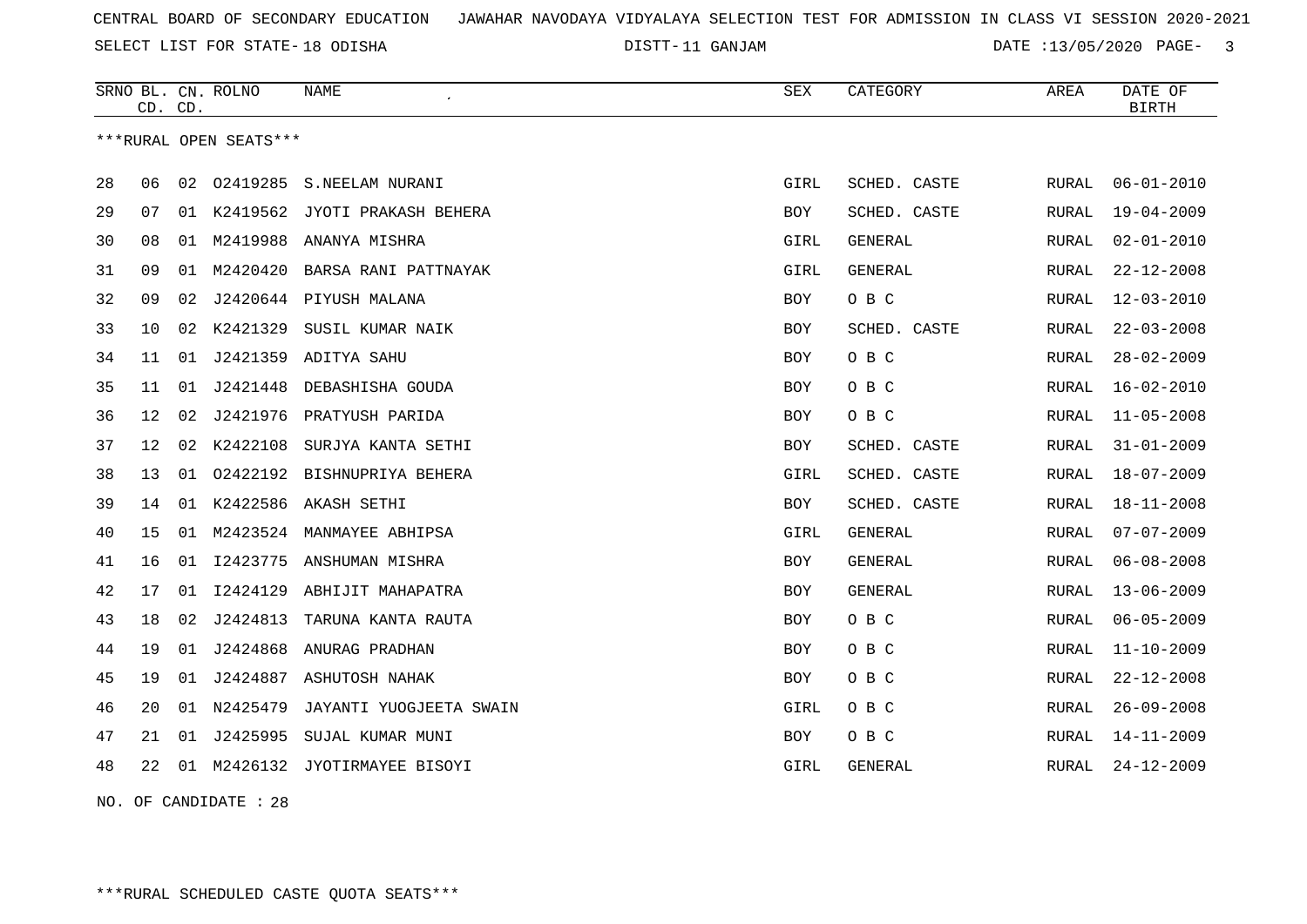CENTRAL BOARD OF SECONDARY EDUCATION JAWAHAR NAVODAYA VIDYALAYA SELECTION TEST FOR ADMISSION IN CLASS VI SESSION 2020-2021

SELECT LIST FOR STATE- 18 ODISHA DISTT- 11 GANJAM DATE :13/05/2020

| SRNO | BL. CD. | CN. CD. | ROLNO | NAME | SEX | CATEGORY | AREA | DATE OF BIRTH |
|---|---|---|---|---|---|---|---|---|

***RURAL OPEN SEATS***

| SRNO | BL. CD. | CN. CD. | ROLNO | NAME | SEX | CATEGORY | AREA | DATE OF BIRTH |
|---|---|---|---|---|---|---|---|---|
| 28 | 06 | 02 | O2419285 | S.NEELAM NURANI | GIRL | SCHED. CASTE | RURAL | 06-01-2010 |
| 29 | 07 | 01 | K2419562 | JYOTI PRAKASH BEHERA | BOY | SCHED. CASTE | RURAL | 19-04-2009 |
| 30 | 08 | 01 | M2419988 | ANANYA MISHRA | GIRL | GENERAL | RURAL | 02-01-2010 |
| 31 | 09 | 01 | M2420420 | BARSA RANI PATTNAYAK | GIRL | GENERAL | RURAL | 22-12-2008 |
| 32 | 09 | 02 | J2420644 | PIYUSH MALANA | BOY | O B C | RURAL | 12-03-2010 |
| 33 | 10 | 02 | K2421329 | SUSIL KUMAR NAIK | BOY | SCHED. CASTE | RURAL | 22-03-2008 |
| 34 | 11 | 01 | J2421359 | ADITYA SAHU | BOY | O B C | RURAL | 28-02-2009 |
| 35 | 11 | 01 | J2421448 | DEBASHISHA GOUDA | BOY | O B C | RURAL | 16-02-2010 |
| 36 | 12 | 02 | J2421976 | PRATYUSH PARIDA | BOY | O B C | RURAL | 11-05-2008 |
| 37 | 12 | 02 | K2422108 | SURJYA KANTA SETHI | BOY | SCHED. CASTE | RURAL | 31-01-2009 |
| 38 | 13 | 01 | O2422192 | BISHNUPRIYA BEHERA | GIRL | SCHED. CASTE | RURAL | 18-07-2009 |
| 39 | 14 | 01 | K2422586 | AKASH SETHI | BOY | SCHED. CASTE | RURAL | 18-11-2008 |
| 40 | 15 | 01 | M2423524 | MANMAYEE ABHIPSA | GIRL | GENERAL | RURAL | 07-07-2009 |
| 41 | 16 | 01 | I2423775 | ANSHUMAN MISHRA | BOY | GENERAL | RURAL | 06-08-2008 |
| 42 | 17 | 01 | I2424129 | ABHIJIT MAHAPATRA | BOY | GENERAL | RURAL | 13-06-2009 |
| 43 | 18 | 02 | J2424813 | TARUNA KANTA RAUTA | BOY | O B C | RURAL | 06-05-2009 |
| 44 | 19 | 01 | J2424868 | ANURAG PRADHAN | BOY | O B C | RURAL | 11-10-2009 |
| 45 | 19 | 01 | J2424887 | ASHUTOSH NAHAK | BOY | O B C | RURAL | 22-12-2008 |
| 46 | 20 | 01 | N2425479 | JAYANTI YUOGJEETA SWAIN | GIRL | O B C | RURAL | 26-09-2008 |
| 47 | 21 | 01 | J2425995 | SUJAL KUMAR MUNI | BOY | O B C | RURAL | 14-11-2009 |
| 48 | 22 | 01 | M2426132 | JYOTIRMAYEE BISOYI | GIRL | GENERAL | RURAL | 24-12-2009 |

NO. OF CANDIDATE : 28

***RURAL SCHEDULED CASTE QUOTA SEATS***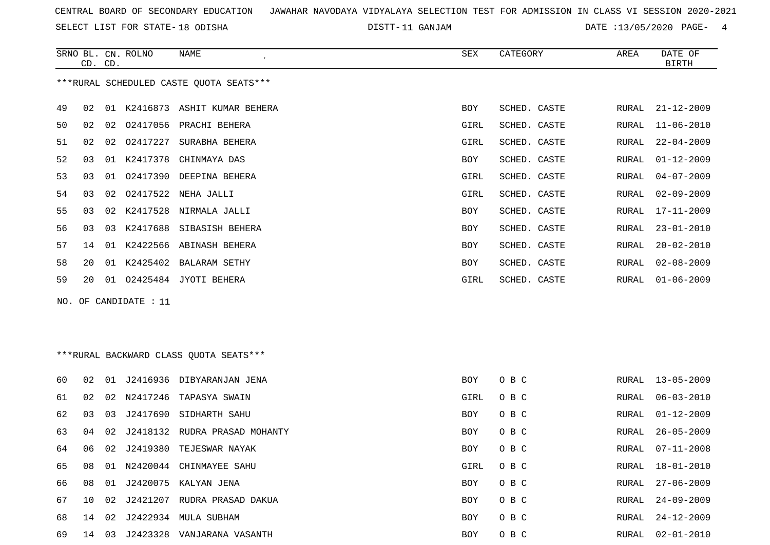CENTRAL BOARD OF SECONDARY EDUCATION JAWAHAR NAVODAYA VIDYALAYA SELECTION TEST FOR ADMISSION IN CLASS VI SESSION 2020-2021

SELECT LIST FOR STATE- 18 ODISHA DISTT- 11 GANJAM DATE :13/05/2020

***RURAL SCHEDULED CASTE QUOTA SEATS***

| SRNO | BL. CD. | CN. CD. | ROLNO | NAME | SEX | CATEGORY | AREA | DATE OF BIRTH |
|---|---|---|---|---|---|---|---|---|
| 49 | 02 | 01 | K2416873 | ASHIT KUMAR BEHERA | BOY | SCHED. CASTE | RURAL | 21-12-2009 |
| 50 | 02 | 02 | O2417056 | PRACHI BEHERA | GIRL | SCHED. CASTE | RURAL | 11-06-2010 |
| 51 | 02 | 02 | O2417227 | SURABHA BEHERA | GIRL | SCHED. CASTE | RURAL | 22-04-2009 |
| 52 | 03 | 01 | K2417378 | CHINMAYA DAS | BOY | SCHED. CASTE | RURAL | 01-12-2009 |
| 53 | 03 | 01 | O2417390 | DEEPINA BEHERA | GIRL | SCHED. CASTE | RURAL | 04-07-2009 |
| 54 | 03 | 02 | O2417522 | NEHA JALLI | GIRL | SCHED. CASTE | RURAL | 02-09-2009 |
| 55 | 03 | 02 | K2417528 | NIRMALA JALLI | BOY | SCHED. CASTE | RURAL | 17-11-2009 |
| 56 | 03 | 03 | K2417688 | SIBASISH BEHERA | BOY | SCHED. CASTE | RURAL | 23-01-2010 |
| 57 | 14 | 01 | K2422566 | ABINASH BEHERA | BOY | SCHED. CASTE | RURAL | 20-02-2010 |
| 58 | 20 | 01 | K2425402 | BALARAM SETHY | BOY | SCHED. CASTE | RURAL | 02-08-2009 |
| 59 | 20 | 01 | O2425484 | JYOTI BEHERA | GIRL | SCHED. CASTE | RURAL | 01-06-2009 |

NO. OF CANDIDATE : 11

***RURAL BACKWARD CLASS QUOTA SEATS***

| SRNO | BL. CD. | CN. CD. | ROLNO | NAME | SEX | CATEGORY | AREA | DATE OF BIRTH |
|---|---|---|---|---|---|---|---|---|
| 60 | 02 | 01 | J2416936 | DIBYARANJAN JENA | BOY | O B C | RURAL | 13-05-2009 |
| 61 | 02 | 02 | N2417246 | TAPASYA SWAIN | GIRL | O B C | RURAL | 06-03-2010 |
| 62 | 03 | 03 | J2417690 | SIDHARTH SAHU | BOY | O B C | RURAL | 01-12-2009 |
| 63 | 04 | 02 | J2418132 | RUDRA PRASAD MOHANTY | BOY | O B C | RURAL | 26-05-2009 |
| 64 | 06 | 02 | J2419380 | TEJESWAR NAYAK | BOY | O B C | RURAL | 07-11-2008 |
| 65 | 08 | 01 | N2420044 | CHINMAYEE SAHU | GIRL | O B C | RURAL | 18-01-2010 |
| 66 | 08 | 01 | J2420075 | KALYAN JENA | BOY | O B C | RURAL | 27-06-2009 |
| 67 | 10 | 02 | J2421207 | RUDRA PRASAD DAKUA | BOY | O B C | RURAL | 24-09-2009 |
| 68 | 14 | 02 | J2422934 | MULA SUBHAM | BOY | O B C | RURAL | 24-12-2009 |
| 69 | 14 | 03 | J2423328 | VANJARANA VASANTH | BOY | O B C | RURAL | 02-01-2010 |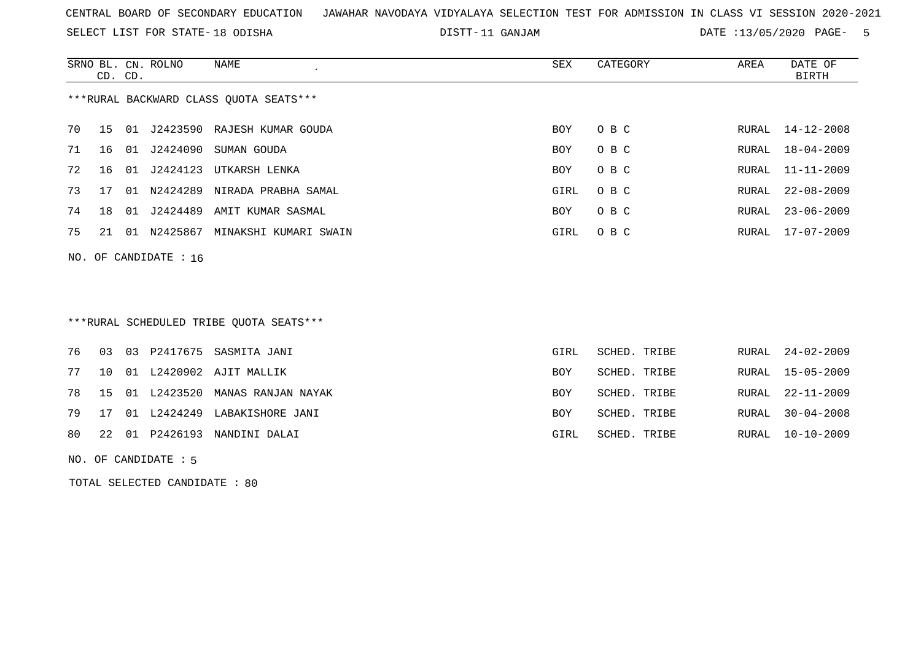CENTRAL BOARD OF SECONDARY EDUCATION JAWAHAR NAVODAYA VIDYALAYA SELECTION TEST FOR ADMISSION IN CLASS VI SESSION 2020-2021

SELECT LIST FOR STATE- 18 ODISHA DISTT- 11 GANJAM DATE :13/05/2020

***RURAL BACKWARD CLASS QUOTA SEATS***

| SRNO | BL. CD. | CN. CD. | ROLNO | NAME | SEX | CATEGORY | AREA | DATE OF BIRTH |
|---|---|---|---|---|---|---|---|---|
| 70 | 15 | 01 | J2423590 | RAJESH KUMAR GOUDA | BOY | O B C | RURAL | 14-12-2008 |
| 71 | 16 | 01 | J2424090 | SUMAN GOUDA | BOY | O B C | RURAL | 18-04-2009 |
| 72 | 16 | 01 | J2424123 | UTKARSH LENKA | BOY | O B C | RURAL | 11-11-2009 |
| 73 | 17 | 01 | N2424289 | NIRADA PRABHA SAMAL | GIRL | O B C | RURAL | 22-08-2009 |
| 74 | 18 | 01 | J2424489 | AMIT KUMAR SASMAL | BOY | O B C | RURAL | 23-06-2009 |
| 75 | 21 | 01 | N2425867 | MINAKSHI KUMARI SWAIN | GIRL | O B C | RURAL | 17-07-2009 |

NO. OF CANDIDATE : 16

***RURAL SCHEDULED TRIBE QUOTA SEATS***

| SRNO | BL. CD. | CN. CD. | ROLNO | NAME | SEX | CATEGORY | AREA | DATE OF BIRTH |
|---|---|---|---|---|---|---|---|---|
| 76 | 03 | 03 | P2417675 | SASMITA JANI | GIRL | SCHED. TRIBE | RURAL | 24-02-2009 |
| 77 | 10 | 01 | L2420902 | AJIT MALLIK | BOY | SCHED. TRIBE | RURAL | 15-05-2009 |
| 78 | 15 | 01 | L2423520 | MANAS RANJAN NAYAK | BOY | SCHED. TRIBE | RURAL | 22-11-2009 |
| 79 | 17 | 01 | L2424249 | LABAKISHORE JANI | BOY | SCHED. TRIBE | RURAL | 30-04-2008 |
| 80 | 22 | 01 | P2426193 | NANDINI DALAI | GIRL | SCHED. TRIBE | RURAL | 10-10-2009 |

NO. OF CANDIDATE : 5

TOTAL SELECTED CANDIDATE : 80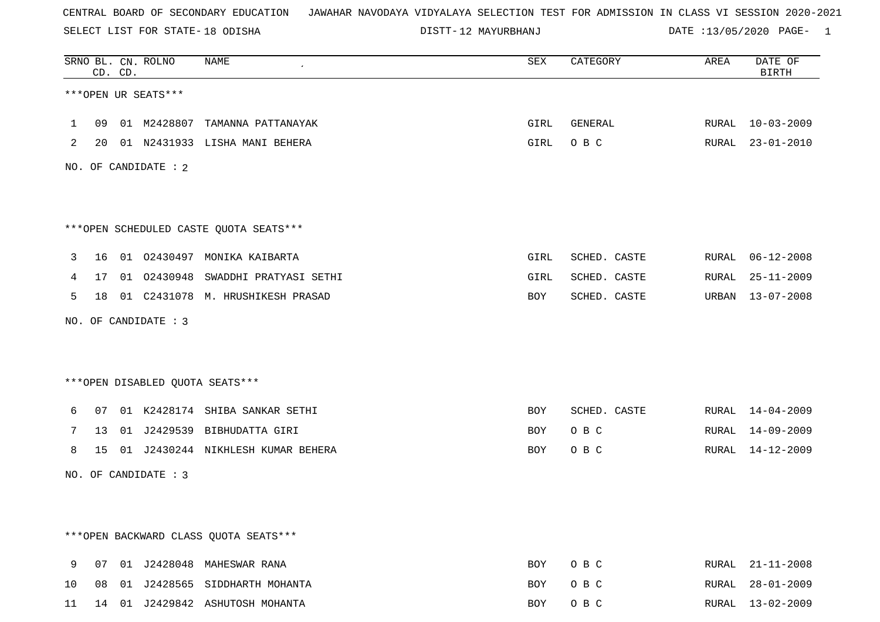CENTRAL BOARD OF SECONDARY EDUCATION JAWAHAR NAVODAYA VIDYALAYA SELECTION TEST FOR ADMISSION IN CLASS VI SESSION 2020-2021

SELECT LIST FOR STATE- 18 ODISHA DISTT- 12 MAYURBHANJ DATE :13/05/2020

***OPEN UR SEATS***

| SRNO | BL. CD. | CN. CD. | ROLNO | NAME | SEX | CATEGORY | AREA | DATE OF BIRTH |
|---|---|---|---|---|---|---|---|---|
| 1 | 09 | 01 | M2428807 | TAMANNA PATTANAYAK | GIRL | GENERAL | RURAL | 10-03-2009 |
| 2 | 20 | 01 | N2431933 | LISHA MANI BEHERA | GIRL | O B C | RURAL | 23-01-2010 |

NO. OF CANDIDATE : 2

***OPEN SCHEDULED CASTE QUOTA SEATS***

| SRNO | BL. CD. | CN. CD. | ROLNO | NAME | SEX | CATEGORY | AREA | DATE OF BIRTH |
|---|---|---|---|---|---|---|---|---|
| 3 | 16 | 01 | O2430497 | MONIKA KAIBARTA | GIRL | SCHED. CASTE | RURAL | 06-12-2008 |
| 4 | 17 | 01 | O2430948 | SWADDHI PRATYASI SETHI | GIRL | SCHED. CASTE | RURAL | 25-11-2009 |
| 5 | 18 | 01 | C2431078 | M. HRUSHIKESH PRASAD | BOY | SCHED. CASTE | URBAN | 13-07-2008 |

NO. OF CANDIDATE : 3

***OPEN DISABLED QUOTA SEATS***

| SRNO | BL. CD. | CN. CD. | ROLNO | NAME | SEX | CATEGORY | AREA | DATE OF BIRTH |
|---|---|---|---|---|---|---|---|---|
| 6 | 07 | 01 | K2428174 | SHIBA SANKAR SETHI | BOY | SCHED. CASTE | RURAL | 14-04-2009 |
| 7 | 13 | 01 | J2429539 | BIBHUDATTA GIRI | BOY | O B C | RURAL | 14-09-2009 |
| 8 | 15 | 01 | J2430244 | NIKHLESH KUMAR BEHERA | BOY | O B C | RURAL | 14-12-2009 |

NO. OF CANDIDATE : 3

***OPEN BACKWARD CLASS QUOTA SEATS***

| SRNO | BL. CD. | CN. CD. | ROLNO | NAME | SEX | CATEGORY | AREA | DATE OF BIRTH |
|---|---|---|---|---|---|---|---|---|
| 9 | 07 | 01 | J2428048 | MAHESWAR RANA | BOY | O B C | RURAL | 21-11-2008 |
| 10 | 08 | 01 | J2428565 | SIDDHARTH MOHANTA | BOY | O B C | RURAL | 28-01-2009 |
| 11 | 14 | 01 | J2429842 | ASHUTOSH MOHANTA | BOY | O B C | RURAL | 13-02-2009 |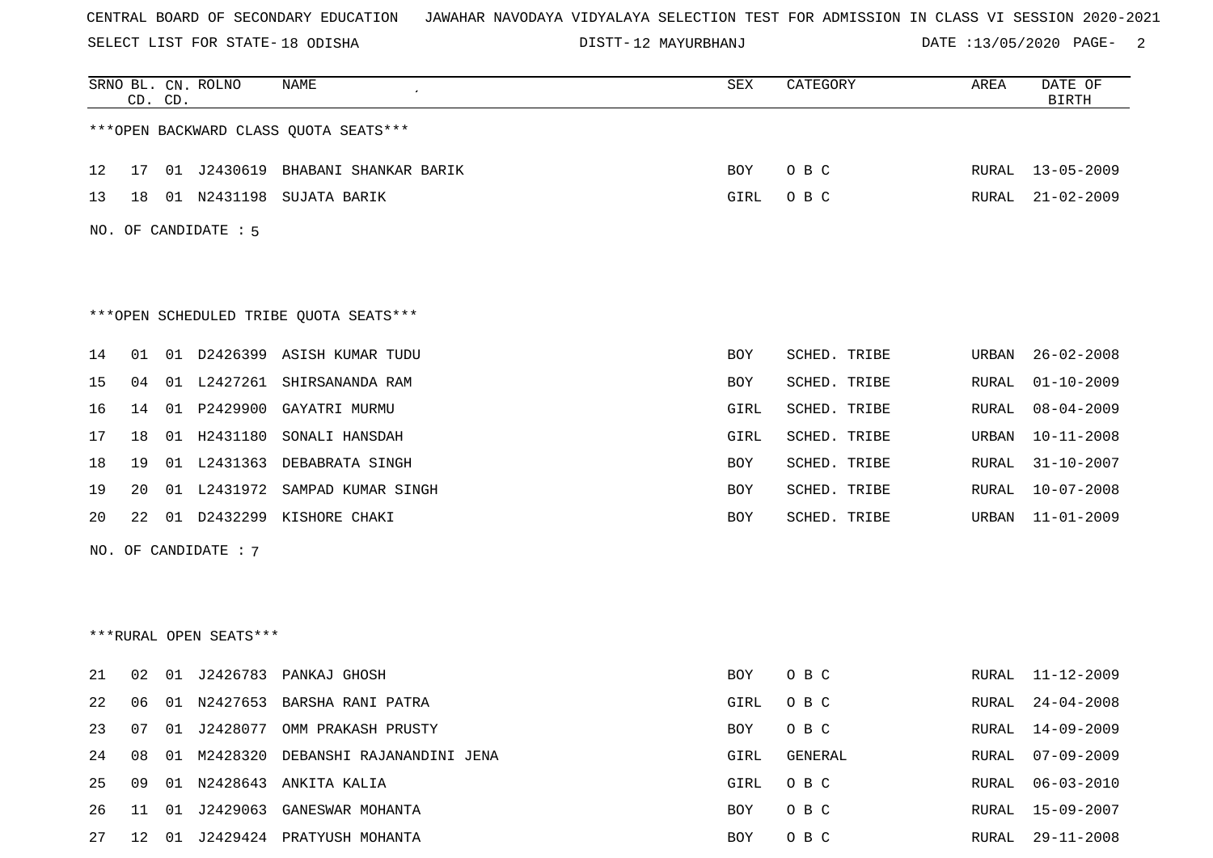CENTRAL BOARD OF SECONDARY EDUCATION JAWAHAR NAVODAYA VIDYALAYA SELECTION TEST FOR ADMISSION IN CLASS VI SESSION 2020-2021

SELECT LIST FOR STATE- 18 ODISHA DISTT- 12 MAYURBHANJ DATE :13/05/2020 PAGE- 2

***OPEN BACKWARD CLASS QUOTA SEATS***

| SRNO | BL. CD. | CN. CD. | ROLNO | NAME | SEX | CATEGORY | AREA | DATE OF BIRTH |
|---|---|---|---|---|---|---|---|---|
| 12 | 17 | 01 | J2430619 | BHABANI SHANKAR BARIK | BOY | O B C | RURAL | 13-05-2009 |
| 13 | 18 | 01 | N2431198 | SUJATA BARIK | GIRL | O B C | RURAL | 21-02-2009 |

NO. OF CANDIDATE : 5

***OPEN SCHEDULED TRIBE QUOTA SEATS***

| SRNO | BL. CD. | CN. CD. | ROLNO | NAME | SEX | CATEGORY | AREA | DATE OF BIRTH |
|---|---|---|---|---|---|---|---|---|
| 14 | 01 | 01 | D2426399 | ASISH KUMAR TUDU | BOY | SCHED. TRIBE | URBAN | 26-02-2008 |
| 15 | 04 | 01 | L2427261 | SHIRSANANDA RAM | BOY | SCHED. TRIBE | RURAL | 01-10-2009 |
| 16 | 14 | 01 | P2429900 | GAYATRI MURMU | GIRL | SCHED. TRIBE | RURAL | 08-04-2009 |
| 17 | 18 | 01 | H2431180 | SONALI HANSDAH | GIRL | SCHED. TRIBE | URBAN | 10-11-2008 |
| 18 | 19 | 01 | L2431363 | DEBABRATA SINGH | BOY | SCHED. TRIBE | RURAL | 31-10-2007 |
| 19 | 20 | 01 | L2431972 | SAMPAD KUMAR SINGH | BOY | SCHED. TRIBE | RURAL | 10-07-2008 |
| 20 | 22 | 01 | D2432299 | KISHORE CHAKI | BOY | SCHED. TRIBE | URBAN | 11-01-2009 |

NO. OF CANDIDATE : 7

***RURAL OPEN SEATS***

| SRNO | BL. CD. | CN. CD. | ROLNO | NAME | SEX | CATEGORY | AREA | DATE OF BIRTH |
|---|---|---|---|---|---|---|---|---|
| 21 | 02 | 01 | J2426783 | PANKAJ GHOSH | BOY | O B C | RURAL | 11-12-2009 |
| 22 | 06 | 01 | N2427653 | BARSHA RANI PATRA | GIRL | O B C | RURAL | 24-04-2008 |
| 23 | 07 | 01 | J2428077 | OMM PRAKASH PRUSTY | BOY | O B C | RURAL | 14-09-2009 |
| 24 | 08 | 01 | M2428320 | DEBANSHI RAJANANDINI JENA | GIRL | GENERAL | RURAL | 07-09-2009 |
| 25 | 09 | 01 | N2428643 | ANKITA KALIA | GIRL | O B C | RURAL | 06-03-2010 |
| 26 | 11 | 01 | J2429063 | GANESWAR MOHANTA | BOY | O B C | RURAL | 15-09-2007 |
| 27 | 12 | 01 | J2429424 | PRATYUSH MOHANTA | BOY | O B C | RURAL | 29-11-2008 |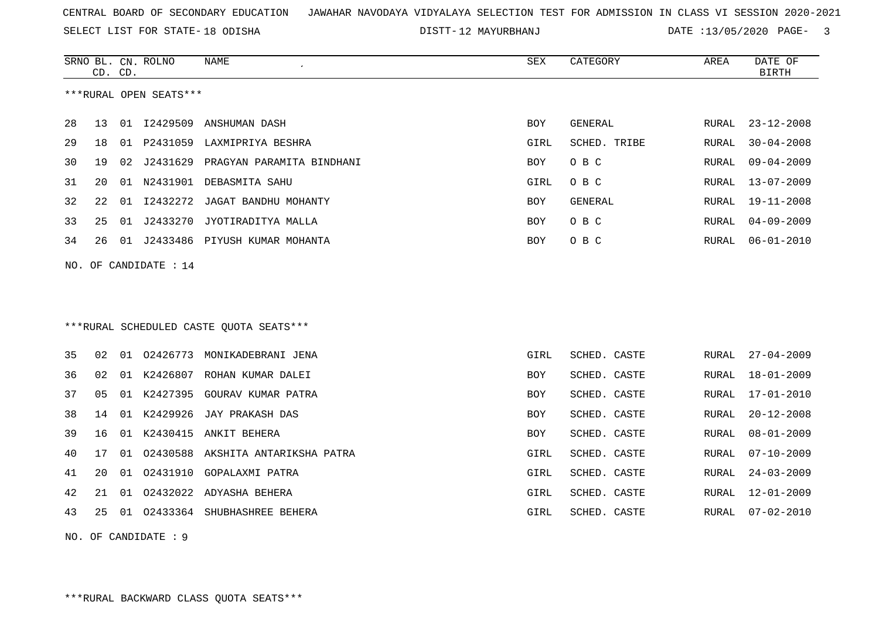CENTRAL BOARD OF SECONDARY EDUCATION JAWAHAR NAVODAYA VIDYALAYA SELECTION TEST FOR ADMISSION IN CLASS VI SESSION 2020-2021

SELECT LIST FOR STATE- 18 ODISHA DISTT- 12 MAYURBHANJ DATE :13/05/2020

***RURAL OPEN SEATS***

| SRNO | BL. CD. | CN. CD. | ROLNO | NAME | SEX | CATEGORY | AREA | DATE OF BIRTH |
|---|---|---|---|---|---|---|---|---|
| 28 | 13 | 01 | I2429509 | ANSHUMAN DASH | BOY | GENERAL | RURAL | 23-12-2008 |
| 29 | 18 | 01 | P2431059 | LAXMIPRIYA BESHRA | GIRL | SCHED. TRIBE | RURAL | 30-04-2008 |
| 30 | 19 | 02 | J2431629 | PRAGYAN PARAMITA BINDHANI | BOY | O B C | RURAL | 09-04-2009 |
| 31 | 20 | 01 | N2431901 | DEBASMITA SAHU | GIRL | O B C | RURAL | 13-07-2009 |
| 32 | 22 | 01 | I2432272 | JAGAT BANDHU MOHANTY | BOY | GENERAL | RURAL | 19-11-2008 |
| 33 | 25 | 01 | J2433270 | JYOTIRADITYA MALLA | BOY | O B C | RURAL | 04-09-2009 |
| 34 | 26 | 01 | J2433486 | PIYUSH KUMAR MOHANTA | BOY | O B C | RURAL | 06-01-2010 |

NO. OF CANDIDATE : 14

***RURAL SCHEDULED CASTE QUOTA SEATS***

| SRNO | BL. CD. | CN. CD. | ROLNO | NAME | SEX | CATEGORY | AREA | DATE OF BIRTH |
|---|---|---|---|---|---|---|---|---|
| 35 | 02 | 01 | O2426773 | MONIKADEBRANI JENA | GIRL | SCHED. CASTE | RURAL | 27-04-2009 |
| 36 | 02 | 01 | K2426807 | ROHAN KUMAR DALEI | BOY | SCHED. CASTE | RURAL | 18-01-2009 |
| 37 | 05 | 01 | K2427395 | GOURAV KUMAR PATRA | BOY | SCHED. CASTE | RURAL | 17-01-2010 |
| 38 | 14 | 01 | K2429926 | JAY PRAKASH DAS | BOY | SCHED. CASTE | RURAL | 20-12-2008 |
| 39 | 16 | 01 | K2430415 | ANKIT BEHERA | BOY | SCHED. CASTE | RURAL | 08-01-2009 |
| 40 | 17 | 01 | O2430588 | AKSHITA ANTARIKSHA PATRA | GIRL | SCHED. CASTE | RURAL | 07-10-2009 |
| 41 | 20 | 01 | O2431910 | GOPALAXMI PATRA | GIRL | SCHED. CASTE | RURAL | 24-03-2009 |
| 42 | 21 | 01 | O2432022 | ADYASHA BEHERA | GIRL | SCHED. CASTE | RURAL | 12-01-2009 |
| 43 | 25 | 01 | O2433364 | SHUBHASHREE BEHERA | GIRL | SCHED. CASTE | RURAL | 07-02-2010 |

NO. OF CANDIDATE : 9

***RURAL BACKWARD CLASS QUOTA SEATS***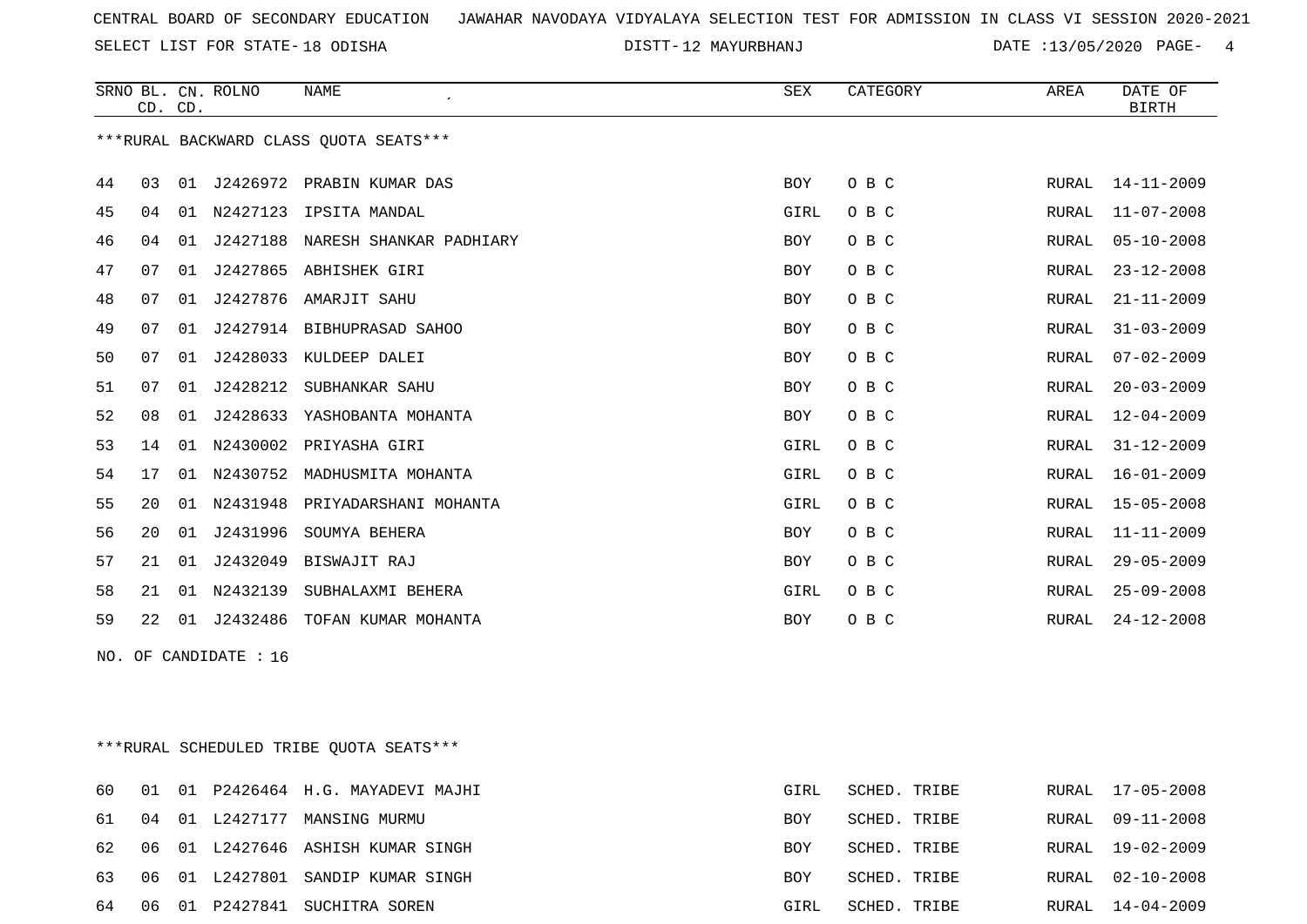CENTRAL BOARD OF SECONDARY EDUCATION JAWAHAR NAVODAYA VIDYALAYA SELECTION TEST FOR ADMISSION IN CLASS VI SESSION 2020-2021

SELECT LIST FOR STATE- 18 ODISHA DISTT- 12 MAYURBHANJ DATE :13/05/2020

***RURAL BACKWARD CLASS QUOTA SEATS***

| SRNO | BL. CD. | CN. CD. | ROLNO | NAME | SEX | CATEGORY | AREA | DATE OF BIRTH |
|---|---|---|---|---|---|---|---|---|
| 44 | 03 | 01 | J2426972 | PRABIN KUMAR DAS | BOY | O B C | RURAL | 14-11-2009 |
| 45 | 04 | 01 | N2427123 | IPSITA MANDAL | GIRL | O B C | RURAL | 11-07-2008 |
| 46 | 04 | 01 | J2427188 | NARESH SHANKAR PADHIARY | BOY | O B C | RURAL | 05-10-2008 |
| 47 | 07 | 01 | J2427865 | ABHISHEK GIRI | BOY | O B C | RURAL | 23-12-2008 |
| 48 | 07 | 01 | J2427876 | AMARJIT SAHU | BOY | O B C | RURAL | 21-11-2009 |
| 49 | 07 | 01 | J2427914 | BIBHUPRASAD SAHOO | BOY | O B C | RURAL | 31-03-2009 |
| 50 | 07 | 01 | J2428033 | KULDEEP DALEI | BOY | O B C | RURAL | 07-02-2009 |
| 51 | 07 | 01 | J2428212 | SUBHANKAR SAHU | BOY | O B C | RURAL | 20-03-2009 |
| 52 | 08 | 01 | J2428633 | YASHOBANTA MOHANTA | BOY | O B C | RURAL | 12-04-2009 |
| 53 | 14 | 01 | N2430002 | PRIYASHA GIRI | GIRL | O B C | RURAL | 31-12-2009 |
| 54 | 17 | 01 | N2430752 | MADHUSMITA MOHANTA | GIRL | O B C | RURAL | 16-01-2009 |
| 55 | 20 | 01 | N2431948 | PRIYADARSHANI MOHANTA | GIRL | O B C | RURAL | 15-05-2008 |
| 56 | 20 | 01 | J2431996 | SOUMYA BEHERA | BOY | O B C | RURAL | 11-11-2009 |
| 57 | 21 | 01 | J2432049 | BISWAJIT RAJ | BOY | O B C | RURAL | 29-05-2009 |
| 58 | 21 | 01 | N2432139 | SUBHALAXMI BEHERA | GIRL | O B C | RURAL | 25-09-2008 |
| 59 | 22 | 01 | J2432486 | TOFAN KUMAR MOHANTA | BOY | O B C | RURAL | 24-12-2008 |

NO. OF CANDIDATE : 16

***RURAL SCHEDULED TRIBE QUOTA SEATS***

| SRNO | BL. CD. | CN. CD. | ROLNO | NAME | SEX | CATEGORY | AREA | DATE OF BIRTH |
|---|---|---|---|---|---|---|---|---|
| 60 | 01 | 01 | P2426464 | H.G. MAYADEVI MAJHI | GIRL | SCHED. TRIBE | RURAL | 17-05-2008 |
| 61 | 04 | 01 | L2427177 | MANSING MURMU | BOY | SCHED. TRIBE | RURAL | 09-11-2008 |
| 62 | 06 | 01 | L2427646 | ASHISH KUMAR SINGH | BOY | SCHED. TRIBE | RURAL | 19-02-2009 |
| 63 | 06 | 01 | L2427801 | SANDIP KUMAR SINGH | BOY | SCHED. TRIBE | RURAL | 02-10-2008 |
| 64 | 06 | 01 | P2427841 | SUCHITRA SOREN | GIRL | SCHED. TRIBE | RURAL | 14-04-2009 |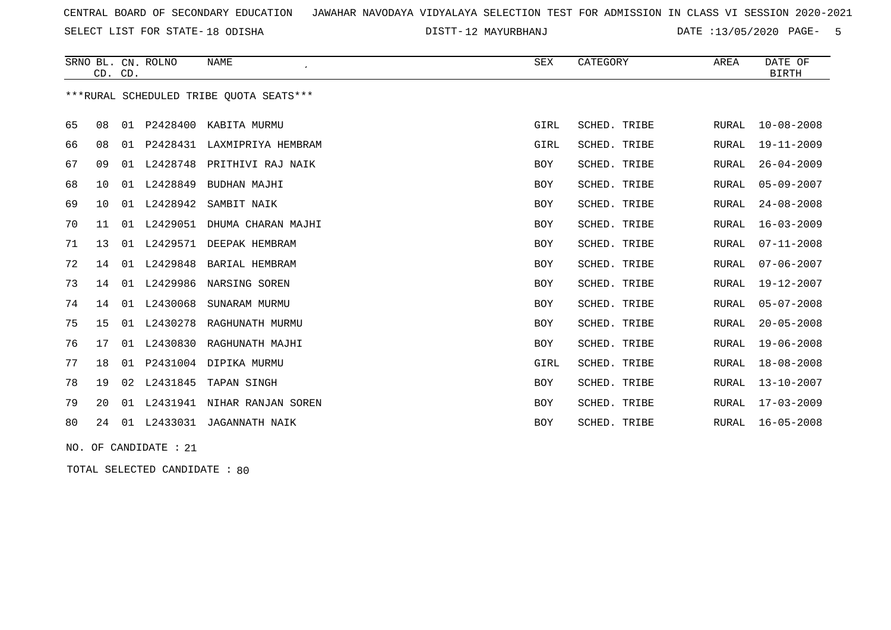CENTRAL BOARD OF SECONDARY EDUCATION JAWAHAR NAVODAYA VIDYALAYA SELECTION TEST FOR ADMISSION IN CLASS VI SESSION 2020-2021

SELECT LIST FOR STATE- 18 ODISHA DISTT- 12 MAYURBHANJ DATE :13/05/2020

| SRNO | BL. CD. | CN. CD. | ROLNO | NAME | SEX | CATEGORY | AREA | DATE OF BIRTH |
|---|---|---|---|---|---|---|---|---|

***RURAL SCHEDULED TRIBE QUOTA SEATS***

| SRNO | BL. CD. | CN. CD. | ROLNO | NAME | SEX | CATEGORY | AREA | DATE OF BIRTH |
|---|---|---|---|---|---|---|---|---|
| 65 | 08 | 01 | P2428400 | KABITA MURMU | GIRL | SCHED. TRIBE | RURAL | 10-08-2008 |
| 66 | 08 | 01 | P2428431 | LAXMIPRIYA HEMBRAM | GIRL | SCHED. TRIBE | RURAL | 19-11-2009 |
| 67 | 09 | 01 | L2428748 | PRITHIVI RAJ NAIK | BOY | SCHED. TRIBE | RURAL | 26-04-2009 |
| 68 | 10 | 01 | L2428849 | BUDHAN MAJHI | BOY | SCHED. TRIBE | RURAL | 05-09-2007 |
| 69 | 10 | 01 | L2428942 | SAMBIT NAIK | BOY | SCHED. TRIBE | RURAL | 24-08-2008 |
| 70 | 11 | 01 | L2429051 | DHUMA CHARAN MAJHI | BOY | SCHED. TRIBE | RURAL | 16-03-2009 |
| 71 | 13 | 01 | L2429571 | DEEPAK HEMBRAM | BOY | SCHED. TRIBE | RURAL | 07-11-2008 |
| 72 | 14 | 01 | L2429848 | BARIAL HEMBRAM | BOY | SCHED. TRIBE | RURAL | 07-06-2007 |
| 73 | 14 | 01 | L2429986 | NARSING SOREN | BOY | SCHED. TRIBE | RURAL | 19-12-2007 |
| 74 | 14 | 01 | L2430068 | SUNARAM MURMU | BOY | SCHED. TRIBE | RURAL | 05-07-2008 |
| 75 | 15 | 01 | L2430278 | RAGHUNATH MURMU | BOY | SCHED. TRIBE | RURAL | 20-05-2008 |
| 76 | 17 | 01 | L2430830 | RAGHUNATH MAJHI | BOY | SCHED. TRIBE | RURAL | 19-06-2008 |
| 77 | 18 | 01 | P2431004 | DIPIKA MURMU | GIRL | SCHED. TRIBE | RURAL | 18-08-2008 |
| 78 | 19 | 02 | L2431845 | TAPAN SINGH | BOY | SCHED. TRIBE | RURAL | 13-10-2007 |
| 79 | 20 | 01 | L2431941 | NIHAR RANJAN SOREN | BOY | SCHED. TRIBE | RURAL | 17-03-2009 |
| 80 | 24 | 01 | L2433031 | JAGANNATH NAIK | BOY | SCHED. TRIBE | RURAL | 16-05-2008 |

NO. OF CANDIDATE : 21

TOTAL SELECTED CANDIDATE : 80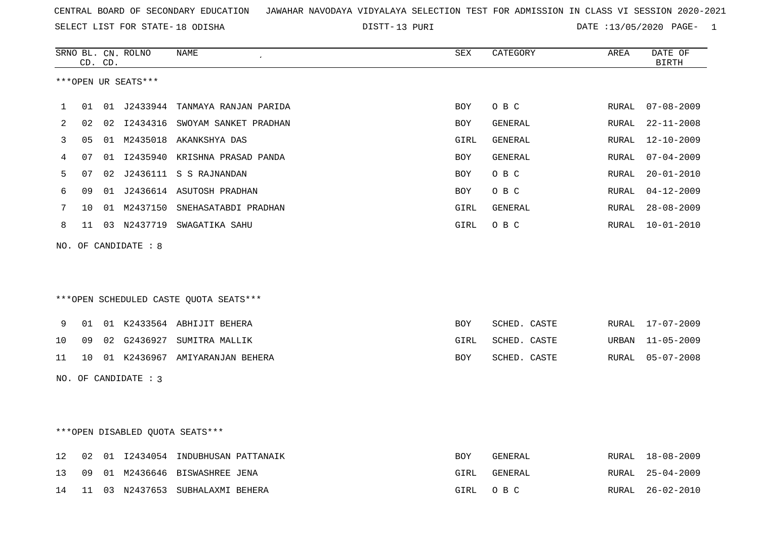CENTRAL BOARD OF SECONDARY EDUCATION JAWAHAR NAVODAYA VIDYALAYA SELECTION TEST FOR ADMISSION IN CLASS VI SESSION 2020-2021

SELECT LIST FOR STATE- 18 ODISHA DISTT- 13 PURI DATE :13/05/2020

***OPEN UR SEATS***

| SRNO | BL. CD. | CN. CD. | ROLNO | NAME | SEX | CATEGORY | AREA | DATE OF BIRTH |
|---|---|---|---|---|---|---|---|---|
| 1 | 01 | 01 | J2433944 | TANMAYA RANJAN PARIDA | BOY | O B C | RURAL | 07-08-2009 |
| 2 | 02 | 02 | I2434316 | SWOYAM SANKET PRADHAN | BOY | GENERAL | RURAL | 22-11-2008 |
| 3 | 05 | 01 | M2435018 | AKANKSHYA DAS | GIRL | GENERAL | RURAL | 12-10-2009 |
| 4 | 07 | 01 | I2435940 | KRISHNA PRASAD PANDA | BOY | GENERAL | RURAL | 07-04-2009 |
| 5 | 07 | 02 | J2436111 | S S RAJNANDAN | BOY | O B C | RURAL | 20-01-2010 |
| 6 | 09 | 01 | J2436614 | ASUTOSH PRADHAN | BOY | O B C | RURAL | 04-12-2009 |
| 7 | 10 | 01 | M2437150 | SNEHASATABDI PRADHAN | GIRL | GENERAL | RURAL | 28-08-2009 |
| 8 | 11 | 03 | N2437719 | SWAGATIKA SAHU | GIRL | O B C | RURAL | 10-01-2010 |

NO. OF CANDIDATE : 8

***OPEN SCHEDULED CASTE QUOTA SEATS***

| SRNO | BL. CD. | CN. CD. | ROLNO | NAME | SEX | CATEGORY | AREA | DATE OF BIRTH |
|---|---|---|---|---|---|---|---|---|
| 9 | 01 | 01 | K2433564 | ABHIJIT BEHERA | BOY | SCHED. CASTE | RURAL | 17-07-2009 |
| 10 | 09 | 02 | G2436927 | SUMITRA MALLIK | GIRL | SCHED. CASTE | URBAN | 11-05-2009 |
| 11 | 10 | 01 | K2436967 | AMIYARANJAN BEHERA | BOY | SCHED. CASTE | RURAL | 05-07-2008 |

NO. OF CANDIDATE : 3

***OPEN DISABLED QUOTA SEATS***

| SRNO | BL. CD. | CN. CD. | ROLNO | NAME | SEX | CATEGORY | AREA | DATE OF BIRTH |
|---|---|---|---|---|---|---|---|---|
| 12 | 02 | 01 | I2434054 | INDUBHUSAN PATTANAIK | BOY | GENERAL | RURAL | 18-08-2009 |
| 13 | 09 | 01 | M2436646 | BISWASHREE JENA | GIRL | GENERAL | RURAL | 25-04-2009 |
| 14 | 11 | 03 | N2437653 | SUBHALAXMI BEHERA | GIRL | O B C | RURAL | 26-02-2010 |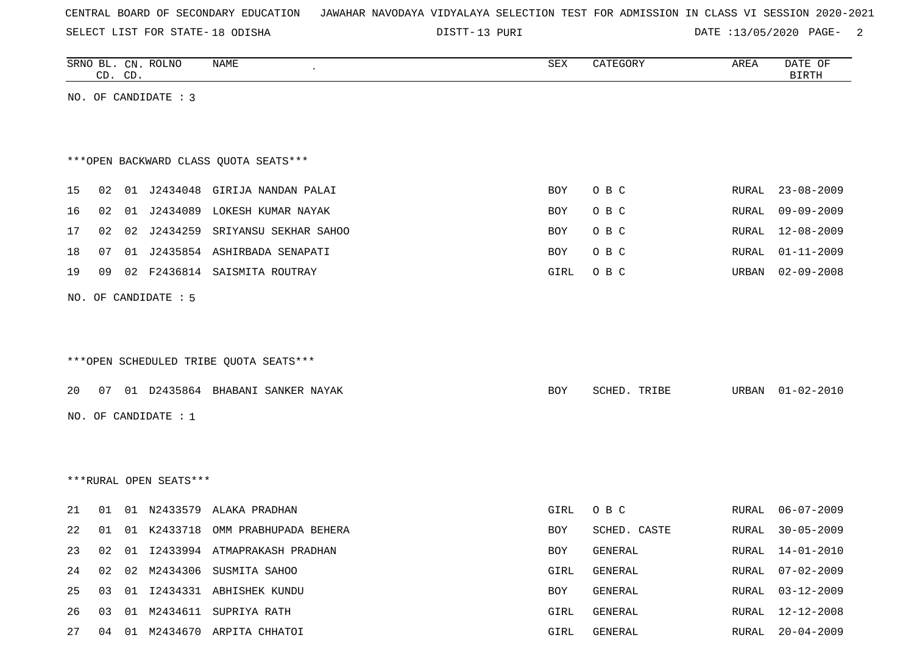CENTRAL BOARD OF SECONDARY EDUCATION JAWAHAR NAVODAYA VIDYALAYA SELECTION TEST FOR ADMISSION IN CLASS VI SESSION 2020-2021

SELECT LIST FOR STATE- 18 ODISHA DISTT- 13 PURI DATE :13/05/2020

| SRNO | BL. CD. | CN. CD. | ROLNO | NAME | SEX | CATEGORY | AREA | DATE OF BIRTH |
|---|---|---|---|---|---|---|---|---|

NO. OF CANDIDATE : 3

***OPEN BACKWARD CLASS QUOTA SEATS***

| SRNO | BL. CD. | CN. CD. | ROLNO | NAME | SEX | CATEGORY | AREA | DATE OF BIRTH |
|---|---|---|---|---|---|---|---|---|
| 15 | 02 | 01 | J2434048 | GIRIJA NANDAN PALAI | BOY | O B C | RURAL | 23-08-2009 |
| 16 | 02 | 01 | J2434089 | LOKESH KUMAR NAYAK | BOY | O B C | RURAL | 09-09-2009 |
| 17 | 02 | 02 | J2434259 | SRIYANSU SEKHAR SAHOO | BOY | O B C | RURAL | 12-08-2009 |
| 18 | 07 | 01 | J2435854 | ASHIRBADA SENAPATI | BOY | O B C | RURAL | 01-11-2009 |
| 19 | 09 | 02 | F2436814 | SAISMITA ROUTRAY | GIRL | O B C | URBAN | 02-09-2008 |

NO. OF CANDIDATE : 5

***OPEN SCHEDULED TRIBE QUOTA SEATS***

| SRNO | BL. CD. | CN. CD. | ROLNO | NAME | SEX | CATEGORY | AREA | DATE OF BIRTH |
|---|---|---|---|---|---|---|---|---|
| 20 | 07 | 01 | D2435864 | BHABANI SANKER NAYAK | BOY | SCHED. TRIBE | URBAN | 01-02-2010 |

NO. OF CANDIDATE : 1

***RURAL OPEN SEATS***

| SRNO | BL. CD. | CN. CD. | ROLNO | NAME | SEX | CATEGORY | AREA | DATE OF BIRTH |
|---|---|---|---|---|---|---|---|---|
| 21 | 01 | 01 | N2433579 | ALAKA PRADHAN | GIRL | O B C | RURAL | 06-07-2009 |
| 22 | 01 | 01 | K2433718 | OMM PRABHUPADA BEHERA | BOY | SCHED. CASTE | RURAL | 30-05-2009 |
| 23 | 02 | 01 | I2433994 | ATMAPRAKASH PRADHAN | BOY | GENERAL | RURAL | 14-01-2010 |
| 24 | 02 | 02 | M2434306 | SUSMITA SAHOO | GIRL | GENERAL | RURAL | 07-02-2009 |
| 25 | 03 | 01 | I2434331 | ABHISHEK KUNDU | BOY | GENERAL | RURAL | 03-12-2009 |
| 26 | 03 | 01 | M2434611 | SUPRIYA RATH | GIRL | GENERAL | RURAL | 12-12-2008 |
| 27 | 04 | 01 | M2434670 | ARPITA CHHATOI | GIRL | GENERAL | RURAL | 20-04-2009 |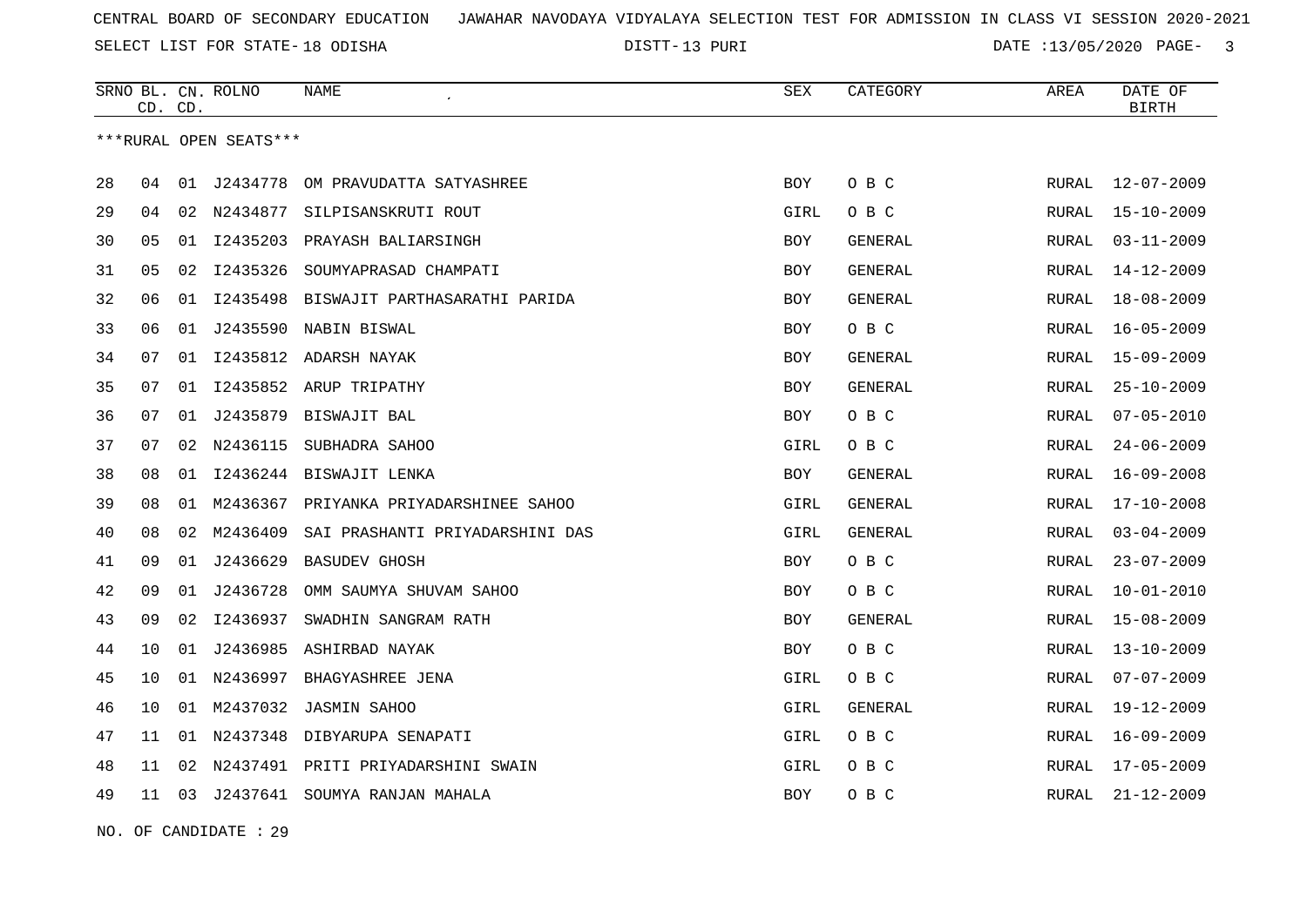CENTRAL BOARD OF SECONDARY EDUCATION JAWAHAR NAVODAYA VIDYALAYA SELECTION TEST FOR ADMISSION IN CLASS VI SESSION 2020-2021

SELECT LIST FOR STATE- 18 ODISHA DISTT- 13 PURI DATE :13/05/2020

| SRNO | BL. CD. | CN. CD. | ROLNO | NAME | SEX | CATEGORY | AREA | DATE OF BIRTH |
|---|---|---|---|---|---|---|---|---|

***RURAL OPEN SEATS***

| SRNO | BL. CD. | CN. CD. | ROLNO | NAME | SEX | CATEGORY | AREA | DATE OF BIRTH |
|---|---|---|---|---|---|---|---|---|
| 28 | 04 | 01 | J2434778 | OM PRAVUDATTA SATYASHREE | BOY | O B C | RURAL | 12-07-2009 |
| 29 | 04 | 02 | N2434877 | SILPISANSKRUTI ROUT | GIRL | O B C | RURAL | 15-10-2009 |
| 30 | 05 | 01 | I2435203 | PRAYASH BALIARSINGH | BOY | GENERAL | RURAL | 03-11-2009 |
| 31 | 05 | 02 | I2435326 | SOUMYAPRASAD CHAMPATI | BOY | GENERAL | RURAL | 14-12-2009 |
| 32 | 06 | 01 | I2435498 | BISWAJIT PARTHASARATHI PARIDA | BOY | GENERAL | RURAL | 18-08-2009 |
| 33 | 06 | 01 | J2435590 | NABIN BISWAL | BOY | O B C | RURAL | 16-05-2009 |
| 34 | 07 | 01 | I2435812 | ADARSH NAYAK | BOY | GENERAL | RURAL | 15-09-2009 |
| 35 | 07 | 01 | I2435852 | ARUP TRIPATHY | BOY | GENERAL | RURAL | 25-10-2009 |
| 36 | 07 | 01 | J2435879 | BISWAJIT BAL | BOY | O B C | RURAL | 07-05-2010 |
| 37 | 07 | 02 | N2436115 | SUBHADRA SAHOO | GIRL | O B C | RURAL | 24-06-2009 |
| 38 | 08 | 01 | I2436244 | BISWAJIT LENKA | BOY | GENERAL | RURAL | 16-09-2008 |
| 39 | 08 | 01 | M2436367 | PRIYANKA PRIYADARSHINEE SAHOO | GIRL | GENERAL | RURAL | 17-10-2008 |
| 40 | 08 | 02 | M2436409 | SAI PRASHANTI PRIYADARSHINI DAS | GIRL | GENERAL | RURAL | 03-04-2009 |
| 41 | 09 | 01 | J2436629 | BASUDEV GHOSH | BOY | O B C | RURAL | 23-07-2009 |
| 42 | 09 | 01 | J2436728 | OMM SAUMYA SHUVAM SAHOO | BOY | O B C | RURAL | 10-01-2010 |
| 43 | 09 | 02 | I2436937 | SWADHIN SANGRAM RATH | BOY | GENERAL | RURAL | 15-08-2009 |
| 44 | 10 | 01 | J2436985 | ASHIRBAD NAYAK | BOY | O B C | RURAL | 13-10-2009 |
| 45 | 10 | 01 | N2436997 | BHAGYASHREE JENA | GIRL | O B C | RURAL | 07-07-2009 |
| 46 | 10 | 01 | M2437032 | JASMIN SAHOO | GIRL | GENERAL | RURAL | 19-12-2009 |
| 47 | 11 | 01 | N2437348 | DIBYARUPA SENAPATI | GIRL | O B C | RURAL | 16-09-2009 |
| 48 | 11 | 02 | N2437491 | PRITI PRIYADARSHINI SWAIN | GIRL | O B C | RURAL | 17-05-2009 |
| 49 | 11 | 03 | J2437641 | SOUMYA RANJAN MAHALA | BOY | O B C | RURAL | 21-12-2009 |

NO. OF CANDIDATE : 29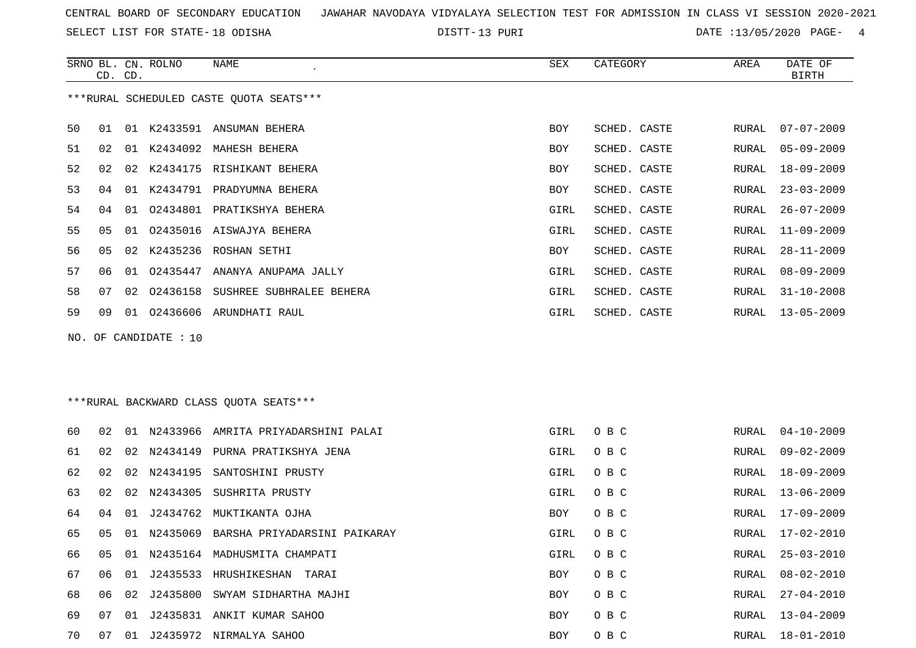CENTRAL BOARD OF SECONDARY EDUCATION JAWAHAR NAVODAYA VIDYALAYA SELECTION TEST FOR ADMISSION IN CLASS VI SESSION 2020-2021

SELECT LIST FOR STATE- 18 ODISHA DISTT- 13 PURI DATE :13/05/2020

***RURAL SCHEDULED CASTE QUOTA SEATS***

| SRNO | BL. CD. | CN. CD. | ROLNO | NAME | SEX | CATEGORY | AREA | DATE OF BIRTH |
|---|---|---|---|---|---|---|---|---|
| 50 | 01 | 01 | K2433591 | ANSUMAN BEHERA | BOY | SCHED. CASTE | RURAL | 07-07-2009 |
| 51 | 02 | 01 | K2434092 | MAHESH BEHERA | BOY | SCHED. CASTE | RURAL | 05-09-2009 |
| 52 | 02 | 02 | K2434175 | RISHIKANT BEHERA | BOY | SCHED. CASTE | RURAL | 18-09-2009 |
| 53 | 04 | 01 | K2434791 | PRADYUMNA BEHERA | BOY | SCHED. CASTE | RURAL | 23-03-2009 |
| 54 | 04 | 01 | O2434801 | PRATIKSHYA BEHERA | GIRL | SCHED. CASTE | RURAL | 26-07-2009 |
| 55 | 05 | 01 | O2435016 | AISWAJYA BEHERA | GIRL | SCHED. CASTE | RURAL | 11-09-2009 |
| 56 | 05 | 02 | K2435236 | ROSHAN SETHI | BOY | SCHED. CASTE | RURAL | 28-11-2009 |
| 57 | 06 | 01 | O2435447 | ANANYA ANUPAMA JALLY | GIRL | SCHED. CASTE | RURAL | 08-09-2009 |
| 58 | 07 | 02 | O2436158 | SUSHREE SUBHRALEE BEHERA | GIRL | SCHED. CASTE | RURAL | 31-10-2008 |
| 59 | 09 | 01 | O2436606 | ARUNDHATI RAUL | GIRL | SCHED. CASTE | RURAL | 13-05-2009 |

NO. OF CANDIDATE : 10

***RURAL BACKWARD CLASS QUOTA SEATS***

| SRNO | BL. CD. | CN. CD. | ROLNO | NAME | SEX | CATEGORY | AREA | DATE OF BIRTH |
|---|---|---|---|---|---|---|---|---|
| 60 | 02 | 01 | N2433966 | AMRITA PRIYADARSHINI PALAI | GIRL | O B C | RURAL | 04-10-2009 |
| 61 | 02 | 02 | N2434149 | PURNA PRATIKSHYA JENA | GIRL | O B C | RURAL | 09-02-2009 |
| 62 | 02 | 02 | N2434195 | SANTOSHINI PRUSTY | GIRL | O B C | RURAL | 18-09-2009 |
| 63 | 02 | 02 | N2434305 | SUSHRITA PRUSTY | GIRL | O B C | RURAL | 13-06-2009 |
| 64 | 04 | 01 | J2434762 | MUKTIKANTA OJHA | BOY | O B C | RURAL | 17-09-2009 |
| 65 | 05 | 01 | N2435069 | BARSHA PRIYADARSINI PAIKARAY | GIRL | O B C | RURAL | 17-02-2010 |
| 66 | 05 | 01 | N2435164 | MADHUSMITA CHAMPATI | GIRL | O B C | RURAL | 25-03-2010 |
| 67 | 06 | 01 | J2435533 | HRUSHIKESHAN TARAI | BOY | O B C | RURAL | 08-02-2010 |
| 68 | 06 | 02 | J2435800 | SWYAM SIDHARTHA MAJHI | BOY | O B C | RURAL | 27-04-2010 |
| 69 | 07 | 01 | J2435831 | ANKIT KUMAR SAHOO | BOY | O B C | RURAL | 13-04-2009 |
| 70 | 07 | 01 | J2435972 | NIRMALYA SAHOO | BOY | O B C | RURAL | 18-01-2010 |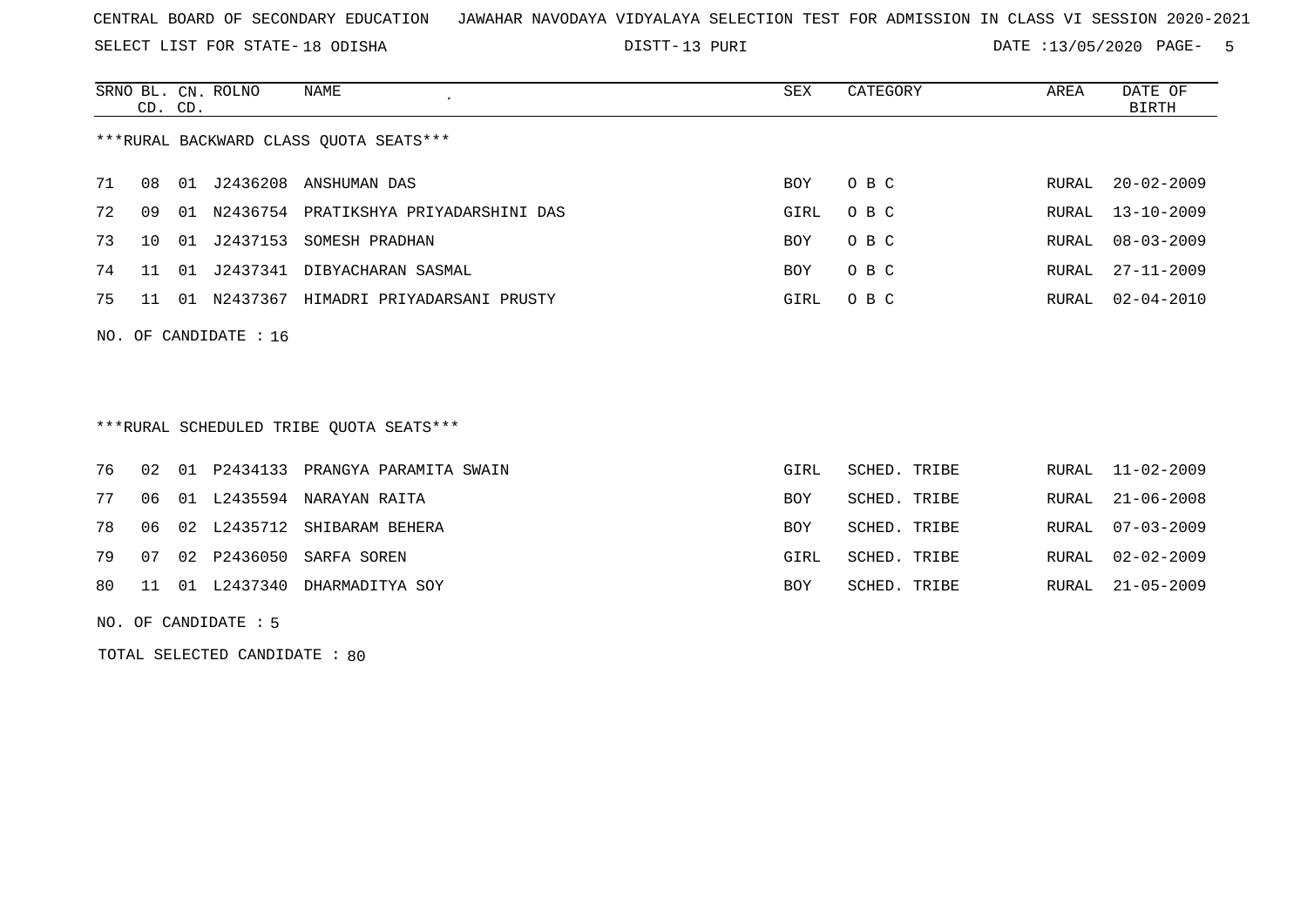CENTRAL BOARD OF SECONDARY EDUCATION JAWAHAR NAVODAYA VIDYALAYA SELECTION TEST FOR ADMISSION IN CLASS VI SESSION 2020-2021

SELECT LIST FOR STATE- 18 ODISHA DISTT- 13 PURI DATE :13/05/2020

***RURAL BACKWARD CLASS QUOTA SEATS***

| SRNO | BL. CD. | CN. CD. | ROLNO | NAME | SEX | CATEGORY | AREA | DATE OF BIRTH |
|---|---|---|---|---|---|---|---|---|
| 71 | 08 | 01 | J2436208 | ANSHUMAN DAS | BOY | O B C | RURAL | 20-02-2009 |
| 72 | 09 | 01 | N2436754 | PRATIKSHYA PRIYADARSHINI DAS | GIRL | O B C | RURAL | 13-10-2009 |
| 73 | 10 | 01 | J2437153 | SOMESH PRADHAN | BOY | O B C | RURAL | 08-03-2009 |
| 74 | 11 | 01 | J2437341 | DIBYACHARAN SASMAL | BOY | O B C | RURAL | 27-11-2009 |
| 75 | 11 | 01 | N2437367 | HIMADRI PRIYADARSANI PRUSTY | GIRL | O B C | RURAL | 02-04-2010 |

NO. OF CANDIDATE : 16

***RURAL SCHEDULED TRIBE QUOTA SEATS***

| SRNO | BL. CD. | CN. CD. | ROLNO | NAME | SEX | CATEGORY | AREA | DATE OF BIRTH |
|---|---|---|---|---|---|---|---|---|
| 76 | 02 | 01 | P2434133 | PRANGYA PARAMITA SWAIN | GIRL | SCHED. TRIBE | RURAL | 11-02-2009 |
| 77 | 06 | 01 | L2435594 | NARAYAN RAITA | BOY | SCHED. TRIBE | RURAL | 21-06-2008 |
| 78 | 06 | 02 | L2435712 | SHIBARAM BEHERA | BOY | SCHED. TRIBE | RURAL | 07-03-2009 |
| 79 | 07 | 02 | P2436050 | SARFA SOREN | GIRL | SCHED. TRIBE | RURAL | 02-02-2009 |
| 80 | 11 | 01 | L2437340 | DHARMADITYA SOY | BOY | SCHED. TRIBE | RURAL | 21-05-2009 |

NO. OF CANDIDATE : 5

TOTAL SELECTED CANDIDATE : 80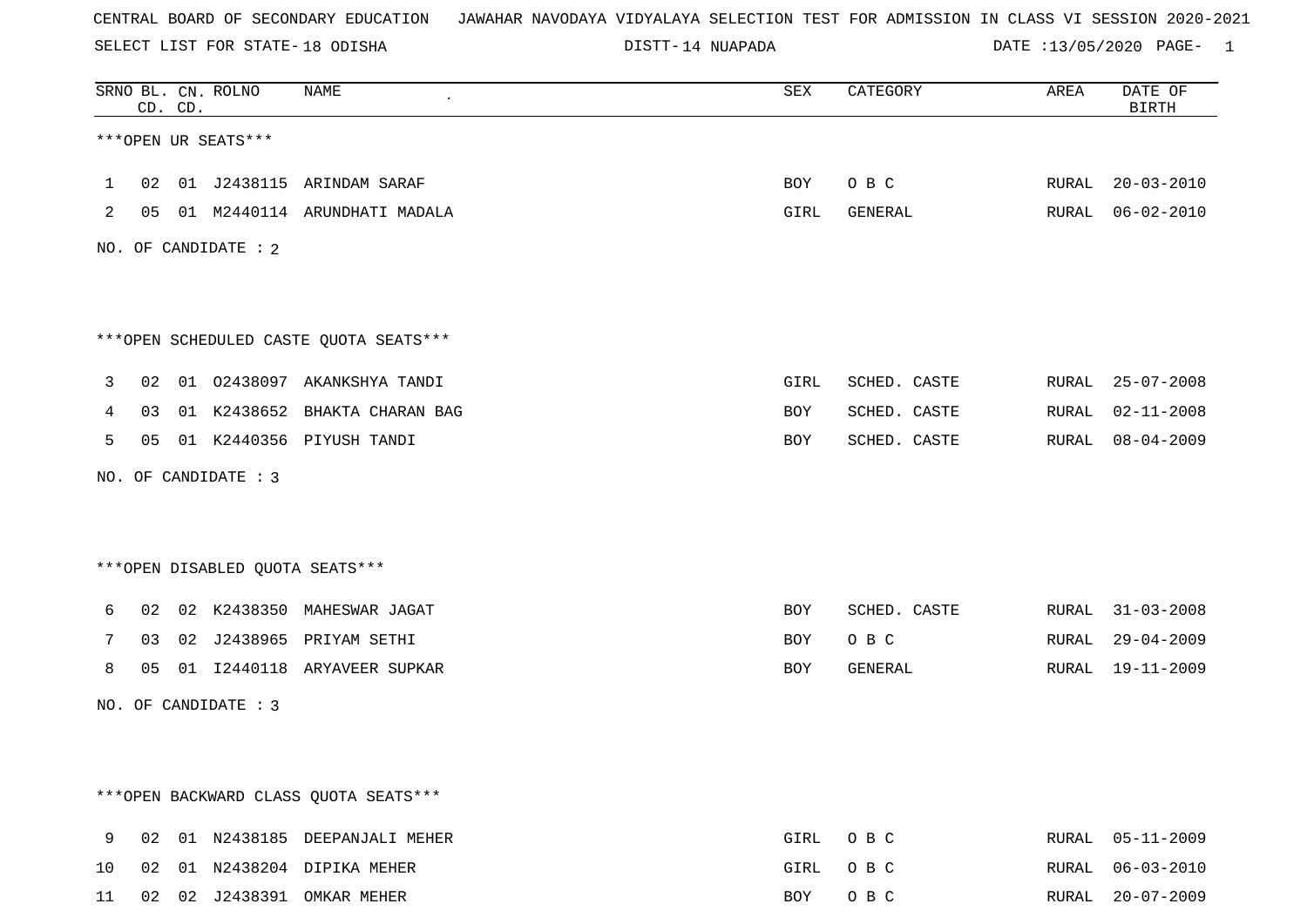CENTRAL BOARD OF SECONDARY EDUCATION JAWAHAR NAVODAYA VIDYALAYA SELECTION TEST FOR ADMISSION IN CLASS VI SESSION 2020-2021

SELECT LIST FOR STATE- 18 ODISHA DISTT- 14 NUAPADA DATE :13/05/2020 PAGE- 1

***OPEN UR SEATS***

| SRNO | BL. CD. | CN. CD. | ROLNO | NAME | SEX | CATEGORY | AREA | DATE OF BIRTH |
|---|---|---|---|---|---|---|---|---|
| 1 | 02 | 01 | J2438115 | ARINDAM SARAF | BOY | O B C | RURAL | 20-03-2010 |
| 2 | 05 | 01 | M2440114 | ARUNDHATI MADALA | GIRL | GENERAL | RURAL | 06-02-2010 |

NO. OF CANDIDATE : 2

***OPEN SCHEDULED CASTE QUOTA SEATS***

| SRNO | BL. CD. | CN. CD. | ROLNO | NAME | SEX | CATEGORY | AREA | DATE OF BIRTH |
|---|---|---|---|---|---|---|---|---|
| 3 | 02 | 01 | O2438097 | AKANKSHYA TANDI | GIRL | SCHED. CASTE | RURAL | 25-07-2008 |
| 4 | 03 | 01 | K2438652 | BHAKTA CHARAN BAG | BOY | SCHED. CASTE | RURAL | 02-11-2008 |
| 5 | 05 | 01 | K2440356 | PIYUSH TANDI | BOY | SCHED. CASTE | RURAL | 08-04-2009 |

NO. OF CANDIDATE : 3

***OPEN DISABLED QUOTA SEATS***

| SRNO | BL. CD. | CN. CD. | ROLNO | NAME | SEX | CATEGORY | AREA | DATE OF BIRTH |
|---|---|---|---|---|---|---|---|---|
| 6 | 02 | 02 | K2438350 | MAHESWAR JAGAT | BOY | SCHED. CASTE | RURAL | 31-03-2008 |
| 7 | 03 | 02 | J2438965 | PRIYAM SETHI | BOY | O B C | RURAL | 29-04-2009 |
| 8 | 05 | 01 | I2440118 | ARYAVEER SUPKAR | BOY | GENERAL | RURAL | 19-11-2009 |

NO. OF CANDIDATE : 3

***OPEN BACKWARD CLASS QUOTA SEATS***

| SRNO | BL. CD. | CN. CD. | ROLNO | NAME | SEX | CATEGORY | AREA | DATE OF BIRTH |
|---|---|---|---|---|---|---|---|---|
| 9 | 02 | 01 | N2438185 | DEEPANJALI MEHER | GIRL | O B C | RURAL | 05-11-2009 |
| 10 | 02 | 01 | N2438204 | DIPIKA MEHER | GIRL | O B C | RURAL | 06-03-2010 |
| 11 | 02 | 02 | J2438391 | OMKAR MEHER | BOY | O B C | RURAL | 20-07-2009 |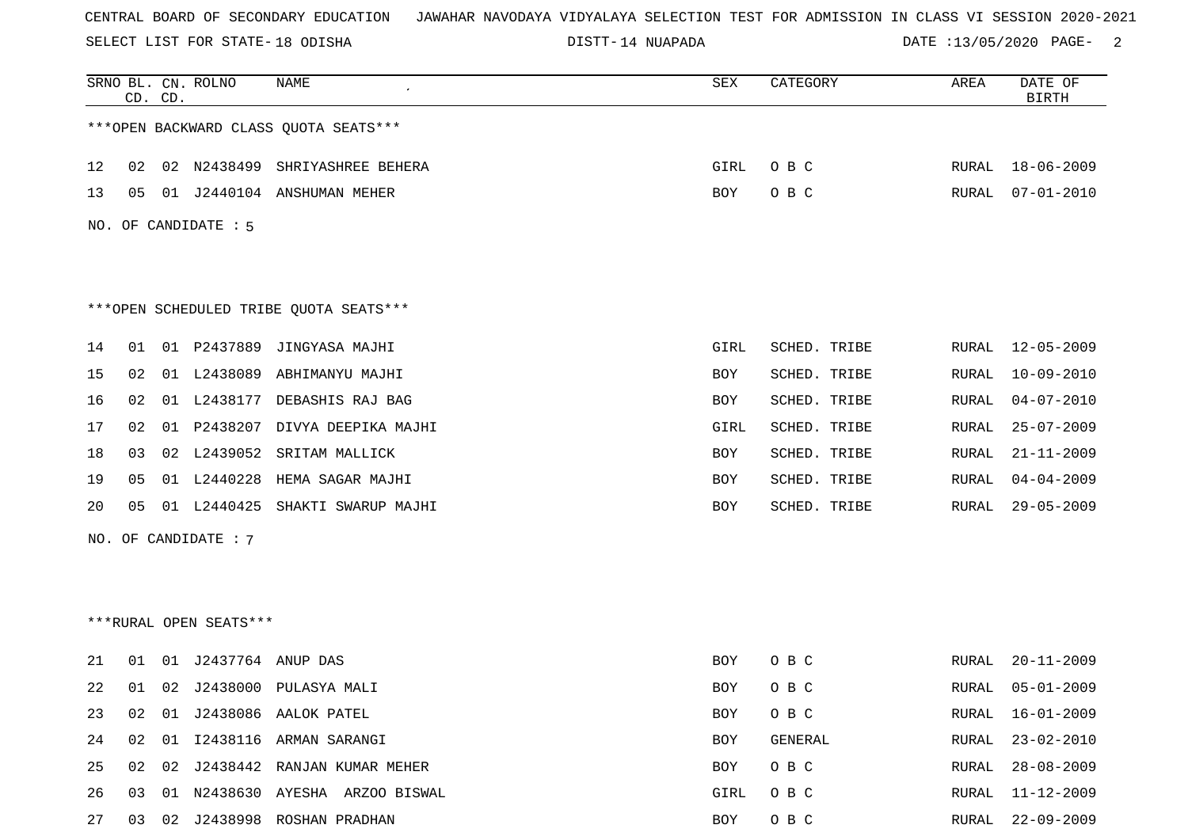CENTRAL BOARD OF SECONDARY EDUCATION JAWAHAR NAVODAYA VIDYALAYA SELECTION TEST FOR ADMISSION IN CLASS VI SESSION 2020-2021

SELECT LIST FOR STATE- 18 ODISHA DISTT- 14 NUAPADA DATE :13/05/2020

| SRNO | BL. CD. | CN. CD. | ROLNO | NAME | SEX | CATEGORY | AREA | DATE OF BIRTH |
|---|---|---|---|---|---|---|---|---|
| ***OPEN BACKWARD CLASS QUOTA SEATS*** | | | | | | | | |
| 12 | 02 | 02 | N2438499 | SHRIYASHREE BEHERA | GIRL | O B C | RURAL | 18-06-2009 |
| 13 | 05 | 01 | J2440104 | ANSHUMAN MEHER | BOY | O B C | RURAL | 07-01-2010 |

NO. OF CANDIDATE : 5

| SRNO | BL. CD. | CN. CD. | ROLNO | NAME | SEX | CATEGORY | AREA | DATE OF BIRTH |
|---|---|---|---|---|---|---|---|---|
| ***OPEN SCHEDULED TRIBE QUOTA SEATS*** | | | | | | | | |
| 14 | 01 | 01 | P2437889 | JINGYASA MAJHI | GIRL | SCHED. TRIBE | RURAL | 12-05-2009 |
| 15 | 02 | 01 | L2438089 | ABHIMANYU MAJHI | BOY | SCHED. TRIBE | RURAL | 10-09-2010 |
| 16 | 02 | 01 | L2438177 | DEBASHIS RAJ BAG | BOY | SCHED. TRIBE | RURAL | 04-07-2010 |
| 17 | 02 | 01 | P2438207 | DIVYA DEEPIKA MAJHI | GIRL | SCHED. TRIBE | RURAL | 25-07-2009 |
| 18 | 03 | 02 | L2439052 | SRITAM MALLICK | BOY | SCHED. TRIBE | RURAL | 21-11-2009 |
| 19 | 05 | 01 | L2440228 | HEMA SAGAR MAJHI | BOY | SCHED. TRIBE | RURAL | 04-04-2009 |
| 20 | 05 | 01 | L2440425 | SHAKTI SWARUP MAJHI | BOY | SCHED. TRIBE | RURAL | 29-05-2009 |

NO. OF CANDIDATE : 7

| SRNO | BL. CD. | CN. CD. | ROLNO | NAME | SEX | CATEGORY | AREA | DATE OF BIRTH |
|---|---|---|---|---|---|---|---|---|
| ***RURAL OPEN SEATS*** | | | | | | | | |
| 21 | 01 | 01 | J2437764 | ANUP DAS | BOY | O B C | RURAL | 20-11-2009 |
| 22 | 01 | 02 | J2438000 | PULASYA MALI | BOY | O B C | RURAL | 05-01-2009 |
| 23 | 02 | 01 | J2438086 | AALOK PATEL | BOY | O B C | RURAL | 16-01-2009 |
| 24 | 02 | 01 | I2438116 | ARMAN SARANGI | BOY | GENERAL | RURAL | 23-02-2010 |
| 25 | 02 | 02 | J2438442 | RANJAN KUMAR MEHER | BOY | O B C | RURAL | 28-08-2009 |
| 26 | 03 | 01 | N2438630 | AYESHA ARZOO BISWAL | GIRL | O B C | RURAL | 11-12-2009 |
| 27 | 03 | 02 | J2438998 | ROSHAN PRADHAN | BOY | O B C | RURAL | 22-09-2009 |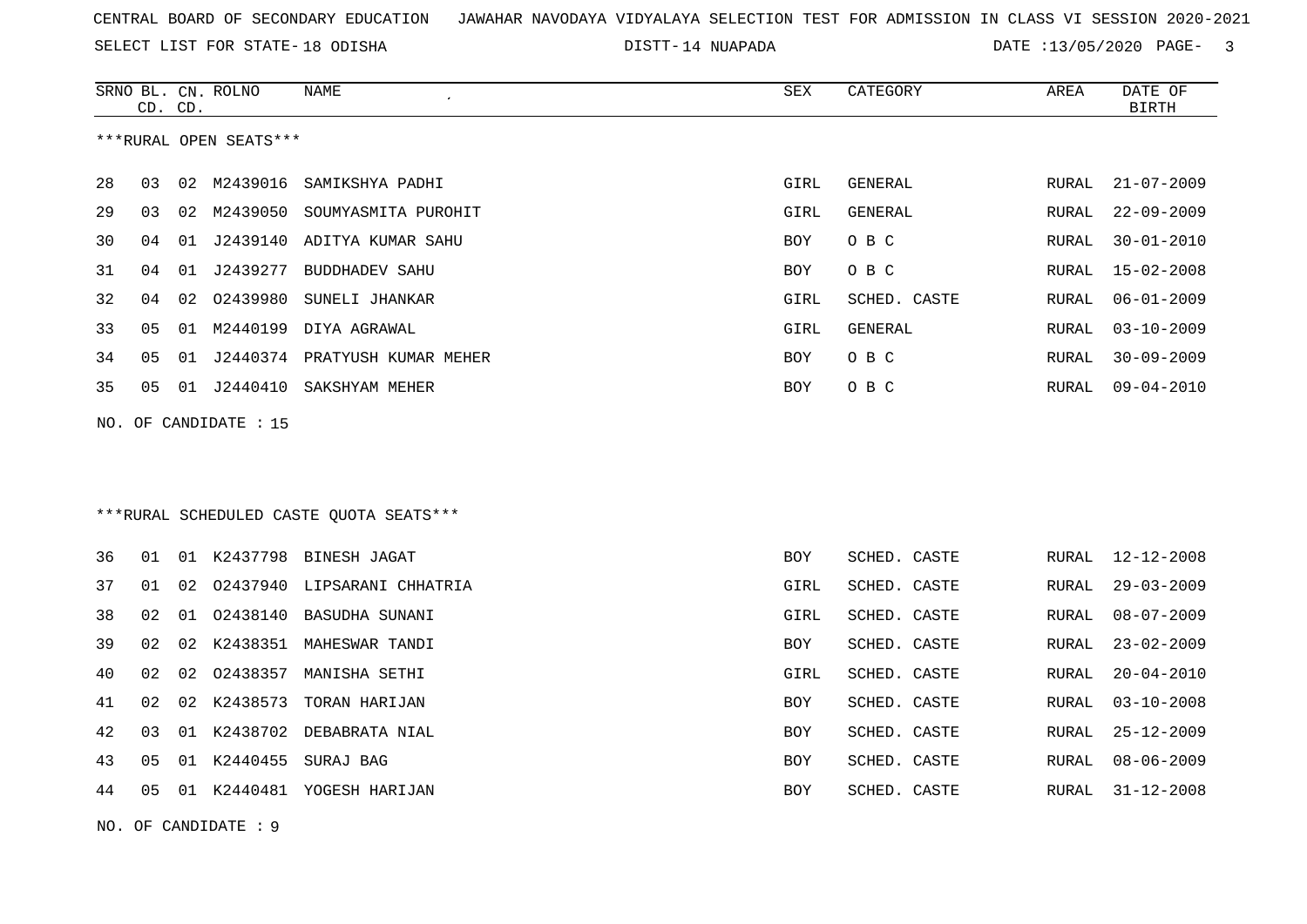CENTRAL BOARD OF SECONDARY EDUCATION JAWAHAR NAVODAYA VIDYALAYA SELECTION TEST FOR ADMISSION IN CLASS VI SESSION 2020-2021

SELECT LIST FOR STATE- 18 ODISHA DISTT- 14 NUAPADA DATE :13/05/2020

***RURAL OPEN SEATS***

| SRNO | BL. CD. | CN. CD. | ROLNO | NAME | SEX | CATEGORY | AREA | DATE OF BIRTH |
|---|---|---|---|---|---|---|---|---|
| 28 | 03 | 02 | M2439016 | SAMIKSHYA PADHI | GIRL | GENERAL | RURAL | 21-07-2009 |
| 29 | 03 | 02 | M2439050 | SOUMYASMITA PUROHIT | GIRL | GENERAL | RURAL | 22-09-2009 |
| 30 | 04 | 01 | J2439140 | ADITYA KUMAR SAHU | BOY | O B C | RURAL | 30-01-2010 |
| 31 | 04 | 01 | J2439277 | BUDDHADEV SAHU | BOY | O B C | RURAL | 15-02-2008 |
| 32 | 04 | 02 | O2439980 | SUNELI JHANKAR | GIRL | SCHED. CASTE | RURAL | 06-01-2009 |
| 33 | 05 | 01 | M2440199 | DIYA AGRAWAL | GIRL | GENERAL | RURAL | 03-10-2009 |
| 34 | 05 | 01 | J2440374 | PRATYUSH KUMAR MEHER | BOY | O B C | RURAL | 30-09-2009 |
| 35 | 05 | 01 | J2440410 | SAKSHYAM MEHER | BOY | O B C | RURAL | 09-04-2010 |

NO. OF CANDIDATE : 15

***RURAL SCHEDULED CASTE QUOTA SEATS***

| SRNO | BL. CD. | CN. CD. | ROLNO | NAME | SEX | CATEGORY | AREA | DATE OF BIRTH |
|---|---|---|---|---|---|---|---|---|
| 36 | 01 | 01 | K2437798 | BINESH JAGAT | BOY | SCHED. CASTE | RURAL | 12-12-2008 |
| 37 | 01 | 02 | O2437940 | LIPSARANI CHHATRIA | GIRL | SCHED. CASTE | RURAL | 29-03-2009 |
| 38 | 02 | 01 | O2438140 | BASUDHA SUNANI | GIRL | SCHED. CASTE | RURAL | 08-07-2009 |
| 39 | 02 | 02 | K2438351 | MAHESWAR TANDI | BOY | SCHED. CASTE | RURAL | 23-02-2009 |
| 40 | 02 | 02 | O2438357 | MANISHA SETHI | GIRL | SCHED. CASTE | RURAL | 20-04-2010 |
| 41 | 02 | 02 | K2438573 | TORAN HARIJAN | BOY | SCHED. CASTE | RURAL | 03-10-2008 |
| 42 | 03 | 01 | K2438702 | DEBABRATA NIAL | BOY | SCHED. CASTE | RURAL | 25-12-2009 |
| 43 | 05 | 01 | K2440455 | SURAJ BAG | BOY | SCHED. CASTE | RURAL | 08-06-2009 |
| 44 | 05 | 01 | K2440481 | YOGESH HARIJAN | BOY | SCHED. CASTE | RURAL | 31-12-2008 |

NO. OF CANDIDATE : 9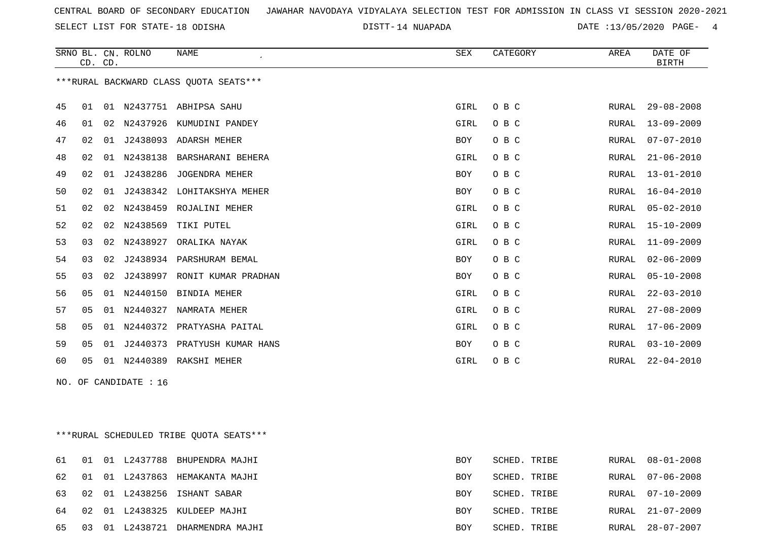CENTRAL BOARD OF SECONDARY EDUCATION JAWAHAR NAVODAYA VIDYALAYA SELECTION TEST FOR ADMISSION IN CLASS VI SESSION 2020-2021

SELECT LIST FOR STATE- 18 ODISHA DISTT- 14 NUAPADA DATE :13/05/2020

***RURAL BACKWARD CLASS QUOTA SEATS***

| SRNO | BL. CD. | CN. CD. | ROLNO | NAME | SEX | CATEGORY | AREA | DATE OF BIRTH |
|---|---|---|---|---|---|---|---|---|
| 45 | 01 | 01 | N2437751 | ABHIPSA SAHU | GIRL | O B C | RURAL | 29-08-2008 |
| 46 | 01 | 02 | N2437926 | KUMUDINI PANDEY | GIRL | O B C | RURAL | 13-09-2009 |
| 47 | 02 | 01 | J2438093 | ADARSH MEHER | BOY | O B C | RURAL | 07-07-2010 |
| 48 | 02 | 01 | N2438138 | BARSHARANI BEHERA | GIRL | O B C | RURAL | 21-06-2010 |
| 49 | 02 | 01 | J2438286 | JOGENDRA MEHER | BOY | O B C | RURAL | 13-01-2010 |
| 50 | 02 | 01 | J2438342 | LOHITAKSHYA MEHER | BOY | O B C | RURAL | 16-04-2010 |
| 51 | 02 | 02 | N2438459 | ROJALINI MEHER | GIRL | O B C | RURAL | 05-02-2010 |
| 52 | 02 | 02 | N2438569 | TIKI PUTEL | GIRL | O B C | RURAL | 15-10-2009 |
| 53 | 03 | 02 | N2438927 | ORALIKA NAYAK | GIRL | O B C | RURAL | 11-09-2009 |
| 54 | 03 | 02 | J2438934 | PARSHURAM BEMAL | BOY | O B C | RURAL | 02-06-2009 |
| 55 | 03 | 02 | J2438997 | RONIT KUMAR PRADHAN | BOY | O B C | RURAL | 05-10-2008 |
| 56 | 05 | 01 | N2440150 | BINDIA MEHER | GIRL | O B C | RURAL | 22-03-2010 |
| 57 | 05 | 01 | N2440327 | NAMRATA MEHER | GIRL | O B C | RURAL | 27-08-2009 |
| 58 | 05 | 01 | N2440372 | PRATYASHA PAITAL | GIRL | O B C | RURAL | 17-06-2009 |
| 59 | 05 | 01 | J2440373 | PRATYUSH KUMAR HANS | BOY | O B C | RURAL | 03-10-2009 |
| 60 | 05 | 01 | N2440389 | RAKSHI MEHER | GIRL | O B C | RURAL | 22-04-2010 |

NO. OF CANDIDATE : 16

***RURAL SCHEDULED TRIBE QUOTA SEATS***

| SRNO | BL. CD. | CN. CD. | ROLNO | NAME | SEX | CATEGORY | AREA | DATE OF BIRTH |
|---|---|---|---|---|---|---|---|---|
| 61 | 01 | 01 | L2437788 | BHUPENDRA MAJHI | BOY | SCHED. TRIBE | RURAL | 08-01-2008 |
| 62 | 01 | 01 | L2437863 | HEMAKANTA MAJHI | BOY | SCHED. TRIBE | RURAL | 07-06-2008 |
| 63 | 02 | 01 | L2438256 | ISHANT SABAR | BOY | SCHED. TRIBE | RURAL | 07-10-2009 |
| 64 | 02 | 01 | L2438325 | KULDEEP MAJHI | BOY | SCHED. TRIBE | RURAL | 21-07-2009 |
| 65 | 03 | 01 | L2438721 | DHARMENDRA MAJHI | BOY | SCHED. TRIBE | RURAL | 28-07-2007 |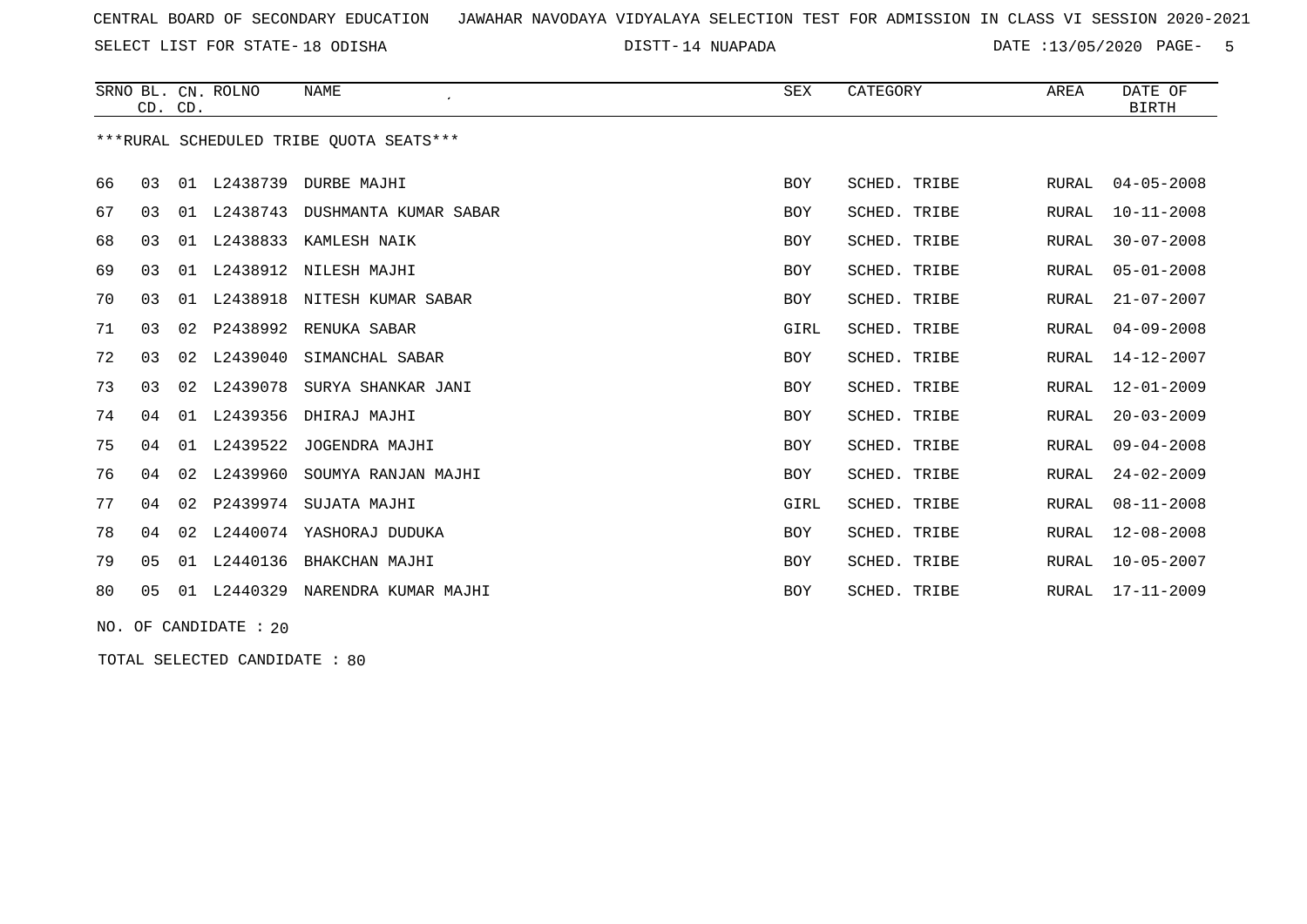CENTRAL BOARD OF SECONDARY EDUCATION JAWAHAR NAVODAYA VIDYALAYA SELECTION TEST FOR ADMISSION IN CLASS VI SESSION 2020-2021

SELECT LIST FOR STATE- 18 ODISHA DISTT- 14 NUAPADA DATE :13/05/2020

| SRNO | BL. CD. | CN. CD. | ROLNO | NAME | SEX | CATEGORY | AREA | DATE OF BIRTH |
|---|---|---|---|---|---|---|---|---|

***RURAL SCHEDULED TRIBE QUOTA SEATS***

| SRNO | BL. CD. | CN. CD. | ROLNO | NAME | SEX | CATEGORY | AREA | DATE OF BIRTH |
|---|---|---|---|---|---|---|---|---|
| 66 | 03 | 01 | L2438739 | DURBE MAJHI | BOY | SCHED. TRIBE | RURAL | 04-05-2008 |
| 67 | 03 | 01 | L2438743 | DUSHMANTA KUMAR SABAR | BOY | SCHED. TRIBE | RURAL | 10-11-2008 |
| 68 | 03 | 01 | L2438833 | KAMLESH NAIK | BOY | SCHED. TRIBE | RURAL | 30-07-2008 |
| 69 | 03 | 01 | L2438912 | NILESH MAJHI | BOY | SCHED. TRIBE | RURAL | 05-01-2008 |
| 70 | 03 | 01 | L2438918 | NITESH KUMAR SABAR | BOY | SCHED. TRIBE | RURAL | 21-07-2007 |
| 71 | 03 | 02 | P2438992 | RENUKA SABAR | GIRL | SCHED. TRIBE | RURAL | 04-09-2008 |
| 72 | 03 | 02 | L2439040 | SIMANCHAL SABAR | BOY | SCHED. TRIBE | RURAL | 14-12-2007 |
| 73 | 03 | 02 | L2439078 | SURYA SHANKAR JANI | BOY | SCHED. TRIBE | RURAL | 12-01-2009 |
| 74 | 04 | 01 | L2439356 | DHIRAJ MAJHI | BOY | SCHED. TRIBE | RURAL | 20-03-2009 |
| 75 | 04 | 01 | L2439522 | JOGENDRA MAJHI | BOY | SCHED. TRIBE | RURAL | 09-04-2008 |
| 76 | 04 | 02 | L2439960 | SOUMYA RANJAN MAJHI | BOY | SCHED. TRIBE | RURAL | 24-02-2009 |
| 77 | 04 | 02 | P2439974 | SUJATA MAJHI | GIRL | SCHED. TRIBE | RURAL | 08-11-2008 |
| 78 | 04 | 02 | L2440074 | YASHORAJ DUDUKA | BOY | SCHED. TRIBE | RURAL | 12-08-2008 |
| 79 | 05 | 01 | L2440136 | BHAKCHAN MAJHI | BOY | SCHED. TRIBE | RURAL | 10-05-2007 |
| 80 | 05 | 01 | L2440329 | NARENDRA KUMAR MAJHI | BOY | SCHED. TRIBE | RURAL | 17-11-2009 |

NO. OF CANDIDATE : 20

TOTAL SELECTED CANDIDATE : 80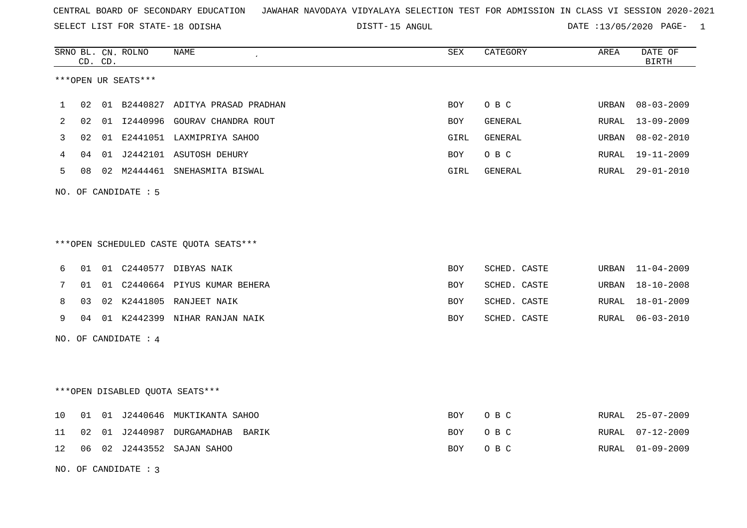CENTRAL BOARD OF SECONDARY EDUCATION JAWAHAR NAVODAYA VIDYALAYA SELECTION TEST FOR ADMISSION IN CLASS VI SESSION 2020-2021

SELECT LIST FOR STATE- 18 ODISHA DISTT- 15 ANGUL DATE :13/05/2020

| SRNO | BL. CD. | CN. CD. | ROLNO | NAME | SEX | CATEGORY | AREA | DATE OF BIRTH |
|---|---|---|---|---|---|---|---|---|

***OPEN UR SEATS***

| SRNO | BL. CD. | CN. CD. | ROLNO | NAME | SEX | CATEGORY | AREA | DATE OF BIRTH |
|---|---|---|---|---|---|---|---|---|
| 1 | 02 | 01 | B2440827 | ADITYA PRASAD PRADHAN | BOY | O B C | URBAN | 08-03-2009 |
| 2 | 02 | 01 | I2440996 | GOURAV CHANDRA ROUT | BOY | GENERAL | RURAL | 13-09-2009 |
| 3 | 02 | 01 | E2441051 | LAXMIPRIYA SAHOO | GIRL | GENERAL | URBAN | 08-02-2010 |
| 4 | 04 | 01 | J2442101 | ASUTOSH DEHURY | BOY | O B C | RURAL | 19-11-2009 |
| 5 | 08 | 02 | M2444461 | SNEHASMITA BISWAL | GIRL | GENERAL | RURAL | 29-01-2010 |

NO. OF CANDIDATE : 5

***OPEN SCHEDULED CASTE QUOTA SEATS***

| SRNO | BL. CD. | CN. CD. | ROLNO | NAME | SEX | CATEGORY | AREA | DATE OF BIRTH |
|---|---|---|---|---|---|---|---|---|
| 6 | 01 | 01 | C2440577 | DIBYAS NAIK | BOY | SCHED. CASTE | URBAN | 11-04-2009 |
| 7 | 01 | 01 | C2440664 | PIYUS KUMAR BEHERA | BOY | SCHED. CASTE | URBAN | 18-10-2008 |
| 8 | 03 | 02 | K2441805 | RANJEET NAIK | BOY | SCHED. CASTE | RURAL | 18-01-2009 |
| 9 | 04 | 01 | K2442399 | NIHAR RANJAN NAIK | BOY | SCHED. CASTE | RURAL | 06-03-2010 |

NO. OF CANDIDATE : 4

***OPEN DISABLED QUOTA SEATS***

| SRNO | BL. CD. | CN. CD. | ROLNO | NAME | SEX | CATEGORY | AREA | DATE OF BIRTH |
|---|---|---|---|---|---|---|---|---|
| 10 | 01 | 01 | J2440646 | MUKTIKANTA SAHOO | BOY | O B C | RURAL | 25-07-2009 |
| 11 | 02 | 01 | J2440987 | DURGAMADHAB BARIK | BOY | O B C | RURAL | 07-12-2009 |
| 12 | 06 | 02 | J2443552 | SAJAN SAHOO | BOY | O B C | RURAL | 01-09-2009 |

NO. OF CANDIDATE : 3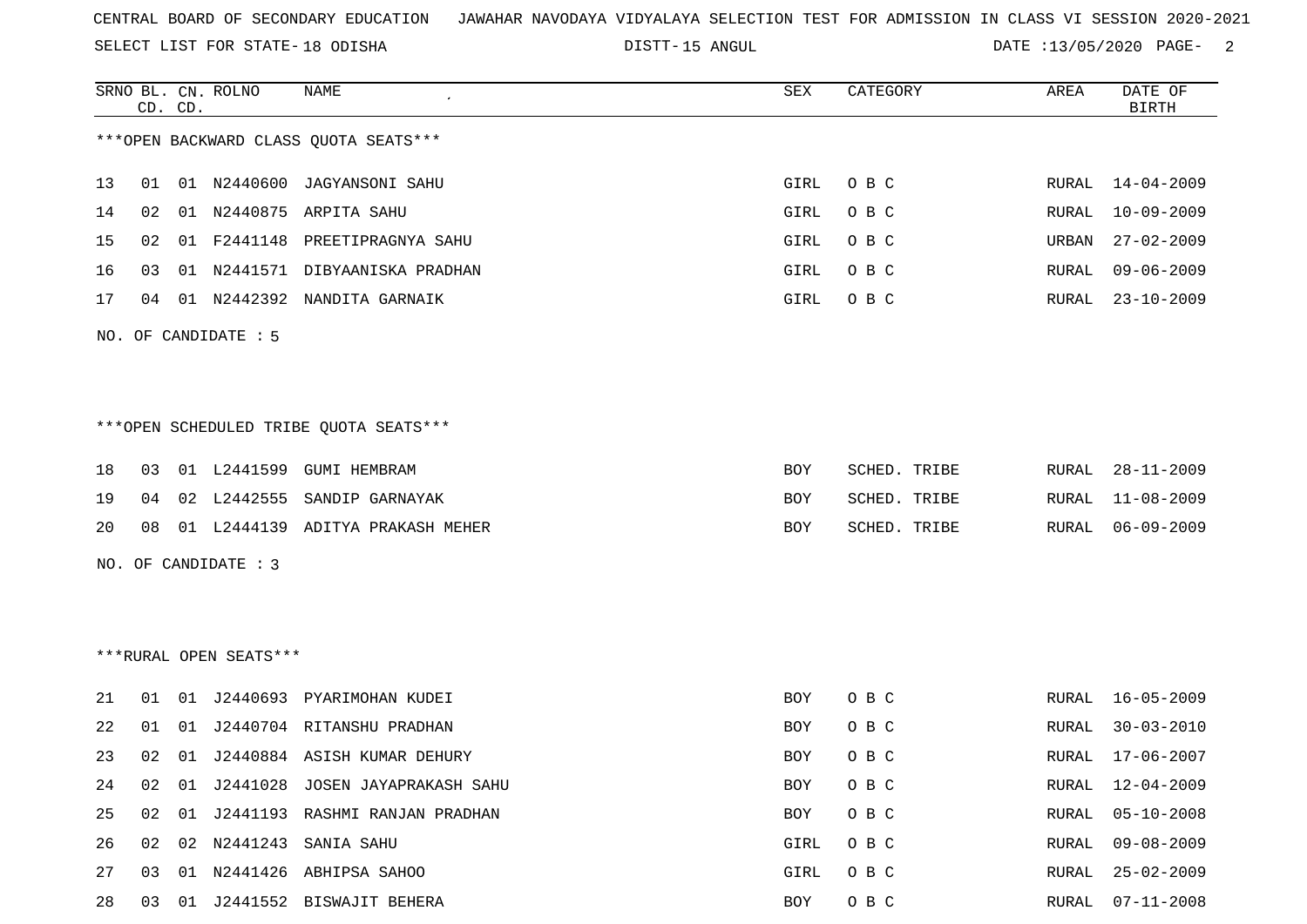CENTRAL BOARD OF SECONDARY EDUCATION JAWAHAR NAVODAYA VIDYALAYA SELECTION TEST FOR ADMISSION IN CLASS VI SESSION 2020-2021

SELECT LIST FOR STATE- 18 ODISHA DISTT- 15 ANGUL DATE :13/05/2020

***OPEN BACKWARD CLASS QUOTA SEATS***

| SRNO | BL. CD. | CN. CD. | ROLNO | NAME | SEX | CATEGORY | AREA | DATE OF BIRTH |
|---|---|---|---|---|---|---|---|---|
| 13 | 01 | 01 | N2440600 | JAGYANSONI SAHU | GIRL | O B C | RURAL | 14-04-2009 |
| 14 | 02 | 01 | N2440875 | ARPITA SAHU | GIRL | O B C | RURAL | 10-09-2009 |
| 15 | 02 | 01 | F2441148 | PREETIPRAGNYA SAHU | GIRL | O B C | URBAN | 27-02-2009 |
| 16 | 03 | 01 | N2441571 | DIBYAANISKA PRADHAN | GIRL | O B C | RURAL | 09-06-2009 |
| 17 | 04 | 01 | N2442392 | NANDITA GARNAIK | GIRL | O B C | RURAL | 23-10-2009 |

NO. OF CANDIDATE : 5

***OPEN SCHEDULED TRIBE QUOTA SEATS***

| SRNO | BL. CD. | CN. CD. | ROLNO | NAME | SEX | CATEGORY | AREA | DATE OF BIRTH |
|---|---|---|---|---|---|---|---|---|
| 18 | 03 | 01 | L2441599 | GUMI HEMBRAM | BOY | SCHED. TRIBE | RURAL | 28-11-2009 |
| 19 | 04 | 02 | L2442555 | SANDIP GARNAYAK | BOY | SCHED. TRIBE | RURAL | 11-08-2009 |
| 20 | 08 | 01 | L2444139 | ADITYA PRAKASH MEHER | BOY | SCHED. TRIBE | RURAL | 06-09-2009 |

NO. OF CANDIDATE : 3

***RURAL OPEN SEATS***

| SRNO | BL. CD. | CN. CD. | ROLNO | NAME | SEX | CATEGORY | AREA | DATE OF BIRTH |
|---|---|---|---|---|---|---|---|---|
| 21 | 01 | 01 | J2440693 | PYARIMOHAN KUDEI | BOY | O B C | RURAL | 16-05-2009 |
| 22 | 01 | 01 | J2440704 | RITANSHU PRADHAN | BOY | O B C | RURAL | 30-03-2010 |
| 23 | 02 | 01 | J2440884 | ASISH KUMAR DEHURY | BOY | O B C | RURAL | 17-06-2007 |
| 24 | 02 | 01 | J2441028 | JOSEN JAYAPRAKASH SAHU | BOY | O B C | RURAL | 12-04-2009 |
| 25 | 02 | 01 | J2441193 | RASHMI RANJAN PRADHAN | BOY | O B C | RURAL | 05-10-2008 |
| 26 | 02 | 02 | N2441243 | SANIA SAHU | GIRL | O B C | RURAL | 09-08-2009 |
| 27 | 03 | 01 | N2441426 | ABHIPSA SAHOO | GIRL | O B C | RURAL | 25-02-2009 |
| 28 | 03 | 01 | J2441552 | BISWAJIT BEHERA | BOY | O B C | RURAL | 07-11-2008 |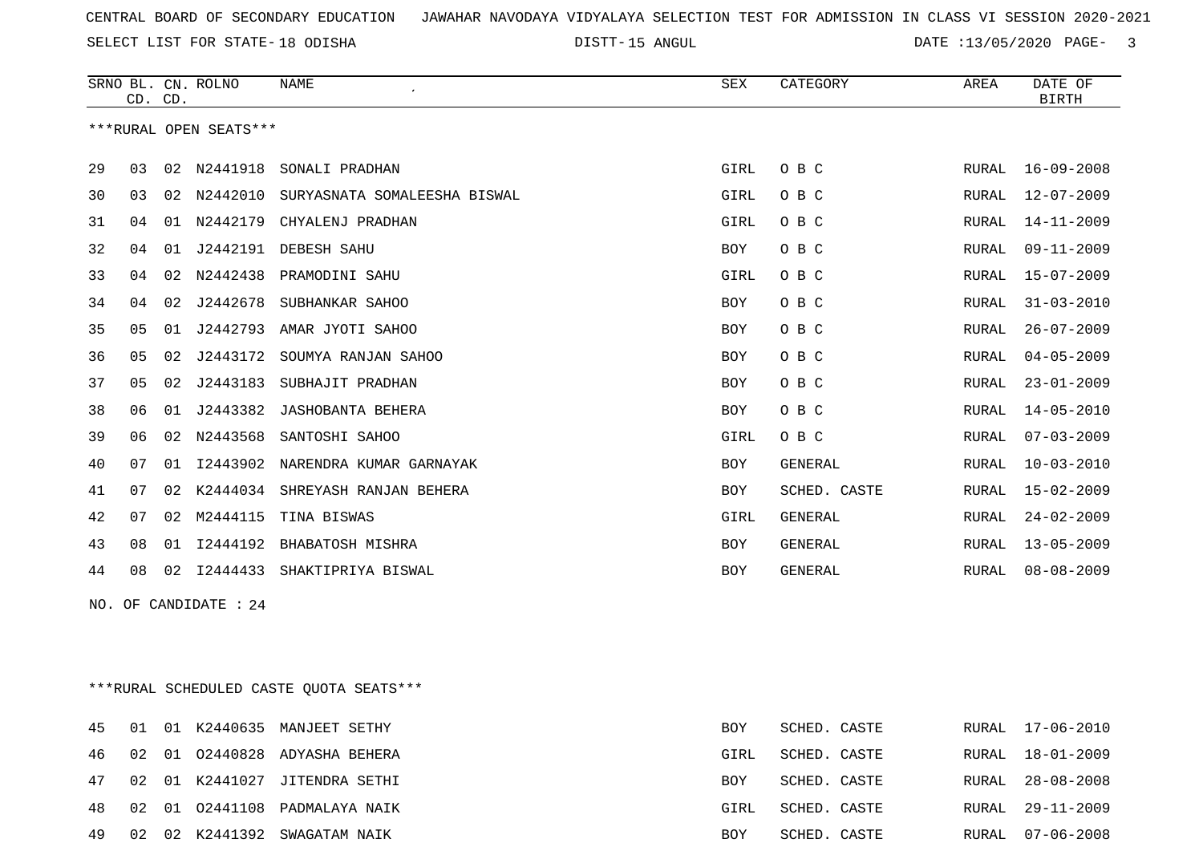CENTRAL BOARD OF SECONDARY EDUCATION JAWAHAR NAVODAYA VIDYALAYA SELECTION TEST FOR ADMISSION IN CLASS VI SESSION 2020-2021

SELECT LIST FOR STATE- 18 ODISHA DISTT- 15 ANGUL DATE :13/05/2020

***RURAL OPEN SEATS***

| SRNO | BL. CD. | CN. CD. | ROLNO | NAME | SEX | CATEGORY | AREA | DATE OF BIRTH |
|---|---|---|---|---|---|---|---|---|
| 29 | 03 | 02 | N2441918 | SONALI PRADHAN | GIRL | O B C | RURAL | 16-09-2008 |
| 30 | 03 | 02 | N2442010 | SURYASNATA SOMALEESHA BISWAL | GIRL | O B C | RURAL | 12-07-2009 |
| 31 | 04 | 01 | N2442179 | CHYALENJ PRADHAN | GIRL | O B C | RURAL | 14-11-2009 |
| 32 | 04 | 01 | J2442191 | DEBESH SAHU | BOY | O B C | RURAL | 09-11-2009 |
| 33 | 04 | 02 | N2442438 | PRAMODINI SAHU | GIRL | O B C | RURAL | 15-07-2009 |
| 34 | 04 | 02 | J2442678 | SUBHANKAR SAHOO | BOY | O B C | RURAL | 31-03-2010 |
| 35 | 05 | 01 | J2442793 | AMAR JYOTI SAHOO | BOY | O B C | RURAL | 26-07-2009 |
| 36 | 05 | 02 | J2443172 | SOUMYA RANJAN SAHOO | BOY | O B C | RURAL | 04-05-2009 |
| 37 | 05 | 02 | J2443183 | SUBHAJIT PRADHAN | BOY | O B C | RURAL | 23-01-2009 |
| 38 | 06 | 01 | J2443382 | JASHOBANTA BEHERA | BOY | O B C | RURAL | 14-05-2010 |
| 39 | 06 | 02 | N2443568 | SANTOSHI SAHOO | GIRL | O B C | RURAL | 07-03-2009 |
| 40 | 07 | 01 | I2443902 | NARENDRA KUMAR GARNAYAK | BOY | GENERAL | RURAL | 10-03-2010 |
| 41 | 07 | 02 | K2444034 | SHREYASH RANJAN BEHERA | BOY | SCHED. CASTE | RURAL | 15-02-2009 |
| 42 | 07 | 02 | M2444115 | TINA BISWAS | GIRL | GENERAL | RURAL | 24-02-2009 |
| 43 | 08 | 01 | I2444192 | BHABATOSH MISHRA | BOY | GENERAL | RURAL | 13-05-2009 |
| 44 | 08 | 02 | I2444433 | SHAKTIPRIYA BISWAL | BOY | GENERAL | RURAL | 08-08-2009 |

NO. OF CANDIDATE : 24

***RURAL SCHEDULED CASTE QUOTA SEATS***

| SRNO | BL. CD. | CN. CD. | ROLNO | NAME | SEX | CATEGORY | AREA | DATE OF BIRTH |
|---|---|---|---|---|---|---|---|---|
| 45 | 01 | 01 | K2440635 | MANJEET SETHY | BOY | SCHED. CASTE | RURAL | 17-06-2010 |
| 46 | 02 | 01 | O2440828 | ADYASHA BEHERA | GIRL | SCHED. CASTE | RURAL | 18-01-2009 |
| 47 | 02 | 01 | K2441027 | JITENDRA SETHI | BOY | SCHED. CASTE | RURAL | 28-08-2008 |
| 48 | 02 | 01 | O2441108 | PADMALAYA NAIK | GIRL | SCHED. CASTE | RURAL | 29-11-2009 |
| 49 | 02 | 02 | K2441392 | SWAGATAM NAIK | BOY | SCHED. CASTE | RURAL | 07-06-2008 |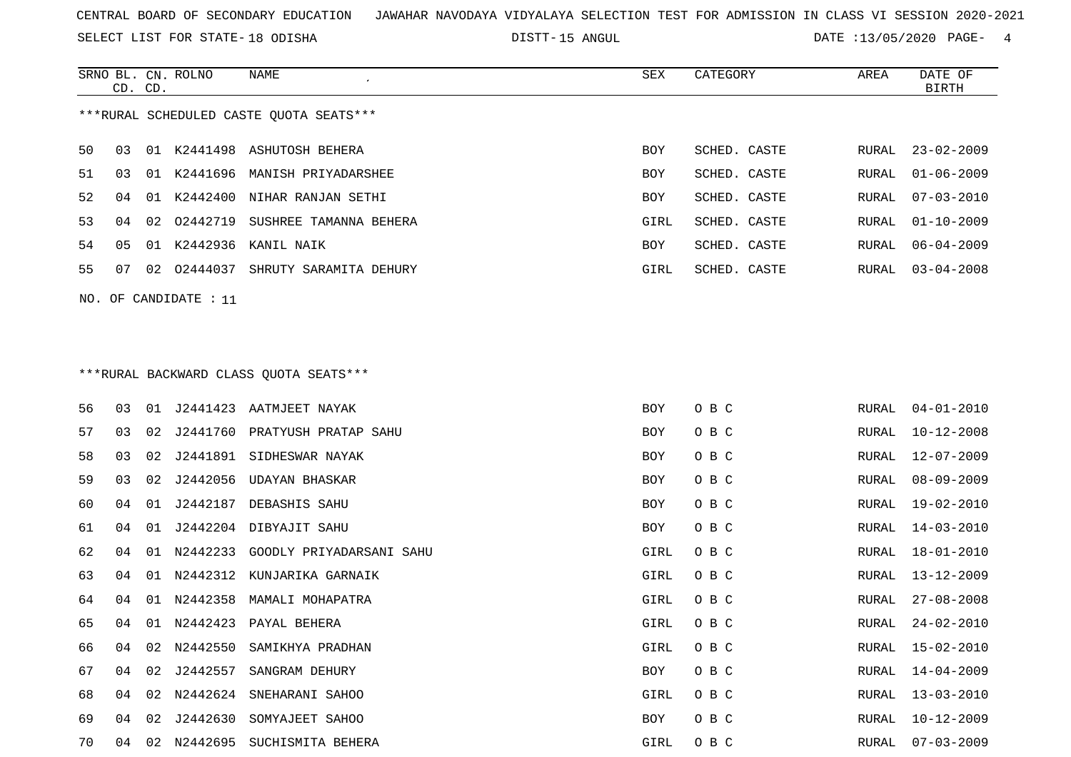CENTRAL BOARD OF SECONDARY EDUCATION JAWAHAR NAVODAYA VIDYALAYA SELECTION TEST FOR ADMISSION IN CLASS VI SESSION 2020-2021

SELECT LIST FOR STATE- 18 ODISHA DISTT- 15 ANGUL DATE :13/05/2020

***RURAL SCHEDULED CASTE QUOTA SEATS***

| SRNO | BL. CD. | CN. CD. | ROLNO | NAME | SEX | CATEGORY | AREA | DATE OF BIRTH |
|---|---|---|---|---|---|---|---|---|
| 50 | 03 | 01 | K2441498 | ASHUTOSH BEHERA | BOY | SCHED. CASTE | RURAL | 23-02-2009 |
| 51 | 03 | 01 | K2441696 | MANISH PRIYADARSHEE | BOY | SCHED. CASTE | RURAL | 01-06-2009 |
| 52 | 04 | 01 | K2442400 | NIHAR RANJAN SETHI | BOY | SCHED. CASTE | RURAL | 07-03-2010 |
| 53 | 04 | 02 | O2442719 | SUSHREE TAMANNA BEHERA | GIRL | SCHED. CASTE | RURAL | 01-10-2009 |
| 54 | 05 | 01 | K2442936 | KANIL NAIK | BOY | SCHED. CASTE | RURAL | 06-04-2009 |
| 55 | 07 | 02 | O2444037 | SHRUTY SARAMITA DEHURY | GIRL | SCHED. CASTE | RURAL | 03-04-2008 |

NO. OF CANDIDATE : 11

***RURAL BACKWARD CLASS QUOTA SEATS***

| SRNO | BL. CD. | CN. CD. | ROLNO | NAME | SEX | CATEGORY | AREA | DATE OF BIRTH |
|---|---|---|---|---|---|---|---|---|
| 56 | 03 | 01 | J2441423 | AATMJEET NAYAK | BOY | O B C | RURAL | 04-01-2010 |
| 57 | 03 | 02 | J2441760 | PRATYUSH PRATAP SAHU | BOY | O B C | RURAL | 10-12-2008 |
| 58 | 03 | 02 | J2441891 | SIDHESWAR NAYAK | BOY | O B C | RURAL | 12-07-2009 |
| 59 | 03 | 02 | J2442056 | UDAYAN BHASKAR | BOY | O B C | RURAL | 08-09-2009 |
| 60 | 04 | 01 | J2442187 | DEBASHIS SAHU | BOY | O B C | RURAL | 19-02-2010 |
| 61 | 04 | 01 | J2442204 | DIBYAJIT SAHU | BOY | O B C | RURAL | 14-03-2010 |
| 62 | 04 | 01 | N2442233 | GOODLY PRIYADARSANI SAHU | GIRL | O B C | RURAL | 18-01-2010 |
| 63 | 04 | 01 | N2442312 | KUNJARIKA GARNAIK | GIRL | O B C | RURAL | 13-12-2009 |
| 64 | 04 | 01 | N2442358 | MAMALI MOHAPATRA | GIRL | O B C | RURAL | 27-08-2008 |
| 65 | 04 | 01 | N2442423 | PAYAL BEHERA | GIRL | O B C | RURAL | 24-02-2010 |
| 66 | 04 | 02 | N2442550 | SAMIKHYA PRADHAN | GIRL | O B C | RURAL | 15-02-2010 |
| 67 | 04 | 02 | J2442557 | SANGRAM DEHURY | BOY | O B C | RURAL | 14-04-2009 |
| 68 | 04 | 02 | N2442624 | SNEHARANI SAHOO | GIRL | O B C | RURAL | 13-03-2010 |
| 69 | 04 | 02 | J2442630 | SOMYAJEET SAHOO | BOY | O B C | RURAL | 10-12-2009 |
| 70 | 04 | 02 | N2442695 | SUCHISMITA BEHERA | GIRL | O B C | RURAL | 07-03-2009 |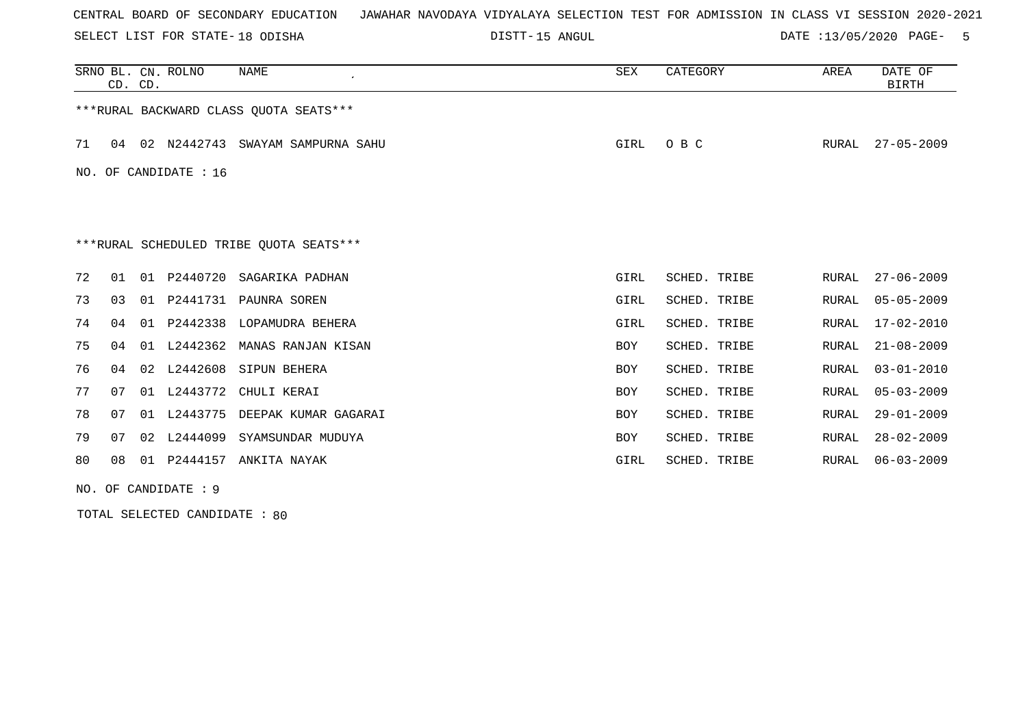CENTRAL BOARD OF SECONDARY EDUCATION JAWAHAR NAVODAYA VIDYALAYA SELECTION TEST FOR ADMISSION IN CLASS VI SESSION 2020-2021

SELECT LIST FOR STATE- 18 ODISHA DISTT- 15 ANGUL DATE :13/05/2020

| SRNO | BL. CD. | CN. CD. | ROLNO | NAME | SEX | CATEGORY | AREA | DATE OF BIRTH |
|---|---|---|---|---|---|---|---|---|

***RURAL BACKWARD CLASS QUOTA SEATS***

| SRNO | BL. CD. | CN. CD. | ROLNO | NAME | SEX | CATEGORY | AREA | DATE OF BIRTH |
|---|---|---|---|---|---|---|---|---|
| 71 | 04 | 02 | N2442743 | SWAYAM SAMPURNA SAHU | GIRL | O B C | RURAL | 27-05-2009 |

NO. OF CANDIDATE : 16

***RURAL SCHEDULED TRIBE QUOTA SEATS***

| SRNO | BL. CD. | CN. CD. | ROLNO | NAME | SEX | CATEGORY | AREA | DATE OF BIRTH |
|---|---|---|---|---|---|---|---|---|
| 72 | 01 | 01 | P2440720 | SAGARIKA PADHAN | GIRL | SCHED. TRIBE | RURAL | 27-06-2009 |
| 73 | 03 | 01 | P2441731 | PAUNRA SOREN | GIRL | SCHED. TRIBE | RURAL | 05-05-2009 |
| 74 | 04 | 01 | P2442338 | LOPAMUDRA BEHERA | GIRL | SCHED. TRIBE | RURAL | 17-02-2010 |
| 75 | 04 | 01 | L2442362 | MANAS RANJAN KISAN | BOY | SCHED. TRIBE | RURAL | 21-08-2009 |
| 76 | 04 | 02 | L2442608 | SIPUN BEHERA | BOY | SCHED. TRIBE | RURAL | 03-01-2010 |
| 77 | 07 | 01 | L2443772 | CHULI KERAI | BOY | SCHED. TRIBE | RURAL | 05-03-2009 |
| 78 | 07 | 01 | L2443775 | DEEPAK KUMAR GAGARAI | BOY | SCHED. TRIBE | RURAL | 29-01-2009 |
| 79 | 07 | 02 | L2444099 | SYAMSUNDAR MUDUYA | BOY | SCHED. TRIBE | RURAL | 28-02-2009 |
| 80 | 08 | 01 | P2444157 | ANKITA NAYAK | GIRL | SCHED. TRIBE | RURAL | 06-03-2009 |

NO. OF CANDIDATE : 9

TOTAL SELECTED CANDIDATE : 80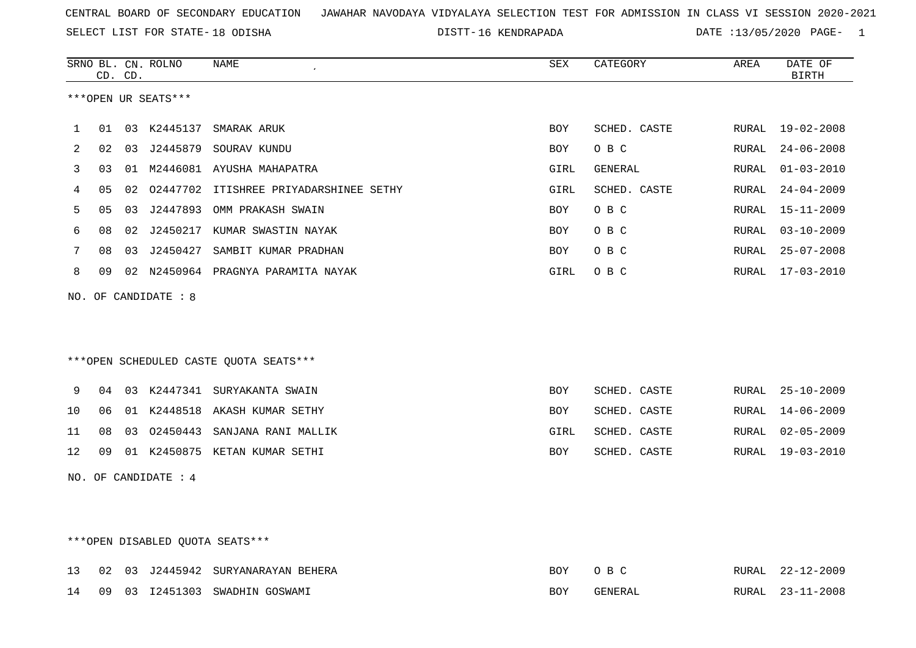CENTRAL BOARD OF SECONDARY EDUCATION JAWAHAR NAVODAYA VIDYALAYA SELECTION TEST FOR ADMISSION IN CLASS VI SESSION 2020-2021

SELECT LIST FOR STATE- 18 ODISHA DISTT- 16 KENDRAPADA DATE :13/05/2020

***OPEN UR SEATS***

| SRNO | BL. CD. | CN. CD. | ROLNO | NAME | SEX | CATEGORY | AREA | DATE OF BIRTH |
|---|---|---|---|---|---|---|---|---|
| 1 | 01 | 03 | K2445137 | SMARAK ARUK | BOY | SCHED. CASTE | RURAL | 19-02-2008 |
| 2 | 02 | 03 | J2445879 | SOURAV KUNDU | BOY | O B C | RURAL | 24-06-2008 |
| 3 | 03 | 01 | M2446081 | AYUSHA MAHAPATRA | GIRL | GENERAL | RURAL | 01-03-2010 |
| 4 | 05 | 02 | O2447702 | ITISHREE PRIYADARSHINEE SETHY | GIRL | SCHED. CASTE | RURAL | 24-04-2009 |
| 5 | 05 | 03 | J2447893 | OMM PRAKASH SWAIN | BOY | O B C | RURAL | 15-11-2009 |
| 6 | 08 | 02 | J2450217 | KUMAR SWASTIN NAYAK | BOY | O B C | RURAL | 03-10-2009 |
| 7 | 08 | 03 | J2450427 | SAMBIT KUMAR PRADHAN | BOY | O B C | RURAL | 25-07-2008 |
| 8 | 09 | 02 | N2450964 | PRAGNYA PARAMITA NAYAK | GIRL | O B C | RURAL | 17-03-2010 |

NO. OF CANDIDATE : 8

***OPEN SCHEDULED CASTE QUOTA SEATS***

| SRNO | BL. CD. | CN. CD. | ROLNO | NAME | SEX | CATEGORY | AREA | DATE OF BIRTH |
|---|---|---|---|---|---|---|---|---|
| 9 | 04 | 03 | K2447341 | SURYAKANTA SWAIN | BOY | SCHED. CASTE | RURAL | 25-10-2009 |
| 10 | 06 | 01 | K2448518 | AKASH KUMAR SETHY | BOY | SCHED. CASTE | RURAL | 14-06-2009 |
| 11 | 08 | 03 | O2450443 | SANJANA RANI MALLIK | GIRL | SCHED. CASTE | RURAL | 02-05-2009 |
| 12 | 09 | 01 | K2450875 | KETAN KUMAR SETHI | BOY | SCHED. CASTE | RURAL | 19-03-2010 |

NO. OF CANDIDATE : 4

***OPEN DISABLED QUOTA SEATS***

| SRNO | BL. CD. | CN. CD. | ROLNO | NAME | SEX | CATEGORY | AREA | DATE OF BIRTH |
|---|---|---|---|---|---|---|---|---|
| 13 | 02 | 03 | J2445942 | SURYANARAYAN BEHERA | BOY | O B C | RURAL | 22-12-2009 |
| 14 | 09 | 03 | I2451303 | SWADHIN GOSWAMI | BOY | GENERAL | RURAL | 23-11-2008 |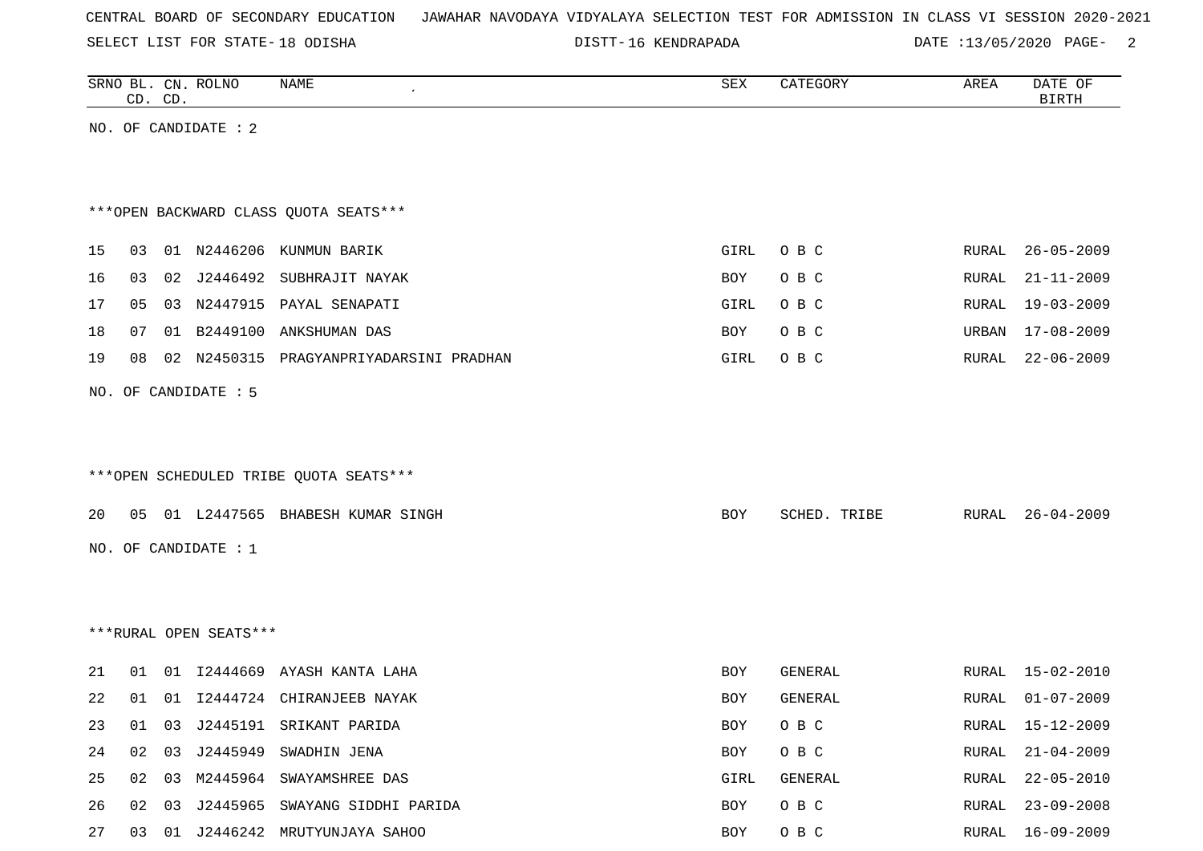CENTRAL BOARD OF SECONDARY EDUCATION JAWAHAR NAVODAYA VIDYALAYA SELECTION TEST FOR ADMISSION IN CLASS VI SESSION 2020-2021

SELECT LIST FOR STATE- 18 ODISHA DISTT- 16 KENDRAPADA DATE :13/05/2020

| SRNO | BL. CD. | CN. CD. | ROLNO | NAME | SEX | CATEGORY | AREA | DATE OF BIRTH |
|---|---|---|---|---|---|---|---|---|

NO. OF CANDIDATE : 2

***OPEN BACKWARD CLASS QUOTA SEATS***

| SRNO | BL. CD. | CN. CD. | ROLNO | NAME | SEX | CATEGORY | AREA | DATE OF BIRTH |
|---|---|---|---|---|---|---|---|---|
| 15 | 03 | 01 | N2446206 | KUNMUN BARIK | GIRL | O B C | RURAL | 26-05-2009 |
| 16 | 03 | 02 | J2446492 | SUBHRAJIT NAYAK | BOY | O B C | RURAL | 21-11-2009 |
| 17 | 05 | 03 | N2447915 | PAYAL SENAPATI | GIRL | O B C | RURAL | 19-03-2009 |
| 18 | 07 | 01 | B2449100 | ANKSHUMAN DAS | BOY | O B C | URBAN | 17-08-2009 |
| 19 | 08 | 02 | N2450315 | PRAGYANPRIYADARSINI PRADHAN | GIRL | O B C | RURAL | 22-06-2009 |

NO. OF CANDIDATE : 5

***OPEN SCHEDULED TRIBE QUOTA SEATS***

| SRNO | BL. CD. | CN. CD. | ROLNO | NAME | SEX | CATEGORY | AREA | DATE OF BIRTH |
|---|---|---|---|---|---|---|---|---|
| 20 | 05 | 01 | L2447565 | BHABESH KUMAR SINGH | BOY | SCHED. TRIBE | RURAL | 26-04-2009 |

NO. OF CANDIDATE : 1

***RURAL OPEN SEATS***

| SRNO | BL. CD. | CN. CD. | ROLNO | NAME | SEX | CATEGORY | AREA | DATE OF BIRTH |
|---|---|---|---|---|---|---|---|---|
| 21 | 01 | 01 | I2444669 | AYASH KANTA LAHA | BOY | GENERAL | RURAL | 15-02-2010 |
| 22 | 01 | 01 | I2444724 | CHIRANJEEB NAYAK | BOY | GENERAL | RURAL | 01-07-2009 |
| 23 | 01 | 03 | J2445191 | SRIKANT PARIDA | BOY | O B C | RURAL | 15-12-2009 |
| 24 | 02 | 03 | J2445949 | SWADHIN JENA | BOY | O B C | RURAL | 21-04-2009 |
| 25 | 02 | 03 | M2445964 | SWAYAMSHREE DAS | GIRL | GENERAL | RURAL | 22-05-2010 |
| 26 | 02 | 03 | J2445965 | SWAYANG SIDDHI PARIDA | BOY | O B C | RURAL | 23-09-2008 |
| 27 | 03 | 01 | J2446242 | MRUTYUNJAYA SAHOO | BOY | O B C | RURAL | 16-09-2009 |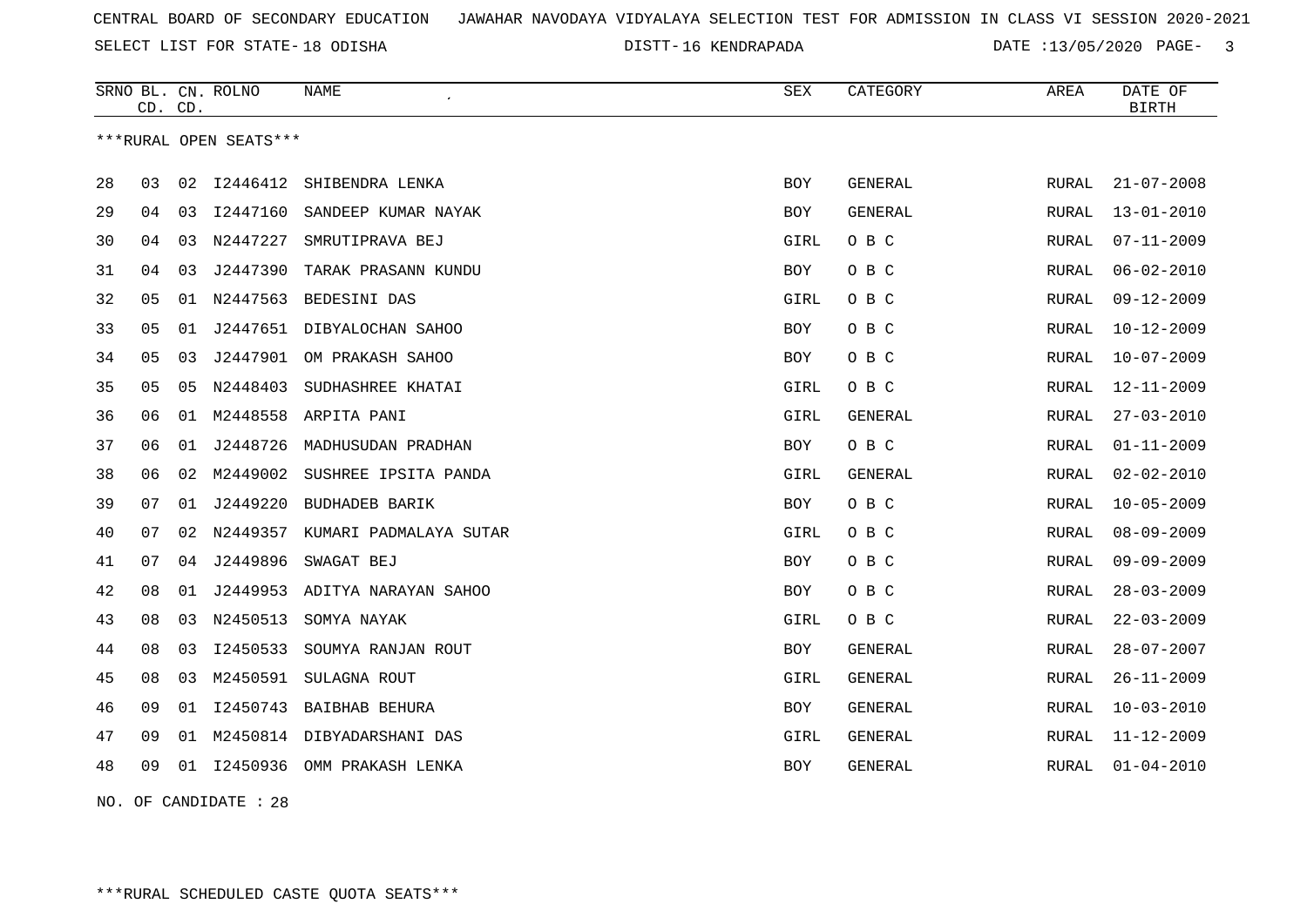CENTRAL BOARD OF SECONDARY EDUCATION JAWAHAR NAVODAYA VIDYALAYA SELECTION TEST FOR ADMISSION IN CLASS VI SESSION 2020-2021

SELECT LIST FOR STATE- 18 ODISHA DISTT- 16 KENDRAPADA DATE :13/05/2020

| SRNO | BL. CD. | CN. CD. | ROLNO | NAME | SEX | CATEGORY | AREA | DATE OF BIRTH |
|---|---|---|---|---|---|---|---|---|

***RURAL OPEN SEATS***

| SRNO | BL. CD. | CN. CD. | ROLNO | NAME | SEX | CATEGORY | AREA | DATE OF BIRTH |
|---|---|---|---|---|---|---|---|---|
| 28 | 03 | 02 | I2446412 | SHIBENDRA LENKA | BOY | GENERAL | RURAL | 21-07-2008 |
| 29 | 04 | 03 | I2447160 | SANDEEP KUMAR NAYAK | BOY | GENERAL | RURAL | 13-01-2010 |
| 30 | 04 | 03 | N2447227 | SMRUTIPRAVA BEJ | GIRL | O B C | RURAL | 07-11-2009 |
| 31 | 04 | 03 | J2447390 | TARAK PRASANN KUNDU | BOY | O B C | RURAL | 06-02-2010 |
| 32 | 05 | 01 | N2447563 | BEDESINI DAS | GIRL | O B C | RURAL | 09-12-2009 |
| 33 | 05 | 01 | J2447651 | DIBYALOCHAN SAHOO | BOY | O B C | RURAL | 10-12-2009 |
| 34 | 05 | 03 | J2447901 | OM PRAKASH SAHOO | BOY | O B C | RURAL | 10-07-2009 |
| 35 | 05 | 05 | N2448403 | SUDHASHREE KHATAI | GIRL | O B C | RURAL | 12-11-2009 |
| 36 | 06 | 01 | M2448558 | ARPITA PANI | GIRL | GENERAL | RURAL | 27-03-2010 |
| 37 | 06 | 01 | J2448726 | MADHUSUDAN PRADHAN | BOY | O B C | RURAL | 01-11-2009 |
| 38 | 06 | 02 | M2449002 | SUSHREE IPSITA PANDA | GIRL | GENERAL | RURAL | 02-02-2010 |
| 39 | 07 | 01 | J2449220 | BUDHADEB BARIK | BOY | O B C | RURAL | 10-05-2009 |
| 40 | 07 | 02 | N2449357 | KUMARI PADMALAYA SUTAR | GIRL | O B C | RURAL | 08-09-2009 |
| 41 | 07 | 04 | J2449896 | SWAGAT BEJ | BOY | O B C | RURAL | 09-09-2009 |
| 42 | 08 | 01 | J2449953 | ADITYA NARAYAN SAHOO | BOY | O B C | RURAL | 28-03-2009 |
| 43 | 08 | 03 | N2450513 | SOMYA NAYAK | GIRL | O B C | RURAL | 22-03-2009 |
| 44 | 08 | 03 | I2450533 | SOUMYA RANJAN ROUT | BOY | GENERAL | RURAL | 28-07-2007 |
| 45 | 08 | 03 | M2450591 | SULAGNA ROUT | GIRL | GENERAL | RURAL | 26-11-2009 |
| 46 | 09 | 01 | I2450743 | BAIBHAB BEHURA | BOY | GENERAL | RURAL | 10-03-2010 |
| 47 | 09 | 01 | M2450814 | DIBYADARSHANI DAS | GIRL | GENERAL | RURAL | 11-12-2009 |
| 48 | 09 | 01 | I2450936 | OMM PRAKASH LENKA | BOY | GENERAL | RURAL | 01-04-2010 |

NO. OF CANDIDATE : 28

***RURAL SCHEDULED CASTE QUOTA SEATS***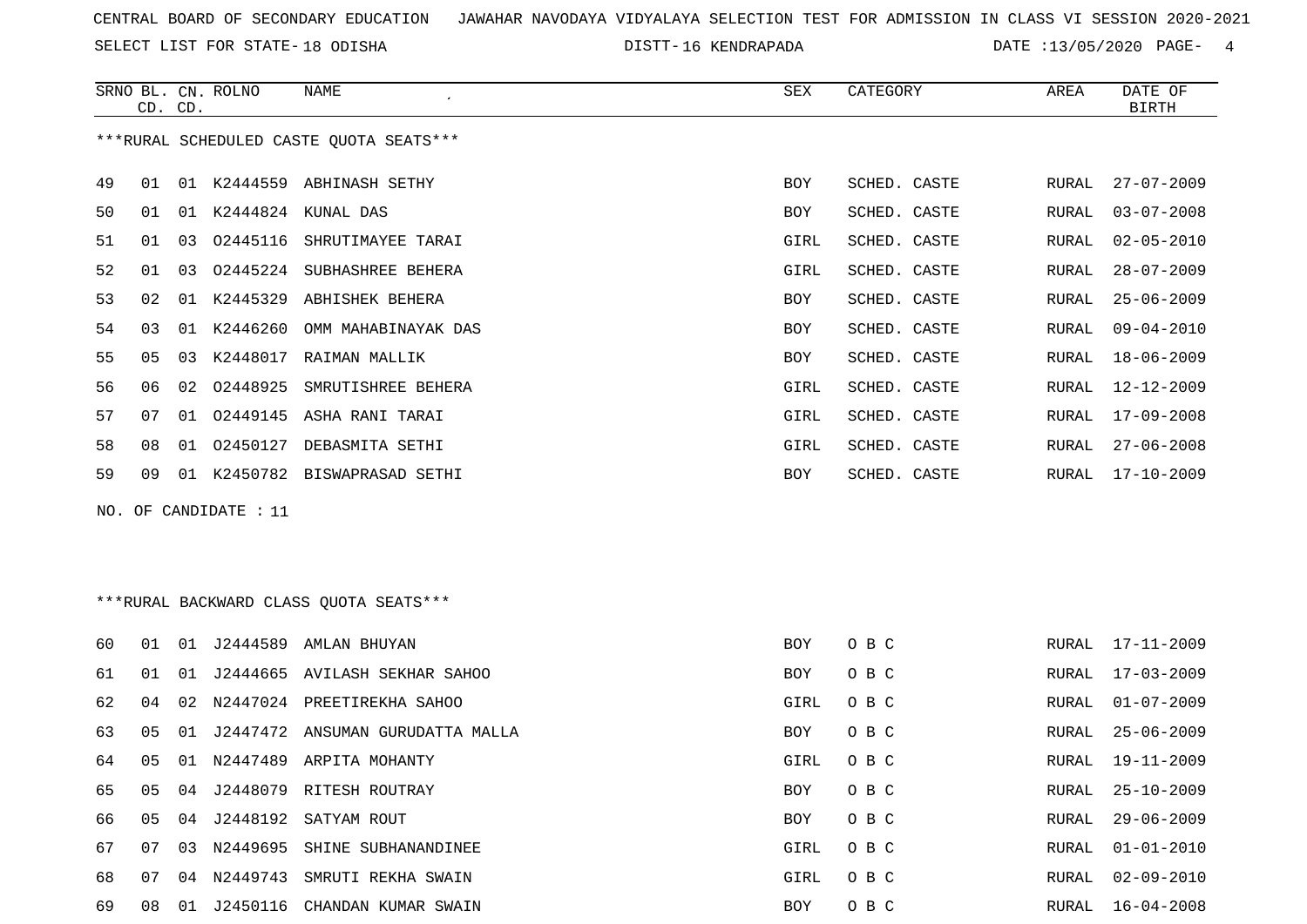CENTRAL BOARD OF SECONDARY EDUCATION JAWAHAR NAVODAYA VIDYALAYA SELECTION TEST FOR ADMISSION IN CLASS VI SESSION 2020-2021

SELECT LIST FOR STATE- 18 ODISHA DISTT- 16 KENDRAPADA DATE :13/05/2020

***RURAL SCHEDULED CASTE QUOTA SEATS***

| SRNO | BL. CD. | CN. CD. | ROLNO | NAME | SEX | CATEGORY | AREA | DATE OF BIRTH |
|---|---|---|---|---|---|---|---|---|
| 49 | 01 | 01 | K2444559 | ABHINASH SETHY | BOY | SCHED. CASTE | RURAL | 27-07-2009 |
| 50 | 01 | 01 | K2444824 | KUNAL DAS | BOY | SCHED. CASTE | RURAL | 03-07-2008 |
| 51 | 01 | 03 | O2445116 | SHRUTIMAYEE TARAI | GIRL | SCHED. CASTE | RURAL | 02-05-2010 |
| 52 | 01 | 03 | O2445224 | SUBHASHREE BEHERA | GIRL | SCHED. CASTE | RURAL | 28-07-2009 |
| 53 | 02 | 01 | K2445329 | ABHISHEK BEHERA | BOY | SCHED. CASTE | RURAL | 25-06-2009 |
| 54 | 03 | 01 | K2446260 | OMM MAHABINAYAK DAS | BOY | SCHED. CASTE | RURAL | 09-04-2010 |
| 55 | 05 | 03 | K2448017 | RAIMAN MALLIK | BOY | SCHED. CASTE | RURAL | 18-06-2009 |
| 56 | 06 | 02 | O2448925 | SMRUTISHREE BEHERA | GIRL | SCHED. CASTE | RURAL | 12-12-2009 |
| 57 | 07 | 01 | O2449145 | ASHA RANI TARAI | GIRL | SCHED. CASTE | RURAL | 17-09-2008 |
| 58 | 08 | 01 | O2450127 | DEBASMITA SETHI | GIRL | SCHED. CASTE | RURAL | 27-06-2008 |
| 59 | 09 | 01 | K2450782 | BISWAPRASAD SETHI | BOY | SCHED. CASTE | RURAL | 17-10-2009 |

NO. OF CANDIDATE : 11

***RURAL BACKWARD CLASS QUOTA SEATS***

| SRNO | BL. CD. | CN. CD. | ROLNO | NAME | SEX | CATEGORY | AREA | DATE OF BIRTH |
|---|---|---|---|---|---|---|---|---|
| 60 | 01 | 01 | J2444589 | AMLAN BHUYAN | BOY | O B C | RURAL | 17-11-2009 |
| 61 | 01 | 01 | J2444665 | AVILASH SEKHAR SAHOO | BOY | O B C | RURAL | 17-03-2009 |
| 62 | 04 | 02 | N2447024 | PREETIREKHA SAHOO | GIRL | O B C | RURAL | 01-07-2009 |
| 63 | 05 | 01 | J2447472 | ANSUMAN GURUDATTA MALLA | BOY | O B C | RURAL | 25-06-2009 |
| 64 | 05 | 01 | N2447489 | ARPITA MOHANTY | GIRL | O B C | RURAL | 19-11-2009 |
| 65 | 05 | 04 | J2448079 | RITESH ROUTRAY | BOY | O B C | RURAL | 25-10-2009 |
| 66 | 05 | 04 | J2448192 | SATYAM ROUT | BOY | O B C | RURAL | 29-06-2009 |
| 67 | 07 | 03 | N2449695 | SHINE SUBHANANDINEE | GIRL | O B C | RURAL | 01-01-2010 |
| 68 | 07 | 04 | N2449743 | SMRUTI REKHA SWAIN | GIRL | O B C | RURAL | 02-09-2010 |
| 69 | 08 | 01 | J2450116 | CHANDAN KUMAR SWAIN | BOY | O B C | RURAL | 16-04-2008 |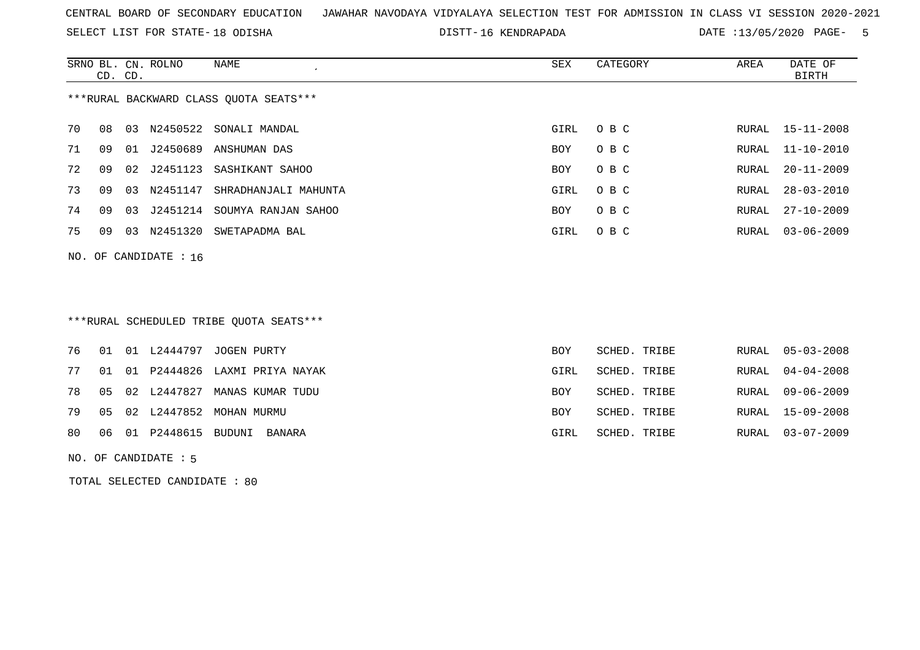CENTRAL BOARD OF SECONDARY EDUCATION JAWAHAR NAVODAYA VIDYALAYA SELECTION TEST FOR ADMISSION IN CLASS VI SESSION 2020-2021

SELECT LIST FOR STATE- 18 ODISHA DISTT- 16 KENDRAPADA DATE :13/05/2020

***RURAL BACKWARD CLASS QUOTA SEATS***

| SRNO | BL. CD. | CN. CD. | ROLNO | NAME | SEX | CATEGORY | AREA | DATE OF BIRTH |
|---|---|---|---|---|---|---|---|---|
| 70 | 08 | 03 | N2450522 | SONALI MANDAL | GIRL | O B C | RURAL | 15-11-2008 |
| 71 | 09 | 01 | J2450689 | ANSHUMAN DAS | BOY | O B C | RURAL | 11-10-2010 |
| 72 | 09 | 02 | J2451123 | SASHIKANT SAHOO | BOY | O B C | RURAL | 20-11-2009 |
| 73 | 09 | 03 | N2451147 | SHRADHANJALI MAHUNTA | GIRL | O B C | RURAL | 28-03-2010 |
| 74 | 09 | 03 | J2451214 | SOUMYA RANJAN SAHOO | BOY | O B C | RURAL | 27-10-2009 |
| 75 | 09 | 03 | N2451320 | SWETAPADMA BAL | GIRL | O B C | RURAL | 03-06-2009 |

NO. OF CANDIDATE : 16

***RURAL SCHEDULED TRIBE QUOTA SEATS***

| SRNO | BL. CD. | CN. CD. | ROLNO | NAME | SEX | CATEGORY | AREA | DATE OF BIRTH |
|---|---|---|---|---|---|---|---|---|
| 76 | 01 | 01 | L2444797 | JOGEN PURTY | BOY | SCHED. TRIBE | RURAL | 05-03-2008 |
| 77 | 01 | 01 | P2444826 | LAXMI PRIYA NAYAK | GIRL | SCHED. TRIBE | RURAL | 04-04-2008 |
| 78 | 05 | 02 | L2447827 | MANAS KUMAR TUDU | BOY | SCHED. TRIBE | RURAL | 09-06-2009 |
| 79 | 05 | 02 | L2447852 | MOHAN MURMU | BOY | SCHED. TRIBE | RURAL | 15-09-2008 |
| 80 | 06 | 01 | P2448615 | BUDUNI BANARA | GIRL | SCHED. TRIBE | RURAL | 03-07-2009 |

NO. OF CANDIDATE : 5

TOTAL SELECTED CANDIDATE : 80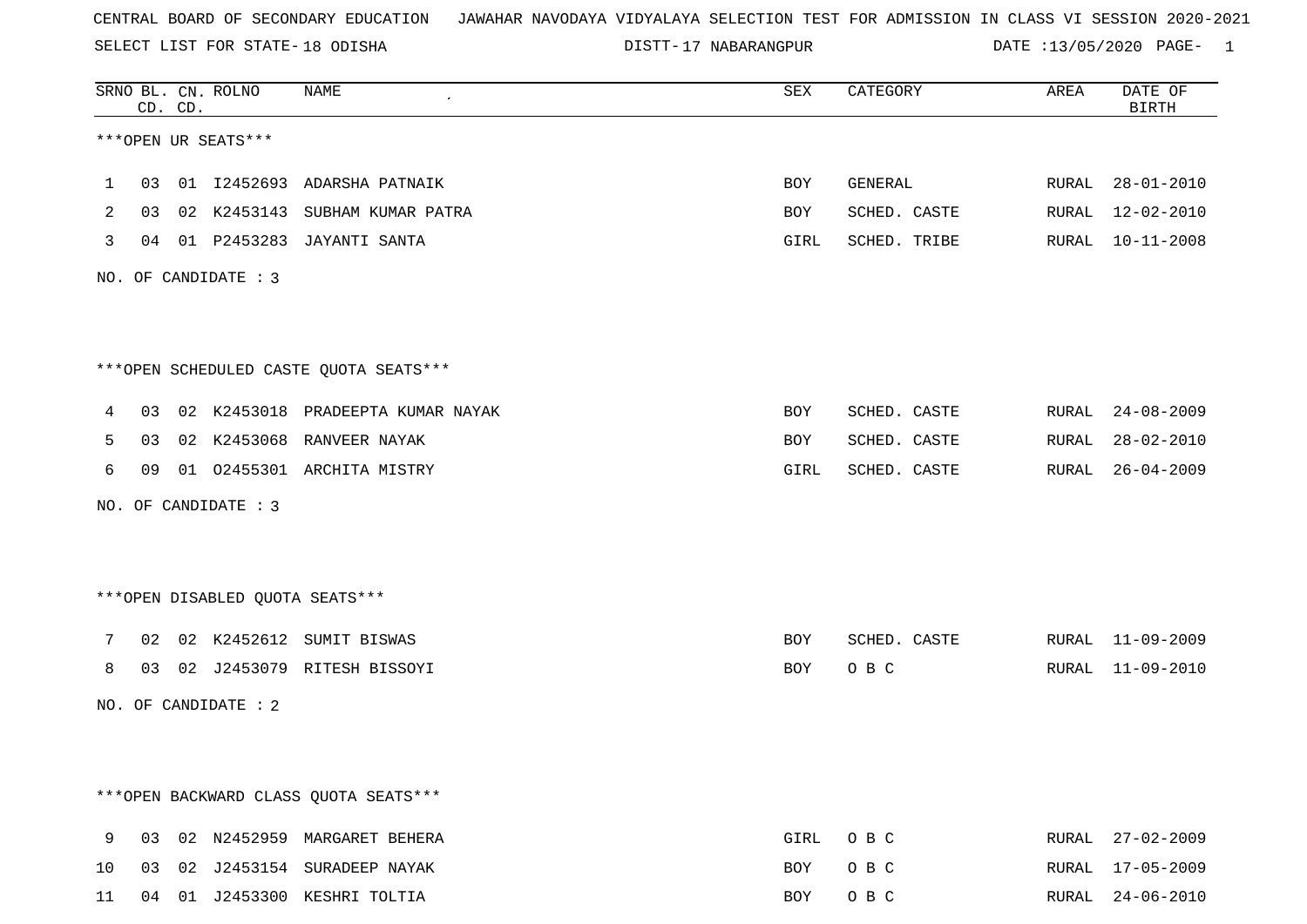CENTRAL BOARD OF SECONDARY EDUCATION JAWAHAR NAVODAYA VIDYALAYA SELECTION TEST FOR ADMISSION IN CLASS VI SESSION 2020-2021

SELECT LIST FOR STATE- 18 ODISHA DISTT- 17 NABARANGPUR DATE :13/05/2020 PAGE- 1

***OPEN UR SEATS***

| SRNO | BL. CD. | CN. CD. | ROLNO | NAME | SEX | CATEGORY | AREA | DATE OF BIRTH |
|---|---|---|---|---|---|---|---|---|
| 1 | 03 | 01 | I2452693 | ADARSHA PATNAIK | BOY | GENERAL | RURAL | 28-01-2010 |
| 2 | 03 | 02 | K2453143 | SUBHAM KUMAR PATRA | BOY | SCHED. CASTE | RURAL | 12-02-2010 |
| 3 | 04 | 01 | P2453283 | JAYANTI SANTA | GIRL | SCHED. TRIBE | RURAL | 10-11-2008 |

NO. OF CANDIDATE : 3

***OPEN SCHEDULED CASTE QUOTA SEATS***

| SRNO | BL. CD. | CN. CD. | ROLNO | NAME | SEX | CATEGORY | AREA | DATE OF BIRTH |
|---|---|---|---|---|---|---|---|---|
| 4 | 03 | 02 | K2453018 | PRADEEPTA KUMAR NAYAK | BOY | SCHED. CASTE | RURAL | 24-08-2009 |
| 5 | 03 | 02 | K2453068 | RANVEER NAYAK | BOY | SCHED. CASTE | RURAL | 28-02-2010 |
| 6 | 09 | 01 | O2455301 | ARCHITA MISTRY | GIRL | SCHED. CASTE | RURAL | 26-04-2009 |

NO. OF CANDIDATE : 3

***OPEN DISABLED QUOTA SEATS***

| SRNO | BL. CD. | CN. CD. | ROLNO | NAME | SEX | CATEGORY | AREA | DATE OF BIRTH |
|---|---|---|---|---|---|---|---|---|
| 7 | 02 | 02 | K2452612 | SUMIT BISWAS | BOY | SCHED. CASTE | RURAL | 11-09-2009 |
| 8 | 03 | 02 | J2453079 | RITESH BISSOYI | BOY | O B C | RURAL | 11-09-2010 |

NO. OF CANDIDATE : 2

***OPEN BACKWARD CLASS QUOTA SEATS***

| SRNO | BL. CD. | CN. CD. | ROLNO | NAME | SEX | CATEGORY | AREA | DATE OF BIRTH |
|---|---|---|---|---|---|---|---|---|
| 9 | 03 | 02 | N2452959 | MARGARET BEHERA | GIRL | O B C | RURAL | 27-02-2009 |
| 10 | 03 | 02 | J2453154 | SURADEEP NAYAK | BOY | O B C | RURAL | 17-05-2009 |
| 11 | 04 | 01 | J2453300 | KESHRI TOLTIA | BOY | O B C | RURAL | 24-06-2010 |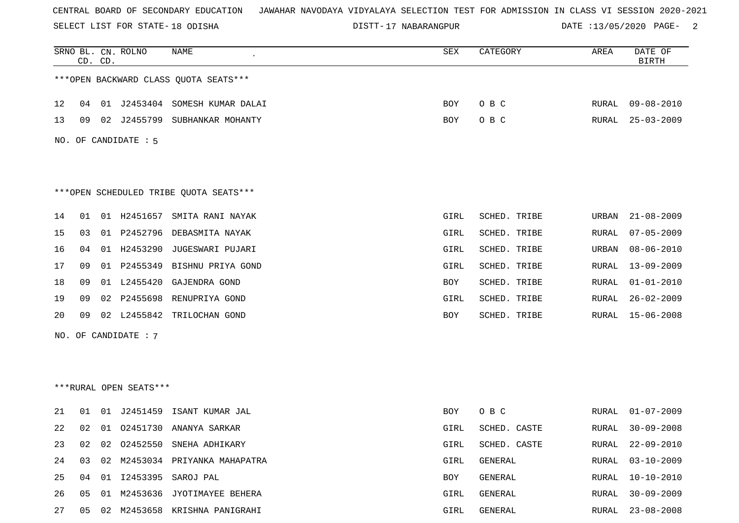CENTRAL BOARD OF SECONDARY EDUCATION JAWAHAR NAVODAYA VIDYALAYA SELECTION TEST FOR ADMISSION IN CLASS VI SESSION 2020-2021

SELECT LIST FOR STATE- 18 ODISHA DISTT- 17 NABARANGPUR DATE :13/05/2020

***OPEN BACKWARD CLASS QUOTA SEATS***

| SRNO | BL. CD. | CN. CD. | ROLNO | NAME | SEX | CATEGORY | AREA | DATE OF BIRTH |
|---|---|---|---|---|---|---|---|---|
| 12 | 04 | 01 | J2453404 | SOMESH KUMAR DALAI | BOY | O B C | RURAL | 09-08-2010 |
| 13 | 09 | 02 | J2455799 | SUBHANKAR MOHANTY | BOY | O B C | RURAL | 25-03-2009 |

NO. OF CANDIDATE : 5

***OPEN SCHEDULED TRIBE QUOTA SEATS***

| SRNO | BL. CD. | CN. CD. | ROLNO | NAME | SEX | CATEGORY | AREA | DATE OF BIRTH |
|---|---|---|---|---|---|---|---|---|
| 14 | 01 | 01 | H2451657 | SMITA RANI NAYAK | GIRL | SCHED. TRIBE | URBAN | 21-08-2009 |
| 15 | 03 | 01 | P2452796 | DEBASMITA NAYAK | GIRL | SCHED. TRIBE | RURAL | 07-05-2009 |
| 16 | 04 | 01 | H2453290 | JUGESWARI PUJARI | GIRL | SCHED. TRIBE | URBAN | 08-06-2010 |
| 17 | 09 | 01 | P2455349 | BISHNU PRIYA GOND | GIRL | SCHED. TRIBE | RURAL | 13-09-2009 |
| 18 | 09 | 01 | L2455420 | GAJENDRA GOND | BOY | SCHED. TRIBE | RURAL | 01-01-2010 |
| 19 | 09 | 02 | P2455698 | RENUPRIYA GOND | GIRL | SCHED. TRIBE | RURAL | 26-02-2009 |
| 20 | 09 | 02 | L2455842 | TRILOCHAN GOND | BOY | SCHED. TRIBE | RURAL | 15-06-2008 |

NO. OF CANDIDATE : 7

***RURAL OPEN SEATS***

| SRNO | BL. CD. | CN. CD. | ROLNO | NAME | SEX | CATEGORY | AREA | DATE OF BIRTH |
|---|---|---|---|---|---|---|---|---|
| 21 | 01 | 01 | J2451459 | ISANT KUMAR JAL | BOY | O B C | RURAL | 01-07-2009 |
| 22 | 02 | 01 | O2451730 | ANANYA SARKAR | GIRL | SCHED. CASTE | RURAL | 30-09-2008 |
| 23 | 02 | 02 | O2452550 | SNEHA ADHIKARY | GIRL | SCHED. CASTE | RURAL | 22-09-2010 |
| 24 | 03 | 02 | M2453034 | PRIYANKA MAHAPATRA | GIRL | GENERAL | RURAL | 03-10-2009 |
| 25 | 04 | 01 | I2453395 | SAROJ PAL | BOY | GENERAL | RURAL | 10-10-2010 |
| 26 | 05 | 01 | M2453636 | JYOTIMAYEE BEHERA | GIRL | GENERAL | RURAL | 30-09-2009 |
| 27 | 05 | 02 | M2453658 | KRISHNA PANIGRAHI | GIRL | GENERAL | RURAL | 23-08-2008 |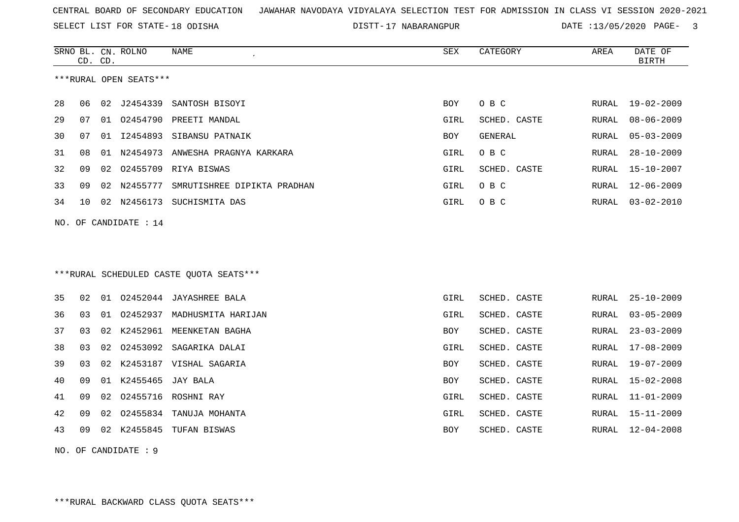CENTRAL BOARD OF SECONDARY EDUCATION JAWAHAR NAVODAYA VIDYALAYA SELECTION TEST FOR ADMISSION IN CLASS VI SESSION 2020-2021

SELECT LIST FOR STATE- 18 ODISHA DISTT- 17 NABARANGPUR DATE :13/05/2020

***RURAL OPEN SEATS***

| SRNO | BL. CD. | CN. CD. | ROLNO | NAME | SEX | CATEGORY | AREA | DATE OF BIRTH |
|---|---|---|---|---|---|---|---|---|
| 28 | 06 | 02 | J2454339 | SANTOSH BISOYI | BOY | O B C | RURAL | 19-02-2009 |
| 29 | 07 | 01 | O2454790 | PREETI MANDAL | GIRL | SCHED. CASTE | RURAL | 08-06-2009 |
| 30 | 07 | 01 | I2454893 | SIBANSU PATNAIK | BOY | GENERAL | RURAL | 05-03-2009 |
| 31 | 08 | 01 | N2454973 | ANWESHA PRAGNYA KARKARA | GIRL | O B C | RURAL | 28-10-2009 |
| 32 | 09 | 02 | O2455709 | RIYA BISWAS | GIRL | SCHED. CASTE | RURAL | 15-10-2007 |
| 33 | 09 | 02 | N2455777 | SMRUTISHREE DIPIKTA PRADHAN | GIRL | O B C | RURAL | 12-06-2009 |
| 34 | 10 | 02 | N2456173 | SUCHISMITA DAS | GIRL | O B C | RURAL | 03-02-2010 |

NO. OF CANDIDATE : 14

***RURAL SCHEDULED CASTE QUOTA SEATS***

| SRNO | BL. CD. | CN. CD. | ROLNO | NAME | SEX | CATEGORY | AREA | DATE OF BIRTH |
|---|---|---|---|---|---|---|---|---|
| 35 | 02 | 01 | O2452044 | JAYASHREE BALA | GIRL | SCHED. CASTE | RURAL | 25-10-2009 |
| 36 | 03 | 01 | O2452937 | MADHUSMITA HARIJAN | GIRL | SCHED. CASTE | RURAL | 03-05-2009 |
| 37 | 03 | 02 | K2452961 | MEENKETAN BAGHA | BOY | SCHED. CASTE | RURAL | 23-03-2009 |
| 38 | 03 | 02 | O2453092 | SAGARIKA DALAI | GIRL | SCHED. CASTE | RURAL | 17-08-2009 |
| 39 | 03 | 02 | K2453187 | VISHAL SAGARIA | BOY | SCHED. CASTE | RURAL | 19-07-2009 |
| 40 | 09 | 01 | K2455465 | JAY BALA | BOY | SCHED. CASTE | RURAL | 15-02-2008 |
| 41 | 09 | 02 | O2455716 | ROSHNI RAY | GIRL | SCHED. CASTE | RURAL | 11-01-2009 |
| 42 | 09 | 02 | O2455834 | TANUJA MOHANTA | GIRL | SCHED. CASTE | RURAL | 15-11-2009 |
| 43 | 09 | 02 | K2455845 | TUFAN BISWAS | BOY | SCHED. CASTE | RURAL | 12-04-2008 |

NO. OF CANDIDATE : 9

***RURAL BACKWARD CLASS QUOTA SEATS***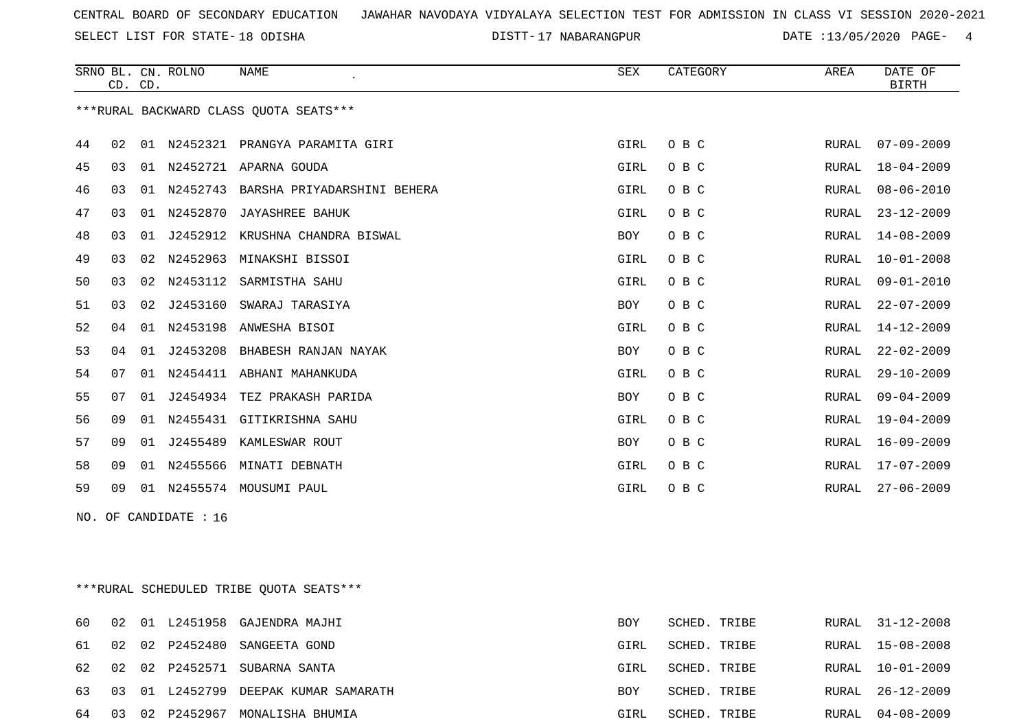CENTRAL BOARD OF SECONDARY EDUCATION   JAWAHAR NAVODAYA VIDYALAYA SELECTION TEST FOR ADMISSION IN CLASS VI SESSION 2020-2021

SELECT LIST FOR STATE- 18 ODISHA   DISTT- 17 NABARANGPUR   DATE :13/05/2020 PAGE- 4

***RURAL BACKWARD CLASS QUOTA SEATS***

| SRNO | BL. CD. | CN. CD. | ROLNO | NAME | SEX | CATEGORY | AREA | DATE OF BIRTH |
|---|---|---|---|---|---|---|---|---|
| 44 | 02 | 01 | N2452321 | PRANGYA PARAMITA GIRI | GIRL | O B C | RURAL | 07-09-2009 |
| 45 | 03 | 01 | N2452721 | APARNA GOUDA | GIRL | O B C | RURAL | 18-04-2009 |
| 46 | 03 | 01 | N2452743 | BARSHA PRIYADARSHINI BEHERA | GIRL | O B C | RURAL | 08-06-2010 |
| 47 | 03 | 01 | N2452870 | JAYASHREE BAHUK | GIRL | O B C | RURAL | 23-12-2009 |
| 48 | 03 | 01 | J2452912 | KRUSHNA CHANDRA BISWAL | BOY | O B C | RURAL | 14-08-2009 |
| 49 | 03 | 02 | N2452963 | MINAKSHI BISSOI | GIRL | O B C | RURAL | 10-01-2008 |
| 50 | 03 | 02 | N2453112 | SARMISTHA SAHU | GIRL | O B C | RURAL | 09-01-2010 |
| 51 | 03 | 02 | J2453160 | SWARAJ TARASIYA | BOY | O B C | RURAL | 22-07-2009 |
| 52 | 04 | 01 | N2453198 | ANWESHA BISOI | GIRL | O B C | RURAL | 14-12-2009 |
| 53 | 04 | 01 | J2453208 | BHABESH RANJAN NAYAK | BOY | O B C | RURAL | 22-02-2009 |
| 54 | 07 | 01 | N2454411 | ABHANI MAHANKUDA | GIRL | O B C | RURAL | 29-10-2009 |
| 55 | 07 | 01 | J2454934 | TEZ PRAKASH PARIDA | BOY | O B C | RURAL | 09-04-2009 |
| 56 | 09 | 01 | N2455431 | GITIKRISHNA SAHU | GIRL | O B C | RURAL | 19-04-2009 |
| 57 | 09 | 01 | J2455489 | KAMLESWAR ROUT | BOY | O B C | RURAL | 16-09-2009 |
| 58 | 09 | 01 | N2455566 | MINATI DEBNATH | GIRL | O B C | RURAL | 17-07-2009 |
| 59 | 09 | 01 | N2455574 | MOUSUMI PAUL | GIRL | O B C | RURAL | 27-06-2009 |

NO. OF CANDIDATE : 16

***RURAL SCHEDULED TRIBE QUOTA SEATS***

| SRNO | BL. CD. | CN. CD. | ROLNO | NAME | SEX | CATEGORY | AREA | DATE OF BIRTH |
|---|---|---|---|---|---|---|---|---|
| 60 | 02 | 01 | L2451958 | GAJENDRA MAJHI | BOY | SCHED. TRIBE | RURAL | 31-12-2008 |
| 61 | 02 | 02 | P2452480 | SANGEETA GOND | GIRL | SCHED. TRIBE | RURAL | 15-08-2008 |
| 62 | 02 | 02 | P2452571 | SUBARNA SANTA | GIRL | SCHED. TRIBE | RURAL | 10-01-2009 |
| 63 | 03 | 01 | L2452799 | DEEPAK KUMAR SAMARATH | BOY | SCHED. TRIBE | RURAL | 26-12-2009 |
| 64 | 03 | 02 | P2452967 | MONALISHA BHUMIA | GIRL | SCHED. TRIBE | RURAL | 04-08-2009 |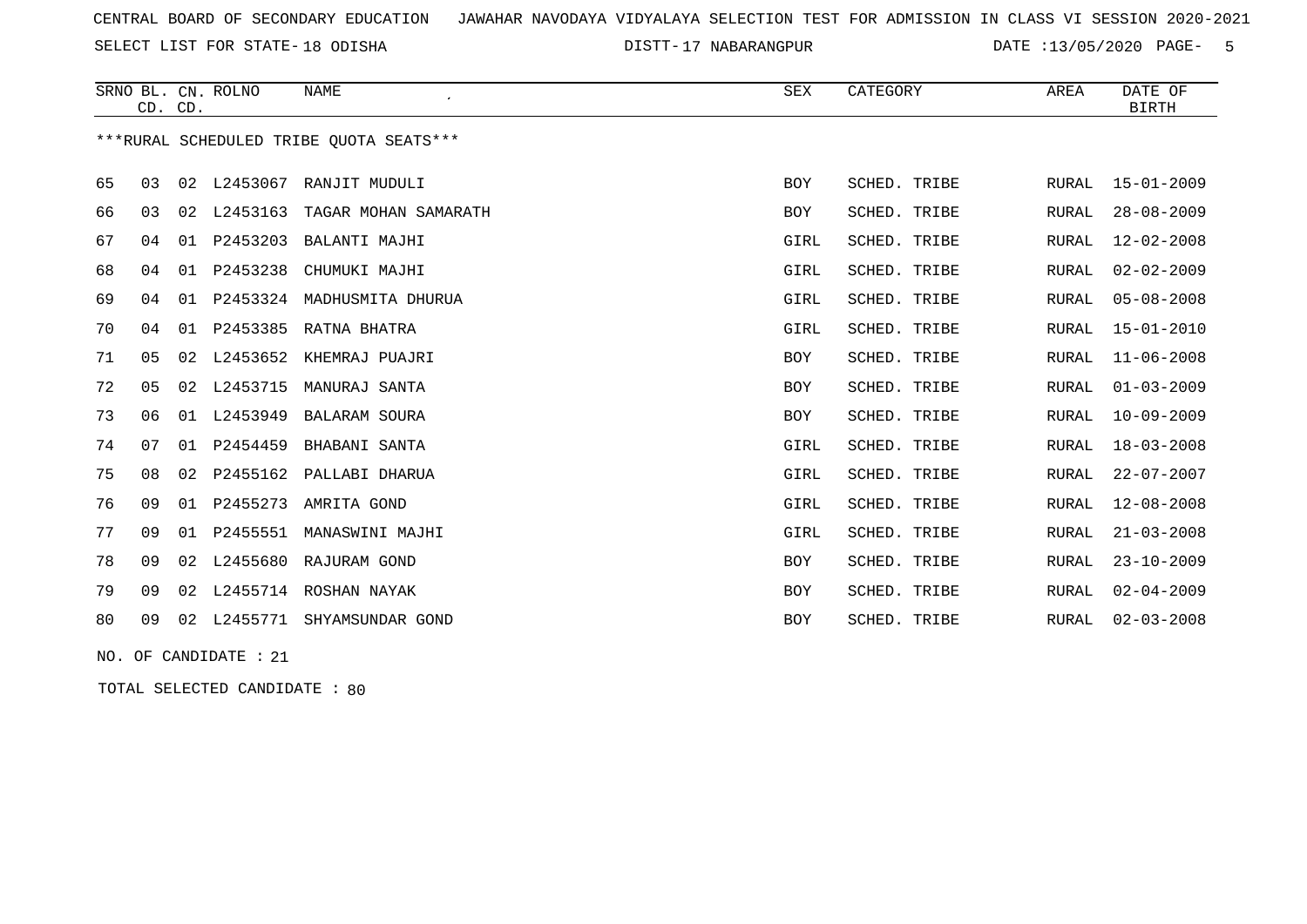CENTRAL BOARD OF SECONDARY EDUCATION JAWAHAR NAVODAYA VIDYALAYA SELECTION TEST FOR ADMISSION IN CLASS VI SESSION 2020-2021

SELECT LIST FOR STATE- 18 ODISHA DISTT- 17 NABARANGPUR DATE :13/05/2020

| SRNO | BL. CD. | CN. CD. | ROLNO | NAME | SEX | CATEGORY | AREA | DATE OF BIRTH |
|---|---|---|---|---|---|---|---|---|

***RURAL SCHEDULED TRIBE QUOTA SEATS***

| SRNO | BL. CD. | CN. CD. | ROLNO | NAME | SEX | CATEGORY | AREA | DATE OF BIRTH |
|---|---|---|---|---|---|---|---|---|
| 65 | 03 | 02 | L2453067 | RANJIT MUDULI | BOY | SCHED. TRIBE | RURAL | 15-01-2009 |
| 66 | 03 | 02 | L2453163 | TAGAR MOHAN SAMARATH | BOY | SCHED. TRIBE | RURAL | 28-08-2009 |
| 67 | 04 | 01 | P2453203 | BALANTI MAJHI | GIRL | SCHED. TRIBE | RURAL | 12-02-2008 |
| 68 | 04 | 01 | P2453238 | CHUMUKI MAJHI | GIRL | SCHED. TRIBE | RURAL | 02-02-2009 |
| 69 | 04 | 01 | P2453324 | MADHUSMITA DHURUA | GIRL | SCHED. TRIBE | RURAL | 05-08-2008 |
| 70 | 04 | 01 | P2453385 | RATNA BHATRA | GIRL | SCHED. TRIBE | RURAL | 15-01-2010 |
| 71 | 05 | 02 | L2453652 | KHEMRAJ PUAJRI | BOY | SCHED. TRIBE | RURAL | 11-06-2008 |
| 72 | 05 | 02 | L2453715 | MANURAJ SANTA | BOY | SCHED. TRIBE | RURAL | 01-03-2009 |
| 73 | 06 | 01 | L2453949 | BALARAM SOURA | BOY | SCHED. TRIBE | RURAL | 10-09-2009 |
| 74 | 07 | 01 | P2454459 | BHABANI SANTA | GIRL | SCHED. TRIBE | RURAL | 18-03-2008 |
| 75 | 08 | 02 | P2455162 | PALLABI DHARUA | GIRL | SCHED. TRIBE | RURAL | 22-07-2007 |
| 76 | 09 | 01 | P2455273 | AMRITA GOND | GIRL | SCHED. TRIBE | RURAL | 12-08-2008 |
| 77 | 09 | 01 | P2455551 | MANASWINI MAJHI | GIRL | SCHED. TRIBE | RURAL | 21-03-2008 |
| 78 | 09 | 02 | L2455680 | RAJURAM GOND | BOY | SCHED. TRIBE | RURAL | 23-10-2009 |
| 79 | 09 | 02 | L2455714 | ROSHAN NAYAK | BOY | SCHED. TRIBE | RURAL | 02-04-2009 |
| 80 | 09 | 02 | L2455771 | SHYAMSUNDAR GOND | BOY | SCHED. TRIBE | RURAL | 02-03-2008 |

NO. OF CANDIDATE : 21

TOTAL SELECTED CANDIDATE : 80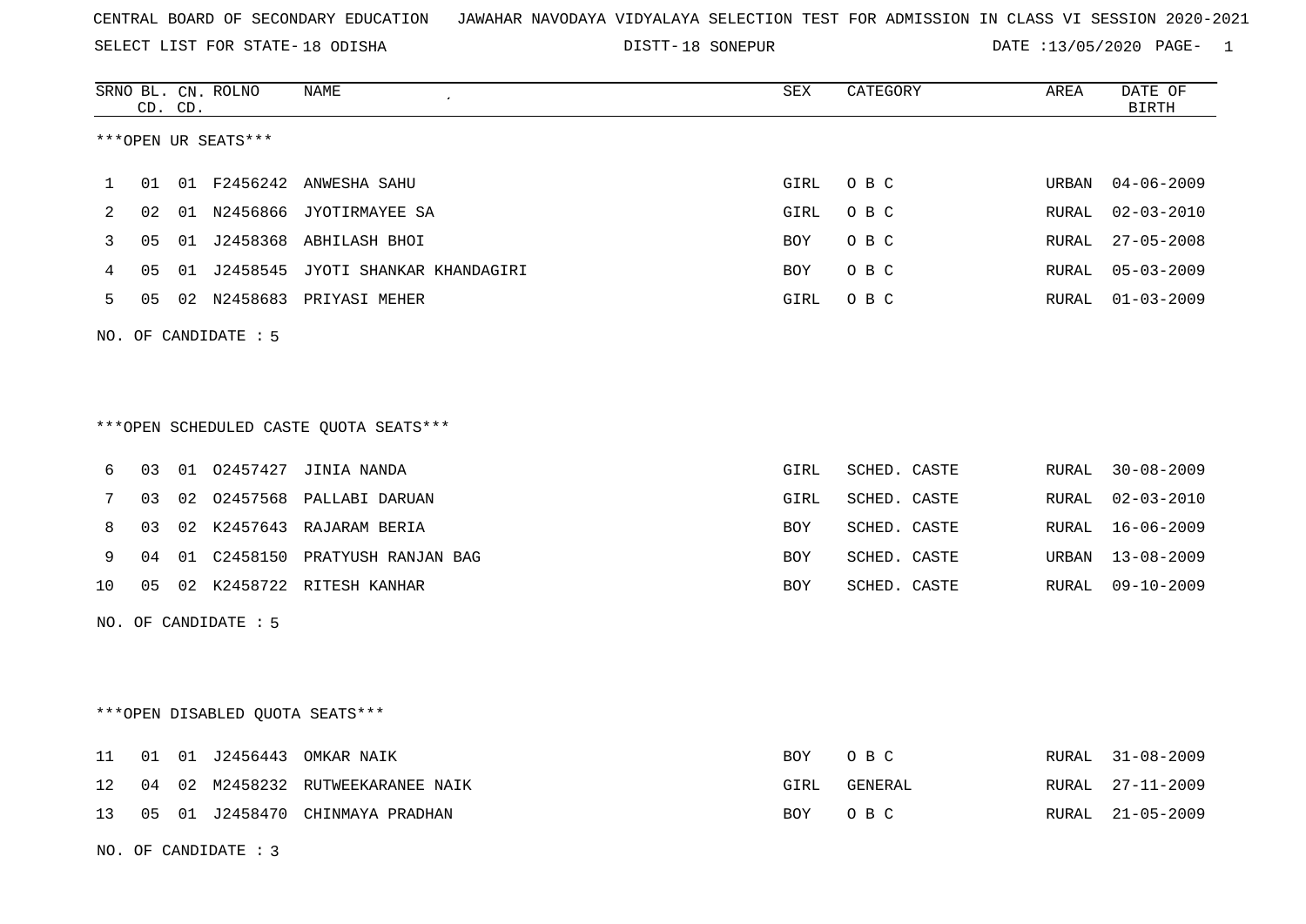CENTRAL BOARD OF SECONDARY EDUCATION JAWAHAR NAVODAYA VIDYALAYA SELECTION TEST FOR ADMISSION IN CLASS VI SESSION 2020-2021

SELECT LIST FOR STATE- 18 ODISHA DISTT- 18 SONEPUR DATE :13/05/2020

***OPEN UR SEATS***

| SRNO | BL. CD. | CN. CD. | ROLNO | NAME | SEX | CATEGORY | AREA | DATE OF BIRTH |
|---|---|---|---|---|---|---|---|---|
| 1 | 01 | 01 | F2456242 | ANWESHA SAHU | GIRL | O B C | URBAN | 04-06-2009 |
| 2 | 02 | 01 | N2456866 | JYOTIRMAYEE SA | GIRL | O B C | RURAL | 02-03-2010 |
| 3 | 05 | 01 | J2458368 | ABHILASH BHOI | BOY | O B C | RURAL | 27-05-2008 |
| 4 | 05 | 01 | J2458545 | JYOTI SHANKAR KHANDAGIRI | BOY | O B C | RURAL | 05-03-2009 |
| 5 | 05 | 02 | N2458683 | PRIYASI MEHER | GIRL | O B C | RURAL | 01-03-2009 |

NO. OF CANDIDATE : 5

***OPEN SCHEDULED CASTE QUOTA SEATS***

| SRNO | BL. CD. | CN. CD. | ROLNO | NAME | SEX | CATEGORY | AREA | DATE OF BIRTH |
|---|---|---|---|---|---|---|---|---|
| 6 | 03 | 01 | O2457427 | JINIA NANDA | GIRL | SCHED. CASTE | RURAL | 30-08-2009 |
| 7 | 03 | 02 | O2457568 | PALLABI DARUAN | GIRL | SCHED. CASTE | RURAL | 02-03-2010 |
| 8 | 03 | 02 | K2457643 | RAJARAM BERIA | BOY | SCHED. CASTE | RURAL | 16-06-2009 |
| 9 | 04 | 01 | C2458150 | PRATYUSH RANJAN BAG | BOY | SCHED. CASTE | URBAN | 13-08-2009 |
| 10 | 05 | 02 | K2458722 | RITESH KANHAR | BOY | SCHED. CASTE | RURAL | 09-10-2009 |

NO. OF CANDIDATE : 5

***OPEN DISABLED QUOTA SEATS***

| SRNO | BL. CD. | CN. CD. | ROLNO | NAME | SEX | CATEGORY | AREA | DATE OF BIRTH |
|---|---|---|---|---|---|---|---|---|
| 11 | 01 | 01 | J2456443 | OMKAR NAIK | BOY | O B C | RURAL | 31-08-2009 |
| 12 | 04 | 02 | M2458232 | RUTWEEKARANEE NAIK | GIRL | GENERAL | RURAL | 27-11-2009 |
| 13 | 05 | 01 | J2458470 | CHINMAYA PRADHAN | BOY | O B C | RURAL | 21-05-2009 |

NO. OF CANDIDATE : 3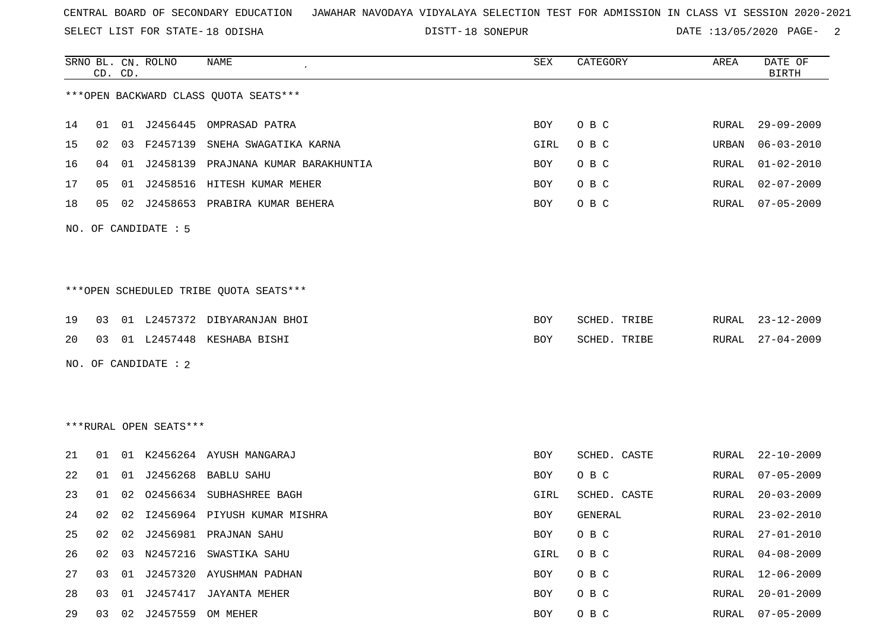CENTRAL BOARD OF SECONDARY EDUCATION JAWAHAR NAVODAYA VIDYALAYA SELECTION TEST FOR ADMISSION IN CLASS VI SESSION 2020-2021

SELECT LIST FOR STATE- 18 ODISHA DISTT- 18 SONEPUR DATE :13/05/2020

***OPEN BACKWARD CLASS QUOTA SEATS***

| SRNO | BL. CD. | CN. CD. | ROLNO | NAME | SEX | CATEGORY | AREA | DATE OF BIRTH |
|---|---|---|---|---|---|---|---|---|
| 14 | 01 | 01 | J2456445 | OMPRASAD PATRA | BOY | O B C | RURAL | 29-09-2009 |
| 15 | 02 | 03 | F2457139 | SNEHA SWAGATIKA KARNA | GIRL | O B C | URBAN | 06-03-2010 |
| 16 | 04 | 01 | J2458139 | PRAJNANA KUMAR BARAKHUNTIA | BOY | O B C | RURAL | 01-02-2010 |
| 17 | 05 | 01 | J2458516 | HITESH KUMAR MEHER | BOY | O B C | RURAL | 02-07-2009 |
| 18 | 05 | 02 | J2458653 | PRABIRA KUMAR BEHERA | BOY | O B C | RURAL | 07-05-2009 |

NO. OF CANDIDATE : 5

***OPEN SCHEDULED TRIBE QUOTA SEATS***

| SRNO | BL. CD. | CN. CD. | ROLNO | NAME | SEX | CATEGORY | AREA | DATE OF BIRTH |
|---|---|---|---|---|---|---|---|---|
| 19 | 03 | 01 | L2457372 | DIBYARANJAN BHOI | BOY | SCHED. TRIBE | RURAL | 23-12-2009 |
| 20 | 03 | 01 | L2457448 | KESHABA BISHI | BOY | SCHED. TRIBE | RURAL | 27-04-2009 |

NO. OF CANDIDATE : 2

***RURAL OPEN SEATS***

| SRNO | BL. CD. | CN. CD. | ROLNO | NAME | SEX | CATEGORY | AREA | DATE OF BIRTH |
|---|---|---|---|---|---|---|---|---|
| 21 | 01 | 01 | K2456264 | AYUSH MANGARAJ | BOY | SCHED. CASTE | RURAL | 22-10-2009 |
| 22 | 01 | 01 | J2456268 | BABLU SAHU | BOY | O B C | RURAL | 07-05-2009 |
| 23 | 01 | 02 | O2456634 | SUBHASHREE BAGH | GIRL | SCHED. CASTE | RURAL | 20-03-2009 |
| 24 | 02 | 02 | I2456964 | PIYUSH KUMAR MISHRA | BOY | GENERAL | RURAL | 23-02-2010 |
| 25 | 02 | 02 | J2456981 | PRAJNAN SAHU | BOY | O B C | RURAL | 27-01-2010 |
| 26 | 02 | 03 | N2457216 | SWASTIKA SAHU | GIRL | O B C | RURAL | 04-08-2009 |
| 27 | 03 | 01 | J2457320 | AYUSHMAN PADHAN | BOY | O B C | RURAL | 12-06-2009 |
| 28 | 03 | 01 | J2457417 | JAYANTA MEHER | BOY | O B C | RURAL | 20-01-2009 |
| 29 | 03 | 02 | J2457559 | OM MEHER | BOY | O B C | RURAL | 07-05-2009 |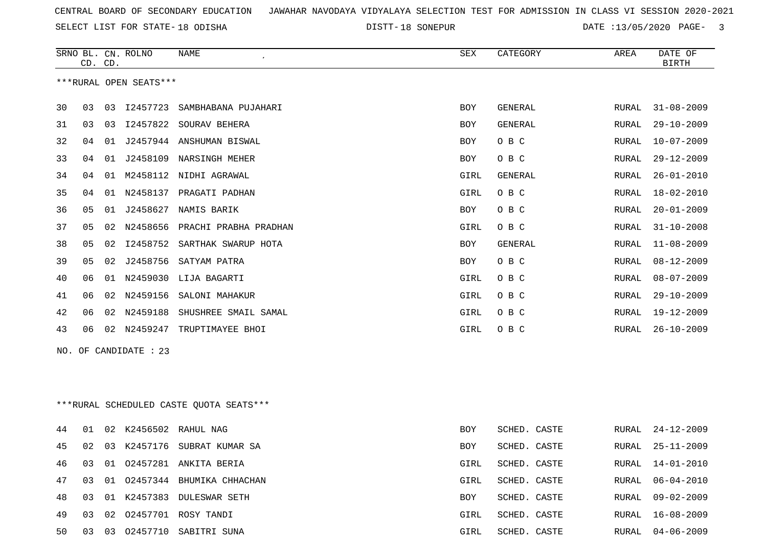CENTRAL BOARD OF SECONDARY EDUCATION   JAWAHAR NAVODAYA VIDYALAYA SELECTION TEST FOR ADMISSION IN CLASS VI SESSION 2020-2021

SELECT LIST FOR STATE- 18 ODISHA   DISTT- 18 SONEPUR   DATE :13/05/2020

| SRNO | BL. CD. | CN. CD. | ROLNO | NAME | SEX | CATEGORY | AREA | DATE OF BIRTH |
|---|---|---|---|---|---|---|---|---|

***RURAL OPEN SEATS***

| SRNO | BL. CD. | CN. CD. | ROLNO | NAME | SEX | CATEGORY | AREA | DATE OF BIRTH |
|---|---|---|---|---|---|---|---|---|
| 30 | 03 | 03 | I2457723 | SAMBHABANA PUJAHARI | BOY | GENERAL | RURAL | 31-08-2009 |
| 31 | 03 | 03 | I2457822 | SOURAV BEHERA | BOY | GENERAL | RURAL | 29-10-2009 |
| 32 | 04 | 01 | J2457944 | ANSHUMAN BISWAL | BOY | O B C | RURAL | 10-07-2009 |
| 33 | 04 | 01 | J2458109 | NARSINGH MEHER | BOY | O B C | RURAL | 29-12-2009 |
| 34 | 04 | 01 | M2458112 | NIDHI AGRAWAL | GIRL | GENERAL | RURAL | 26-01-2010 |
| 35 | 04 | 01 | N2458137 | PRAGATI PADHAN | GIRL | O B C | RURAL | 18-02-2010 |
| 36 | 05 | 01 | J2458627 | NAMIS BARIK | BOY | O B C | RURAL | 20-01-2009 |
| 37 | 05 | 02 | N2458656 | PRACHI PRABHA PRADHAN | GIRL | O B C | RURAL | 31-10-2008 |
| 38 | 05 | 02 | I2458752 | SARTHAK SWARUP HOTA | BOY | GENERAL | RURAL | 11-08-2009 |
| 39 | 05 | 02 | J2458756 | SATYAM PATRA | BOY | O B C | RURAL | 08-12-2009 |
| 40 | 06 | 01 | N2459030 | LIJA BAGARTI | GIRL | O B C | RURAL | 08-07-2009 |
| 41 | 06 | 02 | N2459156 | SALONI MAHAKUR | GIRL | O B C | RURAL | 29-10-2009 |
| 42 | 06 | 02 | N2459188 | SHUSHREE SMAIL SAMAL | GIRL | O B C | RURAL | 19-12-2009 |
| 43 | 06 | 02 | N2459247 | TRUPTIMAYEE BHOI | GIRL | O B C | RURAL | 26-10-2009 |

NO. OF CANDIDATE : 23

***RURAL SCHEDULED CASTE QUOTA SEATS***

| SRNO | BL. CD. | CN. CD. | ROLNO | NAME | SEX | CATEGORY | AREA | DATE OF BIRTH |
|---|---|---|---|---|---|---|---|---|
| 44 | 01 | 02 | K2456502 | RAHUL NAG | BOY | SCHED. CASTE | RURAL | 24-12-2009 |
| 45 | 02 | 03 | K2457176 | SUBRAT KUMAR SA | BOY | SCHED. CASTE | RURAL | 25-11-2009 |
| 46 | 03 | 01 | O2457281 | ANKITA BERIA | GIRL | SCHED. CASTE | RURAL | 14-01-2010 |
| 47 | 03 | 01 | O2457344 | BHUMIKA CHHACHAN | GIRL | SCHED. CASTE | RURAL | 06-04-2010 |
| 48 | 03 | 01 | K2457383 | DULESWAR SETH | BOY | SCHED. CASTE | RURAL | 09-02-2009 |
| 49 | 03 | 02 | O2457701 | ROSY TANDI | GIRL | SCHED. CASTE | RURAL | 16-08-2009 |
| 50 | 03 | 03 | O2457710 | SABITRI SUNA | GIRL | SCHED. CASTE | RURAL | 04-06-2009 |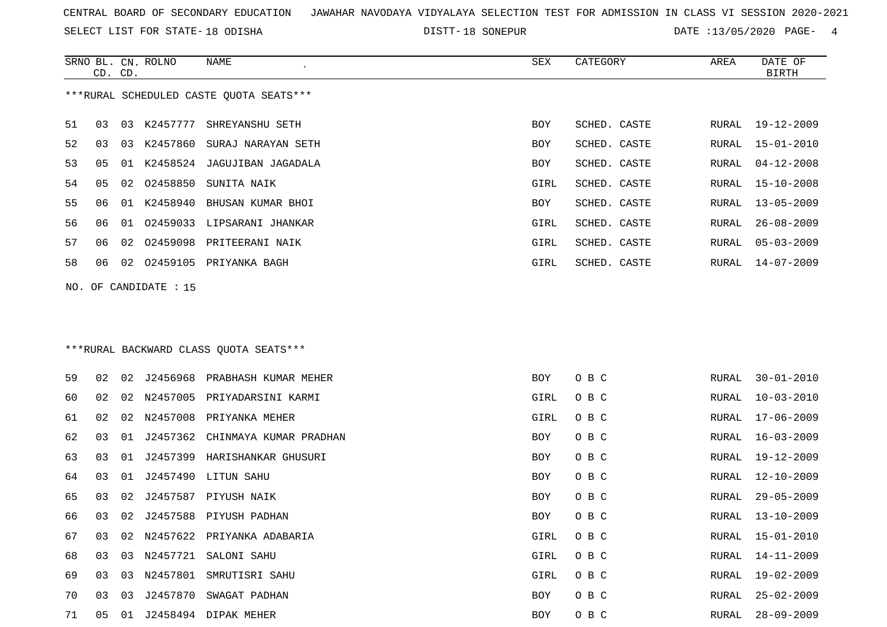CENTRAL BOARD OF SECONDARY EDUCATION JAWAHAR NAVODAYA VIDYALAYA SELECTION TEST FOR ADMISSION IN CLASS VI SESSION 2020-2021

SELECT LIST FOR STATE- 18 ODISHA DISTT- 18 SONEPUR DATE :13/05/2020

***RURAL SCHEDULED CASTE QUOTA SEATS***

| SRNO | BL. CD. | CN. CD. | ROLNO | NAME | SEX | CATEGORY | AREA | DATE OF BIRTH |
|---|---|---|---|---|---|---|---|---|
| 51 | 03 | 03 | K2457777 | SHREYANSHU SETH | BOY | SCHED. CASTE | RURAL | 19-12-2009 |
| 52 | 03 | 03 | K2457860 | SURAJ NARAYAN SETH | BOY | SCHED. CASTE | RURAL | 15-01-2010 |
| 53 | 05 | 01 | K2458524 | JAGUJIBAN JAGADALA | BOY | SCHED. CASTE | RURAL | 04-12-2008 |
| 54 | 05 | 02 | O2458850 | SUNITA NAIK | GIRL | SCHED. CASTE | RURAL | 15-10-2008 |
| 55 | 06 | 01 | K2458940 | BHUSAN KUMAR BHOI | BOY | SCHED. CASTE | RURAL | 13-05-2009 |
| 56 | 06 | 01 | O2459033 | LIPSARANI JHANKAR | GIRL | SCHED. CASTE | RURAL | 26-08-2009 |
| 57 | 06 | 02 | O2459098 | PRITEERANI NAIK | GIRL | SCHED. CASTE | RURAL | 05-03-2009 |
| 58 | 06 | 02 | O2459105 | PRIYANKA BAGH | GIRL | SCHED. CASTE | RURAL | 14-07-2009 |

NO. OF CANDIDATE : 15

***RURAL BACKWARD CLASS QUOTA SEATS***

| SRNO | BL. CD. | CN. CD. | ROLNO | NAME | SEX | CATEGORY | AREA | DATE OF BIRTH |
|---|---|---|---|---|---|---|---|---|
| 59 | 02 | 02 | J2456968 | PRABHASH KUMAR MEHER | BOY | O B C | RURAL | 30-01-2010 |
| 60 | 02 | 02 | N2457005 | PRIYADARSINI KARMI | GIRL | O B C | RURAL | 10-03-2010 |
| 61 | 02 | 02 | N2457008 | PRIYANKA MEHER | GIRL | O B C | RURAL | 17-06-2009 |
| 62 | 03 | 01 | J2457362 | CHINMAYA KUMAR PRADHAN | BOY | O B C | RURAL | 16-03-2009 |
| 63 | 03 | 01 | J2457399 | HARISHANKAR GHUSURI | BOY | O B C | RURAL | 19-12-2009 |
| 64 | 03 | 01 | J2457490 | LITUN SAHU | BOY | O B C | RURAL | 12-10-2009 |
| 65 | 03 | 02 | J2457587 | PIYUSH NAIK | BOY | O B C | RURAL | 29-05-2009 |
| 66 | 03 | 02 | J2457588 | PIYUSH PADHAN | BOY | O B C | RURAL | 13-10-2009 |
| 67 | 03 | 02 | N2457622 | PRIYANKA ADABARIA | GIRL | O B C | RURAL | 15-01-2010 |
| 68 | 03 | 03 | N2457721 | SALONI SAHU | GIRL | O B C | RURAL | 14-11-2009 |
| 69 | 03 | 03 | N2457801 | SMRUTISRI SAHU | GIRL | O B C | RURAL | 19-02-2009 |
| 70 | 03 | 03 | J2457870 | SWAGAT PADHAN | BOY | O B C | RURAL | 25-02-2009 |
| 71 | 05 | 01 | J2458494 | DIPAK MEHER | BOY | O B C | RURAL | 28-09-2009 |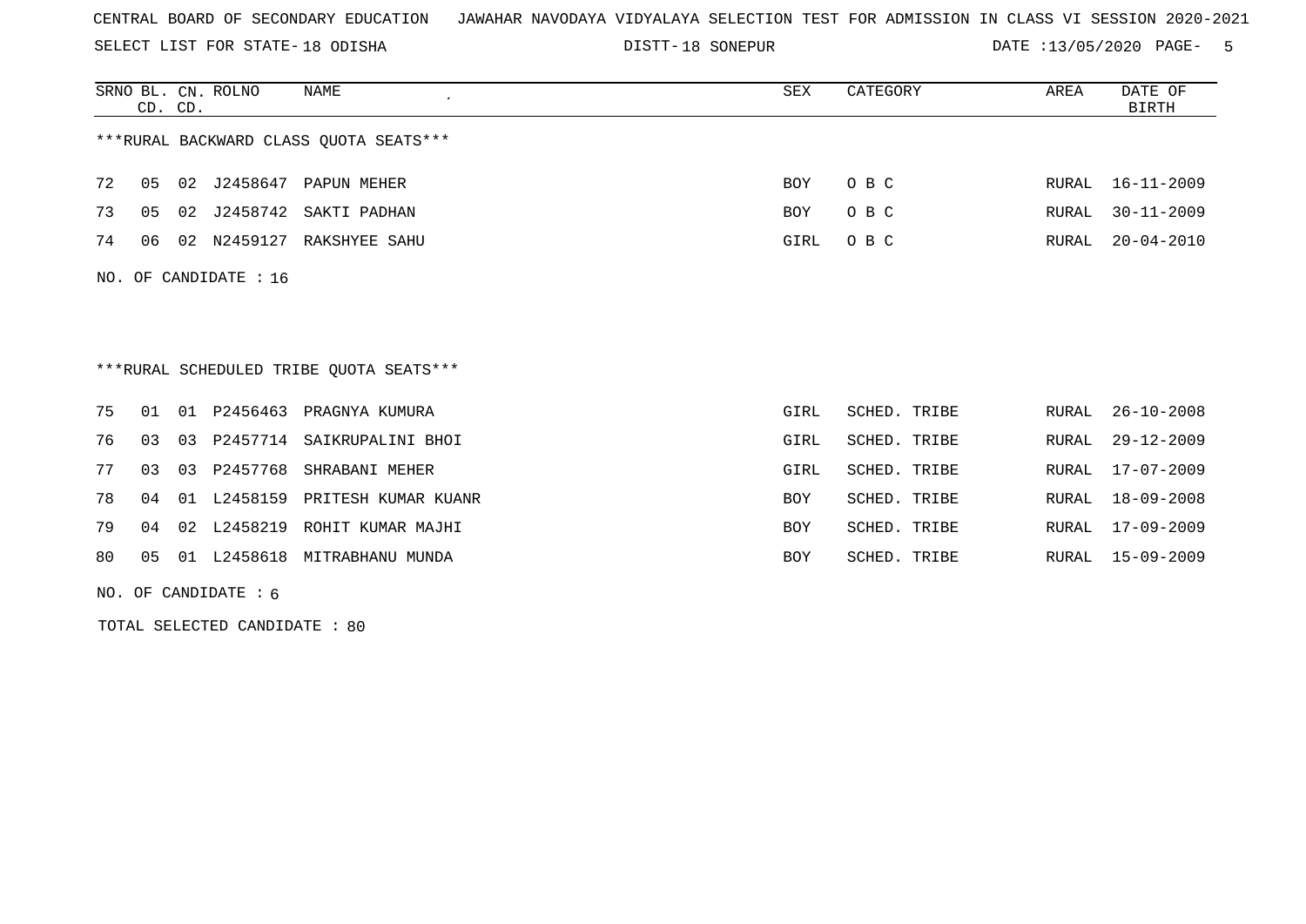CENTRAL BOARD OF SECONDARY EDUCATION JAWAHAR NAVODAYA VIDYALAYA SELECTION TEST FOR ADMISSION IN CLASS VI SESSION 2020-2021

SELECT LIST FOR STATE- 18 ODISHA DISTT- 18 SONEPUR DATE :13/05/2020

***RURAL BACKWARD CLASS QUOTA SEATS***

| SRNO | BL. CD. | CN. CD. | ROLNO | NAME | SEX | CATEGORY | AREA | DATE OF BIRTH |
|---|---|---|---|---|---|---|---|---|
| 72 | 05 | 02 | J2458647 | PAPUN MEHER | BOY | O B C | RURAL | 16-11-2009 |
| 73 | 05 | 02 | J2458742 | SAKTI PADHAN | BOY | O B C | RURAL | 30-11-2009 |
| 74 | 06 | 02 | N2459127 | RAKSHYEE SAHU | GIRL | O B C | RURAL | 20-04-2010 |

NO. OF CANDIDATE : 16

***RURAL SCHEDULED TRIBE QUOTA SEATS***

| SRNO | BL. CD. | CN. CD. | ROLNO | NAME | SEX | CATEGORY | AREA | DATE OF BIRTH |
|---|---|---|---|---|---|---|---|---|
| 75 | 01 | 01 | P2456463 | PRAGNYA KUMURA | GIRL | SCHED. TRIBE | RURAL | 26-10-2008 |
| 76 | 03 | 03 | P2457714 | SAIKRUPALINI BHOI | GIRL | SCHED. TRIBE | RURAL | 29-12-2009 |
| 77 | 03 | 03 | P2457768 | SHRABANI MEHER | GIRL | SCHED. TRIBE | RURAL | 17-07-2009 |
| 78 | 04 | 01 | L2458159 | PRITESH KUMAR KUANR | BOY | SCHED. TRIBE | RURAL | 18-09-2008 |
| 79 | 04 | 02 | L2458219 | ROHIT KUMAR MAJHI | BOY | SCHED. TRIBE | RURAL | 17-09-2009 |
| 80 | 05 | 01 | L2458618 | MITRABHANU MUNDA | BOY | SCHED. TRIBE | RURAL | 15-09-2009 |

NO. OF CANDIDATE : 6

TOTAL SELECTED CANDIDATE : 80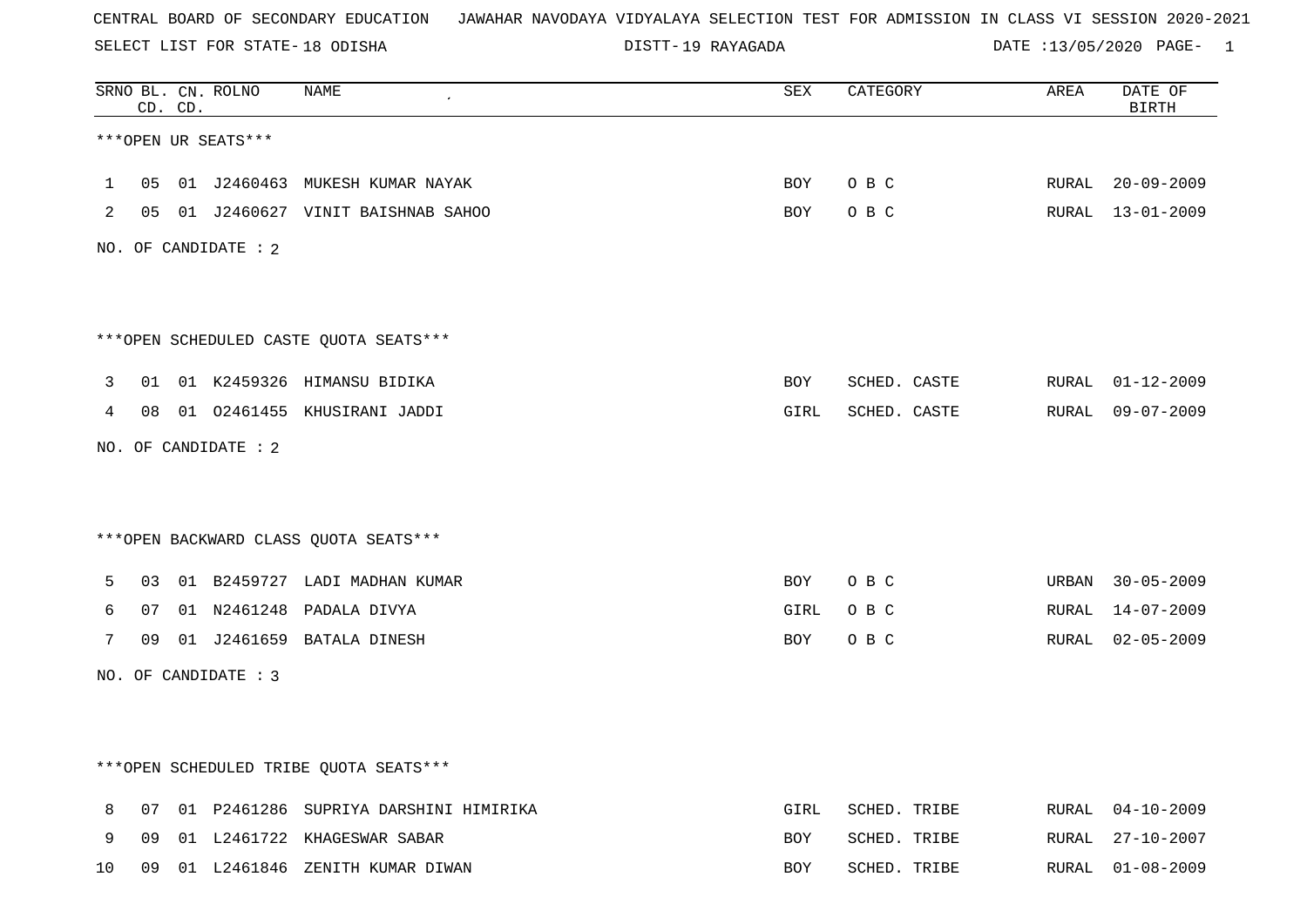CENTRAL BOARD OF SECONDARY EDUCATION JAWAHAR NAVODAYA VIDYALAYA SELECTION TEST FOR ADMISSION IN CLASS VI SESSION 2020-2021

SELECT LIST FOR STATE- 18 ODISHA DISTT- 19 RAYAGADA DATE :13/05/2020

| SRNO | BL. CD. | CN. CD. | ROLNO | NAME | SEX | CATEGORY | AREA | DATE OF BIRTH |
|---|---|---|---|---|---|---|---|---|

***OPEN UR SEATS***

| SRNO | BL. CD. | CN. CD. | ROLNO | NAME | SEX | CATEGORY | AREA | DATE OF BIRTH |
|---|---|---|---|---|---|---|---|---|
| 1 | 05 | 01 | J2460463 | MUKESH KUMAR NAYAK | BOY | O B C | RURAL | 20-09-2009 |
| 2 | 05 | 01 | J2460627 | VINIT BAISHNAB SAHOO | BOY | O B C | RURAL | 13-01-2009 |

NO. OF CANDIDATE : 2

***OPEN SCHEDULED CASTE QUOTA SEATS***

| SRNO | BL. CD. | CN. CD. | ROLNO | NAME | SEX | CATEGORY | AREA | DATE OF BIRTH |
|---|---|---|---|---|---|---|---|---|
| 3 | 01 | 01 | K2459326 | HIMANSU BIDIKA | BOY | SCHED. CASTE | RURAL | 01-12-2009 |
| 4 | 08 | 01 | O2461455 | KHUSIRANI JADDI | GIRL | SCHED. CASTE | RURAL | 09-07-2009 |

NO. OF CANDIDATE : 2

***OPEN BACKWARD CLASS QUOTA SEATS***

| SRNO | BL. CD. | CN. CD. | ROLNO | NAME | SEX | CATEGORY | AREA | DATE OF BIRTH |
|---|---|---|---|---|---|---|---|---|
| 5 | 03 | 01 | B2459727 | LADI MADHAN KUMAR | BOY | O B C | URBAN | 30-05-2009 |
| 6 | 07 | 01 | N2461248 | PADALA DIVYA | GIRL | O B C | RURAL | 14-07-2009 |
| 7 | 09 | 01 | J2461659 | BATALA DINESH | BOY | O B C | RURAL | 02-05-2009 |

NO. OF CANDIDATE : 3

***OPEN SCHEDULED TRIBE QUOTA SEATS***

| SRNO | BL. CD. | CN. CD. | ROLNO | NAME | SEX | CATEGORY | AREA | DATE OF BIRTH |
|---|---|---|---|---|---|---|---|---|
| 8 | 07 | 01 | P2461286 | SUPRIYA DARSHINI HIMIRIKA | GIRL | SCHED. TRIBE | RURAL | 04-10-2009 |
| 9 | 09 | 01 | L2461722 | KHAGESWAR SABAR | BOY | SCHED. TRIBE | RURAL | 27-10-2007 |
| 10 | 09 | 01 | L2461846 | ZENITH KUMAR DIWAN | BOY | SCHED. TRIBE | RURAL | 01-08-2009 |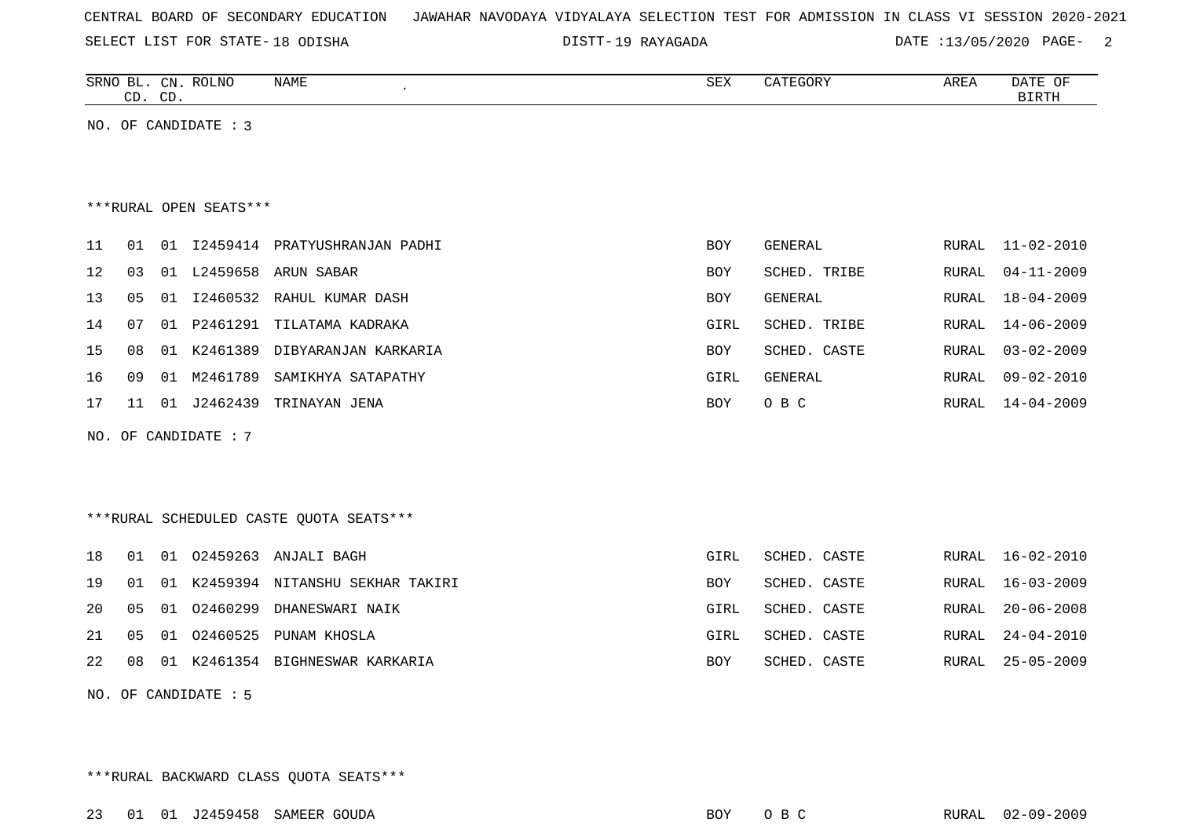CENTRAL BOARD OF SECONDARY EDUCATION JAWAHAR NAVODAYA VIDYALAYA SELECTION TEST FOR ADMISSION IN CLASS VI SESSION 2020-2021

SELECT LIST FOR STATE- 18 ODISHA DISTT- 19 RAYAGADA DATE :13/05/2020

| SRNO | BL. CD. | CN. CD. | ROLNO | NAME | SEX | CATEGORY | AREA | DATE OF BIRTH |
|---|---|---|---|---|---|---|---|---|

NO. OF CANDIDATE : 3

***RURAL OPEN SEATS***

| SRNO | BL. CD. | CN. CD. | ROLNO | NAME | SEX | CATEGORY | AREA | DATE OF BIRTH |
|---|---|---|---|---|---|---|---|---|
| 11 | 01 | 01 | I2459414 | PRATYUSHRANJAN PADHI | BOY | GENERAL | RURAL | 11-02-2010 |
| 12 | 03 | 01 | L2459658 | ARUN SABAR | BOY | SCHED. TRIBE | RURAL | 04-11-2009 |
| 13 | 05 | 01 | I2460532 | RAHUL KUMAR DASH | BOY | GENERAL | RURAL | 18-04-2009 |
| 14 | 07 | 01 | P2461291 | TILATAMA KADRAKA | GIRL | SCHED. TRIBE | RURAL | 14-06-2009 |
| 15 | 08 | 01 | K2461389 | DIBYARANJAN KARKARIA | BOY | SCHED. CASTE | RURAL | 03-02-2009 |
| 16 | 09 | 01 | M2461789 | SAMIKHYA SATAPATHY | GIRL | GENERAL | RURAL | 09-02-2010 |
| 17 | 11 | 01 | J2462439 | TRINAYAN JENA | BOY | O B C | RURAL | 14-04-2009 |

NO. OF CANDIDATE : 7

***RURAL SCHEDULED CASTE QUOTA SEATS***

| SRNO | BL. CD. | CN. CD. | ROLNO | NAME | SEX | CATEGORY | AREA | DATE OF BIRTH |
|---|---|---|---|---|---|---|---|---|
| 18 | 01 | 01 | O2459263 | ANJALI BAGH | GIRL | SCHED. CASTE | RURAL | 16-02-2010 |
| 19 | 01 | 01 | K2459394 | NITANSHU SEKHAR TAKIRI | BOY | SCHED. CASTE | RURAL | 16-03-2009 |
| 20 | 05 | 01 | O2460299 | DHANESWARI NAIK | GIRL | SCHED. CASTE | RURAL | 20-06-2008 |
| 21 | 05 | 01 | O2460525 | PUNAM KHOSLA | GIRL | SCHED. CASTE | RURAL | 24-04-2010 |
| 22 | 08 | 01 | K2461354 | BIGHNESWAR KARKARIA | BOY | SCHED. CASTE | RURAL | 25-05-2009 |

NO. OF CANDIDATE : 5

***RURAL BACKWARD CLASS QUOTA SEATS***

| SRNO | BL. CD. | CN. CD. | ROLNO | NAME | SEX | CATEGORY | AREA | DATE OF BIRTH |
|---|---|---|---|---|---|---|---|---|
| 23 | 01 | 01 | J2459458 | SAMEER GOUDA | BOY | O B C | RURAL | 02-09-2009 |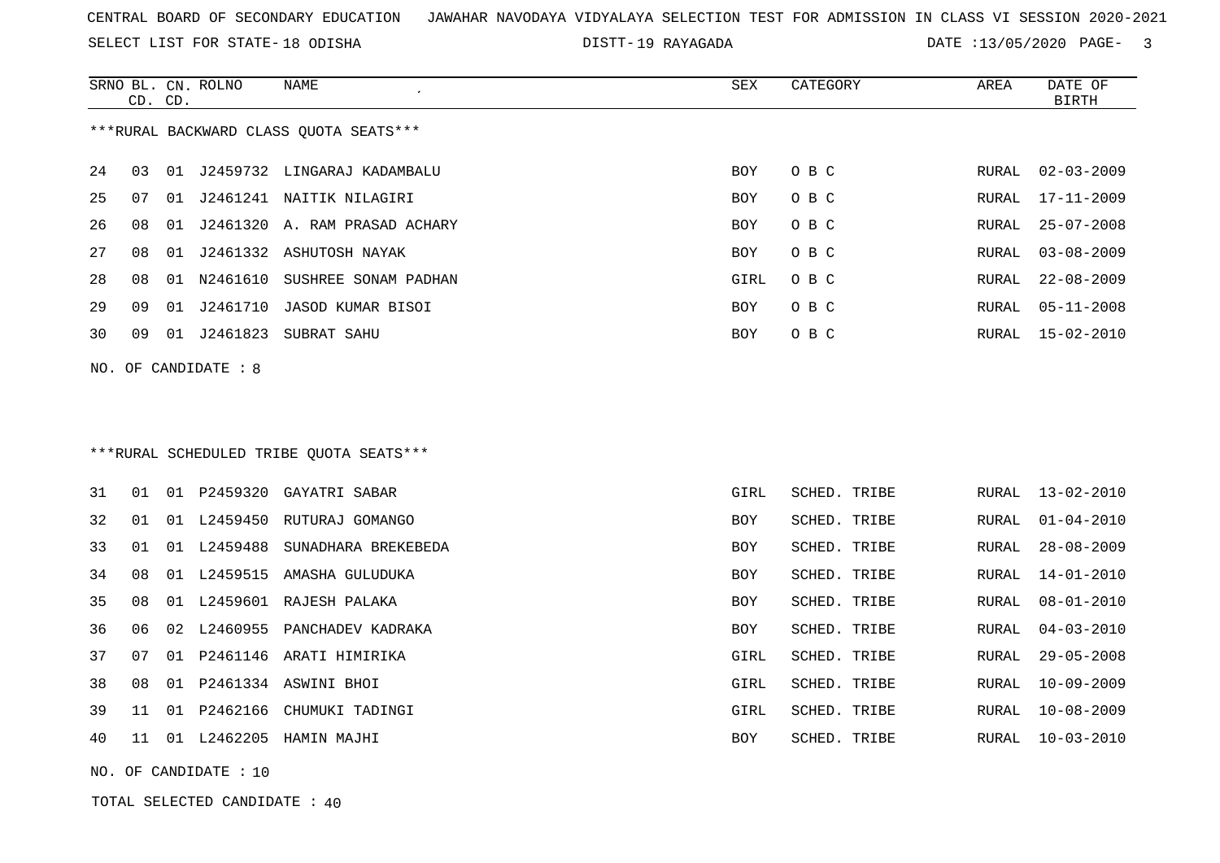CENTRAL BOARD OF SECONDARY EDUCATION   JAWAHAR NAVODAYA VIDYALAYA SELECTION TEST FOR ADMISSION IN CLASS VI SESSION 2020-2021

SELECT LIST FOR STATE- 18 ODISHA   DISTT- 19 RAYAGADA   DATE :13/05/2020

***RURAL BACKWARD CLASS QUOTA SEATS***

| SRNO | BL. CD. | CN. CD. | ROLNO | NAME | SEX | CATEGORY | AREA | DATE OF BIRTH |
|---|---|---|---|---|---|---|---|---|
| 24 | 03 | 01 | J2459732 | LINGARAJ KADAMBALU | BOY | O B C | RURAL | 02-03-2009 |
| 25 | 07 | 01 | J2461241 | NAITIK NILAGIRI | BOY | O B C | RURAL | 17-11-2009 |
| 26 | 08 | 01 | J2461320 | A. RAM PRASAD ACHARY | BOY | O B C | RURAL | 25-07-2008 |
| 27 | 08 | 01 | J2461332 | ASHUTOSH NAYAK | BOY | O B C | RURAL | 03-08-2009 |
| 28 | 08 | 01 | N2461610 | SUSHREE SONAM PADHAN | GIRL | O B C | RURAL | 22-08-2009 |
| 29 | 09 | 01 | J2461710 | JASOD KUMAR BISOI | BOY | O B C | RURAL | 05-11-2008 |
| 30 | 09 | 01 | J2461823 | SUBRAT SAHU | BOY | O B C | RURAL | 15-02-2010 |

NO. OF CANDIDATE : 8

***RURAL SCHEDULED TRIBE QUOTA SEATS***

| SRNO | BL. CD. | CN. CD. | ROLNO | NAME | SEX | CATEGORY | AREA | DATE OF BIRTH |
|---|---|---|---|---|---|---|---|---|
| 31 | 01 | 01 | P2459320 | GAYATRI SABAR | GIRL | SCHED. TRIBE | RURAL | 13-02-2010 |
| 32 | 01 | 01 | L2459450 | RUTURAJ GOMANGO | BOY | SCHED. TRIBE | RURAL | 01-04-2010 |
| 33 | 01 | 01 | L2459488 | SUNADHARA BREKEBEDA | BOY | SCHED. TRIBE | RURAL | 28-08-2009 |
| 34 | 08 | 01 | L2459515 | AMASHA GULUDUKA | BOY | SCHED. TRIBE | RURAL | 14-01-2010 |
| 35 | 08 | 01 | L2459601 | RAJESH PALAKA | BOY | SCHED. TRIBE | RURAL | 08-01-2010 |
| 36 | 06 | 02 | L2460955 | PANCHADEV KADRAKA | BOY | SCHED. TRIBE | RURAL | 04-03-2010 |
| 37 | 07 | 01 | P2461146 | ARATI HIMIRIKA | GIRL | SCHED. TRIBE | RURAL | 29-05-2008 |
| 38 | 08 | 01 | P2461334 | ASWINI BHOI | GIRL | SCHED. TRIBE | RURAL | 10-09-2009 |
| 39 | 11 | 01 | P2462166 | CHUMUKI TADINGI | GIRL | SCHED. TRIBE | RURAL | 10-08-2009 |
| 40 | 11 | 01 | L2462205 | HAMIN MAJHI | BOY | SCHED. TRIBE | RURAL | 10-03-2010 |

NO. OF CANDIDATE : 10

TOTAL SELECTED CANDIDATE : 40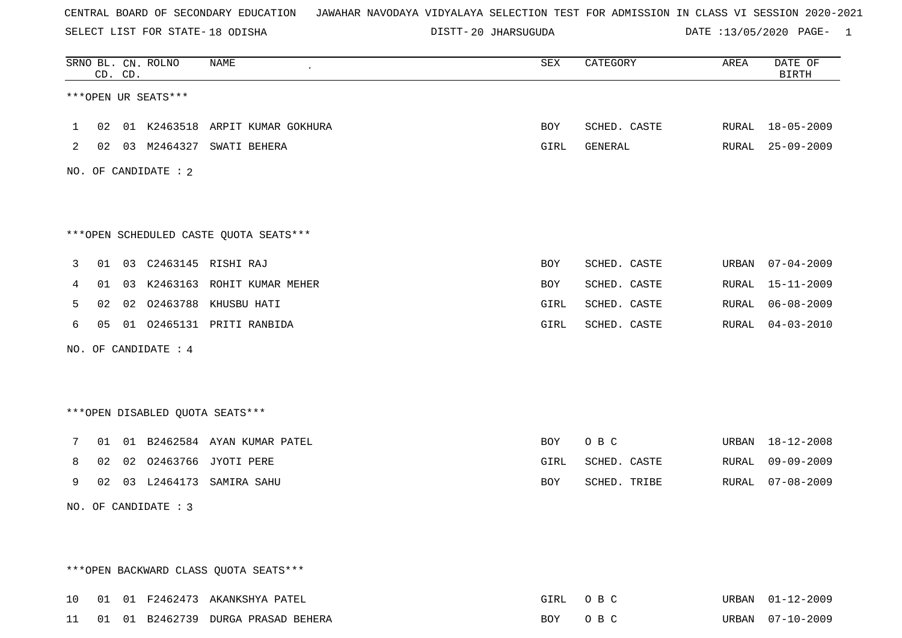CENTRAL BOARD OF SECONDARY EDUCATION JAWAHAR NAVODAYA VIDYALAYA SELECTION TEST FOR ADMISSION IN CLASS VI SESSION 2020-2021

SELECT LIST FOR STATE- 18 ODISHA DISTT- 20 JHARSUGUDA DATE :13/05/2020 PAGE- 1

| SRNO | BL. CD. | CN. CD. | ROLNO | NAME | SEX | CATEGORY | AREA | DATE OF BIRTH |
|---|---|---|---|---|---|---|---|---|

***OPEN UR SEATS***

| SRNO | BL. CD. | CN. CD. | ROLNO | NAME | SEX | CATEGORY | AREA | DATE OF BIRTH |
|---|---|---|---|---|---|---|---|---|
| 1 | 02 | 01 | K2463518 | ARPIT KUMAR GOKHURA | BOY | SCHED. CASTE | RURAL | 18-05-2009 |
| 2 | 02 | 03 | M2464327 | SWATI BEHERA | GIRL | GENERAL | RURAL | 25-09-2009 |

NO. OF CANDIDATE : 2

***OPEN SCHEDULED CASTE QUOTA SEATS***

| SRNO | BL. CD. | CN. CD. | ROLNO | NAME | SEX | CATEGORY | AREA | DATE OF BIRTH |
|---|---|---|---|---|---|---|---|---|
| 3 | 01 | 03 | C2463145 | RISHI RAJ | BOY | SCHED. CASTE | URBAN | 07-04-2009 |
| 4 | 01 | 03 | K2463163 | ROHIT KUMAR MEHER | BOY | SCHED. CASTE | RURAL | 15-11-2009 |
| 5 | 02 | 02 | O2463788 | KHUSBU HATI | GIRL | SCHED. CASTE | RURAL | 06-08-2009 |
| 6 | 05 | 01 | O2465131 | PRITI RANBIDA | GIRL | SCHED. CASTE | RURAL | 04-03-2010 |

NO. OF CANDIDATE : 4

***OPEN DISABLED QUOTA SEATS***

| SRNO | BL. CD. | CN. CD. | ROLNO | NAME | SEX | CATEGORY | AREA | DATE OF BIRTH |
|---|---|---|---|---|---|---|---|---|
| 7 | 01 | 01 | B2462584 | AYAN KUMAR PATEL | BOY | O B C | URBAN | 18-12-2008 |
| 8 | 02 | 02 | O2463766 | JYOTI PERE | GIRL | SCHED. CASTE | RURAL | 09-09-2009 |
| 9 | 02 | 03 | L2464173 | SAMIRA SAHU | BOY | SCHED. TRIBE | RURAL | 07-08-2009 |

NO. OF CANDIDATE : 3

***OPEN BACKWARD CLASS QUOTA SEATS***

| SRNO | BL. CD. | CN. CD. | ROLNO | NAME | SEX | CATEGORY | AREA | DATE OF BIRTH |
|---|---|---|---|---|---|---|---|---|
| 10 | 01 | 01 | F2462473 | AKANKSHYA PATEL | GIRL | O B C | URBAN | 01-12-2009 |
| 11 | 01 | 01 | B2462739 | DURGA PRASAD BEHERA | BOY | O B C | URBAN | 07-10-2009 |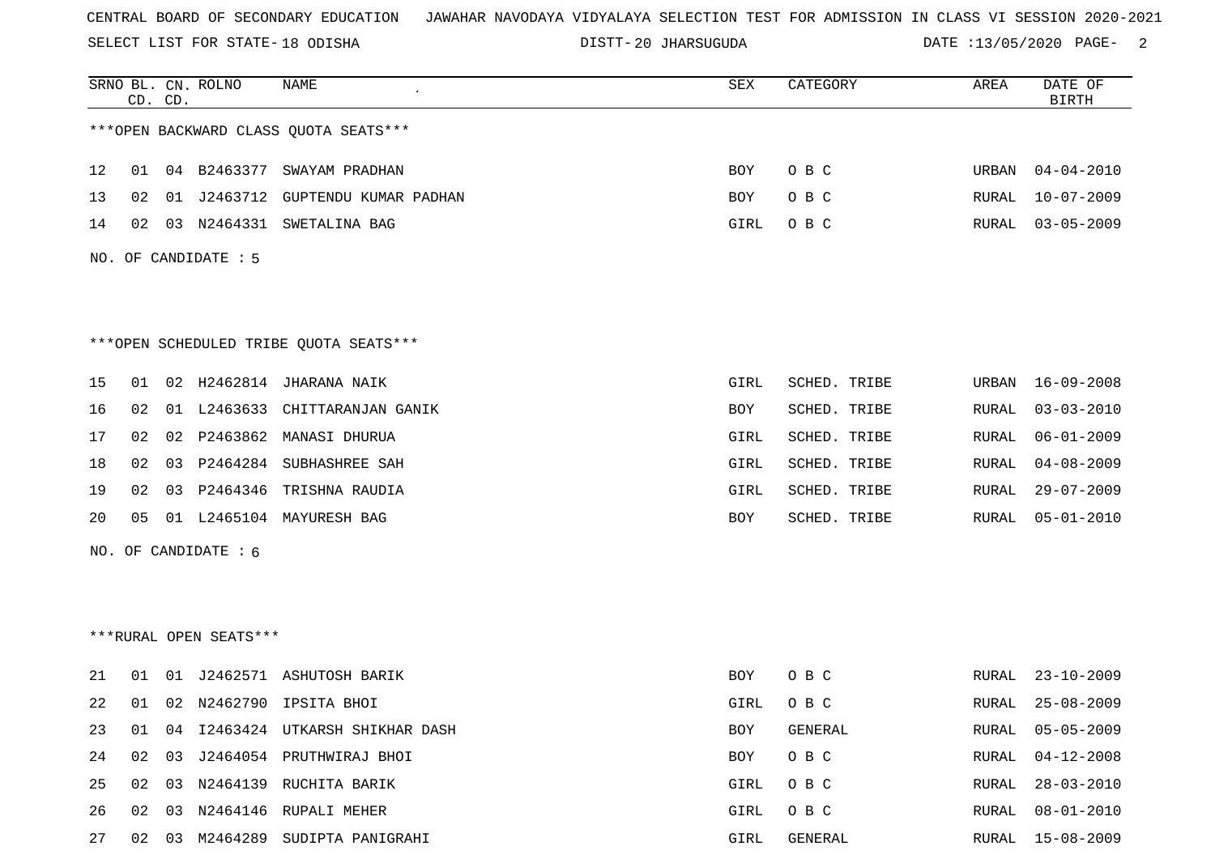CENTRAL BOARD OF SECONDARY EDUCATION   JAWAHAR NAVODAYA VIDYALAYA SELECTION TEST FOR ADMISSION IN CLASS VI SESSION 2020-2021

SELECT LIST FOR STATE- 18 ODISHA   DISTT- 20 JHARSUGUDA   DATE :13/05/2020

***OPEN BACKWARD CLASS QUOTA SEATS***

| SRNO | BL. CD. | CN. CD. | ROLNO | NAME | SEX | CATEGORY | AREA | DATE OF BIRTH |
|---|---|---|---|---|---|---|---|---|
| 12 | 01 | 04 | B2463377 | SWAYAM PRADHAN | BOY | O B C | URBAN | 04-04-2010 |
| 13 | 02 | 01 | J2463712 | GUPTENDU KUMAR PADHAN | BOY | O B C | RURAL | 10-07-2009 |
| 14 | 02 | 03 | N2464331 | SWETALINA BAG | GIRL | O B C | RURAL | 03-05-2009 |

NO. OF CANDIDATE : 5

***OPEN SCHEDULED TRIBE QUOTA SEATS***

| SRNO | BL. CD. | CN. CD. | ROLNO | NAME | SEX | CATEGORY | AREA | DATE OF BIRTH |
|---|---|---|---|---|---|---|---|---|
| 15 | 01 | 02 | H2462814 | JHARANA NAIK | GIRL | SCHED. TRIBE | URBAN | 16-09-2008 |
| 16 | 02 | 01 | L2463633 | CHITTARANJAN GANIK | BOY | SCHED. TRIBE | RURAL | 03-03-2010 |
| 17 | 02 | 02 | P2463862 | MANASI DHURUA | GIRL | SCHED. TRIBE | RURAL | 06-01-2009 |
| 18 | 02 | 03 | P2464284 | SUBHASHREE SAH | GIRL | SCHED. TRIBE | RURAL | 04-08-2009 |
| 19 | 02 | 03 | P2464346 | TRISHNA RAUDIA | GIRL | SCHED. TRIBE | RURAL | 29-07-2009 |
| 20 | 05 | 01 | L2465104 | MAYURESH BAG | BOY | SCHED. TRIBE | RURAL | 05-01-2010 |

NO. OF CANDIDATE : 6

***RURAL OPEN SEATS***

| SRNO | BL. CD. | CN. CD. | ROLNO | NAME | SEX | CATEGORY | AREA | DATE OF BIRTH |
|---|---|---|---|---|---|---|---|---|
| 21 | 01 | 01 | J2462571 | ASHUTOSH BARIK | BOY | O B C | RURAL | 23-10-2009 |
| 22 | 01 | 02 | N2462790 | IPSITA BHOI | GIRL | O B C | RURAL | 25-08-2009 |
| 23 | 01 | 04 | I2463424 | UTKARSH SHIKHAR DASH | BOY | GENERAL | RURAL | 05-05-2009 |
| 24 | 02 | 03 | J2464054 | PRUTHWIRAJ BHOI | BOY | O B C | RURAL | 04-12-2008 |
| 25 | 02 | 03 | N2464139 | RUCHITA BARIK | GIRL | O B C | RURAL | 28-03-2010 |
| 26 | 02 | 03 | N2464146 | RUPALI MEHER | GIRL | O B C | RURAL | 08-01-2010 |
| 27 | 02 | 03 | M2464289 | SUDIPTA PANIGRAHI | GIRL | GENERAL | RURAL | 15-08-2009 |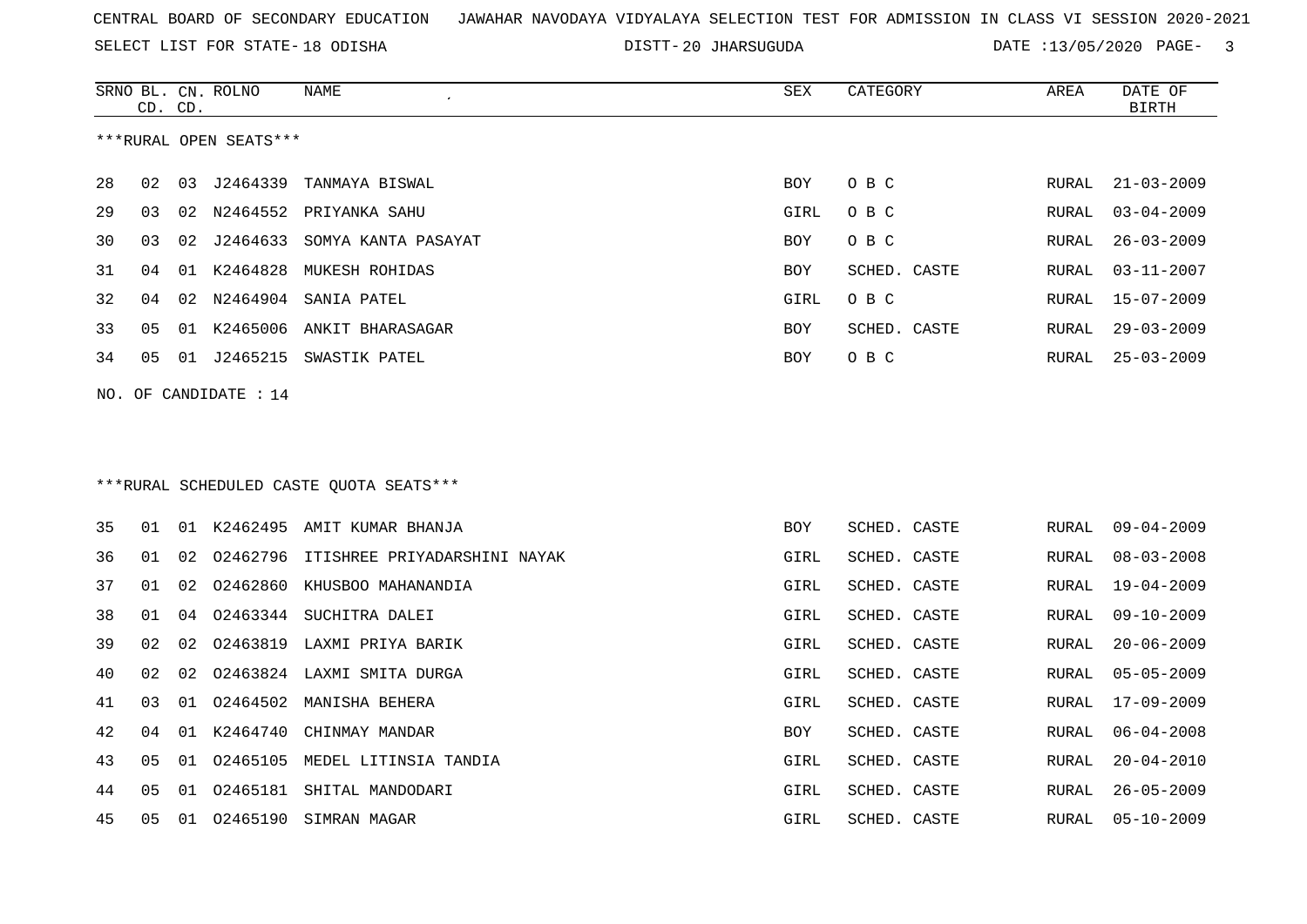CENTRAL BOARD OF SECONDARY EDUCATION JAWAHAR NAVODAYA VIDYALAYA SELECTION TEST FOR ADMISSION IN CLASS VI SESSION 2020-2021

SELECT LIST FOR STATE- 18 ODISHA DISTT- 20 JHARSUGUDA DATE :13/05/2020

***RURAL OPEN SEATS***

| SRNO | BL. CD. | CN. CD. | ROLNO | NAME | SEX | CATEGORY | AREA | DATE OF BIRTH |
|---|---|---|---|---|---|---|---|---|
| 28 | 02 | 03 | J2464339 | TANMAYA BISWAL | BOY | O B C | RURAL | 21-03-2009 |
| 29 | 03 | 02 | N2464552 | PRIYANKA SAHU | GIRL | O B C | RURAL | 03-04-2009 |
| 30 | 03 | 02 | J2464633 | SOMYA KANTA PASAYAT | BOY | O B C | RURAL | 26-03-2009 |
| 31 | 04 | 01 | K2464828 | MUKESH ROHIDAS | BOY | SCHED. CASTE | RURAL | 03-11-2007 |
| 32 | 04 | 02 | N2464904 | SANIA PATEL | GIRL | O B C | RURAL | 15-07-2009 |
| 33 | 05 | 01 | K2465006 | ANKIT BHARASAGAR | BOY | SCHED. CASTE | RURAL | 29-03-2009 |
| 34 | 05 | 01 | J2465215 | SWASTIK PATEL | BOY | O B C | RURAL | 25-03-2009 |

NO. OF CANDIDATE : 14

***RURAL SCHEDULED CASTE QUOTA SEATS***

| SRNO | BL. CD. | CN. CD. | ROLNO | NAME | SEX | CATEGORY | AREA | DATE OF BIRTH |
|---|---|---|---|---|---|---|---|---|
| 35 | 01 | 01 | K2462495 | AMIT KUMAR BHANJA | BOY | SCHED. CASTE | RURAL | 09-04-2009 |
| 36 | 01 | 02 | O2462796 | ITISHREE PRIYADARSHINI NAYAK | GIRL | SCHED. CASTE | RURAL | 08-03-2008 |
| 37 | 01 | 02 | O2462860 | KHUSBOO MAHANANDIA | GIRL | SCHED. CASTE | RURAL | 19-04-2009 |
| 38 | 01 | 04 | O2463344 | SUCHITRA DALEI | GIRL | SCHED. CASTE | RURAL | 09-10-2009 |
| 39 | 02 | 02 | O2463819 | LAXMI PRIYA BARIK | GIRL | SCHED. CASTE | RURAL | 20-06-2009 |
| 40 | 02 | 02 | O2463824 | LAXMI SMITA DURGA | GIRL | SCHED. CASTE | RURAL | 05-05-2009 |
| 41 | 03 | 01 | O2464502 | MANISHA BEHERA | GIRL | SCHED. CASTE | RURAL | 17-09-2009 |
| 42 | 04 | 01 | K2464740 | CHINMAY MANDAR | BOY | SCHED. CASTE | RURAL | 06-04-2008 |
| 43 | 05 | 01 | O2465105 | MEDEL LITINSIA TANDIA | GIRL | SCHED. CASTE | RURAL | 20-04-2010 |
| 44 | 05 | 01 | O2465181 | SHITAL MANDODARI | GIRL | SCHED. CASTE | RURAL | 26-05-2009 |
| 45 | 05 | 01 | O2465190 | SIMRAN MAGAR | GIRL | SCHED. CASTE | RURAL | 05-10-2009 |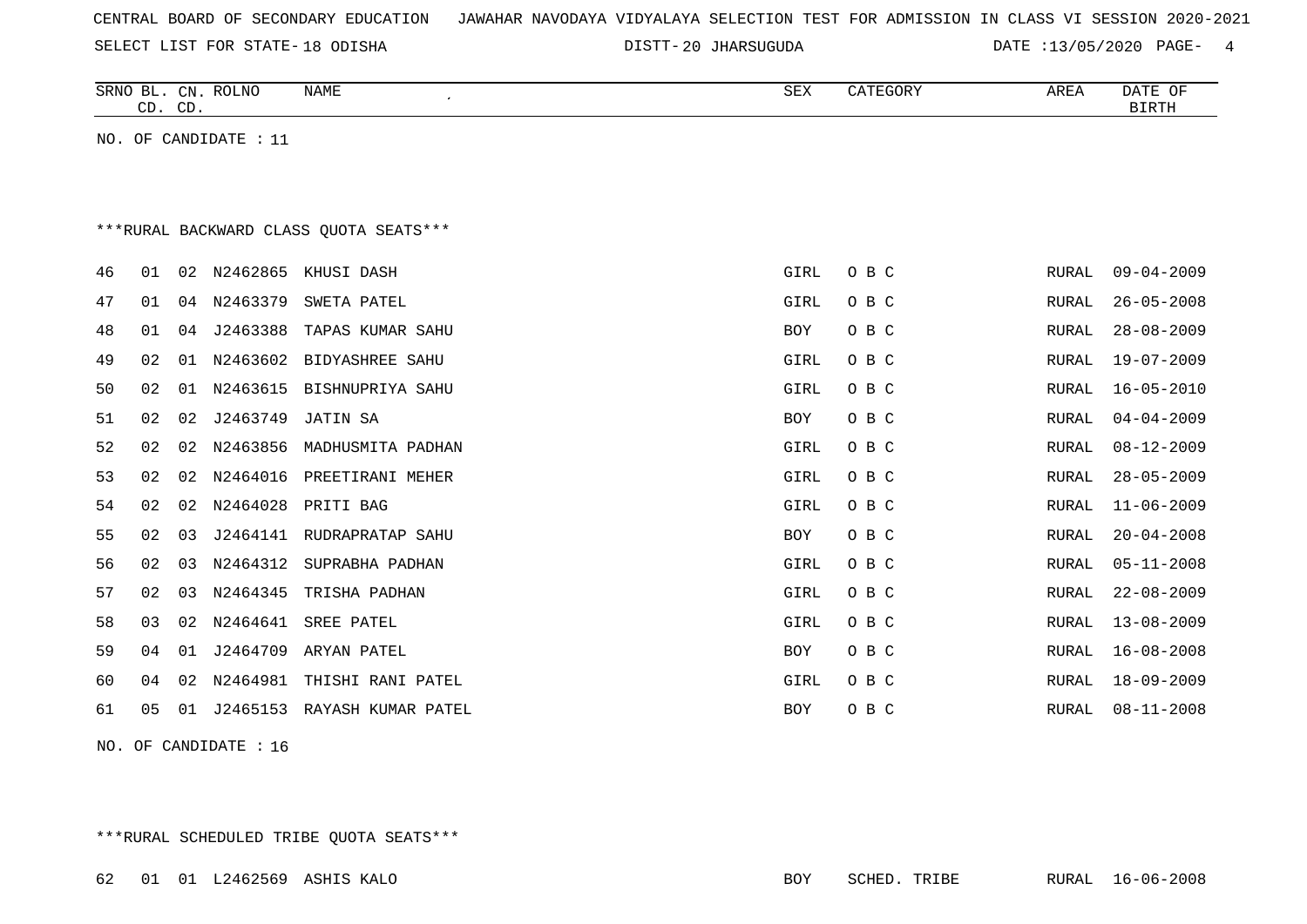CENTRAL BOARD OF SECONDARY EDUCATION JAWAHAR NAVODAYA VIDYALAYA SELECTION TEST FOR ADMISSION IN CLASS VI SESSION 2020-2021

SELECT LIST FOR STATE- 18 ODISHA DISTT- 20 JHARSUGUDA DATE :13/05/2020

| SRNO | BL. CD. | CN. CD. | ROLNO | NAME | SEX | CATEGORY | AREA | DATE OF BIRTH |
|---|---|---|---|---|---|---|---|---|

NO. OF CANDIDATE : 11

***RURAL BACKWARD CLASS QUOTA SEATS***

| SRNO | BL. CD. | CN. CD. | ROLNO | NAME | SEX | CATEGORY | AREA | DATE OF BIRTH |
|---|---|---|---|---|---|---|---|---|
| 46 | 01 | 02 | N2462865 | KHUSI DASH | GIRL | O B C | RURAL | 09-04-2009 |
| 47 | 01 | 04 | N2463379 | SWETA PATEL | GIRL | O B C | RURAL | 26-05-2008 |
| 48 | 01 | 04 | J2463388 | TAPAS KUMAR SAHU | BOY | O B C | RURAL | 28-08-2009 |
| 49 | 02 | 01 | N2463602 | BIDYASHREE SAHU | GIRL | O B C | RURAL | 19-07-2009 |
| 50 | 02 | 01 | N2463615 | BISHNUPRIYA SAHU | GIRL | O B C | RURAL | 16-05-2010 |
| 51 | 02 | 02 | J2463749 | JATIN SA | BOY | O B C | RURAL | 04-04-2009 |
| 52 | 02 | 02 | N2463856 | MADHUSMITA PADHAN | GIRL | O B C | RURAL | 08-12-2009 |
| 53 | 02 | 02 | N2464016 | PREETIRANI MEHER | GIRL | O B C | RURAL | 28-05-2009 |
| 54 | 02 | 02 | N2464028 | PRITI BAG | GIRL | O B C | RURAL | 11-06-2009 |
| 55 | 02 | 03 | J2464141 | RUDRAPRATAP SAHU | BOY | O B C | RURAL | 20-04-2008 |
| 56 | 02 | 03 | N2464312 | SUPRABHA PADHAN | GIRL | O B C | RURAL | 05-11-2008 |
| 57 | 02 | 03 | N2464345 | TRISHA PADHAN | GIRL | O B C | RURAL | 22-08-2009 |
| 58 | 03 | 02 | N2464641 | SREE PATEL | GIRL | O B C | RURAL | 13-08-2009 |
| 59 | 04 | 01 | J2464709 | ARYAN PATEL | BOY | O B C | RURAL | 16-08-2008 |
| 60 | 04 | 02 | N2464981 | THISHI RANI PATEL | GIRL | O B C | RURAL | 18-09-2009 |
| 61 | 05 | 01 | J2465153 | RAYASH KUMAR PATEL | BOY | O B C | RURAL | 08-11-2008 |

NO. OF CANDIDATE : 16

***RURAL SCHEDULED TRIBE QUOTA SEATS***

| SRNO | BL. CD. | CN. CD. | ROLNO | NAME | SEX | CATEGORY | AREA | DATE OF BIRTH |
|---|---|---|---|---|---|---|---|---|
| 62 | 01 | 01 | L2462569 | ASHIS KALO | BOY | SCHED. TRIBE | RURAL | 16-06-2008 |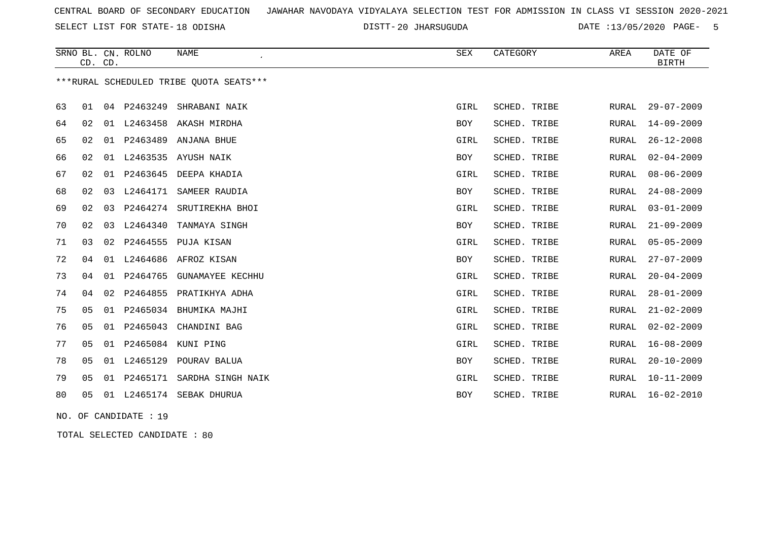CENTRAL BOARD OF SECONDARY EDUCATION JAWAHAR NAVODAYA VIDYALAYA SELECTION TEST FOR ADMISSION IN CLASS VI SESSION 2020-2021

SELECT LIST FOR STATE- 18 ODISHA DISTT- 20 JHARSUGUDA DATE :13/05/2020 PAGE- 5

| SRNO | BL. CD. | CN. CD. | ROLNO | NAME | SEX | CATEGORY | AREA | DATE OF BIRTH |
|---|---|---|---|---|---|---|---|---|

***RURAL SCHEDULED TRIBE QUOTA SEATS***

| SRNO | BL. CD. | CN. CD. | ROLNO | NAME | SEX | CATEGORY | AREA | DATE OF BIRTH |
|---|---|---|---|---|---|---|---|---|
| 63 | 01 | 04 | P2463249 | SHRABANI NAIK | GIRL | SCHED. TRIBE | RURAL | 29-07-2009 |
| 64 | 02 | 01 | L2463458 | AKASH MIRDHA | BOY | SCHED. TRIBE | RURAL | 14-09-2009 |
| 65 | 02 | 01 | P2463489 | ANJANA BHUE | GIRL | SCHED. TRIBE | RURAL | 26-12-2008 |
| 66 | 02 | 01 | L2463535 | AYUSH NAIK | BOY | SCHED. TRIBE | RURAL | 02-04-2009 |
| 67 | 02 | 01 | P2463645 | DEEPA KHADIA | GIRL | SCHED. TRIBE | RURAL | 08-06-2009 |
| 68 | 02 | 03 | L2464171 | SAMEER RAUDIA | BOY | SCHED. TRIBE | RURAL | 24-08-2009 |
| 69 | 02 | 03 | P2464274 | SRUTIREKHA BHOI | GIRL | SCHED. TRIBE | RURAL | 03-01-2009 |
| 70 | 02 | 03 | L2464340 | TANMAYA SINGH | BOY | SCHED. TRIBE | RURAL | 21-09-2009 |
| 71 | 03 | 02 | P2464555 | PUJA KISAN | GIRL | SCHED. TRIBE | RURAL | 05-05-2009 |
| 72 | 04 | 01 | L2464686 | AFROZ KISAN | BOY | SCHED. TRIBE | RURAL | 27-07-2009 |
| 73 | 04 | 01 | P2464765 | GUNAMAYEE KECHHU | GIRL | SCHED. TRIBE | RURAL | 20-04-2009 |
| 74 | 04 | 02 | P2464855 | PRATIKHYA ADHA | GIRL | SCHED. TRIBE | RURAL | 28-01-2009 |
| 75 | 05 | 01 | P2465034 | BHUMIKA MAJHI | GIRL | SCHED. TRIBE | RURAL | 21-02-2009 |
| 76 | 05 | 01 | P2465043 | CHANDINI BAG | GIRL | SCHED. TRIBE | RURAL | 02-02-2009 |
| 77 | 05 | 01 | P2465084 | KUNI PING | GIRL | SCHED. TRIBE | RURAL | 16-08-2009 |
| 78 | 05 | 01 | L2465129 | POURAV BALUA | BOY | SCHED. TRIBE | RURAL | 20-10-2009 |
| 79 | 05 | 01 | P2465171 | SARDHA SINGH NAIK | GIRL | SCHED. TRIBE | RURAL | 10-11-2009 |
| 80 | 05 | 01 | L2465174 | SEBAK DHURUA | BOY | SCHED. TRIBE | RURAL | 16-02-2010 |

NO. OF CANDIDATE : 19

TOTAL SELECTED CANDIDATE : 80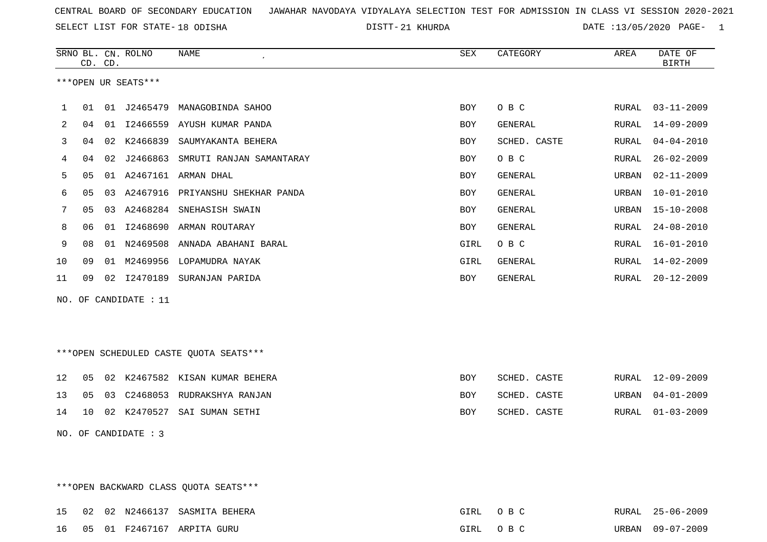CENTRAL BOARD OF SECONDARY EDUCATION JAWAHAR NAVODAYA VIDYALAYA SELECTION TEST FOR ADMISSION IN CLASS VI SESSION 2020-2021

SELECT LIST FOR STATE- 18 ODISHA DISTT- 21 KHURDA DATE :13/05/2020 PAGE- 1

***OPEN UR SEATS***

| SRNO | BL. CD. | CN. CD. | ROLNO | NAME | SEX | CATEGORY | AREA | DATE OF BIRTH |
|---|---|---|---|---|---|---|---|---|
| 1 | 01 | 01 | J2465479 | MANAGOBINDA SAHOO | BOY | O B C | RURAL | 03-11-2009 |
| 2 | 04 | 01 | I2466559 | AYUSH KUMAR PANDA | BOY | GENERAL | RURAL | 14-09-2009 |
| 3 | 04 | 02 | K2466839 | SAUMYAKANTA BEHERA | BOY | SCHED. CASTE | RURAL | 04-04-2010 |
| 4 | 04 | 02 | J2466863 | SMRUTI RANJAN SAMANTARAY | BOY | O B C | RURAL | 26-02-2009 |
| 5 | 05 | 01 | A2467161 | ARMAN DHAL | BOY | GENERAL | URBAN | 02-11-2009 |
| 6 | 05 | 03 | A2467916 | PRIYANSHU SHEKHAR PANDA | BOY | GENERAL | URBAN | 10-01-2010 |
| 7 | 05 | 03 | A2468284 | SNEHASISH SWAIN | BOY | GENERAL | URBAN | 15-10-2008 |
| 8 | 06 | 01 | I2468690 | ARMAN ROUTARAY | BOY | GENERAL | RURAL | 24-08-2010 |
| 9 | 08 | 01 | N2469508 | ANNADA ABAHANI BARAL | GIRL | O B C | RURAL | 16-01-2010 |
| 10 | 09 | 01 | M2469956 | LOPAMUDRA NAYAK | GIRL | GENERAL | RURAL | 14-02-2009 |
| 11 | 09 | 02 | I2470189 | SURANJAN PARIDA | BOY | GENERAL | RURAL | 20-12-2009 |

NO. OF CANDIDATE : 11

***OPEN SCHEDULED CASTE QUOTA SEATS***

| SRNO | BL. CD. | CN. CD. | ROLNO | NAME | SEX | CATEGORY | AREA | DATE OF BIRTH |
|---|---|---|---|---|---|---|---|---|
| 12 | 05 | 02 | K2467582 | KISAN KUMAR BEHERA | BOY | SCHED. CASTE | RURAL | 12-09-2009 |
| 13 | 05 | 03 | C2468053 | RUDRAKSHYA RANJAN | BOY | SCHED. CASTE | URBAN | 04-01-2009 |
| 14 | 10 | 02 | K2470527 | SAI SUMAN SETHI | BOY | SCHED. CASTE | RURAL | 01-03-2009 |

NO. OF CANDIDATE : 3

***OPEN BACKWARD CLASS QUOTA SEATS***

| SRNO | BL. CD. | CN. CD. | ROLNO | NAME | SEX | CATEGORY | AREA | DATE OF BIRTH |
|---|---|---|---|---|---|---|---|---|
| 15 | 02 | 02 | N2466137 | SASMITA BEHERA | GIRL | O B C | RURAL | 25-06-2009 |
| 16 | 05 | 01 | F2467167 | ARPITA GURU | GIRL | O B C | URBAN | 09-07-2009 |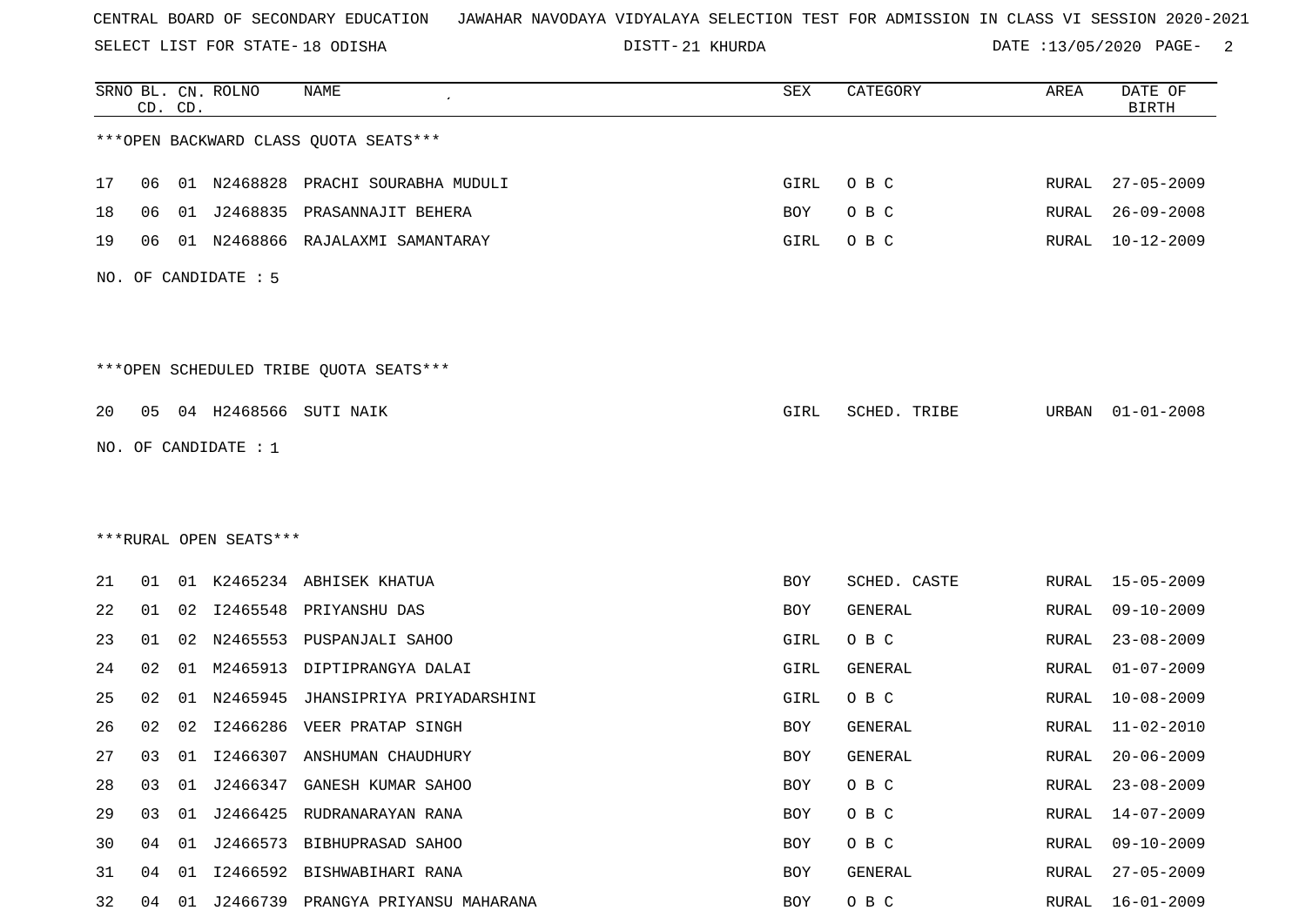CENTRAL BOARD OF SECONDARY EDUCATION JAWAHAR NAVODAYA VIDYALAYA SELECTION TEST FOR ADMISSION IN CLASS VI SESSION 2020-2021

SELECT LIST FOR STATE- 18 ODISHA DISTT- 21 KHURDA DATE :13/05/2020

***OPEN BACKWARD CLASS QUOTA SEATS***

| SRNO | BL. CD. | CN. CD. | ROLNO | NAME | SEX | CATEGORY | AREA | DATE OF BIRTH |
|---|---|---|---|---|---|---|---|---|
| 17 | 06 | 01 | N2468828 | PRACHI SOURABHA MUDULI | GIRL | O B C | RURAL | 27-05-2009 |
| 18 | 06 | 01 | J2468835 | PRASANNAJIT BEHERA | BOY | O B C | RURAL | 26-09-2008 |
| 19 | 06 | 01 | N2468866 | RAJALAXMI SAMANTARAY | GIRL | O B C | RURAL | 10-12-2009 |

NO. OF CANDIDATE : 5

***OPEN SCHEDULED TRIBE QUOTA SEATS***

| SRNO | BL. CD. | CN. CD. | ROLNO | NAME | SEX | CATEGORY | AREA | DATE OF BIRTH |
|---|---|---|---|---|---|---|---|---|
| 20 | 05 | 04 | H2468566 | SUTI NAIK | GIRL | SCHED. TRIBE | URBAN | 01-01-2008 |

NO. OF CANDIDATE : 1

***RURAL OPEN SEATS***

| SRNO | BL. CD. | CN. CD. | ROLNO | NAME | SEX | CATEGORY | AREA | DATE OF BIRTH |
|---|---|---|---|---|---|---|---|---|
| 21 | 01 | 01 | K2465234 | ABHISEK KHATUA | BOY | SCHED. CASTE | RURAL | 15-05-2009 |
| 22 | 01 | 02 | I2465548 | PRIYANSHU DAS | BOY | GENERAL | RURAL | 09-10-2009 |
| 23 | 01 | 02 | N2465553 | PUSPANJALI SAHOO | GIRL | O B C | RURAL | 23-08-2009 |
| 24 | 02 | 01 | M2465913 | DIPTIPRANGYA DALAI | GIRL | GENERAL | RURAL | 01-07-2009 |
| 25 | 02 | 01 | N2465945 | JHANSIPRIYA PRIYADARSHINI | GIRL | O B C | RURAL | 10-08-2009 |
| 26 | 02 | 02 | I2466286 | VEER PRATAP SINGH | BOY | GENERAL | RURAL | 11-02-2010 |
| 27 | 03 | 01 | I2466307 | ANSHUMAN CHAUDHURY | BOY | GENERAL | RURAL | 20-06-2009 |
| 28 | 03 | 01 | J2466347 | GANESH KUMAR SAHOO | BOY | O B C | RURAL | 23-08-2009 |
| 29 | 03 | 01 | J2466425 | RUDRANARAYAN RANA | BOY | O B C | RURAL | 14-07-2009 |
| 30 | 04 | 01 | J2466573 | BIBHUPRASAD SAHOO | BOY | O B C | RURAL | 09-10-2009 |
| 31 | 04 | 01 | I2466592 | BISHWABIHARI RANA | BOY | GENERAL | RURAL | 27-05-2009 |
| 32 | 04 | 01 | J2466739 | PRANGYA PRIYANSU MAHARANA | BOY | O B C | RURAL | 16-01-2009 |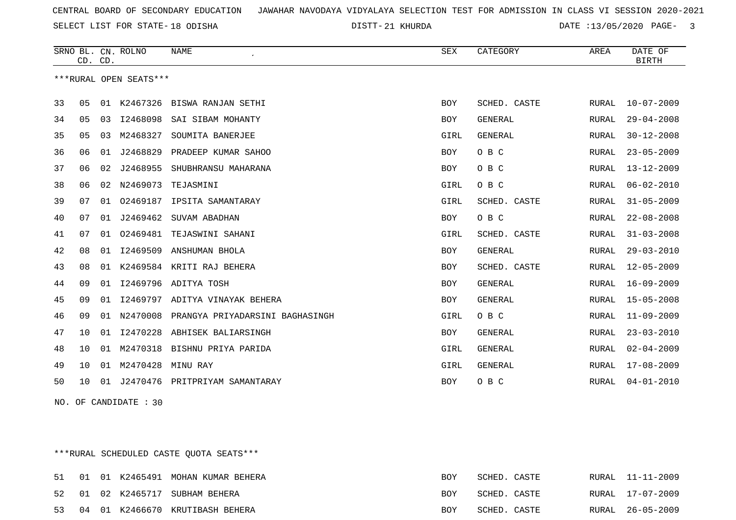CENTRAL BOARD OF SECONDARY EDUCATION JAWAHAR NAVODAYA VIDYALAYA SELECTION TEST FOR ADMISSION IN CLASS VI SESSION 2020-2021

SELECT LIST FOR STATE- 18 ODISHA DISTT- 21 KHURDA DATE :13/05/2020

***RURAL OPEN SEATS***

| SRNO | BL. CD. | CN. CD. | ROLNO | NAME | SEX | CATEGORY | AREA | DATE OF BIRTH |
|---|---|---|---|---|---|---|---|---|
| 33 | 05 | 01 | K2467326 | BISWA RANJAN SETHI | BOY | SCHED. CASTE | RURAL | 10-07-2009 |
| 34 | 05 | 03 | I2468098 | SAI SIBAM MOHANTY | BOY | GENERAL | RURAL | 29-04-2008 |
| 35 | 05 | 03 | M2468327 | SOUMITA BANERJEE | GIRL | GENERAL | RURAL | 30-12-2008 |
| 36 | 06 | 01 | J2468829 | PRADEEP KUMAR SAHOO | BOY | O B C | RURAL | 23-05-2009 |
| 37 | 06 | 02 | J2468955 | SHUBHRANSU MAHARANA | BOY | O B C | RURAL | 13-12-2009 |
| 38 | 06 | 02 | N2469073 | TEJASMINI | GIRL | O B C | RURAL | 06-02-2010 |
| 39 | 07 | 01 | O2469187 | IPSITA SAMANTARAY | GIRL | SCHED. CASTE | RURAL | 31-05-2009 |
| 40 | 07 | 01 | J2469462 | SUVAM ABADHAN | BOY | O B C | RURAL | 22-08-2008 |
| 41 | 07 | 01 | O2469481 | TEJASWINI SAHANI | GIRL | SCHED. CASTE | RURAL | 31-03-2008 |
| 42 | 08 | 01 | I2469509 | ANSHUMAN BHOLA | BOY | GENERAL | RURAL | 29-03-2010 |
| 43 | 08 | 01 | K2469584 | KRITI RAJ BEHERA | BOY | SCHED. CASTE | RURAL | 12-05-2009 |
| 44 | 09 | 01 | I2469796 | ADITYA TOSH | BOY | GENERAL | RURAL | 16-09-2009 |
| 45 | 09 | 01 | I2469797 | ADITYA VINAYAK BEHERA | BOY | GENERAL | RURAL | 15-05-2008 |
| 46 | 09 | 01 | N2470008 | PRANGYA PRIYADARSINI BAGHASINGH | GIRL | O B C | RURAL | 11-09-2009 |
| 47 | 10 | 01 | I2470228 | ABHISEK BALIARSINGH | BOY | GENERAL | RURAL | 23-03-2010 |
| 48 | 10 | 01 | M2470318 | BISHNU PRIYA PARIDA | GIRL | GENERAL | RURAL | 02-04-2009 |
| 49 | 10 | 01 | M2470428 | MINU RAY | GIRL | GENERAL | RURAL | 17-08-2009 |
| 50 | 10 | 01 | J2470476 | PRITPRIYAM SAMANTARAY | BOY | O B C | RURAL | 04-01-2010 |

NO. OF CANDIDATE : 30

***RURAL SCHEDULED CASTE QUOTA SEATS***

| SRNO | BL. CD. | CN. CD. | ROLNO | NAME | SEX | CATEGORY | AREA | DATE OF BIRTH |
|---|---|---|---|---|---|---|---|---|
| 51 | 01 | 01 | K2465491 | MOHAN KUMAR BEHERA | BOY | SCHED. CASTE | RURAL | 11-11-2009 |
| 52 | 01 | 02 | K2465717 | SUBHAM BEHERA | BOY | SCHED. CASTE | RURAL | 17-07-2009 |
| 53 | 04 | 01 | K2466670 | KRUTIBASH BEHERA | BOY | SCHED. CASTE | RURAL | 26-05-2009 |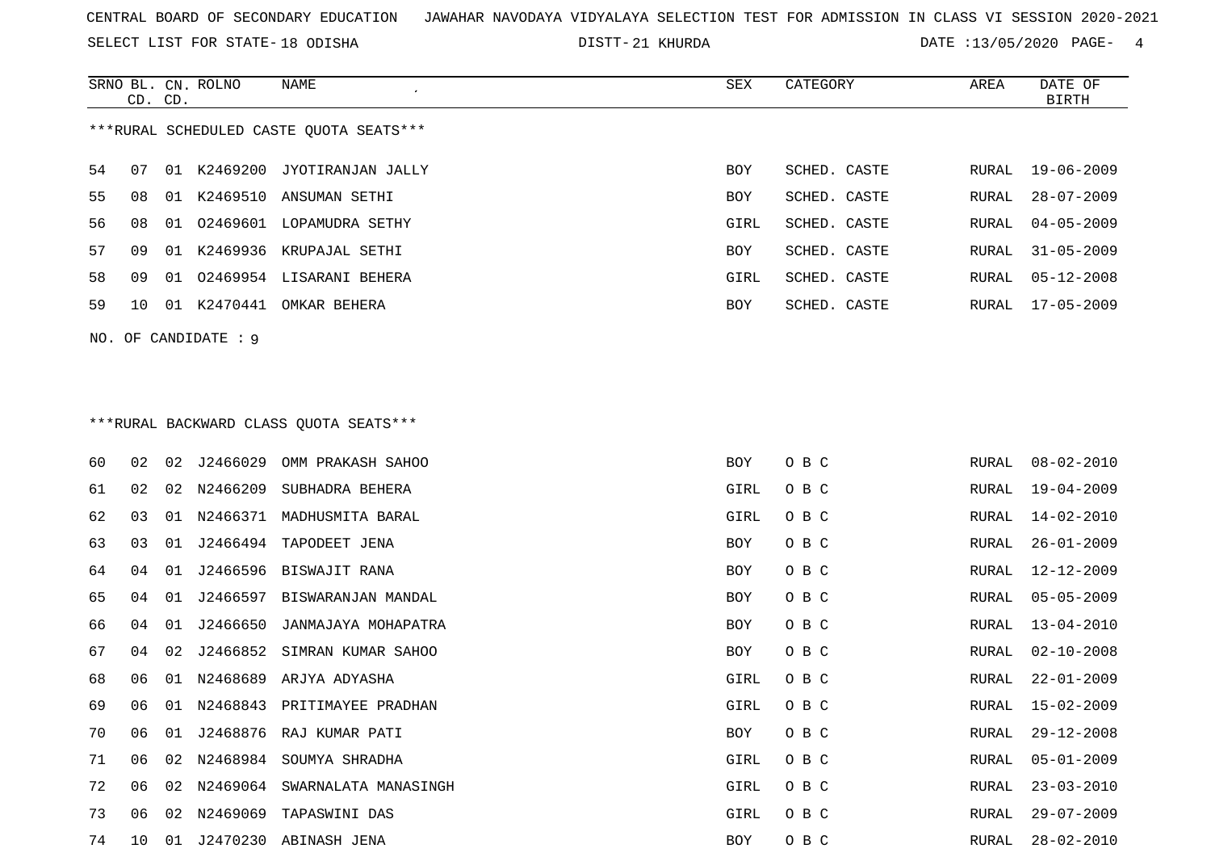CENTRAL BOARD OF SECONDARY EDUCATION JAWAHAR NAVODAYA VIDYALAYA SELECTION TEST FOR ADMISSION IN CLASS VI SESSION 2020-2021

SELECT LIST FOR STATE- 18 ODISHA DISTT- 21 KHURDA DATE :13/05/2020

***RURAL SCHEDULED CASTE QUOTA SEATS***

| SRNO | BL. CD. | CN. CD. | ROLNO | NAME | SEX | CATEGORY | AREA | DATE OF BIRTH |
|---|---|---|---|---|---|---|---|---|
| 54 | 07 | 01 | K2469200 | JYOTIRANJAN JALLY | BOY | SCHED. CASTE | RURAL | 19-06-2009 |
| 55 | 08 | 01 | K2469510 | ANSUMAN SETHI | BOY | SCHED. CASTE | RURAL | 28-07-2009 |
| 56 | 08 | 01 | O2469601 | LOPAMUDRA SETHY | GIRL | SCHED. CASTE | RURAL | 04-05-2009 |
| 57 | 09 | 01 | K2469936 | KRUPAJAL SETHI | BOY | SCHED. CASTE | RURAL | 31-05-2009 |
| 58 | 09 | 01 | O2469954 | LISARANI BEHERA | GIRL | SCHED. CASTE | RURAL | 05-12-2008 |
| 59 | 10 | 01 | K2470441 | OMKAR BEHERA | BOY | SCHED. CASTE | RURAL | 17-05-2009 |

NO. OF CANDIDATE : 9

***RURAL BACKWARD CLASS QUOTA SEATS***

| SRNO | BL. CD. | CN. CD. | ROLNO | NAME | SEX | CATEGORY | AREA | DATE OF BIRTH |
|---|---|---|---|---|---|---|---|---|
| 60 | 02 | 02 | J2466029 | OMM PRAKASH SAHOO | BOY | O B C | RURAL | 08-02-2010 |
| 61 | 02 | 02 | N2466209 | SUBHADRA BEHERA | GIRL | O B C | RURAL | 19-04-2009 |
| 62 | 03 | 01 | N2466371 | MADHUSMITA BARAL | GIRL | O B C | RURAL | 14-02-2010 |
| 63 | 03 | 01 | J2466494 | TAPODEET JENA | BOY | O B C | RURAL | 26-01-2009 |
| 64 | 04 | 01 | J2466596 | BISWAJIT RANA | BOY | O B C | RURAL | 12-12-2009 |
| 65 | 04 | 01 | J2466597 | BISWARANJAN MANDAL | BOY | O B C | RURAL | 05-05-2009 |
| 66 | 04 | 01 | J2466650 | JANMAJAYA MOHAPATRA | BOY | O B C | RURAL | 13-04-2010 |
| 67 | 04 | 02 | J2466852 | SIMRAN KUMAR SAHOO | BOY | O B C | RURAL | 02-10-2008 |
| 68 | 06 | 01 | N2468689 | ARJYA ADYASHA | GIRL | O B C | RURAL | 22-01-2009 |
| 69 | 06 | 01 | N2468843 | PRITIMAYEE PRADHAN | GIRL | O B C | RURAL | 15-02-2009 |
| 70 | 06 | 01 | J2468876 | RAJ KUMAR PATI | BOY | O B C | RURAL | 29-12-2008 |
| 71 | 06 | 02 | N2468984 | SOUMYA SHRADHA | GIRL | O B C | RURAL | 05-01-2009 |
| 72 | 06 | 02 | N2469064 | SWARNALATA MANASINGH | GIRL | O B C | RURAL | 23-03-2010 |
| 73 | 06 | 02 | N2469069 | TAPASWINI DAS | GIRL | O B C | RURAL | 29-07-2009 |
| 74 | 10 | 01 | J2470230 | ABINASH JENA | BOY | O B C | RURAL | 28-02-2010 |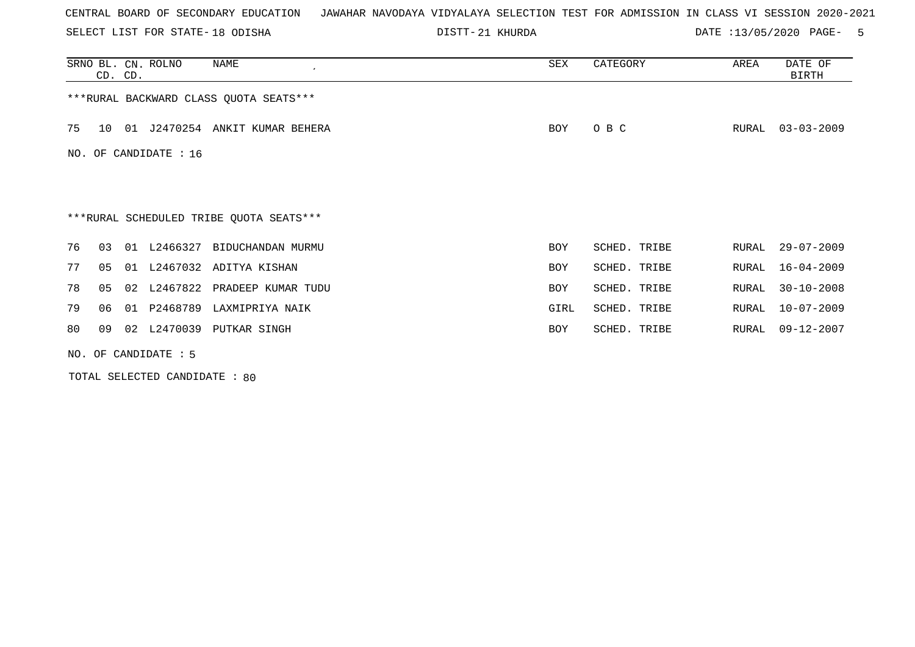CENTRAL BOARD OF SECONDARY EDUCATION JAWAHAR NAVODAYA VIDYALAYA SELECTION TEST FOR ADMISSION IN CLASS VI SESSION 2020-2021

SELECT LIST FOR STATE- 18 ODISHA DISTT- 21 KHURDA DATE :13/05/2020

***RURAL BACKWARD CLASS QUOTA SEATS***

| SRNO | BL. CD. | CN. CD. | ROLNO | NAME | SEX | CATEGORY | AREA | DATE OF BIRTH |
|---|---|---|---|---|---|---|---|---|
| 75 | 10 | 01 | J2470254 | ANKIT KUMAR BEHERA | BOY | O B C | RURAL | 03-03-2009 |

NO. OF CANDIDATE : 16

***RURAL SCHEDULED TRIBE QUOTA SEATS***

| SRNO | BL. CD. | CN. CD. | ROLNO | NAME | SEX | CATEGORY | AREA | DATE OF BIRTH |
|---|---|---|---|---|---|---|---|---|
| 76 | 03 | 01 | L2466327 | BIDUCHANDAN MURMU | BOY | SCHED. TRIBE | RURAL | 29-07-2009 |
| 77 | 05 | 01 | L2467032 | ADITYA KISHAN | BOY | SCHED. TRIBE | RURAL | 16-04-2009 |
| 78 | 05 | 02 | L2467822 | PRADEEP KUMAR TUDU | BOY | SCHED. TRIBE | RURAL | 30-10-2008 |
| 79 | 06 | 01 | P2468789 | LAXMIPRIYA NAIK | GIRL | SCHED. TRIBE | RURAL | 10-07-2009 |
| 80 | 09 | 02 | L2470039 | PUTKAR SINGH | BOY | SCHED. TRIBE | RURAL | 09-12-2007 |

NO. OF CANDIDATE : 5

TOTAL SELECTED CANDIDATE : 80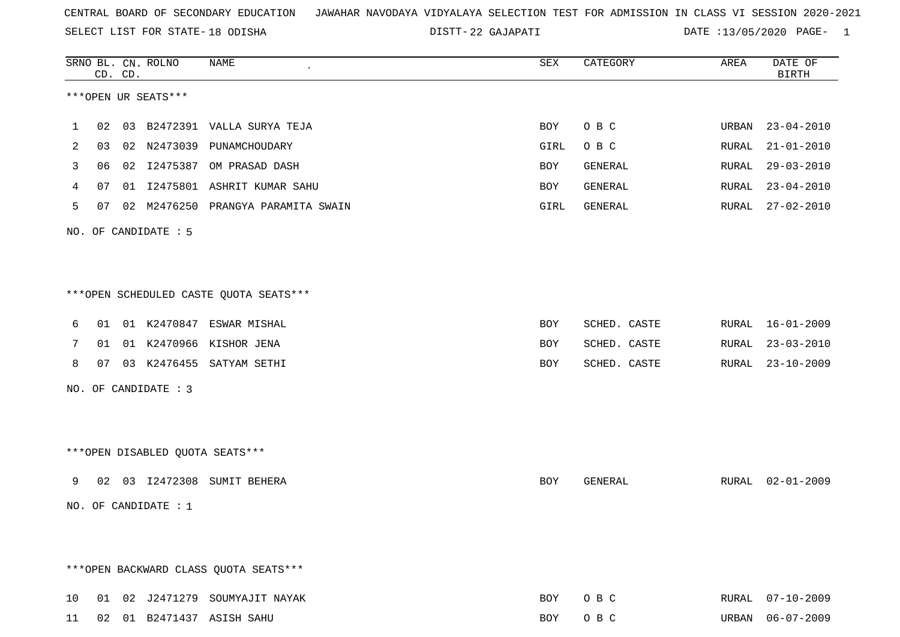CENTRAL BOARD OF SECONDARY EDUCATION JAWAHAR NAVODAYA VIDYALAYA SELECTION TEST FOR ADMISSION IN CLASS VI SESSION 2020-2021

SELECT LIST FOR STATE- 18 ODISHA DISTT- 22 GAJAPATI DATE :13/05/2020

| SRNO | BL. CD. | CN. CD. | ROLNO | NAME | SEX | CATEGORY | AREA | DATE OF BIRTH |
|---|---|---|---|---|---|---|---|---|

***OPEN UR SEATS***

| SRNO | BL. CD. | CN. CD. | ROLNO | NAME | SEX | CATEGORY | AREA | DATE OF BIRTH |
|---|---|---|---|---|---|---|---|---|
| 1 | 02 | 03 | B2472391 | VALLA SURYA TEJA | BOY | O B C | URBAN | 23-04-2010 |
| 2 | 03 | 02 | N2473039 | PUNAMCHOUDARY | GIRL | O B C | RURAL | 21-01-2010 |
| 3 | 06 | 02 | I2475387 | OM PRASAD DASH | BOY | GENERAL | RURAL | 29-03-2010 |
| 4 | 07 | 01 | I2475801 | ASHRIT KUMAR SAHU | BOY | GENERAL | RURAL | 23-04-2010 |
| 5 | 07 | 02 | M2476250 | PRANGYA PARAMITA SWAIN | GIRL | GENERAL | RURAL | 27-02-2010 |

NO. OF CANDIDATE : 5

***OPEN SCHEDULED CASTE QUOTA SEATS***

| SRNO | BL. CD. | CN. CD. | ROLNO | NAME | SEX | CATEGORY | AREA | DATE OF BIRTH |
|---|---|---|---|---|---|---|---|---|
| 6 | 01 | 01 | K2470847 | ESWAR MISHAL | BOY | SCHED. CASTE | RURAL | 16-01-2009 |
| 7 | 01 | 01 | K2470966 | KISHOR JENA | BOY | SCHED. CASTE | RURAL | 23-03-2010 |
| 8 | 07 | 03 | K2476455 | SATYAM SETHI | BOY | SCHED. CASTE | RURAL | 23-10-2009 |

NO. OF CANDIDATE : 3

***OPEN DISABLED QUOTA SEATS***

| SRNO | BL. CD. | CN. CD. | ROLNO | NAME | SEX | CATEGORY | AREA | DATE OF BIRTH |
|---|---|---|---|---|---|---|---|---|
| 9 | 02 | 03 | I2472308 | SUMIT BEHERA | BOY | GENERAL | RURAL | 02-01-2009 |

NO. OF CANDIDATE : 1

***OPEN BACKWARD CLASS QUOTA SEATS***

| SRNO | BL. CD. | CN. CD. | ROLNO | NAME | SEX | CATEGORY | AREA | DATE OF BIRTH |
|---|---|---|---|---|---|---|---|---|
| 10 | 01 | 02 | J2471279 | SOUMYAJIT NAYAK | BOY | O B C | RURAL | 07-10-2009 |
| 11 | 02 | 01 | B2471437 | ASISH SAHU | BOY | O B C | URBAN | 06-07-2009 |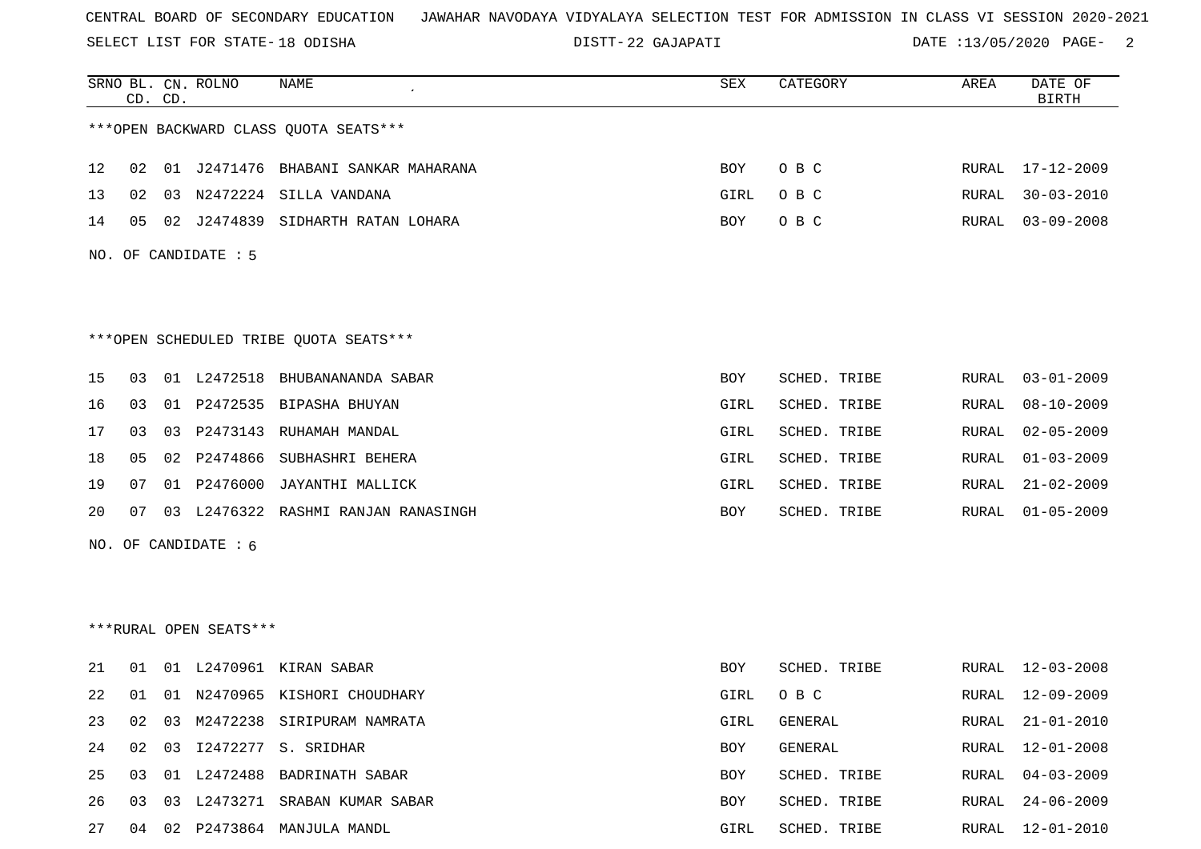CENTRAL BOARD OF SECONDARY EDUCATION JAWAHAR NAVODAYA VIDYALAYA SELECTION TEST FOR ADMISSION IN CLASS VI SESSION 2020-2021

SELECT LIST FOR STATE- 18 ODISHA DISTT- 22 GAJAPATI DATE :13/05/2020

| SRNO | BL. CD. | CN. CD. | ROLNO | NAME | SEX | CATEGORY | AREA | DATE OF BIRTH |
|---|---|---|---|---|---|---|---|---|

***OPEN BACKWARD CLASS QUOTA SEATS***

| SRNO | BL. CD. | CN. CD. | ROLNO | NAME | SEX | CATEGORY | AREA | DATE OF BIRTH |
|---|---|---|---|---|---|---|---|---|
| 12 | 02 | 01 | J2471476 | BHABANI SANKAR MAHARANA | BOY | O B C | RURAL | 17-12-2009 |
| 13 | 02 | 03 | N2472224 | SILLA VANDANA | GIRL | O B C | RURAL | 30-03-2010 |
| 14 | 05 | 02 | J2474839 | SIDHARTH RATAN LOHARA | BOY | O B C | RURAL | 03-09-2008 |

NO. OF CANDIDATE : 5

***OPEN SCHEDULED TRIBE QUOTA SEATS***

| SRNO | BL. CD. | CN. CD. | ROLNO | NAME | SEX | CATEGORY | AREA | DATE OF BIRTH |
|---|---|---|---|---|---|---|---|---|
| 15 | 03 | 01 | L2472518 | BHUBANANANDA SABAR | BOY | SCHED. TRIBE | RURAL | 03-01-2009 |
| 16 | 03 | 01 | P2472535 | BIPASHA BHUYAN | GIRL | SCHED. TRIBE | RURAL | 08-10-2009 |
| 17 | 03 | 03 | P2473143 | RUHAMAH MANDAL | GIRL | SCHED. TRIBE | RURAL | 02-05-2009 |
| 18 | 05 | 02 | P2474866 | SUBHASHRI BEHERA | GIRL | SCHED. TRIBE | RURAL | 01-03-2009 |
| 19 | 07 | 01 | P2476000 | JAYANTHI MALLICK | GIRL | SCHED. TRIBE | RURAL | 21-02-2009 |
| 20 | 07 | 03 | L2476322 | RASHMI RANJAN RANASINGH | BOY | SCHED. TRIBE | RURAL | 01-05-2009 |

NO. OF CANDIDATE : 6

***RURAL OPEN SEATS***

| SRNO | BL. CD. | CN. CD. | ROLNO | NAME | SEX | CATEGORY | AREA | DATE OF BIRTH |
|---|---|---|---|---|---|---|---|---|
| 21 | 01 | 01 | L2470961 | KIRAN SABAR | BOY | SCHED. TRIBE | RURAL | 12-03-2008 |
| 22 | 01 | 01 | N2470965 | KISHORI CHOUDHARY | GIRL | O B C | RURAL | 12-09-2009 |
| 23 | 02 | 03 | M2472238 | SIRIPURAM NAMRATA | GIRL | GENERAL | RURAL | 21-01-2010 |
| 24 | 02 | 03 | I2472277 | S. SRIDHAR | BOY | GENERAL | RURAL | 12-01-2008 |
| 25 | 03 | 01 | L2472488 | BADRINATH SABAR | BOY | SCHED. TRIBE | RURAL | 04-03-2009 |
| 26 | 03 | 03 | L2473271 | SRABAN KUMAR SABAR | BOY | SCHED. TRIBE | RURAL | 24-06-2009 |
| 27 | 04 | 02 | P2473864 | MANJULA MANDL | GIRL | SCHED. TRIBE | RURAL | 12-01-2010 |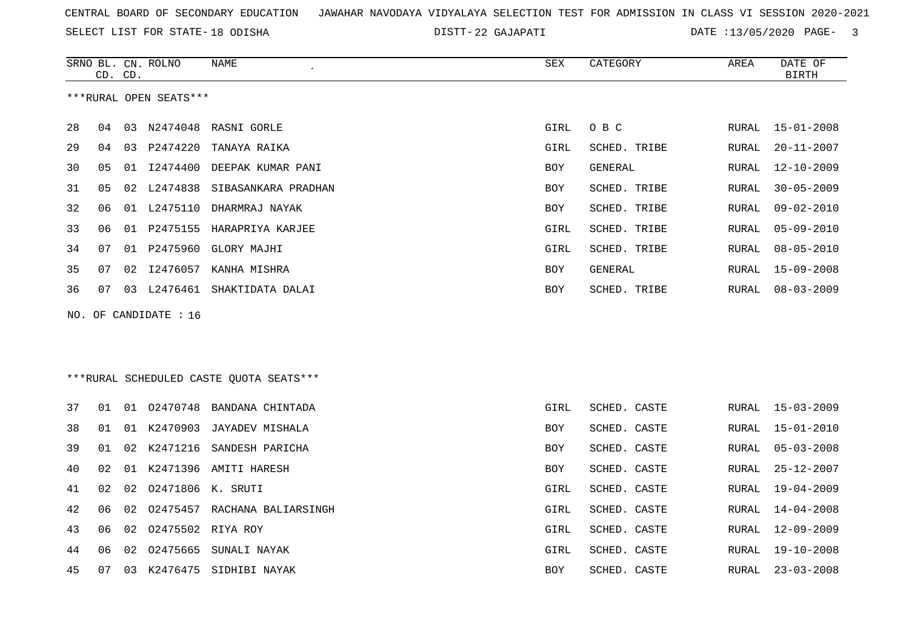CENTRAL BOARD OF SECONDARY EDUCATION JAWAHAR NAVODAYA VIDYALAYA SELECTION TEST FOR ADMISSION IN CLASS VI SESSION 2020-2021

SELECT LIST FOR STATE- 18 ODISHA DISTT- 22 GAJAPATI DATE :13/05/2020

***RURAL OPEN SEATS***

| SRNO | BL. CD. | CN. CD. | ROLNO | NAME | SEX | CATEGORY | AREA | DATE OF BIRTH |
|---|---|---|---|---|---|---|---|---|
| 28 | 04 | 03 | N2474048 | RASNI GORLE | GIRL | O B C | RURAL | 15-01-2008 |
| 29 | 04 | 03 | P2474220 | TANAYA RAIKA | GIRL | SCHED. TRIBE | RURAL | 20-11-2007 |
| 30 | 05 | 01 | I2474400 | DEEPAK KUMAR PANI | BOY | GENERAL | RURAL | 12-10-2009 |
| 31 | 05 | 02 | L2474838 | SIBASANKARA PRADHAN | BOY | SCHED. TRIBE | RURAL | 30-05-2009 |
| 32 | 06 | 01 | L2475110 | DHARMRAJ NAYAK | BOY | SCHED. TRIBE | RURAL | 09-02-2010 |
| 33 | 06 | 01 | P2475155 | HARAPRIYA KARJEE | GIRL | SCHED. TRIBE | RURAL | 05-09-2010 |
| 34 | 07 | 01 | P2475960 | GLORY MAJHI | GIRL | SCHED. TRIBE | RURAL | 08-05-2010 |
| 35 | 07 | 02 | I2476057 | KANHA MISHRA | BOY | GENERAL | RURAL | 15-09-2008 |
| 36 | 07 | 03 | L2476461 | SHAKTIDATA DALAI | BOY | SCHED. TRIBE | RURAL | 08-03-2009 |

NO. OF CANDIDATE : 16

***RURAL SCHEDULED CASTE QUOTA SEATS***

| SRNO | BL. CD. | CN. CD. | ROLNO | NAME | SEX | CATEGORY | AREA | DATE OF BIRTH |
|---|---|---|---|---|---|---|---|---|
| 37 | 01 | 01 | O2470748 | BANDANA CHINTADA | GIRL | SCHED. CASTE | RURAL | 15-03-2009 |
| 38 | 01 | 01 | K2470903 | JAYADEV MISHALA | BOY | SCHED. CASTE | RURAL | 15-01-2010 |
| 39 | 01 | 02 | K2471216 | SANDESH PARICHA | BOY | SCHED. CASTE | RURAL | 05-03-2008 |
| 40 | 02 | 01 | K2471396 | AMITI HARESH | BOY | SCHED. CASTE | RURAL | 25-12-2007 |
| 41 | 02 | 02 | O2471806 | K. SRUTI | GIRL | SCHED. CASTE | RURAL | 19-04-2009 |
| 42 | 06 | 02 | O2475457 | RACHANA BALIARSINGH | GIRL | SCHED. CASTE | RURAL | 14-04-2008 |
| 43 | 06 | 02 | O2475502 | RIYA ROY | GIRL | SCHED. CASTE | RURAL | 12-09-2009 |
| 44 | 06 | 02 | O2475665 | SUNALI NAYAK | GIRL | SCHED. CASTE | RURAL | 19-10-2008 |
| 45 | 07 | 03 | K2476475 | SIDHIBI NAYAK | BOY | SCHED. CASTE | RURAL | 23-03-2008 |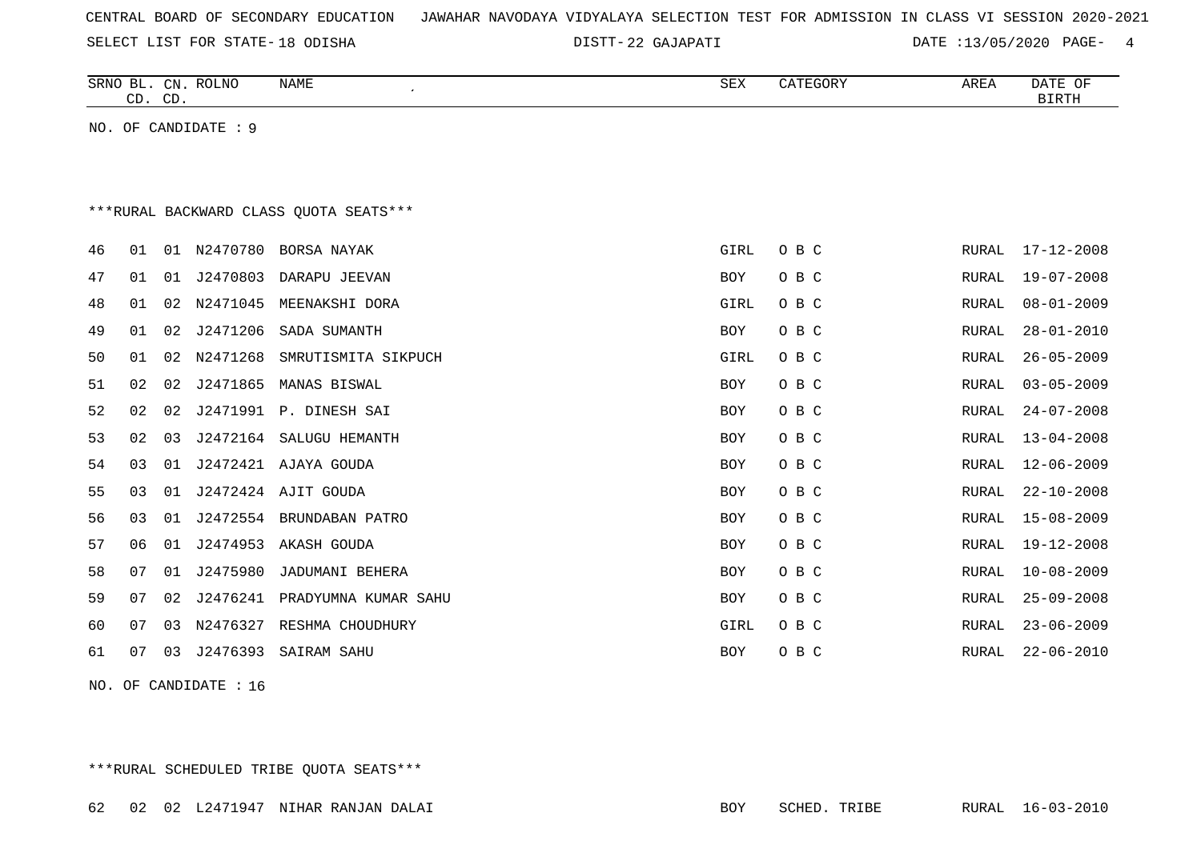CENTRAL BOARD OF SECONDARY EDUCATION JAWAHAR NAVODAYA VIDYALAYA SELECTION TEST FOR ADMISSION IN CLASS VI SESSION 2020-2021

SELECT LIST FOR STATE- 18 ODISHA DISTT- 22 GAJAPATI DATE :13/05/2020

| SRNO | BL. CD. | CN. CD. | ROLNO | NAME | SEX | CATEGORY | AREA | DATE OF BIRTH |
|---|---|---|---|---|---|---|---|---|

NO. OF CANDIDATE : 9

***RURAL BACKWARD CLASS QUOTA SEATS***

| SRNO | BL. CD. | CN. CD. | ROLNO | NAME | SEX | CATEGORY | AREA | DATE OF BIRTH |
|---|---|---|---|---|---|---|---|---|
| 46 | 01 | 01 | N2470780 | BORSA NAYAK | GIRL | O B C | RURAL | 17-12-2008 |
| 47 | 01 | 01 | J2470803 | DARAPU JEEVAN | BOY | O B C | RURAL | 19-07-2008 |
| 48 | 01 | 02 | N2471045 | MEENAKSHI DORA | GIRL | O B C | RURAL | 08-01-2009 |
| 49 | 01 | 02 | J2471206 | SADA SUMANTH | BOY | O B C | RURAL | 28-01-2010 |
| 50 | 01 | 02 | N2471268 | SMRUTISMITA SIKPUCH | GIRL | O B C | RURAL | 26-05-2009 |
| 51 | 02 | 02 | J2471865 | MANAS BISWAL | BOY | O B C | RURAL | 03-05-2009 |
| 52 | 02 | 02 | J2471991 | P. DINESH SAI | BOY | O B C | RURAL | 24-07-2008 |
| 53 | 02 | 03 | J2472164 | SALUGU HEMANTH | BOY | O B C | RURAL | 13-04-2008 |
| 54 | 03 | 01 | J2472421 | AJAYA GOUDA | BOY | O B C | RURAL | 12-06-2009 |
| 55 | 03 | 01 | J2472424 | AJIT GOUDA | BOY | O B C | RURAL | 22-10-2008 |
| 56 | 03 | 01 | J2472554 | BRUNDABAN PATRO | BOY | O B C | RURAL | 15-08-2009 |
| 57 | 06 | 01 | J2474953 | AKASH GOUDA | BOY | O B C | RURAL | 19-12-2008 |
| 58 | 07 | 01 | J2475980 | JADUMANI BEHERA | BOY | O B C | RURAL | 10-08-2009 |
| 59 | 07 | 02 | J2476241 | PRADYUMNA KUMAR SAHU | BOY | O B C | RURAL | 25-09-2008 |
| 60 | 07 | 03 | N2476327 | RESHMA CHOUDHURY | GIRL | O B C | RURAL | 23-06-2009 |
| 61 | 07 | 03 | J2476393 | SAIRAM SAHU | BOY | O B C | RURAL | 22-06-2010 |

NO. OF CANDIDATE : 16

***RURAL SCHEDULED TRIBE QUOTA SEATS***

| SRNO | BL. CD. | CN. CD. | ROLNO | NAME | SEX | CATEGORY | AREA | DATE OF BIRTH |
|---|---|---|---|---|---|---|---|---|
| 62 | 02 | 02 | L2471947 | NIHAR RANJAN DALAI | BOY | SCHED. TRIBE | RURAL | 16-03-2010 |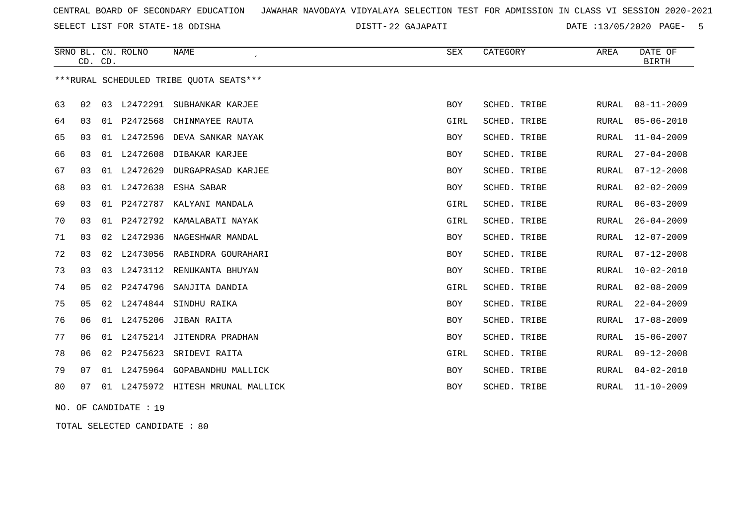CENTRAL BOARD OF SECONDARY EDUCATION JAWAHAR NAVODAYA VIDYALAYA SELECTION TEST FOR ADMISSION IN CLASS VI SESSION 2020-2021

SELECT LIST FOR STATE- 18 ODISHA DISTT- 22 GAJAPATI DATE :13/05/2020

***RURAL SCHEDULED TRIBE QUOTA SEATS***

| SRNO | BL. CD. | CN. CD. | ROLNO | NAME | SEX | CATEGORY | AREA | DATE OF BIRTH |
|---|---|---|---|---|---|---|---|---|
| 63 | 02 | 03 | L2472291 | SUBHANKAR KARJEE | BOY | SCHED. TRIBE | RURAL | 08-11-2009 |
| 64 | 03 | 01 | P2472568 | CHINMAYEE RAUTA | GIRL | SCHED. TRIBE | RURAL | 05-06-2010 |
| 65 | 03 | 01 | L2472596 | DEVA SANKAR NAYAK | BOY | SCHED. TRIBE | RURAL | 11-04-2009 |
| 66 | 03 | 01 | L2472608 | DIBAKAR KARJEE | BOY | SCHED. TRIBE | RURAL | 27-04-2008 |
| 67 | 03 | 01 | L2472629 | DURGAPRASAD KARJEE | BOY | SCHED. TRIBE | RURAL | 07-12-2008 |
| 68 | 03 | 01 | L2472638 | ESHA SABAR | BOY | SCHED. TRIBE | RURAL | 02-02-2009 |
| 69 | 03 | 01 | P2472787 | KALYANI MANDALA | GIRL | SCHED. TRIBE | RURAL | 06-03-2009 |
| 70 | 03 | 01 | P2472792 | KAMALABATI NAYAK | GIRL | SCHED. TRIBE | RURAL | 26-04-2009 |
| 71 | 03 | 02 | L2472936 | NAGESHWAR MANDAL | BOY | SCHED. TRIBE | RURAL | 12-07-2009 |
| 72 | 03 | 02 | L2473056 | RABINDRA GOURAHARI | BOY | SCHED. TRIBE | RURAL | 07-12-2008 |
| 73 | 03 | 03 | L2473112 | RENUKANTA BHUYAN | BOY | SCHED. TRIBE | RURAL | 10-02-2010 |
| 74 | 05 | 02 | P2474796 | SANJITA DANDIA | GIRL | SCHED. TRIBE | RURAL | 02-08-2009 |
| 75 | 05 | 02 | L2474844 | SINDHU RAIKA | BOY | SCHED. TRIBE | RURAL | 22-04-2009 |
| 76 | 06 | 01 | L2475206 | JIBAN RAITA | BOY | SCHED. TRIBE | RURAL | 17-08-2009 |
| 77 | 06 | 01 | L2475214 | JITENDRA PRADHAN | BOY | SCHED. TRIBE | RURAL | 15-06-2007 |
| 78 | 06 | 02 | P2475623 | SRIDEVI RAITA | GIRL | SCHED. TRIBE | RURAL | 09-12-2008 |
| 79 | 07 | 01 | L2475964 | GOPABANDHU MALLICK | BOY | SCHED. TRIBE | RURAL | 04-02-2010 |
| 80 | 07 | 01 | L2475972 | HITESH MRUNAL MALLICK | BOY | SCHED. TRIBE | RURAL | 11-10-2009 |

NO. OF CANDIDATE : 19

TOTAL SELECTED CANDIDATE : 80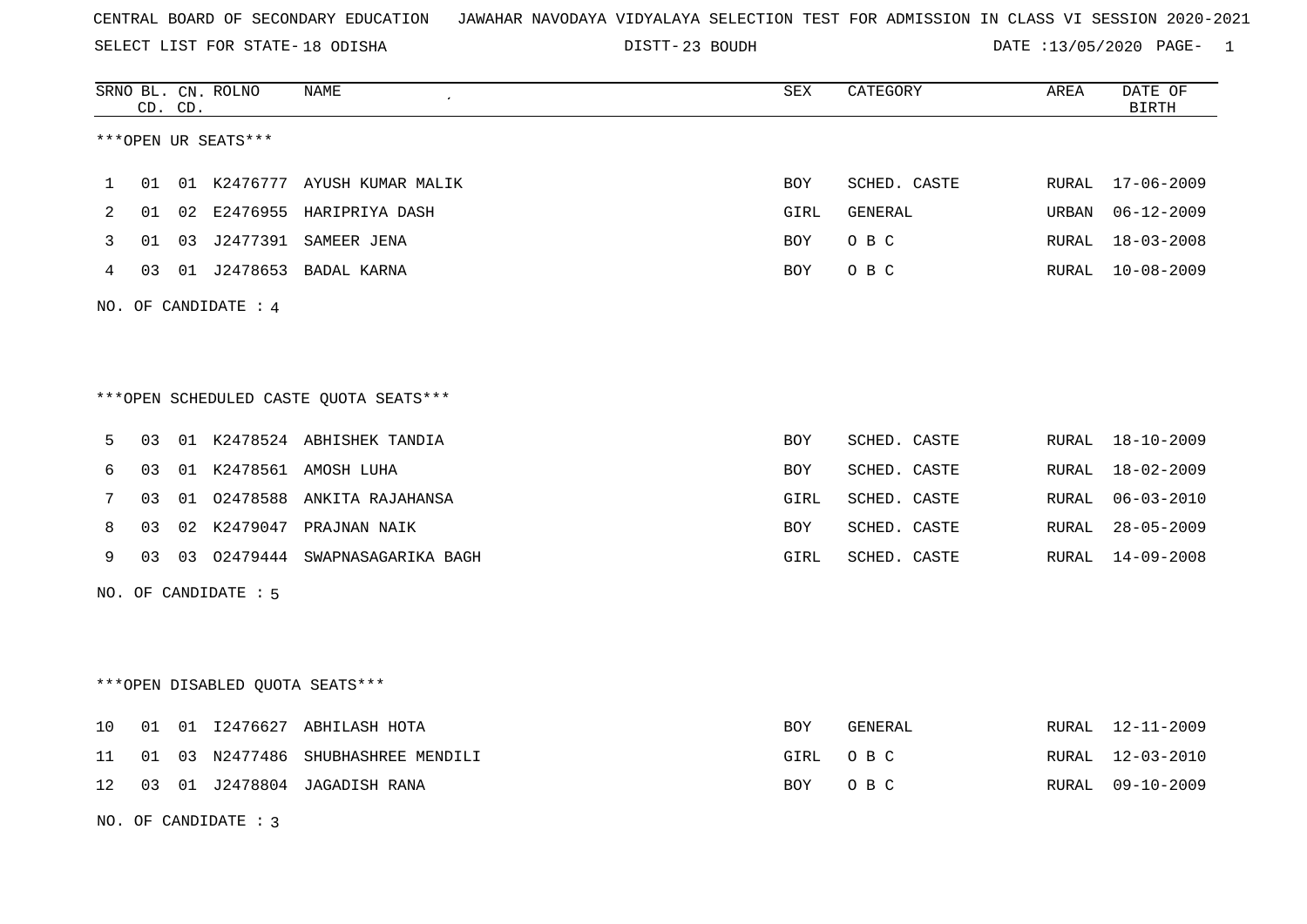CENTRAL BOARD OF SECONDARY EDUCATION   JAWAHAR NAVODAYA VIDYALAYA SELECTION TEST FOR ADMISSION IN CLASS VI SESSION 2020-2021

SELECT LIST FOR STATE- 18 ODISHA          DISTT- 23 BOUDH          DATE :13/05/2020

| SRNO | BL. CD. | CN. CD. | ROLNO | NAME | SEX | CATEGORY | AREA | DATE OF BIRTH |
|---|---|---|---|---|---|---|---|---|
| ***OPEN UR SEATS*** | | | | | | | | |
| 1 | 01 | 01 | K2476777 | AYUSH KUMAR MALIK | BOY | SCHED. CASTE | RURAL | 17-06-2009 |
| 2 | 01 | 02 | E2476955 | HARIPRIYA DASH | GIRL | GENERAL | URBAN | 06-12-2009 |
| 3 | 01 | 03 | J2477391 | SAMEER JENA | BOY | O B C | RURAL | 18-03-2008 |
| 4 | 03 | 01 | J2478653 | BADAL KARNA | BOY | O B C | RURAL | 10-08-2009 |

NO. OF CANDIDATE : 4

| SRNO | BL. CD. | CN. CD. | ROLNO | NAME | SEX | CATEGORY | AREA | DATE OF BIRTH |
|---|---|---|---|---|---|---|---|---|
| ***OPEN SCHEDULED CASTE QUOTA SEATS*** | | | | | | | | |
| 5 | 03 | 01 | K2478524 | ABHISHEK TANDIA | BOY | SCHED. CASTE | RURAL | 18-10-2009 |
| 6 | 03 | 01 | K2478561 | AMOSH LUHA | BOY | SCHED. CASTE | RURAL | 18-02-2009 |
| 7 | 03 | 01 | O2478588 | ANKITA RAJAHANSA | GIRL | SCHED. CASTE | RURAL | 06-03-2010 |
| 8 | 03 | 02 | K2479047 | PRAJNAN NAIK | BOY | SCHED. CASTE | RURAL | 28-05-2009 |
| 9 | 03 | 03 | O2479444 | SWAPNASAGARIKA BAGH | GIRL | SCHED. CASTE | RURAL | 14-09-2008 |

NO. OF CANDIDATE : 5

| SRNO | BL. CD. | CN. CD. | ROLNO | NAME | SEX | CATEGORY | AREA | DATE OF BIRTH |
|---|---|---|---|---|---|---|---|---|
| ***OPEN DISABLED QUOTA SEATS*** | | | | | | | | |
| 10 | 01 | 01 | I2476627 | ABHILASH HOTA | BOY | GENERAL | RURAL | 12-11-2009 |
| 11 | 01 | 03 | N2477486 | SHUBHASHREE MENDILI | GIRL | O B C | RURAL | 12-03-2010 |
| 12 | 03 | 01 | J2478804 | JAGADISH RANA | BOY | O B C | RURAL | 09-10-2009 |

NO. OF CANDIDATE : 3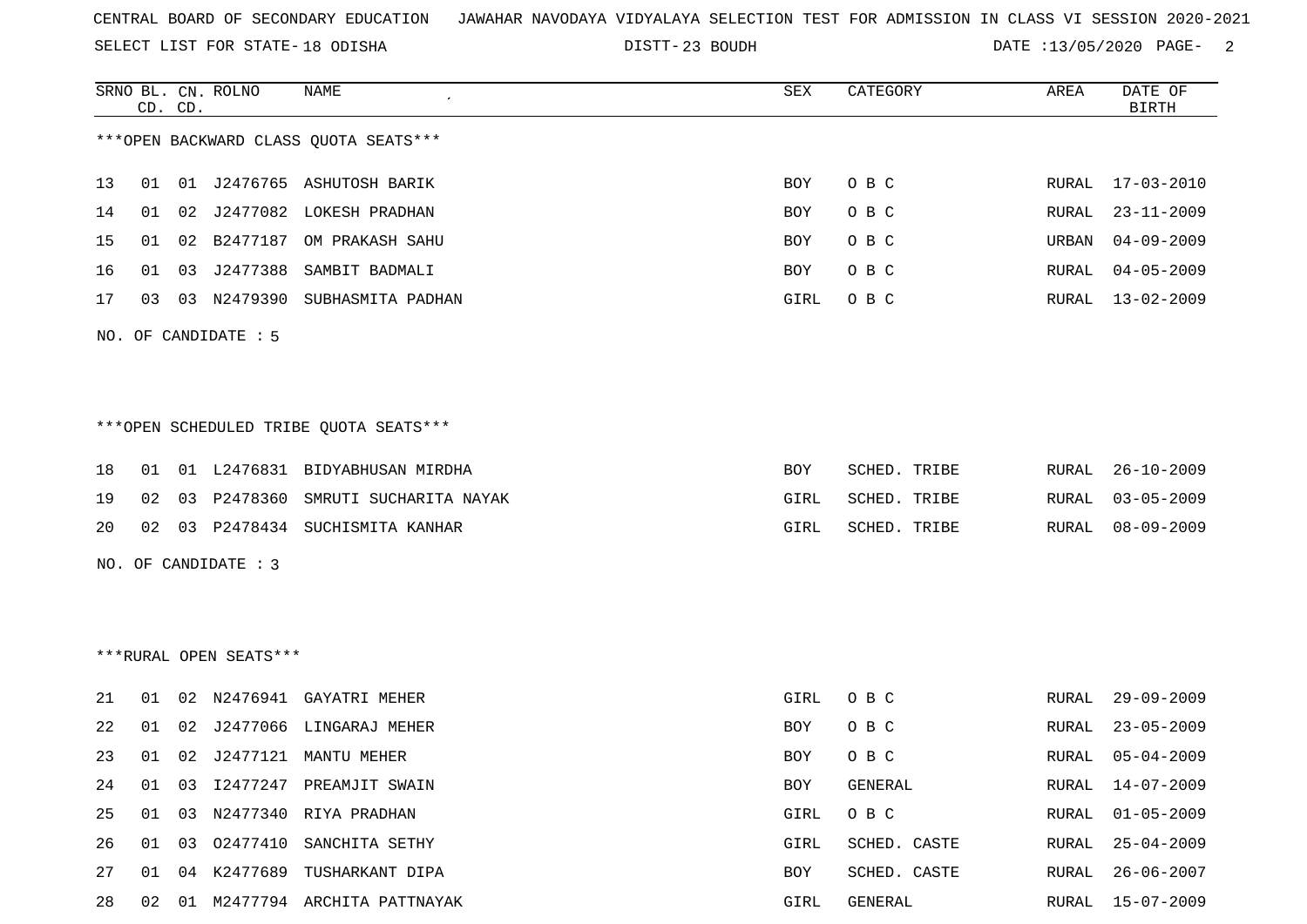CENTRAL BOARD OF SECONDARY EDUCATION JAWAHAR NAVODAYA VIDYALAYA SELECTION TEST FOR ADMISSION IN CLASS VI SESSION 2020-2021

SELECT LIST FOR STATE- 18 ODISHA DISTT- 23 BOUDH DATE :13/05/2020

***OPEN BACKWARD CLASS QUOTA SEATS***

| SRNO | BL. CD. | CN. CD. | ROLNO | NAME | SEX | CATEGORY | AREA | DATE OF BIRTH |
|---|---|---|---|---|---|---|---|---|
| 13 | 01 | 01 | J2476765 | ASHUTOSH BARIK | BOY | O B C | RURAL | 17-03-2010 |
| 14 | 01 | 02 | J2477082 | LOKESH PRADHAN | BOY | O B C | RURAL | 23-11-2009 |
| 15 | 01 | 02 | B2477187 | OM PRAKASH SAHU | BOY | O B C | URBAN | 04-09-2009 |
| 16 | 01 | 03 | J2477388 | SAMBIT BADMALI | BOY | O B C | RURAL | 04-05-2009 |
| 17 | 03 | 03 | N2479390 | SUBHASMITA PADHAN | GIRL | O B C | RURAL | 13-02-2009 |

NO. OF CANDIDATE : 5

***OPEN SCHEDULED TRIBE QUOTA SEATS***

| SRNO | BL. CD. | CN. CD. | ROLNO | NAME | SEX | CATEGORY | AREA | DATE OF BIRTH |
|---|---|---|---|---|---|---|---|---|
| 18 | 01 | 01 | L2476831 | BIDYABHUSAN MIRDHA | BOY | SCHED. TRIBE | RURAL | 26-10-2009 |
| 19 | 02 | 03 | P2478360 | SMRUTI SUCHARITA NAYAK | GIRL | SCHED. TRIBE | RURAL | 03-05-2009 |
| 20 | 02 | 03 | P2478434 | SUCHISMITA KANHAR | GIRL | SCHED. TRIBE | RURAL | 08-09-2009 |

NO. OF CANDIDATE : 3

***RURAL OPEN SEATS***

| SRNO | BL. CD. | CN. CD. | ROLNO | NAME | SEX | CATEGORY | AREA | DATE OF BIRTH |
|---|---|---|---|---|---|---|---|---|
| 21 | 01 | 02 | N2476941 | GAYATRI MEHER | GIRL | O B C | RURAL | 29-09-2009 |
| 22 | 01 | 02 | J2477066 | LINGARAJ MEHER | BOY | O B C | RURAL | 23-05-2009 |
| 23 | 01 | 02 | J2477121 | MANTU MEHER | BOY | O B C | RURAL | 05-04-2009 |
| 24 | 01 | 03 | I2477247 | PREAMJIT SWAIN | BOY | GENERAL | RURAL | 14-07-2009 |
| 25 | 01 | 03 | N2477340 | RIYA PRADHAN | GIRL | O B C | RURAL | 01-05-2009 |
| 26 | 01 | 03 | O2477410 | SANCHITA SETHY | GIRL | SCHED. CASTE | RURAL | 25-04-2009 |
| 27 | 01 | 04 | K2477689 | TUSHARKANT DIPA | BOY | SCHED. CASTE | RURAL | 26-06-2007 |
| 28 | 02 | 01 | M2477794 | ARCHITA PATTNAYAK | GIRL | GENERAL | RURAL | 15-07-2009 |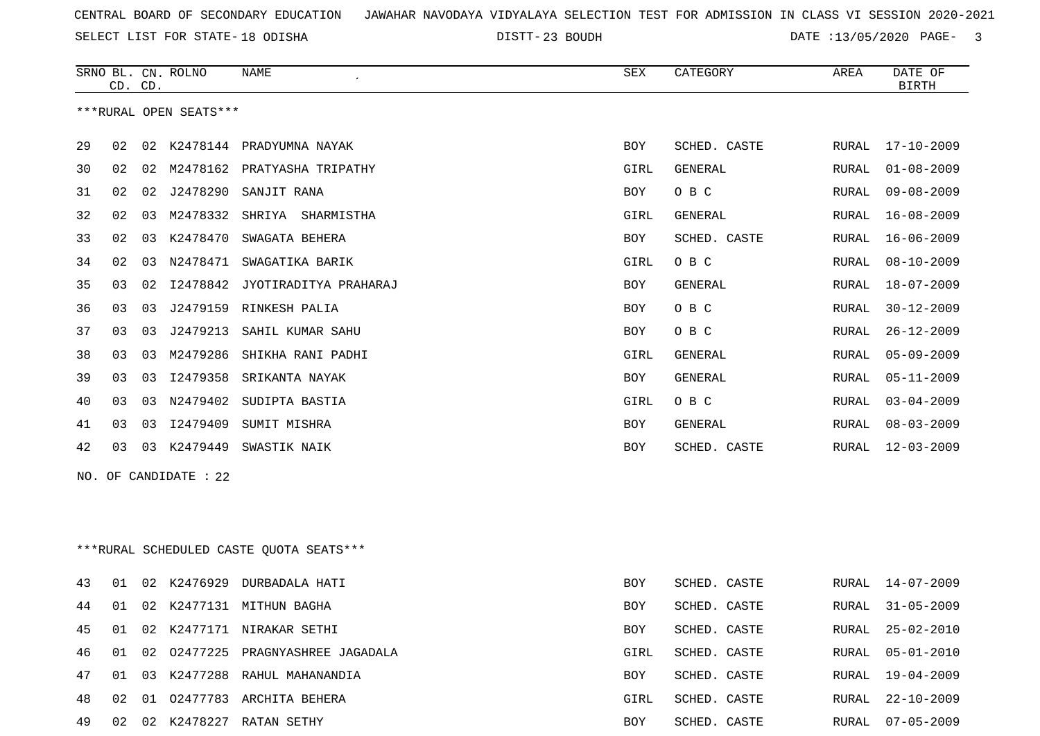CENTRAL BOARD OF SECONDARY EDUCATION JAWAHAR NAVODAYA VIDYALAYA SELECTION TEST FOR ADMISSION IN CLASS VI SESSION 2020-2021

SELECT LIST FOR STATE- 18 ODISHA DISTT- 23 BOUDH DATE :13/05/2020

***RURAL OPEN SEATS***

| SRNO | BL. CD. | CN. CD. | ROLNO | NAME | SEX | CATEGORY | AREA | DATE OF BIRTH |
|---|---|---|---|---|---|---|---|---|
| 29 | 02 | 02 | K2478144 | PRADYUMNA NAYAK | BOY | SCHED. CASTE | RURAL | 17-10-2009 |
| 30 | 02 | 02 | M2478162 | PRATYASHA TRIPATHY | GIRL | GENERAL | RURAL | 01-08-2009 |
| 31 | 02 | 02 | J2478290 | SANJIT RANA | BOY | O B C | RURAL | 09-08-2009 |
| 32 | 02 | 03 | M2478332 | SHRIYA SHARMISTHA | GIRL | GENERAL | RURAL | 16-08-2009 |
| 33 | 02 | 03 | K2478470 | SWAGATA BEHERA | BOY | SCHED. CASTE | RURAL | 16-06-2009 |
| 34 | 02 | 03 | N2478471 | SWAGATIKA BARIK | GIRL | O B C | RURAL | 08-10-2009 |
| 35 | 03 | 02 | I2478842 | JYOTIRADITYA PRAHARAJ | BOY | GENERAL | RURAL | 18-07-2009 |
| 36 | 03 | 03 | J2479159 | RINKESH PALIA | BOY | O B C | RURAL | 30-12-2009 |
| 37 | 03 | 03 | J2479213 | SAHIL KUMAR SAHU | BOY | O B C | RURAL | 26-12-2009 |
| 38 | 03 | 03 | M2479286 | SHIKHA RANI PADHI | GIRL | GENERAL | RURAL | 05-09-2009 |
| 39 | 03 | 03 | I2479358 | SRIKANTA NAYAK | BOY | GENERAL | RURAL | 05-11-2009 |
| 40 | 03 | 03 | N2479402 | SUDIPTA BASTIA | GIRL | O B C | RURAL | 03-04-2009 |
| 41 | 03 | 03 | I2479409 | SUMIT MISHRA | BOY | GENERAL | RURAL | 08-03-2009 |
| 42 | 03 | 03 | K2479449 | SWASTIK NAIK | BOY | SCHED. CASTE | RURAL | 12-03-2009 |

NO. OF CANDIDATE : 22

***RURAL SCHEDULED CASTE QUOTA SEATS***

| SRNO | BL. CD. | CN. CD. | ROLNO | NAME | SEX | CATEGORY | AREA | DATE OF BIRTH |
|---|---|---|---|---|---|---|---|---|
| 43 | 01 | 02 | K2476929 | DURBADALA HATI | BOY | SCHED. CASTE | RURAL | 14-07-2009 |
| 44 | 01 | 02 | K2477131 | MITHUN BAGHA | BOY | SCHED. CASTE | RURAL | 31-05-2009 |
| 45 | 01 | 02 | K2477171 | NIRAKAR SETHI | BOY | SCHED. CASTE | RURAL | 25-02-2010 |
| 46 | 01 | 02 | O2477225 | PRAGNYASHREE JAGADALA | GIRL | SCHED. CASTE | RURAL | 05-01-2010 |
| 47 | 01 | 03 | K2477288 | RAHUL MAHANANDIA | BOY | SCHED. CASTE | RURAL | 19-04-2009 |
| 48 | 02 | 01 | O2477783 | ARCHITA BEHERA | GIRL | SCHED. CASTE | RURAL | 22-10-2009 |
| 49 | 02 | 02 | K2478227 | RATAN SETHY | BOY | SCHED. CASTE | RURAL | 07-05-2009 |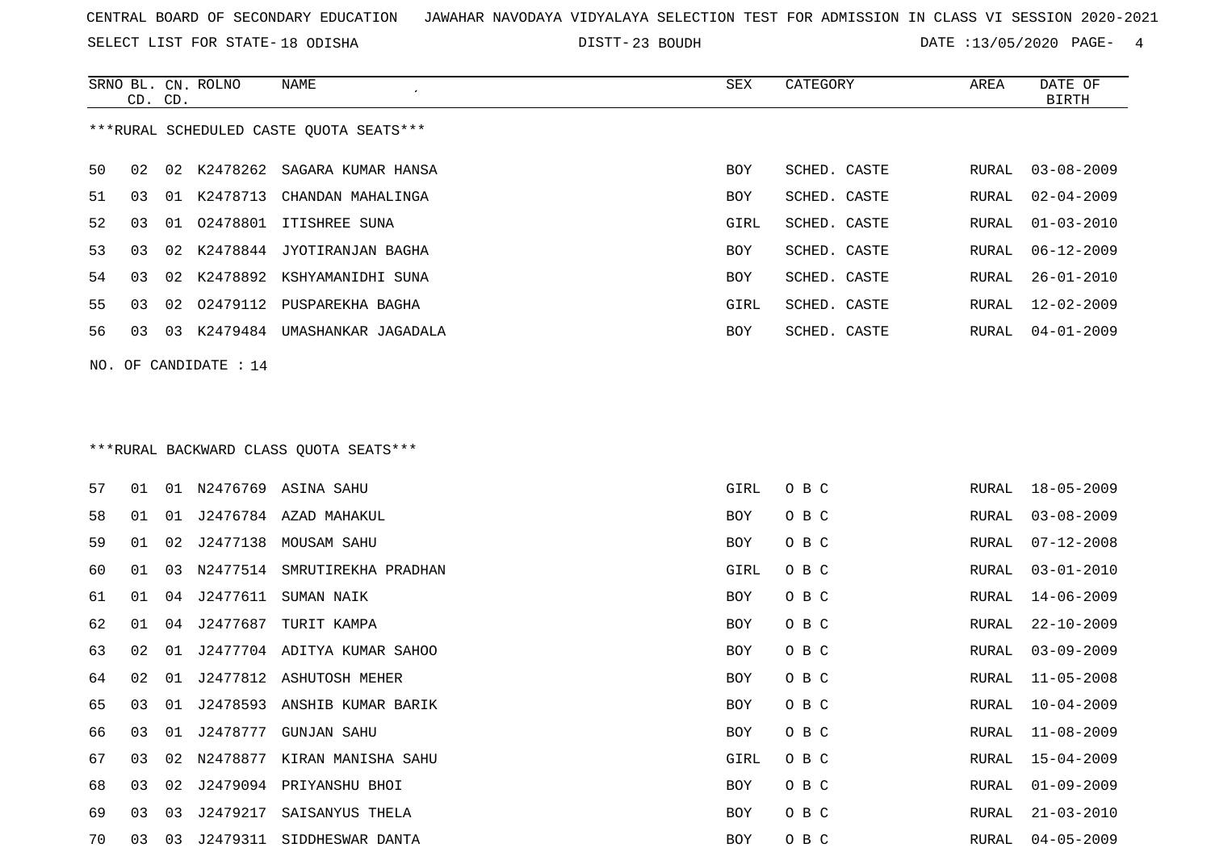CENTRAL BOARD OF SECONDARY EDUCATION JAWAHAR NAVODAYA VIDYALAYA SELECTION TEST FOR ADMISSION IN CLASS VI SESSION 2020-2021

SELECT LIST FOR STATE- 18 ODISHA DISTT- 23 BOUDH DATE :13/05/2020

***RURAL SCHEDULED CASTE QUOTA SEATS***

| SRNO | BL. CD. | CN. CD. | ROLNO | NAME | SEX | CATEGORY | AREA | DATE OF BIRTH |
|---|---|---|---|---|---|---|---|---|
| 50 | 02 | 02 | K2478262 | SAGARA KUMAR HANSA | BOY | SCHED. CASTE | RURAL | 03-08-2009 |
| 51 | 03 | 01 | K2478713 | CHANDAN MAHALINGA | BOY | SCHED. CASTE | RURAL | 02-04-2009 |
| 52 | 03 | 01 | O2478801 | ITISHREE SUNA | GIRL | SCHED. CASTE | RURAL | 01-03-2010 |
| 53 | 03 | 02 | K2478844 | JYOTIRANJAN BAGHA | BOY | SCHED. CASTE | RURAL | 06-12-2009 |
| 54 | 03 | 02 | K2478892 | KSHYAMANIDHI SUNA | BOY | SCHED. CASTE | RURAL | 26-01-2010 |
| 55 | 03 | 02 | O2479112 | PUSPAREKHA BAGHA | GIRL | SCHED. CASTE | RURAL | 12-02-2009 |
| 56 | 03 | 03 | K2479484 | UMASHANKAR JAGADALA | BOY | SCHED. CASTE | RURAL | 04-01-2009 |

NO. OF CANDIDATE : 14

***RURAL BACKWARD CLASS QUOTA SEATS***

| SRNO | BL. CD. | CN. CD. | ROLNO | NAME | SEX | CATEGORY | AREA | DATE OF BIRTH |
|---|---|---|---|---|---|---|---|---|
| 57 | 01 | 01 | N2476769 | ASINA SAHU | GIRL | O B C | RURAL | 18-05-2009 |
| 58 | 01 | 01 | J2476784 | AZAD MAHAKUL | BOY | O B C | RURAL | 03-08-2009 |
| 59 | 01 | 02 | J2477138 | MOUSAM SAHU | BOY | O B C | RURAL | 07-12-2008 |
| 60 | 01 | 03 | N2477514 | SMRUTIREKHA PRADHAN | GIRL | O B C | RURAL | 03-01-2010 |
| 61 | 01 | 04 | J2477611 | SUMAN NAIK | BOY | O B C | RURAL | 14-06-2009 |
| 62 | 01 | 04 | J2477687 | TURIT KAMPA | BOY | O B C | RURAL | 22-10-2009 |
| 63 | 02 | 01 | J2477704 | ADITYA KUMAR SAHOO | BOY | O B C | RURAL | 03-09-2009 |
| 64 | 02 | 01 | J2477812 | ASHUTOSH MEHER | BOY | O B C | RURAL | 11-05-2008 |
| 65 | 03 | 01 | J2478593 | ANSHIB KUMAR BARIK | BOY | O B C | RURAL | 10-04-2009 |
| 66 | 03 | 01 | J2478777 | GUNJAN SAHU | BOY | O B C | RURAL | 11-08-2009 |
| 67 | 03 | 02 | N2478877 | KIRAN MANISHA SAHU | GIRL | O B C | RURAL | 15-04-2009 |
| 68 | 03 | 02 | J2479094 | PRIYANSHU BHOI | BOY | O B C | RURAL | 01-09-2009 |
| 69 | 03 | 03 | J2479217 | SAISANYUS THELA | BOY | O B C | RURAL | 21-03-2010 |
| 70 | 03 | 03 | J2479311 | SIDDHESWAR DANTA | BOY | O B C | RURAL | 04-05-2009 |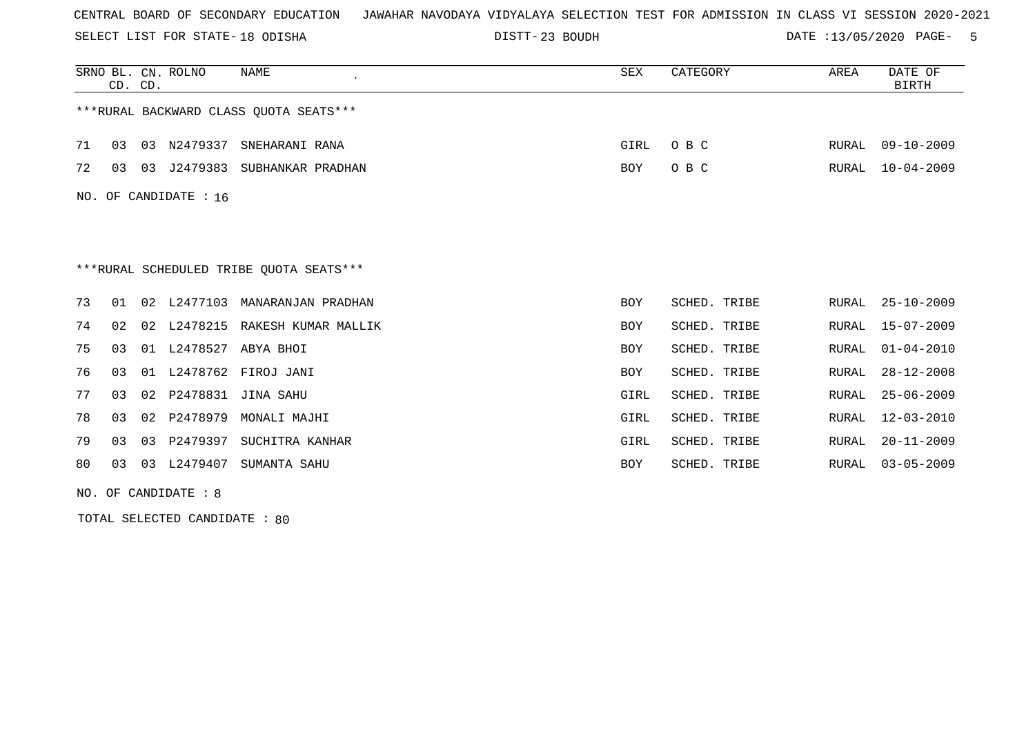CENTRAL BOARD OF SECONDARY EDUCATION   JAWAHAR NAVODAYA VIDYALAYA SELECTION TEST FOR ADMISSION IN CLASS VI SESSION 2020-2021

SELECT LIST FOR STATE- 18 ODISHA   DISTT- 23 BOUDH   DATE :13/05/2020

| SRNO | BL. CD. | CN. CD. | ROLNO | NAME | SEX | CATEGORY | AREA | DATE OF BIRTH |
|---|---|---|---|---|---|---|---|---|

***RURAL BACKWARD CLASS QUOTA SEATS***

| SRNO | BL. CD. | CN. CD. | ROLNO | NAME | SEX | CATEGORY | AREA | DATE OF BIRTH |
|---|---|---|---|---|---|---|---|---|
| 71 | 03 | 03 | N2479337 | SNEHARANI RANA | GIRL | O B C | RURAL | 09-10-2009 |
| 72 | 03 | 03 | J2479383 | SUBHANKAR PRADHAN | BOY | O B C | RURAL | 10-04-2009 |

NO. OF CANDIDATE : 16

***RURAL SCHEDULED TRIBE QUOTA SEATS***

| SRNO | BL. CD. | CN. CD. | ROLNO | NAME | SEX | CATEGORY | AREA | DATE OF BIRTH |
|---|---|---|---|---|---|---|---|---|
| 73 | 01 | 02 | L2477103 | MANARANJAN PRADHAN | BOY | SCHED. TRIBE | RURAL | 25-10-2009 |
| 74 | 02 | 02 | L2478215 | RAKESH KUMAR MALLIK | BOY | SCHED. TRIBE | RURAL | 15-07-2009 |
| 75 | 03 | 01 | L2478527 | ABYA BHOI | BOY | SCHED. TRIBE | RURAL | 01-04-2010 |
| 76 | 03 | 01 | L2478762 | FIROJ JANI | BOY | SCHED. TRIBE | RURAL | 28-12-2008 |
| 77 | 03 | 02 | P2478831 | JINA SAHU | GIRL | SCHED. TRIBE | RURAL | 25-06-2009 |
| 78 | 03 | 02 | P2478979 | MONALI MAJHI | GIRL | SCHED. TRIBE | RURAL | 12-03-2010 |
| 79 | 03 | 03 | P2479397 | SUCHITRA KANHAR | GIRL | SCHED. TRIBE | RURAL | 20-11-2009 |
| 80 | 03 | 03 | L2479407 | SUMANTA SAHU | BOY | SCHED. TRIBE | RURAL | 03-05-2009 |

NO. OF CANDIDATE : 8

TOTAL SELECTED CANDIDATE : 80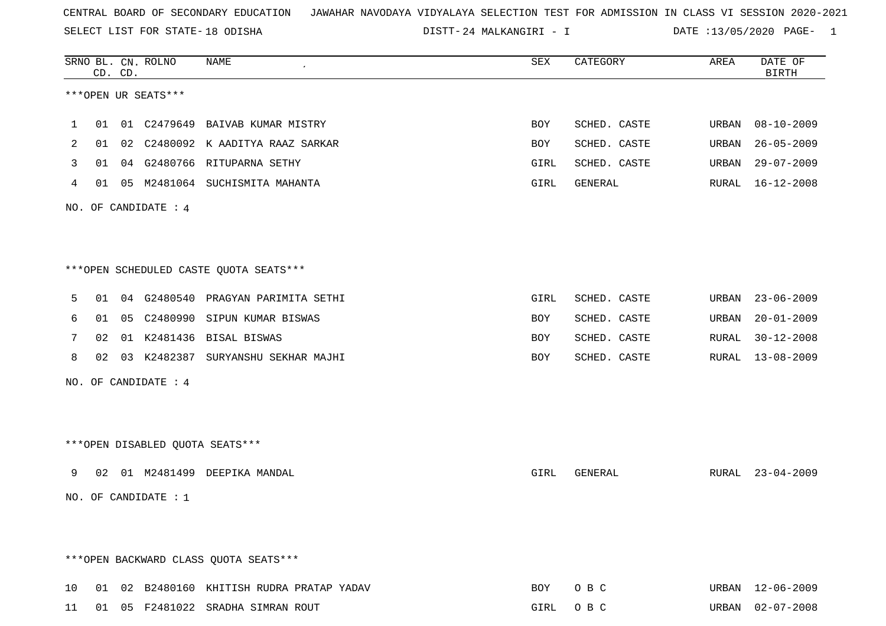CENTRAL BOARD OF SECONDARY EDUCATION JAWAHAR NAVODAYA VIDYALAYA SELECTION TEST FOR ADMISSION IN CLASS VI SESSION 2020-2021

SELECT LIST FOR STATE- 18 ODISHA DISTT- 24 MALKANGIRI - I DATE :13/05/2020

***OPEN UR SEATS***

| SRNO | BL. CD. | CN. CD. | ROLNO | NAME | SEX | CATEGORY | AREA | DATE OF BIRTH |
|---|---|---|---|---|---|---|---|---|
| 1 | 01 | 01 | C2479649 | BAIVAB KUMAR MISTRY | BOY | SCHED. CASTE | URBAN | 08-10-2009 |
| 2 | 01 | 02 | C2480092 | K AADITYA RAAZ SARKAR | BOY | SCHED. CASTE | URBAN | 26-05-2009 |
| 3 | 01 | 04 | G2480766 | RITUPARNA SETHY | GIRL | SCHED. CASTE | URBAN | 29-07-2009 |
| 4 | 01 | 05 | M2481064 | SUCHISMITA MAHANTA | GIRL | GENERAL | RURAL | 16-12-2008 |

NO. OF CANDIDATE : 4

***OPEN SCHEDULED CASTE QUOTA SEATS***

| SRNO | BL. CD. | CN. CD. | ROLNO | NAME | SEX | CATEGORY | AREA | DATE OF BIRTH |
|---|---|---|---|---|---|---|---|---|
| 5 | 01 | 04 | G2480540 | PRAGYAN PARIMITA SETHI | GIRL | SCHED. CASTE | URBAN | 23-06-2009 |
| 6 | 01 | 05 | C2480990 | SIPUN KUMAR BISWAS | BOY | SCHED. CASTE | URBAN | 20-01-2009 |
| 7 | 02 | 01 | K2481436 | BISAL BISWAS | BOY | SCHED. CASTE | RURAL | 30-12-2008 |
| 8 | 02 | 03 | K2482387 | SURYANSHU SEKHAR MAJHI | BOY | SCHED. CASTE | RURAL | 13-08-2009 |

NO. OF CANDIDATE : 4

***OPEN DISABLED QUOTA SEATS***

| SRNO | BL. CD. | CN. CD. | ROLNO | NAME | SEX | CATEGORY | AREA | DATE OF BIRTH |
|---|---|---|---|---|---|---|---|---|
| 9 | 02 | 01 | M2481499 | DEEPIKA MANDAL | GIRL | GENERAL | RURAL | 23-04-2009 |

NO. OF CANDIDATE : 1

***OPEN BACKWARD CLASS QUOTA SEATS***

| SRNO | BL. CD. | CN. CD. | ROLNO | NAME | SEX | CATEGORY | AREA | DATE OF BIRTH |
|---|---|---|---|---|---|---|---|---|
| 10 | 01 | 02 | B2480160 | KHITISH RUDRA PRATAP YADAV | BOY | O B C | URBAN | 12-06-2009 |
| 11 | 01 | 05 | F2481022 | SRADHA SIMRAN ROUT | GIRL | O B C | URBAN | 02-07-2008 |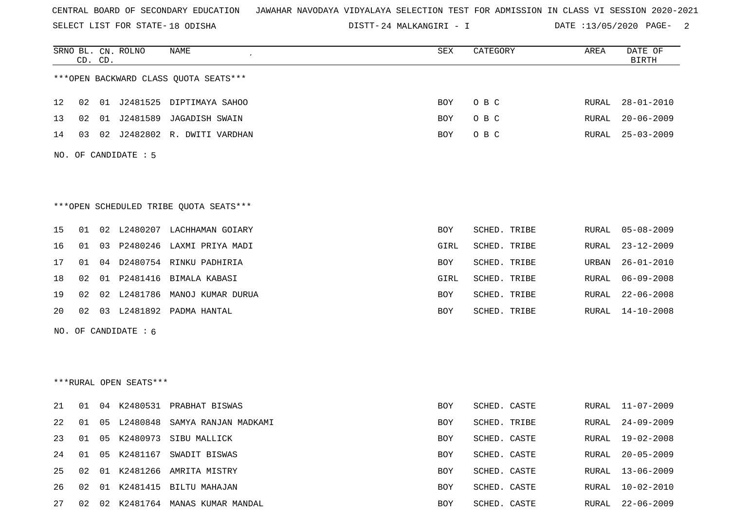CENTRAL BOARD OF SECONDARY EDUCATION JAWAHAR NAVODAYA VIDYALAYA SELECTION TEST FOR ADMISSION IN CLASS VI SESSION 2020-2021

SELECT LIST FOR STATE- 18 ODISHA DISTT- 24 MALKANGIRI - I DATE :13/05/2020

***OPEN BACKWARD CLASS QUOTA SEATS***

| SRNO | BL. CD. | CN. CD. | ROLNO | NAME | SEX | CATEGORY | AREA | DATE OF BIRTH |
|---|---|---|---|---|---|---|---|---|
| 12 | 02 | 01 | J2481525 | DIPTIMAYA SAHOO | BOY | O B C | RURAL | 28-01-2010 |
| 13 | 02 | 01 | J2481589 | JAGADISH SWAIN | BOY | O B C | RURAL | 20-06-2009 |
| 14 | 03 | 02 | J2482802 | R. DWITI VARDHAN | BOY | O B C | RURAL | 25-03-2009 |

NO. OF CANDIDATE : 5

***OPEN SCHEDULED TRIBE QUOTA SEATS***

| SRNO | BL. CD. | CN. CD. | ROLNO | NAME | SEX | CATEGORY | AREA | DATE OF BIRTH |
|---|---|---|---|---|---|---|---|---|
| 15 | 01 | 02 | L2480207 | LACHHAMAN GOIARY | BOY | SCHED. TRIBE | RURAL | 05-08-2009 |
| 16 | 01 | 03 | P2480246 | LAXMI PRIYA MADI | GIRL | SCHED. TRIBE | RURAL | 23-12-2009 |
| 17 | 01 | 04 | D2480754 | RINKU PADHIRIA | BOY | SCHED. TRIBE | URBAN | 26-01-2010 |
| 18 | 02 | 01 | P2481416 | BIMALA KABASI | GIRL | SCHED. TRIBE | RURAL | 06-09-2008 |
| 19 | 02 | 02 | L2481786 | MANOJ KUMAR DURUA | BOY | SCHED. TRIBE | RURAL | 22-06-2008 |
| 20 | 02 | 03 | L2481892 | PADMA HANTAL | BOY | SCHED. TRIBE | RURAL | 14-10-2008 |

NO. OF CANDIDATE : 6

***RURAL OPEN SEATS***

| SRNO | BL. CD. | CN. CD. | ROLNO | NAME | SEX | CATEGORY | AREA | DATE OF BIRTH |
|---|---|---|---|---|---|---|---|---|
| 21 | 01 | 04 | K2480531 | PRABHAT BISWAS | BOY | SCHED. CASTE | RURAL | 11-07-2009 |
| 22 | 01 | 05 | L2480848 | SAMYA RANJAN MADKAMI | BOY | SCHED. TRIBE | RURAL | 24-09-2009 |
| 23 | 01 | 05 | K2480973 | SIBU MALLICK | BOY | SCHED. CASTE | RURAL | 19-02-2008 |
| 24 | 01 | 05 | K2481167 | SWADIT BISWAS | BOY | SCHED. CASTE | RURAL | 20-05-2009 |
| 25 | 02 | 01 | K2481266 | AMRITA MISTRY | BOY | SCHED. CASTE | RURAL | 13-06-2009 |
| 26 | 02 | 01 | K2481415 | BILTU MAHAJAN | BOY | SCHED. CASTE | RURAL | 10-02-2010 |
| 27 | 02 | 02 | K2481764 | MANAS KUMAR MANDAL | BOY | SCHED. CASTE | RURAL | 22-06-2009 |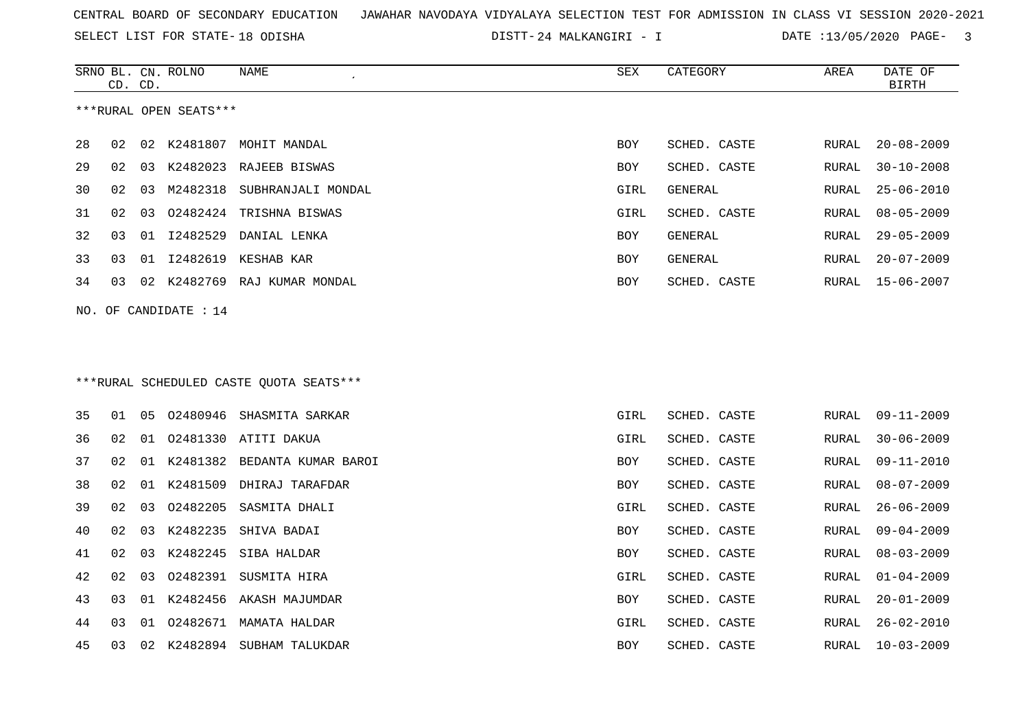CENTRAL BOARD OF SECONDARY EDUCATION JAWAHAR NAVODAYA VIDYALAYA SELECTION TEST FOR ADMISSION IN CLASS VI SESSION 2020-2021

SELECT LIST FOR STATE- 18 ODISHA DISTT- 24 MALKANGIRI - I DATE :13/05/2020

***RURAL OPEN SEATS***

| SRNO | BL. CD. | CN. CD. | ROLNO | NAME | SEX | CATEGORY | AREA | DATE OF BIRTH |
|---|---|---|---|---|---|---|---|---|
| 28 | 02 | 02 | K2481807 | MOHIT MANDAL | BOY | SCHED. CASTE | RURAL | 20-08-2009 |
| 29 | 02 | 03 | K2482023 | RAJEEB BISWAS | BOY | SCHED. CASTE | RURAL | 30-10-2008 |
| 30 | 02 | 03 | M2482318 | SUBHRANJALI MONDAL | GIRL | GENERAL | RURAL | 25-06-2010 |
| 31 | 02 | 03 | O2482424 | TRISHNA BISWAS | GIRL | SCHED. CASTE | RURAL | 08-05-2009 |
| 32 | 03 | 01 | I2482529 | DANIAL LENKA | BOY | GENERAL | RURAL | 29-05-2009 |
| 33 | 03 | 01 | I2482619 | KESHAB KAR | BOY | GENERAL | RURAL | 20-07-2009 |
| 34 | 03 | 02 | K2482769 | RAJ KUMAR MONDAL | BOY | SCHED. CASTE | RURAL | 15-06-2007 |

NO. OF CANDIDATE : 14

***RURAL SCHEDULED CASTE QUOTA SEATS***

| SRNO | BL. CD. | CN. CD. | ROLNO | NAME | SEX | CATEGORY | AREA | DATE OF BIRTH |
|---|---|---|---|---|---|---|---|---|
| 35 | 01 | 05 | O2480946 | SHASMITA SARKAR | GIRL | SCHED. CASTE | RURAL | 09-11-2009 |
| 36 | 02 | 01 | O2481330 | ATITI DAKUA | GIRL | SCHED. CASTE | RURAL | 30-06-2009 |
| 37 | 02 | 01 | K2481382 | BEDANTA KUMAR BAROI | BOY | SCHED. CASTE | RURAL | 09-11-2010 |
| 38 | 02 | 01 | K2481509 | DHIRAJ TARAFDAR | BOY | SCHED. CASTE | RURAL | 08-07-2009 |
| 39 | 02 | 03 | O2482205 | SASMITA DHALI | GIRL | SCHED. CASTE | RURAL | 26-06-2009 |
| 40 | 02 | 03 | K2482235 | SHIVA BADAI | BOY | SCHED. CASTE | RURAL | 09-04-2009 |
| 41 | 02 | 03 | K2482245 | SIBA HALDAR | BOY | SCHED. CASTE | RURAL | 08-03-2009 |
| 42 | 02 | 03 | O2482391 | SUSMITA HIRA | GIRL | SCHED. CASTE | RURAL | 01-04-2009 |
| 43 | 03 | 01 | K2482456 | AKASH MAJUMDAR | BOY | SCHED. CASTE | RURAL | 20-01-2009 |
| 44 | 03 | 01 | O2482671 | MAMATA HALDAR | GIRL | SCHED. CASTE | RURAL | 26-02-2010 |
| 45 | 03 | 02 | K2482894 | SUBHAM TALUKDAR | BOY | SCHED. CASTE | RURAL | 10-03-2009 |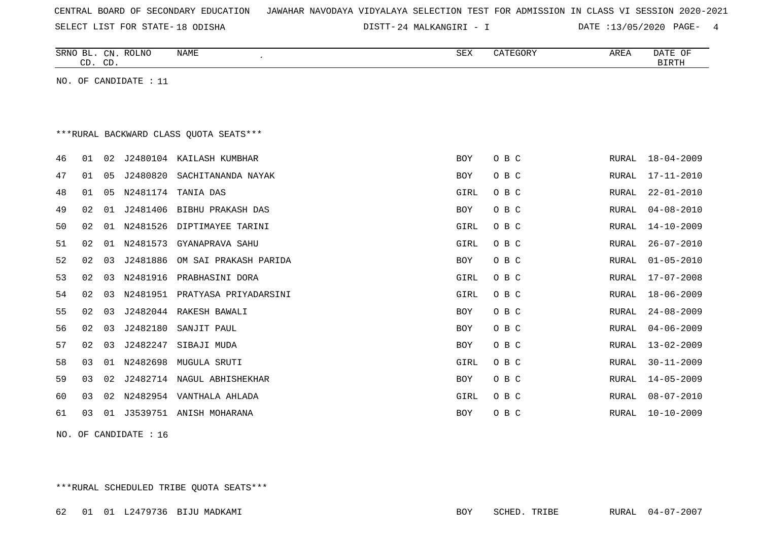CENTRAL BOARD OF SECONDARY EDUCATION JAWAHAR NAVODAYA VIDYALAYA SELECTION TEST FOR ADMISSION IN CLASS VI SESSION 2020-2021

SELECT LIST FOR STATE- 18 ODISHA DISTT- 24 MALKANGIRI - I DATE :13/05/2020

| SRNO | BL. CD. | CN. CD. | ROLNO | NAME | SEX | CATEGORY | AREA | DATE OF BIRTH |
|---|---|---|---|---|---|---|---|---|

NO. OF CANDIDATE : 11

***RURAL BACKWARD CLASS QUOTA SEATS***

| SRNO | BL. CD. | CN. CD. | ROLNO | NAME | SEX | CATEGORY | AREA | DATE OF BIRTH |
|---|---|---|---|---|---|---|---|---|
| 46 | 01 | 02 | J2480104 | KAILASH KUMBHAR | BOY | O B C | RURAL | 18-04-2009 |
| 47 | 01 | 05 | J2480820 | SACHITANANDA NAYAK | BOY | O B C | RURAL | 17-11-2010 |
| 48 | 01 | 05 | N2481174 | TANIA DAS | GIRL | O B C | RURAL | 22-01-2010 |
| 49 | 02 | 01 | J2481406 | BIBHU PRAKASH DAS | BOY | O B C | RURAL | 04-08-2010 |
| 50 | 02 | 01 | N2481526 | DIPTIMAYEE TARINI | GIRL | O B C | RURAL | 14-10-2009 |
| 51 | 02 | 01 | N2481573 | GYANAPRAVA SAHU | GIRL | O B C | RURAL | 26-07-2010 |
| 52 | 02 | 03 | J2481886 | OM SAI PRAKASH PARIDA | BOY | O B C | RURAL | 01-05-2010 |
| 53 | 02 | 03 | N2481916 | PRABHASINI DORA | GIRL | O B C | RURAL | 17-07-2008 |
| 54 | 02 | 03 | N2481951 | PRATYASA PRIYADARSINI | GIRL | O B C | RURAL | 18-06-2009 |
| 55 | 02 | 03 | J2482044 | RAKESH BAWALI | BOY | O B C | RURAL | 24-08-2009 |
| 56 | 02 | 03 | J2482180 | SANJIT PAUL | BOY | O B C | RURAL | 04-06-2009 |
| 57 | 02 | 03 | J2482247 | SIBAJI MUDA | BOY | O B C | RURAL | 13-02-2009 |
| 58 | 03 | 01 | N2482698 | MUGULA SRUTI | GIRL | O B C | RURAL | 30-11-2009 |
| 59 | 03 | 02 | J2482714 | NAGUL ABHISHEKHAR | BOY | O B C | RURAL | 14-05-2009 |
| 60 | 03 | 02 | N2482954 | VANTHALA AHLADA | GIRL | O B C | RURAL | 08-07-2010 |
| 61 | 03 | 01 | J3539751 | ANISH MOHARANA | BOY | O B C | RURAL | 10-10-2009 |

NO. OF CANDIDATE : 16

***RURAL SCHEDULED TRIBE QUOTA SEATS***

| SRNO | BL. CD. | CN. CD. | ROLNO | NAME | SEX | CATEGORY | AREA | DATE OF BIRTH |
|---|---|---|---|---|---|---|---|---|
| 62 | 01 | 01 | L2479736 | BIJU MADKAMI | BOY | SCHED. TRIBE | RURAL | 04-07-2007 |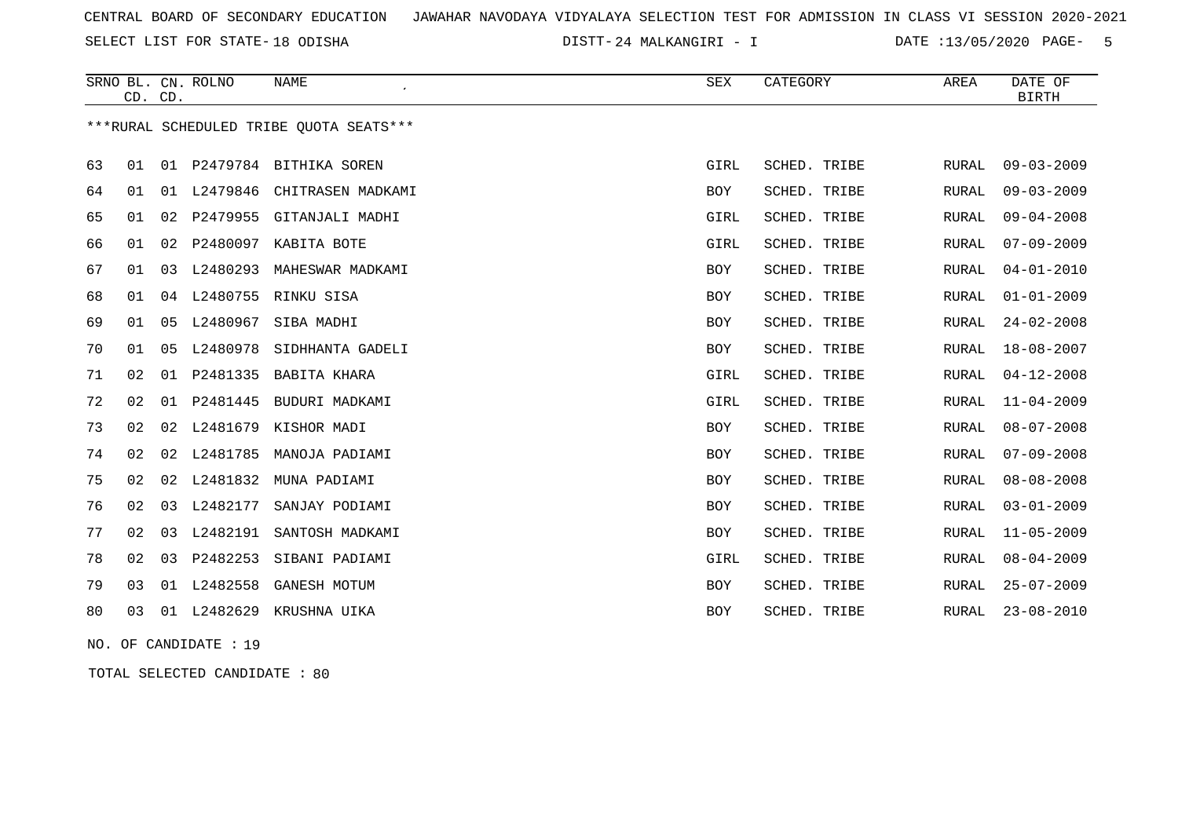CENTRAL BOARD OF SECONDARY EDUCATION JAWAHAR NAVODAYA VIDYALAYA SELECTION TEST FOR ADMISSION IN CLASS VI SESSION 2020-2021

SELECT LIST FOR STATE- 18 ODISHA DISTT- 24 MALKANGIRI - I DATE :13/05/2020

| SRNO | BL. CD. | CN. CD. | ROLNO | NAME | SEX | CATEGORY | AREA | DATE OF BIRTH |
|---|---|---|---|---|---|---|---|---|

***RURAL SCHEDULED TRIBE QUOTA SEATS***

| SRNO | BL. CD. | CN. CD. | ROLNO | NAME | SEX | CATEGORY | AREA | DATE OF BIRTH |
|---|---|---|---|---|---|---|---|---|
| 63 | 01 | 01 | P2479784 | BITHIKA SOREN | GIRL | SCHED. TRIBE | RURAL | 09-03-2009 |
| 64 | 01 | 01 | L2479846 | CHITRASEN MADKAMI | BOY | SCHED. TRIBE | RURAL | 09-03-2009 |
| 65 | 01 | 02 | P2479955 | GITANJALI MADHI | GIRL | SCHED. TRIBE | RURAL | 09-04-2008 |
| 66 | 01 | 02 | P2480097 | KABITA BOTE | GIRL | SCHED. TRIBE | RURAL | 07-09-2009 |
| 67 | 01 | 03 | L2480293 | MAHESWAR MADKAMI | BOY | SCHED. TRIBE | RURAL | 04-01-2010 |
| 68 | 01 | 04 | L2480755 | RINKU SISA | BOY | SCHED. TRIBE | RURAL | 01-01-2009 |
| 69 | 01 | 05 | L2480967 | SIBA MADHI | BOY | SCHED. TRIBE | RURAL | 24-02-2008 |
| 70 | 01 | 05 | L2480978 | SIDHHANTA GADELI | BOY | SCHED. TRIBE | RURAL | 18-08-2007 |
| 71 | 02 | 01 | P2481335 | BABITA KHARA | GIRL | SCHED. TRIBE | RURAL | 04-12-2008 |
| 72 | 02 | 01 | P2481445 | BUDURI MADKAMI | GIRL | SCHED. TRIBE | RURAL | 11-04-2009 |
| 73 | 02 | 02 | L2481679 | KISHOR MADI | BOY | SCHED. TRIBE | RURAL | 08-07-2008 |
| 74 | 02 | 02 | L2481785 | MANOJA PADIAMI | BOY | SCHED. TRIBE | RURAL | 07-09-2008 |
| 75 | 02 | 02 | L2481832 | MUNA PADIAMI | BOY | SCHED. TRIBE | RURAL | 08-08-2008 |
| 76 | 02 | 03 | L2482177 | SANJAY PODIAMI | BOY | SCHED. TRIBE | RURAL | 03-01-2009 |
| 77 | 02 | 03 | L2482191 | SANTOSH MADKAMI | BOY | SCHED. TRIBE | RURAL | 11-05-2009 |
| 78 | 02 | 03 | P2482253 | SIBANI PADIAMI | GIRL | SCHED. TRIBE | RURAL | 08-04-2009 |
| 79 | 03 | 01 | L2482558 | GANESH MOTUM | BOY | SCHED. TRIBE | RURAL | 25-07-2009 |
| 80 | 03 | 01 | L2482629 | KRUSHNA UIKA | BOY | SCHED. TRIBE | RURAL | 23-08-2010 |

NO. OF CANDIDATE : 19

TOTAL SELECTED CANDIDATE : 80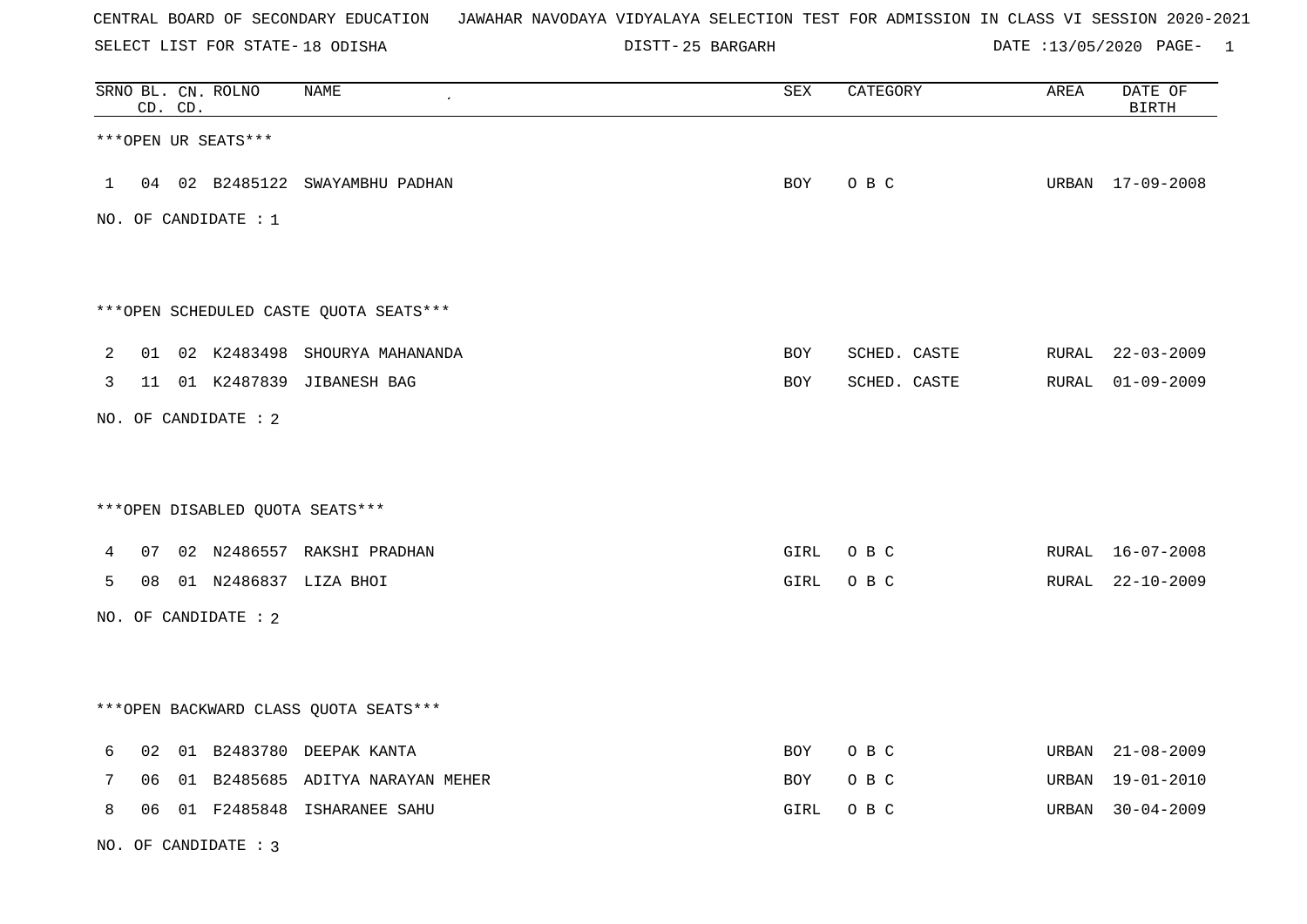CENTRAL BOARD OF SECONDARY EDUCATION JAWAHAR NAVODAYA VIDYALAYA SELECTION TEST FOR ADMISSION IN CLASS VI SESSION 2020-2021

SELECT LIST FOR STATE- 18 ODISHA DISTT- 25 BARGARH DATE :13/05/2020

| SRNO | BL. CD. | CN. CD. | ROLNO | NAME | SEX | CATEGORY | AREA | DATE OF BIRTH |
|---|---|---|---|---|---|---|---|---|

***OPEN UR SEATS***

| SRNO | BL. CD. | CN. CD. | ROLNO | NAME | SEX | CATEGORY | AREA | DATE OF BIRTH |
|---|---|---|---|---|---|---|---|---|
| 1 | 04 | 02 | B2485122 | SWAYAMBHU PADHAN | BOY | O B C | URBAN | 17-09-2008 |

NO. OF CANDIDATE : 1

***OPEN SCHEDULED CASTE QUOTA SEATS***

| SRNO | BL. CD. | CN. CD. | ROLNO | NAME | SEX | CATEGORY | AREA | DATE OF BIRTH |
|---|---|---|---|---|---|---|---|---|
| 2 | 01 | 02 | K2483498 | SHOURYA MAHANANDA | BOY | SCHED. CASTE | RURAL | 22-03-2009 |
| 3 | 11 | 01 | K2487839 | JIBANESH BAG | BOY | SCHED. CASTE | RURAL | 01-09-2009 |

NO. OF CANDIDATE : 2

***OPEN DISABLED QUOTA SEATS***

| SRNO | BL. CD. | CN. CD. | ROLNO | NAME | SEX | CATEGORY | AREA | DATE OF BIRTH |
|---|---|---|---|---|---|---|---|---|
| 4 | 07 | 02 | N2486557 | RAKSHI PRADHAN | GIRL | O B C | RURAL | 16-07-2008 |
| 5 | 08 | 01 | N2486837 | LIZA BHOI | GIRL | O B C | RURAL | 22-10-2009 |

NO. OF CANDIDATE : 2

***OPEN BACKWARD CLASS QUOTA SEATS***

| SRNO | BL. CD. | CN. CD. | ROLNO | NAME | SEX | CATEGORY | AREA | DATE OF BIRTH |
|---|---|---|---|---|---|---|---|---|
| 6 | 02 | 01 | B2483780 | DEEPAK KANTA | BOY | O B C | URBAN | 21-08-2009 |
| 7 | 06 | 01 | B2485685 | ADITYA NARAYAN MEHER | BOY | O B C | URBAN | 19-01-2010 |
| 8 | 06 | 01 | F2485848 | ISHARANEE SAHU | GIRL | O B C | URBAN | 30-04-2009 |

NO. OF CANDIDATE : 3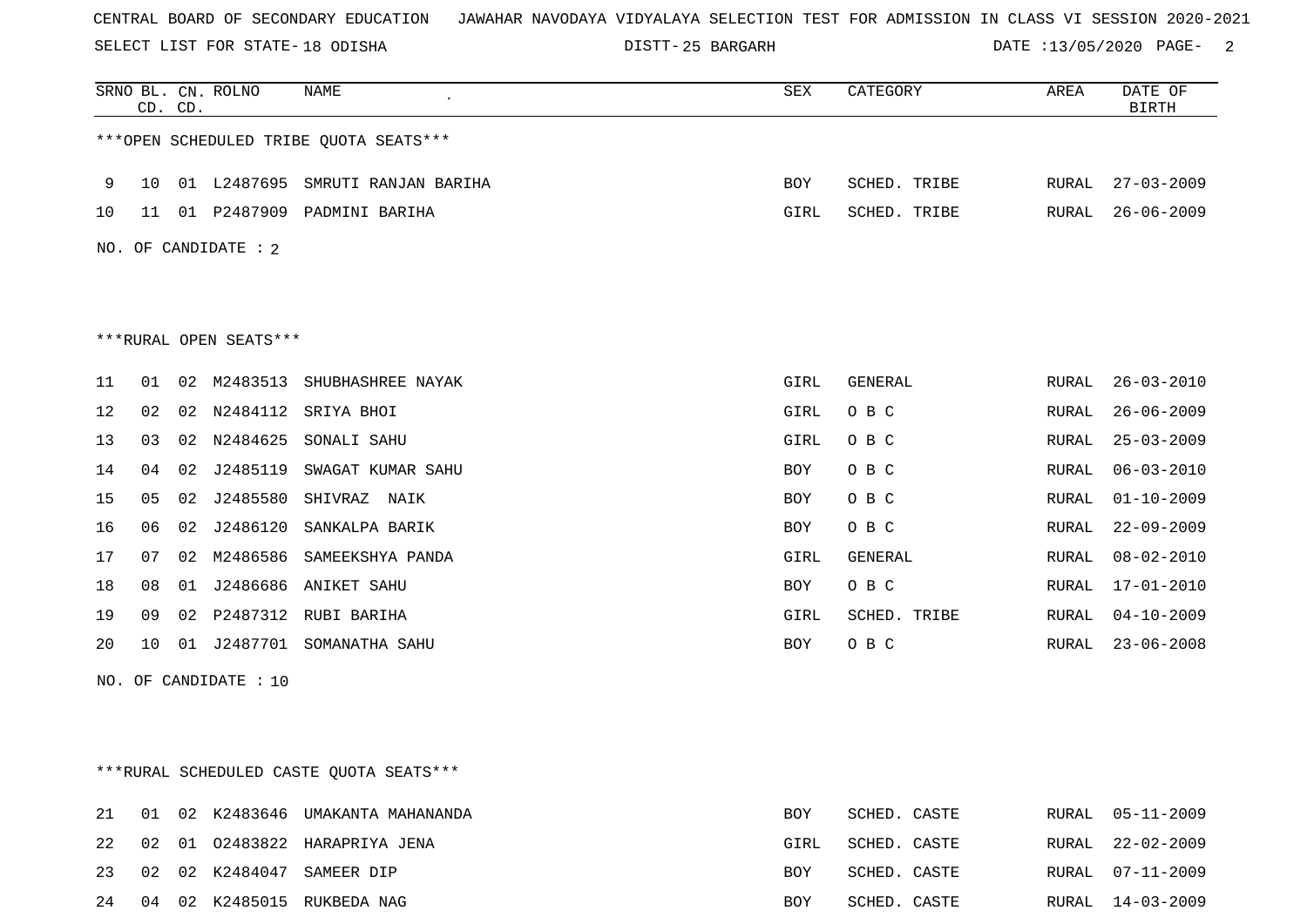CENTRAL BOARD OF SECONDARY EDUCATION JAWAHAR NAVODAYA VIDYALAYA SELECTION TEST FOR ADMISSION IN CLASS VI SESSION 2020-2021

SELECT LIST FOR STATE- 18 ODISHA DISTT- 25 BARGARH DATE :13/05/2020

***OPEN SCHEDULED TRIBE QUOTA SEATS***

| SRNO | BL. CD. | CN. CD. | ROLNO | NAME | SEX | CATEGORY | AREA | DATE OF BIRTH |
|---|---|---|---|---|---|---|---|---|
| 9 | 10 | 01 | L2487695 | SMRUTI RANJAN BARIHA | BOY | SCHED. TRIBE | RURAL | 27-03-2009 |
| 10 | 11 | 01 | P2487909 | PADMINI BARIHA | GIRL | SCHED. TRIBE | RURAL | 26-06-2009 |

NO. OF CANDIDATE : 2

***RURAL OPEN SEATS***

| SRNO | BL. CD. | CN. CD. | ROLNO | NAME | SEX | CATEGORY | AREA | DATE OF BIRTH |
|---|---|---|---|---|---|---|---|---|
| 11 | 01 | 02 | M2483513 | SHUBHASHREE NAYAK | GIRL | GENERAL | RURAL | 26-03-2010 |
| 12 | 02 | 02 | N2484112 | SRIYA BHOI | GIRL | O B C | RURAL | 26-06-2009 |
| 13 | 03 | 02 | N2484625 | SONALI SAHU | GIRL | O B C | RURAL | 25-03-2009 |
| 14 | 04 | 02 | J2485119 | SWAGAT KUMAR SAHU | BOY | O B C | RURAL | 06-03-2010 |
| 15 | 05 | 02 | J2485580 | SHIVRAZ NAIK | BOY | O B C | RURAL | 01-10-2009 |
| 16 | 06 | 02 | J2486120 | SANKALPA BARIK | BOY | O B C | RURAL | 22-09-2009 |
| 17 | 07 | 02 | M2486586 | SAMEEKSHYA PANDA | GIRL | GENERAL | RURAL | 08-02-2010 |
| 18 | 08 | 01 | J2486686 | ANIKET SAHU | BOY | O B C | RURAL | 17-01-2010 |
| 19 | 09 | 02 | P2487312 | RUBI BARIHA | GIRL | SCHED. TRIBE | RURAL | 04-10-2009 |
| 20 | 10 | 01 | J2487701 | SOMANATHA SAHU | BOY | O B C | RURAL | 23-06-2008 |

NO. OF CANDIDATE : 10

***RURAL SCHEDULED CASTE QUOTA SEATS***

| SRNO | BL. CD. | CN. CD. | ROLNO | NAME | SEX | CATEGORY | AREA | DATE OF BIRTH |
|---|---|---|---|---|---|---|---|---|
| 21 | 01 | 02 | K2483646 | UMAKANTA MAHANANDA | BOY | SCHED. CASTE | RURAL | 05-11-2009 |
| 22 | 02 | 01 | O2483822 | HARAPRIYA JENA | GIRL | SCHED. CASTE | RURAL | 22-02-2009 |
| 23 | 02 | 02 | K2484047 | SAMEER DIP | BOY | SCHED. CASTE | RURAL | 07-11-2009 |
| 24 | 04 | 02 | K2485015 | RUKBEDA NAG | BOY | SCHED. CASTE | RURAL | 14-03-2009 |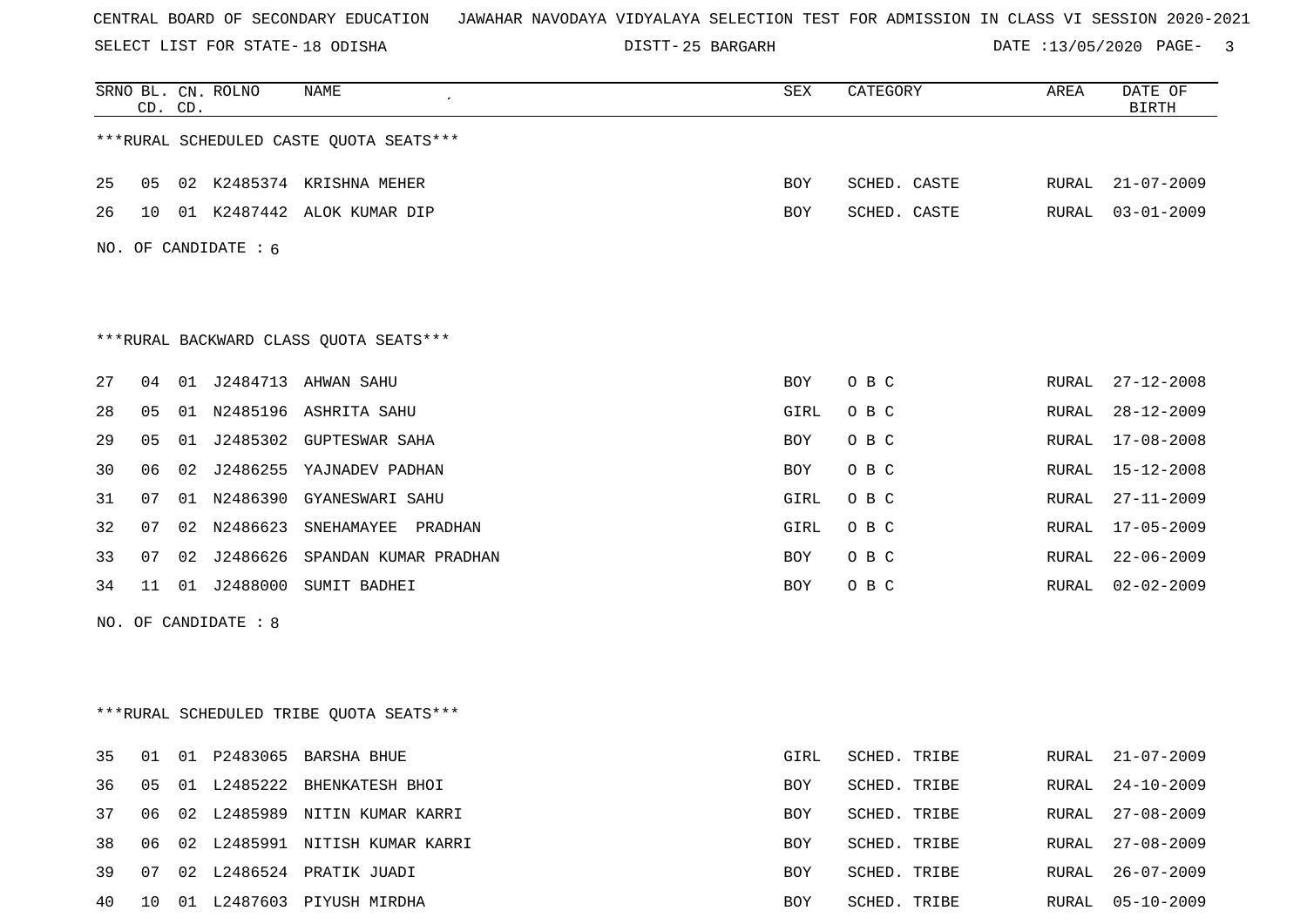CENTRAL BOARD OF SECONDARY EDUCATION JAWAHAR NAVODAYA VIDYALAYA SELECTION TEST FOR ADMISSION IN CLASS VI SESSION 2020-2021

SELECT LIST FOR STATE- 18 ODISHA DISTT- 25 BARGARH DATE :13/05/2020

| SRNO | BL. CD. | CN. CD. | ROLNO | NAME | SEX | CATEGORY | AREA | DATE OF BIRTH |
|---|---|---|---|---|---|---|---|---|

***RURAL SCHEDULED CASTE QUOTA SEATS***

| SRNO | BL. CD. | CN. CD. | ROLNO | NAME | SEX | CATEGORY | AREA | DATE OF BIRTH |
|---|---|---|---|---|---|---|---|---|
| 25 | 05 | 02 | K2485374 | KRISHNA MEHER | BOY | SCHED. CASTE | RURAL | 21-07-2009 |
| 26 | 10 | 01 | K2487442 | ALOK KUMAR DIP | BOY | SCHED. CASTE | RURAL | 03-01-2009 |

NO. OF CANDIDATE : 6

***RURAL BACKWARD CLASS QUOTA SEATS***

| SRNO | BL. CD. | CN. CD. | ROLNO | NAME | SEX | CATEGORY | AREA | DATE OF BIRTH |
|---|---|---|---|---|---|---|---|---|
| 27 | 04 | 01 | J2484713 | AHWAN SAHU | BOY | O B C | RURAL | 27-12-2008 |
| 28 | 05 | 01 | N2485196 | ASHRITA SAHU | GIRL | O B C | RURAL | 28-12-2009 |
| 29 | 05 | 01 | J2485302 | GUPTESWAR SAHA | BOY | O B C | RURAL | 17-08-2008 |
| 30 | 06 | 02 | J2486255 | YAJNADEV PADHAN | BOY | O B C | RURAL | 15-12-2008 |
| 31 | 07 | 01 | N2486390 | GYANESWARI SAHU | GIRL | O B C | RURAL | 27-11-2009 |
| 32 | 07 | 02 | N2486623 | SNEHAMAYEE PRADHAN | GIRL | O B C | RURAL | 17-05-2009 |
| 33 | 07 | 02 | J2486626 | SPANDAN KUMAR PRADHAN | BOY | O B C | RURAL | 22-06-2009 |
| 34 | 11 | 01 | J2488000 | SUMIT BADHEI | BOY | O B C | RURAL | 02-02-2009 |

NO. OF CANDIDATE : 8

***RURAL SCHEDULED TRIBE QUOTA SEATS***

| SRNO | BL. CD. | CN. CD. | ROLNO | NAME | SEX | CATEGORY | AREA | DATE OF BIRTH |
|---|---|---|---|---|---|---|---|---|
| 35 | 01 | 01 | P2483065 | BARSHA BHUE | GIRL | SCHED. TRIBE | RURAL | 21-07-2009 |
| 36 | 05 | 01 | L2485222 | BHENKATESH BHOI | BOY | SCHED. TRIBE | RURAL | 24-10-2009 |
| 37 | 06 | 02 | L2485989 | NITIN KUMAR KARRI | BOY | SCHED. TRIBE | RURAL | 27-08-2009 |
| 38 | 06 | 02 | L2485991 | NITISH KUMAR KARRI | BOY | SCHED. TRIBE | RURAL | 27-08-2009 |
| 39 | 07 | 02 | L2486524 | PRATIK JUADI | BOY | SCHED. TRIBE | RURAL | 26-07-2009 |
| 40 | 10 | 01 | L2487603 | PIYUSH MIRDHA | BOY | SCHED. TRIBE | RURAL | 05-10-2009 |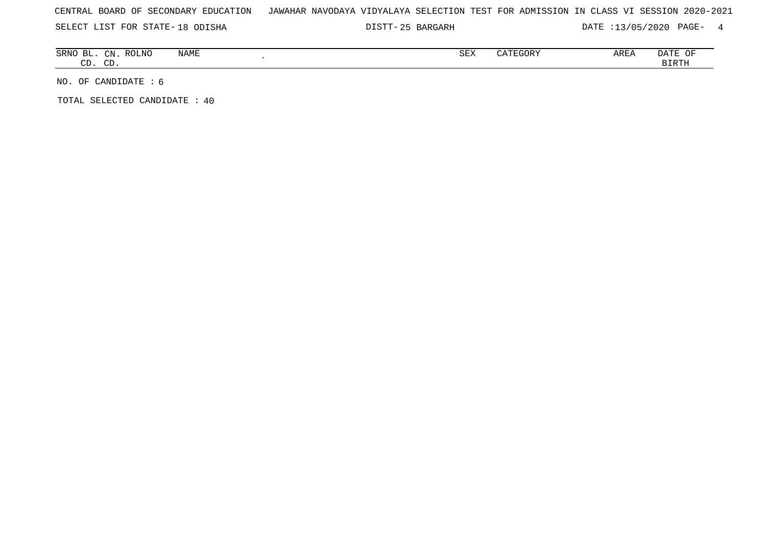CENTRAL BOARD OF SECONDARY EDUCATION JAWAHAR NAVODAYA VIDYALAYA SELECTION TEST FOR ADMISSION IN CLASS VI SESSION 2020-2021

SELECT LIST FOR STATE- 18 ODISHA DISTT- 25 BARGARH DATE :13/05/2020 PAGE- 4

| SRNO | BL. CD. | CN. CD. | ROLNO | NAME | SEX | CATEGORY | AREA | DATE OF BIRTH |
|---|---|---|---|---|---|---|---|---|

NO. OF CANDIDATE : 6

TOTAL SELECTED CANDIDATE : 40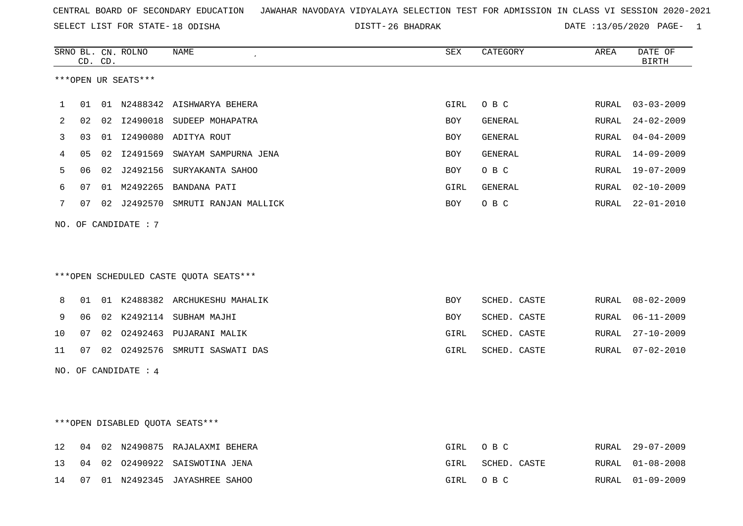CENTRAL BOARD OF SECONDARY EDUCATION JAWAHAR NAVODAYA VIDYALAYA SELECTION TEST FOR ADMISSION IN CLASS VI SESSION 2020-2021

SELECT LIST FOR STATE- 18 ODISHA DISTT- 26 BHADRAK DATE :13/05/2020

| SRNO | BL. CD. | CN. CD. | ROLNO | NAME | SEX | CATEGORY | AREA | DATE OF BIRTH |
|---|---|---|---|---|---|---|---|---|

***OPEN UR SEATS***

| SRNO | BL. CD. | CN. CD. | ROLNO | NAME | SEX | CATEGORY | AREA | DATE OF BIRTH |
|---|---|---|---|---|---|---|---|---|
| 1 | 01 | 01 | N2488342 | AISHWARYA BEHERA | GIRL | O B C | RURAL | 03-03-2009 |
| 2 | 02 | 02 | I2490018 | SUDEEP MOHAPATRA | BOY | GENERAL | RURAL | 24-02-2009 |
| 3 | 03 | 01 | I2490080 | ADITYA ROUT | BOY | GENERAL | RURAL | 04-04-2009 |
| 4 | 05 | 02 | I2491569 | SWAYAM SAMPURNA JENA | BOY | GENERAL | RURAL | 14-09-2009 |
| 5 | 06 | 02 | J2492156 | SURYAKANTA SAHOO | BOY | O B C | RURAL | 19-07-2009 |
| 6 | 07 | 01 | M2492265 | BANDANA PATI | GIRL | GENERAL | RURAL | 02-10-2009 |
| 7 | 07 | 02 | J2492570 | SMRUTI RANJAN MALLICK | BOY | O B C | RURAL | 22-01-2010 |

NO. OF CANDIDATE : 7

***OPEN SCHEDULED CASTE QUOTA SEATS***

| SRNO | BL. CD. | CN. CD. | ROLNO | NAME | SEX | CATEGORY | AREA | DATE OF BIRTH |
|---|---|---|---|---|---|---|---|---|
| 8 | 01 | 01 | K2488382 | ARCHUKESHU MAHALIK | BOY | SCHED. CASTE | RURAL | 08-02-2009 |
| 9 | 06 | 02 | K2492114 | SUBHAM MAJHI | BOY | SCHED. CASTE | RURAL | 06-11-2009 |
| 10 | 07 | 02 | O2492463 | PUJARANI MALIK | GIRL | SCHED. CASTE | RURAL | 27-10-2009 |
| 11 | 07 | 02 | O2492576 | SMRUTI SASWATI DAS | GIRL | SCHED. CASTE | RURAL | 07-02-2010 |

NO. OF CANDIDATE : 4

***OPEN DISABLED QUOTA SEATS***

| SRNO | BL. CD. | CN. CD. | ROLNO | NAME | SEX | CATEGORY | AREA | DATE OF BIRTH |
|---|---|---|---|---|---|---|---|---|
| 12 | 04 | 02 | N2490875 | RAJALAXMI BEHERA | GIRL | O B C | RURAL | 29-07-2009 |
| 13 | 04 | 02 | O2490922 | SAISWOTINA JENA | GIRL | SCHED. CASTE | RURAL | 01-08-2008 |
| 14 | 07 | 01 | N2492345 | JAYASHREE SAHOO | GIRL | O B C | RURAL | 01-09-2009 |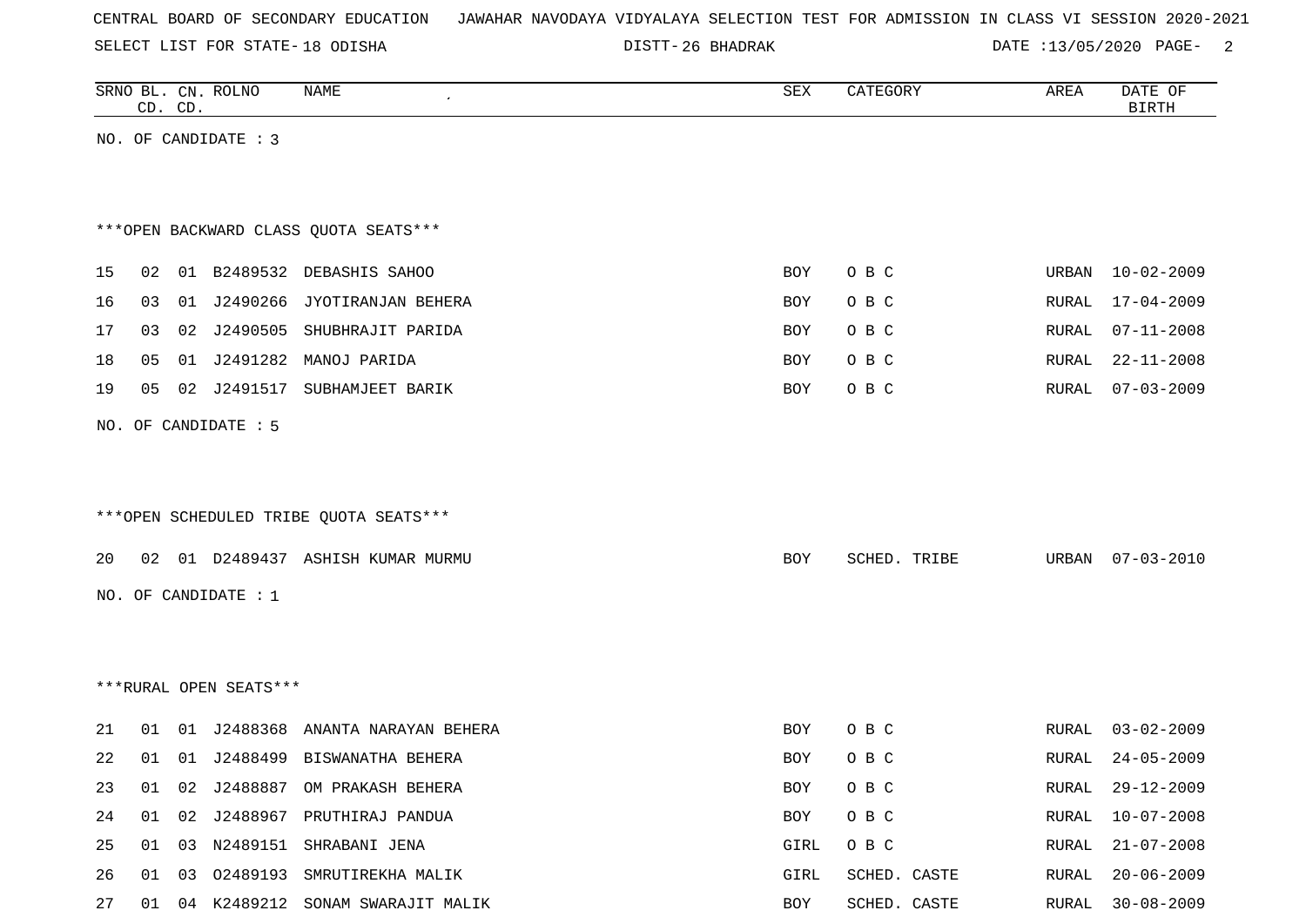CENTRAL BOARD OF SECONDARY EDUCATION JAWAHAR NAVODAYA VIDYALAYA SELECTION TEST FOR ADMISSION IN CLASS VI SESSION 2020-2021

SELECT LIST FOR STATE- 18 ODISHA DISTT- 26 BHADRAK DATE :13/05/2020 PAGE- 2

| SRNO | BL. CD. | CN. CD. | ROLNO | NAME | SEX | CATEGORY | AREA | DATE OF BIRTH |
|---|---|---|---|---|---|---|---|---|

NO. OF CANDIDATE : 3

***OPEN BACKWARD CLASS QUOTA SEATS***

| SRNO | BL. CD. | CN. CD. | ROLNO | NAME | SEX | CATEGORY | AREA | DATE OF BIRTH |
|---|---|---|---|---|---|---|---|---|
| 15 | 02 | 01 | B2489532 | DEBASHIS SAHOO | BOY | O B C | URBAN | 10-02-2009 |
| 16 | 03 | 01 | J2490266 | JYOTIRANJAN BEHERA | BOY | O B C | RURAL | 17-04-2009 |
| 17 | 03 | 02 | J2490505 | SHUBHRAJIT PARIDA | BOY | O B C | RURAL | 07-11-2008 |
| 18 | 05 | 01 | J2491282 | MANOJ PARIDA | BOY | O B C | RURAL | 22-11-2008 |
| 19 | 05 | 02 | J2491517 | SUBHAMJEET BARIK | BOY | O B C | RURAL | 07-03-2009 |

NO. OF CANDIDATE : 5

***OPEN SCHEDULED TRIBE QUOTA SEATS***

| SRNO | BL. CD. | CN. CD. | ROLNO | NAME | SEX | CATEGORY | AREA | DATE OF BIRTH |
|---|---|---|---|---|---|---|---|---|
| 20 | 02 | 01 | D2489437 | ASHISH KUMAR MURMU | BOY | SCHED. TRIBE | URBAN | 07-03-2010 |

NO. OF CANDIDATE : 1

***RURAL OPEN SEATS***

| SRNO | BL. CD. | CN. CD. | ROLNO | NAME | SEX | CATEGORY | AREA | DATE OF BIRTH |
|---|---|---|---|---|---|---|---|---|
| 21 | 01 | 01 | J2488368 | ANANTA NARAYAN BEHERA | BOY | O B C | RURAL | 03-02-2009 |
| 22 | 01 | 01 | J2488499 | BISWANATHA BEHERA | BOY | O B C | RURAL | 24-05-2009 |
| 23 | 01 | 02 | J2488887 | OM PRAKASH BEHERA | BOY | O B C | RURAL | 29-12-2009 |
| 24 | 01 | 02 | J2488967 | PRUTHIRAJ PANDUA | BOY | O B C | RURAL | 10-07-2008 |
| 25 | 01 | 03 | N2489151 | SHRABANI JENA | GIRL | O B C | RURAL | 21-07-2008 |
| 26 | 01 | 03 | O2489193 | SMRUTIREKHA MALIK | GIRL | SCHED. CASTE | RURAL | 20-06-2009 |
| 27 | 01 | 04 | K2489212 | SONAM SWARAJIT MALIK | BOY | SCHED. CASTE | RURAL | 30-08-2009 |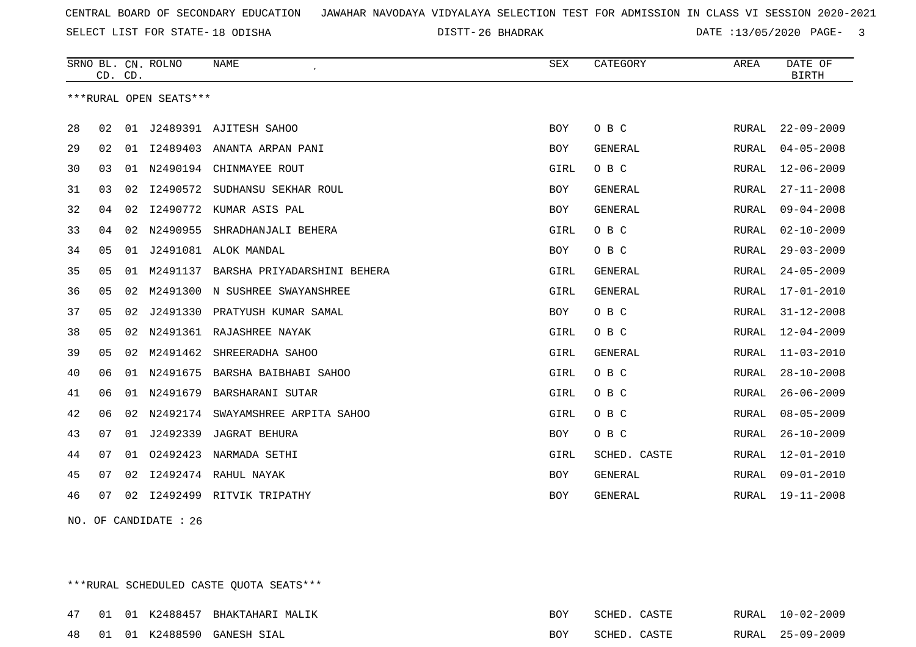CENTRAL BOARD OF SECONDARY EDUCATION JAWAHAR NAVODAYA VIDYALAYA SELECTION TEST FOR ADMISSION IN CLASS VI SESSION 2020-2021

SELECT LIST FOR STATE- 18 ODISHA DISTT- 26 BHADRAK DATE :13/05/2020

| SRNO | BL. CD. | CN. CD. | ROLNO | NAME | SEX | CATEGORY | AREA | DATE OF BIRTH |
|---|---|---|---|---|---|---|---|---|

***RURAL OPEN SEATS***

| SRNO | BL. CD. | CN. CD. | ROLNO | NAME | SEX | CATEGORY | AREA | DATE OF BIRTH |
|---|---|---|---|---|---|---|---|---|
| 28 | 02 | 01 | J2489391 | AJITESH SAHOO | BOY | O B C | RURAL | 22-09-2009 |
| 29 | 02 | 01 | I2489403 | ANANTA ARPAN PANI | BOY | GENERAL | RURAL | 04-05-2008 |
| 30 | 03 | 01 | N2490194 | CHINMAYEE ROUT | GIRL | O B C | RURAL | 12-06-2009 |
| 31 | 03 | 02 | I2490572 | SUDHANSU SEKHAR ROUL | BOY | GENERAL | RURAL | 27-11-2008 |
| 32 | 04 | 02 | I2490772 | KUMAR ASIS PAL | BOY | GENERAL | RURAL | 09-04-2008 |
| 33 | 04 | 02 | N2490955 | SHRADHANJALI BEHERA | GIRL | O B C | RURAL | 02-10-2009 |
| 34 | 05 | 01 | J2491081 | ALOK MANDAL | BOY | O B C | RURAL | 29-03-2009 |
| 35 | 05 | 01 | M2491137 | BARSHA PRIYADARSHINI BEHERA | GIRL | GENERAL | RURAL | 24-05-2009 |
| 36 | 05 | 02 | M2491300 | N SUSHREE SWAYANSHREE | GIRL | GENERAL | RURAL | 17-01-2010 |
| 37 | 05 | 02 | J2491330 | PRATYUSH KUMAR SAMAL | BOY | O B C | RURAL | 31-12-2008 |
| 38 | 05 | 02 | N2491361 | RAJASHREE NAYAK | GIRL | O B C | RURAL | 12-04-2009 |
| 39 | 05 | 02 | M2491462 | SHREERADHA SAHOO | GIRL | GENERAL | RURAL | 11-03-2010 |
| 40 | 06 | 01 | N2491675 | BARSHA BAIBHABI SAHOO | GIRL | O B C | RURAL | 28-10-2008 |
| 41 | 06 | 01 | N2491679 | BARSHARANI SUTAR | GIRL | O B C | RURAL | 26-06-2009 |
| 42 | 06 | 02 | N2492174 | SWAYAMSHREE ARPITA SAHOO | GIRL | O B C | RURAL | 08-05-2009 |
| 43 | 07 | 01 | J2492339 | JAGRAT BEHURA | BOY | O B C | RURAL | 26-10-2009 |
| 44 | 07 | 01 | O2492423 | NARMADA SETHI | GIRL | SCHED. CASTE | RURAL | 12-01-2010 |
| 45 | 07 | 02 | I2492474 | RAHUL NAYAK | BOY | GENERAL | RURAL | 09-01-2010 |
| 46 | 07 | 02 | I2492499 | RITVIK TRIPATHY | BOY | GENERAL | RURAL | 19-11-2008 |

NO. OF CANDIDATE : 26

***RURAL SCHEDULED CASTE QUOTA SEATS***

| SRNO | BL. CD. | CN. CD. | ROLNO | NAME | SEX | CATEGORY | AREA | DATE OF BIRTH |
|---|---|---|---|---|---|---|---|---|
| 47 | 01 | 01 | K2488457 | BHAKTAHARI MALIK | BOY | SCHED. CASTE | RURAL | 10-02-2009 |
| 48 | 01 | 01 | K2488590 | GANESH SIAL | BOY | SCHED. CASTE | RURAL | 25-09-2009 |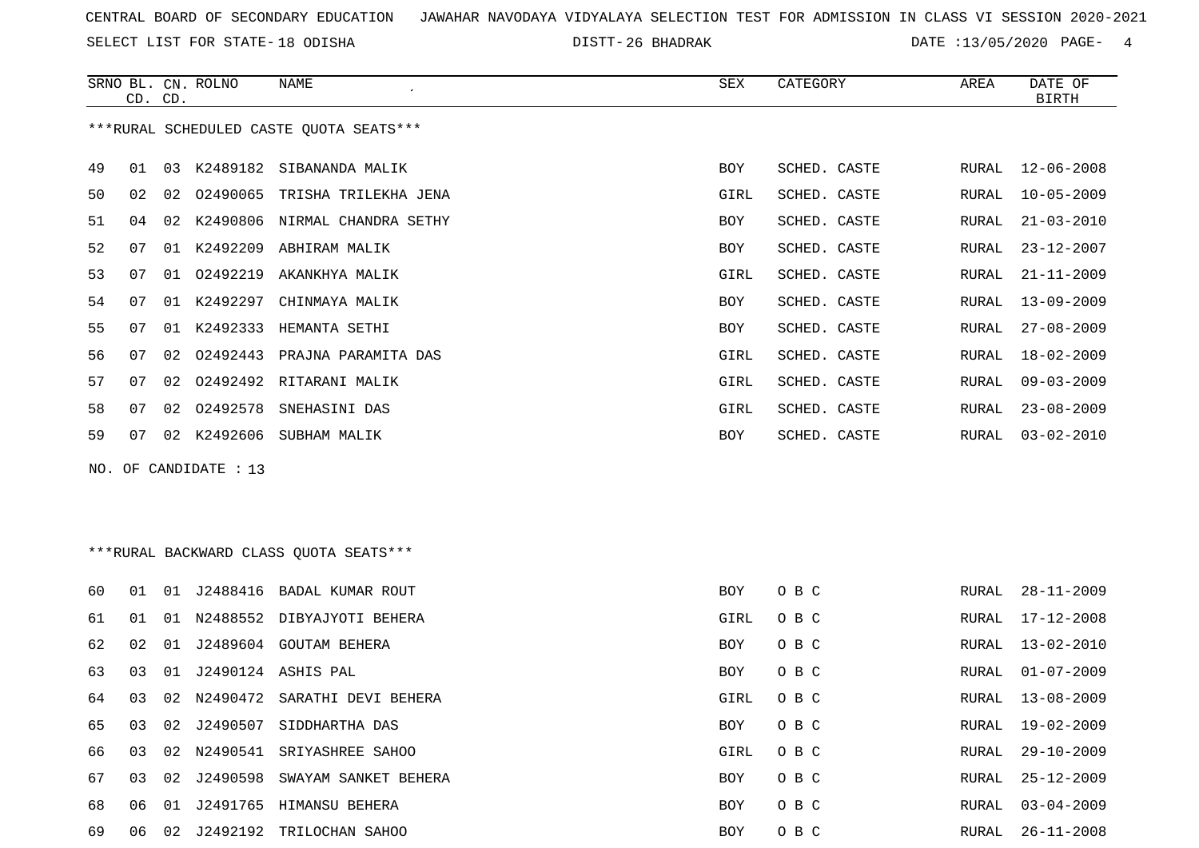CENTRAL BOARD OF SECONDARY EDUCATION JAWAHAR NAVODAYA VIDYALAYA SELECTION TEST FOR ADMISSION IN CLASS VI SESSION 2020-2021

SELECT LIST FOR STATE- 18 ODISHA DISTT- 26 BHADRAK DATE :13/05/2020

***RURAL SCHEDULED CASTE QUOTA SEATS***

| SRNO | BL. CD. | CN. CD. | ROLNO | NAME | SEX | CATEGORY | AREA | DATE OF BIRTH |
|---|---|---|---|---|---|---|---|---|
| 49 | 01 | 03 | K2489182 | SIBANANDA MALIK | BOY | SCHED. CASTE | RURAL | 12-06-2008 |
| 50 | 02 | 02 | O2490065 | TRISHA TRILEKHA JENA | GIRL | SCHED. CASTE | RURAL | 10-05-2009 |
| 51 | 04 | 02 | K2490806 | NIRMAL CHANDRA SETHY | BOY | SCHED. CASTE | RURAL | 21-03-2010 |
| 52 | 07 | 01 | K2492209 | ABHIRAM MALIK | BOY | SCHED. CASTE | RURAL | 23-12-2007 |
| 53 | 07 | 01 | O2492219 | AKANKHYA MALIK | GIRL | SCHED. CASTE | RURAL | 21-11-2009 |
| 54 | 07 | 01 | K2492297 | CHINMAYA MALIK | BOY | SCHED. CASTE | RURAL | 13-09-2009 |
| 55 | 07 | 01 | K2492333 | HEMANTA SETHI | BOY | SCHED. CASTE | RURAL | 27-08-2009 |
| 56 | 07 | 02 | O2492443 | PRAJNA PARAMITA DAS | GIRL | SCHED. CASTE | RURAL | 18-02-2009 |
| 57 | 07 | 02 | O2492492 | RITARANI MALIK | GIRL | SCHED. CASTE | RURAL | 09-03-2009 |
| 58 | 07 | 02 | O2492578 | SNEHASINI DAS | GIRL | SCHED. CASTE | RURAL | 23-08-2009 |
| 59 | 07 | 02 | K2492606 | SUBHAM MALIK | BOY | SCHED. CASTE | RURAL | 03-02-2010 |

NO. OF CANDIDATE : 13

***RURAL BACKWARD CLASS QUOTA SEATS***

| SRNO | BL. CD. | CN. CD. | ROLNO | NAME | SEX | CATEGORY | AREA | DATE OF BIRTH |
|---|---|---|---|---|---|---|---|---|
| 60 | 01 | 01 | J2488416 | BADAL KUMAR ROUT | BOY | O B C | RURAL | 28-11-2009 |
| 61 | 01 | 01 | N2488552 | DIBYAJYOTI BEHERA | GIRL | O B C | RURAL | 17-12-2008 |
| 62 | 02 | 01 | J2489604 | GOUTAM BEHERA | BOY | O B C | RURAL | 13-02-2010 |
| 63 | 03 | 01 | J2490124 | ASHIS PAL | BOY | O B C | RURAL | 01-07-2009 |
| 64 | 03 | 02 | N2490472 | SARATHI DEVI BEHERA | GIRL | O B C | RURAL | 13-08-2009 |
| 65 | 03 | 02 | J2490507 | SIDDHARTHA DAS | BOY | O B C | RURAL | 19-02-2009 |
| 66 | 03 | 02 | N2490541 | SRIYASHREE SAHOO | GIRL | O B C | RURAL | 29-10-2009 |
| 67 | 03 | 02 | J2490598 | SWAYAM SANKET BEHERA | BOY | O B C | RURAL | 25-12-2009 |
| 68 | 06 | 01 | J2491765 | HIMANSU BEHERA | BOY | O B C | RURAL | 03-04-2009 |
| 69 | 06 | 02 | J2492192 | TRILOCHAN SAHOO | BOY | O B C | RURAL | 26-11-2008 |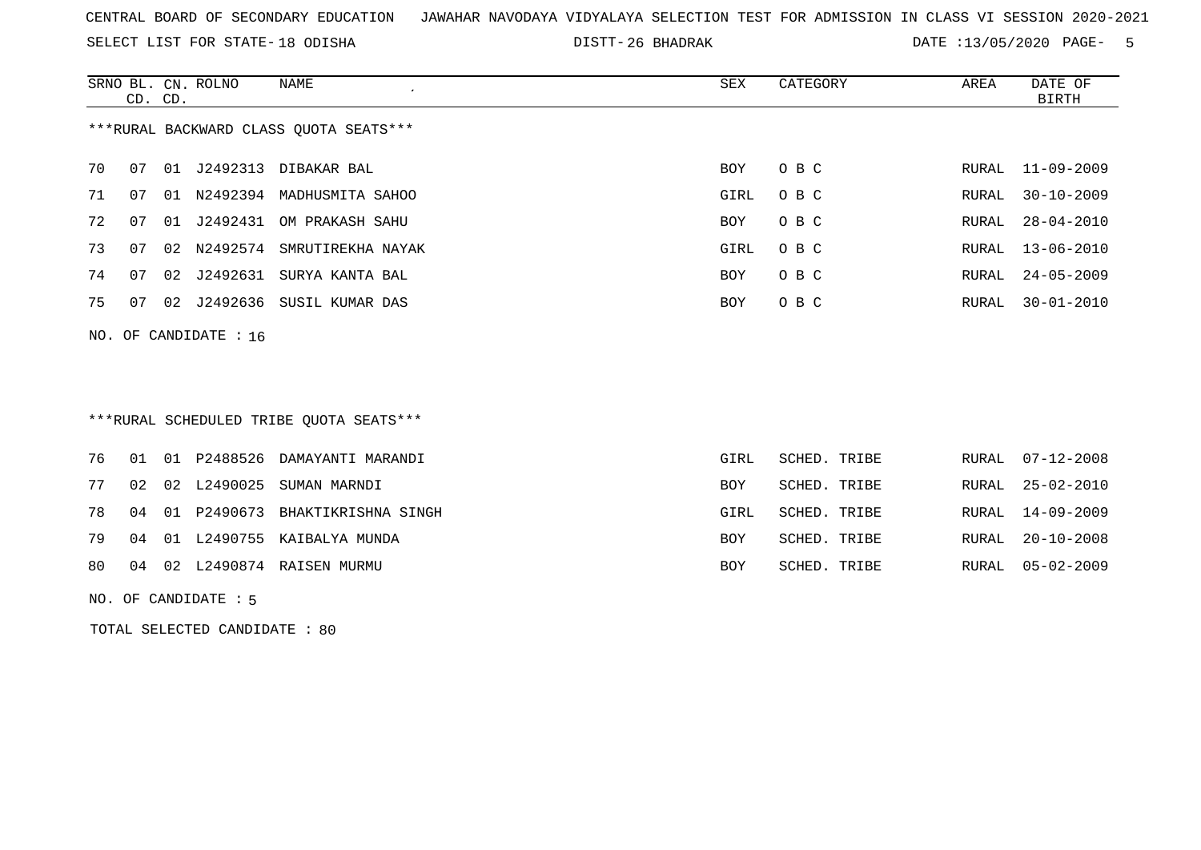CENTRAL BOARD OF SECONDARY EDUCATION JAWAHAR NAVODAYA VIDYALAYA SELECTION TEST FOR ADMISSION IN CLASS VI SESSION 2020-2021

SELECT LIST FOR STATE- 18 ODISHA DISTT- 26 BHADRAK DATE :13/05/2020

***RURAL BACKWARD CLASS QUOTA SEATS***

| SRNO | BL. CD. | CN. CD. | ROLNO | NAME | SEX | CATEGORY | AREA | DATE OF BIRTH |
|---|---|---|---|---|---|---|---|---|
| 70 | 07 | 01 | J2492313 | DIBAKAR BAL | BOY | O B C | RURAL | 11-09-2009 |
| 71 | 07 | 01 | N2492394 | MADHUSMITA SAHOO | GIRL | O B C | RURAL | 30-10-2009 |
| 72 | 07 | 01 | J2492431 | OM PRAKASH SAHU | BOY | O B C | RURAL | 28-04-2010 |
| 73 | 07 | 02 | N2492574 | SMRUTIREKHA NAYAK | GIRL | O B C | RURAL | 13-06-2010 |
| 74 | 07 | 02 | J2492631 | SURYA KANTA BAL | BOY | O B C | RURAL | 24-05-2009 |
| 75 | 07 | 02 | J2492636 | SUSIL KUMAR DAS | BOY | O B C | RURAL | 30-01-2010 |

NO. OF CANDIDATE : 16

***RURAL SCHEDULED TRIBE QUOTA SEATS***

| SRNO | BL. CD. | CN. CD. | ROLNO | NAME | SEX | CATEGORY | AREA | DATE OF BIRTH |
|---|---|---|---|---|---|---|---|---|
| 76 | 01 | 01 | P2488526 | DAMAYANTI MARANDI | GIRL | SCHED. TRIBE | RURAL | 07-12-2008 |
| 77 | 02 | 02 | L2490025 | SUMAN MARNDI | BOY | SCHED. TRIBE | RURAL | 25-02-2010 |
| 78 | 04 | 01 | P2490673 | BHAKTIKRISHNA SINGH | GIRL | SCHED. TRIBE | RURAL | 14-09-2009 |
| 79 | 04 | 01 | L2490755 | KAIBALYA MUNDA | BOY | SCHED. TRIBE | RURAL | 20-10-2008 |
| 80 | 04 | 02 | L2490874 | RAISEN MURMU | BOY | SCHED. TRIBE | RURAL | 05-02-2009 |

NO. OF CANDIDATE : 5

TOTAL SELECTED CANDIDATE : 80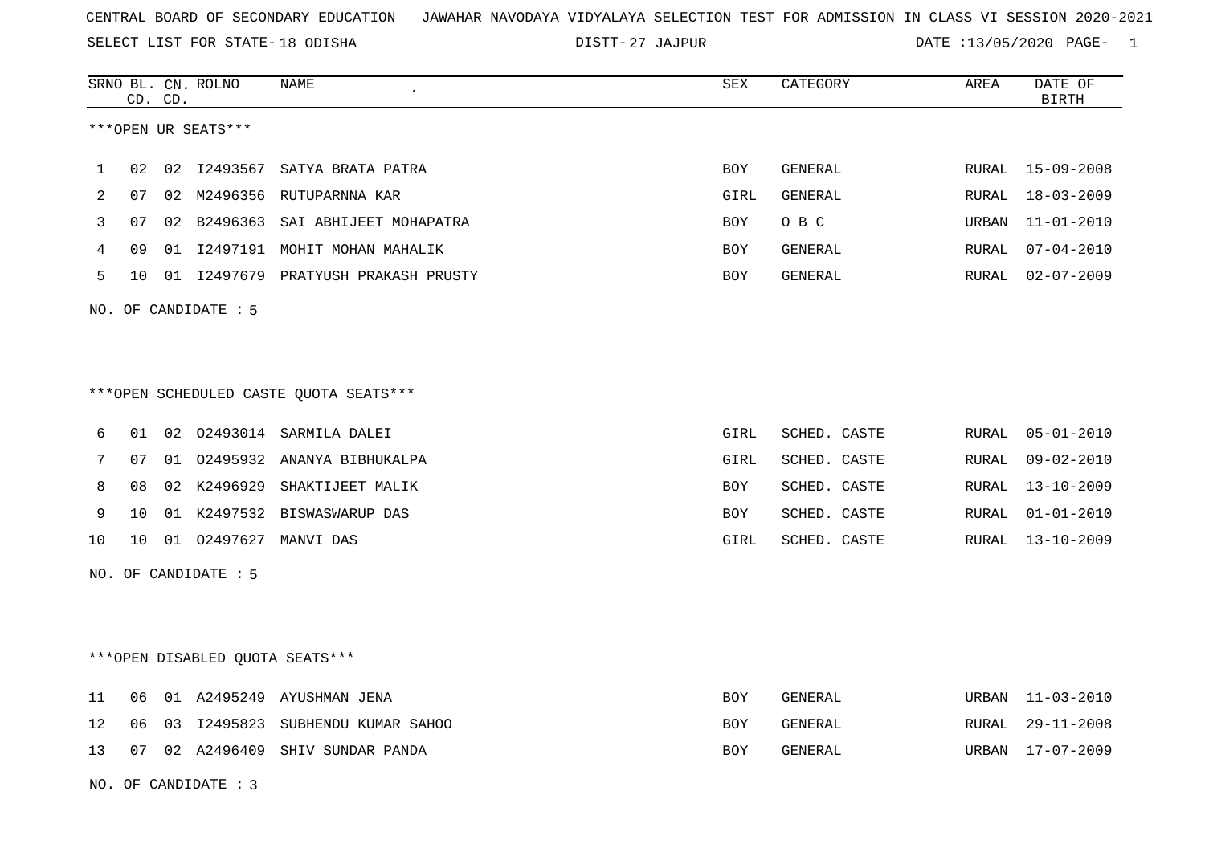CENTRAL BOARD OF SECONDARY EDUCATION JAWAHAR NAVODAYA VIDYALAYA SELECTION TEST FOR ADMISSION IN CLASS VI SESSION 2020-2021

SELECT LIST FOR STATE- 18 ODISHA DISTT- 27 JAJPUR DATE :13/05/2020

***OPEN UR SEATS***

| SRNO | BL. CD. | CN. CD. | ROLNO | NAME | SEX | CATEGORY | AREA | DATE OF BIRTH |
|---|---|---|---|---|---|---|---|---|
| 1 | 02 | 02 | I2493567 | SATYA BRATA PATRA | BOY | GENERAL | RURAL | 15-09-2008 |
| 2 | 07 | 02 | M2496356 | RUTUPARNNA KAR | GIRL | GENERAL | RURAL | 18-03-2009 |
| 3 | 07 | 02 | B2496363 | SAI ABHIJEET MOHAPATRA | BOY | O B C | URBAN | 11-01-2010 |
| 4 | 09 | 01 | I2497191 | MOHIT MOHAN MAHALIK | BOY | GENERAL | RURAL | 07-04-2010 |
| 5 | 10 | 01 | I2497679 | PRATYUSH PRAKASH PRUSTY | BOY | GENERAL | RURAL | 02-07-2009 |

NO. OF CANDIDATE : 5

***OPEN SCHEDULED CASTE QUOTA SEATS***

| SRNO | BL. CD. | CN. CD. | ROLNO | NAME | SEX | CATEGORY | AREA | DATE OF BIRTH |
|---|---|---|---|---|---|---|---|---|
| 6 | 01 | 02 | O2493014 | SARMILA DALEI | GIRL | SCHED. CASTE | RURAL | 05-01-2010 |
| 7 | 07 | 01 | O2495932 | ANANYA BIBHUKALPA | GIRL | SCHED. CASTE | RURAL | 09-02-2010 |
| 8 | 08 | 02 | K2496929 | SHAKTIJEET MALIK | BOY | SCHED. CASTE | RURAL | 13-10-2009 |
| 9 | 10 | 01 | K2497532 | BISWASWARUP DAS | BOY | SCHED. CASTE | RURAL | 01-01-2010 |
| 10 | 10 | 01 | O2497627 | MANVI DAS | GIRL | SCHED. CASTE | RURAL | 13-10-2009 |

NO. OF CANDIDATE : 5

***OPEN DISABLED QUOTA SEATS***

| SRNO | BL. CD. | CN. CD. | ROLNO | NAME | SEX | CATEGORY | AREA | DATE OF BIRTH |
|---|---|---|---|---|---|---|---|---|
| 11 | 06 | 01 | A2495249 | AYUSHMAN JENA | BOY | GENERAL | URBAN | 11-03-2010 |
| 12 | 06 | 03 | I2495823 | SUBHENDU KUMAR SAHOO | BOY | GENERAL | RURAL | 29-11-2008 |
| 13 | 07 | 02 | A2496409 | SHIV SUNDAR PANDA | BOY | GENERAL | URBAN | 17-07-2009 |

NO. OF CANDIDATE : 3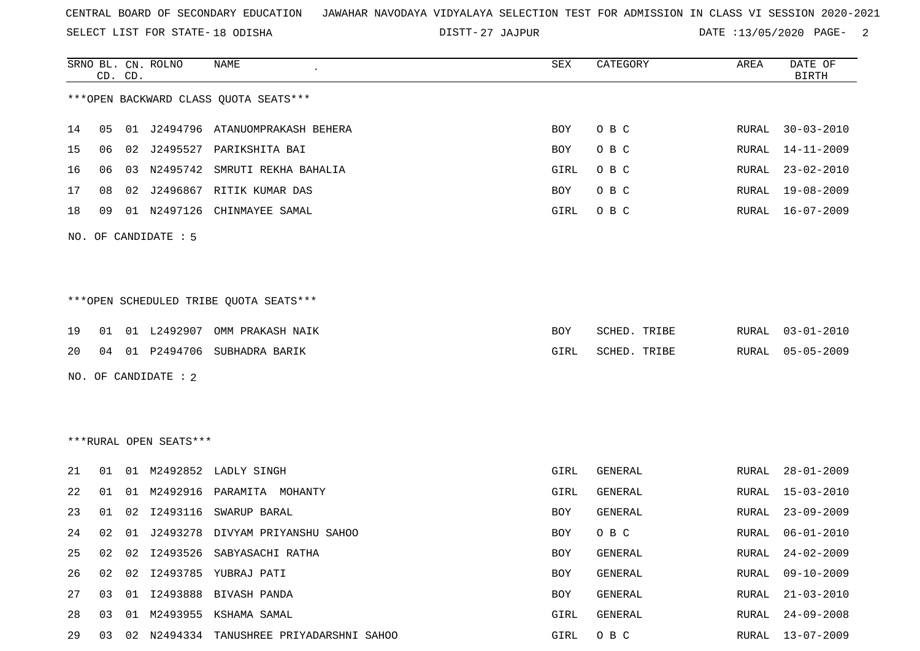CENTRAL BOARD OF SECONDARY EDUCATION   JAWAHAR NAVODAYA VIDYALAYA SELECTION TEST FOR ADMISSION IN CLASS VI SESSION 2020-2021

SELECT LIST FOR STATE- 18 ODISHA   DISTT- 27 JAJPUR   DATE :13/05/2020

| SRNO | BL. CD. | CN. CD. | ROLNO | NAME | SEX | CATEGORY | AREA | DATE OF BIRTH |
|---|---|---|---|---|---|---|---|---|

***OPEN BACKWARD CLASS QUOTA SEATS***

| SRNO | BL. CD. | CN. CD. | ROLNO | NAME | SEX | CATEGORY | AREA | DATE OF BIRTH |
|---|---|---|---|---|---|---|---|---|
| 14 | 05 | 01 | J2494796 | ATANUOMPRAKASH BEHERA | BOY | O B C | RURAL | 30-03-2010 |
| 15 | 06 | 02 | J2495527 | PARIKSHITA BAI | BOY | O B C | RURAL | 14-11-2009 |
| 16 | 06 | 03 | N2495742 | SMRUTI REKHA BAHALIA | GIRL | O B C | RURAL | 23-02-2010 |
| 17 | 08 | 02 | J2496867 | RITIK KUMAR DAS | BOY | O B C | RURAL | 19-08-2009 |
| 18 | 09 | 01 | N2497126 | CHINMAYEE SAMAL | GIRL | O B C | RURAL | 16-07-2009 |

NO. OF CANDIDATE : 5

***OPEN SCHEDULED TRIBE QUOTA SEATS***

| SRNO | BL. CD. | CN. CD. | ROLNO | NAME | SEX | CATEGORY | AREA | DATE OF BIRTH |
|---|---|---|---|---|---|---|---|---|
| 19 | 01 | 01 | L2492907 | OMM PRAKASH NAIK | BOY | SCHED. TRIBE | RURAL | 03-01-2010 |
| 20 | 04 | 01 | P2494706 | SUBHADRA BARIK | GIRL | SCHED. TRIBE | RURAL | 05-05-2009 |

NO. OF CANDIDATE : 2

***RURAL OPEN SEATS***

| SRNO | BL. CD. | CN. CD. | ROLNO | NAME | SEX | CATEGORY | AREA | DATE OF BIRTH |
|---|---|---|---|---|---|---|---|---|
| 21 | 01 | 01 | M2492852 | LADLY SINGH | GIRL | GENERAL | RURAL | 28-01-2009 |
| 22 | 01 | 01 | M2492916 | PARAMITA  MOHANTY | GIRL | GENERAL | RURAL | 15-03-2010 |
| 23 | 01 | 02 | I2493116 | SWARUP BARAL | BOY | GENERAL | RURAL | 23-09-2009 |
| 24 | 02 | 01 | J2493278 | DIVYAM PRIYANSHU SAHOO | BOY | O B C | RURAL | 06-01-2010 |
| 25 | 02 | 02 | I2493526 | SABYASACHI RATHA | BOY | GENERAL | RURAL | 24-02-2009 |
| 26 | 02 | 02 | I2493785 | YUBRAJ PATI | BOY | GENERAL | RURAL | 09-10-2009 |
| 27 | 03 | 01 | I2493888 | BIVASH PANDA | BOY | GENERAL | RURAL | 21-03-2010 |
| 28 | 03 | 01 | M2493955 | KSHAMA SAMAL | GIRL | GENERAL | RURAL | 24-09-2008 |
| 29 | 03 | 02 | N2494334 | TANUSHREE PRIYADARSHNI SAHOO | GIRL | O B C | RURAL | 13-07-2009 |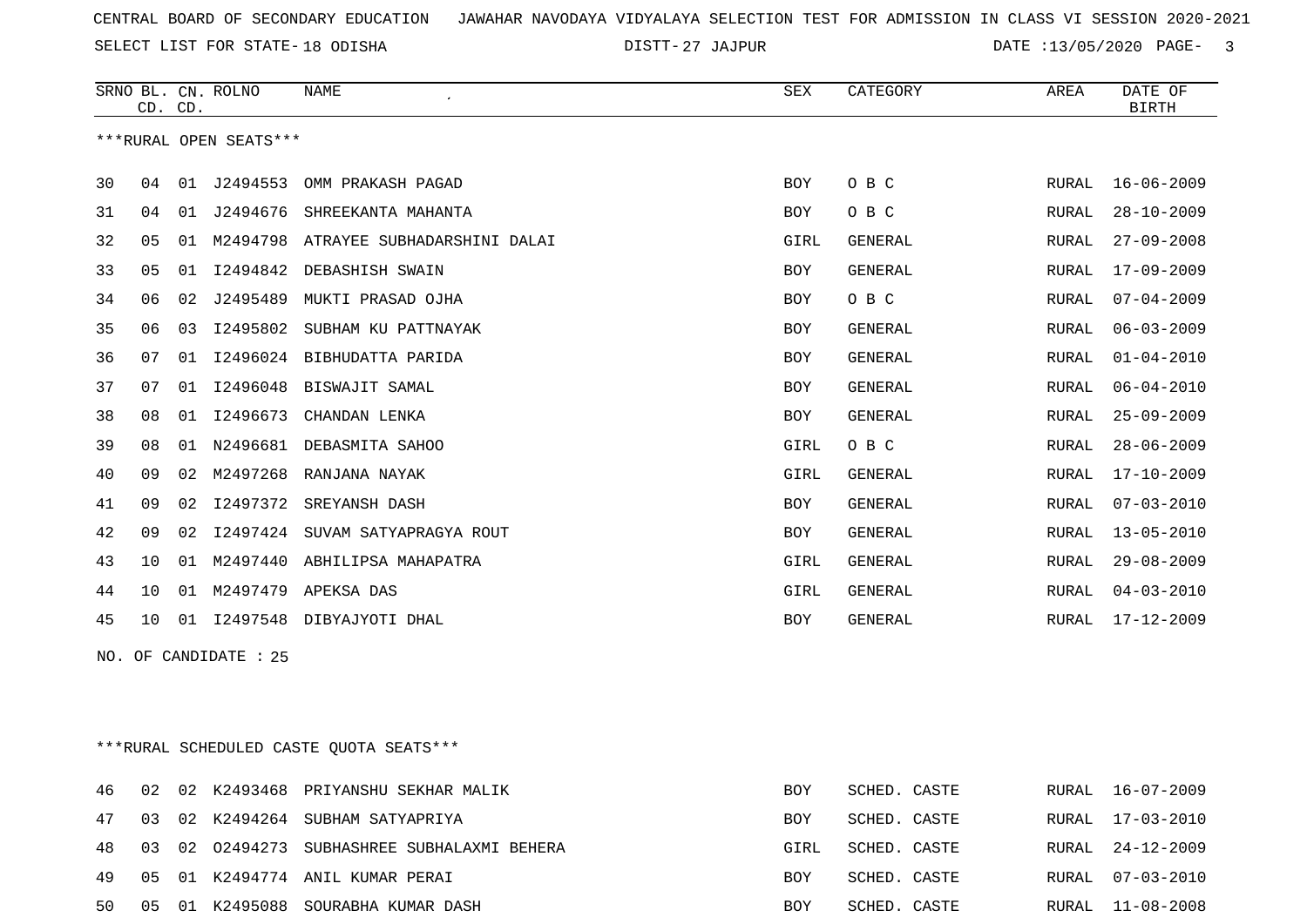CENTRAL BOARD OF SECONDARY EDUCATION   JAWAHAR NAVODAYA VIDYALAYA SELECTION TEST FOR ADMISSION IN CLASS VI SESSION 2020-2021

SELECT LIST FOR STATE- 18 ODISHA   DISTT- 27 JAJPUR   DATE :13/05/2020

***RURAL OPEN SEATS***

| SRNO | BL. CD. | CN. CD. | ROLNO | NAME | SEX | CATEGORY | AREA | DATE OF BIRTH |
|---|---|---|---|---|---|---|---|---|
| 30 | 04 | 01 | J2494553 | OMM PRAKASH PAGAD | BOY | O B C | RURAL | 16-06-2009 |
| 31 | 04 | 01 | J2494676 | SHREEKANTA MAHANTA | BOY | O B C | RURAL | 28-10-2009 |
| 32 | 05 | 01 | M2494798 | ATRAYEE SUBHADARSHINI DALAI | GIRL | GENERAL | RURAL | 27-09-2008 |
| 33 | 05 | 01 | I2494842 | DEBASHISH SWAIN | BOY | GENERAL | RURAL | 17-09-2009 |
| 34 | 06 | 02 | J2495489 | MUKTI PRASAD OJHA | BOY | O B C | RURAL | 07-04-2009 |
| 35 | 06 | 03 | I2495802 | SUBHAM KU PATTNAYAK | BOY | GENERAL | RURAL | 06-03-2009 |
| 36 | 07 | 01 | I2496024 | BIBHUDATTA PARIDA | BOY | GENERAL | RURAL | 01-04-2010 |
| 37 | 07 | 01 | I2496048 | BISWAJIT SAMAL | BOY | GENERAL | RURAL | 06-04-2010 |
| 38 | 08 | 01 | I2496673 | CHANDAN LENKA | BOY | GENERAL | RURAL | 25-09-2009 |
| 39 | 08 | 01 | N2496681 | DEBASMITA SAHOO | GIRL | O B C | RURAL | 28-06-2009 |
| 40 | 09 | 02 | M2497268 | RANJANA NAYAK | GIRL | GENERAL | RURAL | 17-10-2009 |
| 41 | 09 | 02 | I2497372 | SREYANSH DASH | BOY | GENERAL | RURAL | 07-03-2010 |
| 42 | 09 | 02 | I2497424 | SUVAM SATYAPRAGYA ROUT | BOY | GENERAL | RURAL | 13-05-2010 |
| 43 | 10 | 01 | M2497440 | ABHILIPSA MAHAPATRA | GIRL | GENERAL | RURAL | 29-08-2009 |
| 44 | 10 | 01 | M2497479 | APEKSA DAS | GIRL | GENERAL | RURAL | 04-03-2010 |
| 45 | 10 | 01 | I2497548 | DIBYAJYOTI DHAL | BOY | GENERAL | RURAL | 17-12-2009 |

NO. OF CANDIDATE : 25

***RURAL SCHEDULED CASTE QUOTA SEATS***

| SRNO | BL. CD. | CN. CD. | ROLNO | NAME | SEX | CATEGORY | AREA | DATE OF BIRTH |
|---|---|---|---|---|---|---|---|---|
| 46 | 02 | 02 | K2493468 | PRIYANSHU SEKHAR MALIK | BOY | SCHED. CASTE | RURAL | 16-07-2009 |
| 47 | 03 | 02 | K2494264 | SUBHAM SATYAPRIYA | BOY | SCHED. CASTE | RURAL | 17-03-2010 |
| 48 | 03 | 02 | O2494273 | SUBHASHREE SUBHALAXMI BEHERA | GIRL | SCHED. CASTE | RURAL | 24-12-2009 |
| 49 | 05 | 01 | K2494774 | ANIL KUMAR PERAI | BOY | SCHED. CASTE | RURAL | 07-03-2010 |
| 50 | 05 | 01 | K2495088 | SOURABHA KUMAR DASH | BOY | SCHED. CASTE | RURAL | 11-08-2008 |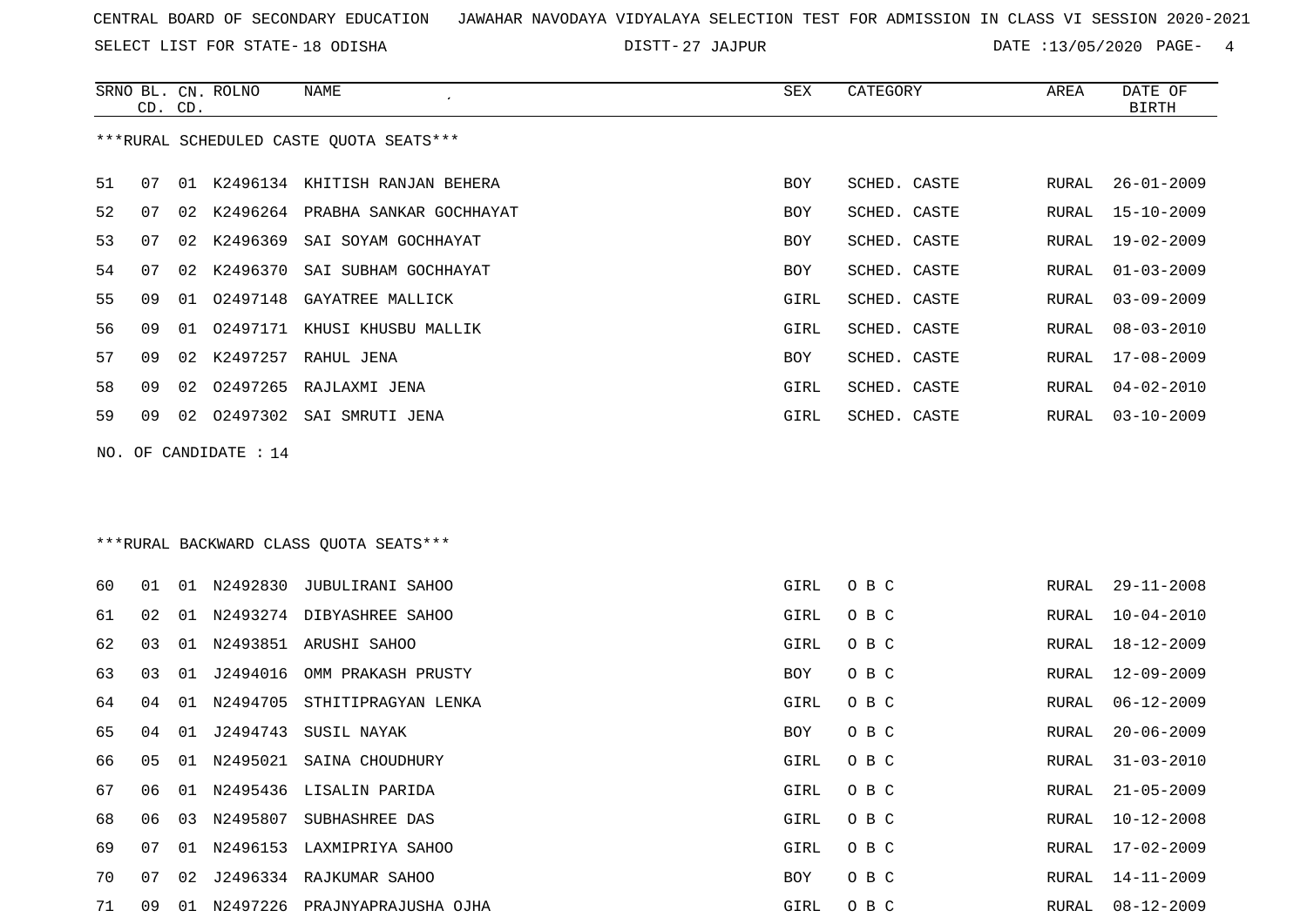CENTRAL BOARD OF SECONDARY EDUCATION JAWAHAR NAVODAYA VIDYALAYA SELECTION TEST FOR ADMISSION IN CLASS VI SESSION 2020-2021

SELECT LIST FOR STATE- 18 ODISHA DISTT- 27 JAJPUR DATE :13/05/2020

***RURAL SCHEDULED CASTE QUOTA SEATS***

| SRNO | BL. CD. | CN. CD. | ROLNO | NAME | SEX | CATEGORY | AREA | DATE OF BIRTH |
|---|---|---|---|---|---|---|---|---|
| 51 | 07 | 01 | K2496134 | KHITISH RANJAN BEHERA | BOY | SCHED. CASTE | RURAL | 26-01-2009 |
| 52 | 07 | 02 | K2496264 | PRABHA SANKAR GOCHHAYAT | BOY | SCHED. CASTE | RURAL | 15-10-2009 |
| 53 | 07 | 02 | K2496369 | SAI SOYAM GOCHHAYAT | BOY | SCHED. CASTE | RURAL | 19-02-2009 |
| 54 | 07 | 02 | K2496370 | SAI SUBHAM GOCHHAYAT | BOY | SCHED. CASTE | RURAL | 01-03-2009 |
| 55 | 09 | 01 | O2497148 | GAYATREE MALLICK | GIRL | SCHED. CASTE | RURAL | 03-09-2009 |
| 56 | 09 | 01 | O2497171 | KHUSI KHUSBU MALLIK | GIRL | SCHED. CASTE | RURAL | 08-03-2010 |
| 57 | 09 | 02 | K2497257 | RAHUL JENA | BOY | SCHED. CASTE | RURAL | 17-08-2009 |
| 58 | 09 | 02 | O2497265 | RAJLAXMI JENA | GIRL | SCHED. CASTE | RURAL | 04-02-2010 |
| 59 | 09 | 02 | O2497302 | SAI SMRUTI JENA | GIRL | SCHED. CASTE | RURAL | 03-10-2009 |

NO. OF CANDIDATE : 14

***RURAL BACKWARD CLASS QUOTA SEATS***

| SRNO | BL. CD. | CN. CD. | ROLNO | NAME | SEX | CATEGORY | AREA | DATE OF BIRTH |
|---|---|---|---|---|---|---|---|---|
| 60 | 01 | 01 | N2492830 | JUBULIRANI SAHOO | GIRL | O B C | RURAL | 29-11-2008 |
| 61 | 02 | 01 | N2493274 | DIBYASHREE SAHOO | GIRL | O B C | RURAL | 10-04-2010 |
| 62 | 03 | 01 | N2493851 | ARUSHI SAHOO | GIRL | O B C | RURAL | 18-12-2009 |
| 63 | 03 | 01 | J2494016 | OMM PRAKASH PRUSTY | BOY | O B C | RURAL | 12-09-2009 |
| 64 | 04 | 01 | N2494705 | STHITIPRAGYAN LENKA | GIRL | O B C | RURAL | 06-12-2009 |
| 65 | 04 | 01 | J2494743 | SUSIL NAYAK | BOY | O B C | RURAL | 20-06-2009 |
| 66 | 05 | 01 | N2495021 | SAINA CHOUDHURY | GIRL | O B C | RURAL | 31-03-2010 |
| 67 | 06 | 01 | N2495436 | LISALIN PARIDA | GIRL | O B C | RURAL | 21-05-2009 |
| 68 | 06 | 03 | N2495807 | SUBHASHREE DAS | GIRL | O B C | RURAL | 10-12-2008 |
| 69 | 07 | 01 | N2496153 | LAXMIPRIYA SAHOO | GIRL | O B C | RURAL | 17-02-2009 |
| 70 | 07 | 02 | J2496334 | RAJKUMAR SAHOO | BOY | O B C | RURAL | 14-11-2009 |
| 71 | 09 | 01 | N2497226 | PRAJNYAPRAJUSHA OJHA | GIRL | O B C | RURAL | 08-12-2009 |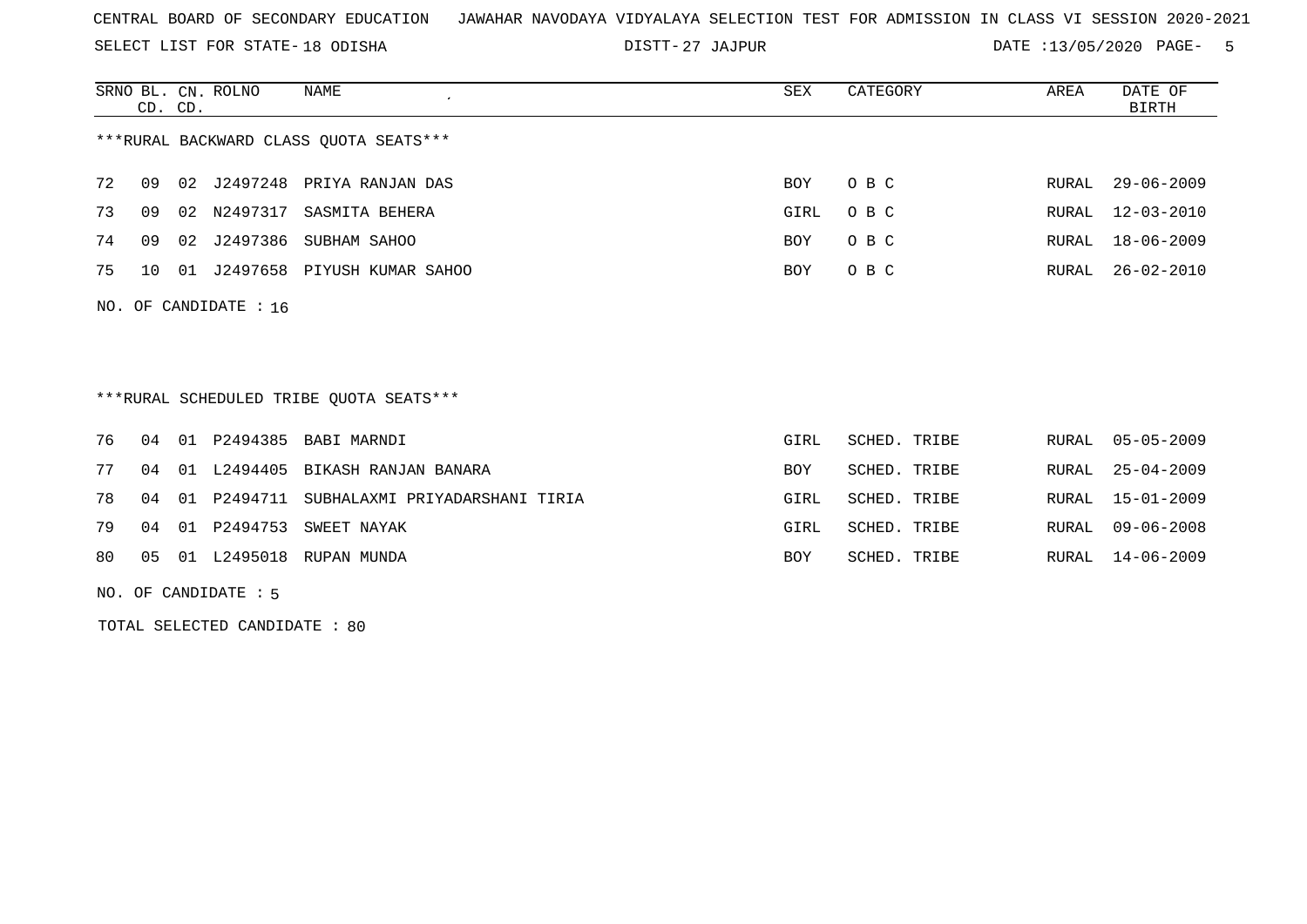CENTRAL BOARD OF SECONDARY EDUCATION   JAWAHAR NAVODAYA VIDYALAYA SELECTION TEST FOR ADMISSION IN CLASS VI SESSION 2020-2021

SELECT LIST FOR STATE- 18 ODISHA   DISTT- 27 JAJPUR   DATE :13/05/2020

| SRNO | BL. CD. | CN. CD. | ROLNO | NAME | SEX | CATEGORY | AREA | DATE OF BIRTH |
|---|---|---|---|---|---|---|---|---|

***RURAL BACKWARD CLASS QUOTA SEATS***

| SRNO | BL. CD. | CN. CD. | ROLNO | NAME | SEX | CATEGORY | AREA | DATE OF BIRTH |
|---|---|---|---|---|---|---|---|---|
| 72 | 09 | 02 | J2497248 | PRIYA RANJAN DAS | BOY | O B C | RURAL | 29-06-2009 |
| 73 | 09 | 02 | N2497317 | SASMITA BEHERA | GIRL | O B C | RURAL | 12-03-2010 |
| 74 | 09 | 02 | J2497386 | SUBHAM SAHOO | BOY | O B C | RURAL | 18-06-2009 |
| 75 | 10 | 01 | J2497658 | PIYUSH KUMAR SAHOO | BOY | O B C | RURAL | 26-02-2010 |

NO. OF CANDIDATE : 16

***RURAL SCHEDULED TRIBE QUOTA SEATS***

| SRNO | BL. CD. | CN. CD. | ROLNO | NAME | SEX | CATEGORY | AREA | DATE OF BIRTH |
|---|---|---|---|---|---|---|---|---|
| 76 | 04 | 01 | P2494385 | BABI MARNDI | GIRL | SCHED. TRIBE | RURAL | 05-05-2009 |
| 77 | 04 | 01 | L2494405 | BIKASH RANJAN BANARA | BOY | SCHED. TRIBE | RURAL | 25-04-2009 |
| 78 | 04 | 01 | P2494711 | SUBHALAXMI PRIYADARSHANI TIRIA | GIRL | SCHED. TRIBE | RURAL | 15-01-2009 |
| 79 | 04 | 01 | P2494753 | SWEET NAYAK | GIRL | SCHED. TRIBE | RURAL | 09-06-2008 |
| 80 | 05 | 01 | L2495018 | RUPAN MUNDA | BOY | SCHED. TRIBE | RURAL | 14-06-2009 |

NO. OF CANDIDATE : 5

TOTAL SELECTED CANDIDATE : 80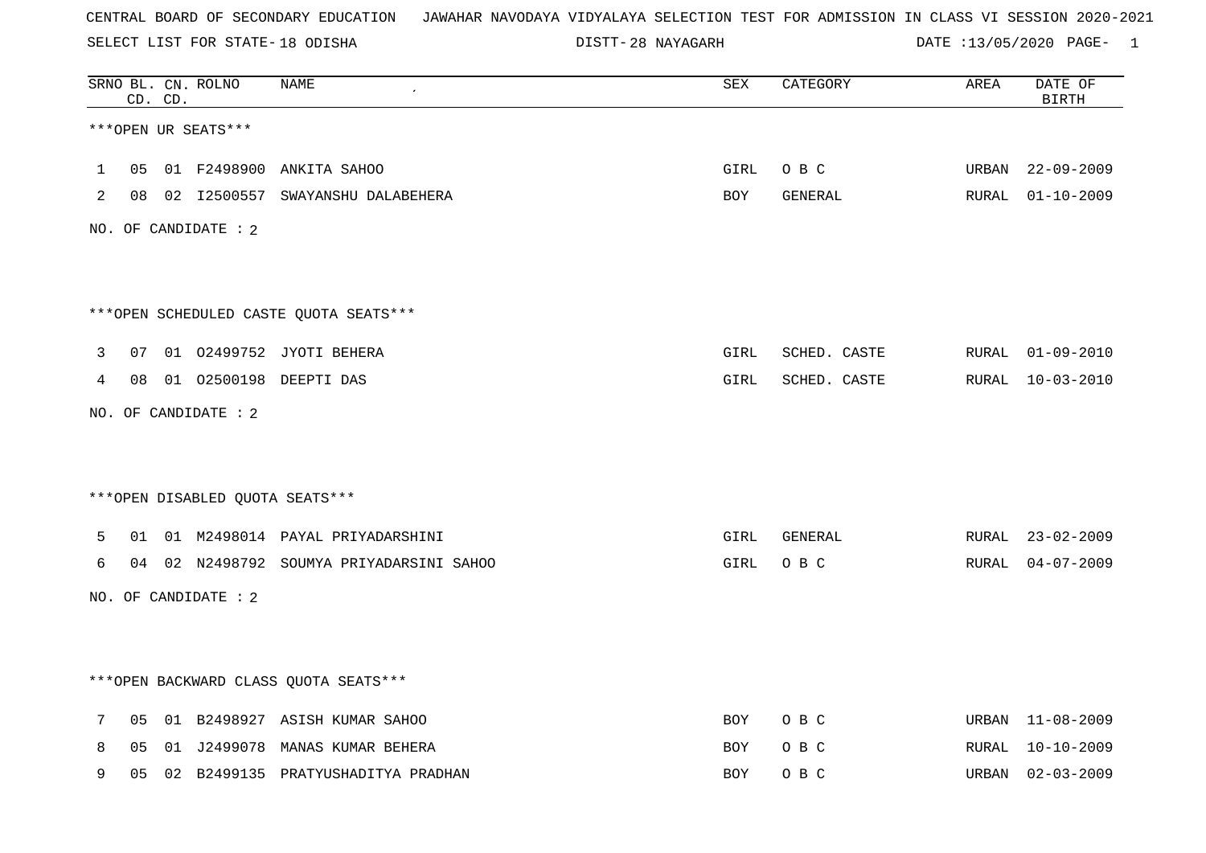CENTRAL BOARD OF SECONDARY EDUCATION JAWAHAR NAVODAYA VIDYALAYA SELECTION TEST FOR ADMISSION IN CLASS VI SESSION 2020-2021

SELECT LIST FOR STATE- 18 ODISHA DISTT- 28 NAYAGARH DATE :13/05/2020 PAGE- 1

***OPEN UR SEATS***

| SRNO | BL. CD. | CN. CD. | ROLNO | NAME | SEX | CATEGORY | AREA | DATE OF BIRTH |
|---|---|---|---|---|---|---|---|---|
| 1 | 05 | 01 | F2498900 | ANKITA SAHOO | GIRL | O B C | URBAN | 22-09-2009 |
| 2 | 08 | 02 | I2500557 | SWAYANSHU DALABEHERA | BOY | GENERAL | RURAL | 01-10-2009 |

NO. OF CANDIDATE : 2

***OPEN SCHEDULED CASTE QUOTA SEATS***

| SRNO | BL. CD. | CN. CD. | ROLNO | NAME | SEX | CATEGORY | AREA | DATE OF BIRTH |
|---|---|---|---|---|---|---|---|---|
| 3 | 07 | 01 | O2499752 | JYOTI BEHERA | GIRL | SCHED. CASTE | RURAL | 01-09-2010 |
| 4 | 08 | 01 | O2500198 | DEEPTI DAS | GIRL | SCHED. CASTE | RURAL | 10-03-2010 |

NO. OF CANDIDATE : 2

***OPEN DISABLED QUOTA SEATS***

| SRNO | BL. CD. | CN. CD. | ROLNO | NAME | SEX | CATEGORY | AREA | DATE OF BIRTH |
|---|---|---|---|---|---|---|---|---|
| 5 | 01 | 01 | M2498014 | PAYAL PRIYADARSHINI | GIRL | GENERAL | RURAL | 23-02-2009 |
| 6 | 04 | 02 | N2498792 | SOUMYA PRIYADARSINI SAHOO | GIRL | O B C | RURAL | 04-07-2009 |

NO. OF CANDIDATE : 2

***OPEN BACKWARD CLASS QUOTA SEATS***

| SRNO | BL. CD. | CN. CD. | ROLNO | NAME | SEX | CATEGORY | AREA | DATE OF BIRTH |
|---|---|---|---|---|---|---|---|---|
| 7 | 05 | 01 | B2498927 | ASISH KUMAR SAHOO | BOY | O B C | URBAN | 11-08-2009 |
| 8 | 05 | 01 | J2499078 | MANAS KUMAR BEHERA | BOY | O B C | RURAL | 10-10-2009 |
| 9 | 05 | 02 | B2499135 | PRATYUSHADITYA PRADHAN | BOY | O B C | URBAN | 02-03-2009 |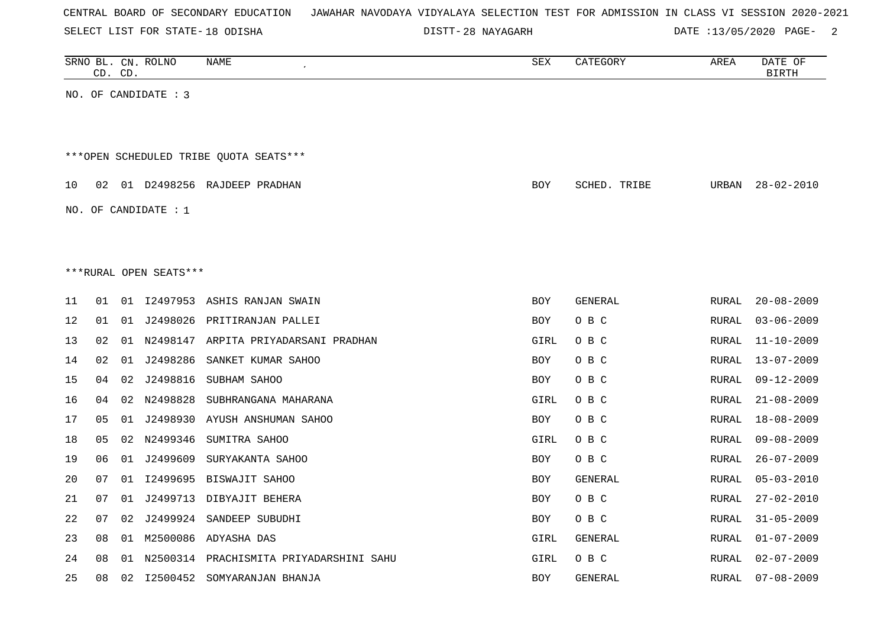CENTRAL BOARD OF SECONDARY EDUCATION JAWAHAR NAVODAYA VIDYALAYA SELECTION TEST FOR ADMISSION IN CLASS VI SESSION 2020-2021

SELECT LIST FOR STATE- 18 ODISHA DISTT- 28 NAYAGARH DATE :13/05/2020

| SRNO | BL. CD. | CN. CD. | ROLNO | NAME | SEX | CATEGORY | AREA | DATE OF BIRTH |
|---|---|---|---|---|---|---|---|---|

NO. OF CANDIDATE : 3

***OPEN SCHEDULED TRIBE QUOTA SEATS***

| SRNO | BL. CD. | CN. CD. | ROLNO | NAME | SEX | CATEGORY | AREA | DATE OF BIRTH |
|---|---|---|---|---|---|---|---|---|
| 10 | 02 | 01 | D2498256 | RAJDEEP PRADHAN | BOY | SCHED. TRIBE | URBAN | 28-02-2010 |

NO. OF CANDIDATE : 1

***RURAL OPEN SEATS***

| SRNO | BL. CD. | CN. CD. | ROLNO | NAME | SEX | CATEGORY | AREA | DATE OF BIRTH |
|---|---|---|---|---|---|---|---|---|
| 11 | 01 | 01 | I2497953 | ASHIS RANJAN SWAIN | BOY | GENERAL | RURAL | 20-08-2009 |
| 12 | 01 | 01 | J2498026 | PRITIRANJAN PALLEI | BOY | O B C | RURAL | 03-06-2009 |
| 13 | 02 | 01 | N2498147 | ARPITA PRIYADARSANI PRADHAN | GIRL | O B C | RURAL | 11-10-2009 |
| 14 | 02 | 01 | J2498286 | SANKET KUMAR SAHOO | BOY | O B C | RURAL | 13-07-2009 |
| 15 | 04 | 02 | J2498816 | SUBHAM SAHOO | BOY | O B C | RURAL | 09-12-2009 |
| 16 | 04 | 02 | N2498828 | SUBHRANGANA MAHARANA | GIRL | O B C | RURAL | 21-08-2009 |
| 17 | 05 | 01 | J2498930 | AYUSH ANSHUMAN SAHOO | BOY | O B C | RURAL | 18-08-2009 |
| 18 | 05 | 02 | N2499346 | SUMITRA SAHOO | GIRL | O B C | RURAL | 09-08-2009 |
| 19 | 06 | 01 | J2499609 | SURYAKANTA SAHOO | BOY | O B C | RURAL | 26-07-2009 |
| 20 | 07 | 01 | I2499695 | BISWAJIT SAHOO | BOY | GENERAL | RURAL | 05-03-2010 |
| 21 | 07 | 01 | J2499713 | DIBYAJIT BEHERA | BOY | O B C | RURAL | 27-02-2010 |
| 22 | 07 | 02 | J2499924 | SANDEEP SUBUDHI | BOY | O B C | RURAL | 31-05-2009 |
| 23 | 08 | 01 | M2500086 | ADYASHA DAS | GIRL | GENERAL | RURAL | 01-07-2009 |
| 24 | 08 | 01 | N2500314 | PRACHISMITA PRIYADARSHINI SAHU | GIRL | O B C | RURAL | 02-07-2009 |
| 25 | 08 | 02 | I2500452 | SOMYARANJAN BHANJA | BOY | GENERAL | RURAL | 07-08-2009 |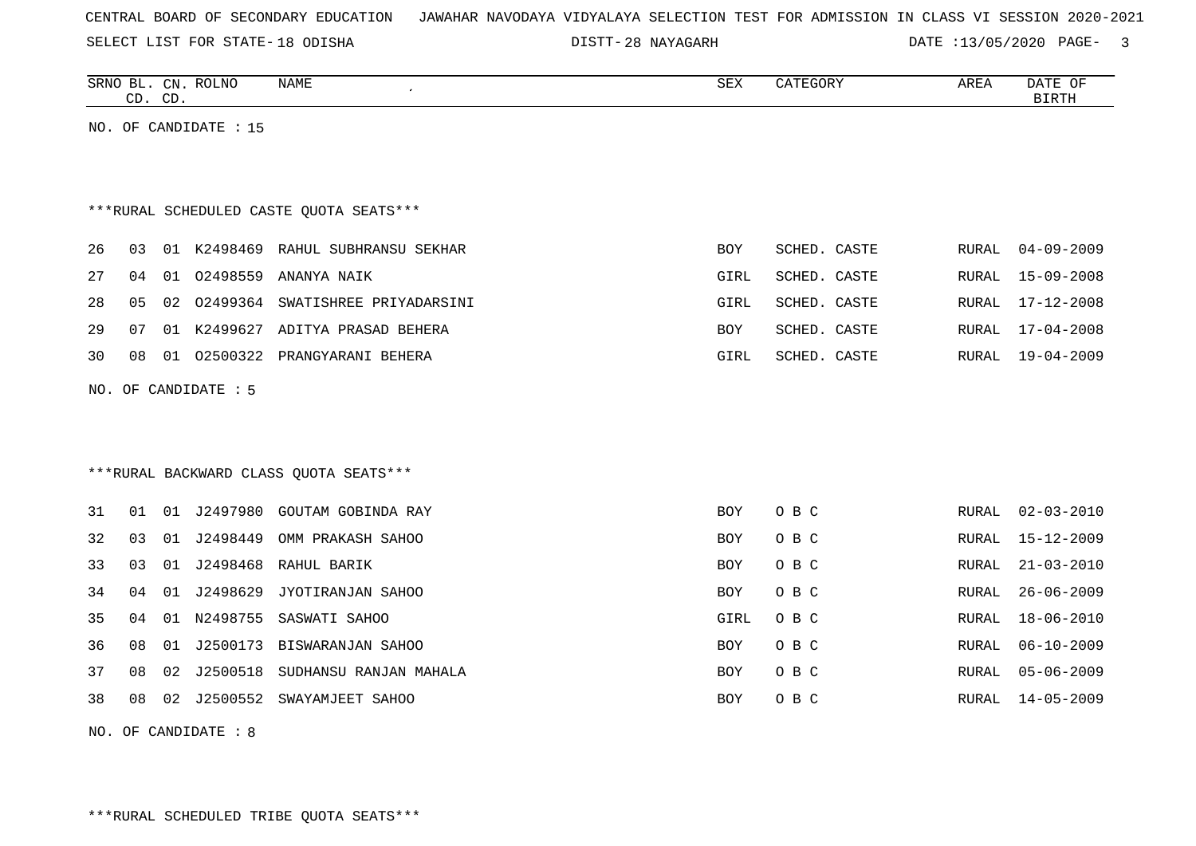CENTRAL BOARD OF SECONDARY EDUCATION JAWAHAR NAVODAYA VIDYALAYA SELECTION TEST FOR ADMISSION IN CLASS VI SESSION 2020-2021

SELECT LIST FOR STATE- 18 ODISHA DISTT- 28 NAYAGARH DATE :13/05/2020

| SRNO | BL. CD. | CN. CD. | ROLNO | NAME | SEX | CATEGORY | AREA | DATE OF BIRTH |
|---|---|---|---|---|---|---|---|---|

NO. OF CANDIDATE : 15

***RURAL SCHEDULED CASTE QUOTA SEATS***

| SRNO | BL. CD. | CN. CD. | ROLNO | NAME | SEX | CATEGORY | AREA | DATE OF BIRTH |
|---|---|---|---|---|---|---|---|---|
| 26 | 03 | 01 | K2498469 | RAHUL SUBHRANSU SEKHAR | BOY | SCHED. CASTE | RURAL | 04-09-2009 |
| 27 | 04 | 01 | O2498559 | ANANYA NAIK | GIRL | SCHED. CASTE | RURAL | 15-09-2008 |
| 28 | 05 | 02 | O2499364 | SWATISHREE PRIYADARSINI | GIRL | SCHED. CASTE | RURAL | 17-12-2008 |
| 29 | 07 | 01 | K2499627 | ADITYA PRASAD BEHERA | BOY | SCHED. CASTE | RURAL | 17-04-2008 |
| 30 | 08 | 01 | O2500322 | PRANGYARANI BEHERA | GIRL | SCHED. CASTE | RURAL | 19-04-2009 |

NO. OF CANDIDATE : 5

***RURAL BACKWARD CLASS QUOTA SEATS***

| SRNO | BL. CD. | CN. CD. | ROLNO | NAME | SEX | CATEGORY | AREA | DATE OF BIRTH |
|---|---|---|---|---|---|---|---|---|
| 31 | 01 | 01 | J2497980 | GOUTAM GOBINDA RAY | BOY | O B C | RURAL | 02-03-2010 |
| 32 | 03 | 01 | J2498449 | OMM PRAKASH SAHOO | BOY | O B C | RURAL | 15-12-2009 |
| 33 | 03 | 01 | J2498468 | RAHUL BARIK | BOY | O B C | RURAL | 21-03-2010 |
| 34 | 04 | 01 | J2498629 | JYOTIRANJAN SAHOO | BOY | O B C | RURAL | 26-06-2009 |
| 35 | 04 | 01 | N2498755 | SASWATI SAHOO | GIRL | O B C | RURAL | 18-06-2010 |
| 36 | 08 | 01 | J2500173 | BISWARANJAN SAHOO | BOY | O B C | RURAL | 06-10-2009 |
| 37 | 08 | 02 | J2500518 | SUDHANSU RANJAN MAHALA | BOY | O B C | RURAL | 05-06-2009 |
| 38 | 08 | 02 | J2500552 | SWAYAMJEET SAHOO | BOY | O B C | RURAL | 14-05-2009 |

NO. OF CANDIDATE : 8

***RURAL SCHEDULED TRIBE QUOTA SEATS***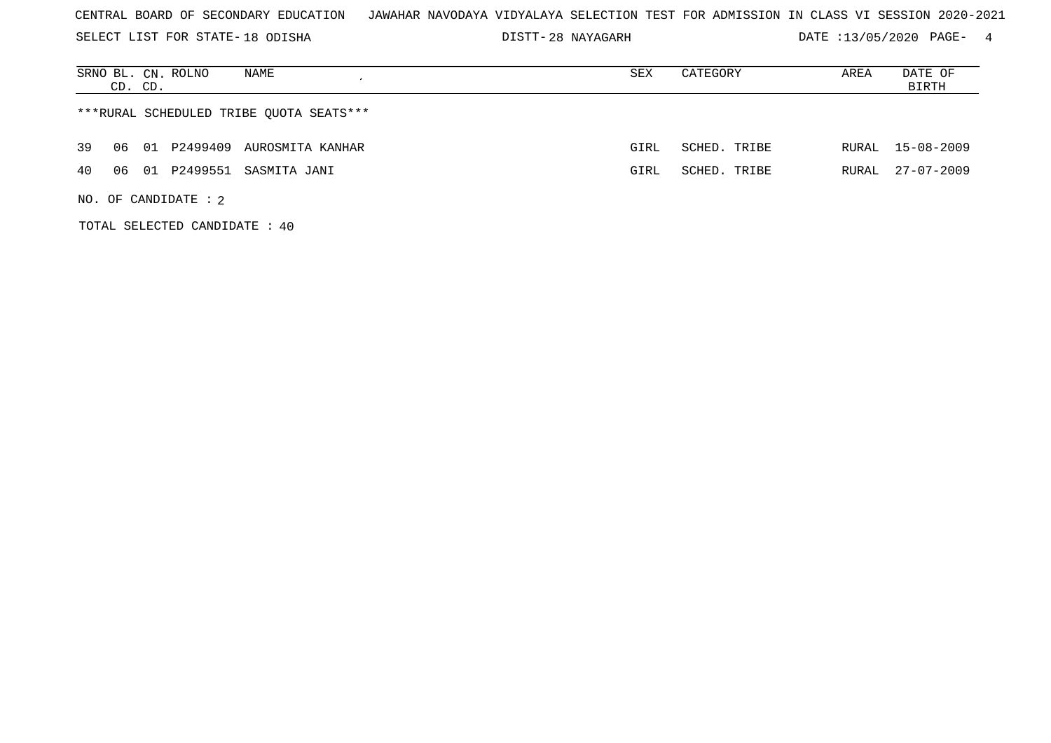CENTRAL BOARD OF SECONDARY EDUCATION JAWAHAR NAVODAYA VIDYALAYA SELECTION TEST FOR ADMISSION IN CLASS VI SESSION 2020-2021

SELECT LIST FOR STATE- 18 ODISHA DISTT- 28 NAYAGARH DATE :13/05/2020

| SRNO | BL. CD. | CN. CD. | ROLNO | NAME | SEX | CATEGORY | AREA | DATE OF BIRTH |
|---|---|---|---|---|---|---|---|---|

***RURAL SCHEDULED TRIBE QUOTA SEATS***

| SRNO | BL. CD. | CN. CD. | ROLNO | NAME | SEX | CATEGORY | AREA | DATE OF BIRTH |
|---|---|---|---|---|---|---|---|---|
| 39 | 06 | 01 | P2499409 | AUROSMITA KANHAR | GIRL | SCHED. TRIBE | RURAL | 15-08-2009 |
| 40 | 06 | 01 | P2499551 | SASMITA JANI | GIRL | SCHED. TRIBE | RURAL | 27-07-2009 |

NO. OF CANDIDATE : 2

TOTAL SELECTED CANDIDATE : 40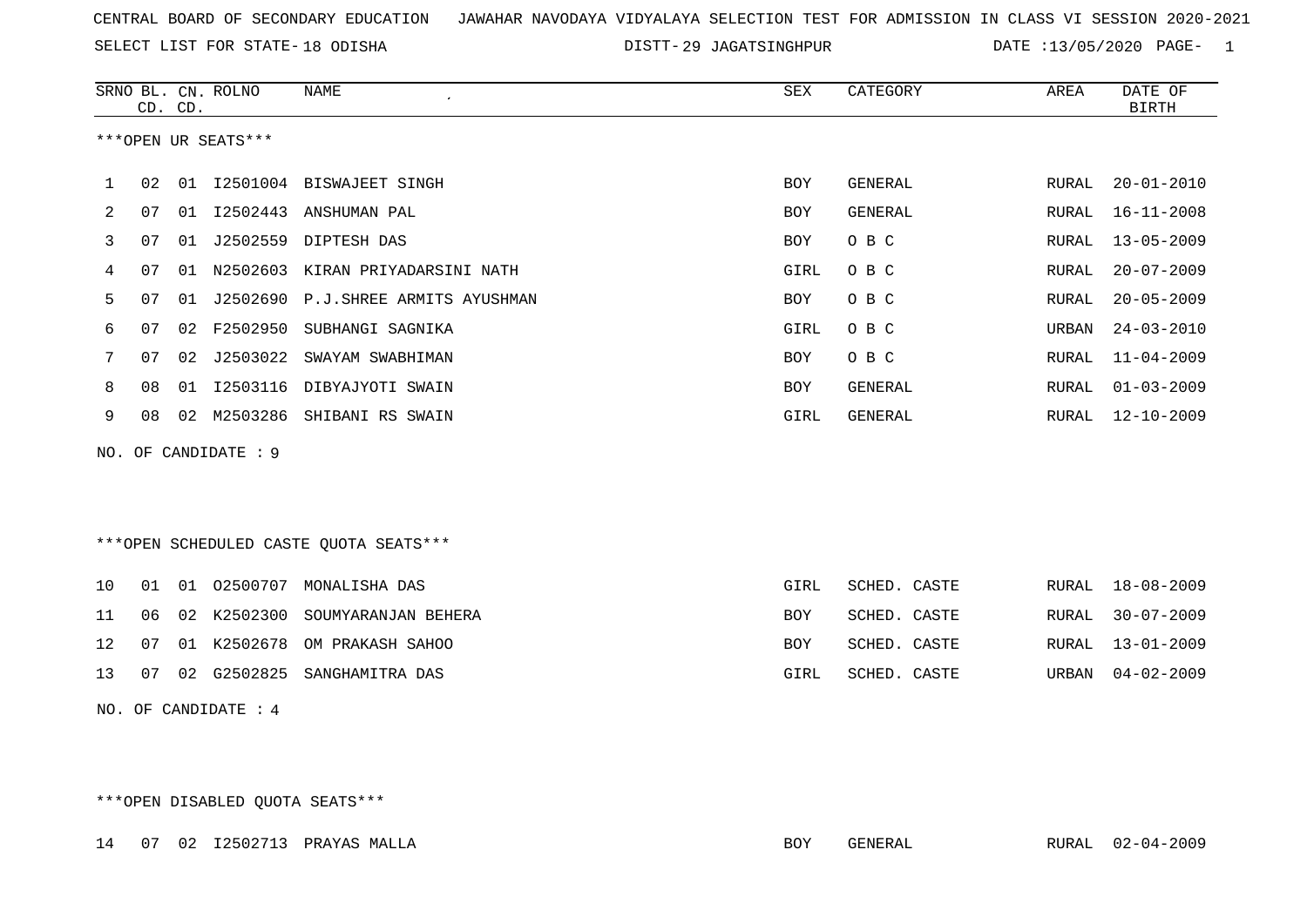CENTRAL BOARD OF SECONDARY EDUCATION JAWAHAR NAVODAYA VIDYALAYA SELECTION TEST FOR ADMISSION IN CLASS VI SESSION 2020-2021

SELECT LIST FOR STATE- 18 ODISHA DISTT- 29 JAGATSINGHPUR DATE :13/05/2020 PAGE- 1

***OPEN UR SEATS***

| SRNO | BL. CD. | CN. CD. | ROLNO | NAME | SEX | CATEGORY | AREA | DATE OF BIRTH |
|---|---|---|---|---|---|---|---|---|
| 1 | 02 | 01 | I2501004 | BISWAJEET SINGH | BOY | GENERAL | RURAL | 20-01-2010 |
| 2 | 07 | 01 | I2502443 | ANSHUMAN PAL | BOY | GENERAL | RURAL | 16-11-2008 |
| 3 | 07 | 01 | J2502559 | DIPTESH DAS | BOY | O B C | RURAL | 13-05-2009 |
| 4 | 07 | 01 | N2502603 | KIRAN PRIYADARSINI NATH | GIRL | O B C | RURAL | 20-07-2009 |
| 5 | 07 | 01 | J2502690 | P.J.SHREE ARMITS AYUSHMAN | BOY | O B C | RURAL | 20-05-2009 |
| 6 | 07 | 02 | F2502950 | SUBHANGI SAGNIKA | GIRL | O B C | URBAN | 24-03-2010 |
| 7 | 07 | 02 | J2503022 | SWAYAM SWABHIMAN | BOY | O B C | RURAL | 11-04-2009 |
| 8 | 08 | 01 | I2503116 | DIBYAJYOTI SWAIN | BOY | GENERAL | RURAL | 01-03-2009 |
| 9 | 08 | 02 | M2503286 | SHIBANI RS SWAIN | GIRL | GENERAL | RURAL | 12-10-2009 |

NO. OF CANDIDATE : 9

***OPEN SCHEDULED CASTE QUOTA SEATS***

| SRNO | BL. CD. | CN. CD. | ROLNO | NAME | SEX | CATEGORY | AREA | DATE OF BIRTH |
|---|---|---|---|---|---|---|---|---|
| 10 | 01 | 01 | O2500707 | MONALISHA DAS | GIRL | SCHED. CASTE | RURAL | 18-08-2009 |
| 11 | 06 | 02 | K2502300 | SOUMYARANJAN BEHERA | BOY | SCHED. CASTE | RURAL | 30-07-2009 |
| 12 | 07 | 01 | K2502678 | OM PRAKASH SAHOO | BOY | SCHED. CASTE | RURAL | 13-01-2009 |
| 13 | 07 | 02 | G2502825 | SANGHAMITRA DAS | GIRL | SCHED. CASTE | URBAN | 04-02-2009 |

NO. OF CANDIDATE : 4

***OPEN DISABLED QUOTA SEATS***

| SRNO | BL. CD. | CN. CD. | ROLNO | NAME | SEX | CATEGORY | AREA | DATE OF BIRTH |
|---|---|---|---|---|---|---|---|---|
| 14 | 07 | 02 | I2502713 | PRAYAS MALLA | BOY | GENERAL | RURAL | 02-04-2009 |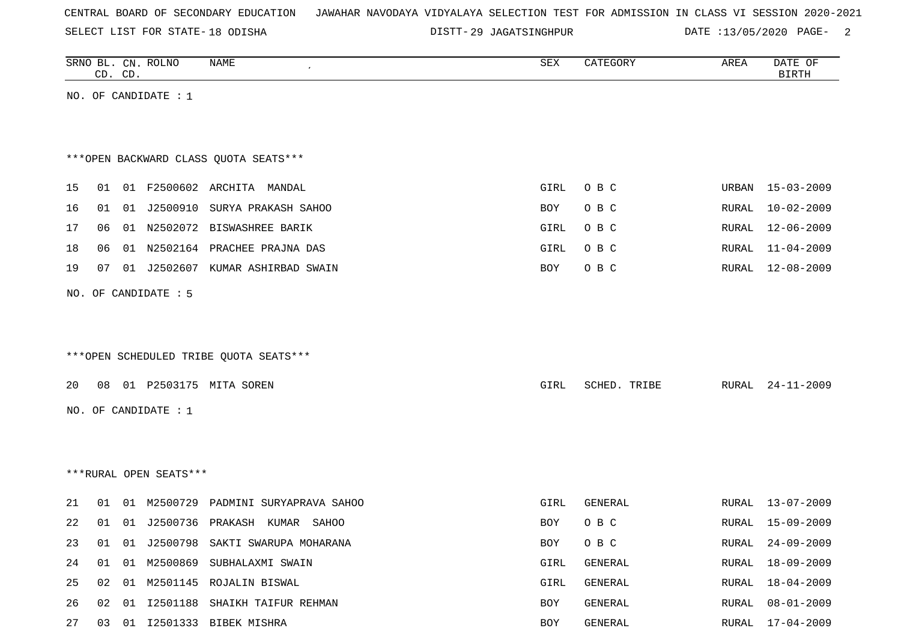CENTRAL BOARD OF SECONDARY EDUCATION JAWAHAR NAVODAYA VIDYALAYA SELECTION TEST FOR ADMISSION IN CLASS VI SESSION 2020-2021

SELECT LIST FOR STATE- 18 ODISHA DISTT- 29 JAGATSINGHPUR DATE :13/05/2020

| SRNO | BL. CD. | CN. CD. | ROLNO | NAME | SEX | CATEGORY | AREA | DATE OF BIRTH |
|---|---|---|---|---|---|---|---|---|

NO. OF CANDIDATE : 1

***OPEN BACKWARD CLASS QUOTA SEATS***

| SRNO | BL. CD. | CN. CD. | ROLNO | NAME | SEX | CATEGORY | AREA | DATE OF BIRTH |
|---|---|---|---|---|---|---|---|---|
| 15 | 01 | 01 | F2500602 | ARCHITA MANDAL | GIRL | O B C | URBAN | 15-03-2009 |
| 16 | 01 | 01 | J2500910 | SURYA PRAKASH SAHOO | BOY | O B C | RURAL | 10-02-2009 |
| 17 | 06 | 01 | N2502072 | BISWASHREE BARIK | GIRL | O B C | RURAL | 12-06-2009 |
| 18 | 06 | 01 | N2502164 | PRACHEE PRAJNA DAS | GIRL | O B C | RURAL | 11-04-2009 |
| 19 | 07 | 01 | J2502607 | KUMAR ASHIRBAD SWAIN | BOY | O B C | RURAL | 12-08-2009 |

NO. OF CANDIDATE : 5

***OPEN SCHEDULED TRIBE QUOTA SEATS***

| SRNO | BL. CD. | CN. CD. | ROLNO | NAME | SEX | CATEGORY | AREA | DATE OF BIRTH |
|---|---|---|---|---|---|---|---|---|
| 20 | 08 | 01 | P2503175 | MITA SOREN | GIRL | SCHED. TRIBE | RURAL | 24-11-2009 |

NO. OF CANDIDATE : 1

***RURAL OPEN SEATS***

| SRNO | BL. CD. | CN. CD. | ROLNO | NAME | SEX | CATEGORY | AREA | DATE OF BIRTH |
|---|---|---|---|---|---|---|---|---|
| 21 | 01 | 01 | M2500729 | PADMINI SURYAPRAVA SAHOO | GIRL | GENERAL | RURAL | 13-07-2009 |
| 22 | 01 | 01 | J2500736 | PRAKASH KUMAR SAHOO | BOY | O B C | RURAL | 15-09-2009 |
| 23 | 01 | 01 | J2500798 | SAKTI SWARUPA MOHARANA | BOY | O B C | RURAL | 24-09-2009 |
| 24 | 01 | 01 | M2500869 | SUBHALAXMI SWAIN | GIRL | GENERAL | RURAL | 18-09-2009 |
| 25 | 02 | 01 | M2501145 | ROJALIN BISWAL | GIRL | GENERAL | RURAL | 18-04-2009 |
| 26 | 02 | 01 | I2501188 | SHAIKH TAIFUR REHMAN | BOY | GENERAL | RURAL | 08-01-2009 |
| 27 | 03 | 01 | I2501333 | BIBEK MISHRA | BOY | GENERAL | RURAL | 17-04-2009 |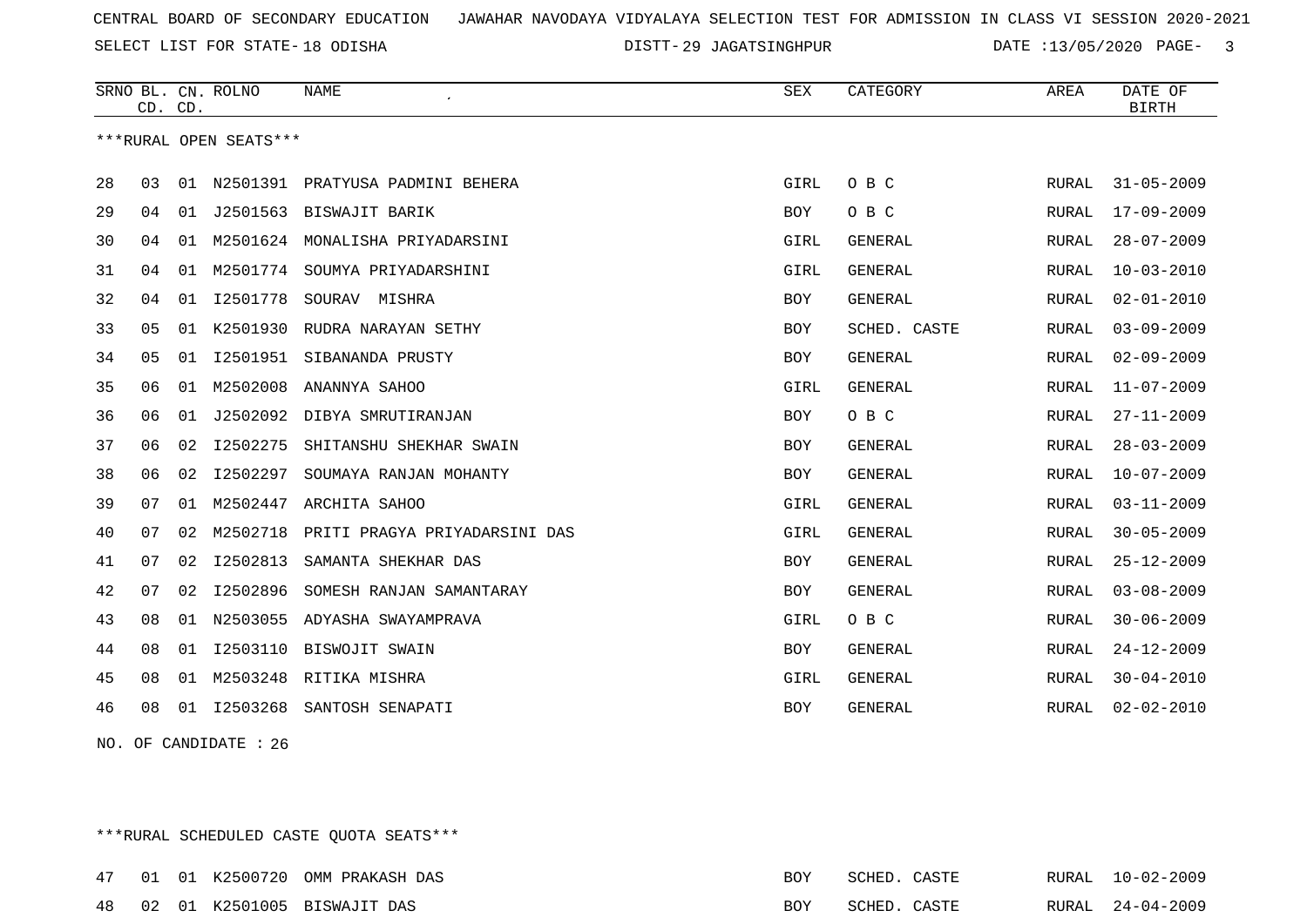CENTRAL BOARD OF SECONDARY EDUCATION JAWAHAR NAVODAYA VIDYALAYA SELECTION TEST FOR ADMISSION IN CLASS VI SESSION 2020-2021

SELECT LIST FOR STATE- 18 ODISHA DISTT- 29 JAGATSINGHPUR DATE :13/05/2020

***RURAL OPEN SEATS***

| SRNO | BL. CD. | CN. CD. | ROLNO | NAME | SEX | CATEGORY | AREA | DATE OF BIRTH |
|---|---|---|---|---|---|---|---|---|
| 28 | 03 | 01 | N2501391 | PRATYUSA PADMINI BEHERA | GIRL | O B C | RURAL | 31-05-2009 |
| 29 | 04 | 01 | J2501563 | BISWAJIT BARIK | BOY | O B C | RURAL | 17-09-2009 |
| 30 | 04 | 01 | M2501624 | MONALISHA PRIYADARSINI | GIRL | GENERAL | RURAL | 28-07-2009 |
| 31 | 04 | 01 | M2501774 | SOUMYA PRIYADARSHINI | GIRL | GENERAL | RURAL | 10-03-2010 |
| 32 | 04 | 01 | I2501778 | SOURAV MISHRA | BOY | GENERAL | RURAL | 02-01-2010 |
| 33 | 05 | 01 | K2501930 | RUDRA NARAYAN SETHY | BOY | SCHED. CASTE | RURAL | 03-09-2009 |
| 34 | 05 | 01 | I2501951 | SIBANANDA PRUSTY | BOY | GENERAL | RURAL | 02-09-2009 |
| 35 | 06 | 01 | M2502008 | ANANNYA SAHOO | GIRL | GENERAL | RURAL | 11-07-2009 |
| 36 | 06 | 01 | J2502092 | DIBYA SMRUTIRANJAN | BOY | O B C | RURAL | 27-11-2009 |
| 37 | 06 | 02 | I2502275 | SHITANSHU SHEKHAR SWAIN | BOY | GENERAL | RURAL | 28-03-2009 |
| 38 | 06 | 02 | I2502297 | SOUMAYA RANJAN MOHANTY | BOY | GENERAL | RURAL | 10-07-2009 |
| 39 | 07 | 01 | M2502447 | ARCHITA SAHOO | GIRL | GENERAL | RURAL | 03-11-2009 |
| 40 | 07 | 02 | M2502718 | PRITI PRAGYA PRIYADARSINI DAS | GIRL | GENERAL | RURAL | 30-05-2009 |
| 41 | 07 | 02 | I2502813 | SAMANTA SHEKHAR DAS | BOY | GENERAL | RURAL | 25-12-2009 |
| 42 | 07 | 02 | I2502896 | SOMESH RANJAN SAMANTARAY | BOY | GENERAL | RURAL | 03-08-2009 |
| 43 | 08 | 01 | N2503055 | ADYASHA SWAYAMPRAVA | GIRL | O B C | RURAL | 30-06-2009 |
| 44 | 08 | 01 | I2503110 | BISWOJIT SWAIN | BOY | GENERAL | RURAL | 24-12-2009 |
| 45 | 08 | 01 | M2503248 | RITIKA MISHRA | GIRL | GENERAL | RURAL | 30-04-2010 |
| 46 | 08 | 01 | I2503268 | SANTOSH SENAPATI | BOY | GENERAL | RURAL | 02-02-2010 |

NO. OF CANDIDATE : 26

***RURAL SCHEDULED CASTE QUOTA SEATS***

| SRNO | BL. CD. | CN. CD. | ROLNO | NAME | SEX | CATEGORY | AREA | DATE OF BIRTH |
|---|---|---|---|---|---|---|---|---|
| 47 | 01 | 01 | K2500720 | OMM PRAKASH DAS | BOY | SCHED. CASTE | RURAL | 10-02-2009 |
| 48 | 02 | 01 | K2501005 | BISWAJIT DAS | BOY | SCHED. CASTE | RURAL | 24-04-2009 |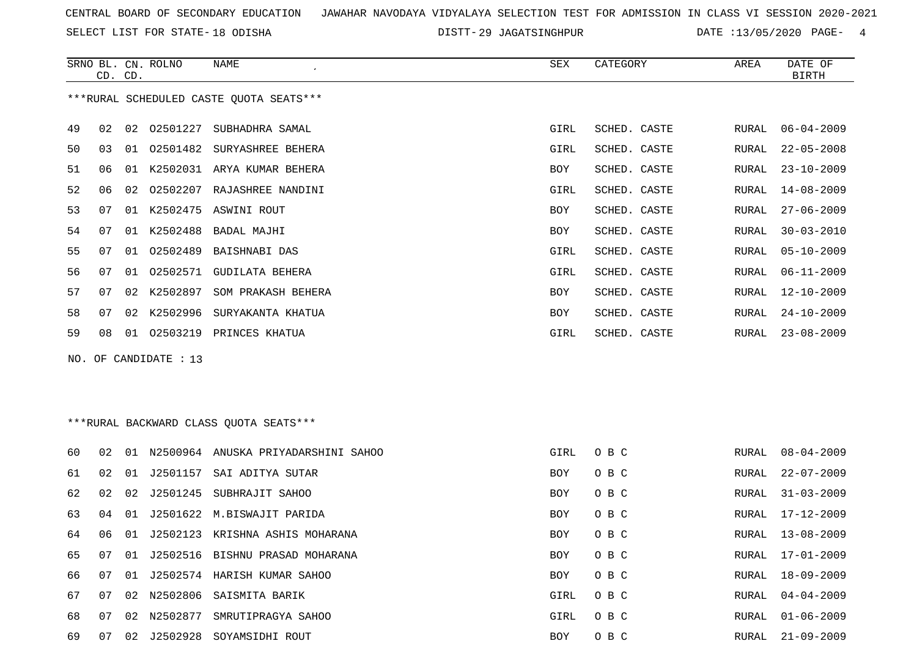CENTRAL BOARD OF SECONDARY EDUCATION JAWAHAR NAVODAYA VIDYALAYA SELECTION TEST FOR ADMISSION IN CLASS VI SESSION 2020-2021

SELECT LIST FOR STATE- 18 ODISHA DISTT- 29 JAGATSINGHPUR DATE :13/05/2020

***RURAL SCHEDULED CASTE QUOTA SEATS***

| SRNO | BL. CD. | CN. CD. | ROLNO | NAME | SEX | CATEGORY | AREA | DATE OF BIRTH |
|---|---|---|---|---|---|---|---|---|
| 49 | 02 | 02 | O2501227 | SUBHADHRA SAMAL | GIRL | SCHED. CASTE | RURAL | 06-04-2009 |
| 50 | 03 | 01 | O2501482 | SURYASHREE BEHERA | GIRL | SCHED. CASTE | RURAL | 22-05-2008 |
| 51 | 06 | 01 | K2502031 | ARYA KUMAR BEHERA | BOY | SCHED. CASTE | RURAL | 23-10-2009 |
| 52 | 06 | 02 | O2502207 | RAJASHREE NANDINI | GIRL | SCHED. CASTE | RURAL | 14-08-2009 |
| 53 | 07 | 01 | K2502475 | ASWINI ROUT | BOY | SCHED. CASTE | RURAL | 27-06-2009 |
| 54 | 07 | 01 | K2502488 | BADAL MAJHI | BOY | SCHED. CASTE | RURAL | 30-03-2010 |
| 55 | 07 | 01 | O2502489 | BAISHNABI DAS | GIRL | SCHED. CASTE | RURAL | 05-10-2009 |
| 56 | 07 | 01 | O2502571 | GUDILATA BEHERA | GIRL | SCHED. CASTE | RURAL | 06-11-2009 |
| 57 | 07 | 02 | K2502897 | SOM PRAKASH BEHERA | BOY | SCHED. CASTE | RURAL | 12-10-2009 |
| 58 | 07 | 02 | K2502996 | SURYAKANTA KHATUA | BOY | SCHED. CASTE | RURAL | 24-10-2009 |
| 59 | 08 | 01 | O2503219 | PRINCES KHATUA | GIRL | SCHED. CASTE | RURAL | 23-08-2009 |

NO. OF CANDIDATE : 13

***RURAL BACKWARD CLASS QUOTA SEATS***

| SRNO | BL. CD. | CN. CD. | ROLNO | NAME | SEX | CATEGORY | AREA | DATE OF BIRTH |
|---|---|---|---|---|---|---|---|---|
| 60 | 02 | 01 | N2500964 | ANUSKA PRIYADARSHINI SAHOO | GIRL | O B C | RURAL | 08-04-2009 |
| 61 | 02 | 01 | J2501157 | SAI ADITYA SUTAR | BOY | O B C | RURAL | 22-07-2009 |
| 62 | 02 | 02 | J2501245 | SUBHRAJIT SAHOO | BOY | O B C | RURAL | 31-03-2009 |
| 63 | 04 | 01 | J2501622 | M.BISWAJIT PARIDA | BOY | O B C | RURAL | 17-12-2009 |
| 64 | 06 | 01 | J2502123 | KRISHNA ASHIS MOHARANA | BOY | O B C | RURAL | 13-08-2009 |
| 65 | 07 | 01 | J2502516 | BISHNU PRASAD MOHARANA | BOY | O B C | RURAL | 17-01-2009 |
| 66 | 07 | 01 | J2502574 | HARISH KUMAR SAHOO | BOY | O B C | RURAL | 18-09-2009 |
| 67 | 07 | 02 | N2502806 | SAISMITA BARIK | GIRL | O B C | RURAL | 04-04-2009 |
| 68 | 07 | 02 | N2502877 | SMRUTIPRAGYA SAHOO | GIRL | O B C | RURAL | 01-06-2009 |
| 69 | 07 | 02 | J2502928 | SOYAMSIDHI ROUT | BOY | O B C | RURAL | 21-09-2009 |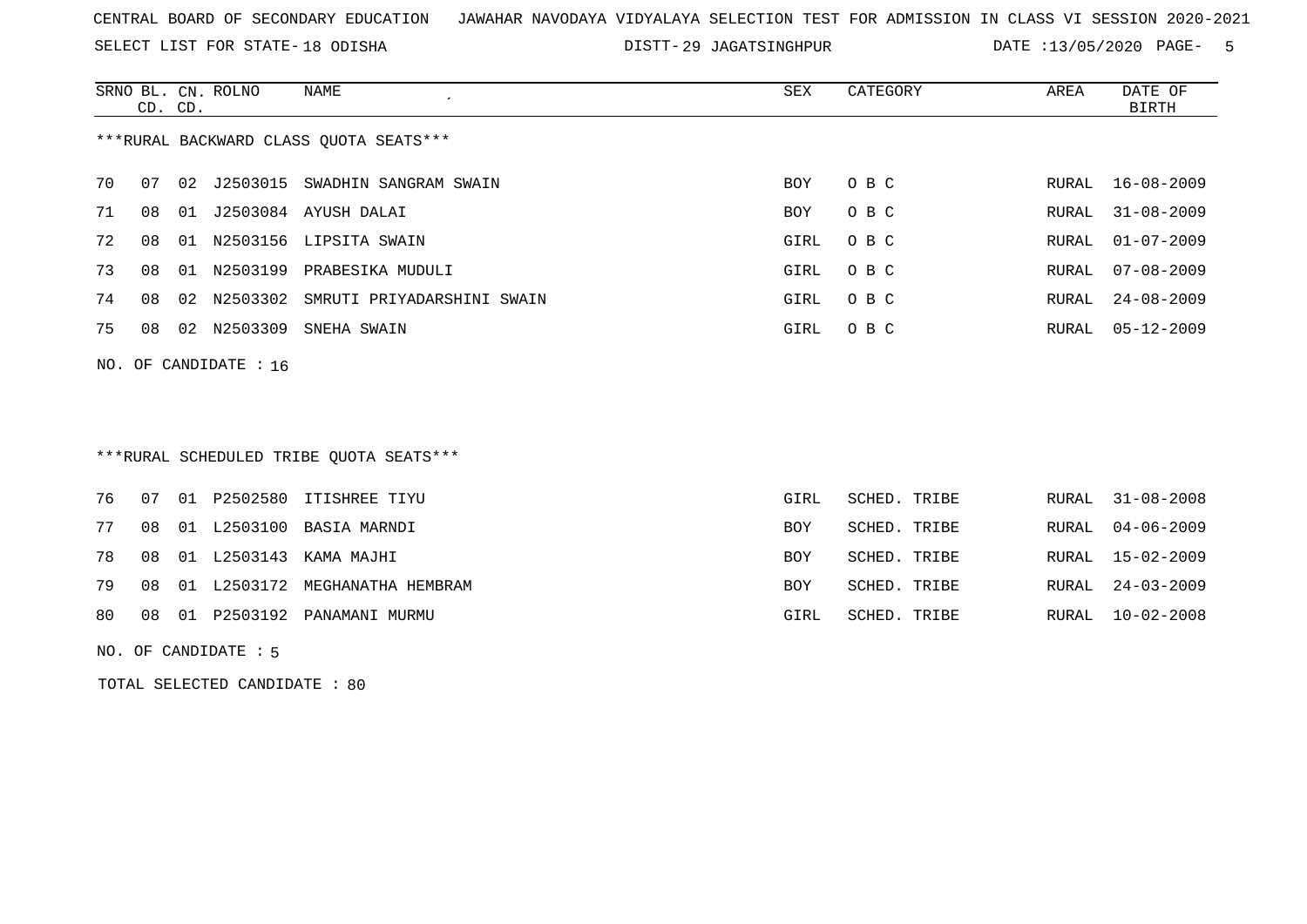CENTRAL BOARD OF SECONDARY EDUCATION JAWAHAR NAVODAYA VIDYALAYA SELECTION TEST FOR ADMISSION IN CLASS VI SESSION 2020-2021

SELECT LIST FOR STATE- 18 ODISHA DISTT- 29 JAGATSINGHPUR DATE :13/05/2020

***RURAL BACKWARD CLASS QUOTA SEATS***

| SRNO | BL. CD. | CN. CD. | ROLNO | NAME | SEX | CATEGORY | AREA | DATE OF BIRTH |
|---|---|---|---|---|---|---|---|---|
| 70 | 07 | 02 | J2503015 | SWADHIN SANGRAM SWAIN | BOY | O B C | RURAL | 16-08-2009 |
| 71 | 08 | 01 | J2503084 | AYUSH DALAI | BOY | O B C | RURAL | 31-08-2009 |
| 72 | 08 | 01 | N2503156 | LIPSITA SWAIN | GIRL | O B C | RURAL | 01-07-2009 |
| 73 | 08 | 01 | N2503199 | PRABESIKA MUDULI | GIRL | O B C | RURAL | 07-08-2009 |
| 74 | 08 | 02 | N2503302 | SMRUTI PRIYADARSHINI SWAIN | GIRL | O B C | RURAL | 24-08-2009 |
| 75 | 08 | 02 | N2503309 | SNEHA SWAIN | GIRL | O B C | RURAL | 05-12-2009 |

NO. OF CANDIDATE : 16

***RURAL SCHEDULED TRIBE QUOTA SEATS***

| SRNO | BL. CD. | CN. CD. | ROLNO | NAME | SEX | CATEGORY | AREA | DATE OF BIRTH |
|---|---|---|---|---|---|---|---|---|
| 76 | 07 | 01 | P2502580 | ITISHREE TIYU | GIRL | SCHED. TRIBE | RURAL | 31-08-2008 |
| 77 | 08 | 01 | L2503100 | BASIA MARNDI | BOY | SCHED. TRIBE | RURAL | 04-06-2009 |
| 78 | 08 | 01 | L2503143 | KAMA MAJHI | BOY | SCHED. TRIBE | RURAL | 15-02-2009 |
| 79 | 08 | 01 | L2503172 | MEGHANATHA HEMBRAM | BOY | SCHED. TRIBE | RURAL | 24-03-2009 |
| 80 | 08 | 01 | P2503192 | PANAMANI MURMU | GIRL | SCHED. TRIBE | RURAL | 10-02-2008 |

NO. OF CANDIDATE : 5

TOTAL SELECTED CANDIDATE : 80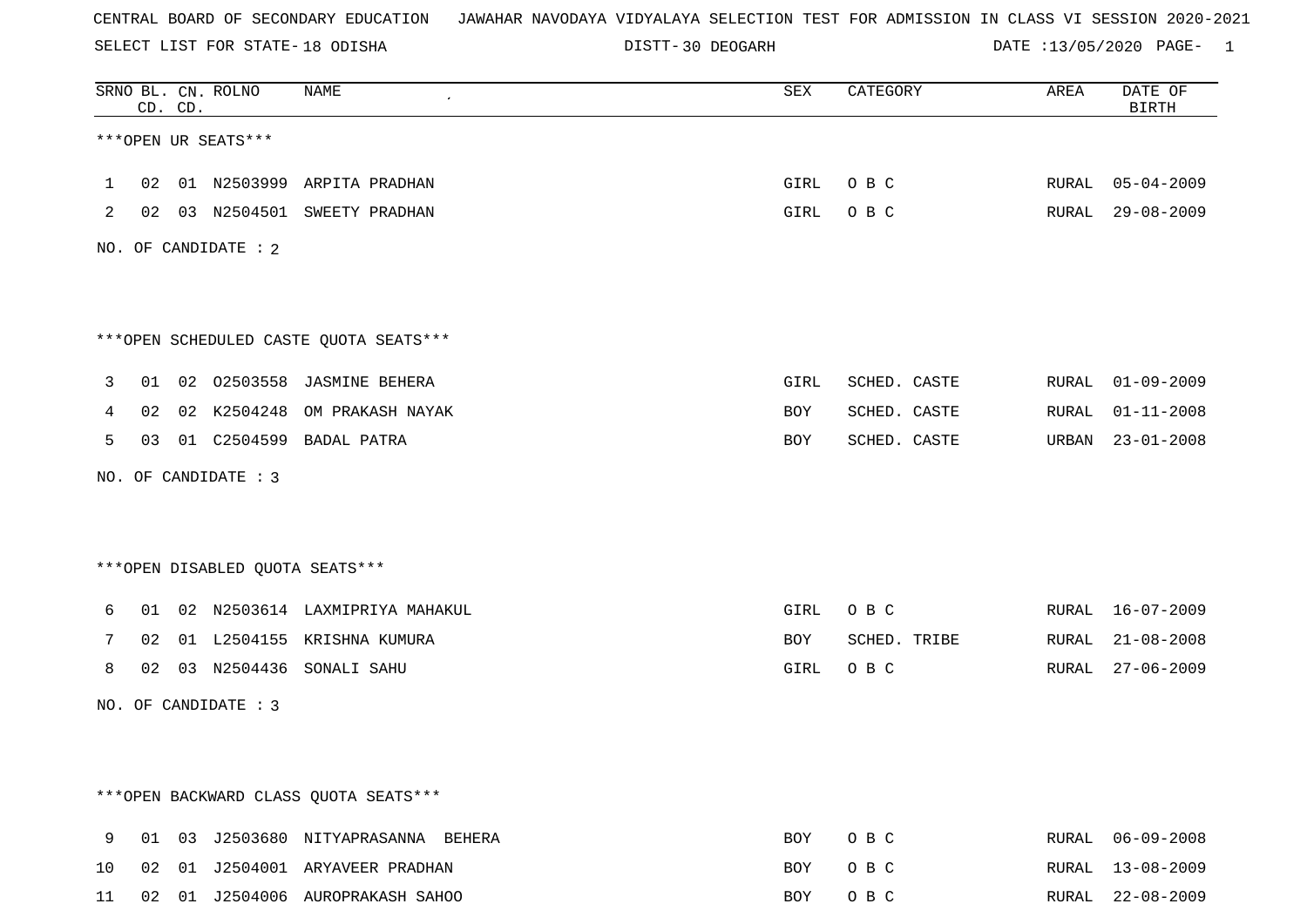CENTRAL BOARD OF SECONDARY EDUCATION JAWAHAR NAVODAYA VIDYALAYA SELECTION TEST FOR ADMISSION IN CLASS VI SESSION 2020-2021

SELECT LIST FOR STATE- 18 ODISHA DISTT- 30 DEOGARH DATE :13/05/2020 PAGE- 1

| SRNO | BL. CD. | CN. CD. | ROLNO | NAME | SEX | CATEGORY | AREA | DATE OF BIRTH |
|---|---|---|---|---|---|---|---|---|

***OPEN UR SEATS***

| SRNO | BL. CD. | CN. CD. | ROLNO | NAME | SEX | CATEGORY | AREA | DATE OF BIRTH |
|---|---|---|---|---|---|---|---|---|
| 1 | 02 | 01 | N2503999 | ARPITA PRADHAN | GIRL | O B C | RURAL | 05-04-2009 |
| 2 | 02 | 03 | N2504501 | SWEETY PRADHAN | GIRL | O B C | RURAL | 29-08-2009 |

NO. OF CANDIDATE : 2

***OPEN SCHEDULED CASTE QUOTA SEATS***

| SRNO | BL. CD. | CN. CD. | ROLNO | NAME | SEX | CATEGORY | AREA | DATE OF BIRTH |
|---|---|---|---|---|---|---|---|---|
| 3 | 01 | 02 | O2503558 | JASMINE BEHERA | GIRL | SCHED. CASTE | RURAL | 01-09-2009 |
| 4 | 02 | 02 | K2504248 | OM PRAKASH NAYAK | BOY | SCHED. CASTE | RURAL | 01-11-2008 |
| 5 | 03 | 01 | C2504599 | BADAL PATRA | BOY | SCHED. CASTE | URBAN | 23-01-2008 |

NO. OF CANDIDATE : 3

***OPEN DISABLED QUOTA SEATS***

| SRNO | BL. CD. | CN. CD. | ROLNO | NAME | SEX | CATEGORY | AREA | DATE OF BIRTH |
|---|---|---|---|---|---|---|---|---|
| 6 | 01 | 02 | N2503614 | LAXMIPRIYA MAHAKUL | GIRL | O B C | RURAL | 16-07-2009 |
| 7 | 02 | 01 | L2504155 | KRISHNA KUMURA | BOY | SCHED. TRIBE | RURAL | 21-08-2008 |
| 8 | 02 | 03 | N2504436 | SONALI SAHU | GIRL | O B C | RURAL | 27-06-2009 |

NO. OF CANDIDATE : 3

***OPEN BACKWARD CLASS QUOTA SEATS***

| SRNO | BL. CD. | CN. CD. | ROLNO | NAME | SEX | CATEGORY | AREA | DATE OF BIRTH |
|---|---|---|---|---|---|---|---|---|
| 9 | 01 | 03 | J2503680 | NITYAPRASANNA BEHERA | BOY | O B C | RURAL | 06-09-2008 |
| 10 | 02 | 01 | J2504001 | ARYAVEER PRADHAN | BOY | O B C | RURAL | 13-08-2009 |
| 11 | 02 | 01 | J2504006 | AUROPRAKASH SAHOO | BOY | O B C | RURAL | 22-08-2009 |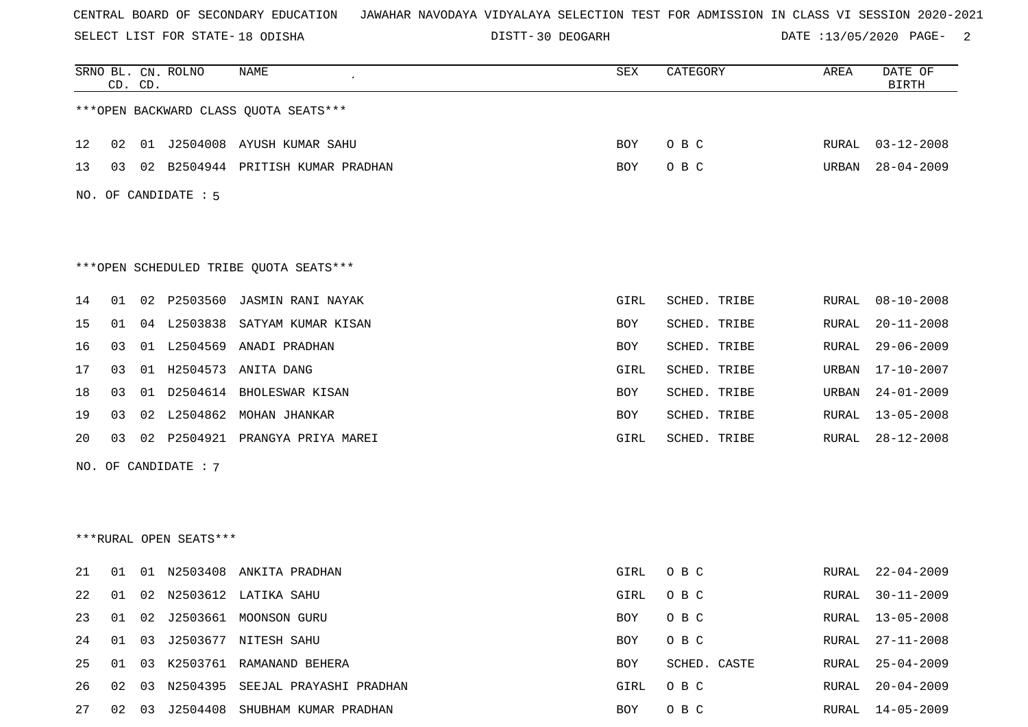CENTRAL BOARD OF SECONDARY EDUCATION   JAWAHAR NAVODAYA VIDYALAYA SELECTION TEST FOR ADMISSION IN CLASS VI SESSION 2020-2021

SELECT LIST FOR STATE- 18 ODISHA   DISTT- 30 DEOGARH   DATE :13/05/2020

***OPEN BACKWARD CLASS QUOTA SEATS***

| SRNO | BL. CD. | CN. CD. | ROLNO | NAME | SEX | CATEGORY | AREA | DATE OF BIRTH |
|---|---|---|---|---|---|---|---|---|
| 12 | 02 | 01 | J2504008 | AYUSH KUMAR SAHU | BOY | O B C | RURAL | 03-12-2008 |
| 13 | 03 | 02 | B2504944 | PRITISH KUMAR PRADHAN | BOY | O B C | URBAN | 28-04-2009 |

NO. OF CANDIDATE : 5

***OPEN SCHEDULED TRIBE QUOTA SEATS***

| SRNO | BL. CD. | CN. CD. | ROLNO | NAME | SEX | CATEGORY | AREA | DATE OF BIRTH |
|---|---|---|---|---|---|---|---|---|
| 14 | 01 | 02 | P2503560 | JASMIN RANI NAYAK | GIRL | SCHED. TRIBE | RURAL | 08-10-2008 |
| 15 | 01 | 04 | L2503838 | SATYAM KUMAR KISAN | BOY | SCHED. TRIBE | RURAL | 20-11-2008 |
| 16 | 03 | 01 | L2504569 | ANADI PRADHAN | BOY | SCHED. TRIBE | RURAL | 29-06-2009 |
| 17 | 03 | 01 | H2504573 | ANITA DANG | GIRL | SCHED. TRIBE | URBAN | 17-10-2007 |
| 18 | 03 | 01 | D2504614 | BHOLESWAR KISAN | BOY | SCHED. TRIBE | URBAN | 24-01-2009 |
| 19 | 03 | 02 | L2504862 | MOHAN JHANKAR | BOY | SCHED. TRIBE | RURAL | 13-05-2008 |
| 20 | 03 | 02 | P2504921 | PRANGYA PRIYA MAREI | GIRL | SCHED. TRIBE | RURAL | 28-12-2008 |

NO. OF CANDIDATE : 7

***RURAL OPEN SEATS***

| SRNO | BL. CD. | CN. CD. | ROLNO | NAME | SEX | CATEGORY | AREA | DATE OF BIRTH |
|---|---|---|---|---|---|---|---|---|
| 21 | 01 | 01 | N2503408 | ANKITA PRADHAN | GIRL | O B C | RURAL | 22-04-2009 |
| 22 | 01 | 02 | N2503612 | LATIKA SAHU | GIRL | O B C | RURAL | 30-11-2009 |
| 23 | 01 | 02 | J2503661 | MOONSON GURU | BOY | O B C | RURAL | 13-05-2008 |
| 24 | 01 | 03 | J2503677 | NITESH SAHU | BOY | O B C | RURAL | 27-11-2008 |
| 25 | 01 | 03 | K2503761 | RAMANAND BEHERA | BOY | SCHED. CASTE | RURAL | 25-04-2009 |
| 26 | 02 | 03 | N2504395 | SEEJAL PRAYASHI PRADHAN | GIRL | O B C | RURAL | 20-04-2009 |
| 27 | 02 | 03 | J2504408 | SHUBHAM KUMAR PRADHAN | BOY | O B C | RURAL | 14-05-2009 |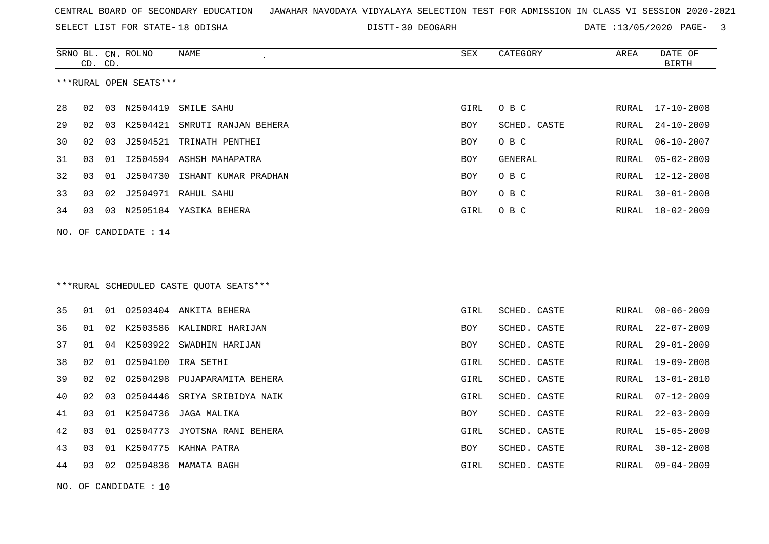CENTRAL BOARD OF SECONDARY EDUCATION JAWAHAR NAVODAYA VIDYALAYA SELECTION TEST FOR ADMISSION IN CLASS VI SESSION 2020-2021

SELECT LIST FOR STATE- 18 ODISHA DISTT- 30 DEOGARH DATE :13/05/2020

***RURAL OPEN SEATS***

| SRNO | BL. CD. | CN. CD. | ROLNO | NAME | SEX | CATEGORY | AREA | DATE OF BIRTH |
|---|---|---|---|---|---|---|---|---|
| 28 | 02 | 03 | N2504419 | SMILE SAHU | GIRL | O B C | RURAL | 17-10-2008 |
| 29 | 02 | 03 | K2504421 | SMRUTI RANJAN BEHERA | BOY | SCHED. CASTE | RURAL | 24-10-2009 |
| 30 | 02 | 03 | J2504521 | TRINATH PENTHEI | BOY | O B C | RURAL | 06-10-2007 |
| 31 | 03 | 01 | I2504594 | ASHSH MAHAPATRA | BOY | GENERAL | RURAL | 05-02-2009 |
| 32 | 03 | 01 | J2504730 | ISHANT KUMAR PRADHAN | BOY | O B C | RURAL | 12-12-2008 |
| 33 | 03 | 02 | J2504971 | RAHUL SAHU | BOY | O B C | RURAL | 30-01-2008 |
| 34 | 03 | 03 | N2505184 | YASIKA BEHERA | GIRL | O B C | RURAL | 18-02-2009 |

NO. OF CANDIDATE : 14

***RURAL SCHEDULED CASTE QUOTA SEATS***

| SRNO | BL. CD. | CN. CD. | ROLNO | NAME | SEX | CATEGORY | AREA | DATE OF BIRTH |
|---|---|---|---|---|---|---|---|---|
| 35 | 01 | 01 | O2503404 | ANKITA BEHERA | GIRL | SCHED. CASTE | RURAL | 08-06-2009 |
| 36 | 01 | 02 | K2503586 | KALINDRI HARIJAN | BOY | SCHED. CASTE | RURAL | 22-07-2009 |
| 37 | 01 | 04 | K2503922 | SWADHIN HARIJAN | BOY | SCHED. CASTE | RURAL | 29-01-2009 |
| 38 | 02 | 01 | O2504100 | IRA SETHI | GIRL | SCHED. CASTE | RURAL | 19-09-2008 |
| 39 | 02 | 02 | O2504298 | PUJAPARAMITA BEHERA | GIRL | SCHED. CASTE | RURAL | 13-01-2010 |
| 40 | 02 | 03 | O2504446 | SRIYA SRIBIDYA NAIK | GIRL | SCHED. CASTE | RURAL | 07-12-2009 |
| 41 | 03 | 01 | K2504736 | JAGA MALIKA | BOY | SCHED. CASTE | RURAL | 22-03-2009 |
| 42 | 03 | 01 | O2504773 | JYOTSNA RANI BEHERA | GIRL | SCHED. CASTE | RURAL | 15-05-2009 |
| 43 | 03 | 01 | K2504775 | KAHNA PATRA | BOY | SCHED. CASTE | RURAL | 30-12-2008 |
| 44 | 03 | 02 | O2504836 | MAMATA BAGH | GIRL | SCHED. CASTE | RURAL | 09-04-2009 |

NO. OF CANDIDATE : 10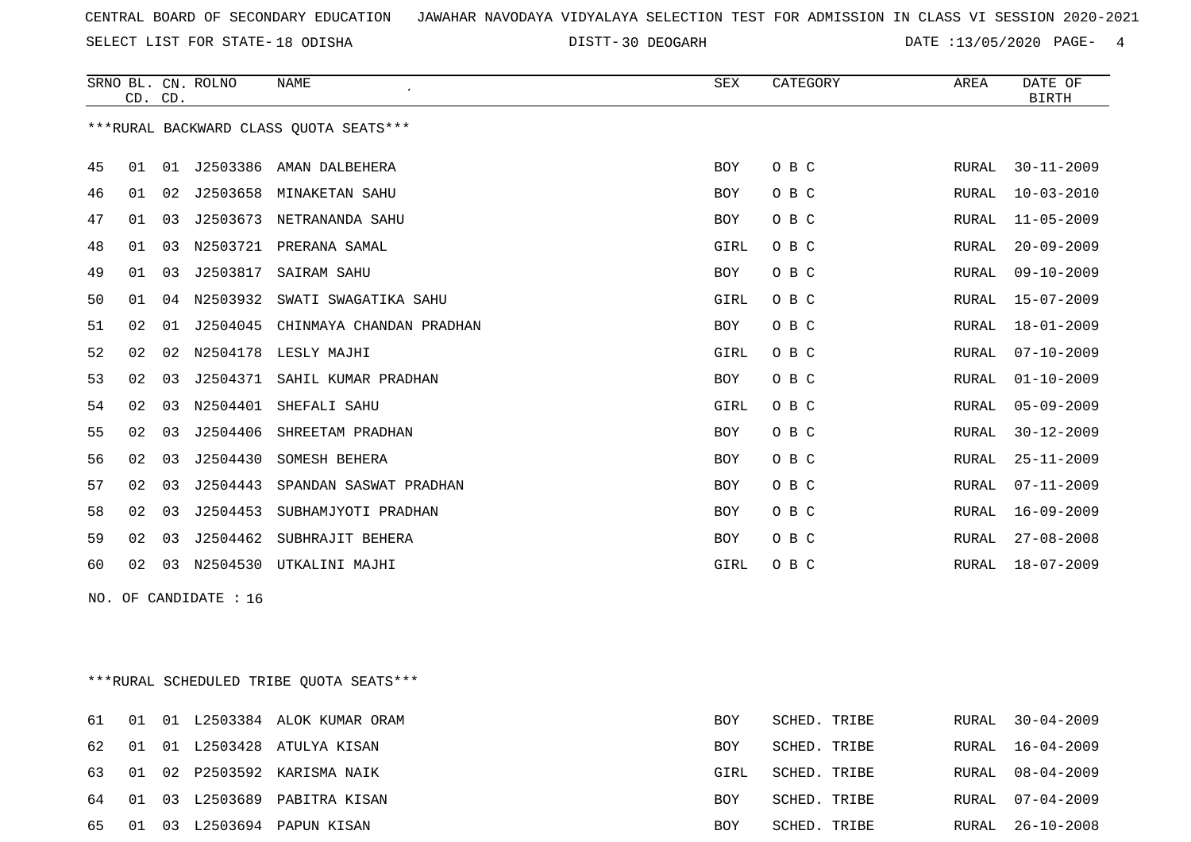CENTRAL BOARD OF SECONDARY EDUCATION JAWAHAR NAVODAYA VIDYALAYA SELECTION TEST FOR ADMISSION IN CLASS VI SESSION 2020-2021

SELECT LIST FOR STATE- 18 ODISHA DISTT- 30 DEOGARH DATE :13/05/2020

***RURAL BACKWARD CLASS QUOTA SEATS***

| SRNO | BL. CD. | CN. CD. | ROLNO | NAME | SEX | CATEGORY | AREA | DATE OF BIRTH |
|---|---|---|---|---|---|---|---|---|
| 45 | 01 | 01 | J2503386 | AMAN DALBEHERA | BOY | O B C | RURAL | 30-11-2009 |
| 46 | 01 | 02 | J2503658 | MINAKETAN SAHU | BOY | O B C | RURAL | 10-03-2010 |
| 47 | 01 | 03 | J2503673 | NETRANANDA SAHU | BOY | O B C | RURAL | 11-05-2009 |
| 48 | 01 | 03 | N2503721 | PRERANA SAMAL | GIRL | O B C | RURAL | 20-09-2009 |
| 49 | 01 | 03 | J2503817 | SAIRAM SAHU | BOY | O B C | RURAL | 09-10-2009 |
| 50 | 01 | 04 | N2503932 | SWATI SWAGATIKA SAHU | GIRL | O B C | RURAL | 15-07-2009 |
| 51 | 02 | 01 | J2504045 | CHINMAYA CHANDAN PRADHAN | BOY | O B C | RURAL | 18-01-2009 |
| 52 | 02 | 02 | N2504178 | LESLY MAJHI | GIRL | O B C | RURAL | 07-10-2009 |
| 53 | 02 | 03 | J2504371 | SAHIL KUMAR PRADHAN | BOY | O B C | RURAL | 01-10-2009 |
| 54 | 02 | 03 | N2504401 | SHEFALI SAHU | GIRL | O B C | RURAL | 05-09-2009 |
| 55 | 02 | 03 | J2504406 | SHREETAM PRADHAN | BOY | O B C | RURAL | 30-12-2009 |
| 56 | 02 | 03 | J2504430 | SOMESH BEHERA | BOY | O B C | RURAL | 25-11-2009 |
| 57 | 02 | 03 | J2504443 | SPANDAN SASWAT PRADHAN | BOY | O B C | RURAL | 07-11-2009 |
| 58 | 02 | 03 | J2504453 | SUBHAMJYOTI PRADHAN | BOY | O B C | RURAL | 16-09-2009 |
| 59 | 02 | 03 | J2504462 | SUBHRAJIT BEHERA | BOY | O B C | RURAL | 27-08-2008 |
| 60 | 02 | 03 | N2504530 | UTKALINI MAJHI | GIRL | O B C | RURAL | 18-07-2009 |

NO. OF CANDIDATE : 16

***RURAL SCHEDULED TRIBE QUOTA SEATS***

| SRNO | BL. CD. | CN. CD. | ROLNO | NAME | SEX | CATEGORY | AREA | DATE OF BIRTH |
|---|---|---|---|---|---|---|---|---|
| 61 | 01 | 01 | L2503384 | ALOK KUMAR ORAM | BOY | SCHED. TRIBE | RURAL | 30-04-2009 |
| 62 | 01 | 01 | L2503428 | ATULYA KISAN | BOY | SCHED. TRIBE | RURAL | 16-04-2009 |
| 63 | 01 | 02 | P2503592 | KARISMA NAIK | GIRL | SCHED. TRIBE | RURAL | 08-04-2009 |
| 64 | 01 | 03 | L2503689 | PABITRA KISAN | BOY | SCHED. TRIBE | RURAL | 07-04-2009 |
| 65 | 01 | 03 | L2503694 | PAPUN KISAN | BOY | SCHED. TRIBE | RURAL | 26-10-2008 |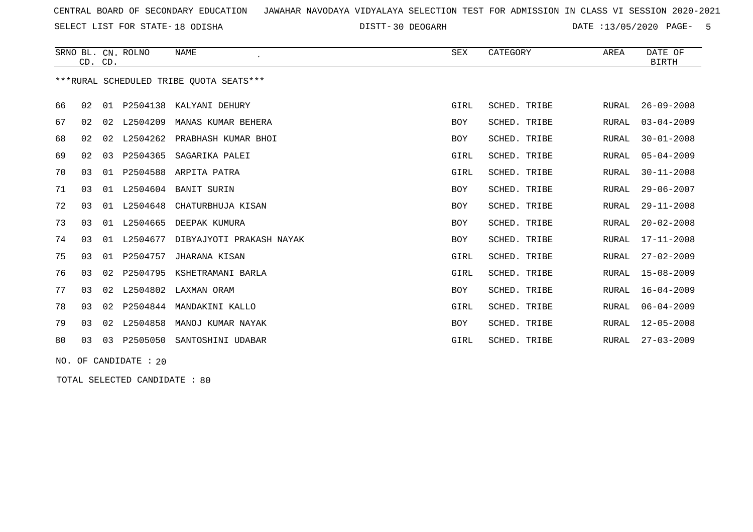CENTRAL BOARD OF SECONDARY EDUCATION   JAWAHAR NAVODAYA VIDYALAYA SELECTION TEST FOR ADMISSION IN CLASS VI SESSION 2020-2021

SELECT LIST FOR STATE- 18 ODISHA   DISTT- 30 DEOGARH   DATE :13/05/2020

***RURAL SCHEDULED TRIBE QUOTA SEATS***

| SRNO | BL. CD. | CN. CD. | ROLNO | NAME | SEX | CATEGORY | AREA | DATE OF BIRTH |
|---|---|---|---|---|---|---|---|---|
| 66 | 02 | 01 | P2504138 | KALYANI DEHURY | GIRL | SCHED. TRIBE | RURAL | 26-09-2008 |
| 67 | 02 | 02 | L2504209 | MANAS KUMAR BEHERA | BOY | SCHED. TRIBE | RURAL | 03-04-2009 |
| 68 | 02 | 02 | L2504262 | PRABHASH KUMAR BHOI | BOY | SCHED. TRIBE | RURAL | 30-01-2008 |
| 69 | 02 | 03 | P2504365 | SAGARIKA PALEI | GIRL | SCHED. TRIBE | RURAL | 05-04-2009 |
| 70 | 03 | 01 | P2504588 | ARPITA PATRA | GIRL | SCHED. TRIBE | RURAL | 30-11-2008 |
| 71 | 03 | 01 | L2504604 | BANIT SURIN | BOY | SCHED. TRIBE | RURAL | 29-06-2007 |
| 72 | 03 | 01 | L2504648 | CHATURBHUJA KISAN | BOY | SCHED. TRIBE | RURAL | 29-11-2008 |
| 73 | 03 | 01 | L2504665 | DEEPAK KUMURA | BOY | SCHED. TRIBE | RURAL | 20-02-2008 |
| 74 | 03 | 01 | L2504677 | DIBYAJYOTI PRAKASH NAYAK | BOY | SCHED. TRIBE | RURAL | 17-11-2008 |
| 75 | 03 | 01 | P2504757 | JHARANA KISAN | GIRL | SCHED. TRIBE | RURAL | 27-02-2009 |
| 76 | 03 | 02 | P2504795 | KSHETRAMANI BARLA | GIRL | SCHED. TRIBE | RURAL | 15-08-2009 |
| 77 | 03 | 02 | L2504802 | LAXMAN ORAM | BOY | SCHED. TRIBE | RURAL | 16-04-2009 |
| 78 | 03 | 02 | P2504844 | MANDAKINI KALLO | GIRL | SCHED. TRIBE | RURAL | 06-04-2009 |
| 79 | 03 | 02 | L2504858 | MANOJ KUMAR NAYAK | BOY | SCHED. TRIBE | RURAL | 12-05-2008 |
| 80 | 03 | 03 | P2505050 | SANTOSHINI UDABAR | GIRL | SCHED. TRIBE | RURAL | 27-03-2009 |

NO. OF CANDIDATE : 20

TOTAL SELECTED CANDIDATE : 80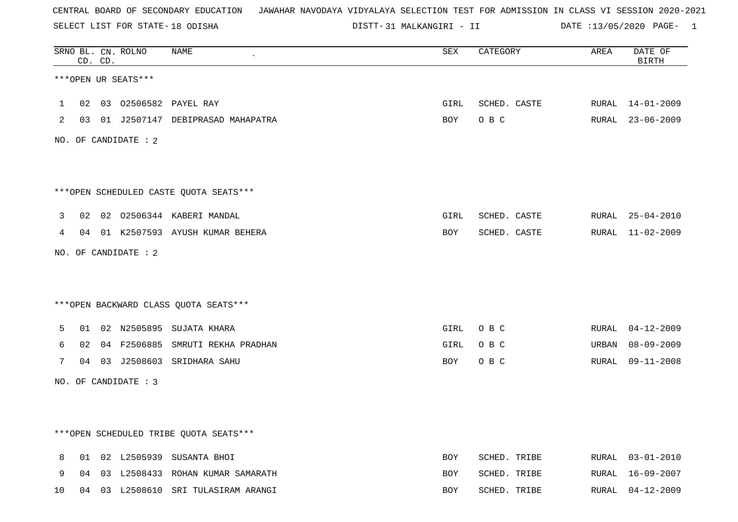CENTRAL BOARD OF SECONDARY EDUCATION JAWAHAR NAVODAYA VIDYALAYA SELECTION TEST FOR ADMISSION IN CLASS VI SESSION 2020-2021

SELECT LIST FOR STATE- 18 ODISHA    DISTT- 31 MALKANGIRI - II    DATE :13/05/2020 PAGE- 1

| SRNO | BL. CD. | CN. CD. | ROLNO | NAME | SEX | CATEGORY | AREA | DATE OF BIRTH |
|---|---|---|---|---|---|---|---|---|

***OPEN UR SEATS***

| SRNO | BL. CD. | CN. CD. | ROLNO | NAME | SEX | CATEGORY | AREA | DATE OF BIRTH |
|---|---|---|---|---|---|---|---|---|
| 1 | 02 | 03 | O2506582 | PAYEL RAY | GIRL | SCHED. CASTE | RURAL | 14-01-2009 |
| 2 | 03 | 01 | J2507147 | DEBIPRASAD MAHAPATRA | BOY | O B C | RURAL | 23-06-2009 |

NO. OF CANDIDATE : 2

***OPEN SCHEDULED CASTE QUOTA SEATS***

| SRNO | BL. CD. | CN. CD. | ROLNO | NAME | SEX | CATEGORY | AREA | DATE OF BIRTH |
|---|---|---|---|---|---|---|---|---|
| 3 | 02 | 02 | O2506344 | KABERI MANDAL | GIRL | SCHED. CASTE | RURAL | 25-04-2010 |
| 4 | 04 | 01 | K2507593 | AYUSH KUMAR BEHERA | BOY | SCHED. CASTE | RURAL | 11-02-2009 |

NO. OF CANDIDATE : 2

***OPEN BACKWARD CLASS QUOTA SEATS***

| SRNO | BL. CD. | CN. CD. | ROLNO | NAME | SEX | CATEGORY | AREA | DATE OF BIRTH |
|---|---|---|---|---|---|---|---|---|
| 5 | 01 | 02 | N2505895 | SUJATA KHARA | GIRL | O B C | RURAL | 04-12-2009 |
| 6 | 02 | 04 | F2506885 | SMRUTI REKHA PRADHAN | GIRL | O B C | URBAN | 08-09-2009 |
| 7 | 04 | 03 | J2508603 | SRIDHARA SAHU | BOY | O B C | RURAL | 09-11-2008 |

NO. OF CANDIDATE : 3

***OPEN SCHEDULED TRIBE QUOTA SEATS***

| SRNO | BL. CD. | CN. CD. | ROLNO | NAME | SEX | CATEGORY | AREA | DATE OF BIRTH |
|---|---|---|---|---|---|---|---|---|
| 8 | 01 | 02 | L2505939 | SUSANTA BHOI | BOY | SCHED. TRIBE | RURAL | 03-01-2010 |
| 9 | 04 | 03 | L2508433 | ROHAN KUMAR SAMARATH | BOY | SCHED. TRIBE | RURAL | 16-09-2007 |
| 10 | 04 | 03 | L2508610 | SRI TULASIRAM ARANGI | BOY | SCHED. TRIBE | RURAL | 04-12-2009 |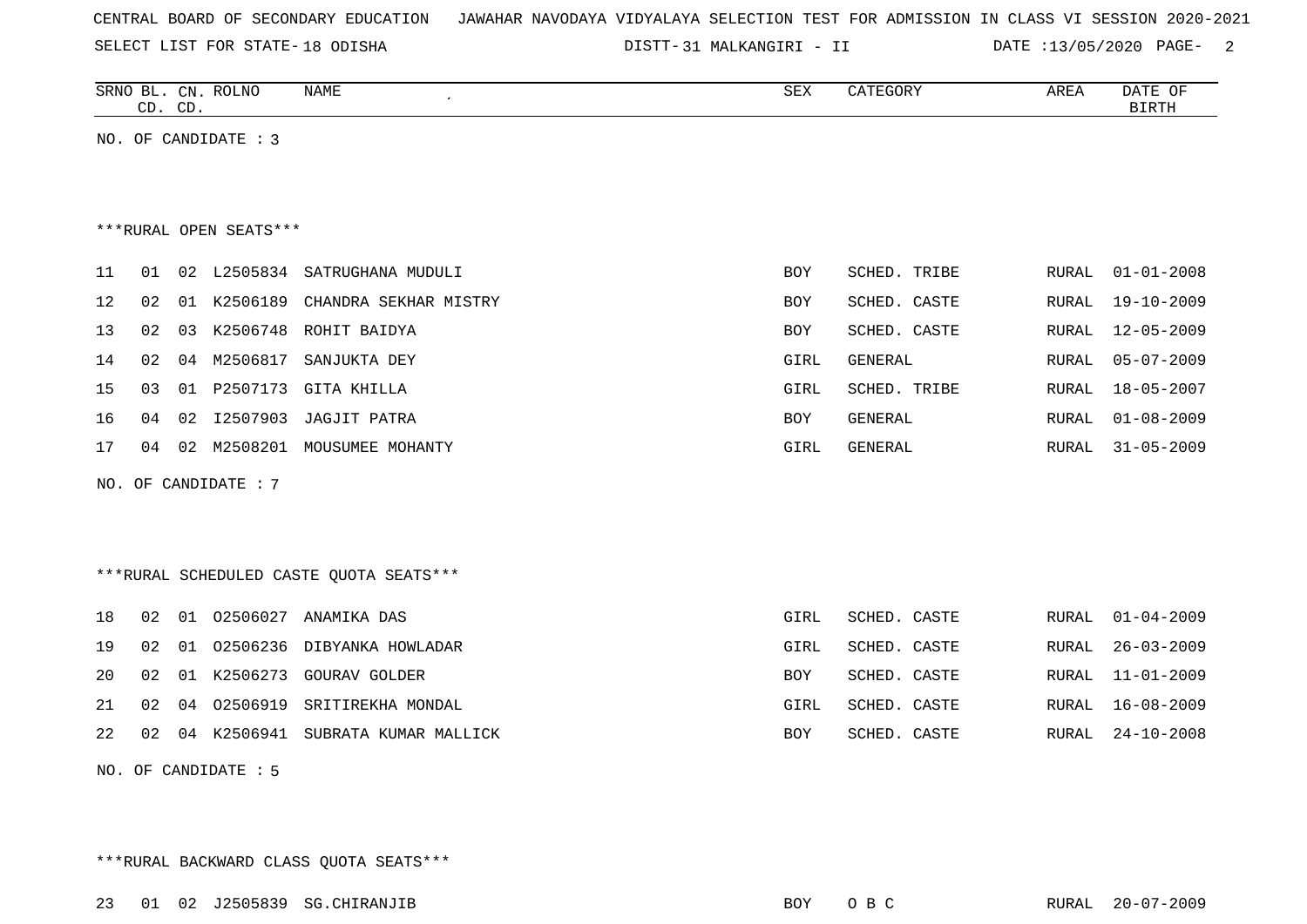CENTRAL BOARD OF SECONDARY EDUCATION JAWAHAR NAVODAYA VIDYALAYA SELECTION TEST FOR ADMISSION IN CLASS VI SESSION 2020-2021

SELECT LIST FOR STATE- 18 ODISHA DISTT- 31 MALKANGIRI - II DATE :13/05/2020

| SRNO | BL. CD. | CN. CD. | ROLNO | NAME | SEX | CATEGORY | AREA | DATE OF BIRTH |
|---|---|---|---|---|---|---|---|---|

NO. OF CANDIDATE : 3

***RURAL OPEN SEATS***

| SRNO | BL. CD. | CN. CD. | ROLNO | NAME | SEX | CATEGORY | AREA | DATE OF BIRTH |
|---|---|---|---|---|---|---|---|---|
| 11 | 01 | 02 | L2505834 | SATRUGHANA MUDULI | BOY | SCHED. TRIBE | RURAL | 01-01-2008 |
| 12 | 02 | 01 | K2506189 | CHANDRA SEKHAR MISTRY | BOY | SCHED. CASTE | RURAL | 19-10-2009 |
| 13 | 02 | 03 | K2506748 | ROHIT BAIDYA | BOY | SCHED. CASTE | RURAL | 12-05-2009 |
| 14 | 02 | 04 | M2506817 | SANJUKTA DEY | GIRL | GENERAL | RURAL | 05-07-2009 |
| 15 | 03 | 01 | P2507173 | GITA KHILLA | GIRL | SCHED. TRIBE | RURAL | 18-05-2007 |
| 16 | 04 | 02 | I2507903 | JAGJIT PATRA | BOY | GENERAL | RURAL | 01-08-2009 |
| 17 | 04 | 02 | M2508201 | MOUSUMEE MOHANTY | GIRL | GENERAL | RURAL | 31-05-2009 |

NO. OF CANDIDATE : 7

***RURAL SCHEDULED CASTE QUOTA SEATS***

| SRNO | BL. CD. | CN. CD. | ROLNO | NAME | SEX | CATEGORY | AREA | DATE OF BIRTH |
|---|---|---|---|---|---|---|---|---|
| 18 | 02 | 01 | O2506027 | ANAMIKA DAS | GIRL | SCHED. CASTE | RURAL | 01-04-2009 |
| 19 | 02 | 01 | O2506236 | DIBYANKA HOWLADAR | GIRL | SCHED. CASTE | RURAL | 26-03-2009 |
| 20 | 02 | 01 | K2506273 | GOURAV GOLDER | BOY | SCHED. CASTE | RURAL | 11-01-2009 |
| 21 | 02 | 04 | O2506919 | SRITIREKHA MONDAL | GIRL | SCHED. CASTE | RURAL | 16-08-2009 |
| 22 | 02 | 04 | K2506941 | SUBRATA KUMAR MALLICK | BOY | SCHED. CASTE | RURAL | 24-10-2008 |

NO. OF CANDIDATE : 5

***RURAL BACKWARD CLASS QUOTA SEATS***

| SRNO | BL. CD. | CN. CD. | ROLNO | NAME | SEX | CATEGORY | AREA | DATE OF BIRTH |
|---|---|---|---|---|---|---|---|---|
| 23 | 01 | 02 | J2505839 | SG.CHIRANJIB | BOY | O B C | RURAL | 20-07-2009 |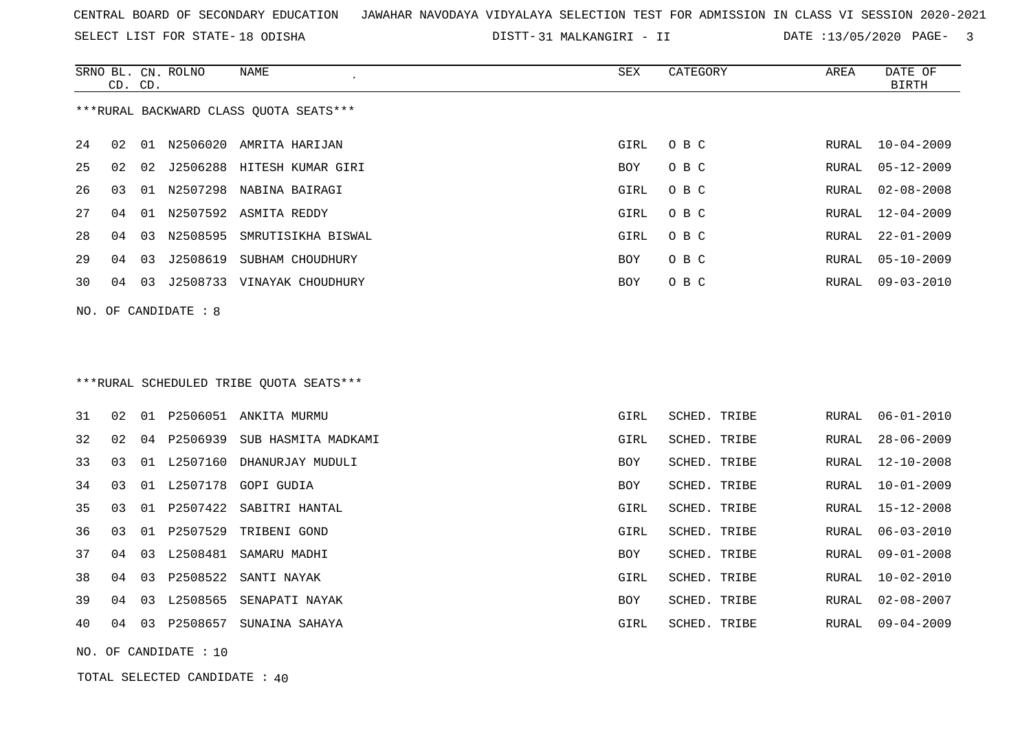CENTRAL BOARD OF SECONDARY EDUCATION JAWAHAR NAVODAYA VIDYALAYA SELECTION TEST FOR ADMISSION IN CLASS VI SESSION 2020-2021

SELECT LIST FOR STATE- 18 ODISHA DISTT- 31 MALKANGIRI - II DATE :13/05/2020

***RURAL BACKWARD CLASS QUOTA SEATS***

| SRNO | BL. CD. | CN. CD. | ROLNO | NAME | SEX | CATEGORY | AREA | DATE OF BIRTH |
|---|---|---|---|---|---|---|---|---|
| 24 | 02 | 01 | N2506020 | AMRITA HARIJAN | GIRL | O B C | RURAL | 10-04-2009 |
| 25 | 02 | 02 | J2506288 | HITESH KUMAR GIRI | BOY | O B C | RURAL | 05-12-2009 |
| 26 | 03 | 01 | N2507298 | NABINA BAIRAGI | GIRL | O B C | RURAL | 02-08-2008 |
| 27 | 04 | 01 | N2507592 | ASMITA REDDY | GIRL | O B C | RURAL | 12-04-2009 |
| 28 | 04 | 03 | N2508595 | SMRUTISIKHA BISWAL | GIRL | O B C | RURAL | 22-01-2009 |
| 29 | 04 | 03 | J2508619 | SUBHAM CHOUDHURY | BOY | O B C | RURAL | 05-10-2009 |
| 30 | 04 | 03 | J2508733 | VINAYAK CHOUDHURY | BOY | O B C | RURAL | 09-03-2010 |

NO. OF CANDIDATE : 8

***RURAL SCHEDULED TRIBE QUOTA SEATS***

| SRNO | BL. CD. | CN. CD. | ROLNO | NAME | SEX | CATEGORY | AREA | DATE OF BIRTH |
|---|---|---|---|---|---|---|---|---|
| 31 | 02 | 01 | P2506051 | ANKITA MURMU | GIRL | SCHED. TRIBE | RURAL | 06-01-2010 |
| 32 | 02 | 04 | P2506939 | SUB HASMITA MADKAMI | GIRL | SCHED. TRIBE | RURAL | 28-06-2009 |
| 33 | 03 | 01 | L2507160 | DHANURJAY MUDULI | BOY | SCHED. TRIBE | RURAL | 12-10-2008 |
| 34 | 03 | 01 | L2507178 | GOPI GUDIA | BOY | SCHED. TRIBE | RURAL | 10-01-2009 |
| 35 | 03 | 01 | P2507422 | SABITRI HANTAL | GIRL | SCHED. TRIBE | RURAL | 15-12-2008 |
| 36 | 03 | 01 | P2507529 | TRIBENI GOND | GIRL | SCHED. TRIBE | RURAL | 06-03-2010 |
| 37 | 04 | 03 | L2508481 | SAMARU MADHI | BOY | SCHED. TRIBE | RURAL | 09-01-2008 |
| 38 | 04 | 03 | P2508522 | SANTI NAYAK | GIRL | SCHED. TRIBE | RURAL | 10-02-2010 |
| 39 | 04 | 03 | L2508565 | SENAPATI NAYAK | BOY | SCHED. TRIBE | RURAL | 02-08-2007 |
| 40 | 04 | 03 | P2508657 | SUNAINA SAHAYA | GIRL | SCHED. TRIBE | RURAL | 09-04-2009 |

NO. OF CANDIDATE : 10

TOTAL SELECTED CANDIDATE : 40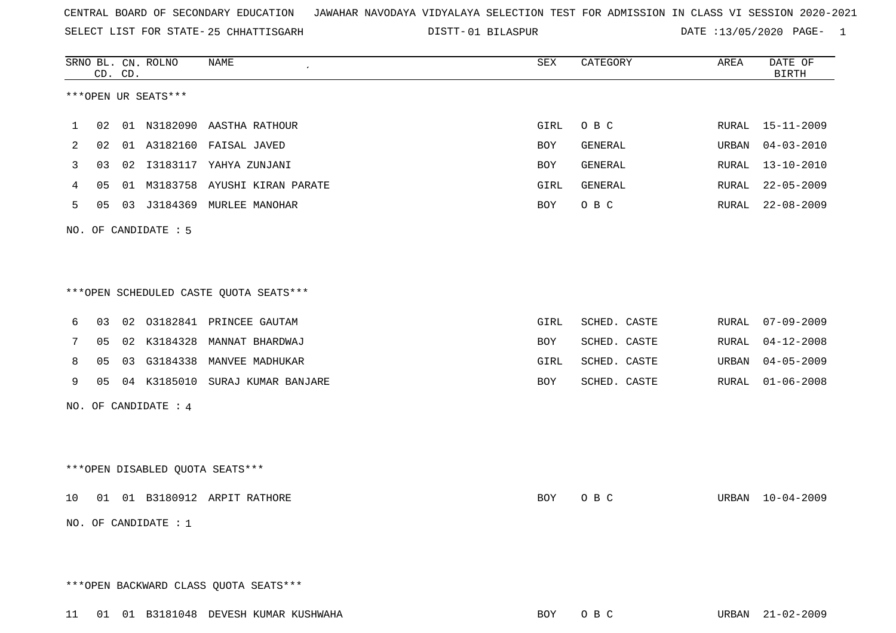CENTRAL BOARD OF SECONDARY EDUCATION JAWAHAR NAVODAYA VIDYALAYA SELECTION TEST FOR ADMISSION IN CLASS VI SESSION 2020-2021

SELECT LIST FOR STATE- 25 CHHATTISGARH DISTT- 01 BILASPUR DATE :13/05/2020

***OPEN UR SEATS***

| SRNO | BL. CD. | CN. CD. | ROLNO | NAME | SEX | CATEGORY | AREA | DATE OF BIRTH |
|---|---|---|---|---|---|---|---|---|
| 1 | 02 | 01 | N3182090 | AASTHA RATHOUR | GIRL | O B C | RURAL | 15-11-2009 |
| 2 | 02 | 01 | A3182160 | FAISAL JAVED | BOY | GENERAL | URBAN | 04-03-2010 |
| 3 | 03 | 02 | I3183117 | YAHYA ZUNJANI | BOY | GENERAL | RURAL | 13-10-2010 |
| 4 | 05 | 01 | M3183758 | AYUSHI KIRAN PARATE | GIRL | GENERAL | RURAL | 22-05-2009 |
| 5 | 05 | 03 | J3184369 | MURLEE MANOHAR | BOY | O B C | RURAL | 22-08-2009 |

NO. OF CANDIDATE : 5

***OPEN SCHEDULED CASTE QUOTA SEATS***

| SRNO | BL. CD. | CN. CD. | ROLNO | NAME | SEX | CATEGORY | AREA | DATE OF BIRTH |
|---|---|---|---|---|---|---|---|---|
| 6 | 03 | 02 | O3182841 | PRINCEE GAUTAM | GIRL | SCHED. CASTE | RURAL | 07-09-2009 |
| 7 | 05 | 02 | K3184328 | MANNAT BHARDWAJ | BOY | SCHED. CASTE | RURAL | 04-12-2008 |
| 8 | 05 | 03 | G3184338 | MANVEE MADHUKAR | GIRL | SCHED. CASTE | URBAN | 04-05-2009 |
| 9 | 05 | 04 | K3185010 | SURAJ KUMAR BANJARE | BOY | SCHED. CASTE | RURAL | 01-06-2008 |

NO. OF CANDIDATE : 4

***OPEN DISABLED QUOTA SEATS***

| SRNO | BL. CD. | CN. CD. | ROLNO | NAME | SEX | CATEGORY | AREA | DATE OF BIRTH |
|---|---|---|---|---|---|---|---|---|
| 10 | 01 | 01 | B3180912 | ARPIT RATHORE | BOY | O B C | URBAN | 10-04-2009 |

NO. OF CANDIDATE : 1

***OPEN BACKWARD CLASS QUOTA SEATS***

| SRNO | BL. CD. | CN. CD. | ROLNO | NAME | SEX | CATEGORY | AREA | DATE OF BIRTH |
|---|---|---|---|---|---|---|---|---|
| 11 | 01 | 01 | B3181048 | DEVESH KUMAR KUSHWAHA | BOY | O B C | URBAN | 21-02-2009 |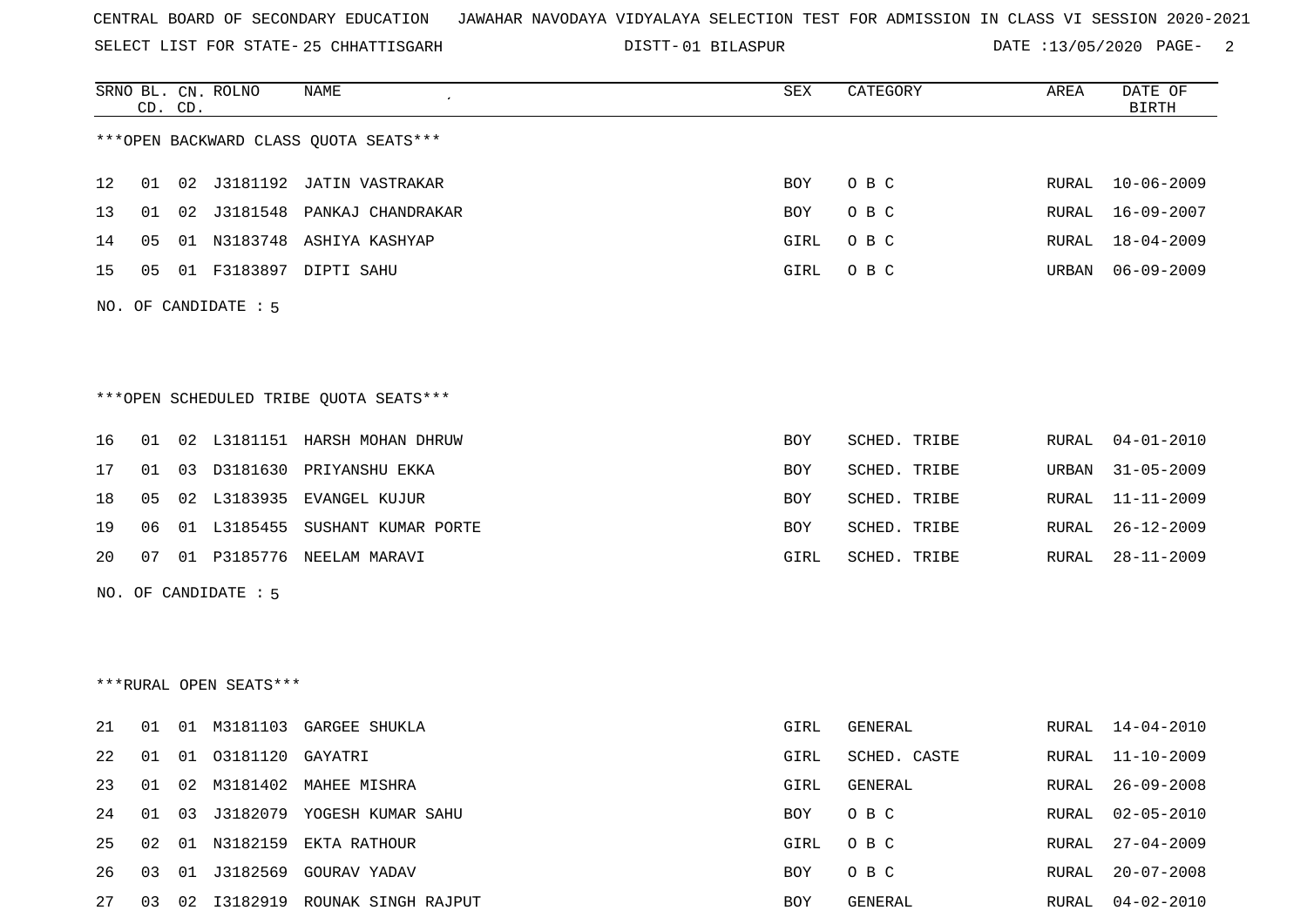CENTRAL BOARD OF SECONDARY EDUCATION JAWAHAR NAVODAYA VIDYALAYA SELECTION TEST FOR ADMISSION IN CLASS VI SESSION 2020-2021

SELECT LIST FOR STATE- 25 CHHATTISGARH DISTT- 01 BILASPUR DATE :13/05/2020

***OPEN BACKWARD CLASS QUOTA SEATS***

| SRNO | BL. CD. | CN. CD. | ROLNO | NAME | SEX | CATEGORY | AREA | DATE OF BIRTH |
|---|---|---|---|---|---|---|---|---|
| 12 | 01 | 02 | J3181192 | JATIN VASTRAKAR | BOY | O B C | RURAL | 10-06-2009 |
| 13 | 01 | 02 | J3181548 | PANKAJ CHANDRAKAR | BOY | O B C | RURAL | 16-09-2007 |
| 14 | 05 | 01 | N3183748 | ASHIYA KASHYAP | GIRL | O B C | RURAL | 18-04-2009 |
| 15 | 05 | 01 | F3183897 | DIPTI SAHU | GIRL | O B C | URBAN | 06-09-2009 |

NO. OF CANDIDATE : 5

***OPEN SCHEDULED TRIBE QUOTA SEATS***

| SRNO | BL. CD. | CN. CD. | ROLNO | NAME | SEX | CATEGORY | AREA | DATE OF BIRTH |
|---|---|---|---|---|---|---|---|---|
| 16 | 01 | 02 | L3181151 | HARSH MOHAN DHRUW | BOY | SCHED. TRIBE | RURAL | 04-01-2010 |
| 17 | 01 | 03 | D3181630 | PRIYANSHU EKKA | BOY | SCHED. TRIBE | URBAN | 31-05-2009 |
| 18 | 05 | 02 | L3183935 | EVANGEL KUJUR | BOY | SCHED. TRIBE | RURAL | 11-11-2009 |
| 19 | 06 | 01 | L3185455 | SUSHANT KUMAR PORTE | BOY | SCHED. TRIBE | RURAL | 26-12-2009 |
| 20 | 07 | 01 | P3185776 | NEELAM MARAVI | GIRL | SCHED. TRIBE | RURAL | 28-11-2009 |

NO. OF CANDIDATE : 5

***RURAL OPEN SEATS***

| SRNO | BL. CD. | CN. CD. | ROLNO | NAME | SEX | CATEGORY | AREA | DATE OF BIRTH |
|---|---|---|---|---|---|---|---|---|
| 21 | 01 | 01 | M3181103 | GARGEE SHUKLA | GIRL | GENERAL | RURAL | 14-04-2010 |
| 22 | 01 | 01 | O3181120 | GAYATRI | GIRL | SCHED. CASTE | RURAL | 11-10-2009 |
| 23 | 01 | 02 | M3181402 | MAHEE MISHRA | GIRL | GENERAL | RURAL | 26-09-2008 |
| 24 | 01 | 03 | J3182079 | YOGESH KUMAR SAHU | BOY | O B C | RURAL | 02-05-2010 |
| 25 | 02 | 01 | N3182159 | EKTA RATHOUR | GIRL | O B C | RURAL | 27-04-2009 |
| 26 | 03 | 01 | J3182569 | GOURAV YADAV | BOY | O B C | RURAL | 20-07-2008 |
| 27 | 03 | 02 | I3182919 | ROUNAK SINGH RAJPUT | BOY | GENERAL | RURAL | 04-02-2010 |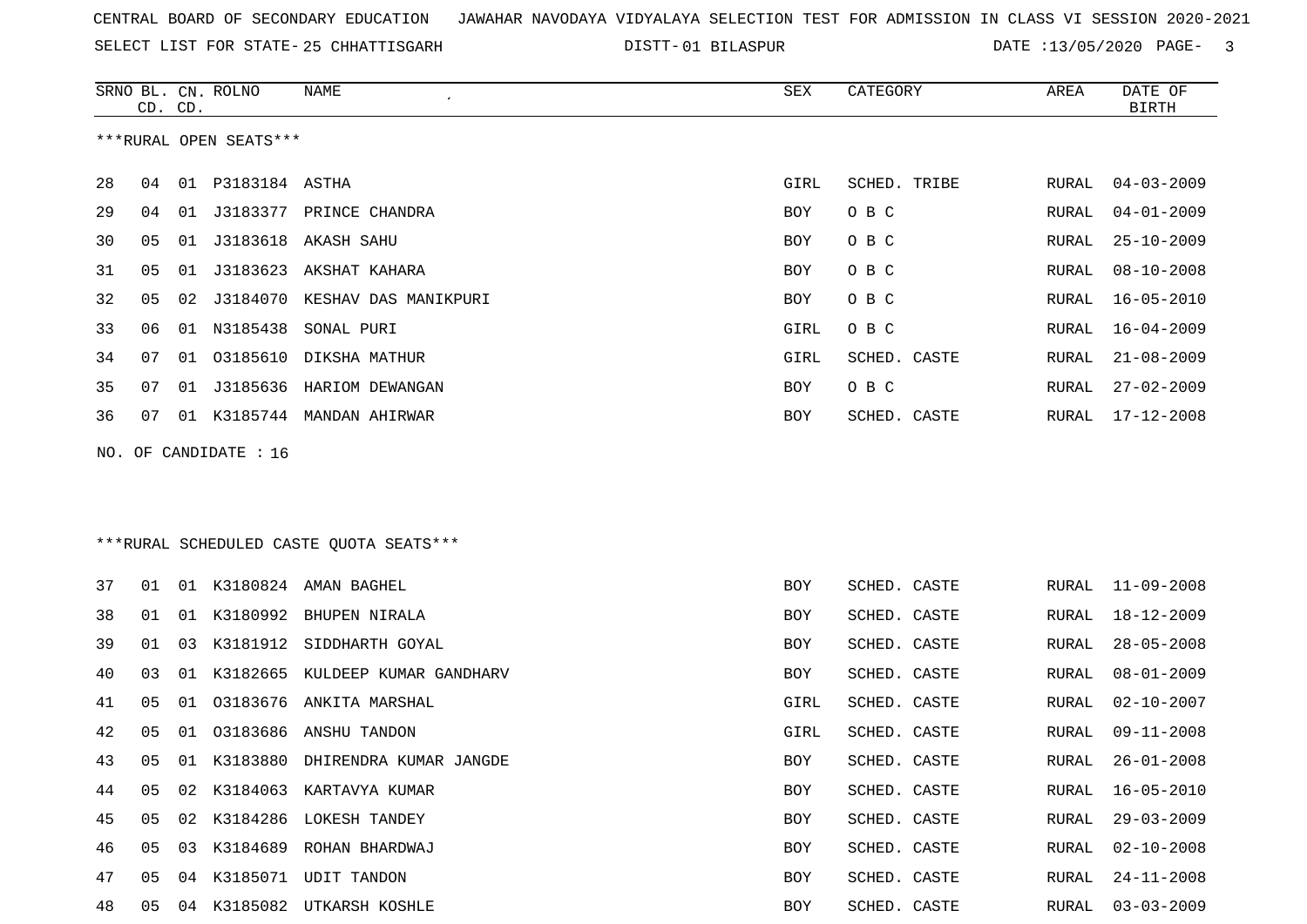CENTRAL BOARD OF SECONDARY EDUCATION JAWAHAR NAVODAYA VIDYALAYA SELECTION TEST FOR ADMISSION IN CLASS VI SESSION 2020-2021

SELECT LIST FOR STATE- 25 CHHATTISGARH DISTT- 01 BILASPUR DATE :13/05/2020

***RURAL OPEN SEATS***

| SRNO | BL. CD. | CN. CD. | ROLNO | NAME | SEX | CATEGORY | AREA | DATE OF BIRTH |
|---|---|---|---|---|---|---|---|---|
| 28 | 04 | 01 | P3183184 | ASTHA | GIRL | SCHED. TRIBE | RURAL | 04-03-2009 |
| 29 | 04 | 01 | J3183377 | PRINCE CHANDRA | BOY | O B C | RURAL | 04-01-2009 |
| 30 | 05 | 01 | J3183618 | AKASH SAHU | BOY | O B C | RURAL | 25-10-2009 |
| 31 | 05 | 01 | J3183623 | AKSHAT KAHARA | BOY | O B C | RURAL | 08-10-2008 |
| 32 | 05 | 02 | J3184070 | KESHAV DAS MANIKPURI | BOY | O B C | RURAL | 16-05-2010 |
| 33 | 06 | 01 | N3185438 | SONAL PURI | GIRL | O B C | RURAL | 16-04-2009 |
| 34 | 07 | 01 | O3185610 | DIKSHA MATHUR | GIRL | SCHED. CASTE | RURAL | 21-08-2009 |
| 35 | 07 | 01 | J3185636 | HARIOM DEWANGAN | BOY | O B C | RURAL | 27-02-2009 |
| 36 | 07 | 01 | K3185744 | MANDAN AHIRWAR | BOY | SCHED. CASTE | RURAL | 17-12-2008 |

NO. OF CANDIDATE : 16

***RURAL SCHEDULED CASTE QUOTA SEATS***

| SRNO | BL. CD. | CN. CD. | ROLNO | NAME | SEX | CATEGORY | AREA | DATE OF BIRTH |
|---|---|---|---|---|---|---|---|---|
| 37 | 01 | 01 | K3180824 | AMAN BAGHEL | BOY | SCHED. CASTE | RURAL | 11-09-2008 |
| 38 | 01 | 01 | K3180992 | BHUPEN NIRALA | BOY | SCHED. CASTE | RURAL | 18-12-2009 |
| 39 | 01 | 03 | K3181912 | SIDDHARTH GOYAL | BOY | SCHED. CASTE | RURAL | 28-05-2008 |
| 40 | 03 | 01 | K3182665 | KULDEEP KUMAR GANDHARV | BOY | SCHED. CASTE | RURAL | 08-01-2009 |
| 41 | 05 | 01 | O3183676 | ANKITA MARSHAL | GIRL | SCHED. CASTE | RURAL | 02-10-2007 |
| 42 | 05 | 01 | O3183686 | ANSHU TANDON | GIRL | SCHED. CASTE | RURAL | 09-11-2008 |
| 43 | 05 | 01 | K3183880 | DHIRENDRA KUMAR JANGDE | BOY | SCHED. CASTE | RURAL | 26-01-2008 |
| 44 | 05 | 02 | K3184063 | KARTAVYA KUMAR | BOY | SCHED. CASTE | RURAL | 16-05-2010 |
| 45 | 05 | 02 | K3184286 | LOKESH TANDEY | BOY | SCHED. CASTE | RURAL | 29-03-2009 |
| 46 | 05 | 03 | K3184689 | ROHAN BHARDWAJ | BOY | SCHED. CASTE | RURAL | 02-10-2008 |
| 47 | 05 | 04 | K3185071 | UDIT TANDON | BOY | SCHED. CASTE | RURAL | 24-11-2008 |
| 48 | 05 | 04 | K3185082 | UTKARSH KOSHLE | BOY | SCHED. CASTE | RURAL | 03-03-2009 |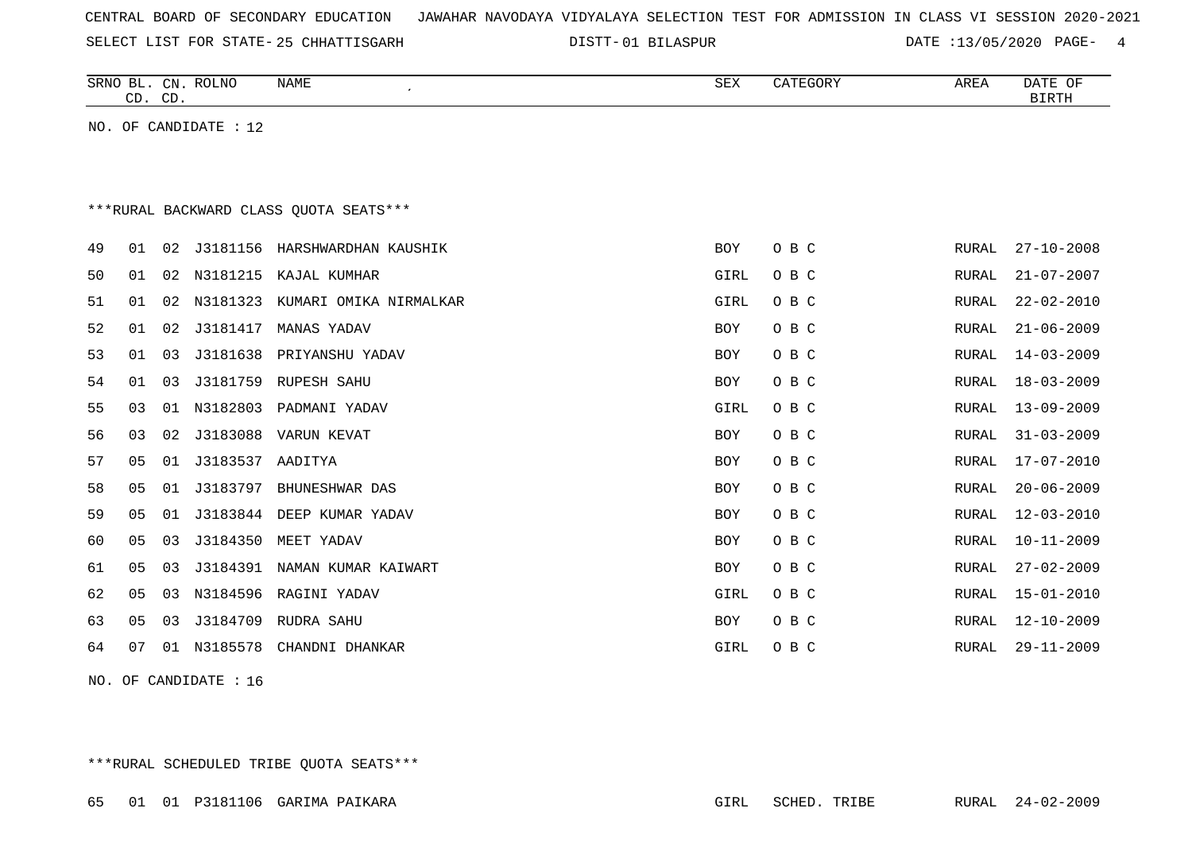CENTRAL BOARD OF SECONDARY EDUCATION JAWAHAR NAVODAYA VIDYALAYA SELECTION TEST FOR ADMISSION IN CLASS VI SESSION 2020-2021

SELECT LIST FOR STATE- 25 CHHATTISGARH DISTT- 01 BILASPUR DATE :13/05/2020

| SRNO | BL. CD. | CN. CD. | ROLNO | NAME | SEX | CATEGORY | AREA | DATE OF BIRTH |
|---|---|---|---|---|---|---|---|---|

NO. OF CANDIDATE : 12

***RURAL BACKWARD CLASS QUOTA SEATS***

| SRNO | BL. CD. | CN. CD. | ROLNO | NAME | SEX | CATEGORY | AREA | DATE OF BIRTH |
|---|---|---|---|---|---|---|---|---|
| 49 | 01 | 02 | J3181156 | HARSHWARDHAN KAUSHIK | BOY | O B C | RURAL | 27-10-2008 |
| 50 | 01 | 02 | N3181215 | KAJAL KUMHAR | GIRL | O B C | RURAL | 21-07-2007 |
| 51 | 01 | 02 | N3181323 | KUMARI OMIKA NIRMALKAR | GIRL | O B C | RURAL | 22-02-2010 |
| 52 | 01 | 02 | J3181417 | MANAS YADAV | BOY | O B C | RURAL | 21-06-2009 |
| 53 | 01 | 03 | J3181638 | PRIYANSHU YADAV | BOY | O B C | RURAL | 14-03-2009 |
| 54 | 01 | 03 | J3181759 | RUPESH SAHU | BOY | O B C | RURAL | 18-03-2009 |
| 55 | 03 | 01 | N3182803 | PADMANI YADAV | GIRL | O B C | RURAL | 13-09-2009 |
| 56 | 03 | 02 | J3183088 | VARUN KEVAT | BOY | O B C | RURAL | 31-03-2009 |
| 57 | 05 | 01 | J3183537 | AADITYA | BOY | O B C | RURAL | 17-07-2010 |
| 58 | 05 | 01 | J3183797 | BHUNESHWAR DAS | BOY | O B C | RURAL | 20-06-2009 |
| 59 | 05 | 01 | J3183844 | DEEP KUMAR YADAV | BOY | O B C | RURAL | 12-03-2010 |
| 60 | 05 | 03 | J3184350 | MEET YADAV | BOY | O B C | RURAL | 10-11-2009 |
| 61 | 05 | 03 | J3184391 | NAMAN KUMAR KAIWART | BOY | O B C | RURAL | 27-02-2009 |
| 62 | 05 | 03 | N3184596 | RAGINI YADAV | GIRL | O B C | RURAL | 15-01-2010 |
| 63 | 05 | 03 | J3184709 | RUDRA SAHU | BOY | O B C | RURAL | 12-10-2009 |
| 64 | 07 | 01 | N3185578 | CHANDNI DHANKAR | GIRL | O B C | RURAL | 29-11-2009 |

NO. OF CANDIDATE : 16

***RURAL SCHEDULED TRIBE QUOTA SEATS***

| SRNO | BL. CD. | CN. CD. | ROLNO | NAME | SEX | CATEGORY | AREA | DATE OF BIRTH |
|---|---|---|---|---|---|---|---|---|
| 65 | 01 | 01 | P3181106 | GARIMA PAIKARA | GIRL | SCHED. TRIBE | RURAL | 24-02-2009 |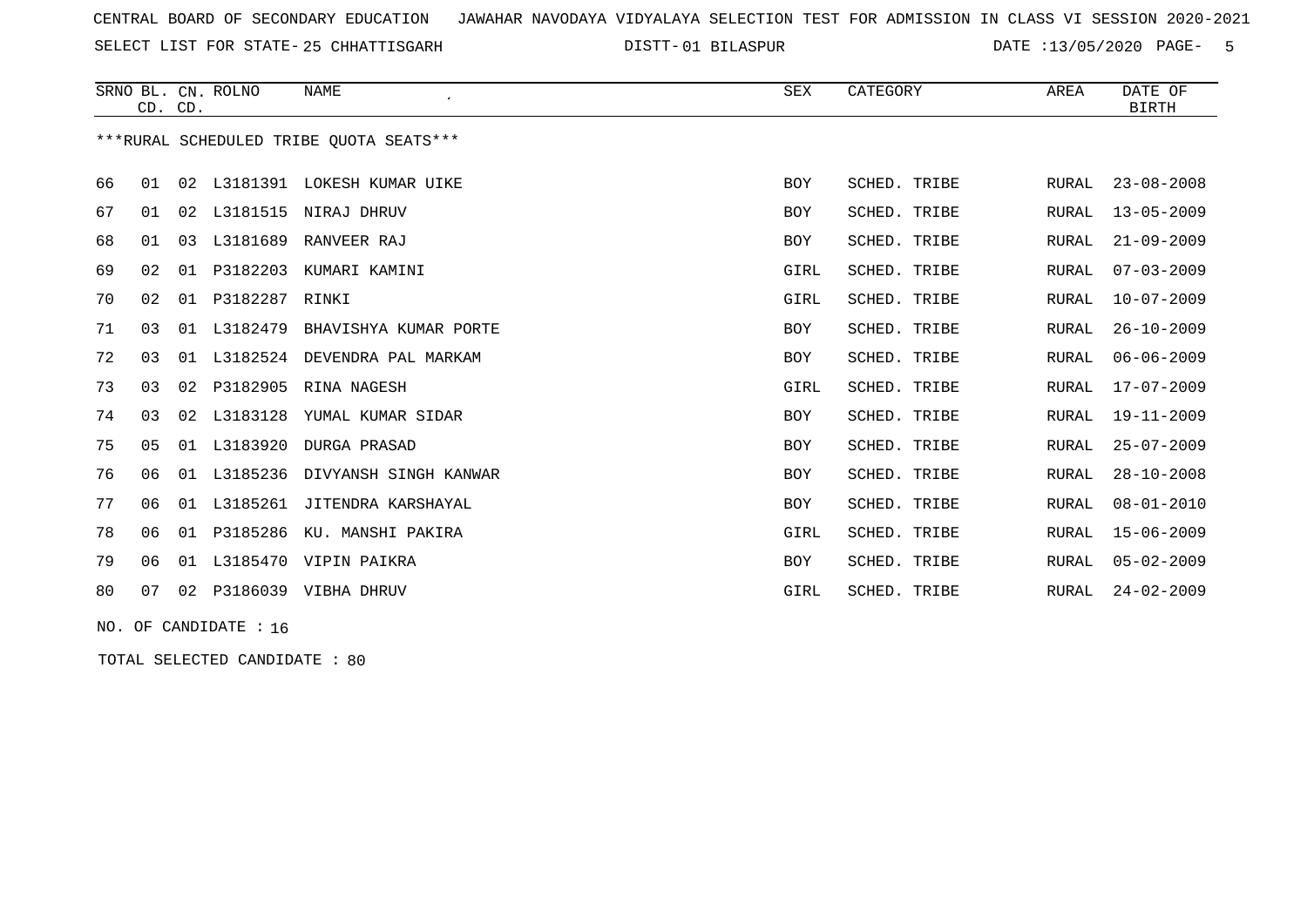CENTRAL BOARD OF SECONDARY EDUCATION JAWAHAR NAVODAYA VIDYALAYA SELECTION TEST FOR ADMISSION IN CLASS VI SESSION 2020-2021

SELECT LIST FOR STATE- 25 CHHATTISGARH DISTT- 01 BILASPUR DATE :13/05/2020

| SRNO | BL. CD. | CN. CD. | ROLNO | NAME | SEX | CATEGORY | AREA | DATE OF BIRTH |
|---|---|---|---|---|---|---|---|---|

***RURAL SCHEDULED TRIBE QUOTA SEATS***

| SRNO | BL. CD. | CN. CD. | ROLNO | NAME | SEX | CATEGORY | AREA | DATE OF BIRTH |
|---|---|---|---|---|---|---|---|---|
| 66 | 01 | 02 | L3181391 | LOKESH KUMAR UIKE | BOY | SCHED. TRIBE | RURAL | 23-08-2008 |
| 67 | 01 | 02 | L3181515 | NIRAJ DHRUV | BOY | SCHED. TRIBE | RURAL | 13-05-2009 |
| 68 | 01 | 03 | L3181689 | RANVEER RAJ | BOY | SCHED. TRIBE | RURAL | 21-09-2009 |
| 69 | 02 | 01 | P3182203 | KUMARI KAMINI | GIRL | SCHED. TRIBE | RURAL | 07-03-2009 |
| 70 | 02 | 01 | P3182287 | RINKI | GIRL | SCHED. TRIBE | RURAL | 10-07-2009 |
| 71 | 03 | 01 | L3182479 | BHAVISHYA KUMAR PORTE | BOY | SCHED. TRIBE | RURAL | 26-10-2009 |
| 72 | 03 | 01 | L3182524 | DEVENDRA PAL MARKAM | BOY | SCHED. TRIBE | RURAL | 06-06-2009 |
| 73 | 03 | 02 | P3182905 | RINA NAGESH | GIRL | SCHED. TRIBE | RURAL | 17-07-2009 |
| 74 | 03 | 02 | L3183128 | YUMAL KUMAR SIDAR | BOY | SCHED. TRIBE | RURAL | 19-11-2009 |
| 75 | 05 | 01 | L3183920 | DURGA PRASAD | BOY | SCHED. TRIBE | RURAL | 25-07-2009 |
| 76 | 06 | 01 | L3185236 | DIVYANSH SINGH KANWAR | BOY | SCHED. TRIBE | RURAL | 28-10-2008 |
| 77 | 06 | 01 | L3185261 | JITENDRA KARSHAYAL | BOY | SCHED. TRIBE | RURAL | 08-01-2010 |
| 78 | 06 | 01 | P3185286 | KU. MANSHI PAKIRA | GIRL | SCHED. TRIBE | RURAL | 15-06-2009 |
| 79 | 06 | 01 | L3185470 | VIPIN PAIKRA | BOY | SCHED. TRIBE | RURAL | 05-02-2009 |
| 80 | 07 | 02 | P3186039 | VIBHA DHRUV | GIRL | SCHED. TRIBE | RURAL | 24-02-2009 |

NO. OF CANDIDATE : 16

TOTAL SELECTED CANDIDATE : 80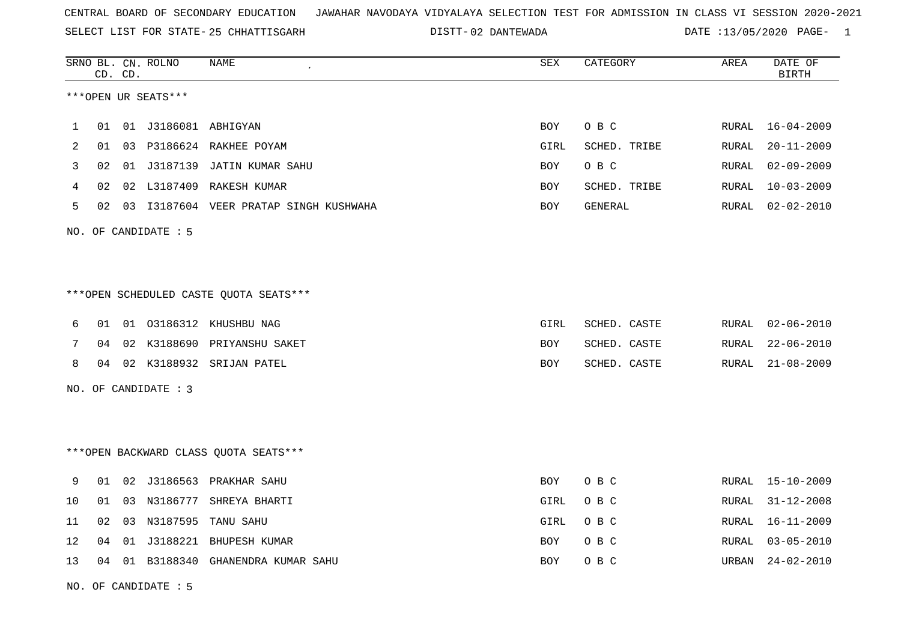CENTRAL BOARD OF SECONDARY EDUCATION JAWAHAR NAVODAYA VIDYALAYA SELECTION TEST FOR ADMISSION IN CLASS VI SESSION 2020-2021

SELECT LIST FOR STATE- 25 CHHATTISGARH DISTT- 02 DANTEWADA DATE :13/05/2020

| SRNO | BL. CD. | CN. CD. | ROLNO | NAME | SEX | CATEGORY | AREA | DATE OF BIRTH |
|---|---|---|---|---|---|---|---|---|

***OPEN UR SEATS***

| SRNO | BL. CD. | CN. CD. | ROLNO | NAME | SEX | CATEGORY | AREA | DATE OF BIRTH |
|---|---|---|---|---|---|---|---|---|
| 1 | 01 | 01 | J3186081 | ABHIGYAN | BOY | O B C | RURAL | 16-04-2009 |
| 2 | 01 | 03 | P3186624 | RAKHEE POYAM | GIRL | SCHED. TRIBE | RURAL | 20-11-2009 |
| 3 | 02 | 01 | J3187139 | JATIN KUMAR SAHU | BOY | O B C | RURAL | 02-09-2009 |
| 4 | 02 | 02 | L3187409 | RAKESH KUMAR | BOY | SCHED. TRIBE | RURAL | 10-03-2009 |
| 5 | 02 | 03 | I3187604 | VEER PRATAP SINGH KUSHWAHA | BOY | GENERAL | RURAL | 02-02-2010 |

NO. OF CANDIDATE : 5

***OPEN SCHEDULED CASTE QUOTA SEATS***

| SRNO | BL. CD. | CN. CD. | ROLNO | NAME | SEX | CATEGORY | AREA | DATE OF BIRTH |
|---|---|---|---|---|---|---|---|---|
| 6 | 01 | 01 | O3186312 | KHUSHBU NAG | GIRL | SCHED. CASTE | RURAL | 02-06-2010 |
| 7 | 04 | 02 | K3188690 | PRIYANSHU SAKET | BOY | SCHED. CASTE | RURAL | 22-06-2010 |
| 8 | 04 | 02 | K3188932 | SRIJAN PATEL | BOY | SCHED. CASTE | RURAL | 21-08-2009 |

NO. OF CANDIDATE : 3

***OPEN BACKWARD CLASS QUOTA SEATS***

| SRNO | BL. CD. | CN. CD. | ROLNO | NAME | SEX | CATEGORY | AREA | DATE OF BIRTH |
|---|---|---|---|---|---|---|---|---|
| 9 | 01 | 02 | J3186563 | PRAKHAR SAHU | BOY | O B C | RURAL | 15-10-2009 |
| 10 | 01 | 03 | N3186777 | SHREYA BHARTI | GIRL | O B C | RURAL | 31-12-2008 |
| 11 | 02 | 03 | N3187595 | TANU SAHU | GIRL | O B C | RURAL | 16-11-2009 |
| 12 | 04 | 01 | J3188221 | BHUPESH KUMAR | BOY | O B C | RURAL | 03-05-2010 |
| 13 | 04 | 01 | B3188340 | GHANENDRA KUMAR SAHU | BOY | O B C | URBAN | 24-02-2010 |

NO. OF CANDIDATE : 5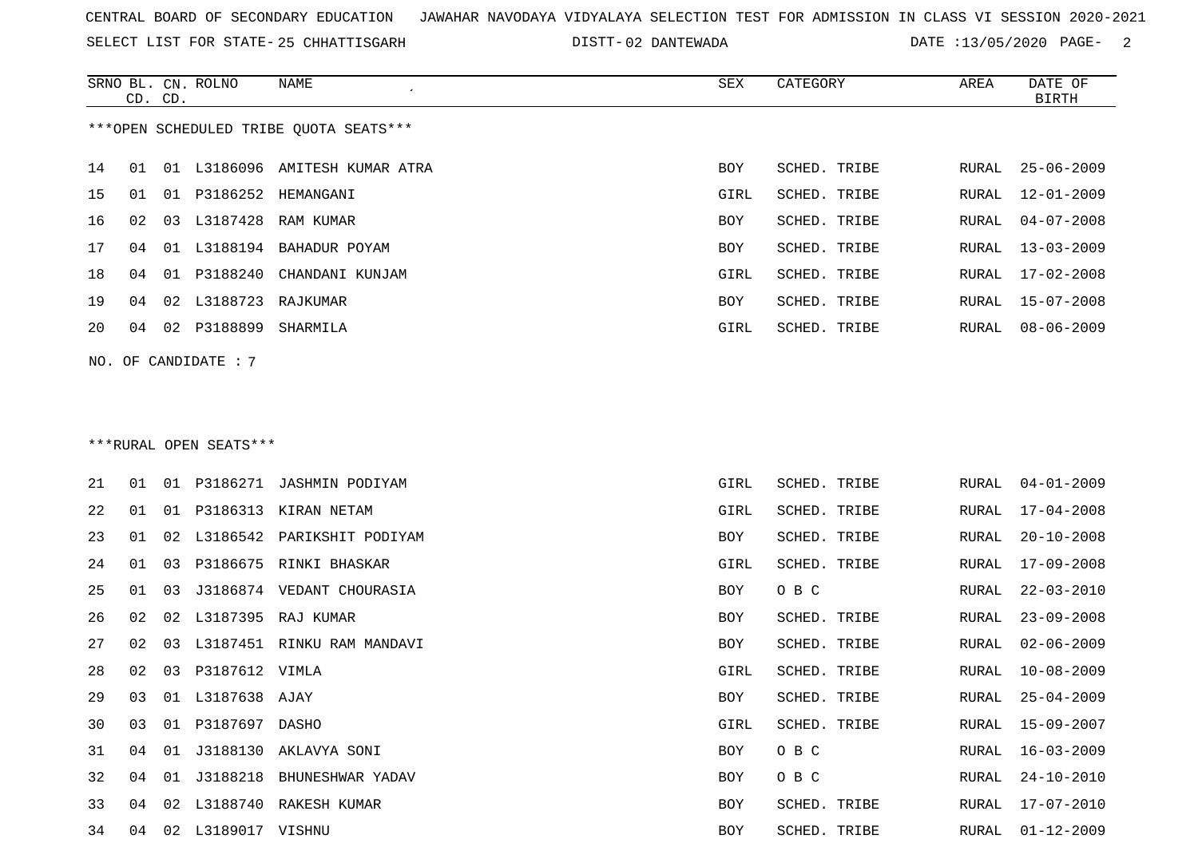CENTRAL BOARD OF SECONDARY EDUCATION JAWAHAR NAVODAYA VIDYALAYA SELECTION TEST FOR ADMISSION IN CLASS VI SESSION 2020-2021

SELECT LIST FOR STATE- 25 CHHATTISGARH DISTT- 02 DANTEWADA DATE :13/05/2020

| SRNO | BL. CD. | CN. CD. | ROLNO | NAME | SEX | CATEGORY | AREA | DATE OF BIRTH |
|---|---|---|---|---|---|---|---|---|
| ***OPEN SCHEDULED TRIBE QUOTA SEATS*** | | | | | | | | |
| 14 | 01 | 01 | L3186096 | AMITESH KUMAR ATRA | BOY | SCHED. TRIBE | RURAL | 25-06-2009 |
| 15 | 01 | 01 | P3186252 | HEMANGANI | GIRL | SCHED. TRIBE | RURAL | 12-01-2009 |
| 16 | 02 | 03 | L3187428 | RAM KUMAR | BOY | SCHED. TRIBE | RURAL | 04-07-2008 |
| 17 | 04 | 01 | L3188194 | BAHADUR POYAM | BOY | SCHED. TRIBE | RURAL | 13-03-2009 |
| 18 | 04 | 01 | P3188240 | CHANDANI KUNJAM | GIRL | SCHED. TRIBE | RURAL | 17-02-2008 |
| 19 | 04 | 02 | L3188723 | RAJKUMAR | BOY | SCHED. TRIBE | RURAL | 15-07-2008 |
| 20 | 04 | 02 | P3188899 | SHARMILA | GIRL | SCHED. TRIBE | RURAL | 08-06-2009 |

NO. OF CANDIDATE : 7

| SRNO | BL. CD. | CN. CD. | ROLNO | NAME | SEX | CATEGORY | AREA | DATE OF BIRTH |
|---|---|---|---|---|---|---|---|---|
| ***RURAL OPEN SEATS*** | | | | | | | | |
| 21 | 01 | 01 | P3186271 | JASHMIN PODIYAM | GIRL | SCHED. TRIBE | RURAL | 04-01-2009 |
| 22 | 01 | 01 | P3186313 | KIRAN NETAM | GIRL | SCHED. TRIBE | RURAL | 17-04-2008 |
| 23 | 01 | 02 | L3186542 | PARIKSHIT PODIYAM | BOY | SCHED. TRIBE | RURAL | 20-10-2008 |
| 24 | 01 | 03 | P3186675 | RINKI BHASKAR | GIRL | SCHED. TRIBE | RURAL | 17-09-2008 |
| 25 | 01 | 03 | J3186874 | VEDANT CHOURASIA | BOY | O B C | RURAL | 22-03-2010 |
| 26 | 02 | 02 | L3187395 | RAJ KUMAR | BOY | SCHED. TRIBE | RURAL | 23-09-2008 |
| 27 | 02 | 03 | L3187451 | RINKU RAM MANDAVI | BOY | SCHED. TRIBE | RURAL | 02-06-2009 |
| 28 | 02 | 03 | P3187612 | VIMLA | GIRL | SCHED. TRIBE | RURAL | 10-08-2009 |
| 29 | 03 | 01 | L3187638 | AJAY | BOY | SCHED. TRIBE | RURAL | 25-04-2009 |
| 30 | 03 | 01 | P3187697 | DASHO | GIRL | SCHED. TRIBE | RURAL | 15-09-2007 |
| 31 | 04 | 01 | J3188130 | AKLAVYA SONI | BOY | O B C | RURAL | 16-03-2009 |
| 32 | 04 | 01 | J3188218 | BHUNESHWAR YADAV | BOY | O B C | RURAL | 24-10-2010 |
| 33 | 04 | 02 | L3188740 | RAKESH KUMAR | BOY | SCHED. TRIBE | RURAL | 17-07-2010 |
| 34 | 04 | 02 | L3189017 | VISHNU | BOY | SCHED. TRIBE | RURAL | 01-12-2009 |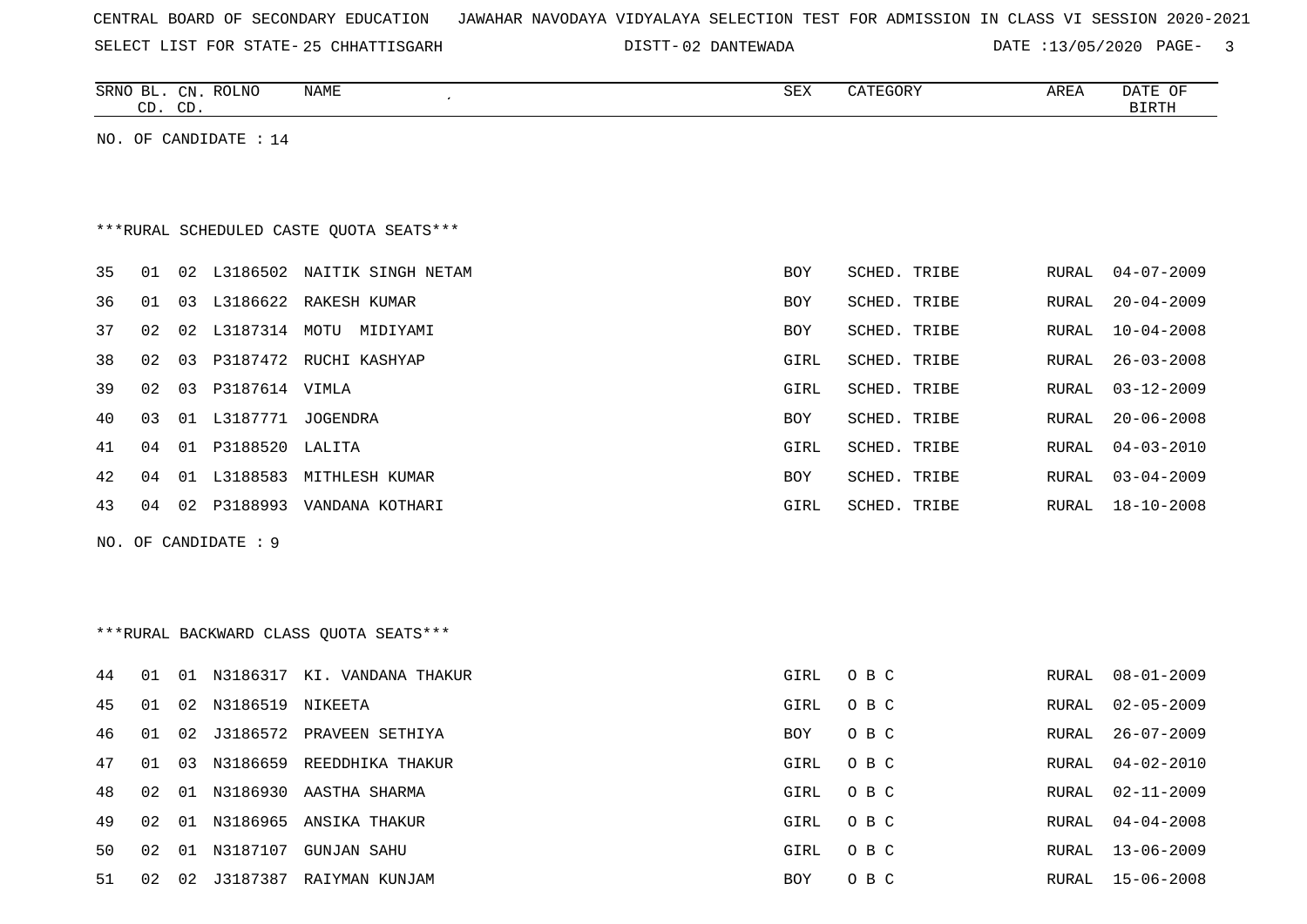CENTRAL BOARD OF SECONDARY EDUCATION JAWAHAR NAVODAYA VIDYALAYA SELECTION TEST FOR ADMISSION IN CLASS VI SESSION 2020-2021

SELECT LIST FOR STATE- 25 CHHATTISGARH DISTT- 02 DANTEWADA DATE :13/05/2020

| SRNO | BL. CD. | CN. CD. | ROLNO | NAME | SEX | CATEGORY | AREA | DATE OF BIRTH |
|---|---|---|---|---|---|---|---|---|

NO. OF CANDIDATE : 14

***RURAL SCHEDULED CASTE QUOTA SEATS***

| SRNO | BL. CD. | CN. CD. | ROLNO | NAME | SEX | CATEGORY | AREA | DATE OF BIRTH |
|---|---|---|---|---|---|---|---|---|
| 35 | 01 | 02 | L3186502 | NAITIK SINGH NETAM | BOY | SCHED. TRIBE | RURAL | 04-07-2009 |
| 36 | 01 | 03 | L3186622 | RAKESH KUMAR | BOY | SCHED. TRIBE | RURAL | 20-04-2009 |
| 37 | 02 | 02 | L3187314 | MOTU MIDIYAMI | BOY | SCHED. TRIBE | RURAL | 10-04-2008 |
| 38 | 02 | 03 | P3187472 | RUCHI KASHYAP | GIRL | SCHED. TRIBE | RURAL | 26-03-2008 |
| 39 | 02 | 03 | P3187614 | VIMLA | GIRL | SCHED. TRIBE | RURAL | 03-12-2009 |
| 40 | 03 | 01 | L3187771 | JOGENDRA | BOY | SCHED. TRIBE | RURAL | 20-06-2008 |
| 41 | 04 | 01 | P3188520 | LALITA | GIRL | SCHED. TRIBE | RURAL | 04-03-2010 |
| 42 | 04 | 01 | L3188583 | MITHLESH KUMAR | BOY | SCHED. TRIBE | RURAL | 03-04-2009 |
| 43 | 04 | 02 | P3188993 | VANDANA KOTHARI | GIRL | SCHED. TRIBE | RURAL | 18-10-2008 |

NO. OF CANDIDATE : 9

***RURAL BACKWARD CLASS QUOTA SEATS***

| SRNO | BL. CD. | CN. CD. | ROLNO | NAME | SEX | CATEGORY | AREA | DATE OF BIRTH |
|---|---|---|---|---|---|---|---|---|
| 44 | 01 | 01 | N3186317 | KI. VANDANA THAKUR | GIRL | O B C | RURAL | 08-01-2009 |
| 45 | 01 | 02 | N3186519 | NIKEETA | GIRL | O B C | RURAL | 02-05-2009 |
| 46 | 01 | 02 | J3186572 | PRAVEEN SETHIYA | BOY | O B C | RURAL | 26-07-2009 |
| 47 | 01 | 03 | N3186659 | REEDDHIKA THAKUR | GIRL | O B C | RURAL | 04-02-2010 |
| 48 | 02 | 01 | N3186930 | AASTHA SHARMA | GIRL | O B C | RURAL | 02-11-2009 |
| 49 | 02 | 01 | N3186965 | ANSIKA THAKUR | GIRL | O B C | RURAL | 04-04-2008 |
| 50 | 02 | 01 | N3187107 | GUNJAN SAHU | GIRL | O B C | RURAL | 13-06-2009 |
| 51 | 02 | 02 | J3187387 | RAIYMAN KUNJAM | BOY | O B C | RURAL | 15-06-2008 |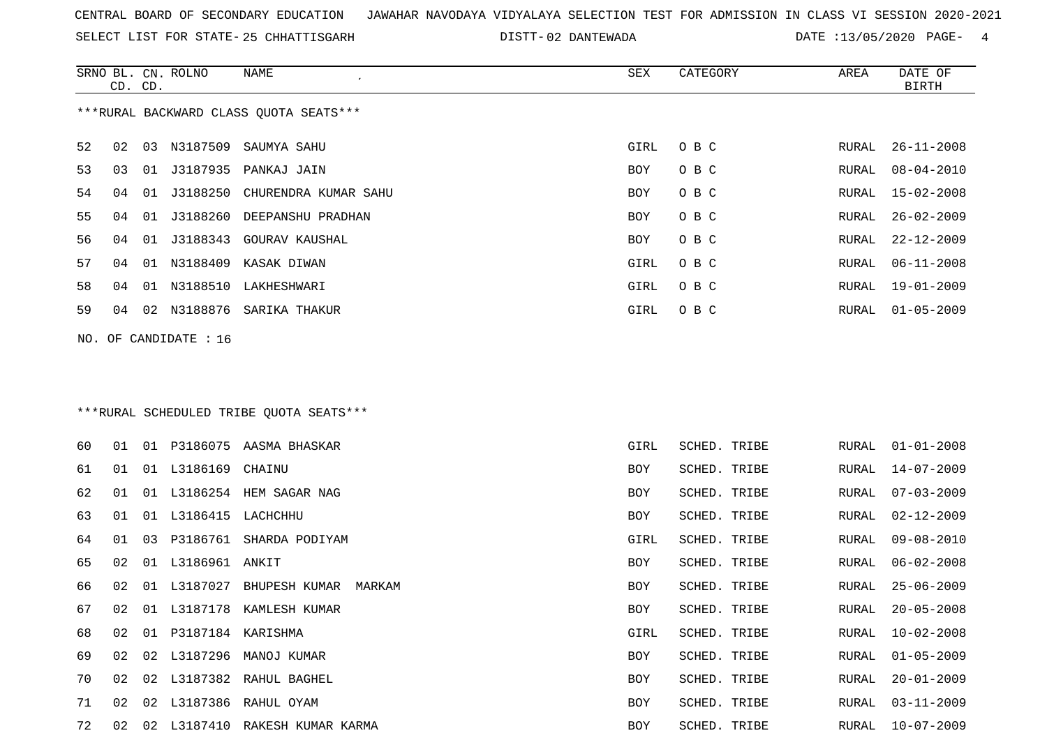CENTRAL BOARD OF SECONDARY EDUCATION JAWAHAR NAVODAYA VIDYALAYA SELECTION TEST FOR ADMISSION IN CLASS VI SESSION 2020-2021

SELECT LIST FOR STATE- 25 CHHATTISGARH DISTT- 02 DANTEWADA DATE :13/05/2020

***RURAL BACKWARD CLASS QUOTA SEATS***

| SRNO | BL. CD. | CN. CD. | ROLNO | NAME | SEX | CATEGORY | AREA | DATE OF BIRTH |
|---|---|---|---|---|---|---|---|---|
| 52 | 02 | 03 | N3187509 | SAUMYA SAHU | GIRL | O B C | RURAL | 26-11-2008 |
| 53 | 03 | 01 | J3187935 | PANKAJ JAIN | BOY | O B C | RURAL | 08-04-2010 |
| 54 | 04 | 01 | J3188250 | CHURENDRA KUMAR SAHU | BOY | O B C | RURAL | 15-02-2008 |
| 55 | 04 | 01 | J3188260 | DEEPANSHU PRADHAN | BOY | O B C | RURAL | 26-02-2009 |
| 56 | 04 | 01 | J3188343 | GOURAV KAUSHAL | BOY | O B C | RURAL | 22-12-2009 |
| 57 | 04 | 01 | N3188409 | KASAK DIWAN | GIRL | O B C | RURAL | 06-11-2008 |
| 58 | 04 | 01 | N3188510 | LAKHESHWARI | GIRL | O B C | RURAL | 19-01-2009 |
| 59 | 04 | 02 | N3188876 | SARIKA THAKUR | GIRL | O B C | RURAL | 01-05-2009 |

NO. OF CANDIDATE : 16

***RURAL SCHEDULED TRIBE QUOTA SEATS***

| SRNO | BL. CD. | CN. CD. | ROLNO | NAME | SEX | CATEGORY | AREA | DATE OF BIRTH |
|---|---|---|---|---|---|---|---|---|
| 60 | 01 | 01 | P3186075 | AASMA BHASKAR | GIRL | SCHED. TRIBE | RURAL | 01-01-2008 |
| 61 | 01 | 01 | L3186169 | CHAINU | BOY | SCHED. TRIBE | RURAL | 14-07-2009 |
| 62 | 01 | 01 | L3186254 | HEM SAGAR NAG | BOY | SCHED. TRIBE | RURAL | 07-03-2009 |
| 63 | 01 | 01 | L3186415 | LACHCHHU | BOY | SCHED. TRIBE | RURAL | 02-12-2009 |
| 64 | 01 | 03 | P3186761 | SHARDA PODIYAM | GIRL | SCHED. TRIBE | RURAL | 09-08-2010 |
| 65 | 02 | 01 | L3186961 | ANKIT | BOY | SCHED. TRIBE | RURAL | 06-02-2008 |
| 66 | 02 | 01 | L3187027 | BHUPESH KUMAR MARKAM | BOY | SCHED. TRIBE | RURAL | 25-06-2009 |
| 67 | 02 | 01 | L3187178 | KAMLESH KUMAR | BOY | SCHED. TRIBE | RURAL | 20-05-2008 |
| 68 | 02 | 01 | P3187184 | KARISHMA | GIRL | SCHED. TRIBE | RURAL | 10-02-2008 |
| 69 | 02 | 02 | L3187296 | MANOJ KUMAR | BOY | SCHED. TRIBE | RURAL | 01-05-2009 |
| 70 | 02 | 02 | L3187382 | RAHUL BAGHEL | BOY | SCHED. TRIBE | RURAL | 20-01-2009 |
| 71 | 02 | 02 | L3187386 | RAHUL OYAM | BOY | SCHED. TRIBE | RURAL | 03-11-2009 |
| 72 | 02 | 02 | L3187410 | RAKESH KUMAR KARMA | BOY | SCHED. TRIBE | RURAL | 10-07-2009 |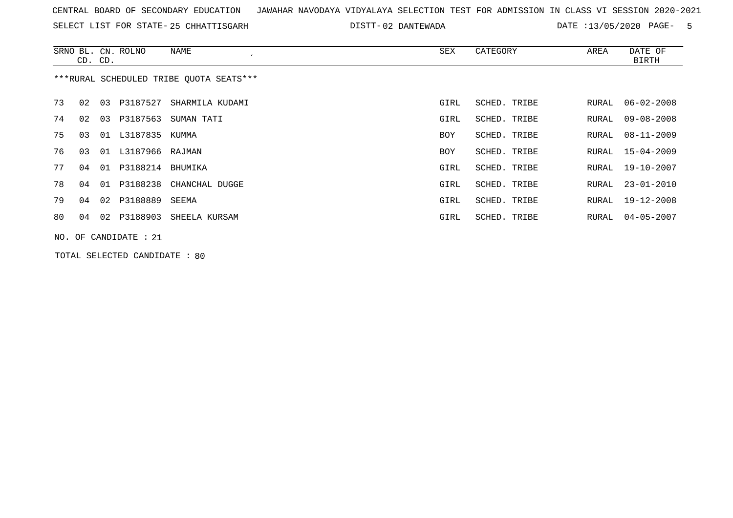CENTRAL BOARD OF SECONDARY EDUCATION JAWAHAR NAVODAYA VIDYALAYA SELECTION TEST FOR ADMISSION IN CLASS VI SESSION 2020-2021

SELECT LIST FOR STATE- 25 CHHATTISGARH DISTT- 02 DANTEWADA DATE :13/05/2020

| SRNO | BL. CD. | CN. CD. | ROLNO | NAME | SEX | CATEGORY | AREA | DATE OF BIRTH |
|---|---|---|---|---|---|---|---|---|

***RURAL SCHEDULED TRIBE QUOTA SEATS***

| SRNO | BL. CD. | CN. CD. | ROLNO | NAME | SEX | CATEGORY | AREA | DATE OF BIRTH |
|---|---|---|---|---|---|---|---|---|
| 73 | 02 | 03 | P3187527 | SHARMILA KUDAMI | GIRL | SCHED. TRIBE | RURAL | 06-02-2008 |
| 74 | 02 | 03 | P3187563 | SUMAN TATI | GIRL | SCHED. TRIBE | RURAL | 09-08-2008 |
| 75 | 03 | 01 | L3187835 | KUMMA | BOY | SCHED. TRIBE | RURAL | 08-11-2009 |
| 76 | 03 | 01 | L3187966 | RAJMAN | BOY | SCHED. TRIBE | RURAL | 15-04-2009 |
| 77 | 04 | 01 | P3188214 | BHUMIKA | GIRL | SCHED. TRIBE | RURAL | 19-10-2007 |
| 78 | 04 | 01 | P3188238 | CHANCHAL DUGGE | GIRL | SCHED. TRIBE | RURAL | 23-01-2010 |
| 79 | 04 | 02 | P3188889 | SEEMA | GIRL | SCHED. TRIBE | RURAL | 19-12-2008 |
| 80 | 04 | 02 | P3188903 | SHEELA KURSAM | GIRL | SCHED. TRIBE | RURAL | 04-05-2007 |

NO. OF CANDIDATE : 21

TOTAL SELECTED CANDIDATE : 80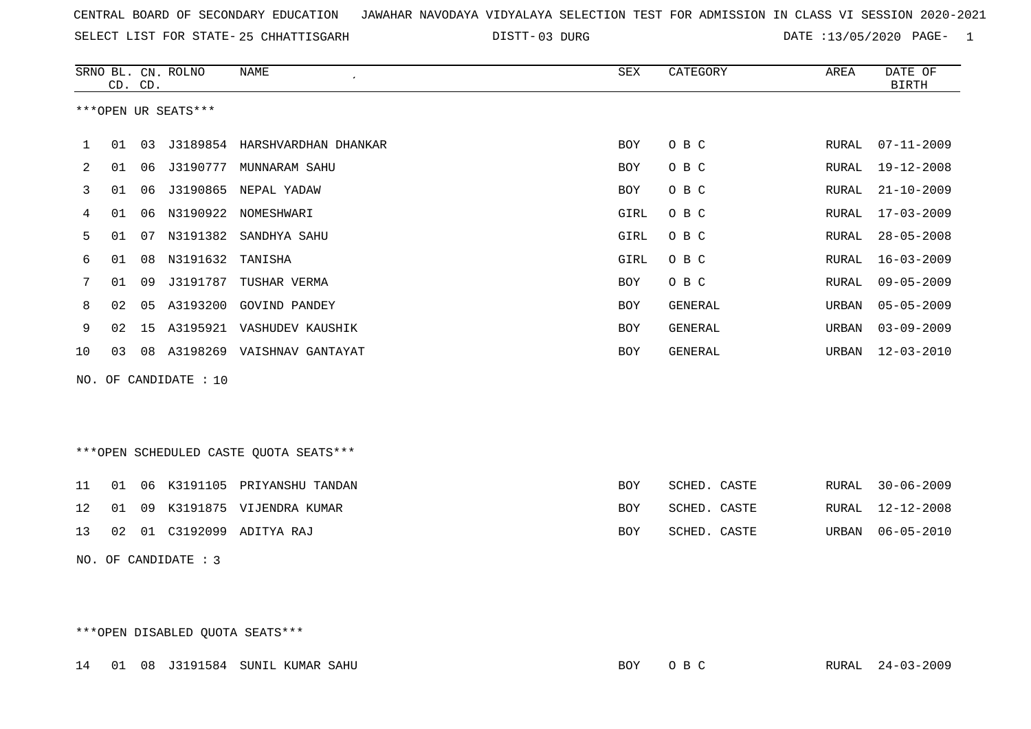CENTRAL BOARD OF SECONDARY EDUCATION JAWAHAR NAVODAYA VIDYALAYA SELECTION TEST FOR ADMISSION IN CLASS VI SESSION 2020-2021

SELECT LIST FOR STATE- 25 CHHATTISGARH DISTT- 03 DURG DATE :13/05/2020

| SRNO | BL. CD. | CN. CD. | ROLNO | NAME | SEX | CATEGORY | AREA | DATE OF BIRTH |
|---|---|---|---|---|---|---|---|---|

***OPEN UR SEATS***

| SRNO | BL. CD. | CN. CD. | ROLNO | NAME | SEX | CATEGORY | AREA | DATE OF BIRTH |
|---|---|---|---|---|---|---|---|---|
| 1 | 01 | 03 | J3189854 | HARSHVARDHAN DHANKAR | BOY | O B C | RURAL | 07-11-2009 |
| 2 | 01 | 06 | J3190777 | MUNNARAM SAHU | BOY | O B C | RURAL | 19-12-2008 |
| 3 | 01 | 06 | J3190865 | NEPAL YADAW | BOY | O B C | RURAL | 21-10-2009 |
| 4 | 01 | 06 | N3190922 | NOMESHWARI | GIRL | O B C | RURAL | 17-03-2009 |
| 5 | 01 | 07 | N3191382 | SANDHYA SAHU | GIRL | O B C | RURAL | 28-05-2008 |
| 6 | 01 | 08 | N3191632 | TANISHA | GIRL | O B C | RURAL | 16-03-2009 |
| 7 | 01 | 09 | J3191787 | TUSHAR VERMA | BOY | O B C | RURAL | 09-05-2009 |
| 8 | 02 | 05 | A3193200 | GOVIND PANDEY | BOY | GENERAL | URBAN | 05-05-2009 |
| 9 | 02 | 15 | A3195921 | VASHUDEV KAUSHIK | BOY | GENERAL | URBAN | 03-09-2009 |
| 10 | 03 | 08 | A3198269 | VAISHNAV GANTAYAT | BOY | GENERAL | URBAN | 12-03-2010 |

NO. OF CANDIDATE : 10

***OPEN SCHEDULED CASTE QUOTA SEATS***

| SRNO | BL. CD. | CN. CD. | ROLNO | NAME | SEX | CATEGORY | AREA | DATE OF BIRTH |
|---|---|---|---|---|---|---|---|---|
| 11 | 01 | 06 | K3191105 | PRIYANSHU TANDAN | BOY | SCHED. CASTE | RURAL | 30-06-2009 |
| 12 | 01 | 09 | K3191875 | VIJENDRA KUMAR | BOY | SCHED. CASTE | RURAL | 12-12-2008 |
| 13 | 02 | 01 | C3192099 | ADITYA RAJ | BOY | SCHED. CASTE | URBAN | 06-05-2010 |

NO. OF CANDIDATE : 3

***OPEN DISABLED QUOTA SEATS***

| SRNO | BL. CD. | CN. CD. | ROLNO | NAME | SEX | CATEGORY | AREA | DATE OF BIRTH |
|---|---|---|---|---|---|---|---|---|
| 14 | 01 | 08 | J3191584 | SUNIL KUMAR SAHU | BOY | O B C | RURAL | 24-03-2009 |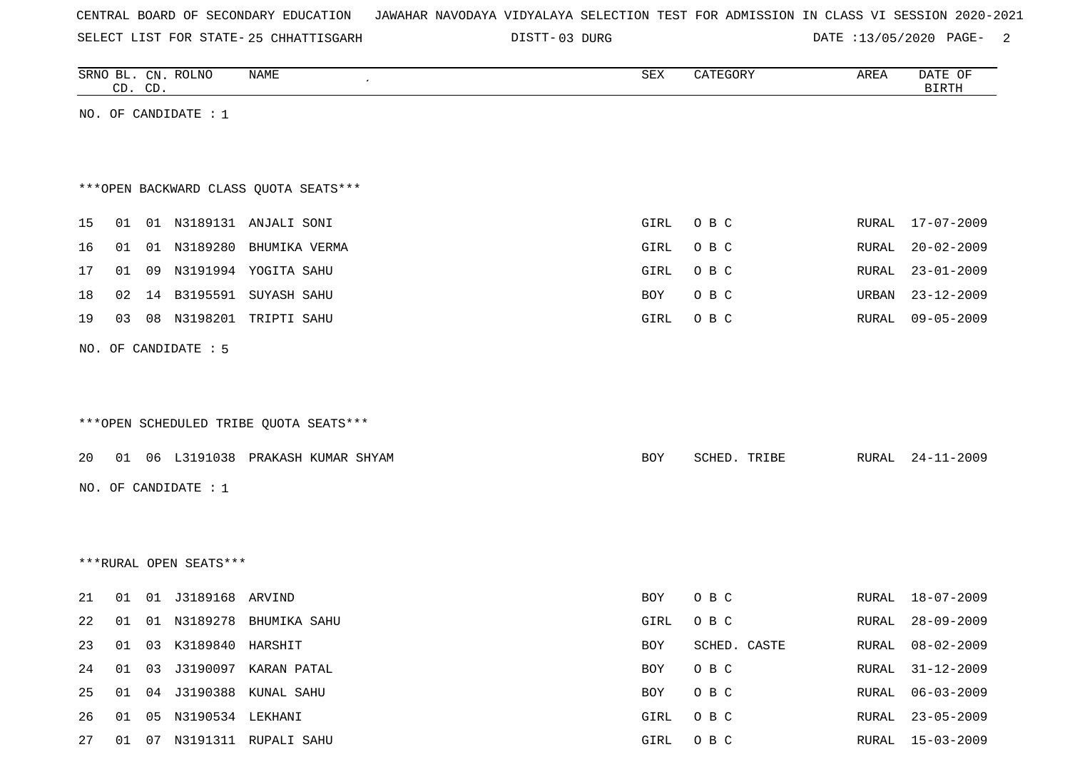CENTRAL BOARD OF SECONDARY EDUCATION JAWAHAR NAVODAYA VIDYALAYA SELECTION TEST FOR ADMISSION IN CLASS VI SESSION 2020-2021

SELECT LIST FOR STATE- 25 CHHATTISGARH DISTT- 03 DURG DATE :13/05/2020

| SRNO | BL. CD. | CN. CD. | ROLNO | NAME | SEX | CATEGORY | AREA | DATE OF BIRTH |
|---|---|---|---|---|---|---|---|---|

NO. OF CANDIDATE : 1

***OPEN BACKWARD CLASS QUOTA SEATS***

| SRNO | BL. CD. | CN. CD. | ROLNO | NAME | SEX | CATEGORY | AREA | DATE OF BIRTH |
|---|---|---|---|---|---|---|---|---|
| 15 | 01 | 01 | N3189131 | ANJALI SONI | GIRL | O B C | RURAL | 17-07-2009 |
| 16 | 01 | 01 | N3189280 | BHUMIKA VERMA | GIRL | O B C | RURAL | 20-02-2009 |
| 17 | 01 | 09 | N3191994 | YOGITA SAHU | GIRL | O B C | RURAL | 23-01-2009 |
| 18 | 02 | 14 | B3195591 | SUYASH SAHU | BOY | O B C | URBAN | 23-12-2009 |
| 19 | 03 | 08 | N3198201 | TRIPTI SAHU | GIRL | O B C | RURAL | 09-05-2009 |

NO. OF CANDIDATE : 5

***OPEN SCHEDULED TRIBE QUOTA SEATS***

| SRNO | BL. CD. | CN. CD. | ROLNO | NAME | SEX | CATEGORY | AREA | DATE OF BIRTH |
|---|---|---|---|---|---|---|---|---|
| 20 | 01 | 06 | L3191038 | PRAKASH KUMAR SHYAM | BOY | SCHED. TRIBE | RURAL | 24-11-2009 |

NO. OF CANDIDATE : 1

***RURAL OPEN SEATS***

| SRNO | BL. CD. | CN. CD. | ROLNO | NAME | SEX | CATEGORY | AREA | DATE OF BIRTH |
|---|---|---|---|---|---|---|---|---|
| 21 | 01 | 01 | J3189168 | ARVIND | BOY | O B C | RURAL | 18-07-2009 |
| 22 | 01 | 01 | N3189278 | BHUMIKA SAHU | GIRL | O B C | RURAL | 28-09-2009 |
| 23 | 01 | 03 | K3189840 | HARSHIT | BOY | SCHED. CASTE | RURAL | 08-02-2009 |
| 24 | 01 | 03 | J3190097 | KARAN PATAL | BOY | O B C | RURAL | 31-12-2009 |
| 25 | 01 | 04 | J3190388 | KUNAL SAHU | BOY | O B C | RURAL | 06-03-2009 |
| 26 | 01 | 05 | N3190534 | LEKHANI | GIRL | O B C | RURAL | 23-05-2009 |
| 27 | 01 | 07 | N3191311 | RUPALI SAHU | GIRL | O B C | RURAL | 15-03-2009 |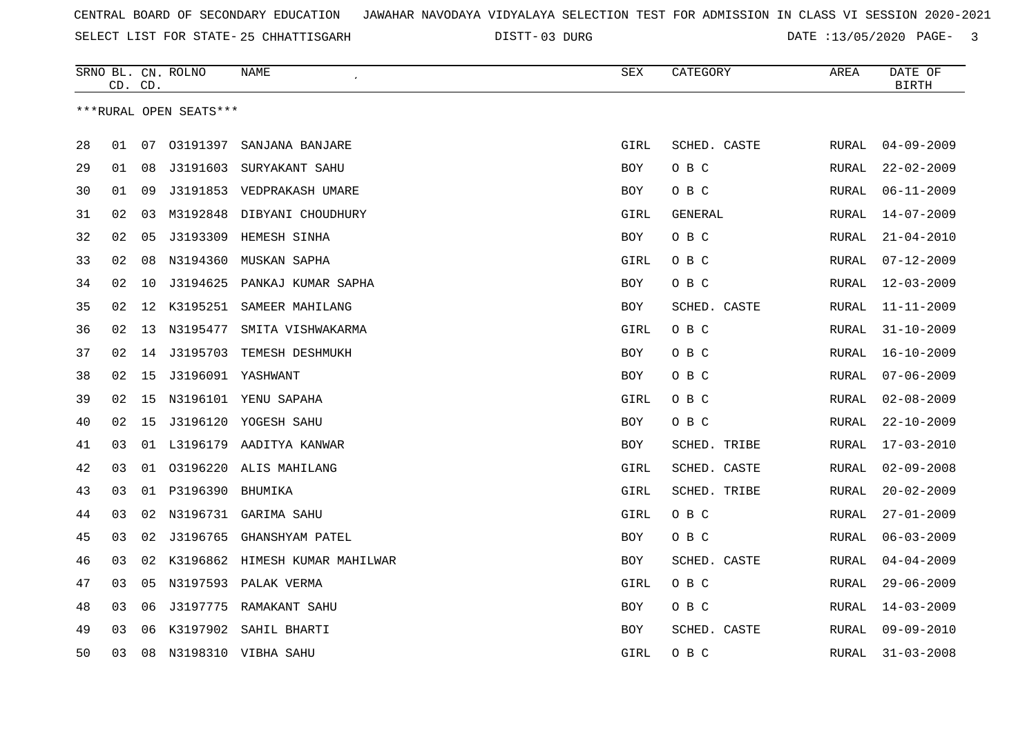CENTRAL BOARD OF SECONDARY EDUCATION JAWAHAR NAVODAYA VIDYALAYA SELECTION TEST FOR ADMISSION IN CLASS VI SESSION 2020-2021

SELECT LIST FOR STATE- 25 CHHATTISGARH DISTT- 03 DURG DATE :13/05/2020

| SRNO | BL. CD. | CN. CD. | ROLNO | NAME | SEX | CATEGORY | AREA | DATE OF BIRTH |
|---|---|---|---|---|---|---|---|---|

***RURAL OPEN SEATS***

| SRNO | BL. CD. | CN. CD. | ROLNO | NAME | SEX | CATEGORY | AREA | DATE OF BIRTH |
|---|---|---|---|---|---|---|---|---|
| 28 | 01 | 07 | O3191397 | SANJANA BANJARE | GIRL | SCHED. CASTE | RURAL | 04-09-2009 |
| 29 | 01 | 08 | J3191603 | SURYAKANT SAHU | BOY | O B C | RURAL | 22-02-2009 |
| 30 | 01 | 09 | J3191853 | VEDPRAKASH UMARE | BOY | O B C | RURAL | 06-11-2009 |
| 31 | 02 | 03 | M3192848 | DIBYANI CHOUDHURY | GIRL | GENERAL | RURAL | 14-07-2009 |
| 32 | 02 | 05 | J3193309 | HEMESH SINHA | BOY | O B C | RURAL | 21-04-2010 |
| 33 | 02 | 08 | N3194360 | MUSKAN SAPHA | GIRL | O B C | RURAL | 07-12-2009 |
| 34 | 02 | 10 | J3194625 | PANKAJ KUMAR SAPHA | BOY | O B C | RURAL | 12-03-2009 |
| 35 | 02 | 12 | K3195251 | SAMEER MAHILANG | BOY | SCHED. CASTE | RURAL | 11-11-2009 |
| 36 | 02 | 13 | N3195477 | SMITA VISHWAKARMA | GIRL | O B C | RURAL | 31-10-2009 |
| 37 | 02 | 14 | J3195703 | TEMESH DESHMUKH | BOY | O B C | RURAL | 16-10-2009 |
| 38 | 02 | 15 | J3196091 | YASHWANT | BOY | O B C | RURAL | 07-06-2009 |
| 39 | 02 | 15 | N3196101 | YENU SAPAHA | GIRL | O B C | RURAL | 02-08-2009 |
| 40 | 02 | 15 | J3196120 | YOGESH SAHU | BOY | O B C | RURAL | 22-10-2009 |
| 41 | 03 | 01 | L3196179 | AADITYA KANWAR | BOY | SCHED. TRIBE | RURAL | 17-03-2010 |
| 42 | 03 | 01 | O3196220 | ALIS MAHILANG | GIRL | SCHED. CASTE | RURAL | 02-09-2008 |
| 43 | 03 | 01 | P3196390 | BHUMIKA | GIRL | SCHED. TRIBE | RURAL | 20-02-2009 |
| 44 | 03 | 02 | N3196731 | GARIMA SAHU | GIRL | O B C | RURAL | 27-01-2009 |
| 45 | 03 | 02 | J3196765 | GHANSHYAM PATEL | BOY | O B C | RURAL | 06-03-2009 |
| 46 | 03 | 02 | K3196862 | HIMESH KUMAR MAHILWAR | BOY | SCHED. CASTE | RURAL | 04-04-2009 |
| 47 | 03 | 05 | N3197593 | PALAK VERMA | GIRL | O B C | RURAL | 29-06-2009 |
| 48 | 03 | 06 | J3197775 | RAMAKANT SAHU | BOY | O B C | RURAL | 14-03-2009 |
| 49 | 03 | 06 | K3197902 | SAHIL BHARTI | BOY | SCHED. CASTE | RURAL | 09-09-2010 |
| 50 | 03 | 08 | N3198310 | VIBHA SAHU | GIRL | O B C | RURAL | 31-03-2008 |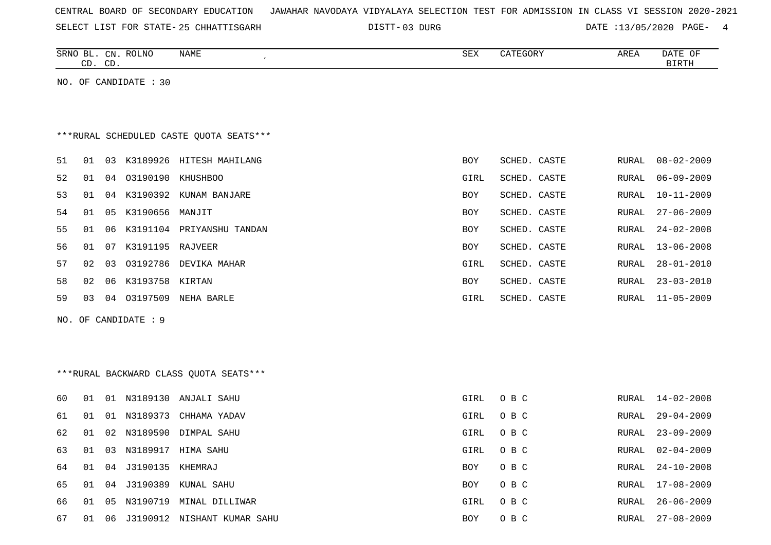CENTRAL BOARD OF SECONDARY EDUCATION JAWAHAR NAVODAYA VIDYALAYA SELECTION TEST FOR ADMISSION IN CLASS VI SESSION 2020-2021

SELECT LIST FOR STATE- 25 CHHATTISGARH DISTT- 03 DURG DATE :13/05/2020

| SRNO | BL. CD. | CN. CD. | ROLNO | NAME | SEX | CATEGORY | AREA | DATE OF BIRTH |
|---|---|---|---|---|---|---|---|---|

NO. OF CANDIDATE : 30

***RURAL SCHEDULED CASTE QUOTA SEATS***

| SRNO | BL. CD. | CN. CD. | ROLNO | NAME | SEX | CATEGORY | AREA | DATE OF BIRTH |
|---|---|---|---|---|---|---|---|---|
| 51 | 01 | 03 | K3189926 | HITESH MAHILANG | BOY | SCHED. CASTE | RURAL | 08-02-2009 |
| 52 | 01 | 04 | O3190190 | KHUSHBOO | GIRL | SCHED. CASTE | RURAL | 06-09-2009 |
| 53 | 01 | 04 | K3190392 | KUNAM BANJARE | BOY | SCHED. CASTE | RURAL | 10-11-2009 |
| 54 | 01 | 05 | K3190656 | MANJIT | BOY | SCHED. CASTE | RURAL | 27-06-2009 |
| 55 | 01 | 06 | K3191104 | PRIYANSHU TANDAN | BOY | SCHED. CASTE | RURAL | 24-02-2008 |
| 56 | 01 | 07 | K3191195 | RAJVEER | BOY | SCHED. CASTE | RURAL | 13-06-2008 |
| 57 | 02 | 03 | O3192786 | DEVIKA MAHAR | GIRL | SCHED. CASTE | RURAL | 28-01-2010 |
| 58 | 02 | 06 | K3193758 | KIRTAN | BOY | SCHED. CASTE | RURAL | 23-03-2010 |
| 59 | 03 | 04 | O3197509 | NEHA BARLE | GIRL | SCHED. CASTE | RURAL | 11-05-2009 |

NO. OF CANDIDATE : 9

***RURAL BACKWARD CLASS QUOTA SEATS***

| SRNO | BL. CD. | CN. CD. | ROLNO | NAME | SEX | CATEGORY | AREA | DATE OF BIRTH |
|---|---|---|---|---|---|---|---|---|
| 60 | 01 | 01 | N3189130 | ANJALI SAHU | GIRL | O B C | RURAL | 14-02-2008 |
| 61 | 01 | 01 | N3189373 | CHHAMA YADAV | GIRL | O B C | RURAL | 29-04-2009 |
| 62 | 01 | 02 | N3189590 | DIMPAL SAHU | GIRL | O B C | RURAL | 23-09-2009 |
| 63 | 01 | 03 | N3189917 | HIMA SAHU | GIRL | O B C | RURAL | 02-04-2009 |
| 64 | 01 | 04 | J3190135 | KHEMRAJ | BOY | O B C | RURAL | 24-10-2008 |
| 65 | 01 | 04 | J3190389 | KUNAL SAHU | BOY | O B C | RURAL | 17-08-2009 |
| 66 | 01 | 05 | N3190719 | MINAL DILLIWAR | GIRL | O B C | RURAL | 26-06-2009 |
| 67 | 01 | 06 | J3190912 | NISHANT KUMAR SAHU | BOY | O B C | RURAL | 27-08-2009 |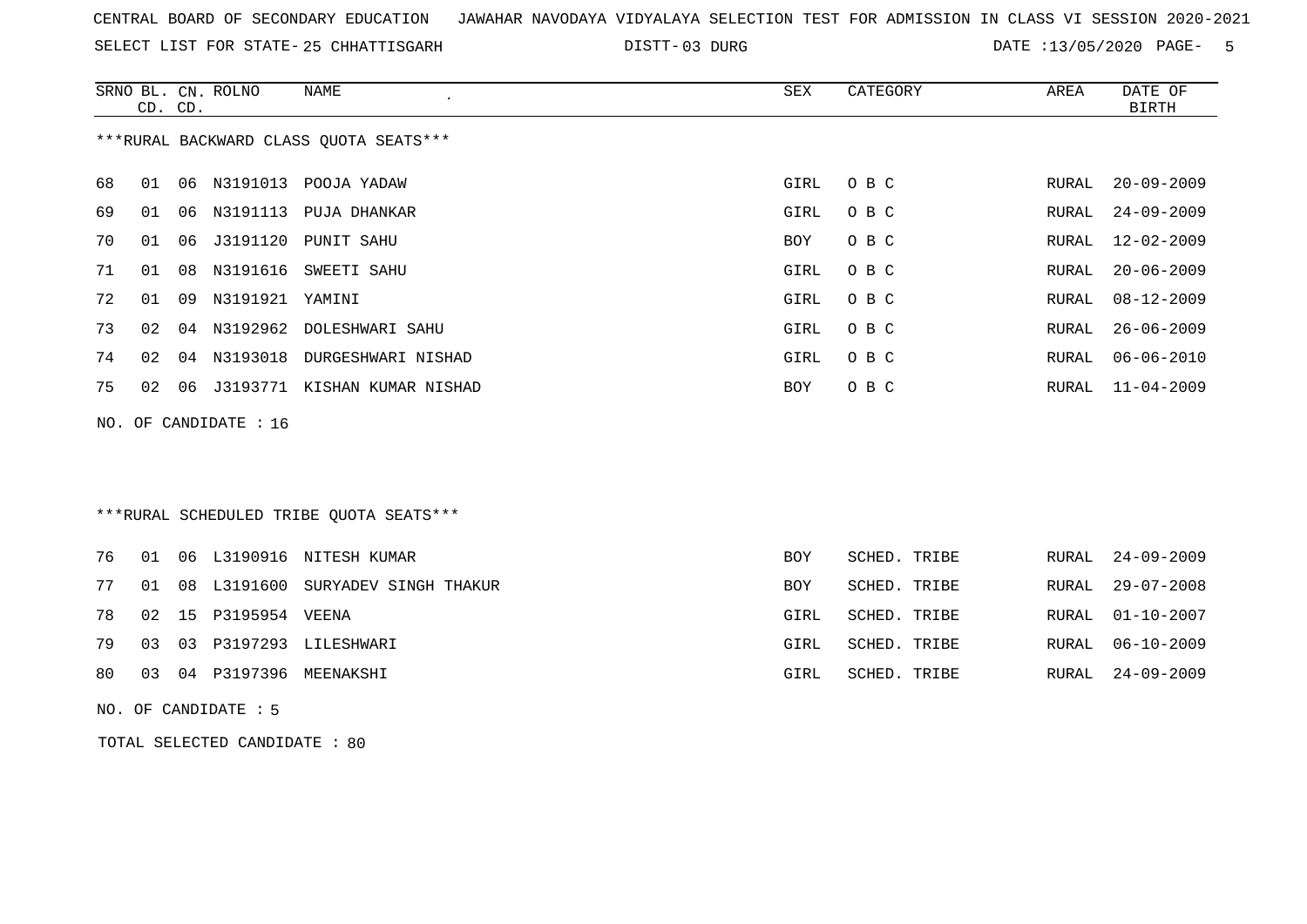CENTRAL BOARD OF SECONDARY EDUCATION JAWAHAR NAVODAYA VIDYALAYA SELECTION TEST FOR ADMISSION IN CLASS VI SESSION 2020-2021

SELECT LIST FOR STATE- 25 CHHATTISGARH DISTT- 03 DURG DATE :13/05/2020

***RURAL BACKWARD CLASS QUOTA SEATS***

| SRNO | BL. CD. | CN. CD. | ROLNO | NAME | SEX | CATEGORY | AREA | DATE OF BIRTH |
|---|---|---|---|---|---|---|---|---|
| 68 | 01 | 06 | N3191013 | POOJA YADAW | GIRL | O B C | RURAL | 20-09-2009 |
| 69 | 01 | 06 | N3191113 | PUJA DHANKAR | GIRL | O B C | RURAL | 24-09-2009 |
| 70 | 01 | 06 | J3191120 | PUNIT SAHU | BOY | O B C | RURAL | 12-02-2009 |
| 71 | 01 | 08 | N3191616 | SWEETI SAHU | GIRL | O B C | RURAL | 20-06-2009 |
| 72 | 01 | 09 | N3191921 | YAMINI | GIRL | O B C | RURAL | 08-12-2009 |
| 73 | 02 | 04 | N3192962 | DOLESHWARI SAHU | GIRL | O B C | RURAL | 26-06-2009 |
| 74 | 02 | 04 | N3193018 | DURGESHWARI NISHAD | GIRL | O B C | RURAL | 06-06-2010 |
| 75 | 02 | 06 | J3193771 | KISHAN KUMAR NISHAD | BOY | O B C | RURAL | 11-04-2009 |

NO. OF CANDIDATE : 16

***RURAL SCHEDULED TRIBE QUOTA SEATS***

| SRNO | BL. CD. | CN. CD. | ROLNO | NAME | SEX | CATEGORY | AREA | DATE OF BIRTH |
|---|---|---|---|---|---|---|---|---|
| 76 | 01 | 06 | L3190916 | NITESH KUMAR | BOY | SCHED. TRIBE | RURAL | 24-09-2009 |
| 77 | 01 | 08 | L3191600 | SURYADEV SINGH THAKUR | BOY | SCHED. TRIBE | RURAL | 29-07-2008 |
| 78 | 02 | 15 | P3195954 | VEENA | GIRL | SCHED. TRIBE | RURAL | 01-10-2007 |
| 79 | 03 | 03 | P3197293 | LILESHWARI | GIRL | SCHED. TRIBE | RURAL | 06-10-2009 |
| 80 | 03 | 04 | P3197396 | MEENAKSHI | GIRL | SCHED. TRIBE | RURAL | 24-09-2009 |

NO. OF CANDIDATE : 5

TOTAL SELECTED CANDIDATE : 80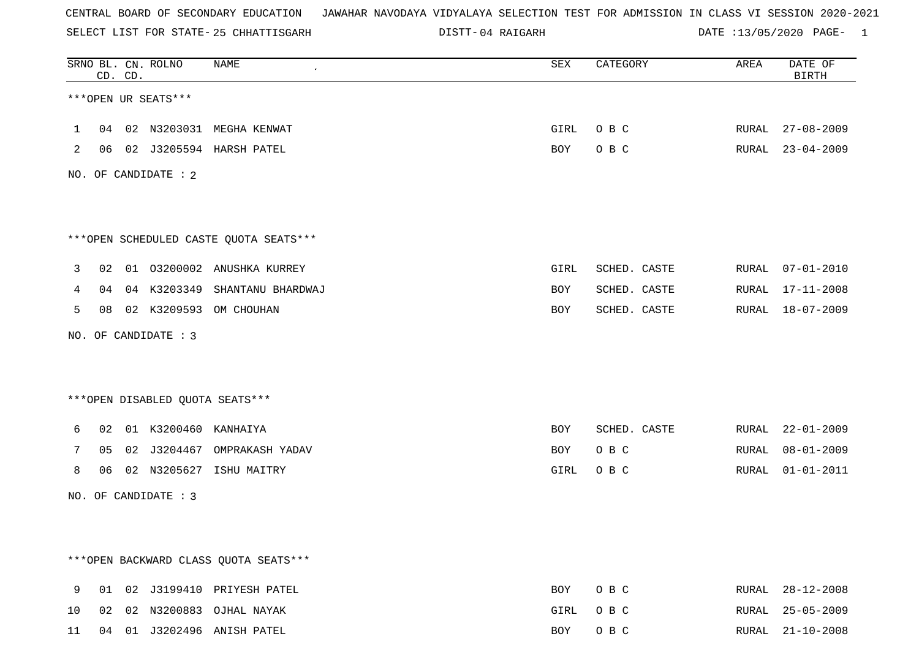CENTRAL BOARD OF SECONDARY EDUCATION JAWAHAR NAVODAYA VIDYALAYA SELECTION TEST FOR ADMISSION IN CLASS VI SESSION 2020-2021

SELECT LIST FOR STATE- 25 CHHATTISGARH DISTT- 04 RAIGARH DATE :13/05/2020

| SRNO | BL. CD. | CN. CD. | ROLNO | NAME | SEX | CATEGORY | AREA | DATE OF BIRTH |
|---|---|---|---|---|---|---|---|---|

***OPEN UR SEATS***

| SRNO | BL. CD. | CN. CD. | ROLNO | NAME | SEX | CATEGORY | AREA | DATE OF BIRTH |
|---|---|---|---|---|---|---|---|---|
| 1 | 04 | 02 | N3203031 | MEGHA KENWAT | GIRL | O B C | RURAL | 27-08-2009 |
| 2 | 06 | 02 | J3205594 | HARSH PATEL | BOY | O B C | RURAL | 23-04-2009 |

NO. OF CANDIDATE : 2

***OPEN SCHEDULED CASTE QUOTA SEATS***

| SRNO | BL. CD. | CN. CD. | ROLNO | NAME | SEX | CATEGORY | AREA | DATE OF BIRTH |
|---|---|---|---|---|---|---|---|---|
| 3 | 02 | 01 | O3200002 | ANUSHKA KURREY | GIRL | SCHED. CASTE | RURAL | 07-01-2010 |
| 4 | 04 | 04 | K3203349 | SHANTANU BHARDWAJ | BOY | SCHED. CASTE | RURAL | 17-11-2008 |
| 5 | 08 | 02 | K3209593 | OM CHOUHAN | BOY | SCHED. CASTE | RURAL | 18-07-2009 |

NO. OF CANDIDATE : 3

***OPEN DISABLED QUOTA SEATS***

| SRNO | BL. CD. | CN. CD. | ROLNO | NAME | SEX | CATEGORY | AREA | DATE OF BIRTH |
|---|---|---|---|---|---|---|---|---|
| 6 | 02 | 01 | K3200460 | KANHAIYA | BOY | SCHED. CASTE | RURAL | 22-01-2009 |
| 7 | 05 | 02 | J3204467 | OMPRAKASH YADAV | BOY | O B C | RURAL | 08-01-2009 |
| 8 | 06 | 02 | N3205627 | ISHU MAITRY | GIRL | O B C | RURAL | 01-01-2011 |

NO. OF CANDIDATE : 3

***OPEN BACKWARD CLASS QUOTA SEATS***

| SRNO | BL. CD. | CN. CD. | ROLNO | NAME | SEX | CATEGORY | AREA | DATE OF BIRTH |
|---|---|---|---|---|---|---|---|---|
| 9 | 01 | 02 | J3199410 | PRIYESH PATEL | BOY | O B C | RURAL | 28-12-2008 |
| 10 | 02 | 02 | N3200883 | OJHAL NAYAK | GIRL | O B C | RURAL | 25-05-2009 |
| 11 | 04 | 01 | J3202496 | ANISH PATEL | BOY | O B C | RURAL | 21-10-2008 |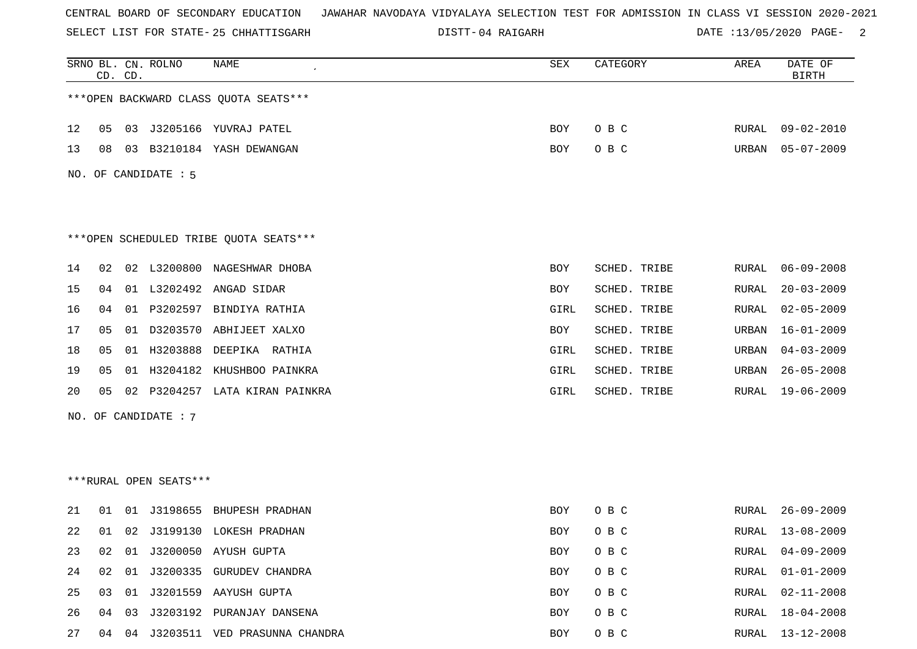CENTRAL BOARD OF SECONDARY EDUCATION JAWAHAR NAVODAYA VIDYALAYA SELECTION TEST FOR ADMISSION IN CLASS VI SESSION 2020-2021

SELECT LIST FOR STATE- 25 CHHATTISGARH DISTT- 04 RAIGARH DATE :13/05/2020

| SRNO | BL. CD. | CN. CD. | ROLNO | NAME | SEX | CATEGORY | AREA | DATE OF BIRTH |
|---|---|---|---|---|---|---|---|---|

***OPEN BACKWARD CLASS QUOTA SEATS***

| SRNO | BL. CD. | CN. CD. | ROLNO | NAME | SEX | CATEGORY | AREA | DATE OF BIRTH |
|---|---|---|---|---|---|---|---|---|
| 12 | 05 | 03 | J3205166 | YUVRAJ PATEL | BOY | O B C | RURAL | 09-02-2010 |
| 13 | 08 | 03 | B3210184 | YASH DEWANGAN | BOY | O B C | URBAN | 05-07-2009 |

NO. OF CANDIDATE : 5

***OPEN SCHEDULED TRIBE QUOTA SEATS***

| SRNO | BL. CD. | CN. CD. | ROLNO | NAME | SEX | CATEGORY | AREA | DATE OF BIRTH |
|---|---|---|---|---|---|---|---|---|
| 14 | 02 | 02 | L3200800 | NAGESHWAR DHOBA | BOY | SCHED. TRIBE | RURAL | 06-09-2008 |
| 15 | 04 | 01 | L3202492 | ANGAD SIDAR | BOY | SCHED. TRIBE | RURAL | 20-03-2009 |
| 16 | 04 | 01 | P3202597 | BINDIYA RATHIA | GIRL | SCHED. TRIBE | RURAL | 02-05-2009 |
| 17 | 05 | 01 | D3203570 | ABHIJEET XALXO | BOY | SCHED. TRIBE | URBAN | 16-01-2009 |
| 18 | 05 | 01 | H3203888 | DEEPIKA RATHIA | GIRL | SCHED. TRIBE | URBAN | 04-03-2009 |
| 19 | 05 | 01 | H3204182 | KHUSHBOO PAINKRA | GIRL | SCHED. TRIBE | URBAN | 26-05-2008 |
| 20 | 05 | 02 | P3204257 | LATA KIRAN PAINKRA | GIRL | SCHED. TRIBE | RURAL | 19-06-2009 |

NO. OF CANDIDATE : 7

***RURAL OPEN SEATS***

| SRNO | BL. CD. | CN. CD. | ROLNO | NAME | SEX | CATEGORY | AREA | DATE OF BIRTH |
|---|---|---|---|---|---|---|---|---|
| 21 | 01 | 01 | J3198655 | BHUPESH PRADHAN | BOY | O B C | RURAL | 26-09-2009 |
| 22 | 01 | 02 | J3199130 | LOKESH PRADHAN | BOY | O B C | RURAL | 13-08-2009 |
| 23 | 02 | 01 | J3200050 | AYUSH GUPTA | BOY | O B C | RURAL | 04-09-2009 |
| 24 | 02 | 01 | J3200335 | GURUDEV CHANDRA | BOY | O B C | RURAL | 01-01-2009 |
| 25 | 03 | 01 | J3201559 | AAYUSH GUPTA | BOY | O B C | RURAL | 02-11-2008 |
| 26 | 04 | 03 | J3203192 | PURANJAY DANSENA | BOY | O B C | RURAL | 18-04-2008 |
| 27 | 04 | 04 | J3203511 | VED PRASUNNA CHANDRA | BOY | O B C | RURAL | 13-12-2008 |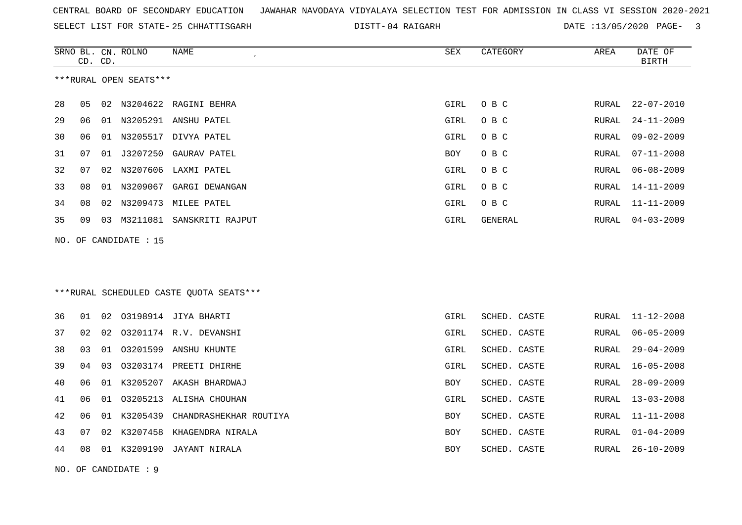CENTRAL BOARD OF SECONDARY EDUCATION JAWAHAR NAVODAYA VIDYALAYA SELECTION TEST FOR ADMISSION IN CLASS VI SESSION 2020-2021

SELECT LIST FOR STATE- 25 CHHATTISGARH DISTT- 04 RAIGARH DATE :13/05/2020

| SRNO | BL. CD. | CN. CD. | ROLNO | NAME | SEX | CATEGORY | AREA | DATE OF BIRTH |
|---|---|---|---|---|---|---|---|---|

***RURAL OPEN SEATS***

| SRNO | BL. CD. | CN. CD. | ROLNO | NAME | SEX | CATEGORY | AREA | DATE OF BIRTH |
|---|---|---|---|---|---|---|---|---|
| 28 | 05 | 02 | N3204622 | RAGINI BEHRA | GIRL | O B C | RURAL | 22-07-2010 |
| 29 | 06 | 01 | N3205291 | ANSHU PATEL | GIRL | O B C | RURAL | 24-11-2009 |
| 30 | 06 | 01 | N3205517 | DIVYA PATEL | GIRL | O B C | RURAL | 09-02-2009 |
| 31 | 07 | 01 | J3207250 | GAURAV PATEL | BOY | O B C | RURAL | 07-11-2008 |
| 32 | 07 | 02 | N3207606 | LAXMI PATEL | GIRL | O B C | RURAL | 06-08-2009 |
| 33 | 08 | 01 | N3209067 | GARGI DEWANGAN | GIRL | O B C | RURAL | 14-11-2009 |
| 34 | 08 | 02 | N3209473 | MILEE PATEL | GIRL | O B C | RURAL | 11-11-2009 |
| 35 | 09 | 03 | M3211081 | SANSKRITI RAJPUT | GIRL | GENERAL | RURAL | 04-03-2009 |

NO. OF CANDIDATE : 15

***RURAL SCHEDULED CASTE QUOTA SEATS***

| SRNO | BL. CD. | CN. CD. | ROLNO | NAME | SEX | CATEGORY | AREA | DATE OF BIRTH |
|---|---|---|---|---|---|---|---|---|
| 36 | 01 | 02 | O3198914 | JIYA BHARTI | GIRL | SCHED. CASTE | RURAL | 11-12-2008 |
| 37 | 02 | 02 | O3201174 | R.V. DEVANSHI | GIRL | SCHED. CASTE | RURAL | 06-05-2009 |
| 38 | 03 | 01 | O3201599 | ANSHU KHUNTE | GIRL | SCHED. CASTE | RURAL | 29-04-2009 |
| 39 | 04 | 03 | O3203174 | PREETI DHIRHE | GIRL | SCHED. CASTE | RURAL | 16-05-2008 |
| 40 | 06 | 01 | K3205207 | AKASH BHARDWAJ | BOY | SCHED. CASTE | RURAL | 28-09-2009 |
| 41 | 06 | 01 | O3205213 | ALISHA CHOUHAN | GIRL | SCHED. CASTE | RURAL | 13-03-2008 |
| 42 | 06 | 01 | K3205439 | CHANDRASHEKHAR ROUTIYA | BOY | SCHED. CASTE | RURAL | 11-11-2008 |
| 43 | 07 | 02 | K3207458 | KHAGENDRA NIRALA | BOY | SCHED. CASTE | RURAL | 01-04-2009 |
| 44 | 08 | 01 | K3209190 | JAYANT NIRALA | BOY | SCHED. CASTE | RURAL | 26-10-2009 |

NO. OF CANDIDATE : 9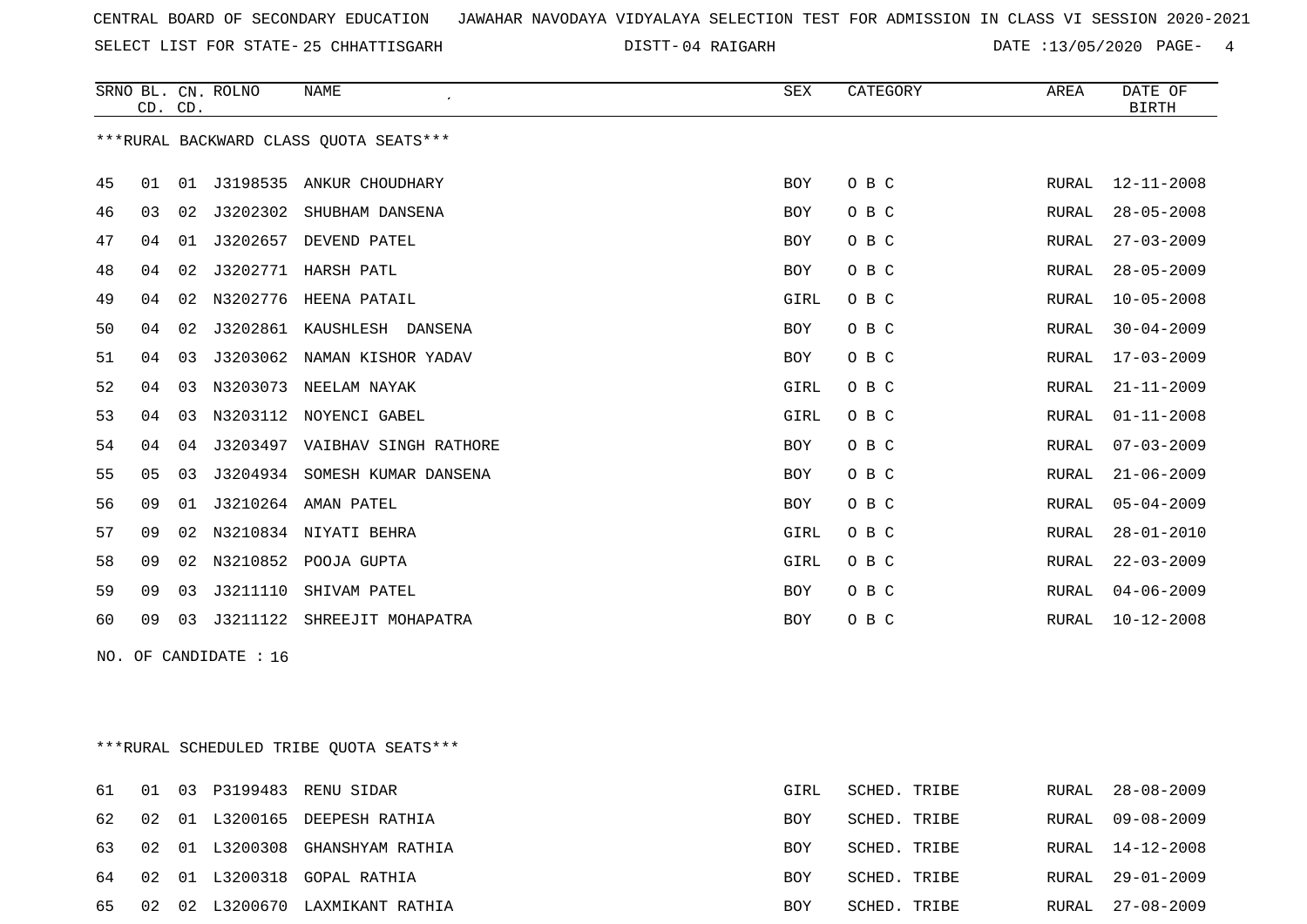CENTRAL BOARD OF SECONDARY EDUCATION JAWAHAR NAVODAYA VIDYALAYA SELECTION TEST FOR ADMISSION IN CLASS VI SESSION 2020-2021

SELECT LIST FOR STATE- 25 CHHATTISGARH DISTT- 04 RAIGARH DATE :13/05/2020

***RURAL BACKWARD CLASS QUOTA SEATS***

| SRNO | BL. CD. | CN. CD. | ROLNO | NAME | SEX | CATEGORY | AREA | DATE OF BIRTH |
|---|---|---|---|---|---|---|---|---|
| 45 | 01 | 01 | J3198535 | ANKUR CHOUDHARY | BOY | O B C | RURAL | 12-11-2008 |
| 46 | 03 | 02 | J3202302 | SHUBHAM DANSENA | BOY | O B C | RURAL | 28-05-2008 |
| 47 | 04 | 01 | J3202657 | DEVEND PATEL | BOY | O B C | RURAL | 27-03-2009 |
| 48 | 04 | 02 | J3202771 | HARSH PATL | BOY | O B C | RURAL | 28-05-2009 |
| 49 | 04 | 02 | N3202776 | HEENA PATAIL | GIRL | O B C | RURAL | 10-05-2008 |
| 50 | 04 | 02 | J3202861 | KAUSHLESH DANSENA | BOY | O B C | RURAL | 30-04-2009 |
| 51 | 04 | 03 | J3203062 | NAMAN KISHOR YADAV | BOY | O B C | RURAL | 17-03-2009 |
| 52 | 04 | 03 | N3203073 | NEELAM NAYAK | GIRL | O B C | RURAL | 21-11-2009 |
| 53 | 04 | 03 | N3203112 | NOYENCI GABEL | GIRL | O B C | RURAL | 01-11-2008 |
| 54 | 04 | 04 | J3203497 | VAIBHAV SINGH RATHORE | BOY | O B C | RURAL | 07-03-2009 |
| 55 | 05 | 03 | J3204934 | SOMESH KUMAR DANSENA | BOY | O B C | RURAL | 21-06-2009 |
| 56 | 09 | 01 | J3210264 | AMAN PATEL | BOY | O B C | RURAL | 05-04-2009 |
| 57 | 09 | 02 | N3210834 | NIYATI BEHRA | GIRL | O B C | RURAL | 28-01-2010 |
| 58 | 09 | 02 | N3210852 | POOJA GUPTA | GIRL | O B C | RURAL | 22-03-2009 |
| 59 | 09 | 03 | J3211110 | SHIVAM PATEL | BOY | O B C | RURAL | 04-06-2009 |
| 60 | 09 | 03 | J3211122 | SHREEJIT MOHAPATRA | BOY | O B C | RURAL | 10-12-2008 |

NO. OF CANDIDATE : 16

***RURAL SCHEDULED TRIBE QUOTA SEATS***

| SRNO | BL. CD. | CN. CD. | ROLNO | NAME | SEX | CATEGORY | AREA | DATE OF BIRTH |
|---|---|---|---|---|---|---|---|---|
| 61 | 01 | 03 | P3199483 | RENU SIDAR | GIRL | SCHED. TRIBE | RURAL | 28-08-2009 |
| 62 | 02 | 01 | L3200165 | DEEPESH RATHIA | BOY | SCHED. TRIBE | RURAL | 09-08-2009 |
| 63 | 02 | 01 | L3200308 | GHANSHYAM RATHIA | BOY | SCHED. TRIBE | RURAL | 14-12-2008 |
| 64 | 02 | 01 | L3200318 | GOPAL RATHIA | BOY | SCHED. TRIBE | RURAL | 29-01-2009 |
| 65 | 02 | 02 | L3200670 | LAXMIKANT RATHIA | BOY | SCHED. TRIBE | RURAL | 27-08-2009 |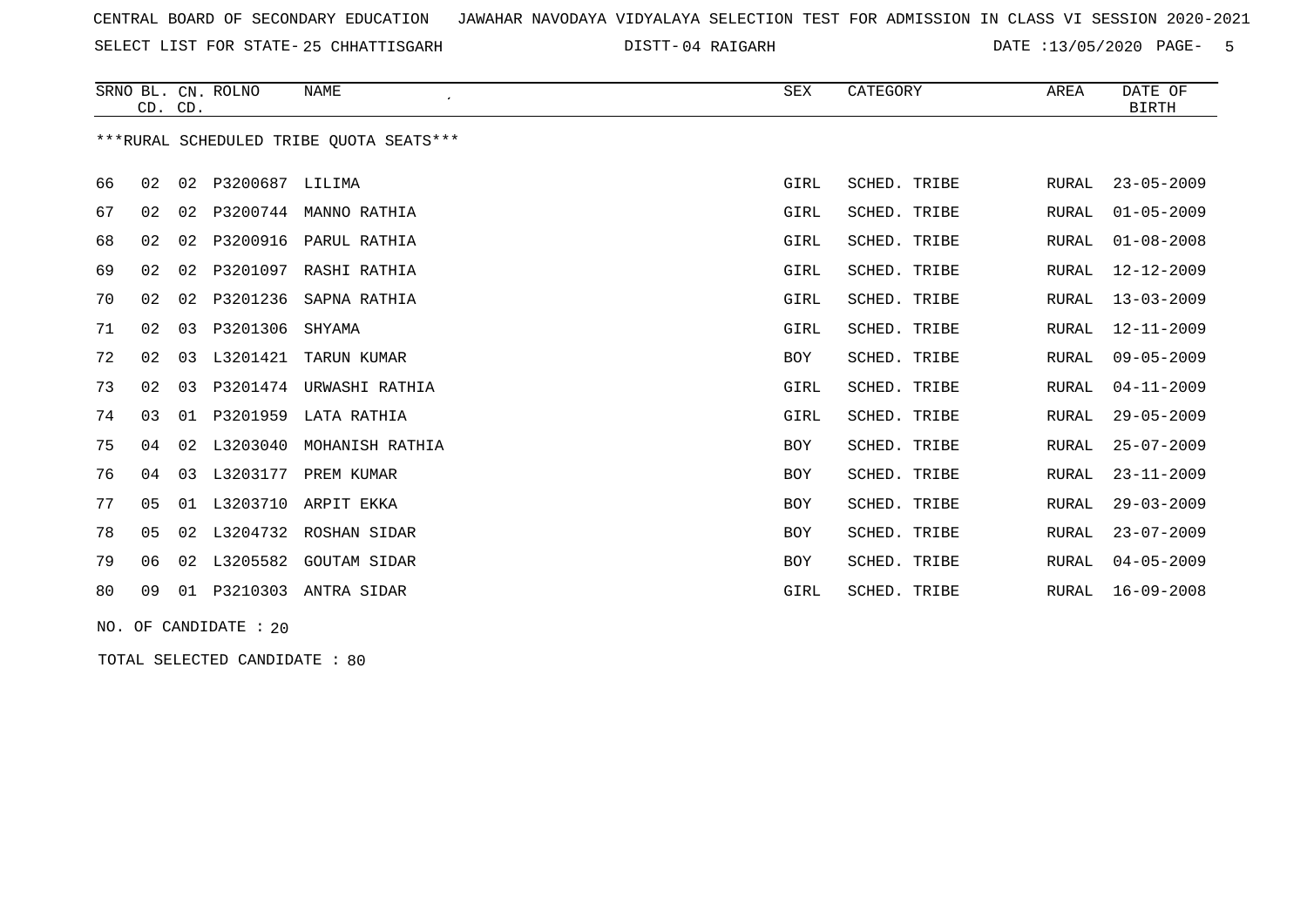CENTRAL BOARD OF SECONDARY EDUCATION JAWAHAR NAVODAYA VIDYALAYA SELECTION TEST FOR ADMISSION IN CLASS VI SESSION 2020-2021

SELECT LIST FOR STATE- 25 CHHATTISGARH DISTT- 04 RAIGARH DATE :13/05/2020

| SRNO | BL. CD. | CN. CD. | ROLNO | NAME | SEX | CATEGORY | AREA | DATE OF BIRTH |
|---|---|---|---|---|---|---|---|---|

***RURAL SCHEDULED TRIBE QUOTA SEATS***

| SRNO | BL. CD. | CN. CD. | ROLNO | NAME | SEX | CATEGORY | AREA | DATE OF BIRTH |
|---|---|---|---|---|---|---|---|---|
| 66 | 02 | 02 | P3200687 | LILIMA | GIRL | SCHED. TRIBE | RURAL | 23-05-2009 |
| 67 | 02 | 02 | P3200744 | MANNO RATHIA | GIRL | SCHED. TRIBE | RURAL | 01-05-2009 |
| 68 | 02 | 02 | P3200916 | PARUL RATHIA | GIRL | SCHED. TRIBE | RURAL | 01-08-2008 |
| 69 | 02 | 02 | P3201097 | RASHI RATHIA | GIRL | SCHED. TRIBE | RURAL | 12-12-2009 |
| 70 | 02 | 02 | P3201236 | SAPNA RATHIA | GIRL | SCHED. TRIBE | RURAL | 13-03-2009 |
| 71 | 02 | 03 | P3201306 | SHYAMA | GIRL | SCHED. TRIBE | RURAL | 12-11-2009 |
| 72 | 02 | 03 | L3201421 | TARUN KUMAR | BOY | SCHED. TRIBE | RURAL | 09-05-2009 |
| 73 | 02 | 03 | P3201474 | URWASHI RATHIA | GIRL | SCHED. TRIBE | RURAL | 04-11-2009 |
| 74 | 03 | 01 | P3201959 | LATA RATHIA | GIRL | SCHED. TRIBE | RURAL | 29-05-2009 |
| 75 | 04 | 02 | L3203040 | MOHANISH RATHIA | BOY | SCHED. TRIBE | RURAL | 25-07-2009 |
| 76 | 04 | 03 | L3203177 | PREM KUMAR | BOY | SCHED. TRIBE | RURAL | 23-11-2009 |
| 77 | 05 | 01 | L3203710 | ARPIT EKKA | BOY | SCHED. TRIBE | RURAL | 29-03-2009 |
| 78 | 05 | 02 | L3204732 | ROSHAN SIDAR | BOY | SCHED. TRIBE | RURAL | 23-07-2009 |
| 79 | 06 | 02 | L3205582 | GOUTAM SIDAR | BOY | SCHED. TRIBE | RURAL | 04-05-2009 |
| 80 | 09 | 01 | P3210303 | ANTRA SIDAR | GIRL | SCHED. TRIBE | RURAL | 16-09-2008 |

NO. OF CANDIDATE : 20

TOTAL SELECTED CANDIDATE : 80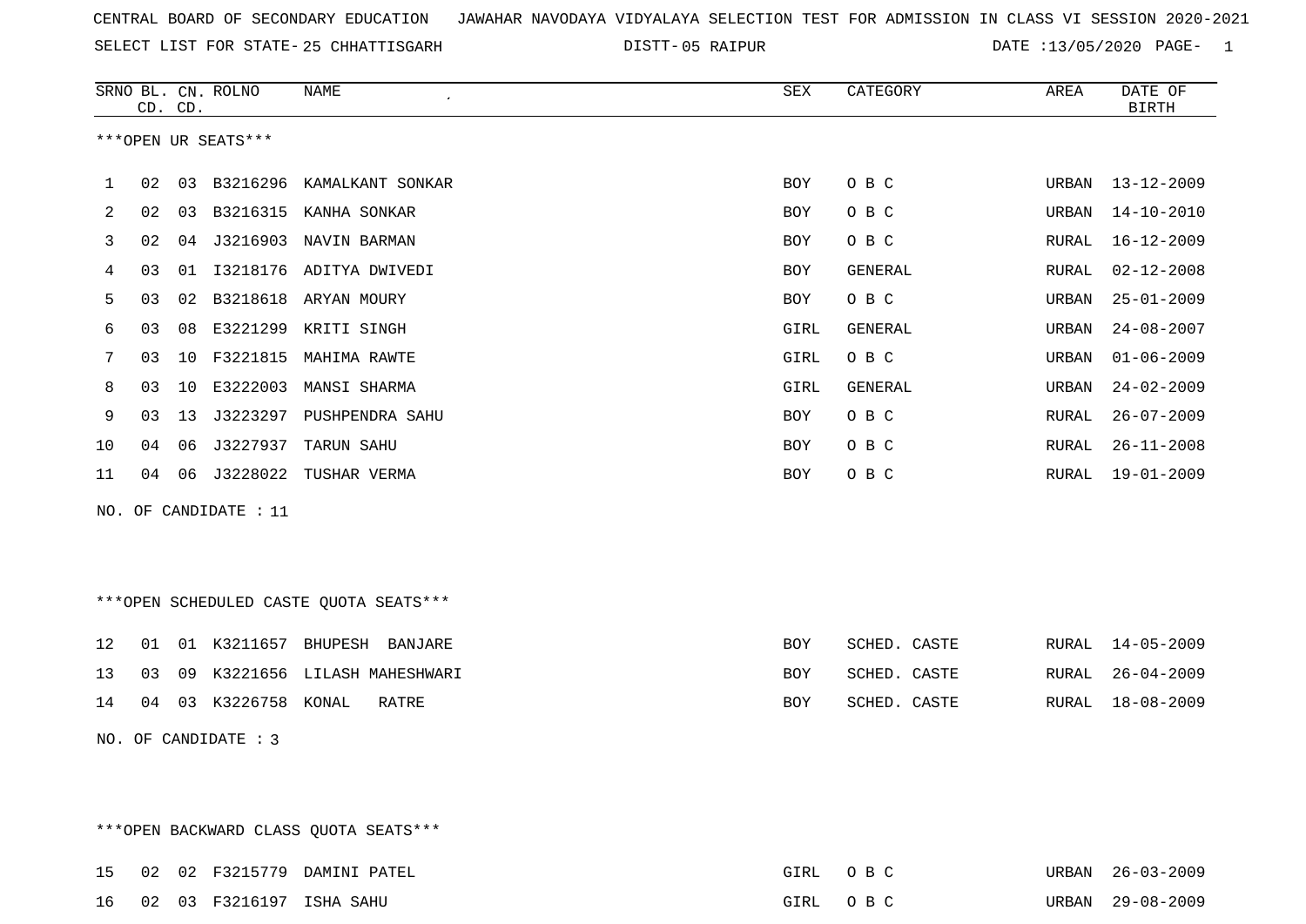CENTRAL BOARD OF SECONDARY EDUCATION JAWAHAR NAVODAYA VIDYALAYA SELECTION TEST FOR ADMISSION IN CLASS VI SESSION 2020-2021

SELECT LIST FOR STATE- 25 CHHATTISGARH DISTT- 05 RAIPUR DATE :13/05/2020

***OPEN UR SEATS***

| SRNO | BL. CD. | CN. CD. | ROLNO | NAME | SEX | CATEGORY | AREA | DATE OF BIRTH |
|---|---|---|---|---|---|---|---|---|
| 1 | 02 | 03 | B3216296 | KAMALKANT SONKAR | BOY | O B C | URBAN | 13-12-2009 |
| 2 | 02 | 03 | B3216315 | KANHA SONKAR | BOY | O B C | URBAN | 14-10-2010 |
| 3 | 02 | 04 | J3216903 | NAVIN BARMAN | BOY | O B C | RURAL | 16-12-2009 |
| 4 | 03 | 01 | I3218176 | ADITYA DWIVEDI | BOY | GENERAL | RURAL | 02-12-2008 |
| 5 | 03 | 02 | B3218618 | ARYAN MOURY | BOY | O B C | URBAN | 25-01-2009 |
| 6 | 03 | 08 | E3221299 | KRITI SINGH | GIRL | GENERAL | URBAN | 24-08-2007 |
| 7 | 03 | 10 | F3221815 | MAHIMA RAWTE | GIRL | O B C | URBAN | 01-06-2009 |
| 8 | 03 | 10 | E3222003 | MANSI SHARMA | GIRL | GENERAL | URBAN | 24-02-2009 |
| 9 | 03 | 13 | J3223297 | PUSHPENDRA SAHU | BOY | O B C | RURAL | 26-07-2009 |
| 10 | 04 | 06 | J3227937 | TARUN SAHU | BOY | O B C | RURAL | 26-11-2008 |
| 11 | 04 | 06 | J3228022 | TUSHAR VERMA | BOY | O B C | RURAL | 19-01-2009 |

NO. OF CANDIDATE : 11

***OPEN SCHEDULED CASTE QUOTA SEATS***

| SRNO | BL. CD. | CN. CD. | ROLNO | NAME | SEX | CATEGORY | AREA | DATE OF BIRTH |
|---|---|---|---|---|---|---|---|---|
| 12 | 01 | 01 | K3211657 | BHUPESH BANJARE | BOY | SCHED. CASTE | RURAL | 14-05-2009 |
| 13 | 03 | 09 | K3221656 | LILASH MAHESHWARI | BOY | SCHED. CASTE | RURAL | 26-04-2009 |
| 14 | 04 | 03 | K3226758 | KONAL RATRE | BOY | SCHED. CASTE | RURAL | 18-08-2009 |

NO. OF CANDIDATE : 3

***OPEN BACKWARD CLASS QUOTA SEATS***

| SRNO | BL. CD. | CN. CD. | ROLNO | NAME | SEX | CATEGORY | AREA | DATE OF BIRTH |
|---|---|---|---|---|---|---|---|---|
| 15 | 02 | 02 | F3215779 | DAMINI PATEL | GIRL | O B C | URBAN | 26-03-2009 |
| 16 | 02 | 03 | F3216197 | ISHA SAHU | GIRL | O B C | URBAN | 29-08-2009 |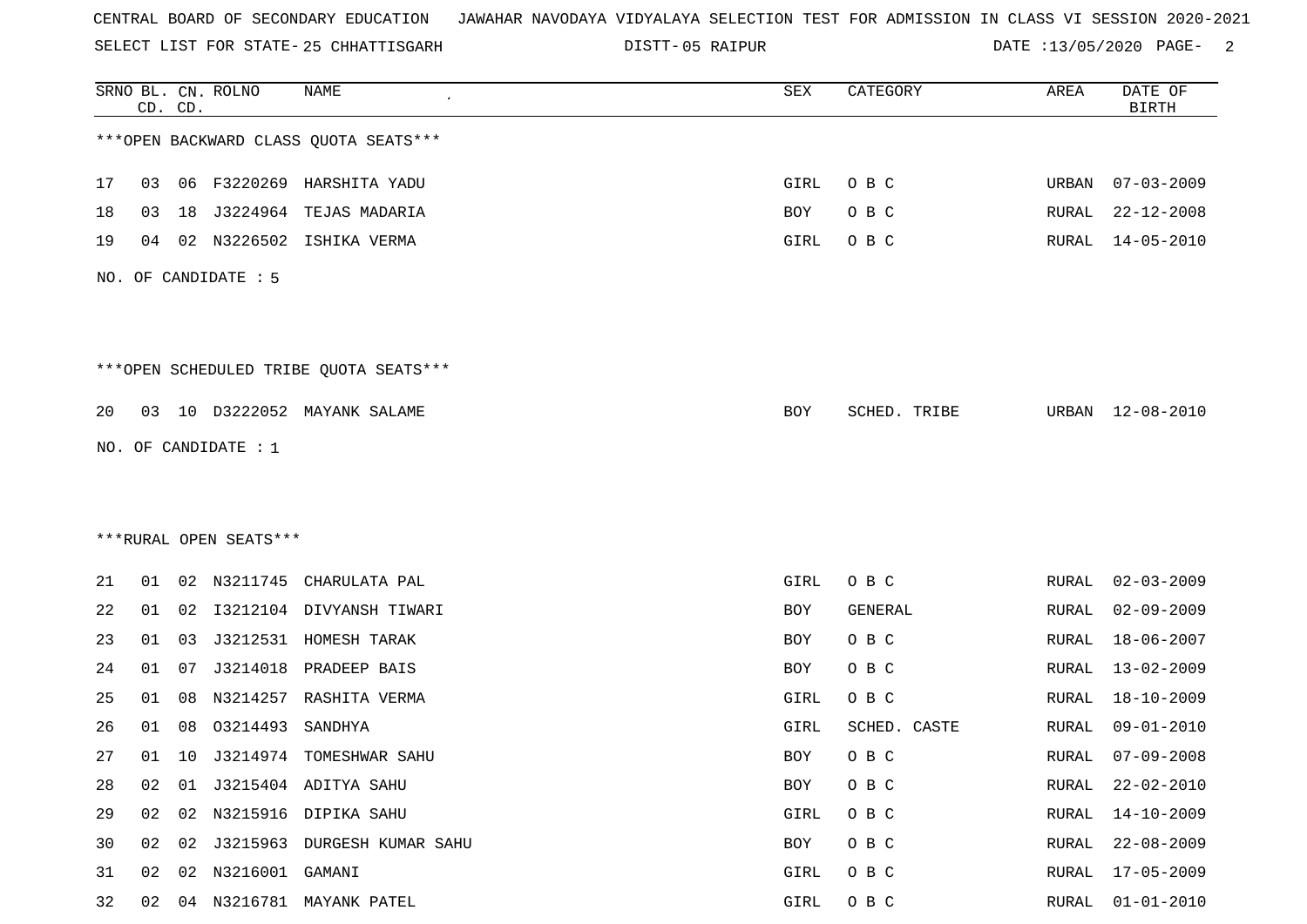CENTRAL BOARD OF SECONDARY EDUCATION JAWAHAR NAVODAYA VIDYALAYA SELECTION TEST FOR ADMISSION IN CLASS VI SESSION 2020-2021

SELECT LIST FOR STATE- 25 CHHATTISGARH DISTT- 05 RAIPUR DATE :13/05/2020 PAGE- 2

| SRNO | BL. CD. | CN. CD. | ROLNO | NAME | SEX | CATEGORY | AREA | DATE OF BIRTH |
|---|---|---|---|---|---|---|---|---|

***OPEN BACKWARD CLASS QUOTA SEATS***

| SRNO | BL. CD. | CN. CD. | ROLNO | NAME | SEX | CATEGORY | AREA | DATE OF BIRTH |
|---|---|---|---|---|---|---|---|---|
| 17 | 03 | 06 | F3220269 | HARSHITA YADU | GIRL | O B C | URBAN | 07-03-2009 |
| 18 | 03 | 18 | J3224964 | TEJAS MADARIA | BOY | O B C | RURAL | 22-12-2008 |
| 19 | 04 | 02 | N3226502 | ISHIKA VERMA | GIRL | O B C | RURAL | 14-05-2010 |

NO. OF CANDIDATE : 5

***OPEN SCHEDULED TRIBE QUOTA SEATS***

| SRNO | BL. CD. | CN. CD. | ROLNO | NAME | SEX | CATEGORY | AREA | DATE OF BIRTH |
|---|---|---|---|---|---|---|---|---|
| 20 | 03 | 10 | D3222052 | MAYANK SALAME | BOY | SCHED. TRIBE | URBAN | 12-08-2010 |

NO. OF CANDIDATE : 1

***RURAL OPEN SEATS***

| SRNO | BL. CD. | CN. CD. | ROLNO | NAME | SEX | CATEGORY | AREA | DATE OF BIRTH |
|---|---|---|---|---|---|---|---|---|
| 21 | 01 | 02 | N3211745 | CHARULATA PAL | GIRL | O B C | RURAL | 02-03-2009 |
| 22 | 01 | 02 | I3212104 | DIVYANSH TIWARI | BOY | GENERAL | RURAL | 02-09-2009 |
| 23 | 01 | 03 | J3212531 | HOMESH TARAK | BOY | O B C | RURAL | 18-06-2007 |
| 24 | 01 | 07 | J3214018 | PRADEEP BAIS | BOY | O B C | RURAL | 13-02-2009 |
| 25 | 01 | 08 | N3214257 | RASHITA VERMA | GIRL | O B C | RURAL | 18-10-2009 |
| 26 | 01 | 08 | O3214493 | SANDHYA | GIRL | SCHED. CASTE | RURAL | 09-01-2010 |
| 27 | 01 | 10 | J3214974 | TOMESHWAR SAHU | BOY | O B C | RURAL | 07-09-2008 |
| 28 | 02 | 01 | J3215404 | ADITYA SAHU | BOY | O B C | RURAL | 22-02-2010 |
| 29 | 02 | 02 | N3215916 | DIPIKA SAHU | GIRL | O B C | RURAL | 14-10-2009 |
| 30 | 02 | 02 | J3215963 | DURGESH KUMAR SAHU | BOY | O B C | RURAL | 22-08-2009 |
| 31 | 02 | 02 | N3216001 | GAMANI | GIRL | O B C | RURAL | 17-05-2009 |
| 32 | 02 | 04 | N3216781 | MAYANK PATEL | GIRL | O B C | RURAL | 01-01-2010 |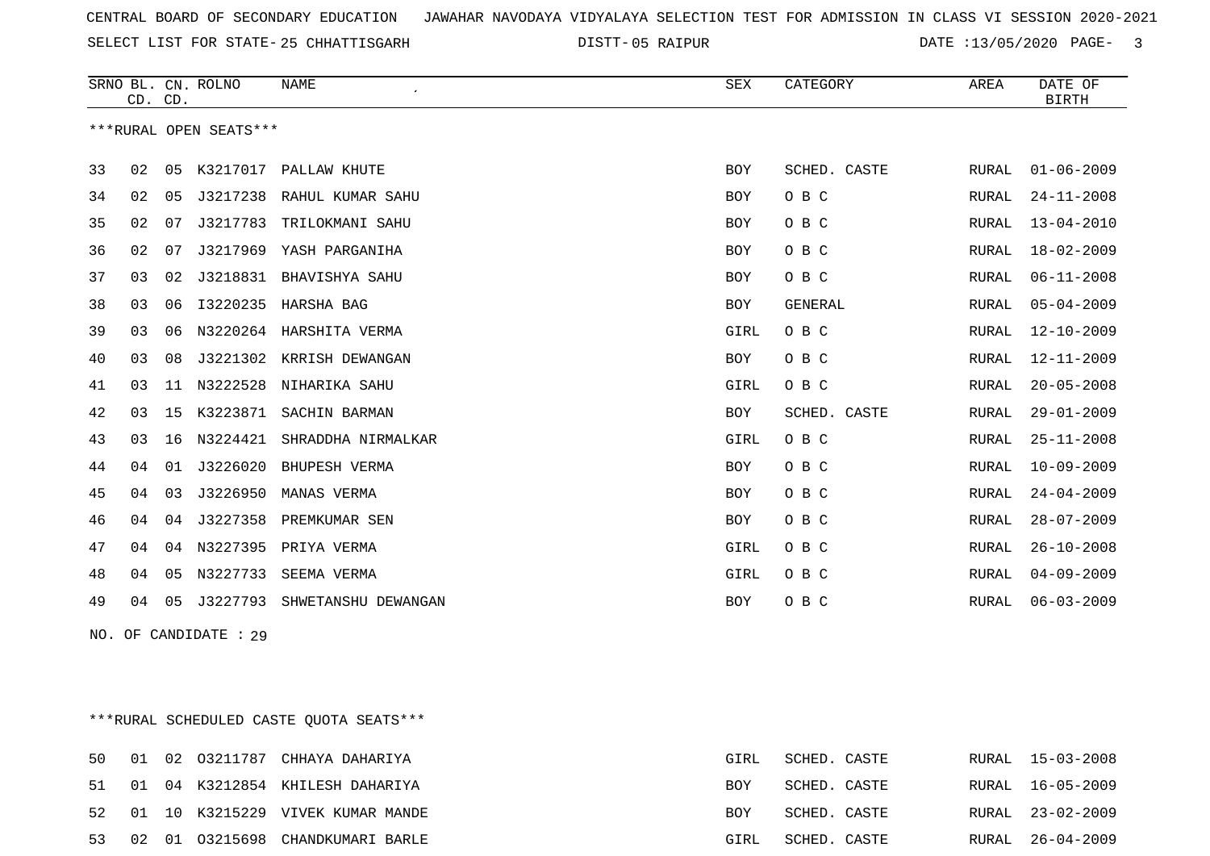CENTRAL BOARD OF SECONDARY EDUCATION JAWAHAR NAVODAYA VIDYALAYA SELECTION TEST FOR ADMISSION IN CLASS VI SESSION 2020-2021

SELECT LIST FOR STATE- 25 CHHATTISGARH DISTT- 05 RAIPUR DATE :13/05/2020

| SRNO | BL. CD. | CN. CD. | ROLNO | NAME | SEX | CATEGORY | AREA | DATE OF BIRTH |
|---|---|---|---|---|---|---|---|---|

***RURAL OPEN SEATS***

| SRNO | BL. CD. | CN. CD. | ROLNO | NAME | SEX | CATEGORY | AREA | DATE OF BIRTH |
|---|---|---|---|---|---|---|---|---|
| 33 | 02 | 05 | K3217017 | PALLAW KHUTE | BOY | SCHED. CASTE | RURAL | 01-06-2009 |
| 34 | 02 | 05 | J3217238 | RAHUL KUMAR SAHU | BOY | O B C | RURAL | 24-11-2008 |
| 35 | 02 | 07 | J3217783 | TRILOKMANI SAHU | BOY | O B C | RURAL | 13-04-2010 |
| 36 | 02 | 07 | J3217969 | YASH PARGANIHA | BOY | O B C | RURAL | 18-02-2009 |
| 37 | 03 | 02 | J3218831 | BHAVISHYA SAHU | BOY | O B C | RURAL | 06-11-2008 |
| 38 | 03 | 06 | I3220235 | HARSHA BAG | BOY | GENERAL | RURAL | 05-04-2009 |
| 39 | 03 | 06 | N3220264 | HARSHITA VERMA | GIRL | O B C | RURAL | 12-10-2009 |
| 40 | 03 | 08 | J3221302 | KRRISH DEWANGAN | BOY | O B C | RURAL | 12-11-2009 |
| 41 | 03 | 11 | N3222528 | NIHARIKA SAHU | GIRL | O B C | RURAL | 20-05-2008 |
| 42 | 03 | 15 | K3223871 | SACHIN BARMAN | BOY | SCHED. CASTE | RURAL | 29-01-2009 |
| 43 | 03 | 16 | N3224421 | SHRADDHA NIRMALKAR | GIRL | O B C | RURAL | 25-11-2008 |
| 44 | 04 | 01 | J3226020 | BHUPESH VERMA | BOY | O B C | RURAL | 10-09-2009 |
| 45 | 04 | 03 | J3226950 | MANAS VERMA | BOY | O B C | RURAL | 24-04-2009 |
| 46 | 04 | 04 | J3227358 | PREMKUMAR SEN | BOY | O B C | RURAL | 28-07-2009 |
| 47 | 04 | 04 | N3227395 | PRIYA VERMA | GIRL | O B C | RURAL | 26-10-2008 |
| 48 | 04 | 05 | N3227733 | SEEMA VERMA | GIRL | O B C | RURAL | 04-09-2009 |
| 49 | 04 | 05 | J3227793 | SHWETANSHU DEWANGAN | BOY | O B C | RURAL | 06-03-2009 |

NO. OF CANDIDATE : 29

***RURAL SCHEDULED CASTE QUOTA SEATS***

| SRNO | BL. CD. | CN. CD. | ROLNO | NAME | SEX | CATEGORY | AREA | DATE OF BIRTH |
|---|---|---|---|---|---|---|---|---|
| 50 | 01 | 02 | O3211787 | CHHAYA DAHARIYA | GIRL | SCHED. CASTE | RURAL | 15-03-2008 |
| 51 | 01 | 04 | K3212854 | KHILESH DAHARIYA | BOY | SCHED. CASTE | RURAL | 16-05-2009 |
| 52 | 01 | 10 | K3215229 | VIVEK KUMAR MANDE | BOY | SCHED. CASTE | RURAL | 23-02-2009 |
| 53 | 02 | 01 | O3215698 | CHANDKUMARI BARLE | GIRL | SCHED. CASTE | RURAL | 26-04-2009 |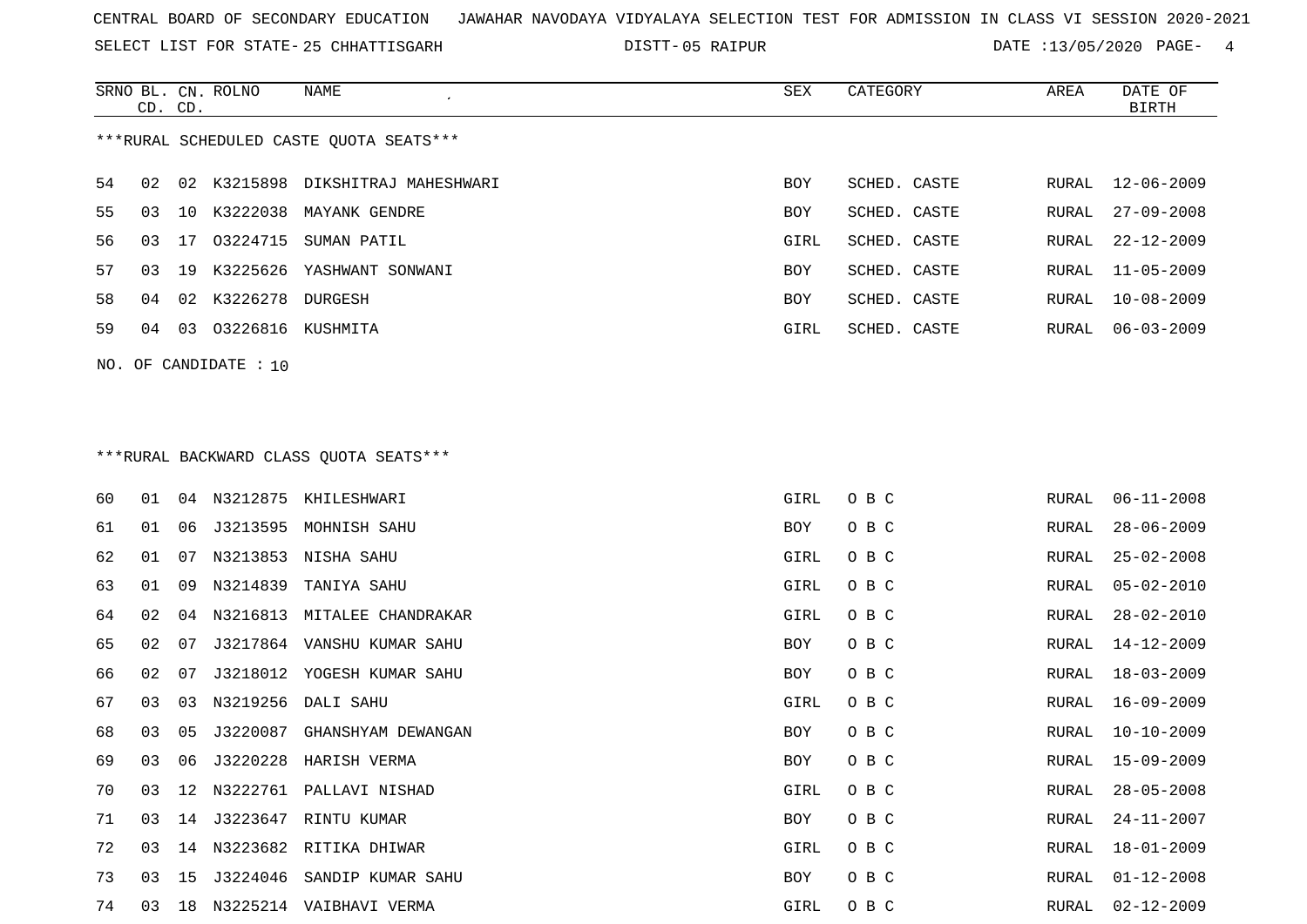CENTRAL BOARD OF SECONDARY EDUCATION JAWAHAR NAVODAYA VIDYALAYA SELECTION TEST FOR ADMISSION IN CLASS VI SESSION 2020-2021

SELECT LIST FOR STATE- 25 CHHATTISGARH DISTT- 05 RAIPUR DATE :13/05/2020

***RURAL SCHEDULED CASTE QUOTA SEATS***

| SRNO | BL. CD. | CN. CD. | ROLNO | NAME | SEX | CATEGORY | AREA | DATE OF BIRTH |
|---|---|---|---|---|---|---|---|---|
| 54 | 02 | 02 | K3215898 | DIKSHITRAJ MAHESHWARI | BOY | SCHED. CASTE | RURAL | 12-06-2009 |
| 55 | 03 | 10 | K3222038 | MAYANK GENDRE | BOY | SCHED. CASTE | RURAL | 27-09-2008 |
| 56 | 03 | 17 | O3224715 | SUMAN PATIL | GIRL | SCHED. CASTE | RURAL | 22-12-2009 |
| 57 | 03 | 19 | K3225626 | YASHWANT SONWANI | BOY | SCHED. CASTE | RURAL | 11-05-2009 |
| 58 | 04 | 02 | K3226278 | DURGESH | BOY | SCHED. CASTE | RURAL | 10-08-2009 |
| 59 | 04 | 03 | O3226816 | KUSHMITA | GIRL | SCHED. CASTE | RURAL | 06-03-2009 |

NO. OF CANDIDATE : 10

***RURAL BACKWARD CLASS QUOTA SEATS***

| SRNO | BL. CD. | CN. CD. | ROLNO | NAME | SEX | CATEGORY | AREA | DATE OF BIRTH |
|---|---|---|---|---|---|---|---|---|
| 60 | 01 | 04 | N3212875 | KHILESHWARI | GIRL | O B C | RURAL | 06-11-2008 |
| 61 | 01 | 06 | J3213595 | MOHNISH SAHU | BOY | O B C | RURAL | 28-06-2009 |
| 62 | 01 | 07 | N3213853 | NISHA SAHU | GIRL | O B C | RURAL | 25-02-2008 |
| 63 | 01 | 09 | N3214839 | TANIYA SAHU | GIRL | O B C | RURAL | 05-02-2010 |
| 64 | 02 | 04 | N3216813 | MITALEE CHANDRAKAR | GIRL | O B C | RURAL | 28-02-2010 |
| 65 | 02 | 07 | J3217864 | VANSHU KUMAR SAHU | BOY | O B C | RURAL | 14-12-2009 |
| 66 | 02 | 07 | J3218012 | YOGESH KUMAR SAHU | BOY | O B C | RURAL | 18-03-2009 |
| 67 | 03 | 03 | N3219256 | DALI SAHU | GIRL | O B C | RURAL | 16-09-2009 |
| 68 | 03 | 05 | J3220087 | GHANSHYAM DEWANGAN | BOY | O B C | RURAL | 10-10-2009 |
| 69 | 03 | 06 | J3220228 | HARISH VERMA | BOY | O B C | RURAL | 15-09-2009 |
| 70 | 03 | 12 | N3222761 | PALLAVI NISHAD | GIRL | O B C | RURAL | 28-05-2008 |
| 71 | 03 | 14 | J3223647 | RINTU KUMAR | BOY | O B C | RURAL | 24-11-2007 |
| 72 | 03 | 14 | N3223682 | RITIKA DHIWAR | GIRL | O B C | RURAL | 18-01-2009 |
| 73 | 03 | 15 | J3224046 | SANDIP KUMAR SAHU | BOY | O B C | RURAL | 01-12-2008 |
| 74 | 03 | 18 | N3225214 | VAIBHAVI VERMA | GIRL | O B C | RURAL | 02-12-2009 |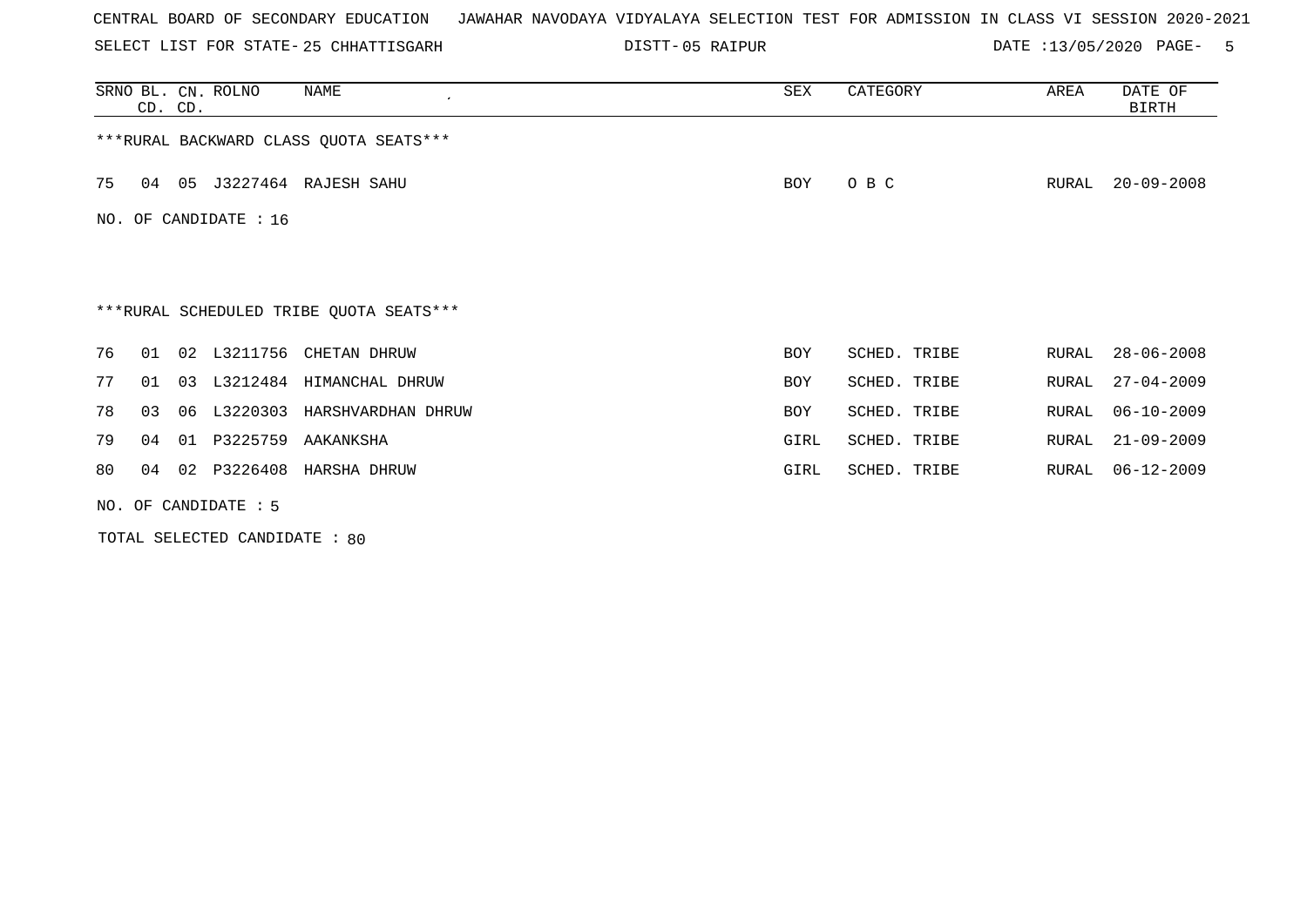CENTRAL BOARD OF SECONDARY EDUCATION JAWAHAR NAVODAYA VIDYALAYA SELECTION TEST FOR ADMISSION IN CLASS VI SESSION 2020-2021

SELECT LIST FOR STATE- 25 CHHATTISGARH DISTT- 05 RAIPUR DATE :13/05/2020

| SRNO | BL. CD. | CN. CD. | ROLNO | NAME | SEX | CATEGORY | AREA | DATE OF BIRTH |
|---|---|---|---|---|---|---|---|---|

***RURAL BACKWARD CLASS QUOTA SEATS***

| SRNO | BL. CD. | CN. CD. | ROLNO | NAME | SEX | CATEGORY | AREA | DATE OF BIRTH |
|---|---|---|---|---|---|---|---|---|
| 75 | 04 | 05 | J3227464 | RAJESH SAHU | BOY | O B C | RURAL | 20-09-2008 |

NO. OF CANDIDATE : 16

***RURAL SCHEDULED TRIBE QUOTA SEATS***

| SRNO | BL. CD. | CN. CD. | ROLNO | NAME | SEX | CATEGORY | AREA | DATE OF BIRTH |
|---|---|---|---|---|---|---|---|---|
| 76 | 01 | 02 | L3211756 | CHETAN DHRUW | BOY | SCHED. TRIBE | RURAL | 28-06-2008 |
| 77 | 01 | 03 | L3212484 | HIMANCHAL DHRUW | BOY | SCHED. TRIBE | RURAL | 27-04-2009 |
| 78 | 03 | 06 | L3220303 | HARSHVARDHAN DHRUW | BOY | SCHED. TRIBE | RURAL | 06-10-2009 |
| 79 | 04 | 01 | P3225759 | AAKANKSHA | GIRL | SCHED. TRIBE | RURAL | 21-09-2009 |
| 80 | 04 | 02 | P3226408 | HARSHA DHRUW | GIRL | SCHED. TRIBE | RURAL | 06-12-2009 |

NO. OF CANDIDATE : 5

TOTAL SELECTED CANDIDATE : 80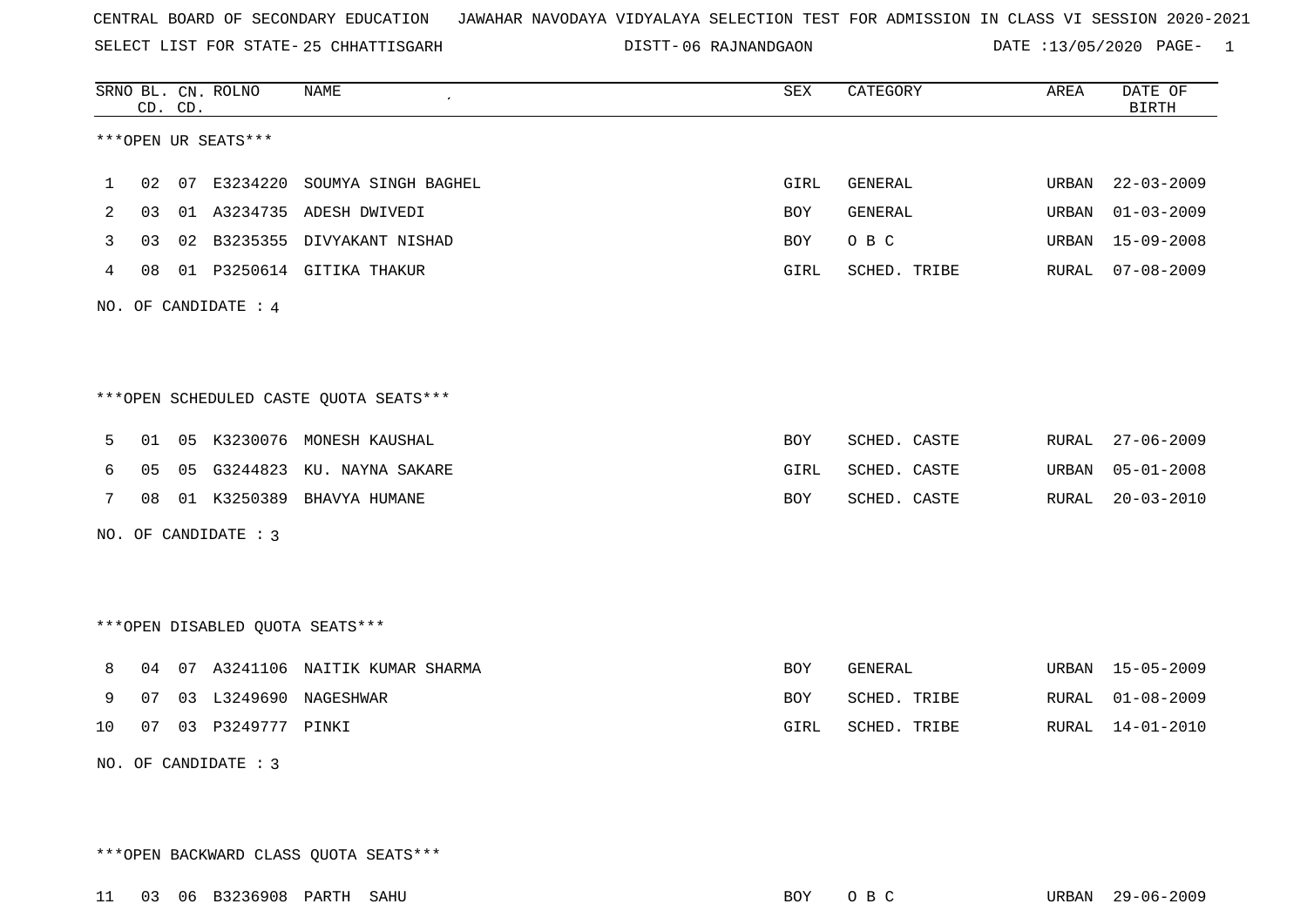CENTRAL BOARD OF SECONDARY EDUCATION JAWAHAR NAVODAYA VIDYALAYA SELECTION TEST FOR ADMISSION IN CLASS VI SESSION 2020-2021

SELECT LIST FOR STATE- 25 CHHATTISGARH DISTT- 06 RAJNANDGAON DATE :13/05/2020 PAGE- 1

***OPEN UR SEATS***

| SRNO | BL. CD. | CN. CD. | ROLNO | NAME | SEX | CATEGORY | AREA | DATE OF BIRTH |
|---|---|---|---|---|---|---|---|---|
| 1 | 02 | 07 | E3234220 | SOUMYA SINGH BAGHEL | GIRL | GENERAL | URBAN | 22-03-2009 |
| 2 | 03 | 01 | A3234735 | ADESH DWIVEDI | BOY | GENERAL | URBAN | 01-03-2009 |
| 3 | 03 | 02 | B3235355 | DIVYAKANT NISHAD | BOY | O B C | URBAN | 15-09-2008 |
| 4 | 08 | 01 | P3250614 | GITIKA THAKUR | GIRL | SCHED. TRIBE | RURAL | 07-08-2009 |

NO. OF CANDIDATE : 4

***OPEN SCHEDULED CASTE QUOTA SEATS***

| SRNO | BL. CD. | CN. CD. | ROLNO | NAME | SEX | CATEGORY | AREA | DATE OF BIRTH |
|---|---|---|---|---|---|---|---|---|
| 5 | 01 | 05 | K3230076 | MONESH KAUSHAL | BOY | SCHED. CASTE | RURAL | 27-06-2009 |
| 6 | 05 | 05 | G3244823 | KU. NAYNA SAKARE | GIRL | SCHED. CASTE | URBAN | 05-01-2008 |
| 7 | 08 | 01 | K3250389 | BHAVYA HUMANE | BOY | SCHED. CASTE | RURAL | 20-03-2010 |

NO. OF CANDIDATE : 3

***OPEN DISABLED QUOTA SEATS***

| SRNO | BL. CD. | CN. CD. | ROLNO | NAME | SEX | CATEGORY | AREA | DATE OF BIRTH |
|---|---|---|---|---|---|---|---|---|
| 8 | 04 | 07 | A3241106 | NAITIK KUMAR SHARMA | BOY | GENERAL | URBAN | 15-05-2009 |
| 9 | 07 | 03 | L3249690 | NAGESHWAR | BOY | SCHED. TRIBE | RURAL | 01-08-2009 |
| 10 | 07 | 03 | P3249777 | PINKI | GIRL | SCHED. TRIBE | RURAL | 14-01-2010 |

NO. OF CANDIDATE : 3

***OPEN BACKWARD CLASS QUOTA SEATS***

| SRNO | BL. CD. | CN. CD. | ROLNO | NAME | SEX | CATEGORY | AREA | DATE OF BIRTH |
|---|---|---|---|---|---|---|---|---|
| 11 | 03 | 06 | B3236908 | PARTH SAHU | BOY | O B C | URBAN | 29-06-2009 |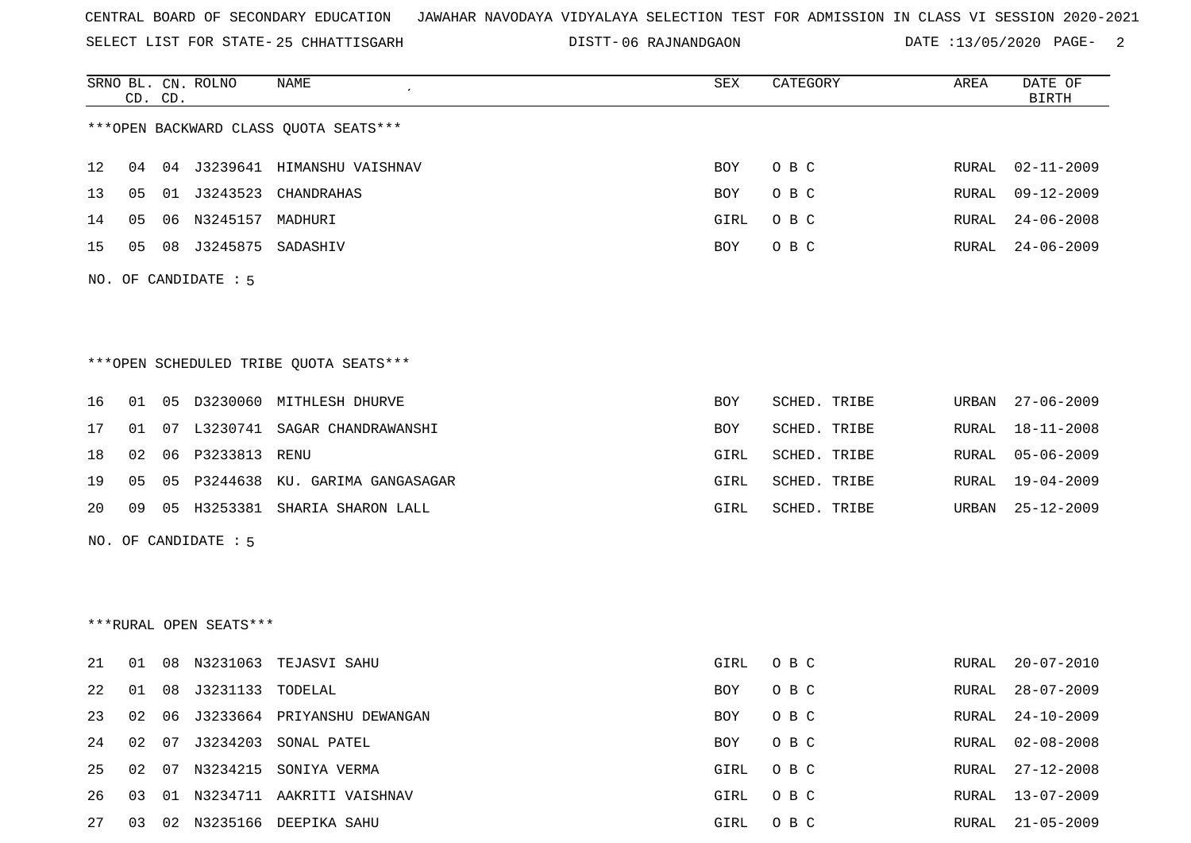CENTRAL BOARD OF SECONDARY EDUCATION JAWAHAR NAVODAYA VIDYALAYA SELECTION TEST FOR ADMISSION IN CLASS VI SESSION 2020-2021

SELECT LIST FOR STATE- 25 CHHATTISGARH DISTT- 06 RAJNANDGAON DATE :13/05/2020 PAGE- 2

***OPEN BACKWARD CLASS QUOTA SEATS***

| SRNO | BL. CD. | CN. CD. | ROLNO | NAME | SEX | CATEGORY | AREA | DATE OF BIRTH |
|---|---|---|---|---|---|---|---|---|
| 12 | 04 | 04 | J3239641 | HIMANSHU VAISHNAV | BOY | O B C | RURAL | 02-11-2009 |
| 13 | 05 | 01 | J3243523 | CHANDRAHAS | BOY | O B C | RURAL | 09-12-2009 |
| 14 | 05 | 06 | N3245157 | MADHURI | GIRL | O B C | RURAL | 24-06-2008 |
| 15 | 05 | 08 | J3245875 | SADASHIV | BOY | O B C | RURAL | 24-06-2009 |

NO. OF CANDIDATE : 5

***OPEN SCHEDULED TRIBE QUOTA SEATS***

| SRNO | BL. CD. | CN. CD. | ROLNO | NAME | SEX | CATEGORY | AREA | DATE OF BIRTH |
|---|---|---|---|---|---|---|---|---|
| 16 | 01 | 05 | D3230060 | MITHLESH DHURVE | BOY | SCHED. TRIBE | URBAN | 27-06-2009 |
| 17 | 01 | 07 | L3230741 | SAGAR CHANDRAWANSHI | BOY | SCHED. TRIBE | RURAL | 18-11-2008 |
| 18 | 02 | 06 | P3233813 | RENU | GIRL | SCHED. TRIBE | RURAL | 05-06-2009 |
| 19 | 05 | 05 | P3244638 | KU. GARIMA GANGASAGAR | GIRL | SCHED. TRIBE | RURAL | 19-04-2009 |
| 20 | 09 | 05 | H3253381 | SHARIA SHARON LALL | GIRL | SCHED. TRIBE | URBAN | 25-12-2009 |

NO. OF CANDIDATE : 5

***RURAL OPEN SEATS***

| SRNO | BL. CD. | CN. CD. | ROLNO | NAME | SEX | CATEGORY | AREA | DATE OF BIRTH |
|---|---|---|---|---|---|---|---|---|
| 21 | 01 | 08 | N3231063 | TEJASVI SAHU | GIRL | O B C | RURAL | 20-07-2010 |
| 22 | 01 | 08 | J3231133 | TODELAL | BOY | O B C | RURAL | 28-07-2009 |
| 23 | 02 | 06 | J3233664 | PRIYANSHU DEWANGAN | BOY | O B C | RURAL | 24-10-2009 |
| 24 | 02 | 07 | J3234203 | SONAL PATEL | BOY | O B C | RURAL | 02-08-2008 |
| 25 | 02 | 07 | N3234215 | SONIYA VERMA | GIRL | O B C | RURAL | 27-12-2008 |
| 26 | 03 | 01 | N3234711 | AAKRITI VAISHNAV | GIRL | O B C | RURAL | 13-07-2009 |
| 27 | 03 | 02 | N3235166 | DEEPIKA SAHU | GIRL | O B C | RURAL | 21-05-2009 |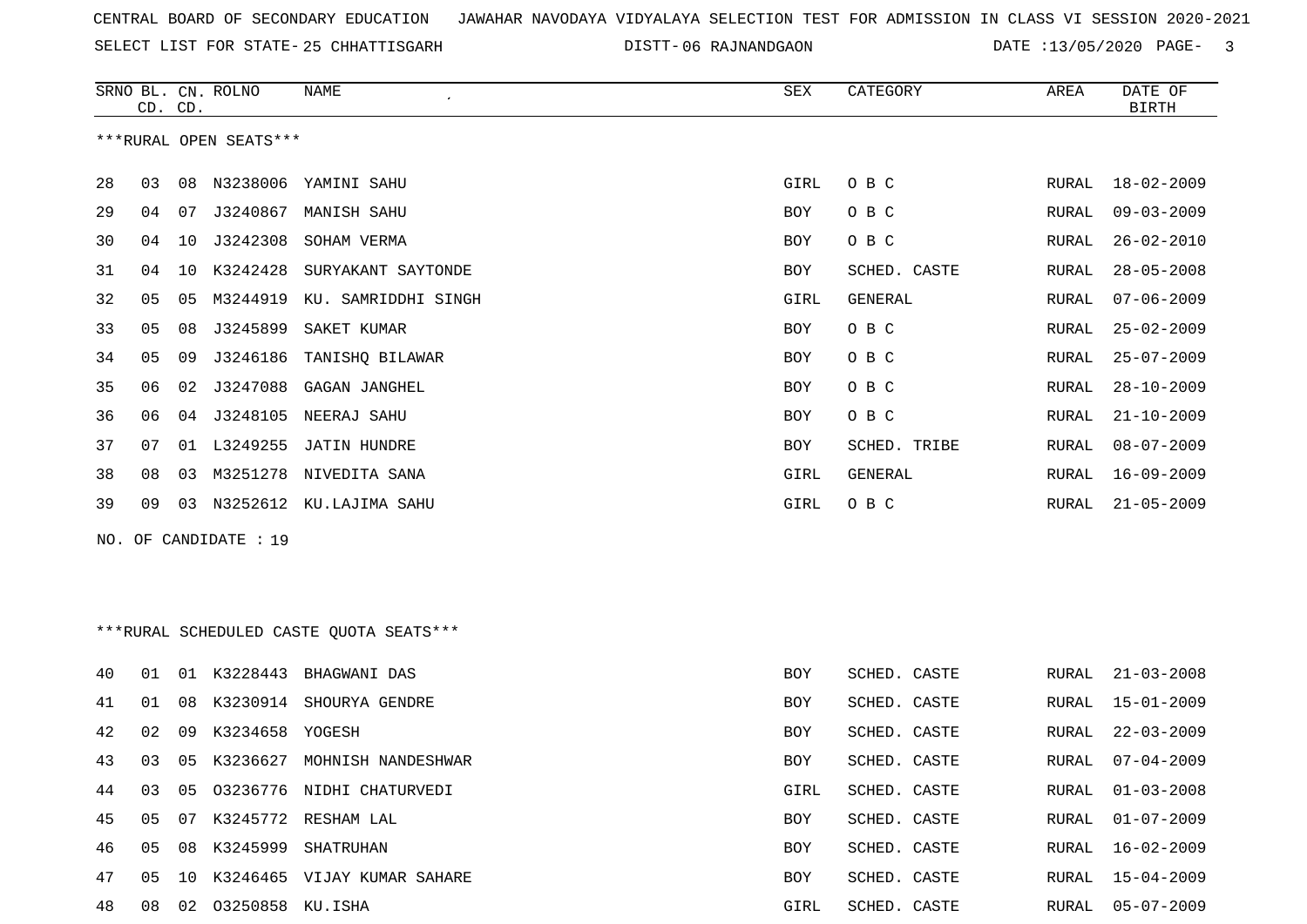CENTRAL BOARD OF SECONDARY EDUCATION JAWAHAR NAVODAYA VIDYALAYA SELECTION TEST FOR ADMISSION IN CLASS VI SESSION 2020-2021

SELECT LIST FOR STATE- 25 CHHATTISGARH DISTT- 06 RAJNANDGAON DATE :13/05/2020

***RURAL OPEN SEATS***

| SRNO | BL. CD. | CN. CD. | ROLNO | NAME | SEX | CATEGORY | AREA | DATE OF BIRTH |
|---|---|---|---|---|---|---|---|---|
| 28 | 03 | 08 | N3238006 | YAMINI SAHU | GIRL | O B C | RURAL | 18-02-2009 |
| 29 | 04 | 07 | J3240867 | MANISH SAHU | BOY | O B C | RURAL | 09-03-2009 |
| 30 | 04 | 10 | J3242308 | SOHAM VERMA | BOY | O B C | RURAL | 26-02-2010 |
| 31 | 04 | 10 | K3242428 | SURYAKANT SAYTONDE | BOY | SCHED. CASTE | RURAL | 28-05-2008 |
| 32 | 05 | 05 | M3244919 | KU. SAMRIDDHI SINGH | GIRL | GENERAL | RURAL | 07-06-2009 |
| 33 | 05 | 08 | J3245899 | SAKET KUMAR | BOY | O B C | RURAL | 25-02-2009 |
| 34 | 05 | 09 | J3246186 | TANISHQ BILAWAR | BOY | O B C | RURAL | 25-07-2009 |
| 35 | 06 | 02 | J3247088 | GAGAN JANGHEL | BOY | O B C | RURAL | 28-10-2009 |
| 36 | 06 | 04 | J3248105 | NEERAJ SAHU | BOY | O B C | RURAL | 21-10-2009 |
| 37 | 07 | 01 | L3249255 | JATIN HUNDRE | BOY | SCHED. TRIBE | RURAL | 08-07-2009 |
| 38 | 08 | 03 | M3251278 | NIVEDITA SANA | GIRL | GENERAL | RURAL | 16-09-2009 |
| 39 | 09 | 03 | N3252612 | KU.LAJIMA SAHU | GIRL | O B C | RURAL | 21-05-2009 |

NO. OF CANDIDATE : 19

***RURAL SCHEDULED CASTE QUOTA SEATS***

| SRNO | BL. CD. | CN. CD. | ROLNO | NAME | SEX | CATEGORY | AREA | DATE OF BIRTH |
|---|---|---|---|---|---|---|---|---|
| 40 | 01 | 01 | K3228443 | BHAGWANI DAS | BOY | SCHED. CASTE | RURAL | 21-03-2008 |
| 41 | 01 | 08 | K3230914 | SHOURYA GENDRE | BOY | SCHED. CASTE | RURAL | 15-01-2009 |
| 42 | 02 | 09 | K3234658 | YOGESH | BOY | SCHED. CASTE | RURAL | 22-03-2009 |
| 43 | 03 | 05 | K3236627 | MOHNISH NANDESHWAR | BOY | SCHED. CASTE | RURAL | 07-04-2009 |
| 44 | 03 | 05 | O3236776 | NIDHI CHATURVEDI | GIRL | SCHED. CASTE | RURAL | 01-03-2008 |
| 45 | 05 | 07 | K3245772 | RESHAM LAL | BOY | SCHED. CASTE | RURAL | 01-07-2009 |
| 46 | 05 | 08 | K3245999 | SHATRUHAN | BOY | SCHED. CASTE | RURAL | 16-02-2009 |
| 47 | 05 | 10 | K3246465 | VIJAY KUMAR SAHARE | BOY | SCHED. CASTE | RURAL | 15-04-2009 |
| 48 | 08 | 02 | O3250858 | KU.ISHA | GIRL | SCHED. CASTE | RURAL | 05-07-2009 |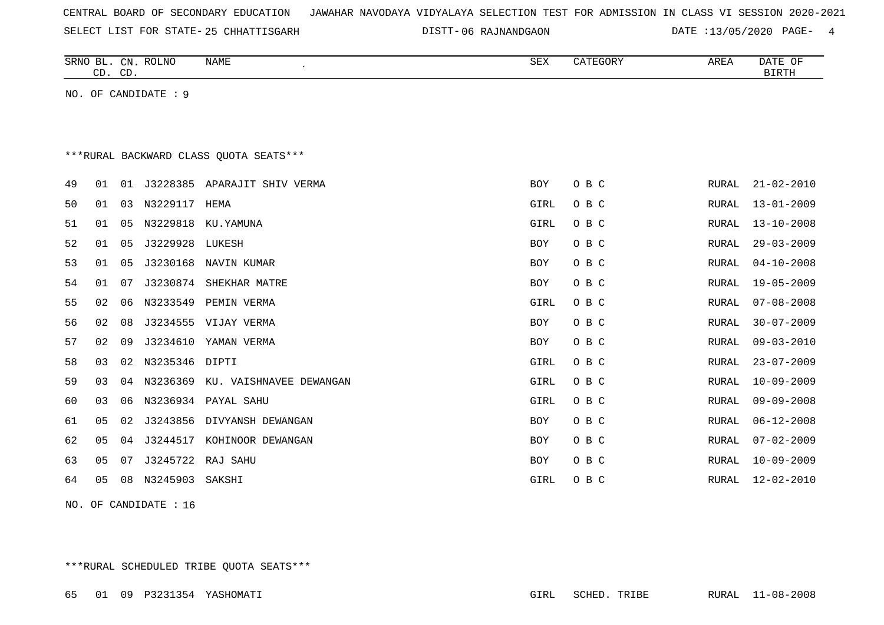CENTRAL BOARD OF SECONDARY EDUCATION JAWAHAR NAVODAYA VIDYALAYA SELECTION TEST FOR ADMISSION IN CLASS VI SESSION 2020-2021

SELECT LIST FOR STATE- 25 CHHATTISGARH DISTT- 06 RAJNANDGAON DATE :13/05/2020

| SRNO | BL. CD. | CN. CD. | ROLNO | NAME | SEX | CATEGORY | AREA | DATE OF BIRTH |
|---|---|---|---|---|---|---|---|---|

NO. OF CANDIDATE : 9

***RURAL BACKWARD CLASS QUOTA SEATS***

| SRNO | BL. CD. | CN. CD. | ROLNO | NAME | SEX | CATEGORY | AREA | DATE OF BIRTH |
|---|---|---|---|---|---|---|---|---|
| 49 | 01 | 01 | J3228385 | APARAJIT SHIV VERMA | BOY | O B C | RURAL | 21-02-2010 |
| 50 | 01 | 03 | N3229117 | HEMA | GIRL | O B C | RURAL | 13-01-2009 |
| 51 | 01 | 05 | N3229818 | KU.YAMUNA | GIRL | O B C | RURAL | 13-10-2008 |
| 52 | 01 | 05 | J3229928 | LUKESH | BOY | O B C | RURAL | 29-03-2009 |
| 53 | 01 | 05 | J3230168 | NAVIN KUMAR | BOY | O B C | RURAL | 04-10-2008 |
| 54 | 01 | 07 | J3230874 | SHEKHAR MATRE | BOY | O B C | RURAL | 19-05-2009 |
| 55 | 02 | 06 | N3233549 | PEMIN VERMA | GIRL | O B C | RURAL | 07-08-2008 |
| 56 | 02 | 08 | J3234555 | VIJAY VERMA | BOY | O B C | RURAL | 30-07-2009 |
| 57 | 02 | 09 | J3234610 | YAMAN VERMA | BOY | O B C | RURAL | 09-03-2010 |
| 58 | 03 | 02 | N3235346 | DIPTI | GIRL | O B C | RURAL | 23-07-2009 |
| 59 | 03 | 04 | N3236369 | KU. VAISHNAVEE DEWANGAN | GIRL | O B C | RURAL | 10-09-2009 |
| 60 | 03 | 06 | N3236934 | PAYAL SAHU | GIRL | O B C | RURAL | 09-09-2008 |
| 61 | 05 | 02 | J3243856 | DIVYANSH DEWANGAN | BOY | O B C | RURAL | 06-12-2008 |
| 62 | 05 | 04 | J3244517 | KOHINOOR DEWANGAN | BOY | O B C | RURAL | 07-02-2009 |
| 63 | 05 | 07 | J3245722 | RAJ SAHU | BOY | O B C | RURAL | 10-09-2009 |
| 64 | 05 | 08 | N3245903 | SAKSHI | GIRL | O B C | RURAL | 12-02-2010 |

NO. OF CANDIDATE : 16

***RURAL SCHEDULED TRIBE QUOTA SEATS***

| SRNO | BL. CD. | CN. CD. | ROLNO | NAME | SEX | CATEGORY | AREA | DATE OF BIRTH |
|---|---|---|---|---|---|---|---|---|
| 65 | 01 | 09 | P3231354 | YASHOMATI | GIRL | SCHED. TRIBE | RURAL | 11-08-2008 |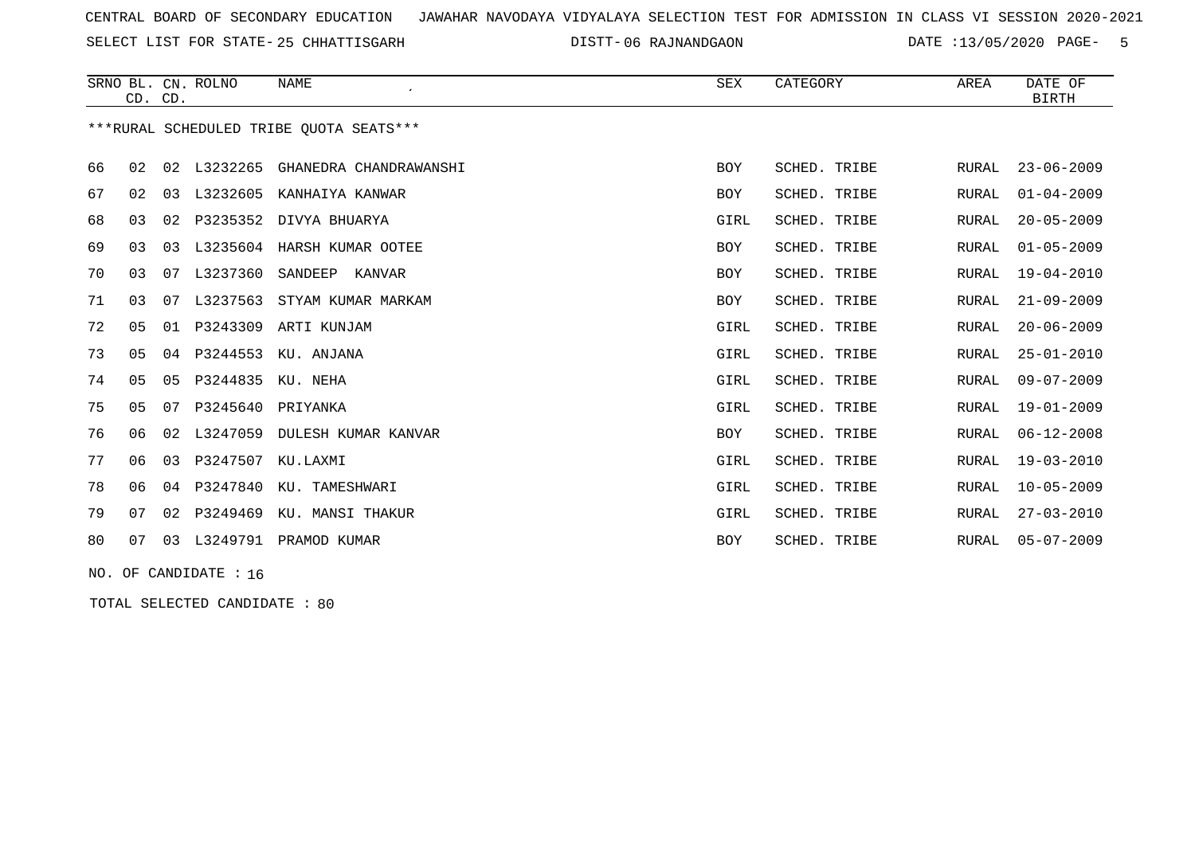CENTRAL BOARD OF SECONDARY EDUCATION JAWAHAR NAVODAYA VIDYALAYA SELECTION TEST FOR ADMISSION IN CLASS VI SESSION 2020-2021

SELECT LIST FOR STATE- 25 CHHATTISGARH DISTT- 06 RAJNANDGAON DATE :13/05/2020

| SRNO | BL. CD. | CN. CD. | ROLNO | NAME | SEX | CATEGORY | AREA | DATE OF BIRTH |
|---|---|---|---|---|---|---|---|---|

***RURAL SCHEDULED TRIBE QUOTA SEATS***

| SRNO | BL. CD. | CN. CD. | ROLNO | NAME | SEX | CATEGORY | AREA | DATE OF BIRTH |
|---|---|---|---|---|---|---|---|---|
| 66 | 02 | 02 | L3232265 | GHANEDRA CHANDRAWANSHI | BOY | SCHED. TRIBE | RURAL | 23-06-2009 |
| 67 | 02 | 03 | L3232605 | KANHAIYA KANWAR | BOY | SCHED. TRIBE | RURAL | 01-04-2009 |
| 68 | 03 | 02 | P3235352 | DIVYA BHUARYA | GIRL | SCHED. TRIBE | RURAL | 20-05-2009 |
| 69 | 03 | 03 | L3235604 | HARSH KUMAR OOTEE | BOY | SCHED. TRIBE | RURAL | 01-05-2009 |
| 70 | 03 | 07 | L3237360 | SANDEEP KANVAR | BOY | SCHED. TRIBE | RURAL | 19-04-2010 |
| 71 | 03 | 07 | L3237563 | STYAM KUMAR MARKAM | BOY | SCHED. TRIBE | RURAL | 21-09-2009 |
| 72 | 05 | 01 | P3243309 | ARTI KUNJAM | GIRL | SCHED. TRIBE | RURAL | 20-06-2009 |
| 73 | 05 | 04 | P3244553 | KU. ANJANA | GIRL | SCHED. TRIBE | RURAL | 25-01-2010 |
| 74 | 05 | 05 | P3244835 | KU. NEHA | GIRL | SCHED. TRIBE | RURAL | 09-07-2009 |
| 75 | 05 | 07 | P3245640 | PRIYANKA | GIRL | SCHED. TRIBE | RURAL | 19-01-2009 |
| 76 | 06 | 02 | L3247059 | DULESH KUMAR KANVAR | BOY | SCHED. TRIBE | RURAL | 06-12-2008 |
| 77 | 06 | 03 | P3247507 | KU.LAXMI | GIRL | SCHED. TRIBE | RURAL | 19-03-2010 |
| 78 | 06 | 04 | P3247840 | KU. TAMESHWARI | GIRL | SCHED. TRIBE | RURAL | 10-05-2009 |
| 79 | 07 | 02 | P3249469 | KU. MANSI THAKUR | GIRL | SCHED. TRIBE | RURAL | 27-03-2010 |
| 80 | 07 | 03 | L3249791 | PRAMOD KUMAR | BOY | SCHED. TRIBE | RURAL | 05-07-2009 |

NO. OF CANDIDATE : 16

TOTAL SELECTED CANDIDATE : 80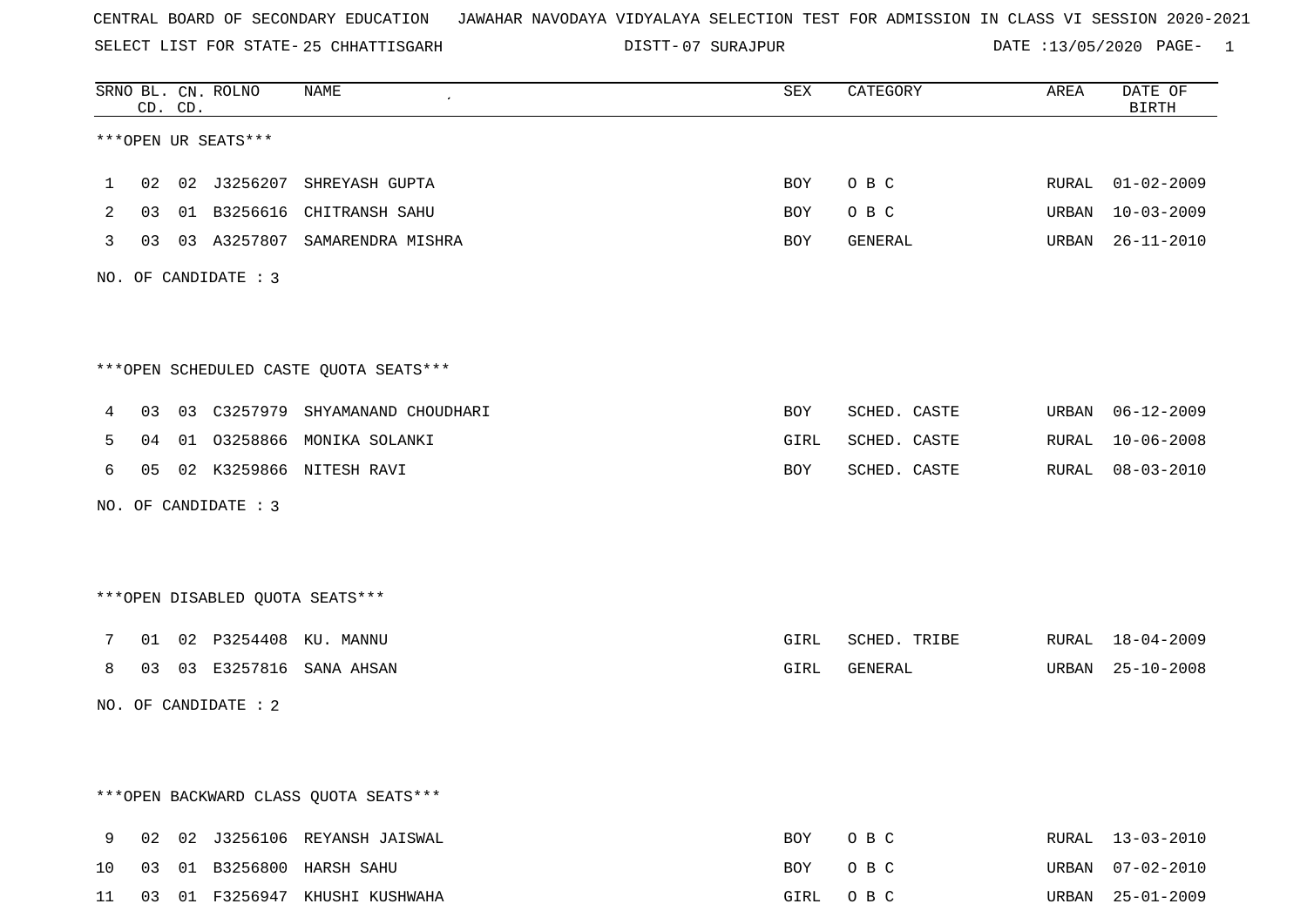CENTRAL BOARD OF SECONDARY EDUCATION JAWAHAR NAVODAYA VIDYALAYA SELECTION TEST FOR ADMISSION IN CLASS VI SESSION 2020-2021

SELECT LIST FOR STATE- 25 CHHATTISGARH DISTT- 07 SURAJPUR DATE :13/05/2020

| SRNO | BL. CD. | CN. CD. | ROLNO | NAME | SEX | CATEGORY | AREA | DATE OF BIRTH |
|---|---|---|---|---|---|---|---|---|

***OPEN UR SEATS***

| SRNO | BL. CD. | CN. CD. | ROLNO | NAME | SEX | CATEGORY | AREA | DATE OF BIRTH |
|---|---|---|---|---|---|---|---|---|
| 1 | 02 | 02 | J3256207 | SHREYASH GUPTA | BOY | O B C | RURAL | 01-02-2009 |
| 2 | 03 | 01 | B3256616 | CHITRANSH SAHU | BOY | O B C | URBAN | 10-03-2009 |
| 3 | 03 | 03 | A3257807 | SAMARENDRA MISHRA | BOY | GENERAL | URBAN | 26-11-2010 |

NO. OF CANDIDATE : 3

***OPEN SCHEDULED CASTE QUOTA SEATS***

| SRNO | BL. CD. | CN. CD. | ROLNO | NAME | SEX | CATEGORY | AREA | DATE OF BIRTH |
|---|---|---|---|---|---|---|---|---|
| 4 | 03 | 03 | C3257979 | SHYAMANAND CHOUDHARI | BOY | SCHED. CASTE | URBAN | 06-12-2009 |
| 5 | 04 | 01 | O3258866 | MONIKA SOLANKI | GIRL | SCHED. CASTE | RURAL | 10-06-2008 |
| 6 | 05 | 02 | K3259866 | NITESH RAVI | BOY | SCHED. CASTE | RURAL | 08-03-2010 |

NO. OF CANDIDATE : 3

***OPEN DISABLED QUOTA SEATS***

| SRNO | BL. CD. | CN. CD. | ROLNO | NAME | SEX | CATEGORY | AREA | DATE OF BIRTH |
|---|---|---|---|---|---|---|---|---|
| 7 | 01 | 02 | P3254408 | KU. MANNU | GIRL | SCHED. TRIBE | RURAL | 18-04-2009 |
| 8 | 03 | 03 | E3257816 | SANA AHSAN | GIRL | GENERAL | URBAN | 25-10-2008 |

NO. OF CANDIDATE : 2

***OPEN BACKWARD CLASS QUOTA SEATS***

| SRNO | BL. CD. | CN. CD. | ROLNO | NAME | SEX | CATEGORY | AREA | DATE OF BIRTH |
|---|---|---|---|---|---|---|---|---|
| 9 | 02 | 02 | J3256106 | REYANSH JAISWAL | BOY | O B C | RURAL | 13-03-2010 |
| 10 | 03 | 01 | B3256800 | HARSH SAHU | BOY | O B C | URBAN | 07-02-2010 |
| 11 | 03 | 01 | F3256947 | KHUSHI KUSHWAHA | GIRL | O B C | URBAN | 25-01-2009 |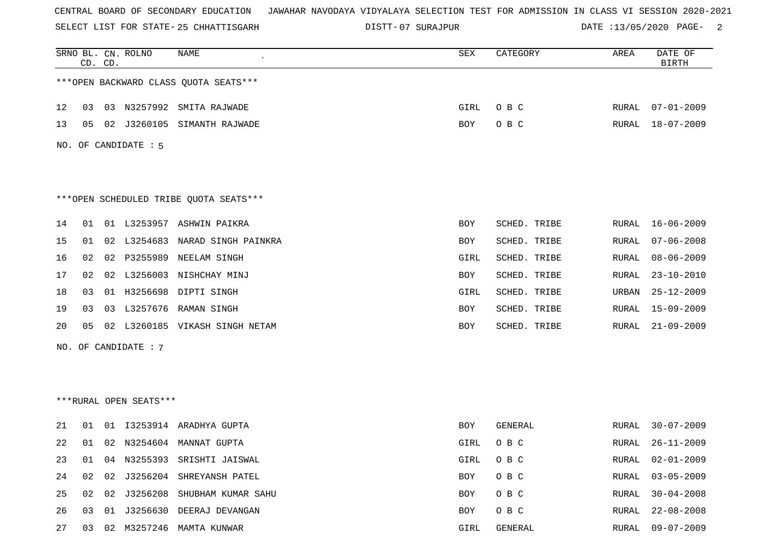CENTRAL BOARD OF SECONDARY EDUCATION JAWAHAR NAVODAYA VIDYALAYA SELECTION TEST FOR ADMISSION IN CLASS VI SESSION 2020-2021

SELECT LIST FOR STATE- 25 CHHATTISGARH DISTT- 07 SURAJPUR DATE :13/05/2020

***OPEN BACKWARD CLASS QUOTA SEATS***

| SRNO | BL. CD. | CN. CD. | ROLNO | NAME | SEX | CATEGORY | AREA | DATE OF BIRTH |
|---|---|---|---|---|---|---|---|---|
| 12 | 03 | 03 | N3257992 | SMITA RAJWADE | GIRL | O B C | RURAL | 07-01-2009 |
| 13 | 05 | 02 | J3260105 | SIMANTH RAJWADE | BOY | O B C | RURAL | 18-07-2009 |

NO. OF CANDIDATE : 5

***OPEN SCHEDULED TRIBE QUOTA SEATS***

| SRNO | BL. CD. | CN. CD. | ROLNO | NAME | SEX | CATEGORY | AREA | DATE OF BIRTH |
|---|---|---|---|---|---|---|---|---|
| 14 | 01 | 01 | L3253957 | ASHWIN PAIKRA | BOY | SCHED. TRIBE | RURAL | 16-06-2009 |
| 15 | 01 | 02 | L3254683 | NARAD SINGH PAINKRA | BOY | SCHED. TRIBE | RURAL | 07-06-2008 |
| 16 | 02 | 02 | P3255989 | NEELAM SINGH | GIRL | SCHED. TRIBE | RURAL | 08-06-2009 |
| 17 | 02 | 02 | L3256003 | NISHCHAY MINJ | BOY | SCHED. TRIBE | RURAL | 23-10-2010 |
| 18 | 03 | 01 | H3256698 | DIPTI SINGH | GIRL | SCHED. TRIBE | URBAN | 25-12-2009 |
| 19 | 03 | 03 | L3257676 | RAMAN SINGH | BOY | SCHED. TRIBE | RURAL | 15-09-2009 |
| 20 | 05 | 02 | L3260185 | VIKASH SINGH NETAM | BOY | SCHED. TRIBE | RURAL | 21-09-2009 |

NO. OF CANDIDATE : 7

***RURAL OPEN SEATS***

| SRNO | BL. CD. | CN. CD. | ROLNO | NAME | SEX | CATEGORY | AREA | DATE OF BIRTH |
|---|---|---|---|---|---|---|---|---|
| 21 | 01 | 01 | I3253914 | ARADHYA GUPTA | BOY | GENERAL | RURAL | 30-07-2009 |
| 22 | 01 | 02 | N3254604 | MANNAT GUPTA | GIRL | O B C | RURAL | 26-11-2009 |
| 23 | 01 | 04 | N3255393 | SRISHTI JAISWAL | GIRL | O B C | RURAL | 02-01-2009 |
| 24 | 02 | 02 | J3256204 | SHREYANSH PATEL | BOY | O B C | RURAL | 03-05-2009 |
| 25 | 02 | 02 | J3256208 | SHUBHAM KUMAR SAHU | BOY | O B C | RURAL | 30-04-2008 |
| 26 | 03 | 01 | J3256630 | DEERAJ DEVANGAN | BOY | O B C | RURAL | 22-08-2008 |
| 27 | 03 | 02 | M3257246 | MAMTA KUNWAR | GIRL | GENERAL | RURAL | 09-07-2009 |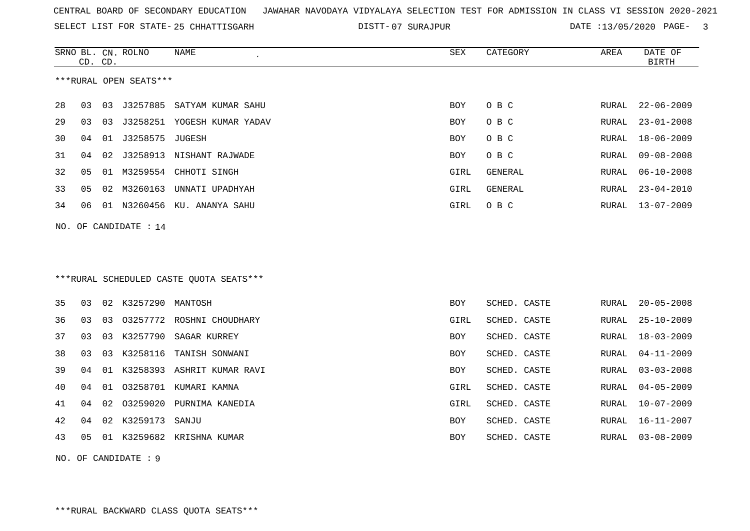CENTRAL BOARD OF SECONDARY EDUCATION JAWAHAR NAVODAYA VIDYALAYA SELECTION TEST FOR ADMISSION IN CLASS VI SESSION 2020-2021

SELECT LIST FOR STATE- 25 CHHATTISGARH DISTT- 07 SURAJPUR DATE :13/05/2020

***RURAL OPEN SEATS***

| SRNO | BL. CD. | CN. CD. | ROLNO | NAME | SEX | CATEGORY | AREA | DATE OF BIRTH |
|---|---|---|---|---|---|---|---|---|
| 28 | 03 | 03 | J3257885 | SATYAM KUMAR SAHU | BOY | O B C | RURAL | 22-06-2009 |
| 29 | 03 | 03 | J3258251 | YOGESH KUMAR YADAV | BOY | O B C | RURAL | 23-01-2008 |
| 30 | 04 | 01 | J3258575 | JUGESH | BOY | O B C | RURAL | 18-06-2009 |
| 31 | 04 | 02 | J3258913 | NISHANT RAJWADE | BOY | O B C | RURAL | 09-08-2008 |
| 32 | 05 | 01 | M3259554 | CHHOTI SINGH | GIRL | GENERAL | RURAL | 06-10-2008 |
| 33 | 05 | 02 | M3260163 | UNNATI UPADHYAH | GIRL | GENERAL | RURAL | 23-04-2010 |
| 34 | 06 | 01 | N3260456 | KU. ANANYA SAHU | GIRL | O B C | RURAL | 13-07-2009 |

NO. OF CANDIDATE : 14

***RURAL SCHEDULED CASTE QUOTA SEATS***

| SRNO | BL. CD. | CN. CD. | ROLNO | NAME | SEX | CATEGORY | AREA | DATE OF BIRTH |
|---|---|---|---|---|---|---|---|---|
| 35 | 03 | 02 | K3257290 | MANTOSH | BOY | SCHED. CASTE | RURAL | 20-05-2008 |
| 36 | 03 | 03 | O3257772 | ROSHNI CHOUDHARY | GIRL | SCHED. CASTE | RURAL | 25-10-2009 |
| 37 | 03 | 03 | K3257790 | SAGAR KURREY | BOY | SCHED. CASTE | RURAL | 18-03-2009 |
| 38 | 03 | 03 | K3258116 | TANISH SONWANI | BOY | SCHED. CASTE | RURAL | 04-11-2009 |
| 39 | 04 | 01 | K3258393 | ASHRIT KUMAR RAVI | BOY | SCHED. CASTE | RURAL | 03-03-2008 |
| 40 | 04 | 01 | O3258701 | KUMARI KAMNA | GIRL | SCHED. CASTE | RURAL | 04-05-2009 |
| 41 | 04 | 02 | O3259020 | PURNIMA KANEDIA | GIRL | SCHED. CASTE | RURAL | 10-07-2009 |
| 42 | 04 | 02 | K3259173 | SANJU | BOY | SCHED. CASTE | RURAL | 16-11-2007 |
| 43 | 05 | 01 | K3259682 | KRISHNA KUMAR | BOY | SCHED. CASTE | RURAL | 03-08-2009 |

NO. OF CANDIDATE : 9

***RURAL BACKWARD CLASS QUOTA SEATS***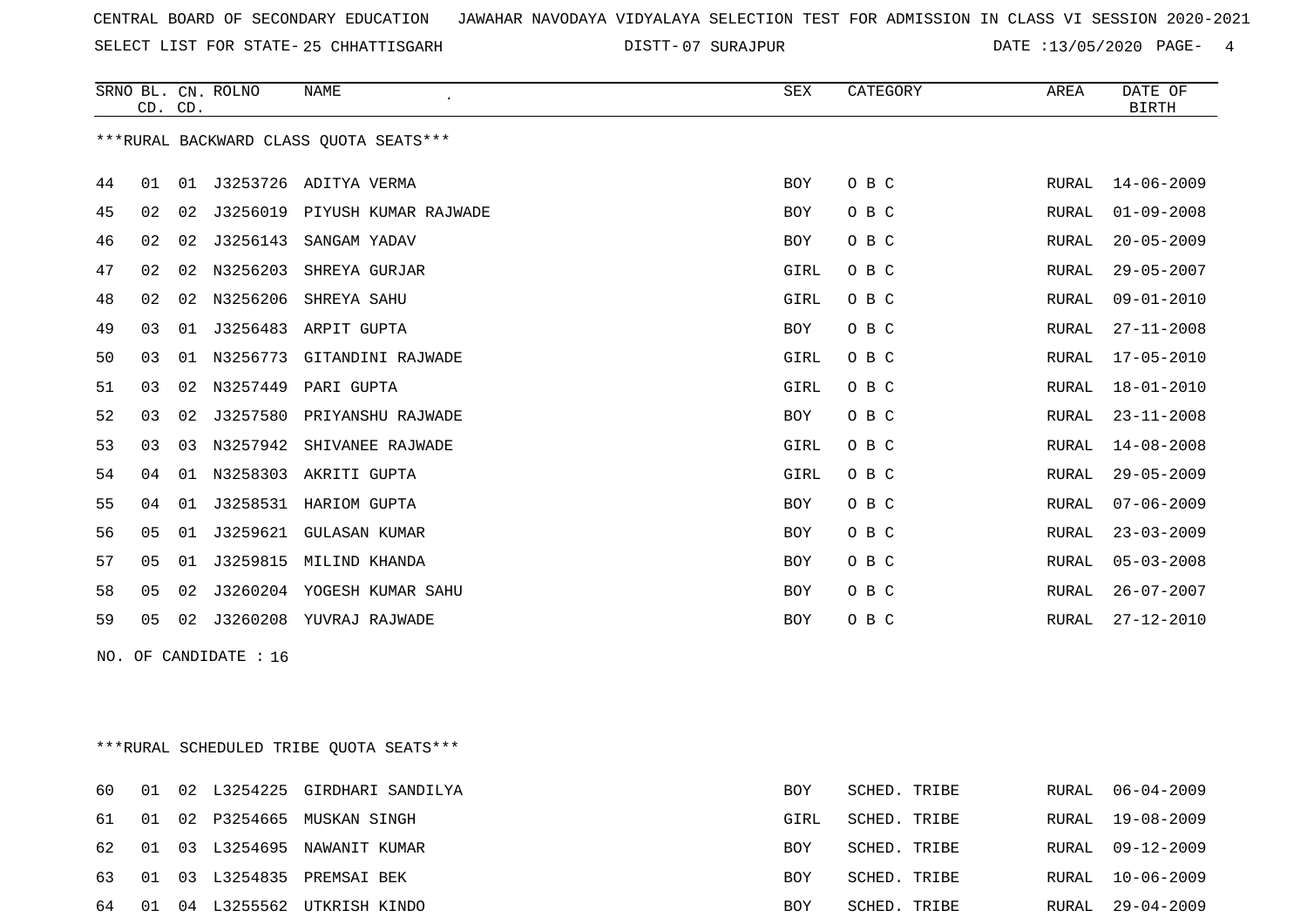CENTRAL BOARD OF SECONDARY EDUCATION JAWAHAR NAVODAYA VIDYALAYA SELECTION TEST FOR ADMISSION IN CLASS VI SESSION 2020-2021

SELECT LIST FOR STATE- 25 CHHATTISGARH DISTT- 07 SURAJPUR DATE :13/05/2020

| SRNO | BL. CD. | CN. CD. | ROLNO | NAME | SEX | CATEGORY | AREA | DATE OF BIRTH |
|---|---|---|---|---|---|---|---|---|

***RURAL BACKWARD CLASS QUOTA SEATS***

| SRNO | BL. CD. | CN. CD. | ROLNO | NAME | SEX | CATEGORY | AREA | DATE OF BIRTH |
|---|---|---|---|---|---|---|---|---|
| 44 | 01 | 01 | J3253726 | ADITYA VERMA | BOY | O B C | RURAL | 14-06-2009 |
| 45 | 02 | 02 | J3256019 | PIYUSH KUMAR RAJWADE | BOY | O B C | RURAL | 01-09-2008 |
| 46 | 02 | 02 | J3256143 | SANGAM YADAV | BOY | O B C | RURAL | 20-05-2009 |
| 47 | 02 | 02 | N3256203 | SHREYA GURJAR | GIRL | O B C | RURAL | 29-05-2007 |
| 48 | 02 | 02 | N3256206 | SHREYA SAHU | GIRL | O B C | RURAL | 09-01-2010 |
| 49 | 03 | 01 | J3256483 | ARPIT GUPTA | BOY | O B C | RURAL | 27-11-2008 |
| 50 | 03 | 01 | N3256773 | GITANDINI RAJWADE | GIRL | O B C | RURAL | 17-05-2010 |
| 51 | 03 | 02 | N3257449 | PARI GUPTA | GIRL | O B C | RURAL | 18-01-2010 |
| 52 | 03 | 02 | J3257580 | PRIYANSHU RAJWADE | BOY | O B C | RURAL | 23-11-2008 |
| 53 | 03 | 03 | N3257942 | SHIVANEE RAJWADE | GIRL | O B C | RURAL | 14-08-2008 |
| 54 | 04 | 01 | N3258303 | AKRITI GUPTA | GIRL | O B C | RURAL | 29-05-2009 |
| 55 | 04 | 01 | J3258531 | HARIOM GUPTA | BOY | O B C | RURAL | 07-06-2009 |
| 56 | 05 | 01 | J3259621 | GULASAN KUMAR | BOY | O B C | RURAL | 23-03-2009 |
| 57 | 05 | 01 | J3259815 | MILIND KHANDA | BOY | O B C | RURAL | 05-03-2008 |
| 58 | 05 | 02 | J3260204 | YOGESH KUMAR SAHU | BOY | O B C | RURAL | 26-07-2007 |
| 59 | 05 | 02 | J3260208 | YUVRAJ RAJWADE | BOY | O B C | RURAL | 27-12-2010 |

NO. OF CANDIDATE : 16

***RURAL SCHEDULED TRIBE QUOTA SEATS***

| SRNO | BL. CD. | CN. CD. | ROLNO | NAME | SEX | CATEGORY | AREA | DATE OF BIRTH |
|---|---|---|---|---|---|---|---|---|
| 60 | 01 | 02 | L3254225 | GIRDHARI SANDILYA | BOY | SCHED. TRIBE | RURAL | 06-04-2009 |
| 61 | 01 | 02 | P3254665 | MUSKAN SINGH | GIRL | SCHED. TRIBE | RURAL | 19-08-2009 |
| 62 | 01 | 03 | L3254695 | NAWANIT KUMAR | BOY | SCHED. TRIBE | RURAL | 09-12-2009 |
| 63 | 01 | 03 | L3254835 | PREMSAI BEK | BOY | SCHED. TRIBE | RURAL | 10-06-2009 |
| 64 | 01 | 04 | L3255562 | UTKRISH KINDO | BOY | SCHED. TRIBE | RURAL | 29-04-2009 |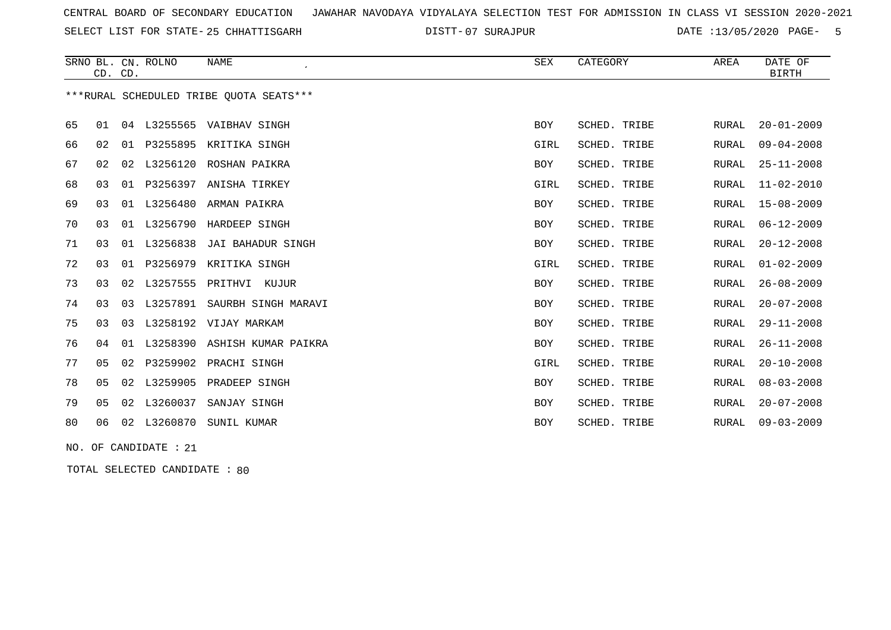CENTRAL BOARD OF SECONDARY EDUCATION JAWAHAR NAVODAYA VIDYALAYA SELECTION TEST FOR ADMISSION IN CLASS VI SESSION 2020-2021

SELECT LIST FOR STATE- 25 CHHATTISGARH DISTT- 07 SURAJPUR DATE :13/05/2020

| SRNO | BL. CD. | CN. CD. | ROLNO | NAME | SEX | CATEGORY | AREA | DATE OF BIRTH |
|---|---|---|---|---|---|---|---|---|

***RURAL SCHEDULED TRIBE QUOTA SEATS***

| SRNO | BL. CD. | CN. CD. | ROLNO | NAME | SEX | CATEGORY | AREA | DATE OF BIRTH |
|---|---|---|---|---|---|---|---|---|
| 65 | 01 | 04 | L3255565 | VAIBHAV SINGH | BOY | SCHED. TRIBE | RURAL | 20-01-2009 |
| 66 | 02 | 01 | P3255895 | KRITIKA SINGH | GIRL | SCHED. TRIBE | RURAL | 09-04-2008 |
| 67 | 02 | 02 | L3256120 | ROSHAN PAIKRA | BOY | SCHED. TRIBE | RURAL | 25-11-2008 |
| 68 | 03 | 01 | P3256397 | ANISHA TIRKEY | GIRL | SCHED. TRIBE | RURAL | 11-02-2010 |
| 69 | 03 | 01 | L3256480 | ARMAN PAIKRA | BOY | SCHED. TRIBE | RURAL | 15-08-2009 |
| 70 | 03 | 01 | L3256790 | HARDEEP SINGH | BOY | SCHED. TRIBE | RURAL | 06-12-2009 |
| 71 | 03 | 01 | L3256838 | JAI BAHADUR SINGH | BOY | SCHED. TRIBE | RURAL | 20-12-2008 |
| 72 | 03 | 01 | P3256979 | KRITIKA SINGH | GIRL | SCHED. TRIBE | RURAL | 01-02-2009 |
| 73 | 03 | 02 | L3257555 | PRITHVI KUJUR | BOY | SCHED. TRIBE | RURAL | 26-08-2009 |
| 74 | 03 | 03 | L3257891 | SAURBH SINGH MARAVI | BOY | SCHED. TRIBE | RURAL | 20-07-2008 |
| 75 | 03 | 03 | L3258192 | VIJAY MARKAM | BOY | SCHED. TRIBE | RURAL | 29-11-2008 |
| 76 | 04 | 01 | L3258390 | ASHISH KUMAR PAIKRA | BOY | SCHED. TRIBE | RURAL | 26-11-2008 |
| 77 | 05 | 02 | P3259902 | PRACHI SINGH | GIRL | SCHED. TRIBE | RURAL | 20-10-2008 |
| 78 | 05 | 02 | L3259905 | PRADEEP SINGH | BOY | SCHED. TRIBE | RURAL | 08-03-2008 |
| 79 | 05 | 02 | L3260037 | SANJAY SINGH | BOY | SCHED. TRIBE | RURAL | 20-07-2008 |
| 80 | 06 | 02 | L3260870 | SUNIL KUMAR | BOY | SCHED. TRIBE | RURAL | 09-03-2009 |

NO. OF CANDIDATE : 21

TOTAL SELECTED CANDIDATE : 80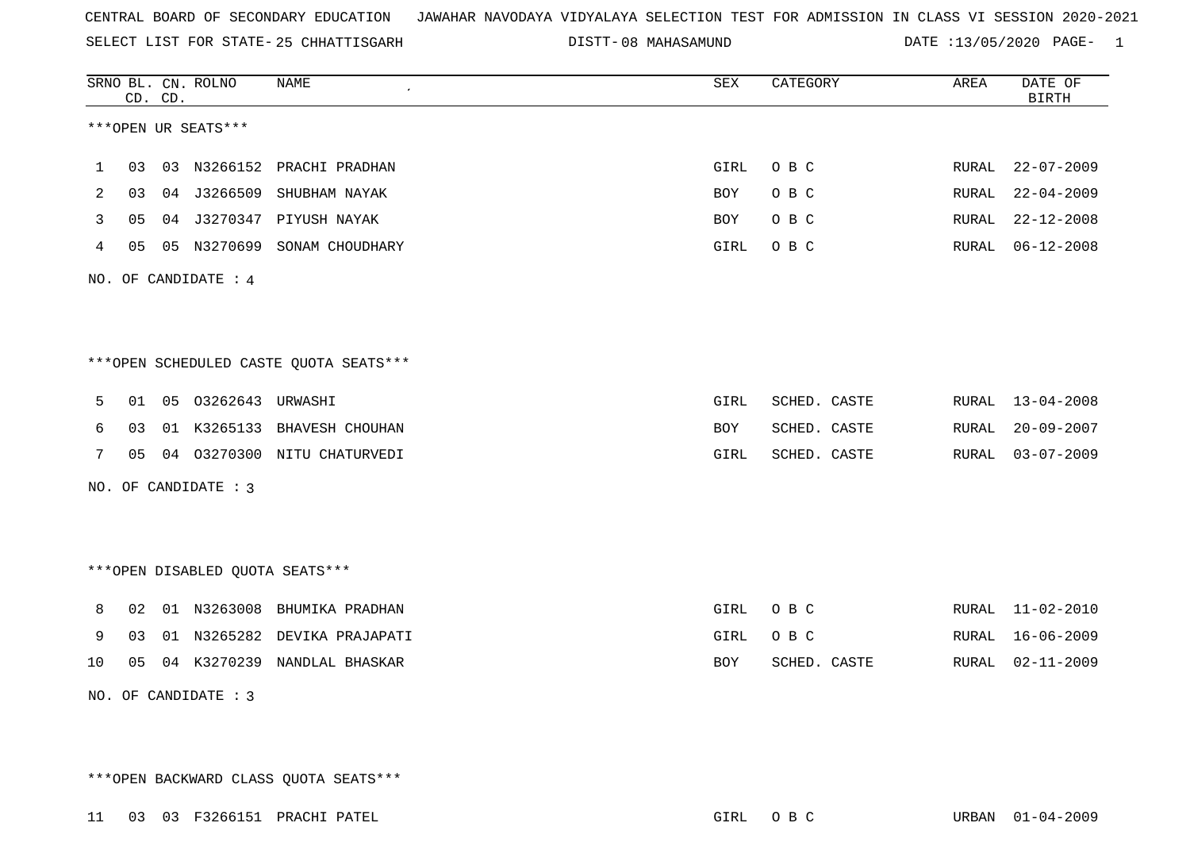CENTRAL BOARD OF SECONDARY EDUCATION JAWAHAR NAVODAYA VIDYALAYA SELECTION TEST FOR ADMISSION IN CLASS VI SESSION 2020-2021

SELECT LIST FOR STATE- 25 CHHATTISGARH DISTT- 08 MAHASAMUND DATE :13/05/2020

| SRNO | BL. CD. | CN. CD. | ROLNO | NAME | SEX | CATEGORY | AREA | DATE OF BIRTH |
|---|---|---|---|---|---|---|---|---|

***OPEN UR SEATS***

| SRNO | BL. CD. | CN. CD. | ROLNO | NAME | SEX | CATEGORY | AREA | DATE OF BIRTH |
|---|---|---|---|---|---|---|---|---|
| 1 | 03 | 03 | N3266152 | PRACHI PRADHAN | GIRL | O B C | RURAL | 22-07-2009 |
| 2 | 03 | 04 | J3266509 | SHUBHAM NAYAK | BOY | O B C | RURAL | 22-04-2009 |
| 3 | 05 | 04 | J3270347 | PIYUSH NAYAK | BOY | O B C | RURAL | 22-12-2008 |
| 4 | 05 | 05 | N3270699 | SONAM CHOUDHARY | GIRL | O B C | RURAL | 06-12-2008 |

NO. OF CANDIDATE : 4

***OPEN SCHEDULED CASTE QUOTA SEATS***

| SRNO | BL. CD. | CN. CD. | ROLNO | NAME | SEX | CATEGORY | AREA | DATE OF BIRTH |
|---|---|---|---|---|---|---|---|---|
| 5 | 01 | 05 | O3262643 | URWASHI | GIRL | SCHED. CASTE | RURAL | 13-04-2008 |
| 6 | 03 | 01 | K3265133 | BHAVESH CHOUHAN | BOY | SCHED. CASTE | RURAL | 20-09-2007 |
| 7 | 05 | 04 | O3270300 | NITU CHATURVEDI | GIRL | SCHED. CASTE | RURAL | 03-07-2009 |

NO. OF CANDIDATE : 3

***OPEN DISABLED QUOTA SEATS***

| SRNO | BL. CD. | CN. CD. | ROLNO | NAME | SEX | CATEGORY | AREA | DATE OF BIRTH |
|---|---|---|---|---|---|---|---|---|
| 8 | 02 | 01 | N3263008 | BHUMIKA PRADHAN | GIRL | O B C | RURAL | 11-02-2010 |
| 9 | 03 | 01 | N3265282 | DEVIKA PRAJAPATI | GIRL | O B C | RURAL | 16-06-2009 |
| 10 | 05 | 04 | K3270239 | NANDLAL BHASKAR | BOY | SCHED. CASTE | RURAL | 02-11-2009 |

NO. OF CANDIDATE : 3

***OPEN BACKWARD CLASS QUOTA SEATS***

| SRNO | BL. CD. | CN. CD. | ROLNO | NAME | SEX | CATEGORY | AREA | DATE OF BIRTH |
|---|---|---|---|---|---|---|---|---|
| 11 | 03 | 03 | F3266151 | PRACHI PATEL | GIRL | O B C | URBAN | 01-04-2009 |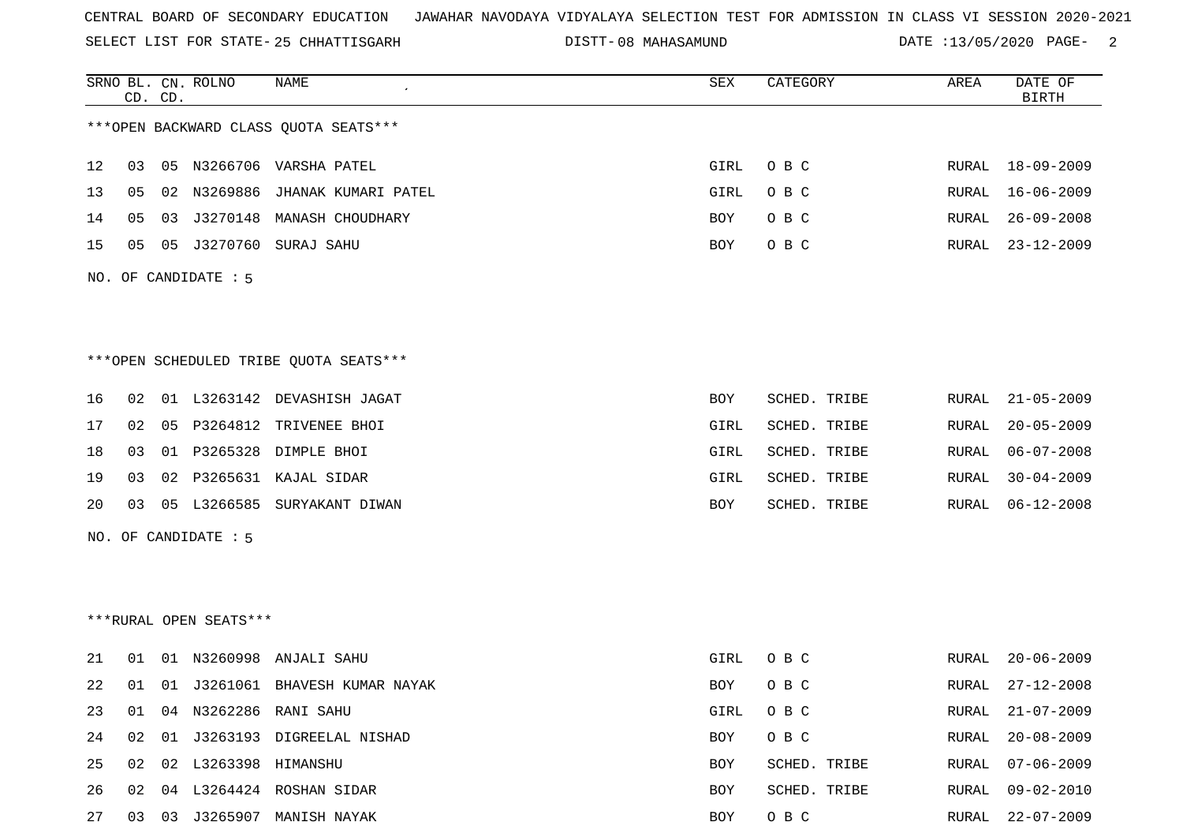CENTRAL BOARD OF SECONDARY EDUCATION JAWAHAR NAVODAYA VIDYALAYA SELECTION TEST FOR ADMISSION IN CLASS VI SESSION 2020-2021

SELECT LIST FOR STATE- 25 CHHATTISGARH DISTT- 08 MAHASAMUND DATE :13/05/2020

| SRNO | BL. CD. | CN. CD. | ROLNO | NAME | SEX | CATEGORY | AREA | DATE OF BIRTH |
|---|---|---|---|---|---|---|---|---|

***OPEN BACKWARD CLASS QUOTA SEATS***

| SRNO | BL. CD. | CN. CD. | ROLNO | NAME | SEX | CATEGORY | AREA | DATE OF BIRTH |
|---|---|---|---|---|---|---|---|---|
| 12 | 03 | 05 | N3266706 | VARSHA PATEL | GIRL | O B C | RURAL | 18-09-2009 |
| 13 | 05 | 02 | N3269886 | JHANAK KUMARI PATEL | GIRL | O B C | RURAL | 16-06-2009 |
| 14 | 05 | 03 | J3270148 | MANASH CHOUDHARY | BOY | O B C | RURAL | 26-09-2008 |
| 15 | 05 | 05 | J3270760 | SURAJ SAHU | BOY | O B C | RURAL | 23-12-2009 |

NO. OF CANDIDATE : 5

***OPEN SCHEDULED TRIBE QUOTA SEATS***

| SRNO | BL. CD. | CN. CD. | ROLNO | NAME | SEX | CATEGORY | AREA | DATE OF BIRTH |
|---|---|---|---|---|---|---|---|---|
| 16 | 02 | 01 | L3263142 | DEVASHISH JAGAT | BOY | SCHED. TRIBE | RURAL | 21-05-2009 |
| 17 | 02 | 05 | P3264812 | TRIVENEE BHOI | GIRL | SCHED. TRIBE | RURAL | 20-05-2009 |
| 18 | 03 | 01 | P3265328 | DIMPLE BHOI | GIRL | SCHED. TRIBE | RURAL | 06-07-2008 |
| 19 | 03 | 02 | P3265631 | KAJAL SIDAR | GIRL | SCHED. TRIBE | RURAL | 30-04-2009 |
| 20 | 03 | 05 | L3266585 | SURYAKANT DIWAN | BOY | SCHED. TRIBE | RURAL | 06-12-2008 |

NO. OF CANDIDATE : 5

***RURAL OPEN SEATS***

| SRNO | BL. CD. | CN. CD. | ROLNO | NAME | SEX | CATEGORY | AREA | DATE OF BIRTH |
|---|---|---|---|---|---|---|---|---|
| 21 | 01 | 01 | N3260998 | ANJALI SAHU | GIRL | O B C | RURAL | 20-06-2009 |
| 22 | 01 | 01 | J3261061 | BHAVESH KUMAR NAYAK | BOY | O B C | RURAL | 27-12-2008 |
| 23 | 01 | 04 | N3262286 | RANI SAHU | GIRL | O B C | RURAL | 21-07-2009 |
| 24 | 02 | 01 | J3263193 | DIGREELAL NISHAD | BOY | O B C | RURAL | 20-08-2009 |
| 25 | 02 | 02 | L3263398 | HIMANSHU | BOY | SCHED. TRIBE | RURAL | 07-06-2009 |
| 26 | 02 | 04 | L3264424 | ROSHAN SIDAR | BOY | SCHED. TRIBE | RURAL | 09-02-2010 |
| 27 | 03 | 03 | J3265907 | MANISH NAYAK | BOY | O B C | RURAL | 22-07-2009 |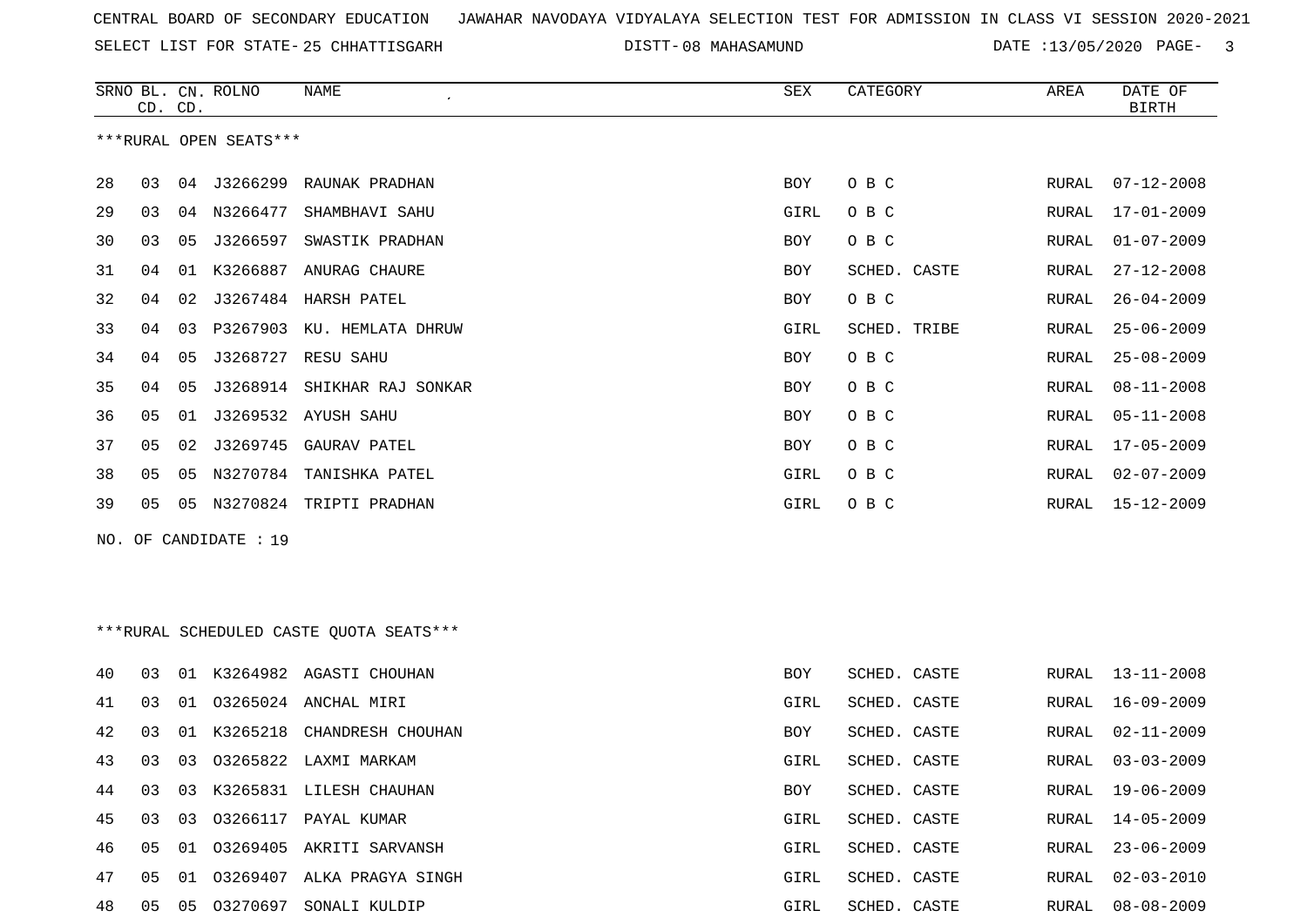CENTRAL BOARD OF SECONDARY EDUCATION JAWAHAR NAVODAYA VIDYALAYA SELECTION TEST FOR ADMISSION IN CLASS VI SESSION 2020-2021

SELECT LIST FOR STATE- 25 CHHATTISGARH DISTT- 08 MAHASAMUND DATE :13/05/2020 PAGE- 3

***RURAL OPEN SEATS***

| SRNO | BL. CD. | CN. CD. | ROLNO | NAME | SEX | CATEGORY | AREA | DATE OF BIRTH |
|---|---|---|---|---|---|---|---|---|
| 28 | 03 | 04 | J3266299 | RAUNAK PRADHAN | BOY | O B C | RURAL | 07-12-2008 |
| 29 | 03 | 04 | N3266477 | SHAMBHAVI SAHU | GIRL | O B C | RURAL | 17-01-2009 |
| 30 | 03 | 05 | J3266597 | SWASTIK PRADHAN | BOY | O B C | RURAL | 01-07-2009 |
| 31 | 04 | 01 | K3266887 | ANURAG CHAURE | BOY | SCHED. CASTE | RURAL | 27-12-2008 |
| 32 | 04 | 02 | J3267484 | HARSH PATEL | BOY | O B C | RURAL | 26-04-2009 |
| 33 | 04 | 03 | P3267903 | KU. HEMLATA DHRUW | GIRL | SCHED. TRIBE | RURAL | 25-06-2009 |
| 34 | 04 | 05 | J3268727 | RESU SAHU | BOY | O B C | RURAL | 25-08-2009 |
| 35 | 04 | 05 | J3268914 | SHIKHAR RAJ SONKAR | BOY | O B C | RURAL | 08-11-2008 |
| 36 | 05 | 01 | J3269532 | AYUSH SAHU | BOY | O B C | RURAL | 05-11-2008 |
| 37 | 05 | 02 | J3269745 | GAURAV PATEL | BOY | O B C | RURAL | 17-05-2009 |
| 38 | 05 | 05 | N3270784 | TANISHKA PATEL | GIRL | O B C | RURAL | 02-07-2009 |
| 39 | 05 | 05 | N3270824 | TRIPTI PRADHAN | GIRL | O B C | RURAL | 15-12-2009 |

NO. OF CANDIDATE : 19

***RURAL SCHEDULED CASTE QUOTA SEATS***

| SRNO | BL. CD. | CN. CD. | ROLNO | NAME | SEX | CATEGORY | AREA | DATE OF BIRTH |
|---|---|---|---|---|---|---|---|---|
| 40 | 03 | 01 | K3264982 | AGASTI CHOUHAN | BOY | SCHED. CASTE | RURAL | 13-11-2008 |
| 41 | 03 | 01 | O3265024 | ANCHAL MIRI | GIRL | SCHED. CASTE | RURAL | 16-09-2009 |
| 42 | 03 | 01 | K3265218 | CHANDRESH CHOUHAN | BOY | SCHED. CASTE | RURAL | 02-11-2009 |
| 43 | 03 | 03 | O3265822 | LAXMI MARKAM | GIRL | SCHED. CASTE | RURAL | 03-03-2009 |
| 44 | 03 | 03 | K3265831 | LILESH CHAUHAN | BOY | SCHED. CASTE | RURAL | 19-06-2009 |
| 45 | 03 | 03 | O3266117 | PAYAL KUMAR | GIRL | SCHED. CASTE | RURAL | 14-05-2009 |
| 46 | 05 | 01 | O3269405 | AKRITI SARVANSH | GIRL | SCHED. CASTE | RURAL | 23-06-2009 |
| 47 | 05 | 01 | O3269407 | ALKA PRAGYA SINGH | GIRL | SCHED. CASTE | RURAL | 02-03-2010 |
| 48 | 05 | 05 | O3270697 | SONALI KULDIP | GIRL | SCHED. CASTE | RURAL | 08-08-2009 |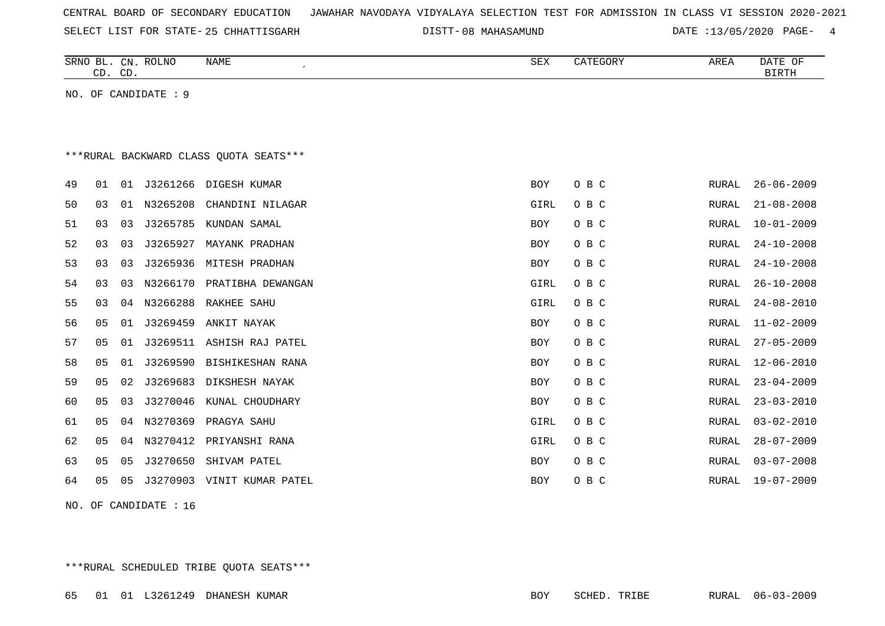CENTRAL BOARD OF SECONDARY EDUCATION JAWAHAR NAVODAYA VIDYALAYA SELECTION TEST FOR ADMISSION IN CLASS VI SESSION 2020-2021

SELECT LIST FOR STATE- 25 CHHATTISGARH DISTT- 08 MAHASAMUND DATE :13/05/2020

| SRNO | BL. CD. | CN. CD. | ROLNO | NAME | SEX | CATEGORY | AREA | DATE OF BIRTH |
|---|---|---|---|---|---|---|---|---|

NO. OF CANDIDATE : 9

***RURAL BACKWARD CLASS QUOTA SEATS***

| SRNO | BL. CD. | CN. CD. | ROLNO | NAME | SEX | CATEGORY | AREA | DATE OF BIRTH |
|---|---|---|---|---|---|---|---|---|
| 49 | 01 | 01 | J3261266 | DIGESH KUMAR | BOY | O B C | RURAL | 26-06-2009 |
| 50 | 03 | 01 | N3265208 | CHANDINI NILAGAR | GIRL | O B C | RURAL | 21-08-2008 |
| 51 | 03 | 03 | J3265785 | KUNDAN SAMAL | BOY | O B C | RURAL | 10-01-2009 |
| 52 | 03 | 03 | J3265927 | MAYANK PRADHAN | BOY | O B C | RURAL | 24-10-2008 |
| 53 | 03 | 03 | J3265936 | MITESH PRADHAN | BOY | O B C | RURAL | 24-10-2008 |
| 54 | 03 | 03 | N3266170 | PRATIBHA DEWANGAN | GIRL | O B C | RURAL | 26-10-2008 |
| 55 | 03 | 04 | N3266288 | RAKHEE SAHU | GIRL | O B C | RURAL | 24-08-2010 |
| 56 | 05 | 01 | J3269459 | ANKIT NAYAK | BOY | O B C | RURAL | 11-02-2009 |
| 57 | 05 | 01 | J3269511 | ASHISH RAJ PATEL | BOY | O B C | RURAL | 27-05-2009 |
| 58 | 05 | 01 | J3269590 | BISHIKESHAN RANA | BOY | O B C | RURAL | 12-06-2010 |
| 59 | 05 | 02 | J3269683 | DIKSHESH NAYAK | BOY | O B C | RURAL | 23-04-2009 |
| 60 | 05 | 03 | J3270046 | KUNAL CHOUDHARY | BOY | O B C | RURAL | 23-03-2010 |
| 61 | 05 | 04 | N3270369 | PRAGYA SAHU | GIRL | O B C | RURAL | 03-02-2010 |
| 62 | 05 | 04 | N3270412 | PRIYANSHI RANA | GIRL | O B C | RURAL | 28-07-2009 |
| 63 | 05 | 05 | J3270650 | SHIVAM PATEL | BOY | O B C | RURAL | 03-07-2008 |
| 64 | 05 | 05 | J3270903 | VINIT KUMAR PATEL | BOY | O B C | RURAL | 19-07-2009 |

NO. OF CANDIDATE : 16

***RURAL SCHEDULED TRIBE QUOTA SEATS***

| SRNO | BL. CD. | CN. CD. | ROLNO | NAME | SEX | CATEGORY | AREA | DATE OF BIRTH |
|---|---|---|---|---|---|---|---|---|
| 65 | 01 | 01 | L3261249 | DHANESH KUMAR | BOY | SCHED. TRIBE | RURAL | 06-03-2009 |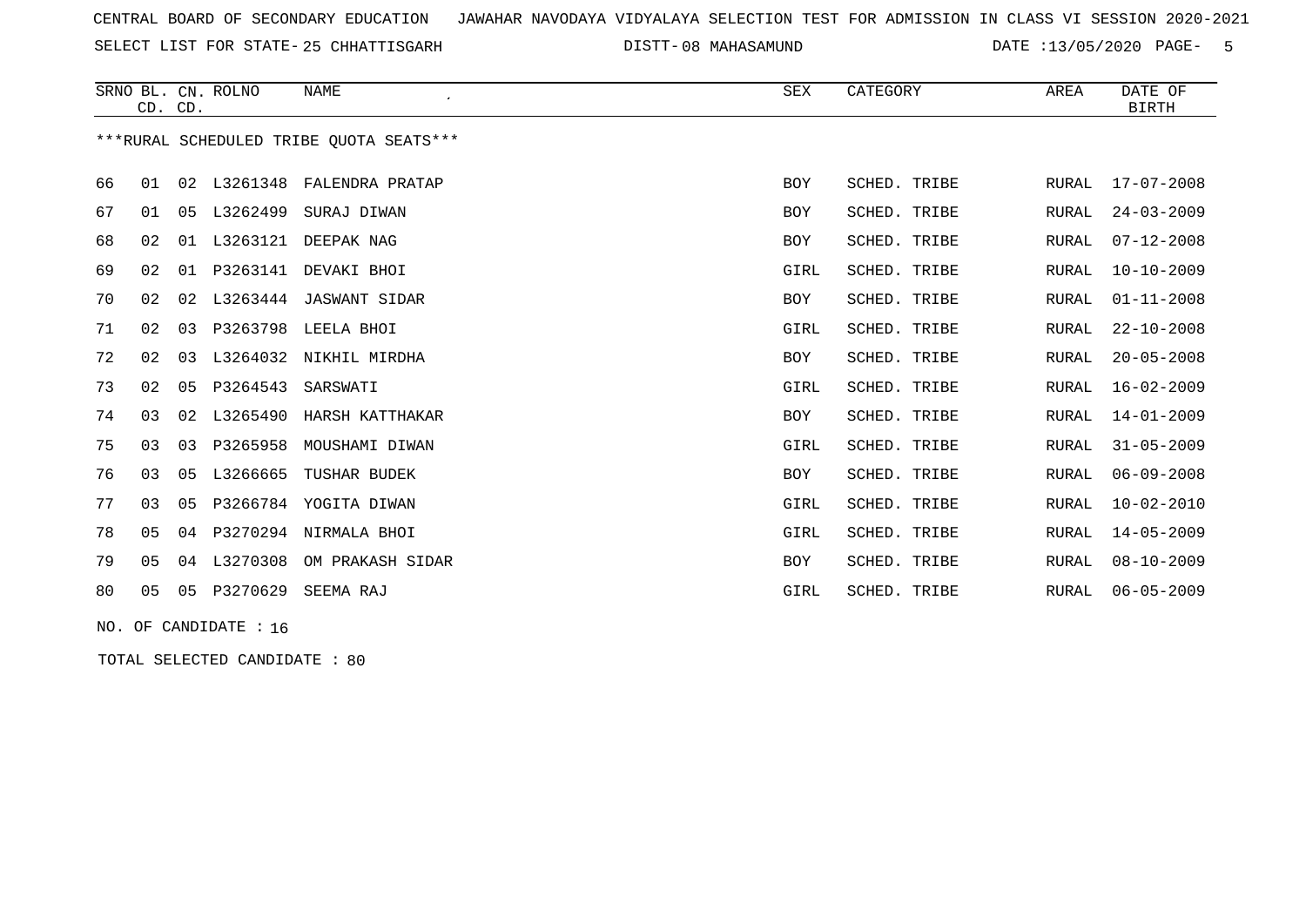CENTRAL BOARD OF SECONDARY EDUCATION JAWAHAR NAVODAYA VIDYALAYA SELECTION TEST FOR ADMISSION IN CLASS VI SESSION 2020-2021

SELECT LIST FOR STATE- 25 CHHATTISGARH DISTT- 08 MAHASAMUND DATE :13/05/2020

***RURAL SCHEDULED TRIBE QUOTA SEATS***

| SRNO | BL. CD. | CN. CD. | ROLNO | NAME | SEX | CATEGORY | AREA | DATE OF BIRTH |
|---|---|---|---|---|---|---|---|---|
| 66 | 01 | 02 | L3261348 | FALENDRA PRATAP | BOY | SCHED. TRIBE | RURAL | 17-07-2008 |
| 67 | 01 | 05 | L3262499 | SURAJ DIWAN | BOY | SCHED. TRIBE | RURAL | 24-03-2009 |
| 68 | 02 | 01 | L3263121 | DEEPAK NAG | BOY | SCHED. TRIBE | RURAL | 07-12-2008 |
| 69 | 02 | 01 | P3263141 | DEVAKI BHOI | GIRL | SCHED. TRIBE | RURAL | 10-10-2009 |
| 70 | 02 | 02 | L3263444 | JASWANT SIDAR | BOY | SCHED. TRIBE | RURAL | 01-11-2008 |
| 71 | 02 | 03 | P3263798 | LEELA BHOI | GIRL | SCHED. TRIBE | RURAL | 22-10-2008 |
| 72 | 02 | 03 | L3264032 | NIKHIL MIRDHA | BOY | SCHED. TRIBE | RURAL | 20-05-2008 |
| 73 | 02 | 05 | P3264543 | SARSWATI | GIRL | SCHED. TRIBE | RURAL | 16-02-2009 |
| 74 | 03 | 02 | L3265490 | HARSH KATTHAKAR | BOY | SCHED. TRIBE | RURAL | 14-01-2009 |
| 75 | 03 | 03 | P3265958 | MOUSHAMI DIWAN | GIRL | SCHED. TRIBE | RURAL | 31-05-2009 |
| 76 | 03 | 05 | L3266665 | TUSHAR BUDEK | BOY | SCHED. TRIBE | RURAL | 06-09-2008 |
| 77 | 03 | 05 | P3266784 | YOGITA DIWAN | GIRL | SCHED. TRIBE | RURAL | 10-02-2010 |
| 78 | 05 | 04 | P3270294 | NIRMALA BHOI | GIRL | SCHED. TRIBE | RURAL | 14-05-2009 |
| 79 | 05 | 04 | L3270308 | OM PRAKASH SIDAR | BOY | SCHED. TRIBE | RURAL | 08-10-2009 |
| 80 | 05 | 05 | P3270629 | SEEMA RAJ | GIRL | SCHED. TRIBE | RURAL | 06-05-2009 |

NO. OF CANDIDATE : 16

TOTAL SELECTED CANDIDATE : 80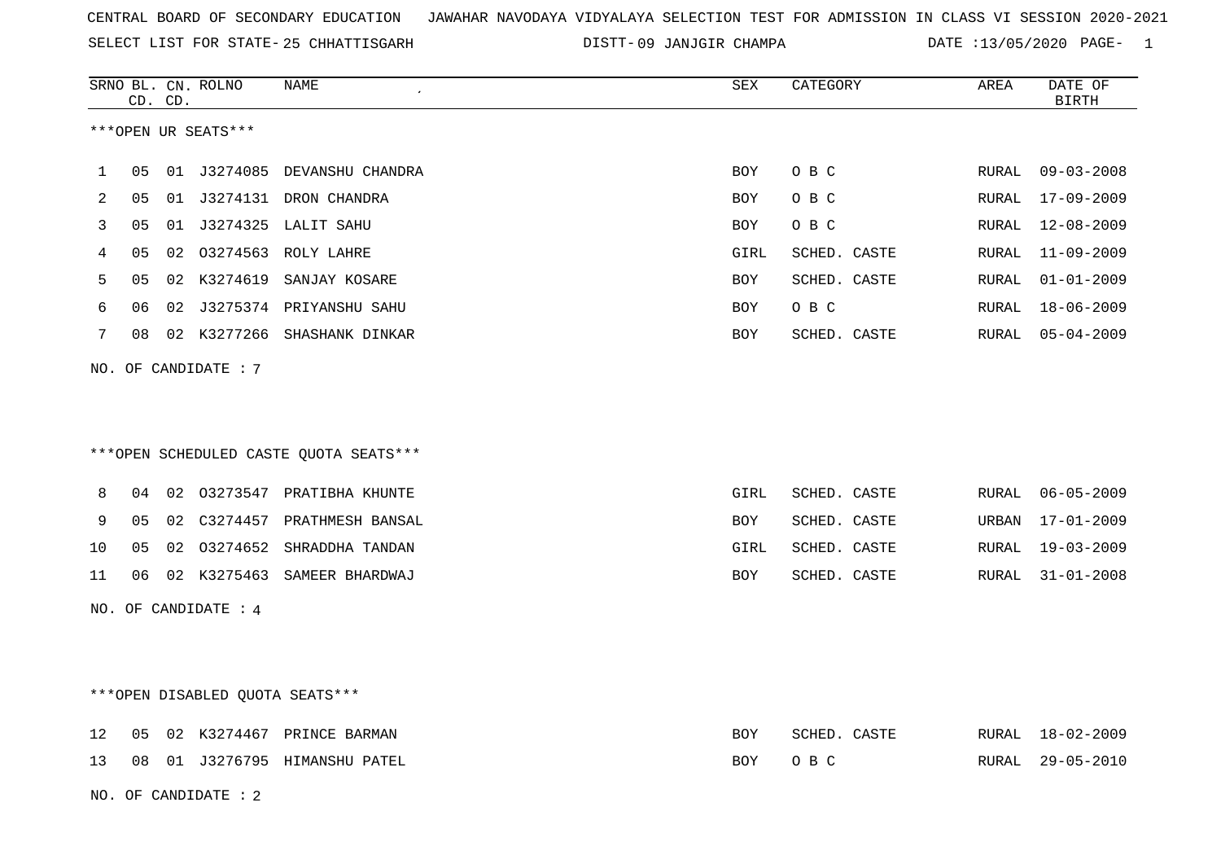CENTRAL BOARD OF SECONDARY EDUCATION   JAWAHAR NAVODAYA VIDYALAYA SELECTION TEST FOR ADMISSION IN CLASS VI SESSION 2020-2021

SELECT LIST FOR STATE- 25 CHHATTISGARH   DISTT- 09 JANJGIR CHAMPA   DATE :13/05/2020

***OPEN UR SEATS***

| SRNO | BL. CD. | CN. CD. | ROLNO | NAME | SEX | CATEGORY | AREA | DATE OF BIRTH |
|---|---|---|---|---|---|---|---|---|
| 1 | 05 | 01 | J3274085 | DEVANSHU CHANDRA | BOY | O B C | RURAL | 09-03-2008 |
| 2 | 05 | 01 | J3274131 | DRON CHANDRA | BOY | O B C | RURAL | 17-09-2009 |
| 3 | 05 | 01 | J3274325 | LALIT SAHU | BOY | O B C | RURAL | 12-08-2009 |
| 4 | 05 | 02 | O3274563 | ROLY LAHRE | GIRL | SCHED. CASTE | RURAL | 11-09-2009 |
| 5 | 05 | 02 | K3274619 | SANJAY KOSARE | BOY | SCHED. CASTE | RURAL | 01-01-2009 |
| 6 | 06 | 02 | J3275374 | PRIYANSHU SAHU | BOY | O B C | RURAL | 18-06-2009 |
| 7 | 08 | 02 | K3277266 | SHASHANK DINKAR | BOY | SCHED. CASTE | RURAL | 05-04-2009 |

NO. OF CANDIDATE : 7

***OPEN SCHEDULED CASTE QUOTA SEATS***

| SRNO | BL. CD. | CN. CD. | ROLNO | NAME | SEX | CATEGORY | AREA | DATE OF BIRTH |
|---|---|---|---|---|---|---|---|---|
| 8 | 04 | 02 | O3273547 | PRATIBHA KHUNTE | GIRL | SCHED. CASTE | RURAL | 06-05-2009 |
| 9 | 05 | 02 | C3274457 | PRATHMESH BANSAL | BOY | SCHED. CASTE | URBAN | 17-01-2009 |
| 10 | 05 | 02 | O3274652 | SHRADDHA TANDAN | GIRL | SCHED. CASTE | RURAL | 19-03-2009 |
| 11 | 06 | 02 | K3275463 | SAMEER BHARDWAJ | BOY | SCHED. CASTE | RURAL | 31-01-2008 |

NO. OF CANDIDATE : 4

***OPEN DISABLED QUOTA SEATS***

| SRNO | BL. CD. | CN. CD. | ROLNO | NAME | SEX | CATEGORY | AREA | DATE OF BIRTH |
|---|---|---|---|---|---|---|---|---|
| 12 | 05 | 02 | K3274467 | PRINCE BARMAN | BOY | SCHED. CASTE | RURAL | 18-02-2009 |
| 13 | 08 | 01 | J3276795 | HIMANSHU PATEL | BOY | O B C | RURAL | 29-05-2010 |

NO. OF CANDIDATE : 2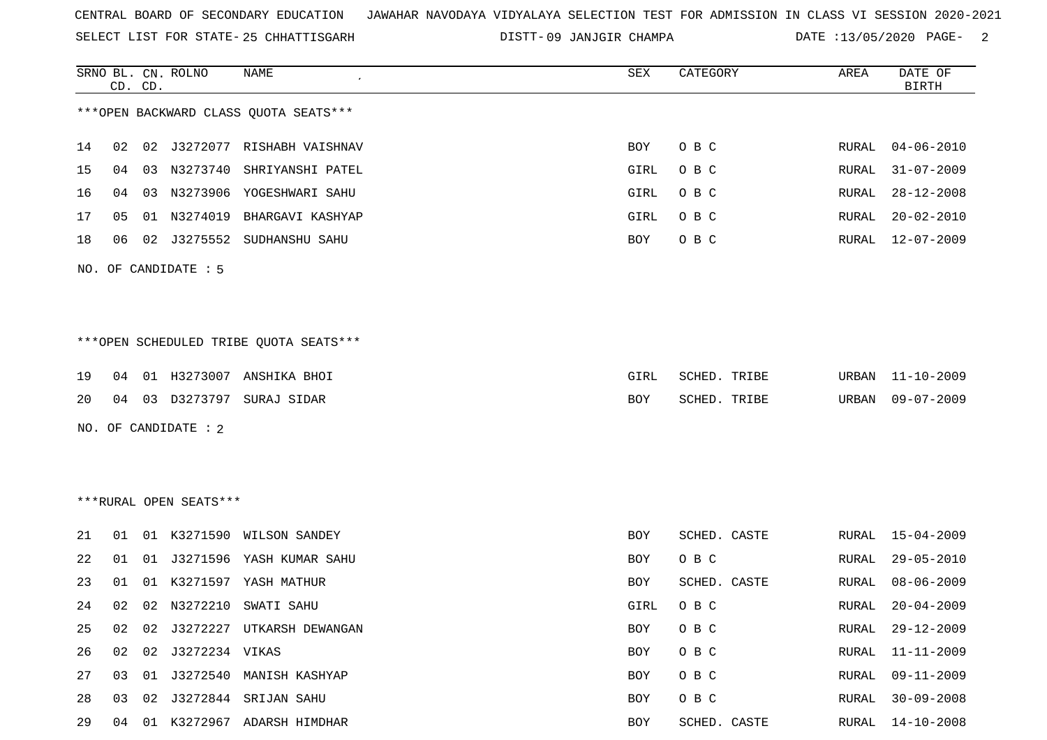CENTRAL BOARD OF SECONDARY EDUCATION JAWAHAR NAVODAYA VIDYALAYA SELECTION TEST FOR ADMISSION IN CLASS VI SESSION 2020-2021

SELECT LIST FOR STATE- 25 CHHATTISGARH DISTT- 09 JANJGIR CHAMPA DATE :13/05/2020

***OPEN BACKWARD CLASS QUOTA SEATS***

| SRNO | BL. CD. | CN. CD. | ROLNO | NAME | SEX | CATEGORY | AREA | DATE OF BIRTH |
|---|---|---|---|---|---|---|---|---|
| 14 | 02 | 02 | J3272077 | RISHABH VAISHNAV | BOY | O B C | RURAL | 04-06-2010 |
| 15 | 04 | 03 | N3273740 | SHRIYANSHI PATEL | GIRL | O B C | RURAL | 31-07-2009 |
| 16 | 04 | 03 | N3273906 | YOGESHWARI SAHU | GIRL | O B C | RURAL | 28-12-2008 |
| 17 | 05 | 01 | N3274019 | BHARGAVI KASHYAP | GIRL | O B C | RURAL | 20-02-2010 |
| 18 | 06 | 02 | J3275552 | SUDHANSHU SAHU | BOY | O B C | RURAL | 12-07-2009 |

NO. OF CANDIDATE : 5

***OPEN SCHEDULED TRIBE QUOTA SEATS***

| SRNO | BL. CD. | CN. CD. | ROLNO | NAME | SEX | CATEGORY | AREA | DATE OF BIRTH |
|---|---|---|---|---|---|---|---|---|
| 19 | 04 | 01 | H3273007 | ANSHIKA BHOI | GIRL | SCHED. TRIBE | URBAN | 11-10-2009 |
| 20 | 04 | 03 | D3273797 | SURAJ SIDAR | BOY | SCHED. TRIBE | URBAN | 09-07-2009 |

NO. OF CANDIDATE : 2

***RURAL OPEN SEATS***

| SRNO | BL. CD. | CN. CD. | ROLNO | NAME | SEX | CATEGORY | AREA | DATE OF BIRTH |
|---|---|---|---|---|---|---|---|---|
| 21 | 01 | 01 | K3271590 | WILSON SANDEY | BOY | SCHED. CASTE | RURAL | 15-04-2009 |
| 22 | 01 | 01 | J3271596 | YASH KUMAR SAHU | BOY | O B C | RURAL | 29-05-2010 |
| 23 | 01 | 01 | K3271597 | YASH MATHUR | BOY | SCHED. CASTE | RURAL | 08-06-2009 |
| 24 | 02 | 02 | N3272210 | SWATI SAHU | GIRL | O B C | RURAL | 20-04-2009 |
| 25 | 02 | 02 | J3272227 | UTKARSH DEWANGAN | BOY | O B C | RURAL | 29-12-2009 |
| 26 | 02 | 02 | J3272234 | VIKAS | BOY | O B C | RURAL | 11-11-2009 |
| 27 | 03 | 01 | J3272540 | MANISH KASHYAP | BOY | O B C | RURAL | 09-11-2009 |
| 28 | 03 | 02 | J3272844 | SRIJAN SAHU | BOY | O B C | RURAL | 30-09-2008 |
| 29 | 04 | 01 | K3272967 | ADARSH HIMDHAR | BOY | SCHED. CASTE | RURAL | 14-10-2008 |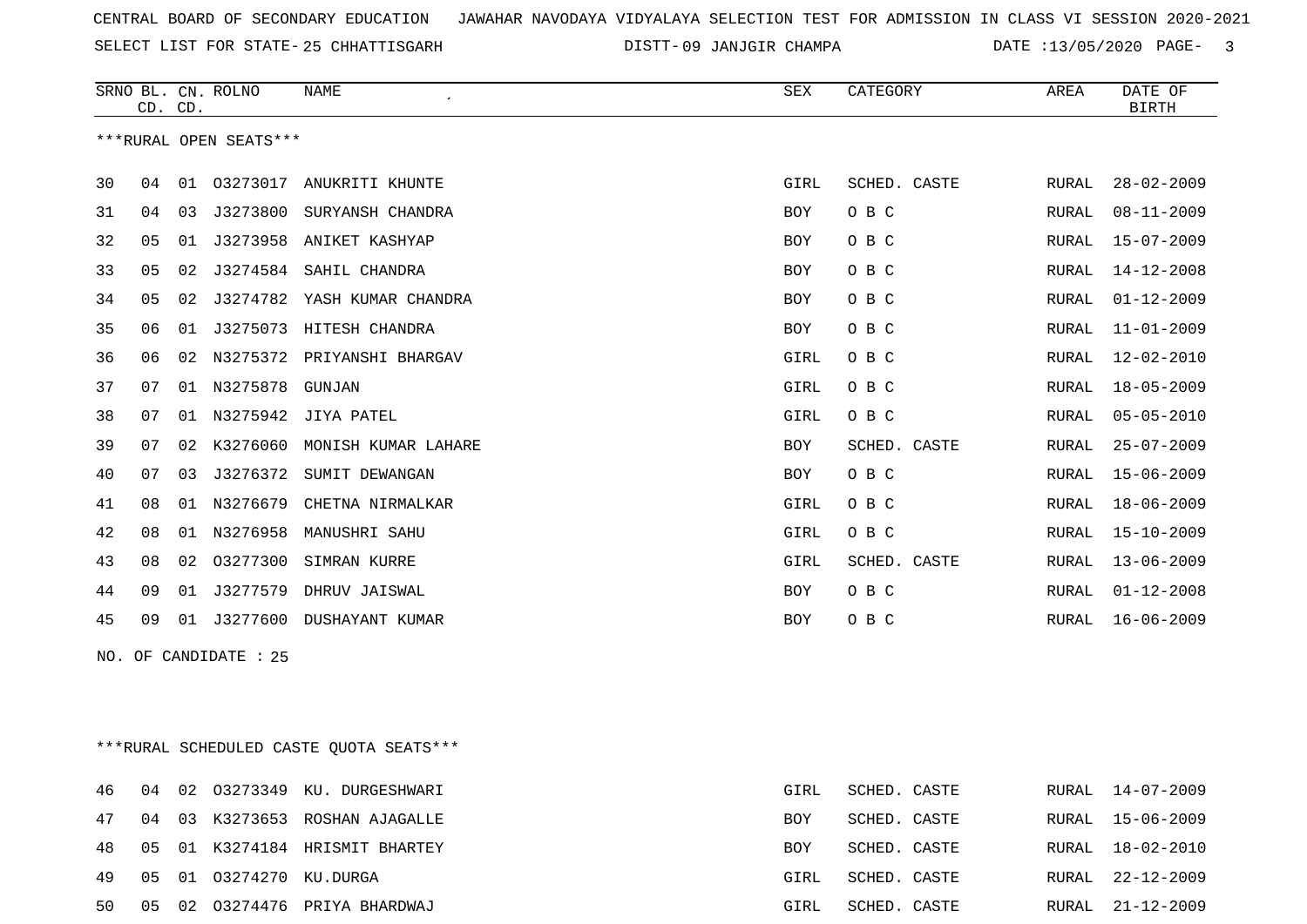CENTRAL BOARD OF SECONDARY EDUCATION JAWAHAR NAVODAYA VIDYALAYA SELECTION TEST FOR ADMISSION IN CLASS VI SESSION 2020-2021

SELECT LIST FOR STATE- 25 CHHATTISGARH DISTT- 09 JANJGIR CHAMPA DATE :13/05/2020

***RURAL OPEN SEATS***

| SRNO | BL. CD. | CN. CD. | ROLNO | NAME | SEX | CATEGORY | AREA | DATE OF BIRTH |
|---|---|---|---|---|---|---|---|---|
| 30 | 04 | 01 | O3273017 | ANUKRITI KHUNTE | GIRL | SCHED. CASTE | RURAL | 28-02-2009 |
| 31 | 04 | 03 | J3273800 | SURYANSH CHANDRA | BOY | O B C | RURAL | 08-11-2009 |
| 32 | 05 | 01 | J3273958 | ANIKET KASHYAP | BOY | O B C | RURAL | 15-07-2009 |
| 33 | 05 | 02 | J3274584 | SAHIL CHANDRA | BOY | O B C | RURAL | 14-12-2008 |
| 34 | 05 | 02 | J3274782 | YASH KUMAR CHANDRA | BOY | O B C | RURAL | 01-12-2009 |
| 35 | 06 | 01 | J3275073 | HITESH CHANDRA | BOY | O B C | RURAL | 11-01-2009 |
| 36 | 06 | 02 | N3275372 | PRIYANSHI BHARGAV | GIRL | O B C | RURAL | 12-02-2010 |
| 37 | 07 | 01 | N3275878 | GUNJAN | GIRL | O B C | RURAL | 18-05-2009 |
| 38 | 07 | 01 | N3275942 | JIYA PATEL | GIRL | O B C | RURAL | 05-05-2010 |
| 39 | 07 | 02 | K3276060 | MONISH KUMAR LAHARE | BOY | SCHED. CASTE | RURAL | 25-07-2009 |
| 40 | 07 | 03 | J3276372 | SUMIT DEWANGAN | BOY | O B C | RURAL | 15-06-2009 |
| 41 | 08 | 01 | N3276679 | CHETNA NIRMALKAR | GIRL | O B C | RURAL | 18-06-2009 |
| 42 | 08 | 01 | N3276958 | MANUSHRI SAHU | GIRL | O B C | RURAL | 15-10-2009 |
| 43 | 08 | 02 | O3277300 | SIMRAN KURRE | GIRL | SCHED. CASTE | RURAL | 13-06-2009 |
| 44 | 09 | 01 | J3277579 | DHRUV JAISWAL | BOY | O B C | RURAL | 01-12-2008 |
| 45 | 09 | 01 | J3277600 | DUSHAYANT KUMAR | BOY | O B C | RURAL | 16-06-2009 |

NO. OF CANDIDATE : 25

***RURAL SCHEDULED CASTE QUOTA SEATS***

| SRNO | BL. CD. | CN. CD. | ROLNO | NAME | SEX | CATEGORY | AREA | DATE OF BIRTH |
|---|---|---|---|---|---|---|---|---|
| 46 | 04 | 02 | O3273349 | KU. DURGESHWARI | GIRL | SCHED. CASTE | RURAL | 14-07-2009 |
| 47 | 04 | 03 | K3273653 | ROSHAN AJAGALLE | BOY | SCHED. CASTE | RURAL | 15-06-2009 |
| 48 | 05 | 01 | K3274184 | HRISMIT BHARTEY | BOY | SCHED. CASTE | RURAL | 18-02-2010 |
| 49 | 05 | 01 | O3274270 | KU.DURGA | GIRL | SCHED. CASTE | RURAL | 22-12-2009 |
| 50 | 05 | 02 | O3274476 | PRIYA BHARDWAJ | GIRL | SCHED. CASTE | RURAL | 21-12-2009 |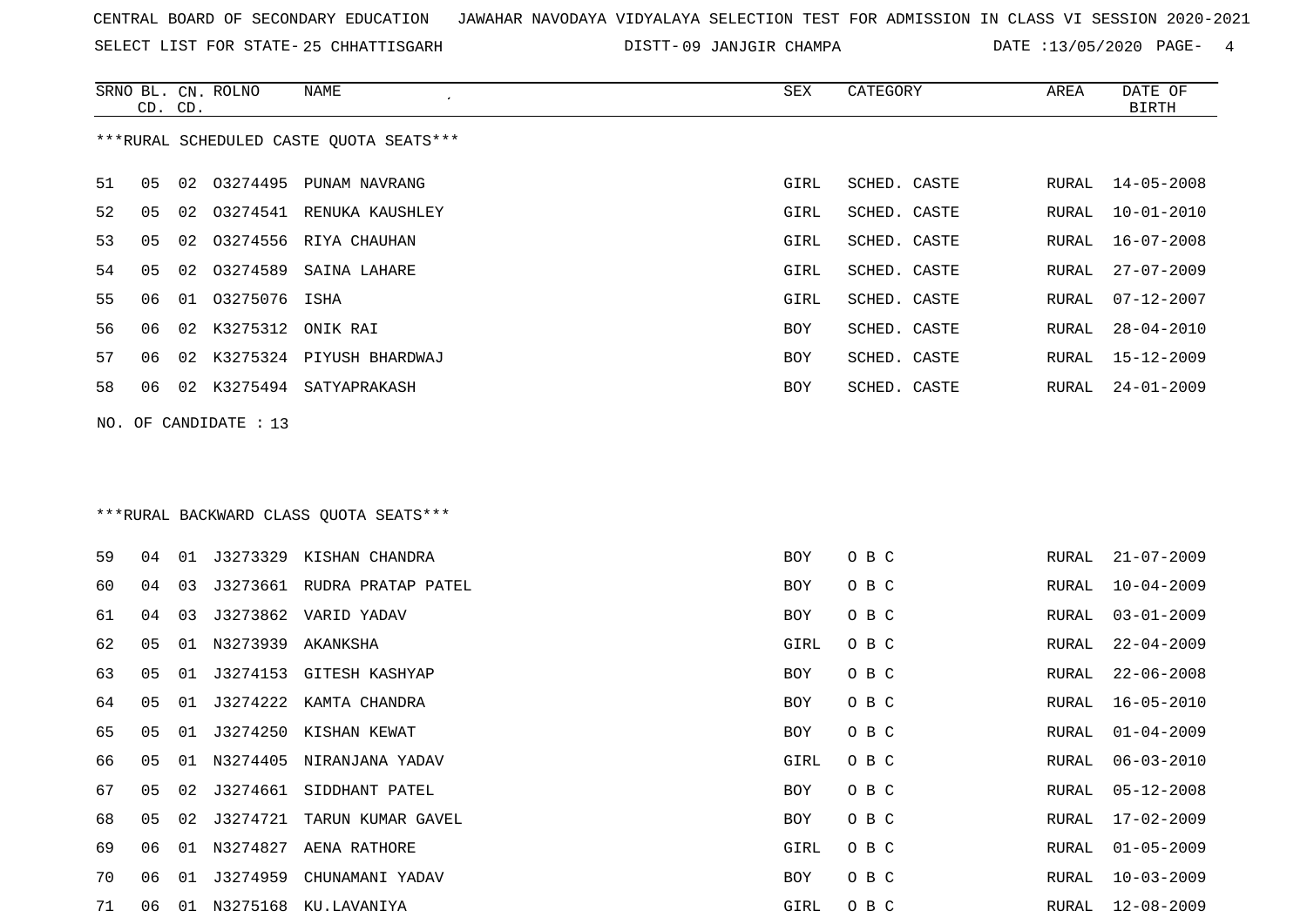CENTRAL BOARD OF SECONDARY EDUCATION JAWAHAR NAVODAYA VIDYALAYA SELECTION TEST FOR ADMISSION IN CLASS VI SESSION 2020-2021

SELECT LIST FOR STATE- 25 CHHATTISGARH DISTT- 09 JANJGIR CHAMPA DATE :13/05/2020

***RURAL SCHEDULED CASTE QUOTA SEATS***

| SRNO | BL. CD. | CN. CD. | ROLNO | NAME | SEX | CATEGORY | AREA | DATE OF BIRTH |
|---|---|---|---|---|---|---|---|---|
| 51 | 05 | 02 | O3274495 | PUNAM NAVRANG | GIRL | SCHED. CASTE | RURAL | 14-05-2008 |
| 52 | 05 | 02 | O3274541 | RENUKA KAUSHLEY | GIRL | SCHED. CASTE | RURAL | 10-01-2010 |
| 53 | 05 | 02 | O3274556 | RIYA CHAUHAN | GIRL | SCHED. CASTE | RURAL | 16-07-2008 |
| 54 | 05 | 02 | O3274589 | SAINA LAHARE | GIRL | SCHED. CASTE | RURAL | 27-07-2009 |
| 55 | 06 | 01 | O3275076 | ISHA | GIRL | SCHED. CASTE | RURAL | 07-12-2007 |
| 56 | 06 | 02 | K3275312 | ONIK RAI | BOY | SCHED. CASTE | RURAL | 28-04-2010 |
| 57 | 06 | 02 | K3275324 | PIYUSH BHARDWAJ | BOY | SCHED. CASTE | RURAL | 15-12-2009 |
| 58 | 06 | 02 | K3275494 | SATYAPRAKASH | BOY | SCHED. CASTE | RURAL | 24-01-2009 |

NO. OF CANDIDATE : 13

***RURAL BACKWARD CLASS QUOTA SEATS***

| SRNO | BL. CD. | CN. CD. | ROLNO | NAME | SEX | CATEGORY | AREA | DATE OF BIRTH |
|---|---|---|---|---|---|---|---|---|
| 59 | 04 | 01 | J3273329 | KISHAN CHANDRA | BOY | O B C | RURAL | 21-07-2009 |
| 60 | 04 | 03 | J3273661 | RUDRA PRATAP PATEL | BOY | O B C | RURAL | 10-04-2009 |
| 61 | 04 | 03 | J3273862 | VARID YADAV | BOY | O B C | RURAL | 03-01-2009 |
| 62 | 05 | 01 | N3273939 | AKANKSHA | GIRL | O B C | RURAL | 22-04-2009 |
| 63 | 05 | 01 | J3274153 | GITESH KASHYAP | BOY | O B C | RURAL | 22-06-2008 |
| 64 | 05 | 01 | J3274222 | KAMTA CHANDRA | BOY | O B C | RURAL | 16-05-2010 |
| 65 | 05 | 01 | J3274250 | KISHAN KEWAT | BOY | O B C | RURAL | 01-04-2009 |
| 66 | 05 | 01 | N3274405 | NIRANJANA YADAV | GIRL | O B C | RURAL | 06-03-2010 |
| 67 | 05 | 02 | J3274661 | SIDDHANT PATEL | BOY | O B C | RURAL | 05-12-2008 |
| 68 | 05 | 02 | J3274721 | TARUN KUMAR GAVEL | BOY | O B C | RURAL | 17-02-2009 |
| 69 | 06 | 01 | N3274827 | AENA RATHORE | GIRL | O B C | RURAL | 01-05-2009 |
| 70 | 06 | 01 | J3274959 | CHUNAMANI YADAV | BOY | O B C | RURAL | 10-03-2009 |
| 71 | 06 | 01 | N3275168 | KU.LAVANIYA | GIRL | O B C | RURAL | 12-08-2009 |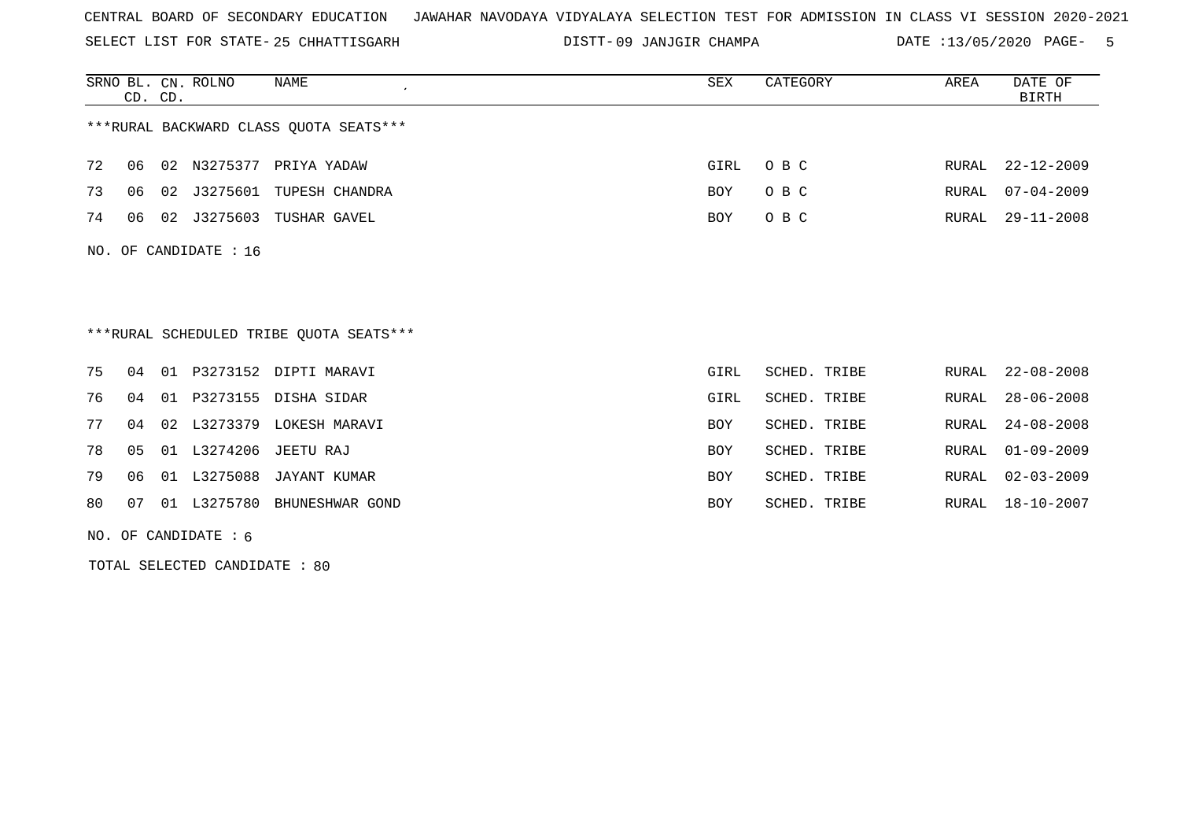CENTRAL BOARD OF SECONDARY EDUCATION JAWAHAR NAVODAYA VIDYALAYA SELECTION TEST FOR ADMISSION IN CLASS VI SESSION 2020-2021

SELECT LIST FOR STATE- 25 CHHATTISGARH DISTT- 09 JANJGIR CHAMPA DATE :13/05/2020

| SRNO | BL. CD. | CN. CD. | ROLNO | NAME | SEX | CATEGORY | AREA | DATE OF BIRTH |
|---|---|---|---|---|---|---|---|---|

***RURAL BACKWARD CLASS QUOTA SEATS***

| SRNO | BL. CD. | CN. CD. | ROLNO | NAME | SEX | CATEGORY | AREA | DATE OF BIRTH |
|---|---|---|---|---|---|---|---|---|
| 72 | 06 | 02 | N3275377 | PRIYA YADAW | GIRL | O B C | RURAL | 22-12-2009 |
| 73 | 06 | 02 | J3275601 | TUPESH CHANDRA | BOY | O B C | RURAL | 07-04-2009 |
| 74 | 06 | 02 | J3275603 | TUSHAR GAVEL | BOY | O B C | RURAL | 29-11-2008 |

NO. OF CANDIDATE : 16

***RURAL SCHEDULED TRIBE QUOTA SEATS***

| SRNO | BL. CD. | CN. CD. | ROLNO | NAME | SEX | CATEGORY | AREA | DATE OF BIRTH |
|---|---|---|---|---|---|---|---|---|
| 75 | 04 | 01 | P3273152 | DIPTI MARAVI | GIRL | SCHED. TRIBE | RURAL | 22-08-2008 |
| 76 | 04 | 01 | P3273155 | DISHA SIDAR | GIRL | SCHED. TRIBE | RURAL | 28-06-2008 |
| 77 | 04 | 02 | L3273379 | LOKESH MARAVI | BOY | SCHED. TRIBE | RURAL | 24-08-2008 |
| 78 | 05 | 01 | L3274206 | JEETU RAJ | BOY | SCHED. TRIBE | RURAL | 01-09-2009 |
| 79 | 06 | 01 | L3275088 | JAYANT KUMAR | BOY | SCHED. TRIBE | RURAL | 02-03-2009 |
| 80 | 07 | 01 | L3275780 | BHUNESHWAR GOND | BOY | SCHED. TRIBE | RURAL | 18-10-2007 |

NO. OF CANDIDATE : 6

TOTAL SELECTED CANDIDATE : 80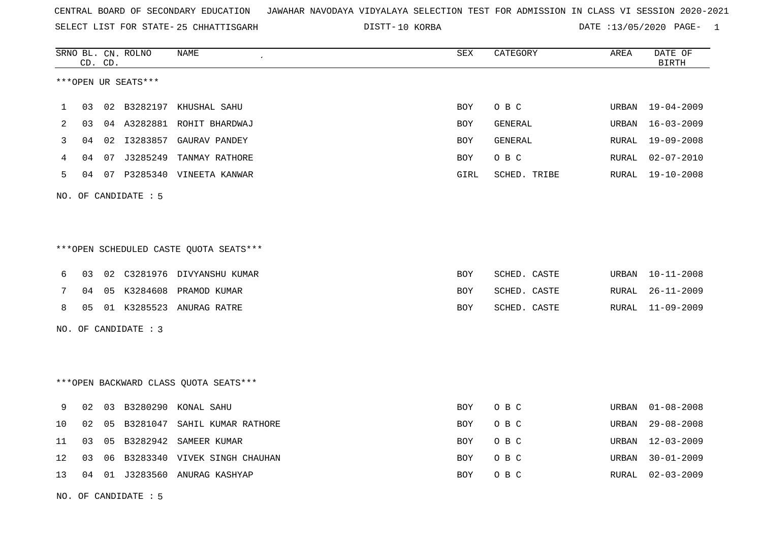CENTRAL BOARD OF SECONDARY EDUCATION JAWAHAR NAVODAYA VIDYALAYA SELECTION TEST FOR ADMISSION IN CLASS VI SESSION 2020-2021

SELECT LIST FOR STATE- 25 CHHATTISGARH DISTT- 10 KORBA DATE :13/05/2020

***OPEN UR SEATS***

| SRNO | BL. CD. | CN. CD. | ROLNO | NAME | SEX | CATEGORY | AREA | DATE OF BIRTH |
|---|---|---|---|---|---|---|---|---|
| 1 | 03 | 02 | B3282197 | KHUSHAL SAHU | BOY | O B C | URBAN | 19-04-2009 |
| 2 | 03 | 04 | A3282881 | ROHIT BHARDWAJ | BOY | GENERAL | URBAN | 16-03-2009 |
| 3 | 04 | 02 | I3283857 | GAURAV PANDEY | BOY | GENERAL | RURAL | 19-09-2008 |
| 4 | 04 | 07 | J3285249 | TANMAY RATHORE | BOY | O B C | RURAL | 02-07-2010 |
| 5 | 04 | 07 | P3285340 | VINEETA KANWAR | GIRL | SCHED. TRIBE | RURAL | 19-10-2008 |

NO. OF CANDIDATE : 5

***OPEN SCHEDULED CASTE QUOTA SEATS***

| SRNO | BL. CD. | CN. CD. | ROLNO | NAME | SEX | CATEGORY | AREA | DATE OF BIRTH |
|---|---|---|---|---|---|---|---|---|
| 6 | 03 | 02 | C3281976 | DIVYANSHU KUMAR | BOY | SCHED. CASTE | URBAN | 10-11-2008 |
| 7 | 04 | 05 | K3284608 | PRAMOD KUMAR | BOY | SCHED. CASTE | RURAL | 26-11-2009 |
| 8 | 05 | 01 | K3285523 | ANURAG RATRE | BOY | SCHED. CASTE | RURAL | 11-09-2009 |

NO. OF CANDIDATE : 3

***OPEN BACKWARD CLASS QUOTA SEATS***

| SRNO | BL. CD. | CN. CD. | ROLNO | NAME | SEX | CATEGORY | AREA | DATE OF BIRTH |
|---|---|---|---|---|---|---|---|---|
| 9 | 02 | 03 | B3280290 | KONAL SAHU | BOY | O B C | URBAN | 01-08-2008 |
| 10 | 02 | 05 | B3281047 | SAHIL KUMAR RATHORE | BOY | O B C | URBAN | 29-08-2008 |
| 11 | 03 | 05 | B3282942 | SAMEER KUMAR | BOY | O B C | URBAN | 12-03-2009 |
| 12 | 03 | 06 | B3283340 | VIVEK SINGH CHAUHAN | BOY | O B C | URBAN | 30-01-2009 |
| 13 | 04 | 01 | J3283560 | ANURAG KASHYAP | BOY | O B C | RURAL | 02-03-2009 |

NO. OF CANDIDATE : 5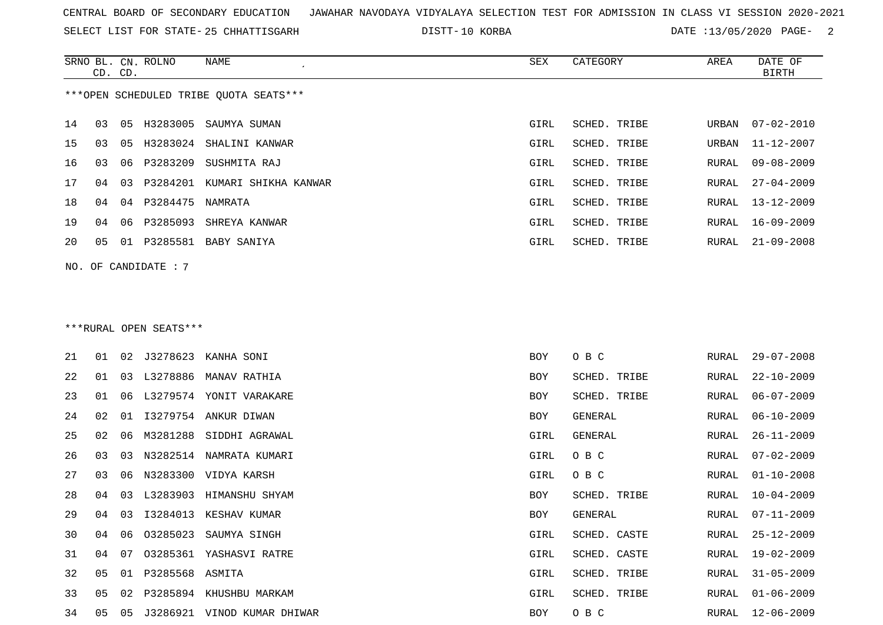CENTRAL BOARD OF SECONDARY EDUCATION JAWAHAR NAVODAYA VIDYALAYA SELECTION TEST FOR ADMISSION IN CLASS VI SESSION 2020-2021

SELECT LIST FOR STATE- 25 CHHATTISGARH DISTT- 10 KORBA DATE :13/05/2020

***OPEN SCHEDULED TRIBE QUOTA SEATS***

| SRNO | BL. CD. | CN. CD. | ROLNO | NAME | SEX | CATEGORY | AREA | DATE OF BIRTH |
|---|---|---|---|---|---|---|---|---|
| 14 | 03 | 05 | H3283005 | SAUMYA SUMAN | GIRL | SCHED. TRIBE | URBAN | 07-02-2010 |
| 15 | 03 | 05 | H3283024 | SHALINI KANWAR | GIRL | SCHED. TRIBE | URBAN | 11-12-2007 |
| 16 | 03 | 06 | P3283209 | SUSHMITA RAJ | GIRL | SCHED. TRIBE | RURAL | 09-08-2009 |
| 17 | 04 | 03 | P3284201 | KUMARI SHIKHA KANWAR | GIRL | SCHED. TRIBE | RURAL | 27-04-2009 |
| 18 | 04 | 04 | P3284475 | NAMRATA | GIRL | SCHED. TRIBE | RURAL | 13-12-2009 |
| 19 | 04 | 06 | P3285093 | SHREYA KANWAR | GIRL | SCHED. TRIBE | RURAL | 16-09-2009 |
| 20 | 05 | 01 | P3285581 | BABY SANIYA | GIRL | SCHED. TRIBE | RURAL | 21-09-2008 |

NO. OF CANDIDATE : 7

***RURAL OPEN SEATS***

| SRNO | BL. CD. | CN. CD. | ROLNO | NAME | SEX | CATEGORY | AREA | DATE OF BIRTH |
|---|---|---|---|---|---|---|---|---|
| 21 | 01 | 02 | J3278623 | KANHA SONI | BOY | O B C | RURAL | 29-07-2008 |
| 22 | 01 | 03 | L3278886 | MANAV RATHIA | BOY | SCHED. TRIBE | RURAL | 22-10-2009 |
| 23 | 01 | 06 | L3279574 | YONIT VARAKARE | BOY | SCHED. TRIBE | RURAL | 06-07-2009 |
| 24 | 02 | 01 | I3279754 | ANKUR DIWAN | BOY | GENERAL | RURAL | 06-10-2009 |
| 25 | 02 | 06 | M3281288 | SIDDHI AGRAWAL | GIRL | GENERAL | RURAL | 26-11-2009 |
| 26 | 03 | 03 | N3282514 | NAMRATA KUMARI | GIRL | O B C | RURAL | 07-02-2009 |
| 27 | 03 | 06 | N3283300 | VIDYA KARSH | GIRL | O B C | RURAL | 01-10-2008 |
| 28 | 04 | 03 | L3283903 | HIMANSHU SHYAM | BOY | SCHED. TRIBE | RURAL | 10-04-2009 |
| 29 | 04 | 03 | I3284013 | KESHAV KUMAR | BOY | GENERAL | RURAL | 07-11-2009 |
| 30 | 04 | 06 | O3285023 | SAUMYA SINGH | GIRL | SCHED. CASTE | RURAL | 25-12-2009 |
| 31 | 04 | 07 | O3285361 | YASHASVI RATRE | GIRL | SCHED. CASTE | RURAL | 19-02-2009 |
| 32 | 05 | 01 | P3285568 | ASMITA | GIRL | SCHED. TRIBE | RURAL | 31-05-2009 |
| 33 | 05 | 02 | P3285894 | KHUSHBU MARKAM | GIRL | SCHED. TRIBE | RURAL | 01-06-2009 |
| 34 | 05 | 05 | J3286921 | VINOD KUMAR DHIWAR | BOY | O B C | RURAL | 12-06-2009 |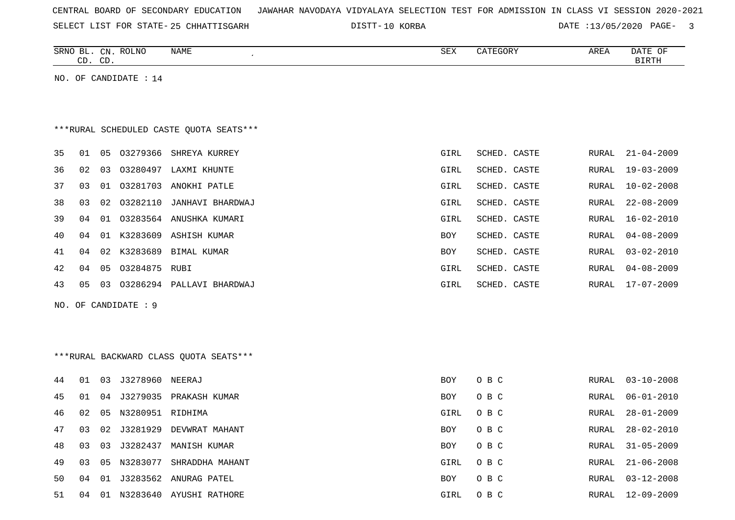CENTRAL BOARD OF SECONDARY EDUCATION JAWAHAR NAVODAYA VIDYALAYA SELECTION TEST FOR ADMISSION IN CLASS VI SESSION 2020-2021

SELECT LIST FOR STATE- 25 CHHATTISGARH DISTT- 10 KORBA DATE :13/05/2020

| SRNO | BL. CD. | CN. CD. | ROLNO | NAME | SEX | CATEGORY | AREA | DATE OF BIRTH |
|---|---|---|---|---|---|---|---|---|

NO. OF CANDIDATE : 14

***RURAL SCHEDULED CASTE QUOTA SEATS***

| SRNO | BL. CD. | CN. CD. | ROLNO | NAME | SEX | CATEGORY | AREA | DATE OF BIRTH |
|---|---|---|---|---|---|---|---|---|
| 35 | 01 | 05 | O3279366 | SHREYA KURREY | GIRL | SCHED. CASTE | RURAL | 21-04-2009 |
| 36 | 02 | 03 | O3280497 | LAXMI KHUNTE | GIRL | SCHED. CASTE | RURAL | 19-03-2009 |
| 37 | 03 | 01 | O3281703 | ANOKHI PATLE | GIRL | SCHED. CASTE | RURAL | 10-02-2008 |
| 38 | 03 | 02 | O3282110 | JANHAVI BHARDWAJ | GIRL | SCHED. CASTE | RURAL | 22-08-2009 |
| 39 | 04 | 01 | O3283564 | ANUSHKA KUMARI | GIRL | SCHED. CASTE | RURAL | 16-02-2010 |
| 40 | 04 | 01 | K3283609 | ASHISH KUMAR | BOY | SCHED. CASTE | RURAL | 04-08-2009 |
| 41 | 04 | 02 | K3283689 | BIMAL KUMAR | BOY | SCHED. CASTE | RURAL | 03-02-2010 |
| 42 | 04 | 05 | O3284875 | RUBI | GIRL | SCHED. CASTE | RURAL | 04-08-2009 |
| 43 | 05 | 03 | O3286294 | PALLAVI BHARDWAJ | GIRL | SCHED. CASTE | RURAL | 17-07-2009 |

NO. OF CANDIDATE : 9

***RURAL BACKWARD CLASS QUOTA SEATS***

| SRNO | BL. CD. | CN. CD. | ROLNO | NAME | SEX | CATEGORY | AREA | DATE OF BIRTH |
|---|---|---|---|---|---|---|---|---|
| 44 | 01 | 03 | J3278960 | NEERAJ | BOY | O B C | RURAL | 03-10-2008 |
| 45 | 01 | 04 | J3279035 | PRAKASH KUMAR | BOY | O B C | RURAL | 06-01-2010 |
| 46 | 02 | 05 | N3280951 | RIDHIMA | GIRL | O B C | RURAL | 28-01-2009 |
| 47 | 03 | 02 | J3281929 | DEVWRAT MAHANT | BOY | O B C | RURAL | 28-02-2010 |
| 48 | 03 | 03 | J3282437 | MANISH KUMAR | BOY | O B C | RURAL | 31-05-2009 |
| 49 | 03 | 05 | N3283077 | SHRADDHA MAHANT | GIRL | O B C | RURAL | 21-06-2008 |
| 50 | 04 | 01 | J3283562 | ANURAG PATEL | BOY | O B C | RURAL | 03-12-2008 |
| 51 | 04 | 01 | N3283640 | AYUSHI RATHORE | GIRL | O B C | RURAL | 12-09-2009 |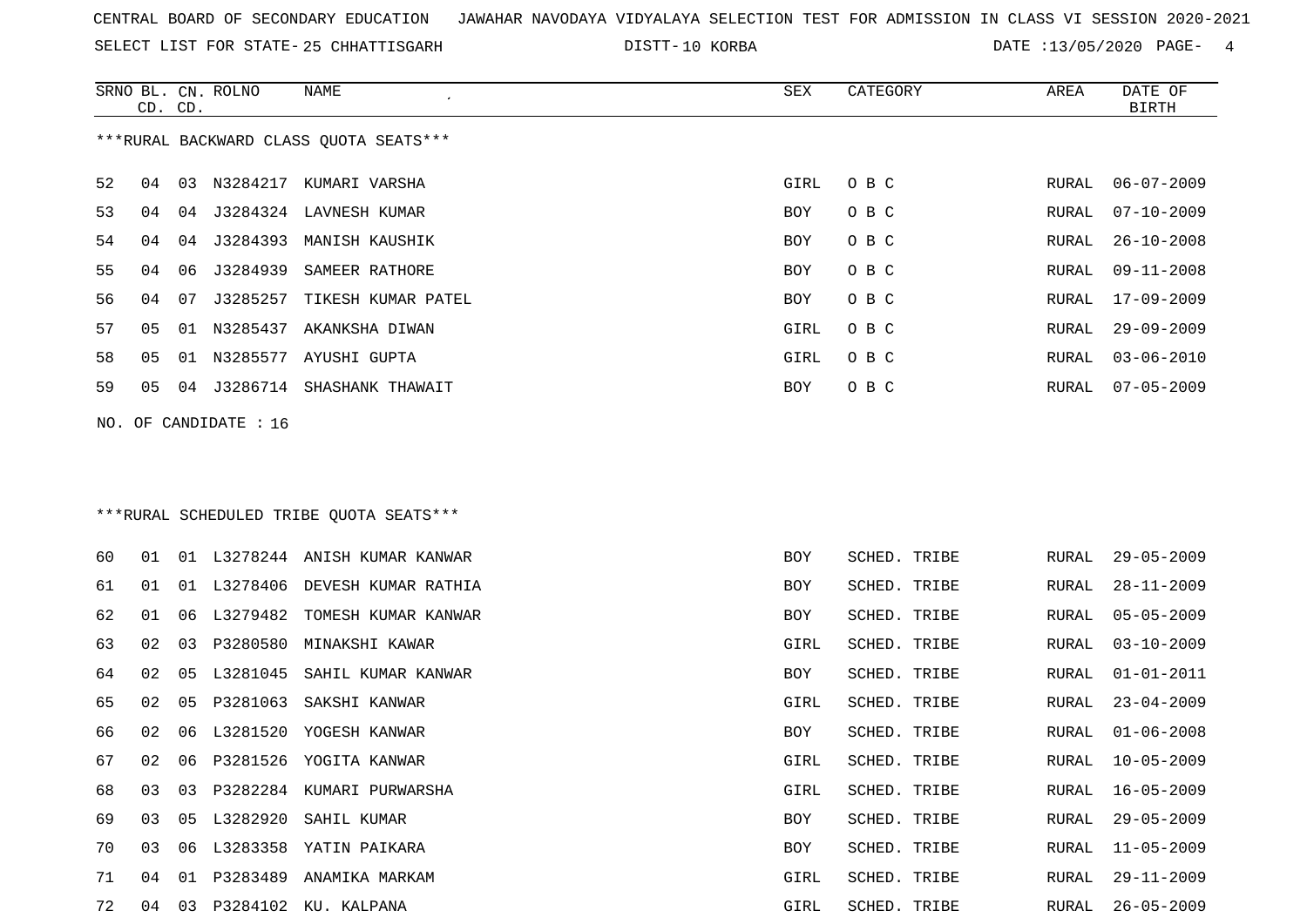CENTRAL BOARD OF SECONDARY EDUCATION JAWAHAR NAVODAYA VIDYALAYA SELECTION TEST FOR ADMISSION IN CLASS VI SESSION 2020-2021

SELECT LIST FOR STATE- 25 CHHATTISGARH DISTT- 10 KORBA DATE :13/05/2020

***RURAL BACKWARD CLASS QUOTA SEATS***

| SRNO | BL. CD. | CN. CD. | ROLNO | NAME | SEX | CATEGORY | AREA | DATE OF BIRTH |
|---|---|---|---|---|---|---|---|---|
| 52 | 04 | 03 | N3284217 | KUMARI VARSHA | GIRL | O B C | RURAL | 06-07-2009 |
| 53 | 04 | 04 | J3284324 | LAVNESH KUMAR | BOY | O B C | RURAL | 07-10-2009 |
| 54 | 04 | 04 | J3284393 | MANISH KAUSHIK | BOY | O B C | RURAL | 26-10-2008 |
| 55 | 04 | 06 | J3284939 | SAMEER RATHORE | BOY | O B C | RURAL | 09-11-2008 |
| 56 | 04 | 07 | J3285257 | TIKESH KUMAR PATEL | BOY | O B C | RURAL | 17-09-2009 |
| 57 | 05 | 01 | N3285437 | AKANKSHA DIWAN | GIRL | O B C | RURAL | 29-09-2009 |
| 58 | 05 | 01 | N3285577 | AYUSHI GUPTA | GIRL | O B C | RURAL | 03-06-2010 |
| 59 | 05 | 04 | J3286714 | SHASHANK THAWAIT | BOY | O B C | RURAL | 07-05-2009 |

NO. OF CANDIDATE : 16

***RURAL SCHEDULED TRIBE QUOTA SEATS***

| SRNO | BL. CD. | CN. CD. | ROLNO | NAME | SEX | CATEGORY | AREA | DATE OF BIRTH |
|---|---|---|---|---|---|---|---|---|
| 60 | 01 | 01 | L3278244 | ANISH KUMAR KANWAR | BOY | SCHED. TRIBE | RURAL | 29-05-2009 |
| 61 | 01 | 01 | L3278406 | DEVESH KUMAR RATHIA | BOY | SCHED. TRIBE | RURAL | 28-11-2009 |
| 62 | 01 | 06 | L3279482 | TOMESH KUMAR KANWAR | BOY | SCHED. TRIBE | RURAL | 05-05-2009 |
| 63 | 02 | 03 | P3280580 | MINAKSHI KAWAR | GIRL | SCHED. TRIBE | RURAL | 03-10-2009 |
| 64 | 02 | 05 | L3281045 | SAHIL KUMAR KANWAR | BOY | SCHED. TRIBE | RURAL | 01-01-2011 |
| 65 | 02 | 05 | P3281063 | SAKSHI KANWAR | GIRL | SCHED. TRIBE | RURAL | 23-04-2009 |
| 66 | 02 | 06 | L3281520 | YOGESH KANWAR | BOY | SCHED. TRIBE | RURAL | 01-06-2008 |
| 67 | 02 | 06 | P3281526 | YOGITA KANWAR | GIRL | SCHED. TRIBE | RURAL | 10-05-2009 |
| 68 | 03 | 03 | P3282284 | KUMARI PURWARSHA | GIRL | SCHED. TRIBE | RURAL | 16-05-2009 |
| 69 | 03 | 05 | L3282920 | SAHIL KUMAR | BOY | SCHED. TRIBE | RURAL | 29-05-2009 |
| 70 | 03 | 06 | L3283358 | YATIN PAIKARA | BOY | SCHED. TRIBE | RURAL | 11-05-2009 |
| 71 | 04 | 01 | P3283489 | ANAMIKA MARKAM | GIRL | SCHED. TRIBE | RURAL | 29-11-2009 |
| 72 | 04 | 03 | P3284102 | KU. KALPANA | GIRL | SCHED. TRIBE | RURAL | 26-05-2009 |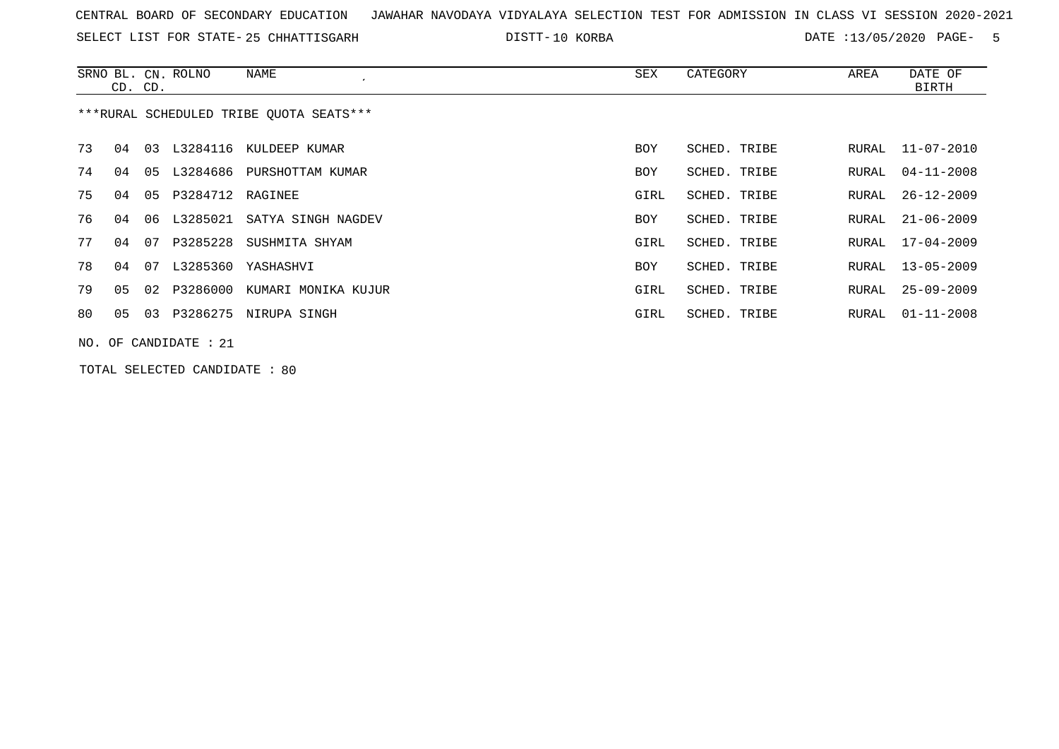CENTRAL BOARD OF SECONDARY EDUCATION   JAWAHAR NAVODAYA VIDYALAYA SELECTION TEST FOR ADMISSION IN CLASS VI SESSION 2020-2021

SELECT LIST FOR STATE- 25 CHHATTISGARH   DISTT- 10 KORBA   DATE :13/05/2020

| SRNO | BL. CD. | CN. CD. | ROLNO | NAME | SEX | CATEGORY | AREA | DATE OF BIRTH |
|---|---|---|---|---|---|---|---|---|
| ***RURAL SCHEDULED TRIBE QUOTA SEATS*** | | | | | | | | |
| 73 | 04 | 03 | L3284116 | KULDEEP KUMAR | BOY | SCHED. TRIBE | RURAL | 11-07-2010 |
| 74 | 04 | 05 | L3284686 | PURSHOTTAM KUMAR | BOY | SCHED. TRIBE | RURAL | 04-11-2008 |
| 75 | 04 | 05 | P3284712 | RAGINEE | GIRL | SCHED. TRIBE | RURAL | 26-12-2009 |
| 76 | 04 | 06 | L3285021 | SATYA SINGH NAGDEV | BOY | SCHED. TRIBE | RURAL | 21-06-2009 |
| 77 | 04 | 07 | P3285228 | SUSHMITA SHYAM | GIRL | SCHED. TRIBE | RURAL | 17-04-2009 |
| 78 | 04 | 07 | L3285360 | YASHASHVI | BOY | SCHED. TRIBE | RURAL | 13-05-2009 |
| 79 | 05 | 02 | P3286000 | KUMARI MONIKA KUJUR | GIRL | SCHED. TRIBE | RURAL | 25-09-2009 |
| 80 | 05 | 03 | P3286275 | NIRUPA SINGH | GIRL | SCHED. TRIBE | RURAL | 01-11-2008 |

NO. OF CANDIDATE : 21

TOTAL SELECTED CANDIDATE : 80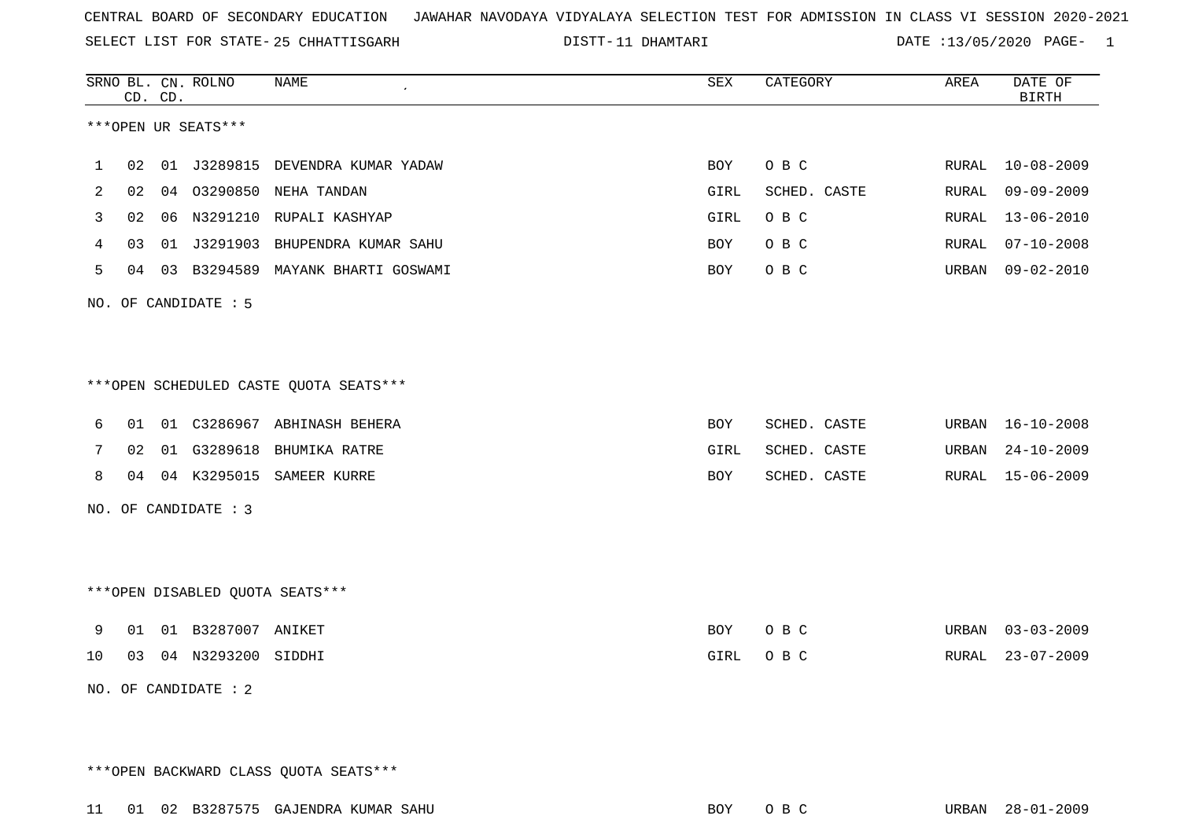CENTRAL BOARD OF SECONDARY EDUCATION   JAWAHAR NAVODAYA VIDYALAYA SELECTION TEST FOR ADMISSION IN CLASS VI SESSION 2020-2021

SELECT LIST FOR STATE- 25 CHHATTISGARH   DISTT- 11 DHAMTARI   DATE :13/05/2020

| SRNO | BL. CD. | CN. CD. | ROLNO | NAME | SEX | CATEGORY | AREA | DATE OF BIRTH |
|---|---|---|---|---|---|---|---|---|

***OPEN UR SEATS***

| SRNO | BL. CD. | CN. CD. | ROLNO | NAME | SEX | CATEGORY | AREA | DATE OF BIRTH |
|---|---|---|---|---|---|---|---|---|
| 1 | 02 | 01 | J3289815 | DEVENDRA KUMAR YADAW | BOY | O B C | RURAL | 10-08-2009 |
| 2 | 02 | 04 | O3290850 | NEHA TANDAN | GIRL | SCHED. CASTE | RURAL | 09-09-2009 |
| 3 | 02 | 06 | N3291210 | RUPALI KASHYAP | GIRL | O B C | RURAL | 13-06-2010 |
| 4 | 03 | 01 | J3291903 | BHUPENDRA KUMAR SAHU | BOY | O B C | RURAL | 07-10-2008 |
| 5 | 04 | 03 | B3294589 | MAYANK BHARTI GOSWAMI | BOY | O B C | URBAN | 09-02-2010 |

NO. OF CANDIDATE : 5

***OPEN SCHEDULED CASTE QUOTA SEATS***

| SRNO | BL. CD. | CN. CD. | ROLNO | NAME | SEX | CATEGORY | AREA | DATE OF BIRTH |
|---|---|---|---|---|---|---|---|---|
| 6 | 01 | 01 | C3286967 | ABHINASH BEHERA | BOY | SCHED. CASTE | URBAN | 16-10-2008 |
| 7 | 02 | 01 | G3289618 | BHUMIKA RATRE | GIRL | SCHED. CASTE | URBAN | 24-10-2009 |
| 8 | 04 | 04 | K3295015 | SAMEER KURRE | BOY | SCHED. CASTE | RURAL | 15-06-2009 |

NO. OF CANDIDATE : 3

***OPEN DISABLED QUOTA SEATS***

| SRNO | BL. CD. | CN. CD. | ROLNO | NAME | SEX | CATEGORY | AREA | DATE OF BIRTH |
|---|---|---|---|---|---|---|---|---|
| 9 | 01 | 01 | B3287007 | ANIKET | BOY | O B C | URBAN | 03-03-2009 |
| 10 | 03 | 04 | N3293200 | SIDDHI | GIRL | O B C | RURAL | 23-07-2009 |

NO. OF CANDIDATE : 2

***OPEN BACKWARD CLASS QUOTA SEATS***

| SRNO | BL. CD. | CN. CD. | ROLNO | NAME | SEX | CATEGORY | AREA | DATE OF BIRTH |
|---|---|---|---|---|---|---|---|---|
| 11 | 01 | 02 | B3287575 | GAJENDRA KUMAR SAHU | BOY | O B C | URBAN | 28-01-2009 |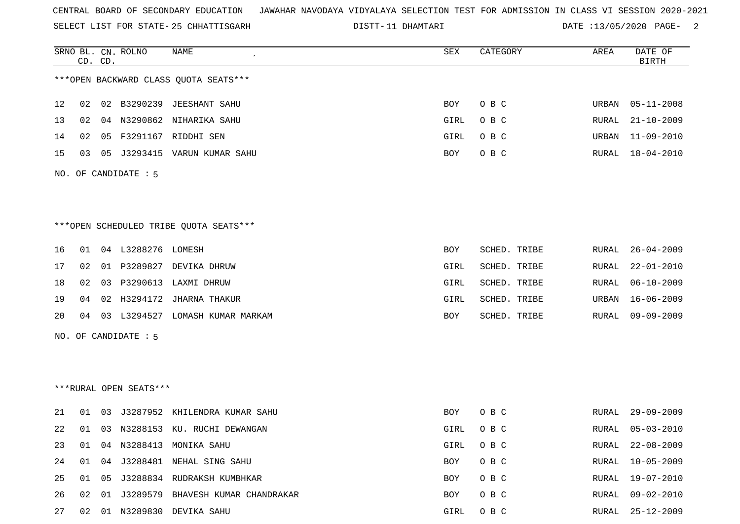CENTRAL BOARD OF SECONDARY EDUCATION JAWAHAR NAVODAYA VIDYALAYA SELECTION TEST FOR ADMISSION IN CLASS VI SESSION 2020-2021

SELECT LIST FOR STATE- 25 CHHATTISGARH DISTT- 11 DHAMTARI DATE :13/05/2020

***OPEN BACKWARD CLASS QUOTA SEATS***

| SRNO | BL. CD. | CN. CD. | ROLNO | NAME | SEX | CATEGORY | AREA | DATE OF BIRTH |
|---|---|---|---|---|---|---|---|---|
| 12 | 02 | 02 | B3290239 | JEESHANT SAHU | BOY | O B C | URBAN | 05-11-2008 |
| 13 | 02 | 04 | N3290862 | NIHARIKA SAHU | GIRL | O B C | RURAL | 21-10-2009 |
| 14 | 02 | 05 | F3291167 | RIDDHI SEN | GIRL | O B C | URBAN | 11-09-2010 |
| 15 | 03 | 05 | J3293415 | VARUN KUMAR SAHU | BOY | O B C | RURAL | 18-04-2010 |

NO. OF CANDIDATE : 5

***OPEN SCHEDULED TRIBE QUOTA SEATS***

| SRNO | BL. CD. | CN. CD. | ROLNO | NAME | SEX | CATEGORY | AREA | DATE OF BIRTH |
|---|---|---|---|---|---|---|---|---|
| 16 | 01 | 04 | L3288276 | LOMESH | BOY | SCHED. TRIBE | RURAL | 26-04-2009 |
| 17 | 02 | 01 | P3289827 | DEVIKA DHRUW | GIRL | SCHED. TRIBE | RURAL | 22-01-2010 |
| 18 | 02 | 03 | P3290613 | LAXMI DHRUW | GIRL | SCHED. TRIBE | RURAL | 06-10-2009 |
| 19 | 04 | 02 | H3294172 | JHARNA THAKUR | GIRL | SCHED. TRIBE | URBAN | 16-06-2009 |
| 20 | 04 | 03 | L3294527 | LOMASH KUMAR MARKAM | BOY | SCHED. TRIBE | RURAL | 09-09-2009 |

NO. OF CANDIDATE : 5

***RURAL OPEN SEATS***

| SRNO | BL. CD. | CN. CD. | ROLNO | NAME | SEX | CATEGORY | AREA | DATE OF BIRTH |
|---|---|---|---|---|---|---|---|---|
| 21 | 01 | 03 | J3287952 | KHILENDRA KUMAR SAHU | BOY | O B C | RURAL | 29-09-2009 |
| 22 | 01 | 03 | N3288153 | KU. RUCHI DEWANGAN | GIRL | O B C | RURAL | 05-03-2010 |
| 23 | 01 | 04 | N3288413 | MONIKA SAHU | GIRL | O B C | RURAL | 22-08-2009 |
| 24 | 01 | 04 | J3288481 | NEHAL SING SAHU | BOY | O B C | RURAL | 10-05-2009 |
| 25 | 01 | 05 | J3288834 | RUDRAKSH KUMBHKAR | BOY | O B C | RURAL | 19-07-2010 |
| 26 | 02 | 01 | J3289579 | BHAVESH KUMAR CHANDRAKAR | BOY | O B C | RURAL | 09-02-2010 |
| 27 | 02 | 01 | N3289830 | DEVIKA SAHU | GIRL | O B C | RURAL | 25-12-2009 |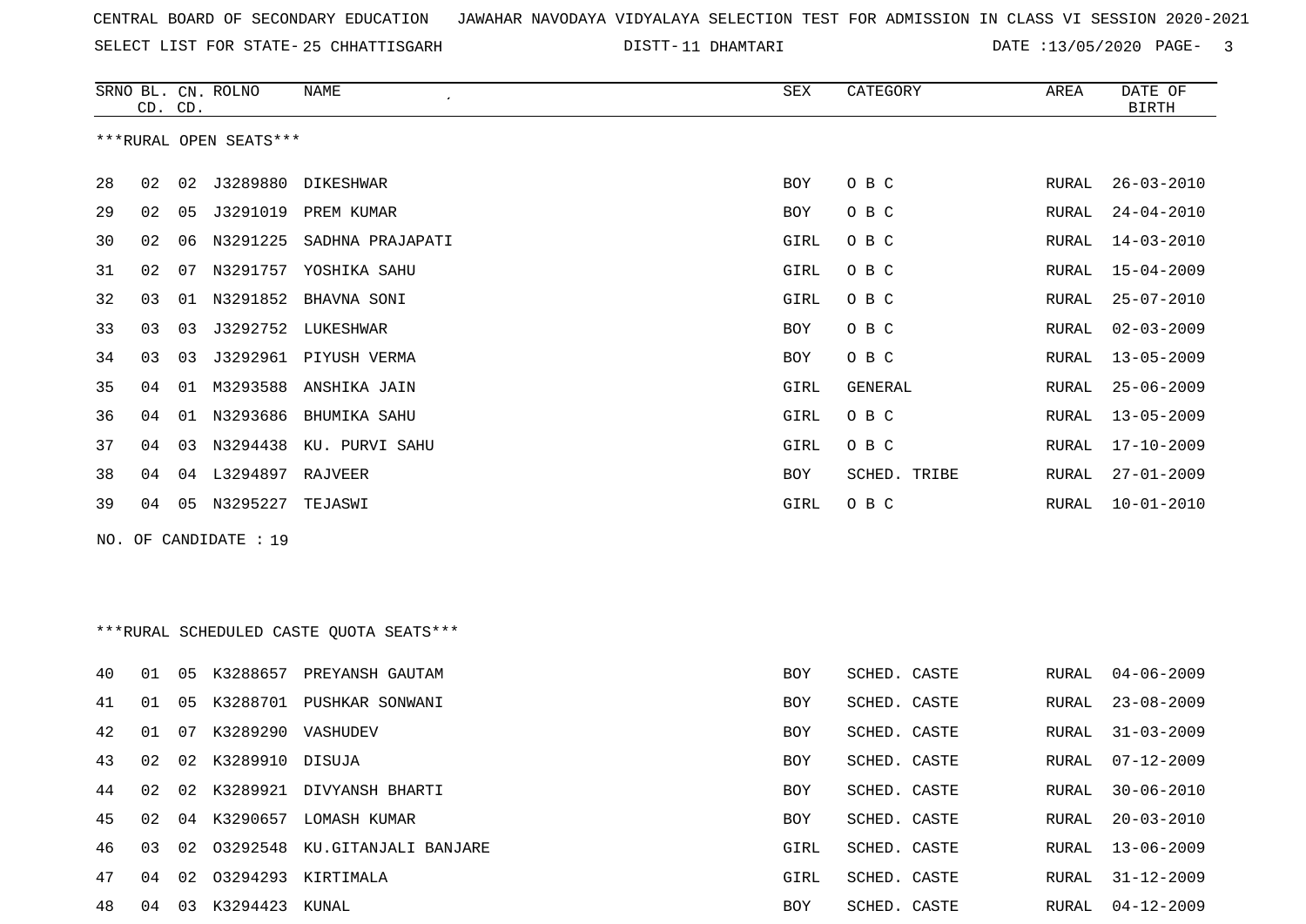CENTRAL BOARD OF SECONDARY EDUCATION JAWAHAR NAVODAYA VIDYALAYA SELECTION TEST FOR ADMISSION IN CLASS VI SESSION 2020-2021

SELECT LIST FOR STATE- 25 CHHATTISGARH DISTT- 11 DHAMTARI DATE :13/05/2020

***RURAL OPEN SEATS***

| SRNO | BL. CD. | CN. CD. | ROLNO | NAME | SEX | CATEGORY | AREA | DATE OF BIRTH |
|---|---|---|---|---|---|---|---|---|
| 28 | 02 | 02 | J3289880 | DIKESHWAR | BOY | O B C | RURAL | 26-03-2010 |
| 29 | 02 | 05 | J3291019 | PREM KUMAR | BOY | O B C | RURAL | 24-04-2010 |
| 30 | 02 | 06 | N3291225 | SADHNA PRAJAPATI | GIRL | O B C | RURAL | 14-03-2010 |
| 31 | 02 | 07 | N3291757 | YOSHIKA SAHU | GIRL | O B C | RURAL | 15-04-2009 |
| 32 | 03 | 01 | N3291852 | BHAVNA SONI | GIRL | O B C | RURAL | 25-07-2010 |
| 33 | 03 | 03 | J3292752 | LUKESHWAR | BOY | O B C | RURAL | 02-03-2009 |
| 34 | 03 | 03 | J3292961 | PIYUSH VERMA | BOY | O B C | RURAL | 13-05-2009 |
| 35 | 04 | 01 | M3293588 | ANSHIKA JAIN | GIRL | GENERAL | RURAL | 25-06-2009 |
| 36 | 04 | 01 | N3293686 | BHUMIKA SAHU | GIRL | O B C | RURAL | 13-05-2009 |
| 37 | 04 | 03 | N3294438 | KU. PURVI SAHU | GIRL | O B C | RURAL | 17-10-2009 |
| 38 | 04 | 04 | L3294897 | RAJVEER | BOY | SCHED. TRIBE | RURAL | 27-01-2009 |
| 39 | 04 | 05 | N3295227 | TEJASWI | GIRL | O B C | RURAL | 10-01-2010 |

NO. OF CANDIDATE : 19

***RURAL SCHEDULED CASTE QUOTA SEATS***

| SRNO | BL. CD. | CN. CD. | ROLNO | NAME | SEX | CATEGORY | AREA | DATE OF BIRTH |
|---|---|---|---|---|---|---|---|---|
| 40 | 01 | 05 | K3288657 | PREYANSH GAUTAM | BOY | SCHED. CASTE | RURAL | 04-06-2009 |
| 41 | 01 | 05 | K3288701 | PUSHKAR SONWANI | BOY | SCHED. CASTE | RURAL | 23-08-2009 |
| 42 | 01 | 07 | K3289290 | VASHUDEV | BOY | SCHED. CASTE | RURAL | 31-03-2009 |
| 43 | 02 | 02 | K3289910 | DISUJA | BOY | SCHED. CASTE | RURAL | 07-12-2009 |
| 44 | 02 | 02 | K3289921 | DIVYANSH BHARTI | BOY | SCHED. CASTE | RURAL | 30-06-2010 |
| 45 | 02 | 04 | K3290657 | LOMASH KUMAR | BOY | SCHED. CASTE | RURAL | 20-03-2010 |
| 46 | 03 | 02 | O3292548 | KU.GITANJALI BANJARE | GIRL | SCHED. CASTE | RURAL | 13-06-2009 |
| 47 | 04 | 02 | O3294293 | KIRTIMALA | GIRL | SCHED. CASTE | RURAL | 31-12-2009 |
| 48 | 04 | 03 | K3294423 | KUNAL | BOY | SCHED. CASTE | RURAL | 04-12-2009 |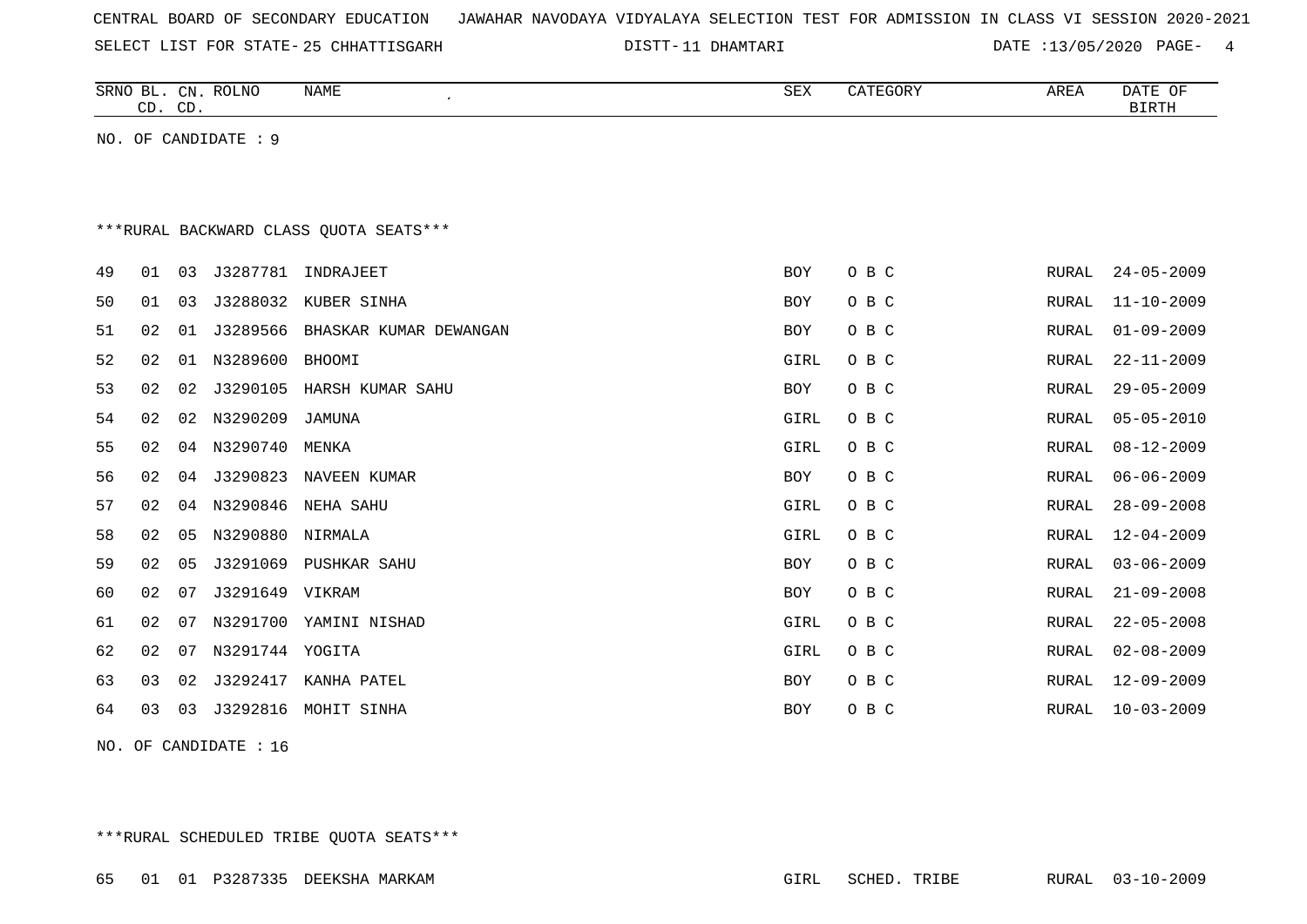CENTRAL BOARD OF SECONDARY EDUCATION JAWAHAR NAVODAYA VIDYALAYA SELECTION TEST FOR ADMISSION IN CLASS VI SESSION 2020-2021

SELECT LIST FOR STATE- 25 CHHATTISGARH DISTT- 11 DHAMTARI DATE :13/05/2020

| SRNO | BL. CD. | CN. CD. | ROLNO | NAME | SEX | CATEGORY | AREA | DATE OF BIRTH |
|---|---|---|---|---|---|---|---|---|

NO. OF CANDIDATE : 9

***RURAL BACKWARD CLASS QUOTA SEATS***

| SRNO | BL. CD. | CN. CD. | ROLNO | NAME | SEX | CATEGORY | AREA | DATE OF BIRTH |
|---|---|---|---|---|---|---|---|---|
| 49 | 01 | 03 | J3287781 | INDRAJEET | BOY | O B C | RURAL | 24-05-2009 |
| 50 | 01 | 03 | J3288032 | KUBER SINHA | BOY | O B C | RURAL | 11-10-2009 |
| 51 | 02 | 01 | J3289566 | BHASKAR KUMAR DEWANGAN | BOY | O B C | RURAL | 01-09-2009 |
| 52 | 02 | 01 | N3289600 | BHOOMI | GIRL | O B C | RURAL | 22-11-2009 |
| 53 | 02 | 02 | J3290105 | HARSH KUMAR SAHU | BOY | O B C | RURAL | 29-05-2009 |
| 54 | 02 | 02 | N3290209 | JAMUNA | GIRL | O B C | RURAL | 05-05-2010 |
| 55 | 02 | 04 | N3290740 | MENKA | GIRL | O B C | RURAL | 08-12-2009 |
| 56 | 02 | 04 | J3290823 | NAVEEN KUMAR | BOY | O B C | RURAL | 06-06-2009 |
| 57 | 02 | 04 | N3290846 | NEHA SAHU | GIRL | O B C | RURAL | 28-09-2008 |
| 58 | 02 | 05 | N3290880 | NIRMALA | GIRL | O B C | RURAL | 12-04-2009 |
| 59 | 02 | 05 | J3291069 | PUSHKAR SAHU | BOY | O B C | RURAL | 03-06-2009 |
| 60 | 02 | 07 | J3291649 | VIKRAM | BOY | O B C | RURAL | 21-09-2008 |
| 61 | 02 | 07 | N3291700 | YAMINI NISHAD | GIRL | O B C | RURAL | 22-05-2008 |
| 62 | 02 | 07 | N3291744 | YOGITA | GIRL | O B C | RURAL | 02-08-2009 |
| 63 | 03 | 02 | J3292417 | KANHA PATEL | BOY | O B C | RURAL | 12-09-2009 |
| 64 | 03 | 03 | J3292816 | MOHIT SINHA | BOY | O B C | RURAL | 10-03-2009 |

NO. OF CANDIDATE : 16

***RURAL SCHEDULED TRIBE QUOTA SEATS***

| SRNO | BL. CD. | CN. CD. | ROLNO | NAME | SEX | CATEGORY | AREA | DATE OF BIRTH |
|---|---|---|---|---|---|---|---|---|
| 65 | 01 | 01 | P3287335 | DEEKSHA MARKAM | GIRL | SCHED. TRIBE | RURAL | 03-10-2009 |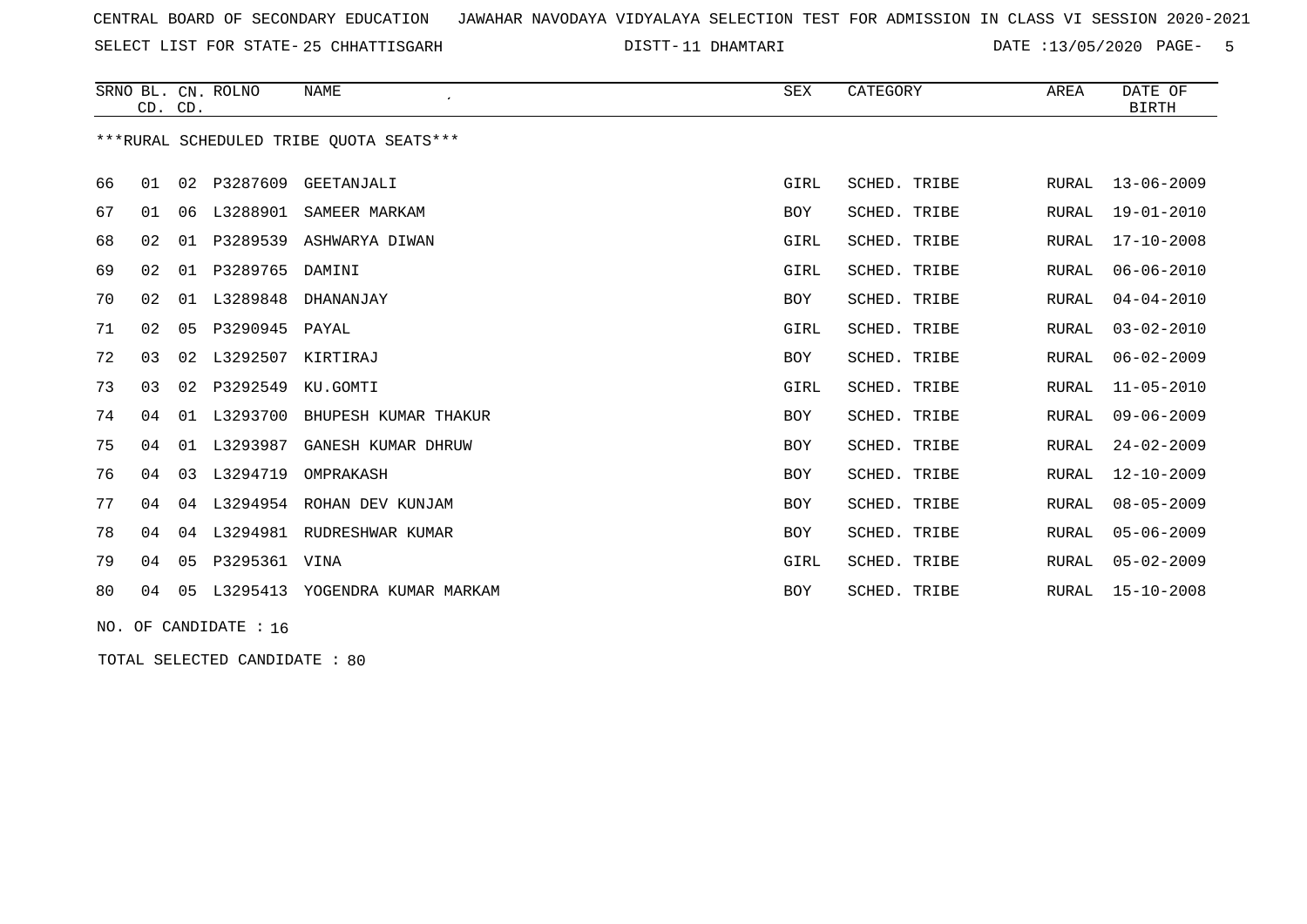CENTRAL BOARD OF SECONDARY EDUCATION JAWAHAR NAVODAYA VIDYALAYA SELECTION TEST FOR ADMISSION IN CLASS VI SESSION 2020-2021

SELECT LIST FOR STATE- 25 CHHATTISGARH DISTT- 11 DHAMTARI DATE :13/05/2020

| SRNO | BL. CD. | CN. CD. | ROLNO | NAME | SEX | CATEGORY | AREA | DATE OF BIRTH |
|---|---|---|---|---|---|---|---|---|

***RURAL SCHEDULED TRIBE QUOTA SEATS***

| SRNO | BL. CD. | CN. CD. | ROLNO | NAME | SEX | CATEGORY | AREA | DATE OF BIRTH |
|---|---|---|---|---|---|---|---|---|
| 66 | 01 | 02 | P3287609 | GEETANJALI | GIRL | SCHED. TRIBE | RURAL | 13-06-2009 |
| 67 | 01 | 06 | L3288901 | SAMEER MARKAM | BOY | SCHED. TRIBE | RURAL | 19-01-2010 |
| 68 | 02 | 01 | P3289539 | ASHWARYA DIWAN | GIRL | SCHED. TRIBE | RURAL | 17-10-2008 |
| 69 | 02 | 01 | P3289765 | DAMINI | GIRL | SCHED. TRIBE | RURAL | 06-06-2010 |
| 70 | 02 | 01 | L3289848 | DHANANJAY | BOY | SCHED. TRIBE | RURAL | 04-04-2010 |
| 71 | 02 | 05 | P3290945 | PAYAL | GIRL | SCHED. TRIBE | RURAL | 03-02-2010 |
| 72 | 03 | 02 | L3292507 | KIRTIRAJ | BOY | SCHED. TRIBE | RURAL | 06-02-2009 |
| 73 | 03 | 02 | P3292549 | KU.GOMTI | GIRL | SCHED. TRIBE | RURAL | 11-05-2010 |
| 74 | 04 | 01 | L3293700 | BHUPESH KUMAR THAKUR | BOY | SCHED. TRIBE | RURAL | 09-06-2009 |
| 75 | 04 | 01 | L3293987 | GANESH KUMAR DHRUW | BOY | SCHED. TRIBE | RURAL | 24-02-2009 |
| 76 | 04 | 03 | L3294719 | OMPRAKASH | BOY | SCHED. TRIBE | RURAL | 12-10-2009 |
| 77 | 04 | 04 | L3294954 | ROHAN DEV KUNJAM | BOY | SCHED. TRIBE | RURAL | 08-05-2009 |
| 78 | 04 | 04 | L3294981 | RUDRESHWAR KUMAR | BOY | SCHED. TRIBE | RURAL | 05-06-2009 |
| 79 | 04 | 05 | P3295361 | VINA | GIRL | SCHED. TRIBE | RURAL | 05-02-2009 |
| 80 | 04 | 05 | L3295413 | YOGENDRA KUMAR MARKAM | BOY | SCHED. TRIBE | RURAL | 15-10-2008 |

NO. OF CANDIDATE : 16

TOTAL SELECTED CANDIDATE : 80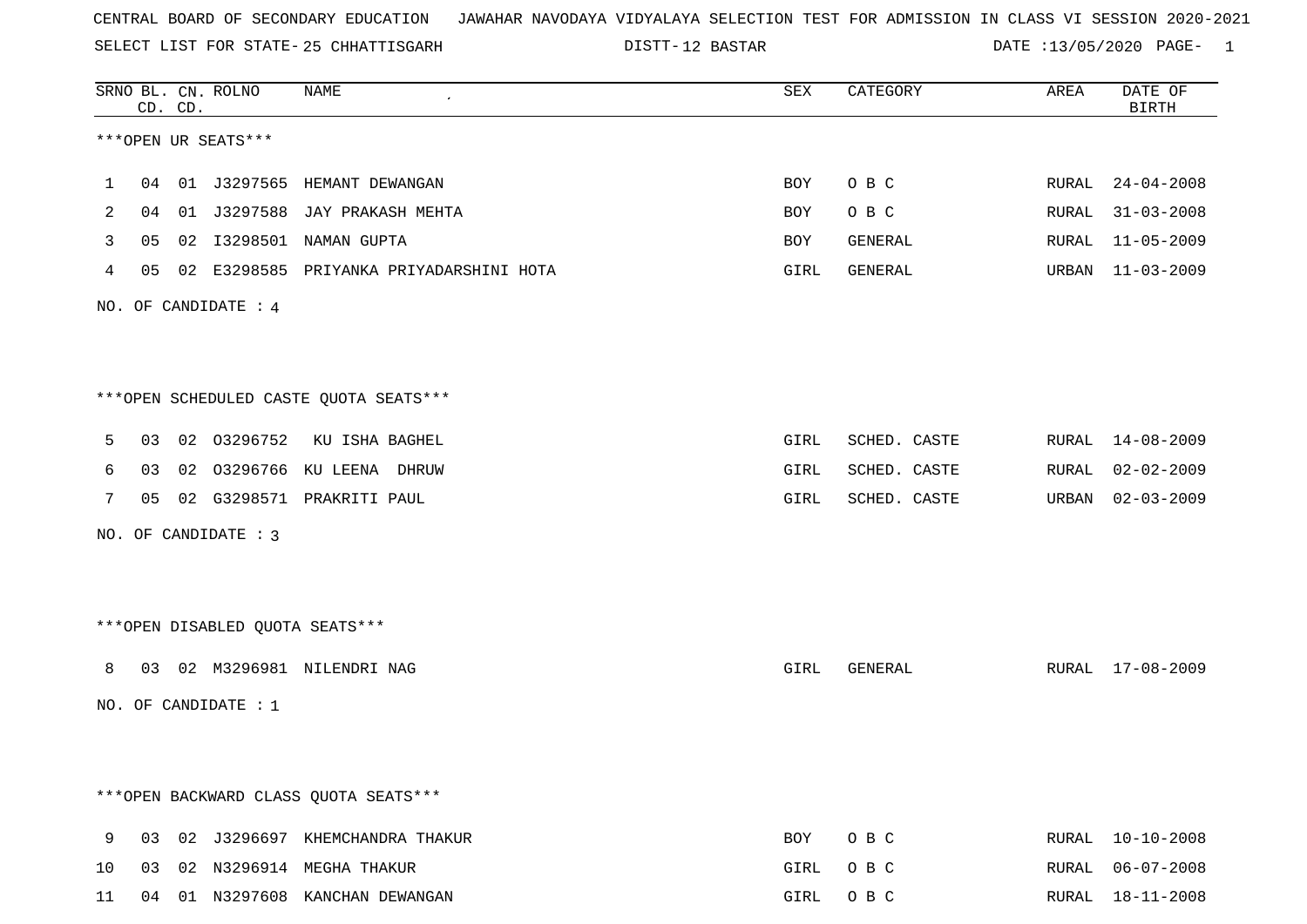CENTRAL BOARD OF SECONDARY EDUCATION JAWAHAR NAVODAYA VIDYALAYA SELECTION TEST FOR ADMISSION IN CLASS VI SESSION 2020-2021

SELECT LIST FOR STATE- 25 CHHATTISGARH DISTT- 12 BASTAR DATE :13/05/2020

***OPEN UR SEATS***

| SRNO | BL. CD. | CN. CD. | ROLNO | NAME | SEX | CATEGORY | AREA | DATE OF BIRTH |
|---|---|---|---|---|---|---|---|---|
| 1 | 04 | 01 | J3297565 | HEMANT DEWANGAN | BOY | O B C | RURAL | 24-04-2008 |
| 2 | 04 | 01 | J3297588 | JAY PRAKASH MEHTA | BOY | O B C | RURAL | 31-03-2008 |
| 3 | 05 | 02 | I3298501 | NAMAN GUPTA | BOY | GENERAL | RURAL | 11-05-2009 |
| 4 | 05 | 02 | E3298585 | PRIYANKA PRIYADARSHINI HOTA | GIRL | GENERAL | URBAN | 11-03-2009 |

NO. OF CANDIDATE : 4

***OPEN SCHEDULED CASTE QUOTA SEATS***

| SRNO | BL. CD. | CN. CD. | ROLNO | NAME | SEX | CATEGORY | AREA | DATE OF BIRTH |
|---|---|---|---|---|---|---|---|---|
| 5 | 03 | 02 | O3296752 | KU ISHA BAGHEL | GIRL | SCHED. CASTE | RURAL | 14-08-2009 |
| 6 | 03 | 02 | O3296766 | KU LEENA DHRUW | GIRL | SCHED. CASTE | RURAL | 02-02-2009 |
| 7 | 05 | 02 | G3298571 | PRAKRITI PAUL | GIRL | SCHED. CASTE | URBAN | 02-03-2009 |

NO. OF CANDIDATE : 3

***OPEN DISABLED QUOTA SEATS***

| SRNO | BL. CD. | CN. CD. | ROLNO | NAME | SEX | CATEGORY | AREA | DATE OF BIRTH |
|---|---|---|---|---|---|---|---|---|
| 8 | 03 | 02 | M3296981 | NILENDRI NAG | GIRL | GENERAL | RURAL | 17-08-2009 |

NO. OF CANDIDATE : 1

***OPEN BACKWARD CLASS QUOTA SEATS***

| SRNO | BL. CD. | CN. CD. | ROLNO | NAME | SEX | CATEGORY | AREA | DATE OF BIRTH |
|---|---|---|---|---|---|---|---|---|
| 9 | 03 | 02 | J3296697 | KHEMCHANDRA THAKUR | BOY | O B C | RURAL | 10-10-2008 |
| 10 | 03 | 02 | N3296914 | MEGHA THAKUR | GIRL | O B C | RURAL | 06-07-2008 |
| 11 | 04 | 01 | N3297608 | KANCHAN DEWANGAN | GIRL | O B C | RURAL | 18-11-2008 |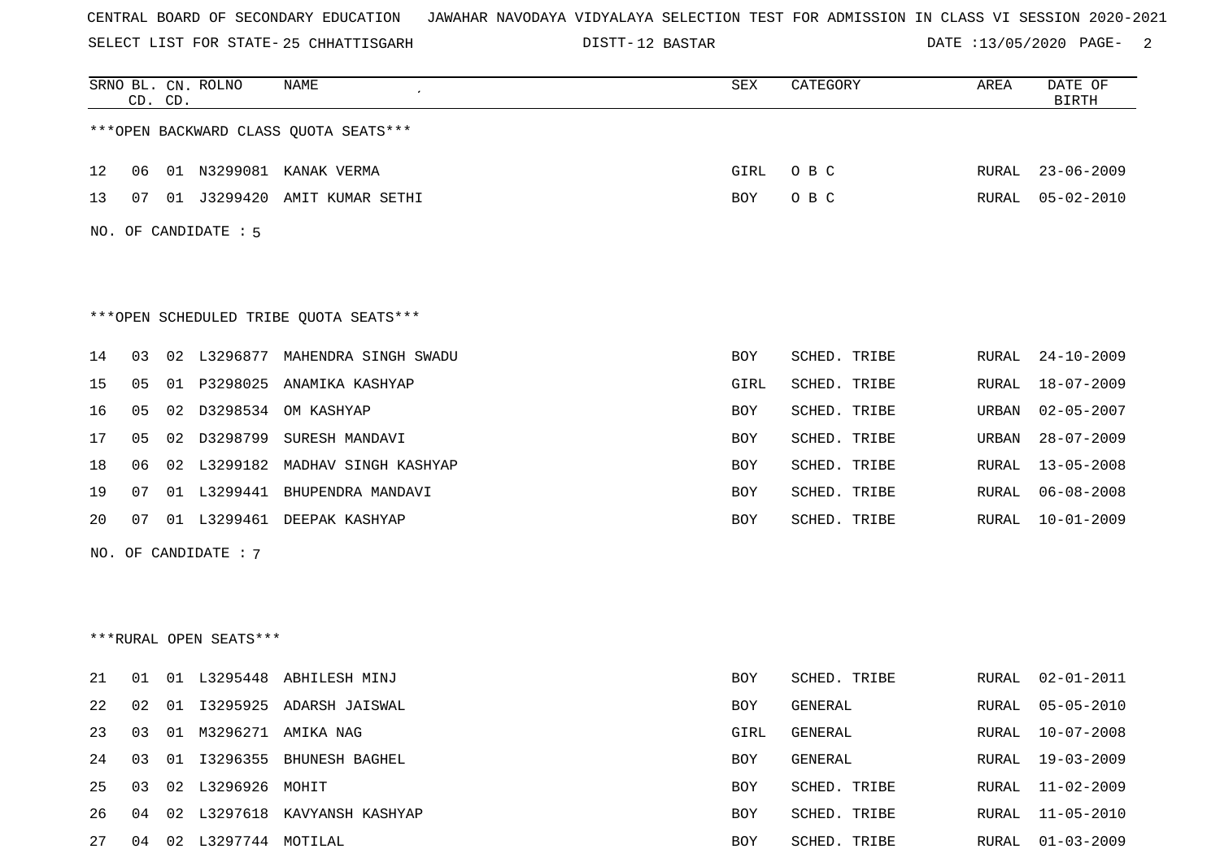CENTRAL BOARD OF SECONDARY EDUCATION JAWAHAR NAVODAYA VIDYALAYA SELECTION TEST FOR ADMISSION IN CLASS VI SESSION 2020-2021

SELECT LIST FOR STATE- 25 CHHATTISGARH DISTT- 12 BASTAR DATE :13/05/2020

| SRNO | BL. CD. | CN. CD. | ROLNO | NAME | SEX | CATEGORY | AREA | DATE OF BIRTH |
|---|---|---|---|---|---|---|---|---|

***OPEN BACKWARD CLASS QUOTA SEATS***

| SRNO | BL. CD. | CN. CD. | ROLNO | NAME | SEX | CATEGORY | AREA | DATE OF BIRTH |
|---|---|---|---|---|---|---|---|---|
| 12 | 06 | 01 | N3299081 | KANAK VERMA | GIRL | O B C | RURAL | 23-06-2009 |
| 13 | 07 | 01 | J3299420 | AMIT KUMAR SETHI | BOY | O B C | RURAL | 05-02-2010 |

NO. OF CANDIDATE : 5

***OPEN SCHEDULED TRIBE QUOTA SEATS***

| SRNO | BL. CD. | CN. CD. | ROLNO | NAME | SEX | CATEGORY | AREA | DATE OF BIRTH |
|---|---|---|---|---|---|---|---|---|
| 14 | 03 | 02 | L3296877 | MAHENDRA SINGH SWADU | BOY | SCHED. TRIBE | RURAL | 24-10-2009 |
| 15 | 05 | 01 | P3298025 | ANAMIKA KASHYAP | GIRL | SCHED. TRIBE | RURAL | 18-07-2009 |
| 16 | 05 | 02 | D3298534 | OM KASHYAP | BOY | SCHED. TRIBE | URBAN | 02-05-2007 |
| 17 | 05 | 02 | D3298799 | SURESH MANDAVI | BOY | SCHED. TRIBE | URBAN | 28-07-2009 |
| 18 | 06 | 02 | L3299182 | MADHAV SINGH KASHYAP | BOY | SCHED. TRIBE | RURAL | 13-05-2008 |
| 19 | 07 | 01 | L3299441 | BHUPENDRA MANDAVI | BOY | SCHED. TRIBE | RURAL | 06-08-2008 |
| 20 | 07 | 01 | L3299461 | DEEPAK KASHYAP | BOY | SCHED. TRIBE | RURAL | 10-01-2009 |

NO. OF CANDIDATE : 7

***RURAL OPEN SEATS***

| SRNO | BL. CD. | CN. CD. | ROLNO | NAME | SEX | CATEGORY | AREA | DATE OF BIRTH |
|---|---|---|---|---|---|---|---|---|
| 21 | 01 | 01 | L3295448 | ABHILESH MINJ | BOY | SCHED. TRIBE | RURAL | 02-01-2011 |
| 22 | 02 | 01 | I3295925 | ADARSH JAISWAL | BOY | GENERAL | RURAL | 05-05-2010 |
| 23 | 03 | 01 | M3296271 | AMIKA NAG | GIRL | GENERAL | RURAL | 10-07-2008 |
| 24 | 03 | 01 | I3296355 | BHUNESH BAGHEL | BOY | GENERAL | RURAL | 19-03-2009 |
| 25 | 03 | 02 | L3296926 | MOHIT | BOY | SCHED. TRIBE | RURAL | 11-02-2009 |
| 26 | 04 | 02 | L3297618 | KAVYANSH KASHYAP | BOY | SCHED. TRIBE | RURAL | 11-05-2010 |
| 27 | 04 | 02 | L3297744 | MOTILAL | BOY | SCHED. TRIBE | RURAL | 01-03-2009 |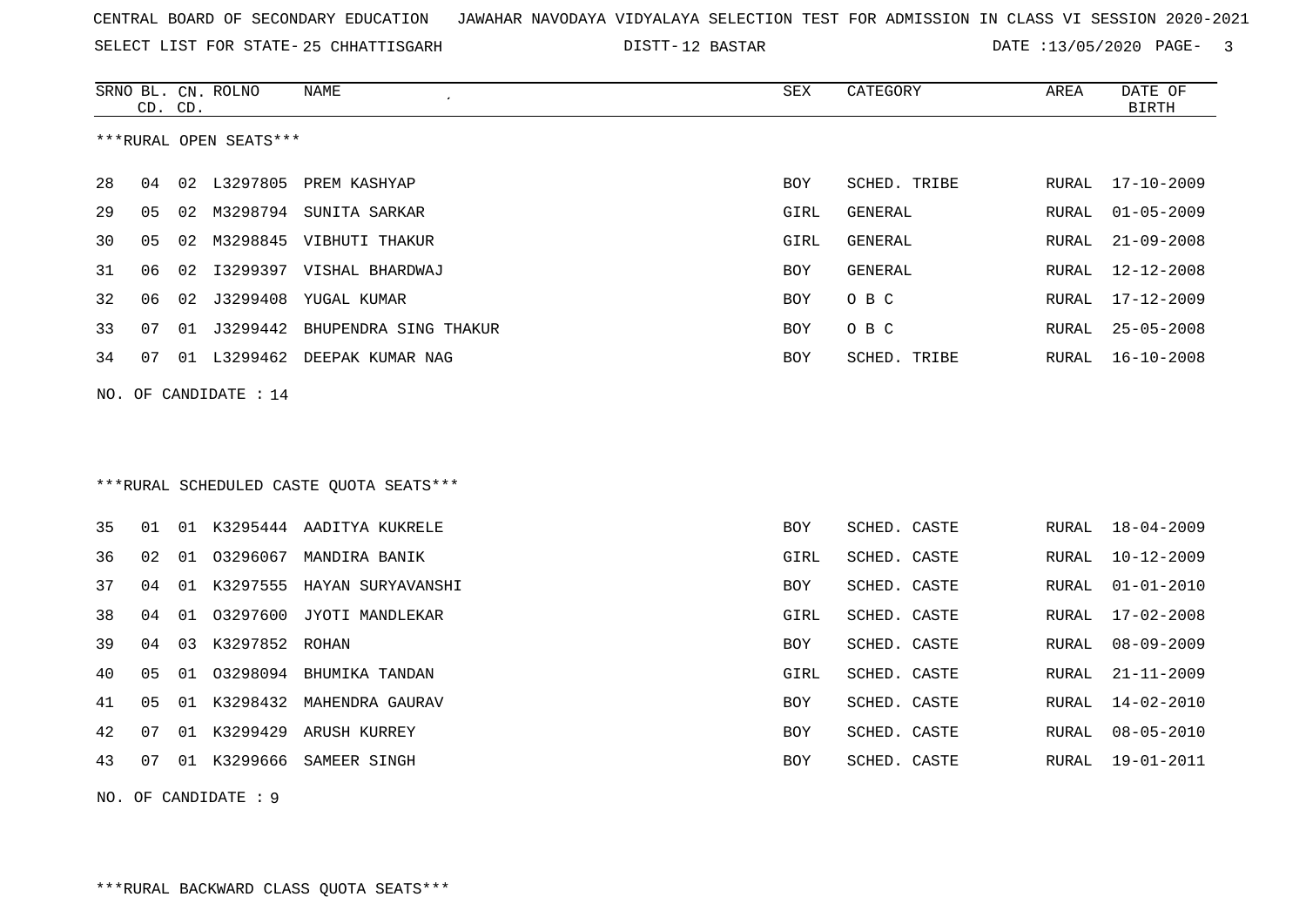CENTRAL BOARD OF SECONDARY EDUCATION JAWAHAR NAVODAYA VIDYALAYA SELECTION TEST FOR ADMISSION IN CLASS VI SESSION 2020-2021

SELECT LIST FOR STATE- 25 CHHATTISGARH DISTT- 12 BASTAR DATE :13/05/2020

***RURAL OPEN SEATS***

| SRNO | BL. CD. | CN. CD. | ROLNO | NAME | SEX | CATEGORY | AREA | DATE OF BIRTH |
|---|---|---|---|---|---|---|---|---|
| 28 | 04 | 02 | L3297805 | PREM KASHYAP | BOY | SCHED. TRIBE | RURAL | 17-10-2009 |
| 29 | 05 | 02 | M3298794 | SUNITA SARKAR | GIRL | GENERAL | RURAL | 01-05-2009 |
| 30 | 05 | 02 | M3298845 | VIBHUTI THAKUR | GIRL | GENERAL | RURAL | 21-09-2008 |
| 31 | 06 | 02 | I3299397 | VISHAL BHARDWAJ | BOY | GENERAL | RURAL | 12-12-2008 |
| 32 | 06 | 02 | J3299408 | YUGAL KUMAR | BOY | O B C | RURAL | 17-12-2009 |
| 33 | 07 | 01 | J3299442 | BHUPENDRA SING THAKUR | BOY | O B C | RURAL | 25-05-2008 |
| 34 | 07 | 01 | L3299462 | DEEPAK KUMAR NAG | BOY | SCHED. TRIBE | RURAL | 16-10-2008 |

NO. OF CANDIDATE : 14

***RURAL SCHEDULED CASTE QUOTA SEATS***

| SRNO | BL. CD. | CN. CD. | ROLNO | NAME | SEX | CATEGORY | AREA | DATE OF BIRTH |
|---|---|---|---|---|---|---|---|---|
| 35 | 01 | 01 | K3295444 | AADITYA KUKRELE | BOY | SCHED. CASTE | RURAL | 18-04-2009 |
| 36 | 02 | 01 | O3296067 | MANDIRA BANIK | GIRL | SCHED. CASTE | RURAL | 10-12-2009 |
| 37 | 04 | 01 | K3297555 | HAYAN SURYAVANSHI | BOY | SCHED. CASTE | RURAL | 01-01-2010 |
| 38 | 04 | 01 | O3297600 | JYOTI MANDLEKAR | GIRL | SCHED. CASTE | RURAL | 17-02-2008 |
| 39 | 04 | 03 | K3297852 | ROHAN | BOY | SCHED. CASTE | RURAL | 08-09-2009 |
| 40 | 05 | 01 | O3298094 | BHUMIKA TANDAN | GIRL | SCHED. CASTE | RURAL | 21-11-2009 |
| 41 | 05 | 01 | K3298432 | MAHENDRA GAURAV | BOY | SCHED. CASTE | RURAL | 14-02-2010 |
| 42 | 07 | 01 | K3299429 | ARUSH KURREY | BOY | SCHED. CASTE | RURAL | 08-05-2010 |
| 43 | 07 | 01 | K3299666 | SAMEER SINGH | BOY | SCHED. CASTE | RURAL | 19-01-2011 |

NO. OF CANDIDATE : 9

***RURAL BACKWARD CLASS QUOTA SEATS***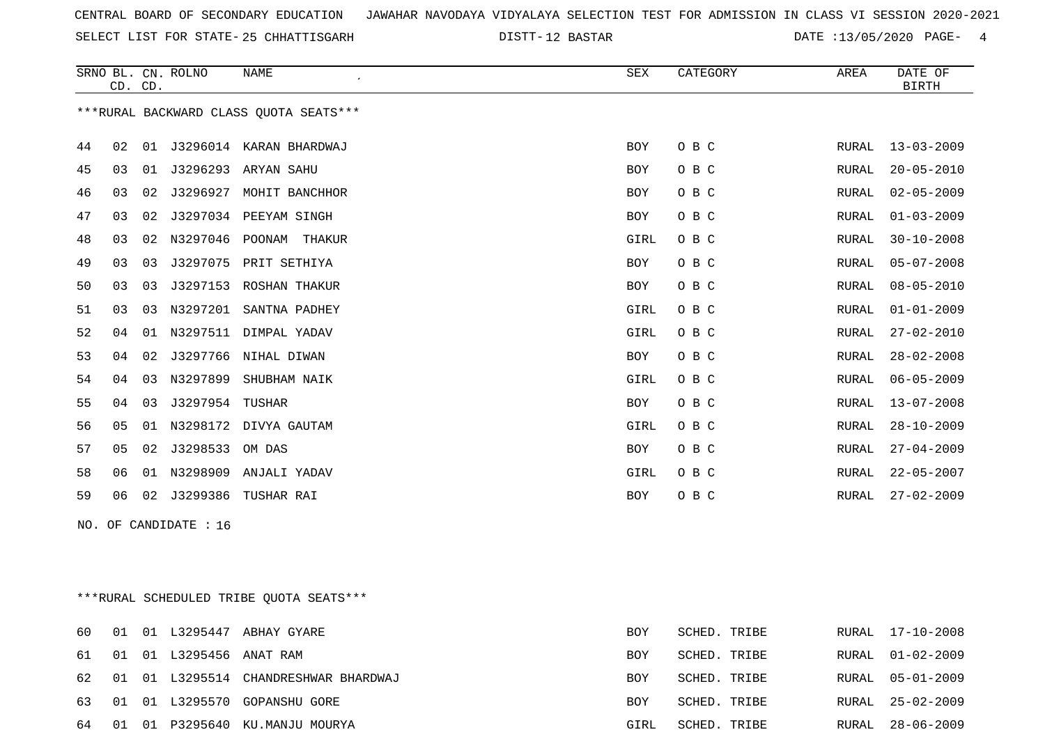CENTRAL BOARD OF SECONDARY EDUCATION JAWAHAR NAVODAYA VIDYALAYA SELECTION TEST FOR ADMISSION IN CLASS VI SESSION 2020-2021

SELECT LIST FOR STATE- 25 CHHATTISGARH DISTT- 12 BASTAR DATE :13/05/2020

***RURAL BACKWARD CLASS QUOTA SEATS***

| SRNO | BL. CD. | CN. CD. | ROLNO | NAME | SEX | CATEGORY | AREA | DATE OF BIRTH |
|---|---|---|---|---|---|---|---|---|
| 44 | 02 | 01 | J3296014 | KARAN BHARDWAJ | BOY | O B C | RURAL | 13-03-2009 |
| 45 | 03 | 01 | J3296293 | ARYAN SAHU | BOY | O B C | RURAL | 20-05-2010 |
| 46 | 03 | 02 | J3296927 | MOHIT BANCHHOR | BOY | O B C | RURAL | 02-05-2009 |
| 47 | 03 | 02 | J3297034 | PEEYAM SINGH | BOY | O B C | RURAL | 01-03-2009 |
| 48 | 03 | 02 | N3297046 | POONAM THAKUR | GIRL | O B C | RURAL | 30-10-2008 |
| 49 | 03 | 03 | J3297075 | PRIT SETHIYA | BOY | O B C | RURAL | 05-07-2008 |
| 50 | 03 | 03 | J3297153 | ROSHAN THAKUR | BOY | O B C | RURAL | 08-05-2010 |
| 51 | 03 | 03 | N3297201 | SANTNA PADHEY | GIRL | O B C | RURAL | 01-01-2009 |
| 52 | 04 | 01 | N3297511 | DIMPAL YADAV | GIRL | O B C | RURAL | 27-02-2010 |
| 53 | 04 | 02 | J3297766 | NIHAL DIWAN | BOY | O B C | RURAL | 28-02-2008 |
| 54 | 04 | 03 | N3297899 | SHUBHAM NAIK | GIRL | O B C | RURAL | 06-05-2009 |
| 55 | 04 | 03 | J3297954 | TUSHAR | BOY | O B C | RURAL | 13-07-2008 |
| 56 | 05 | 01 | N3298172 | DIVYA GAUTAM | GIRL | O B C | RURAL | 28-10-2009 |
| 57 | 05 | 02 | J3298533 | OM DAS | BOY | O B C | RURAL | 27-04-2009 |
| 58 | 06 | 01 | N3298909 | ANJALI YADAV | GIRL | O B C | RURAL | 22-05-2007 |
| 59 | 06 | 02 | J3299386 | TUSHAR RAI | BOY | O B C | RURAL | 27-02-2009 |

NO. OF CANDIDATE : 16

***RURAL SCHEDULED TRIBE QUOTA SEATS***

| SRNO | BL. CD. | CN. CD. | ROLNO | NAME | SEX | CATEGORY | AREA | DATE OF BIRTH |
|---|---|---|---|---|---|---|---|---|
| 60 | 01 | 01 | L3295447 | ABHAY GYARE | BOY | SCHED. TRIBE | RURAL | 17-10-2008 |
| 61 | 01 | 01 | L3295456 | ANAT RAM | BOY | SCHED. TRIBE | RURAL | 01-02-2009 |
| 62 | 01 | 01 | L3295514 | CHANDRESHWAR BHARDWAJ | BOY | SCHED. TRIBE | RURAL | 05-01-2009 |
| 63 | 01 | 01 | L3295570 | GOPANSHU GORE | BOY | SCHED. TRIBE | RURAL | 25-02-2009 |
| 64 | 01 | 01 | P3295640 | KU.MANJU MOURYA | GIRL | SCHED. TRIBE | RURAL | 28-06-2009 |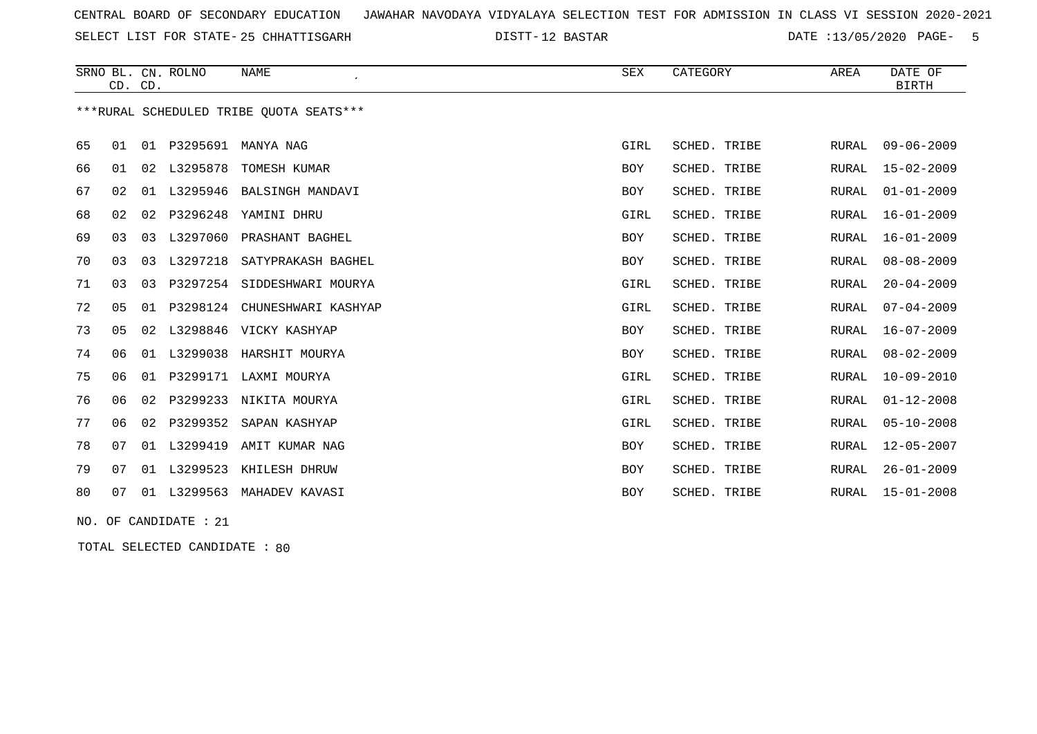CENTRAL BOARD OF SECONDARY EDUCATION JAWAHAR NAVODAYA VIDYALAYA SELECTION TEST FOR ADMISSION IN CLASS VI SESSION 2020-2021

SELECT LIST FOR STATE- 25 CHHATTISGARH DISTT- 12 BASTAR DATE :13/05/2020

| SRNO | BL. CD. | CN. CD. | ROLNO | NAME | SEX | CATEGORY | AREA | DATE OF BIRTH |
|---|---|---|---|---|---|---|---|---|

***RURAL SCHEDULED TRIBE QUOTA SEATS***

| SRNO | BL. CD. | CN. CD. | ROLNO | NAME | SEX | CATEGORY | AREA | DATE OF BIRTH |
|---|---|---|---|---|---|---|---|---|
| 65 | 01 | 01 | P3295691 | MANYA NAG | GIRL | SCHED. TRIBE | RURAL | 09-06-2009 |
| 66 | 01 | 02 | L3295878 | TOMESH KUMAR | BOY | SCHED. TRIBE | RURAL | 15-02-2009 |
| 67 | 02 | 01 | L3295946 | BALSINGH MANDAVI | BOY | SCHED. TRIBE | RURAL | 01-01-2009 |
| 68 | 02 | 02 | P3296248 | YAMINI DHRU | GIRL | SCHED. TRIBE | RURAL | 16-01-2009 |
| 69 | 03 | 03 | L3297060 | PRASHANT BAGHEL | BOY | SCHED. TRIBE | RURAL | 16-01-2009 |
| 70 | 03 | 03 | L3297218 | SATYPRAKASH BAGHEL | BOY | SCHED. TRIBE | RURAL | 08-08-2009 |
| 71 | 03 | 03 | P3297254 | SIDDESHWARI MOURYA | GIRL | SCHED. TRIBE | RURAL | 20-04-2009 |
| 72 | 05 | 01 | P3298124 | CHUNESHWARI KASHYAP | GIRL | SCHED. TRIBE | RURAL | 07-04-2009 |
| 73 | 05 | 02 | L3298846 | VICKY KASHYAP | BOY | SCHED. TRIBE | RURAL | 16-07-2009 |
| 74 | 06 | 01 | L3299038 | HARSHIT MOURYA | BOY | SCHED. TRIBE | RURAL | 08-02-2009 |
| 75 | 06 | 01 | P3299171 | LAXMI MOURYA | GIRL | SCHED. TRIBE | RURAL | 10-09-2010 |
| 76 | 06 | 02 | P3299233 | NIKITA MOURYA | GIRL | SCHED. TRIBE | RURAL | 01-12-2008 |
| 77 | 06 | 02 | P3299352 | SAPAN KASHYAP | GIRL | SCHED. TRIBE | RURAL | 05-10-2008 |
| 78 | 07 | 01 | L3299419 | AMIT KUMAR NAG | BOY | SCHED. TRIBE | RURAL | 12-05-2007 |
| 79 | 07 | 01 | L3299523 | KHILESH DHRUW | BOY | SCHED. TRIBE | RURAL | 26-01-2009 |
| 80 | 07 | 01 | L3299563 | MAHADEV KAVASI | BOY | SCHED. TRIBE | RURAL | 15-01-2008 |

NO. OF CANDIDATE : 21

TOTAL SELECTED CANDIDATE : 80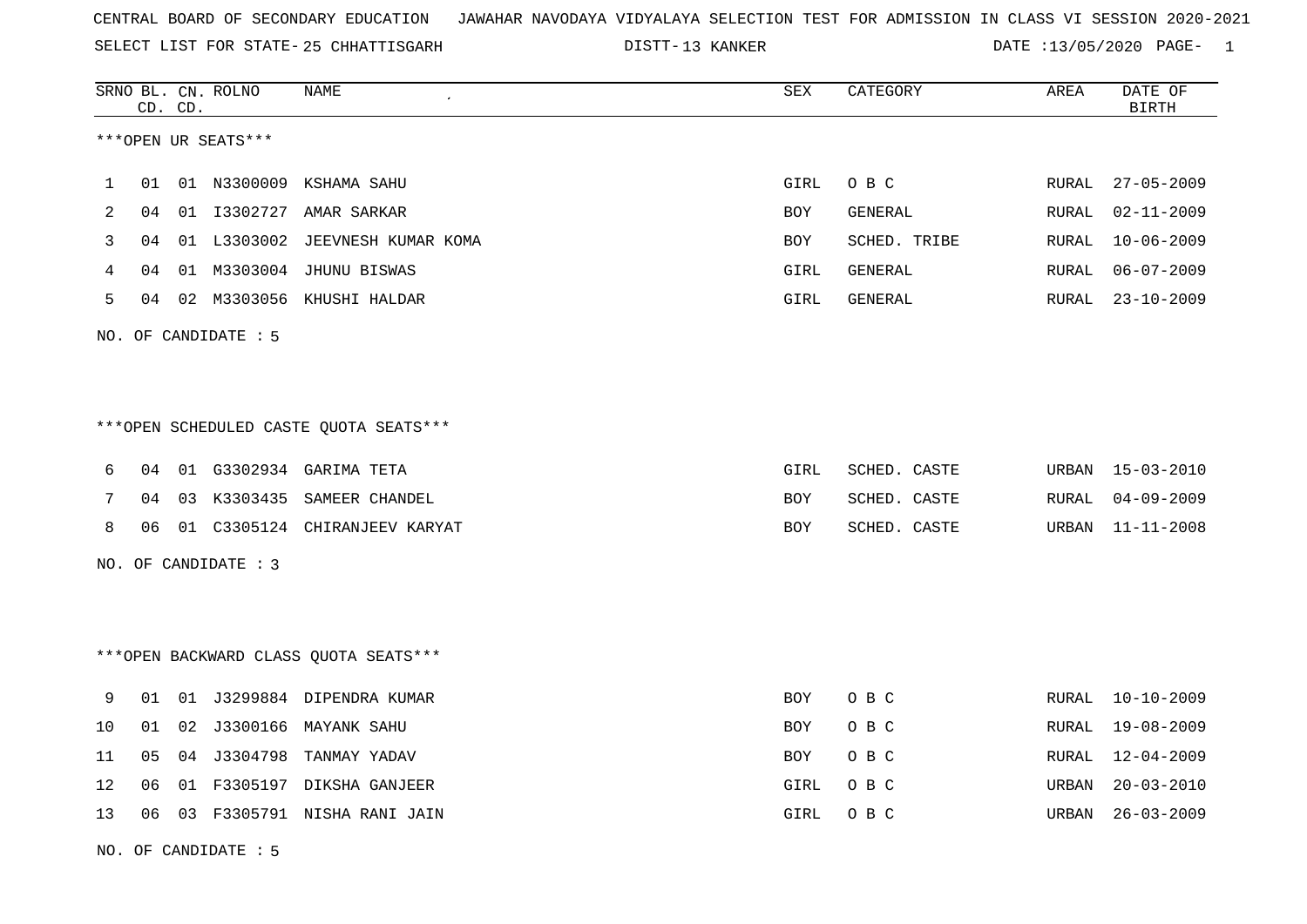CENTRAL BOARD OF SECONDARY EDUCATION JAWAHAR NAVODAYA VIDYALAYA SELECTION TEST FOR ADMISSION IN CLASS VI SESSION 2020-2021

SELECT LIST FOR STATE- 25 CHHATTISGARH DISTT- 13 KANKER DATE :13/05/2020

***OPEN UR SEATS***

| SRNO | BL. CD. | CN. CD. | ROLNO | NAME | SEX | CATEGORY | AREA | DATE OF BIRTH |
|---|---|---|---|---|---|---|---|---|
| 1 | 01 | 01 | N3300009 | KSHAMA SAHU | GIRL | O B C | RURAL | 27-05-2009 |
| 2 | 04 | 01 | I3302727 | AMAR SARKAR | BOY | GENERAL | RURAL | 02-11-2009 |
| 3 | 04 | 01 | L3303002 | JEEVNESH KUMAR KOMA | BOY | SCHED. TRIBE | RURAL | 10-06-2009 |
| 4 | 04 | 01 | M3303004 | JHUNU BISWAS | GIRL | GENERAL | RURAL | 06-07-2009 |
| 5 | 04 | 02 | M3303056 | KHUSHI HALDAR | GIRL | GENERAL | RURAL | 23-10-2009 |

NO. OF CANDIDATE : 5

***OPEN SCHEDULED CASTE QUOTA SEATS***

| SRNO | BL. CD. | CN. CD. | ROLNO | NAME | SEX | CATEGORY | AREA | DATE OF BIRTH |
|---|---|---|---|---|---|---|---|---|
| 6 | 04 | 01 | G3302934 | GARIMA TETA | GIRL | SCHED. CASTE | URBAN | 15-03-2010 |
| 7 | 04 | 03 | K3303435 | SAMEER CHANDEL | BOY | SCHED. CASTE | RURAL | 04-09-2009 |
| 8 | 06 | 01 | C3305124 | CHIRANJEEV KARYAT | BOY | SCHED. CASTE | URBAN | 11-11-2008 |

NO. OF CANDIDATE : 3

***OPEN BACKWARD CLASS QUOTA SEATS***

| SRNO | BL. CD. | CN. CD. | ROLNO | NAME | SEX | CATEGORY | AREA | DATE OF BIRTH |
|---|---|---|---|---|---|---|---|---|
| 9 | 01 | 01 | J3299884 | DIPENDRA KUMAR | BOY | O B C | RURAL | 10-10-2009 |
| 10 | 01 | 02 | J3300166 | MAYANK SAHU | BOY | O B C | RURAL | 19-08-2009 |
| 11 | 05 | 04 | J3304798 | TANMAY YADAV | BOY | O B C | RURAL | 12-04-2009 |
| 12 | 06 | 01 | F3305197 | DIKSHA GANJEER | GIRL | O B C | URBAN | 20-03-2010 |
| 13 | 06 | 03 | F3305791 | NISHA RANI JAIN | GIRL | O B C | URBAN | 26-03-2009 |

NO. OF CANDIDATE : 5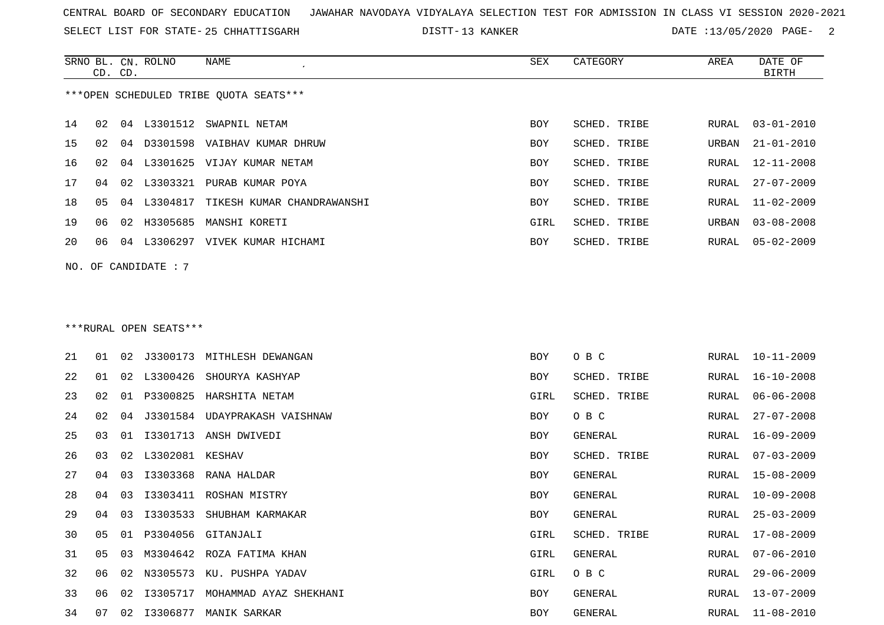CENTRAL BOARD OF SECONDARY EDUCATION JAWAHAR NAVODAYA VIDYALAYA SELECTION TEST FOR ADMISSION IN CLASS VI SESSION 2020-2021

SELECT LIST FOR STATE- 25 CHHATTISGARH DISTT- 13 KANKER DATE :13/05/2020

***OPEN SCHEDULED TRIBE QUOTA SEATS***

| SRNO | BL. CD. | CN. CD. | ROLNO | NAME | SEX | CATEGORY | AREA | DATE OF BIRTH |
|---|---|---|---|---|---|---|---|---|
| 14 | 02 | 04 | L3301512 | SWAPNIL NETAM | BOY | SCHED. TRIBE | RURAL | 03-01-2010 |
| 15 | 02 | 04 | D3301598 | VAIBHAV KUMAR DHRUW | BOY | SCHED. TRIBE | URBAN | 21-01-2010 |
| 16 | 02 | 04 | L3301625 | VIJAY KUMAR NETAM | BOY | SCHED. TRIBE | RURAL | 12-11-2008 |
| 17 | 04 | 02 | L3303321 | PURAB KUMAR POYA | BOY | SCHED. TRIBE | RURAL | 27-07-2009 |
| 18 | 05 | 04 | L3304817 | TIKESH KUMAR CHANDRAWANSHI | BOY | SCHED. TRIBE | RURAL | 11-02-2009 |
| 19 | 06 | 02 | H3305685 | MANSHI KORETI | GIRL | SCHED. TRIBE | URBAN | 03-08-2008 |
| 20 | 06 | 04 | L3306297 | VIVEK KUMAR HICHAMI | BOY | SCHED. TRIBE | RURAL | 05-02-2009 |

NO. OF CANDIDATE : 7

***RURAL OPEN SEATS***

| SRNO | BL. CD. | CN. CD. | ROLNO | NAME | SEX | CATEGORY | AREA | DATE OF BIRTH |
|---|---|---|---|---|---|---|---|---|
| 21 | 01 | 02 | J3300173 | MITHLESH DEWANGAN | BOY | O B C | RURAL | 10-11-2009 |
| 22 | 01 | 02 | L3300426 | SHOURYA KASHYAP | BOY | SCHED. TRIBE | RURAL | 16-10-2008 |
| 23 | 02 | 01 | P3300825 | HARSHITA NETAM | GIRL | SCHED. TRIBE | RURAL | 06-06-2008 |
| 24 | 02 | 04 | J3301584 | UDAYPRAKASH VAISHNAW | BOY | O B C | RURAL | 27-07-2008 |
| 25 | 03 | 01 | I3301713 | ANSH DWIVEDI | BOY | GENERAL | RURAL | 16-09-2009 |
| 26 | 03 | 02 | L3302081 | KESHAV | BOY | SCHED. TRIBE | RURAL | 07-03-2009 |
| 27 | 04 | 03 | I3303368 | RANA HALDAR | BOY | GENERAL | RURAL | 15-08-2009 |
| 28 | 04 | 03 | I3303411 | ROSHAN MISTRY | BOY | GENERAL | RURAL | 10-09-2008 |
| 29 | 04 | 03 | I3303533 | SHUBHAM KARMAKAR | BOY | GENERAL | RURAL | 25-03-2009 |
| 30 | 05 | 01 | P3304056 | GITANJALI | GIRL | SCHED. TRIBE | RURAL | 17-08-2009 |
| 31 | 05 | 03 | M3304642 | ROZA FATIMA KHAN | GIRL | GENERAL | RURAL | 07-06-2010 |
| 32 | 06 | 02 | N3305573 | KU. PUSHPA YADAV | GIRL | O B C | RURAL | 29-06-2009 |
| 33 | 06 | 02 | I3305717 | MOHAMMAD AYAZ SHEKHANI | BOY | GENERAL | RURAL | 13-07-2009 |
| 34 | 07 | 02 | I3306877 | MANIK SARKAR | BOY | GENERAL | RURAL | 11-08-2010 |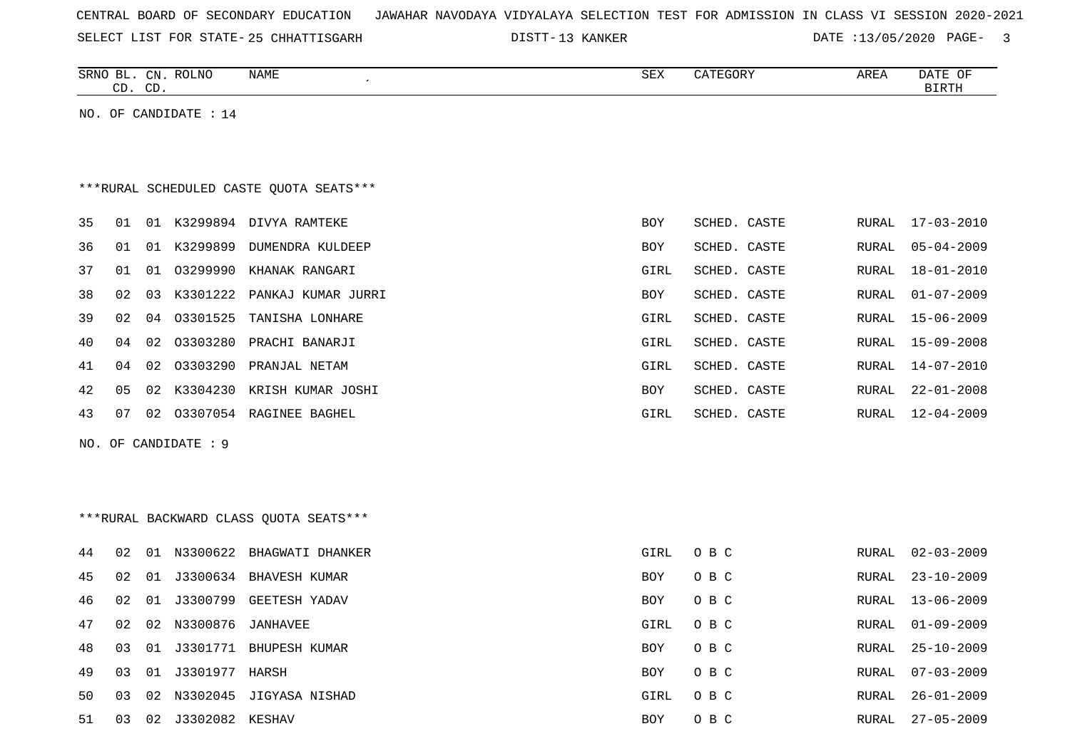CENTRAL BOARD OF SECONDARY EDUCATION   JAWAHAR NAVODAYA VIDYALAYA SELECTION TEST FOR ADMISSION IN CLASS VI SESSION 2020-2021

SELECT LIST FOR STATE- 25 CHHATTISGARH   DISTT- 13 KANKER   DATE :13/05/2020

| SRNO | BL. CD. | CN. CD. | ROLNO | NAME | SEX | CATEGORY | AREA | DATE OF BIRTH |
|---|---|---|---|---|---|---|---|---|

NO. OF CANDIDATE : 14

***RURAL SCHEDULED CASTE QUOTA SEATS***

| SRNO | BL. CD. | CN. CD. | ROLNO | NAME | SEX | CATEGORY | AREA | DATE OF BIRTH |
|---|---|---|---|---|---|---|---|---|
| 35 | 01 | 01 | K3299894 | DIVYA RAMTEKE | BOY | SCHED. CASTE | RURAL | 17-03-2010 |
| 36 | 01 | 01 | K3299899 | DUMENDRA KULDEEP | BOY | SCHED. CASTE | RURAL | 05-04-2009 |
| 37 | 01 | 01 | O3299990 | KHANAK RANGARI | GIRL | SCHED. CASTE | RURAL | 18-01-2010 |
| 38 | 02 | 03 | K3301222 | PANKAJ KUMAR JURRI | BOY | SCHED. CASTE | RURAL | 01-07-2009 |
| 39 | 02 | 04 | O3301525 | TANISHA LONHARE | GIRL | SCHED. CASTE | RURAL | 15-06-2009 |
| 40 | 04 | 02 | O3303280 | PRACHI BANARJI | GIRL | SCHED. CASTE | RURAL | 15-09-2008 |
| 41 | 04 | 02 | O3303290 | PRANJAL NETAM | GIRL | SCHED. CASTE | RURAL | 14-07-2010 |
| 42 | 05 | 02 | K3304230 | KRISH KUMAR JOSHI | BOY | SCHED. CASTE | RURAL | 22-01-2008 |
| 43 | 07 | 02 | O3307054 | RAGINEE BAGHEL | GIRL | SCHED. CASTE | RURAL | 12-04-2009 |

NO. OF CANDIDATE : 9

***RURAL BACKWARD CLASS QUOTA SEATS***

| SRNO | BL. CD. | CN. CD. | ROLNO | NAME | SEX | CATEGORY | AREA | DATE OF BIRTH |
|---|---|---|---|---|---|---|---|---|
| 44 | 02 | 01 | N3300622 | BHAGWATI DHANKER | GIRL | O B C | RURAL | 02-03-2009 |
| 45 | 02 | 01 | J3300634 | BHAVESH KUMAR | BOY | O B C | RURAL | 23-10-2009 |
| 46 | 02 | 01 | J3300799 | GEETESH YADAV | BOY | O B C | RURAL | 13-06-2009 |
| 47 | 02 | 02 | N3300876 | JANHAVEE | GIRL | O B C | RURAL | 01-09-2009 |
| 48 | 03 | 01 | J3301771 | BHUPESH KUMAR | BOY | O B C | RURAL | 25-10-2009 |
| 49 | 03 | 01 | J3301977 | HARSH | BOY | O B C | RURAL | 07-03-2009 |
| 50 | 03 | 02 | N3302045 | JIGYASA NISHAD | GIRL | O B C | RURAL | 26-01-2009 |
| 51 | 03 | 02 | J3302082 | KESHAV | BOY | O B C | RURAL | 27-05-2009 |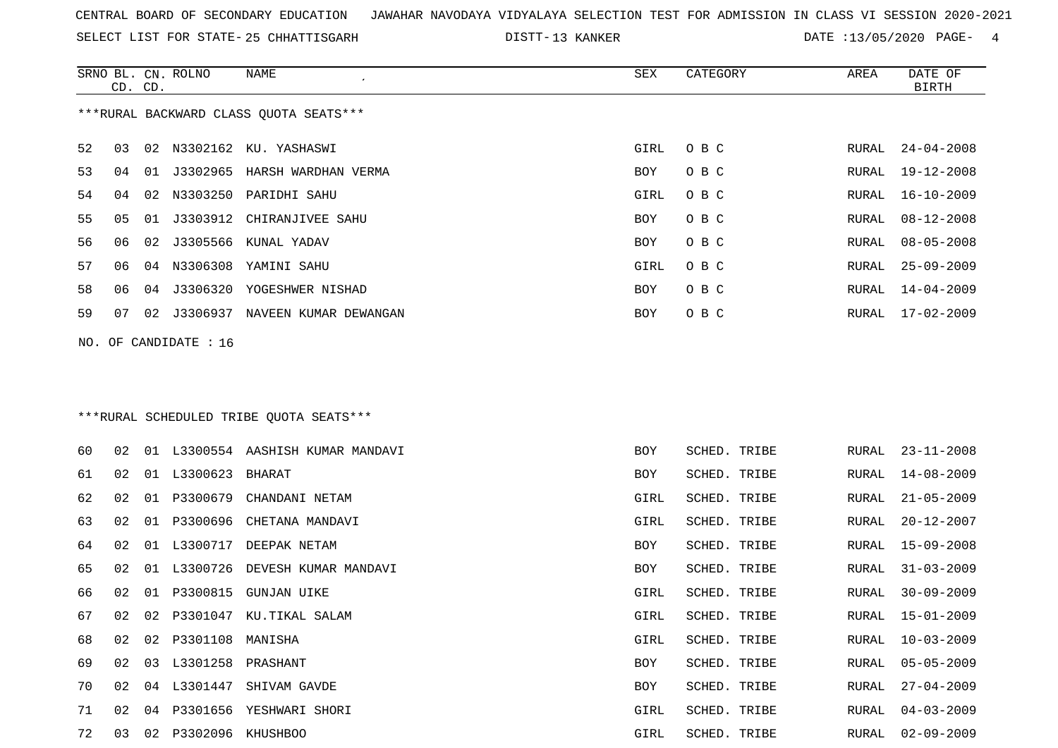CENTRAL BOARD OF SECONDARY EDUCATION JAWAHAR NAVODAYA VIDYALAYA SELECTION TEST FOR ADMISSION IN CLASS VI SESSION 2020-2021

SELECT LIST FOR STATE- 25 CHHATTISGARH DISTT- 13 KANKER DATE :13/05/2020

***RURAL BACKWARD CLASS QUOTA SEATS***

| SRNO | BL. CD. | CN. CD. | ROLNO | NAME | SEX | CATEGORY | AREA | DATE OF BIRTH |
|---|---|---|---|---|---|---|---|---|
| 52 | 03 | 02 | N3302162 | KU. YASHASWI | GIRL | O B C | RURAL | 24-04-2008 |
| 53 | 04 | 01 | J3302965 | HARSH WARDHAN VERMA | BOY | O B C | RURAL | 19-12-2008 |
| 54 | 04 | 02 | N3303250 | PARIDHI SAHU | GIRL | O B C | RURAL | 16-10-2009 |
| 55 | 05 | 01 | J3303912 | CHIRANJIVEE SAHU | BOY | O B C | RURAL | 08-12-2008 |
| 56 | 06 | 02 | J3305566 | KUNAL YADAV | BOY | O B C | RURAL | 08-05-2008 |
| 57 | 06 | 04 | N3306308 | YAMINI SAHU | GIRL | O B C | RURAL | 25-09-2009 |
| 58 | 06 | 04 | J3306320 | YOGESHWER NISHAD | BOY | O B C | RURAL | 14-04-2009 |
| 59 | 07 | 02 | J3306937 | NAVEEN KUMAR DEWANGAN | BOY | O B C | RURAL | 17-02-2009 |

NO. OF CANDIDATE : 16

***RURAL SCHEDULED TRIBE QUOTA SEATS***

| SRNO | BL. CD. | CN. CD. | ROLNO | NAME | SEX | CATEGORY | AREA | DATE OF BIRTH |
|---|---|---|---|---|---|---|---|---|
| 60 | 02 | 01 | L3300554 | AASHISH KUMAR MANDAVI | BOY | SCHED. TRIBE | RURAL | 23-11-2008 |
| 61 | 02 | 01 | L3300623 | BHARAT | BOY | SCHED. TRIBE | RURAL | 14-08-2009 |
| 62 | 02 | 01 | P3300679 | CHANDANI NETAM | GIRL | SCHED. TRIBE | RURAL | 21-05-2009 |
| 63 | 02 | 01 | P3300696 | CHETANA MANDAVI | GIRL | SCHED. TRIBE | RURAL | 20-12-2007 |
| 64 | 02 | 01 | L3300717 | DEEPAK NETAM | BOY | SCHED. TRIBE | RURAL | 15-09-2008 |
| 65 | 02 | 01 | L3300726 | DEVESH KUMAR MANDAVI | BOY | SCHED. TRIBE | RURAL | 31-03-2009 |
| 66 | 02 | 01 | P3300815 | GUNJAN UIKE | GIRL | SCHED. TRIBE | RURAL | 30-09-2009 |
| 67 | 02 | 02 | P3301047 | KU.TIKAL SALAM | GIRL | SCHED. TRIBE | RURAL | 15-01-2009 |
| 68 | 02 | 02 | P3301108 | MANISHA | GIRL | SCHED. TRIBE | RURAL | 10-03-2009 |
| 69 | 02 | 03 | L3301258 | PRASHANT | BOY | SCHED. TRIBE | RURAL | 05-05-2009 |
| 70 | 02 | 04 | L3301447 | SHIVAM GAVDE | BOY | SCHED. TRIBE | RURAL | 27-04-2009 |
| 71 | 02 | 04 | P3301656 | YESHWARI SHORI | GIRL | SCHED. TRIBE | RURAL | 04-03-2009 |
| 72 | 03 | 02 | P3302096 | KHUSHBOO | GIRL | SCHED. TRIBE | RURAL | 02-09-2009 |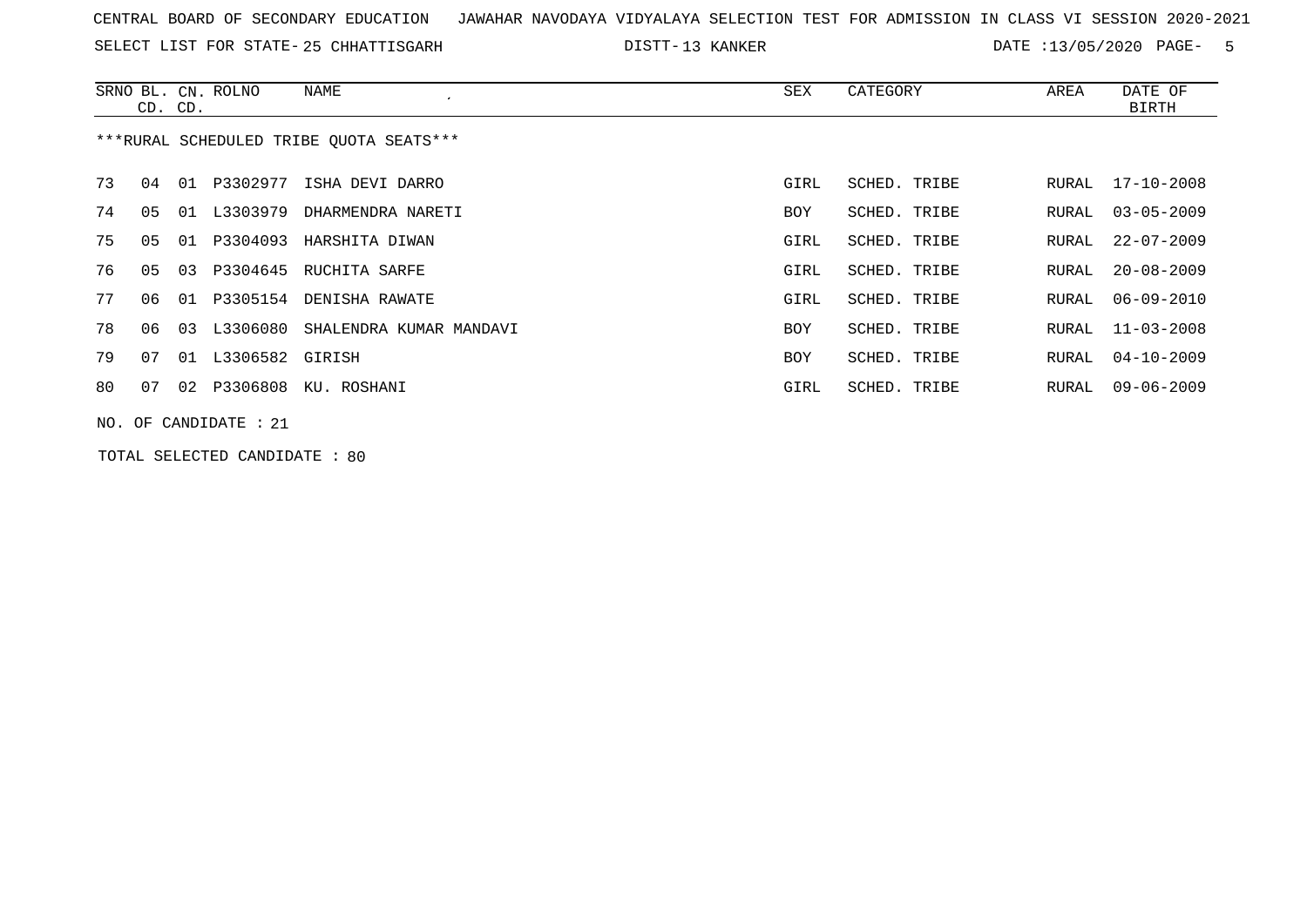CENTRAL BOARD OF SECONDARY EDUCATION JAWAHAR NAVODAYA VIDYALAYA SELECTION TEST FOR ADMISSION IN CLASS VI SESSION 2020-2021

SELECT LIST FOR STATE- 25 CHHATTISGARH DISTT- 13 KANKER DATE :13/05/2020

| SRNO | BL. CD. | CN. CD. | ROLNO | NAME | SEX | CATEGORY | AREA | DATE OF BIRTH |
|---|---|---|---|---|---|---|---|---|

***RURAL SCHEDULED TRIBE QUOTA SEATS***

| SRNO | BL. CD. | CN. CD. | ROLNO | NAME | SEX | CATEGORY | AREA | DATE OF BIRTH |
|---|---|---|---|---|---|---|---|---|
| 73 | 04 | 01 | P3302977 | ISHA DEVI DARRO | GIRL | SCHED. TRIBE | RURAL | 17-10-2008 |
| 74 | 05 | 01 | L3303979 | DHARMENDRA NARETI | BOY | SCHED. TRIBE | RURAL | 03-05-2009 |
| 75 | 05 | 01 | P3304093 | HARSHITA DIWAN | GIRL | SCHED. TRIBE | RURAL | 22-07-2009 |
| 76 | 05 | 03 | P3304645 | RUCHITA SARFE | GIRL | SCHED. TRIBE | RURAL | 20-08-2009 |
| 77 | 06 | 01 | P3305154 | DENISHA RAWATE | GIRL | SCHED. TRIBE | RURAL | 06-09-2010 |
| 78 | 06 | 03 | L3306080 | SHALENDRA KUMAR MANDAVI | BOY | SCHED. TRIBE | RURAL | 11-03-2008 |
| 79 | 07 | 01 | L3306582 | GIRISH | BOY | SCHED. TRIBE | RURAL | 04-10-2009 |
| 80 | 07 | 02 | P3306808 | KU. ROSHANI | GIRL | SCHED. TRIBE | RURAL | 09-06-2009 |

NO. OF CANDIDATE : 21

TOTAL SELECTED CANDIDATE : 80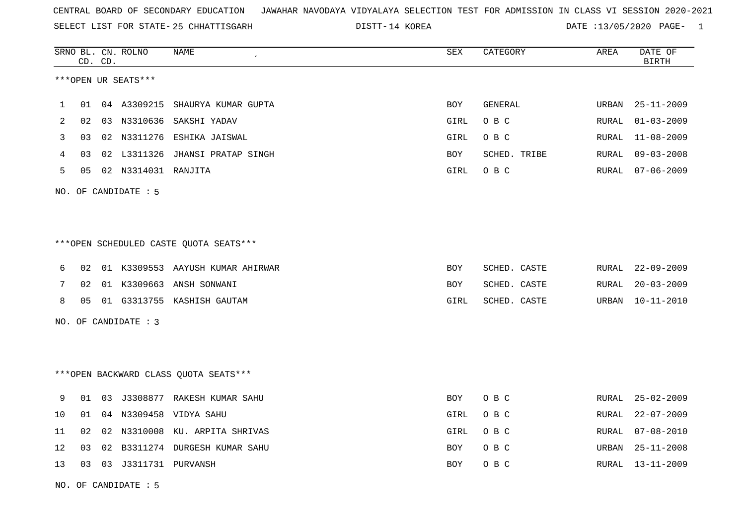CENTRAL BOARD OF SECONDARY EDUCATION JAWAHAR NAVODAYA VIDYALAYA SELECTION TEST FOR ADMISSION IN CLASS VI SESSION 2020-2021

SELECT LIST FOR STATE- 25 CHHATTISGARH DISTT- 14 KOREA DATE :13/05/2020

***OPEN UR SEATS***

| SRNO | BL. CD. | CN. CD. | ROLNO | NAME | SEX | CATEGORY | AREA | DATE OF BIRTH |
|---|---|---|---|---|---|---|---|---|
| 1 | 01 | 04 | A3309215 | SHAURYA KUMAR GUPTA | BOY | GENERAL | URBAN | 25-11-2009 |
| 2 | 02 | 03 | N3310636 | SAKSHI YADAV | GIRL | O B C | RURAL | 01-03-2009 |
| 3 | 03 | 02 | N3311276 | ESHIKA JAISWAL | GIRL | O B C | RURAL | 11-08-2009 |
| 4 | 03 | 02 | L3311326 | JHANSI PRATAP SINGH | BOY | SCHED. TRIBE | RURAL | 09-03-2008 |
| 5 | 05 | 02 | N3314031 | RANJITA | GIRL | O B C | RURAL | 07-06-2009 |

NO. OF CANDIDATE : 5

***OPEN SCHEDULED CASTE QUOTA SEATS***

| SRNO | BL. CD. | CN. CD. | ROLNO | NAME | SEX | CATEGORY | AREA | DATE OF BIRTH |
|---|---|---|---|---|---|---|---|---|
| 6 | 02 | 01 | K3309553 | AAYUSH KUMAR AHIRWAR | BOY | SCHED. CASTE | RURAL | 22-09-2009 |
| 7 | 02 | 01 | K3309663 | ANSH SONWANI | BOY | SCHED. CASTE | RURAL | 20-03-2009 |
| 8 | 05 | 01 | G3313755 | KASHISH GAUTAM | GIRL | SCHED. CASTE | URBAN | 10-11-2010 |

NO. OF CANDIDATE : 3

***OPEN BACKWARD CLASS QUOTA SEATS***

| SRNO | BL. CD. | CN. CD. | ROLNO | NAME | SEX | CATEGORY | AREA | DATE OF BIRTH |
|---|---|---|---|---|---|---|---|---|
| 9 | 01 | 03 | J3308877 | RAKESH KUMAR SAHU | BOY | O B C | RURAL | 25-02-2009 |
| 10 | 01 | 04 | N3309458 | VIDYA SAHU | GIRL | O B C | RURAL | 22-07-2009 |
| 11 | 02 | 02 | N3310008 | KU. ARPITA SHRIVAS | GIRL | O B C | RURAL | 07-08-2010 |
| 12 | 03 | 02 | B3311274 | DURGESH KUMAR SAHU | BOY | O B C | URBAN | 25-11-2008 |
| 13 | 03 | 03 | J3311731 | PURVANSH | BOY | O B C | RURAL | 13-11-2009 |

NO. OF CANDIDATE : 5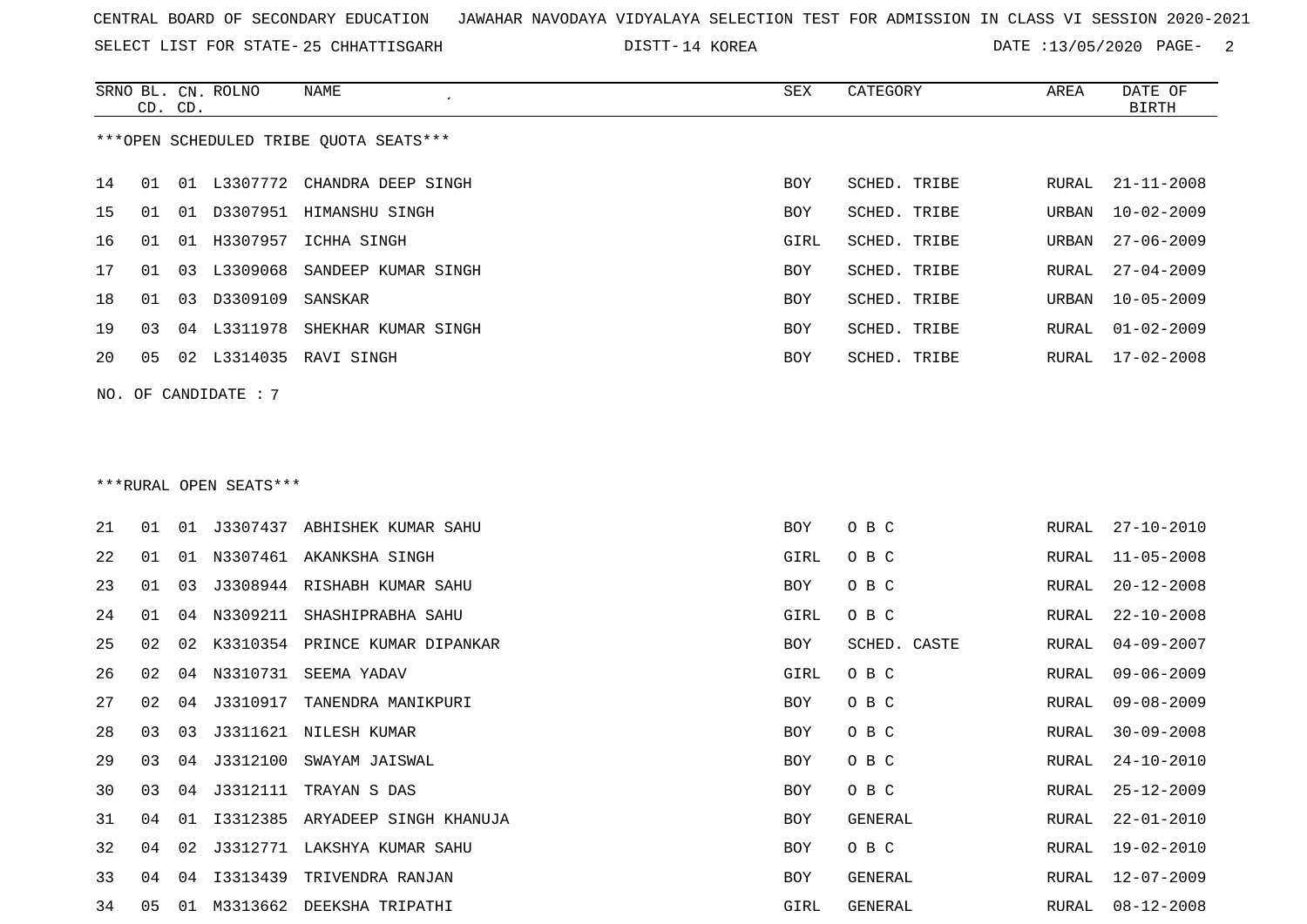CENTRAL BOARD OF SECONDARY EDUCATION JAWAHAR NAVODAYA VIDYALAYA SELECTION TEST FOR ADMISSION IN CLASS VI SESSION 2020-2021

SELECT LIST FOR STATE- 25 CHHATTISGARH DISTT- 14 KOREA DATE :13/05/2020

***OPEN SCHEDULED TRIBE QUOTA SEATS***

| SRNO | BL. CD. | CN. CD. | ROLNO | NAME | SEX | CATEGORY | AREA | DATE OF BIRTH |
|---|---|---|---|---|---|---|---|---|
| 14 | 01 | 01 | L3307772 | CHANDRA DEEP SINGH | BOY | SCHED. TRIBE | RURAL | 21-11-2008 |
| 15 | 01 | 01 | D3307951 | HIMANSHU SINGH | BOY | SCHED. TRIBE | URBAN | 10-02-2009 |
| 16 | 01 | 01 | H3307957 | ICHHA SINGH | GIRL | SCHED. TRIBE | URBAN | 27-06-2009 |
| 17 | 01 | 03 | L3309068 | SANDEEP KUMAR SINGH | BOY | SCHED. TRIBE | RURAL | 27-04-2009 |
| 18 | 01 | 03 | D3309109 | SANSKAR | BOY | SCHED. TRIBE | URBAN | 10-05-2009 |
| 19 | 03 | 04 | L3311978 | SHEKHAR KUMAR SINGH | BOY | SCHED. TRIBE | RURAL | 01-02-2009 |
| 20 | 05 | 02 | L3314035 | RAVI SINGH | BOY | SCHED. TRIBE | RURAL | 17-02-2008 |

NO. OF CANDIDATE : 7

***RURAL OPEN SEATS***

| SRNO | BL. CD. | CN. CD. | ROLNO | NAME | SEX | CATEGORY | AREA | DATE OF BIRTH |
|---|---|---|---|---|---|---|---|---|
| 21 | 01 | 01 | J3307437 | ABHISHEK KUMAR SAHU | BOY | O B C | RURAL | 27-10-2010 |
| 22 | 01 | 01 | N3307461 | AKANKSHA SINGH | GIRL | O B C | RURAL | 11-05-2008 |
| 23 | 01 | 03 | J3308944 | RISHABH KUMAR SAHU | BOY | O B C | RURAL | 20-12-2008 |
| 24 | 01 | 04 | N3309211 | SHASHIPRABHA SAHU | GIRL | O B C | RURAL | 22-10-2008 |
| 25 | 02 | 02 | K3310354 | PRINCE KUMAR DIPANKAR | BOY | SCHED. CASTE | RURAL | 04-09-2007 |
| 26 | 02 | 04 | N3310731 | SEEMA YADAV | GIRL | O B C | RURAL | 09-06-2009 |
| 27 | 02 | 04 | J3310917 | TANENDRA MANIKPURI | BOY | O B C | RURAL | 09-08-2009 |
| 28 | 03 | 03 | J3311621 | NILESH KUMAR | BOY | O B C | RURAL | 30-09-2008 |
| 29 | 03 | 04 | J3312100 | SWAYAM JAISWAL | BOY | O B C | RURAL | 24-10-2010 |
| 30 | 03 | 04 | J3312111 | TRAYAN S DAS | BOY | O B C | RURAL | 25-12-2009 |
| 31 | 04 | 01 | I3312385 | ARYADEEP SINGH KHANUJA | BOY | GENERAL | RURAL | 22-01-2010 |
| 32 | 04 | 02 | J3312771 | LAKSHYA KUMAR SAHU | BOY | O B C | RURAL | 19-02-2010 |
| 33 | 04 | 04 | I3313439 | TRIVENDRA RANJAN | BOY | GENERAL | RURAL | 12-07-2009 |
| 34 | 05 | 01 | M3313662 | DEEKSHA TRIPATHI | GIRL | GENERAL | RURAL | 08-12-2008 |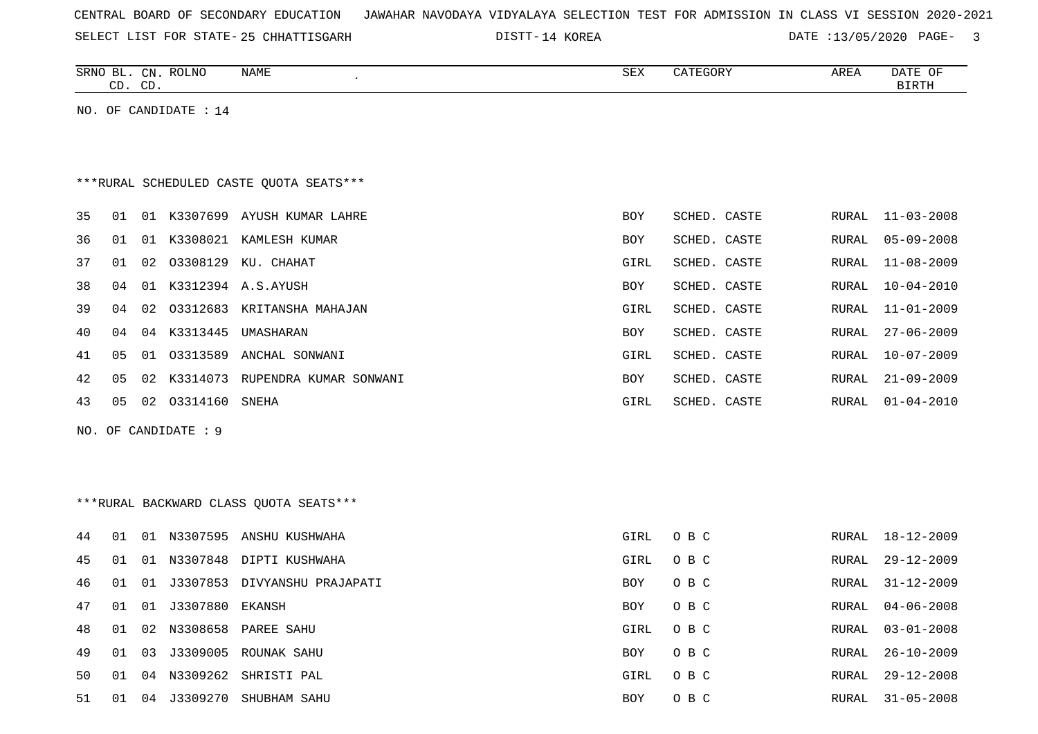CENTRAL BOARD OF SECONDARY EDUCATION JAWAHAR NAVODAYA VIDYALAYA SELECTION TEST FOR ADMISSION IN CLASS VI SESSION 2020-2021

SELECT LIST FOR STATE- 25 CHHATTISGARH DISTT- 14 KOREA DATE :13/05/2020 PAGE- 3

| SRNO | BL. CD. | CN. CD. | ROLNO | NAME | SEX | CATEGORY | AREA | DATE OF BIRTH |
|---|---|---|---|---|---|---|---|---|

NO. OF CANDIDATE : 14

***RURAL SCHEDULED CASTE QUOTA SEATS***

| SRNO | BL. CD. | CN. CD. | ROLNO | NAME | SEX | CATEGORY | AREA | DATE OF BIRTH |
|---|---|---|---|---|---|---|---|---|
| 35 | 01 | 01 | K3307699 | AYUSH KUMAR LAHRE | BOY | SCHED. CASTE | RURAL | 11-03-2008 |
| 36 | 01 | 01 | K3308021 | KAMLESH KUMAR | BOY | SCHED. CASTE | RURAL | 05-09-2008 |
| 37 | 01 | 02 | O3308129 | KU. CHAHAT | GIRL | SCHED. CASTE | RURAL | 11-08-2009 |
| 38 | 04 | 01 | K3312394 | A.S.AYUSH | BOY | SCHED. CASTE | RURAL | 10-04-2010 |
| 39 | 04 | 02 | O3312683 | KRITANSHA MAHAJAN | GIRL | SCHED. CASTE | RURAL | 11-01-2009 |
| 40 | 04 | 04 | K3313445 | UMASHARAN | BOY | SCHED. CASTE | RURAL | 27-06-2009 |
| 41 | 05 | 01 | O3313589 | ANCHAL SONWANI | GIRL | SCHED. CASTE | RURAL | 10-07-2009 |
| 42 | 05 | 02 | K3314073 | RUPENDRA KUMAR SONWANI | BOY | SCHED. CASTE | RURAL | 21-09-2009 |
| 43 | 05 | 02 | O3314160 | SNEHA | GIRL | SCHED. CASTE | RURAL | 01-04-2010 |

NO. OF CANDIDATE : 9

***RURAL BACKWARD CLASS QUOTA SEATS***

| SRNO | BL. CD. | CN. CD. | ROLNO | NAME | SEX | CATEGORY | AREA | DATE OF BIRTH |
|---|---|---|---|---|---|---|---|---|
| 44 | 01 | 01 | N3307595 | ANSHU KUSHWAHA | GIRL | O B C | RURAL | 18-12-2009 |
| 45 | 01 | 01 | N3307848 | DIPTI KUSHWAHA | GIRL | O B C | RURAL | 29-12-2009 |
| 46 | 01 | 01 | J3307853 | DIVYANSHU PRAJAPATI | BOY | O B C | RURAL | 31-12-2009 |
| 47 | 01 | 01 | J3307880 | EKANSH | BOY | O B C | RURAL | 04-06-2008 |
| 48 | 01 | 02 | N3308658 | PAREE SAHU | GIRL | O B C | RURAL | 03-01-2008 |
| 49 | 01 | 03 | J3309005 | ROUNAK SAHU | BOY | O B C | RURAL | 26-10-2009 |
| 50 | 01 | 04 | N3309262 | SHRISTI PAL | GIRL | O B C | RURAL | 29-12-2008 |
| 51 | 01 | 04 | J3309270 | SHUBHAM SAHU | BOY | O B C | RURAL | 31-05-2008 |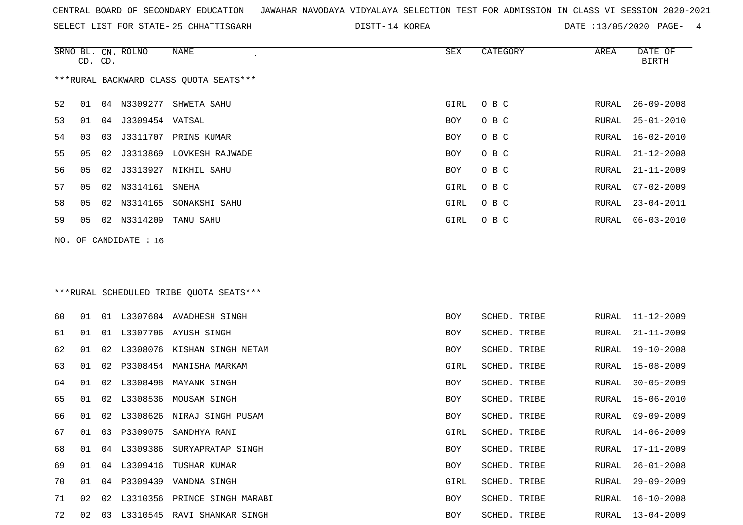CENTRAL BOARD OF SECONDARY EDUCATION JAWAHAR NAVODAYA VIDYALAYA SELECTION TEST FOR ADMISSION IN CLASS VI SESSION 2020-2021

SELECT LIST FOR STATE- 25 CHHATTISGARH DISTT- 14 KOREA DATE :13/05/2020

***RURAL BACKWARD CLASS QUOTA SEATS***

| SRNO | BL. CD. | CN. CD. | ROLNO | NAME | SEX | CATEGORY | AREA | DATE OF BIRTH |
|---|---|---|---|---|---|---|---|---|
| 52 | 01 | 04 | N3309277 | SHWETA SAHU | GIRL | O B C | RURAL | 26-09-2008 |
| 53 | 01 | 04 | J3309454 | VATSAL | BOY | O B C | RURAL | 25-01-2010 |
| 54 | 03 | 03 | J3311707 | PRINS KUMAR | BOY | O B C | RURAL | 16-02-2010 |
| 55 | 05 | 02 | J3313869 | LOVKESH RAJWADE | BOY | O B C | RURAL | 21-12-2008 |
| 56 | 05 | 02 | J3313927 | NIKHIL SAHU | BOY | O B C | RURAL | 21-11-2009 |
| 57 | 05 | 02 | N3314161 | SNEHA | GIRL | O B C | RURAL | 07-02-2009 |
| 58 | 05 | 02 | N3314165 | SONAKSHI SAHU | GIRL | O B C | RURAL | 23-04-2011 |
| 59 | 05 | 02 | N3314209 | TANU SAHU | GIRL | O B C | RURAL | 06-03-2010 |

NO. OF CANDIDATE : 16

***RURAL SCHEDULED TRIBE QUOTA SEATS***

| SRNO | BL. CD. | CN. CD. | ROLNO | NAME | SEX | CATEGORY | AREA | DATE OF BIRTH |
|---|---|---|---|---|---|---|---|---|
| 60 | 01 | 01 | L3307684 | AVADHESH SINGH | BOY | SCHED. TRIBE | RURAL | 11-12-2009 |
| 61 | 01 | 01 | L3307706 | AYUSH SINGH | BOY | SCHED. TRIBE | RURAL | 21-11-2009 |
| 62 | 01 | 02 | L3308076 | KISHAN SINGH NETAM | BOY | SCHED. TRIBE | RURAL | 19-10-2008 |
| 63 | 01 | 02 | P3308454 | MANISHA MARKAM | GIRL | SCHED. TRIBE | RURAL | 15-08-2009 |
| 64 | 01 | 02 | L3308498 | MAYANK SINGH | BOY | SCHED. TRIBE | RURAL | 30-05-2009 |
| 65 | 01 | 02 | L3308536 | MOUSAM SINGH | BOY | SCHED. TRIBE | RURAL | 15-06-2010 |
| 66 | 01 | 02 | L3308626 | NIRAJ SINGH PUSAM | BOY | SCHED. TRIBE | RURAL | 09-09-2009 |
| 67 | 01 | 03 | P3309075 | SANDHYA RANI | GIRL | SCHED. TRIBE | RURAL | 14-06-2009 |
| 68 | 01 | 04 | L3309386 | SURYAPRATAP SINGH | BOY | SCHED. TRIBE | RURAL | 17-11-2009 |
| 69 | 01 | 04 | L3309416 | TUSHAR KUMAR | BOY | SCHED. TRIBE | RURAL | 26-01-2008 |
| 70 | 01 | 04 | P3309439 | VANDNA SINGH | GIRL | SCHED. TRIBE | RURAL | 29-09-2009 |
| 71 | 02 | 02 | L3310356 | PRINCE SINGH MARABI | BOY | SCHED. TRIBE | RURAL | 16-10-2008 |
| 72 | 02 | 03 | L3310545 | RAVI SHANKAR SINGH | BOY | SCHED. TRIBE | RURAL | 13-04-2009 |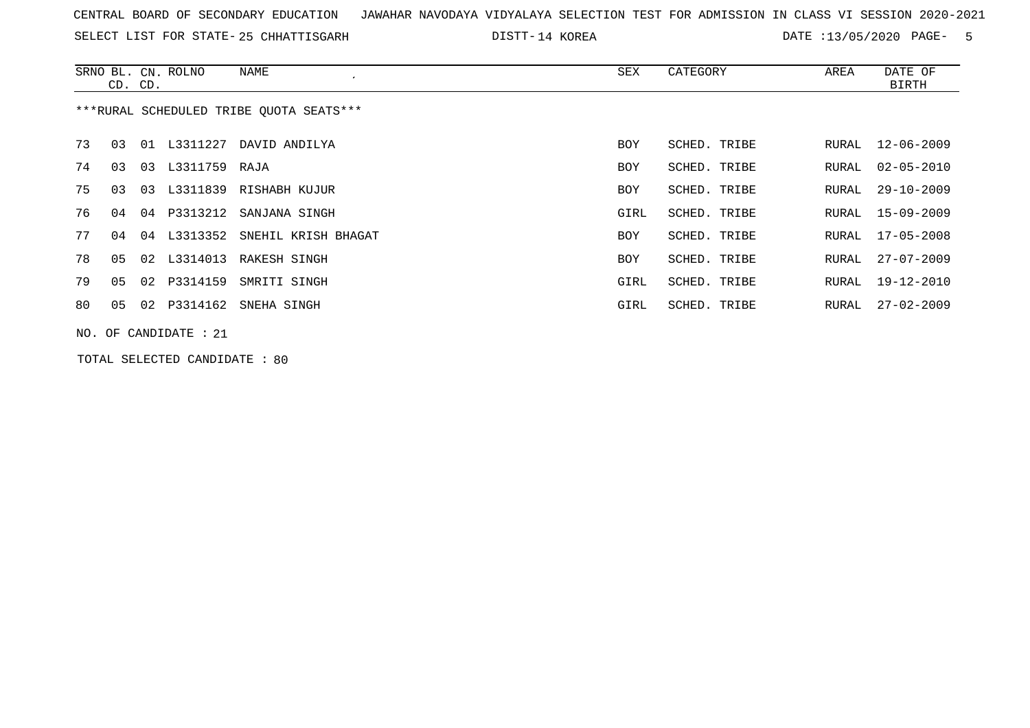CENTRAL BOARD OF SECONDARY EDUCATION JAWAHAR NAVODAYA VIDYALAYA SELECTION TEST FOR ADMISSION IN CLASS VI SESSION 2020-2021

SELECT LIST FOR STATE- 25 CHHATTISGARH DISTT- 14 KOREA DATE :13/05/2020

| SRNO | BL. CD. | CN. CD. | ROLNO | NAME | SEX | CATEGORY | AREA | DATE OF BIRTH |
|---|---|---|---|---|---|---|---|---|

***RURAL SCHEDULED TRIBE QUOTA SEATS***

| SRNO | BL. CD. | CN. CD. | ROLNO | NAME | SEX | CATEGORY | AREA | DATE OF BIRTH |
|---|---|---|---|---|---|---|---|---|
| 73 | 03 | 01 | L3311227 | DAVID ANDILYA | BOY | SCHED. TRIBE | RURAL | 12-06-2009 |
| 74 | 03 | 03 | L3311759 | RAJA | BOY | SCHED. TRIBE | RURAL | 02-05-2010 |
| 75 | 03 | 03 | L3311839 | RISHABH KUJUR | BOY | SCHED. TRIBE | RURAL | 29-10-2009 |
| 76 | 04 | 04 | P3313212 | SANJANA SINGH | GIRL | SCHED. TRIBE | RURAL | 15-09-2009 |
| 77 | 04 | 04 | L3313352 | SNEHIL KRISH BHAGAT | BOY | SCHED. TRIBE | RURAL | 17-05-2008 |
| 78 | 05 | 02 | L3314013 | RAKESH SINGH | BOY | SCHED. TRIBE | RURAL | 27-07-2009 |
| 79 | 05 | 02 | P3314159 | SMRITI SINGH | GIRL | SCHED. TRIBE | RURAL | 19-12-2010 |
| 80 | 05 | 02 | P3314162 | SNEHA SINGH | GIRL | SCHED. TRIBE | RURAL | 27-02-2009 |

NO. OF CANDIDATE : 21

TOTAL SELECTED CANDIDATE : 80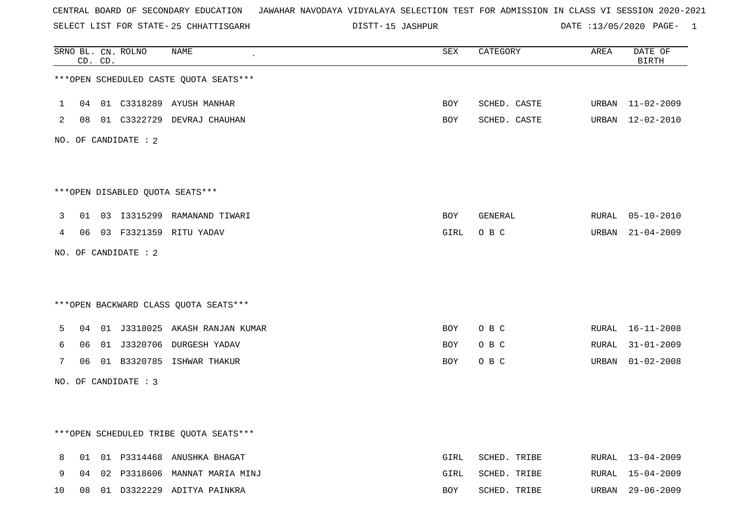CENTRAL BOARD OF SECONDARY EDUCATION   JAWAHAR NAVODAYA VIDYALAYA SELECTION TEST FOR ADMISSION IN CLASS VI SESSION 2020-2021

SELECT LIST FOR STATE- 25 CHHATTISGARH   DISTT- 15 JASHPUR   DATE :13/05/2020

| SRNO | BL. CD. | CN. CD. | ROLNO | NAME | SEX | CATEGORY | AREA | DATE OF BIRTH |
|---|---|---|---|---|---|---|---|---|

***OPEN SCHEDULED CASTE QUOTA SEATS***

| SRNO | BL. CD. | CN. CD. | ROLNO | NAME | SEX | CATEGORY | AREA | DATE OF BIRTH |
|---|---|---|---|---|---|---|---|---|
| 1 | 04 | 01 | C3318289 | AYUSH MANHAR | BOY | SCHED. CASTE | URBAN | 11-02-2009 |
| 2 | 08 | 01 | C3322729 | DEVRAJ CHAUHAN | BOY | SCHED. CASTE | URBAN | 12-02-2010 |

NO. OF CANDIDATE : 2

***OPEN DISABLED QUOTA SEATS***

| SRNO | BL. CD. | CN. CD. | ROLNO | NAME | SEX | CATEGORY | AREA | DATE OF BIRTH |
|---|---|---|---|---|---|---|---|---|
| 3 | 01 | 03 | I3315299 | RAMANAND TIWARI | BOY | GENERAL | RURAL | 05-10-2010 |
| 4 | 06 | 03 | F3321359 | RITU YADAV | GIRL | O B C | URBAN | 21-04-2009 |

NO. OF CANDIDATE : 2

***OPEN BACKWARD CLASS QUOTA SEATS***

| SRNO | BL. CD. | CN. CD. | ROLNO | NAME | SEX | CATEGORY | AREA | DATE OF BIRTH |
|---|---|---|---|---|---|---|---|---|
| 5 | 04 | 01 | J3318025 | AKASH RANJAN KUMAR | BOY | O B C | RURAL | 16-11-2008 |
| 6 | 06 | 01 | J3320706 | DURGESH YADAV | BOY | O B C | RURAL | 31-01-2009 |
| 7 | 06 | 01 | B3320785 | ISHWAR THAKUR | BOY | O B C | URBAN | 01-02-2008 |

NO. OF CANDIDATE : 3

***OPEN SCHEDULED TRIBE QUOTA SEATS***

| SRNO | BL. CD. | CN. CD. | ROLNO | NAME | SEX | CATEGORY | AREA | DATE OF BIRTH |
|---|---|---|---|---|---|---|---|---|
| 8 | 01 | 01 | P3314468 | ANUSHKA BHAGAT | GIRL | SCHED. TRIBE | RURAL | 13-04-2009 |
| 9 | 04 | 02 | P3318606 | MANNAT MARIA MINJ | GIRL | SCHED. TRIBE | RURAL | 15-04-2009 |
| 10 | 08 | 01 | D3322229 | ADITYA PAINKRA | BOY | SCHED. TRIBE | URBAN | 29-06-2009 |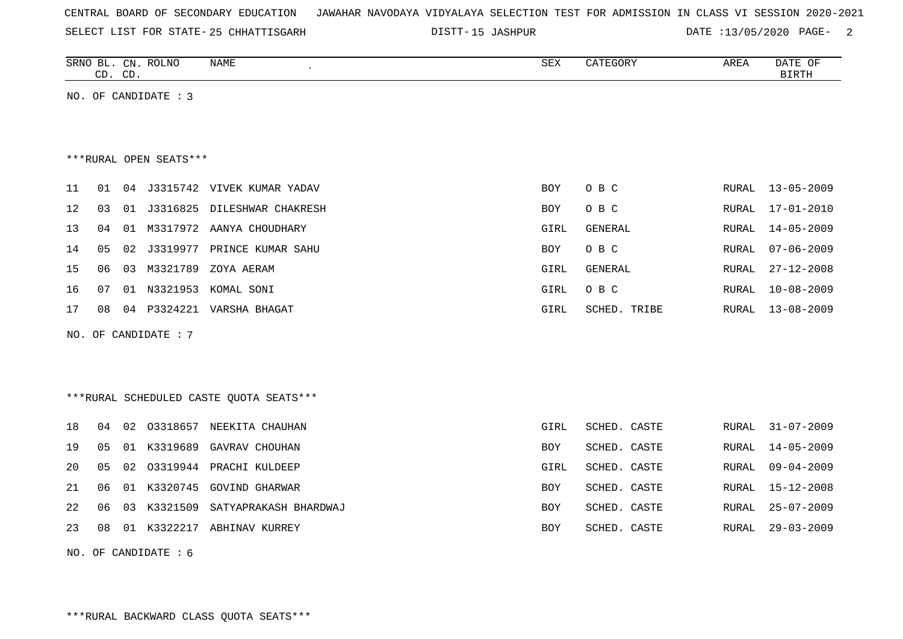CENTRAL BOARD OF SECONDARY EDUCATION JAWAHAR NAVODAYA VIDYALAYA SELECTION TEST FOR ADMISSION IN CLASS VI SESSION 2020-2021

SELECT LIST FOR STATE- 25 CHHATTISGARH DISTT- 15 JASHPUR DATE :13/05/2020

| SRNO | BL. CD. | CN. CD. | ROLNO | NAME | SEX | CATEGORY | AREA | DATE OF BIRTH |
|---|---|---|---|---|---|---|---|---|

NO. OF CANDIDATE : 3

***RURAL OPEN SEATS***

| SRNO | BL. CD. | CN. CD. | ROLNO | NAME | SEX | CATEGORY | AREA | DATE OF BIRTH |
|---|---|---|---|---|---|---|---|---|
| 11 | 01 | 04 | J3315742 | VIVEK KUMAR YADAV | BOY | O B C | RURAL | 13-05-2009 |
| 12 | 03 | 01 | J3316825 | DILESHWAR CHAKRESH | BOY | O B C | RURAL | 17-01-2010 |
| 13 | 04 | 01 | M3317972 | AANYA CHOUDHARY | GIRL | GENERAL | RURAL | 14-05-2009 |
| 14 | 05 | 02 | J3319977 | PRINCE KUMAR SAHU | BOY | O B C | RURAL | 07-06-2009 |
| 15 | 06 | 03 | M3321789 | ZOYA AERAM | GIRL | GENERAL | RURAL | 27-12-2008 |
| 16 | 07 | 01 | N3321953 | KOMAL SONI | GIRL | O B C | RURAL | 10-08-2009 |
| 17 | 08 | 04 | P3324221 | VARSHA BHAGAT | GIRL | SCHED. TRIBE | RURAL | 13-08-2009 |

NO. OF CANDIDATE : 7

***RURAL SCHEDULED CASTE QUOTA SEATS***

| SRNO | BL. CD. | CN. CD. | ROLNO | NAME | SEX | CATEGORY | AREA | DATE OF BIRTH |
|---|---|---|---|---|---|---|---|---|
| 18 | 04 | 02 | O3318657 | NEEKITA CHAUHAN | GIRL | SCHED. CASTE | RURAL | 31-07-2009 |
| 19 | 05 | 01 | K3319689 | GAVRAV CHOUHAN | BOY | SCHED. CASTE | RURAL | 14-05-2009 |
| 20 | 05 | 02 | O3319944 | PRACHI KULDEEP | GIRL | SCHED. CASTE | RURAL | 09-04-2009 |
| 21 | 06 | 01 | K3320745 | GOVIND GHARWAR | BOY | SCHED. CASTE | RURAL | 15-12-2008 |
| 22 | 06 | 03 | K3321509 | SATYAPRAKASH BHARDWAJ | BOY | SCHED. CASTE | RURAL | 25-07-2009 |
| 23 | 08 | 01 | K3322217 | ABHINAV KURREY | BOY | SCHED. CASTE | RURAL | 29-03-2009 |

NO. OF CANDIDATE : 6

***RURAL BACKWARD CLASS QUOTA SEATS***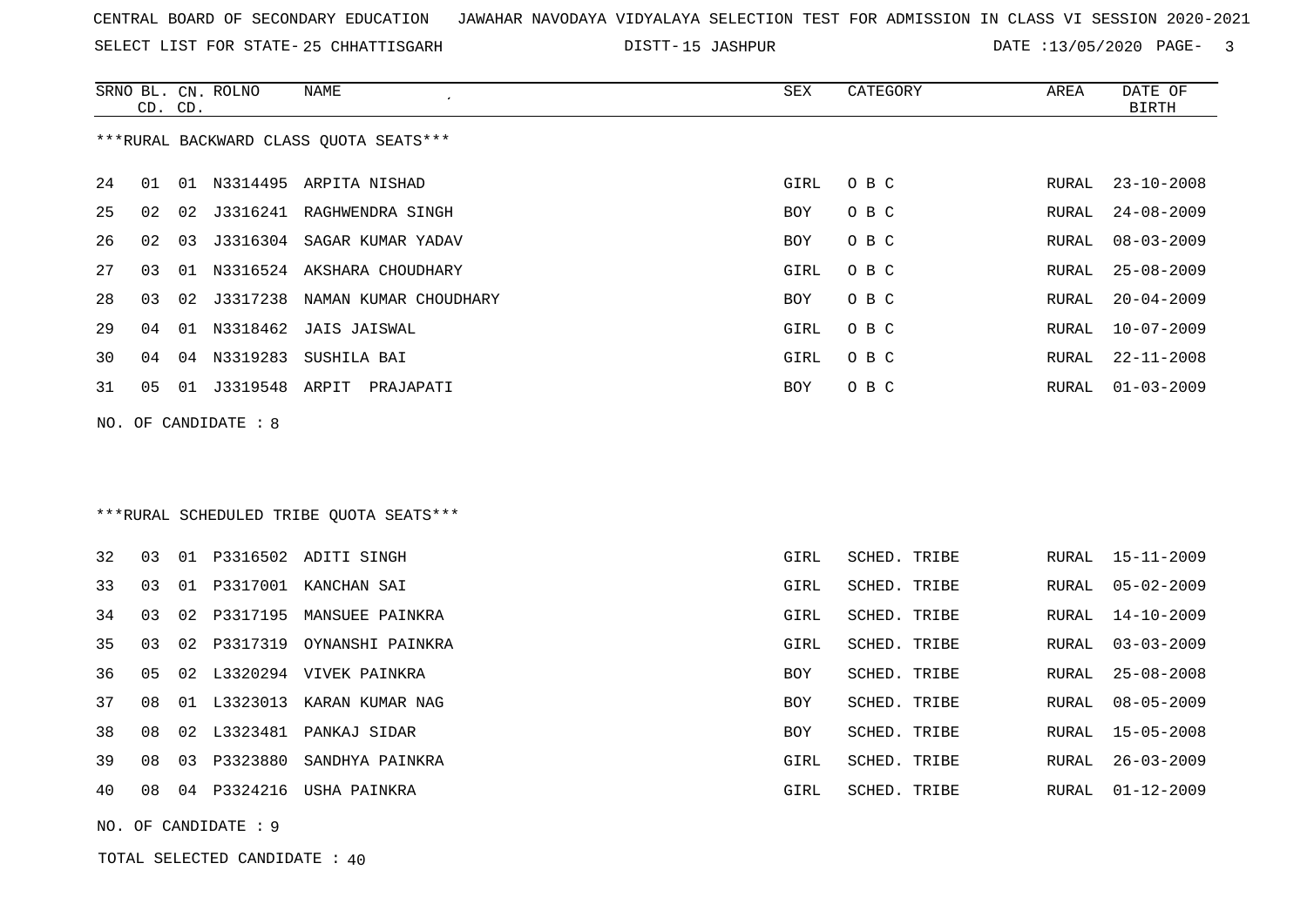CENTRAL BOARD OF SECONDARY EDUCATION JAWAHAR NAVODAYA VIDYALAYA SELECTION TEST FOR ADMISSION IN CLASS VI SESSION 2020-2021

SELECT LIST FOR STATE- 25 CHHATTISGARH DISTT- 15 JASHPUR DATE :13/05/2020

***RURAL BACKWARD CLASS QUOTA SEATS***

| SRNO | BL. CD. | CN. CD. | ROLNO | NAME | SEX | CATEGORY | AREA | DATE OF BIRTH |
|---|---|---|---|---|---|---|---|---|
| 24 | 01 | 01 | N3314495 | ARPITA NISHAD | GIRL | O B C | RURAL | 23-10-2008 |
| 25 | 02 | 02 | J3316241 | RAGHWENDRA SINGH | BOY | O B C | RURAL | 24-08-2009 |
| 26 | 02 | 03 | J3316304 | SAGAR KUMAR YADAV | BOY | O B C | RURAL | 08-03-2009 |
| 27 | 03 | 01 | N3316524 | AKSHARA CHOUDHARY | GIRL | O B C | RURAL | 25-08-2009 |
| 28 | 03 | 02 | J3317238 | NAMAN KUMAR CHOUDHARY | BOY | O B C | RURAL | 20-04-2009 |
| 29 | 04 | 01 | N3318462 | JAIS JAISWAL | GIRL | O B C | RURAL | 10-07-2009 |
| 30 | 04 | 04 | N3319283 | SUSHILA BAI | GIRL | O B C | RURAL | 22-11-2008 |
| 31 | 05 | 01 | J3319548 | ARPIT PRAJAPATI | BOY | O B C | RURAL | 01-03-2009 |

NO. OF CANDIDATE : 8

***RURAL SCHEDULED TRIBE QUOTA SEATS***

| SRNO | BL. CD. | CN. CD. | ROLNO | NAME | SEX | CATEGORY | AREA | DATE OF BIRTH |
|---|---|---|---|---|---|---|---|---|
| 32 | 03 | 01 | P3316502 | ADITI SINGH | GIRL | SCHED. TRIBE | RURAL | 15-11-2009 |
| 33 | 03 | 01 | P3317001 | KANCHAN SAI | GIRL | SCHED. TRIBE | RURAL | 05-02-2009 |
| 34 | 03 | 02 | P3317195 | MANSUEE PAINKRA | GIRL | SCHED. TRIBE | RURAL | 14-10-2009 |
| 35 | 03 | 02 | P3317319 | OYNANSHI PAINKRA | GIRL | SCHED. TRIBE | RURAL | 03-03-2009 |
| 36 | 05 | 02 | L3320294 | VIVEK PAINKRA | BOY | SCHED. TRIBE | RURAL | 25-08-2008 |
| 37 | 08 | 01 | L3323013 | KARAN KUMAR NAG | BOY | SCHED. TRIBE | RURAL | 08-05-2009 |
| 38 | 08 | 02 | L3323481 | PANKAJ SIDAR | BOY | SCHED. TRIBE | RURAL | 15-05-2008 |
| 39 | 08 | 03 | P3323880 | SANDHYA PAINKRA | GIRL | SCHED. TRIBE | RURAL | 26-03-2009 |
| 40 | 08 | 04 | P3324216 | USHA PAINKRA | GIRL | SCHED. TRIBE | RURAL | 01-12-2009 |

NO. OF CANDIDATE : 9

TOTAL SELECTED CANDIDATE : 40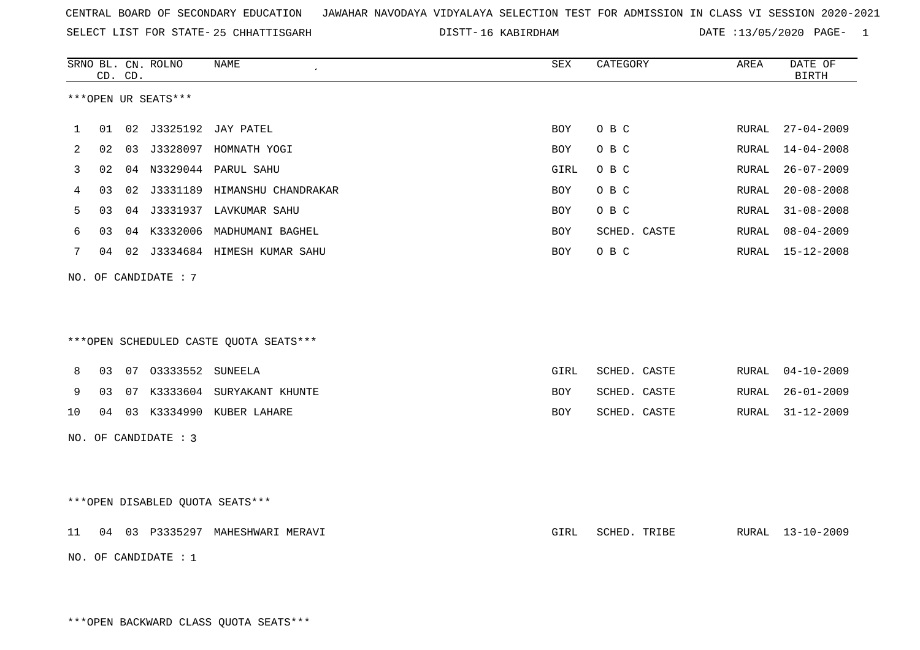CENTRAL BOARD OF SECONDARY EDUCATION JAWAHAR NAVODAYA VIDYALAYA SELECTION TEST FOR ADMISSION IN CLASS VI SESSION 2020-2021

SELECT LIST FOR STATE- 25 CHHATTISGARH DISTT- 16 KABIRDHAM DATE :13/05/2020 PAGE- 1

***OPEN UR SEATS***

| SRNO | BL. CD. | CN. CD. | ROLNO | NAME | SEX | CATEGORY | AREA | DATE OF BIRTH |
|---|---|---|---|---|---|---|---|---|
| 1 | 01 | 02 | J3325192 | JAY PATEL | BOY | O B C | RURAL | 27-04-2009 |
| 2 | 02 | 03 | J3328097 | HOMNATH YOGI | BOY | O B C | RURAL | 14-04-2008 |
| 3 | 02 | 04 | N3329044 | PARUL SAHU | GIRL | O B C | RURAL | 26-07-2009 |
| 4 | 03 | 02 | J3331189 | HIMANSHU CHANDRAKAR | BOY | O B C | RURAL | 20-08-2008 |
| 5 | 03 | 04 | J3331937 | LAVKUMAR SAHU | BOY | O B C | RURAL | 31-08-2008 |
| 6 | 03 | 04 | K3332006 | MADHUMANI BAGHEL | BOY | SCHED. CASTE | RURAL | 08-04-2009 |
| 7 | 04 | 02 | J3334684 | HIMESH KUMAR SAHU | BOY | O B C | RURAL | 15-12-2008 |

NO. OF CANDIDATE : 7

***OPEN SCHEDULED CASTE QUOTA SEATS***

| SRNO | BL. CD. | CN. CD. | ROLNO | NAME | SEX | CATEGORY | AREA | DATE OF BIRTH |
|---|---|---|---|---|---|---|---|---|
| 8 | 03 | 07 | O3333552 | SUNEELA | GIRL | SCHED. CASTE | RURAL | 04-10-2009 |
| 9 | 03 | 07 | K3333604 | SURYAKANT KHUNTE | BOY | SCHED. CASTE | RURAL | 26-01-2009 |
| 10 | 04 | 03 | K3334990 | KUBER LAHARE | BOY | SCHED. CASTE | RURAL | 31-12-2009 |

NO. OF CANDIDATE : 3

***OPEN DISABLED QUOTA SEATS***

| SRNO | BL. CD. | CN. CD. | ROLNO | NAME | SEX | CATEGORY | AREA | DATE OF BIRTH |
|---|---|---|---|---|---|---|---|---|
| 11 | 04 | 03 | P3335297 | MAHESHWARI MERAVI | GIRL | SCHED. TRIBE | RURAL | 13-10-2009 |

NO. OF CANDIDATE : 1

***OPEN BACKWARD CLASS QUOTA SEATS***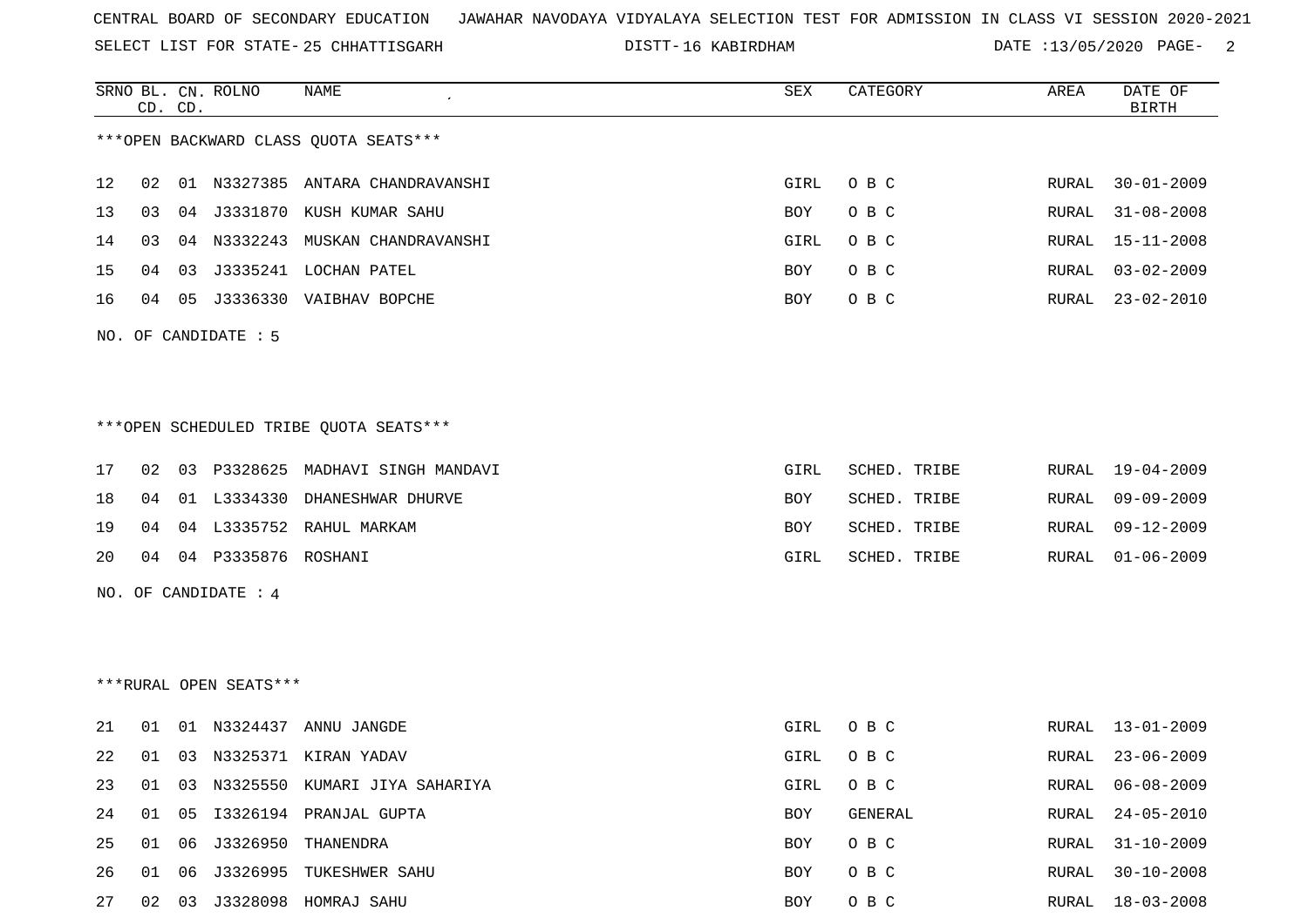CENTRAL BOARD OF SECONDARY EDUCATION JAWAHAR NAVODAYA VIDYALAYA SELECTION TEST FOR ADMISSION IN CLASS VI SESSION 2020-2021

SELECT LIST FOR STATE- 25 CHHATTISGARH DISTT- 16 KABIRDHAM DATE :13/05/2020

***OPEN BACKWARD CLASS QUOTA SEATS***

| SRNO | BL. CD. | CN. CD. | ROLNO | NAME | SEX | CATEGORY | AREA | DATE OF BIRTH |
|---|---|---|---|---|---|---|---|---|
| 12 | 02 | 01 | N3327385 | ANTARA CHANDRAVANSHI | GIRL | O B C | RURAL | 30-01-2009 |
| 13 | 03 | 04 | J3331870 | KUSH KUMAR SAHU | BOY | O B C | RURAL | 31-08-2008 |
| 14 | 03 | 04 | N3332243 | MUSKAN CHANDRAVANSHI | GIRL | O B C | RURAL | 15-11-2008 |
| 15 | 04 | 03 | J3335241 | LOCHAN PATEL | BOY | O B C | RURAL | 03-02-2009 |
| 16 | 04 | 05 | J3336330 | VAIBHAV BOPCHE | BOY | O B C | RURAL | 23-02-2010 |

NO. OF CANDIDATE : 5

***OPEN SCHEDULED TRIBE QUOTA SEATS***

| SRNO | BL. CD. | CN. CD. | ROLNO | NAME | SEX | CATEGORY | AREA | DATE OF BIRTH |
|---|---|---|---|---|---|---|---|---|
| 17 | 02 | 03 | P3328625 | MADHAVI SINGH MANDAVI | GIRL | SCHED. TRIBE | RURAL | 19-04-2009 |
| 18 | 04 | 01 | L3334330 | DHANESHWAR DHURVE | BOY | SCHED. TRIBE | RURAL | 09-09-2009 |
| 19 | 04 | 04 | L3335752 | RAHUL MARKAM | BOY | SCHED. TRIBE | RURAL | 09-12-2009 |
| 20 | 04 | 04 | P3335876 | ROSHANI | GIRL | SCHED. TRIBE | RURAL | 01-06-2009 |

NO. OF CANDIDATE : 4

***RURAL OPEN SEATS***

| SRNO | BL. CD. | CN. CD. | ROLNO | NAME | SEX | CATEGORY | AREA | DATE OF BIRTH |
|---|---|---|---|---|---|---|---|---|
| 21 | 01 | 01 | N3324437 | ANNU JANGDE | GIRL | O B C | RURAL | 13-01-2009 |
| 22 | 01 | 03 | N3325371 | KIRAN YADAV | GIRL | O B C | RURAL | 23-06-2009 |
| 23 | 01 | 03 | N3325550 | KUMARI JIYA SAHARIYA | GIRL | O B C | RURAL | 06-08-2009 |
| 24 | 01 | 05 | I3326194 | PRANJAL GUPTA | BOY | GENERAL | RURAL | 24-05-2010 |
| 25 | 01 | 06 | J3326950 | THANENDRA | BOY | O B C | RURAL | 31-10-2009 |
| 26 | 01 | 06 | J3326995 | TUKESHWER SAHU | BOY | O B C | RURAL | 30-10-2008 |
| 27 | 02 | 03 | J3328098 | HOMRAJ SAHU | BOY | O B C | RURAL | 18-03-2008 |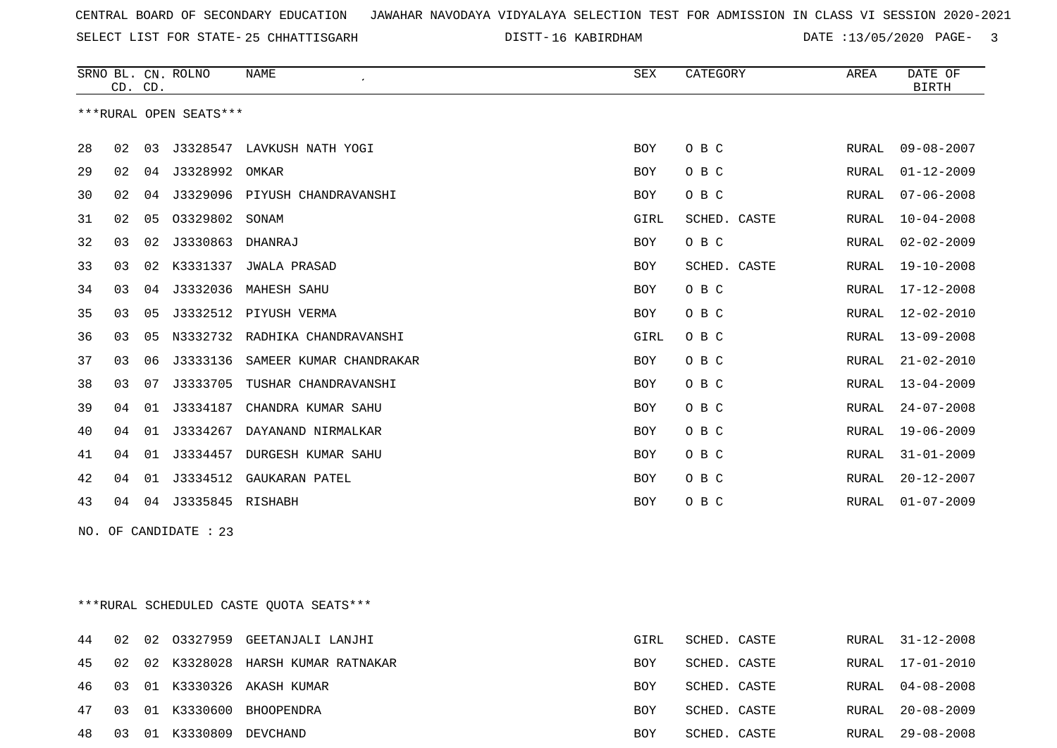CENTRAL BOARD OF SECONDARY EDUCATION JAWAHAR NAVODAYA VIDYALAYA SELECTION TEST FOR ADMISSION IN CLASS VI SESSION 2020-2021

SELECT LIST FOR STATE- 25 CHHATTISGARH DISTT- 16 KABIRDHAM DATE :13/05/2020

***RURAL OPEN SEATS***

| SRNO | BL. CD. | CN. CD. | ROLNO | NAME | SEX | CATEGORY | AREA | DATE OF BIRTH |
|---|---|---|---|---|---|---|---|---|
| 28 | 02 | 03 | J3328547 | LAVKUSH NATH YOGI | BOY | O B C | RURAL | 09-08-2007 |
| 29 | 02 | 04 | J3328992 | OMKAR | BOY | O B C | RURAL | 01-12-2009 |
| 30 | 02 | 04 | J3329096 | PIYUSH CHANDRAVANSHI | BOY | O B C | RURAL | 07-06-2008 |
| 31 | 02 | 05 | O3329802 | SONAM | GIRL | SCHED. CASTE | RURAL | 10-04-2008 |
| 32 | 03 | 02 | J3330863 | DHANRAJ | BOY | O B C | RURAL | 02-02-2009 |
| 33 | 03 | 02 | K3331337 | JWALA PRASAD | BOY | SCHED. CASTE | RURAL | 19-10-2008 |
| 34 | 03 | 04 | J3332036 | MAHESH SAHU | BOY | O B C | RURAL | 17-12-2008 |
| 35 | 03 | 05 | J3332512 | PIYUSH VERMA | BOY | O B C | RURAL | 12-02-2010 |
| 36 | 03 | 05 | N3332732 | RADHIKA CHANDRAVANSHI | GIRL | O B C | RURAL | 13-09-2008 |
| 37 | 03 | 06 | J3333136 | SAMEER KUMAR CHANDRAKAR | BOY | O B C | RURAL | 21-02-2010 |
| 38 | 03 | 07 | J3333705 | TUSHAR CHANDRAVANSHI | BOY | O B C | RURAL | 13-04-2009 |
| 39 | 04 | 01 | J3334187 | CHANDRA KUMAR SAHU | BOY | O B C | RURAL | 24-07-2008 |
| 40 | 04 | 01 | J3334267 | DAYANAND NIRMALKAR | BOY | O B C | RURAL | 19-06-2009 |
| 41 | 04 | 01 | J3334457 | DURGESH KUMAR SAHU | BOY | O B C | RURAL | 31-01-2009 |
| 42 | 04 | 01 | J3334512 | GAUKARAN PATEL | BOY | O B C | RURAL | 20-12-2007 |
| 43 | 04 | 04 | J3335845 | RISHABH | BOY | O B C | RURAL | 01-07-2009 |

NO. OF CANDIDATE : 23

***RURAL SCHEDULED CASTE QUOTA SEATS***

| SRNO | BL. CD. | CN. CD. | ROLNO | NAME | SEX | CATEGORY | AREA | DATE OF BIRTH |
|---|---|---|---|---|---|---|---|---|
| 44 | 02 | 02 | O3327959 | GEETANJALI LANJHI | GIRL | SCHED. CASTE | RURAL | 31-12-2008 |
| 45 | 02 | 02 | K3328028 | HARSH KUMAR RATNAKAR | BOY | SCHED. CASTE | RURAL | 17-01-2010 |
| 46 | 03 | 01 | K3330326 | AKASH KUMAR | BOY | SCHED. CASTE | RURAL | 04-08-2008 |
| 47 | 03 | 01 | K3330600 | BHOOPENDRA | BOY | SCHED. CASTE | RURAL | 20-08-2009 |
| 48 | 03 | 01 | K3330809 | DEVCHAND | BOY | SCHED. CASTE | RURAL | 29-08-2008 |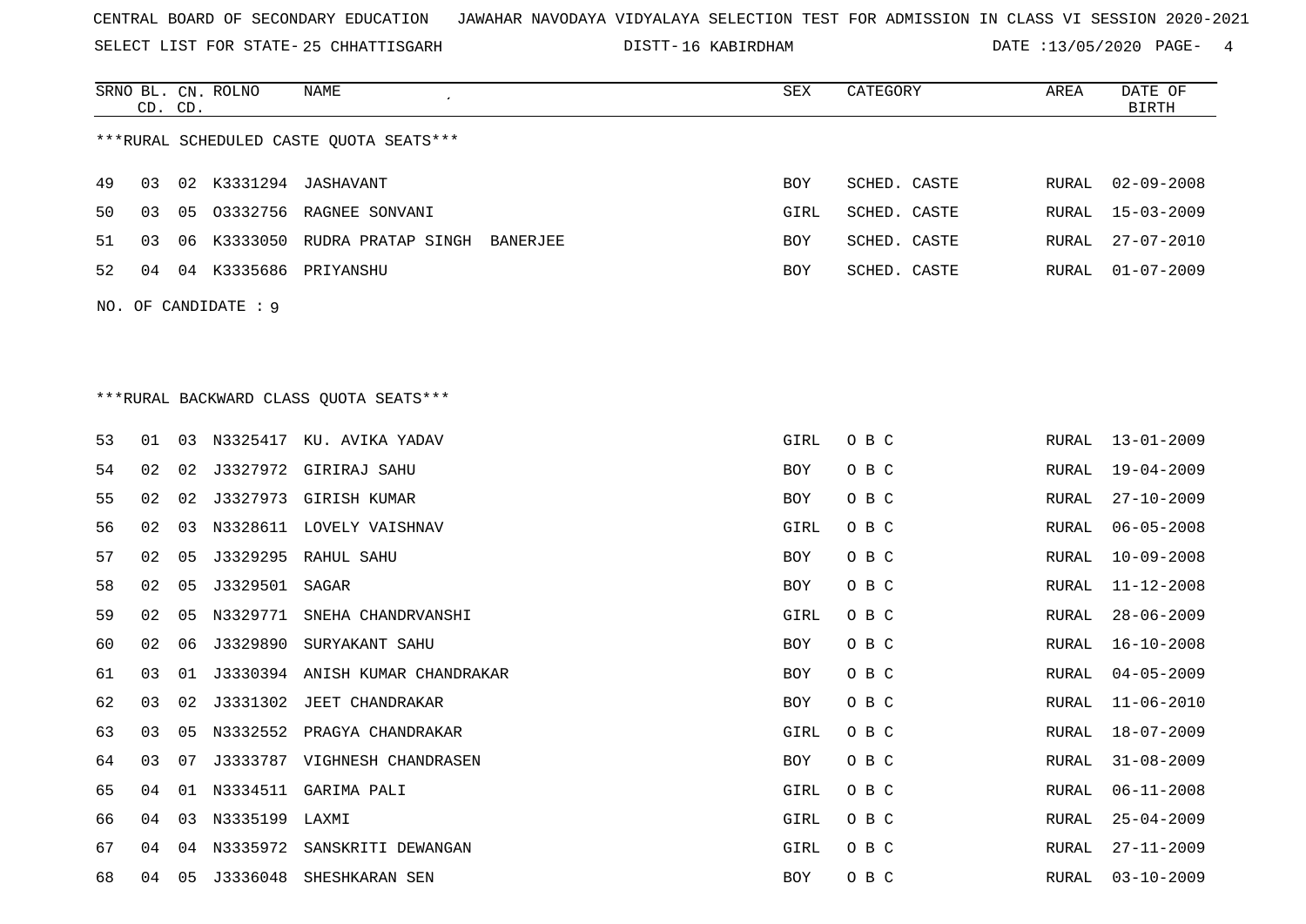CENTRAL BOARD OF SECONDARY EDUCATION JAWAHAR NAVODAYA VIDYALAYA SELECTION TEST FOR ADMISSION IN CLASS VI SESSION 2020-2021

SELECT LIST FOR STATE- 25 CHHATTISGARH DISTT- 16 KABIRDHAM DATE :13/05/2020

***RURAL SCHEDULED CASTE QUOTA SEATS***

| SRNO | BL. CD. | CN. CD. | ROLNO | NAME | SEX | CATEGORY | AREA | DATE OF BIRTH |
|---|---|---|---|---|---|---|---|---|
| 49 | 03 | 02 | K3331294 | JASHAVANT | BOY | SCHED. CASTE | RURAL | 02-09-2008 |
| 50 | 03 | 05 | O3332756 | RAGNEE SONVANI | GIRL | SCHED. CASTE | RURAL | 15-03-2009 |
| 51 | 03 | 06 | K3333050 | RUDRA PRATAP SINGH BANERJEE | BOY | SCHED. CASTE | RURAL | 27-07-2010 |
| 52 | 04 | 04 | K3335686 | PRIYANSHU | BOY | SCHED. CASTE | RURAL | 01-07-2009 |

NO. OF CANDIDATE : 9

***RURAL BACKWARD CLASS QUOTA SEATS***

| SRNO | BL. CD. | CN. CD. | ROLNO | NAME | SEX | CATEGORY | AREA | DATE OF BIRTH |
|---|---|---|---|---|---|---|---|---|
| 53 | 01 | 03 | N3325417 | KU. AVIKA YADAV | GIRL | O B C | RURAL | 13-01-2009 |
| 54 | 02 | 02 | J3327972 | GIRIRAJ SAHU | BOY | O B C | RURAL | 19-04-2009 |
| 55 | 02 | 02 | J3327973 | GIRISH KUMAR | BOY | O B C | RURAL | 27-10-2009 |
| 56 | 02 | 03 | N3328611 | LOVELY VAISHNAV | GIRL | O B C | RURAL | 06-05-2008 |
| 57 | 02 | 05 | J3329295 | RAHUL SAHU | BOY | O B C | RURAL | 10-09-2008 |
| 58 | 02 | 05 | J3329501 | SAGAR | BOY | O B C | RURAL | 11-12-2008 |
| 59 | 02 | 05 | N3329771 | SNEHA CHANDRVANSHI | GIRL | O B C | RURAL | 28-06-2009 |
| 60 | 02 | 06 | J3329890 | SURYAKANT SAHU | BOY | O B C | RURAL | 16-10-2008 |
| 61 | 03 | 01 | J3330394 | ANISH KUMAR CHANDRAKAR | BOY | O B C | RURAL | 04-05-2009 |
| 62 | 03 | 02 | J3331302 | JEET CHANDRAKAR | BOY | O B C | RURAL | 11-06-2010 |
| 63 | 03 | 05 | N3332552 | PRAGYA CHANDRAKAR | GIRL | O B C | RURAL | 18-07-2009 |
| 64 | 03 | 07 | J3333787 | VIGHNESH CHANDRASEN | BOY | O B C | RURAL | 31-08-2009 |
| 65 | 04 | 01 | N3334511 | GARIMA PALI | GIRL | O B C | RURAL | 06-11-2008 |
| 66 | 04 | 03 | N3335199 | LAXMI | GIRL | O B C | RURAL | 25-04-2009 |
| 67 | 04 | 04 | N3335972 | SANSKRITI DEWANGAN | GIRL | O B C | RURAL | 27-11-2009 |
| 68 | 04 | 05 | J3336048 | SHESHKARAN SEN | BOY | O B C | RURAL | 03-10-2009 |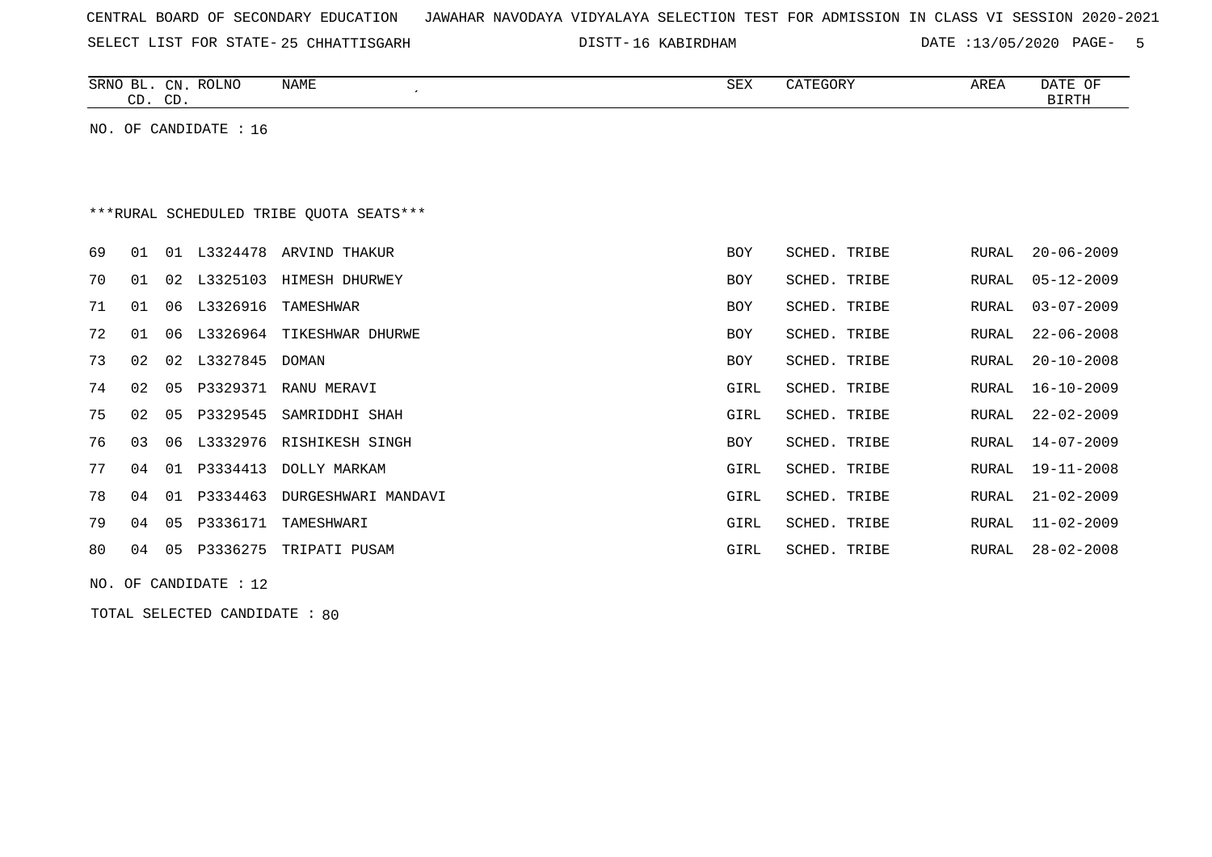CENTRAL BOARD OF SECONDARY EDUCATION JAWAHAR NAVODAYA VIDYALAYA SELECTION TEST FOR ADMISSION IN CLASS VI SESSION 2020-2021

SELECT LIST FOR STATE- 25 CHHATTISGARH DISTT- 16 KABIRDHAM DATE :13/05/2020

NO. OF CANDIDATE : 16

***RURAL SCHEDULED TRIBE QUOTA SEATS***

| SRNO | BL. CD. | CN. CD. | ROLNO | NAME | SEX | CATEGORY | AREA | DATE OF BIRTH |
|---|---|---|---|---|---|---|---|---|
| 69 | 01 | 01 | L3324478 | ARVIND THAKUR | BOY | SCHED. TRIBE | RURAL | 20-06-2009 |
| 70 | 01 | 02 | L3325103 | HIMESH DHURWEY | BOY | SCHED. TRIBE | RURAL | 05-12-2009 |
| 71 | 01 | 06 | L3326916 | TAMESHWAR | BOY | SCHED. TRIBE | RURAL | 03-07-2009 |
| 72 | 01 | 06 | L3326964 | TIKESHWAR DHURWE | BOY | SCHED. TRIBE | RURAL | 22-06-2008 |
| 73 | 02 | 02 | L3327845 | DOMAN | BOY | SCHED. TRIBE | RURAL | 20-10-2008 |
| 74 | 02 | 05 | P3329371 | RANU MERAVI | GIRL | SCHED. TRIBE | RURAL | 16-10-2009 |
| 75 | 02 | 05 | P3329545 | SAMRIDDHI SHAH | GIRL | SCHED. TRIBE | RURAL | 22-02-2009 |
| 76 | 03 | 06 | L3332976 | RISHIKESH SINGH | BOY | SCHED. TRIBE | RURAL | 14-07-2009 |
| 77 | 04 | 01 | P3334413 | DOLLY MARKAM | GIRL | SCHED. TRIBE | RURAL | 19-11-2008 |
| 78 | 04 | 01 | P3334463 | DURGESHWARI MANDAVI | GIRL | SCHED. TRIBE | RURAL | 21-02-2009 |
| 79 | 04 | 05 | P3336171 | TAMESHWARI | GIRL | SCHED. TRIBE | RURAL | 11-02-2009 |
| 80 | 04 | 05 | P3336275 | TRIPATI PUSAM | GIRL | SCHED. TRIBE | RURAL | 28-02-2008 |

NO. OF CANDIDATE : 12

TOTAL SELECTED CANDIDATE : 80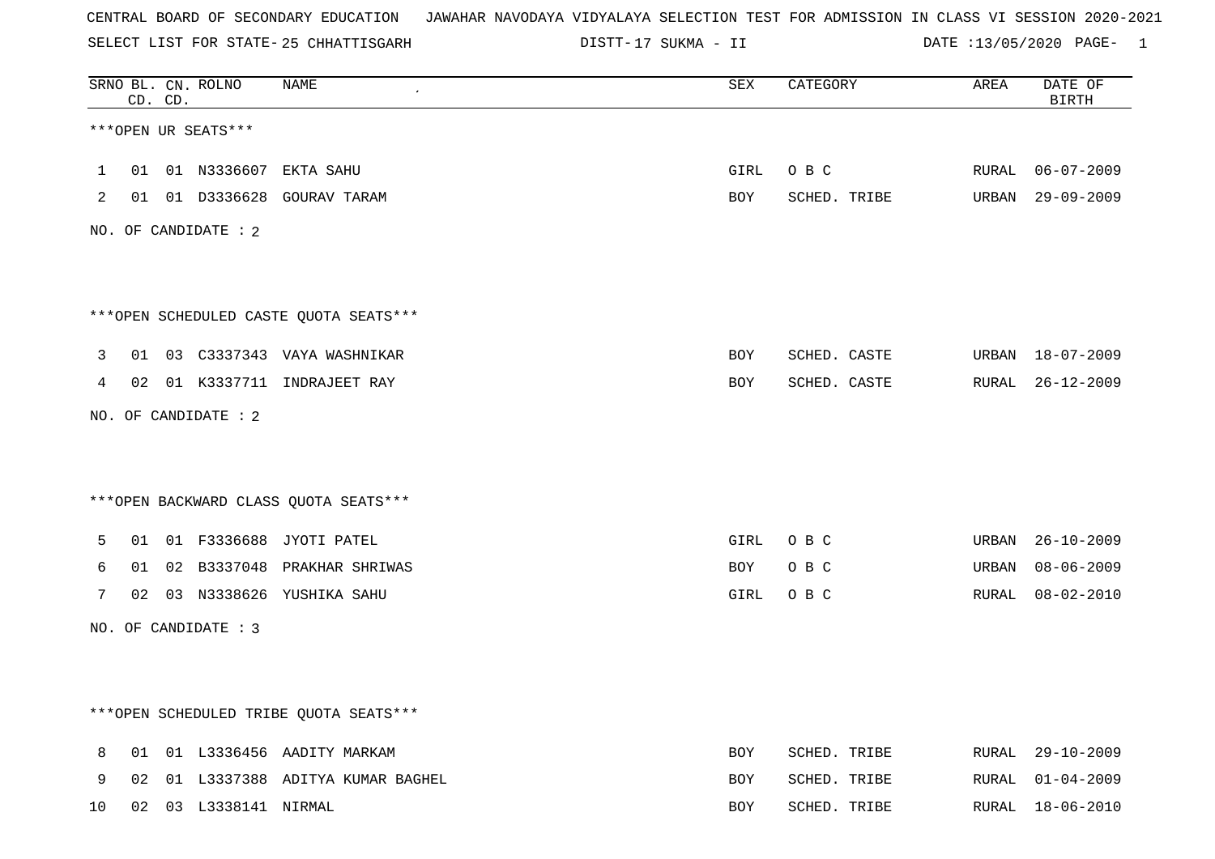CENTRAL BOARD OF SECONDARY EDUCATION JAWAHAR NAVODAYA VIDYALAYA SELECTION TEST FOR ADMISSION IN CLASS VI SESSION 2020-2021

SELECT LIST FOR STATE- 25 CHHATTISGARH DISTT- 17 SUKMA - II DATE :13/05/2020

| SRNO | BL. CD. | CN. CD. | ROLNO | NAME | SEX | CATEGORY | AREA | DATE OF BIRTH |
|---|---|---|---|---|---|---|---|---|

***OPEN UR SEATS***

| SRNO | BL. CD. | CN. CD. | ROLNO | NAME | SEX | CATEGORY | AREA | DATE OF BIRTH |
|---|---|---|---|---|---|---|---|---|
| 1 | 01 | 01 | N3336607 | EKTA SAHU | GIRL | O B C | RURAL | 06-07-2009 |
| 2 | 01 | 01 | D3336628 | GOURAV TARAM | BOY | SCHED. TRIBE | URBAN | 29-09-2009 |

NO. OF CANDIDATE : 2

***OPEN SCHEDULED CASTE QUOTA SEATS***

| SRNO | BL. CD. | CN. CD. | ROLNO | NAME | SEX | CATEGORY | AREA | DATE OF BIRTH |
|---|---|---|---|---|---|---|---|---|
| 3 | 01 | 03 | C3337343 | VAYA WASHNIKAR | BOY | SCHED. CASTE | URBAN | 18-07-2009 |
| 4 | 02 | 01 | K3337711 | INDRAJEET RAY | BOY | SCHED. CASTE | RURAL | 26-12-2009 |

NO. OF CANDIDATE : 2

***OPEN BACKWARD CLASS QUOTA SEATS***

| SRNO | BL. CD. | CN. CD. | ROLNO | NAME | SEX | CATEGORY | AREA | DATE OF BIRTH |
|---|---|---|---|---|---|---|---|---|
| 5 | 01 | 01 | F3336688 | JYOTI PATEL | GIRL | O B C | URBAN | 26-10-2009 |
| 6 | 01 | 02 | B3337048 | PRAKHAR SHRIWAS | BOY | O B C | URBAN | 08-06-2009 |
| 7 | 02 | 03 | N3338626 | YUSHIKA SAHU | GIRL | O B C | RURAL | 08-02-2010 |

NO. OF CANDIDATE : 3

***OPEN SCHEDULED TRIBE QUOTA SEATS***

| SRNO | BL. CD. | CN. CD. | ROLNO | NAME | SEX | CATEGORY | AREA | DATE OF BIRTH |
|---|---|---|---|---|---|---|---|---|
| 8 | 01 | 01 | L3336456 | AADITY MARKAM | BOY | SCHED. TRIBE | RURAL | 29-10-2009 |
| 9 | 02 | 01 | L3337388 | ADITYA KUMAR BAGHEL | BOY | SCHED. TRIBE | RURAL | 01-04-2009 |
| 10 | 02 | 03 | L3338141 | NIRMAL | BOY | SCHED. TRIBE | RURAL | 18-06-2010 |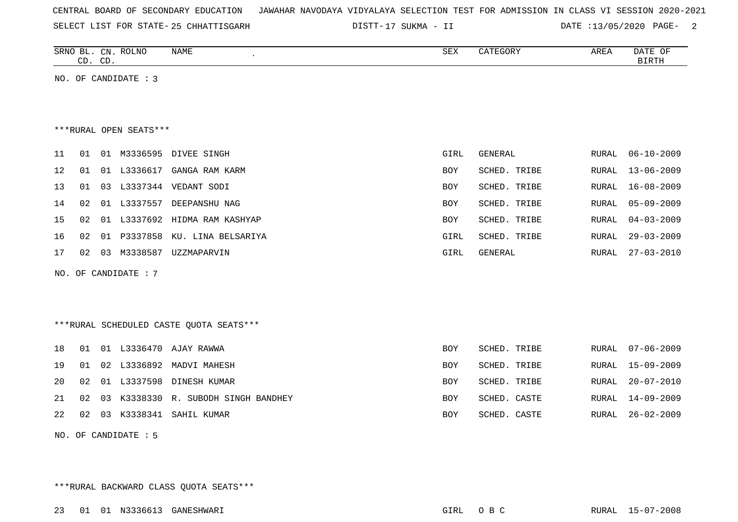CENTRAL BOARD OF SECONDARY EDUCATION JAWAHAR NAVODAYA VIDYALAYA SELECTION TEST FOR ADMISSION IN CLASS VI SESSION 2020-2021

SELECT LIST FOR STATE- 25 CHHATTISGARH DISTT- 17 SUKMA - II DATE :13/05/2020

| SRNO | BL. CD. | CN. CD. | ROLNO | NAME | SEX | CATEGORY | AREA | DATE OF BIRTH |
|---|---|---|---|---|---|---|---|---|

NO. OF CANDIDATE : 3

***RURAL OPEN SEATS***

| SRNO | BL. CD. | CN. CD. | ROLNO | NAME | SEX | CATEGORY | AREA | DATE OF BIRTH |
|---|---|---|---|---|---|---|---|---|
| 11 | 01 | 01 | M3336595 | DIVEE SINGH | GIRL | GENERAL | RURAL | 06-10-2009 |
| 12 | 01 | 01 | L3336617 | GANGA RAM KARM | BOY | SCHED. TRIBE | RURAL | 13-06-2009 |
| 13 | 01 | 03 | L3337344 | VEDANT SODI | BOY | SCHED. TRIBE | RURAL | 16-08-2009 |
| 14 | 02 | 01 | L3337557 | DEEPANSHU NAG | BOY | SCHED. TRIBE | RURAL | 05-09-2009 |
| 15 | 02 | 01 | L3337692 | HIDMA RAM KASHYAP | BOY | SCHED. TRIBE | RURAL | 04-03-2009 |
| 16 | 02 | 01 | P3337858 | KU. LINA BELSARIYA | GIRL | SCHED. TRIBE | RURAL | 29-03-2009 |
| 17 | 02 | 03 | M3338587 | UZZMAPARVIN | GIRL | GENERAL | RURAL | 27-03-2010 |

NO. OF CANDIDATE : 7

***RURAL SCHEDULED CASTE QUOTA SEATS***

| SRNO | BL. CD. | CN. CD. | ROLNO | NAME | SEX | CATEGORY | AREA | DATE OF BIRTH |
|---|---|---|---|---|---|---|---|---|
| 18 | 01 | 01 | L3336470 | AJAY RAWWA | BOY | SCHED. TRIBE | RURAL | 07-06-2009 |
| 19 | 01 | 02 | L3336892 | MADVI MAHESH | BOY | SCHED. TRIBE | RURAL | 15-09-2009 |
| 20 | 02 | 01 | L3337598 | DINESH KUMAR | BOY | SCHED. TRIBE | RURAL | 20-07-2010 |
| 21 | 02 | 03 | K3338330 | R. SUBODH SINGH BANDHEY | BOY | SCHED. CASTE | RURAL | 14-09-2009 |
| 22 | 02 | 03 | K3338341 | SAHIL KUMAR | BOY | SCHED. CASTE | RURAL | 26-02-2009 |

NO. OF CANDIDATE : 5

***RURAL BACKWARD CLASS QUOTA SEATS***

| SRNO | BL. CD. | CN. CD. | ROLNO | NAME | SEX | CATEGORY | AREA | DATE OF BIRTH |
|---|---|---|---|---|---|---|---|---|
| 23 | 01 | 01 | N3336613 | GANESHWARI | GIRL | O B C | RURAL | 15-07-2008 |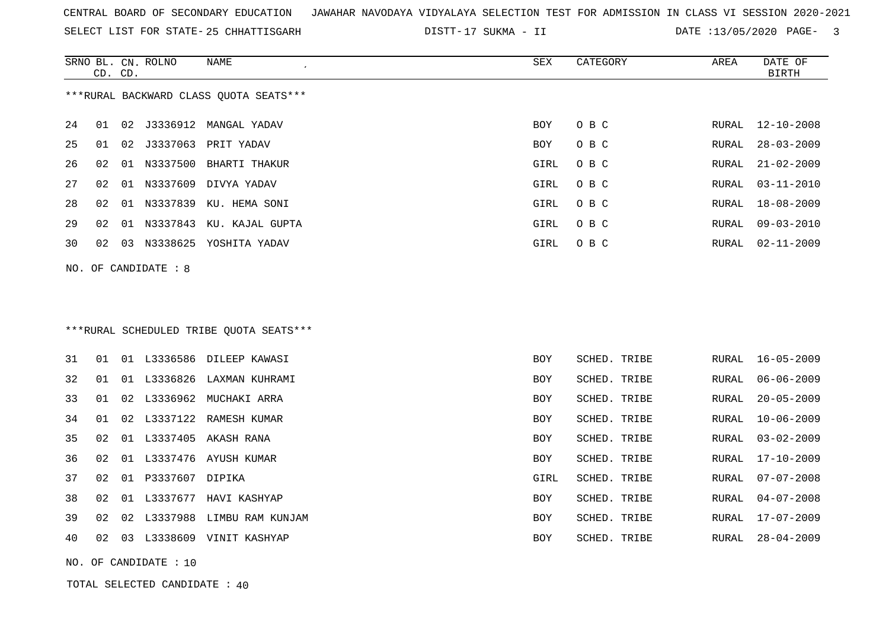CENTRAL BOARD OF SECONDARY EDUCATION   JAWAHAR NAVODAYA VIDYALAYA SELECTION TEST FOR ADMISSION IN CLASS VI SESSION 2020-2021

SELECT LIST FOR STATE- 25 CHHATTISGARH   DISTT- 17 SUKMA - II   DATE :13/05/2020

***RURAL BACKWARD CLASS QUOTA SEATS***

| SRNO | BL. CD. | CN. CD. | ROLNO | NAME | SEX | CATEGORY | AREA | DATE OF BIRTH |
|---|---|---|---|---|---|---|---|---|
| 24 | 01 | 02 | J3336912 | MANGAL YADAV | BOY | O B C | RURAL | 12-10-2008 |
| 25 | 01 | 02 | J3337063 | PRIT YADAV | BOY | O B C | RURAL | 28-03-2009 |
| 26 | 02 | 01 | N3337500 | BHARTI THAKUR | GIRL | O B C | RURAL | 21-02-2009 |
| 27 | 02 | 01 | N3337609 | DIVYA YADAV | GIRL | O B C | RURAL | 03-11-2010 |
| 28 | 02 | 01 | N3337839 | KU. HEMA SONI | GIRL | O B C | RURAL | 18-08-2009 |
| 29 | 02 | 01 | N3337843 | KU. KAJAL GUPTA | GIRL | O B C | RURAL | 09-03-2010 |
| 30 | 02 | 03 | N3338625 | YOSHITA YADAV | GIRL | O B C | RURAL | 02-11-2009 |

NO. OF CANDIDATE : 8

***RURAL SCHEDULED TRIBE QUOTA SEATS***

| SRNO | BL. CD. | CN. CD. | ROLNO | NAME | SEX | CATEGORY | AREA | DATE OF BIRTH |
|---|---|---|---|---|---|---|---|---|
| 31 | 01 | 01 | L3336586 | DILEEP KAWASI | BOY | SCHED. TRIBE | RURAL | 16-05-2009 |
| 32 | 01 | 01 | L3336826 | LAXMAN KUHRAMI | BOY | SCHED. TRIBE | RURAL | 06-06-2009 |
| 33 | 01 | 02 | L3336962 | MUCHAKI ARRA | BOY | SCHED. TRIBE | RURAL | 20-05-2009 |
| 34 | 01 | 02 | L3337122 | RAMESH KUMAR | BOY | SCHED. TRIBE | RURAL | 10-06-2009 |
| 35 | 02 | 01 | L3337405 | AKASH RANA | BOY | SCHED. TRIBE | RURAL | 03-02-2009 |
| 36 | 02 | 01 | L3337476 | AYUSH KUMAR | BOY | SCHED. TRIBE | RURAL | 17-10-2009 |
| 37 | 02 | 01 | P3337607 | DIPIKA | GIRL | SCHED. TRIBE | RURAL | 07-07-2008 |
| 38 | 02 | 01 | L3337677 | HAVI KASHYAP | BOY | SCHED. TRIBE | RURAL | 04-07-2008 |
| 39 | 02 | 02 | L3337988 | LIMBU RAM KUNJAM | BOY | SCHED. TRIBE | RURAL | 17-07-2009 |
| 40 | 02 | 03 | L3338609 | VINIT KASHYAP | BOY | SCHED. TRIBE | RURAL | 28-04-2009 |

NO. OF CANDIDATE : 10

TOTAL SELECTED CANDIDATE : 40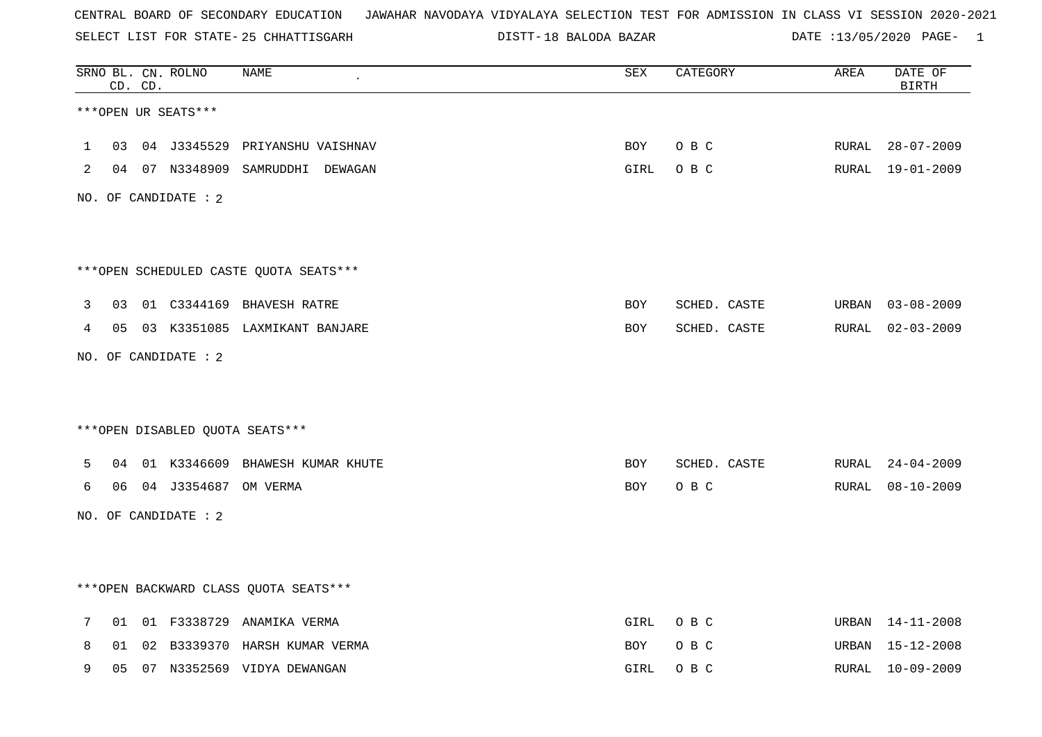CENTRAL BOARD OF SECONDARY EDUCATION JAWAHAR NAVODAYA VIDYALAYA SELECTION TEST FOR ADMISSION IN CLASS VI SESSION 2020-2021

SELECT LIST FOR STATE- 25 CHHATTISGARH DISTT- 18 BALODA BAZAR DATE :13/05/2020 PAGE- 1

| SRNO | BL. CD. | CN. CD. | ROLNO | NAME | SEX | CATEGORY | AREA | DATE OF BIRTH |
|---|---|---|---|---|---|---|---|---|

***OPEN UR SEATS***

| SRNO | BL. CD. | CN. CD. | ROLNO | NAME | SEX | CATEGORY | AREA | DATE OF BIRTH |
|---|---|---|---|---|---|---|---|---|
| 1 | 03 | 04 | J3345529 | PRIYANSHU VAISHNAV | BOY | O B C | RURAL | 28-07-2009 |
| 2 | 04 | 07 | N3348909 | SAMRUDDHI DEWAGAN | GIRL | O B C | RURAL | 19-01-2009 |

NO. OF CANDIDATE : 2

***OPEN SCHEDULED CASTE QUOTA SEATS***

| SRNO | BL. CD. | CN. CD. | ROLNO | NAME | SEX | CATEGORY | AREA | DATE OF BIRTH |
|---|---|---|---|---|---|---|---|---|
| 3 | 03 | 01 | C3344169 | BHAVESH RATRE | BOY | SCHED. CASTE | URBAN | 03-08-2009 |
| 4 | 05 | 03 | K3351085 | LAXMIKANT BANJARE | BOY | SCHED. CASTE | RURAL | 02-03-2009 |

NO. OF CANDIDATE : 2

***OPEN DISABLED QUOTA SEATS***

| SRNO | BL. CD. | CN. CD. | ROLNO | NAME | SEX | CATEGORY | AREA | DATE OF BIRTH |
|---|---|---|---|---|---|---|---|---|
| 5 | 04 | 01 | K3346609 | BHAWESH KUMAR KHUTE | BOY | SCHED. CASTE | RURAL | 24-04-2009 |
| 6 | 06 | 04 | J3354687 | OM VERMA | BOY | O B C | RURAL | 08-10-2009 |

NO. OF CANDIDATE : 2

***OPEN BACKWARD CLASS QUOTA SEATS***

| SRNO | BL. CD. | CN. CD. | ROLNO | NAME | SEX | CATEGORY | AREA | DATE OF BIRTH |
|---|---|---|---|---|---|---|---|---|
| 7 | 01 | 01 | F3338729 | ANAMIKA VERMA | GIRL | O B C | URBAN | 14-11-2008 |
| 8 | 01 | 02 | B3339370 | HARSH KUMAR VERMA | BOY | O B C | URBAN | 15-12-2008 |
| 9 | 05 | 07 | N3352569 | VIDYA DEWANGAN | GIRL | O B C | RURAL | 10-09-2009 |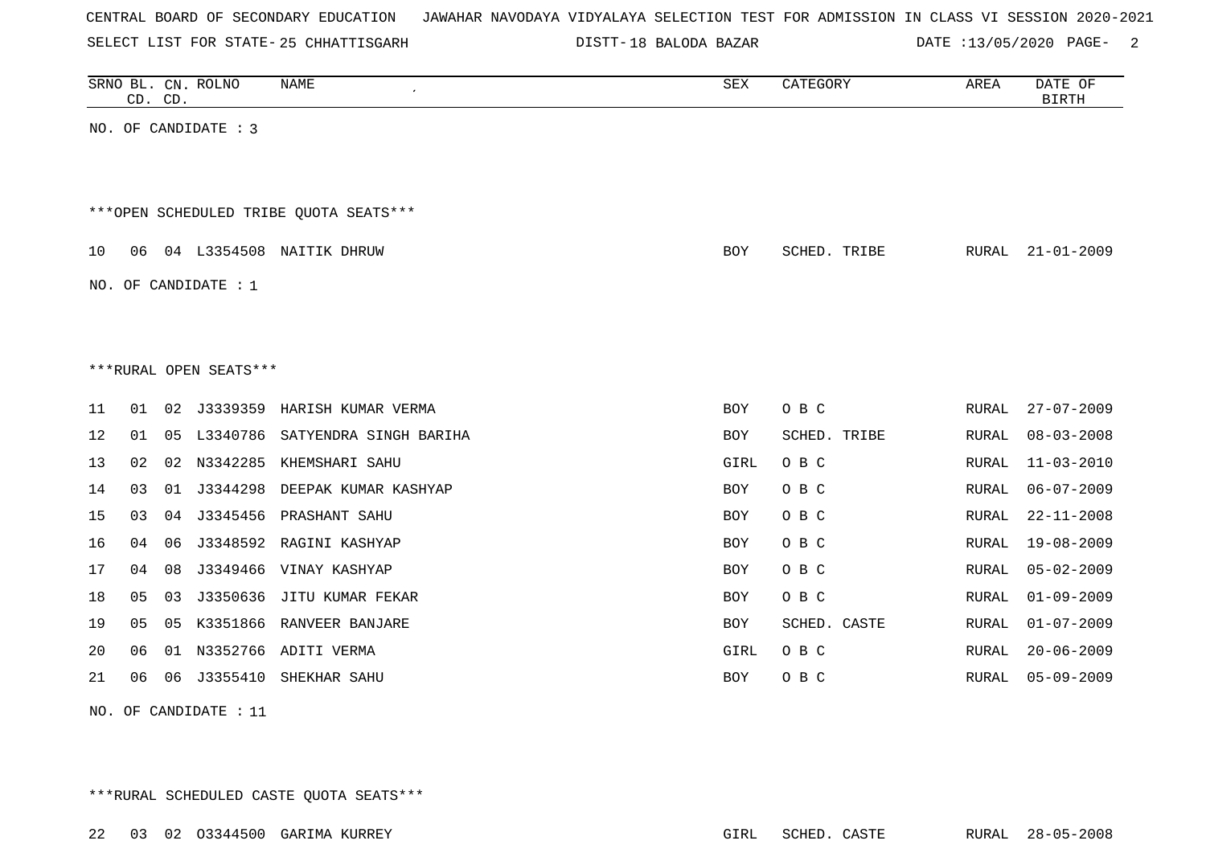CENTRAL BOARD OF SECONDARY EDUCATION JAWAHAR NAVODAYA VIDYALAYA SELECTION TEST FOR ADMISSION IN CLASS VI SESSION 2020-2021

SELECT LIST FOR STATE- 25 CHHATTISGARH DISTT- 18 BALODA BAZAR DATE :13/05/2020

| SRNO | BL. CD. | CN. CD. | ROLNO | NAME | SEX | CATEGORY | AREA | DATE OF BIRTH |
|---|---|---|---|---|---|---|---|---|

NO. OF CANDIDATE : 3

***OPEN SCHEDULED TRIBE QUOTA SEATS***

| SRNO | BL. CD. | CN. CD. | ROLNO | NAME | SEX | CATEGORY | AREA | DATE OF BIRTH |
|---|---|---|---|---|---|---|---|---|
| 10 | 06 | 04 | L3354508 | NAITIK DHRUW | BOY | SCHED. TRIBE | RURAL | 21-01-2009 |

NO. OF CANDIDATE : 1

***RURAL OPEN SEATS***

| SRNO | BL. CD. | CN. CD. | ROLNO | NAME | SEX | CATEGORY | AREA | DATE OF BIRTH |
|---|---|---|---|---|---|---|---|---|
| 11 | 01 | 02 | J3339359 | HARISH KUMAR VERMA | BOY | O B C | RURAL | 27-07-2009 |
| 12 | 01 | 05 | L3340786 | SATYENDRA SINGH BARIHA | BOY | SCHED. TRIBE | RURAL | 08-03-2008 |
| 13 | 02 | 02 | N3342285 | KHEMSHARI SAHU | GIRL | O B C | RURAL | 11-03-2010 |
| 14 | 03 | 01 | J3344298 | DEEPAK KUMAR KASHYAP | BOY | O B C | RURAL | 06-07-2009 |
| 15 | 03 | 04 | J3345456 | PRASHANT SAHU | BOY | O B C | RURAL | 22-11-2008 |
| 16 | 04 | 06 | J3348592 | RAGINI KASHYAP | BOY | O B C | RURAL | 19-08-2009 |
| 17 | 04 | 08 | J3349466 | VINAY KASHYAP | BOY | O B C | RURAL | 05-02-2009 |
| 18 | 05 | 03 | J3350636 | JITU KUMAR FEKAR | BOY | O B C | RURAL | 01-09-2009 |
| 19 | 05 | 05 | K3351866 | RANVEER BANJARE | BOY | SCHED. CASTE | RURAL | 01-07-2009 |
| 20 | 06 | 01 | N3352766 | ADITI VERMA | GIRL | O B C | RURAL | 20-06-2009 |
| 21 | 06 | 06 | J3355410 | SHEKHAR SAHU | BOY | O B C | RURAL | 05-09-2009 |

NO. OF CANDIDATE : 11

***RURAL SCHEDULED CASTE QUOTA SEATS***

| SRNO | BL. CD. | CN. CD. | ROLNO | NAME | SEX | CATEGORY | AREA | DATE OF BIRTH |
|---|---|---|---|---|---|---|---|---|
| 22 | 03 | 02 | O3344500 | GARIMA KURREY | GIRL | SCHED. CASTE | RURAL | 28-05-2008 |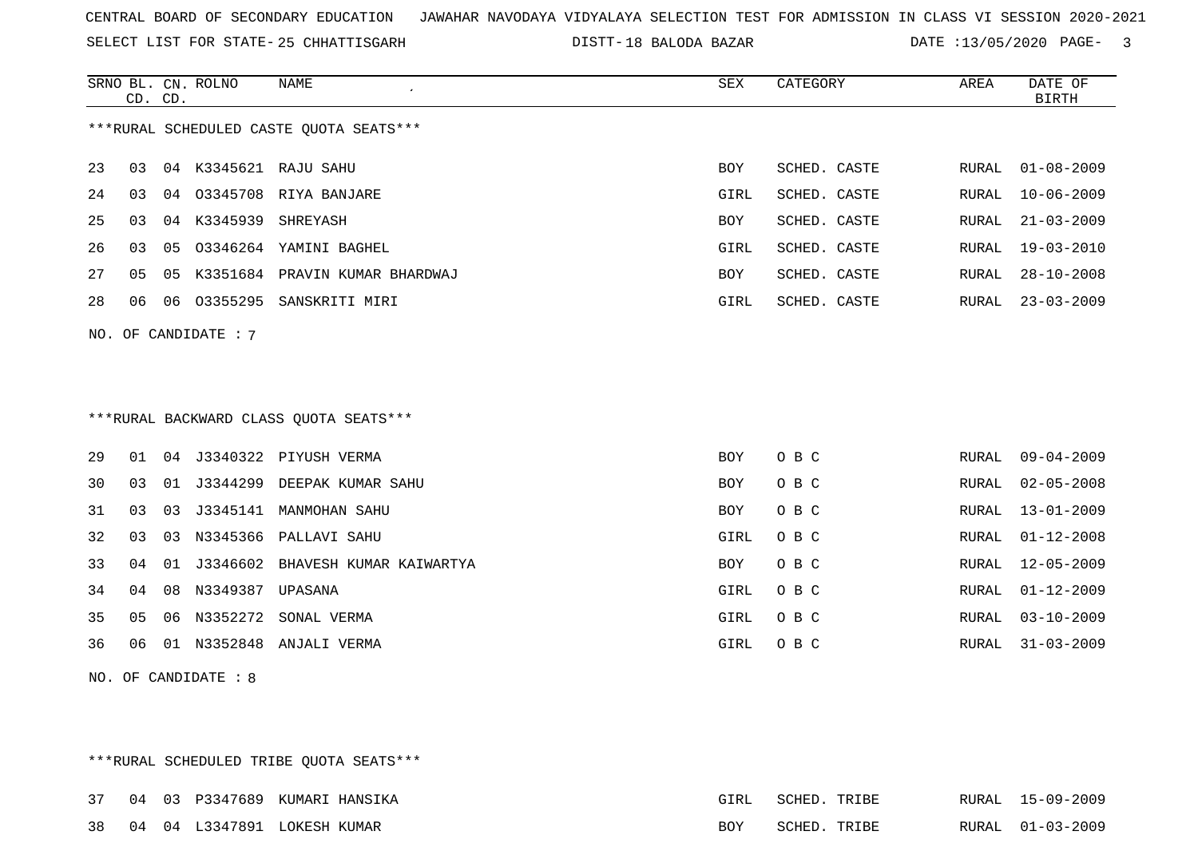CENTRAL BOARD OF SECONDARY EDUCATION   JAWAHAR NAVODAYA VIDYALAYA SELECTION TEST FOR ADMISSION IN CLASS VI SESSION 2020-2021

SELECT LIST FOR STATE- 25 CHHATTISGARH   DISTT- 18 BALODA BAZAR   DATE :13/05/2020

***RURAL SCHEDULED CASTE QUOTA SEATS***

| SRNO | BL. CD. | CN. CD. | ROLNO | NAME | SEX | CATEGORY | AREA | DATE OF BIRTH |
|---|---|---|---|---|---|---|---|---|
| 23 | 03 | 04 | K3345621 | RAJU SAHU | BOY | SCHED. CASTE | RURAL | 01-08-2009 |
| 24 | 03 | 04 | O3345708 | RIYA BANJARE | GIRL | SCHED. CASTE | RURAL | 10-06-2009 |
| 25 | 03 | 04 | K3345939 | SHREYASH | BOY | SCHED. CASTE | RURAL | 21-03-2009 |
| 26 | 03 | 05 | O3346264 | YAMINI BAGHEL | GIRL | SCHED. CASTE | RURAL | 19-03-2010 |
| 27 | 05 | 05 | K3351684 | PRAVIN KUMAR BHARDWAJ | BOY | SCHED. CASTE | RURAL | 28-10-2008 |
| 28 | 06 | 06 | O3355295 | SANSKRITI MIRI | GIRL | SCHED. CASTE | RURAL | 23-03-2009 |

NO. OF CANDIDATE : 7

***RURAL BACKWARD CLASS QUOTA SEATS***

| SRNO | BL. CD. | CN. CD. | ROLNO | NAME | SEX | CATEGORY | AREA | DATE OF BIRTH |
|---|---|---|---|---|---|---|---|---|
| 29 | 01 | 04 | J3340322 | PIYUSH VERMA | BOY | O B C | RURAL | 09-04-2009 |
| 30 | 03 | 01 | J3344299 | DEEPAK KUMAR SAHU | BOY | O B C | RURAL | 02-05-2008 |
| 31 | 03 | 03 | J3345141 | MANMOHAN SAHU | BOY | O B C | RURAL | 13-01-2009 |
| 32 | 03 | 03 | N3345366 | PALLAVI SAHU | GIRL | O B C | RURAL | 01-12-2008 |
| 33 | 04 | 01 | J3346602 | BHAVESH KUMAR KAIWARTYA | BOY | O B C | RURAL | 12-05-2009 |
| 34 | 04 | 08 | N3349387 | UPASANA | GIRL | O B C | RURAL | 01-12-2009 |
| 35 | 05 | 06 | N3352272 | SONAL VERMA | GIRL | O B C | RURAL | 03-10-2009 |
| 36 | 06 | 01 | N3352848 | ANJALI VERMA | GIRL | O B C | RURAL | 31-03-2009 |

NO. OF CANDIDATE : 8

***RURAL SCHEDULED TRIBE QUOTA SEATS***

| SRNO | BL. CD. | CN. CD. | ROLNO | NAME | SEX | CATEGORY | AREA | DATE OF BIRTH |
|---|---|---|---|---|---|---|---|---|
| 37 | 04 | 03 | P3347689 | KUMARI HANSIKA | GIRL | SCHED. TRIBE | RURAL | 15-09-2009 |
| 38 | 04 | 04 | L3347891 | LOKESH KUMAR | BOY | SCHED. TRIBE | RURAL | 01-03-2009 |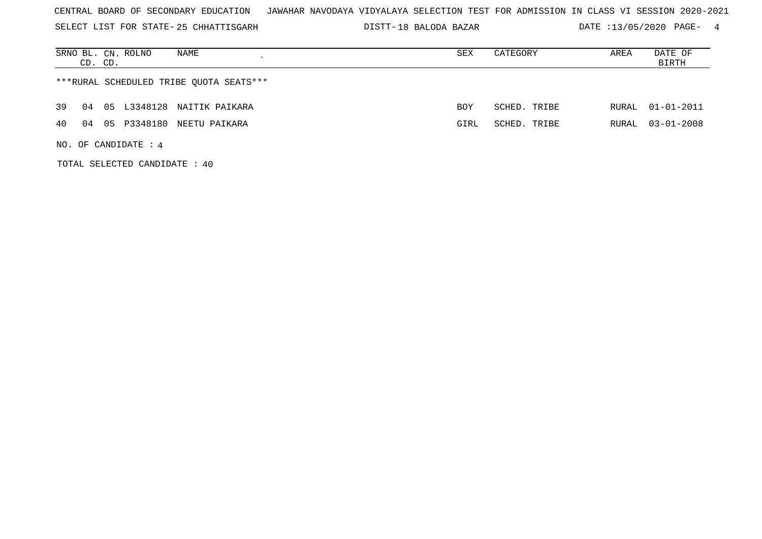CENTRAL BOARD OF SECONDARY EDUCATION JAWAHAR NAVODAYA VIDYALAYA SELECTION TEST FOR ADMISSION IN CLASS VI SESSION 2020-2021

SELECT LIST FOR STATE- 25 CHHATTISGARH DISTT- 18 BALODA BAZAR DATE :13/05/2020

| SRNO | BL. CD. | CN. CD. | ROLNO | NAME | SEX | CATEGORY | AREA | DATE OF BIRTH |
|---|---|---|---|---|---|---|---|---|

***RURAL SCHEDULED TRIBE QUOTA SEATS***

| SRNO | BL. CD. | CN. CD. | ROLNO | NAME | SEX | CATEGORY | AREA | DATE OF BIRTH |
|---|---|---|---|---|---|---|---|---|
| 39 | 04 | 05 | L3348128 | NAITIK PAIKARA | BOY | SCHED. TRIBE | RURAL | 01-01-2011 |
| 40 | 04 | 05 | P3348180 | NEETU PAIKARA | GIRL | SCHED. TRIBE | RURAL | 03-01-2008 |

NO. OF CANDIDATE : 4

TOTAL SELECTED CANDIDATE : 40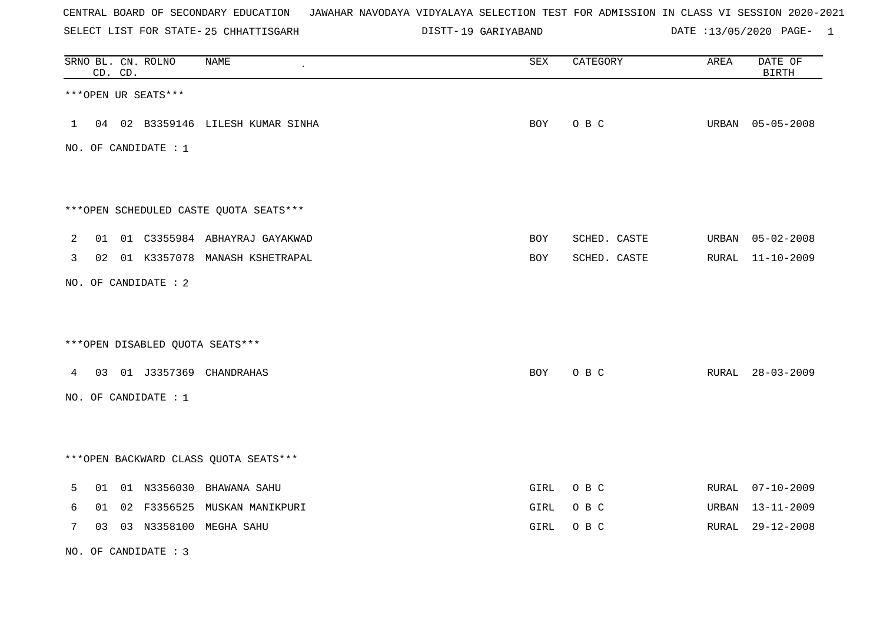CENTRAL BOARD OF SECONDARY EDUCATION JAWAHAR NAVODAYA VIDYALAYA SELECTION TEST FOR ADMISSION IN CLASS VI SESSION 2020-2021

SELECT LIST FOR STATE- 25 CHHATTISGARH DISTT- 19 GARIYABAND DATE :13/05/2020

| SRNO | BL. CD. | CN. CD. | ROLNO | NAME | SEX | CATEGORY | AREA | DATE OF BIRTH |
|---|---|---|---|---|---|---|---|---|

***OPEN UR SEATS***

| SRNO | BL. CD. | CN. CD. | ROLNO | NAME | SEX | CATEGORY | AREA | DATE OF BIRTH |
|---|---|---|---|---|---|---|---|---|
| 1 | 04 | 02 | B3359146 | LILESH KUMAR SINHA | BOY | O B C | URBAN | 05-05-2008 |

NO. OF CANDIDATE : 1

***OPEN SCHEDULED CASTE QUOTA SEATS***

| SRNO | BL. CD. | CN. CD. | ROLNO | NAME | SEX | CATEGORY | AREA | DATE OF BIRTH |
|---|---|---|---|---|---|---|---|---|
| 2 | 01 | 01 | C3355984 | ABHAYRAJ GAYAKWAD | BOY | SCHED. CASTE | URBAN | 05-02-2008 |
| 3 | 02 | 01 | K3357078 | MANASH KSHETRAPAL | BOY | SCHED. CASTE | RURAL | 11-10-2009 |

NO. OF CANDIDATE : 2

***OPEN DISABLED QUOTA SEATS***

| SRNO | BL. CD. | CN. CD. | ROLNO | NAME | SEX | CATEGORY | AREA | DATE OF BIRTH |
|---|---|---|---|---|---|---|---|---|
| 4 | 03 | 01 | J3357369 | CHANDRAHAS | BOY | O B C | RURAL | 28-03-2009 |

NO. OF CANDIDATE : 1

***OPEN BACKWARD CLASS QUOTA SEATS***

| SRNO | BL. CD. | CN. CD. | ROLNO | NAME | SEX | CATEGORY | AREA | DATE OF BIRTH |
|---|---|---|---|---|---|---|---|---|
| 5 | 01 | 01 | N3356030 | BHAWANA SAHU | GIRL | O B C | RURAL | 07-10-2009 |
| 6 | 01 | 02 | F3356525 | MUSKAN MANIKPURI | GIRL | O B C | URBAN | 13-11-2009 |
| 7 | 03 | 03 | N3358100 | MEGHA SAHU | GIRL | O B C | RURAL | 29-12-2008 |

NO. OF CANDIDATE : 3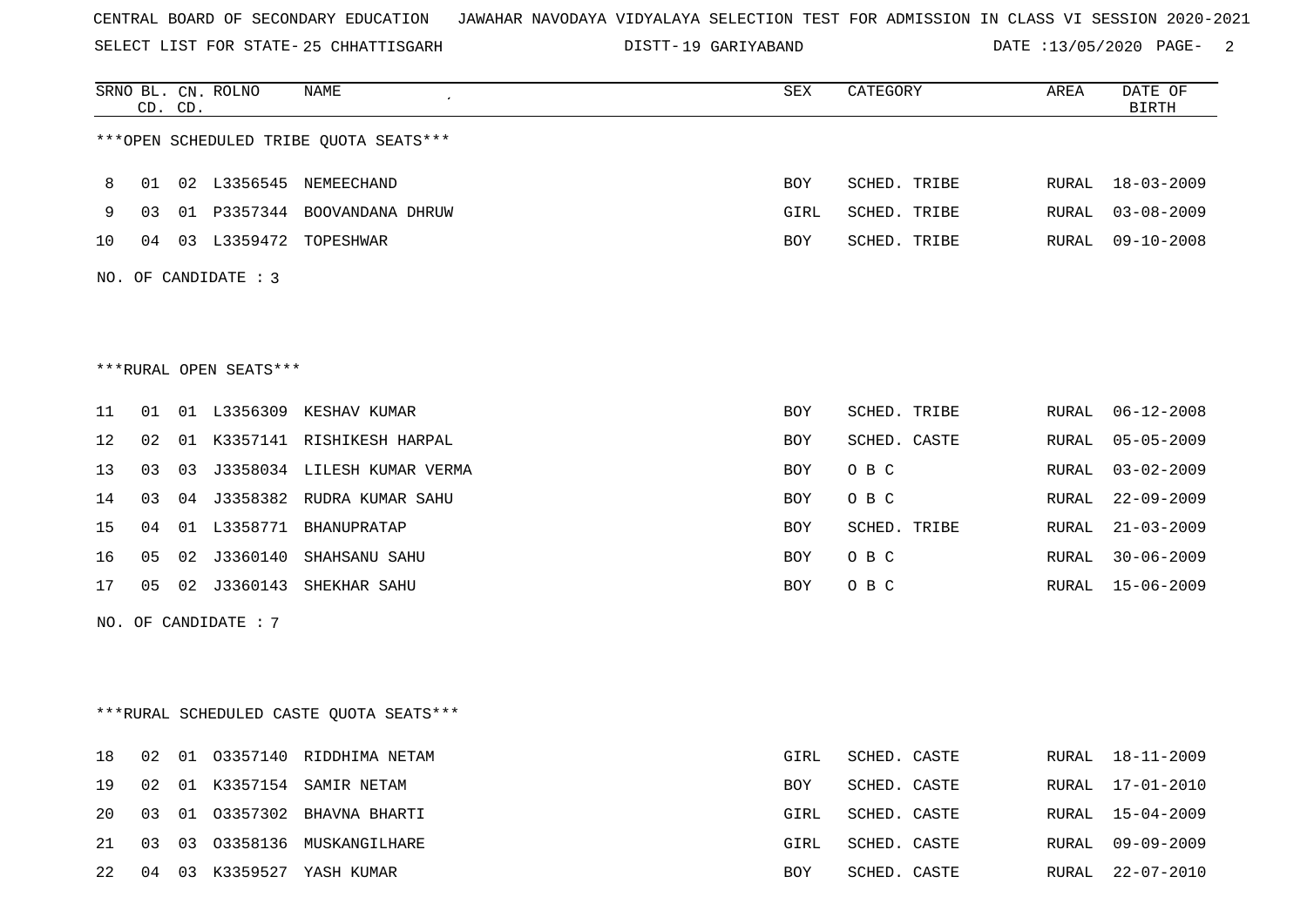CENTRAL BOARD OF SECONDARY EDUCATION JAWAHAR NAVODAYA VIDYALAYA SELECTION TEST FOR ADMISSION IN CLASS VI SESSION 2020-2021

SELECT LIST FOR STATE- 25 CHHATTISGARH DISTT-19 GARIYABAND DATE :13/05/2020

***OPEN SCHEDULED TRIBE QUOTA SEATS***

| SRNO | BL. CD. | CN. CD. | ROLNO | NAME | SEX | CATEGORY | AREA | DATE OF BIRTH |
|---|---|---|---|---|---|---|---|---|
| 8 | 01 | 02 | L3356545 | NEMEECHAND | BOY | SCHED. TRIBE | RURAL | 18-03-2009 |
| 9 | 03 | 01 | P3357344 | BOOVANDANA DHRUW | GIRL | SCHED. TRIBE | RURAL | 03-08-2009 |
| 10 | 04 | 03 | L3359472 | TOPESHWAR | BOY | SCHED. TRIBE | RURAL | 09-10-2008 |

NO. OF CANDIDATE : 3

***RURAL OPEN SEATS***

| SRNO | BL. CD. | CN. CD. | ROLNO | NAME | SEX | CATEGORY | AREA | DATE OF BIRTH |
|---|---|---|---|---|---|---|---|---|
| 11 | 01 | 01 | L3356309 | KESHAV KUMAR | BOY | SCHED. TRIBE | RURAL | 06-12-2008 |
| 12 | 02 | 01 | K3357141 | RISHIKESH HARPAL | BOY | SCHED. CASTE | RURAL | 05-05-2009 |
| 13 | 03 | 03 | J3358034 | LILESH KUMAR VERMA | BOY | O B C | RURAL | 03-02-2009 |
| 14 | 03 | 04 | J3358382 | RUDRA KUMAR SAHU | BOY | O B C | RURAL | 22-09-2009 |
| 15 | 04 | 01 | L3358771 | BHANUPRATAP | BOY | SCHED. TRIBE | RURAL | 21-03-2009 |
| 16 | 05 | 02 | J3360140 | SHAHSANU SAHU | BOY | O B C | RURAL | 30-06-2009 |
| 17 | 05 | 02 | J3360143 | SHEKHAR SAHU | BOY | O B C | RURAL | 15-06-2009 |

NO. OF CANDIDATE : 7

***RURAL SCHEDULED CASTE QUOTA SEATS***

| SRNO | BL. CD. | CN. CD. | ROLNO | NAME | SEX | CATEGORY | AREA | DATE OF BIRTH |
|---|---|---|---|---|---|---|---|---|
| 18 | 02 | 01 | O3357140 | RIDDHIMA NETAM | GIRL | SCHED. CASTE | RURAL | 18-11-2009 |
| 19 | 02 | 01 | K3357154 | SAMIR NETAM | BOY | SCHED. CASTE | RURAL | 17-01-2010 |
| 20 | 03 | 01 | O3357302 | BHAVNA BHARTI | GIRL | SCHED. CASTE | RURAL | 15-04-2009 |
| 21 | 03 | 03 | O3358136 | MUSKANGILHARE | GIRL | SCHED. CASTE | RURAL | 09-09-2009 |
| 22 | 04 | 03 | K3359527 | YASH KUMAR | BOY | SCHED. CASTE | RURAL | 22-07-2010 |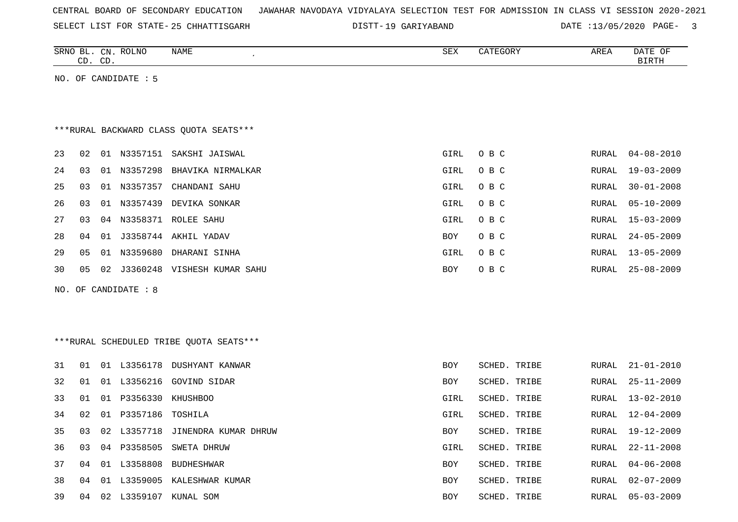CENTRAL BOARD OF SECONDARY EDUCATION JAWAHAR NAVODAYA VIDYALAYA SELECTION TEST FOR ADMISSION IN CLASS VI SESSION 2020-2021

SELECT LIST FOR STATE- 25 CHHATTISGARH DISTT- 19 GARIYABAND DATE :13/05/2020

| SRNO | BL. CD. | CN. CD. | ROLNO | NAME | SEX | CATEGORY | AREA | DATE OF BIRTH |
|---|---|---|---|---|---|---|---|---|

NO. OF CANDIDATE : 5

***RURAL BACKWARD CLASS QUOTA SEATS***

| SRNO | BL. CD. | CN. CD. | ROLNO | NAME | SEX | CATEGORY | AREA | DATE OF BIRTH |
|---|---|---|---|---|---|---|---|---|
| 23 | 02 | 01 | N3357151 | SAKSHI JAISWAL | GIRL | O B C | RURAL | 04-08-2010 |
| 24 | 03 | 01 | N3357298 | BHAVIKA NIRMALKAR | GIRL | O B C | RURAL | 19-03-2009 |
| 25 | 03 | 01 | N3357357 | CHANDANI SAHU | GIRL | O B C | RURAL | 30-01-2008 |
| 26 | 03 | 01 | N3357439 | DEVIKA SONKAR | GIRL | O B C | RURAL | 05-10-2009 |
| 27 | 03 | 04 | N3358371 | ROLEE SAHU | GIRL | O B C | RURAL | 15-03-2009 |
| 28 | 04 | 01 | J3358744 | AKHIL YADAV | BOY | O B C | RURAL | 24-05-2009 |
| 29 | 05 | 01 | N3359680 | DHARANI SINHA | GIRL | O B C | RURAL | 13-05-2009 |
| 30 | 05 | 02 | J3360248 | VISHESH KUMAR SAHU | BOY | O B C | RURAL | 25-08-2009 |

NO. OF CANDIDATE : 8

***RURAL SCHEDULED TRIBE QUOTA SEATS***

| SRNO | BL. CD. | CN. CD. | ROLNO | NAME | SEX | CATEGORY | AREA | DATE OF BIRTH |
|---|---|---|---|---|---|---|---|---|
| 31 | 01 | 01 | L3356178 | DUSHYANT KANWAR | BOY | SCHED. TRIBE | RURAL | 21-01-2010 |
| 32 | 01 | 01 | L3356216 | GOVIND SIDAR | BOY | SCHED. TRIBE | RURAL | 25-11-2009 |
| 33 | 01 | 01 | P3356330 | KHUSHBOO | GIRL | SCHED. TRIBE | RURAL | 13-02-2010 |
| 34 | 02 | 01 | P3357186 | TOSHILA | GIRL | SCHED. TRIBE | RURAL | 12-04-2009 |
| 35 | 03 | 02 | L3357718 | JINENDRA KUMAR DHRUW | BOY | SCHED. TRIBE | RURAL | 19-12-2009 |
| 36 | 03 | 04 | P3358505 | SWETA DHRUW | GIRL | SCHED. TRIBE | RURAL | 22-11-2008 |
| 37 | 04 | 01 | L3358808 | BUDHESHWAR | BOY | SCHED. TRIBE | RURAL | 04-06-2008 |
| 38 | 04 | 01 | L3359005 | KALESHWAR KUMAR | BOY | SCHED. TRIBE | RURAL | 02-07-2009 |
| 39 | 04 | 02 | L3359107 | KUNAL SOM | BOY | SCHED. TRIBE | RURAL | 05-03-2009 |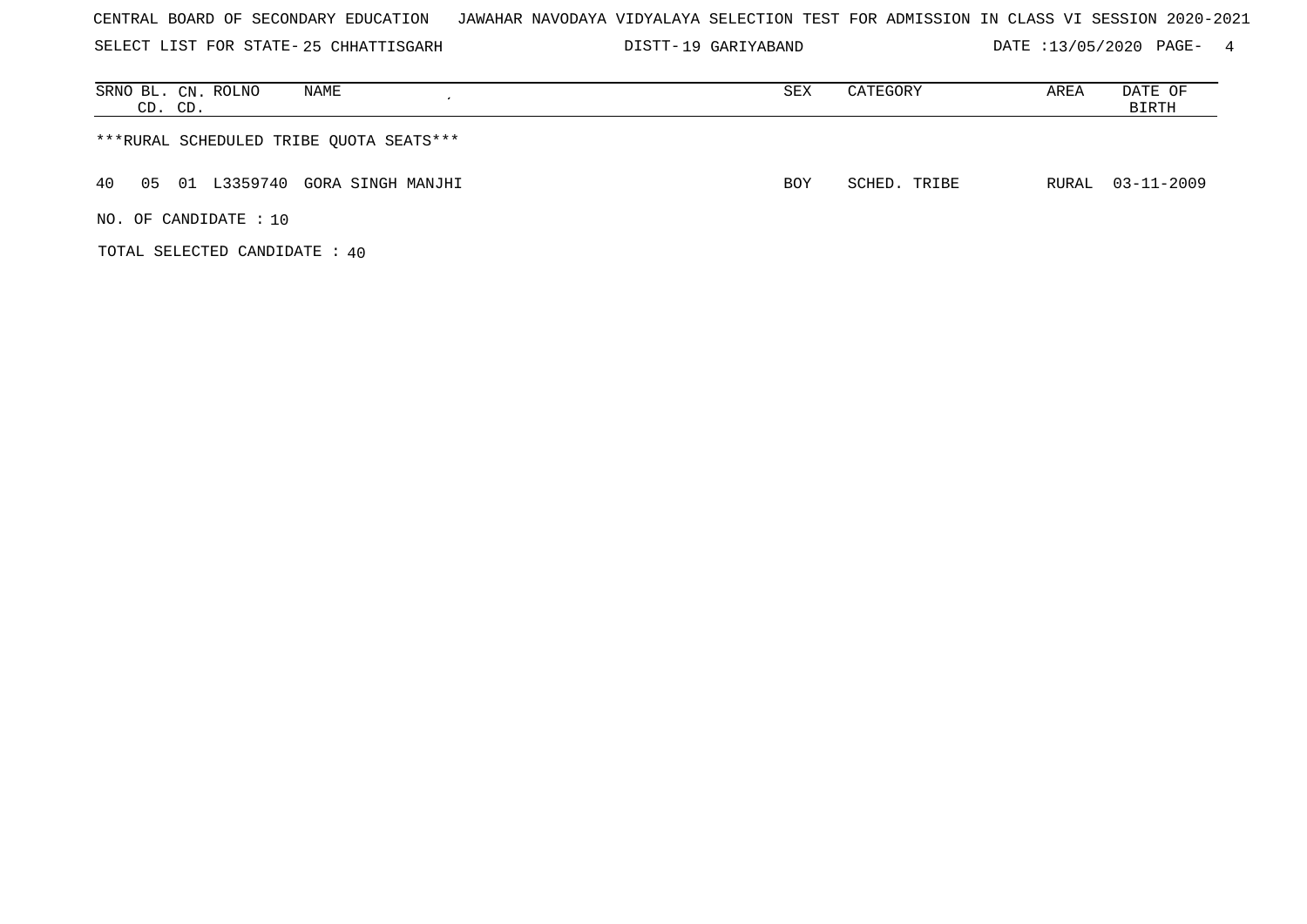CENTRAL BOARD OF SECONDARY EDUCATION JAWAHAR NAVODAYA VIDYALAYA SELECTION TEST FOR ADMISSION IN CLASS VI SESSION 2020-2021

SELECT LIST FOR STATE- 25 CHHATTISGARH DISTT- 19 GARIYABAND DATE :13/05/2020

| SRNO | BL. CD. | CN. CD. | ROLNO | NAME | SEX | CATEGORY | AREA | DATE OF BIRTH |
|---|---|---|---|---|---|---|---|---|

***RURAL SCHEDULED TRIBE QUOTA SEATS***

| SRNO | BL. CD. | CN. CD. | ROLNO | NAME | SEX | CATEGORY | AREA | DATE OF BIRTH |
|---|---|---|---|---|---|---|---|---|
| 40 | 05 | 01 | L3359740 | GORA SINGH MANJHI | BOY | SCHED. TRIBE | RURAL | 03-11-2009 |

NO. OF CANDIDATE : 10

TOTAL SELECTED CANDIDATE : 40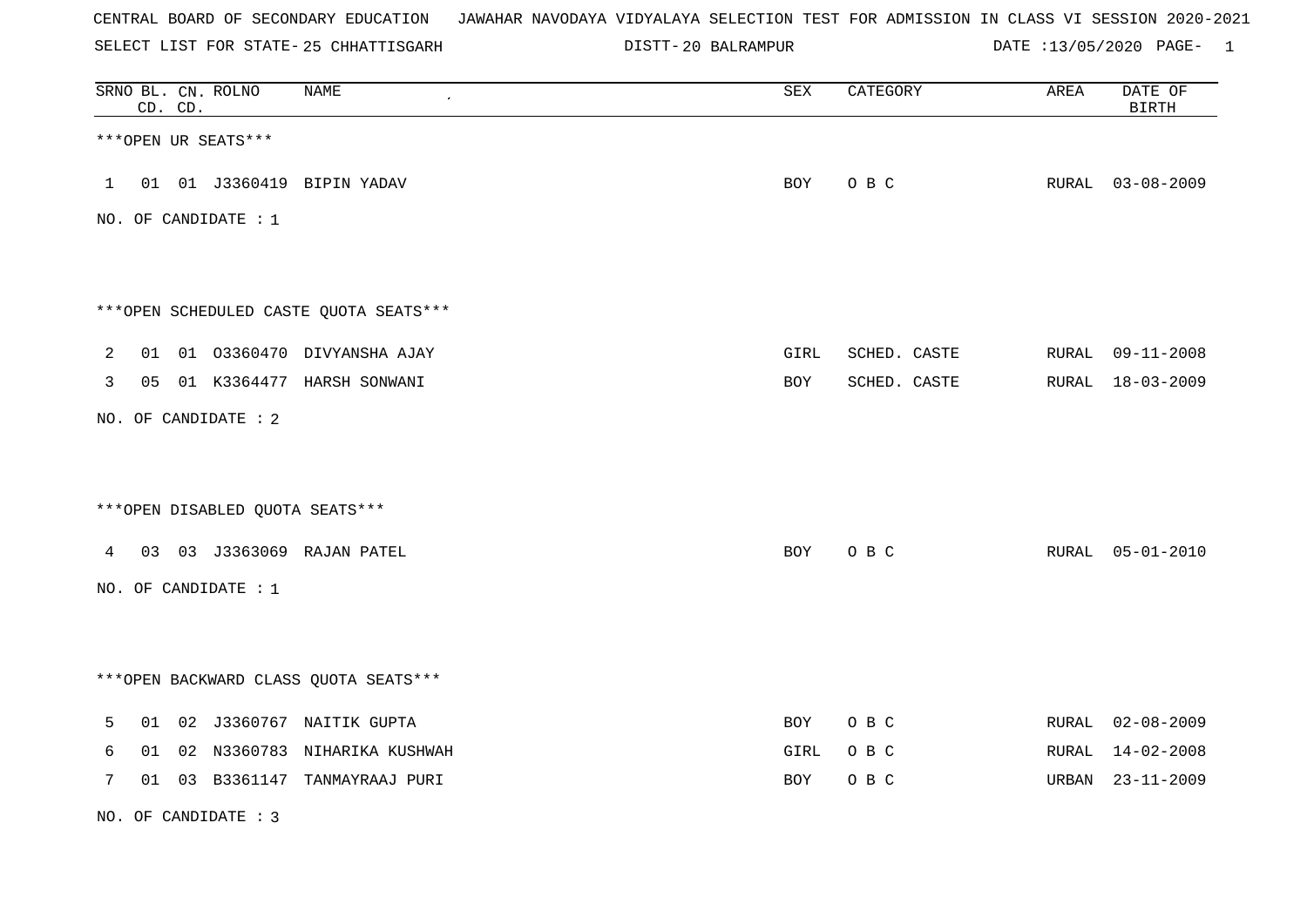CENTRAL BOARD OF SECONDARY EDUCATION JAWAHAR NAVODAYA VIDYALAYA SELECTION TEST FOR ADMISSION IN CLASS VI SESSION 2020-2021

SELECT LIST FOR STATE- 25 CHHATTISGARH DISTT- 20 BALRAMPUR DATE :13/05/2020

| SRNO | BL. CD. | CN. CD. | ROLNO | NAME | SEX | CATEGORY | AREA | DATE OF BIRTH |
|---|---|---|---|---|---|---|---|---|

***OPEN UR SEATS***

| SRNO | BL. CD. | CN. CD. | ROLNO | NAME | SEX | CATEGORY | AREA | DATE OF BIRTH |
|---|---|---|---|---|---|---|---|---|
| 1 | 01 | 01 | J3360419 | BIPIN YADAV | BOY | O B C | RURAL | 03-08-2009 |

NO. OF CANDIDATE : 1

***OPEN SCHEDULED CASTE QUOTA SEATS***

| SRNO | BL. CD. | CN. CD. | ROLNO | NAME | SEX | CATEGORY | AREA | DATE OF BIRTH |
|---|---|---|---|---|---|---|---|---|
| 2 | 01 | 01 | O3360470 | DIVYANSHA AJAY | GIRL | SCHED. CASTE | RURAL | 09-11-2008 |
| 3 | 05 | 01 | K3364477 | HARSH SONWANI | BOY | SCHED. CASTE | RURAL | 18-03-2009 |

NO. OF CANDIDATE : 2

***OPEN DISABLED QUOTA SEATS***

| SRNO | BL. CD. | CN. CD. | ROLNO | NAME | SEX | CATEGORY | AREA | DATE OF BIRTH |
|---|---|---|---|---|---|---|---|---|
| 4 | 03 | 03 | J3363069 | RAJAN PATEL | BOY | O B C | RURAL | 05-01-2010 |

NO. OF CANDIDATE : 1

***OPEN BACKWARD CLASS QUOTA SEATS***

| SRNO | BL. CD. | CN. CD. | ROLNO | NAME | SEX | CATEGORY | AREA | DATE OF BIRTH |
|---|---|---|---|---|---|---|---|---|
| 5 | 01 | 02 | J3360767 | NAITIK GUPTA | BOY | O B C | RURAL | 02-08-2009 |
| 6 | 01 | 02 | N3360783 | NIHARIKA KUSHWAH | GIRL | O B C | RURAL | 14-02-2008 |
| 7 | 01 | 03 | B3361147 | TANMAYRAAJ PURI | BOY | O B C | URBAN | 23-11-2009 |

NO. OF CANDIDATE : 3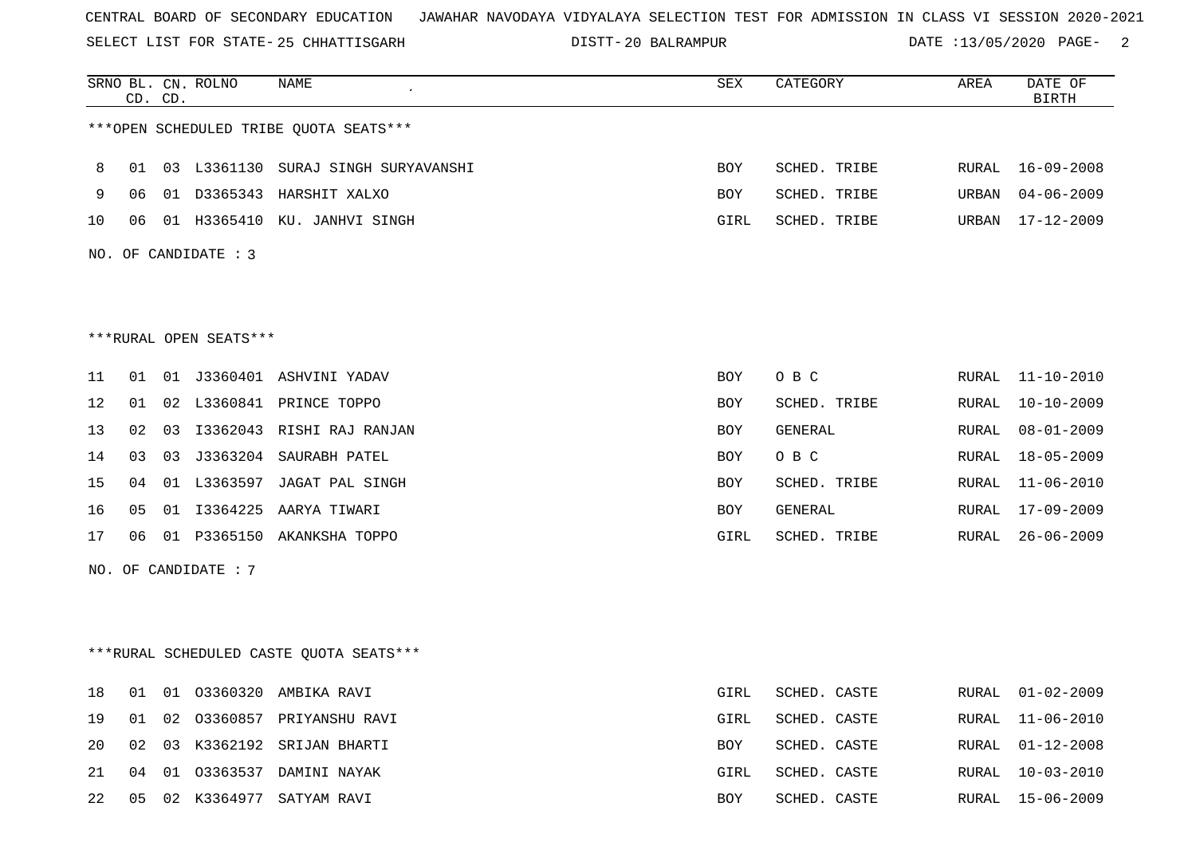CENTRAL BOARD OF SECONDARY EDUCATION JAWAHAR NAVODAYA VIDYALAYA SELECTION TEST FOR ADMISSION IN CLASS VI SESSION 2020-2021

SELECT LIST FOR STATE- 25 CHHATTISGARH DISTT- 20 BALRAMPUR DATE :13/05/2020

***OPEN SCHEDULED TRIBE QUOTA SEATS***

| SRNO | BL. CD. | CN. CD. | ROLNO | NAME | SEX | CATEGORY | AREA | DATE OF BIRTH |
|---|---|---|---|---|---|---|---|---|
| 8 | 01 | 03 | L3361130 | SURAJ SINGH SURYAVANSHI | BOY | SCHED. TRIBE | RURAL | 16-09-2008 |
| 9 | 06 | 01 | D3365343 | HARSHIT XALXO | BOY | SCHED. TRIBE | URBAN | 04-06-2009 |
| 10 | 06 | 01 | H3365410 | KU. JANHVI SINGH | GIRL | SCHED. TRIBE | URBAN | 17-12-2009 |

NO. OF CANDIDATE : 3

***RURAL OPEN SEATS***

| SRNO | BL. CD. | CN. CD. | ROLNO | NAME | SEX | CATEGORY | AREA | DATE OF BIRTH |
|---|---|---|---|---|---|---|---|---|
| 11 | 01 | 01 | J3360401 | ASHVINI YADAV | BOY | O B C | RURAL | 11-10-2010 |
| 12 | 01 | 02 | L3360841 | PRINCE TOPPO | BOY | SCHED. TRIBE | RURAL | 10-10-2009 |
| 13 | 02 | 03 | I3362043 | RISHI RAJ RANJAN | BOY | GENERAL | RURAL | 08-01-2009 |
| 14 | 03 | 03 | J3363204 | SAURABH PATEL | BOY | O B C | RURAL | 18-05-2009 |
| 15 | 04 | 01 | L3363597 | JAGAT PAL SINGH | BOY | SCHED. TRIBE | RURAL | 11-06-2010 |
| 16 | 05 | 01 | I3364225 | AARYA TIWARI | BOY | GENERAL | RURAL | 17-09-2009 |
| 17 | 06 | 01 | P3365150 | AKANKSHA TOPPO | GIRL | SCHED. TRIBE | RURAL | 26-06-2009 |

NO. OF CANDIDATE : 7

***RURAL SCHEDULED CASTE QUOTA SEATS***

| SRNO | BL. CD. | CN. CD. | ROLNO | NAME | SEX | CATEGORY | AREA | DATE OF BIRTH |
|---|---|---|---|---|---|---|---|---|
| 18 | 01 | 01 | O3360320 | AMBIKA RAVI | GIRL | SCHED. CASTE | RURAL | 01-02-2009 |
| 19 | 01 | 02 | O3360857 | PRIYANSHU RAVI | GIRL | SCHED. CASTE | RURAL | 11-06-2010 |
| 20 | 02 | 03 | K3362192 | SRIJAN BHARTI | BOY | SCHED. CASTE | RURAL | 01-12-2008 |
| 21 | 04 | 01 | O3363537 | DAMINI NAYAK | GIRL | SCHED. CASTE | RURAL | 10-03-2010 |
| 22 | 05 | 02 | K3364977 | SATYAM RAVI | BOY | SCHED. CASTE | RURAL | 15-06-2009 |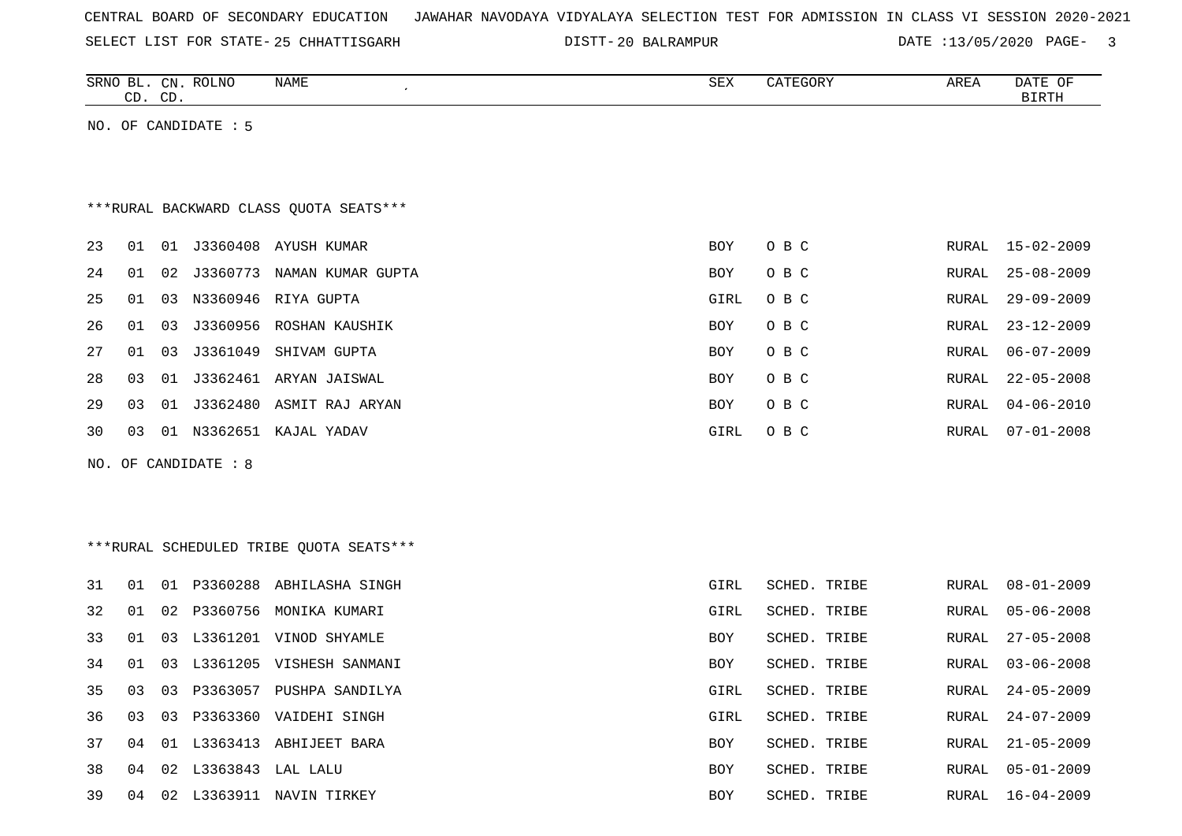CENTRAL BOARD OF SECONDARY EDUCATION JAWAHAR NAVODAYA VIDYALAYA SELECTION TEST FOR ADMISSION IN CLASS VI SESSION 2020-2021

SELECT LIST FOR STATE- 25 CHHATTISGARH DISTT- 20 BALRAMPUR DATE :13/05/2020

| SRNO | BL. CD. | CN. CD. | ROLNO | NAME | SEX | CATEGORY | AREA | DATE OF BIRTH |
|---|---|---|---|---|---|---|---|---|

NO. OF CANDIDATE : 5

***RURAL BACKWARD CLASS QUOTA SEATS***

| SRNO | BL. CD. | CN. CD. | ROLNO | NAME | SEX | CATEGORY | AREA | DATE OF BIRTH |
|---|---|---|---|---|---|---|---|---|
| 23 | 01 | 01 | J3360408 | AYUSH KUMAR | BOY | O B C | RURAL | 15-02-2009 |
| 24 | 01 | 02 | J3360773 | NAMAN KUMAR GUPTA | BOY | O B C | RURAL | 25-08-2009 |
| 25 | 01 | 03 | N3360946 | RIYA GUPTA | GIRL | O B C | RURAL | 29-09-2009 |
| 26 | 01 | 03 | J3360956 | ROSHAN KAUSHIK | BOY | O B C | RURAL | 23-12-2009 |
| 27 | 01 | 03 | J3361049 | SHIVAM GUPTA | BOY | O B C | RURAL | 06-07-2009 |
| 28 | 03 | 01 | J3362461 | ARYAN JAISWAL | BOY | O B C | RURAL | 22-05-2008 |
| 29 | 03 | 01 | J3362480 | ASMIT RAJ ARYAN | BOY | O B C | RURAL | 04-06-2010 |
| 30 | 03 | 01 | N3362651 | KAJAL YADAV | GIRL | O B C | RURAL | 07-01-2008 |

NO. OF CANDIDATE : 8

***RURAL SCHEDULED TRIBE QUOTA SEATS***

| SRNO | BL. CD. | CN. CD. | ROLNO | NAME | SEX | CATEGORY | AREA | DATE OF BIRTH |
|---|---|---|---|---|---|---|---|---|
| 31 | 01 | 01 | P3360288 | ABHILASHA SINGH | GIRL | SCHED. TRIBE | RURAL | 08-01-2009 |
| 32 | 01 | 02 | P3360756 | MONIKA KUMARI | GIRL | SCHED. TRIBE | RURAL | 05-06-2008 |
| 33 | 01 | 03 | L3361201 | VINOD SHYAMLE | BOY | SCHED. TRIBE | RURAL | 27-05-2008 |
| 34 | 01 | 03 | L3361205 | VISHESH SANMANI | BOY | SCHED. TRIBE | RURAL | 03-06-2008 |
| 35 | 03 | 03 | P3363057 | PUSHPA SANDILYA | GIRL | SCHED. TRIBE | RURAL | 24-05-2009 |
| 36 | 03 | 03 | P3363360 | VAIDEHI SINGH | GIRL | SCHED. TRIBE | RURAL | 24-07-2009 |
| 37 | 04 | 01 | L3363413 | ABHIJEET BARA | BOY | SCHED. TRIBE | RURAL | 21-05-2009 |
| 38 | 04 | 02 | L3363843 | LAL LALU | BOY | SCHED. TRIBE | RURAL | 05-01-2009 |
| 39 | 04 | 02 | L3363911 | NAVIN TIRKEY | BOY | SCHED. TRIBE | RURAL | 16-04-2009 |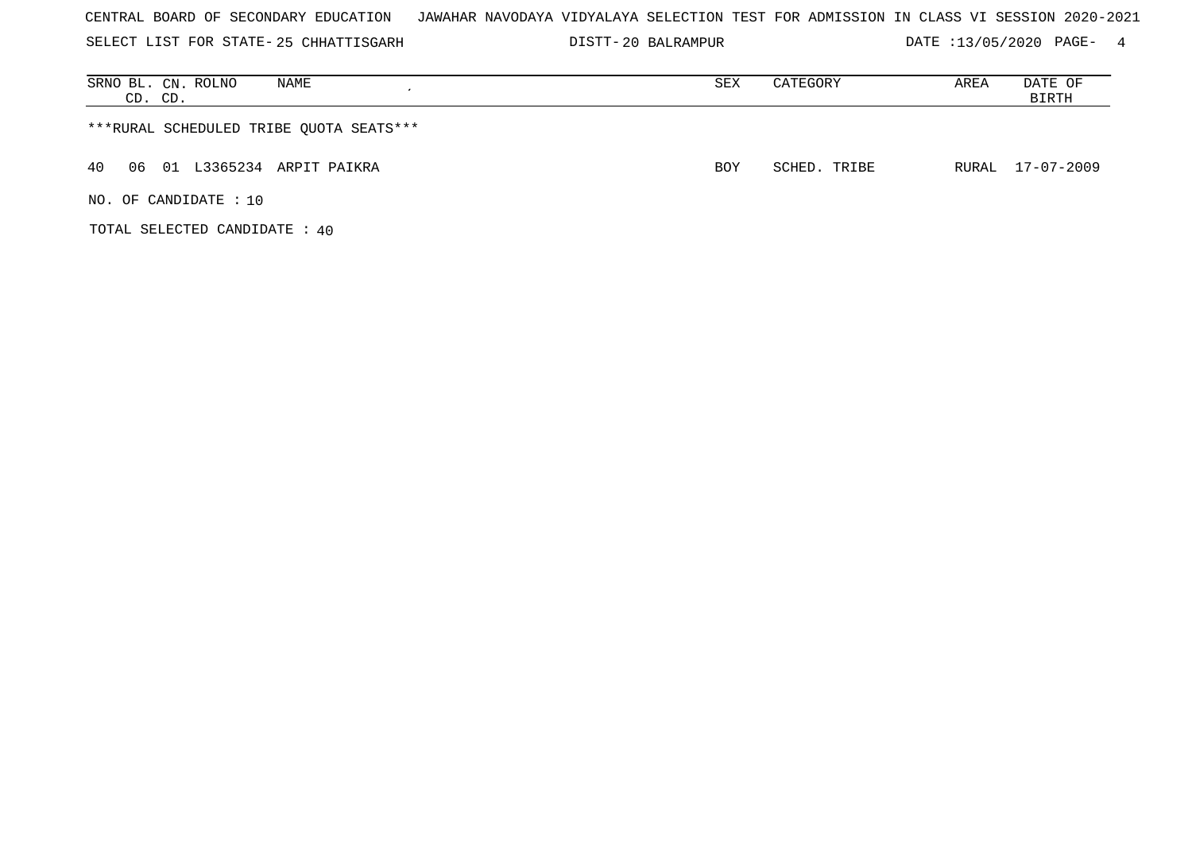CENTRAL BOARD OF SECONDARY EDUCATION   JAWAHAR NAVODAYA VIDYALAYA SELECTION TEST FOR ADMISSION IN CLASS VI SESSION 2020-2021

SELECT LIST FOR STATE- 25 CHHATTISGARH   DISTT- 20 BALRAMPUR   DATE :13/05/2020

| SRNO | BL. CD. | CN. CD. | ROLNO | NAME | SEX | CATEGORY | AREA | DATE OF BIRTH |
|---|---|---|---|---|---|---|---|---|

***RURAL SCHEDULED TRIBE QUOTA SEATS***

| SRNO | BL. CD. | CN. CD. | ROLNO | NAME | SEX | CATEGORY | AREA | DATE OF BIRTH |
|---|---|---|---|---|---|---|---|---|
| 40 | 06 | 01 | L3365234 | ARPIT PAIKRA | BOY | SCHED. TRIBE | RURAL | 17-07-2009 |

NO. OF CANDIDATE : 10

TOTAL SELECTED CANDIDATE : 40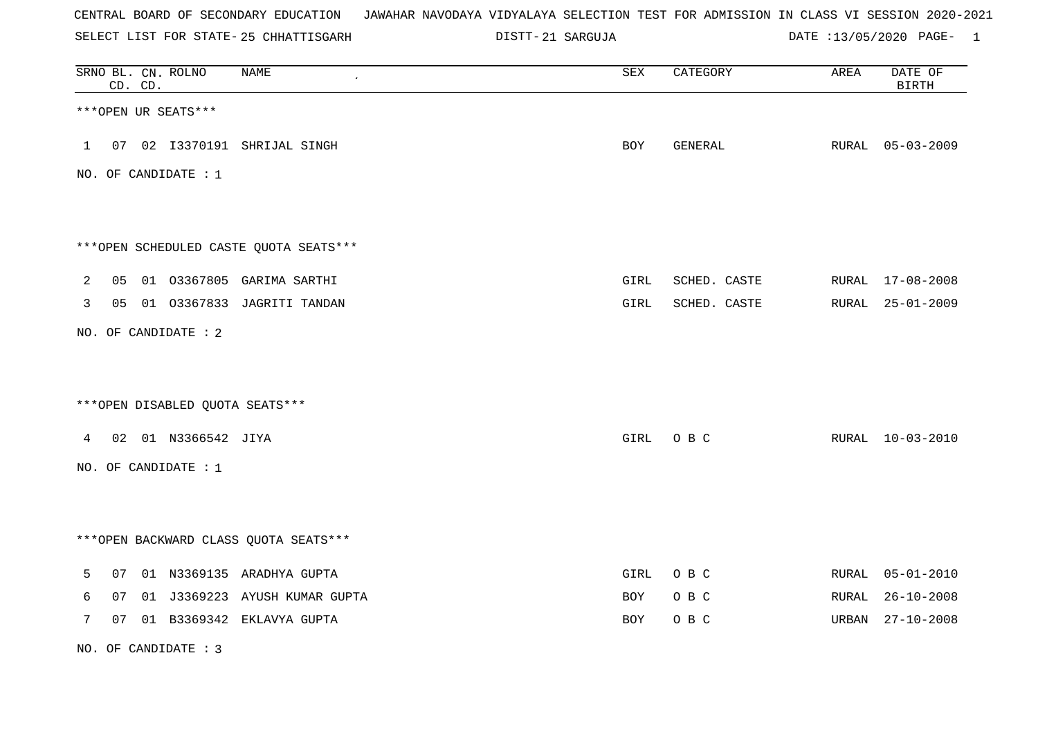CENTRAL BOARD OF SECONDARY EDUCATION JAWAHAR NAVODAYA VIDYALAYA SELECTION TEST FOR ADMISSION IN CLASS VI SESSION 2020-2021

SELECT LIST FOR STATE- 25 CHHATTISGARH DISTT- 21 SARGUJA DATE :13/05/2020

***OPEN UR SEATS***

| SRNO | BL. CD. | CN. CD. | ROLNO | NAME | SEX | CATEGORY | AREA | DATE OF BIRTH |
|---|---|---|---|---|---|---|---|---|
| 1 | 07 | 02 | I3370191 | SHRIJAL SINGH | BOY | GENERAL | RURAL | 05-03-2009 |

NO. OF CANDIDATE : 1

***OPEN SCHEDULED CASTE QUOTA SEATS***

| SRNO | BL. CD. | CN. CD. | ROLNO | NAME | SEX | CATEGORY | AREA | DATE OF BIRTH |
|---|---|---|---|---|---|---|---|---|
| 2 | 05 | 01 | O3367805 | GARIMA SARTHI | GIRL | SCHED. CASTE | RURAL | 17-08-2008 |
| 3 | 05 | 01 | O3367833 | JAGRITI TANDAN | GIRL | SCHED. CASTE | RURAL | 25-01-2009 |

NO. OF CANDIDATE : 2

***OPEN DISABLED QUOTA SEATS***

| SRNO | BL. CD. | CN. CD. | ROLNO | NAME | SEX | CATEGORY | AREA | DATE OF BIRTH |
|---|---|---|---|---|---|---|---|---|
| 4 | 02 | 01 | N3366542 | JIYA | GIRL | O B C | RURAL | 10-03-2010 |

NO. OF CANDIDATE : 1

***OPEN BACKWARD CLASS QUOTA SEATS***

| SRNO | BL. CD. | CN. CD. | ROLNO | NAME | SEX | CATEGORY | AREA | DATE OF BIRTH |
|---|---|---|---|---|---|---|---|---|
| 5 | 07 | 01 | N3369135 | ARADHYA GUPTA | GIRL | O B C | RURAL | 05-01-2010 |
| 6 | 07 | 01 | J3369223 | AYUSH KUMAR GUPTA | BOY | O B C | RURAL | 26-10-2008 |
| 7 | 07 | 01 | B3369342 | EKLAVYA GUPTA | BOY | O B C | URBAN | 27-10-2008 |

NO. OF CANDIDATE : 3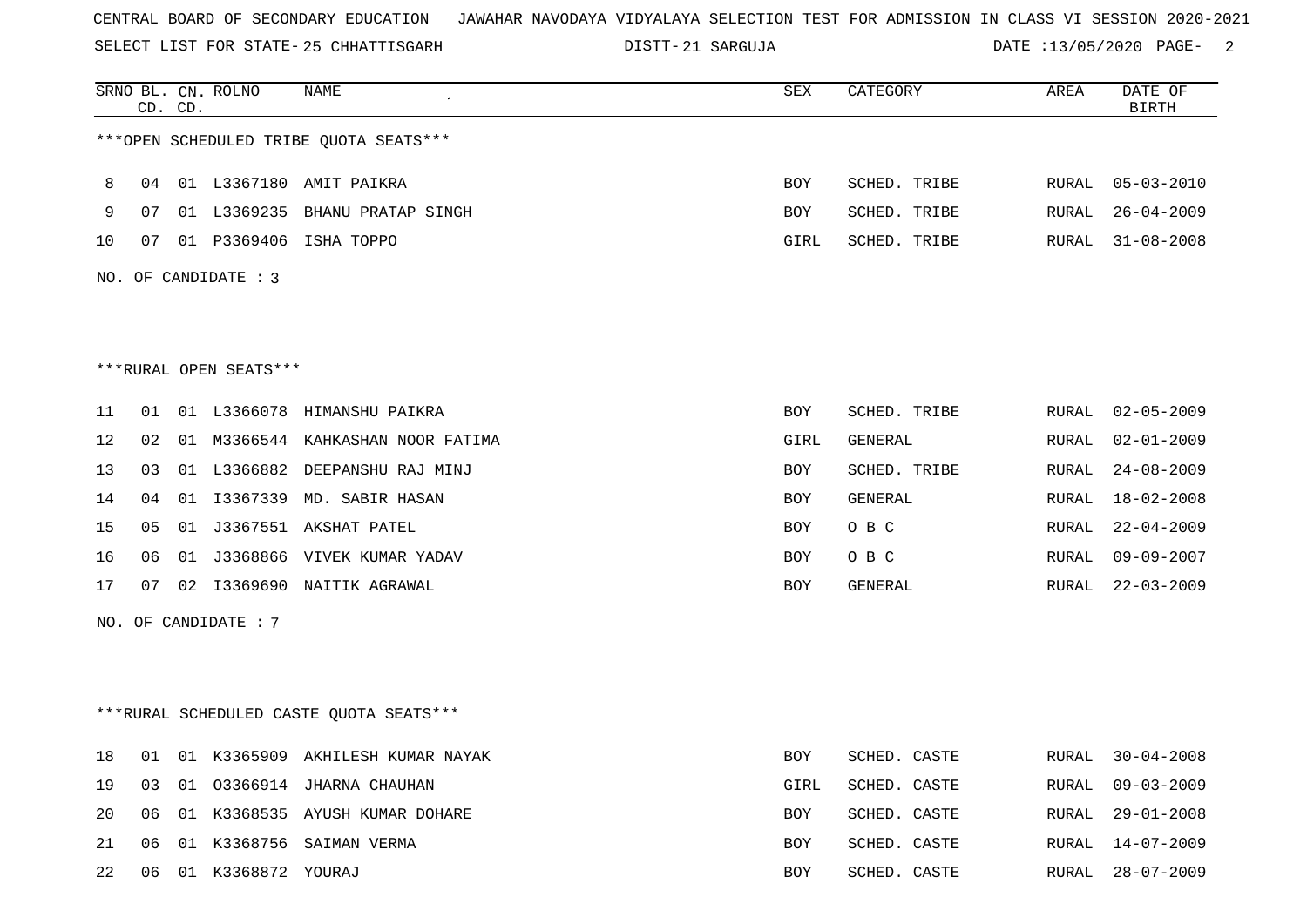CENTRAL BOARD OF SECONDARY EDUCATION   JAWAHAR NAVODAYA VIDYALAYA SELECTION TEST FOR ADMISSION IN CLASS VI SESSION 2020-2021

SELECT LIST FOR STATE- 25 CHHATTISGARH   DISTT- 21 SARGUJA

***OPEN SCHEDULED TRIBE QUOTA SEATS***

| SRNO | BL. CD. | CN. CD. | ROLNO | NAME | SEX | CATEGORY | AREA | DATE OF BIRTH |
|---|---|---|---|---|---|---|---|---|
| 8 | 04 | 01 | L3367180 | AMIT PAIKRA | BOY | SCHED. TRIBE | RURAL | 05-03-2010 |
| 9 | 07 | 01 | L3369235 | BHANU PRATAP SINGH | BOY | SCHED. TRIBE | RURAL | 26-04-2009 |
| 10 | 07 | 01 | P3369406 | ISHA TOPPO | GIRL | SCHED. TRIBE | RURAL | 31-08-2008 |

NO. OF CANDIDATE : 3

***RURAL OPEN SEATS***

| SRNO | BL. CD. | CN. CD. | ROLNO | NAME | SEX | CATEGORY | AREA | DATE OF BIRTH |
|---|---|---|---|---|---|---|---|---|
| 11 | 01 | 01 | L3366078 | HIMANSHU PAIKRA | BOY | SCHED. TRIBE | RURAL | 02-05-2009 |
| 12 | 02 | 01 | M3366544 | KAHKASHAN NOOR FATIMA | GIRL | GENERAL | RURAL | 02-01-2009 |
| 13 | 03 | 01 | L3366882 | DEEPANSHU RAJ MINJ | BOY | SCHED. TRIBE | RURAL | 24-08-2009 |
| 14 | 04 | 01 | I3367339 | MD. SABIR HASAN | BOY | GENERAL | RURAL | 18-02-2008 |
| 15 | 05 | 01 | J3367551 | AKSHAT PATEL | BOY | O B C | RURAL | 22-04-2009 |
| 16 | 06 | 01 | J3368866 | VIVEK KUMAR YADAV | BOY | O B C | RURAL | 09-09-2007 |
| 17 | 07 | 02 | I3369690 | NAITIK AGRAWAL | BOY | GENERAL | RURAL | 22-03-2009 |

NO. OF CANDIDATE : 7

***RURAL SCHEDULED CASTE QUOTA SEATS***

| SRNO | BL. CD. | CN. CD. | ROLNO | NAME | SEX | CATEGORY | AREA | DATE OF BIRTH |
|---|---|---|---|---|---|---|---|---|
| 18 | 01 | 01 | K3365909 | AKHILESH KUMAR NAYAK | BOY | SCHED. CASTE | RURAL | 30-04-2008 |
| 19 | 03 | 01 | O3366914 | JHARNA CHAUHAN | GIRL | SCHED. CASTE | RURAL | 09-03-2009 |
| 20 | 06 | 01 | K3368535 | AYUSH KUMAR DOHARE | BOY | SCHED. CASTE | RURAL | 29-01-2008 |
| 21 | 06 | 01 | K3368756 | SAIMAN VERMA | BOY | SCHED. CASTE | RURAL | 14-07-2009 |
| 22 | 06 | 01 | K3368872 | YOURAJ | BOY | SCHED. CASTE | RURAL | 28-07-2009 |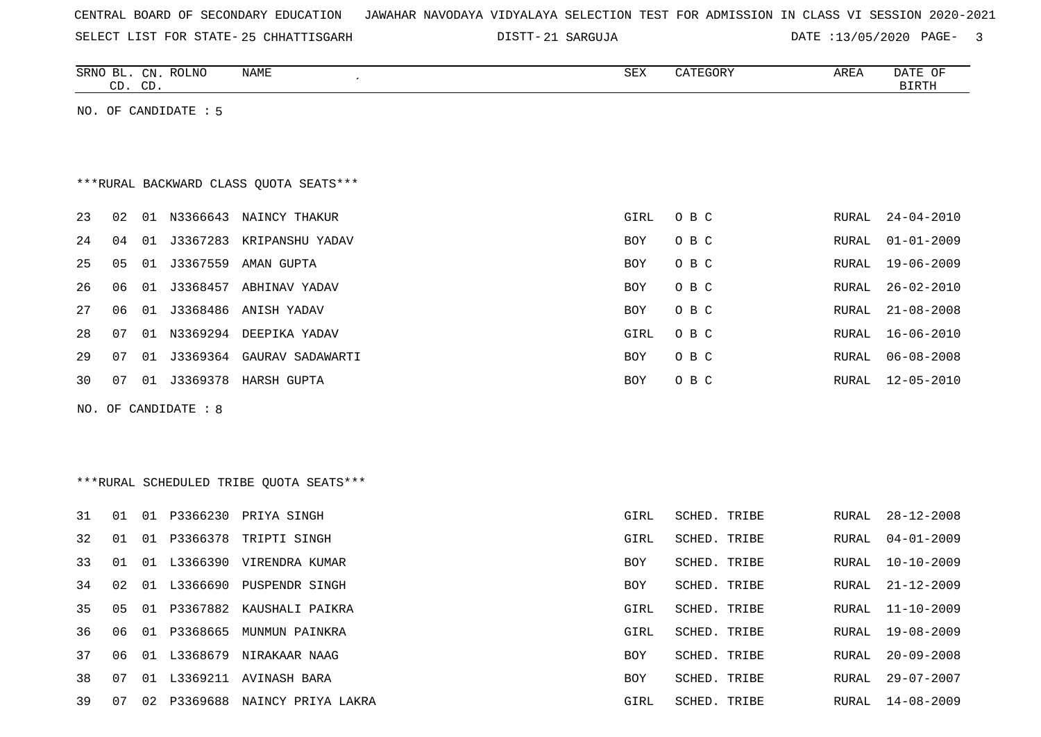CENTRAL BOARD OF SECONDARY EDUCATION   JAWAHAR NAVODAYA VIDYALAYA SELECTION TEST FOR ADMISSION IN CLASS VI SESSION 2020-2021

SELECT LIST FOR STATE- 25 CHHATTISGARH   DISTT- 21 SARGUJA   DATE :13/05/2020

| SRNO | BL. CD. | CN. CD. | ROLNO | NAME | SEX | CATEGORY | AREA | DATE OF BIRTH |
|---|---|---|---|---|---|---|---|---|

NO. OF CANDIDATE : 5

***RURAL BACKWARD CLASS QUOTA SEATS***

| SRNO | BL. CD. | CN. CD. | ROLNO | NAME | SEX | CATEGORY | AREA | DATE OF BIRTH |
|---|---|---|---|---|---|---|---|---|
| 23 | 02 | 01 | N3366643 | NAINCY THAKUR | GIRL | O B C | RURAL | 24-04-2010 |
| 24 | 04 | 01 | J3367283 | KRIPANSHU YADAV | BOY | O B C | RURAL | 01-01-2009 |
| 25 | 05 | 01 | J3367559 | AMAN GUPTA | BOY | O B C | RURAL | 19-06-2009 |
| 26 | 06 | 01 | J3368457 | ABHINAV YADAV | BOY | O B C | RURAL | 26-02-2010 |
| 27 | 06 | 01 | J3368486 | ANISH YADAV | BOY | O B C | RURAL | 21-08-2008 |
| 28 | 07 | 01 | N3369294 | DEEPIKA YADAV | GIRL | O B C | RURAL | 16-06-2010 |
| 29 | 07 | 01 | J3369364 | GAURAV SADAWARTI | BOY | O B C | RURAL | 06-08-2008 |
| 30 | 07 | 01 | J3369378 | HARSH GUPTA | BOY | O B C | RURAL | 12-05-2010 |

NO. OF CANDIDATE : 8

***RURAL SCHEDULED TRIBE QUOTA SEATS***

| SRNO | BL. CD. | CN. CD. | ROLNO | NAME | SEX | CATEGORY | AREA | DATE OF BIRTH |
|---|---|---|---|---|---|---|---|---|
| 31 | 01 | 01 | P3366230 | PRIYA SINGH | GIRL | SCHED. TRIBE | RURAL | 28-12-2008 |
| 32 | 01 | 01 | P3366378 | TRIPTI SINGH | GIRL | SCHED. TRIBE | RURAL | 04-01-2009 |
| 33 | 01 | 01 | L3366390 | VIRENDRA KUMAR | BOY | SCHED. TRIBE | RURAL | 10-10-2009 |
| 34 | 02 | 01 | L3366690 | PUSPENDR SINGH | BOY | SCHED. TRIBE | RURAL | 21-12-2009 |
| 35 | 05 | 01 | P3367882 | KAUSHALI PAIKRA | GIRL | SCHED. TRIBE | RURAL | 11-10-2009 |
| 36 | 06 | 01 | P3368665 | MUNMUN PAINKRA | GIRL | SCHED. TRIBE | RURAL | 19-08-2009 |
| 37 | 06 | 01 | L3368679 | NIRAKAAR NAAG | BOY | SCHED. TRIBE | RURAL | 20-09-2008 |
| 38 | 07 | 01 | L3369211 | AVINASH BARA | BOY | SCHED. TRIBE | RURAL | 29-07-2007 |
| 39 | 07 | 02 | P3369688 | NAINCY PRIYA LAKRA | GIRL | SCHED. TRIBE | RURAL | 14-08-2009 |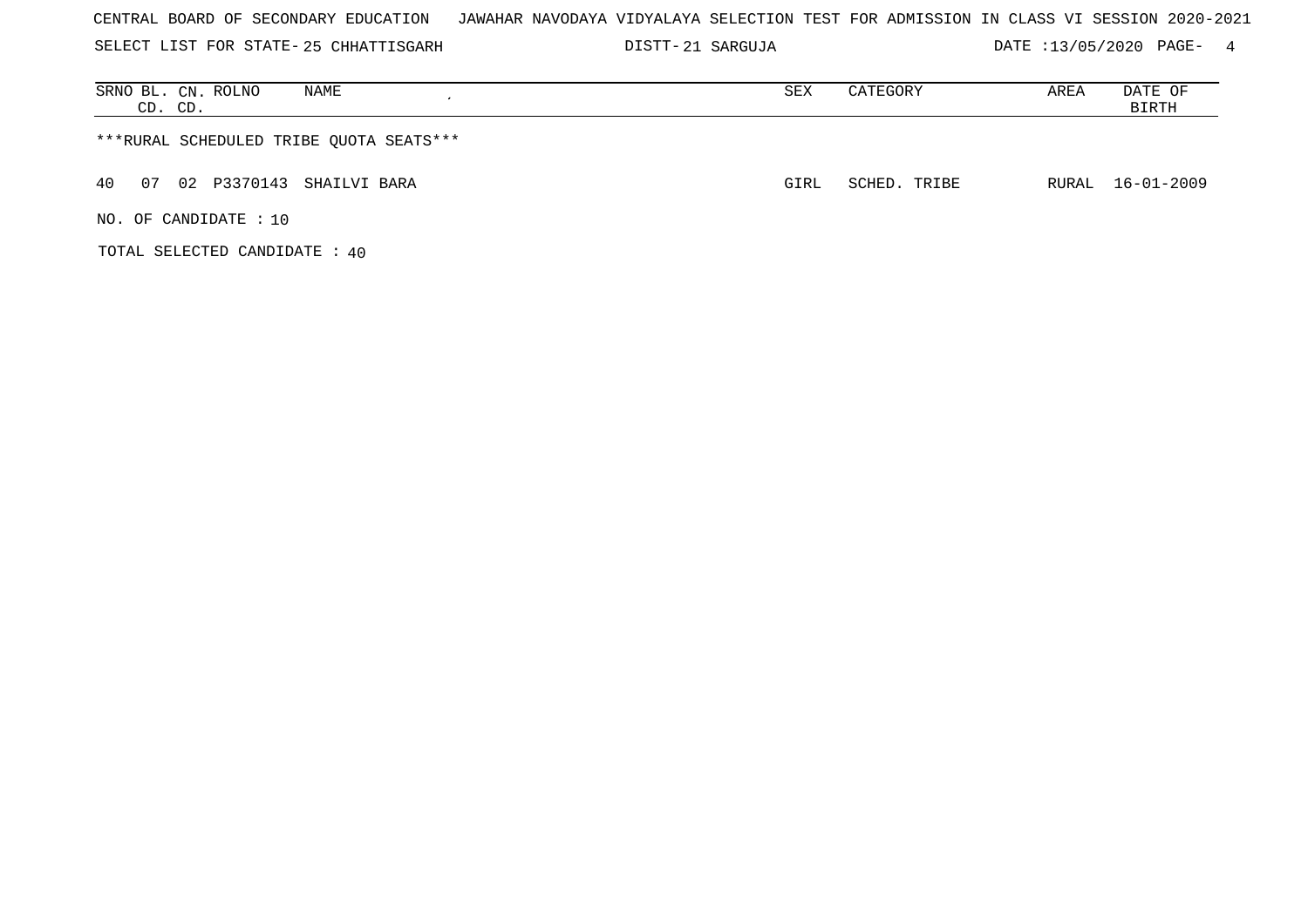CENTRAL BOARD OF SECONDARY EDUCATION JAWAHAR NAVODAYA VIDYALAYA SELECTION TEST FOR ADMISSION IN CLASS VI SESSION 2020-2021

SELECT LIST FOR STATE- 25 CHHATTISGARH DISTT- 21 SARGUJA DATE :13/05/2020 PAGE- 4

| SRNO | BL. CD. | CN. CD. | ROLNO | NAME | SEX | CATEGORY | AREA | DATE OF BIRTH |
|---|---|---|---|---|---|---|---|---|
| ***RURAL SCHEDULED TRIBE QUOTA SEATS*** | | | | | | | | |
| 40 | 07 | 02 | P3370143 | SHAILVI BARA | GIRL | SCHED. TRIBE | RURAL | 16-01-2009 |

NO. OF CANDIDATE : 10

TOTAL SELECTED CANDIDATE : 40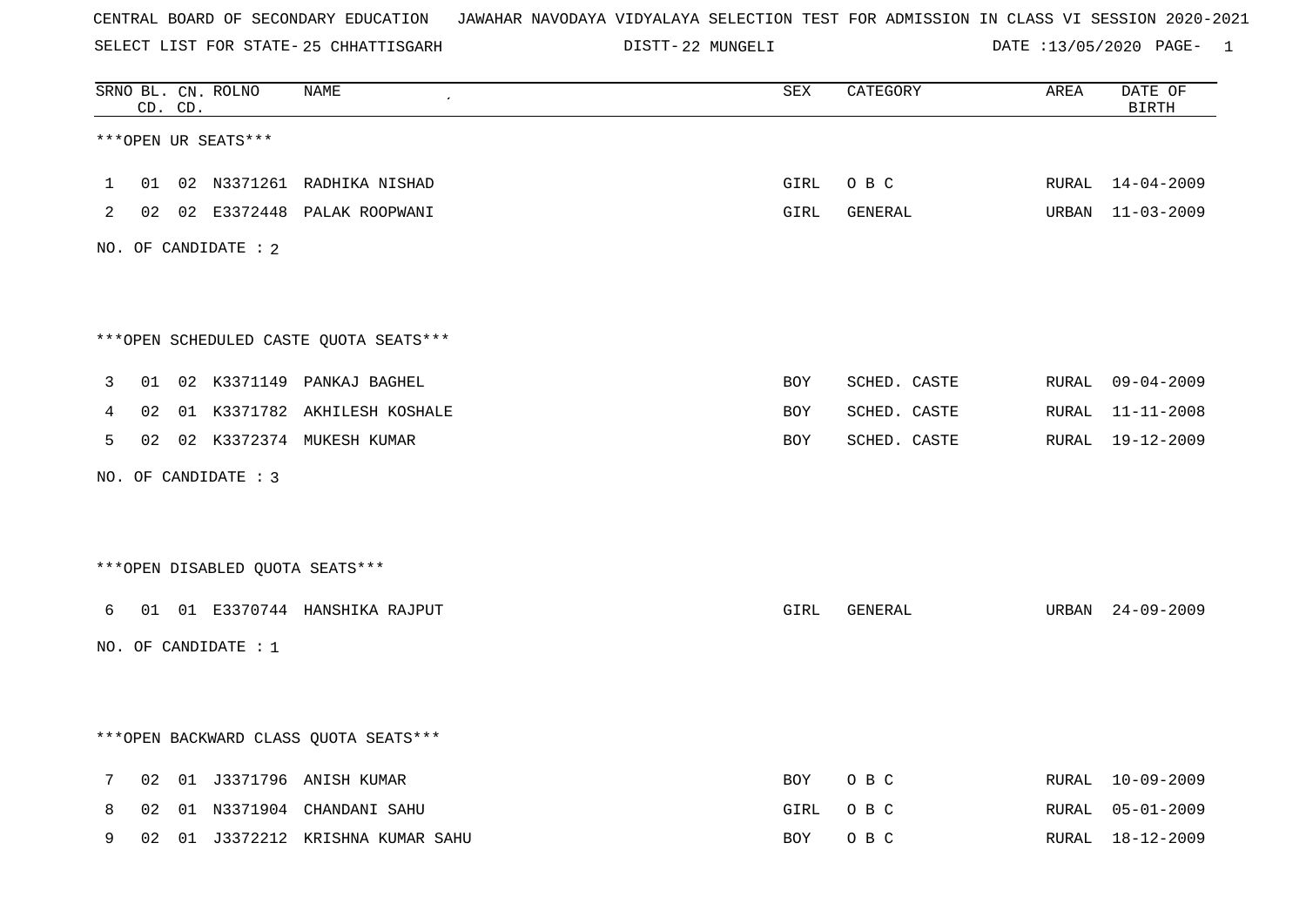CENTRAL BOARD OF SECONDARY EDUCATION JAWAHAR NAVODAYA VIDYALAYA SELECTION TEST FOR ADMISSION IN CLASS VI SESSION 2020-2021

SELECT LIST FOR STATE- 25 CHHATTISGARH DISTT- 22 MUNGELI DATE :13/05/2020 PAGE- 1

| SRNO | BL. CD. | CN. CD. | ROLNO | NAME | SEX | CATEGORY | AREA | DATE OF BIRTH |
|---|---|---|---|---|---|---|---|---|

***OPEN UR SEATS***

| SRNO | BL. CD. | CN. CD. | ROLNO | NAME | SEX | CATEGORY | AREA | DATE OF BIRTH |
|---|---|---|---|---|---|---|---|---|
| 1 | 01 | 02 | N3371261 | RADHIKA NISHAD | GIRL | O B C | RURAL | 14-04-2009 |
| 2 | 02 | 02 | E3372448 | PALAK ROOPWANI | GIRL | GENERAL | URBAN | 11-03-2009 |

NO. OF CANDIDATE : 2

***OPEN SCHEDULED CASTE QUOTA SEATS***

| SRNO | BL. CD. | CN. CD. | ROLNO | NAME | SEX | CATEGORY | AREA | DATE OF BIRTH |
|---|---|---|---|---|---|---|---|---|
| 3 | 01 | 02 | K3371149 | PANKAJ BAGHEL | BOY | SCHED. CASTE | RURAL | 09-04-2009 |
| 4 | 02 | 01 | K3371782 | AKHILESH KOSHALE | BOY | SCHED. CASTE | RURAL | 11-11-2008 |
| 5 | 02 | 02 | K3372374 | MUKESH KUMAR | BOY | SCHED. CASTE | RURAL | 19-12-2009 |

NO. OF CANDIDATE : 3

***OPEN DISABLED QUOTA SEATS***

| SRNO | BL. CD. | CN. CD. | ROLNO | NAME | SEX | CATEGORY | AREA | DATE OF BIRTH |
|---|---|---|---|---|---|---|---|---|
| 6 | 01 | 01 | E3370744 | HANSHIKA RAJPUT | GIRL | GENERAL | URBAN | 24-09-2009 |

NO. OF CANDIDATE : 1

***OPEN BACKWARD CLASS QUOTA SEATS***

| SRNO | BL. CD. | CN. CD. | ROLNO | NAME | SEX | CATEGORY | AREA | DATE OF BIRTH |
|---|---|---|---|---|---|---|---|---|
| 7 | 02 | 01 | J3371796 | ANISH KUMAR | BOY | O B C | RURAL | 10-09-2009 |
| 8 | 02 | 01 | N3371904 | CHANDANI SAHU | GIRL | O B C | RURAL | 05-01-2009 |
| 9 | 02 | 01 | J3372212 | KRISHNA KUMAR SAHU | BOY | O B C | RURAL | 18-12-2009 |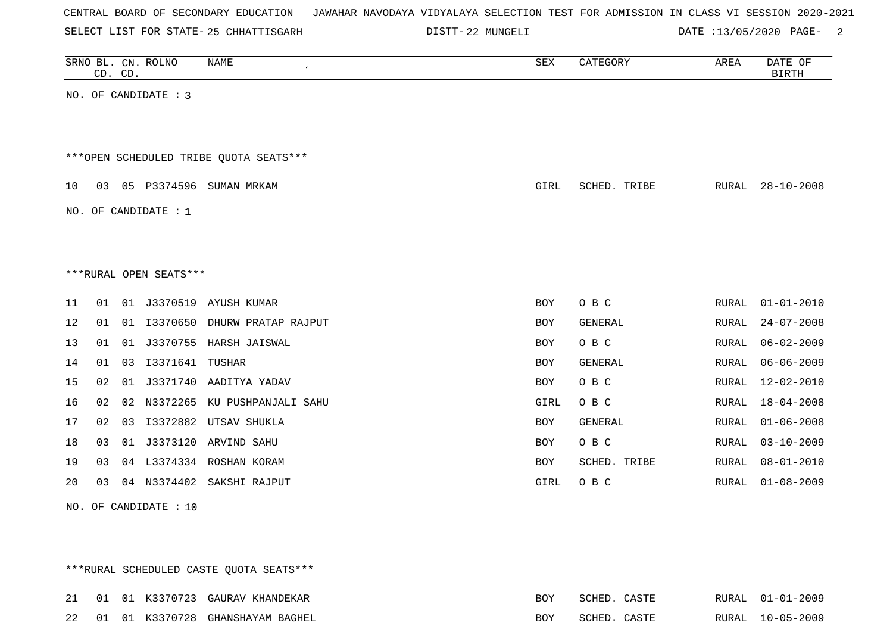CENTRAL BOARD OF SECONDARY EDUCATION JAWAHAR NAVODAYA VIDYALAYA SELECTION TEST FOR ADMISSION IN CLASS VI SESSION 2020-2021

SELECT LIST FOR STATE- 25 CHHATTISGARH DISTT- 22 MUNGELI DATE :13/05/2020

| SRNO | BL. CD. | CN. CD. | ROLNO | NAME | SEX | CATEGORY | AREA | DATE OF BIRTH |
|---|---|---|---|---|---|---|---|---|

NO. OF CANDIDATE : 3

***OPEN SCHEDULED TRIBE QUOTA SEATS***

| SRNO | BL. CD. | CN. CD. | ROLNO | NAME | SEX | CATEGORY | AREA | DATE OF BIRTH |
|---|---|---|---|---|---|---|---|---|
| 10 | 03 | 05 | P3374596 | SUMAN MRKAM | GIRL | SCHED. TRIBE | RURAL | 28-10-2008 |

NO. OF CANDIDATE : 1

***RURAL OPEN SEATS***

| SRNO | BL. CD. | CN. CD. | ROLNO | NAME | SEX | CATEGORY | AREA | DATE OF BIRTH |
|---|---|---|---|---|---|---|---|---|
| 11 | 01 | 01 | J3370519 | AYUSH KUMAR | BOY | O B C | RURAL | 01-01-2010 |
| 12 | 01 | 01 | I3370650 | DHURW PRATAP RAJPUT | BOY | GENERAL | RURAL | 24-07-2008 |
| 13 | 01 | 01 | J3370755 | HARSH JAISWAL | BOY | O B C | RURAL | 06-02-2009 |
| 14 | 01 | 03 | I3371641 | TUSHAR | BOY | GENERAL | RURAL | 06-06-2009 |
| 15 | 02 | 01 | J3371740 | AADITYA YADAV | BOY | O B C | RURAL | 12-02-2010 |
| 16 | 02 | 02 | N3372265 | KU PUSHPANJALI SAHU | GIRL | O B C | RURAL | 18-04-2008 |
| 17 | 02 | 03 | I3372882 | UTSAV SHUKLA | BOY | GENERAL | RURAL | 01-06-2008 |
| 18 | 03 | 01 | J3373120 | ARVIND SAHU | BOY | O B C | RURAL | 03-10-2009 |
| 19 | 03 | 04 | L3374334 | ROSHAN KORAM | BOY | SCHED. TRIBE | RURAL | 08-01-2010 |
| 20 | 03 | 04 | N3374402 | SAKSHI RAJPUT | GIRL | O B C | RURAL | 01-08-2009 |

NO. OF CANDIDATE : 10

***RURAL SCHEDULED CASTE QUOTA SEATS***

| SRNO | BL. CD. | CN. CD. | ROLNO | NAME | SEX | CATEGORY | AREA | DATE OF BIRTH |
|---|---|---|---|---|---|---|---|---|
| 21 | 01 | 01 | K3370723 | GAURAV KHANDEKAR | BOY | SCHED. CASTE | RURAL | 01-01-2009 |
| 22 | 01 | 01 | K3370728 | GHANSHAYAM BAGHEL | BOY | SCHED. CASTE | RURAL | 10-05-2009 |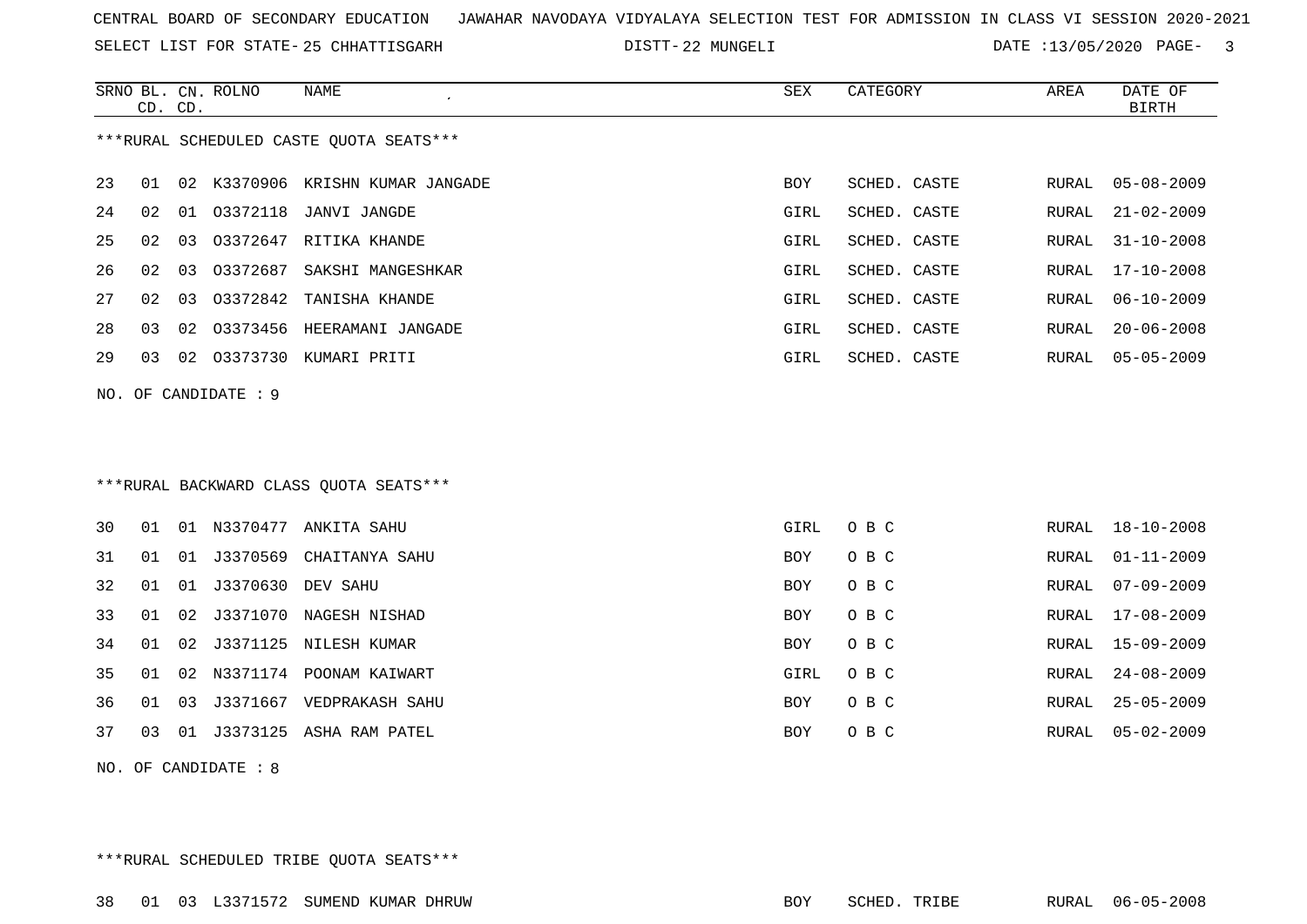CENTRAL BOARD OF SECONDARY EDUCATION JAWAHAR NAVODAYA VIDYALAYA SELECTION TEST FOR ADMISSION IN CLASS VI SESSION 2020-2021

SELECT LIST FOR STATE- 25 CHHATTISGARH DISTT- 22 MUNGELI DATE :13/05/2020

***RURAL SCHEDULED CASTE QUOTA SEATS***

| SRNO | BL. CD. | CN. CD. | ROLNO | NAME | SEX | CATEGORY | AREA | DATE OF BIRTH |
|---|---|---|---|---|---|---|---|---|
| 23 | 01 | 02 | K3370906 | KRISHN KUMAR JANGADE | BOY | SCHED. CASTE | RURAL | 05-08-2009 |
| 24 | 02 | 01 | O3372118 | JANVI JANGDE | GIRL | SCHED. CASTE | RURAL | 21-02-2009 |
| 25 | 02 | 03 | O3372647 | RITIKA KHANDE | GIRL | SCHED. CASTE | RURAL | 31-10-2008 |
| 26 | 02 | 03 | O3372687 | SAKSHI MANGESHKAR | GIRL | SCHED. CASTE | RURAL | 17-10-2008 |
| 27 | 02 | 03 | O3372842 | TANISHA KHANDE | GIRL | SCHED. CASTE | RURAL | 06-10-2009 |
| 28 | 03 | 02 | O3373456 | HEERAMANI JANGADE | GIRL | SCHED. CASTE | RURAL | 20-06-2008 |
| 29 | 03 | 02 | O3373730 | KUMARI PRITI | GIRL | SCHED. CASTE | RURAL | 05-05-2009 |

NO. OF CANDIDATE : 9

***RURAL BACKWARD CLASS QUOTA SEATS***

| SRNO | BL. CD. | CN. CD. | ROLNO | NAME | SEX | CATEGORY | AREA | DATE OF BIRTH |
|---|---|---|---|---|---|---|---|---|
| 30 | 01 | 01 | N3370477 | ANKITA SAHU | GIRL | O B C | RURAL | 18-10-2008 |
| 31 | 01 | 01 | J3370569 | CHAITANYA SAHU | BOY | O B C | RURAL | 01-11-2009 |
| 32 | 01 | 01 | J3370630 | DEV SAHU | BOY | O B C | RURAL | 07-09-2009 |
| 33 | 01 | 02 | J3371070 | NAGESH NISHAD | BOY | O B C | RURAL | 17-08-2009 |
| 34 | 01 | 02 | J3371125 | NILESH KUMAR | BOY | O B C | RURAL | 15-09-2009 |
| 35 | 01 | 02 | N3371174 | POONAM KAIWART | GIRL | O B C | RURAL | 24-08-2009 |
| 36 | 01 | 03 | J3371667 | VEDPRAKASH SAHU | BOY | O B C | RURAL | 25-05-2009 |
| 37 | 03 | 01 | J3373125 | ASHA RAM PATEL | BOY | O B C | RURAL | 05-02-2009 |

NO. OF CANDIDATE : 8

***RURAL SCHEDULED TRIBE QUOTA SEATS***

| SRNO | BL. CD. | CN. CD. | ROLNO | NAME | SEX | CATEGORY | AREA | DATE OF BIRTH |
|---|---|---|---|---|---|---|---|---|
| 38 | 01 | 03 | L3371572 | SUMEND KUMAR DHRUW | BOY | SCHED. TRIBE | RURAL | 06-05-2008 |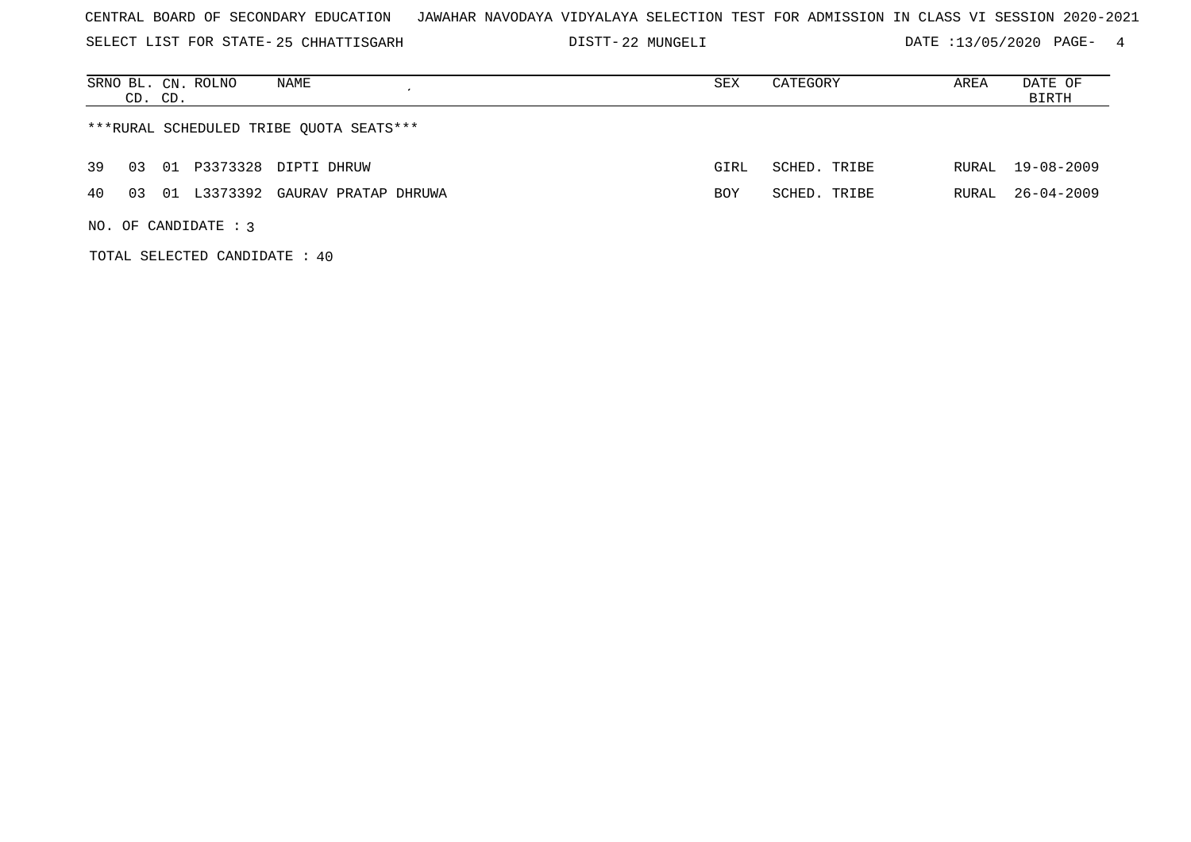CENTRAL BOARD OF SECONDARY EDUCATION JAWAHAR NAVODAYA VIDYALAYA SELECTION TEST FOR ADMISSION IN CLASS VI SESSION 2020-2021

SELECT LIST FOR STATE- 25 CHHATTISGARH DISTT- 22 MUNGELI DATE :13/05/2020

| SRNO | BL. CD. | CN. CD. | ROLNO | NAME | SEX | CATEGORY | AREA | DATE OF BIRTH |
|---|---|---|---|---|---|---|---|---|

***RURAL SCHEDULED TRIBE QUOTA SEATS***

| SRNO | BL. CD. | CN. CD. | ROLNO | NAME | SEX | CATEGORY | AREA | DATE OF BIRTH |
|---|---|---|---|---|---|---|---|---|
| 39 | 03 | 01 | P3373328 | DIPTI DHRUW | GIRL | SCHED. TRIBE | RURAL | 19-08-2009 |
| 40 | 03 | 01 | L3373392 | GAURAV PRATAP DHRUWA | BOY | SCHED. TRIBE | RURAL | 26-04-2009 |

NO. OF CANDIDATE : 3

TOTAL SELECTED CANDIDATE : 40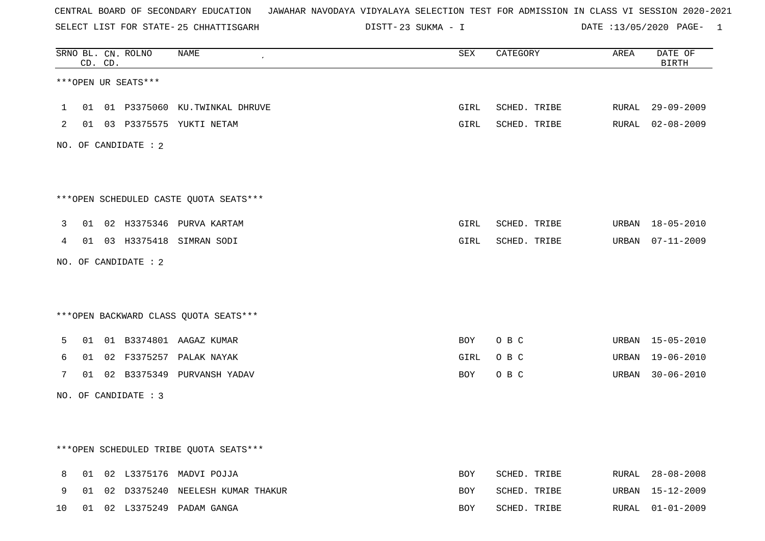CENTRAL BOARD OF SECONDARY EDUCATION JAWAHAR NAVODAYA VIDYALAYA SELECTION TEST FOR ADMISSION IN CLASS VI SESSION 2020-2021

SELECT LIST FOR STATE- 25 CHHATTISGARH DISTT- 23 SUKMA - I DATE :13/05/2020

***OPEN UR SEATS***

| SRNO | BL. CD. | CN. CD. | ROLNO | NAME | SEX | CATEGORY | AREA | DATE OF BIRTH |
|---|---|---|---|---|---|---|---|---|
| 1 | 01 | 01 | P3375060 | KU.TWINKAL DHRUVE | GIRL | SCHED. TRIBE | RURAL | 29-09-2009 |
| 2 | 01 | 03 | P3375575 | YUKTI NETAM | GIRL | SCHED. TRIBE | RURAL | 02-08-2009 |

NO. OF CANDIDATE : 2

***OPEN SCHEDULED CASTE QUOTA SEATS***

| SRNO | BL. CD. | CN. CD. | ROLNO | NAME | SEX | CATEGORY | AREA | DATE OF BIRTH |
|---|---|---|---|---|---|---|---|---|
| 3 | 01 | 02 | H3375346 | PURVA KARTAM | GIRL | SCHED. TRIBE | URBAN | 18-05-2010 |
| 4 | 01 | 03 | H3375418 | SIMRAN SODI | GIRL | SCHED. TRIBE | URBAN | 07-11-2009 |

NO. OF CANDIDATE : 2

***OPEN BACKWARD CLASS QUOTA SEATS***

| SRNO | BL. CD. | CN. CD. | ROLNO | NAME | SEX | CATEGORY | AREA | DATE OF BIRTH |
|---|---|---|---|---|---|---|---|---|
| 5 | 01 | 01 | B3374801 | AAGAZ KUMAR | BOY | O B C | URBAN | 15-05-2010 |
| 6 | 01 | 02 | F3375257 | PALAK NAYAK | GIRL | O B C | URBAN | 19-06-2010 |
| 7 | 01 | 02 | B3375349 | PURVANSH YADAV | BOY | O B C | URBAN | 30-06-2010 |

NO. OF CANDIDATE : 3

***OPEN SCHEDULED TRIBE QUOTA SEATS***

| SRNO | BL. CD. | CN. CD. | ROLNO | NAME | SEX | CATEGORY | AREA | DATE OF BIRTH |
|---|---|---|---|---|---|---|---|---|
| 8 | 01 | 02 | L3375176 | MADVI POJJA | BOY | SCHED. TRIBE | RURAL | 28-08-2008 |
| 9 | 01 | 02 | D3375240 | NEELESH KUMAR THAKUR | BOY | SCHED. TRIBE | URBAN | 15-12-2009 |
| 10 | 01 | 02 | L3375249 | PADAM GANGA | BOY | SCHED. TRIBE | RURAL | 01-01-2009 |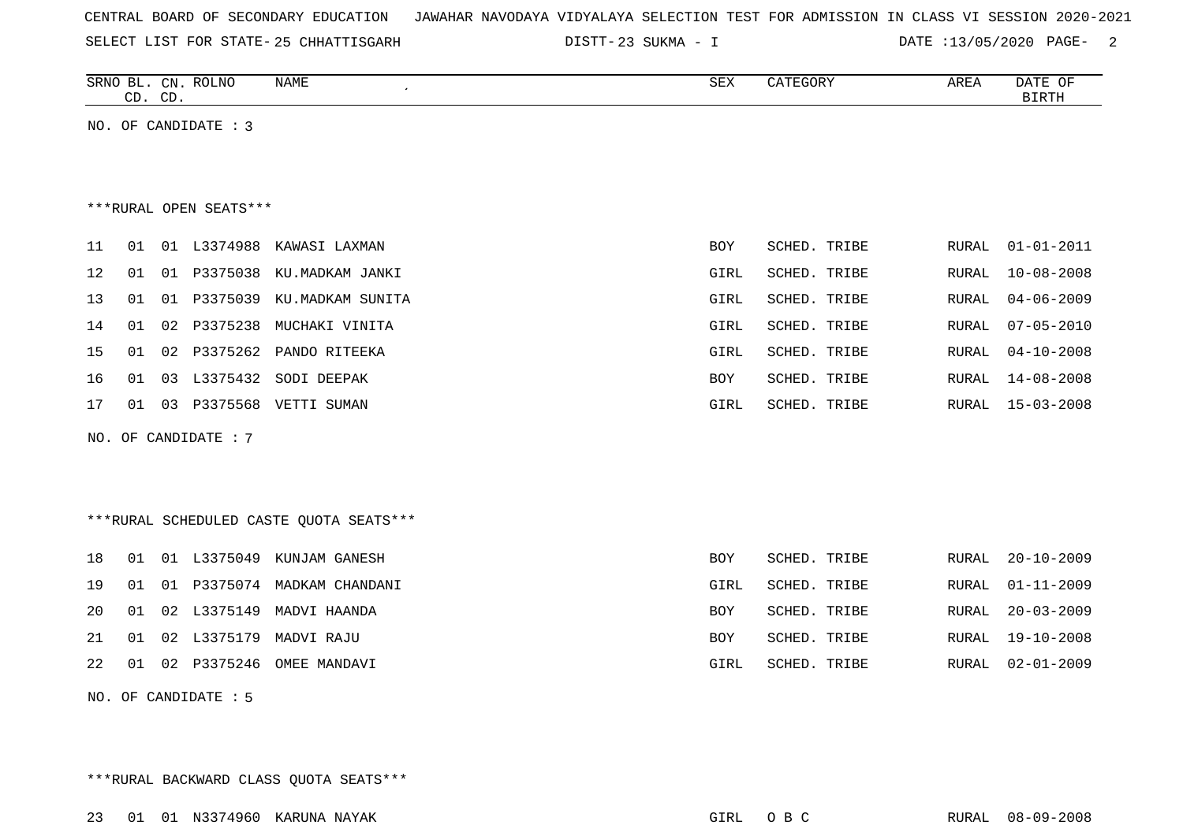CENTRAL BOARD OF SECONDARY EDUCATION JAWAHAR NAVODAYA VIDYALAYA SELECTION TEST FOR ADMISSION IN CLASS VI SESSION 2020-2021

SELECT LIST FOR STATE- 25 CHHATTISGARH DISTT- 23 SUKMA - I DATE :13/05/2020

| SRNO | BL. CD. | CN. CD. | ROLNO | NAME | SEX | CATEGORY | AREA | DATE OF BIRTH |
|---|---|---|---|---|---|---|---|---|

NO. OF CANDIDATE : 3

***RURAL OPEN SEATS***

| SRNO | BL. CD. | CN. CD. | ROLNO | NAME | SEX | CATEGORY | AREA | DATE OF BIRTH |
|---|---|---|---|---|---|---|---|---|
| 11 | 01 | 01 | L3374988 | KAWASI LAXMAN | BOY | SCHED. TRIBE | RURAL | 01-01-2011 |
| 12 | 01 | 01 | P3375038 | KU.MADKAM JANKI | GIRL | SCHED. TRIBE | RURAL | 10-08-2008 |
| 13 | 01 | 01 | P3375039 | KU.MADKAM SUNITA | GIRL | SCHED. TRIBE | RURAL | 04-06-2009 |
| 14 | 01 | 02 | P3375238 | MUCHAKI VINITA | GIRL | SCHED. TRIBE | RURAL | 07-05-2010 |
| 15 | 01 | 02 | P3375262 | PANDO RITEEKA | GIRL | SCHED. TRIBE | RURAL | 04-10-2008 |
| 16 | 01 | 03 | L3375432 | SODI DEEPAK | BOY | SCHED. TRIBE | RURAL | 14-08-2008 |
| 17 | 01 | 03 | P3375568 | VETTI SUMAN | GIRL | SCHED. TRIBE | RURAL | 15-03-2008 |

NO. OF CANDIDATE : 7

***RURAL SCHEDULED CASTE QUOTA SEATS***

| SRNO | BL. CD. | CN. CD. | ROLNO | NAME | SEX | CATEGORY | AREA | DATE OF BIRTH |
|---|---|---|---|---|---|---|---|---|
| 18 | 01 | 01 | L3375049 | KUNJAM GANESH | BOY | SCHED. TRIBE | RURAL | 20-10-2009 |
| 19 | 01 | 01 | P3375074 | MADKAM CHANDANI | GIRL | SCHED. TRIBE | RURAL | 01-11-2009 |
| 20 | 01 | 02 | L3375149 | MADVI HAANDA | BOY | SCHED. TRIBE | RURAL | 20-03-2009 |
| 21 | 01 | 02 | L3375179 | MADVI RAJU | BOY | SCHED. TRIBE | RURAL | 19-10-2008 |
| 22 | 01 | 02 | P3375246 | OMEE MANDAVI | GIRL | SCHED. TRIBE | RURAL | 02-01-2009 |

NO. OF CANDIDATE : 5

***RURAL BACKWARD CLASS QUOTA SEATS***

| SRNO | BL. CD. | CN. CD. | ROLNO | NAME | SEX | CATEGORY | AREA | DATE OF BIRTH |
|---|---|---|---|---|---|---|---|---|
| 23 | 01 | 01 | N3374960 | KARUNA NAYAK | GIRL | O B C | RURAL | 08-09-2008 |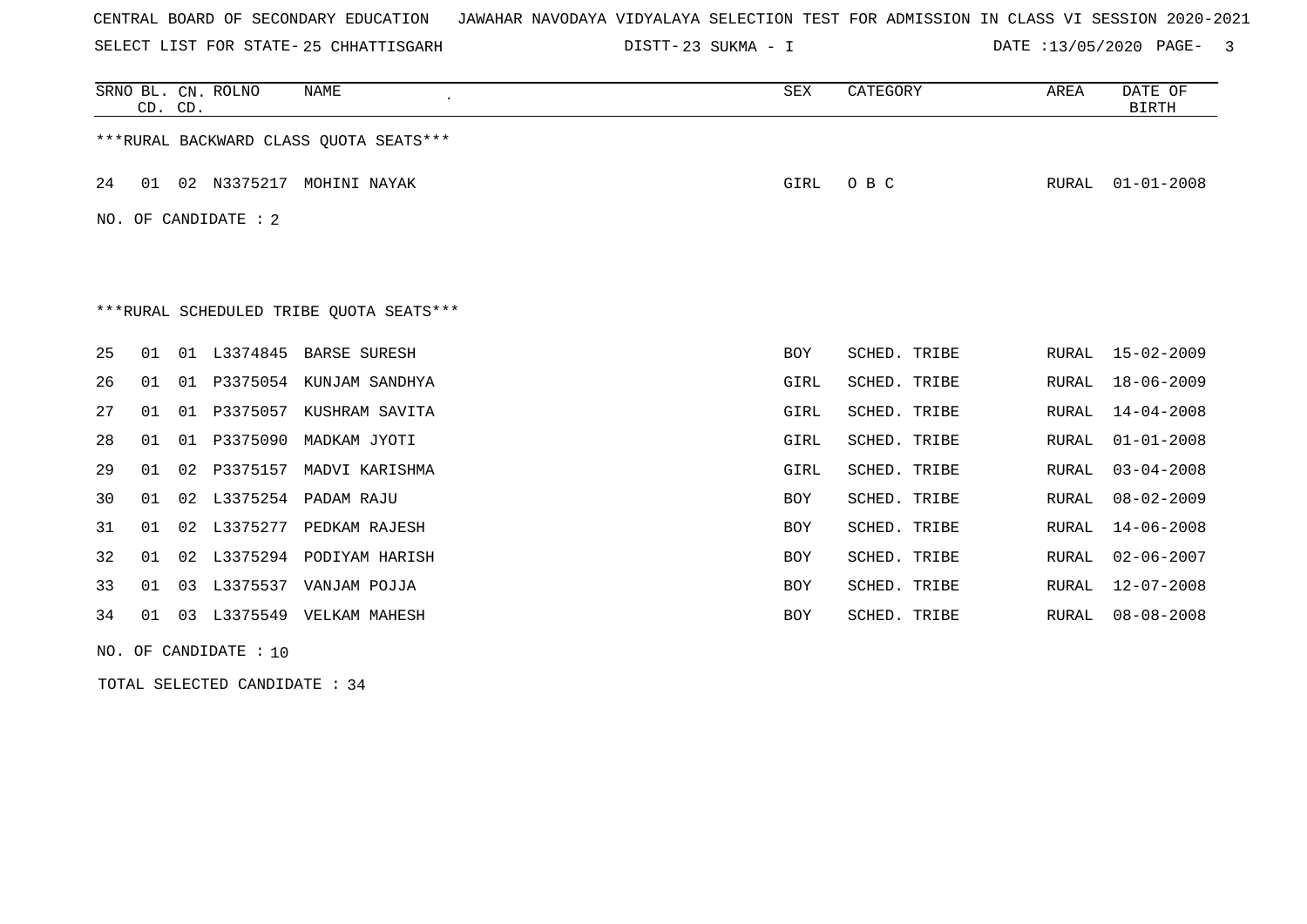CENTRAL BOARD OF SECONDARY EDUCATION JAWAHAR NAVODAYA VIDYALAYA SELECTION TEST FOR ADMISSION IN CLASS VI SESSION 2020-2021

SELECT LIST FOR STATE- 25 CHHATTISGARH DISTT- 23 SUKMA - I DATE :13/05/2020

| SRNO | BL. CD. | CN. CD. | ROLNO | NAME | SEX | CATEGORY | AREA | DATE OF BIRTH |
|---|---|---|---|---|---|---|---|---|

***RURAL BACKWARD CLASS QUOTA SEATS***

| SRNO | BL. CD. | CN. CD. | ROLNO | NAME | SEX | CATEGORY | AREA | DATE OF BIRTH |
|---|---|---|---|---|---|---|---|---|
| 24 | 01 | 02 | N3375217 | MOHINI NAYAK | GIRL | O B C | RURAL | 01-01-2008 |

NO. OF CANDIDATE : 2

***RURAL SCHEDULED TRIBE QUOTA SEATS***

| SRNO | BL. CD. | CN. CD. | ROLNO | NAME | SEX | CATEGORY | AREA | DATE OF BIRTH |
|---|---|---|---|---|---|---|---|---|
| 25 | 01 | 01 | L3374845 | BARSE SURESH | BOY | SCHED. TRIBE | RURAL | 15-02-2009 |
| 26 | 01 | 01 | P3375054 | KUNJAM SANDHYA | GIRL | SCHED. TRIBE | RURAL | 18-06-2009 |
| 27 | 01 | 01 | P3375057 | KUSHRAM SAVITA | GIRL | SCHED. TRIBE | RURAL | 14-04-2008 |
| 28 | 01 | 01 | P3375090 | MADKAM JYOTI | GIRL | SCHED. TRIBE | RURAL | 01-01-2008 |
| 29 | 01 | 02 | P3375157 | MADVI KARISHMA | GIRL | SCHED. TRIBE | RURAL | 03-04-2008 |
| 30 | 01 | 02 | L3375254 | PADAM RAJU | BOY | SCHED. TRIBE | RURAL | 08-02-2009 |
| 31 | 01 | 02 | L3375277 | PEDKAM RAJESH | BOY | SCHED. TRIBE | RURAL | 14-06-2008 |
| 32 | 01 | 02 | L3375294 | PODIYAM HARISH | BOY | SCHED. TRIBE | RURAL | 02-06-2007 |
| 33 | 01 | 03 | L3375537 | VANJAM POJJA | BOY | SCHED. TRIBE | RURAL | 12-07-2008 |
| 34 | 01 | 03 | L3375549 | VELKAM MAHESH | BOY | SCHED. TRIBE | RURAL | 08-08-2008 |

NO. OF CANDIDATE : 10

TOTAL SELECTED CANDIDATE : 34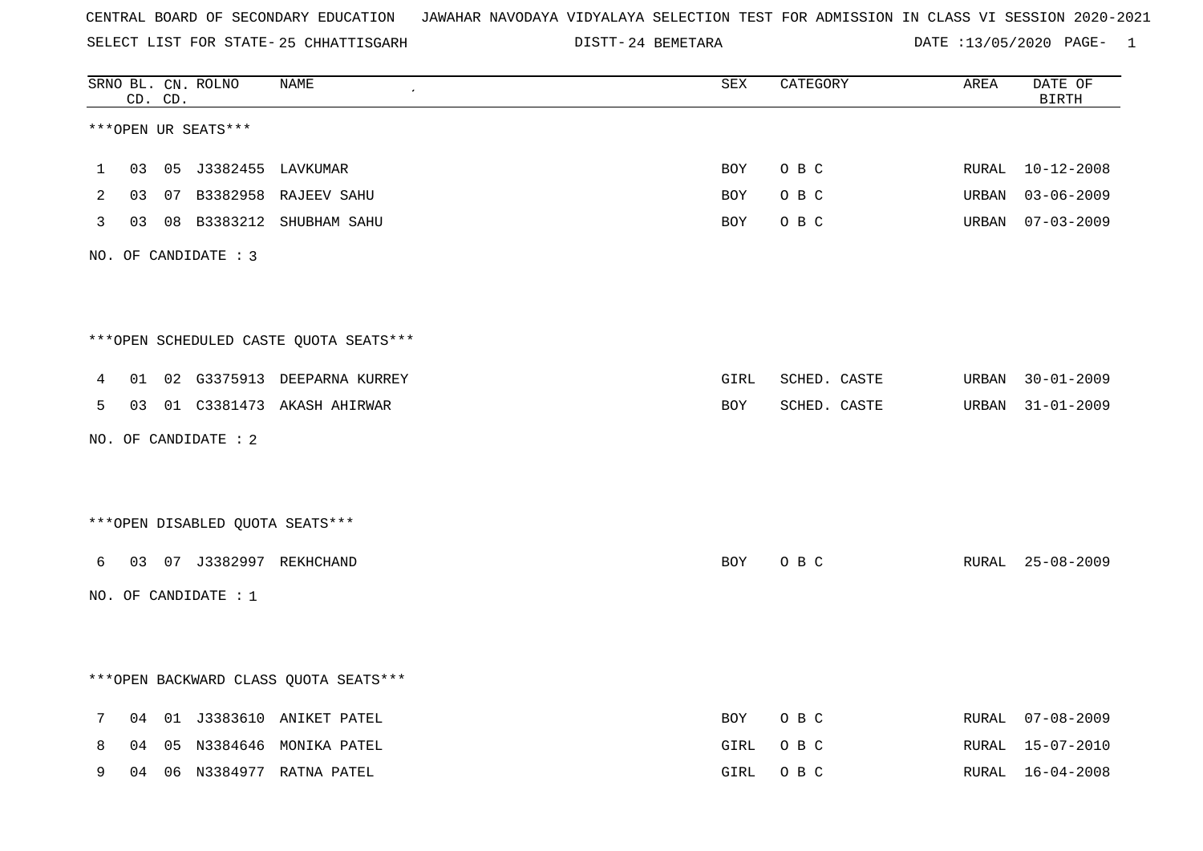CENTRAL BOARD OF SECONDARY EDUCATION JAWAHAR NAVODAYA VIDYALAYA SELECTION TEST FOR ADMISSION IN CLASS VI SESSION 2020-2021

SELECT LIST FOR STATE- 25 CHHATTISGARH DISTT- 24 BEMETARA DATE :13/05/2020 PAGE- 1

***OPEN UR SEATS***

| SRNO | BL. CD. | CN. CD. | ROLNO | NAME | SEX | CATEGORY | AREA | DATE OF BIRTH |
|---|---|---|---|---|---|---|---|---|
| 1 | 03 | 05 | J3382455 | LAVKUMAR | BOY | O B C | RURAL | 10-12-2008 |
| 2 | 03 | 07 | B3382958 | RAJEEV SAHU | BOY | O B C | URBAN | 03-06-2009 |
| 3 | 03 | 08 | B3383212 | SHUBHAM SAHU | BOY | O B C | URBAN | 07-03-2009 |

NO. OF CANDIDATE : 3

***OPEN SCHEDULED CASTE QUOTA SEATS***

| SRNO | BL. CD. | CN. CD. | ROLNO | NAME | SEX | CATEGORY | AREA | DATE OF BIRTH |
|---|---|---|---|---|---|---|---|---|
| 4 | 01 | 02 | G3375913 | DEEPARNA KURREY | GIRL | SCHED. CASTE | URBAN | 30-01-2009 |
| 5 | 03 | 01 | C3381473 | AKASH AHIRWAR | BOY | SCHED. CASTE | URBAN | 31-01-2009 |

NO. OF CANDIDATE : 2

***OPEN DISABLED QUOTA SEATS***

| SRNO | BL. CD. | CN. CD. | ROLNO | NAME | SEX | CATEGORY | AREA | DATE OF BIRTH |
|---|---|---|---|---|---|---|---|---|
| 6 | 03 | 07 | J3382997 | REKHCHAND | BOY | O B C | RURAL | 25-08-2009 |

NO. OF CANDIDATE : 1

***OPEN BACKWARD CLASS QUOTA SEATS***

| SRNO | BL. CD. | CN. CD. | ROLNO | NAME | SEX | CATEGORY | AREA | DATE OF BIRTH |
|---|---|---|---|---|---|---|---|---|
| 7 | 04 | 01 | J3383610 | ANIKET PATEL | BOY | O B C | RURAL | 07-08-2009 |
| 8 | 04 | 05 | N3384646 | MONIKA PATEL | GIRL | O B C | RURAL | 15-07-2010 |
| 9 | 04 | 06 | N3384977 | RATNA PATEL | GIRL | O B C | RURAL | 16-04-2008 |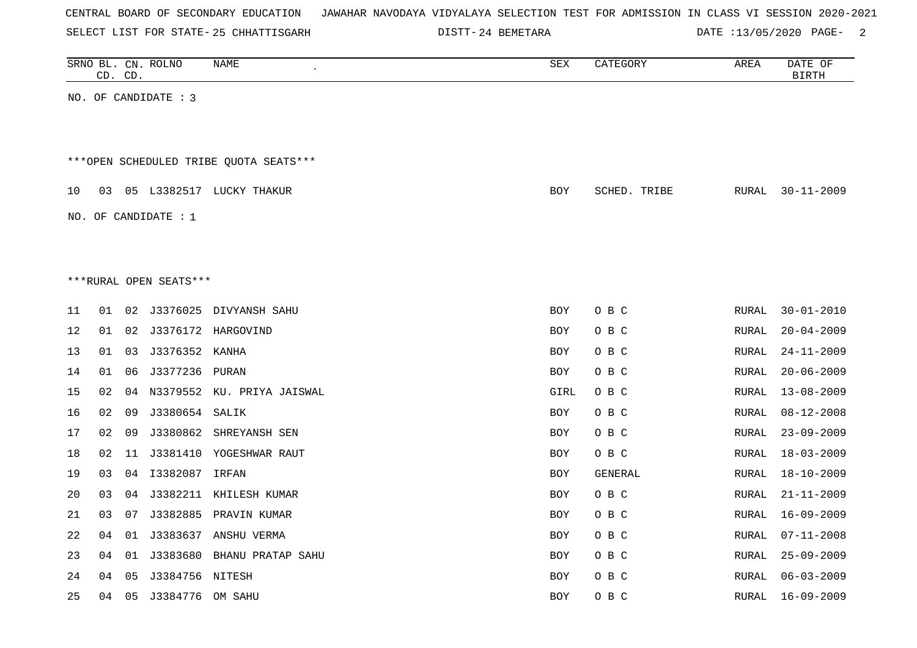CENTRAL BOARD OF SECONDARY EDUCATION JAWAHAR NAVODAYA VIDYALAYA SELECTION TEST FOR ADMISSION IN CLASS VI SESSION 2020-2021

SELECT LIST FOR STATE- 25 CHHATTISGARH DISTT- 24 BEMETARA DATE :13/05/2020

| SRNO | BL. CD. | CN. CD. | ROLNO | NAME | SEX | CATEGORY | AREA | DATE OF BIRTH |
|---|---|---|---|---|---|---|---|---|

NO. OF CANDIDATE : 3

***OPEN SCHEDULED TRIBE QUOTA SEATS***

| SRNO | BL. CD. | CN. CD. | ROLNO | NAME | SEX | CATEGORY | AREA | DATE OF BIRTH |
|---|---|---|---|---|---|---|---|---|
| 10 | 03 | 05 | L3382517 | LUCKY THAKUR | BOY | SCHED. TRIBE | RURAL | 30-11-2009 |

NO. OF CANDIDATE : 1

***RURAL OPEN SEATS***

| SRNO | BL. CD. | CN. CD. | ROLNO | NAME | SEX | CATEGORY | AREA | DATE OF BIRTH |
|---|---|---|---|---|---|---|---|---|
| 11 | 01 | 02 | J3376025 | DIVYANSH SAHU | BOY | O B C | RURAL | 30-01-2010 |
| 12 | 01 | 02 | J3376172 | HARGOVIND | BOY | O B C | RURAL | 20-04-2009 |
| 13 | 01 | 03 | J3376352 | KANHA | BOY | O B C | RURAL | 24-11-2009 |
| 14 | 01 | 06 | J3377236 | PURAN | BOY | O B C | RURAL | 20-06-2009 |
| 15 | 02 | 04 | N3379552 | KU. PRIYA JAISWAL | GIRL | O B C | RURAL | 13-08-2009 |
| 16 | 02 | 09 | J3380654 | SALIK | BOY | O B C | RURAL | 08-12-2008 |
| 17 | 02 | 09 | J3380862 | SHREYANSH SEN | BOY | O B C | RURAL | 23-09-2009 |
| 18 | 02 | 11 | J3381410 | YOGESHWAR RAUT | BOY | O B C | RURAL | 18-03-2009 |
| 19 | 03 | 04 | I3382087 | IRFAN | BOY | GENERAL | RURAL | 18-10-2009 |
| 20 | 03 | 04 | J3382211 | KHILESH KUMAR | BOY | O B C | RURAL | 21-11-2009 |
| 21 | 03 | 07 | J3382885 | PRAVIN KUMAR | BOY | O B C | RURAL | 16-09-2009 |
| 22 | 04 | 01 | J3383637 | ANSHU VERMA | BOY | O B C | RURAL | 07-11-2008 |
| 23 | 04 | 01 | J3383680 | BHANU PRATAP SAHU | BOY | O B C | RURAL | 25-09-2009 |
| 24 | 04 | 05 | J3384756 | NITESH | BOY | O B C | RURAL | 06-03-2009 |
| 25 | 04 | 05 | J3384776 | OM SAHU | BOY | O B C | RURAL | 16-09-2009 |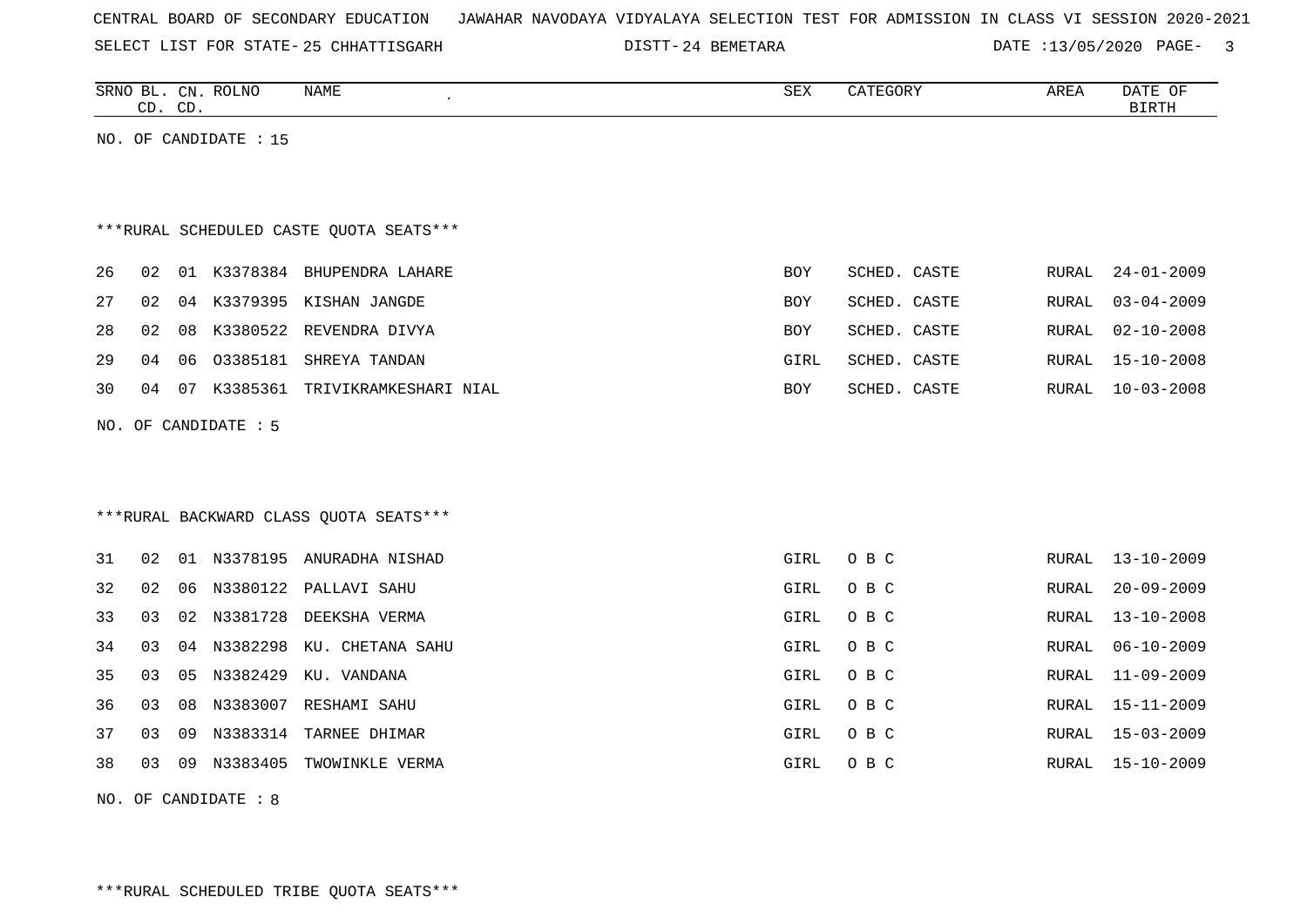CENTRAL BOARD OF SECONDARY EDUCATION JAWAHAR NAVODAYA VIDYALAYA SELECTION TEST FOR ADMISSION IN CLASS VI SESSION 2020-2021

SELECT LIST FOR STATE- 25 CHHATTISGARH DISTT- 24 BEMETARA DATE :13/05/2020

| SRNO | BL. CD. | CN. CD. | ROLNO | NAME | SEX | CATEGORY | AREA | DATE OF BIRTH |
|---|---|---|---|---|---|---|---|---|

NO. OF CANDIDATE : 15

***RURAL SCHEDULED CASTE QUOTA SEATS***

| SRNO | BL. CD. | CN. CD. | ROLNO | NAME | SEX | CATEGORY | AREA | DATE OF BIRTH |
|---|---|---|---|---|---|---|---|---|
| 26 | 02 | 01 | K3378384 | BHUPENDRA LAHARE | BOY | SCHED. CASTE | RURAL | 24-01-2009 |
| 27 | 02 | 04 | K3379395 | KISHAN JANGDE | BOY | SCHED. CASTE | RURAL | 03-04-2009 |
| 28 | 02 | 08 | K3380522 | REVENDRA DIVYA | BOY | SCHED. CASTE | RURAL | 02-10-2008 |
| 29 | 04 | 06 | O3385181 | SHREYA TANDAN | GIRL | SCHED. CASTE | RURAL | 15-10-2008 |
| 30 | 04 | 07 | K3385361 | TRIVIKRAMKESHARI NIAL | BOY | SCHED. CASTE | RURAL | 10-03-2008 |

NO. OF CANDIDATE : 5

***RURAL BACKWARD CLASS QUOTA SEATS***

| SRNO | BL. CD. | CN. CD. | ROLNO | NAME | SEX | CATEGORY | AREA | DATE OF BIRTH |
|---|---|---|---|---|---|---|---|---|
| 31 | 02 | 01 | N3378195 | ANURADHA NISHAD | GIRL | O B C | RURAL | 13-10-2009 |
| 32 | 02 | 06 | N3380122 | PALLAVI SAHU | GIRL | O B C | RURAL | 20-09-2009 |
| 33 | 03 | 02 | N3381728 | DEEKSHA VERMA | GIRL | O B C | RURAL | 13-10-2008 |
| 34 | 03 | 04 | N3382298 | KU. CHETANA SAHU | GIRL | O B C | RURAL | 06-10-2009 |
| 35 | 03 | 05 | N3382429 | KU. VANDANA | GIRL | O B C | RURAL | 11-09-2009 |
| 36 | 03 | 08 | N3383007 | RESHAMI SAHU | GIRL | O B C | RURAL | 15-11-2009 |
| 37 | 03 | 09 | N3383314 | TARNEE DHIMAR | GIRL | O B C | RURAL | 15-03-2009 |
| 38 | 03 | 09 | N3383405 | TWOWINKLE VERMA | GIRL | O B C | RURAL | 15-10-2009 |

NO. OF CANDIDATE : 8

***RURAL SCHEDULED TRIBE QUOTA SEATS***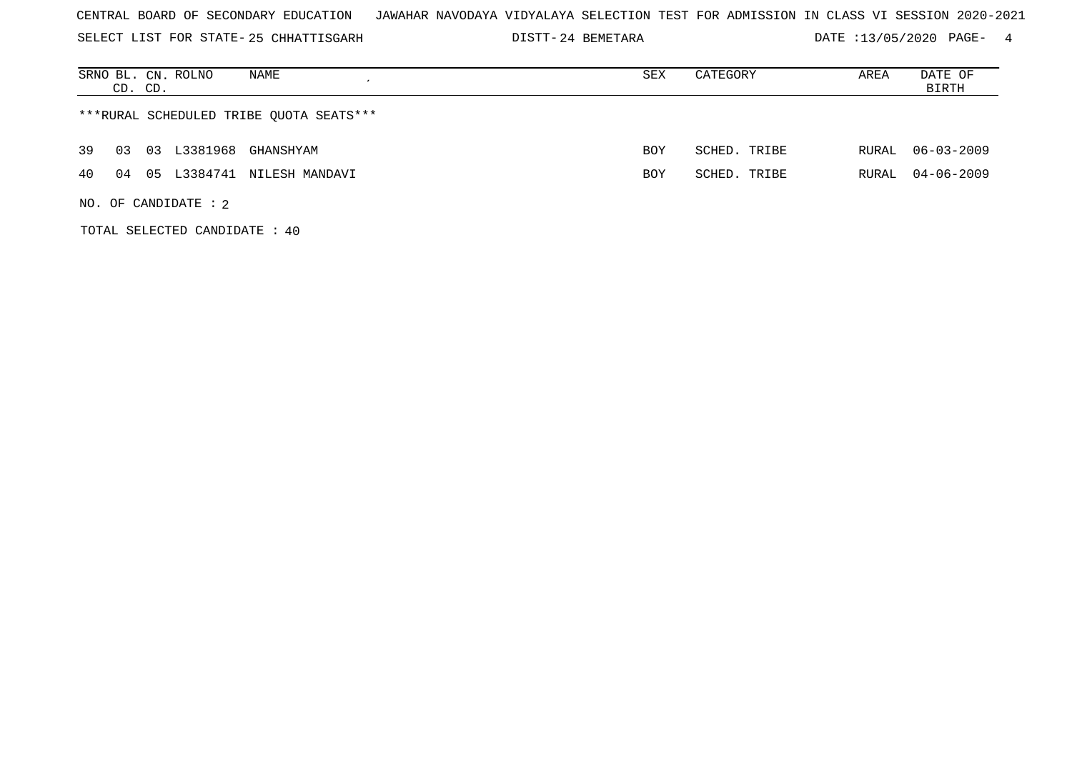CENTRAL BOARD OF SECONDARY EDUCATION JAWAHAR NAVODAYA VIDYALAYA SELECTION TEST FOR ADMISSION IN CLASS VI SESSION 2020-2021

SELECT LIST FOR STATE- 25 CHHATTISGARH DISTT- 24 BEMETARA DATE :13/05/2020 PAGE- 4

| SRNO | BL. CD. | CN. CD. | ROLNO | NAME | SEX | CATEGORY | AREA | DATE OF BIRTH |
|---|---|---|---|---|---|---|---|---|

***RURAL SCHEDULED TRIBE QUOTA SEATS***

| SRNO | BL. CD. | CN. CD. | ROLNO | NAME | SEX | CATEGORY | AREA | DATE OF BIRTH |
|---|---|---|---|---|---|---|---|---|
| 39 | 03 | 03 | L3381968 | GHANSHYAM | BOY | SCHED. TRIBE | RURAL | 06-03-2009 |
| 40 | 04 | 05 | L3384741 | NILESH MANDAVI | BOY | SCHED. TRIBE | RURAL | 04-06-2009 |

NO. OF CANDIDATE : 2

TOTAL SELECTED CANDIDATE : 40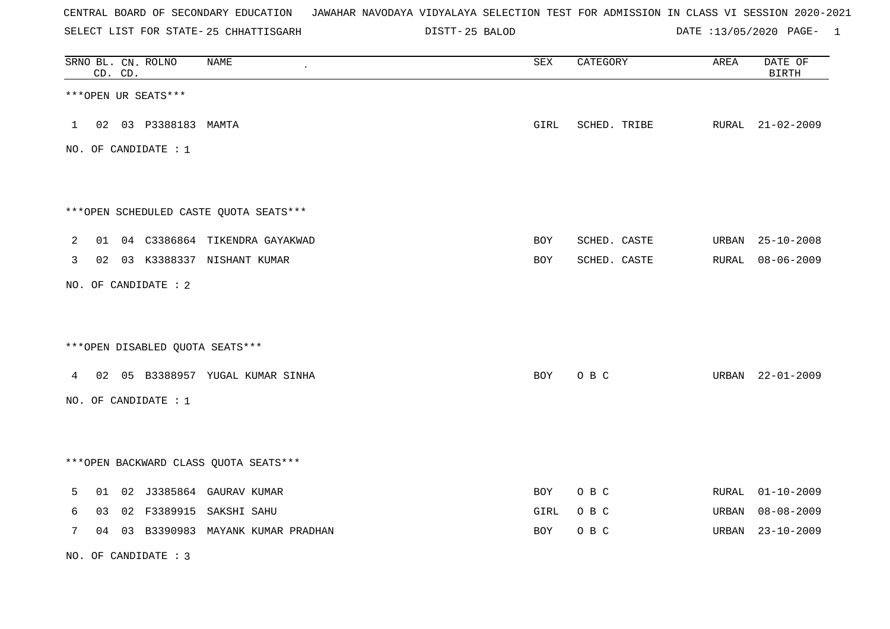CENTRAL BOARD OF SECONDARY EDUCATION JAWAHAR NAVODAYA VIDYALAYA SELECTION TEST FOR ADMISSION IN CLASS VI SESSION 2020-2021

SELECT LIST FOR STATE- 25 CHHATTISGARH DISTT- 25 BALOD DATE :13/05/2020 PAGE- 1

| SRNO | BL. CD. | CN. CD. | ROLNO | NAME | SEX | CATEGORY | AREA | DATE OF BIRTH |
|---|---|---|---|---|---|---|---|---|

***OPEN UR SEATS***

| SRNO | BL. CD. | CN. CD. | ROLNO | NAME | SEX | CATEGORY | AREA | DATE OF BIRTH |
|---|---|---|---|---|---|---|---|---|
| 1 | 02 | 03 | P3388183 | MAMTA | GIRL | SCHED. TRIBE | RURAL | 21-02-2009 |

NO. OF CANDIDATE : 1

***OPEN SCHEDULED CASTE QUOTA SEATS***

| SRNO | BL. CD. | CN. CD. | ROLNO | NAME | SEX | CATEGORY | AREA | DATE OF BIRTH |
|---|---|---|---|---|---|---|---|---|
| 2 | 01 | 04 | C3386864 | TIKENDRA GAYAKWAD | BOY | SCHED. CASTE | URBAN | 25-10-2008 |
| 3 | 02 | 03 | K3388337 | NISHANT KUMAR | BOY | SCHED. CASTE | RURAL | 08-06-2009 |

NO. OF CANDIDATE : 2

***OPEN DISABLED QUOTA SEATS***

| SRNO | BL. CD. | CN. CD. | ROLNO | NAME | SEX | CATEGORY | AREA | DATE OF BIRTH |
|---|---|---|---|---|---|---|---|---|
| 4 | 02 | 05 | B3388957 | YUGAL KUMAR SINHA | BOY | O B C | URBAN | 22-01-2009 |

NO. OF CANDIDATE : 1

***OPEN BACKWARD CLASS QUOTA SEATS***

| SRNO | BL. CD. | CN. CD. | ROLNO | NAME | SEX | CATEGORY | AREA | DATE OF BIRTH |
|---|---|---|---|---|---|---|---|---|
| 5 | 01 | 02 | J3385864 | GAURAV KUMAR | BOY | O B C | RURAL | 01-10-2009 |
| 6 | 03 | 02 | F3389915 | SAKSHI SAHU | GIRL | O B C | URBAN | 08-08-2009 |
| 7 | 04 | 03 | B3390983 | MAYANK KUMAR PRADHAN | BOY | O B C | URBAN | 23-10-2009 |

NO. OF CANDIDATE : 3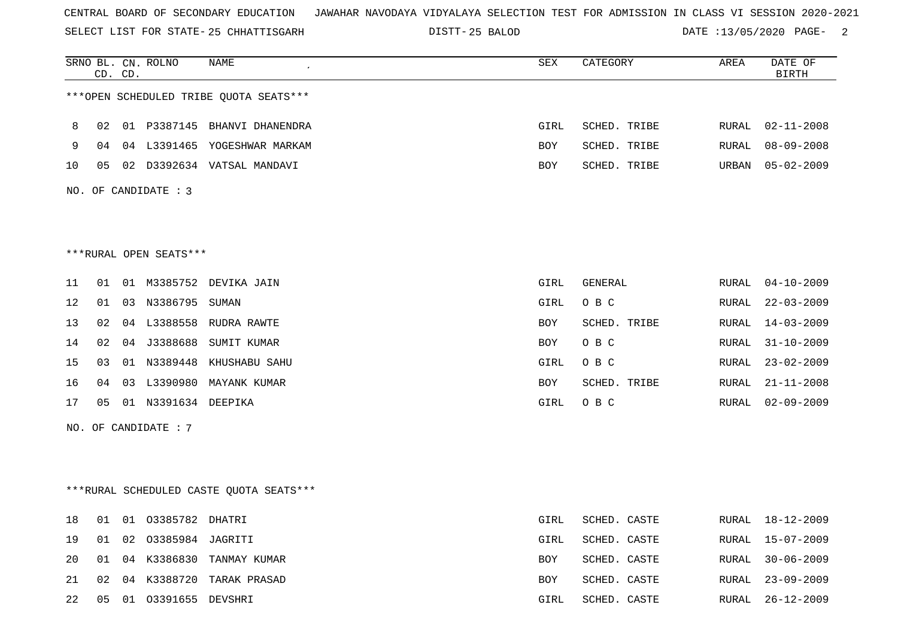CENTRAL BOARD OF SECONDARY EDUCATION JAWAHAR NAVODAYA VIDYALAYA SELECTION TEST FOR ADMISSION IN CLASS VI SESSION 2020-2021

SELECT LIST FOR STATE- 25 CHHATTISGARH DISTT- 25 BALOD DATE :13/05/2020

***OPEN SCHEDULED TRIBE QUOTA SEATS***

| SRNO | BL. CD. | CN. CD. | ROLNO | NAME | SEX | CATEGORY | AREA | DATE OF BIRTH |
|---|---|---|---|---|---|---|---|---|
| 8 | 02 | 01 | P3387145 | BHANVI DHANENDRA | GIRL | SCHED. TRIBE | RURAL | 02-11-2008 |
| 9 | 04 | 04 | L3391465 | YOGESHWAR MARKAM | BOY | SCHED. TRIBE | RURAL | 08-09-2008 |
| 10 | 05 | 02 | D3392634 | VATSAL MANDAVI | BOY | SCHED. TRIBE | URBAN | 05-02-2009 |

NO. OF CANDIDATE : 3

***RURAL OPEN SEATS***

| SRNO | BL. CD. | CN. CD. | ROLNO | NAME | SEX | CATEGORY | AREA | DATE OF BIRTH |
|---|---|---|---|---|---|---|---|---|
| 11 | 01 | 01 | M3385752 | DEVIKA JAIN | GIRL | GENERAL | RURAL | 04-10-2009 |
| 12 | 01 | 03 | N3386795 | SUMAN | GIRL | O B C | RURAL | 22-03-2009 |
| 13 | 02 | 04 | L3388558 | RUDRA RAWTE | BOY | SCHED. TRIBE | RURAL | 14-03-2009 |
| 14 | 02 | 04 | J3388688 | SUMIT KUMAR | BOY | O B C | RURAL | 31-10-2009 |
| 15 | 03 | 01 | N3389448 | KHUSHABU SAHU | GIRL | O B C | RURAL | 23-02-2009 |
| 16 | 04 | 03 | L3390980 | MAYANK KUMAR | BOY | SCHED. TRIBE | RURAL | 21-11-2008 |
| 17 | 05 | 01 | N3391634 | DEEPIKA | GIRL | O B C | RURAL | 02-09-2009 |

NO. OF CANDIDATE : 7

***RURAL SCHEDULED CASTE QUOTA SEATS***

| SRNO | BL. CD. | CN. CD. | ROLNO | NAME | SEX | CATEGORY | AREA | DATE OF BIRTH |
|---|---|---|---|---|---|---|---|---|
| 18 | 01 | 01 | O3385782 | DHATRI | GIRL | SCHED. CASTE | RURAL | 18-12-2009 |
| 19 | 01 | 02 | O3385984 | JAGRITI | GIRL | SCHED. CASTE | RURAL | 15-07-2009 |
| 20 | 01 | 04 | K3386830 | TANMAY KUMAR | BOY | SCHED. CASTE | RURAL | 30-06-2009 |
| 21 | 02 | 04 | K3388720 | TARAK PRASAD | BOY | SCHED. CASTE | RURAL | 23-09-2009 |
| 22 | 05 | 01 | O3391655 | DEVSHRI | GIRL | SCHED. CASTE | RURAL | 26-12-2009 |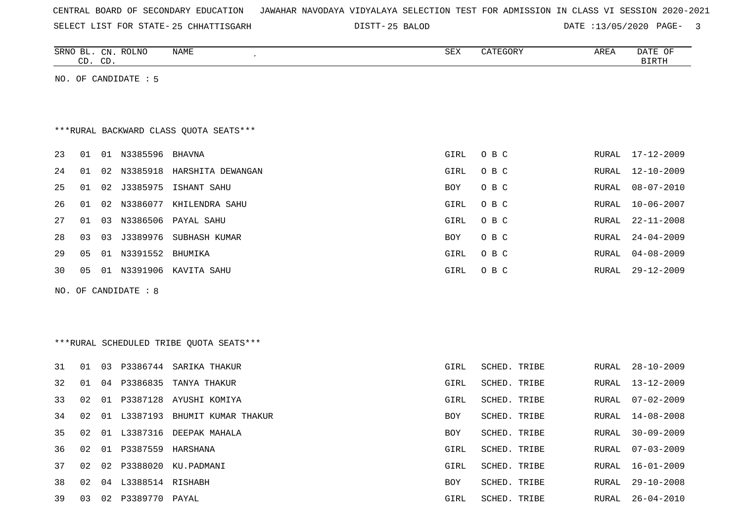CENTRAL BOARD OF SECONDARY EDUCATION JAWAHAR NAVODAYA VIDYALAYA SELECTION TEST FOR ADMISSION IN CLASS VI SESSION 2020-2021

SELECT LIST FOR STATE- 25 CHHATTISGARH DISTT- 25 BALOD DATE :13/05/2020

| SRNO | BL. CD. | CN. CD. | ROLNO | NAME | SEX | CATEGORY | AREA | DATE OF BIRTH |
|---|---|---|---|---|---|---|---|---|

NO. OF CANDIDATE : 5

***RURAL BACKWARD CLASS QUOTA SEATS***

| SRNO | BL. CD. | CN. CD. | ROLNO | NAME | SEX | CATEGORY | AREA | DATE OF BIRTH |
|---|---|---|---|---|---|---|---|---|
| 23 | 01 | 01 | N3385596 | BHAVNA | GIRL | O B C | RURAL | 17-12-2009 |
| 24 | 01 | 02 | N3385918 | HARSHITA DEWANGAN | GIRL | O B C | RURAL | 12-10-2009 |
| 25 | 01 | 02 | J3385975 | ISHANT SAHU | BOY | O B C | RURAL | 08-07-2010 |
| 26 | 01 | 02 | N3386077 | KHILENDRA SAHU | GIRL | O B C | RURAL | 10-06-2007 |
| 27 | 01 | 03 | N3386506 | PAYAL SAHU | GIRL | O B C | RURAL | 22-11-2008 |
| 28 | 03 | 03 | J3389976 | SUBHASH KUMAR | BOY | O B C | RURAL | 24-04-2009 |
| 29 | 05 | 01 | N3391552 | BHUMIKA | GIRL | O B C | RURAL | 04-08-2009 |
| 30 | 05 | 01 | N3391906 | KAVITA SAHU | GIRL | O B C | RURAL | 29-12-2009 |

NO. OF CANDIDATE : 8

***RURAL SCHEDULED TRIBE QUOTA SEATS***

| SRNO | BL. CD. | CN. CD. | ROLNO | NAME | SEX | CATEGORY | AREA | DATE OF BIRTH |
|---|---|---|---|---|---|---|---|---|
| 31 | 01 | 03 | P3386744 | SARIKA THAKUR | GIRL | SCHED. TRIBE | RURAL | 28-10-2009 |
| 32 | 01 | 04 | P3386835 | TANYA THAKUR | GIRL | SCHED. TRIBE | RURAL | 13-12-2009 |
| 33 | 02 | 01 | P3387128 | AYUSHI KOMIYA | GIRL | SCHED. TRIBE | RURAL | 07-02-2009 |
| 34 | 02 | 01 | L3387193 | BHUMIT KUMAR THAKUR | BOY | SCHED. TRIBE | RURAL | 14-08-2008 |
| 35 | 02 | 01 | L3387316 | DEEPAK MAHALA | BOY | SCHED. TRIBE | RURAL | 30-09-2009 |
| 36 | 02 | 01 | P3387559 | HARSHANA | GIRL | SCHED. TRIBE | RURAL | 07-03-2009 |
| 37 | 02 | 02 | P3388020 | KU.PADMANI | GIRL | SCHED. TRIBE | RURAL | 16-01-2009 |
| 38 | 02 | 04 | L3388514 | RISHABH | BOY | SCHED. TRIBE | RURAL | 29-10-2008 |
| 39 | 03 | 02 | P3389770 | PAYAL | GIRL | SCHED. TRIBE | RURAL | 26-04-2010 |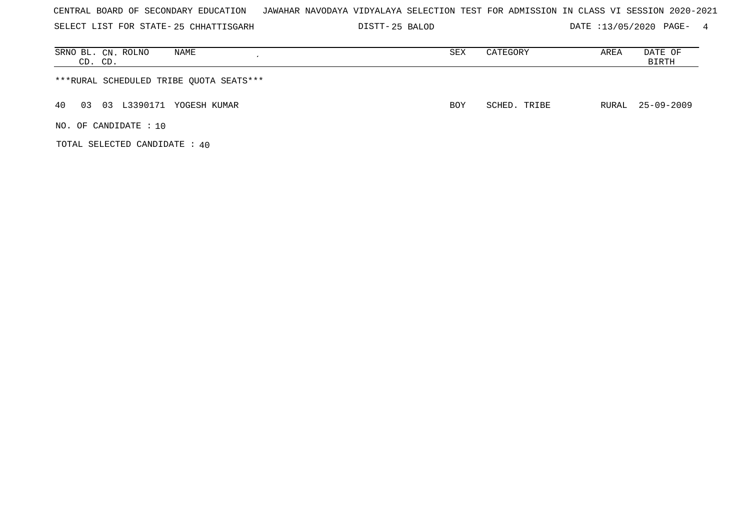CENTRAL BOARD OF SECONDARY EDUCATION JAWAHAR NAVODAYA VIDYALAYA SELECTION TEST FOR ADMISSION IN CLASS VI SESSION 2020-2021

SELECT LIST FOR STATE- 25 CHHATTISGARH DISTT- 25 BALOD DATE :13/05/2020

| SRNO | BL. CD. | CN. CD. | ROLNO | NAME | SEX | CATEGORY | AREA | DATE OF BIRTH |
|---|---|---|---|---|---|---|---|---|
| ***RURAL SCHEDULED TRIBE QUOTA SEATS*** | | | | | | | | |
| 40 | 03 | 03 | L3390171 | YOGESH KUMAR | BOY | SCHED. TRIBE | RURAL | 25-09-2009 |

NO. OF CANDIDATE : 10

TOTAL SELECTED CANDIDATE : 40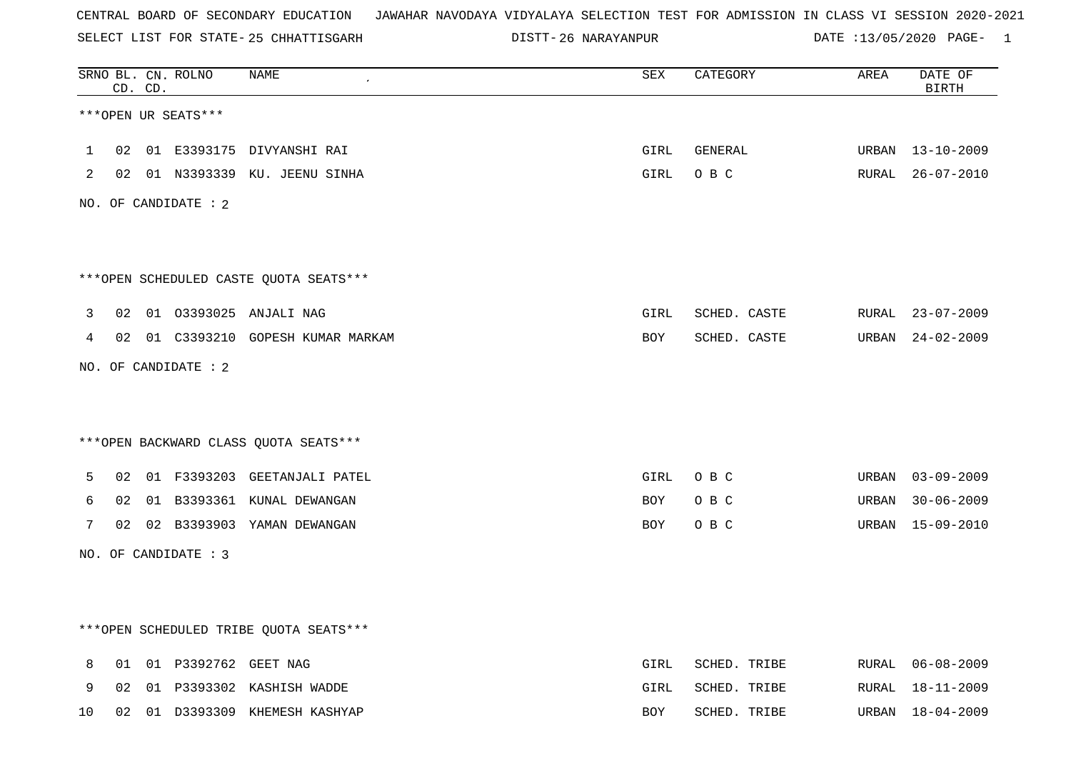CENTRAL BOARD OF SECONDARY EDUCATION JAWAHAR NAVODAYA VIDYALAYA SELECTION TEST FOR ADMISSION IN CLASS VI SESSION 2020-2021

SELECT LIST FOR STATE- 25 CHHATTISGARH DISTT- 26 NARAYANPUR DATE :13/05/2020

| SRNO | BL. CD. | CN. CD. | ROLNO | NAME | SEX | CATEGORY | AREA | DATE OF BIRTH |
|---|---|---|---|---|---|---|---|---|

***OPEN UR SEATS***

| SRNO | BL. CD. | CN. CD. | ROLNO | NAME | SEX | CATEGORY | AREA | DATE OF BIRTH |
|---|---|---|---|---|---|---|---|---|
| 1 | 02 | 01 | E3393175 | DIVYANSHI RAI | GIRL | GENERAL | URBAN | 13-10-2009 |
| 2 | 02 | 01 | N3393339 | KU. JEENU SINHA | GIRL | O B C | RURAL | 26-07-2010 |

NO. OF CANDIDATE : 2

***OPEN SCHEDULED CASTE QUOTA SEATS***

| SRNO | BL. CD. | CN. CD. | ROLNO | NAME | SEX | CATEGORY | AREA | DATE OF BIRTH |
|---|---|---|---|---|---|---|---|---|
| 3 | 02 | 01 | O3393025 | ANJALI NAG | GIRL | SCHED. CASTE | RURAL | 23-07-2009 |
| 4 | 02 | 01 | C3393210 | GOPESH KUMAR MARKAM | BOY | SCHED. CASTE | URBAN | 24-02-2009 |

NO. OF CANDIDATE : 2

***OPEN BACKWARD CLASS QUOTA SEATS***

| SRNO | BL. CD. | CN. CD. | ROLNO | NAME | SEX | CATEGORY | AREA | DATE OF BIRTH |
|---|---|---|---|---|---|---|---|---|
| 5 | 02 | 01 | F3393203 | GEETANJALI PATEL | GIRL | O B C | URBAN | 03-09-2009 |
| 6 | 02 | 01 | B3393361 | KUNAL DEWANGAN | BOY | O B C | URBAN | 30-06-2009 |
| 7 | 02 | 02 | B3393903 | YAMAN DEWANGAN | BOY | O B C | URBAN | 15-09-2010 |

NO. OF CANDIDATE : 3

***OPEN SCHEDULED TRIBE QUOTA SEATS***

| SRNO | BL. CD. | CN. CD. | ROLNO | NAME | SEX | CATEGORY | AREA | DATE OF BIRTH |
|---|---|---|---|---|---|---|---|---|
| 8 | 01 | 01 | P3392762 | GEET NAG | GIRL | SCHED. TRIBE | RURAL | 06-08-2009 |
| 9 | 02 | 01 | P3393302 | KASHISH WADDE | GIRL | SCHED. TRIBE | RURAL | 18-11-2009 |
| 10 | 02 | 01 | D3393309 | KHEMESH KASHYAP | BOY | SCHED. TRIBE | URBAN | 18-04-2009 |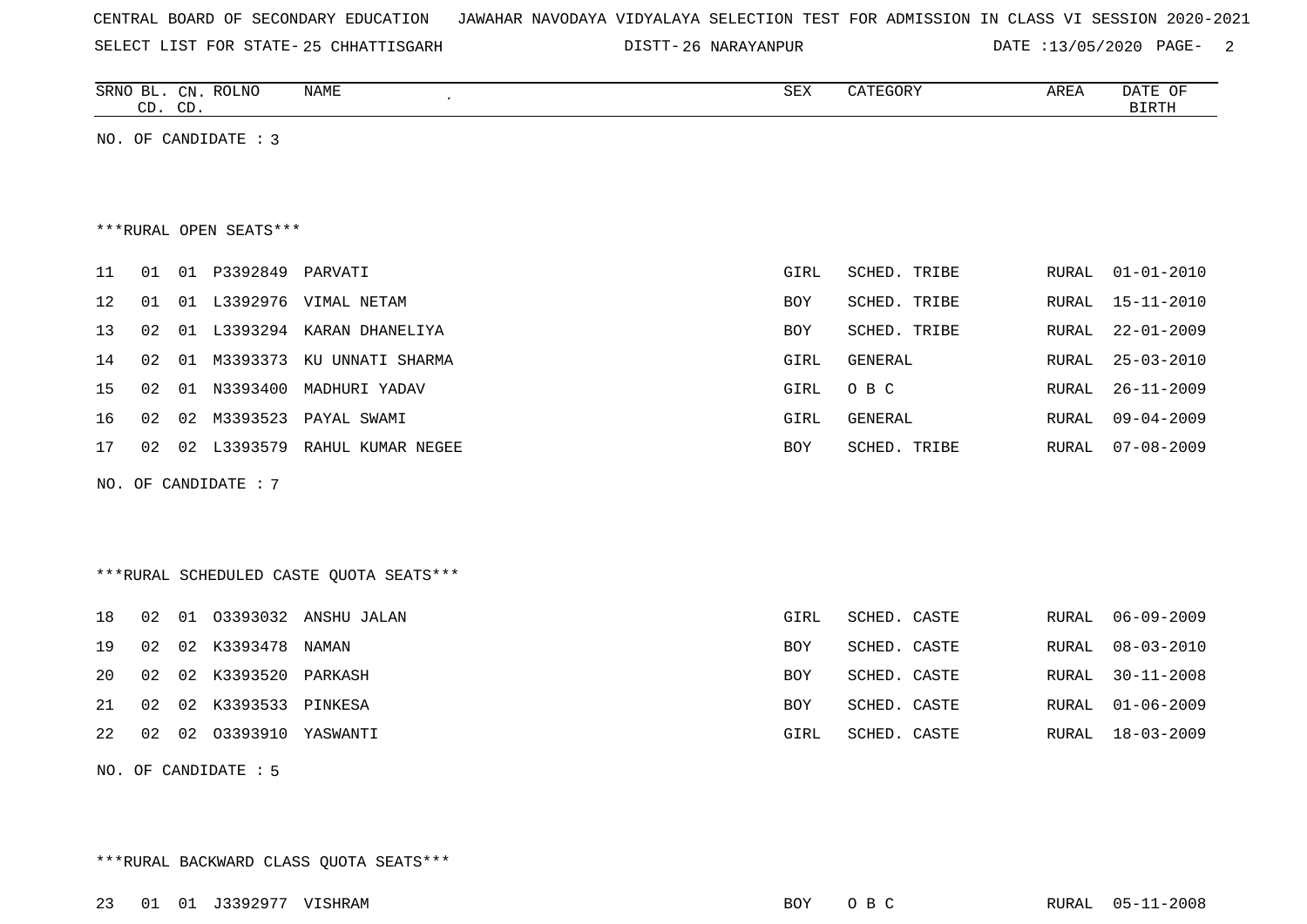CENTRAL BOARD OF SECONDARY EDUCATION JAWAHAR NAVODAYA VIDYALAYA SELECTION TEST FOR ADMISSION IN CLASS VI SESSION 2020-2021

SELECT LIST FOR STATE- 25 CHHATTISGARH DISTT- 26 NARAYANPUR DATE :13/05/2020

| SRNO | BL. CD. | CN. CD. | ROLNO | NAME | SEX | CATEGORY | AREA | DATE OF BIRTH |
|---|---|---|---|---|---|---|---|---|

NO. OF CANDIDATE : 3

***RURAL OPEN SEATS***

| SRNO | BL. CD. | CN. CD. | ROLNO | NAME | SEX | CATEGORY | AREA | DATE OF BIRTH |
|---|---|---|---|---|---|---|---|---|
| 11 | 01 | 01 | P3392849 | PARVATI | GIRL | SCHED. TRIBE | RURAL | 01-01-2010 |
| 12 | 01 | 01 | L3392976 | VIMAL NETAM | BOY | SCHED. TRIBE | RURAL | 15-11-2010 |
| 13 | 02 | 01 | L3393294 | KARAN DHANELIYA | BOY | SCHED. TRIBE | RURAL | 22-01-2009 |
| 14 | 02 | 01 | M3393373 | KU UNNATI SHARMA | GIRL | GENERAL | RURAL | 25-03-2010 |
| 15 | 02 | 01 | N3393400 | MADHURI YADAV | GIRL | O B C | RURAL | 26-11-2009 |
| 16 | 02 | 02 | M3393523 | PAYAL SWAMI | GIRL | GENERAL | RURAL | 09-04-2009 |
| 17 | 02 | 02 | L3393579 | RAHUL KUMAR NEGEE | BOY | SCHED. TRIBE | RURAL | 07-08-2009 |

NO. OF CANDIDATE : 7

***RURAL SCHEDULED CASTE QUOTA SEATS***

| SRNO | BL. CD. | CN. CD. | ROLNO | NAME | SEX | CATEGORY | AREA | DATE OF BIRTH |
|---|---|---|---|---|---|---|---|---|
| 18 | 02 | 01 | O3393032 | ANSHU JALAN | GIRL | SCHED. CASTE | RURAL | 06-09-2009 |
| 19 | 02 | 02 | K3393478 | NAMAN | BOY | SCHED. CASTE | RURAL | 08-03-2010 |
| 20 | 02 | 02 | K3393520 | PARKASH | BOY | SCHED. CASTE | RURAL | 30-11-2008 |
| 21 | 02 | 02 | K3393533 | PINKESA | BOY | SCHED. CASTE | RURAL | 01-06-2009 |
| 22 | 02 | 02 | O3393910 | YASWANTI | GIRL | SCHED. CASTE | RURAL | 18-03-2009 |

NO. OF CANDIDATE : 5

***RURAL BACKWARD CLASS QUOTA SEATS***

| SRNO | BL. CD. | CN. CD. | ROLNO | NAME | SEX | CATEGORY | AREA | DATE OF BIRTH |
|---|---|---|---|---|---|---|---|---|
| 23 | 01 | 01 | J3392977 | VISHRAM | BOY | O B C | RURAL | 05-11-2008 |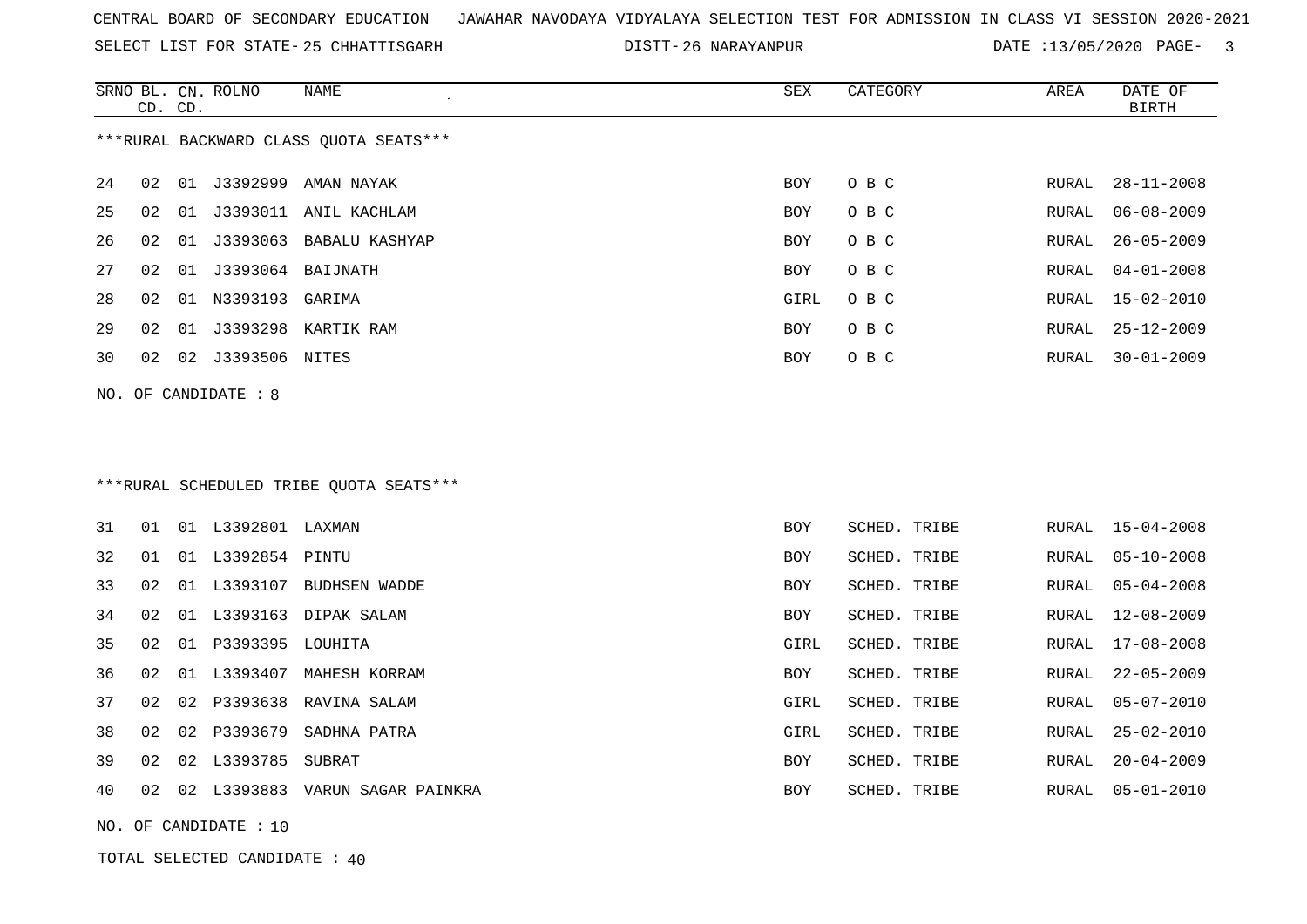CENTRAL BOARD OF SECONDARY EDUCATION JAWAHAR NAVODAYA VIDYALAYA SELECTION TEST FOR ADMISSION IN CLASS VI SESSION 2020-2021

SELECT LIST FOR STATE- 25 CHHATTISGARH DISTT- 26 NARAYANPUR DATE :13/05/2020 PAGE- 3

***RURAL BACKWARD CLASS QUOTA SEATS***

| SRNO | BL. CD. | CN. CD. | ROLNO | NAME | SEX | CATEGORY | AREA | DATE OF BIRTH |
|---|---|---|---|---|---|---|---|---|
| 24 | 02 | 01 | J3392999 | AMAN NAYAK | BOY | O B C | RURAL | 28-11-2008 |
| 25 | 02 | 01 | J3393011 | ANIL KACHLAM | BOY | O B C | RURAL | 06-08-2009 |
| 26 | 02 | 01 | J3393063 | BABALU KASHYAP | BOY | O B C | RURAL | 26-05-2009 |
| 27 | 02 | 01 | J3393064 | BAIJNATH | BOY | O B C | RURAL | 04-01-2008 |
| 28 | 02 | 01 | N3393193 | GARIMA | GIRL | O B C | RURAL | 15-02-2010 |
| 29 | 02 | 01 | J3393298 | KARTIK RAM | BOY | O B C | RURAL | 25-12-2009 |
| 30 | 02 | 02 | J3393506 | NITES | BOY | O B C | RURAL | 30-01-2009 |

NO. OF CANDIDATE : 8

***RURAL SCHEDULED TRIBE QUOTA SEATS***

| SRNO | BL. CD. | CN. CD. | ROLNO | NAME | SEX | CATEGORY | AREA | DATE OF BIRTH |
|---|---|---|---|---|---|---|---|---|
| 31 | 01 | 01 | L3392801 | LAXMAN | BOY | SCHED. TRIBE | RURAL | 15-04-2008 |
| 32 | 01 | 01 | L3392854 | PINTU | BOY | SCHED. TRIBE | RURAL | 05-10-2008 |
| 33 | 02 | 01 | L3393107 | BUDHSEN WADDE | BOY | SCHED. TRIBE | RURAL | 05-04-2008 |
| 34 | 02 | 01 | L3393163 | DIPAK SALAM | BOY | SCHED. TRIBE | RURAL | 12-08-2009 |
| 35 | 02 | 01 | P3393395 | LOUHITA | GIRL | SCHED. TRIBE | RURAL | 17-08-2008 |
| 36 | 02 | 01 | L3393407 | MAHESH KORRAM | BOY | SCHED. TRIBE | RURAL | 22-05-2009 |
| 37 | 02 | 02 | P3393638 | RAVINA SALAM | GIRL | SCHED. TRIBE | RURAL | 05-07-2010 |
| 38 | 02 | 02 | P3393679 | SADHNA PATRA | GIRL | SCHED. TRIBE | RURAL | 25-02-2010 |
| 39 | 02 | 02 | L3393785 | SUBRAT | BOY | SCHED. TRIBE | RURAL | 20-04-2009 |
| 40 | 02 | 02 | L3393883 | VARUN SAGAR PAINKRA | BOY | SCHED. TRIBE | RURAL | 05-01-2010 |

NO. OF CANDIDATE : 10

TOTAL SELECTED CANDIDATE : 40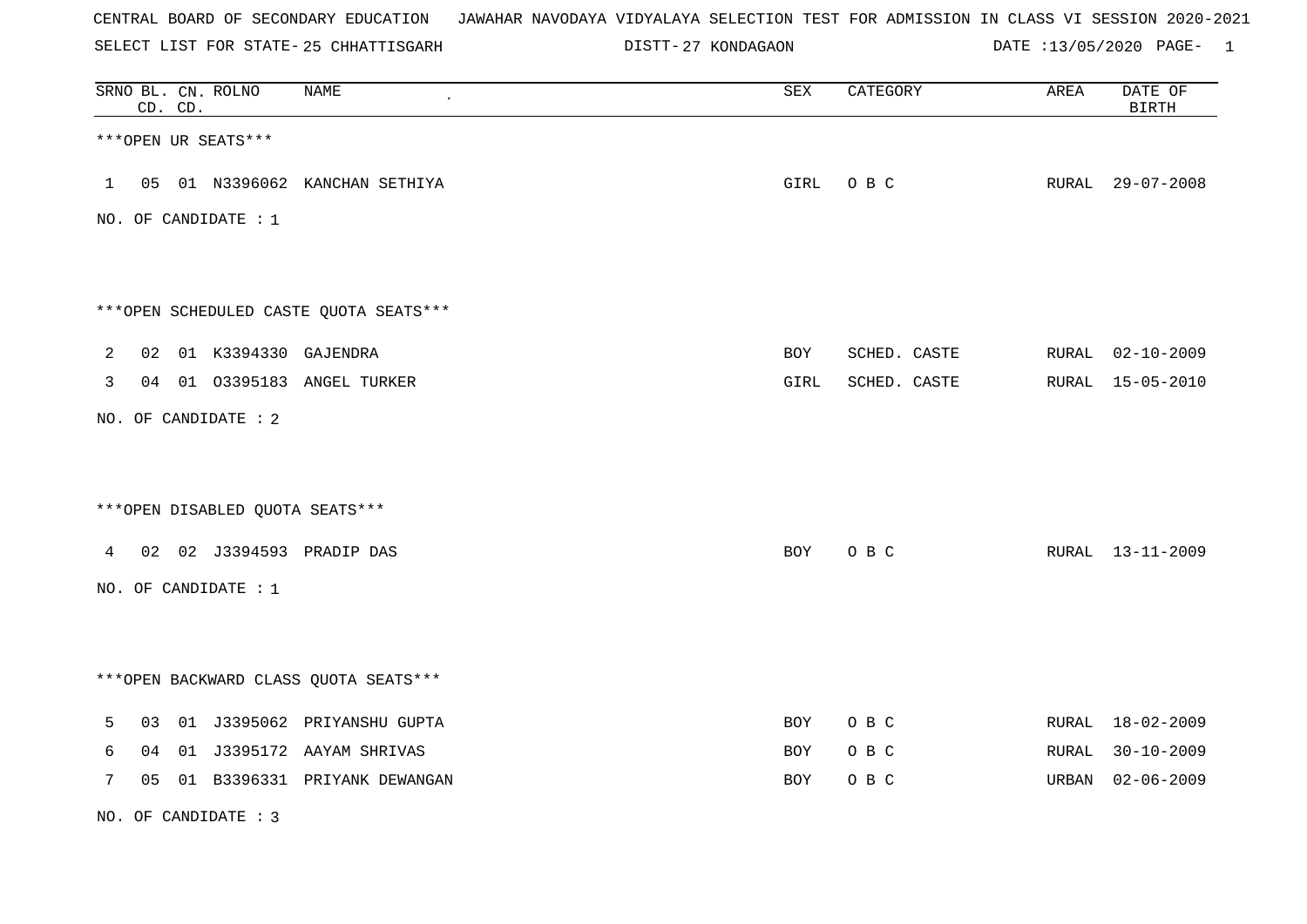CENTRAL BOARD OF SECONDARY EDUCATION JAWAHAR NAVODAYA VIDYALAYA SELECTION TEST FOR ADMISSION IN CLASS VI SESSION 2020-2021

SELECT LIST FOR STATE- 25 CHHATTISGARH DISTT- 27 KONDAGAON DATE :13/05/2020 PAGE- 1

***OPEN UR SEATS***

| SRNO | BL. CD. | CN. CD. | ROLNO | NAME | SEX | CATEGORY | AREA | DATE OF BIRTH |
|---|---|---|---|---|---|---|---|---|
| 1 | 05 | 01 | N3396062 | KANCHAN SETHIYA | GIRL | O B C | RURAL | 29-07-2008 |

NO. OF CANDIDATE : 1

***OPEN SCHEDULED CASTE QUOTA SEATS***

| SRNO | BL. CD. | CN. CD. | ROLNO | NAME | SEX | CATEGORY | AREA | DATE OF BIRTH |
|---|---|---|---|---|---|---|---|---|
| 2 | 02 | 01 | K3394330 | GAJENDRA | BOY | SCHED. CASTE | RURAL | 02-10-2009 |
| 3 | 04 | 01 | O3395183 | ANGEL TURKER | GIRL | SCHED. CASTE | RURAL | 15-05-2010 |

NO. OF CANDIDATE : 2

***OPEN DISABLED QUOTA SEATS***

| SRNO | BL. CD. | CN. CD. | ROLNO | NAME | SEX | CATEGORY | AREA | DATE OF BIRTH |
|---|---|---|---|---|---|---|---|---|
| 4 | 02 | 02 | J3394593 | PRADIP DAS | BOY | O B C | RURAL | 13-11-2009 |

NO. OF CANDIDATE : 1

***OPEN BACKWARD CLASS QUOTA SEATS***

| SRNO | BL. CD. | CN. CD. | ROLNO | NAME | SEX | CATEGORY | AREA | DATE OF BIRTH |
|---|---|---|---|---|---|---|---|---|
| 5 | 03 | 01 | J3395062 | PRIYANSHU GUPTA | BOY | O B C | RURAL | 18-02-2009 |
| 6 | 04 | 01 | J3395172 | AAYAM SHRIVAS | BOY | O B C | RURAL | 30-10-2009 |
| 7 | 05 | 01 | B3396331 | PRIYANK DEWANGAN | BOY | O B C | URBAN | 02-06-2009 |

NO. OF CANDIDATE : 3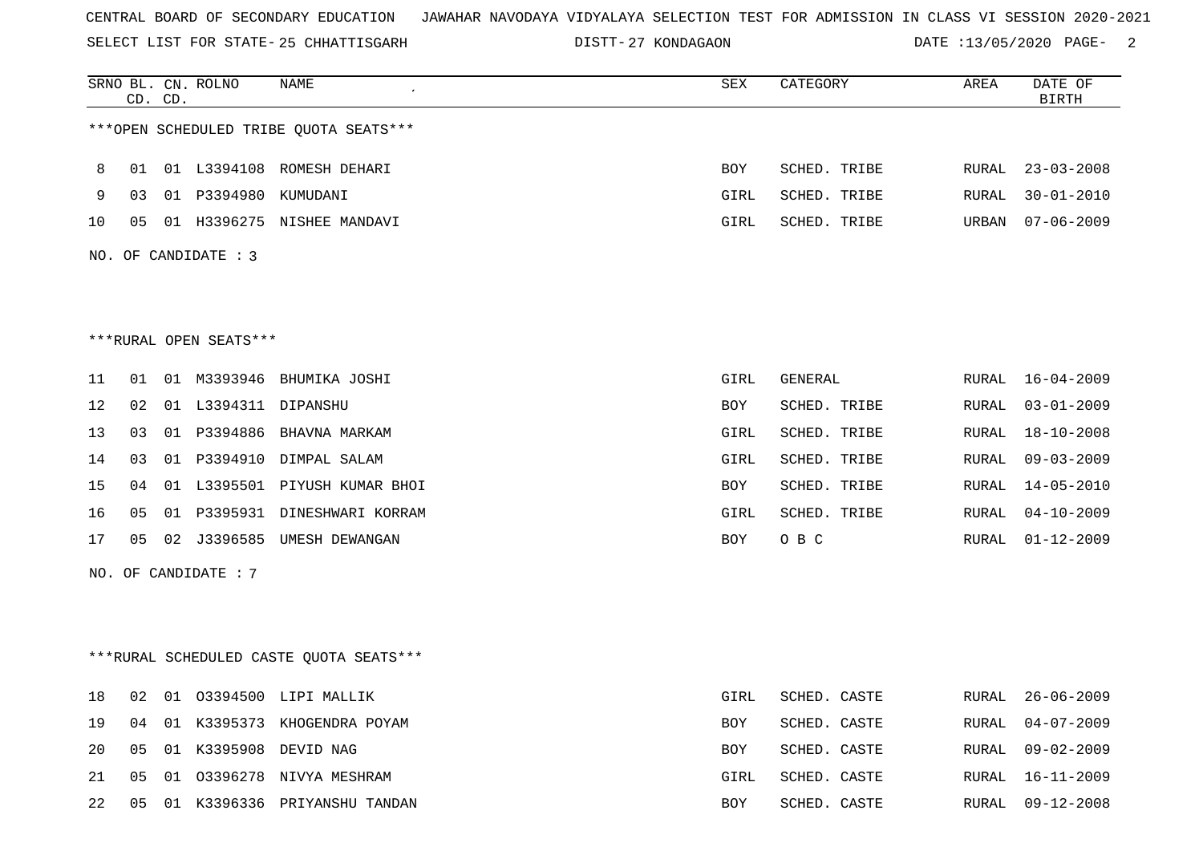CENTRAL BOARD OF SECONDARY EDUCATION JAWAHAR NAVODAYA VIDYALAYA SELECTION TEST FOR ADMISSION IN CLASS VI SESSION 2020-2021

SELECT LIST FOR STATE- 25 CHHATTISGARH DISTT- 27 KONDAGAON DATE :13/05/2020

| SRNO | BL. CD. | CN. CD. | ROLNO | NAME | SEX | CATEGORY | AREA | DATE OF BIRTH |
|---|---|---|---|---|---|---|---|---|

***OPEN SCHEDULED TRIBE QUOTA SEATS***

| SRNO | BL. CD. | CN. CD. | ROLNO | NAME | SEX | CATEGORY | AREA | DATE OF BIRTH |
|---|---|---|---|---|---|---|---|---|
| 8 | 01 | 01 | L3394108 | ROMESH DEHARI | BOY | SCHED. TRIBE | RURAL | 23-03-2008 |
| 9 | 03 | 01 | P3394980 | KUMUDANI | GIRL | SCHED. TRIBE | RURAL | 30-01-2010 |
| 10 | 05 | 01 | H3396275 | NISHEE MANDAVI | GIRL | SCHED. TRIBE | URBAN | 07-06-2009 |

NO. OF CANDIDATE : 3

***RURAL OPEN SEATS***

| SRNO | BL. CD. | CN. CD. | ROLNO | NAME | SEX | CATEGORY | AREA | DATE OF BIRTH |
|---|---|---|---|---|---|---|---|---|
| 11 | 01 | 01 | M3393946 | BHUMIKA JOSHI | GIRL | GENERAL | RURAL | 16-04-2009 |
| 12 | 02 | 01 | L3394311 | DIPANSHU | BOY | SCHED. TRIBE | RURAL | 03-01-2009 |
| 13 | 03 | 01 | P3394886 | BHAVNA MARKAM | GIRL | SCHED. TRIBE | RURAL | 18-10-2008 |
| 14 | 03 | 01 | P3394910 | DIMPAL SALAM | GIRL | SCHED. TRIBE | RURAL | 09-03-2009 |
| 15 | 04 | 01 | L3395501 | PIYUSH KUMAR BHOI | BOY | SCHED. TRIBE | RURAL | 14-05-2010 |
| 16 | 05 | 01 | P3395931 | DINESHWARI KORRAM | GIRL | SCHED. TRIBE | RURAL | 04-10-2009 |
| 17 | 05 | 02 | J3396585 | UMESH DEWANGAN | BOY | O B C | RURAL | 01-12-2009 |

NO. OF CANDIDATE : 7

***RURAL SCHEDULED CASTE QUOTA SEATS***

| SRNO | BL. CD. | CN. CD. | ROLNO | NAME | SEX | CATEGORY | AREA | DATE OF BIRTH |
|---|---|---|---|---|---|---|---|---|
| 18 | 02 | 01 | O3394500 | LIPI MALLIK | GIRL | SCHED. CASTE | RURAL | 26-06-2009 |
| 19 | 04 | 01 | K3395373 | KHOGENDRA POYAM | BOY | SCHED. CASTE | RURAL | 04-07-2009 |
| 20 | 05 | 01 | K3395908 | DEVID NAG | BOY | SCHED. CASTE | RURAL | 09-02-2009 |
| 21 | 05 | 01 | O3396278 | NIVYA MESHRAM | GIRL | SCHED. CASTE | RURAL | 16-11-2009 |
| 22 | 05 | 01 | K3396336 | PRIYANSHU TANDAN | BOY | SCHED. CASTE | RURAL | 09-12-2008 |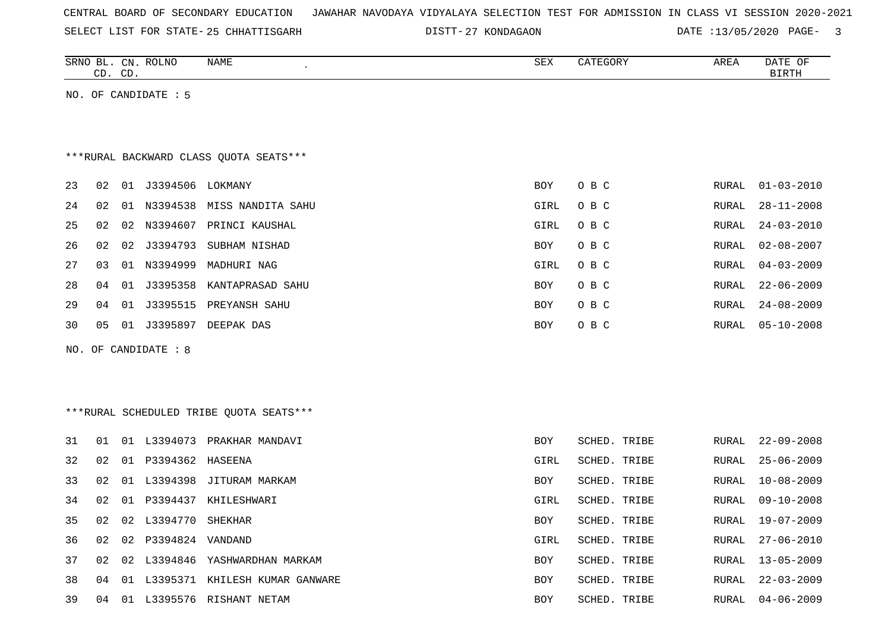CENTRAL BOARD OF SECONDARY EDUCATION JAWAHAR NAVODAYA VIDYALAYA SELECTION TEST FOR ADMISSION IN CLASS VI SESSION 2020-2021

SELECT LIST FOR STATE- 25 CHHATTISGARH DISTT- 27 KONDAGAON DATE :13/05/2020

| SRNO | BL. CD. | CN. CD. | ROLNO | NAME | SEX | CATEGORY | AREA | DATE OF BIRTH |
|---|---|---|---|---|---|---|---|---|

NO. OF CANDIDATE : 5

***RURAL BACKWARD CLASS QUOTA SEATS***

| SRNO | BL. CD. | CN. CD. | ROLNO | NAME | SEX | CATEGORY | AREA | DATE OF BIRTH |
|---|---|---|---|---|---|---|---|---|
| 23 | 02 | 01 | J3394506 | LOKMANY | BOY | O B C | RURAL | 01-03-2010 |
| 24 | 02 | 01 | N3394538 | MISS NANDITA SAHU | GIRL | O B C | RURAL | 28-11-2008 |
| 25 | 02 | 02 | N3394607 | PRINCI KAUSHAL | GIRL | O B C | RURAL | 24-03-2010 |
| 26 | 02 | 02 | J3394793 | SUBHAM NISHAD | BOY | O B C | RURAL | 02-08-2007 |
| 27 | 03 | 01 | N3394999 | MADHURI NAG | GIRL | O B C | RURAL | 04-03-2009 |
| 28 | 04 | 01 | J3395358 | KANTAPRASAD SAHU | BOY | O B C | RURAL | 22-06-2009 |
| 29 | 04 | 01 | J3395515 | PREYANSH SAHU | BOY | O B C | RURAL | 24-08-2009 |
| 30 | 05 | 01 | J3395897 | DEEPAK DAS | BOY | O B C | RURAL | 05-10-2008 |

NO. OF CANDIDATE : 8

***RURAL SCHEDULED TRIBE QUOTA SEATS***

| SRNO | BL. CD. | CN. CD. | ROLNO | NAME | SEX | CATEGORY | AREA | DATE OF BIRTH |
|---|---|---|---|---|---|---|---|---|
| 31 | 01 | 01 | L3394073 | PRAKHAR MANDAVI | BOY | SCHED. TRIBE | RURAL | 22-09-2008 |
| 32 | 02 | 01 | P3394362 | HASEENA | GIRL | SCHED. TRIBE | RURAL | 25-06-2009 |
| 33 | 02 | 01 | L3394398 | JITURAM MARKAM | BOY | SCHED. TRIBE | RURAL | 10-08-2009 |
| 34 | 02 | 01 | P3394437 | KHILESHWARI | GIRL | SCHED. TRIBE | RURAL | 09-10-2008 |
| 35 | 02 | 02 | L3394770 | SHEKHAR | BOY | SCHED. TRIBE | RURAL | 19-07-2009 |
| 36 | 02 | 02 | P3394824 | VANDAND | GIRL | SCHED. TRIBE | RURAL | 27-06-2010 |
| 37 | 02 | 02 | L3394846 | YASHWARDHAN MARKAM | BOY | SCHED. TRIBE | RURAL | 13-05-2009 |
| 38 | 04 | 01 | L3395371 | KHILESH KUMAR GANWARE | BOY | SCHED. TRIBE | RURAL | 22-03-2009 |
| 39 | 04 | 01 | L3395576 | RISHANT NETAM | BOY | SCHED. TRIBE | RURAL | 04-06-2009 |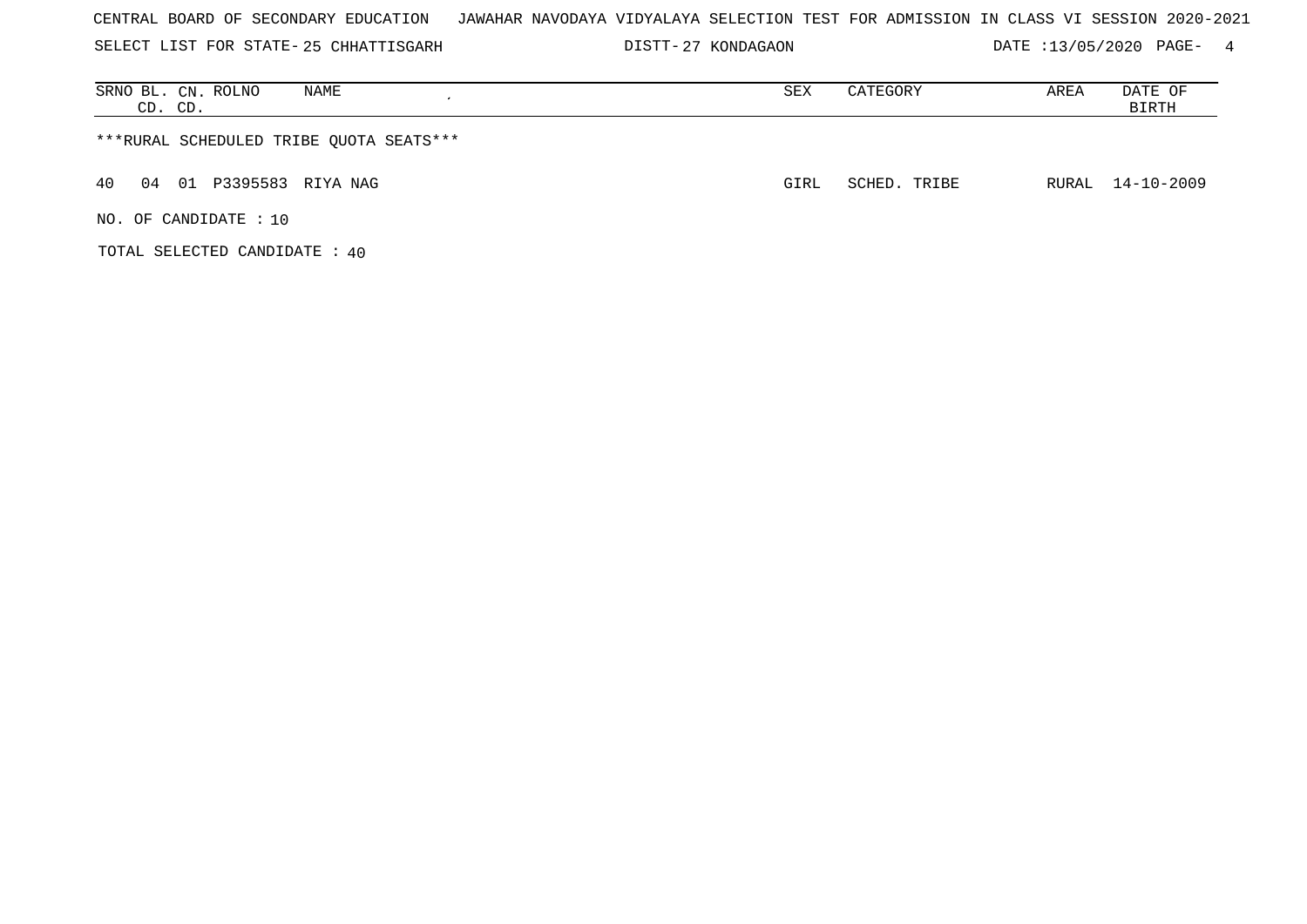CENTRAL BOARD OF SECONDARY EDUCATION JAWAHAR NAVODAYA VIDYALAYA SELECTION TEST FOR ADMISSION IN CLASS VI SESSION 2020-2021

SELECT LIST FOR STATE- 25 CHHATTISGARH DISTT- 27 KONDAGAON DATE :13/05/2020

| SRNO | BL. CD. | CN. CD. | ROLNO | NAME | SEX | CATEGORY | AREA | DATE OF BIRTH |
|---|---|---|---|---|---|---|---|---|
| ***RURAL SCHEDULED TRIBE QUOTA SEATS*** | | | | | | | | |
| 40 | 04 | 01 | P3395583 | RIYA NAG | GIRL | SCHED. TRIBE | RURAL | 14-10-2009 |

NO. OF CANDIDATE : 10

TOTAL SELECTED CANDIDATE : 40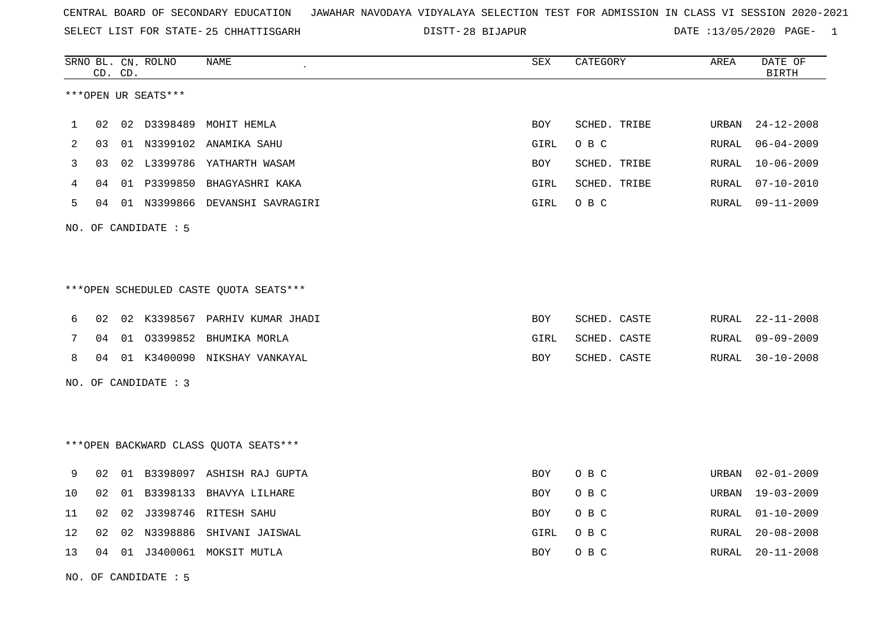CENTRAL BOARD OF SECONDARY EDUCATION JAWAHAR NAVODAYA VIDYALAYA SELECTION TEST FOR ADMISSION IN CLASS VI SESSION 2020-2021

SELECT LIST FOR STATE- 25 CHHATTISGARH DISTT- 28 BIJAPUR DATE :13/05/2020

***OPEN UR SEATS***

| SRNO | BL. CD. | CN. CD. | ROLNO | NAME | SEX | CATEGORY | AREA | DATE OF BIRTH |
|---|---|---|---|---|---|---|---|---|
| 1 | 02 | 02 | D3398489 | MOHIT HEMLA | BOY | SCHED. TRIBE | URBAN | 24-12-2008 |
| 2 | 03 | 01 | N3399102 | ANAMIKA SAHU | GIRL | O B C | RURAL | 06-04-2009 |
| 3 | 03 | 02 | L3399786 | YATHARTH WASAM | BOY | SCHED. TRIBE | RURAL | 10-06-2009 |
| 4 | 04 | 01 | P3399850 | BHAGYASHRI KAKA | GIRL | SCHED. TRIBE | RURAL | 07-10-2010 |
| 5 | 04 | 01 | N3399866 | DEVANSHI SAVRAGIRI | GIRL | O B C | RURAL | 09-11-2009 |

NO. OF CANDIDATE : 5

***OPEN SCHEDULED CASTE QUOTA SEATS***

| SRNO | BL. CD. | CN. CD. | ROLNO | NAME | SEX | CATEGORY | AREA | DATE OF BIRTH |
|---|---|---|---|---|---|---|---|---|
| 6 | 02 | 02 | K3398567 | PARHIV KUMAR JHADI | BOY | SCHED. CASTE | RURAL | 22-11-2008 |
| 7 | 04 | 01 | O3399852 | BHUMIKA MORLA | GIRL | SCHED. CASTE | RURAL | 09-09-2009 |
| 8 | 04 | 01 | K3400090 | NIKSHAY VANKAYAL | BOY | SCHED. CASTE | RURAL | 30-10-2008 |

NO. OF CANDIDATE : 3

***OPEN BACKWARD CLASS QUOTA SEATS***

| SRNO | BL. CD. | CN. CD. | ROLNO | NAME | SEX | CATEGORY | AREA | DATE OF BIRTH |
|---|---|---|---|---|---|---|---|---|
| 9 | 02 | 01 | B3398097 | ASHISH RAJ GUPTA | BOY | O B C | URBAN | 02-01-2009 |
| 10 | 02 | 01 | B3398133 | BHAVYA LILHARE | BOY | O B C | URBAN | 19-03-2009 |
| 11 | 02 | 02 | J3398746 | RITESH SAHU | BOY | O B C | RURAL | 01-10-2009 |
| 12 | 02 | 02 | N3398886 | SHIVANI JAISWAL | GIRL | O B C | RURAL | 20-08-2008 |
| 13 | 04 | 01 | J3400061 | MOKSIT MUTLA | BOY | O B C | RURAL | 20-11-2008 |

NO. OF CANDIDATE : 5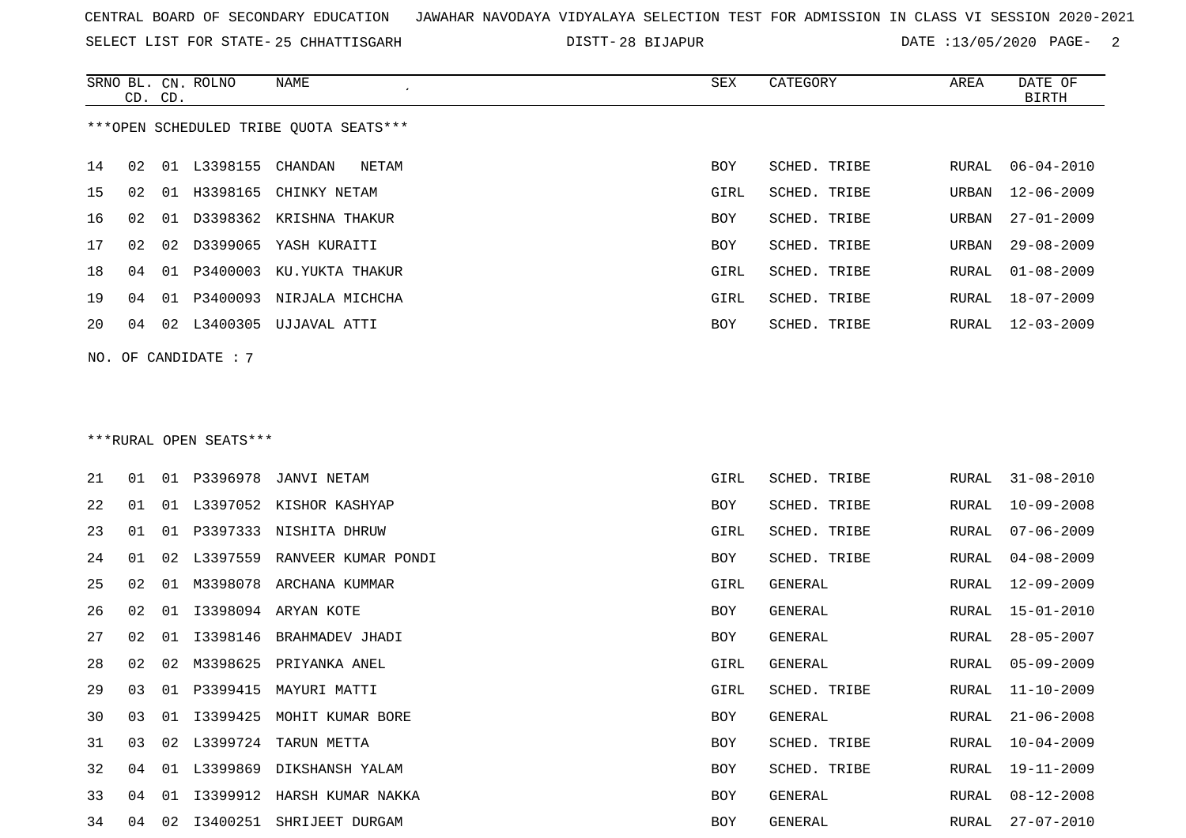CENTRAL BOARD OF SECONDARY EDUCATION JAWAHAR NAVODAYA VIDYALAYA SELECTION TEST FOR ADMISSION IN CLASS VI SESSION 2020-2021

SELECT LIST FOR STATE- 25 CHHATTISGARH DISTT- 28 BIJAPUR DATE :13/05/2020

***OPEN SCHEDULED TRIBE QUOTA SEATS***

| SRNO | BL. CD. | CN. CD. | ROLNO | NAME | SEX | CATEGORY | AREA | DATE OF BIRTH |
|---|---|---|---|---|---|---|---|---|
| 14 | 02 | 01 | L3398155 | CHANDAN NETAM | BOY | SCHED. TRIBE | RURAL | 06-04-2010 |
| 15 | 02 | 01 | H3398165 | CHINKY NETAM | GIRL | SCHED. TRIBE | URBAN | 12-06-2009 |
| 16 | 02 | 01 | D3398362 | KRISHNA THAKUR | BOY | SCHED. TRIBE | URBAN | 27-01-2009 |
| 17 | 02 | 02 | D3399065 | YASH KURAITI | BOY | SCHED. TRIBE | URBAN | 29-08-2009 |
| 18 | 04 | 01 | P3400003 | KU.YUKTA THAKUR | GIRL | SCHED. TRIBE | RURAL | 01-08-2009 |
| 19 | 04 | 01 | P3400093 | NIRJALA MICHCHA | GIRL | SCHED. TRIBE | RURAL | 18-07-2009 |
| 20 | 04 | 02 | L3400305 | UJJAVAL ATTI | BOY | SCHED. TRIBE | RURAL | 12-03-2009 |

NO. OF CANDIDATE : 7

***RURAL OPEN SEATS***

| SRNO | BL. CD. | CN. CD. | ROLNO | NAME | SEX | CATEGORY | AREA | DATE OF BIRTH |
|---|---|---|---|---|---|---|---|---|
| 21 | 01 | 01 | P3396978 | JANVI NETAM | GIRL | SCHED. TRIBE | RURAL | 31-08-2010 |
| 22 | 01 | 01 | L3397052 | KISHOR KASHYAP | BOY | SCHED. TRIBE | RURAL | 10-09-2008 |
| 23 | 01 | 01 | P3397333 | NISHITA DHRUW | GIRL | SCHED. TRIBE | RURAL | 07-06-2009 |
| 24 | 01 | 02 | L3397559 | RANVEER KUMAR PONDI | BOY | SCHED. TRIBE | RURAL | 04-08-2009 |
| 25 | 02 | 01 | M3398078 | ARCHANA KUMMAR | GIRL | GENERAL | RURAL | 12-09-2009 |
| 26 | 02 | 01 | I3398094 | ARYAN KOTE | BOY | GENERAL | RURAL | 15-01-2010 |
| 27 | 02 | 01 | I3398146 | BRAHMADEV JHADI | BOY | GENERAL | RURAL | 28-05-2007 |
| 28 | 02 | 02 | M3398625 | PRIYANKA ANEL | GIRL | GENERAL | RURAL | 05-09-2009 |
| 29 | 03 | 01 | P3399415 | MAYURI MATTI | GIRL | SCHED. TRIBE | RURAL | 11-10-2009 |
| 30 | 03 | 01 | I3399425 | MOHIT KUMAR BORE | BOY | GENERAL | RURAL | 21-06-2008 |
| 31 | 03 | 02 | L3399724 | TARUN METTA | BOY | SCHED. TRIBE | RURAL | 10-04-2009 |
| 32 | 04 | 01 | L3399869 | DIKSHANSH YALAM | BOY | SCHED. TRIBE | RURAL | 19-11-2009 |
| 33 | 04 | 01 | I3399912 | HARSH KUMAR NAKKA | BOY | GENERAL | RURAL | 08-12-2008 |
| 34 | 04 | 02 | I3400251 | SHRIJEET DURGAM | BOY | GENERAL | RURAL | 27-07-2010 |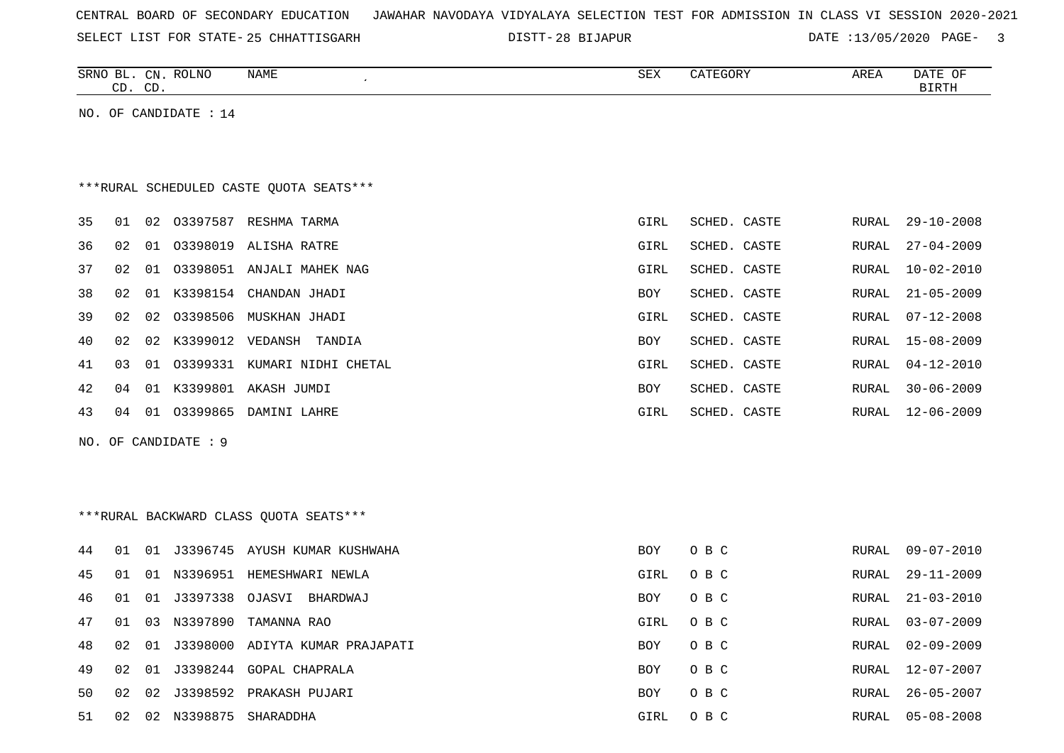CENTRAL BOARD OF SECONDARY EDUCATION JAWAHAR NAVODAYA VIDYALAYA SELECTION TEST FOR ADMISSION IN CLASS VI SESSION 2020-2021

SELECT LIST FOR STATE- 25 CHHATTISGARH DISTT- 28 BIJAPUR DATE :13/05/2020

| SRNO | BL. CD. | CN. CD. | ROLNO | NAME | SEX | CATEGORY | AREA | DATE OF BIRTH |
|---|---|---|---|---|---|---|---|---|

NO. OF CANDIDATE : 14

***RURAL SCHEDULED CASTE QUOTA SEATS***

| SRNO | BL. CD. | CN. CD. | ROLNO | NAME | SEX | CATEGORY | AREA | DATE OF BIRTH |
|---|---|---|---|---|---|---|---|---|
| 35 | 01 | 02 | O3397587 | RESHMA TARMA | GIRL | SCHED. CASTE | RURAL | 29-10-2008 |
| 36 | 02 | 01 | O3398019 | ALISHA RATRE | GIRL | SCHED. CASTE | RURAL | 27-04-2009 |
| 37 | 02 | 01 | O3398051 | ANJALI MAHEK NAG | GIRL | SCHED. CASTE | RURAL | 10-02-2010 |
| 38 | 02 | 01 | K3398154 | CHANDAN JHADI | BOY | SCHED. CASTE | RURAL | 21-05-2009 |
| 39 | 02 | 02 | O3398506 | MUSKHAN JHADI | GIRL | SCHED. CASTE | RURAL | 07-12-2008 |
| 40 | 02 | 02 | K3399012 | VEDANSH TANDIA | BOY | SCHED. CASTE | RURAL | 15-08-2009 |
| 41 | 03 | 01 | O3399331 | KUMARI NIDHI CHETAL | GIRL | SCHED. CASTE | RURAL | 04-12-2010 |
| 42 | 04 | 01 | K3399801 | AKASH JUMDI | BOY | SCHED. CASTE | RURAL | 30-06-2009 |
| 43 | 04 | 01 | O3399865 | DAMINI LAHRE | GIRL | SCHED. CASTE | RURAL | 12-06-2009 |

NO. OF CANDIDATE : 9

***RURAL BACKWARD CLASS QUOTA SEATS***

| SRNO | BL. CD. | CN. CD. | ROLNO | NAME | SEX | CATEGORY | AREA | DATE OF BIRTH |
|---|---|---|---|---|---|---|---|---|
| 44 | 01 | 01 | J3396745 | AYUSH KUMAR KUSHWAHA | BOY | O B C | RURAL | 09-07-2010 |
| 45 | 01 | 01 | N3396951 | HEMESHWARI NEWLA | GIRL | O B C | RURAL | 29-11-2009 |
| 46 | 01 | 01 | J3397338 | OJASVI BHARDWAJ | BOY | O B C | RURAL | 21-03-2010 |
| 47 | 01 | 03 | N3397890 | TAMANNA RAO | GIRL | O B C | RURAL | 03-07-2009 |
| 48 | 02 | 01 | J3398000 | ADIYTA KUMAR PRAJAPATI | BOY | O B C | RURAL | 02-09-2009 |
| 49 | 02 | 01 | J3398244 | GOPAL CHAPRALA | BOY | O B C | RURAL | 12-07-2007 |
| 50 | 02 | 02 | J3398592 | PRAKASH PUJARI | BOY | O B C | RURAL | 26-05-2007 |
| 51 | 02 | 02 | N3398875 | SHARADDHA | GIRL | O B C | RURAL | 05-08-2008 |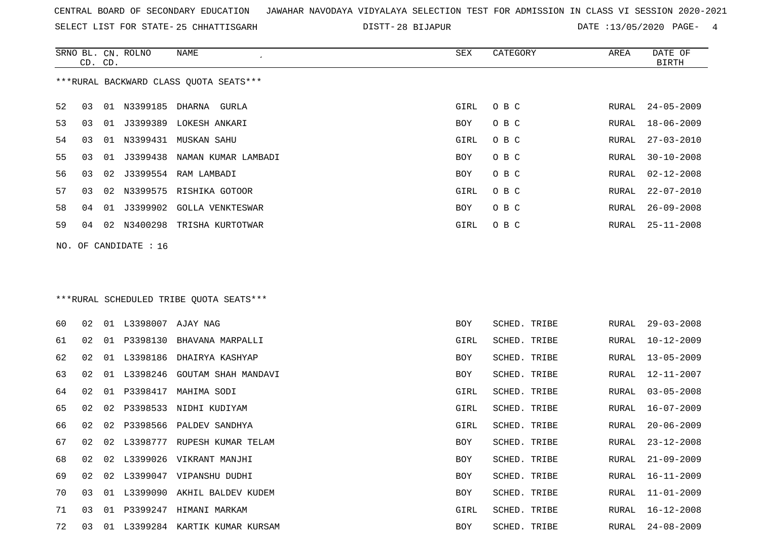CENTRAL BOARD OF SECONDARY EDUCATION JAWAHAR NAVODAYA VIDYALAYA SELECTION TEST FOR ADMISSION IN CLASS VI SESSION 2020-2021

SELECT LIST FOR STATE- 25 CHHATTISGARH DISTT- 28 BIJAPUR DATE :13/05/2020

***RURAL BACKWARD CLASS QUOTA SEATS***

| SRNO | BL. CD. | CN. CD. | ROLNO | NAME | SEX | CATEGORY | AREA | DATE OF BIRTH |
|---|---|---|---|---|---|---|---|---|
| 52 | 03 | 01 | N3399185 | DHARNA GURLA | GIRL | O B C | RURAL | 24-05-2009 |
| 53 | 03 | 01 | J3399389 | LOKESH ANKARI | BOY | O B C | RURAL | 18-06-2009 |
| 54 | 03 | 01 | N3399431 | MUSKAN SAHU | GIRL | O B C | RURAL | 27-03-2010 |
| 55 | 03 | 01 | J3399438 | NAMAN KUMAR LAMBADI | BOY | O B C | RURAL | 30-10-2008 |
| 56 | 03 | 02 | J3399554 | RAM LAMBADI | BOY | O B C | RURAL | 02-12-2008 |
| 57 | 03 | 02 | N3399575 | RISHIKA GOTOOR | GIRL | O B C | RURAL | 22-07-2010 |
| 58 | 04 | 01 | J3399902 | GOLLA VENKTESWAR | BOY | O B C | RURAL | 26-09-2008 |
| 59 | 04 | 02 | N3400298 | TRISHA KURTOTWAR | GIRL | O B C | RURAL | 25-11-2008 |

NO. OF CANDIDATE : 16

***RURAL SCHEDULED TRIBE QUOTA SEATS***

| SRNO | BL. CD. | CN. CD. | ROLNO | NAME | SEX | CATEGORY | AREA | DATE OF BIRTH |
|---|---|---|---|---|---|---|---|---|
| 60 | 02 | 01 | L3398007 | AJAY NAG | BOY | SCHED. TRIBE | RURAL | 29-03-2008 |
| 61 | 02 | 01 | P3398130 | BHAVANA MARPALLI | GIRL | SCHED. TRIBE | RURAL | 10-12-2009 |
| 62 | 02 | 01 | L3398186 | DHAIRYA KASHYAP | BOY | SCHED. TRIBE | RURAL | 13-05-2009 |
| 63 | 02 | 01 | L3398246 | GOUTAM SHAH MANDAVI | BOY | SCHED. TRIBE | RURAL | 12-11-2007 |
| 64 | 02 | 01 | P3398417 | MAHIMA SODI | GIRL | SCHED. TRIBE | RURAL | 03-05-2008 |
| 65 | 02 | 02 | P3398533 | NIDHI KUDIYAM | GIRL | SCHED. TRIBE | RURAL | 16-07-2009 |
| 66 | 02 | 02 | P3398566 | PALDEV SANDHYA | GIRL | SCHED. TRIBE | RURAL | 20-06-2009 |
| 67 | 02 | 02 | L3398777 | RUPESH KUMAR TELAM | BOY | SCHED. TRIBE | RURAL | 23-12-2008 |
| 68 | 02 | 02 | L3399026 | VIKRANT MANJHI | BOY | SCHED. TRIBE | RURAL | 21-09-2009 |
| 69 | 02 | 02 | L3399047 | VIPANSHU DUDHI | BOY | SCHED. TRIBE | RURAL | 16-11-2009 |
| 70 | 03 | 01 | L3399090 | AKHIL BALDEV KUDEM | BOY | SCHED. TRIBE | RURAL | 11-01-2009 |
| 71 | 03 | 01 | P3399247 | HIMANI MARKAM | GIRL | SCHED. TRIBE | RURAL | 16-12-2008 |
| 72 | 03 | 01 | L3399284 | KARTIK KUMAR KURSAM | BOY | SCHED. TRIBE | RURAL | 24-08-2009 |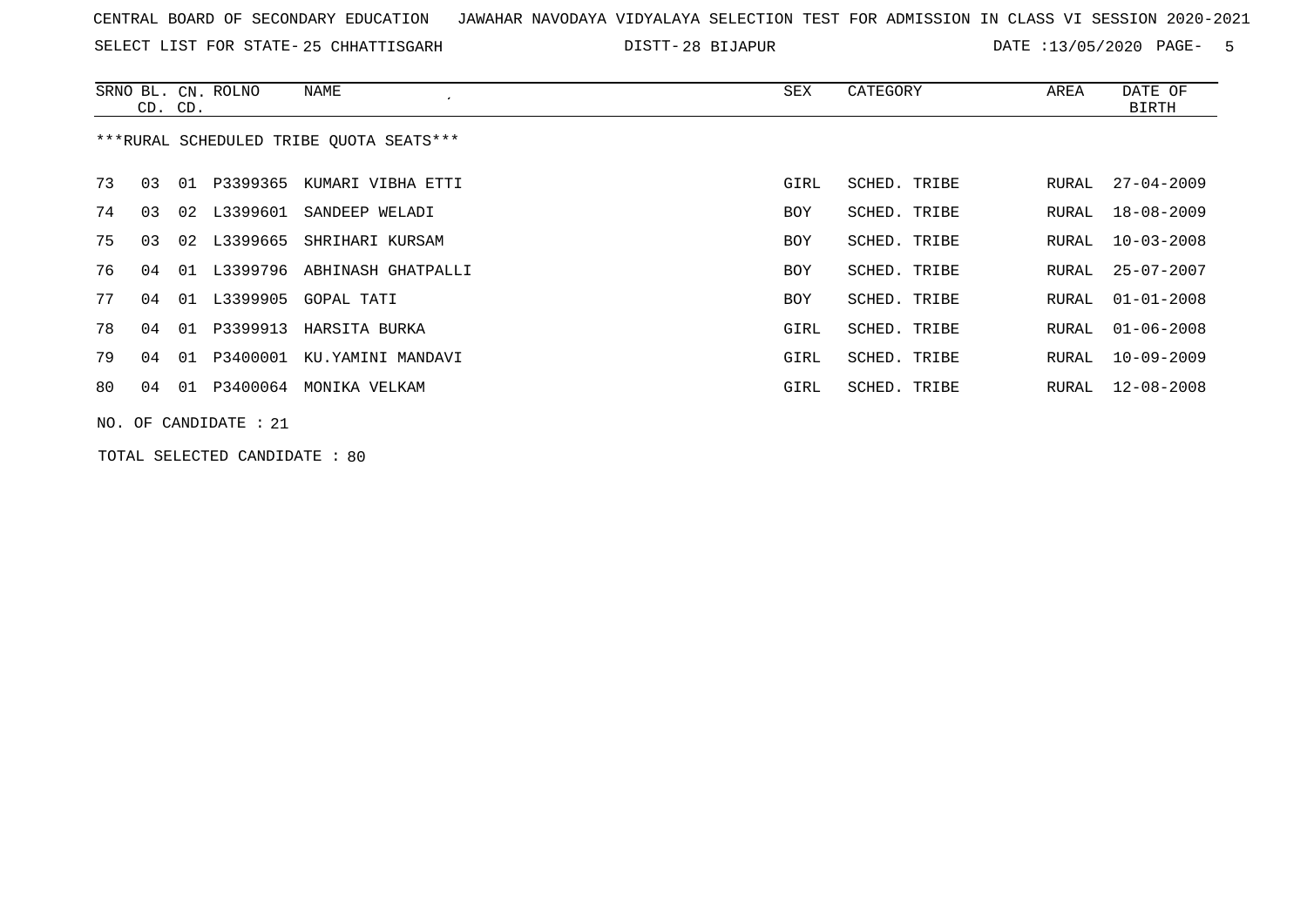CENTRAL BOARD OF SECONDARY EDUCATION JAWAHAR NAVODAYA VIDYALAYA SELECTION TEST FOR ADMISSION IN CLASS VI SESSION 2020-2021

SELECT LIST FOR STATE- 25 CHHATTISGARH DISTT- 28 BIJAPUR DATE :13/05/2020

***RURAL SCHEDULED TRIBE QUOTA SEATS***

| SRNO | BL. CD. | CN. CD. | ROLNO | NAME | SEX | CATEGORY | AREA | DATE OF BIRTH |
|---|---|---|---|---|---|---|---|---|
| 73 | 03 | 01 | P3399365 | KUMARI VIBHA ETTI | GIRL | SCHED. TRIBE | RURAL | 27-04-2009 |
| 74 | 03 | 02 | L3399601 | SANDEEP WELADI | BOY | SCHED. TRIBE | RURAL | 18-08-2009 |
| 75 | 03 | 02 | L3399665 | SHRIHARI KURSAM | BOY | SCHED. TRIBE | RURAL | 10-03-2008 |
| 76 | 04 | 01 | L3399796 | ABHINASH GHATPALLI | BOY | SCHED. TRIBE | RURAL | 25-07-2007 |
| 77 | 04 | 01 | L3399905 | GOPAL TATI | BOY | SCHED. TRIBE | RURAL | 01-01-2008 |
| 78 | 04 | 01 | P3399913 | HARSITA BURKA | GIRL | SCHED. TRIBE | RURAL | 01-06-2008 |
| 79 | 04 | 01 | P3400001 | KU.YAMINI MANDAVI | GIRL | SCHED. TRIBE | RURAL | 10-09-2009 |
| 80 | 04 | 01 | P3400064 | MONIKA VELKAM | GIRL | SCHED. TRIBE | RURAL | 12-08-2008 |

NO. OF CANDIDATE : 21

TOTAL SELECTED CANDIDATE : 80